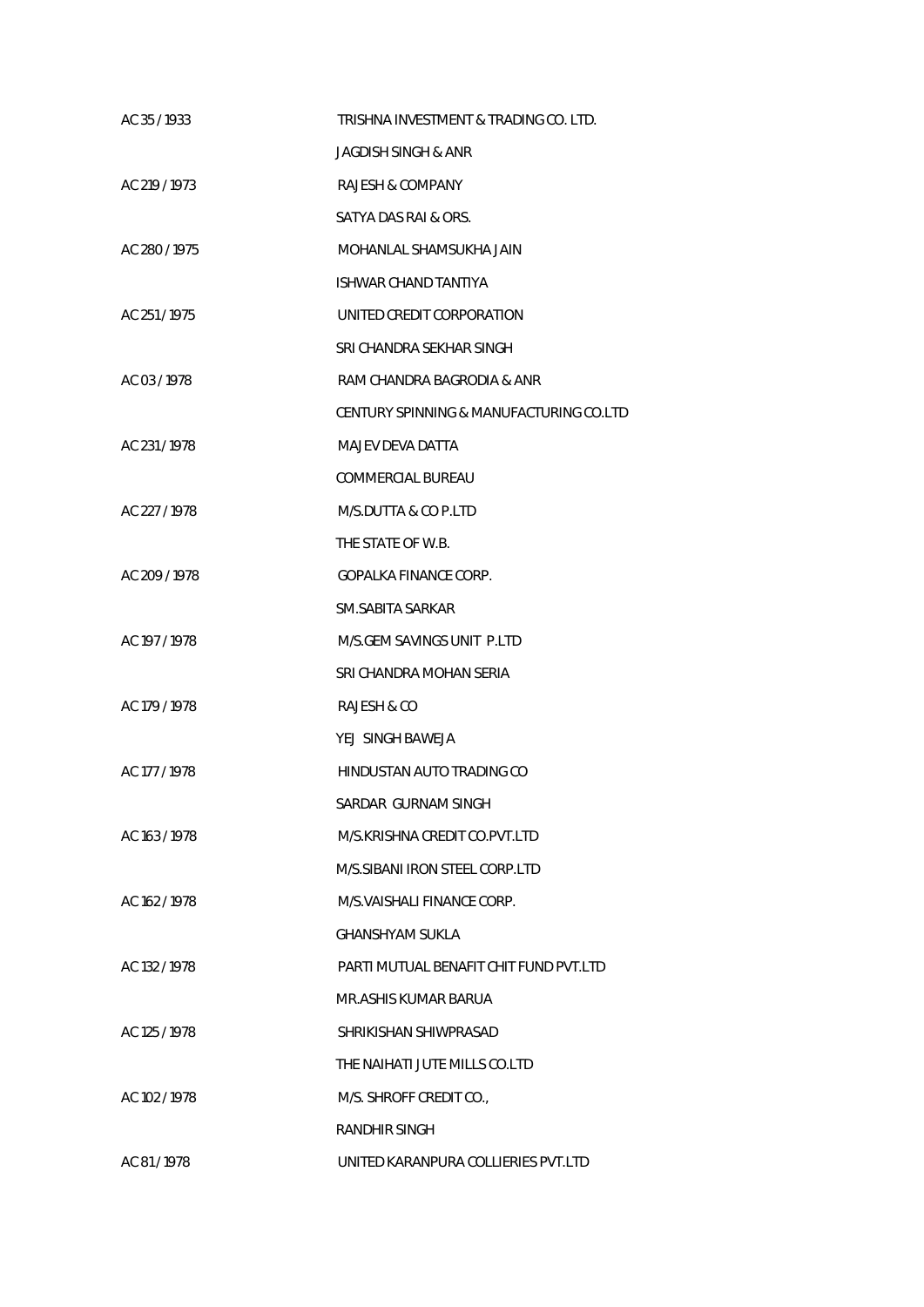| | |
|---|---|
| AC 35 / 1933 | TRISHNA INVESTMENT & TRADING CO. LTD. |
| | JAGDISH SINGH & ANR |
| AC 219 / 1973 | RAJESH & COMPANY |
| | SATYA DAS RAI & ORS. |
| AC 280 / 1975 | MOHANLAL SHAMSUKHA JAIN |
| | ISHWAR CHAND TANTIYA |
| AC 251 / 1975 | UNITED CREDIT CORPORATION |
| | SRI CHANDRA SEKHAR SINGH |
| AC 03 / 1978 | RAM CHANDRA BAGRODIA & ANR |
| | CENTURY SPINNING & MANUFACTURING CO.LTD |
| AC 231 / 1978 | MAJEV DEVA DATTA |
| | COMMERCIAL BUREAU |
| AC 227 / 1978 | M/S.DUTTA & CO P.LTD |
| | THE STATE OF W.B. |
| AC 209 / 1978 | GOPALKA FINANCE CORP. |
| | SM.SABITA SARKAR |
| AC 197 / 1978 | M/S.GEM SAVINGS UNIT P.LTD |
| | SRI CHANDRA MOHAN SERIA |
| AC 179 / 1978 | RAJESH & CO |
| | YEJ SINGH BAWEJA |
| AC 177 / 1978 | HINDUSTAN AUTO TRADING CO |
| | SARDAR GURNAM SINGH |
| AC 163 / 1978 | M/S.KRISHNA CREDIT CO.PVT.LTD |
| | M/S.SIBANI IRON STEEL CORP.LTD |
| AC 162 / 1978 | M/S.VAISHALI FINANCE CORP. |
| | GHANSHYAM SUKLA |
| AC 132 / 1978 | PARTI MUTUAL BENAFIT CHIT FUND PVT.LTD |
| | MR.ASHIS KUMAR BARUA |
| AC 125 / 1978 | SHRIKISHAN SHIWPRASAD |
| | THE NAIHATI JUTE MILLS CO.LTD |
| AC 102 / 1978 | M/S. SHROFF CREDIT CO., |
| | RANDHIR SINGH |
| AC 81 / 1978 | UNITED KARANPURA COLLIERIES PVT.LTD |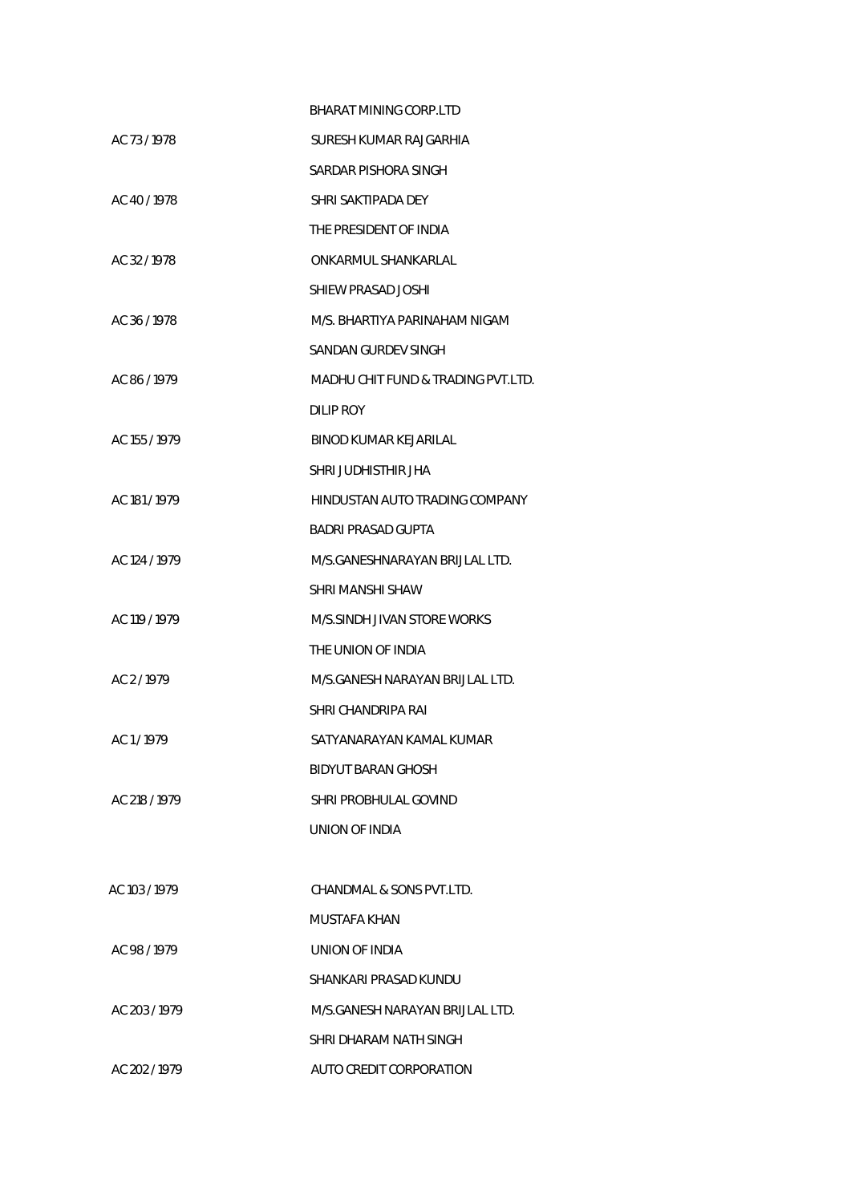| | |
|---|---|
| | BHARAT MINING CORP.LTD |
| AC 73 / 1978 | SURESH KUMAR RAJGARHIA |
| | SARDAR PISHORA SINGH |
| AC 40 / 1978 | SHRI SAKTIPADA DEY |
| | THE PRESIDENT OF INDIA |
| AC 32 / 1978 | ONKARMUL SHANKARLAL |
| | SHIEW PRASAD JOSHI |
| AC 36 / 1978 | M/S. BHARTIYA PARINAHAM NIGAM |
| | SANDAN GURDEV SINGH |
| AC 86 / 1979 | MADHU CHIT FUND & TRADING PVT.LTD. |
| | DILIP ROY |
| AC 155 / 1979 | BINOD KUMAR KEJARILAL |
| | SHRI JUDHISTHIR JHA |
| AC 181 / 1979 | HINDUSTAN AUTO TRADING COMPANY |
| | BADRI PRASAD GUPTA |
| AC 124 / 1979 | M/S.GANESHNARAYAN BRIJLAL LTD. |
| | SHRI MANSHI SHAW |
| AC 119 / 1979 | M/S.SINDH JIVAN STORE WORKS |
| | THE UNION OF INDIA |
| AC 2 / 1979 | M/S.GANESH NARAYAN BRIJLAL LTD. |
| | SHRI CHANDRIPA RAI |
| AC 1 / 1979 | SATYANARAYAN KAMAL KUMAR |
| | BIDYUT BARAN GHOSH |
| AC 218 / 1979 | SHRI PROBHULAL GOVIND |
| | UNION OF INDIA |
| AC 103 / 1979 | CHANDMAL & SONS PVT.LTD. |
| | MUSTAFA KHAN |
| AC 98 / 1979 | UNION OF INDIA |
| | SHANKARI PRASAD KUNDU |
| AC 203 / 1979 | M/S.GANESH NARAYAN BRIJLAL LTD. |
| | SHRI DHARAM NATH SINGH |
| AC 202 / 1979 | AUTO CREDIT CORPORATION |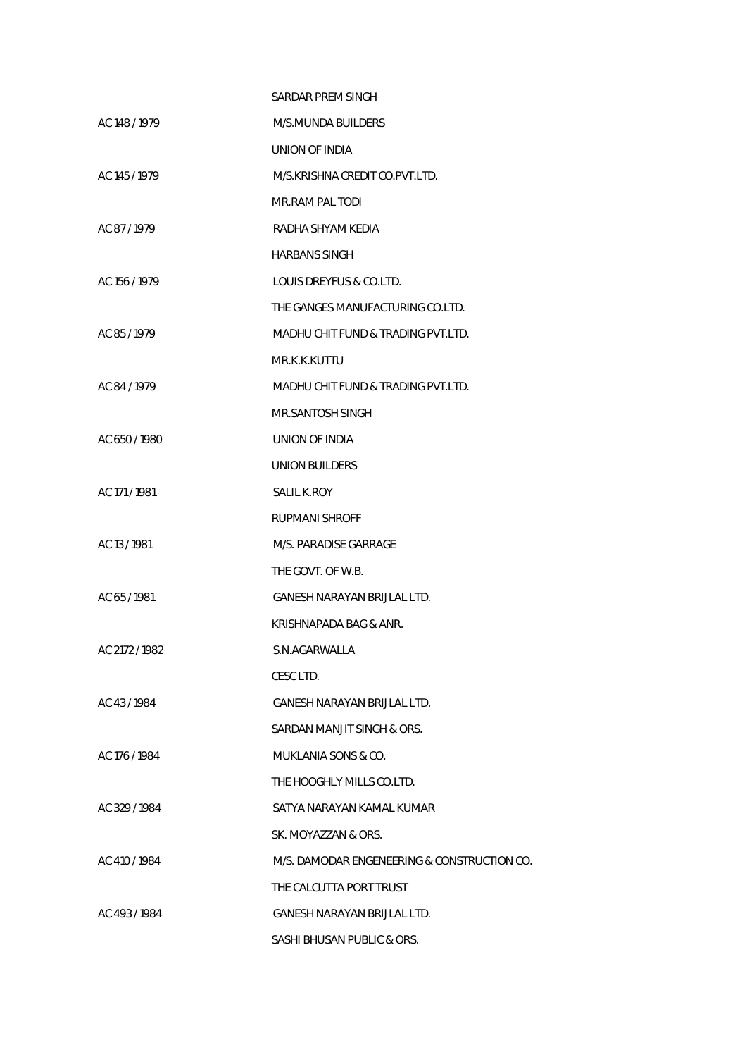| | |
|---|---|
| | SARDAR PREM SINGH |
| AC 148 / 1979 | M/S.MUNDA BUILDERS |
| | UNION OF INDIA |
| AC 145 / 1979 | M/S.KRISHNA CREDIT CO.PVT.LTD. |
| | MR.RAM PAL TODI |
| AC 87 / 1979 | RADHA SHYAM KEDIA |
| | HARBANS SINGH |
| AC 156 / 1979 | LOUIS DREYFUS & CO.LTD. |
| | THE GANGES MANUFACTURING CO.LTD. |
| AC 85 / 1979 | MADHU CHIT FUND & TRADING PVT.LTD. |
| | MR.K.K.KUTTU |
| AC 84 / 1979 | MADHU CHIT FUND & TRADING PVT.LTD. |
| | MR.SANTOSH SINGH |
| AC 650 / 1980 | UNION OF INDIA |
| | UNION BUILDERS |
| AC 171 / 1981 | SALIL K.ROY |
| | RUPMANI SHROFF |
| AC 13 / 1981 | M/S. PARADISE GARRAGE |
| | THE GOVT. OF W.B. |
| AC 65 / 1981 | GANESH NARAYAN BRIJLAL LTD. |
| | KRISHNAPADA BAG & ANR. |
| AC 2172 / 1982 | S.N.AGARWALLA |
| | CESC LTD. |
| AC 43 / 1984 | GANESH NARAYAN BRIJLAL LTD. |
| | SARDAN MANJIT SINGH & ORS. |
| AC 176 / 1984 | MUKLANIA SONS & CO. |
| | THE HOOGHLY MILLS CO.LTD. |
| AC 329 / 1984 | SATYA NARAYAN KAMAL KUMAR |
| | SK. MOYAZZAN & ORS. |
| AC 410 / 1984 | M/S. DAMODAR ENGENEERING & CONSTRUCTION CO. |
| | THE CALCUTTA PORT TRUST |
| AC 493 / 1984 | GANESH NARAYAN BRIJLAL LTD. |
| | SASHI BHUSAN PUBLIC & ORS. |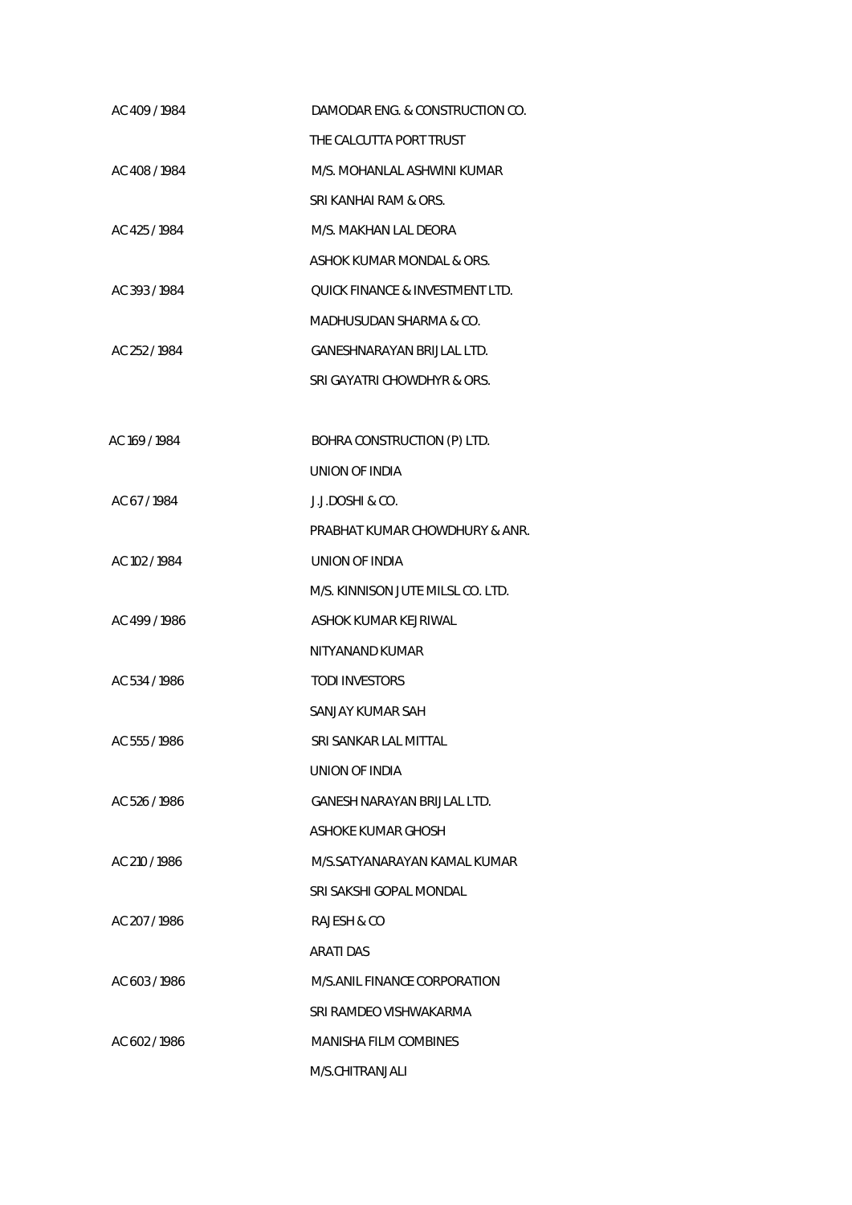| | |
|---|---|
| AC 409 / 1984 | DAMODAR ENG. & CONSTRUCTION CO. |
| | THE CALCUTTA PORT TRUST |
| AC 408 / 1984 | M/S. MOHANLAL ASHWINI KUMAR |
| | SRI KANHAI RAM & ORS. |
| AC 425 / 1984 | M/S. MAKHAN LAL DEORA |
| | ASHOK KUMAR MONDAL & ORS. |
| AC 393 / 1984 | QUICK FINANCE & INVESTMENT LTD. |
| | MADHUSUDAN SHARMA & CO. |
| AC 252 / 1984 | GANESHNARAYAN BRIJLAL LTD. |
| | SRI GAYATRI CHOWDHYR & ORS. |
| AC 169 / 1984 | BOHRA CONSTRUCTION (P) LTD. |
| | UNION OF INDIA |
| AC 67 / 1984 | J.J.DOSHI & CO. |
| | PRABHAT KUMAR CHOWDHURY & ANR. |
| AC 102 / 1984 | UNION OF INDIA |
| | M/S. KINNISON JUTE MILSL CO. LTD. |
| AC 499 / 1986 | ASHOK KUMAR KEJRIWAL |
| | NITYANAND KUMAR |
| AC 534 / 1986 | TODI INVESTORS |
| | SANJAY KUMAR SAH |
| AC 555 / 1986 | SRI SANKAR LAL MITTAL |
| | UNION OF INDIA |
| AC 526 / 1986 | GANESH NARAYAN BRIJLAL LTD. |
| | ASHOKE KUMAR GHOSH |
| AC 210 / 1986 | M/S.SATYANARAYAN KAMAL KUMAR |
| | SRI SAKSHI GOPAL MONDAL |
| AC 207 / 1986 | RAJESH & CO |
| | ARATI DAS |
| AC 603 / 1986 | M/S.ANIL FINANCE CORPORATION |
| | SRI RAMDEO VISHWAKARMA |
| AC 602 / 1986 | MANISHA FILM COMBINES |
| | M/S.CHITRANJALI |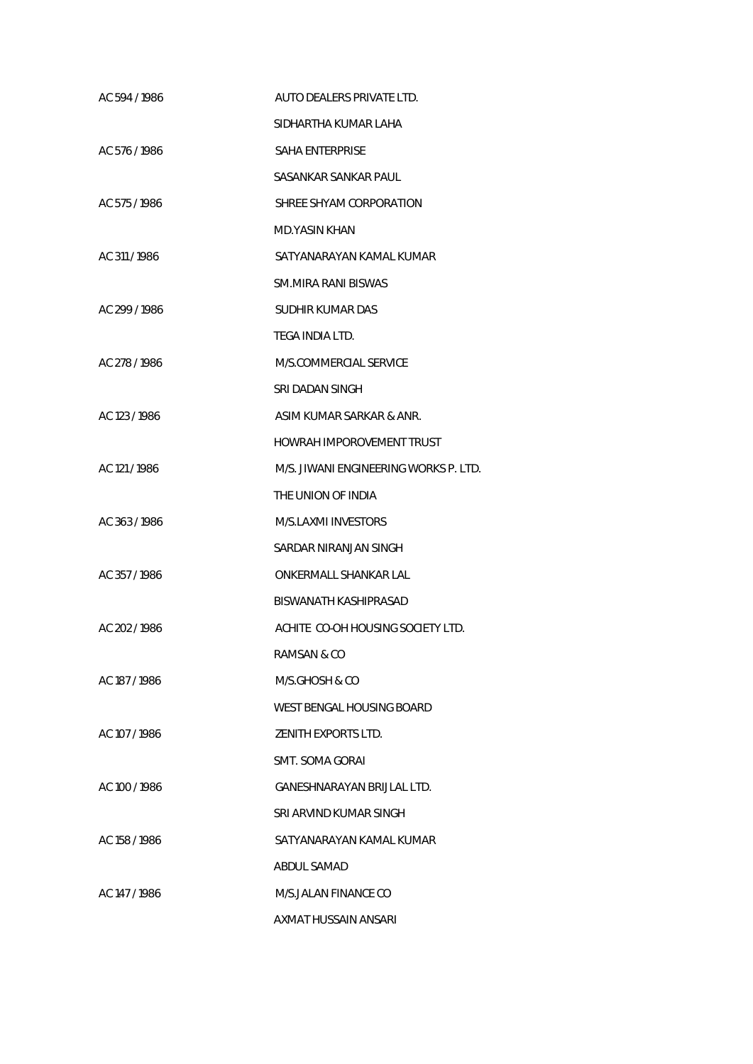AC 594 / 1986 AUTO DEALERS PRIVATE LTD.

SIDHARTHA KUMAR LAHA

AC 576 / 1986 SAHA ENTERPRISE

SASANKAR SANKAR PAUL

AC 575 / 1986 SHREE SHYAM CORPORATION

MD.YASIN KHAN

AC 311 / 1986 SATYANARAYAN KAMAL KUMAR

SM.MIRA RANI BISWAS

AC 299 / 1986 SUDHIR KUMAR DAS

TEGA INDIA LTD.

AC 278 / 1986 M/S.COMMERCIAL SERVICE

SRI DADAN SINGH

AC 123 / 1986 ASIM KUMAR SARKAR & ANR.

HOWRAH IMPOROVEMENT TRUST

AC 121 / 1986 M/S. JIWANI ENGINEERING WORKS P. LTD.

THE UNION OF INDIA

AC 363 / 1986 M/S.LAXMI INVESTORS

SARDAR NIRANJAN SINGH

AC 357 / 1986 ONKERMALL SHANKAR LAL

BISWANATH KASHIPRASAD

AC 202 / 1986 ACHITE CO-OH HOUSING SOCIETY LTD.

RAMSAN & CO

AC 187 / 1986 M/S.GHOSH & CO

WEST BENGAL HOUSING BOARD

AC 107 / 1986 ZENITH EXPORTS LTD.

SMT. SOMA GORAI

AC 100 / 1986 GANESHNARAYAN BRIJLAL LTD.

SRI ARVIND KUMAR SINGH

AC 158 / 1986 SATYANARAYAN KAMAL KUMAR

ABDUL SAMAD

AC 147 / 1986 M/S.JALAN FINANCE CO

AXMAT HUSSAIN ANSARI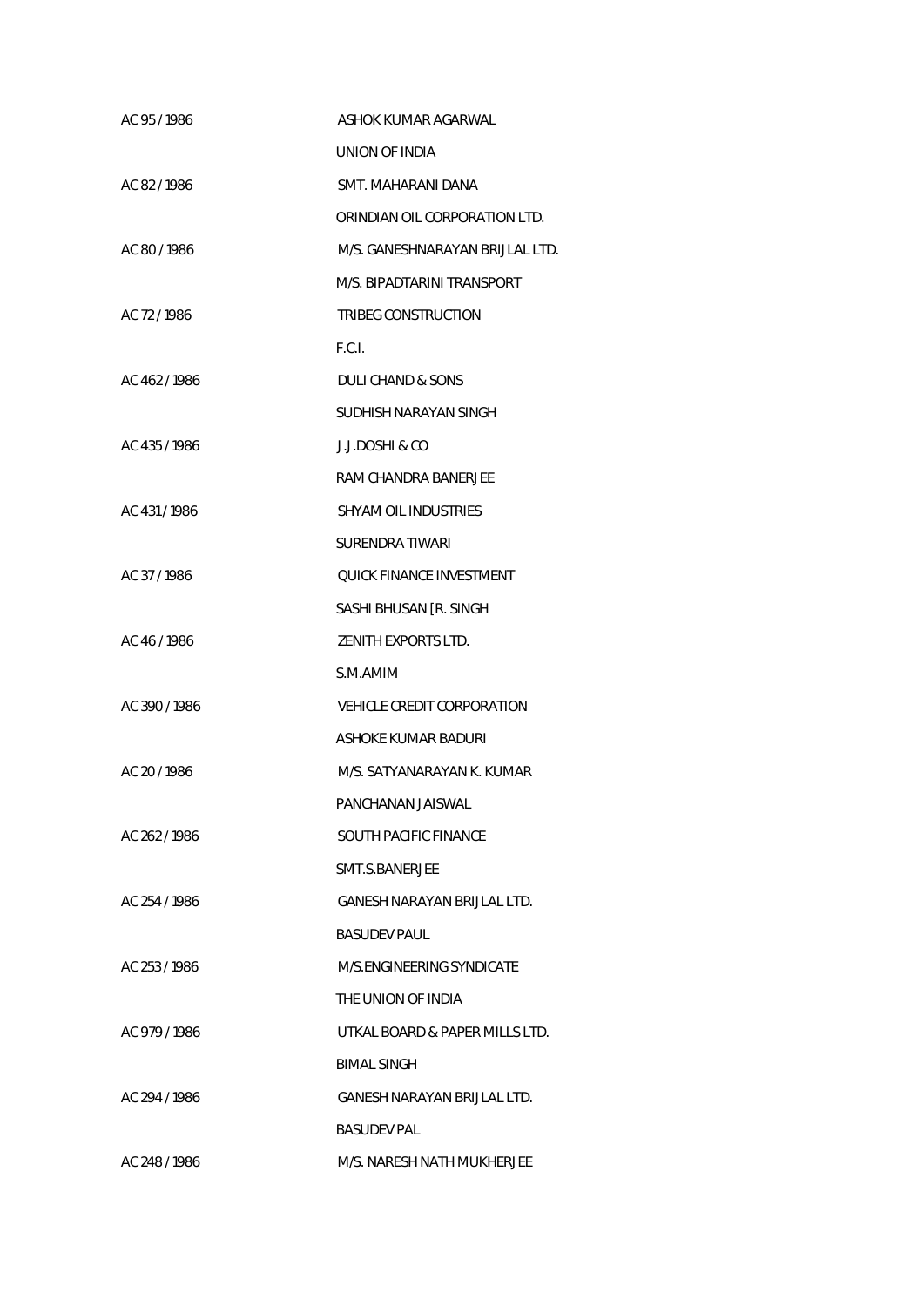| | |
|---|---|
| AC 95 / 1986 | ASHOK KUMAR AGARWAL |
| | UNION OF INDIA |
| AC 82 / 1986 | SMT. MAHARANI DANA |
| | ORINDIAN OIL CORPORATION LTD. |
| AC 80 / 1986 | M/S. GANESHNARAYAN BRIJLAL LTD. |
| | M/S. BIPADTARINI TRANSPORT |
| AC 72 / 1986 | TRIBEG CONSTRUCTION |
| | F.C.I. |
| AC 462 / 1986 | DULI CHAND & SONS |
| | SUDHISH NARAYAN SINGH |
| AC 435 / 1986 | J.J.DOSHI & CO |
| | RAM CHANDRA BANERJEE |
| AC 431 / 1986 | SHYAM OIL INDUSTRIES |
| | SURENDRA TIWARI |
| AC 37 / 1986 | QUICK FINANCE INVESTMENT |
| | SASHI BHUSAN [R. SINGH |
| AC 46 / 1986 | ZENITH EXPORTS LTD. |
| | S.M.AMIM |
| AC 390 / 1986 | VEHICLE CREDIT CORPORATION |
| | ASHOKE KUMAR BADURI |
| AC 20 / 1986 | M/S. SATYANARAYAN K. KUMAR |
| | PANCHANAN JAISWAL |
| AC 262 / 1986 | SOUTH PACIFIC FINANCE |
| | SMT.S.BANERJEE |
| AC 254 / 1986 | GANESH NARAYAN BRIJLAL LTD. |
| | BASUDEV PAUL |
| AC 253 / 1986 | M/S.ENGINEERING SYNDICATE |
| | THE UNION OF INDIA |
| AC 979 / 1986 | UTKAL BOARD & PAPER MILLS LTD. |
| | BIMAL SINGH |
| AC 294 / 1986 | GANESH NARAYAN BRIJLAL LTD. |
| | BASUDEV PAL |
| AC 248 / 1986 | M/S. NARESH NATH MUKHERJEE |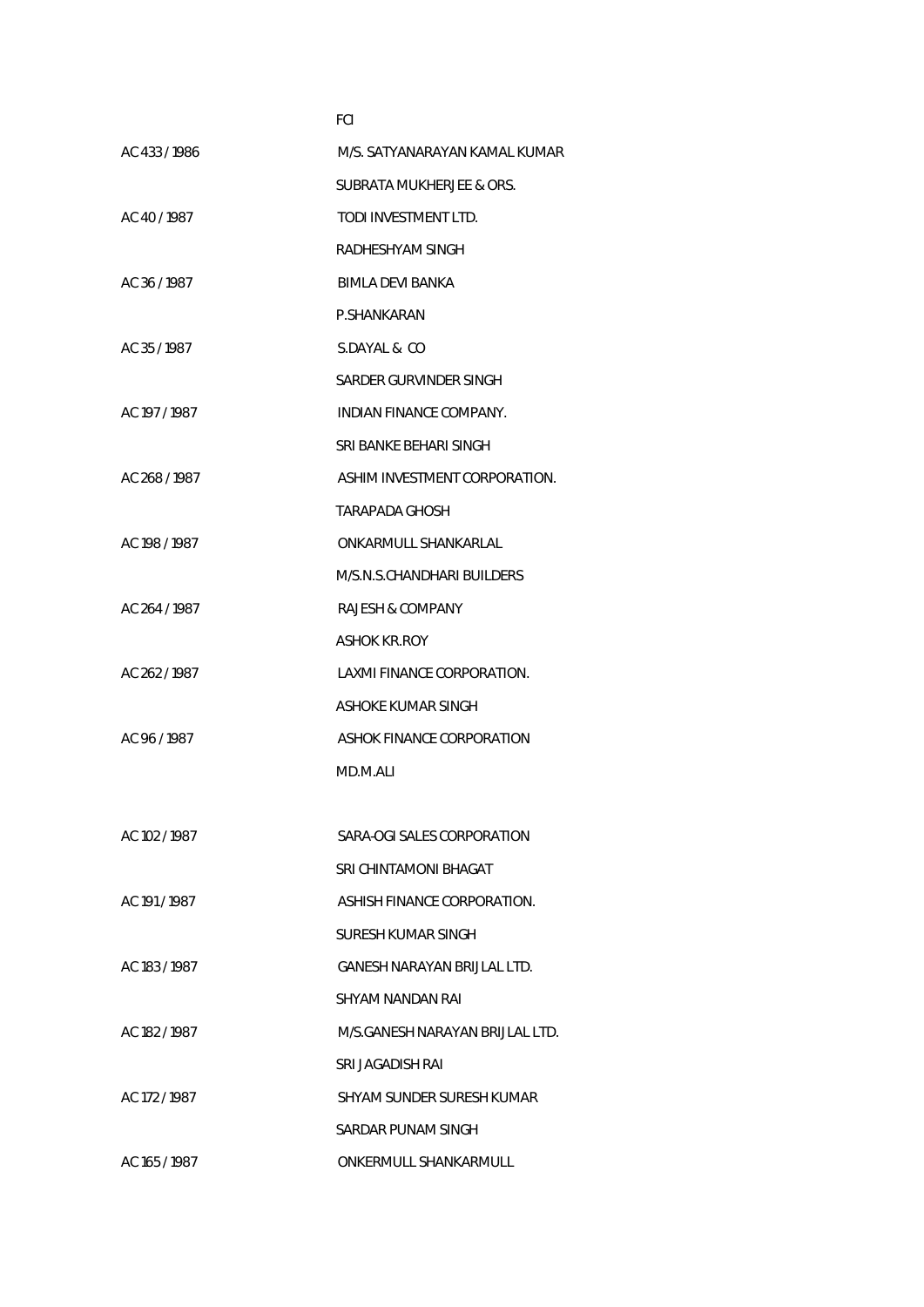| | |
|---|---|
| | FCI |
| AC 433 / 1986 | M/S. SATYANARAYAN KAMAL KUMAR |
| | SUBRATA MUKHERJEE & ORS. |
| AC 40 / 1987 | TODI INVESTMENT LTD. |
| | RADHESHYAM SINGH |
| AC 36 / 1987 | BIMLA DEVI BANKA |
| | P.SHANKARAN |
| AC 35 / 1987 | S.DAYAL & CO |
| | SARDER GURVINDER SINGH |
| AC 197 / 1987 | INDIAN FINANCE COMPANY. |
| | SRI BANKE BEHARI SINGH |
| AC 268 / 1987 | ASHIM INVESTMENT CORPORATION. |
| | TARAPADA GHOSH |
| AC 198 / 1987 | ONKARMULL SHANKARLAL |
| | M/S.N.S.CHANDHARI BUILDERS |
| AC 264 / 1987 | RAJESH & COMPANY |
| | ASHOK KR.ROY |
| AC 262 / 1987 | LAXMI FINANCE CORPORATION. |
| | ASHOKE KUMAR SINGH |
| AC 96 / 1987 | ASHOK FINANCE CORPORATION |
| | MD.M.ALI |
| AC 102 / 1987 | SARA-OGI SALES CORPORATION |
| | SRI CHINTAMONI BHAGAT |
| AC 191 / 1987 | ASHISH FINANCE CORPORATION. |
| | SURESH KUMAR SINGH |
| AC 183 / 1987 | GANESH NARAYAN BRIJLAL LTD. |
| | SHYAM NANDAN RAI |
| AC 182 / 1987 | M/S.GANESH NARAYAN BRIJLAL LTD. |
| | SRI JAGADISH RAI |
| AC 172 / 1987 | SHYAM SUNDER SURESH KUMAR |
| | SARDAR PUNAM SINGH |
| AC 165 / 1987 | ONKERMULL SHANKARMULL |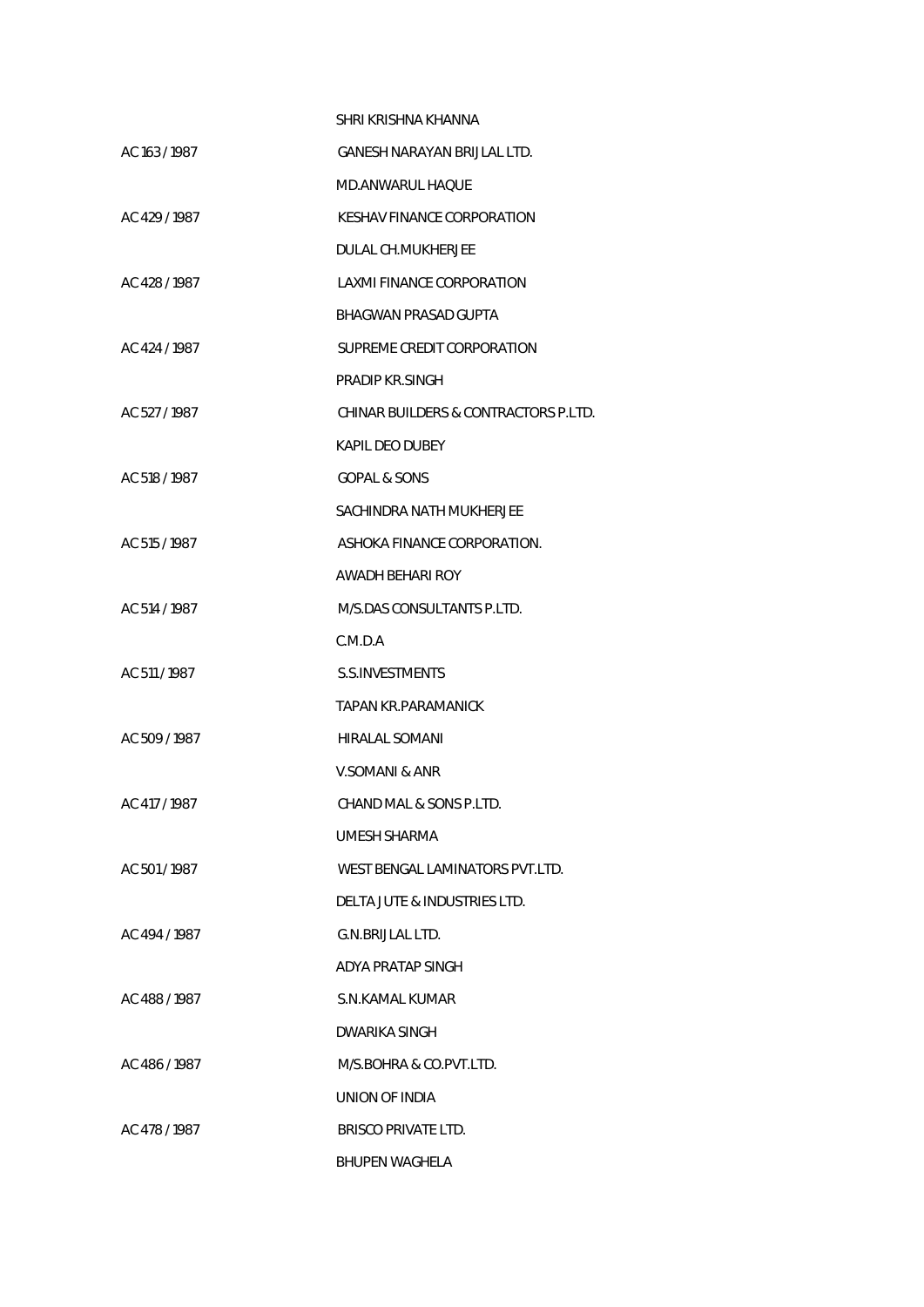SHRI KRISHNA KHANNA

AC 163 / 1987 GANESH NARAYAN BRIJLAL LTD.

MD.ANWARUL HAQUE

AC 429 / 1987 KESHAV FINANCE CORPORATION

DULAL CH.MUKHERJEE

AC 428 / 1987 LAXMI FINANCE CORPORATION

BHAGWAN PRASAD GUPTA

AC 424 / 1987 SUPREME CREDIT CORPORATION

PRADIP KR.SINGH

AC 527 / 1987 CHINAR BUILDERS & CONTRACTORS P.LTD.

KAPIL DEO DUBEY

AC 518 / 1987 GOPAL & SONS

SACHINDRA NATH MUKHERJEE

AC 515 / 1987 ASHOKA FINANCE CORPORATION.

AWADH BEHARI ROY

AC 514 / 1987 M/S.DAS CONSULTANTS P.LTD.

C.M.D.A

AC 511 / 1987 S.S.INVESTMENTS

TAPAN KR.PARAMANICK

AC 509 / 1987 HIRALAL SOMANI

V.SOMANI & ANR

AC 417 / 1987 CHAND MAL & SONS P.LTD.

UMESH SHARMA

AC 501 / 1987 WEST BENGAL LAMINATORS PVT.LTD.

DELTA JUTE & INDUSTRIES LTD.

AC 494 / 1987 G.N.BRIJLAL LTD.

ADYA PRATAP SINGH

AC 488 / 1987 S.N.KAMAL KUMAR

DWARIKA SINGH

AC 486 / 1987 M/S.BOHRA & CO.PVT.LTD.

UNION OF INDIA

AC 478 / 1987 BRISCO PRIVATE LTD.

BHUPEN WAGHELA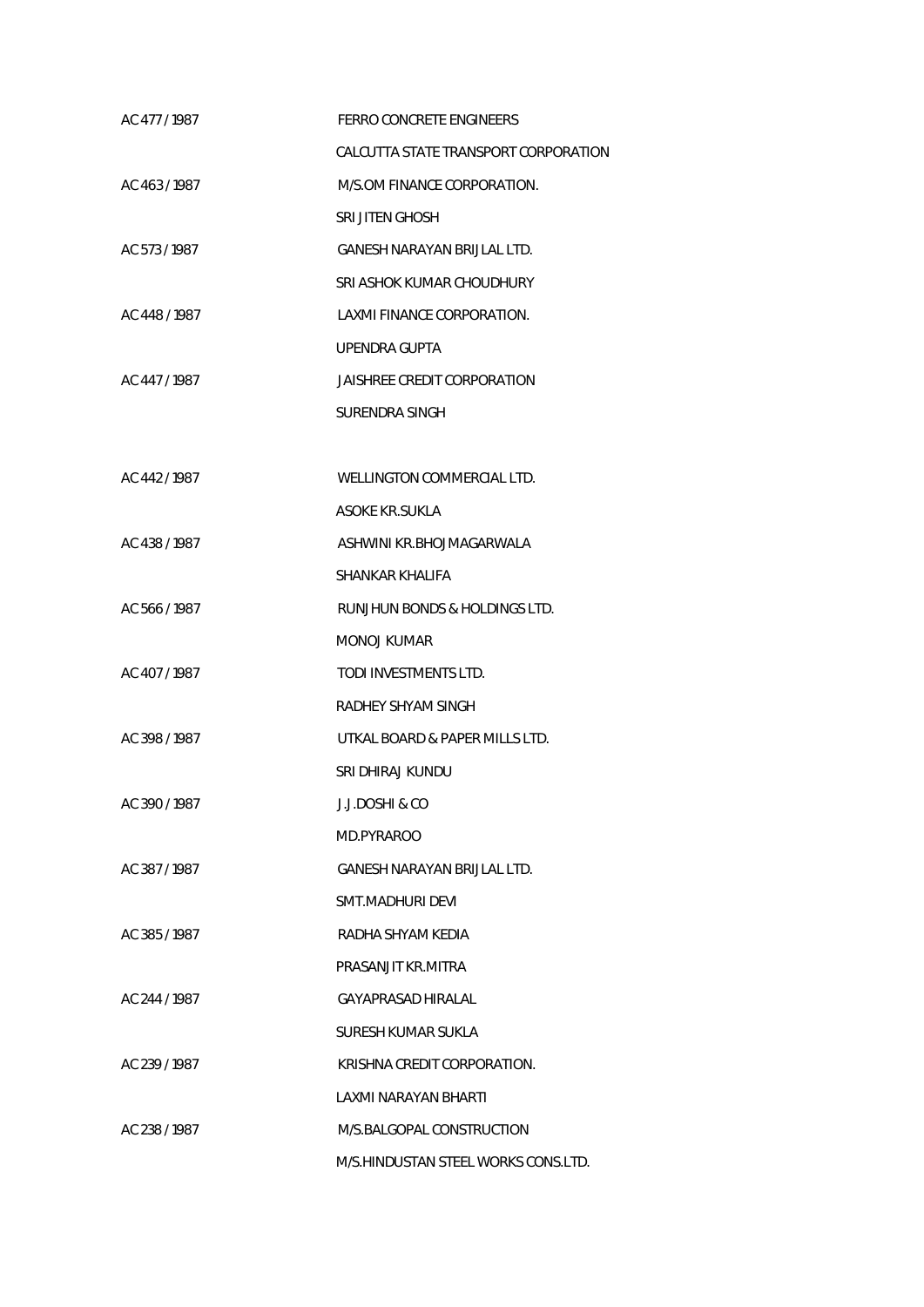| | |
|---|---|
| AC 477 / 1987 | FERRO CONCRETE ENGINEERS |
| | CALCUTTA STATE TRANSPORT CORPORATION |
| AC 463 / 1987 | M/S.OM FINANCE CORPORATION. |
| | SRI JITEN GHOSH |
| AC 573 / 1987 | GANESH NARAYAN BRIJLAL LTD. |
| | SRI ASHOK KUMAR CHOUDHURY |
| AC 448 / 1987 | LAXMI FINANCE CORPORATION. |
| | UPENDRA GUPTA |
| AC 447 / 1987 | JAISHREE CREDIT CORPORATION |
| | SURENDRA SINGH |
| AC 442 / 1987 | WELLINGTON COMMERCIAL LTD. |
| | ASOKE KR.SUKLA |
| AC 438 / 1987 | ASHWINI KR.BHOJMAGARWALA |
| | SHANKAR KHALIFA |
| AC 566 / 1987 | RUNJHUN BONDS & HOLDINGS LTD. |
| | MONOJ KUMAR |
| AC 407 / 1987 | TODI INVESTMENTS LTD. |
| | RADHEY SHYAM SINGH |
| AC 398 / 1987 | UTKAL BOARD & PAPER MILLS LTD. |
| | SRI DHIRAJ KUNDU |
| AC 390 / 1987 | J.J.DOSHI & CO |
| | MD.PYRAROO |
| AC 387 / 1987 | GANESH NARAYAN BRIJLAL LTD. |
| | SMT.MADHURI DEVI |
| AC 385 / 1987 | RADHA SHYAM KEDIA |
| | PRASANJIT KR.MITRA |
| AC 244 / 1987 | GAYAPRASAD HIRALAL |
| | SURESH KUMAR SUKLA |
| AC 239 / 1987 | KRISHNA CREDIT CORPORATION. |
| | LAXMI NARAYAN BHARTI |
| AC 238 / 1987 | M/S.BALGOPAL CONSTRUCTION |
| | M/S.HINDUSTAN STEEL WORKS CONS.LTD. |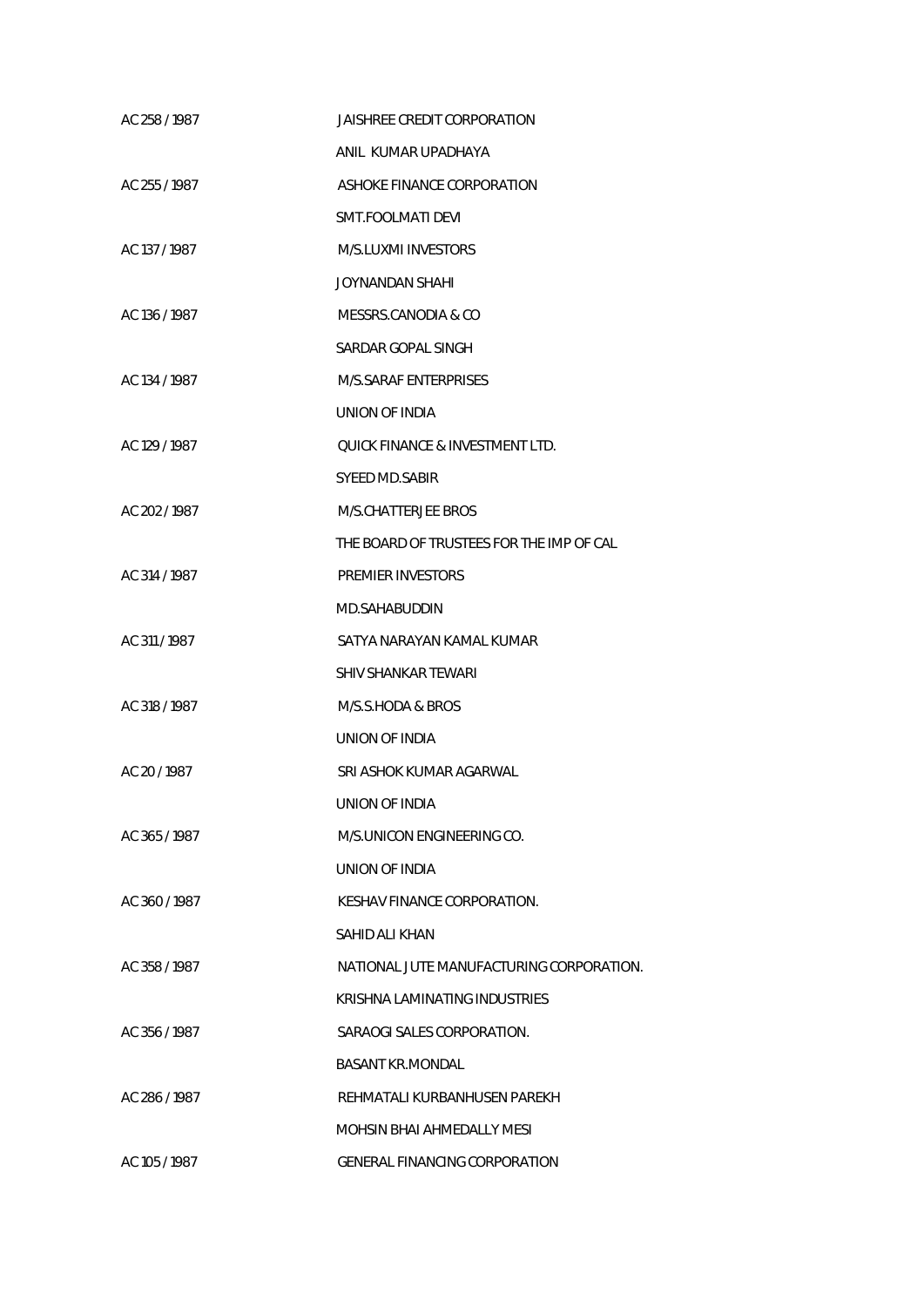| | |
|---|---|
| AC 258 / 1987 | JAISHREE CREDIT CORPORATION |
| | ANIL KUMAR UPADHAYA |
| AC 255 / 1987 | ASHOKE FINANCE CORPORATION |
| | SMT.FOOLMATI DEVI |
| AC 137 / 1987 | M/S.LUXMI INVESTORS |
| | JOYNANDAN SHAHI |
| AC 136 / 1987 | MESSRS.CANODIA & CO |
| | SARDAR GOPAL SINGH |
| AC 134 / 1987 | M/S.SARAF ENTERPRISES |
| | UNION OF INDIA |
| AC 129 / 1987 | QUICK FINANCE & INVESTMENT LTD. |
| | SYEED MD.SABIR |
| AC 202 / 1987 | M/S.CHATTERJEE BROS |
| | THE BOARD OF TRUSTEES FOR THE IMP OF CAL |
| AC 314 / 1987 | PREMIER INVESTORS |
| | MD.SAHABUDDIN |
| AC 311 / 1987 | SATYA NARAYAN KAMAL KUMAR |
| | SHIV SHANKAR TEWARI |
| AC 318 / 1987 | M/S.S.HODA & BROS |
| | UNION OF INDIA |
| AC 20 / 1987 | SRI ASHOK KUMAR AGARWAL |
| | UNION OF INDIA |
| AC 365 / 1987 | M/S.UNICON ENGINEERING CO. |
| | UNION OF INDIA |
| AC 360 / 1987 | KESHAV FINANCE CORPORATION. |
| | SAHID ALI KHAN |
| AC 358 / 1987 | NATIONAL JUTE MANUFACTURING CORPORATION. |
| | KRISHNA LAMINATING INDUSTRIES |
| AC 356 / 1987 | SARAOGI SALES CORPORATION. |
| | BASANT KR.MONDAL |
| AC 286 / 1987 | REHMATALI KURBANHUSEN PAREKH |
| | MOHSIN BHAI AHMEDALLY MESI |
| AC 105 / 1987 | GENERAL FINANCING CORPORATION |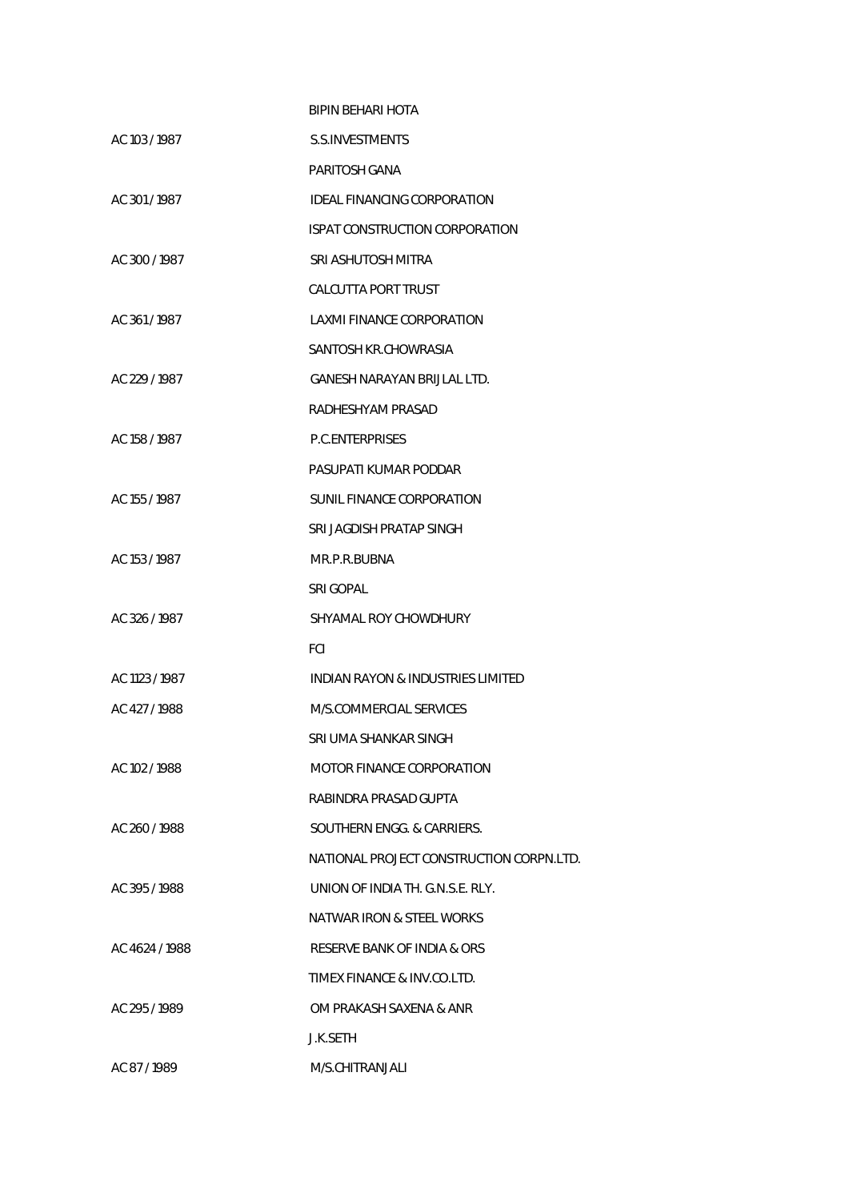| | |
|---|---|
| | BIPIN BEHARI HOTA |
| AC 103 / 1987 | S.S.INVESTMENTS |
| | PARITOSH GANA |
| AC 301 / 1987 | IDEAL FINANCING CORPORATION |
| | ISPAT CONSTRUCTION CORPORATION |
| AC 300 / 1987 | SRI ASHUTOSH MITRA |
| | CALCUTTA PORT TRUST |
| AC 361 / 1987 | LAXMI FINANCE CORPORATION |
| | SANTOSH KR.CHOWRASIA |
| AC 229 / 1987 | GANESH NARAYAN BRIJLAL LTD. |
| | RADHESHYAM PRASAD |
| AC 158 / 1987 | P.C.ENTERPRISES |
| | PASUPATI KUMAR PODDAR |
| AC 155 / 1987 | SUNIL FINANCE CORPORATION |
| | SRI JAGDISH PRATAP SINGH |
| AC 153 / 1987 | MR.P.R.BUBNA |
| | SRI GOPAL |
| AC 326 / 1987 | SHYAMAL ROY CHOWDHURY |
| | FCI |
| AC 1123 / 1987 | INDIAN RAYON & INDUSTRIES LIMITED |
| AC 427 / 1988 | M/S.COMMERCIAL SERVICES |
| | SRI UMA SHANKAR SINGH |
| AC 102 / 1988 | MOTOR FINANCE CORPORATION |
| | RABINDRA PRASAD GUPTA |
| AC 260 / 1988 | SOUTHERN ENGG. & CARRIERS. |
| | NATIONAL PROJECT CONSTRUCTION CORPN.LTD. |
| AC 395 / 1988 | UNION OF INDIA TH. G.N.S.E. RLY. |
| | NATWAR IRON & STEEL WORKS |
| AC 4624 / 1988 | RESERVE BANK OF INDIA & ORS |
| | TIMEX FINANCE & INV.CO.LTD. |
| AC 295 / 1989 | OM PRAKASH SAXENA & ANR |
| | J.K.SETH |
| AC 87 / 1989 | M/S.CHITRANJALI |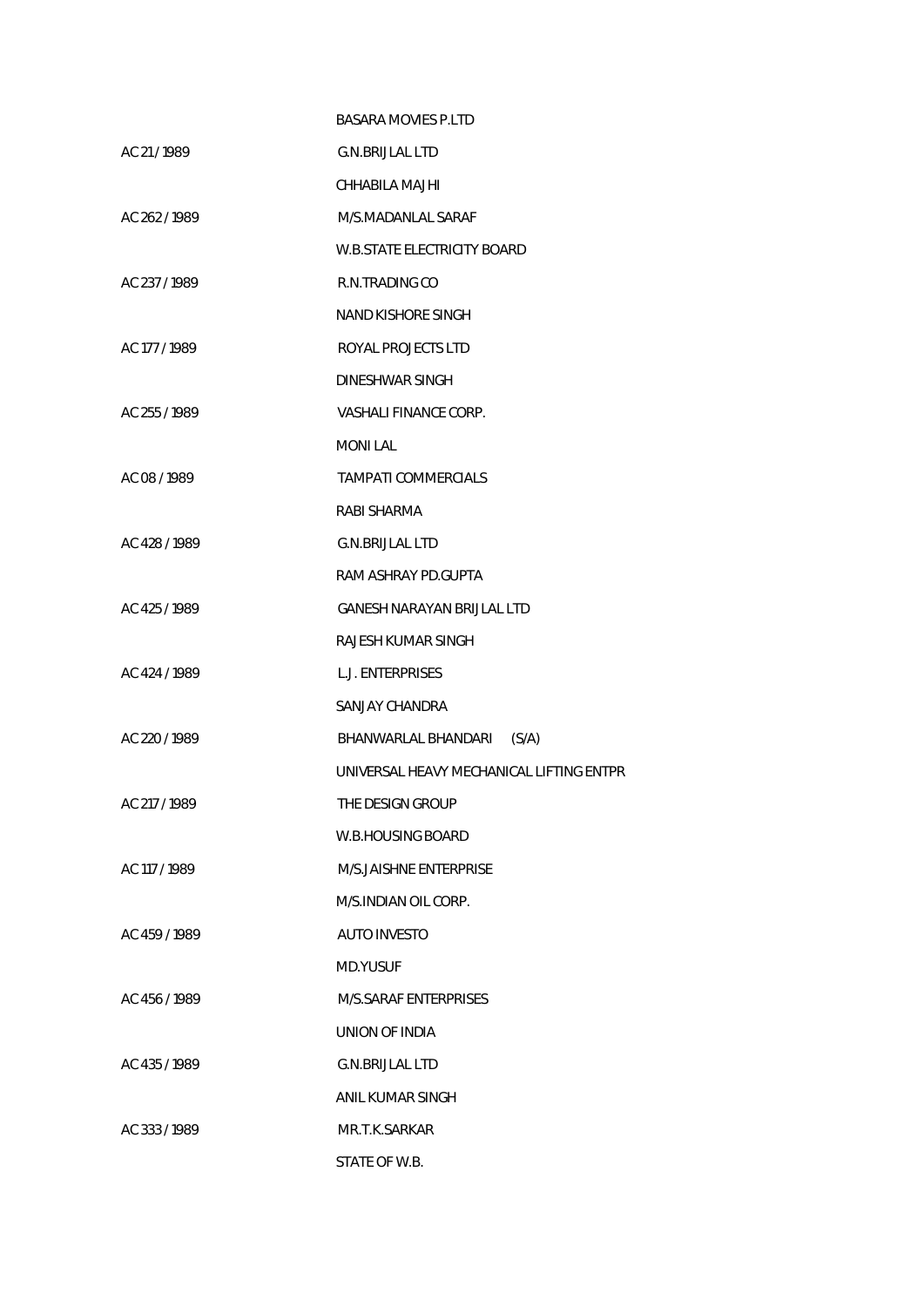BASARA MOVIES P.LTD

AC 21 / 1989 G.N.BRIJLAL LTD

CHHABILA MAJHI

AC 262 / 1989 M/S.MADANLAL SARAF

W.B.STATE ELECTRICITY BOARD

AC 237 / 1989 R.N.TRADING CO

NAND KISHORE SINGH

AC 177 / 1989 ROYAL PROJECTS LTD

DINESHWAR SINGH

AC 255 / 1989 VASHALI FINANCE CORP.

MONI LAL

AC 08 / 1989 TAMPATI COMMERCIALS

RABI SHARMA

AC 428 / 1989 G.N.BRIJLAL LTD

RAM ASHRAY PD.GUPTA

AC 425 / 1989 GANESH NARAYAN BRIJLAL LTD

RAJESH KUMAR SINGH

AC 424 / 1989 L.J. ENTERPRISES

SANJAY CHANDRA

AC 220 / 1989 BHANWARLAL BHANDARI (S/A)

UNIVERSAL HEAVY MECHANICAL LIFTING ENTPR

AC 217 / 1989 THE DESIGN GROUP

W.B.HOUSING BOARD

AC 117 / 1989 M/S.JAISHNE ENTERPRISE

M/S.INDIAN OIL CORP.

AC 459 / 1989 AUTO INVESTO

MD.YUSUF

AC 456 / 1989 M/S.SARAF ENTERPRISES

UNION OF INDIA

AC 435 / 1989 G.N.BRIJLAL LTD

ANIL KUMAR SINGH

AC 333 / 1989 MR.T.K.SARKAR

STATE OF W.B.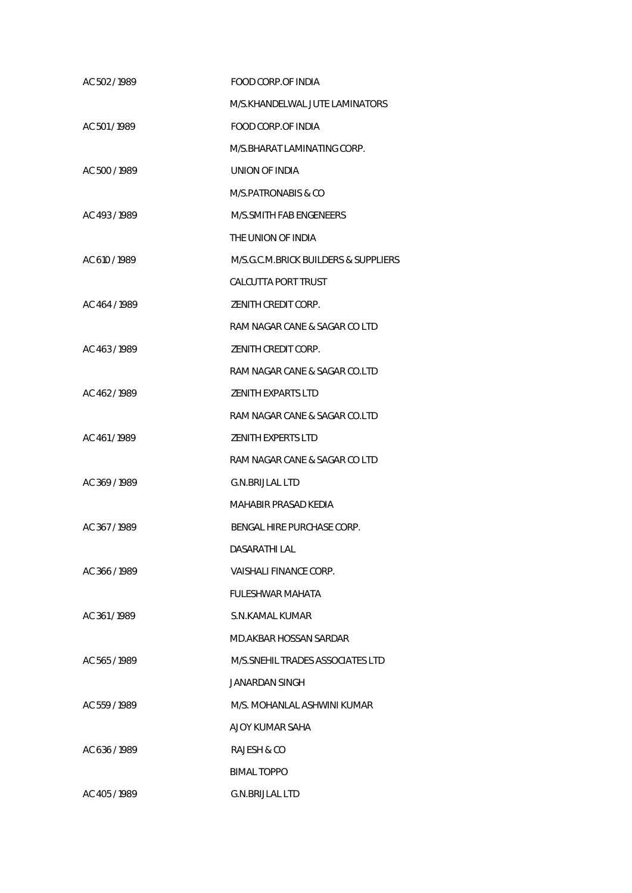| | |
|---|---|
| AC 502 / 1989 | FOOD CORP.OF INDIA |
| | M/S.KHANDELWAL JUTE LAMINATORS |
| AC 501 / 1989 | FOOD CORP.OF INDIA |
| | M/S.BHARAT LAMINATING CORP. |
| AC 500 / 1989 | UNION OF INDIA |
| | M/S.PATRONABIS & CO |
| AC 493 / 1989 | M/S.SMITH FAB ENGENEERS |
| | THE UNION OF INDIA |
| AC 610 / 1989 | M/S.G.C.M.BRICK BUILDERS & SUPPLIERS |
| | CALCUTTA PORT TRUST |
| AC 464 / 1989 | ZENITH CREDIT CORP. |
| | RAM NAGAR CANE & SAGAR CO LTD |
| AC 463 / 1989 | ZENITH CREDIT CORP. |
| | RAM NAGAR CANE & SAGAR CO.LTD |
| AC 462 / 1989 | ZENITH EXPARTS LTD |
| | RAM NAGAR CANE & SAGAR CO.LTD |
| AC 461 / 1989 | ZENITH EXPERTS LTD |
| | RAM NAGAR CANE & SAGAR CO LTD |
| AC 369 / 1989 | G.N.BRIJLAL LTD |
| | MAHABIR PRASAD KEDIA |
| AC 367 / 1989 | BENGAL HIRE PURCHASE CORP. |
| | DASARATHI LAL |
| AC 366 / 1989 | VAISHALI FINANCE CORP. |
| | FULESHWAR MAHATA |
| AC 361 / 1989 | S.N.KAMAL KUMAR |
| | MD.AKBAR HOSSAN SARDAR |
| AC 565 / 1989 | M/S.SNEHIL TRADES ASSOCIATES LTD |
| | JANARDAN SINGH |
| AC 559 / 1989 | M/S. MOHANLAL ASHWINI KUMAR |
| | AJOY KUMAR SAHA |
| AC 636 / 1989 | RAJESH & CO |
| | BIMAL TOPPO |
| AC 405 / 1989 | G.N.BRIJLAL LTD |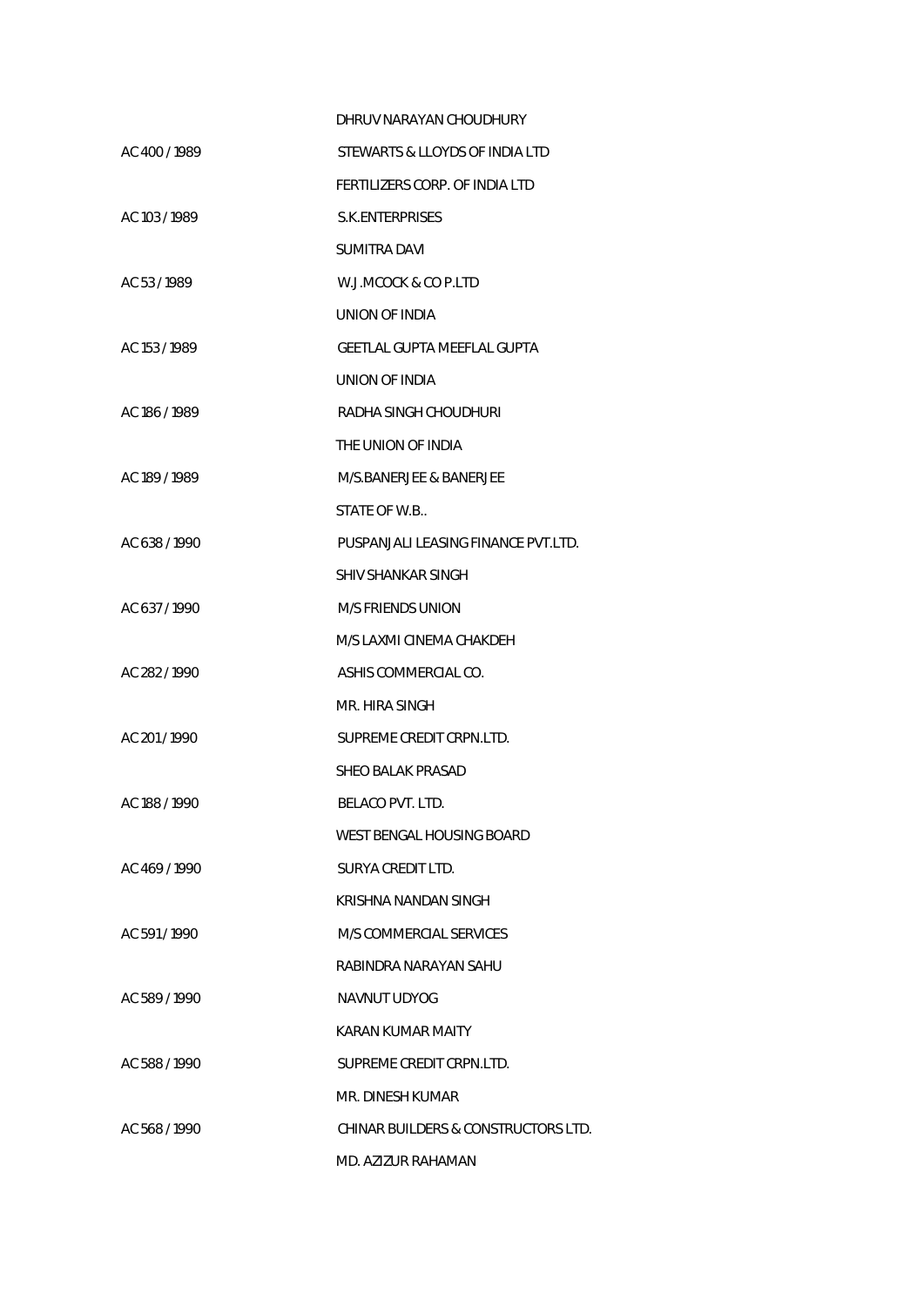| | |
|---|---|
| | DHRUV NARAYAN CHOUDHURY |
| AC 400 / 1989 | STEWARTS & LLOYDS OF INDIA LTD |
| | FERTILIZERS CORP. OF INDIA LTD |
| AC 103 / 1989 | S.K.ENTERPRISES |
| | SUMITRA DAVI |
| AC 53 / 1989 | W.J.MCOCK & CO P.LTD |
| | UNION OF INDIA |
| AC 153 / 1989 | GEETLAL GUPTA MEEFLAL GUPTA |
| | UNION OF INDIA |
| AC 186 / 1989 | RADHA SINGH CHOUDHURI |
| | THE UNION OF INDIA |
| AC 189 / 1989 | M/S.BANERJEE & BANERJEE |
| | STATE OF W.B.. |
| AC 638 / 1990 | PUSPANJALI LEASING FINANCE PVT.LTD. |
| | SHIV SHANKAR SINGH |
| AC 637 / 1990 | M/S FRIENDS UNION |
| | M/S LAXMI CINEMA CHAKDEH |
| AC 282 / 1990 | ASHIS COMMERCIAL CO. |
| | MR. HIRA SINGH |
| AC 201 / 1990 | SUPREME CREDIT CRPN.LTD. |
| | SHEO BALAK PRASAD |
| AC 188 / 1990 | BELACO PVT. LTD. |
| | WEST BENGAL HOUSING BOARD |
| AC 469 / 1990 | SURYA CREDIT LTD. |
| | KRISHNA NANDAN SINGH |
| AC 591 / 1990 | M/S COMMERCIAL SERVICES |
| | RABINDRA NARAYAN SAHU |
| AC 589 / 1990 | NAVNUT UDYOG |
| | KARAN KUMAR MAITY |
| AC 588 / 1990 | SUPREME CREDIT CRPN.LTD. |
| | MR. DINESH KUMAR |
| AC 568 / 1990 | CHINAR BUILDERS & CONSTRUCTORS LTD. |
| | MD. AZIZUR RAHAMAN |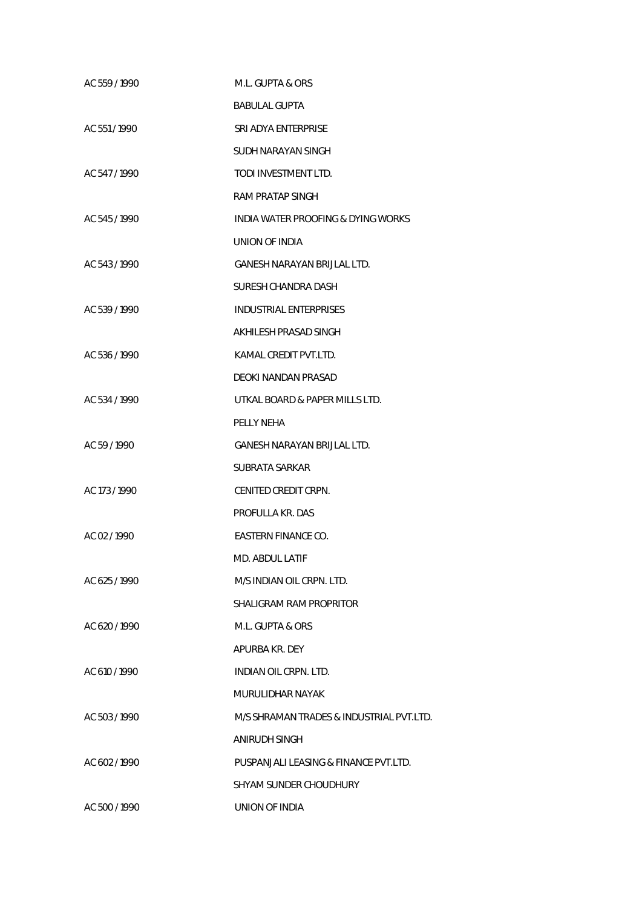AC 559 / 1990 M.L. GUPTA & ORS

BABULAL GUPTA

AC 551 / 1990 SRI ADYA ENTERPRISE

SUDH NARAYAN SINGH

AC 547 / 1990 TODI INVESTMENT LTD.

RAM PRATAP SINGH

AC 545 / 1990 INDIA WATER PROOFING & DYING WORKS

UNION OF INDIA

AC 543 / 1990 GANESH NARAYAN BRIJLAL LTD.

SURESH CHANDRA DASH

AC 539 / 1990 INDUSTRIAL ENTERPRISES

AKHILESH PRASAD SINGH

AC 536 / 1990 KAMAL CREDIT PVT.LTD.

DEOKI NANDAN PRASAD

AC 534 / 1990 UTKAL BOARD & PAPER MILLS LTD.

PELLY NEHA

AC 59 / 1990 GANESH NARAYAN BRIJLAL LTD.

SUBRATA SARKAR

AC 173 / 1990 CENITED CREDIT CRPN.

PROFULLA KR. DAS

AC 02 / 1990 EASTERN FINANCE CO.

MD. ABDUL LATIF

AC 625 / 1990 M/S INDIAN OIL CRPN. LTD.

SHALIGRAM RAM PROPRITOR

AC 620 / 1990 M.L. GUPTA & ORS

APURBA KR. DEY

AC 610 / 1990 INDIAN OIL CRPN. LTD.

MURULIDHAR NAYAK

AC 503 / 1990 M/S SHRAMAN TRADES & INDUSTRIAL PVT.LTD.

ANIRUDH SINGH

AC 602 / 1990 PUSPANJALI LEASING & FINANCE PVT.LTD.

SHYAM SUNDER CHOUDHURY

AC 500 / 1990 UNION OF INDIA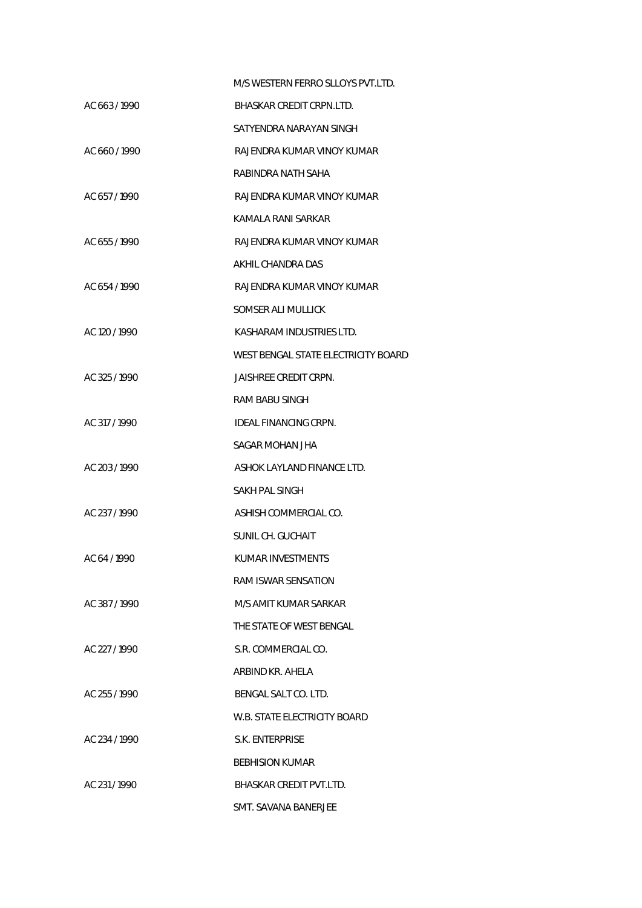| | |
|---|---|
| | M/S WESTERN FERRO SLLOYS PVT.LTD. |
| AC 663 / 1990 | BHASKAR CREDIT CRPN.LTD. |
| | SATYENDRA NARAYAN SINGH |
| AC 660 / 1990 | RAJENDRA KUMAR VINOY KUMAR |
| | RABINDRA NATH SAHA |
| AC 657 / 1990 | RAJENDRA KUMAR VINOY KUMAR |
| | KAMALA RANI SARKAR |
| AC 655 / 1990 | RAJENDRA KUMAR VINOY KUMAR |
| | AKHIL CHANDRA DAS |
| AC 654 / 1990 | RAJENDRA KUMAR VINOY KUMAR |
| | SOMSER ALI MULLICK |
| AC 120 / 1990 | KASHARAM INDUSTRIES LTD. |
| | WEST BENGAL STATE ELECTRICITY BOARD |
| AC 325 / 1990 | JAISHREE CREDIT CRPN. |
| | RAM BABU SINGH |
| AC 317 / 1990 | IDEAL FINANCING CRPN. |
| | SAGAR MOHAN JHA |
| AC 203 / 1990 | ASHOK LAYLAND FINANCE LTD. |
| | SAKH PAL SINGH |
| AC 237 / 1990 | ASHISH COMMERCIAL CO. |
| | SUNIL CH. GUCHAIT |
| AC 64 / 1990 | KUMAR INVESTMENTS |
| | RAM ISWAR SENSATION |
| AC 387 / 1990 | M/S AMIT KUMAR SARKAR |
| | THE STATE OF WEST BENGAL |
| AC 227 / 1990 | S.R. COMMERCIAL CO. |
| | ARBIND KR. AHELA |
| AC 255 / 1990 | BENGAL SALT CO. LTD. |
| | W.B. STATE ELECTRICITY BOARD |
| AC 234 / 1990 | S.K. ENTERPRISE |
| | BEBHISION KUMAR |
| AC 231 / 1990 | BHASKAR CREDIT PVT.LTD. |
| | SMT. SAVANA BANERJEE |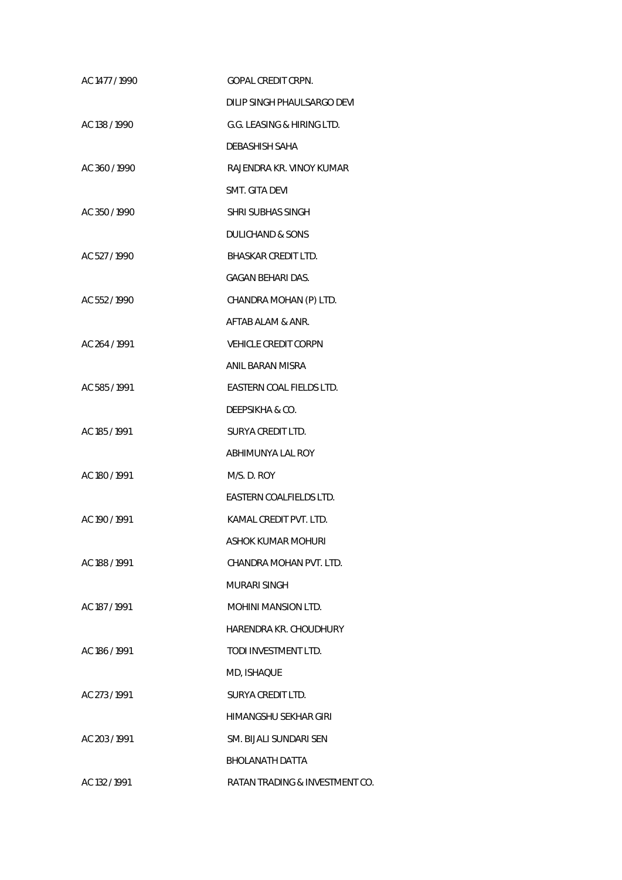| | |
|---|---|
| AC 1477 / 1990 | GOPAL CREDIT CRPN. |
| | DILIP SINGH PHAULSARGO DEVI |
| AC 138 / 1990 | G.G. LEASING & HIRING LTD. |
| | DEBASHISH SAHA |
| AC 360 / 1990 | RAJENDRA KR. VINOY KUMAR |
| | SMT. GITA DEVI |
| AC 350 / 1990 | SHRI SUBHAS SINGH |
| | DULICHAND & SONS |
| AC 527 / 1990 | BHASKAR CREDIT LTD. |
| | GAGAN BEHARI DAS. |
| AC 552 / 1990 | CHANDRA MOHAN (P) LTD. |
| | AFTAB ALAM & ANR. |
| AC 264 / 1991 | VEHICLE CREDIT CORPN |
| | ANIL BARAN MISRA |
| AC 585 / 1991 | EASTERN COAL FIELDS LTD. |
| | DEEPSIKHA & CO. |
| AC 185 / 1991 | SURYA CREDIT LTD. |
| | ABHIMUNYA LAL ROY |
| AC 180 / 1991 | M/S. D. ROY |
| | EASTERN COALFIELDS LTD. |
| AC 190 / 1991 | KAMAL CREDIT PVT. LTD. |
| | ASHOK KUMAR MOHURI |
| AC 188 / 1991 | CHANDRA MOHAN PVT. LTD. |
| | MURARI SINGH |
| AC 187 / 1991 | MOHINI MANSION LTD. |
| | HARENDRA KR. CHOUDHURY |
| AC 186 / 1991 | TODI INVESTMENT LTD. |
| | MD, ISHAQUE |
| AC 273 / 1991 | SURYA CREDIT LTD. |
| | HIMANGSHU SEKHAR GIRI |
| AC 203 / 1991 | SM. BIJALI SUNDARI SEN |
| | BHOLANATH DATTA |
| AC 132 / 1991 | RATAN TRADING & INVESTMENT CO. |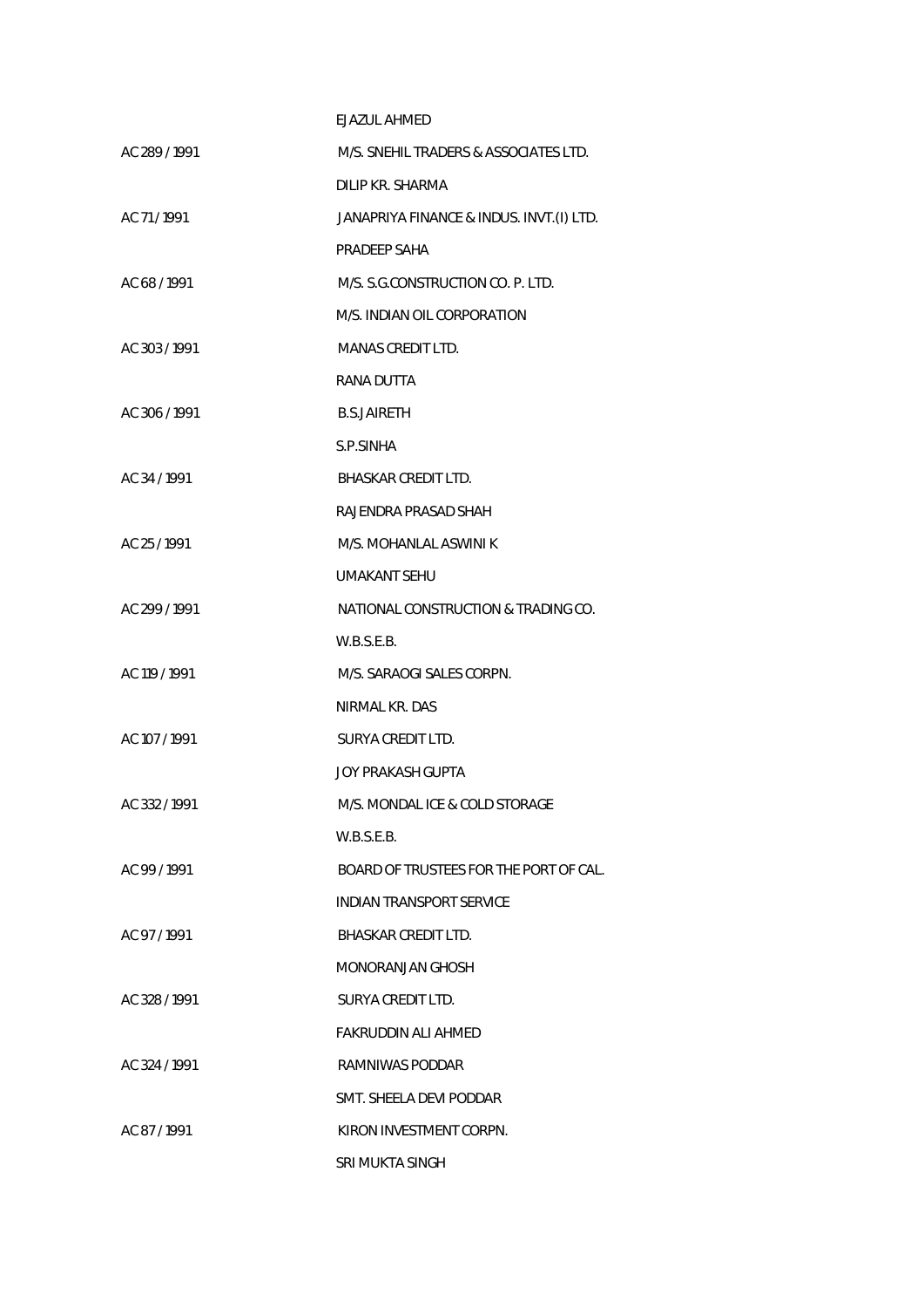EJAZUL AHMED

| | |
|---|---|
| AC 289 / 1991 | M/S. SNEHIL TRADERS & ASSOCIATES LTD. |
| | DILIP KR. SHARMA |
| AC 71 / 1991 | JANAPRIYA FINANCE & INDUS. INVT.(I) LTD. |
| | PRADEEP SAHA |
| AC 68 / 1991 | M/S. S.G.CONSTRUCTION CO. P. LTD. |
| | M/S. INDIAN OIL CORPORATION |
| AC 303 / 1991 | MANAS CREDIT LTD. |
| | RANA DUTTA |
| AC 306 / 1991 | B.S.JAIRETH |
| | S.P.SINHA |
| AC 34 / 1991 | BHASKAR CREDIT LTD. |
| | RAJENDRA PRASAD SHAH |
| AC 25 / 1991 | M/S. MOHANLAL ASWINI K |
| | UMAKANT SEHU |
| AC 299 / 1991 | NATIONAL CONSTRUCTION & TRADING CO. |
| | W.B.S.E.B. |
| AC 119 / 1991 | M/S. SARAOGI SALES CORPN. |
| | NIRMAL KR. DAS |
| AC 107 / 1991 | SURYA CREDIT LTD. |
| | JOY PRAKASH GUPTA |
| AC 332 / 1991 | M/S. MONDAL ICE & COLD STORAGE |
| | W.B.S.E.B. |
| AC 99 / 1991 | BOARD OF TRUSTEES FOR THE PORT OF CAL. |
| | INDIAN TRANSPORT SERVICE |
| AC 97 / 1991 | BHASKAR CREDIT LTD. |
| | MONORANJAN GHOSH |
| AC 328 / 1991 | SURYA CREDIT LTD. |
| | FAKRUDDIN ALI AHMED |
| AC 324 / 1991 | RAMNIWAS PODDAR |
| | SMT. SHEELA DEVI PODDAR |
| AC 87 / 1991 | KIRON INVESTMENT CORPN. |
| | SRI MUKTA SINGH |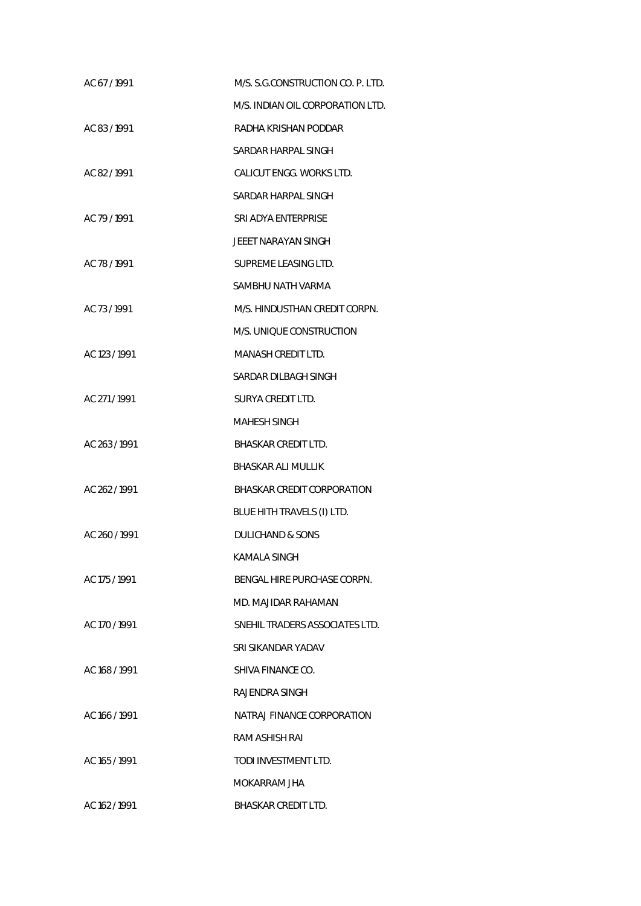| | |
|---|---|
| AC 67 / 1991 | M/S. S.G.CONSTRUCTION CO. P. LTD. |
| | M/S. INDIAN OIL CORPORATION LTD. |
| AC 83 / 1991 | RADHA KRISHAN PODDAR |
| | SARDAR HARPAL SINGH |
| AC 82 / 1991 | CALICUT ENGG. WORKS LTD. |
| | SARDAR HARPAL SINGH |
| AC 79 / 1991 | SRI ADYA ENTERPRISE |
| | JEEET NARAYAN SINGH |
| AC 78 / 1991 | SUPREME LEASING LTD. |
| | SAMBHU NATH VARMA |
| AC 73 / 1991 | M/S. HINDUSTHAN CREDIT CORPN. |
| | M/S. UNIQUE CONSTRUCTION |
| AC 123 / 1991 | MANASH CREDIT LTD. |
| | SARDAR DILBAGH SINGH |
| AC 271 / 1991 | SURYA CREDIT LTD. |
| | MAHESH SINGH |
| AC 263 / 1991 | BHASKAR CREDIT LTD. |
| | BHASKAR ALI MULLIK |
| AC 262 / 1991 | BHASKAR CREDIT CORPORATION |
| | BLUE HITH TRAVELS (I) LTD. |
| AC 260 / 1991 | DULICHAND & SONS |
| | KAMALA SINGH |
| AC 175 / 1991 | BENGAL HIRE PURCHASE CORPN. |
| | MD. MAJIDAR RAHAMAN |
| AC 170 / 1991 | SNEHIL TRADERS ASSOCIATES LTD. |
| | SRI SIKANDAR YADAV |
| AC 168 / 1991 | SHIVA FINANCE CO. |
| | RAJENDRA SINGH |
| AC 166 / 1991 | NATRAJ FINANCE CORPORATION |
| | RAM ASHISH RAI |
| AC 165 / 1991 | TODI INVESTMENT LTD. |
| | MOKARRAM JHA |
| AC 162 / 1991 | BHASKAR CREDIT LTD. |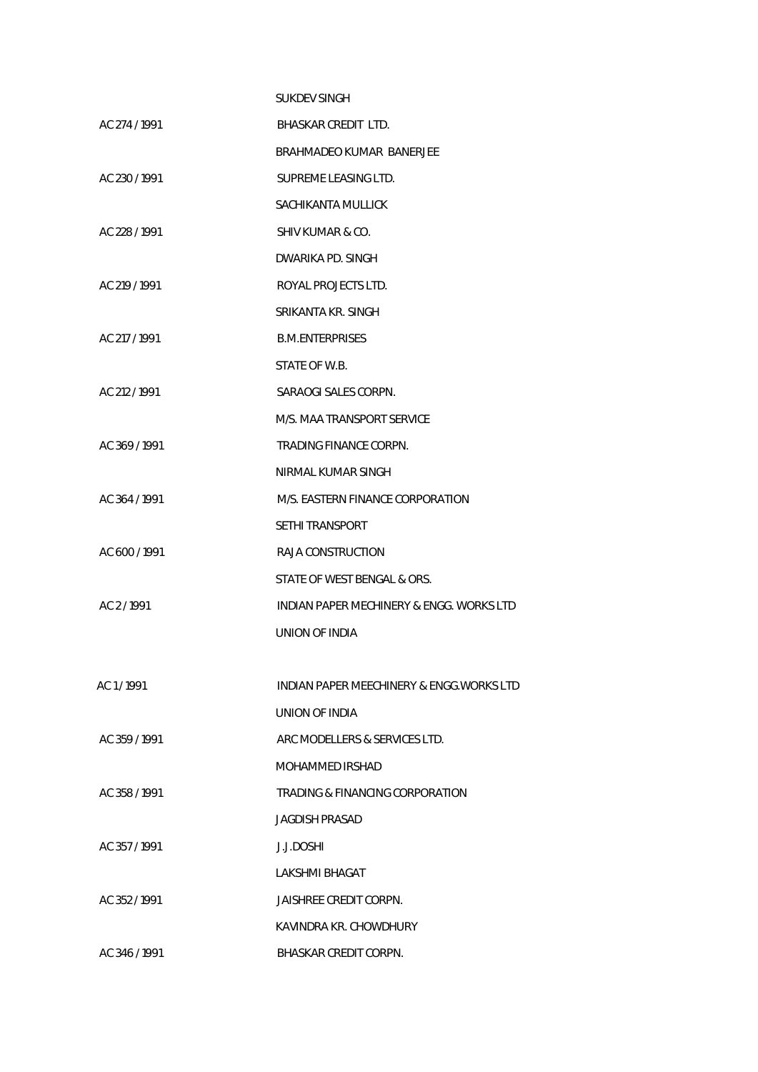| | |
|---|---|
| | SUKDEV SINGH |
| AC 274 / 1991 | BHASKAR CREDIT LTD. |
| | BRAHMADEO KUMAR BANERJEE |
| AC 230 / 1991 | SUPREME LEASING LTD. |
| | SACHIKANTA MULLICK |
| AC 228 / 1991 | SHIV KUMAR & CO. |
| | DWARIKA PD. SINGH |
| AC 219 / 1991 | ROYAL PROJECTS LTD. |
| | SRIKANTA KR. SINGH |
| AC 217 / 1991 | B.M.ENTERPRISES |
| | STATE OF W.B. |
| AC 212 / 1991 | SARAOGI SALES CORPN. |
| | M/S. MAA TRANSPORT SERVICE |
| AC 369 / 1991 | TRADING FINANCE CORPN. |
| | NIRMAL KUMAR SINGH |
| AC 364 / 1991 | M/S. EASTERN FINANCE CORPORATION |
| | SETHI TRANSPORT |
| AC 600 / 1991 | RAJA CONSTRUCTION |
| | STATE OF WEST BENGAL & ORS. |
| AC 2 / 1991 | INDIAN PAPER MECHINERY & ENGG. WORKS LTD |
| | UNION OF INDIA |
| AC 1 / 1991 | INDIAN PAPER MEECHINERY & ENGG.WORKS LTD |
| | UNION OF INDIA |
| AC 359 / 1991 | ARC MODELLERS & SERVICES LTD. |
| | MOHAMMED IRSHAD |
| AC 358 / 1991 | TRADING & FINANCING CORPORATION |
| | JAGDISH PRASAD |
| AC 357 / 1991 | J.J.DOSHI |
| | LAKSHMI BHAGAT |
| AC 352 / 1991 | JAISHREE CREDIT CORPN. |
| | KAVINDRA KR. CHOWDHURY |
| AC 346 / 1991 | BHASKAR CREDIT CORPN. |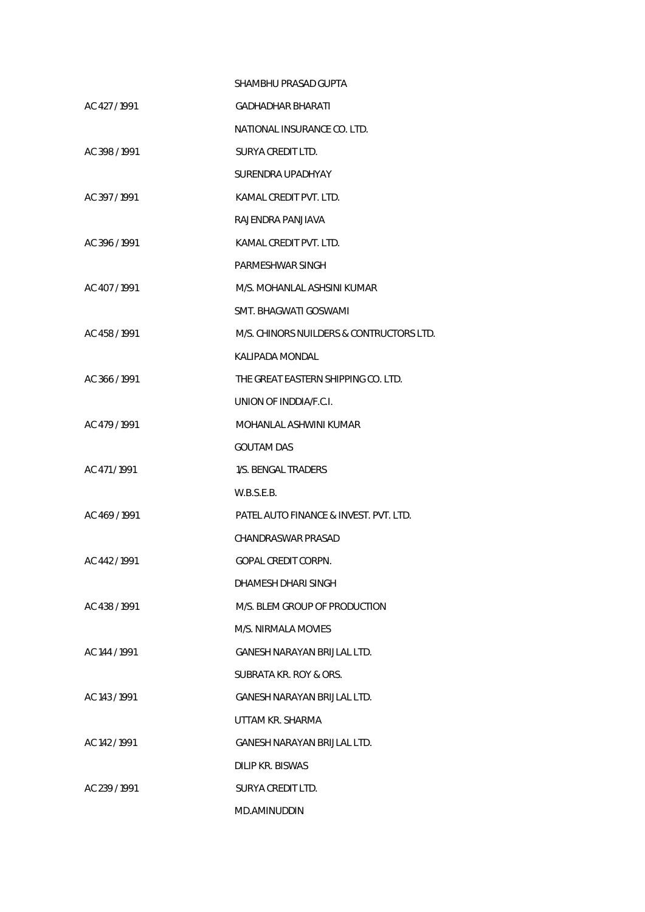SHAMBHU PRASAD GUPTA

AC 427 / 1991 GADHADHAR BHARATI

NATIONAL INSURANCE CO. LTD.

AC 398 / 1991 SURYA CREDIT LTD.

SURENDRA UPADHYAY

AC 397 / 1991 KAMAL CREDIT PVT. LTD.

RAJENDRA PANJIAVA

AC 396 / 1991 KAMAL CREDIT PVT. LTD.

PARMESHWAR SINGH

AC 407 / 1991 M/S. MOHANLAL ASHSINI KUMAR

SMT. BHAGWATI GOSWAMI

AC 458 / 1991 M/S. CHINORS NUILDERS & CONTRUCTORS LTD.

KALIPADA MONDAL

AC 366 / 1991 THE GREAT EASTERN SHIPPING CO. LTD.

UNION OF INDDIA/F.C.I.

AC 479 / 1991 MOHANLAL ASHWINI KUMAR

GOUTAM DAS

AC 471 / 1991 1/S. BENGAL TRADERS

W.B.S.E.B.

AC 469 / 1991 PATEL AUTO FINANCE & INVEST. PVT. LTD.

CHANDRASWAR PRASAD

AC 442 / 1991 GOPAL CREDIT CORPN.

DHAMESH DHARI SINGH

AC 438 / 1991 M/S. BLEM GROUP OF PRODUCTION

M/S. NIRMALA MOVIES

AC 144 / 1991 GANESH NARAYAN BRIJLAL LTD.

SUBRATA KR. ROY & ORS.

AC 143 / 1991 GANESH NARAYAN BRIJLAL LTD.

UTTAM KR. SHARMA

AC 142 / 1991 GANESH NARAYAN BRIJLAL LTD.

DILIP KR. BISWAS

AC 239 / 1991 SURYA CREDIT LTD.

MD.AMINUDDIN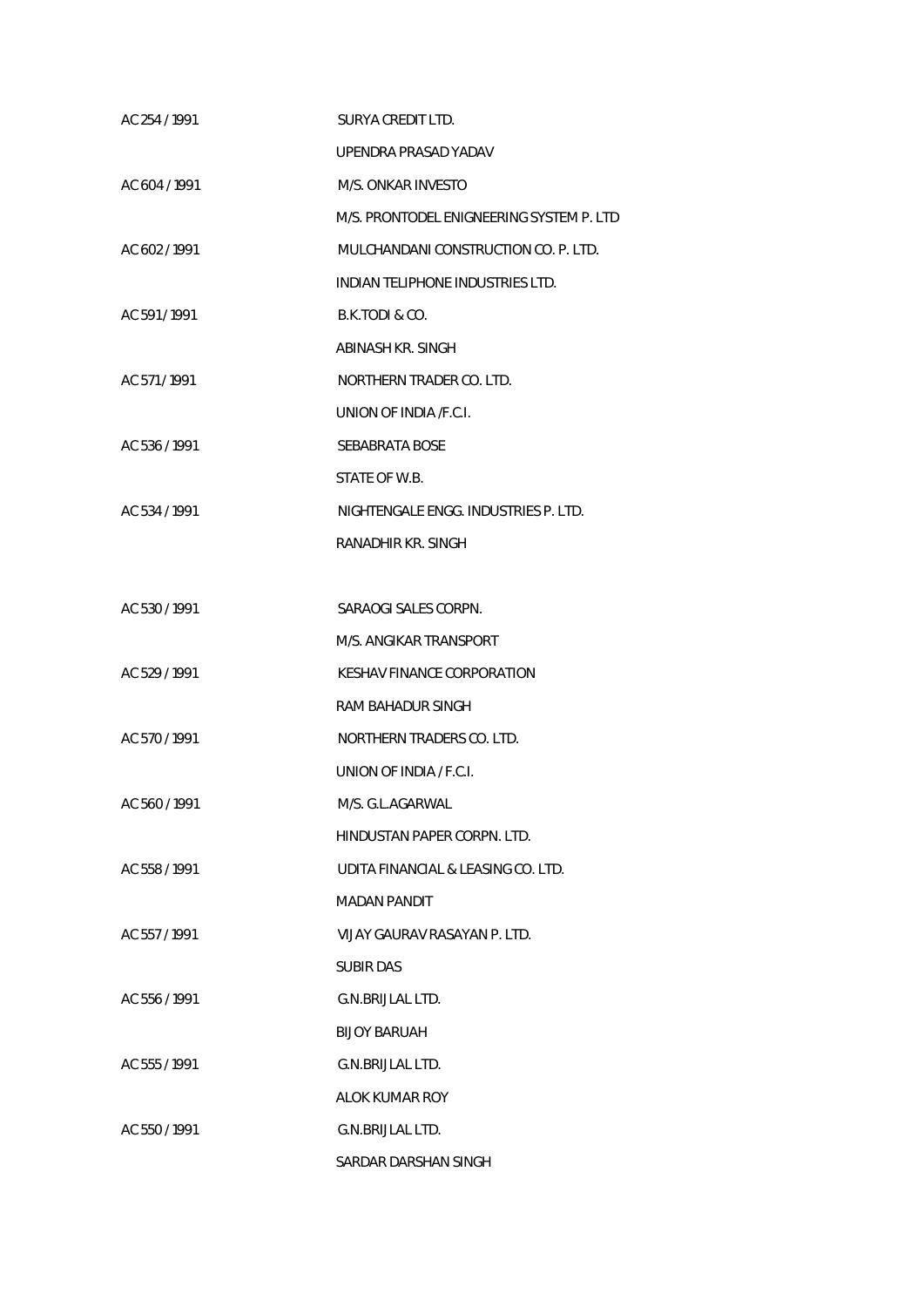| | |
|---|---|
| AC 254 / 1991 | SURYA CREDIT LTD. |
| | UPENDRA PRASAD YADAV |
| AC 604 / 1991 | M/S. ONKAR INVESTO |
| | M/S. PRONTODEL ENIGNEERING SYSTEM P. LTD |
| AC 602 / 1991 | MULCHANDANI CONSTRUCTION CO. P. LTD. |
| | INDIAN TELIPHONE INDUSTRIES LTD. |
| AC 591 / 1991 | B.K.TODI & CO. |
| | ABINASH KR. SINGH |
| AC 571 / 1991 | NORTHERN TRADER CO. LTD. |
| | UNION OF INDIA /F.C.I. |
| AC 536 / 1991 | SEBABRATA BOSE |
| | STATE OF W.B. |
| AC 534 / 1991 | NIGHTENGALE ENGG. INDUSTRIES P. LTD. |
| | RANADHIR KR. SINGH |
| AC 530 / 1991 | SARAOGI SALES CORPN. |
| | M/S. ANGIKAR TRANSPORT |
| AC 529 / 1991 | KESHAV FINANCE CORPORATION |
| | RAM BAHADUR SINGH |
| AC 570 / 1991 | NORTHERN TRADERS CO. LTD. |
| | UNION OF INDIA / F.C.I. |
| AC 560 / 1991 | M/S. G.L.AGARWAL |
| | HINDUSTAN PAPER CORPN. LTD. |
| AC 558 / 1991 | UDITA FINANCIAL & LEASING CO. LTD. |
| | MADAN PANDIT |
| AC 557 / 1991 | VIJAY GAURAV RASAYAN P. LTD. |
| | SUBIR DAS |
| AC 556 / 1991 | G.N.BRIJLAL LTD. |
| | BIJOY BARUAH |
| AC 555 / 1991 | G.N.BRIJLAL LTD. |
| | ALOK KUMAR ROY |
| AC 550 / 1991 | G.N.BRIJLAL LTD. |
| | SARDAR DARSHAN SINGH |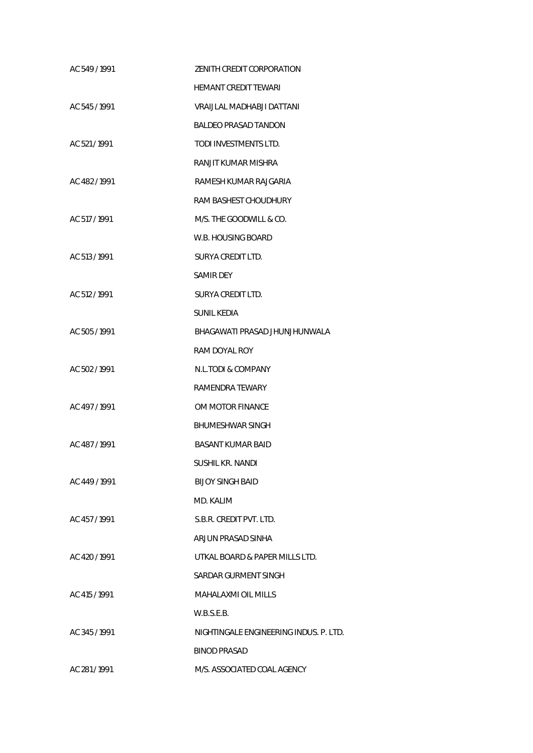| | |
|---|---|
| AC 549 / 1991 | ZENITH CREDIT CORPORATION |
| | HEMANT CREDIT TEWARI |
| AC 545 / 1991 | VRAIJLAL MADHABJI DATTANI |
| | BALDEO PRASAD TANDON |
| AC 521 / 1991 | TODI INVESTMENTS LTD. |
| | RANJIT KUMAR MISHRA |
| AC 482 / 1991 | RAMESH KUMAR RAJGARIA |
| | RAM BASHEST CHOUDHURY |
| AC 517 / 1991 | M/S. THE GOODWILL & CO. |
| | W.B. HOUSING BOARD |
| AC 513 / 1991 | SURYA CREDIT LTD. |
| | SAMIR DEY |
| AC 512 / 1991 | SURYA CREDIT LTD. |
| | SUNIL KEDIA |
| AC 505 / 1991 | BHAGAWATI PRASAD JHUNJHUNWALA |
| | RAM DOYAL ROY |
| AC 502 / 1991 | N.L.TODI & COMPANY |
| | RAMENDRA TEWARY |
| AC 497 / 1991 | OM MOTOR FINANCE |
| | BHUMESHWAR SINGH |
| AC 487 / 1991 | BASANT KUMAR BAID |
| | SUSHIL KR. NANDI |
| AC 449 / 1991 | BIJOY SINGH BAID |
| | MD. KALIM |
| AC 457 / 1991 | S.B.R. CREDIT PVT. LTD. |
| | ARJUN PRASAD SINHA |
| AC 420 / 1991 | UTKAL BOARD & PAPER MILLS LTD. |
| | SARDAR GURMENT SINGH |
| AC 415 / 1991 | MAHALAXMI OIL MILLS |
| | W.B.S.E.B. |
| AC 345 / 1991 | NIGHTINGALE ENGINEERING INDUS. P. LTD. |
| | BINOD PRASAD |
| AC 281 / 1991 | M/S. ASSOCIATED COAL AGENCY |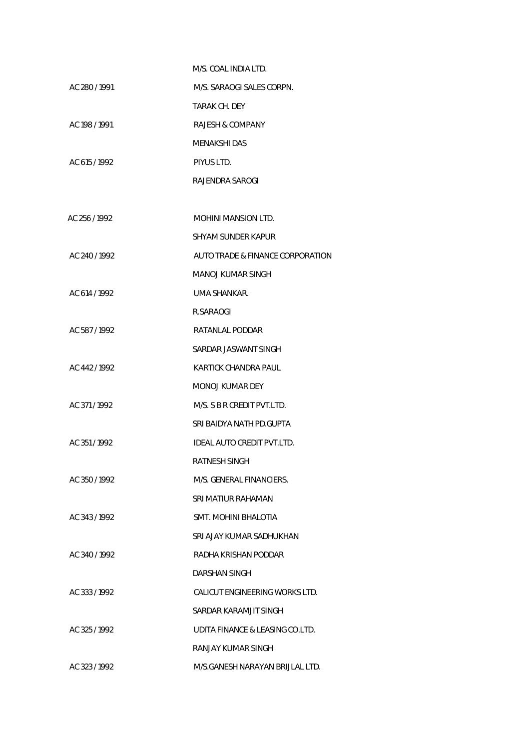M/S. COAL INDIA LTD.

AC 280 / 1991 M/S. SARAOGI SALES CORPN.

TARAK CH. DEY

AC 198 / 1991 RAJESH & COMPANY

MENAKSHI DAS

AC 615 / 1992 PIYUS LTD.

RAJENDRA SAROGI

AC 256 / 1992 MOHINI MANSION LTD.

SHYAM SUNDER KAPUR

AC 240 / 1992 AUTO TRADE & FINANCE CORPORATION

MANOJ KUMAR SINGH

AC 614 / 1992 UMA SHANKAR.

R.SARAOGI

AC 587 / 1992 RATANLAL PODDAR

SARDAR JASWANT SINGH

AC 442 / 1992 KARTICK CHANDRA PAUL

MONOJ KUMAR DEY

AC 371 / 1992 M/S. S B R CREDIT PVT.LTD.

SRI BAIDYA NATH PD.GUPTA

AC 351 / 1992 IDEAL AUTO CREDIT PVT.LTD.

RATNESH SINGH

AC 350 / 1992 M/S. GENERAL FINANCIERS.

SRI MATIUR RAHAMAN

AC 343 / 1992 SMT. MOHINI BHALOTIA

SRI AJAY KUMAR SADHUKHAN

AC 340 / 1992 RADHA KRISHAN PODDAR

DARSHAN SINGH

AC 333 / 1992 CALICUT ENGINEERING WORKS LTD.

SARDAR KARAMJIT SINGH

AC 325 / 1992 UDITA FINANCE & LEASING CO.LTD.

RANJAY KUMAR SINGH

AC 323 / 1992 M/S.GANESH NARAYAN BRIJLAL LTD.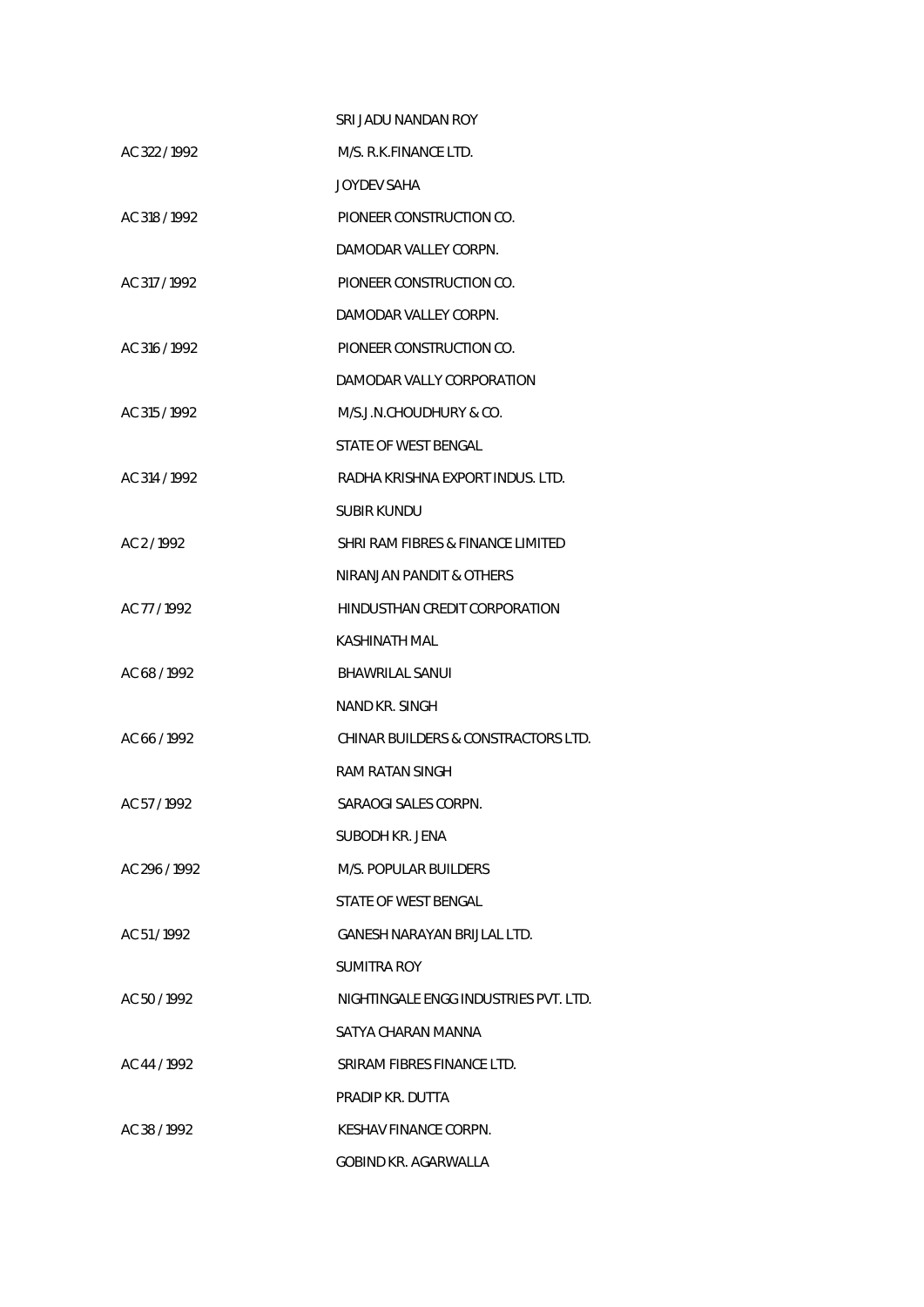| | |
|---|---|
| | SRI JADU NANDAN ROY |
| AC 322 / 1992 | M/S. R.K.FINANCE LTD. |
| | JOYDEV SAHA |
| AC 318 / 1992 | PIONEER CONSTRUCTION CO. |
| | DAMODAR VALLEY CORPN. |
| AC 317 / 1992 | PIONEER CONSTRUCTION CO. |
| | DAMODAR VALLEY CORPN. |
| AC 316 / 1992 | PIONEER CONSTRUCTION CO. |
| | DAMODAR VALLY CORPORATION |
| AC 315 / 1992 | M/S.J.N.CHOUDHURY & CO. |
| | STATE OF WEST BENGAL |
| AC 314 / 1992 | RADHA KRISHNA EXPORT INDUS. LTD. |
| | SUBIR KUNDU |
| AC 2 / 1992 | SHRI RAM FIBRES & FINANCE LIMITED |
| | NIRANJAN PANDIT & OTHERS |
| AC 77 / 1992 | HINDUSTHAN CREDIT CORPORATION |
| | KASHINATH MAL |
| AC 68 / 1992 | BHAWRILAL SANUI |
| | NAND KR. SINGH |
| AC 66 / 1992 | CHINAR BUILDERS & CONSTRACTORS LTD. |
| | RAM RATAN SINGH |
| AC 57 / 1992 | SARAOGI SALES CORPN. |
| | SUBODH KR. JENA |
| AC 296 / 1992 | M/S. POPULAR BUILDERS |
| | STATE OF WEST BENGAL |
| AC 51 / 1992 | GANESH NARAYAN BRIJLAL LTD. |
| | SUMITRA ROY |
| AC 50 / 1992 | NIGHTINGALE ENGG INDUSTRIES PVT. LTD. |
| | SATYA CHARAN MANNA |
| AC 44 / 1992 | SRIRAM FIBRES FINANCE LTD. |
| | PRADIP KR. DUTTA |
| AC 38 / 1992 | KESHAV FINANCE CORPN. |
| | GOBIND KR. AGARWALLA |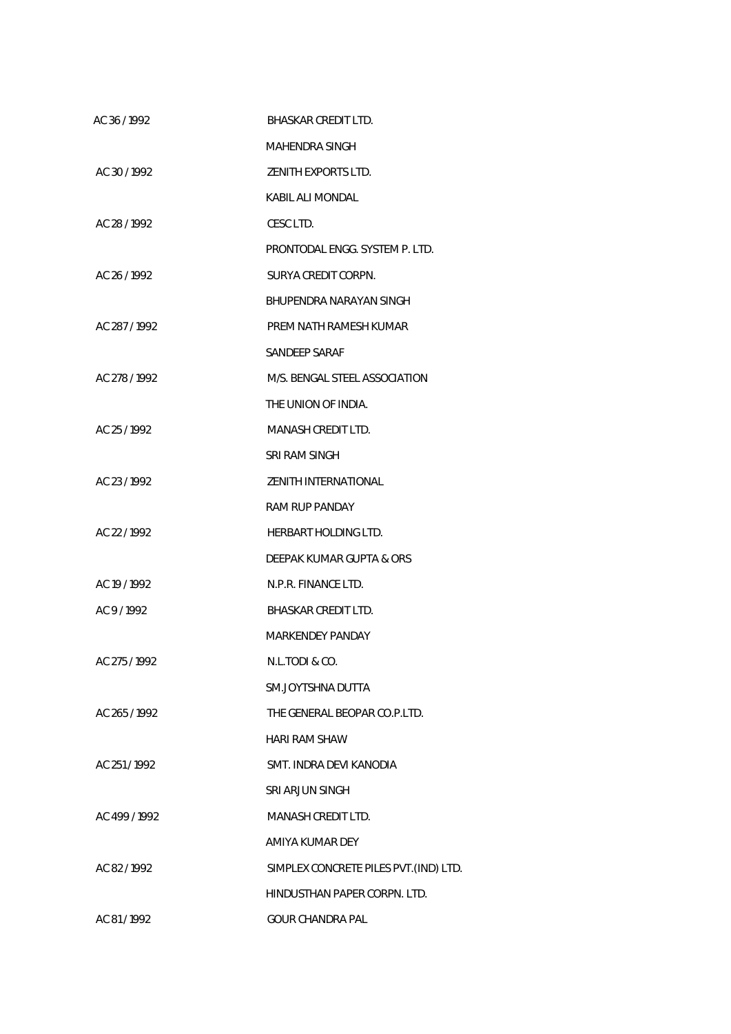| | |
|---|---|
| AC 36 / 1992 | BHASKAR CREDIT LTD. |
| | MAHENDRA SINGH |
| AC 30 / 1992 | ZENITH EXPORTS LTD. |
| | KABIL ALI MONDAL |
| AC 28 / 1992 | CESC LTD. |
| | PRONTODAL ENGG. SYSTEM P. LTD. |
| AC 26 / 1992 | SURYA CREDIT CORPN. |
| | BHUPENDRA NARAYAN SINGH |
| AC 287 / 1992 | PREM NATH RAMESH KUMAR |
| | SANDEEP SARAF |
| AC 278 / 1992 | M/S. BENGAL STEEL ASSOCIATION |
| | THE UNION OF INDIA. |
| AC 25 / 1992 | MANASH CREDIT LTD. |
| | SRI RAM SINGH |
| AC 23 / 1992 | ZENITH INTERNATIONAL |
| | RAM RUP PANDAY |
| AC 22 / 1992 | HERBART HOLDING LTD. |
| | DEEPAK KUMAR GUPTA & ORS |
| AC 19 / 1992 | N.P.R. FINANCE LTD. |
| AC 9 / 1992 | BHASKAR CREDIT LTD. |
| | MARKENDEY PANDAY |
| AC 275 / 1992 | N.L.TODI & CO. |
| | SM.JOYTSHNA DUTTA |
| AC 265 / 1992 | THE GENERAL BEOPAR CO.P.LTD. |
| | HARI RAM SHAW |
| AC 251 / 1992 | SMT. INDRA DEVI KANODIA |
| | SRI ARJUN SINGH |
| AC 499 / 1992 | MANASH CREDIT LTD. |
| | AMIYA KUMAR DEY |
| AC 82 / 1992 | SIMPLEX CONCRETE PILES PVT.(IND) LTD. |
| | HINDUSTHAN PAPER CORPN. LTD. |
| AC 81 / 1992 | GOUR CHANDRA PAL |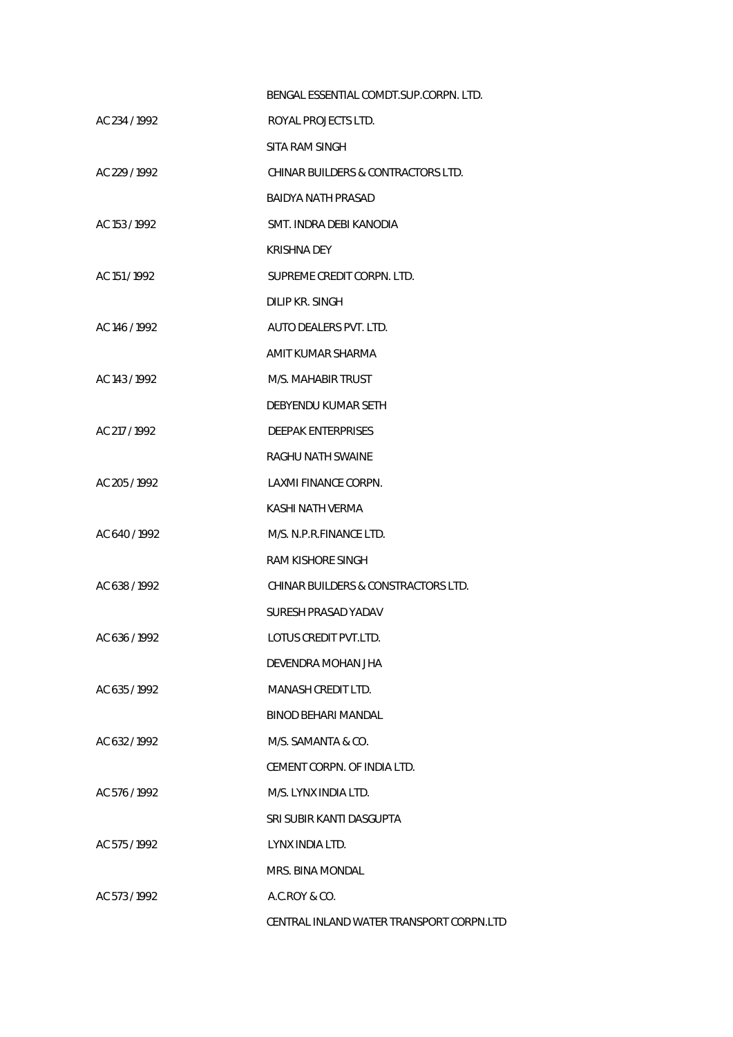| | |
|---|---|
| | BENGAL ESSENTIAL COMDT.SUP.CORPN. LTD. |
| AC 234 / 1992 | ROYAL PROJECTS LTD. |
| | SITA RAM SINGH |
| AC 229 / 1992 | CHINAR BUILDERS & CONTRACTORS LTD. |
| | BAIDYA NATH PRASAD |
| AC 153 / 1992 | SMT. INDRA DEBI KANODIA |
| | KRISHNA DEY |
| AC 151 / 1992 | SUPREME CREDIT CORPN. LTD. |
| | DILIP KR. SINGH |
| AC 146 / 1992 | AUTO DEALERS PVT. LTD. |
| | AMIT KUMAR SHARMA |
| AC 143 / 1992 | M/S. MAHABIR TRUST |
| | DEBYENDU KUMAR SETH |
| AC 217 / 1992 | DEEPAK ENTERPRISES |
| | RAGHU NATH SWAINE |
| AC 205 / 1992 | LAXMI FINANCE CORPN. |
| | KASHI NATH VERMA |
| AC 640 / 1992 | M/S. N.P.R.FINANCE LTD. |
| | RAM KISHORE SINGH |
| AC 638 / 1992 | CHINAR BUILDERS & CONSTRACTORS LTD. |
| | SURESH PRASAD YADAV |
| AC 636 / 1992 | LOTUS CREDIT PVT.LTD. |
| | DEVENDRA MOHAN JHA |
| AC 635 / 1992 | MANASH CREDIT LTD. |
| | BINOD BEHARI MANDAL |
| AC 632 / 1992 | M/S. SAMANTA & CO. |
| | CEMENT CORPN. OF INDIA LTD. |
| AC 576 / 1992 | M/S. LYNX INDIA LTD. |
| | SRI SUBIR KANTI DASGUPTA |
| AC 575 / 1992 | LYNX INDIA LTD. |
| | MRS. BINA MONDAL |
| AC 573 / 1992 | A.C.ROY & CO. |
| | CENTRAL INLAND WATER TRANSPORT CORPN.LTD |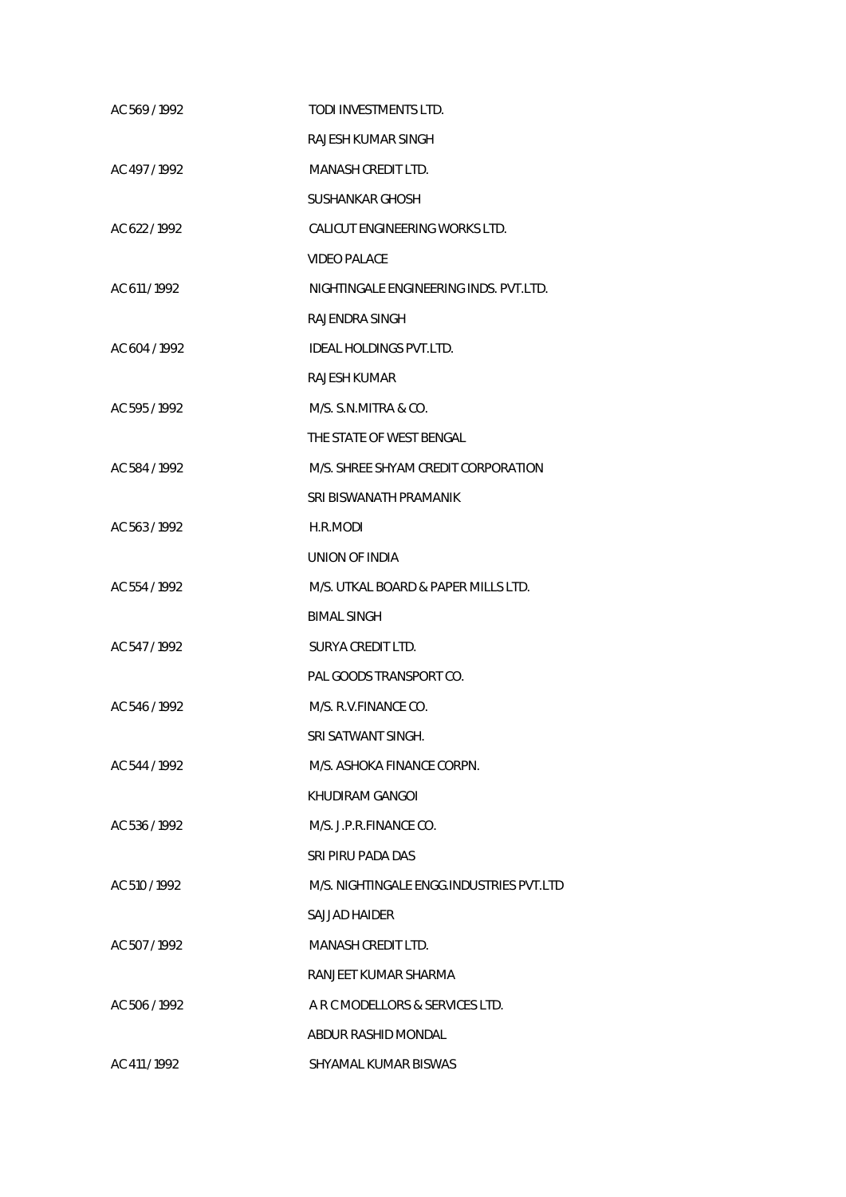| | |
|---|---|
| AC 569 / 1992 | TODI INVESTMENTS LTD. |
| | RAJESH KUMAR SINGH |
| AC 497 / 1992 | MANASH CREDIT LTD. |
| | SUSHANKAR GHOSH |
| AC 622 / 1992 | CALICUT ENGINEERING WORKS LTD. |
| | VIDEO PALACE |
| AC 611 / 1992 | NIGHTINGALE ENGINEERING INDS. PVT.LTD. |
| | RAJENDRA SINGH |
| AC 604 / 1992 | IDEAL HOLDINGS PVT.LTD. |
| | RAJESH KUMAR |
| AC 595 / 1992 | M/S. S.N.MITRA & CO. |
| | THE STATE OF WEST BENGAL |
| AC 584 / 1992 | M/S. SHREE SHYAM CREDIT CORPORATION |
| | SRI BISWANATH PRAMANIK |
| AC 563 / 1992 | H.R.MODI |
| | UNION OF INDIA |
| AC 554 / 1992 | M/S. UTKAL BOARD & PAPER MILLS LTD. |
| | BIMAL SINGH |
| AC 547 / 1992 | SURYA CREDIT LTD. |
| | PAL GOODS TRANSPORT CO. |
| AC 546 / 1992 | M/S. R.V.FINANCE CO. |
| | SRI SATWANT SINGH. |
| AC 544 / 1992 | M/S. ASHOKA FINANCE CORPN. |
| | KHUDIRAM GANGOI |
| AC 536 / 1992 | M/S. J.P.R.FINANCE CO. |
| | SRI PIRU PADA DAS |
| AC 510 / 1992 | M/S. NIGHTINGALE ENGG.INDUSTRIES PVT.LTD |
| | SAJJAD HAIDER |
| AC 507 / 1992 | MANASH CREDIT LTD. |
| | RANJEET KUMAR SHARMA |
| AC 506 / 1992 | A R C MODELLORS & SERVICES LTD. |
| | ABDUR RASHID MONDAL |
| AC 411 / 1992 | SHYAMAL KUMAR BISWAS |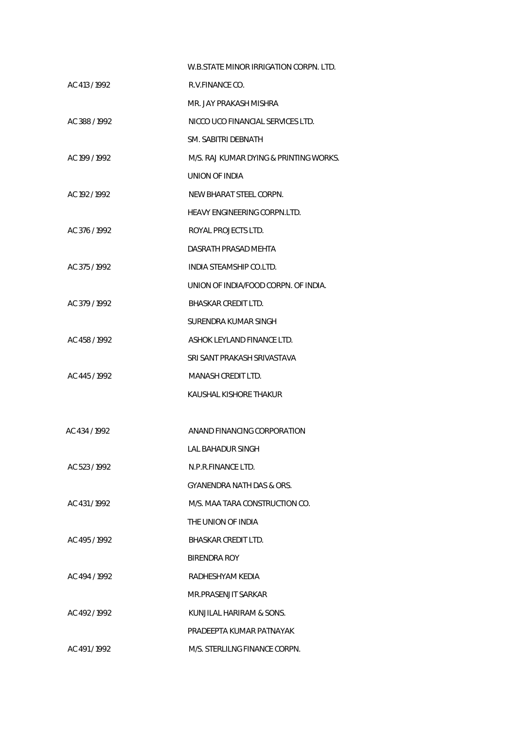W.B.STATE MINOR IRRIGATION CORPN. LTD.

| | |
|---|---|
| AC 413 / 1992 | R.V.FINANCE CO. |
| | MR. JAY PRAKASH MISHRA |
| AC 388 / 1992 | NICCO UCO FINANCIAL SERVICES LTD. |
| | SM. SABITRI DEBNATH |
| AC 199 / 1992 | M/S. RAJ KUMAR DYING & PRINTING WORKS. |
| | UNION OF INDIA |
| AC 192 / 1992 | NEW BHARAT STEEL CORPN. |
| | HEAVY ENGINEERING CORPN.LTD. |
| AC 376 / 1992 | ROYAL PROJECTS LTD. |
| | DASRATH PRASAD MEHTA |
| AC 375 / 1992 | INDIA STEAMSHIP CO.LTD. |
| | UNION OF INDIA/FOOD CORPN. OF INDIA. |
| AC 379 / 1992 | BHASKAR CREDIT LTD. |
| | SURENDRA KUMAR SINGH |
| AC 458 / 1992 | ASHOK LEYLAND FINANCE LTD. |
| | SRI SANT PRAKASH SRIVASTAVA |
| AC 445 / 1992 | MANASH CREDIT LTD. |
| | KAUSHAL KISHORE THAKUR |
| AC 434 / 1992 | ANAND FINANCING CORPORATION |
| | LAL BAHADUR SINGH |
| AC 523 / 1992 | N.P.R.FINANCE LTD. |
| | GYANENDRA NATH DAS & ORS. |
| AC 431 / 1992 | M/S. MAA TARA CONSTRUCTION CO. |
| | THE UNION OF INDIA |
| AC 495 / 1992 | BHASKAR CREDIT LTD. |
| | BIRENDRA ROY |
| AC 494 / 1992 | RADHESHYAM KEDIA |
| | MR.PRASENJIT SARKAR |
| AC 492 / 1992 | KUNJILAL HARIRAM & SONS. |
| | PRADEEPTA KUMAR PATNAYAK |
| AC 491 / 1992 | M/S. STERLILNG FINANCE CORPN. |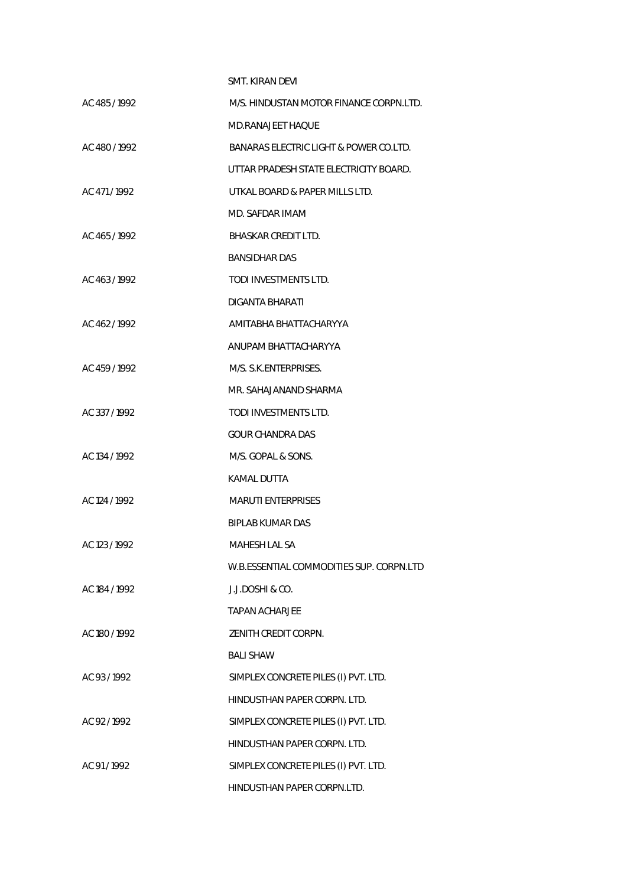SMT. KIRAN DEVI

| | |
|---|---|
| AC 485 / 1992 | M/S. HINDUSTAN MOTOR FINANCE CORPN.LTD. |
| | MD.RANAJEET HAQUE |
| AC 480 / 1992 | BANARAS ELECTRIC LIGHT & POWER CO.LTD. |
| | UTTAR PRADESH STATE ELECTRICITY BOARD. |
| AC 471 / 1992 | UTKAL BOARD & PAPER MILLS LTD. |
| | MD. SAFDAR IMAM |
| AC 465 / 1992 | BHASKAR CREDIT LTD. |
| | BANSIDHAR DAS |
| AC 463 / 1992 | TODI INVESTMENTS LTD. |
| | DIGANTA BHARATI |
| AC 462 / 1992 | AMITABHA BHATTACHARYYA |
| | ANUPAM BHATTACHARYYA |
| AC 459 / 1992 | M/S. S.K.ENTERPRISES. |
| | MR. SAHAJANAND SHARMA |
| AC 337 / 1992 | TODI INVESTMENTS LTD. |
| | GOUR CHANDRA DAS |
| AC 134 / 1992 | M/S. GOPAL & SONS. |
| | KAMAL DUTTA |
| AC 124 / 1992 | MARUTI ENTERPRISES |
| | BIPLAB KUMAR DAS |
| AC 123 / 1992 | MAHESH LAL SA |
| | W.B.ESSENTIAL COMMODITIES SUP. CORPN.LTD |
| AC 184 / 1992 | J.J.DOSHI & CO. |
| | TAPAN ACHARJEE |
| AC 180 / 1992 | ZENITH CREDIT CORPN. |
| | BALI SHAW |
| AC 93 / 1992 | SIMPLEX CONCRETE PILES (I) PVT. LTD. |
| | HINDUSTHAN PAPER CORPN. LTD. |
| AC 92 / 1992 | SIMPLEX CONCRETE PILES (I) PVT. LTD. |
| | HINDUSTHAN PAPER CORPN. LTD. |
| AC 91 / 1992 | SIMPLEX CONCRETE PILES (I) PVT. LTD. |
| | HINDUSTHAN PAPER CORPN.LTD. |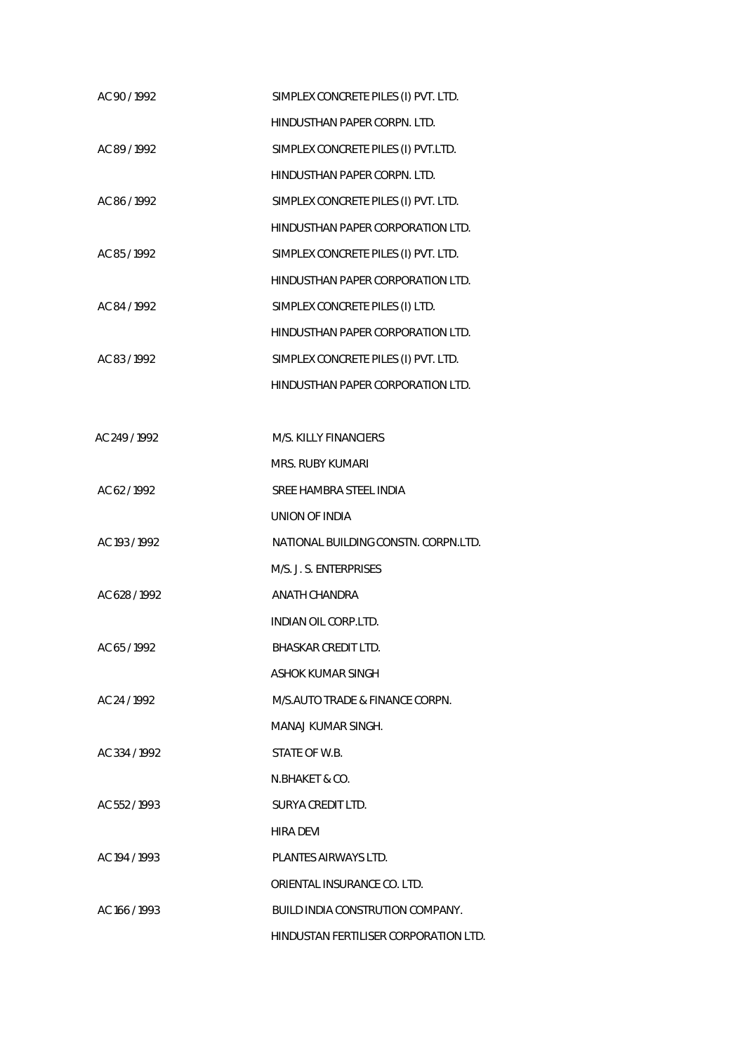AC 90 / 1992 SIMPLEX CONCRETE PILES (I) PVT. LTD.

HINDUSTHAN PAPER CORPN. LTD.

AC 89 / 1992 SIMPLEX CONCRETE PILES (I) PVT.LTD.

HINDUSTHAN PAPER CORPN. LTD.

AC 86 / 1992 SIMPLEX CONCRETE PILES (I) PVT. LTD.

HINDUSTHAN PAPER CORPORATION LTD.

AC 85 / 1992 SIMPLEX CONCRETE PILES (I) PVT. LTD.

HINDUSTHAN PAPER CORPORATION LTD.

AC 84 / 1992 SIMPLEX CONCRETE PILES (I) LTD.

HINDUSTHAN PAPER CORPORATION LTD.

AC 83 / 1992 SIMPLEX CONCRETE PILES (I) PVT. LTD.

HINDUSTHAN PAPER CORPORATION LTD.

AC 249 / 1992 M/S. KILLY FINANCIERS

MRS. RUBY KUMARI

AC 62 / 1992 SREE HAMBRA STEEL INDIA

UNION OF INDIA

AC 193 / 1992 NATIONAL BUILDING CONSTN. CORPN.LTD.

M/S. J. S. ENTERPRISES

AC 628 / 1992 ANATH CHANDRA

INDIAN OIL CORP.LTD.

AC 65 / 1992 BHASKAR CREDIT LTD.

ASHOK KUMAR SINGH

AC 24 / 1992 M/S.AUTO TRADE & FINANCE CORPN.

MANAJ KUMAR SINGH.

AC 334 / 1992 STATE OF W.B.

N.BHAKET & CO.

AC 552 / 1993 SURYA CREDIT LTD.

HIRA DEVI

AC 194 / 1993 PLANTES AIRWAYS LTD.

ORIENTAL INSURANCE CO. LTD.

AC 166 / 1993 BUILD INDIA CONSTRUTION COMPANY.

HINDUSTAN FERTILISER CORPORATION LTD.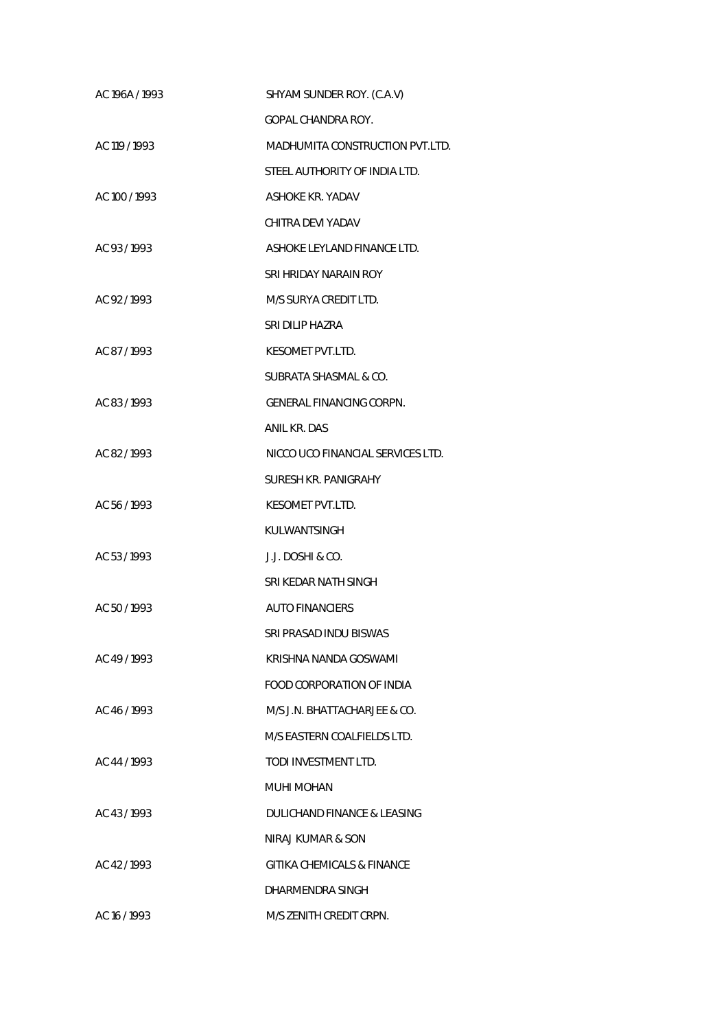| | |
|---|---|
| AC 196A / 1993 | SHYAM SUNDER ROY. (C.A.V) |
| | GOPAL CHANDRA ROY. |
| AC 119 / 1993 | MADHUMITA CONSTRUCTION PVT.LTD. |
| | STEEL AUTHORITY OF INDIA LTD. |
| AC 100 / 1993 | ASHOKE KR. YADAV |
| | CHITRA DEVI YADAV |
| AC 93 / 1993 | ASHOKE LEYLAND FINANCE LTD. |
| | SRI HRIDAY NARAIN ROY |
| AC 92 / 1993 | M/S SURYA CREDIT LTD. |
| | SRI DILIP HAZRA |
| AC 87 / 1993 | KESOMET PVT.LTD. |
| | SUBRATA SHASMAL & CO. |
| AC 83 / 1993 | GENERAL FINANCING CORPN. |
| | ANIL KR. DAS |
| AC 82 / 1993 | NICCO UCO FINANCIAL SERVICES LTD. |
| | SURESH KR. PANIGRAHY |
| AC 56 / 1993 | KESOMET PVT.LTD. |
| | KULWANTSINGH |
| AC 53 / 1993 | J.J. DOSHI & CO. |
| | SRI KEDAR NATH SINGH |
| AC 50 / 1993 | AUTO FINANCIERS |
| | SRI PRASAD INDU BISWAS |
| AC 49 / 1993 | KRISHNA NANDA GOSWAMI |
| | FOOD CORPORATION OF INDIA |
| AC 46 / 1993 | M/S J.N. BHATTACHARJEE & CO. |
| | M/S EASTERN COALFIELDS LTD. |
| AC 44 / 1993 | TODI INVESTMENT LTD. |
| | MUHI MOHAN |
| AC 43 / 1993 | DULICHAND FINANCE & LEASING |
| | NIRAJ KUMAR & SON |
| AC 42 / 1993 | GITIKA CHEMICALS & FINANCE |
| | DHARMENDRA SINGH |
| AC 16 / 1993 | M/S ZENITH CREDIT CRPN. |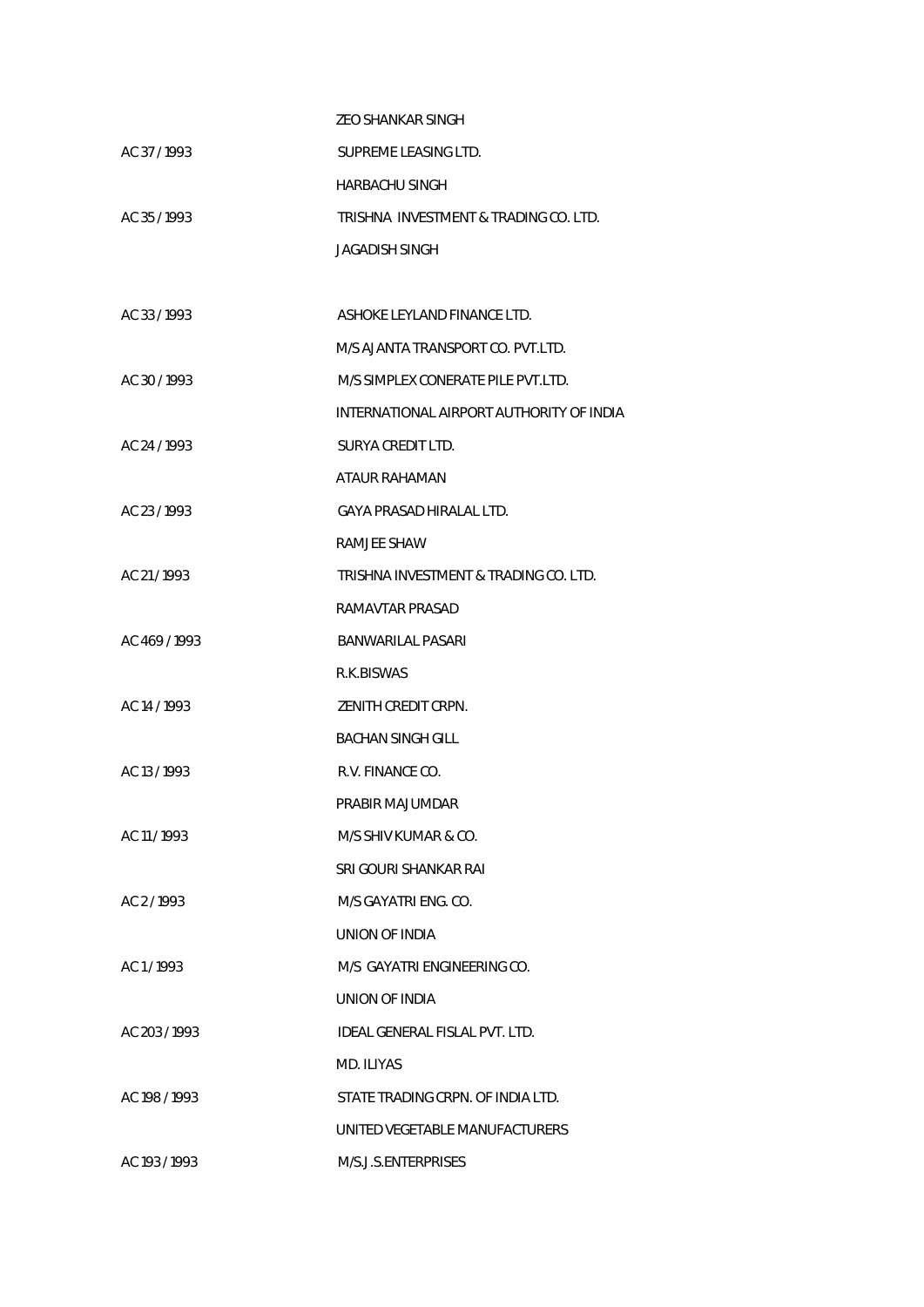| | |
|---|---|
| | ZEO SHANKAR SINGH |
| AC 37 / 1993 | SUPREME LEASING LTD. |
| | HARBACHU SINGH |
| AC 35 / 1993 | TRISHNA INVESTMENT & TRADING CO. LTD. |
| | JAGADISH SINGH |
| AC 33 / 1993 | ASHOKE LEYLAND FINANCE LTD. |
| | M/S AJANTA TRANSPORT CO. PVT.LTD. |
| AC 30 / 1993 | M/S SIMPLEX CONERATE PILE PVT.LTD. |
| | INTERNATIONAL AIRPORT AUTHORITY OF INDIA |
| AC 24 / 1993 | SURYA CREDIT LTD. |
| | ATAUR RAHAMAN |
| AC 23 / 1993 | GAYA PRASAD HIRALAL LTD. |
| | RAMJEE SHAW |
| AC 21 / 1993 | TRISHNA INVESTMENT & TRADING CO. LTD. |
| | RAMAVTAR PRASAD |
| AC 469 / 1993 | BANWARILAL PASARI |
| | R.K.BISWAS |
| AC 14 / 1993 | ZENITH CREDIT CRPN. |
| | BACHAN SINGH GILL |
| AC 13 / 1993 | R.V. FINANCE CO. |
| | PRABIR MAJUMDAR |
| AC 11 / 1993 | M/S SHIV KUMAR & CO. |
| | SRI GOURI SHANKAR RAI |
| AC 2 / 1993 | M/S GAYATRI ENG. CO. |
| | UNION OF INDIA |
| AC 1 / 1993 | M/S GAYATRI ENGINEERING CO. |
| | UNION OF INDIA |
| AC 203 / 1993 | IDEAL GENERAL FISLAL PVT. LTD. |
| | MD. ILIYAS |
| AC 198 / 1993 | STATE TRADING CRPN. OF INDIA LTD. |
| | UNITED VEGETABLE MANUFACTURERS |
| AC 193 / 1993 | M/S.J.S.ENTERPRISES |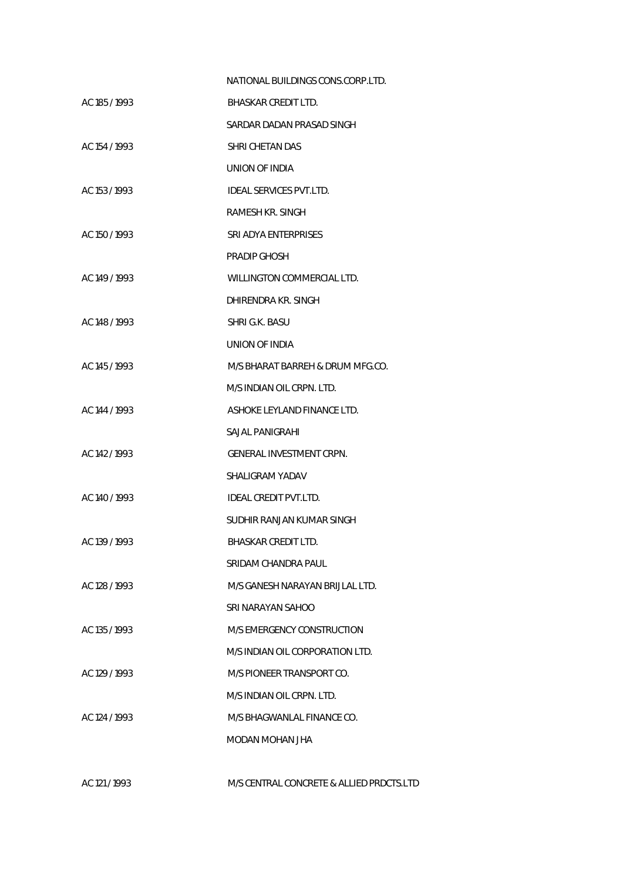| | |
|---|---|
| | NATIONAL BUILDINGS CONS.CORP.LTD. |
| AC 185 / 1993 | BHASKAR CREDIT LTD. |
| | SARDAR DADAN PRASAD SINGH |
| AC 154 / 1993 | SHRI CHETAN DAS |
| | UNION OF INDIA |
| AC 153 / 1993 | IDEAL SERVICES PVT.LTD. |
| | RAMESH KR. SINGH |
| AC 150 / 1993 | SRI ADYA ENTERPRISES |
| | PRADIP GHOSH |
| AC 149 / 1993 | WILLINGTON COMMERCIAL LTD. |
| | DHIRENDRA KR. SINGH |
| AC 148 / 1993 | SHRI G.K. BASU |
| | UNION OF INDIA |
| AC 145 / 1993 | M/S BHARAT BARREH & DRUM MFG.CO. |
| | M/S INDIAN OIL CRPN. LTD. |
| AC 144 / 1993 | ASHOKE LEYLAND FINANCE LTD. |
| | SAJAL PANIGRAHI |
| AC 142 / 1993 | GENERAL INVESTMENT CRPN. |
| | SHALIGRAM YADAV |
| AC 140 / 1993 | IDEAL CREDIT PVT.LTD. |
| | SUDHIR RANJAN KUMAR SINGH |
| AC 139 / 1993 | BHASKAR CREDIT LTD. |
| | SRIDAM CHANDRA PAUL |
| AC 128 / 1993 | M/S GANESH NARAYAN BRIJLAL LTD. |
| | SRI NARAYAN SAHOO |
| AC 135 / 1993 | M/S EMERGENCY CONSTRUCTION |
| | M/S INDIAN OIL CORPORATION LTD. |
| AC 129 / 1993 | M/S PIONEER TRANSPORT CO. |
| | M/S INDIAN OIL CRPN. LTD. |
| AC 124 / 1993 | M/S BHAGWANLAL FINANCE CO. |
| | MODAN MOHAN JHA |
| AC 121 / 1993 | M/S CENTRAL CONCRETE & ALLIED PRDCTS.LTD |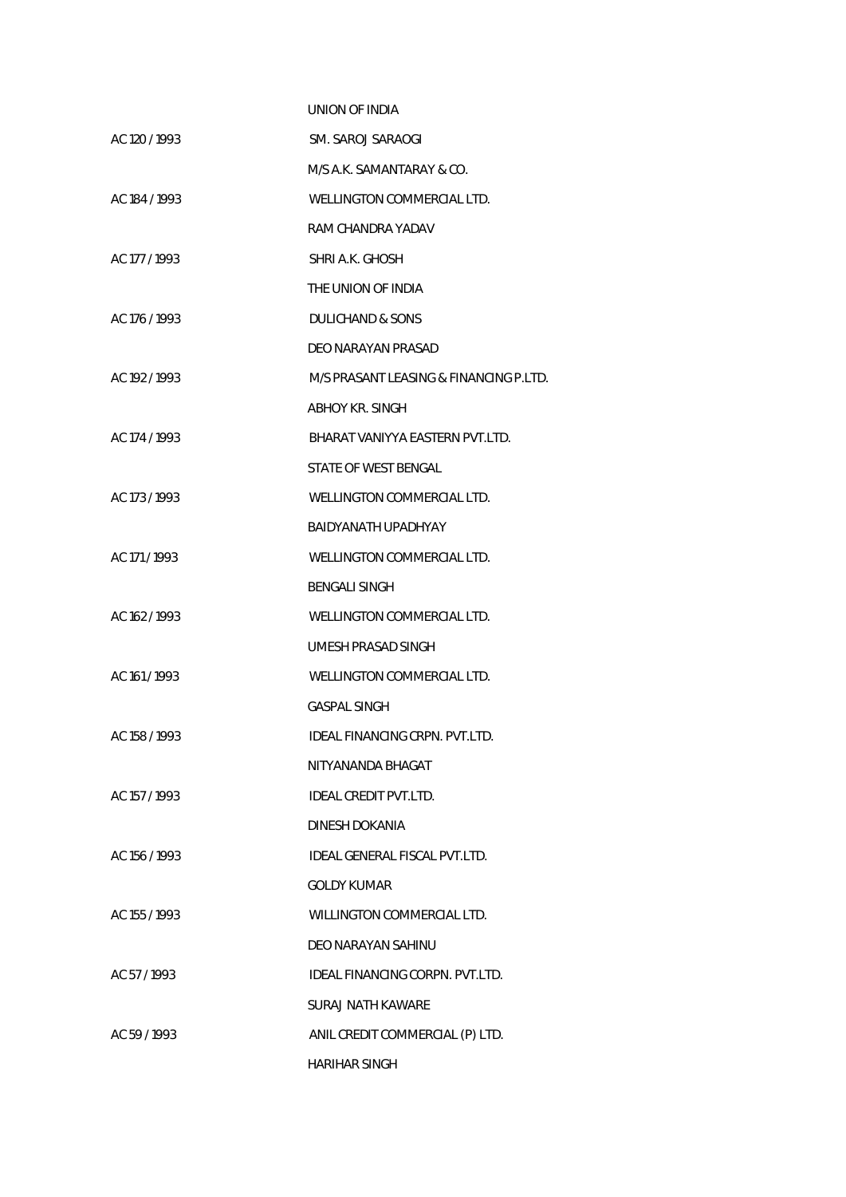| | |
|---|---|
| | UNION OF INDIA |
| AC 120 / 1993 | SM. SAROJ SARAOGI |
| | M/S A.K. SAMANTARAY & CO. |
| AC 184 / 1993 | WELLINGTON COMMERCIAL LTD. |
| | RAM CHANDRA YADAV |
| AC 177 / 1993 | SHRI A.K. GHOSH |
| | THE UNION OF INDIA |
| AC 176 / 1993 | DULICHAND & SONS |
| | DEO NARAYAN PRASAD |
| AC 192 / 1993 | M/S PRASANT LEASING & FINANCING P.LTD. |
| | ABHOY KR. SINGH |
| AC 174 / 1993 | BHARAT VANIYYA EASTERN PVT.LTD. |
| | STATE OF WEST BENGAL |
| AC 173 / 1993 | WELLINGTON COMMERCIAL LTD. |
| | BAIDYANATH UPADHYAY |
| AC 171 / 1993 | WELLINGTON COMMERCIAL LTD. |
| | BENGALI SINGH |
| AC 162 / 1993 | WELLINGTON COMMERCIAL LTD. |
| | UMESH PRASAD SINGH |
| AC 161 / 1993 | WELLINGTON COMMERCIAL LTD. |
| | GASPAL SINGH |
| AC 158 / 1993 | IDEAL FINANCING CRPN. PVT.LTD. |
| | NITYANANDA BHAGAT |
| AC 157 / 1993 | IDEAL CREDIT PVT.LTD. |
| | DINESH DOKANIA |
| AC 156 / 1993 | IDEAL GENERAL FISCAL PVT.LTD. |
| | GOLDY KUMAR |
| AC 155 / 1993 | WILLINGTON COMMERCIAL LTD. |
| | DEO NARAYAN SAHINU |
| AC 57 / 1993 | IDEAL FINANCING CORPN. PVT.LTD. |
| | SURAJ NATH KAWARE |
| AC 59 / 1993 | ANIL CREDIT COMMERCIAL (P) LTD. |
| | HARIHAR SINGH |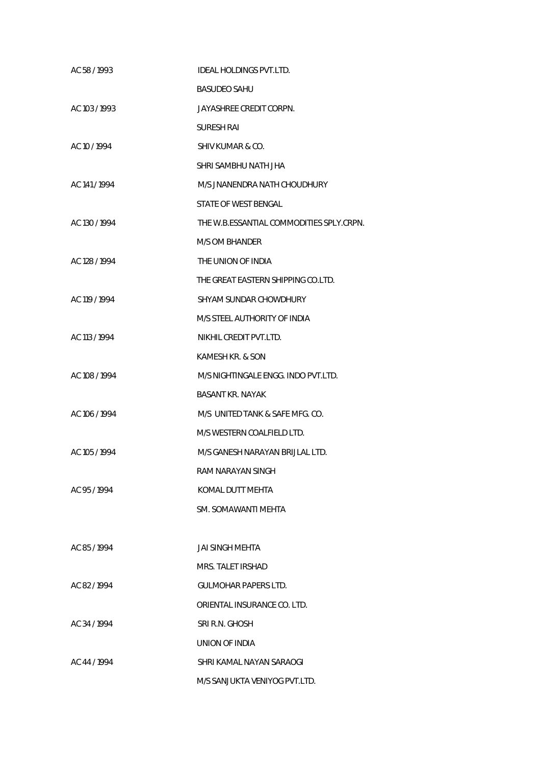| | |
|---|---|
| AC 58 / 1993 | IDEAL HOLDINGS PVT.LTD. |
| | BASUDEO SAHU |
| AC 103 / 1993 | JAYASHREE CREDIT CORPN. |
| | SURESH RAI |
| AC 10 / 1994 | SHIV KUMAR & CO. |
| | SHRI SAMBHU NATH JHA |
| AC 141 / 1994 | M/S JNANENDRA NATH CHOUDHURY |
| | STATE OF WEST BENGAL |
| AC 130 / 1994 | THE W.B.ESSANTIAL COMMODITIES SPLY.CRPN. |
| | M/S OM BHANDER |
| AC 128 / 1994 | THE UNION OF INDIA |
| | THE GREAT EASTERN SHIPPING CO.LTD. |
| AC 119 / 1994 | SHYAM SUNDAR CHOWDHURY |
| | M/S STEEL AUTHORITY OF INDIA |
| AC 113 / 1994 | NIKHIL CREDIT PVT.LTD. |
| | KAMESH KR. & SON |
| AC 108 / 1994 | M/S NIGHTINGALE ENGG. INDO PVT.LTD. |
| | BASANT KR. NAYAK |
| AC 106 / 1994 | M/S UNITED TANK & SAFE MFG. CO. |
| | M/S WESTERN COALFIELD LTD. |
| AC 105 / 1994 | M/S GANESH NARAYAN BRIJLAL LTD. |
| | RAM NARAYAN SINGH |
| AC 95 / 1994 | KOMAL DUTT MEHTA |
| | SM. SOMAWANTI MEHTA |
| AC 85 / 1994 | JAI SINGH MEHTA |
| | MRS. TALET IRSHAD |
| AC 82 / 1994 | GULMOHAR PAPERS LTD. |
| | ORIENTAL INSURANCE CO. LTD. |
| AC 34 / 1994 | SRI R.N. GHOSH |
| | UNION OF INDIA |
| AC 44 / 1994 | SHRI KAMAL NAYAN SARAOGI |
| | M/S SANJUKTA VENIYOG PVT.LTD. |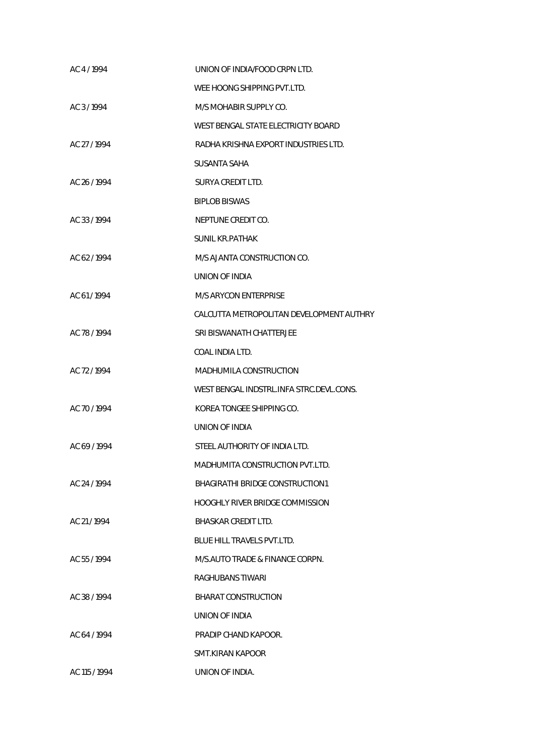| | |
|---|---|
| AC 4 / 1994 | UNION OF INDIA/FOOD CRPN LTD. |
| | WEE HOONG SHIPPING PVT.LTD. |
| AC 3 / 1994 | M/S MOHABIR SUPPLY CO. |
| | WEST BENGAL STATE ELECTRICITY BOARD |
| AC 27 / 1994 | RADHA KRISHNA EXPORT INDUSTRIES LTD. |
| | SUSANTA SAHA |
| AC 26 / 1994 | SURYA CREDIT LTD. |
| | BIPLOB BISWAS |
| AC 33 / 1994 | NEPTUNE CREDIT CO. |
| | SUNIL KR.PATHAK |
| AC 62 / 1994 | M/S AJANTA CONSTRUCTION CO. |
| | UNION OF INDIA |
| AC 61 / 1994 | M/S ARYCON ENTERPRISE |
| | CALCUTTA METROPOLITAN DEVELOPMENT AUTHRY |
| AC 78 / 1994 | SRI BISWANATH CHATTERJEE |
| | COAL INDIA LTD. |
| AC 72 / 1994 | MADHUMILA CONSTRUCTION |
| | WEST BENGAL INDSTRL.INFA STRC.DEVL.CONS. |
| AC 70 / 1994 | KOREA TONGEE SHIPPING CO. |
| | UNION OF INDIA |
| AC 69 / 1994 | STEEL AUTHORITY OF INDIA LTD. |
| | MADHUMITA CONSTRUCTION PVT.LTD. |
| AC 24 / 1994 | BHAGIRATHI BRIDGE CONSTRUCTION1 |
| | HOOGHLY RIVER BRIDGE COMMISSION |
| AC 21 / 1994 | BHASKAR CREDIT LTD. |
| | BLUE HILL TRAVELS PVT.LTD. |
| AC 55 / 1994 | M/S.AUTO TRADE & FINANCE CORPN. |
| | RAGHUBANS TIWARI |
| AC 38 / 1994 | BHARAT CONSTRUCTION |
| | UNION OF INDIA |
| AC 64 / 1994 | PRADIP CHAND KAPOOR. |
| | SMT.KIRAN KAPOOR |
| AC 115 / 1994 | UNION OF INDIA. |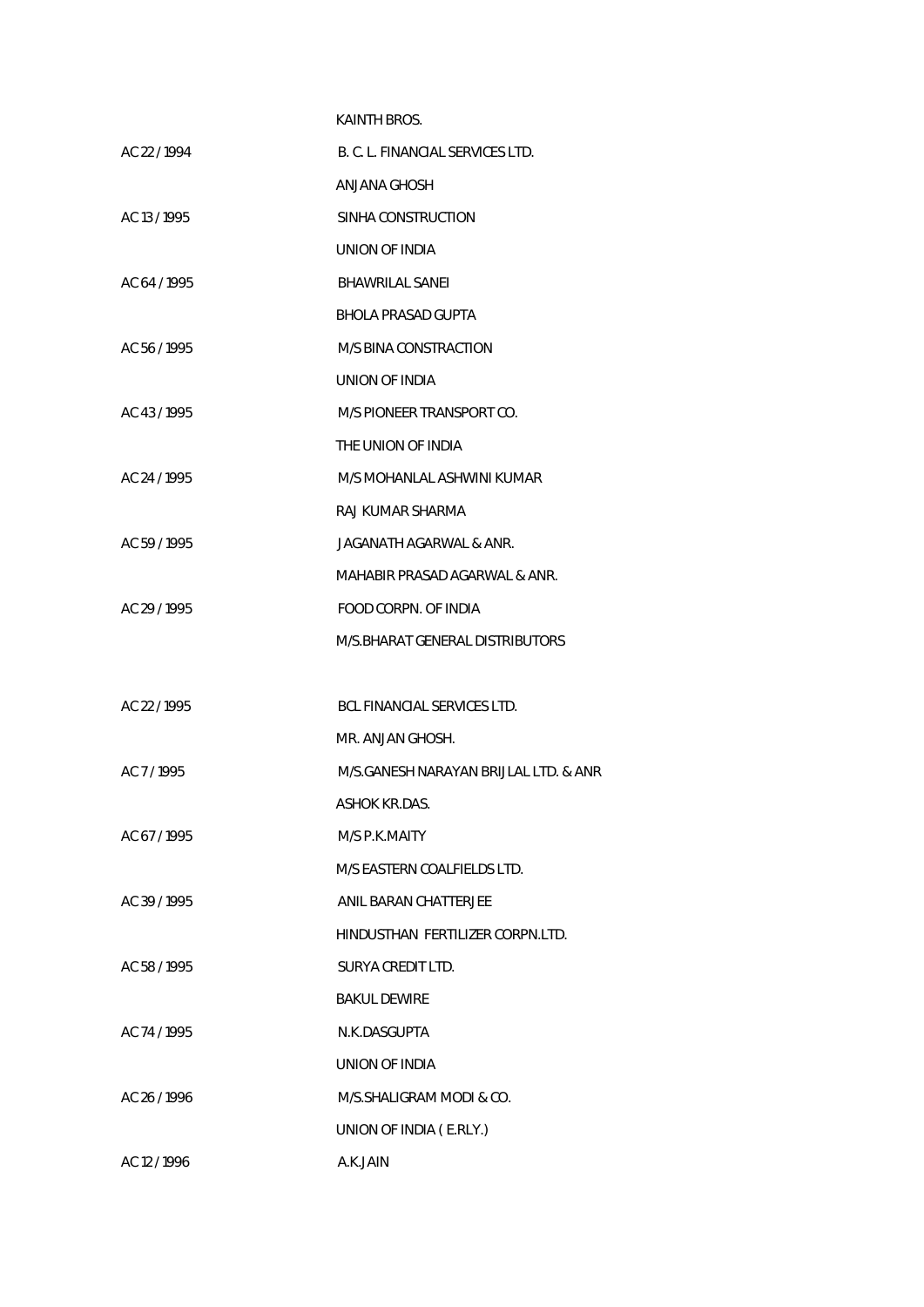| | |
|---|---|
| | KAINTH BROS. |
| AC 22 / 1994 | B. C. L. FINANCIAL SERVICES LTD. |
| | ANJANA GHOSH |
| AC 13 / 1995 | SINHA CONSTRUCTION |
| | UNION OF INDIA |
| AC 64 / 1995 | BHAWRILAL SANEI |
| | BHOLA PRASAD GUPTA |
| AC 56 / 1995 | M/S BINA CONSTRACTION |
| | UNION OF INDIA |
| AC 43 / 1995 | M/S PIONEER TRANSPORT CO. |
| | THE UNION OF INDIA |
| AC 24 / 1995 | M/S MOHANLAL ASHWINI KUMAR |
| | RAJ KUMAR SHARMA |
| AC 59 / 1995 | JAGANATH AGARWAL & ANR. |
| | MAHABIR PRASAD AGARWAL & ANR. |
| AC 29 / 1995 | FOOD CORPN. OF INDIA |
| | M/S.BHARAT GENERAL DISTRIBUTORS |
| AC 22 / 1995 | BCL FINANCIAL SERVICES LTD. |
| | MR. ANJAN GHOSH. |
| AC 7 / 1995 | M/S.GANESH NARAYAN BRIJLAL LTD. & ANR |
| | ASHOK KR.DAS. |
| AC 67 / 1995 | M/S P.K.MAITY |
| | M/S EASTERN COALFIELDS LTD. |
| AC 39 / 1995 | ANIL BARAN CHATTERJEE |
| | HINDUSTHAN FERTILIZER CORPN.LTD. |
| AC 58 / 1995 | SURYA CREDIT LTD. |
| | BAKUL DEWIRE |
| AC 74 / 1995 | N.K.DASGUPTA |
| | UNION OF INDIA |
| AC 26 / 1996 | M/S.SHALIGRAM MODI & CO. |
| | UNION OF INDIA ( E.RLY.) |
| AC 12 / 1996 | A.K.JAIN |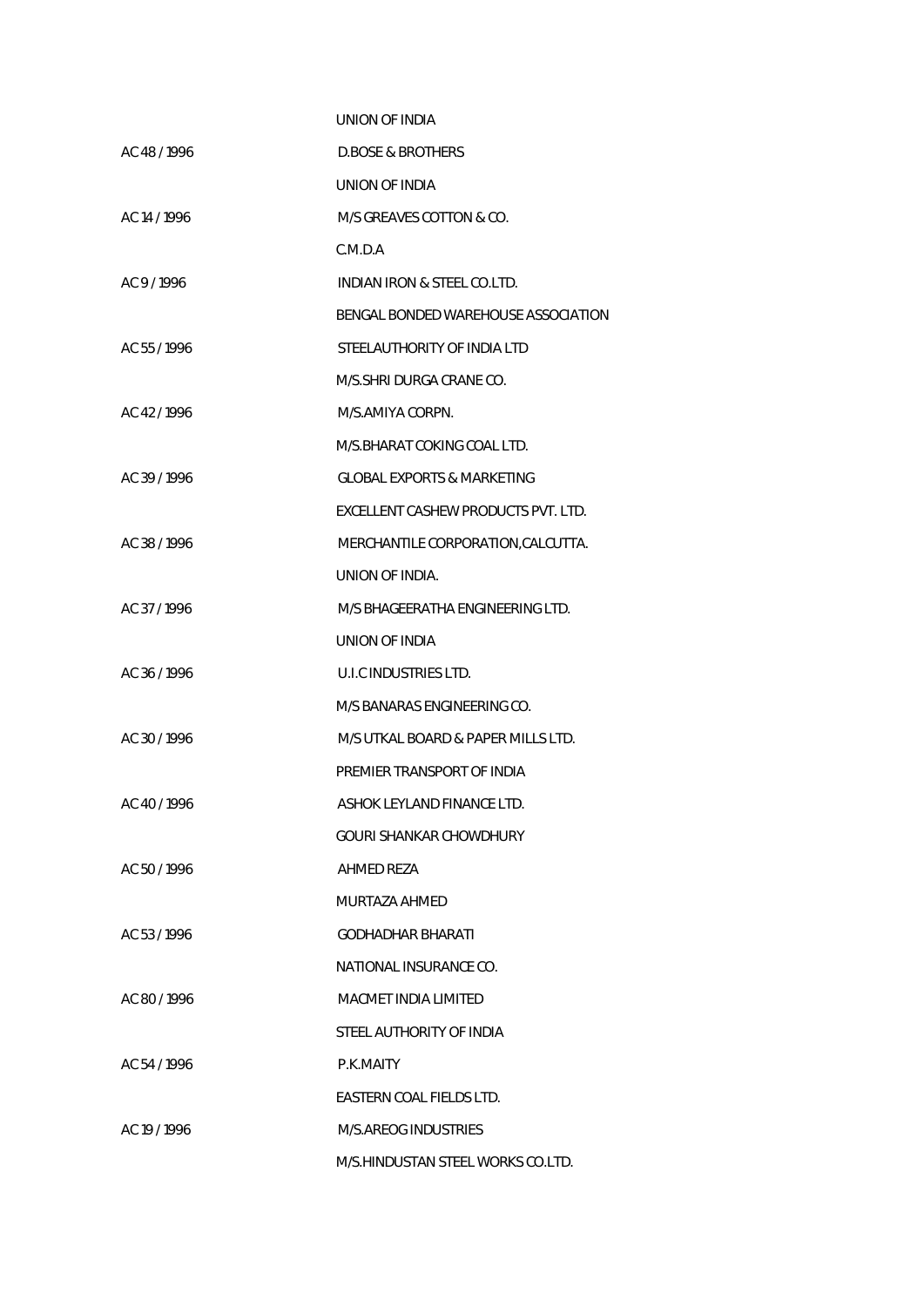| | |
|---|---|
| | UNION OF INDIA |
| AC 48 / 1996 | D.BOSE & BROTHERS |
| | UNION OF INDIA |
| AC 14 / 1996 | M/S GREAVES COTTON & CO. |
| | C.M.D.A |
| AC 9 / 1996 | INDIAN IRON & STEEL CO.LTD. |
| | BENGAL BONDED WAREHOUSE ASSOCIATION |
| AC 55 / 1996 | STEELAUTHORITY OF INDIA LTD |
| | M/S.SHRI DURGA CRANE CO. |
| AC 42 / 1996 | M/S.AMIYA CORPN. |
| | M/S.BHARAT COKING COAL LTD. |
| AC 39 / 1996 | GLOBAL EXPORTS & MARKETING |
| | EXCELLENT CASHEW PRODUCTS PVT. LTD. |
| AC 38 / 1996 | MERCHANTILE CORPORATION,CALCUTTA. |
| | UNION OF INDIA. |
| AC 37 / 1996 | M/S BHAGEERATHA ENGINEERING LTD. |
| | UNION OF INDIA |
| AC 36 / 1996 | U.I.C INDUSTRIES LTD. |
| | M/S BANARAS ENGINEERING CO. |
| AC 30 / 1996 | M/S UTKAL BOARD & PAPER MILLS LTD. |
| | PREMIER TRANSPORT OF INDIA |
| AC 40 / 1996 | ASHOK LEYLAND FINANCE LTD. |
| | GOURI SHANKAR CHOWDHURY |
| AC 50 / 1996 | AHMED REZA |
| | MURTAZA AHMED |
| AC 53 / 1996 | GODHADHAR BHARATI |
| | NATIONAL INSURANCE CO. |
| AC 80 / 1996 | MACMET INDIA LIMITED |
| | STEEL AUTHORITY OF INDIA |
| AC 54 / 1996 | P.K.MAITY |
| | EASTERN COAL FIELDS LTD. |
| AC 19 / 1996 | M/S.AREOG INDUSTRIES |
| | M/S.HINDUSTAN STEEL WORKS CO.LTD. |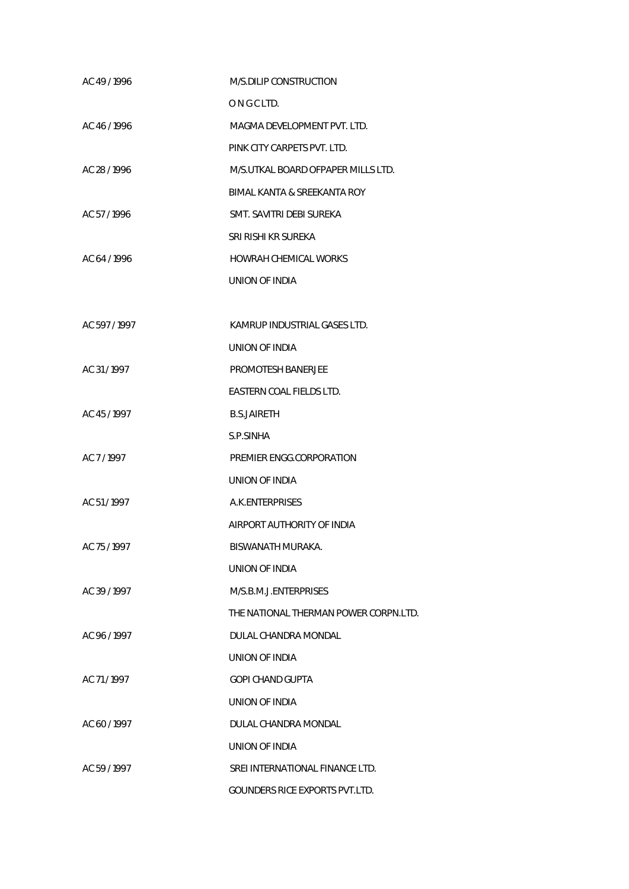| | |
|---|---|
| AC 49 / 1996 | M/S.DILIP CONSTRUCTION |
| | O N G C LTD. |
| AC 46 / 1996 | MAGMA DEVELOPMENT PVT. LTD. |
| | PINK CITY CARPETS PVT. LTD. |
| AC 28 / 1996 | M/S.UTKAL BOARD OFPAPER MILLS LTD. |
| | BIMAL KANTA & SREEKANTA ROY |
| AC 57 / 1996 | SMT. SAVITRI DEBI SUREKA |
| | SRI RISHI KR SUREKA |
| AC 64 / 1996 | HOWRAH CHEMICAL WORKS |
| | UNION OF INDIA |
| AC 597 / 1997 | KAMRUP INDUSTRIAL GASES LTD. |
| | UNION OF INDIA |
| AC 31 / 1997 | PROMOTESH BANERJEE |
| | EASTERN COAL FIELDS LTD. |
| AC 45 / 1997 | B.S.JAIRETH |
| | S.P.SINHA |
| AC 7 / 1997 | PREMIER ENGG.CORPORATION |
| | UNION OF INDIA |
| AC 51 / 1997 | A.K.ENTERPRISES |
| | AIRPORT AUTHORITY OF INDIA |
| AC 75 / 1997 | BISWANATH MURAKA. |
| | UNION OF INDIA |
| AC 39 / 1997 | M/S.B.M.J.ENTERPRISES |
| | THE NATIONAL THERMAN POWER CORPN.LTD. |
| AC 96 / 1997 | DULAL CHANDRA MONDAL |
| | UNION OF INDIA |
| AC 71 / 1997 | GOPI CHAND GUPTA |
| | UNION OF INDIA |
| AC 60 / 1997 | DULAL CHANDRA MONDAL |
| | UNION OF INDIA |
| AC 59 / 1997 | SREI INTERNATIONAL FINANCE LTD. |
| | GOUNDERS RICE EXPORTS PVT.LTD. |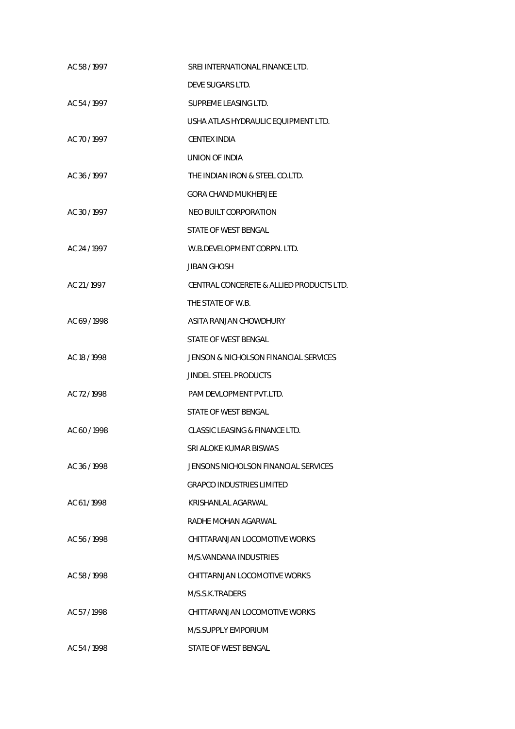| | |
|---|---|
| AC 58 / 1997 | SREI INTERNATIONAL FINANCE LTD. |
| | DEVE SUGARS LTD. |
| AC 54 / 1997 | SUPREME LEASING LTD. |
| | USHA ATLAS HYDRAULIC EQUIPMENT LTD. |
| AC 70 / 1997 | CENTEX INDIA |
| | UNION OF INDIA |
| AC 36 / 1997 | THE INDIAN IRON & STEEL CO.LTD. |
| | GORA CHAND MUKHERJEE |
| AC 30 / 1997 | NEO BUILT CORPORATION |
| | STATE OF WEST BENGAL |
| AC 24 / 1997 | W.B.DEVELOPMENT CORPN. LTD. |
| | JIBAN GHOSH |
| AC 21 / 1997 | CENTRAL CONCERETE & ALLIED PRODUCTS LTD. |
| | THE STATE OF W.B. |
| AC 69 / 1998 | ASITA RANJAN CHOWDHURY |
| | STATE OF WEST BENGAL |
| AC 18 / 1998 | JENSON & NICHOLSON FINANCIAL SERVICES |
| | JINDEL STEEL PRODUCTS |
| AC 72 / 1998 | PAM DEVLOPMENT PVT.LTD. |
| | STATE OF WEST BENGAL |
| AC 60 / 1998 | CLASSIC LEASING & FINANCE LTD. |
| | SRI ALOKE KUMAR BISWAS |
| AC 36 / 1998 | JENSONS NICHOLSON FINANCIAL SERVICES |
| | GRAPCO INDUSTRIES LIMITED |
| AC 61 / 1998 | KRISHANLAL AGARWAL |
| | RADHE MOHAN AGARWAL |
| AC 56 / 1998 | CHITTARANJAN LOCOMOTIVE WORKS |
| | M/S.VANDANA INDUSTRIES |
| AC 58 / 1998 | CHITTARNJAN LOCOMOTIVE WORKS |
| | M/S.S.K.TRADERS |
| AC 57 / 1998 | CHITTARANJAN LOCOMOTIVE WORKS |
| | M/S.SUPPLY EMPORIUM |
| AC 54 / 1998 | STATE OF WEST BENGAL |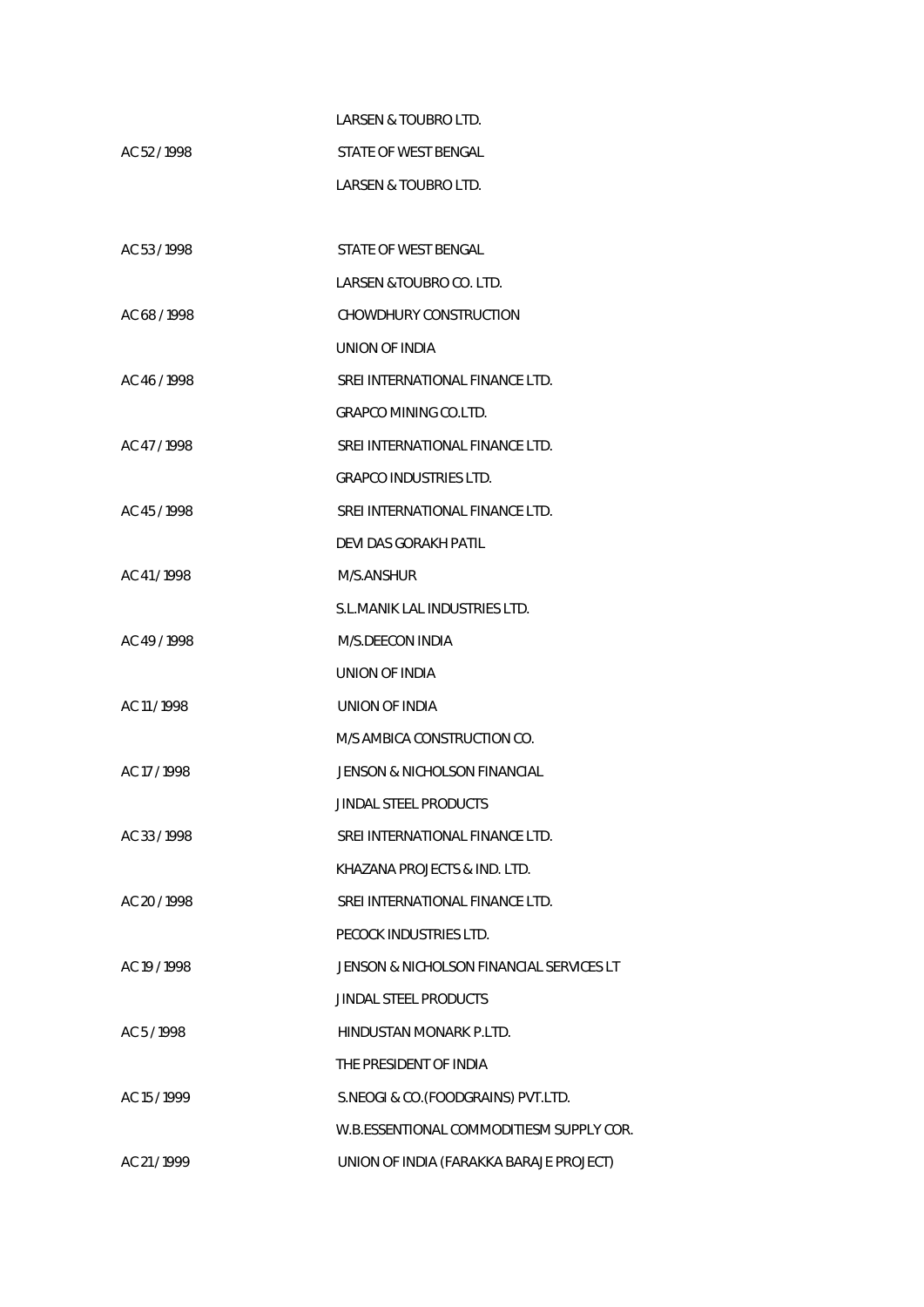| | |
|---|---|
| | LARSEN & TOUBRO LTD. |
| AC 52 / 1998 | STATE OF WEST BENGAL |
| | LARSEN & TOUBRO LTD. |
| AC 53 / 1998 | STATE OF WEST BENGAL |
| | LARSEN &TOUBRO CO. LTD. |
| AC 68 / 1998 | CHOWDHURY CONSTRUCTION |
| | UNION OF INDIA |
| AC 46 / 1998 | SREI INTERNATIONAL FINANCE LTD. |
| | GRAPCO MINING CO.LTD. |
| AC 47 / 1998 | SREI INTERNATIONAL FINANCE LTD. |
| | GRAPCO INDUSTRIES LTD. |
| AC 45 / 1998 | SREI INTERNATIONAL FINANCE LTD. |
| | DEVI DAS GORAKH PATIL |
| AC 41 / 1998 | M/S.ANSHUR |
| | S.L.MANIK LAL INDUSTRIES LTD. |
| AC 49 / 1998 | M/S.DEECON INDIA |
| | UNION OF INDIA |
| AC 11 / 1998 | UNION OF INDIA |
| | M/S AMBICA CONSTRUCTION CO. |
| AC 17 / 1998 | JENSON & NICHOLSON FINANCIAL |
| | JINDAL STEEL PRODUCTS |
| AC 33 / 1998 | SREI INTERNATIONAL FINANCE LTD. |
| | KHAZANA PROJECTS & IND. LTD. |
| AC 20 / 1998 | SREI INTERNATIONAL FINANCE LTD. |
| | PECOCK INDUSTRIES LTD. |
| AC 19 / 1998 | JENSON & NICHOLSON FINANCIAL SERVICES LT |
| | JINDAL STEEL PRODUCTS |
| AC 5 / 1998 | HINDUSTAN MONARK P.LTD. |
| | THE PRESIDENT OF INDIA |
| AC 15 / 1999 | S.NEOGI & CO.(FOODGRAINS) PVT.LTD. |
| | W.B.ESSENTIONAL COMMODITIESM SUPPLY COR. |
| AC 21 / 1999 | UNION OF INDIA (FARAKKA BARAJE PROJECT) |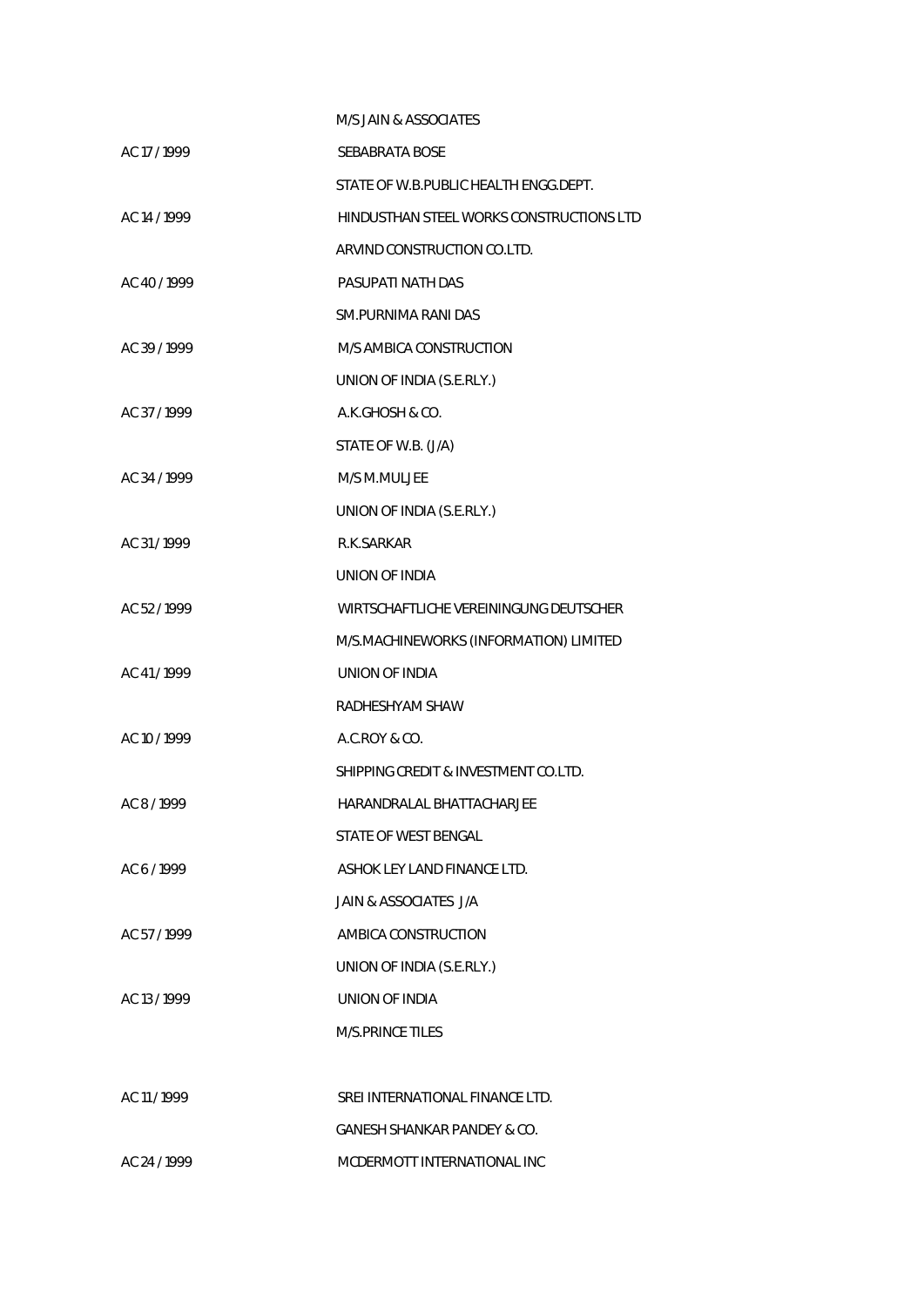M/S JAIN & ASSOCIATES

| | |
|---|---|
| AC 17 / 1999 | SEBABRATA BOSE |
| | STATE OF W.B.PUBLIC HEALTH ENGG.DEPT. |
| AC 14 / 1999 | HINDUSTHAN STEEL WORKS CONSTRUCTIONS LTD |
| | ARVIND CONSTRUCTION CO.LTD. |
| AC 40 / 1999 | PASUPATI NATH DAS |
| | SM.PURNIMA RANI DAS |
| AC 39 / 1999 | M/S AMBICA CONSTRUCTION |
| | UNION OF INDIA (S.E.RLY.) |
| AC 37 / 1999 | A.K.GHOSH & CO. |
| | STATE OF W.B. (J/A) |
| AC 34 / 1999 | M/S M.MULJEE |
| | UNION OF INDIA (S.E.RLY.) |
| AC 31 / 1999 | R.K.SARKAR |
| | UNION OF INDIA |
| AC 52 / 1999 | WIRTSCHAFTLICHE VEREININGUNG DEUTSCHER |
| | M/S.MACHINEWORKS (INFORMATION) LIMITED |
| AC 41 / 1999 | UNION OF INDIA |
| | RADHESHYAM SHAW |
| AC 10 / 1999 | A.C.ROY & CO. |
| | SHIPPING CREDIT & INVESTMENT CO.LTD. |
| AC 8 / 1999 | HARANDRALAL BHATTACHARJEE |
| | STATE OF WEST BENGAL |
| AC 6 / 1999 | ASHOK LEY LAND FINANCE LTD. |
| | JAIN & ASSOCIATES J/A |
| AC 57 / 1999 | AMBICA CONSTRUCTION |
| | UNION OF INDIA (S.E.RLY.) |
| AC 13 / 1999 | UNION OF INDIA |
| | M/S.PRINCE TILES |
| AC 11 / 1999 | SREI INTERNATIONAL FINANCE LTD. |
| | GANESH SHANKAR PANDEY & CO. |
| AC 24 / 1999 | MCDERMOTT INTERNATIONAL INC |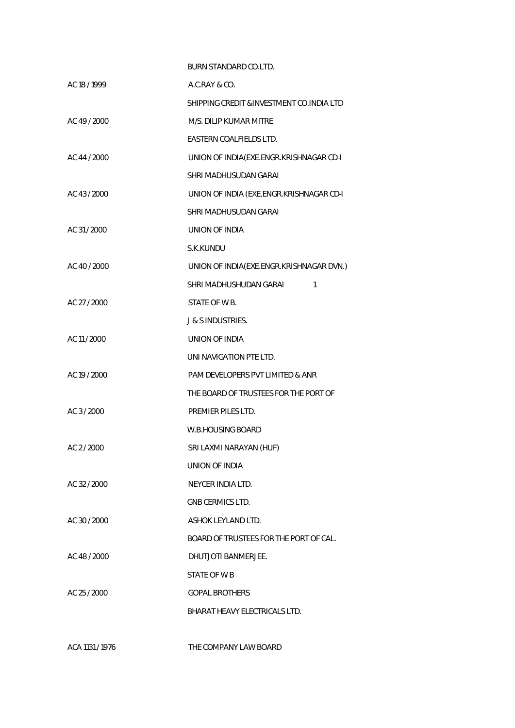| | |
|---|---|
| | BURN STANDARD CO.LTD. |
| AC 18 / 1999 | A.C.RAY & CO. |
| | SHIPPING CREDIT &INVESTMENT CO.INDIA LTD |
| AC 49 / 2000 | M/S. DILIP KUMAR MITRE |
| | EASTERN COALFIELDS LTD. |
| AC 44 / 2000 | UNION OF INDIA(EXE.ENGR.KRISHNAGAR CD-I |
| | SHRI MADHUSUDAN GARAI |
| AC 43 / 2000 | UNION OF INDIA (EXE.ENGR.KRISHNAGAR CD-I |
| | SHRI MADHUSUDAN GARAI |
| AC 31 / 2000 | UNION OF INDIA |
| | S.K.KUNDU |
| AC 40 / 2000 | UNION OF INDIA(EXE.ENGR.KRISHNAGAR DVN.) |
| | SHRI MADHUSHUDAN GARAI 1 |
| AC 27 / 2000 | STATE OF W B. |
| | J & S INDUSTRIES. |
| AC 11 / 2000 | UNION OF INDIA |
| | UNI NAVIGATION PTE LTD. |
| AC 19 / 2000 | PAM DEVELOPERS PVT LIMITED & ANR |
| | THE BOARD OF TRUSTEES FOR THE PORT OF |
| AC 3 / 2000 | PREMIER PILES LTD. |
| | W.B.HOUSING BOARD |
| AC 2 / 2000 | SRI LAXMI NARAYAN (HUF) |
| | UNION OF INDIA |
| AC 32 / 2000 | NEYCER INDIA LTD. |
| | GNB CERMICS LTD. |
| AC 30 / 2000 | ASHOK LEYLAND LTD. |
| | BOARD OF TRUSTEES FOR THE PORT OF CAL. |
| AC 48 / 2000 | DHUTJOTI BANMERJEE. |
| | STATE OF W B |
| AC 25 / 2000 | GOPAL BROTHERS |
| | BHARAT HEAVY ELECTRICALS LTD. |
| ACA 1131 / 1976 | THE COMPANY LAW BOARD |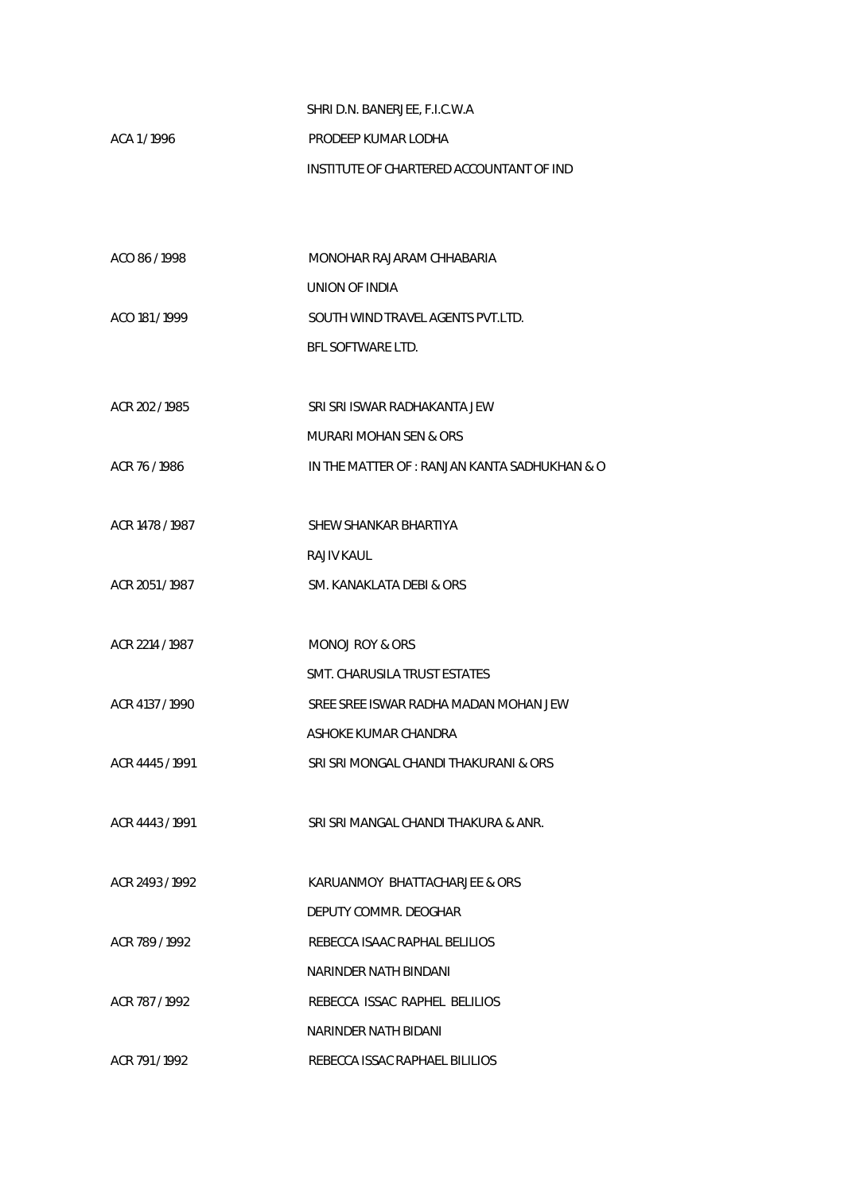| | |
|---|---|
| | SHRI D.N. BANERJEE, F.I.C.W.A |
| ACA 1 / 1996 | PRODEEP KUMAR LODHA |
| | INSTITUTE OF CHARTERED ACCOUNTANT OF IND |
| ACO 86 / 1998 | MONOHAR RAJARAM CHHABARIA |
| | UNION OF INDIA |
| ACO 181 / 1999 | SOUTH WIND TRAVEL AGENTS PVT.LTD. |
| | BFL SOFTWARE LTD. |
| ACR 202 / 1985 | SRI SRI ISWAR RADHAKANTA JEW |
| | MURARI MOHAN SEN & ORS |
| ACR 76 / 1986 | IN THE MATTER OF : RANJAN KANTA SADHUKHAN & O |
| ACR 1478 / 1987 | SHEW SHANKAR BHARTIYA |
| | RAJIV KAUL |
| ACR 2051 / 1987 | SM. KANAKLATA DEBI & ORS |
| ACR 2214 / 1987 | MONOJ ROY & ORS |
| | SMT. CHARUSILA TRUST ESTATES |
| ACR 4137 / 1990 | SREE SREE ISWAR RADHA MADAN MOHAN JEW |
| | ASHOKE KUMAR CHANDRA |
| ACR 4445 / 1991 | SRI SRI MONGAL CHANDI THAKURANI & ORS |
| ACR 4443 / 1991 | SRI SRI MANGAL CHANDI THAKURA & ANR. |
| ACR 2493 / 1992 | KARUANMOY BHATTACHARJEE & ORS |
| | DEPUTY COMMR. DEOGHAR |
| ACR 789 / 1992 | REBECCA ISAAC RAPHAL BELILIOS |
| | NARINDER NATH BINDANI |
| ACR 787 / 1992 | REBECCA ISSAC RAPHEL BELILIOS |
| | NARINDER NATH BIDANI |
| ACR 791 / 1992 | REBECCA ISSAC RAPHAEL BILILIOS |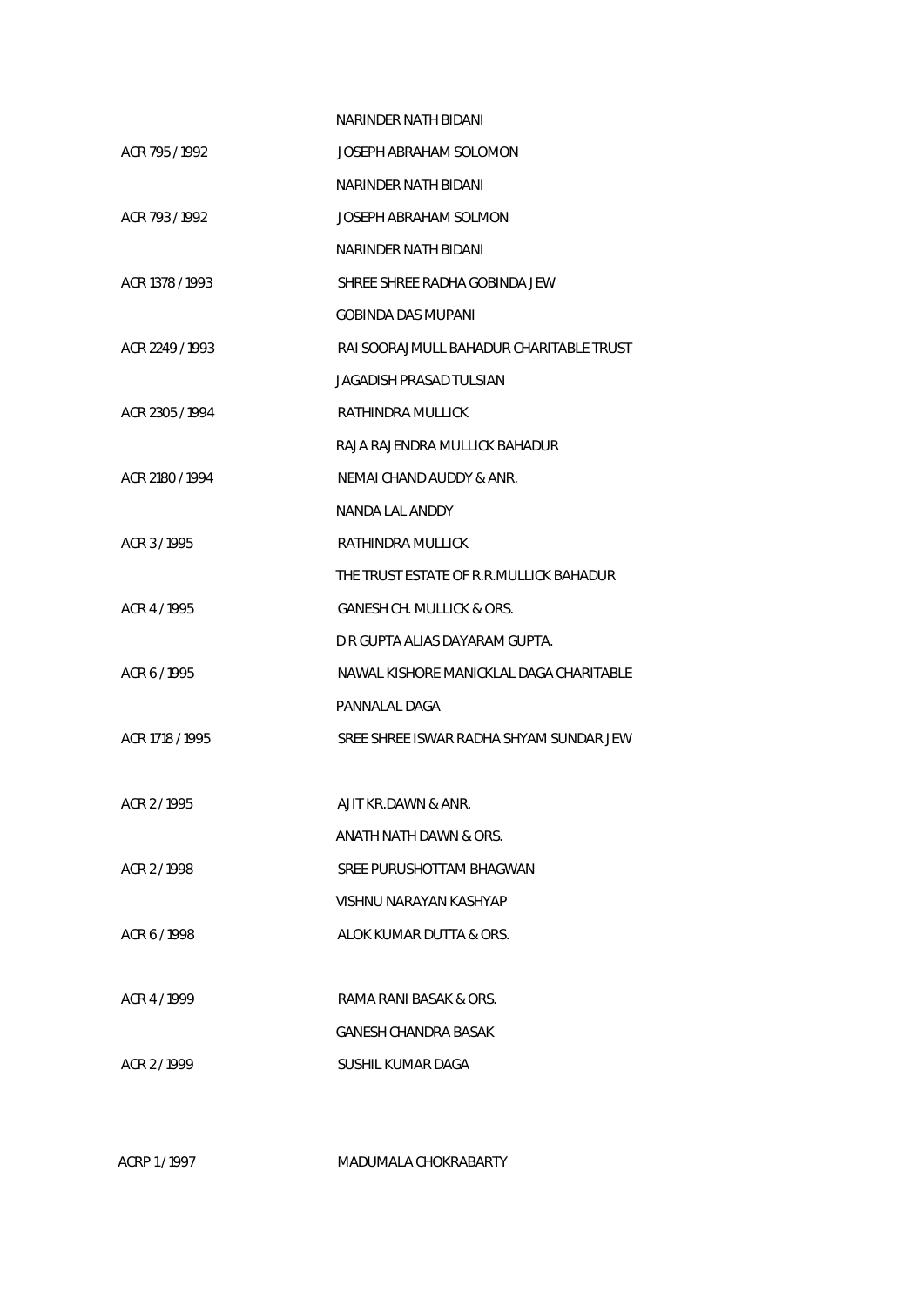| | |
|---|---|
| | NARINDER NATH BIDANI |
| ACR 795 / 1992 | JOSEPH ABRAHAM SOLOMON |
| | NARINDER NATH BIDANI |
| ACR 793 / 1992 | JOSEPH ABRAHAM SOLMON |
| | NARINDER NATH BIDANI |
| ACR 1378 / 1993 | SHREE SHREE RADHA GOBINDA JEW |
| | GOBINDA DAS MUPANI |
| ACR 2249 / 1993 | RAI SOORAJMULL BAHADUR CHARITABLE TRUST |
| | JAGADISH PRASAD TULSIAN |
| ACR 2305 / 1994 | RATHINDRA MULLICK |
| | RAJA RAJENDRA MULLICK BAHADUR |
| ACR 2180 / 1994 | NEMAI CHAND AUDDY & ANR. |
| | NANDA LAL ANDDY |
| ACR 3 / 1995 | RATHINDRA MULLICK |
| | THE TRUST ESTATE OF R.R.MULLICK BAHADUR |
| ACR 4 / 1995 | GANESH CH. MULLICK & ORS. |
| | D R GUPTA ALIAS DAYARAM GUPTA. |
| ACR 6 / 1995 | NAWAL KISHORE MANICKLAL DAGA CHARITABLE |
| | PANNALAL DAGA |
| ACR 1718 / 1995 | SREE SHREE ISWAR RADHA SHYAM SUNDAR JEW |
| | |
| ACR 2 / 1995 | AJIT KR.DAWN & ANR. |
| | ANATH NATH DAWN & ORS. |
| ACR 2 / 1998 | SREE PURUSHOTTAM BHAGWAN |
| | VISHNU NARAYAN KASHYAP |
| ACR 6 / 1998 | ALOK KUMAR DUTTA & ORS. |
| | |
| ACR 4 / 1999 | RAMA RANI BASAK & ORS. |
| | GANESH CHANDRA BASAK |
| ACR 2 / 1999 | SUSHIL KUMAR DAGA |
| | |
| ACRP 1 / 1997 | MADUMALA CHOKRABARTY |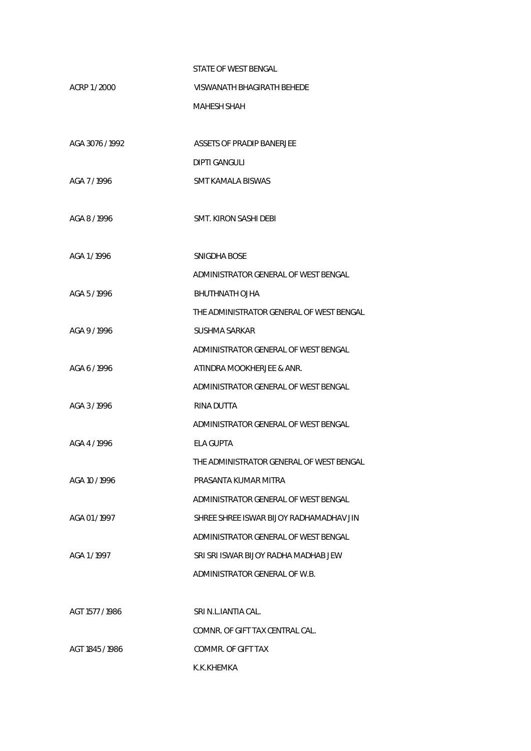| | |
|---|---|
| | STATE OF WEST BENGAL |
| ACRP 1 / 2000 | VISWANATH BHAGIRATH BEHEDE |
| | MAHESH SHAH |
| | |
| AGA 3076 / 1992 | ASSETS OF PRADIP BANERJEE |
| | DIPTI GANGULI |
| AGA 7 / 1996 | SMT KAMALA BISWAS |
| | |
| AGA 8 / 1996 | SMT. KIRON SASHI DEBI |
| | |
| AGA 1 / 1996 | SNIGDHA BOSE |
| | ADMINISTRATOR GENERAL OF WEST BENGAL |
| AGA 5 / 1996 | BHUTHNATH OJHA |
| | THE ADMINISTRATOR GENERAL OF WEST BENGAL |
| AGA 9 / 1996 | SUSHMA SARKAR |
| | ADMINISTRATOR GENERAL OF WEST BENGAL |
| AGA 6 / 1996 | ATINDRA MOOKHERJEE & ANR. |
| | ADMINISTRATOR GENERAL OF WEST BENGAL |
| AGA 3 / 1996 | RINA DUTTA |
| | ADMINISTRATOR GENERAL OF WEST BENGAL |
| AGA 4 / 1996 | ELA GUPTA |
| | THE ADMINISTRATOR GENERAL OF WEST BENGAL |
| AGA 10 / 1996 | PRASANTA KUMAR MITRA |
| | ADMINISTRATOR GENERAL OF WEST BENGAL |
| AGA 01 / 1997 | SHREE SHREE ISWAR BIJOY RADHAMADHAV JIN |
| | ADMINISTRATOR GENERAL OF WEST BENGAL |
| AGA 1 / 1997 | SRI SRI ISWAR BIJOY RADHA MADHAB JEW |
| | ADMINISTRATOR GENERAL OF W.B. |
| | |
| AGT 1577 / 1986 | SRI N.L.IANTIA CAL. |
| | COMNR. OF GIFT TAX CENTRAL CAL. |
| AGT 1845 / 1986 | COMMR. OF GIFT TAX |
| | K.K.KHEMKA |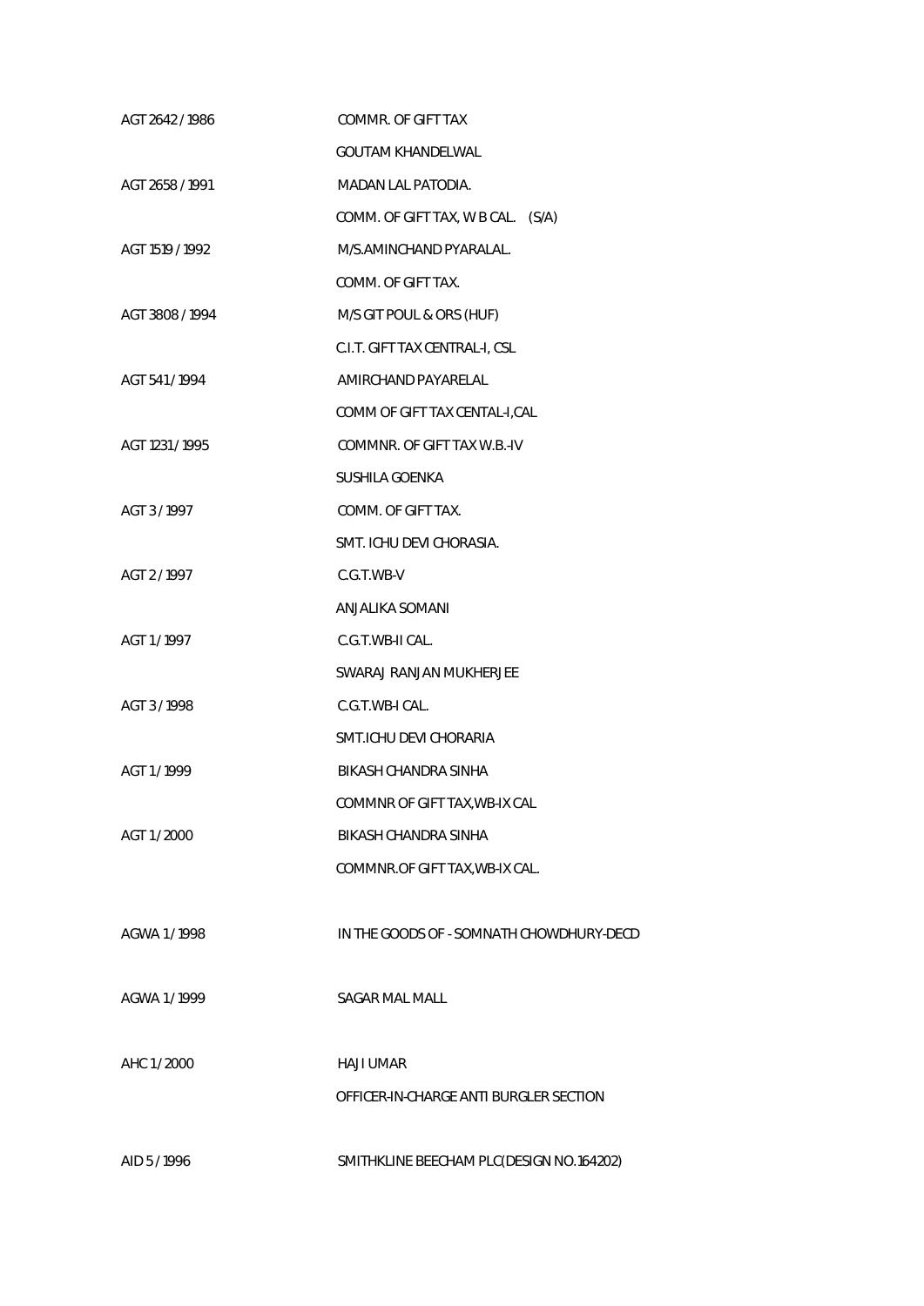| | |
|---|---|
| AGT 2642 / 1986 | COMMR. OF GIFT TAX |
| | GOUTAM KHANDELWAL |
| AGT 2658 / 1991 | MADAN LAL PATODIA. |
| | COMM. OF GIFT TAX, W B CAL. (S/A) |
| AGT 1519 / 1992 | M/S.AMINCHAND PYARALAL. |
| | COMM. OF GIFT TAX. |
| AGT 3808 / 1994 | M/S GIT POUL & ORS (HUF) |
| | C.I.T. GIFT TAX CENTRAL-I, CSL |
| AGT 541 / 1994 | AMIRCHAND PAYARELAL |
| | COMM OF GIFT TAX CENTAL-I,CAL |
| AGT 1231 / 1995 | COMMNR. OF GIFT TAX W.B.-IV |
| | SUSHILA GOENKA |
| AGT 3 / 1997 | COMM. OF GIFT TAX. |
| | SMT. ICHU DEVI CHORASIA. |
| AGT 2 / 1997 | C.G.T.WB-V |
| | ANJALIKA SOMANI |
| AGT 1 / 1997 | C.G.T.WB-II CAL. |
| | SWARAJ RANJAN MUKHERJEE |
| AGT 3 / 1998 | C.G.T.WB-I CAL. |
| | SMT.ICHU DEVI CHORARIA |
| AGT 1 / 1999 | BIKASH CHANDRA SINHA |
| | COMMNR OF GIFT TAX,WB-IX CAL |
| AGT 1 / 2000 | BIKASH CHANDRA SINHA |
| | COMMNR.OF GIFT TAX,WB-IX CAL. |
| AGWA 1 / 1998 | IN THE GOODS OF - SOMNATH CHOWDHURY-DECD |
| AGWA 1 / 1999 | SAGAR MAL MALL |
| AHC 1 / 2000 | HAJI UMAR |
| | OFFICER-IN-CHARGE ANTI BURGLER SECTION |
| AID 5 / 1996 | SMITHKLINE BEECHAM PLC(DESIGN NO.164202) |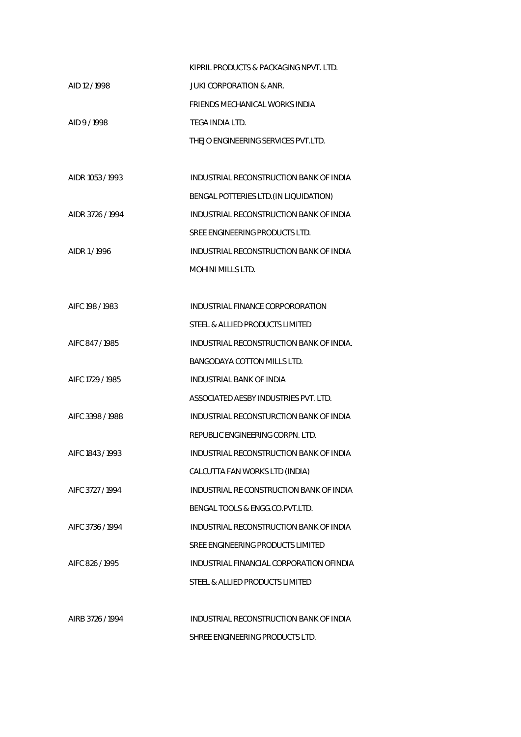| | |
|---|---|
| | KIPRIL PRODUCTS & PACKAGING NPVT. LTD. |
| AID 12 / 1998 | JUKI CORPORATION & ANR. |
| | FRIENDS MECHANICAL WORKS INDIA |
| AID 9 / 1998 | TEGA INDIA LTD. |
| | THEJO ENGINEERING SERVICES PVT.LTD. |
| AIDR 1053 / 1993 | INDUSTRIAL RECONSTRUCTION BANK OF INDIA |
| | BENGAL POTTERIES LTD.(IN LIQUIDATION) |
| AIDR 3726 / 1994 | INDUSTRIAL RECONSTRUCTION BANK OF INDIA |
| | SREE ENGINEERING PRODUCTS LTD. |
| AIDR 1 / 1996 | INDUSTRIAL RECONSTRUCTION BANK OF INDIA |
| | MOHINI MILLS LTD. |
| AIFC 198 / 1983 | INDUSTRIAL FINANCE CORPORORATION |
| | STEEL & ALLIED PRODUCTS LIMITED |
| AIFC 847 / 1985 | INDUSTRIAL RECONSTRUCTION BANK OF INDIA. |
| | BANGODAYA COTTON MILLS LTD. |
| AIFC 1729 / 1985 | INDUSTRIAL BANK OF INDIA |
| | ASSOCIATED AESBY INDUSTRIES PVT. LTD. |
| AIFC 3398 / 1988 | INDUSTRIAL RECONSTURCTION BANK OF INDIA |
| | REPUBLIC ENGINEERING CORPN. LTD. |
| AIFC 1843 / 1993 | INDUSTRIAL RECONSTRUCTION BANK OF INDIA |
| | CALCUTTA FAN WORKS LTD (INDIA) |
| AIFC 3727 / 1994 | INDUSTRIAL RE CONSTRUCTION BANK OF INDIA |
| | BENGAL TOOLS & ENGG.CO.PVT.LTD. |
| AIFC 3736 / 1994 | INDUSTRIAL RECONSTRUCTION BANK OF INDIA |
| | SREE ENGINEERING PRODUCTS LIMITED |
| AIFC 826 / 1995 | INDUSTRIAL FINANCIAL CORPORATION OFINDIA |
| | STEEL & ALLIED PRODUCTS LIMITED |
| AIRB 3726 / 1994 | INDUSTRIAL RECONSTRUCTION BANK OF INDIA |
| | SHREE ENGINEERING PRODUCTS LTD. |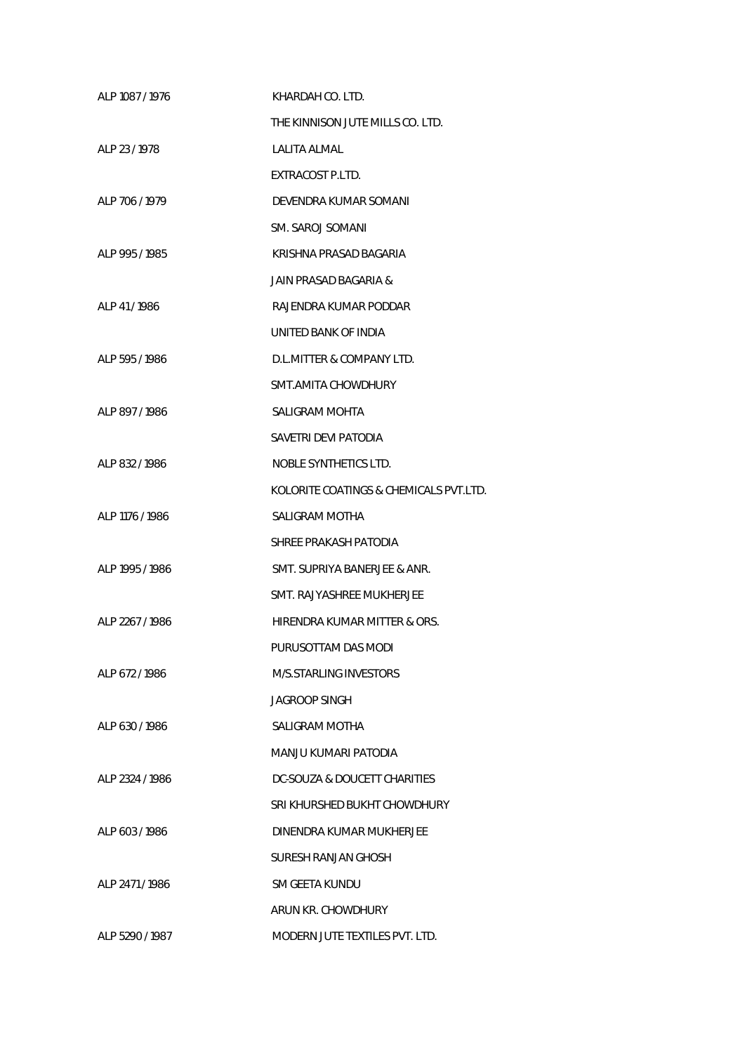ALP 1087 / 1976 KHARDAH CO. LTD.

THE KINNISON JUTE MILLS CO. LTD.

ALP 23 / 1978 LALITA ALMAL

EXTRACOST P.LTD.

ALP 706 / 1979 DEVENDRA KUMAR SOMANI

SM. SAROJ SOMANI

ALP 995 / 1985 KRISHNA PRASAD BAGARIA

JAIN PRASAD BAGARIA &

ALP 41 / 1986 RAJENDRA KUMAR PODDAR

UNITED BANK OF INDIA

ALP 595 / 1986 D.L.MITTER & COMPANY LTD.

SMT.AMITA CHOWDHURY

ALP 897 / 1986 SALIGRAM MOHTA

SAVETRI DEVI PATODIA

ALP 832 / 1986 NOBLE SYNTHETICS LTD.

KOLORITE COATINGS & CHEMICALS PVT.LTD.

ALP 1176 / 1986 SALIGRAM MOTHA

SHREE PRAKASH PATODIA

ALP 1995 / 1986 SMT. SUPRIYA BANERJEE & ANR.

SMT. RAJYASHREE MUKHERJEE

ALP 2267 / 1986 HIRENDRA KUMAR MITTER & ORS.

PURUSOTTAM DAS MODI

ALP 672 / 1986 M/S.STARLING INVESTORS

JAGROOP SINGH

ALP 630 / 1986 SALIGRAM MOTHA

MANJU KUMARI PATODIA

ALP 2324 / 1986 DC-SOUZA & DOUCETT CHARITIES

SRI KHURSHED BUKHT CHOWDHURY

ALP 603 / 1986 DINENDRA KUMAR MUKHERJEE

SURESH RANJAN GHOSH

ALP 2471 / 1986 SM GEETA KUNDU

ARUN KR. CHOWDHURY

ALP 5290 / 1987 MODERN JUTE TEXTILES PVT. LTD.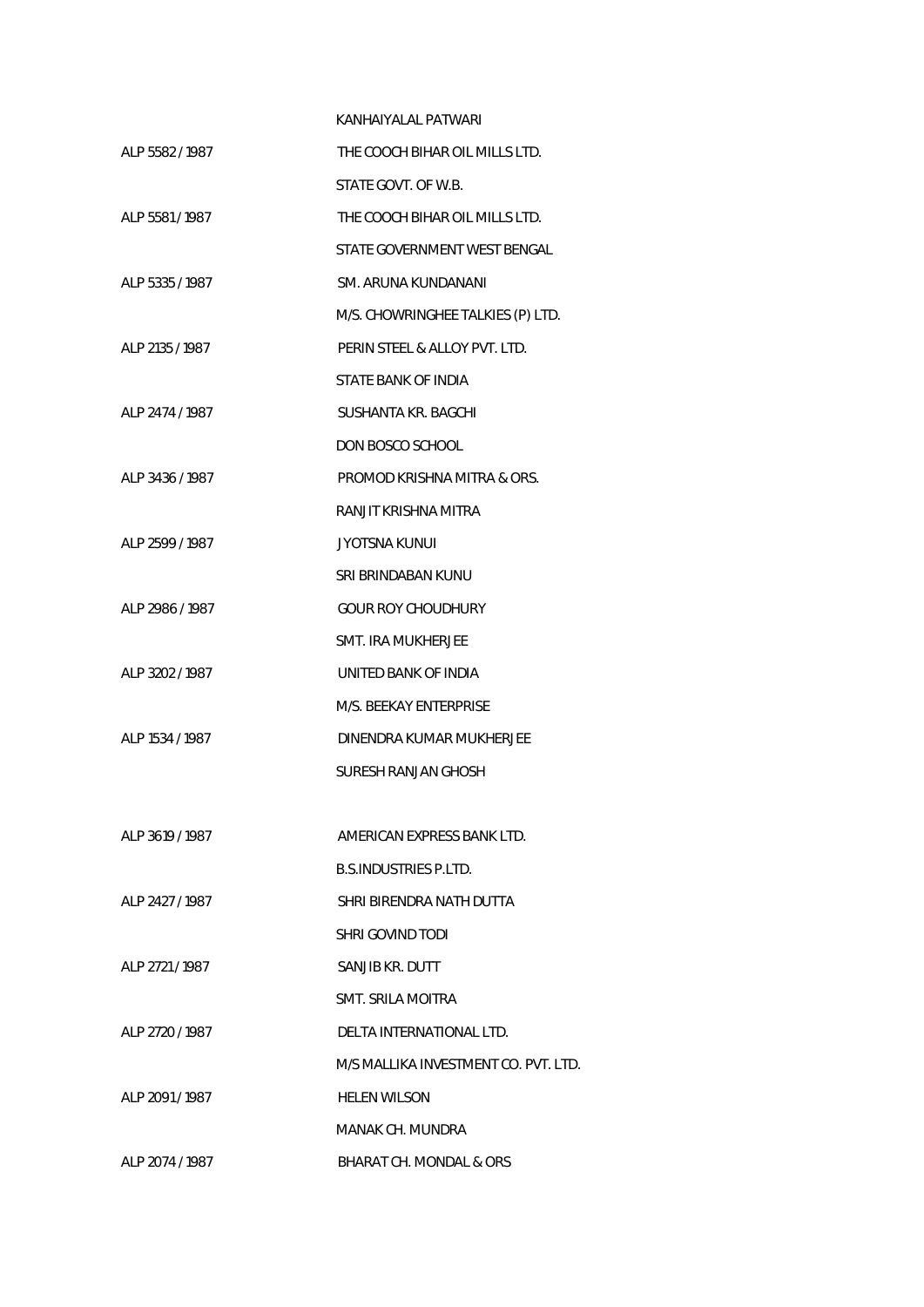| | |
|---|---|
| | KANHAIYALAL PATWARI |
| ALP 5582 / 1987 | THE COOCH BIHAR OIL MILLS LTD. |
| | STATE GOVT. OF W.B. |
| ALP 5581 / 1987 | THE COOCH BIHAR OIL MILLS LTD. |
| | STATE GOVERNMENT WEST BENGAL |
| ALP 5335 / 1987 | SM. ARUNA KUNDANANI |
| | M/S. CHOWRINGHEE TALKIES (P) LTD. |
| ALP 2135 / 1987 | PERIN STEEL & ALLOY PVT. LTD. |
| | STATE BANK OF INDIA |
| ALP 2474 / 1987 | SUSHANTA KR. BAGCHI |
| | DON BOSCO SCHOOL |
| ALP 3436 / 1987 | PROMOD KRISHNA MITRA & ORS. |
| | RANJIT KRISHNA MITRA |
| ALP 2599 / 1987 | JYOTSNA KUNUI |
| | SRI BRINDABAN KUNU |
| ALP 2986 / 1987 | GOUR ROY CHOUDHURY |
| | SMT. IRA MUKHERJEE |
| ALP 3202 / 1987 | UNITED BANK OF INDIA |
| | M/S. BEEKAY ENTERPRISE |
| ALP 1534 / 1987 | DINENDRA KUMAR MUKHERJEE |
| | SURESH RANJAN GHOSH |
| | |
| ALP 3619 / 1987 | AMERICAN EXPRESS BANK LTD. |
| | B.S.INDUSTRIES P.LTD. |
| ALP 2427 / 1987 | SHRI BIRENDRA NATH DUTTA |
| | SHRI GOVIND TODI |
| ALP 2721 / 1987 | SANJIB KR. DUTT |
| | SMT. SRILA MOITRA |
| ALP 2720 / 1987 | DELTA INTERNATIONAL LTD. |
| | M/S MALLIKA INVESTMENT CO. PVT. LTD. |
| ALP 2091 / 1987 | HELEN WILSON |
| | MANAK CH. MUNDRA |
| ALP 2074 / 1987 | BHARAT CH. MONDAL & ORS |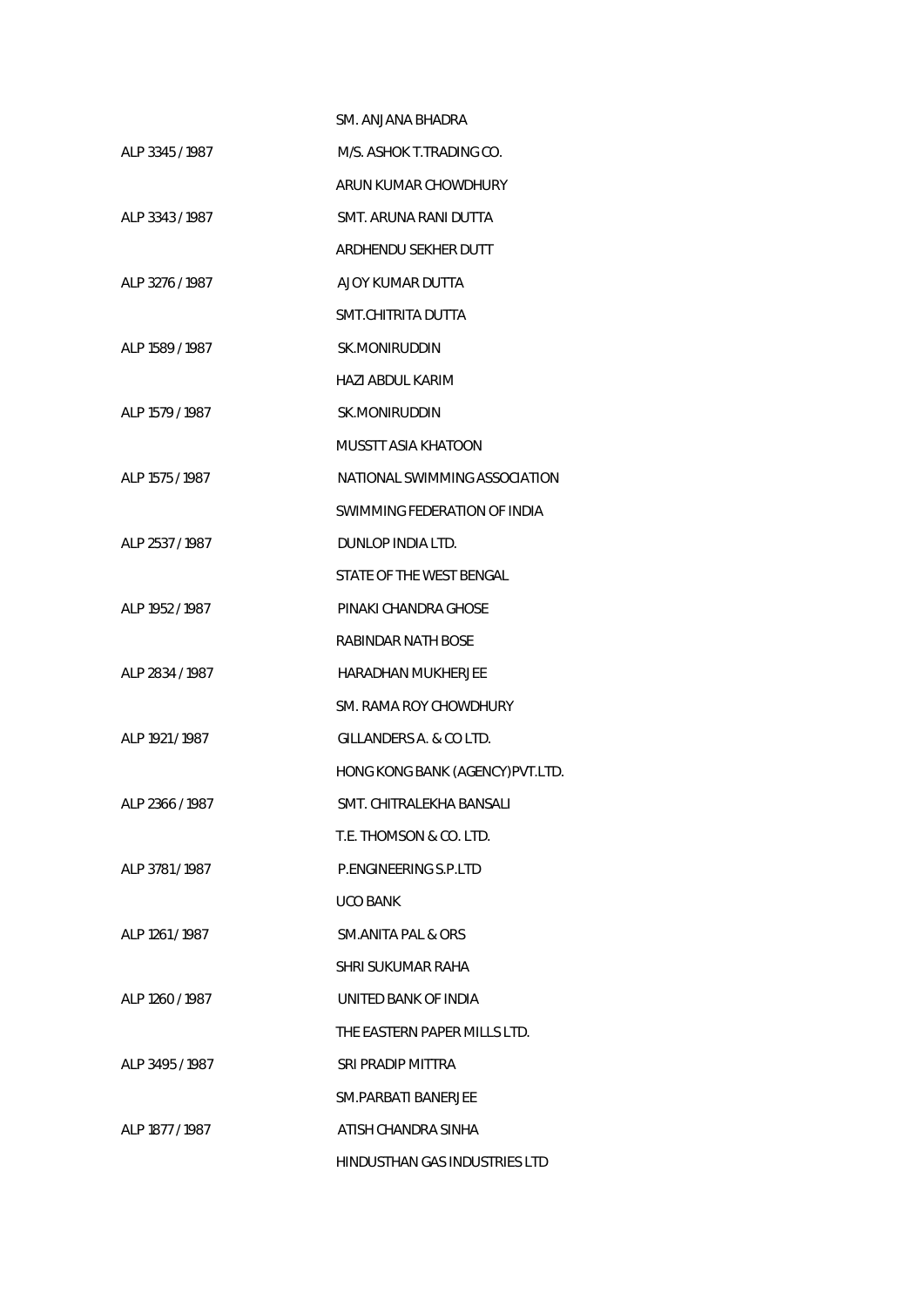| | |
|---|---|
| | SM. ANJANA BHADRA |
| ALP 3345 / 1987 | M/S. ASHOK T.TRADING CO. |
| | ARUN KUMAR CHOWDHURY |
| ALP 3343 / 1987 | SMT. ARUNA RANI DUTTA |
| | ARDHENDU SEKHER DUTT |
| ALP 3276 / 1987 | AJOY KUMAR DUTTA |
| | SMT.CHITRITA DUTTA |
| ALP 1589 / 1987 | SK.MONIRUDDIN |
| | HAZI ABDUL KARIM |
| ALP 1579 / 1987 | SK.MONIRUDDIN |
| | MUSSTT ASIA KHATOON |
| ALP 1575 / 1987 | NATIONAL SWIMMING ASSOCIATION |
| | SWIMMING FEDERATION OF INDIA |
| ALP 2537 / 1987 | DUNLOP INDIA LTD. |
| | STATE OF THE WEST BENGAL |
| ALP 1952 / 1987 | PINAKI CHANDRA GHOSE |
| | RABINDAR NATH BOSE |
| ALP 2834 / 1987 | HARADHAN MUKHERJEE |
| | SM. RAMA ROY CHOWDHURY |
| ALP 1921 / 1987 | GILLANDERS A. & CO LTD. |
| | HONG KONG BANK (AGENCY)PVT.LTD. |
| ALP 2366 / 1987 | SMT. CHITRALEKHA BANSALI |
| | T.E. THOMSON & CO. LTD. |
| ALP 3781 / 1987 | P.ENGINEERING S.P.LTD |
| | UCO BANK |
| ALP 1261 / 1987 | SM.ANITA PAL & ORS |
| | SHRI SUKUMAR RAHA |
| ALP 1260 / 1987 | UNITED BANK OF INDIA |
| | THE EASTERN PAPER MILLS LTD. |
| ALP 3495 / 1987 | SRI PRADIP MITTRA |
| | SM.PARBATI BANERJEE |
| ALP 1877 / 1987 | ATISH CHANDRA SINHA |
| | HINDUSTHAN GAS INDUSTRIES LTD |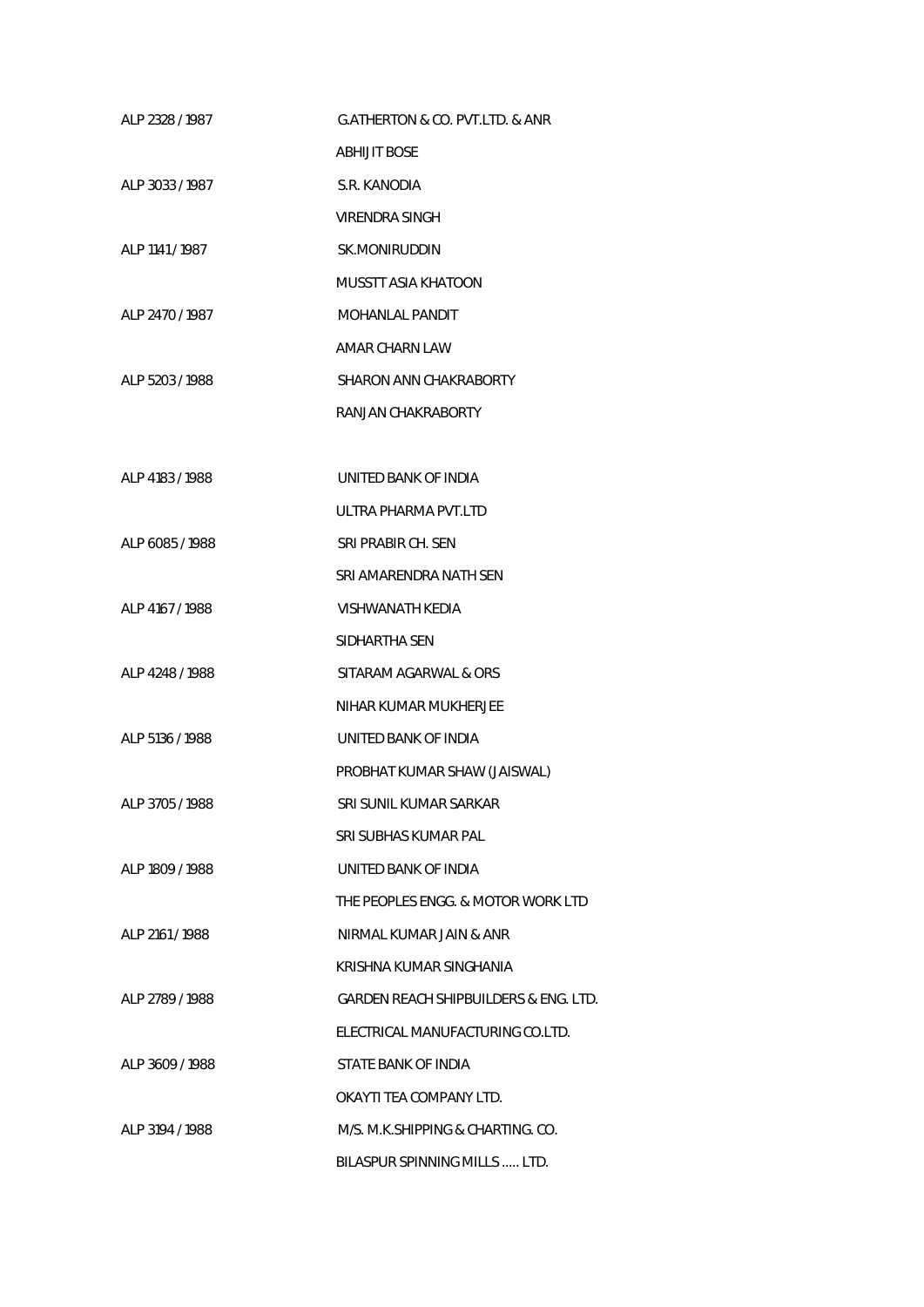ALP 2328 / 1987 G.ATHERTON & CO. PVT.LTD. & ANR

ABHIJIT BOSE

ALP 3033 / 1987 S.R. KANODIA

VIRENDRA SINGH

ALP 1141 / 1987 SK.MONIRUDDIN

MUSSTT ASIA KHATOON

ALP 2470 / 1987 MOHANLAL PANDIT

AMAR CHARN LAW

ALP 5203 / 1988 SHARON ANN CHAKRABORTY

RANJAN CHAKRABORTY

ALP 4183 / 1988 UNITED BANK OF INDIA

ULTRA PHARMA PVT.LTD

ALP 6085 / 1988 SRI PRABIR CH. SEN

SRI AMARENDRA NATH SEN

ALP 4167 / 1988 VISHWANATH KEDIA

SIDHARTHA SEN

ALP 4248 / 1988 SITARAM AGARWAL & ORS

NIHAR KUMAR MUKHERJEE

ALP 5136 / 1988 UNITED BANK OF INDIA

PROBHAT KUMAR SHAW (JAISWAL)

ALP 3705 / 1988 SRI SUNIL KUMAR SARKAR

SRI SUBHAS KUMAR PAL

ALP 1809 / 1988 UNITED BANK OF INDIA

THE PEOPLES ENGG. & MOTOR WORK LTD

ALP 2161 / 1988 NIRMAL KUMAR JAIN & ANR

KRISHNA KUMAR SINGHANIA

ALP 2789 / 1988 GARDEN REACH SHIPBUILDERS & ENG. LTD.

ELECTRICAL MANUFACTURING CO.LTD.

ALP 3609 / 1988 STATE BANK OF INDIA

OKAYTI TEA COMPANY LTD.

ALP 3194 / 1988 M/S. M.K.SHIPPING & CHARTING. CO.

BILASPUR SPINNING MILLS ..... LTD.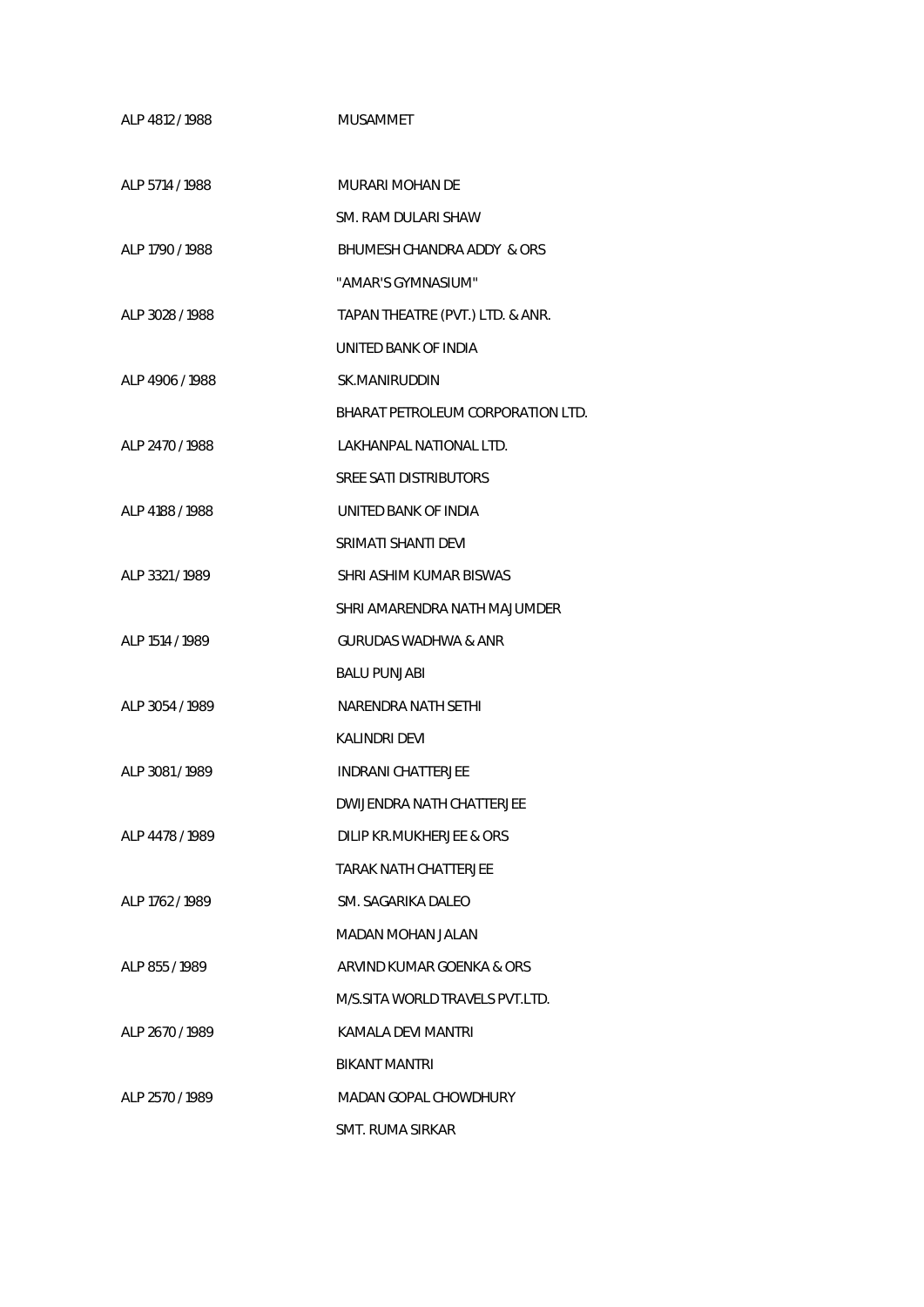| | |
|---|---|
| ALP 4812 / 1988 | MUSAMMET |
| ALP 5714 / 1988 | MURARI MOHAN DE |
| | SM. RAM DULARI SHAW |
| ALP 1790 / 1988 | BHUMESH CHANDRA ADDY & ORS |
| | "AMAR'S GYMNASIUM" |
| ALP 3028 / 1988 | TAPAN THEATRE (PVT.) LTD. & ANR. |
| | UNITED BANK OF INDIA |
| ALP 4906 / 1988 | SK.MANIRUDDIN |
| | BHARAT PETROLEUM CORPORATION LTD. |
| ALP 2470 / 1988 | LAKHANPAL NATIONAL LTD. |
| | SREE SATI DISTRIBUTORS |
| ALP 4188 / 1988 | UNITED BANK OF INDIA |
| | SRIMATI SHANTI DEVI |
| ALP 3321 / 1989 | SHRI ASHIM KUMAR BISWAS |
| | SHRI AMARENDRA NATH MAJUMDER |
| ALP 1514 / 1989 | GURUDAS WADHWA & ANR |
| | BALU PUNJABI |
| ALP 3054 / 1989 | NARENDRA NATH SETHI |
| | KALINDRI DEVI |
| ALP 3081 / 1989 | INDRANI CHATTERJEE |
| | DWIJENDRA NATH CHATTERJEE |
| ALP 4478 / 1989 | DILIP KR.MUKHERJEE & ORS |
| | TARAK NATH CHATTERJEE |
| ALP 1762 / 1989 | SM. SAGARIKA DALEO |
| | MADAN MOHAN JALAN |
| ALP 855 / 1989 | ARVIND KUMAR GOENKA & ORS |
| | M/S.SITA WORLD TRAVELS PVT.LTD. |
| ALP 2670 / 1989 | KAMALA DEVI MANTRI |
| | BIKANT MANTRI |
| ALP 2570 / 1989 | MADAN GOPAL CHOWDHURY |
| | SMT. RUMA SIRKAR |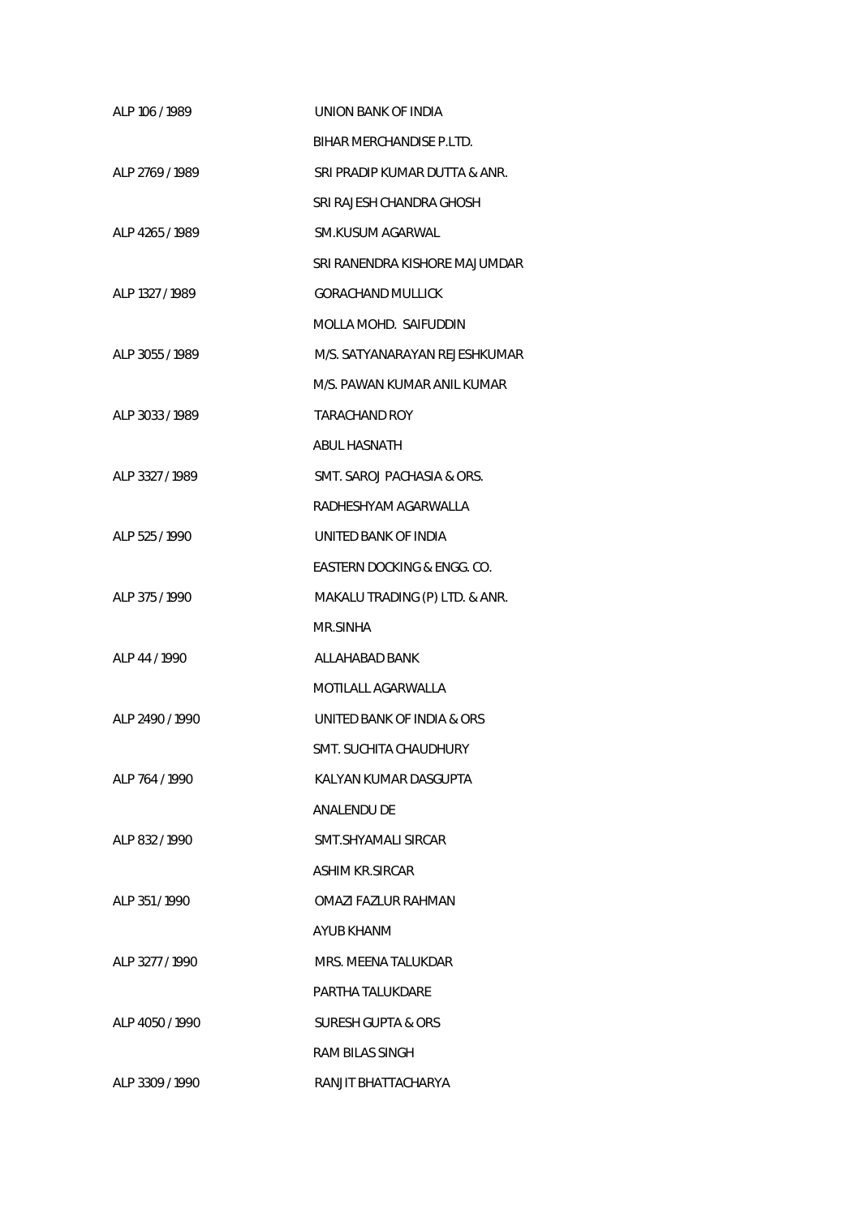ALP 106 / 1989 UNION BANK OF INDIA

BIHAR MERCHANDISE P.LTD.

ALP 2769 / 1989 SRI PRADIP KUMAR DUTTA & ANR.

SRI RAJESH CHANDRA GHOSH

ALP 4265 / 1989 SM.KUSUM AGARWAL

SRI RANENDRA KISHORE MAJUMDAR

ALP 1327 / 1989 GORACHAND MULLICK

MOLLA MOHD. SAIFUDDIN

ALP 3055 / 1989 M/S. SATYANARAYAN REJESHKUMAR

M/S. PAWAN KUMAR ANIL KUMAR

ALP 3033 / 1989 TARACHAND ROY

ABUL HASNATH

ALP 3327 / 1989 SMT. SAROJ PACHASIA & ORS.

RADHESHYAM AGARWALLA

ALP 525 / 1990 UNITED BANK OF INDIA

EASTERN DOCKING & ENGG. CO.

ALP 375 / 1990 MAKALU TRADING (P) LTD. & ANR.

MR.SINHA

ALP 44 / 1990 ALLAHABAD BANK

MOTILALL AGARWALLA

ALP 2490 / 1990 UNITED BANK OF INDIA & ORS

SMT. SUCHITA CHAUDHURY

ALP 764 / 1990 KALYAN KUMAR DASGUPTA

ANALENDU DE

ALP 832 / 1990 SMT.SHYAMALI SIRCAR

ASHIM KR.SIRCAR

ALP 351 / 1990 OMAZI FAZLUR RAHMAN

AYUB KHANM

ALP 3277 / 1990 MRS. MEENA TALUKDAR

PARTHA TALUKDARE

ALP 4050 / 1990 SURESH GUPTA & ORS

RAM BILAS SINGH

ALP 3309 / 1990 RANJIT BHATTACHARYA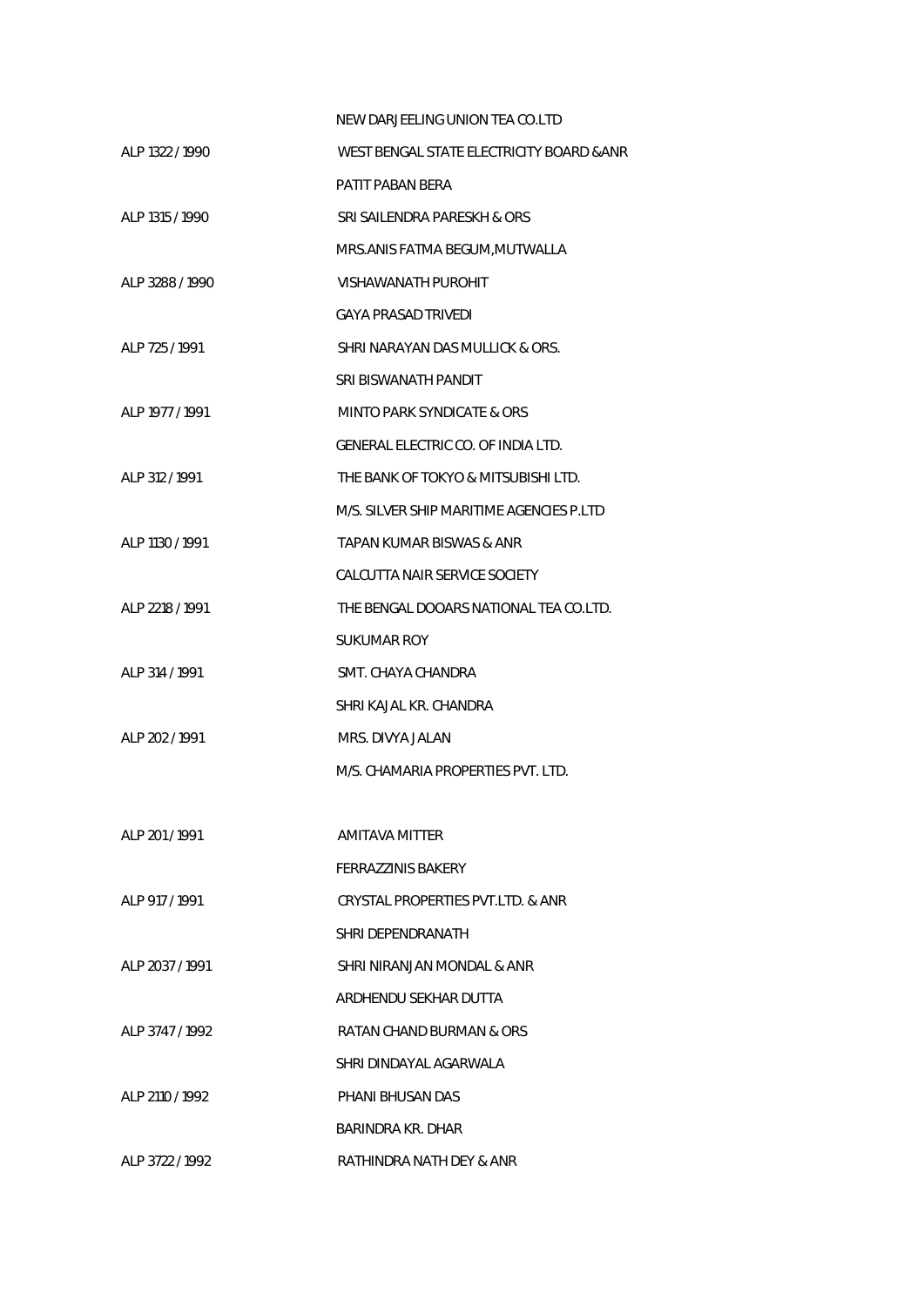| | |
|---|---|
| | NEW DARJEELING UNION TEA CO.LTD |
| ALP 1322 / 1990 | WEST BENGAL STATE ELECTRICITY BOARD &ANR |
| | PATIT PABAN BERA |
| ALP 1315 / 1990 | SRI SAILENDRA PARESKH & ORS |
| | MRS.ANIS FATMA BEGUM,MUTWALLA |
| ALP 3288 / 1990 | VISHAWANATH PUROHIT |
| | GAYA PRASAD TRIVEDI |
| ALP 725 / 1991 | SHRI NARAYAN DAS MULLICK & ORS. |
| | SRI BISWANATH PANDIT |
| ALP 1977 / 1991 | MINTO PARK SYNDICATE & ORS |
| | GENERAL ELECTRIC CO. OF INDIA LTD. |
| ALP 312 / 1991 | THE BANK OF TOKYO & MITSUBISHI LTD. |
| | M/S. SILVER SHIP MARITIME AGENCIES P.LTD |
| ALP 1130 / 1991 | TAPAN KUMAR BISWAS & ANR |
| | CALCUTTA NAIR SERVICE SOCIETY |
| ALP 2218 / 1991 | THE BENGAL DOOARS NATIONAL TEA CO.LTD. |
| | SUKUMAR ROY |
| ALP 314 / 1991 | SMT. CHAYA CHANDRA |
| | SHRI KAJAL KR. CHANDRA |
| ALP 202 / 1991 | MRS. DIVYA JALAN |
| | M/S. CHAMARIA PROPERTIES PVT. LTD. |
| ALP 201 / 1991 | AMITAVA MITTER |
| | FERRAZZINIS BAKERY |
| ALP 917 / 1991 | CRYSTAL PROPERTIES PVT.LTD. & ANR |
| | SHRI DEPENDRANATH |
| ALP 2037 / 1991 | SHRI NIRANJAN MONDAL & ANR |
| | ARDHENDU SEKHAR DUTTA |
| ALP 3747 / 1992 | RATAN CHAND BURMAN & ORS |
| | SHRI DINDAYAL AGARWALA |
| ALP 2110 / 1992 | PHANI BHUSAN DAS |
| | BARINDRA KR. DHAR |
| ALP 3722 / 1992 | RATHINDRA NATH DEY & ANR |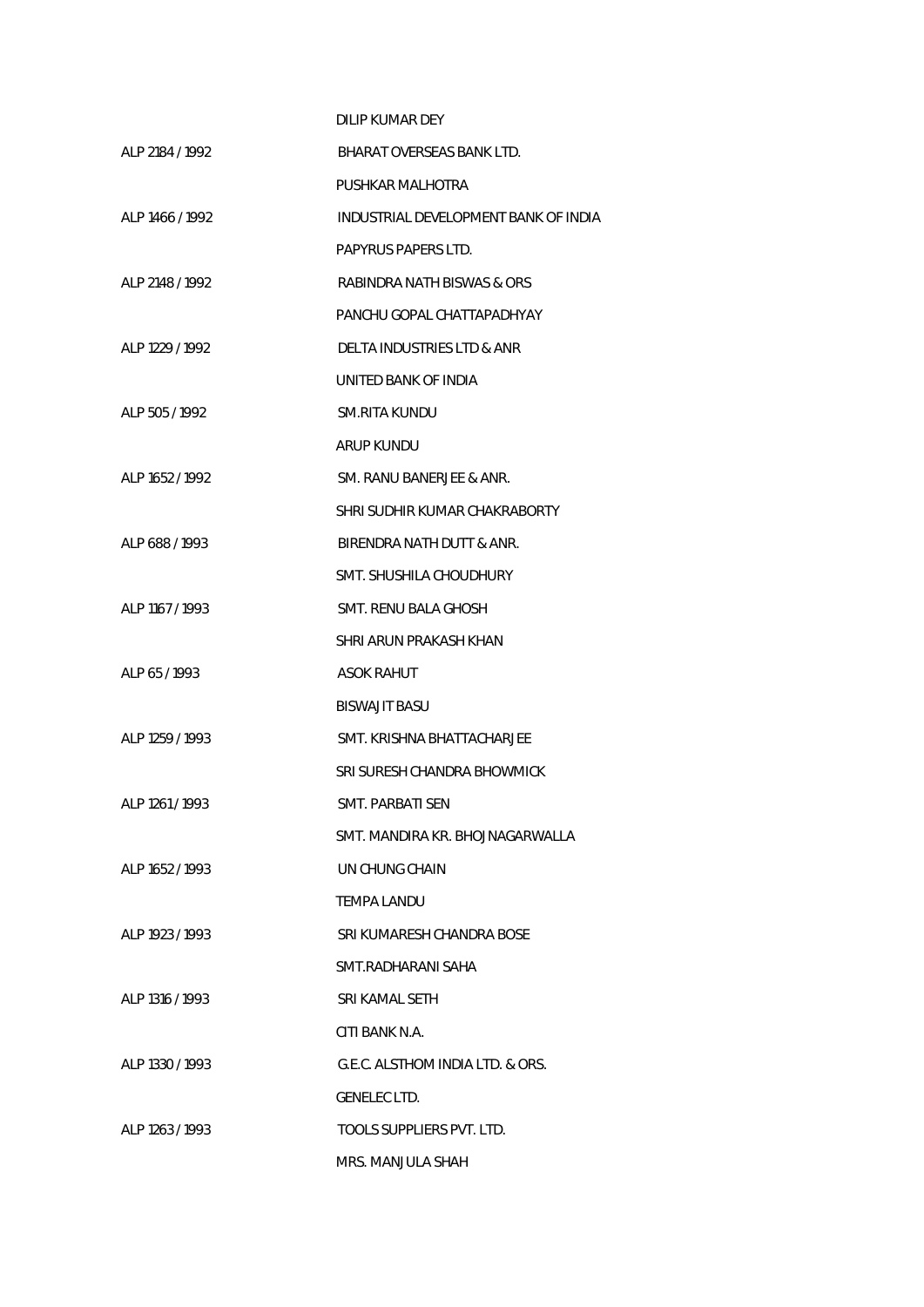DILIP KUMAR DEY

ALP 2184 / 1992 BHARAT OVERSEAS BANK LTD.

PUSHKAR MALHOTRA

ALP 1466 / 1992 INDUSTRIAL DEVELOPMENT BANK OF INDIA

PAPYRUS PAPERS LTD.

ALP 2148 / 1992 RABINDRA NATH BISWAS & ORS

PANCHU GOPAL CHATTAPADHYAY

ALP 1229 / 1992 DELTA INDUSTRIES LTD & ANR

UNITED BANK OF INDIA

ALP 505 / 1992 SM.RITA KUNDU

ARUP KUNDU

ALP 1652 / 1992 SM. RANU BANERJEE & ANR.

SHRI SUDHIR KUMAR CHAKRABORTY

ALP 688 / 1993 BIRENDRA NATH DUTT & ANR.

SMT. SHUSHILA CHOUDHURY

ALP 1167 / 1993 SMT. RENU BALA GHOSH

SHRI ARUN PRAKASH KHAN

ALP 65 / 1993 ASOK RAHUT

BISWAJIT BASU

ALP 1259 / 1993 SMT. KRISHNA BHATTACHARJEE

SRI SURESH CHANDRA BHOWMICK

ALP 1261 / 1993 SMT. PARBATI SEN

SMT. MANDIRA KR. BHOJNAGARWALLA

ALP 1652 / 1993 UN CHUNG CHAIN

TEMPA LANDU

ALP 1923 / 1993 SRI KUMARESH CHANDRA BOSE

SMT.RADHARANI SAHA

ALP 1316 / 1993 SRI KAMAL SETH

CITI BANK N.A.

ALP 1330 / 1993 G.E.C. ALSTHOM INDIA LTD. & ORS.

GENELEC LTD.

ALP 1263 / 1993 TOOLS SUPPLIERS PVT. LTD.

MRS. MANJULA SHAH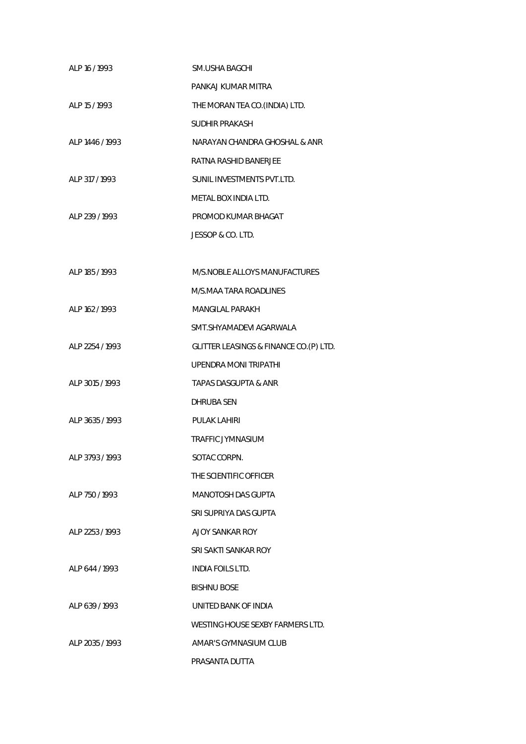ALP 16 / 1993 SM.USHA BAGCHI

PANKAJ KUMAR MITRA

ALP 15 / 1993 THE MORAN TEA CO.(INDIA) LTD.

SUDHIR PRAKASH

ALP 1446 / 1993 NARAYAN CHANDRA GHOSHAL & ANR

RATNA RASHID BANERJEE

ALP 317 / 1993 SUNIL INVESTMENTS PVT.LTD.

METAL BOX INDIA LTD.

ALP 239 / 1993 PROMOD KUMAR BHAGAT

JESSOP & CO. LTD.

ALP 185 / 1993 M/S.NOBLE ALLOYS MANUFACTURES

M/S.MAA TARA ROADLINES

ALP 162 / 1993 MANGILAL PARAKH

SMT.SHYAMADEVI AGARWALA

ALP 2254 / 1993 GLITTER LEASINGS & FINANCE CO.(P) LTD.

UPENDRA MONI TRIPATHI

ALP 3015 / 1993 TAPAS DASGUPTA & ANR

DHRUBA SEN

ALP 3635 / 1993 PULAK LAHIRI

TRAFFIC JYMNASIUM

ALP 3793 / 1993 SOTAC CORPN.

THE SCIENTIFIC OFFICER

ALP 750 / 1993 MANOTOSH DAS GUPTA

SRI SUPRIYA DAS GUPTA

ALP 2253 / 1993 AJOY SANKAR ROY

SRI SAKTI SANKAR ROY

ALP 644 / 1993 INDIA FOILS LTD.

BISHNU BOSE

ALP 639 / 1993 UNITED BANK OF INDIA

WESTING HOUSE SEXBY FARMERS LTD.

ALP 2035 / 1993 AMAR'S GYMNASIUM CLUB

PRASANTA DUTTA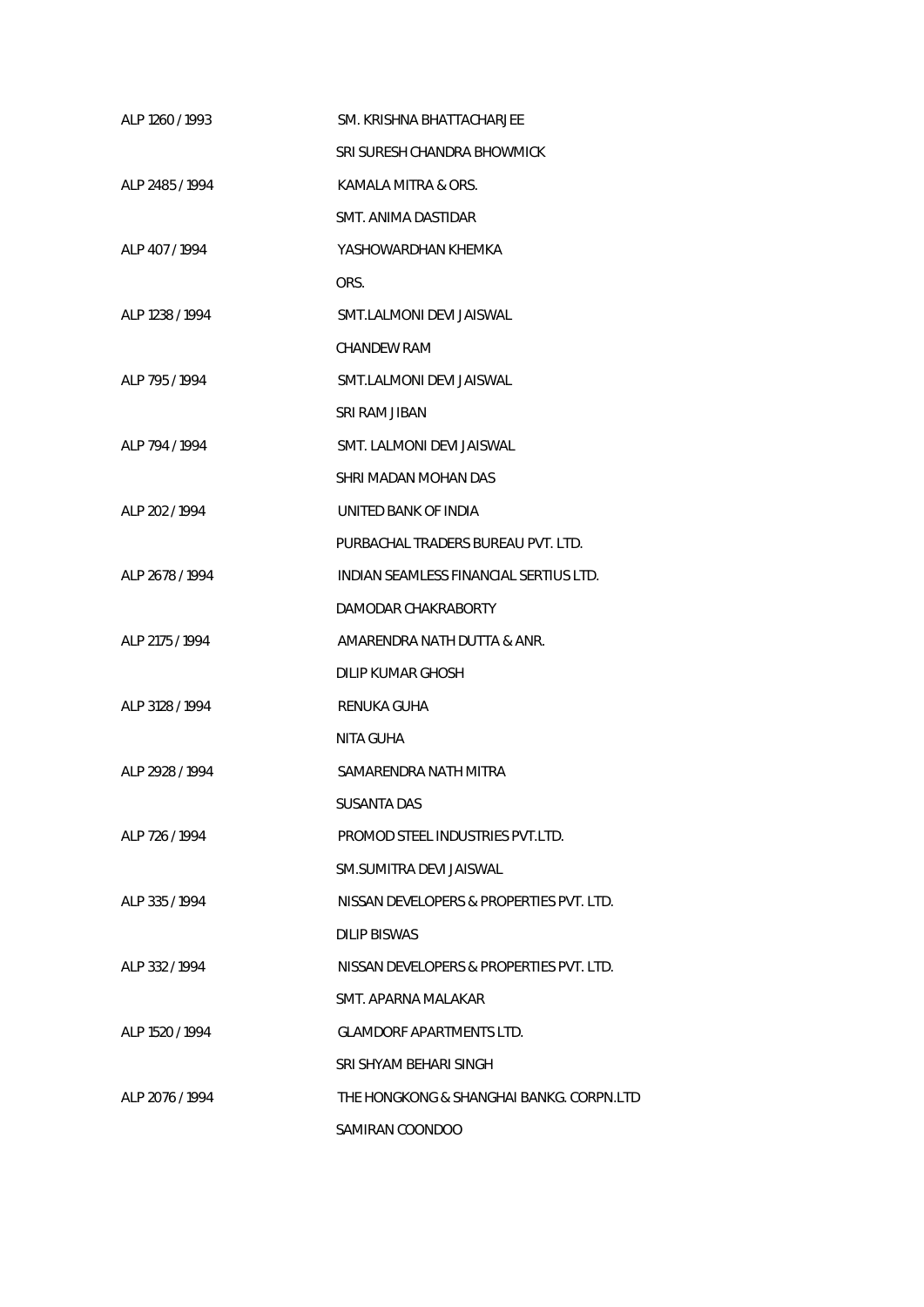ALP 1260 / 1993 SM. KRISHNA BHATTACHARJEE

SRI SURESH CHANDRA BHOWMICK

ALP 2485 / 1994 KAMALA MITRA & ORS.

SMT. ANIMA DASTIDAR

ALP 407 / 1994 YASHOWARDHAN KHEMKA

ORS.

ALP 1238 / 1994 SMT.LALMONI DEVI JAISWAL

CHANDEW RAM

ALP 795 / 1994 SMT.LALMONI DEVI JAISWAL

SRI RAM JIBAN

ALP 794 / 1994 SMT. LALMONI DEVI JAISWAL

SHRI MADAN MOHAN DAS

ALP 202 / 1994 UNITED BANK OF INDIA

PURBACHAL TRADERS BUREAU PVT. LTD.

ALP 2678 / 1994 INDIAN SEAMLESS FINANCIAL SERTIUS LTD.

DAMODAR CHAKRABORTY

ALP 2175 / 1994 AMARENDRA NATH DUTTA & ANR.

DILIP KUMAR GHOSH

ALP 3128 / 1994 RENUKA GUHA

NITA GUHA

ALP 2928 / 1994 SAMARENDRA NATH MITRA

SUSANTA DAS

ALP 726 / 1994 PROMOD STEEL INDUSTRIES PVT.LTD.

SM.SUMITRA DEVI JAISWAL

ALP 335 / 1994 NISSAN DEVELOPERS & PROPERTIES PVT. LTD.

DILIP BISWAS

ALP 332 / 1994 NISSAN DEVELOPERS & PROPERTIES PVT. LTD.

SMT. APARNA MALAKAR

ALP 1520 / 1994 GLAMDORF APARTMENTS LTD.

SRI SHYAM BEHARI SINGH

ALP 2076 / 1994 THE HONGKONG & SHANGHAI BANKG. CORPN.LTD

SAMIRAN COONDOO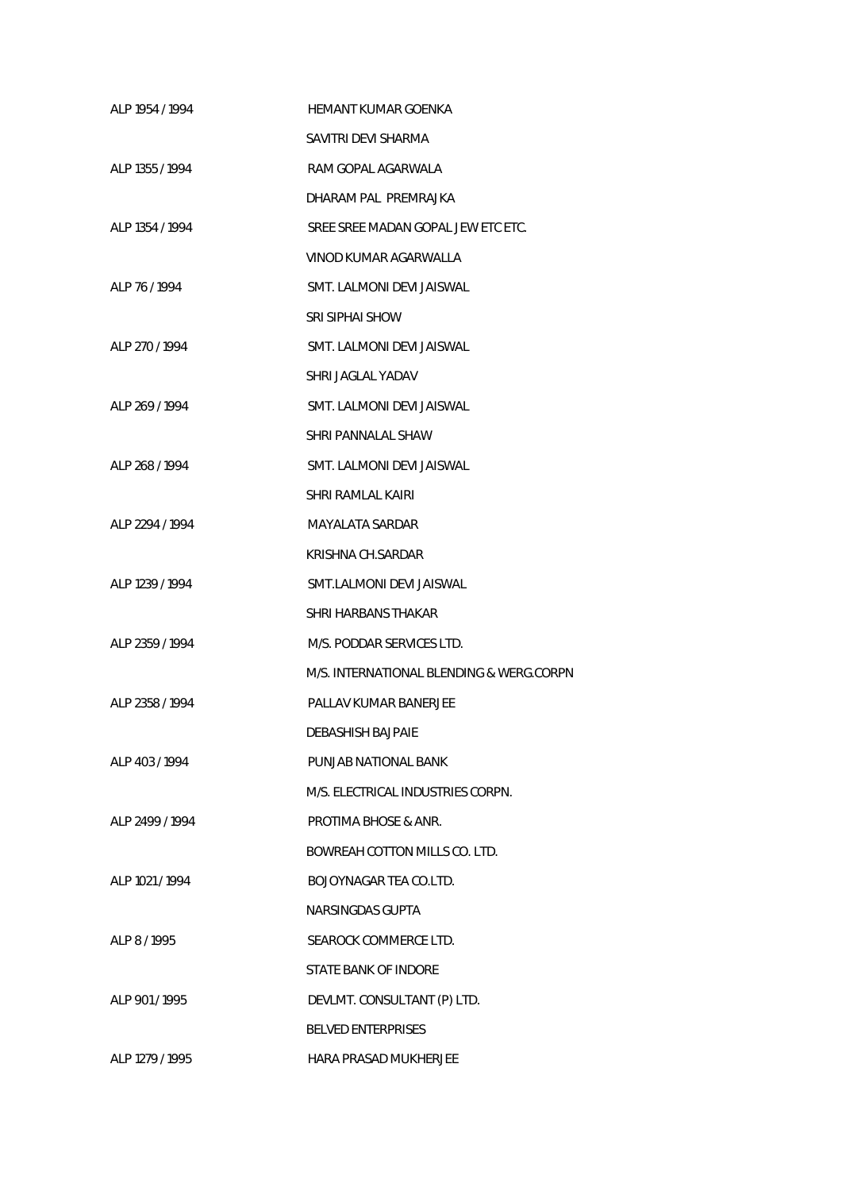| | |
|---|---|
| ALP 1954 / 1994 | HEMANT KUMAR GOENKA |
| | SAVITRI DEVI SHARMA |
| ALP 1355 / 1994 | RAM GOPAL AGARWALA |
| | DHARAM PAL PREMRAJKA |
| ALP 1354 / 1994 | SREE SREE MADAN GOPAL JEW ETC ETC. |
| | VINOD KUMAR AGARWALLA |
| ALP 76 / 1994 | SMT. LALMONI DEVI JAISWAL |
| | SRI SIPHAI SHOW |
| ALP 270 / 1994 | SMT. LALMONI DEVI JAISWAL |
| | SHRI JAGLAL YADAV |
| ALP 269 / 1994 | SMT. LALMONI DEVI JAISWAL |
| | SHRI PANNALAL SHAW |
| ALP 268 / 1994 | SMT. LALMONI DEVI JAISWAL |
| | SHRI RAMLAL KAIRI |
| ALP 2294 / 1994 | MAYALATA SARDAR |
| | KRISHNA CH.SARDAR |
| ALP 1239 / 1994 | SMT.LALMONI DEVI JAISWAL |
| | SHRI HARBANS THAKAR |
| ALP 2359 / 1994 | M/S. PODDAR SERVICES LTD. |
| | M/S. INTERNATIONAL BLENDING & WERG.CORPN |
| ALP 2358 / 1994 | PALLAV KUMAR BANERJEE |
| | DEBASHISH BAJPAIE |
| ALP 403 / 1994 | PUNJAB NATIONAL BANK |
| | M/S. ELECTRICAL INDUSTRIES CORPN. |
| ALP 2499 / 1994 | PROTIMA BHOSE & ANR. |
| | BOWREAH COTTON MILLS CO. LTD. |
| ALP 1021 / 1994 | BOJOYNAGAR TEA CO.LTD. |
| | NARSINGDAS GUPTA |
| ALP 8 / 1995 | SEAROCK COMMERCE LTD. |
| | STATE BANK OF INDORE |
| ALP 901 / 1995 | DEVLMT. CONSULTANT (P) LTD. |
| | BELVED ENTERPRISES |
| ALP 1279 / 1995 | HARA PRASAD MUKHERJEE |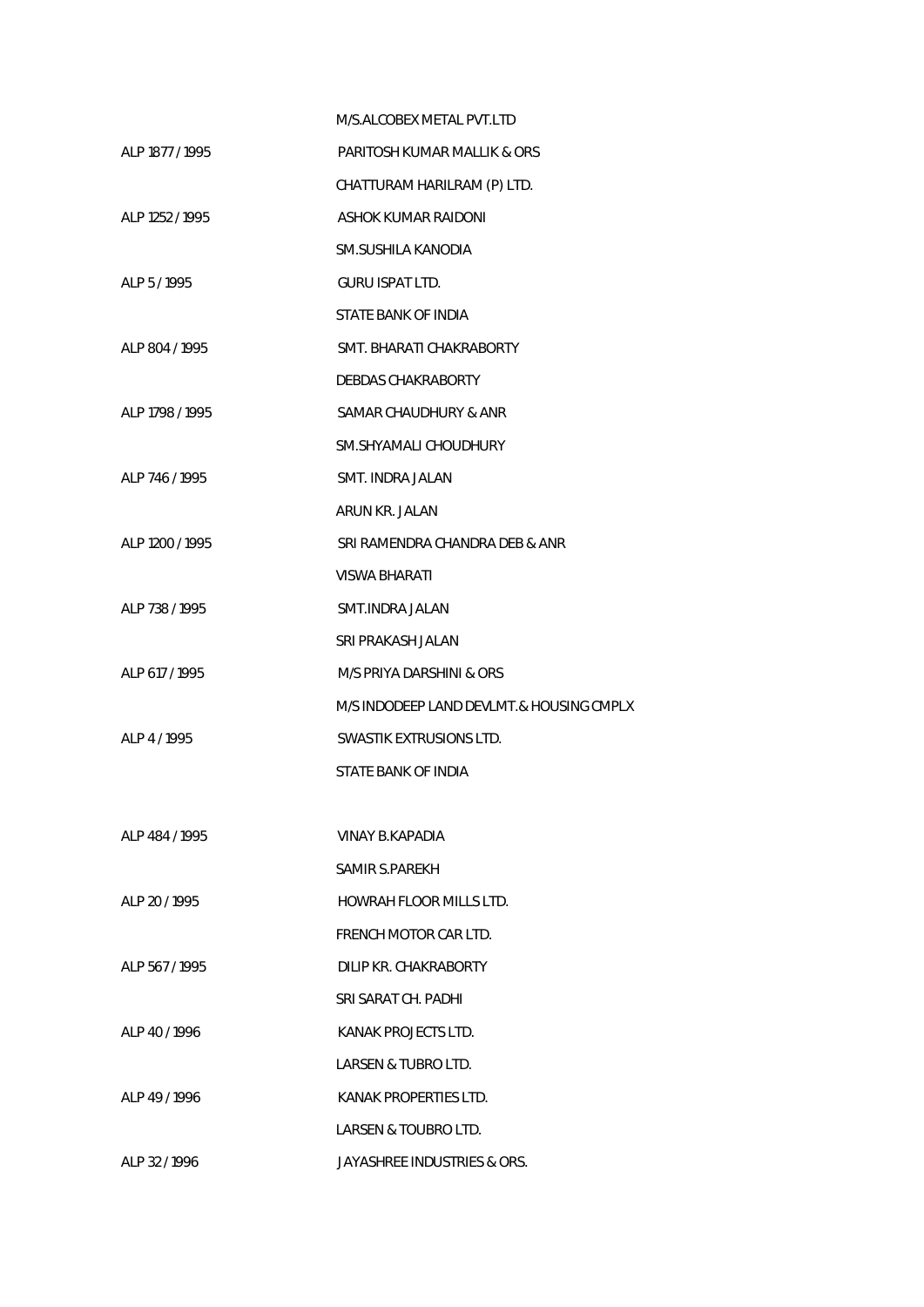M/S.ALCOBEX METAL PVT.LTD

ALP 1877 / 1995 PARITOSH KUMAR MALLIK & ORS

CHATTURAM HARILRAM (P) LTD.

ALP 1252 / 1995 ASHOK KUMAR RAIDONI

SM.SUSHILA KANODIA

ALP 5 / 1995 GURU ISPAT LTD.

STATE BANK OF INDIA

ALP 804 / 1995 SMT. BHARATI CHAKRABORTY

DEBDAS CHAKRABORTY

ALP 1798 / 1995 SAMAR CHAUDHURY & ANR

SM.SHYAMALI CHOUDHURY

ALP 746 / 1995 SMT. INDRA JALAN

ARUN KR. JALAN

ALP 1200 / 1995 SRI RAMENDRA CHANDRA DEB & ANR

VISWA BHARATI

ALP 738 / 1995 SMT.INDRA JALAN

SRI PRAKASH JALAN

ALP 617 / 1995 M/S PRIYA DARSHINI & ORS

M/S INDODEEP LAND DEVLMT.& HOUSING CMPLX

ALP 4 / 1995 SWASTIK EXTRUSIONS LTD.

STATE BANK OF INDIA

ALP 484 / 1995 VINAY B.KAPADIA

SAMIR S.PAREKH

ALP 20 / 1995 HOWRAH FLOOR MILLS LTD.

FRENCH MOTOR CAR LTD.

ALP 567 / 1995 DILIP KR. CHAKRABORTY

SRI SARAT CH. PADHI

ALP 40 / 1996 KANAK PROJECTS LTD.

LARSEN & TUBRO LTD.

ALP 49 / 1996 KANAK PROPERTIES LTD.

LARSEN & TOUBRO LTD.

ALP 32 / 1996 JAYASHREE INDUSTRIES & ORS.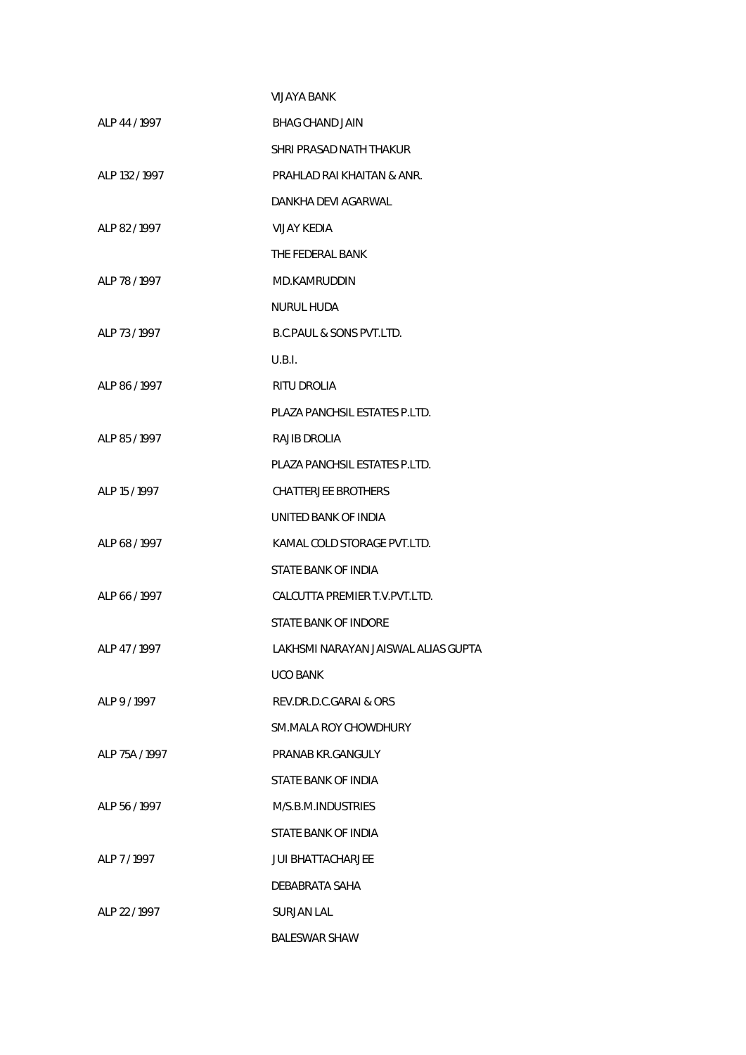VIJAYA BANK

ALP 44 / 1997 BHAG CHAND JAIN

SHRI PRASAD NATH THAKUR

ALP 132 / 1997 PRAHLAD RAI KHAITAN & ANR.

DANKHA DEVI AGARWAL

ALP 82 / 1997 VIJAY KEDIA

THE FEDERAL BANK

ALP 78 / 1997 MD.KAMRUDDIN

NURUL HUDA

ALP 73 / 1997 B.C.PAUL & SONS PVT.LTD.

U.B.I.

ALP 86 / 1997 RITU DROLIA

PLAZA PANCHSIL ESTATES P.LTD.

ALP 85 / 1997 RAJIB DROLIA

PLAZA PANCHSIL ESTATES P.LTD.

ALP 15 / 1997 CHATTERJEE BROTHERS

UNITED BANK OF INDIA

ALP 68 / 1997 KAMAL COLD STORAGE PVT.LTD.

STATE BANK OF INDIA

ALP 66 / 1997 CALCUTTA PREMIER T.V.PVT.LTD.

STATE BANK OF INDORE

ALP 47 / 1997 LAKHSMI NARAYAN JAISWAL ALIAS GUPTA

UCO BANK

ALP 9 / 1997 REV.DR.D.C.GARAI & ORS

SM.MALA ROY CHOWDHURY

ALP 75A / 1997 PRANAB KR.GANGULY

STATE BANK OF INDIA

ALP 56 / 1997 M/S.B.M.INDUSTRIES

STATE BANK OF INDIA

ALP 7 / 1997 JUI BHATTACHARJEE

DEBABRATA SAHA

ALP 22 / 1997 SURJAN LAL

BALESWAR SHAW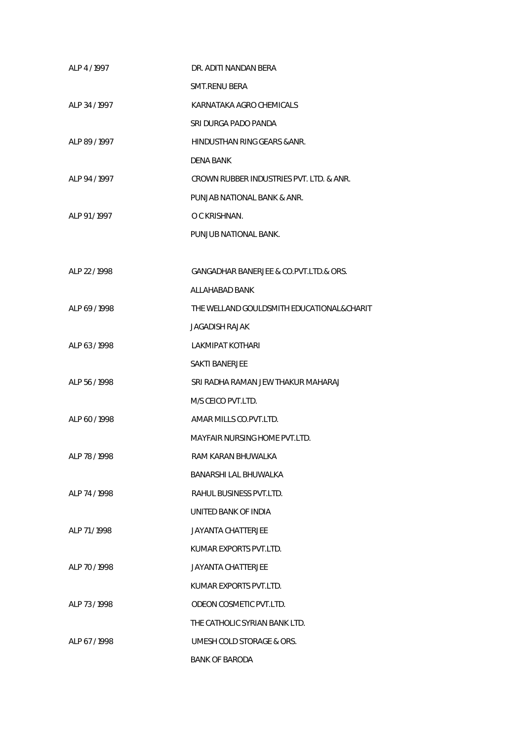ALP 4 / 1997 DR. ADITI NANDAN BERA

SMT.RENU BERA

ALP 34 / 1997 KARNATAKA AGRO CHEMICALS

SRI DURGA PADO PANDA

ALP 89 / 1997 HINDUSTHAN RING GEARS &ANR.

DENA BANK

ALP 94 / 1997 CROWN RUBBER INDUSTRIES PVT. LTD. & ANR.

PUNJAB NATIONAL BANK & ANR.

ALP 91 / 1997 O C KRISHNAN.

PUNJUB NATIONAL BANK.

ALP 22 / 1998 GANGADHAR BANERJEE & CO.PVT.LTD.& ORS.

ALLAHABAD BANK

ALP 69 / 1998 THE WELLAND GOULDSMITH EDUCATIONAL&CHARIT

JAGADISH RAJAK

ALP 63 / 1998 LAKMIPAT KOTHARI

SAKTI BANERJEE

ALP 56 / 1998 SRI RADHA RAMAN JEW THAKUR MAHARAJ

M/S CEICO PVT.LTD.

ALP 60 / 1998 AMAR MILLS CO.PVT.LTD.

MAYFAIR NURSING HOME PVT.LTD.

ALP 78 / 1998 RAM KARAN BHUWALKA

BANARSHI LAL BHUWALKA

ALP 74 / 1998 RAHUL BUSINESS PVT.LTD.

UNITED BANK OF INDIA

ALP 71 / 1998 JAYANTA CHATTERJEE

KUMAR EXPORTS PVT.LTD.

ALP 70 / 1998 JAYANTA CHATTERJEE

KUMAR EXPORTS PVT.LTD.

ALP 73 / 1998 ODEON COSMETIC PVT.LTD.

THE CATHOLIC SYRIAN BANK LTD.

ALP 67 / 1998 UMESH COLD STORAGE & ORS.

BANK OF BARODA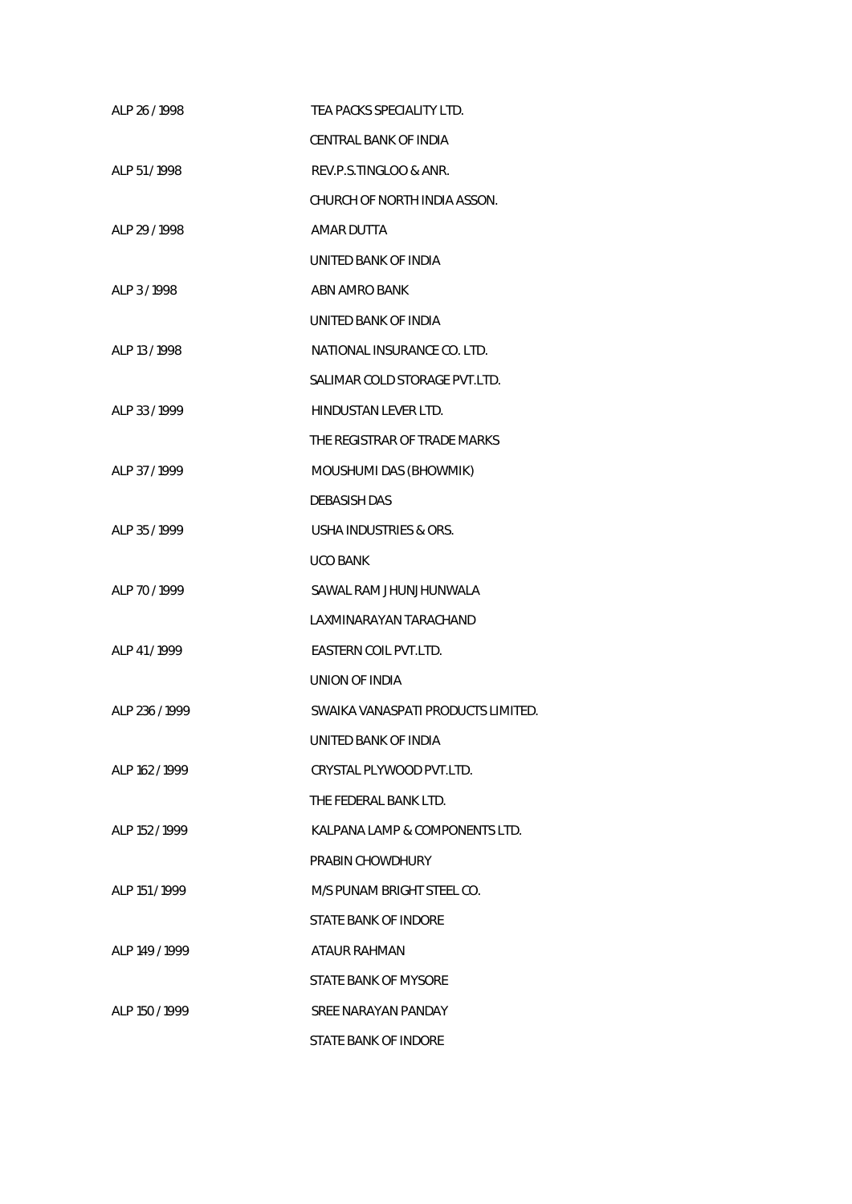ALP 26 / 1998 TEA PACKS SPECIALITY LTD.

CENTRAL BANK OF INDIA

ALP 51 / 1998 REV.P.S.TINGLOO & ANR.

CHURCH OF NORTH INDIA ASSON.

ALP 29 / 1998 AMAR DUTTA

UNITED BANK OF INDIA

ALP 3 / 1998 ABN AMRO BANK

UNITED BANK OF INDIA

ALP 13 / 1998 NATIONAL INSURANCE CO. LTD.

SALIMAR COLD STORAGE PVT.LTD.

ALP 33 / 1999 HINDUSTAN LEVER LTD.

THE REGISTRAR OF TRADE MARKS

ALP 37 / 1999 MOUSHUMI DAS (BHOWMIK)

DEBASISH DAS

ALP 35 / 1999 USHA INDUSTRIES & ORS.

UCO BANK

ALP 70 / 1999 SAWAL RAM JHUNJHUNWALA

LAXMINARAYAN TARACHAND

ALP 41 / 1999 EASTERN COIL PVT.LTD.

UNION OF INDIA

ALP 236 / 1999 SWAIKA VANASPATI PRODUCTS LIMITED.

UNITED BANK OF INDIA

ALP 162 / 1999 CRYSTAL PLYWOOD PVT.LTD.

THE FEDERAL BANK LTD.

ALP 152 / 1999 KALPANA LAMP & COMPONENTS LTD.

PRABIN CHOWDHURY

ALP 151 / 1999 M/S PUNAM BRIGHT STEEL CO.

STATE BANK OF INDORE

ALP 149 / 1999 ATAUR RAHMAN

STATE BANK OF MYSORE

ALP 150 / 1999 SREE NARAYAN PANDAY

STATE BANK OF INDORE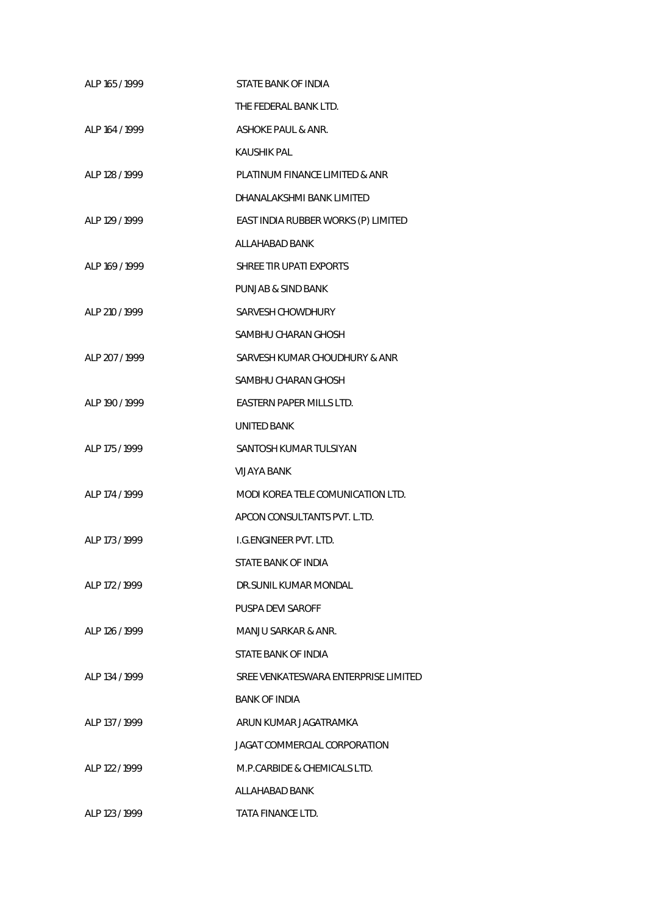ALP 165 / 1999 STATE BANK OF INDIA

THE FEDERAL BANK LTD.

ALP 164 / 1999 ASHOKE PAUL & ANR.

KAUSHIK PAL

ALP 128 / 1999 PLATINUM FINANCE LIMITED & ANR

DHANALAKSHMI BANK LIMITED

ALP 129 / 1999 EAST INDIA RUBBER WORKS (P) LIMITED

ALLAHABAD BANK

ALP 169 / 1999 SHREE TIR UPATI EXPORTS

PUNJAB & SIND BANK

ALP 210 / 1999 SARVESH CHOWDHURY

SAMBHU CHARAN GHOSH

ALP 207 / 1999 SARVESH KUMAR CHOUDHURY & ANR

SAMBHU CHARAN GHOSH

ALP 190 / 1999 EASTERN PAPER MILLS LTD.

UNITED BANK

ALP 175 / 1999 SANTOSH KUMAR TULSIYAN

VIJAYA BANK

ALP 174 / 1999 MODI KOREA TELE COMUNICATION LTD.

APCON CONSULTANTS PVT. L.TD.

ALP 173 / 1999 I.G.ENGINEER PVT. LTD.

STATE BANK OF INDIA

ALP 172 / 1999 DR.SUNIL KUMAR MONDAL

PUSPA DEVI SAROFF

ALP 126 / 1999 MANJU SARKAR & ANR.

STATE BANK OF INDIA

ALP 134 / 1999 SREE VENKATESWARA ENTERPRISE LIMITED

BANK OF INDIA

ALP 137 / 1999 ARUN KUMAR JAGATRAMKA

JAGAT COMMERCIAL CORPORATION

ALP 122 / 1999 M.P.CARBIDE & CHEMICALS LTD.

ALLAHABAD BANK

ALP 123 / 1999 TATA FINANCE LTD.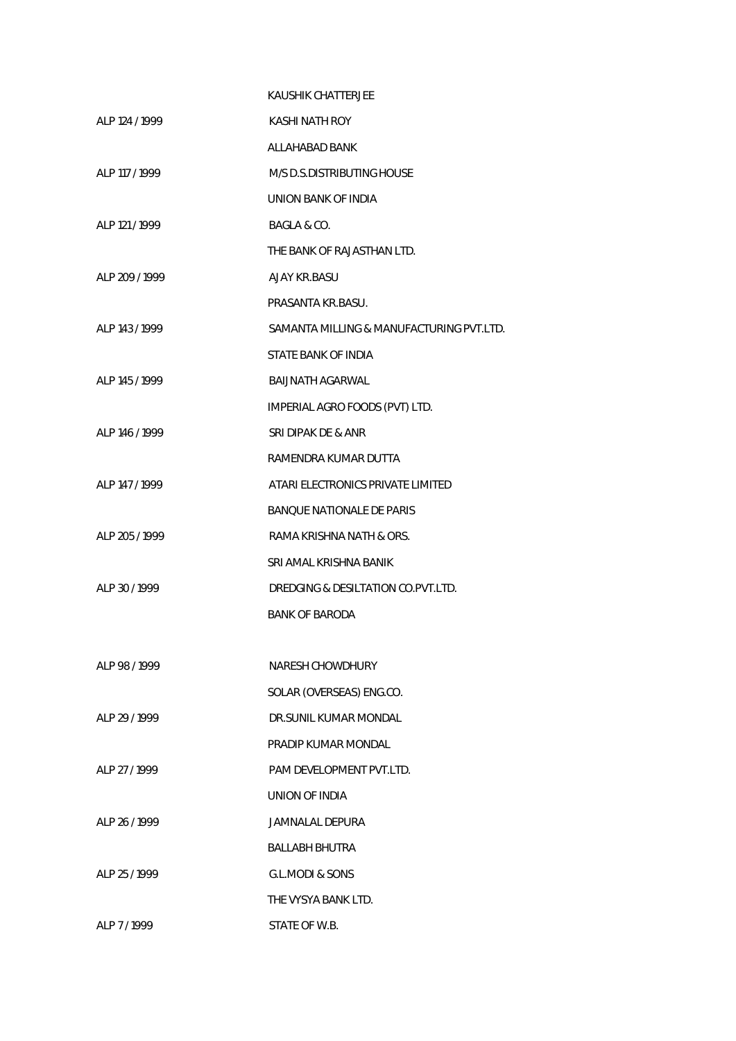KAUSHIK CHATTERJEE

ALP 124 / 1999 KASHI NATH ROY

ALLAHABAD BANK

ALP 117 / 1999 M/S D.S.DISTRIBUTING HOUSE

UNION BANK OF INDIA

ALP 121 / 1999 BAGLA & CO.

THE BANK OF RAJASTHAN LTD.

ALP 209 / 1999 AJAY KR.BASU

PRASANTA KR.BASU.

ALP 143 / 1999 SAMANTA MILLING & MANUFACTURING PVT.LTD.

STATE BANK OF INDIA

ALP 145 / 1999 BAIJNATH AGARWAL

IMPERIAL AGRO FOODS (PVT) LTD.

ALP 146 / 1999 SRI DIPAK DE & ANR

RAMENDRA KUMAR DUTTA

ALP 147 / 1999 ATARI ELECTRONICS PRIVATE LIMITED

BANQUE NATIONALE DE PARIS

ALP 205 / 1999 RAMA KRISHNA NATH & ORS.

SRI AMAL KRISHNA BANIK

ALP 30 / 1999 DREDGING & DESILTATION CO.PVT.LTD.

BANK OF BARODA

ALP 98 / 1999 NARESH CHOWDHURY

SOLAR (OVERSEAS) ENG.CO.

ALP 29 / 1999 DR.SUNIL KUMAR MONDAL

PRADIP KUMAR MONDAL

ALP 27 / 1999 PAM DEVELOPMENT PVT.LTD.

UNION OF INDIA

ALP 26 / 1999 JAMNALAL DEPURA

BALLABH BHUTRA

ALP 25 / 1999 G.L.MODI & SONS

THE VYSYA BANK LTD.

ALP 7 / 1999 STATE OF W.B.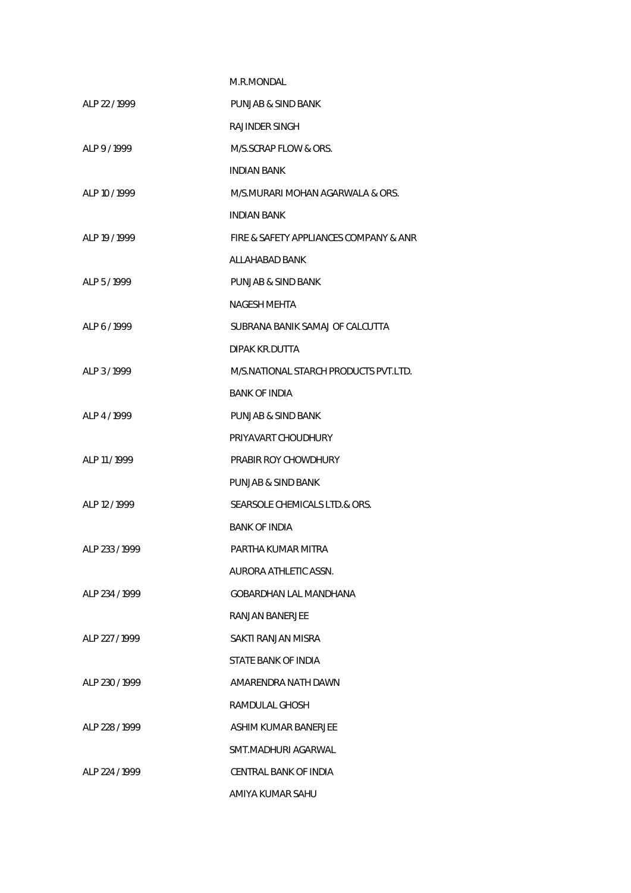M.R.MONDAL

ALP 22 / 1999 PUNJAB & SIND BANK

RAJINDER SINGH

ALP 9 / 1999 M/S.SCRAP FLOW & ORS.

INDIAN BANK

ALP 10 / 1999 M/S.MURARI MOHAN AGARWALA & ORS.

INDIAN BANK

ALP 19 / 1999 FIRE & SAFETY APPLIANCES COMPANY & ANR

ALLAHABAD BANK

ALP 5 / 1999 PUNJAB & SIND BANK

NAGESH MEHTA

ALP 6 / 1999 SUBRANA BANIK SAMAJ OF CALCUTTA

DIPAK KR.DUTTA

ALP 3 / 1999 M/S.NATIONAL STARCH PRODUCTS PVT.LTD.

BANK OF INDIA

ALP 4 / 1999 PUNJAB & SIND BANK

PRIYAVART CHOUDHURY

ALP 11 / 1999 PRABIR ROY CHOWDHURY

PUNJAB & SIND BANK

ALP 12 / 1999 SEARSOLE CHEMICALS LTD.& ORS.

BANK OF INDIA

ALP 233 / 1999 PARTHA KUMAR MITRA

AURORA ATHLETIC ASSN.

ALP 234 / 1999 GOBARDHAN LAL MANDHANA

RANJAN BANERJEE

ALP 227 / 1999 SAKTI RANJAN MISRA

STATE BANK OF INDIA

ALP 230 / 1999 AMARENDRA NATH DAWN

RAMDULAL GHOSH

ALP 228 / 1999 ASHIM KUMAR BANERJEE

SMT.MADHURI AGARWAL

ALP 224 / 1999 CENTRAL BANK OF INDIA

AMIYA KUMAR SAHU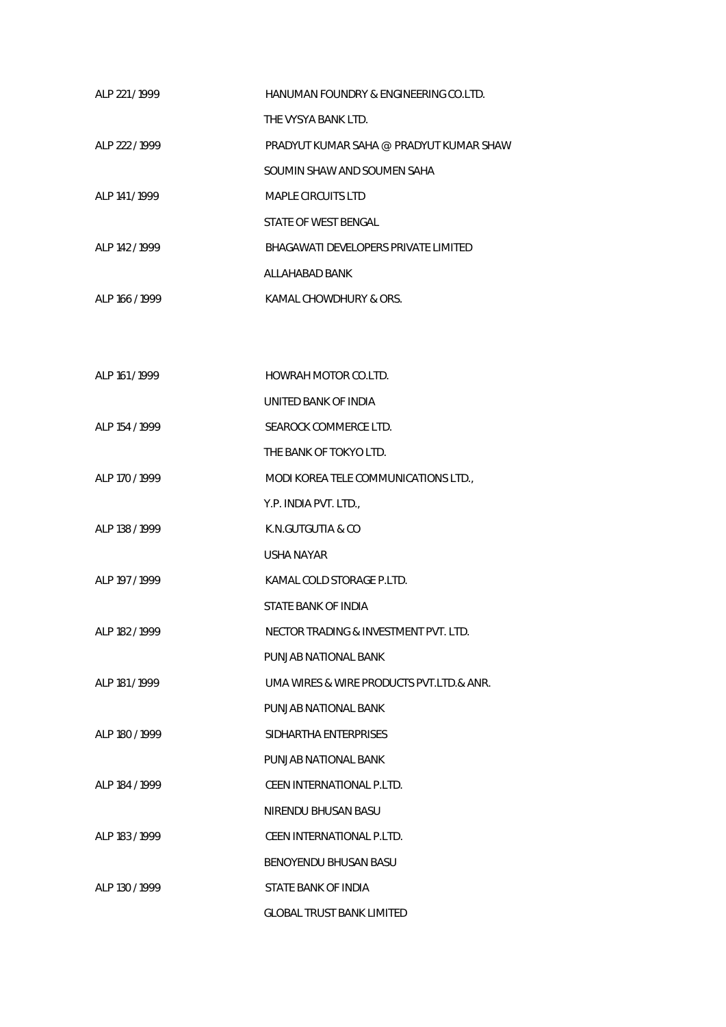| | |
|---|---|
| ALP 221 / 1999 | HANUMAN FOUNDRY & ENGINEERING CO.LTD. |
| | THE VYSYA BANK LTD. |
| ALP 222 / 1999 | PRADYUT KUMAR SAHA @ PRADYUT KUMAR SHAW |
| | SOUMIN SHAW AND SOUMEN SAHA |
| ALP 141 / 1999 | MAPLE CIRCUITS LTD |
| | STATE OF WEST BENGAL |
| ALP 142 / 1999 | BHAGAWATI DEVELOPERS PRIVATE LIMITED |
| | ALLAHABAD BANK |
| ALP 166 / 1999 | KAMAL CHOWDHURY & ORS. |
| | |
| ALP 161 / 1999 | HOWRAH MOTOR CO.LTD. |
| | UNITED BANK OF INDIA |
| ALP 154 / 1999 | SEAROCK COMMERCE LTD. |
| | THE BANK OF TOKYO LTD. |
| ALP 170 / 1999 | MODI KOREA TELE COMMUNICATIONS LTD., |
| | Y.P. INDIA PVT. LTD., |
| ALP 138 / 1999 | K.N.GUTGUTIA & CO |
| | USHA NAYAR |
| ALP 197 / 1999 | KAMAL COLD STORAGE P.LTD. |
| | STATE BANK OF INDIA |
| ALP 182 / 1999 | NECTOR TRADING & INVESTMENT PVT. LTD. |
| | PUNJAB NATIONAL BANK |
| ALP 181 / 1999 | UMA WIRES & WIRE PRODUCTS PVT.LTD.& ANR. |
| | PUNJAB NATIONAL BANK |
| ALP 180 / 1999 | SIDHARTHA ENTERPRISES |
| | PUNJAB NATIONAL BANK |
| ALP 184 / 1999 | CEEN INTERNATIONAL P.LTD. |
| | NIRENDU BHUSAN BASU |
| ALP 183 / 1999 | CEEN INTERNATIONAL P.LTD. |
| | BENOYENDU BHUSAN BASU |
| ALP 130 / 1999 | STATE BANK OF INDIA |
| | GLOBAL TRUST BANK LIMITED |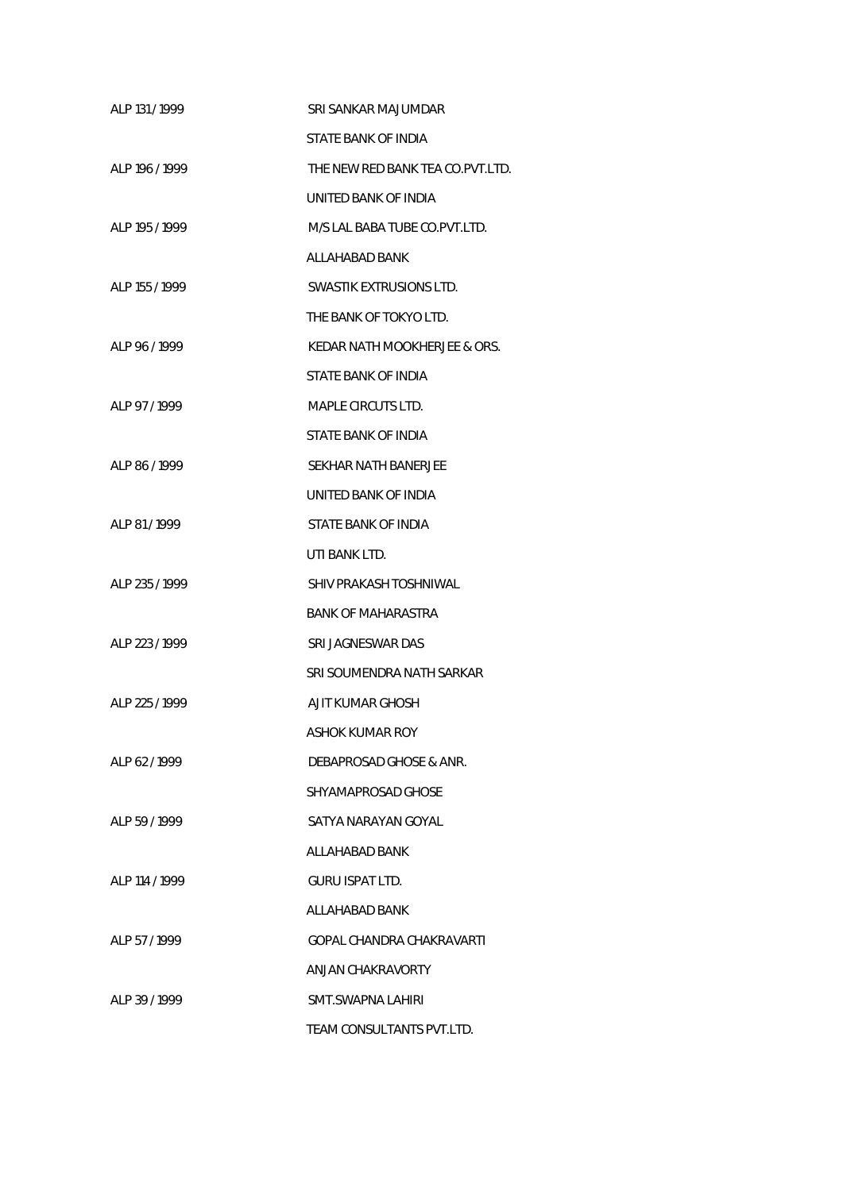ALP 131 / 1999 SRI SANKAR MAJUMDAR
STATE BANK OF INDIA

ALP 196 / 1999 THE NEW RED BANK TEA CO.PVT.LTD.
UNITED BANK OF INDIA

ALP 195 / 1999 M/S LAL BABA TUBE CO.PVT.LTD.
ALLAHABAD BANK

ALP 155 / 1999 SWASTIK EXTRUSIONS LTD.
THE BANK OF TOKYO LTD.

ALP 96 / 1999 KEDAR NATH MOOKHERJEE & ORS.
STATE BANK OF INDIA

ALP 97 / 1999 MAPLE CIRCUTS LTD.
STATE BANK OF INDIA

ALP 86 / 1999 SEKHAR NATH BANERJEE
UNITED BANK OF INDIA

ALP 81 / 1999 STATE BANK OF INDIA
UTI BANK LTD.

ALP 235 / 1999 SHIV PRAKASH TOSHNIWAL
BANK OF MAHARASTRA

ALP 223 / 1999 SRI JAGNESWAR DAS
SRI SOUMENDRA NATH SARKAR

ALP 225 / 1999 AJIT KUMAR GHOSH
ASHOK KUMAR ROY

ALP 62 / 1999 DEBAPROSAD GHOSE & ANR.
SHYAMAPROSAD GHOSE

ALP 59 / 1999 SATYA NARAYAN GOYAL
ALLAHABAD BANK

ALP 114 / 1999 GURU ISPAT LTD.
ALLAHABAD BANK

ALP 57 / 1999 GOPAL CHANDRA CHAKRAVARTI
ANJAN CHAKRAVORTY

ALP 39 / 1999 SMT.SWAPNA LAHIRI
TEAM CONSULTANTS PVT.LTD.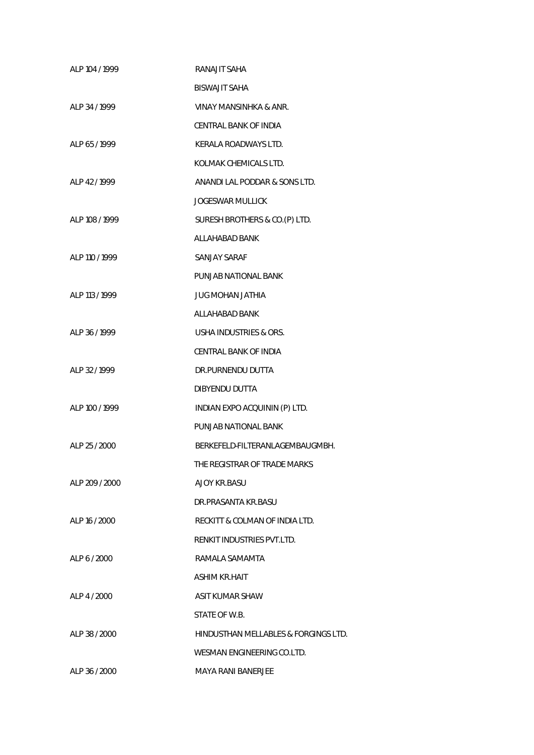| | |
|---|---|
| ALP 104 / 1999 | RANAJIT SAHA |
| | BISWAJIT SAHA |
| ALP 34 / 1999 | VINAY MANSINHKA & ANR. |
| | CENTRAL BANK OF INDIA |
| ALP 65 / 1999 | KERALA ROADWAYS LTD. |
| | KOLMAK CHEMICALS LTD. |
| ALP 42 / 1999 | ANANDI LAL PODDAR & SONS LTD. |
| | JOGESWAR MULLICK |
| ALP 108 / 1999 | SURESH BROTHERS & CO.(P) LTD. |
| | ALLAHABAD BANK |
| ALP 110 / 1999 | SANJAY SARAF |
| | PUNJAB NATIONAL BANK |
| ALP 113 / 1999 | JUG MOHAN JATHIA |
| | ALLAHABAD BANK |
| ALP 36 / 1999 | USHA INDUSTRIES & ORS. |
| | CENTRAL BANK OF INDIA |
| ALP 32 / 1999 | DR.PURNENDU DUTTA |
| | DIBYENDU DUTTA |
| ALP 100 / 1999 | INDIAN EXPO ACQUININ (P) LTD. |
| | PUNJAB NATIONAL BANK |
| ALP 25 / 2000 | BERKEFELD-FILTERANLAGEMBAUGMBH. |
| | THE REGISTRAR OF TRADE MARKS |
| ALP 209 / 2000 | AJOY KR.BASU |
| | DR.PRASANTA KR.BASU |
| ALP 16 / 2000 | RECKITT & COLMAN OF INDIA LTD. |
| | RENKIT INDUSTRIES PVT.LTD. |
| ALP 6 / 2000 | RAMALA SAMAMTA |
| | ASHIM KR.HAIT |
| ALP 4 / 2000 | ASIT KUMAR SHAW |
| | STATE OF W.B. |
| ALP 38 / 2000 | HINDUSTHAN MELLABLES & FORGINGS LTD. |
| | WESMAN ENGINEERING CO.LTD. |
| ALP 36 / 2000 | MAYA RANI BANERJEE |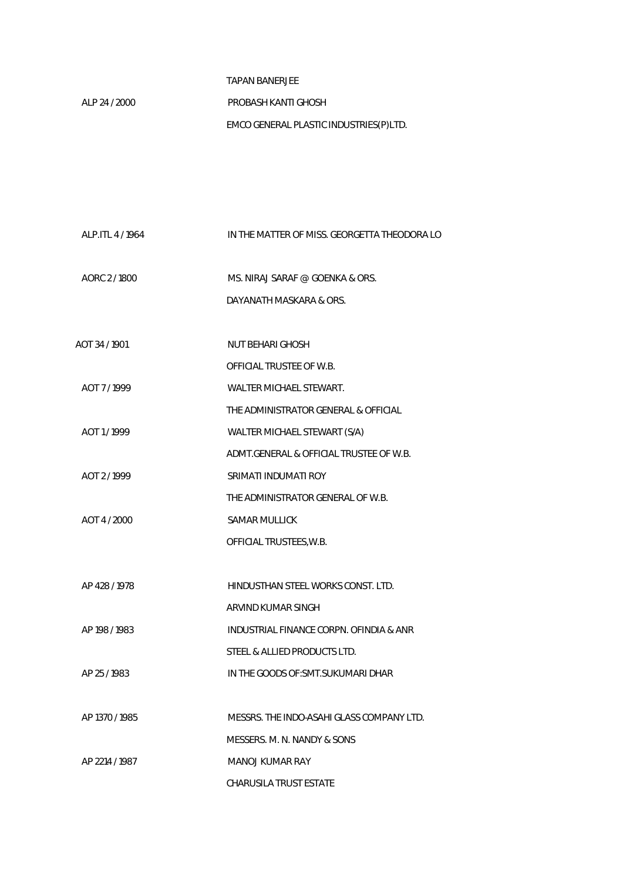| | |
|---|---|
| | TAPAN BANERJEE |
| ALP 24 / 2000 | PROBASH KANTI GHOSH |
| | EMCO GENERAL PLASTIC INDUSTRIES(P)LTD. |
| ALP.ITL 4 / 1964 | IN THE MATTER OF MISS. GEORGETTA THEODORA LO |
| AORC 2 / 1800 | MS. NIRAJ SARAF @ GOENKA & ORS. |
| | DAYANATH MASKARA & ORS. |
| AOT 34 / 1901 | NUT BEHARI GHOSH |
| | OFFICIAL TRUSTEE OF W.B. |
| AOT 7 / 1999 | WALTER MICHAEL STEWART. |
| | THE ADMINISTRATOR GENERAL & OFFICIAL |
| AOT 1 / 1999 | WALTER MICHAEL STEWART (S/A) |
| | ADMT.GENERAL & OFFICIAL TRUSTEE OF W.B. |
| AOT 2 / 1999 | SRIMATI INDUMATI ROY |
| | THE ADMINISTRATOR GENERAL OF W.B. |
| AOT 4 / 2000 | SAMAR MULLICK |
| | OFFICIAL TRUSTEES,W.B. |
| AP 428 / 1978 | HINDUSTHAN STEEL WORKS CONST. LTD. |
| | ARVIND KUMAR SINGH |
| AP 198 / 1983 | INDUSTRIAL FINANCE CORPN. OFINDIA & ANR |
| | STEEL & ALLIED PRODUCTS LTD. |
| AP 25 / 1983 | IN THE GOODS OF:SMT.SUKUMARI DHAR |
| AP 1370 / 1985 | MESSRS. THE INDO-ASAHI GLASS COMPANY LTD. |
| | MESSERS. M. N. NANDY & SONS |
| AP 2214 / 1987 | MANOJ KUMAR RAY |
| | CHARUSILA TRUST ESTATE |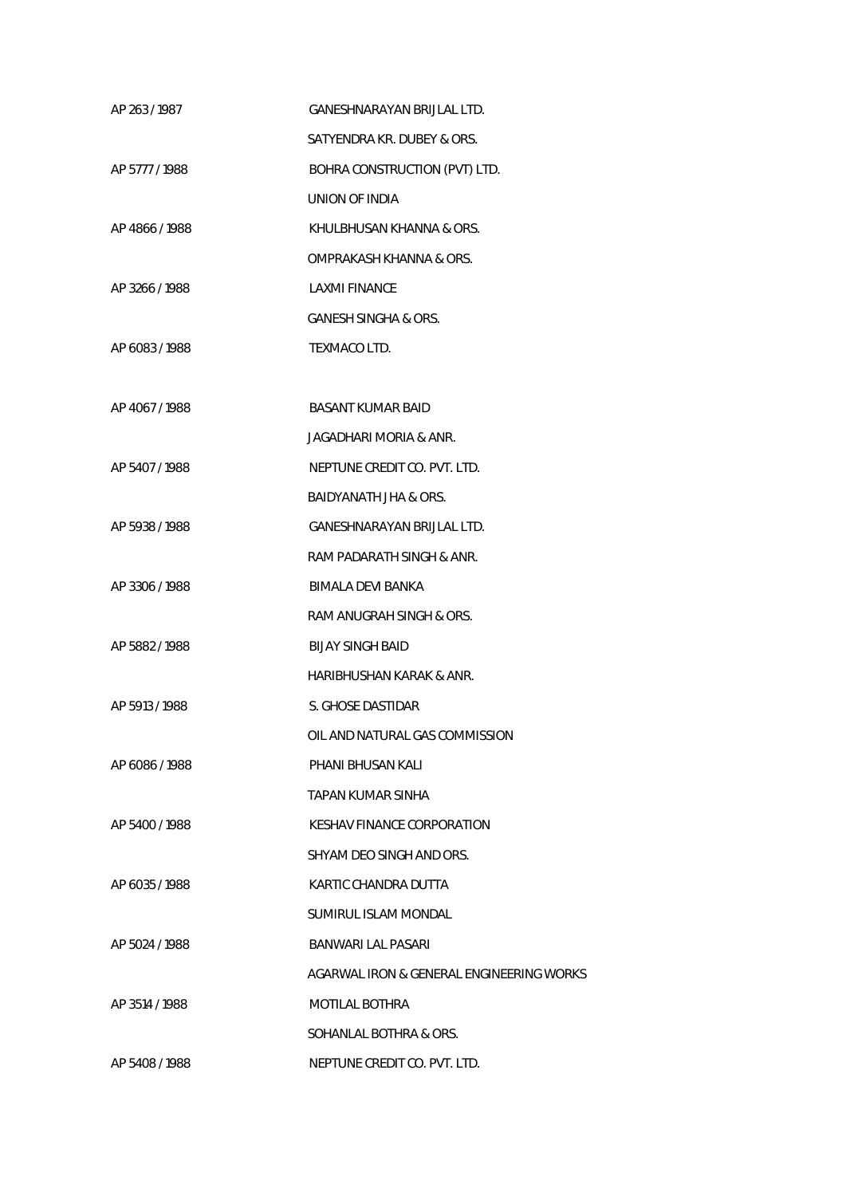| | |
|---|---|
| AP 263 / 1987 | GANESHNARAYAN BRIJLAL LTD. |
| | SATYENDRA KR. DUBEY & ORS. |
| AP 5777 / 1988 | BOHRA CONSTRUCTION (PVT) LTD. |
| | UNION OF INDIA |
| AP 4866 / 1988 | KHULBHUSAN KHANNA & ORS. |
| | OMPRAKASH KHANNA & ORS. |
| AP 3266 / 1988 | LAXMI FINANCE |
| | GANESH SINGHA & ORS. |
| AP 6083 / 1988 | TEXMACO LTD. |
| | |
| AP 4067 / 1988 | BASANT KUMAR BAID |
| | JAGADHARI MORIA & ANR. |
| AP 5407 / 1988 | NEPTUNE CREDIT CO. PVT. LTD. |
| | BAIDYANATH JHA & ORS. |
| AP 5938 / 1988 | GANESHNARAYAN BRIJLAL LTD. |
| | RAM PADARATH SINGH & ANR. |
| AP 3306 / 1988 | BIMALA DEVI BANKA |
| | RAM ANUGRAH SINGH & ORS. |
| AP 5882 / 1988 | BIJAY SINGH BAID |
| | HARIBHUSHAN KARAK & ANR. |
| AP 5913 / 1988 | S. GHOSE DASTIDAR |
| | OIL AND NATURAL GAS COMMISSION |
| AP 6086 / 1988 | PHANI BHUSAN KALI |
| | TAPAN KUMAR SINHA |
| AP 5400 / 1988 | KESHAV FINANCE CORPORATION |
| | SHYAM DEO SINGH AND ORS. |
| AP 6035 / 1988 | KARTIC CHANDRA DUTTA |
| | SUMIRUL ISLAM MONDAL |
| AP 5024 / 1988 | BANWARI LAL PASARI |
| | AGARWAL IRON & GENERAL ENGINEERING WORKS |
| AP 3514 / 1988 | MOTILAL BOTHRA |
| | SOHANLAL BOTHRA & ORS. |
| AP 5408 / 1988 | NEPTUNE CREDIT CO. PVT. LTD. |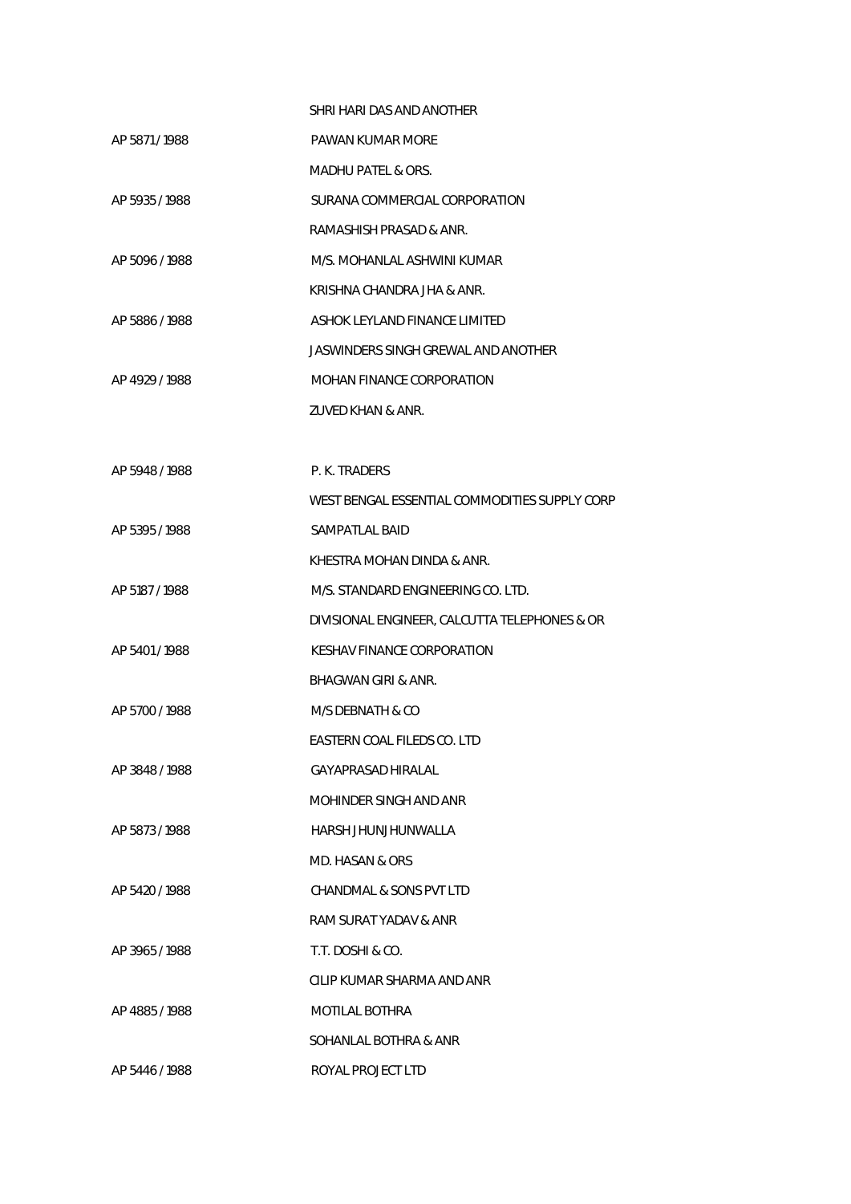SHRI HARI DAS AND ANOTHER

AP 5871 / 1988 PAWAN KUMAR MORE

MADHU PATEL & ORS.

AP 5935 / 1988 SURANA COMMERCIAL CORPORATION

RAMASHISH PRASAD & ANR.

AP 5096 / 1988 M/S. MOHANLAL ASHWINI KUMAR

KRISHNA CHANDRA JHA & ANR.

AP 5886 / 1988 ASHOK LEYLAND FINANCE LIMITED

JASWINDERS SINGH GREWAL AND ANOTHER

AP 4929 / 1988 MOHAN FINANCE CORPORATION

ZUVED KHAN & ANR.

AP 5948 / 1988 P. K. TRADERS

WEST BENGAL ESSENTIAL COMMODITIES SUPPLY CORP

AP 5395 / 1988 SAMPATLAL BAID

KHESTRA MOHAN DINDA & ANR.

AP 5187 / 1988 M/S. STANDARD ENGINEERING CO. LTD.

DIVISIONAL ENGINEER, CALCUTTA TELEPHONES & OR

AP 5401 / 1988 KESHAV FINANCE CORPORATION

BHAGWAN GIRI & ANR.

AP 5700 / 1988 M/S DEBNATH & CO

EASTERN COAL FILEDS CO. LTD

AP 3848 / 1988 GAYAPRASAD HIRALAL

MOHINDER SINGH AND ANR

AP 5873 / 1988 HARSH JHUNJHUNWALLA

MD. HASAN & ORS

AP 5420 / 1988 CHANDMAL & SONS PVT LTD

RAM SURAT YADAV & ANR

AP 3965 / 1988 T.T. DOSHI & CO.

CILIP KUMAR SHARMA AND ANR

AP 4885 / 1988 MOTILAL BOTHRA

SOHANLAL BOTHRA & ANR

AP 5446 / 1988 ROYAL PROJECT LTD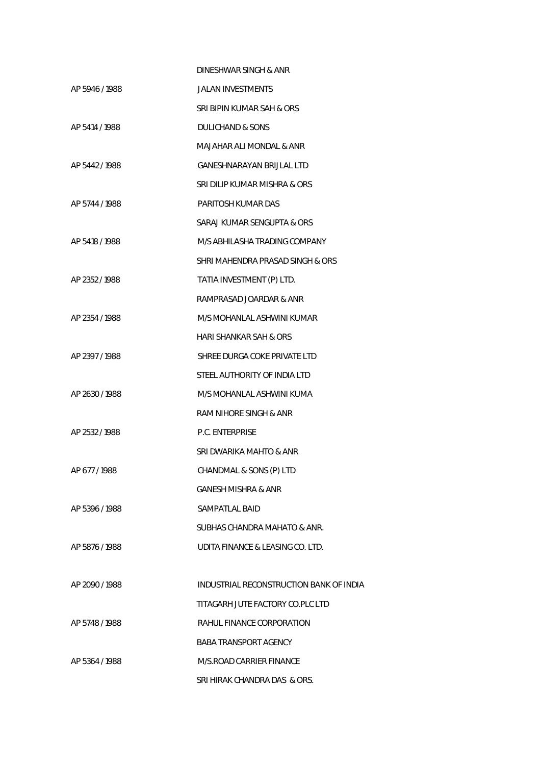| | |
|---|---|
| | DINESHWAR SINGH & ANR |
| AP 5946 / 1988 | JALAN INVESTMENTS |
| | SRI BIPIN KUMAR SAH & ORS |
| AP 5414 / 1988 | DULICHAND & SONS |
| | MAJAHAR ALI MONDAL & ANR |
| AP 5442 / 1988 | GANESHNARAYAN BRIJLAL LTD |
| | SRI DILIP KUMAR MISHRA & ORS |
| AP 5744 / 1988 | PARITOSH KUMAR DAS |
| | SARAJ KUMAR SENGUPTA & ORS |
| AP 5418 / 1988 | M/S ABHILASHA TRADING COMPANY |
| | SHRI MAHENDRA PRASAD SINGH & ORS |
| AP 2352 / 1988 | TATIA INVESTMENT (P) LTD. |
| | RAMPRASAD JOARDAR & ANR |
| AP 2354 / 1988 | M/S MOHANLAL ASHWINI KUMAR |
| | HARI SHANKAR SAH & ORS |
| AP 2397 / 1988 | SHREE DURGA COKE PRIVATE LTD |
| | STEEL AUTHORITY OF INDIA LTD |
| AP 2630 / 1988 | M/S MOHANLAL ASHWINI KUMA |
| | RAM NIHORE SINGH & ANR |
| AP 2532 / 1988 | P.C. ENTERPRISE |
| | SRI DWARIKA MAHTO & ANR |
| AP 677 / 1988 | CHANDMAL & SONS (P) LTD |
| | GANESH MISHRA & ANR |
| AP 5396 / 1988 | SAMPATLAL BAID |
| | SUBHAS CHANDRA MAHATO & ANR. |
| AP 5876 / 1988 | UDITA FINANCE & LEASING CO. LTD. |
| | |
| AP 2090 / 1988 | INDUSTRIAL RECONSTRUCTION BANK OF INDIA |
| | TITAGARH JUTE FACTORY CO.PLC LTD |
| AP 5748 / 1988 | RAHUL FINANCE CORPORATION |
| | BABA TRANSPORT AGENCY |
| AP 5364 / 1988 | M/S.ROAD CARRIER FINANCE |
| | SRI HIRAK CHANDRA DAS & ORS. |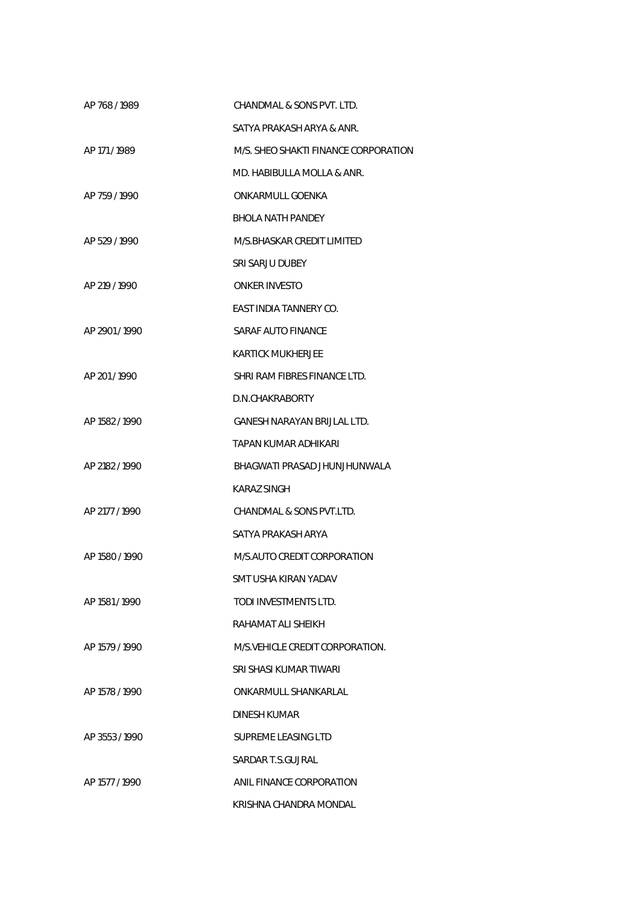AP 768 / 1989 CHANDMAL & SONS PVT. LTD.

SATYA PRAKASH ARYA & ANR.

AP 171 / 1989 M/S. SHEO SHAKTI FINANCE CORPORATION

MD. HABIBULLA MOLLA & ANR.

AP 759 / 1990 ONKARMULL GOENKA

BHOLA NATH PANDEY

AP 529 / 1990 M/S.BHASKAR CREDIT LIMITED

SRI SARJU DUBEY

AP 219 / 1990 ONKER INVESTO

EAST INDIA TANNERY CO.

AP 2901 / 1990 SARAF AUTO FINANCE

KARTICK MUKHERJEE

AP 201 / 1990 SHRI RAM FIBRES FINANCE LTD.

D.N.CHAKRABORTY

AP 1582 / 1990 GANESH NARAYAN BRIJLAL LTD.

TAPAN KUMAR ADHIKARI

AP 2182 / 1990 BHAGWATI PRASAD JHUNJHUNWALA

KARAZ SINGH

AP 2177 / 1990 CHANDMAL & SONS PVT.LTD.

SATYA PRAKASH ARYA

AP 1580 / 1990 M/S.AUTO CREDIT CORPORATION

SMT USHA KIRAN YADAV

AP 1581 / 1990 TODI INVESTMENTS LTD.

RAHAMAT ALI SHEIKH

AP 1579 / 1990 M/S.VEHICLE CREDIT CORPORATION.

SRI SHASI KUMAR TIWARI

AP 1578 / 1990 ONKARMULL SHANKARLAL

DINESH KUMAR

AP 3553 / 1990 SUPREME LEASING LTD

SARDAR T.S.GUJRAL

AP 1577 / 1990 ANIL FINANCE CORPORATION

KRISHNA CHANDRA MONDAL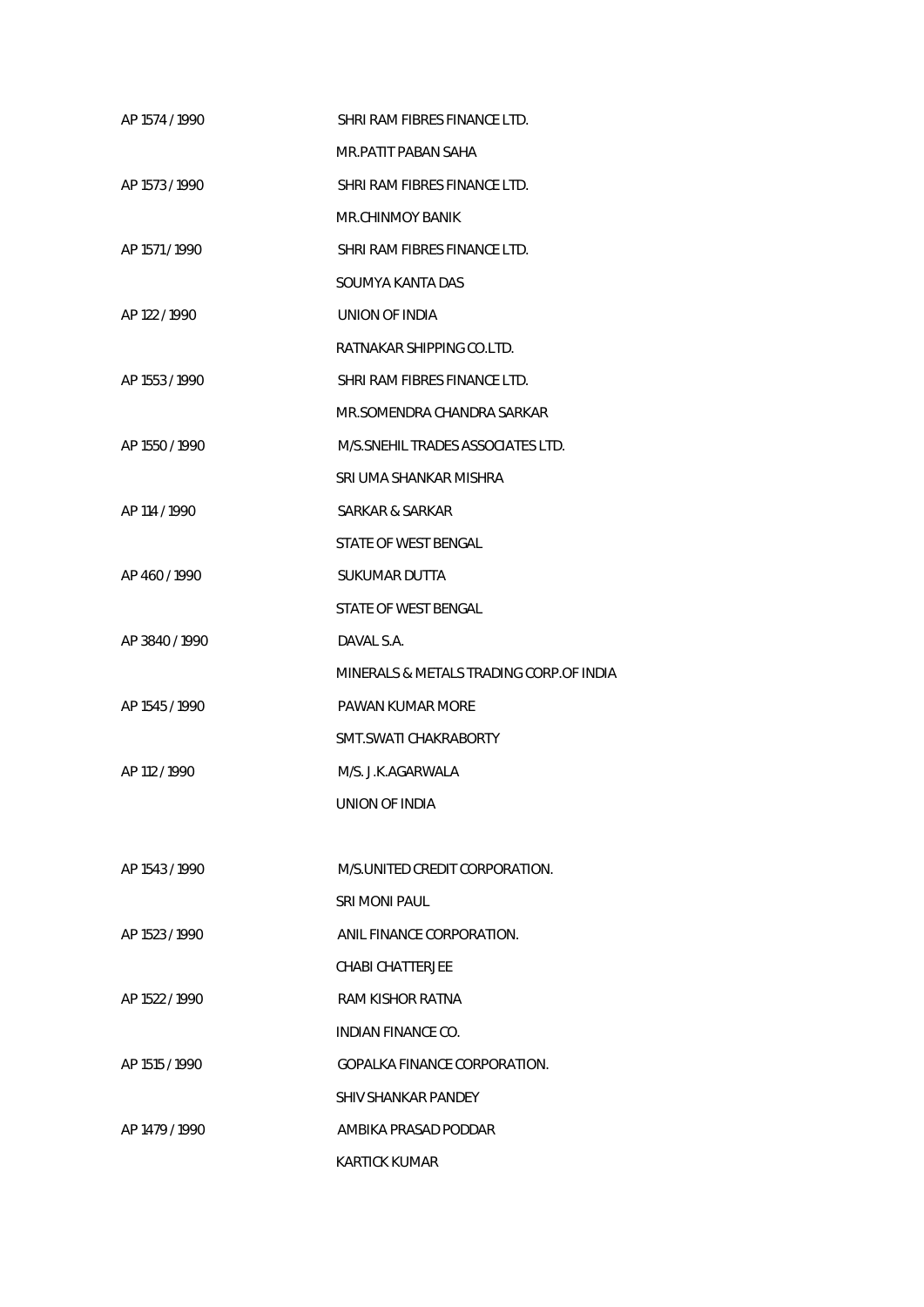| | |
|---|---|
| AP 1574 / 1990 | SHRI RAM FIBRES FINANCE LTD. |
| | MR.PATIT PABAN SAHA |
| AP 1573 / 1990 | SHRI RAM FIBRES FINANCE LTD. |
| | MR.CHINMOY BANIK |
| AP 1571 / 1990 | SHRI RAM FIBRES FINANCE LTD. |
| | SOUMYA KANTA DAS |
| AP 122 / 1990 | UNION OF INDIA |
| | RATNAKAR SHIPPING CO.LTD. |
| AP 1553 / 1990 | SHRI RAM FIBRES FINANCE LTD. |
| | MR.SOMENDRA CHANDRA SARKAR |
| AP 1550 / 1990 | M/S.SNEHIL TRADES ASSOCIATES LTD. |
| | SRI UMA SHANKAR MISHRA |
| AP 114 / 1990 | SARKAR & SARKAR |
| | STATE OF WEST BENGAL |
| AP 460 / 1990 | SUKUMAR DUTTA |
| | STATE OF WEST BENGAL |
| AP 3840 / 1990 | DAVAL S.A. |
| | MINERALS & METALS TRADING CORP.OF INDIA |
| AP 1545 / 1990 | PAWAN KUMAR MORE |
| | SMT.SWATI CHAKRABORTY |
| AP 112 / 1990 | M/S. J.K.AGARWALA |
| | UNION OF INDIA |
| AP 1543 / 1990 | M/S.UNITED CREDIT CORPORATION. |
| | SRI MONI PAUL |
| AP 1523 / 1990 | ANIL FINANCE CORPORATION. |
| | CHABI CHATTERJEE |
| AP 1522 / 1990 | RAM KISHOR RATNA |
| | INDIAN FINANCE CO. |
| AP 1515 / 1990 | GOPALKA FINANCE CORPORATION. |
| | SHIV SHANKAR PANDEY |
| AP 1479 / 1990 | AMBIKA PRASAD PODDAR |
| | KARTICK KUMAR |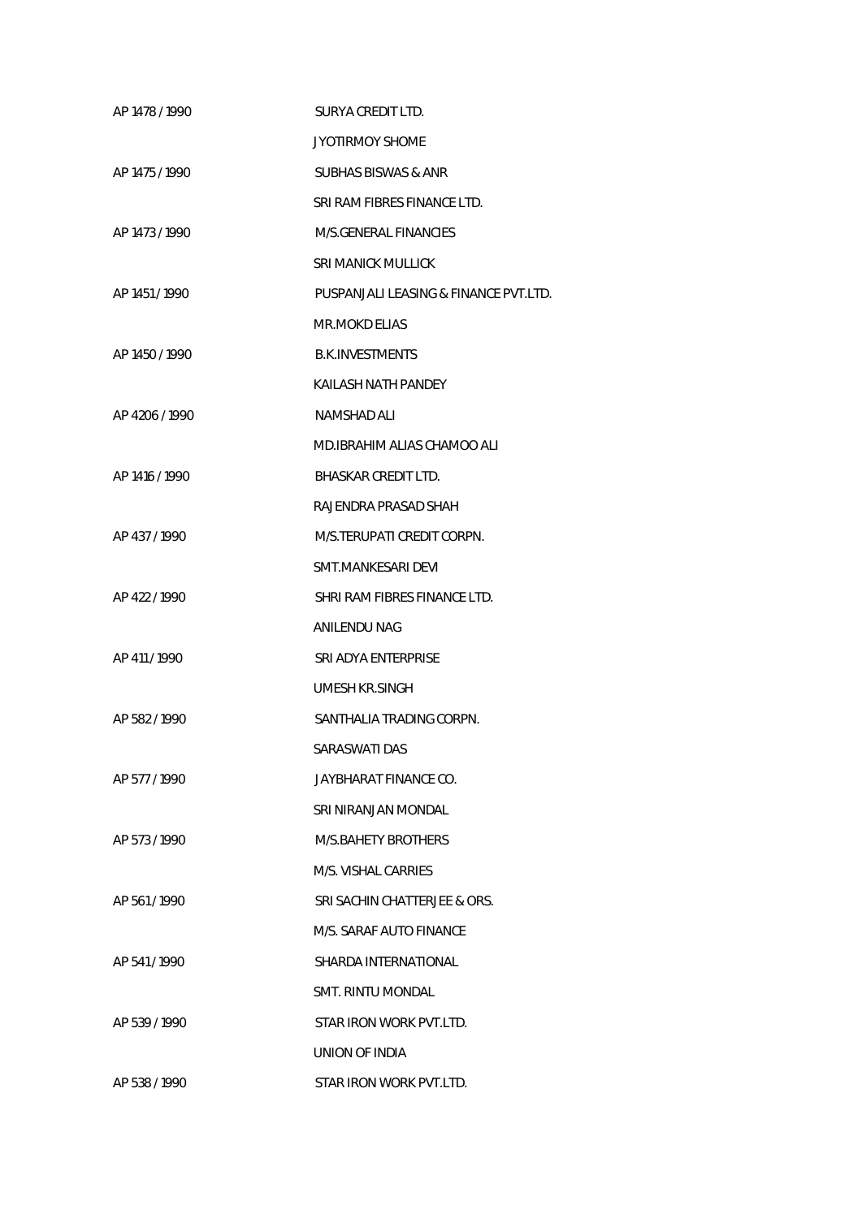| | |
|---|---|
| AP 1478 / 1990 | SURYA CREDIT LTD. |
| | JYOTIRMOY SHOME |
| AP 1475 / 1990 | SUBHAS BISWAS & ANR |
| | SRI RAM FIBRES FINANCE LTD. |
| AP 1473 / 1990 | M/S.GENERAL FINANCIES |
| | SRI MANICK MULLICK |
| AP 1451 / 1990 | PUSPANJALI LEASING & FINANCE PVT.LTD. |
| | MR.MOKD ELIAS |
| AP 1450 / 1990 | B.K.INVESTMENTS |
| | KAILASH NATH PANDEY |
| AP 4206 / 1990 | NAMSHAD ALI |
| | MD.IBRAHIM ALIAS CHAMOO ALI |
| AP 1416 / 1990 | BHASKAR CREDIT LTD. |
| | RAJENDRA PRASAD SHAH |
| AP 437 / 1990 | M/S.TERUPATI CREDIT CORPN. |
| | SMT.MANKESARI DEVI |
| AP 422 / 1990 | SHRI RAM FIBRES FINANCE LTD. |
| | ANILENDU NAG |
| AP 411 / 1990 | SRI ADYA ENTERPRISE |
| | UMESH KR.SINGH |
| AP 582 / 1990 | SANTHALIA TRADING CORPN. |
| | SARASWATI DAS |
| AP 577 / 1990 | JAYBHARAT FINANCE CO. |
| | SRI NIRANJAN MONDAL |
| AP 573 / 1990 | M/S.BAHETY BROTHERS |
| | M/S. VISHAL CARRIES |
| AP 561 / 1990 | SRI SACHIN CHATTERJEE & ORS. |
| | M/S. SARAF AUTO FINANCE |
| AP 541 / 1990 | SHARDA INTERNATIONAL |
| | SMT. RINTU MONDAL |
| AP 539 / 1990 | STAR IRON WORK PVT.LTD. |
| | UNION OF INDIA |
| AP 538 / 1990 | STAR IRON WORK PVT.LTD. |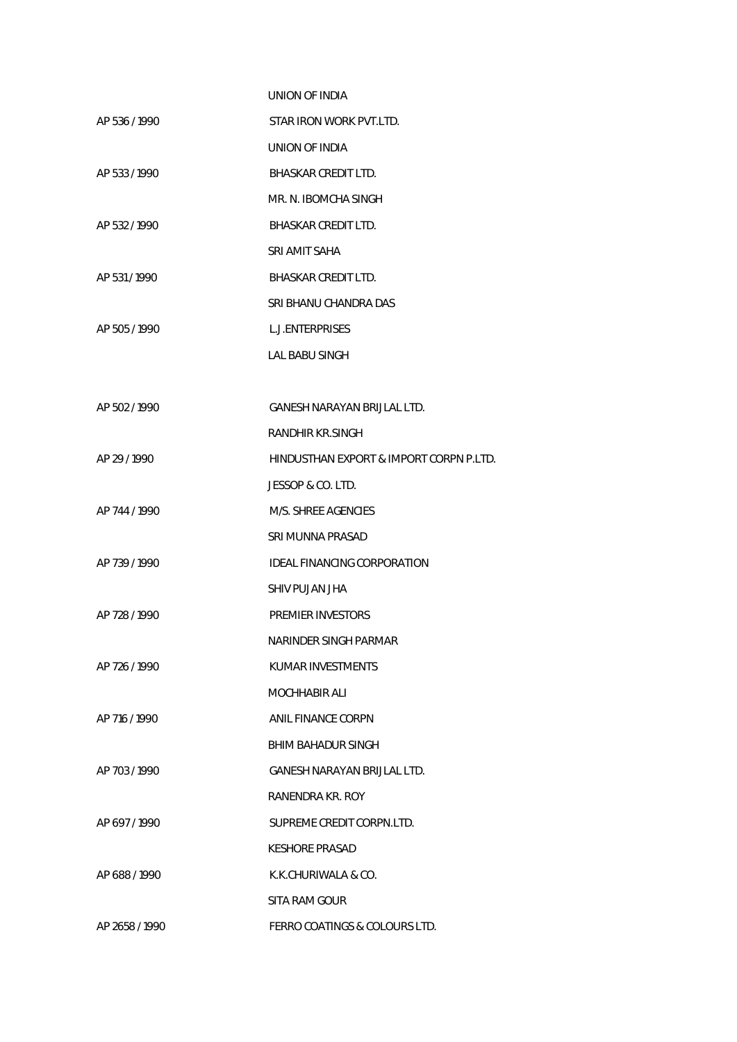| | |
|---|---|
| | UNION OF INDIA |
| AP 536 / 1990 | STAR IRON WORK PVT.LTD. |
| | UNION OF INDIA |
| AP 533 / 1990 | BHASKAR CREDIT LTD. |
| | MR. N. IBOMCHA SINGH |
| AP 532 / 1990 | BHASKAR CREDIT LTD. |
| | SRI AMIT SAHA |
| AP 531 / 1990 | BHASKAR CREDIT LTD. |
| | SRI BHANU CHANDRA DAS |
| AP 505 / 1990 | L.J.ENTERPRISES |
| | LAL BABU SINGH |
| AP 502 / 1990 | GANESH NARAYAN BRIJLAL LTD. |
| | RANDHIR KR.SINGH |
| AP 29 / 1990 | HINDUSTHAN EXPORT & IMPORT CORPN P.LTD. |
| | JESSOP & CO. LTD. |
| AP 744 / 1990 | M/S. SHREE AGENCIES |
| | SRI MUNNA PRASAD |
| AP 739 / 1990 | IDEAL FINANCING CORPORATION |
| | SHIV PUJAN JHA |
| AP 728 / 1990 | PREMIER INVESTORS |
| | NARINDER SINGH PARMAR |
| AP 726 / 1990 | KUMAR INVESTMENTS |
| | MOCHHABIR ALI |
| AP 716 / 1990 | ANIL FINANCE CORPN |
| | BHIM BAHADUR SINGH |
| AP 703 / 1990 | GANESH NARAYAN BRIJLAL LTD. |
| | RANENDRA KR. ROY |
| AP 697 / 1990 | SUPREME CREDIT CORPN.LTD. |
| | KESHORE PRASAD |
| AP 688 / 1990 | K.K.CHURIWALA & CO. |
| | SITA RAM GOUR |
| AP 2658 / 1990 | FERRO COATINGS & COLOURS LTD. |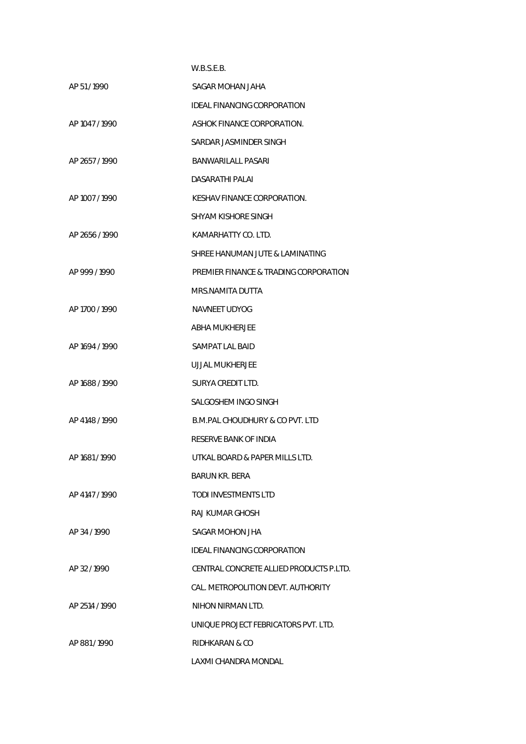W.B.S.E.B.

AP 51 / 1990 SAGAR MOHAN JAHA

IDEAL FINANCING CORPORATION

AP 1047 / 1990 ASHOK FINANCE CORPORATION.

SARDAR JASMINDER SINGH

AP 2657 / 1990 BANWARILALL PASARI

DASARATHI PALAI

AP 1007 / 1990 KESHAV FINANCE CORPORATION.

SHYAM KISHORE SINGH

AP 2656 / 1990 KAMARHATTY CO. LTD.

SHREE HANUMAN JUTE & LAMINATING

AP 999 / 1990 PREMIER FINANCE & TRADING CORPORATION

MRS.NAMITA DUTTA

AP 1700 / 1990 NAVNEET UDYOG

ABHA MUKHERJEE

AP 1694 / 1990 SAMPAT LAL BAID

UJJAL MUKHERJEE

AP 1688 / 1990 SURYA CREDIT LTD.

SALGOSHEM INGO SINGH

AP 4148 / 1990 B.M.PAL CHOUDHURY & CO PVT. LTD

RESERVE BANK OF INDIA

AP 1681 / 1990 UTKAL BOARD & PAPER MILLS LTD.

BARUN KR. BERA

AP 4147 / 1990 TODI INVESTMENTS LTD

RAJ KUMAR GHOSH

AP 34 / 1990 SAGAR MOHON JHA

IDEAL FINANCING CORPORATION

AP 32 / 1990 CENTRAL CONCRETE ALLIED PRODUCTS P.LTD.

CAL. METROPOLITION DEVT. AUTHORITY

AP 2514 / 1990 NIHON NIRMAN LTD.

UNIQUE PROJECT FEBRICATORS PVT. LTD.

AP 881 / 1990 RIDHKARAN & CO

LAXMI CHANDRA MONDAL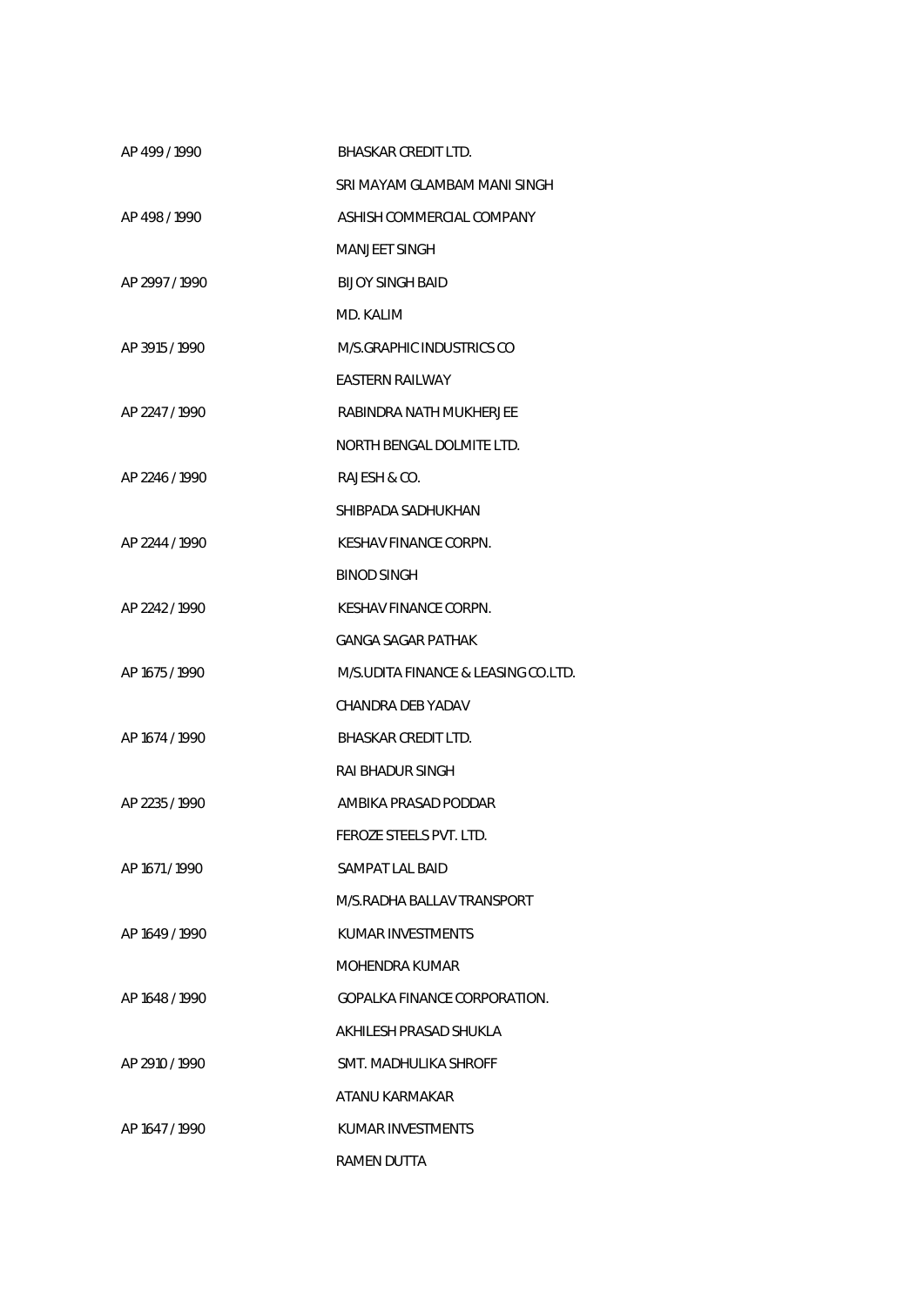| | |
|---|---|
| AP 499 / 1990 | BHASKAR CREDIT LTD. |
| | SRI MAYAM GLAMBAM MANI SINGH |
| AP 498 / 1990 | ASHISH COMMERCIAL COMPANY |
| | MANJEET SINGH |
| AP 2997 / 1990 | BIJOY SINGH BAID |
| | MD. KALIM |
| AP 3915 / 1990 | M/S.GRAPHIC INDUSTRICS CO |
| | EASTERN RAILWAY |
| AP 2247 / 1990 | RABINDRA NATH MUKHERJEE |
| | NORTH BENGAL DOLMITE LTD. |
| AP 2246 / 1990 | RAJESH & CO. |
| | SHIBPADA SADHUKHAN |
| AP 2244 / 1990 | KESHAV FINANCE CORPN. |
| | BINOD SINGH |
| AP 2242 / 1990 | KESHAV FINANCE CORPN. |
| | GANGA SAGAR PATHAK |
| AP 1675 / 1990 | M/S.UDITA FINANCE & LEASING CO.LTD. |
| | CHANDRA DEB YADAV |
| AP 1674 / 1990 | BHASKAR CREDIT LTD. |
| | RAI BHADUR SINGH |
| AP 2235 / 1990 | AMBIKA PRASAD PODDAR |
| | FEROZE STEELS PVT. LTD. |
| AP 1671 / 1990 | SAMPAT LAL BAID |
| | M/S.RADHA BALLAV TRANSPORT |
| AP 1649 / 1990 | KUMAR INVESTMENTS |
| | MOHENDRA KUMAR |
| AP 1648 / 1990 | GOPALKA FINANCE CORPORATION. |
| | AKHILESH PRASAD SHUKLA |
| AP 2910 / 1990 | SMT. MADHULIKA SHROFF |
| | ATANU KARMAKAR |
| AP 1647 / 1990 | KUMAR INVESTMENTS |
| | RAMEN DUTTA |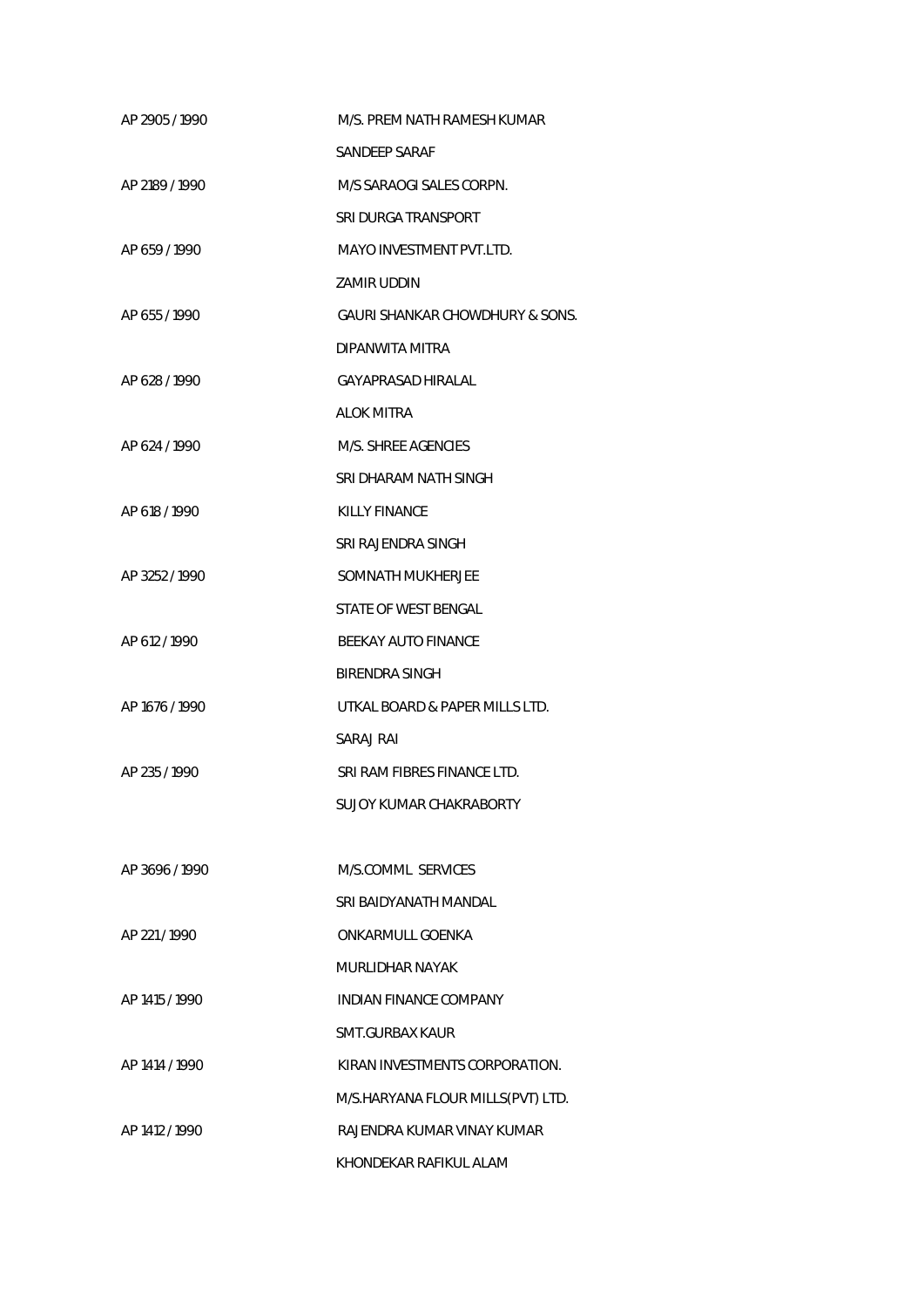| | |
|---|---|
| AP 2905 / 1990 | M/S. PREM NATH RAMESH KUMAR |
| | SANDEEP SARAF |
| AP 2189 / 1990 | M/S SARAOGI SALES CORPN. |
| | SRI DURGA TRANSPORT |
| AP 659 / 1990 | MAYO INVESTMENT PVT.LTD. |
| | ZAMIR UDDIN |
| AP 655 / 1990 | GAURI SHANKAR CHOWDHURY & SONS. |
| | DIPANWITA MITRA |
| AP 628 / 1990 | GAYAPRASAD HIRALAL |
| | ALOK MITRA |
| AP 624 / 1990 | M/S. SHREE AGENCIES |
| | SRI DHARAM NATH SINGH |
| AP 618 / 1990 | KILLY FINANCE |
| | SRI RAJENDRA SINGH |
| AP 3252 / 1990 | SOMNATH MUKHERJEE |
| | STATE OF WEST BENGAL |
| AP 612 / 1990 | BEEKAY AUTO FINANCE |
| | BIRENDRA SINGH |
| AP 1676 / 1990 | UTKAL BOARD & PAPER MILLS LTD. |
| | SARAJ RAI |
| AP 235 / 1990 | SRI RAM FIBRES FINANCE LTD. |
| | SUJOY KUMAR CHAKRABORTY |
| AP 3696 / 1990 | M/S.COMML SERVICES |
| | SRI BAIDYANATH MANDAL |
| AP 221 / 1990 | ONKARMULL GOENKA |
| | MURLIDHAR NAYAK |
| AP 1415 / 1990 | INDIAN FINANCE COMPANY |
| | SMT.GURBAX KAUR |
| AP 1414 / 1990 | KIRAN INVESTMENTS CORPORATION. |
| | M/S.HARYANA FLOUR MILLS(PVT) LTD. |
| AP 1412 / 1990 | RAJENDRA KUMAR VINAY KUMAR |
| | KHONDEKAR RAFIKUL ALAM |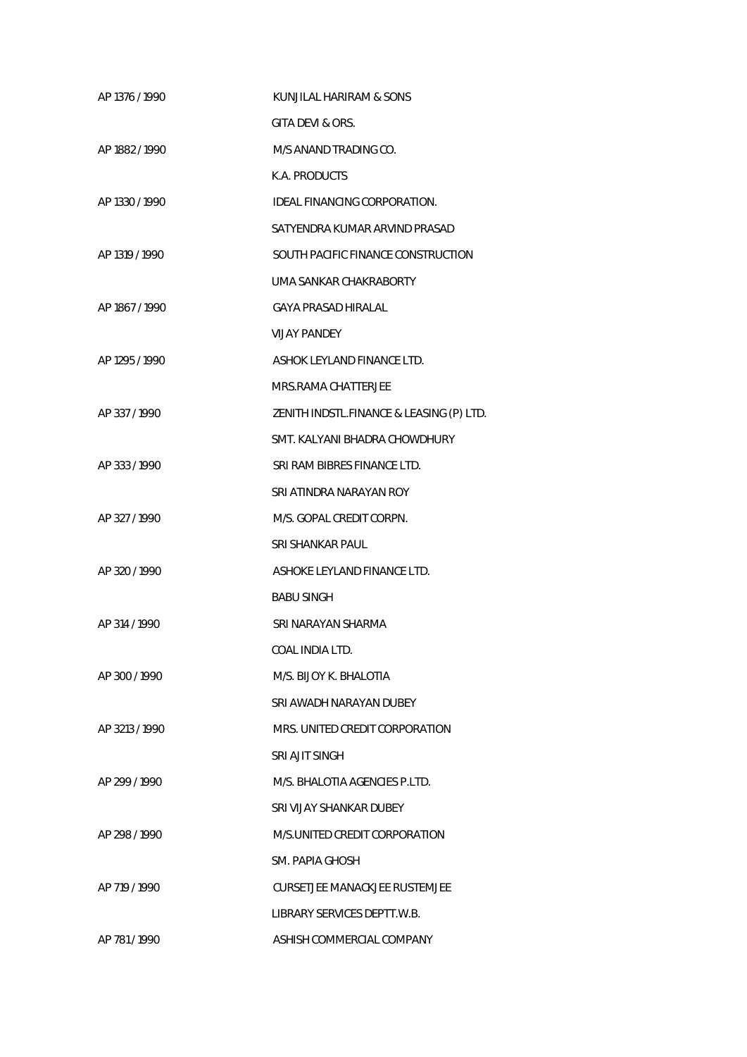AP 1376 / 1990 KUNJILAL HARIRAM & SONS

GITA DEVI & ORS.

AP 1882 / 1990 M/S ANAND TRADING CO.

K.A. PRODUCTS

AP 1330 / 1990 IDEAL FINANCING CORPORATION.

SATYENDRA KUMAR ARVIND PRASAD

AP 1319 / 1990 SOUTH PACIFIC FINANCE CONSTRUCTION

UMA SANKAR CHAKRABORTY

AP 1867 / 1990 GAYA PRASAD HIRALAL

VIJAY PANDEY

AP 1295 / 1990 ASHOK LEYLAND FINANCE LTD.

MRS.RAMA CHATTERJEE

AP 337 / 1990 ZENITH INDSTL.FINANCE & LEASING (P) LTD.

SMT. KALYANI BHADRA CHOWDHURY

AP 333 / 1990 SRI RAM BIBRES FINANCE LTD.

SRI ATINDRA NARAYAN ROY

AP 327 / 1990 M/S. GOPAL CREDIT CORPN.

SRI SHANKAR PAUL

AP 320 / 1990 ASHOKE LEYLAND FINANCE LTD.

BABU SINGH

AP 314 / 1990 SRI NARAYAN SHARMA

COAL INDIA LTD.

AP 300 / 1990 M/S. BIJOY K. BHALOTIA

SRI AWADH NARAYAN DUBEY

AP 3213 / 1990 MRS. UNITED CREDIT CORPORATION

SRI AJIT SINGH

AP 299 / 1990 M/S. BHALOTIA AGENCIES P.LTD.

SRI VIJAY SHANKAR DUBEY

AP 298 / 1990 M/S.UNITED CREDIT CORPORATION

SM. PAPIA GHOSH

AP 719 / 1990 CURSETJEE MANACKJEE RUSTEMJEE

LIBRARY SERVICES DEPTT.W.B.

AP 781 / 1990 ASHISH COMMERCIAL COMPANY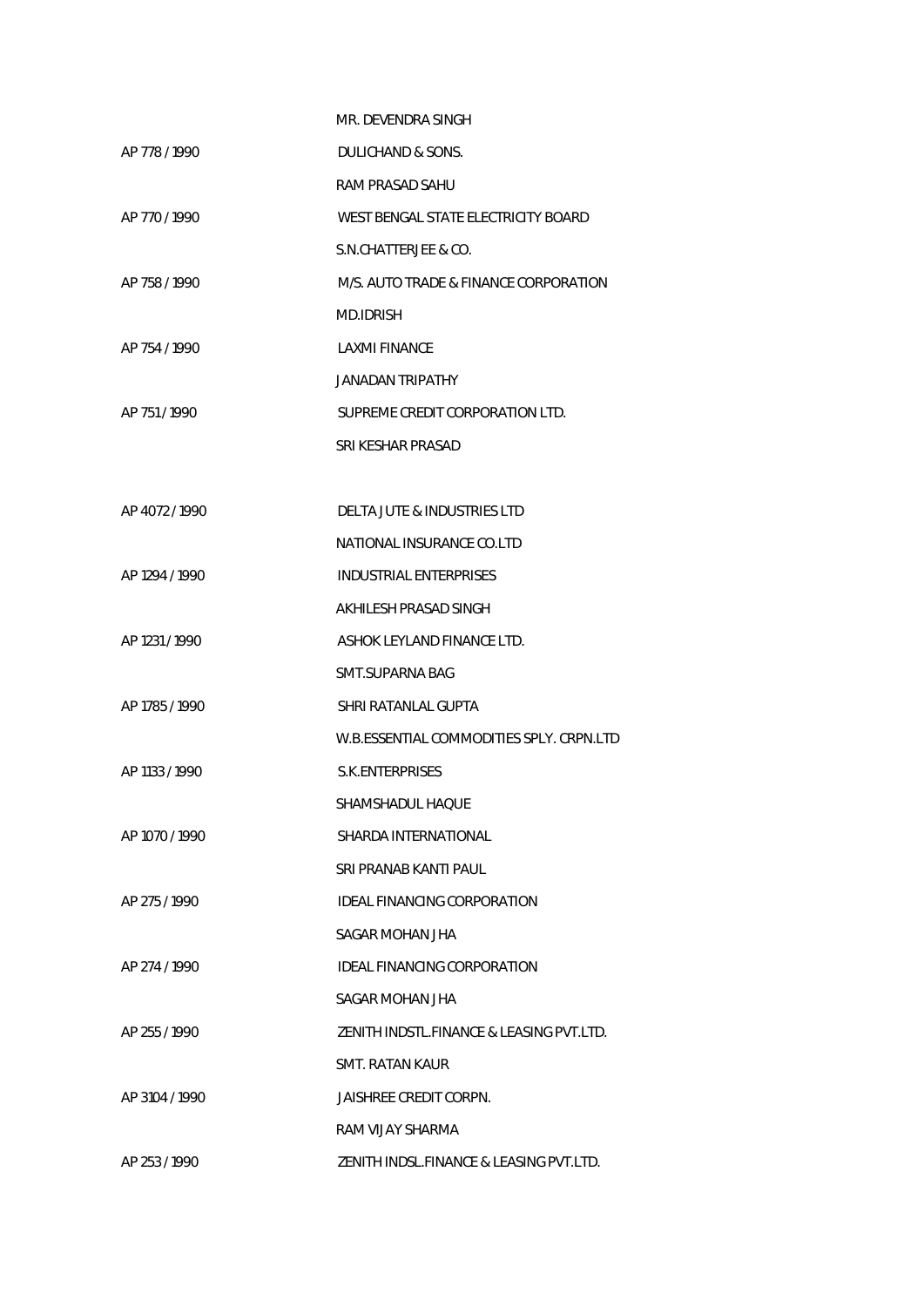| | |
|---|---|
| | MR. DEVENDRA SINGH |
| AP 778 / 1990 | DULICHAND & SONS. |
| | RAM PRASAD SAHU |
| AP 770 / 1990 | WEST BENGAL STATE ELECTRICITY BOARD |
| | S.N.CHATTERJEE & CO. |
| AP 758 / 1990 | M/S. AUTO TRADE & FINANCE CORPORATION |
| | MD.IDRISH |
| AP 754 / 1990 | LAXMI FINANCE |
| | JANADAN TRIPATHY |
| AP 751 / 1990 | SUPREME CREDIT CORPORATION LTD. |
| | SRI KESHAR PRASAD |
| | |
| AP 4072 / 1990 | DELTA JUTE & INDUSTRIES LTD |
| | NATIONAL INSURANCE CO.LTD |
| AP 1294 / 1990 | INDUSTRIAL ENTERPRISES |
| | AKHILESH PRASAD SINGH |
| AP 1231 / 1990 | ASHOK LEYLAND FINANCE LTD. |
| | SMT.SUPARNA BAG |
| AP 1785 / 1990 | SHRI RATANLAL GUPTA |
| | W.B.ESSENTIAL COMMODITIES SPLY. CRPN.LTD |
| AP 1133 / 1990 | S.K.ENTERPRISES |
| | SHAMSHADUL HAQUE |
| AP 1070 / 1990 | SHARDA INTERNATIONAL |
| | SRI PRANAB KANTI PAUL |
| AP 275 / 1990 | IDEAL FINANCING CORPORATION |
| | SAGAR MOHAN JHA |
| AP 274 / 1990 | IDEAL FINANCING CORPORATION |
| | SAGAR MOHAN JHA |
| AP 255 / 1990 | ZENITH INDSTL.FINANCE & LEASING PVT.LTD. |
| | SMT. RATAN KAUR |
| AP 3104 / 1990 | JAISHREE CREDIT CORPN. |
| | RAM VIJAY SHARMA |
| AP 253 / 1990 | ZENITH INDSL.FINANCE & LEASING PVT.LTD. |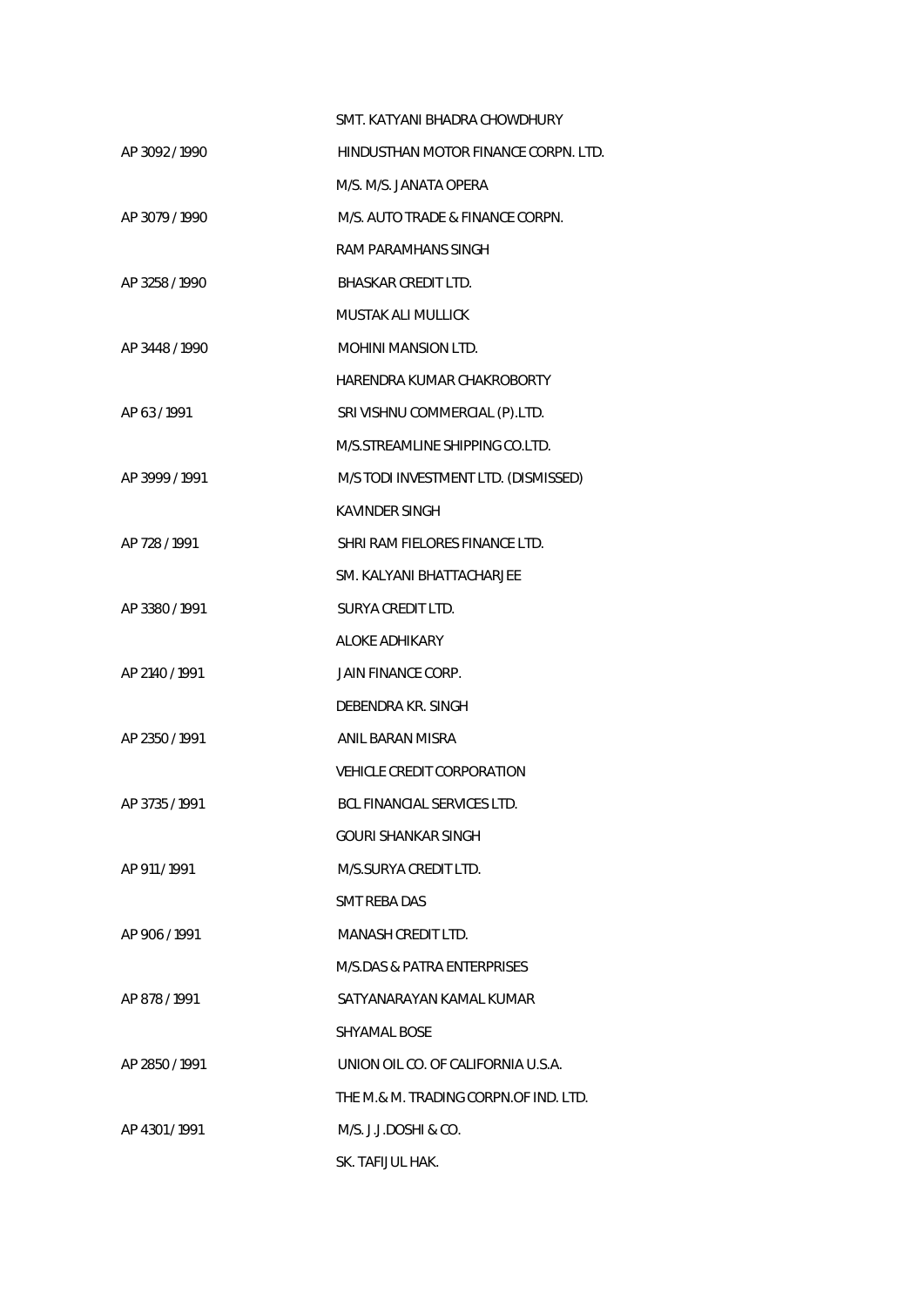SMT. KATYANI BHADRA CHOWDHURY

AP 3092 / 1990 HINDUSTHAN MOTOR FINANCE CORPN. LTD.

M/S. M/S. JANATA OPERA

AP 3079 / 1990 M/S. AUTO TRADE & FINANCE CORPN.

RAM PARAMHANS SINGH

AP 3258 / 1990 BHASKAR CREDIT LTD.

MUSTAK ALI MULLICK

AP 3448 / 1990 MOHINI MANSION LTD.

HARENDRA KUMAR CHAKROBORTY

AP 63 / 1991 SRI VISHNU COMMERCIAL (P).LTD.

M/S.STREAMLINE SHIPPING CO.LTD.

AP 3999 / 1991 M/S TODI INVESTMENT LTD. (DISMISSED)

KAVINDER SINGH

AP 728 / 1991 SHRI RAM FIELORES FINANCE LTD.

SM. KALYANI BHATTACHARJEE

AP 3380 / 1991 SURYA CREDIT LTD.

ALOKE ADHIKARY

AP 2140 / 1991 JAIN FINANCE CORP.

DEBENDRA KR. SINGH

AP 2350 / 1991 ANIL BARAN MISRA

VEHICLE CREDIT CORPORATION

AP 3735 / 1991 BCL FINANCIAL SERVICES LTD.

GOURI SHANKAR SINGH

AP 911 / 1991 M/S.SURYA CREDIT LTD.

SMT REBA DAS

AP 906 / 1991 MANASH CREDIT LTD.

M/S.DAS & PATRA ENTERPRISES

AP 878 / 1991 SATYANARAYAN KAMAL KUMAR

SHYAMAL BOSE

AP 2850 / 1991 UNION OIL CO. OF CALIFORNIA U.S.A.

THE M.& M. TRADING CORPN.OF IND. LTD.

AP 4301 / 1991 M/S. J.J.DOSHI & CO.

SK. TAFIJUL HAK.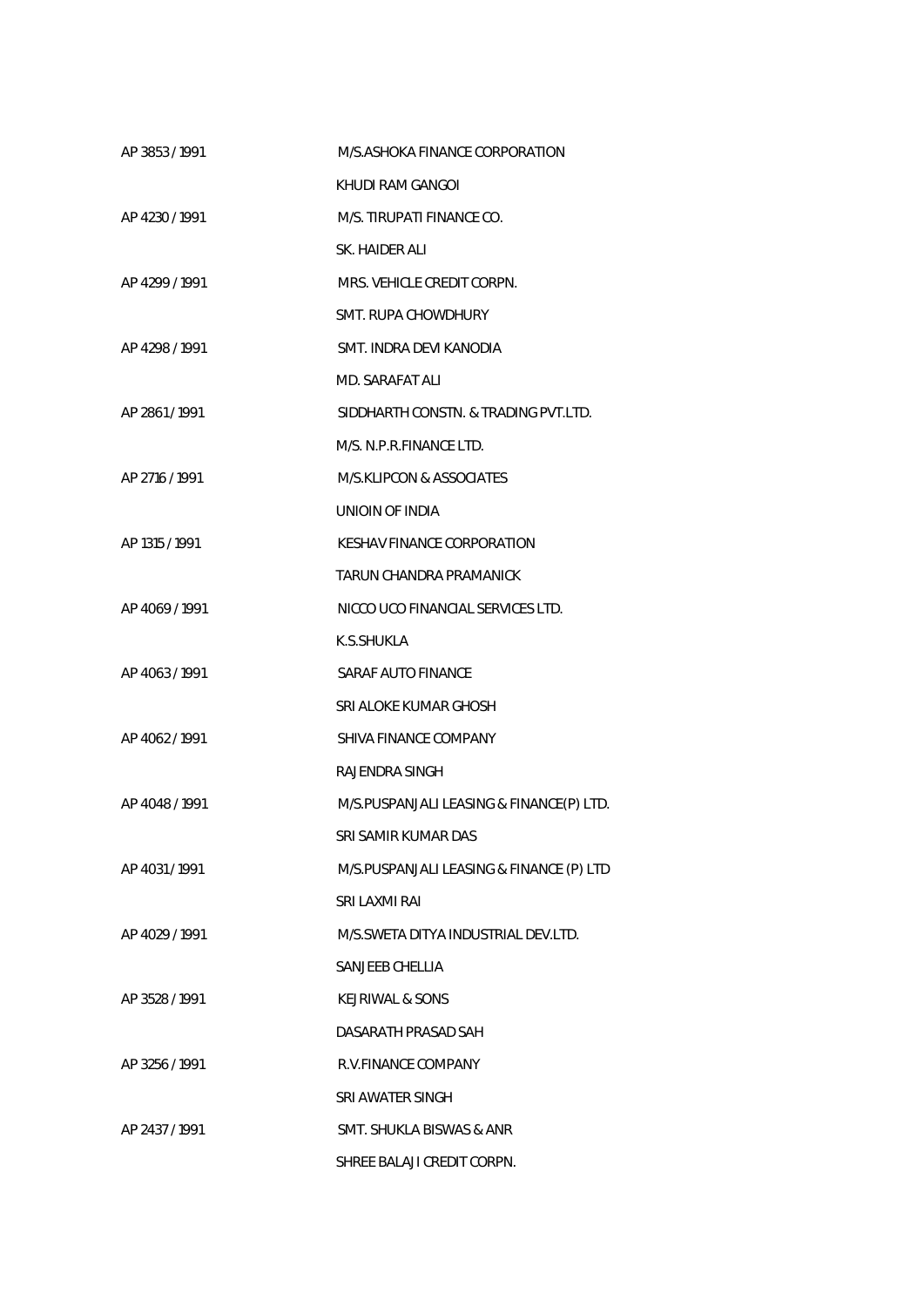AP 3853 / 1991 M/S.ASHOKA FINANCE CORPORATION

KHUDI RAM GANGOI

AP 4230 / 1991 M/S. TIRUPATI FINANCE CO.

SK. HAIDER ALI

AP 4299 / 1991 MRS. VEHICLE CREDIT CORPN.

SMT. RUPA CHOWDHURY

AP 4298 / 1991 SMT. INDRA DEVI KANODIA

MD. SARAFAT ALI

AP 2861 / 1991 SIDDHARTH CONSTN. & TRADING PVT.LTD.

M/S. N.P.R.FINANCE LTD.

AP 2716 / 1991 M/S.KLIPCON & ASSOCIATES

UNIOIN OF INDIA

AP 1315 / 1991 KESHAV FINANCE CORPORATION

TARUN CHANDRA PRAMANICK

AP 4069 / 1991 NICCO UCO FINANCIAL SERVICES LTD.

K.S.SHUKLA

AP 4063 / 1991 SARAF AUTO FINANCE

SRI ALOKE KUMAR GHOSH

AP 4062 / 1991 SHIVA FINANCE COMPANY

RAJENDRA SINGH

AP 4048 / 1991 M/S.PUSPANJALI LEASING & FINANCE(P) LTD.

SRI SAMIR KUMAR DAS

AP 4031 / 1991 M/S.PUSPANJALI LEASING & FINANCE (P) LTD

SRI LAXMI RAI

AP 4029 / 1991 M/S.SWETA DITYA INDUSTRIAL DEV.LTD.

SANJEEB CHELLIA

AP 3528 / 1991 KEJRIWAL & SONS

DASARATH PRASAD SAH

AP 3256 / 1991 R.V.FINANCE COMPANY

SRI AWATER SINGH

AP 2437 / 1991 SMT. SHUKLA BISWAS & ANR

SHREE BALAJI CREDIT CORPN.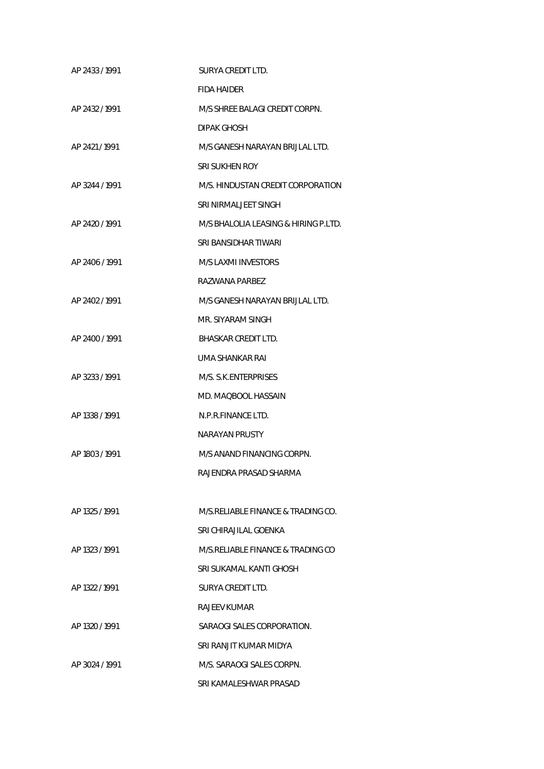AP 2433 / 1991 SURYA CREDIT LTD.

FIDA HAIDER

AP 2432 / 1991 M/S SHREE BALAGI CREDIT CORPN.

DIPAK GHOSH

AP 2421 / 1991 M/S GANESH NARAYAN BRIJLAL LTD.

SRI SUKHEN ROY

AP 3244 / 1991 M/S. HINDUSTAN CREDIT CORPORATION

SRI NIRMALJEET SINGH

AP 2420 / 1991 M/S BHALOLIA LEASING & HIRING P.LTD.

SRI BANSIDHAR TIWARI

AP 2406 / 1991 M/S LAXMI INVESTORS

RAZWANA PARBEZ

AP 2402 / 1991 M/S GANESH NARAYAN BRIJLAL LTD.

MR. SIYARAM SINGH

AP 2400 / 1991 BHASKAR CREDIT LTD.

UMA SHANKAR RAI

AP 3233 / 1991 M/S. S.K.ENTERPRISES

MD. MAQBOOL HASSAIN

AP 1338 / 1991 N.P.R.FINANCE LTD.

NARAYAN PRUSTY

AP 1803 / 1991 M/S ANAND FINANCING CORPN.

RAJENDRA PRASAD SHARMA

AP 1325 / 1991 M/S.RELIABLE FINANCE & TRADING CO.

SRI CHIRAJILAL GOENKA

AP 1323 / 1991 M/S.RELIABLE FINANCE & TRADING CO

SRI SUKAMAL KANTI GHOSH

AP 1322 / 1991 SURYA CREDIT LTD.

RAJEEV KUMAR

AP 1320 / 1991 SARAOGI SALES CORPORATION.

SRI RANJIT KUMAR MIDYA

AP 3024 / 1991 M/S. SARAOGI SALES CORPN.

SRI KAMALESHWAR PRASAD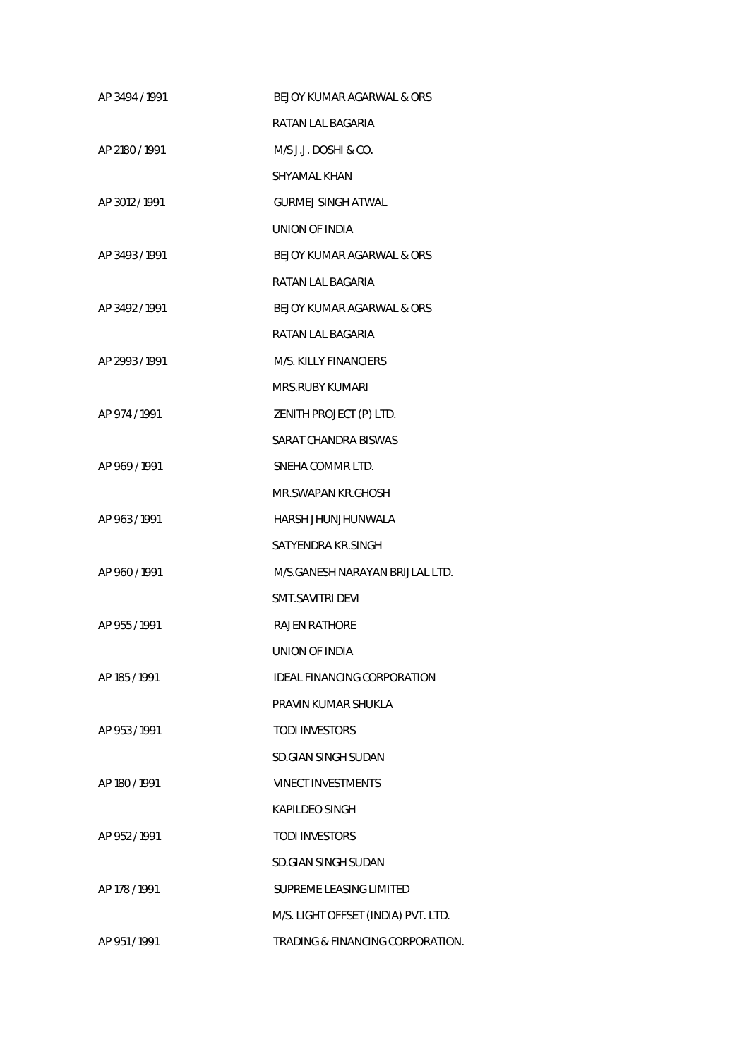AP 3494 / 1991 BEJOY KUMAR AGARWAL & ORS

RATAN LAL BAGARIA

AP 2180 / 1991 M/S J.J. DOSHI & CO.

SHYAMAL KHAN

AP 3012 / 1991 GURMEJ SINGH ATWAL

UNION OF INDIA

AP 3493 / 1991 BEJOY KUMAR AGARWAL & ORS

RATAN LAL BAGARIA

AP 3492 / 1991 BEJOY KUMAR AGARWAL & ORS

RATAN LAL BAGARIA

AP 2993 / 1991 M/S. KILLY FINANCIERS

MRS.RUBY KUMARI

AP 974 / 1991 ZENITH PROJECT (P) LTD.

SARAT CHANDRA BISWAS

AP 969 / 1991 SNEHA COMMR LTD.

MR.SWAPAN KR.GHOSH

AP 963 / 1991 HARSH JHUNJHUNWALA

SATYENDRA KR.SINGH

AP 960 / 1991 M/S.GANESH NARAYAN BRIJLAL LTD.

SMT.SAVITRI DEVI

AP 955 / 1991 RAJEN RATHORE

UNION OF INDIA

AP 185 / 1991 IDEAL FINANCING CORPORATION

PRAVIN KUMAR SHUKLA

AP 953 / 1991 TODI INVESTORS

SD.GIAN SINGH SUDAN

AP 180 / 1991 VINECT INVESTMENTS

KAPILDEO SINGH

AP 952 / 1991 TODI INVESTORS

SD.GIAN SINGH SUDAN

AP 178 / 1991 SUPREME LEASING LIMITED

M/S. LIGHT OFFSET (INDIA) PVT. LTD.

AP 951 / 1991 TRADING & FINANCING CORPORATION.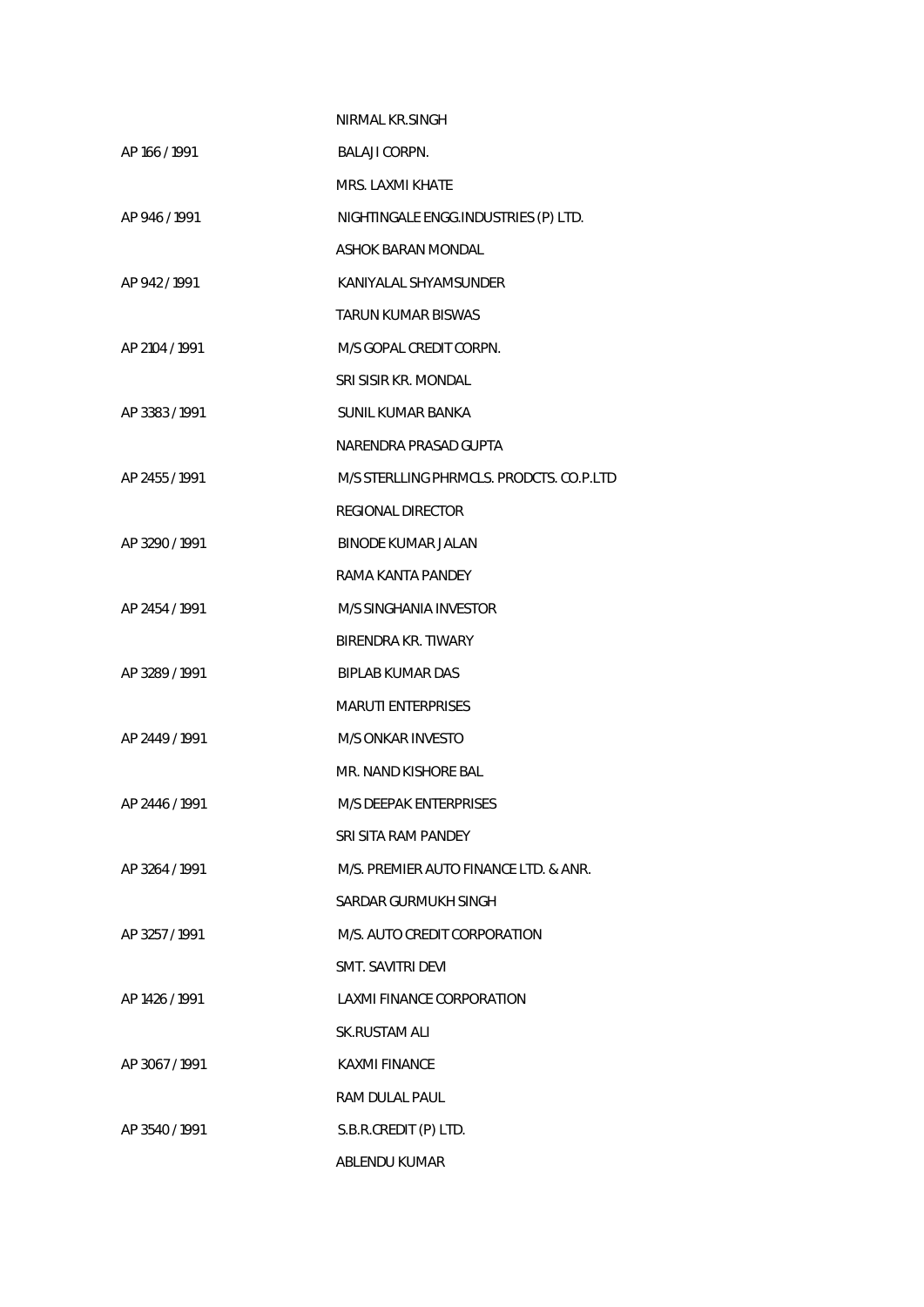NIRMAL KR.SINGH

AP 166 / 1991 BALAJI CORPN.

MRS. LAXMI KHATE

AP 946 / 1991 NIGHTINGALE ENGG.INDUSTRIES (P) LTD.

ASHOK BARAN MONDAL

AP 942 / 1991 KANIYALAL SHYAMSUNDER

TARUN KUMAR BISWAS

AP 2104 / 1991 M/S GOPAL CREDIT CORPN.

SRI SISIR KR. MONDAL

AP 3383 / 1991 SUNIL KUMAR BANKA

NARENDRA PRASAD GUPTA

AP 2455 / 1991 M/S STERLLING PHRMCLS. PRODCTS. CO.P.LTD

REGIONAL DIRECTOR

AP 3290 / 1991 BINODE KUMAR JALAN

RAMA KANTA PANDEY

AP 2454 / 1991 M/S SINGHANIA INVESTOR

BIRENDRA KR. TIWARY

AP 3289 / 1991 BIPLAB KUMAR DAS

MARUTI ENTERPRISES

AP 2449 / 1991 M/S ONKAR INVESTO

MR. NAND KISHORE BAL

AP 2446 / 1991 M/S DEEPAK ENTERPRISES

SRI SITA RAM PANDEY

AP 3264 / 1991 M/S. PREMIER AUTO FINANCE LTD. & ANR.

SARDAR GURMUKH SINGH

AP 3257 / 1991 M/S. AUTO CREDIT CORPORATION

SMT. SAVITRI DEVI

AP 1426 / 1991 LAXMI FINANCE CORPORATION

SK.RUSTAM ALI

AP 3067 / 1991 KAXMI FINANCE

RAM DULAL PAUL

AP 3540 / 1991 S.B.R.CREDIT (P) LTD.

ABLENDU KUMAR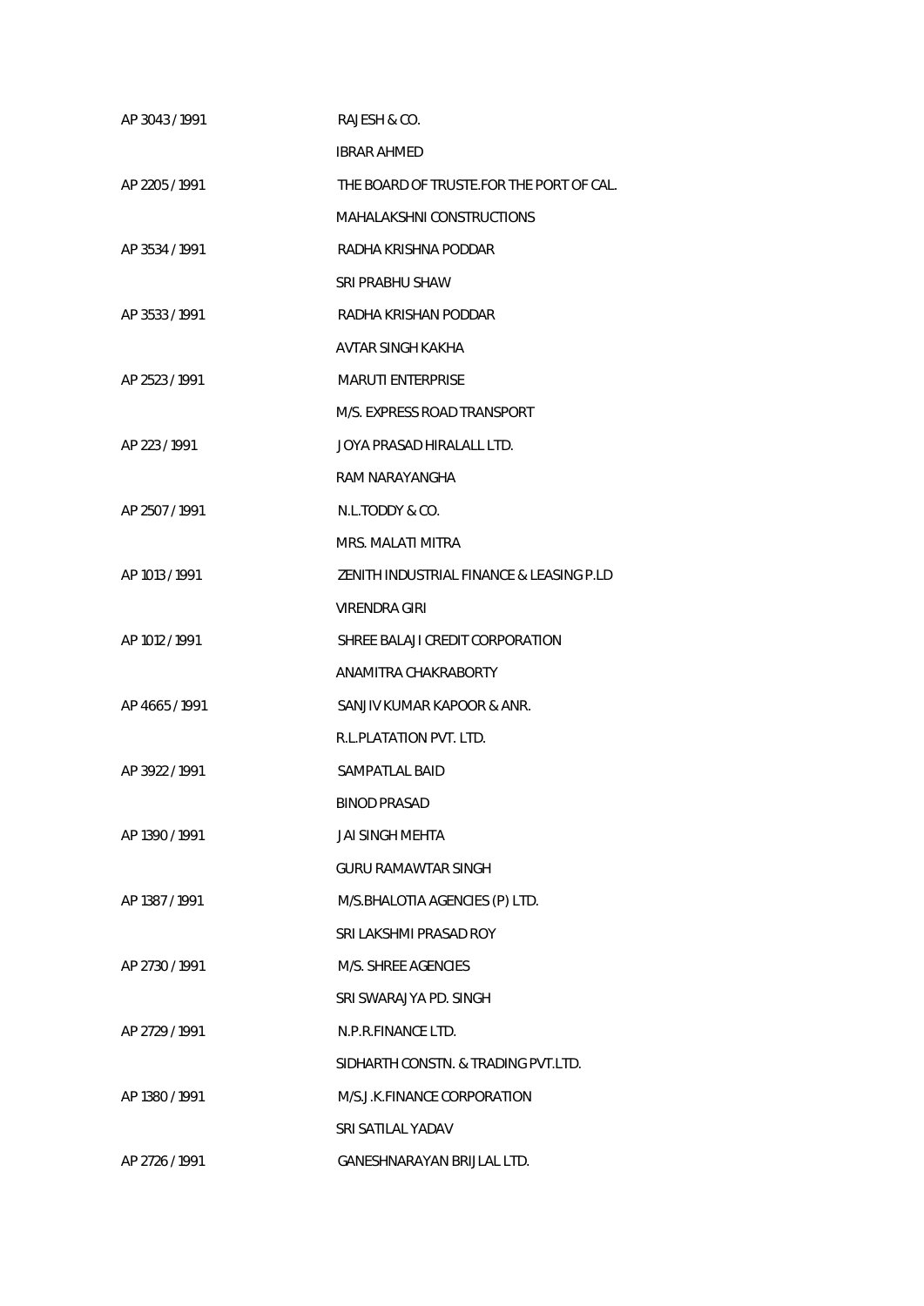| | |
|---|---|
| AP 3043 / 1991 | RAJESH & CO. |
| | IBRAR AHMED |
| AP 2205 / 1991 | THE BOARD OF TRUSTE.FOR THE PORT OF CAL. |
| | MAHALAKSHNI CONSTRUCTIONS |
| AP 3534 / 1991 | RADHA KRISHNA PODDAR |
| | SRI PRABHU SHAW |
| AP 3533 / 1991 | RADHA KRISHAN PODDAR |
| | AVTAR SINGH KAKHA |
| AP 2523 / 1991 | MARUTI ENTERPRISE |
| | M/S. EXPRESS ROAD TRANSPORT |
| AP 223 / 1991 | JOYA PRASAD HIRALALL LTD. |
| | RAM NARAYANGHA |
| AP 2507 / 1991 | N.L.TODDY & CO. |
| | MRS. MALATI MITRA |
| AP 1013 / 1991 | ZENITH INDUSTRIAL FINANCE & LEASING P.LD |
| | VIRENDRA GIRI |
| AP 1012 / 1991 | SHREE BALAJI CREDIT CORPORATION |
| | ANAMITRA CHAKRABORTY |
| AP 4665 / 1991 | SANJIV KUMAR KAPOOR & ANR. |
| | R.L.PLATATION PVT. LTD. |
| AP 3922 / 1991 | SAMPATLAL BAID |
| | BINOD PRASAD |
| AP 1390 / 1991 | JAI SINGH MEHTA |
| | GURU RAMAWTAR SINGH |
| AP 1387 / 1991 | M/S.BHALOTIA AGENCIES (P) LTD. |
| | SRI LAKSHMI PRASAD ROY |
| AP 2730 / 1991 | M/S. SHREE AGENCIES |
| | SRI SWARAJYA PD. SINGH |
| AP 2729 / 1991 | N.P.R.FINANCE LTD. |
| | SIDHARTH CONSTN. & TRADING PVT.LTD. |
| AP 1380 / 1991 | M/S.J.K.FINANCE CORPORATION |
| | SRI SATILAL YADAV |
| AP 2726 / 1991 | GANESHNARAYAN BRIJLAL LTD. |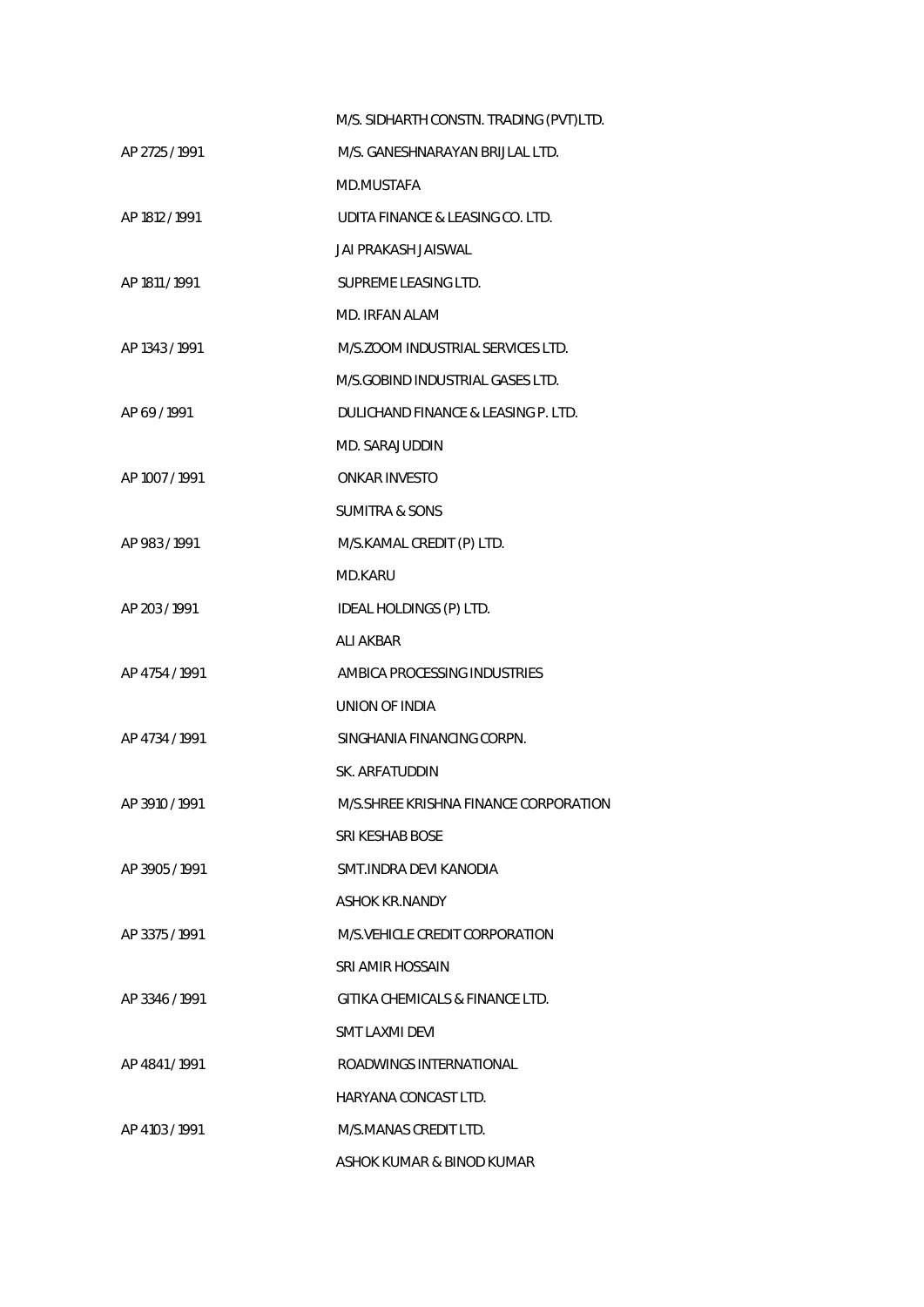| | |
|---|---|
| | M/S. SIDHARTH CONSTN. TRADING (PVT)LTD. |
| AP 2725 / 1991 | M/S. GANESHNARAYAN BRIJLAL LTD. |
| | MD.MUSTAFA |
| AP 1812 / 1991 | UDITA FINANCE & LEASING CO. LTD. |
| | JAI PRAKASH JAISWAL |
| AP 1811 / 1991 | SUPREME LEASING LTD. |
| | MD. IRFAN ALAM |
| AP 1343 / 1991 | M/S.ZOOM INDUSTRIAL SERVICES LTD. |
| | M/S.GOBIND INDUSTRIAL GASES LTD. |
| AP 69 / 1991 | DULICHAND FINANCE & LEASING P. LTD. |
| | MD. SARAJUDDIN |
| AP 1007 / 1991 | ONKAR INVESTO |
| | SUMITRA & SONS |
| AP 983 / 1991 | M/S.KAMAL CREDIT (P) LTD. |
| | MD.KARU |
| AP 203 / 1991 | IDEAL HOLDINGS (P) LTD. |
| | ALI AKBAR |
| AP 4754 / 1991 | AMBICA PROCESSING INDUSTRIES |
| | UNION OF INDIA |
| AP 4734 / 1991 | SINGHANIA FINANCING CORPN. |
| | SK. ARFATUDDIN |
| AP 3910 / 1991 | M/S.SHREE KRISHNA FINANCE CORPORATION |
| | SRI KESHAB BOSE |
| AP 3905 / 1991 | SMT.INDRA DEVI KANODIA |
| | ASHOK KR.NANDY |
| AP 3375 / 1991 | M/S.VEHICLE CREDIT CORPORATION |
| | SRI AMIR HOSSAIN |
| AP 3346 / 1991 | GITIKA CHEMICALS & FINANCE LTD. |
| | SMT LAXMI DEVI |
| AP 4841 / 1991 | ROADWINGS INTERNATIONAL |
| | HARYANA CONCAST LTD. |
| AP 4103 / 1991 | M/S.MANAS CREDIT LTD. |
| | ASHOK KUMAR & BINOD KUMAR |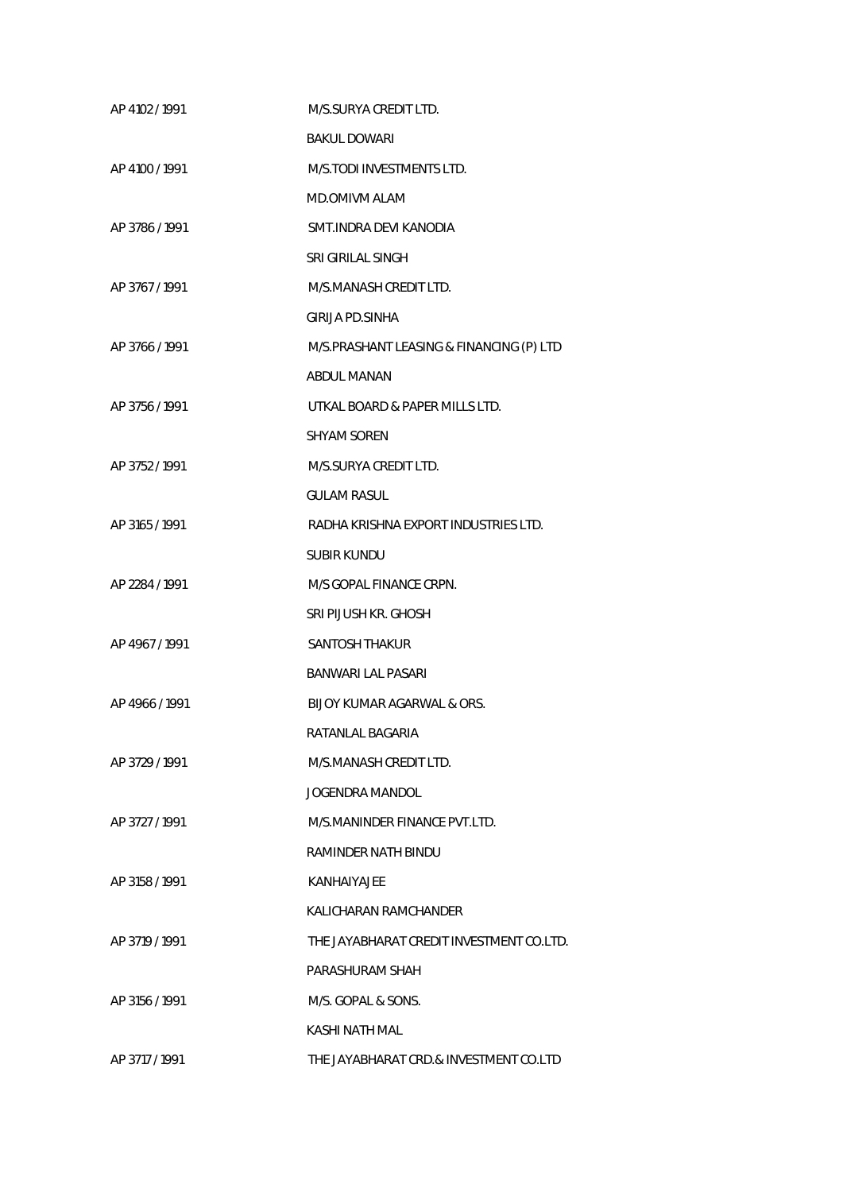AP 4102 / 1991 M/S.SURYA CREDIT LTD.

BAKUL DOWARI

AP 4100 / 1991 M/S.TODI INVESTMENTS LTD.

MD.OMIVM ALAM

AP 3786 / 1991 SMT.INDRA DEVI KANODIA

SRI GIRILAL SINGH

AP 3767 / 1991 M/S.MANASH CREDIT LTD.

GIRIJA PD.SINHA

AP 3766 / 1991 M/S.PRASHANT LEASING & FINANCING (P) LTD

ABDUL MANAN

AP 3756 / 1991 UTKAL BOARD & PAPER MILLS LTD.

SHYAM SOREN

AP 3752 / 1991 M/S.SURYA CREDIT LTD.

GULAM RASUL

AP 3165 / 1991 RADHA KRISHNA EXPORT INDUSTRIES LTD.

SUBIR KUNDU

AP 2284 / 1991 M/S GOPAL FINANCE CRPN.

SRI PIJUSH KR. GHOSH

AP 4967 / 1991 SANTOSH THAKUR

BANWARI LAL PASARI

AP 4966 / 1991 BIJOY KUMAR AGARWAL & ORS.

RATANLAL BAGARIA

AP 3729 / 1991 M/S.MANASH CREDIT LTD.

JOGENDRA MANDOL

AP 3727 / 1991 M/S.MANINDER FINANCE PVT.LTD.

RAMINDER NATH BINDU

AP 3158 / 1991 KANHAIYAJEE

KALICHARAN RAMCHANDER

AP 3719 / 1991 THE JAYABHARAT CREDIT INVESTMENT CO.LTD.

PARASHURAM SHAH

AP 3156 / 1991 M/S. GOPAL & SONS.

KASHI NATH MAL

AP 3717 / 1991 THE JAYABHARAT CRD.& INVESTMENT CO.LTD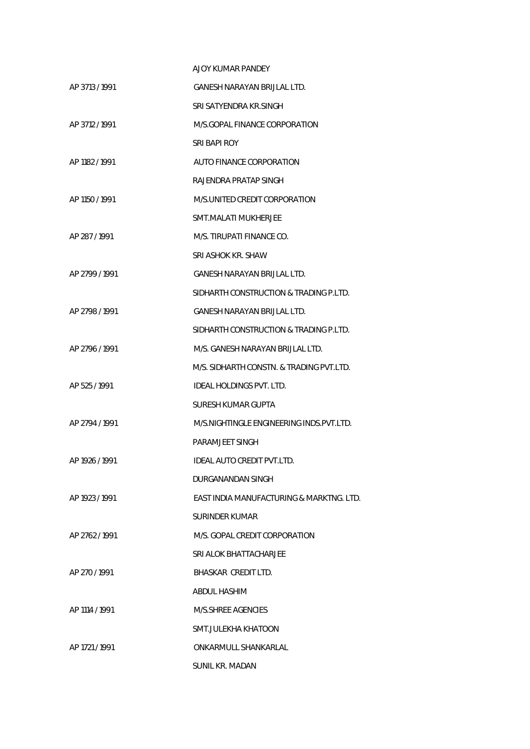| | |
|---|---|
| | AJOY KUMAR PANDEY |
| AP 3713 / 1991 | GANESH NARAYAN BRIJLAL LTD. |
| | SRI SATYENDRA KR.SINGH |
| AP 3712 / 1991 | M/S.GOPAL FINANCE CORPORATION |
| | SRI BAPI ROY |
| AP 1182 / 1991 | AUTO FINANCE CORPORATION |
| | RAJENDRA PRATAP SINGH |
| AP 1150 / 1991 | M/S.UNITED CREDIT CORPORATION |
| | SMT.MALATI MUKHERJEE |
| AP 287 / 1991 | M/S. TIRUPATI FINANCE CO. |
| | SRI ASHOK KR. SHAW |
| AP 2799 / 1991 | GANESH NARAYAN BRIJLAL LTD. |
| | SIDHARTH CONSTRUCTION & TRADING P.LTD. |
| AP 2798 / 1991 | GANESH NARAYAN BRIJLAL LTD. |
| | SIDHARTH CONSTRUCTION & TRADING P.LTD. |
| AP 2796 / 1991 | M/S. GANESH NARAYAN BRIJLAL LTD. |
| | M/S. SIDHARTH CONSTN. & TRADING PVT.LTD. |
| AP 525 / 1991 | IDEAL HOLDINGS PVT. LTD. |
| | SURESH KUMAR GUPTA |
| AP 2794 / 1991 | M/S.NIGHTINGLE ENGINEERING INDS.PVT.LTD. |
| | PARAMJEET SINGH |
| AP 1926 / 1991 | IDEAL AUTO CREDIT PVT.LTD. |
| | DURGANANDAN SINGH |
| AP 1923 / 1991 | EAST INDIA MANUFACTURING & MARKTNG. LTD. |
| | SURINDER KUMAR |
| AP 2762 / 1991 | M/S. GOPAL CREDIT CORPORATION |
| | SRI ALOK BHATTACHARJEE |
| AP 270 / 1991 | BHASKAR CREDIT LTD. |
| | ABDUL HASHIM |
| AP 1114 / 1991 | M/S.SHREE AGENCIES |
| | SMT.JULEKHA KHATOON |
| AP 1721 / 1991 | ONKARMULL SHANKARLAL |
| | SUNIL KR. MADAN |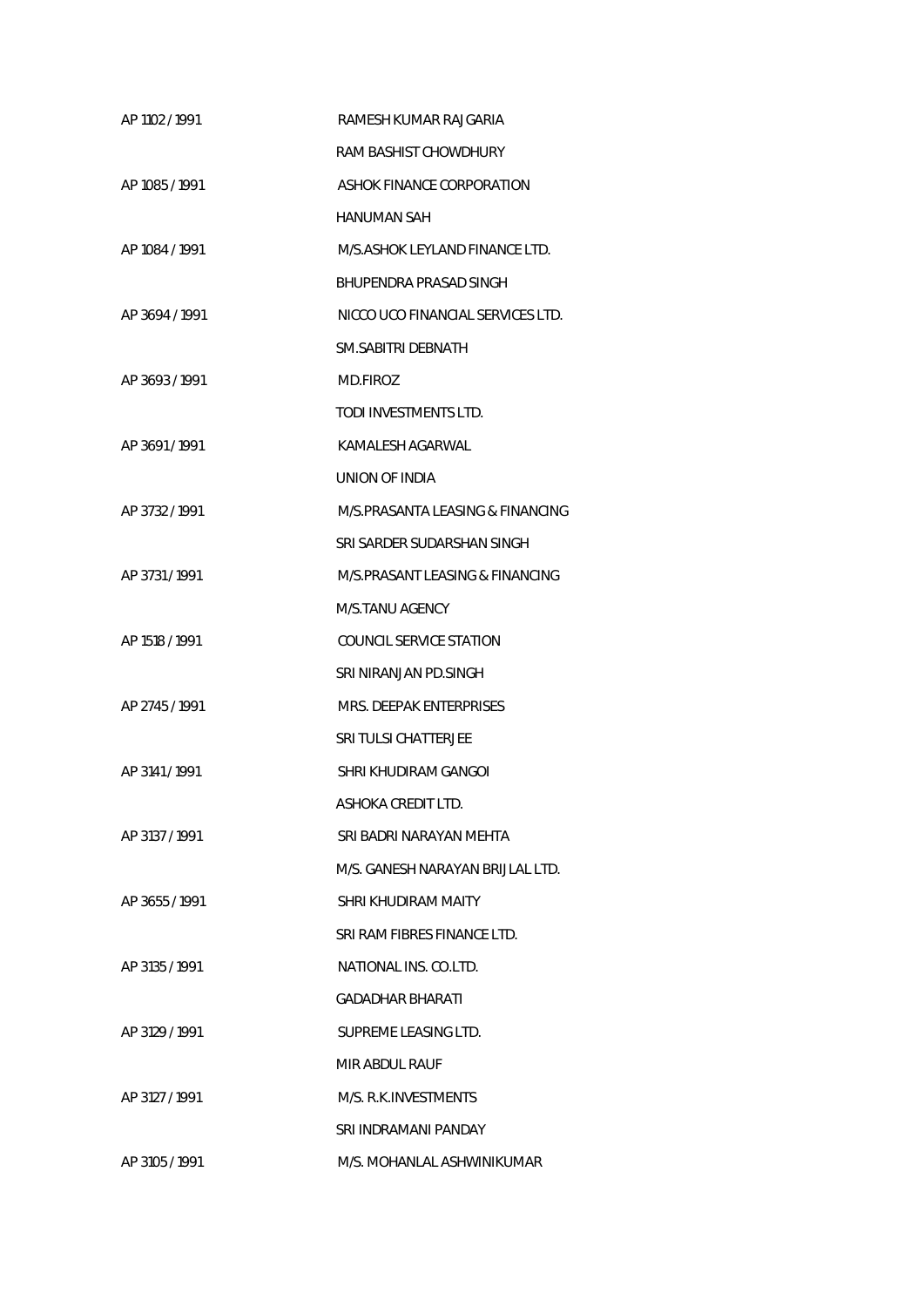| | |
|---|---|
| AP 1102 / 1991 | RAMESH KUMAR RAJGARIA |
| | RAM BASHIST CHOWDHURY |
| AP 1085 / 1991 | ASHOK FINANCE CORPORATION |
| | HANUMAN SAH |
| AP 1084 / 1991 | M/S.ASHOK LEYLAND FINANCE LTD. |
| | BHUPENDRA PRASAD SINGH |
| AP 3694 / 1991 | NICCO UCO FINANCIAL SERVICES LTD. |
| | SM.SABITRI DEBNATH |
| AP 3693 / 1991 | MD.FIROZ |
| | TODI INVESTMENTS LTD. |
| AP 3691 / 1991 | KAMALESH AGARWAL |
| | UNION OF INDIA |
| AP 3732 / 1991 | M/S.PRASANTA LEASING & FINANCING |
| | SRI SARDER SUDARSHAN SINGH |
| AP 3731 / 1991 | M/S.PRASANT LEASING & FINANCING |
| | M/S.TANU AGENCY |
| AP 1518 / 1991 | COUNCIL SERVICE STATION |
| | SRI NIRANJAN PD.SINGH |
| AP 2745 / 1991 | MRS. DEEPAK ENTERPRISES |
| | SRI TULSI CHATTERJEE |
| AP 3141 / 1991 | SHRI KHUDIRAM GANGOI |
| | ASHOKA CREDIT LTD. |
| AP 3137 / 1991 | SRI BADRI NARAYAN MEHTA |
| | M/S. GANESH NARAYAN BRIJLAL LTD. |
| AP 3655 / 1991 | SHRI KHUDIRAM MAITY |
| | SRI RAM FIBRES FINANCE LTD. |
| AP 3135 / 1991 | NATIONAL INS. CO.LTD. |
| | GADADHAR BHARATI |
| AP 3129 / 1991 | SUPREME LEASING LTD. |
| | MIR ABDUL RAUF |
| AP 3127 / 1991 | M/S. R.K.INVESTMENTS |
| | SRI INDRAMANI PANDAY |
| AP 3105 / 1991 | M/S. MOHANLAL ASHWINIKUMAR |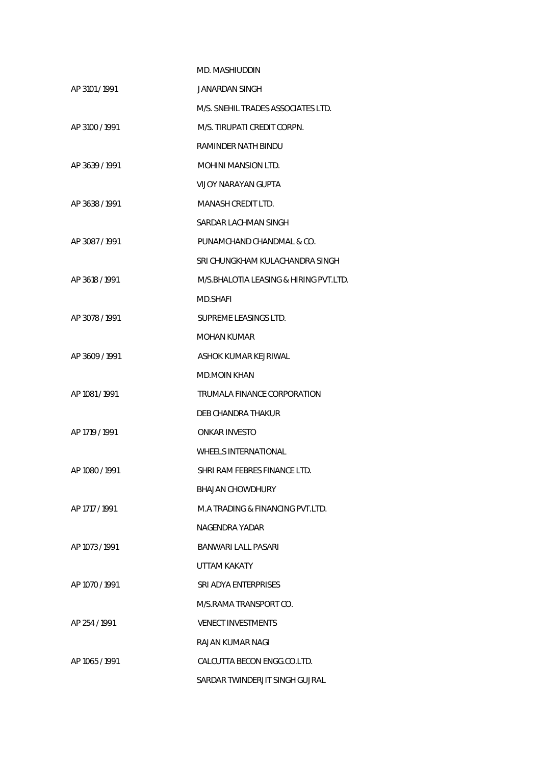| | |
|---|---|
| | MD. MASHIUDDIN |
| AP 3101 / 1991 | JANARDAN SINGH |
| | M/S. SNEHIL TRADES ASSOCIATES LTD. |
| AP 3100 / 1991 | M/S. TIRUPATI CREDIT CORPN. |
| | RAMINDER NATH BINDU |
| AP 3639 / 1991 | MOHINI MANSION LTD. |
| | VIJOY NARAYAN GUPTA |
| AP 3638 / 1991 | MANASH CREDIT LTD. |
| | SARDAR LACHMAN SINGH |
| AP 3087 / 1991 | PUNAMCHAND CHANDMAL & CO. |
| | SRI CHUNGKHAM KULACHANDRA SINGH |
| AP 3618 / 1991 | M/S.BHALOTIA LEASING & HIRING PVT.LTD. |
| | MD.SHAFI |
| AP 3078 / 1991 | SUPREME LEASINGS LTD. |
| | MOHAN KUMAR |
| AP 3609 / 1991 | ASHOK KUMAR KEJRIWAL |
| | MD.MOIN KHAN |
| AP 1081 / 1991 | TRUMALA FINANCE CORPORATION |
| | DEB CHANDRA THAKUR |
| AP 1719 / 1991 | ONKAR INVESTO |
| | WHEELS INTERNATIONAL |
| AP 1080 / 1991 | SHRI RAM FEBRES FINANCE LTD. |
| | BHAJAN CHOWDHURY |
| AP 1717 / 1991 | M.A TRADING & FINANCING PVT.LTD. |
| | NAGENDRA YADAR |
| AP 1073 / 1991 | BANWARI LALL PASARI |
| | UTTAM KAKATY |
| AP 1070 / 1991 | SRI ADYA ENTERPRISES |
| | M/S.RAMA TRANSPORT CO. |
| AP 254 / 1991 | VENECT INVESTMENTS |
| | RAJAN KUMAR NAGI |
| AP 1065 / 1991 | CALCUTTA BECON ENGG.CO.LTD. |
| | SARDAR TWINDERJIT SINGH GUJRAL |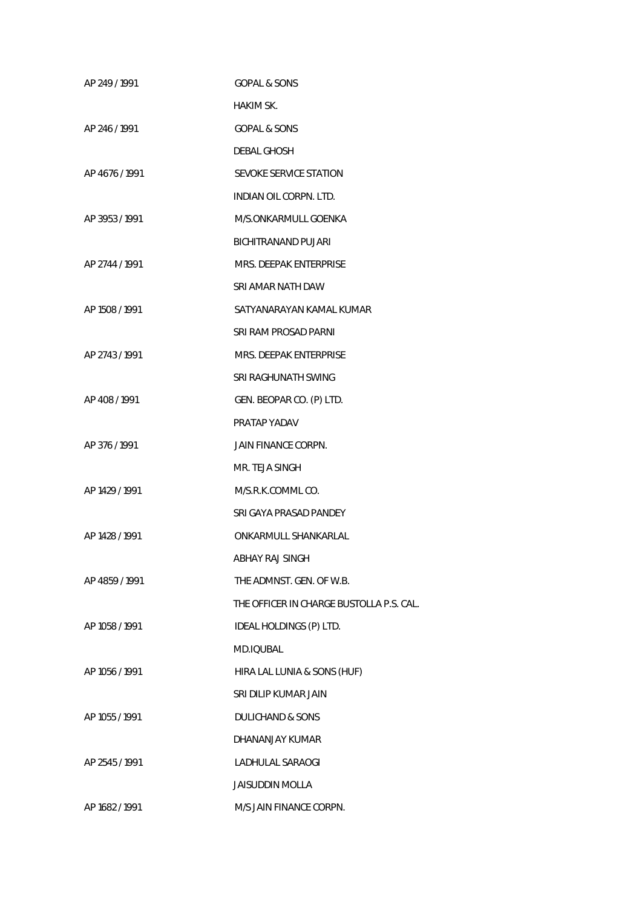| | |
|---|---|
| AP 249 / 1991 | GOPAL & SONS |
| | HAKIM SK. |
| AP 246 / 1991 | GOPAL & SONS |
| | DEBAL GHOSH |
| AP 4676 / 1991 | SEVOKE SERVICE STATION |
| | INDIAN OIL CORPN. LTD. |
| AP 3953 / 1991 | M/S.ONKARMULL GOENKA |
| | BICHITRANAND PUJARI |
| AP 2744 / 1991 | MRS. DEEPAK ENTERPRISE |
| | SRI AMAR NATH DAW |
| AP 1508 / 1991 | SATYANARAYAN KAMAL KUMAR |
| | SRI RAM PROSAD PARNI |
| AP 2743 / 1991 | MRS. DEEPAK ENTERPRISE |
| | SRI RAGHUNATH SWING |
| AP 408 / 1991 | GEN. BEOPAR CO. (P) LTD. |
| | PRATAP YADAV |
| AP 376 / 1991 | JAIN FINANCE CORPN. |
| | MR. TEJA SINGH |
| AP 1429 / 1991 | M/S.R.K.COMML CO. |
| | SRI GAYA PRASAD PANDEY |
| AP 1428 / 1991 | ONKARMULL SHANKARLAL |
| | ABHAY RAJ SINGH |
| AP 4859 / 1991 | THE ADMNST. GEN. OF W.B. |
| | THE OFFICER IN CHARGE BUSTOLLA P.S. CAL. |
| AP 1058 / 1991 | IDEAL HOLDINGS (P) LTD. |
| | MD.IQUBAL |
| AP 1056 / 1991 | HIRA LAL LUNIA & SONS (HUF) |
| | SRI DILIP KUMAR JAIN |
| AP 1055 / 1991 | DULICHAND & SONS |
| | DHANANJAY KUMAR |
| AP 2545 / 1991 | LADHULAL SARAOGI |
| | JAISUDDIN MOLLA |
| AP 1682 / 1991 | M/S JAIN FINANCE CORPN. |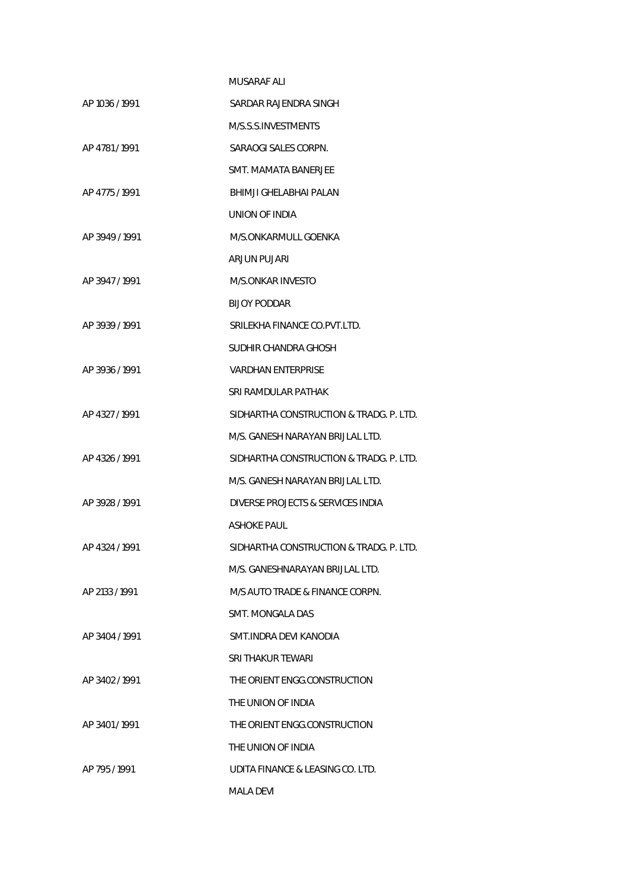| | |
|---|---|
| | MUSARAF ALI |
| AP 1036 / 1991 | SARDAR RAJENDRA SINGH |
| | M/S.S.S.INVESTMENTS |
| AP 4781 / 1991 | SARAOGI SALES CORPN. |
| | SMT. MAMATA BANERJEE |
| AP 4775 / 1991 | BHIMJI GHELABHAI PALAN |
| | UNION OF INDIA |
| AP 3949 / 1991 | M/S.ONKARMULL GOENKA |
| | ARJUN PUJARI |
| AP 3947 / 1991 | M/S.ONKAR INVESTO |
| | BIJOY PODDAR |
| AP 3939 / 1991 | SRILEKHA FINANCE CO.PVT.LTD. |
| | SUDHIR CHANDRA GHOSH |
| AP 3936 / 1991 | VARDHAN ENTERPRISE |
| | SRI RAMDULAR PATHAK |
| AP 4327 / 1991 | SIDHARTHA CONSTRUCTION & TRADG. P. LTD. |
| | M/S. GANESH NARAYAN BRIJLAL LTD. |
| AP 4326 / 1991 | SIDHARTHA CONSTRUCTION & TRADG. P. LTD. |
| | M/S. GANESH NARAYAN BRIJLAL LTD. |
| AP 3928 / 1991 | DIVERSE PROJECTS & SERVICES INDIA |
| | ASHOKE PAUL |
| AP 4324 / 1991 | SIDHARTHA CONSTRUCTION & TRADG. P. LTD. |
| | M/S. GANESHNARAYAN BRIJLAL LTD. |
| AP 2133 / 1991 | M/S AUTO TRADE & FINANCE CORPN. |
| | SMT. MONGALA DAS |
| AP 3404 / 1991 | SMT.INDRA DEVI KANODIA |
| | SRI THAKUR TEWARI |
| AP 3402 / 1991 | THE ORIENT ENGG.CONSTRUCTION |
| | THE UNION OF INDIA |
| AP 3401 / 1991 | THE ORIENT ENGG.CONSTRUCTION |
| | THE UNION OF INDIA |
| AP 795 / 1991 | UDITA FINANCE & LEASING CO. LTD. |
| | MALA DEVI |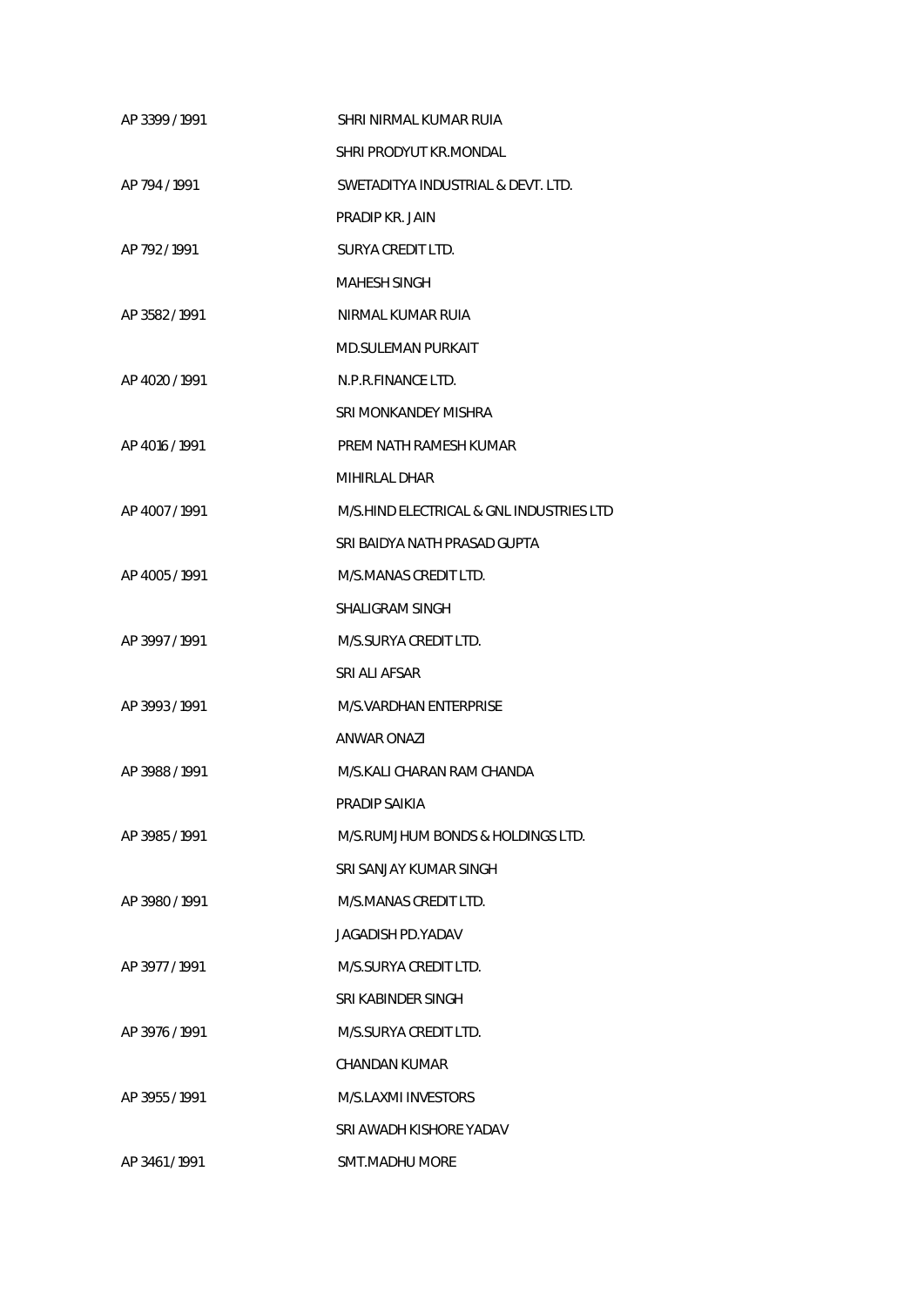AP 3399 / 1991 SHRI NIRMAL KUMAR RUIA

SHRI PRODYUT KR.MONDAL

AP 794 / 1991 SWETADITYA INDUSTRIAL & DEVT. LTD.

PRADIP KR. JAIN

AP 792 / 1991 SURYA CREDIT LTD.

MAHESH SINGH

AP 3582 / 1991 NIRMAL KUMAR RUIA

MD.SULEMAN PURKAIT

AP 4020 / 1991 N.P.R.FINANCE LTD.

SRI MONKANDEY MISHRA

AP 4016 / 1991 PREM NATH RAMESH KUMAR

MIHIRLAL DHAR

AP 4007 / 1991 M/S.HIND ELECTRICAL & GNL INDUSTRIES LTD

SRI BAIDYA NATH PRASAD GUPTA

AP 4005 / 1991 M/S.MANAS CREDIT LTD.

SHALIGRAM SINGH

AP 3997 / 1991 M/S.SURYA CREDIT LTD.

SRI ALI AFSAR

AP 3993 / 1991 M/S.VARDHAN ENTERPRISE

ANWAR ONAZI

AP 3988 / 1991 M/S.KALI CHARAN RAM CHANDA

PRADIP SAIKIA

AP 3985 / 1991 M/S.RUMJHUM BONDS & HOLDINGS LTD.

SRI SANJAY KUMAR SINGH

AP 3980 / 1991 M/S.MANAS CREDIT LTD.

JAGADISH PD.YADAV

AP 3977 / 1991 M/S.SURYA CREDIT LTD.

SRI KABINDER SINGH

AP 3976 / 1991 M/S.SURYA CREDIT LTD.

CHANDAN KUMAR

AP 3955 / 1991 M/S.LAXMI INVESTORS

SRI AWADH KISHORE YADAV

AP 3461 / 1991 SMT.MADHU MORE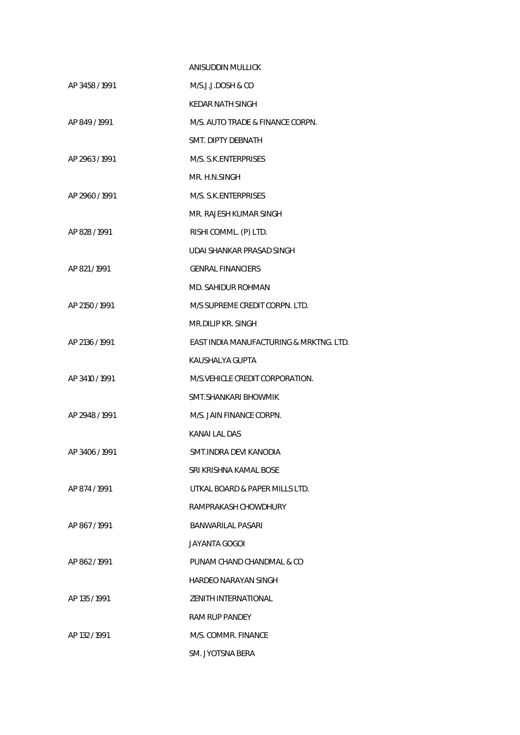ANISUDDIN MULLICK

AP 3458 / 1991 M/S.J.J.DOSH & CO

KEDAR NATH SINGH

AP 849 / 1991 M/S. AUTO TRADE & FINANCE CORPN.

SMT. DIPTY DEBNATH

AP 2963 / 1991 M/S. S.K.ENTERPRISES

MR. H.N.SINGH

AP 2960 / 1991 M/S. S.K.ENTERPRISES

MR. RAJESH KUMAR SINGH

AP 828 / 1991 RISHI COMML. (P) LTD.

UDAI SHANKAR PRASAD SINGH

AP 821 / 1991 GENRAL FINANCIERS

MD. SAHIDUR ROHMAN

AP 2150 / 1991 M/S SUPREME CREDIT CORPN. LTD.

MR.DILIP KR. SINGH

AP 2136 / 1991 EAST INDIA MANUFACTURING & MRKTNG. LTD.

KAUSHALYA GUPTA

AP 3410 / 1991 M/S.VEHICLE CREDIT CORPORATION.

SMT.SHANKARI BHOWMIK

AP 2948 / 1991 M/S. JAIN FINANCE CORPN.

KANAI LAL DAS

AP 3406 / 1991 SMT.INDRA DEVI KANODIA

SRI KRISHNA KAMAL BOSE

AP 874 / 1991 UTKAL BOARD & PAPER MILLS LTD.

RAMPRAKASH CHOWDHURY

AP 867 / 1991 BANWARILAL PASARI

JAYANTA GOGOI

AP 862 / 1991 PUNAM CHAND CHANDMAL & CO

HARDEO NARAYAN SINGH

AP 135 / 1991 ZENITH INTERNATIONAL

RAM RUP PANDEY

AP 132 / 1991 M/S. COMMR. FINANCE

SM. JYOTSNA BERA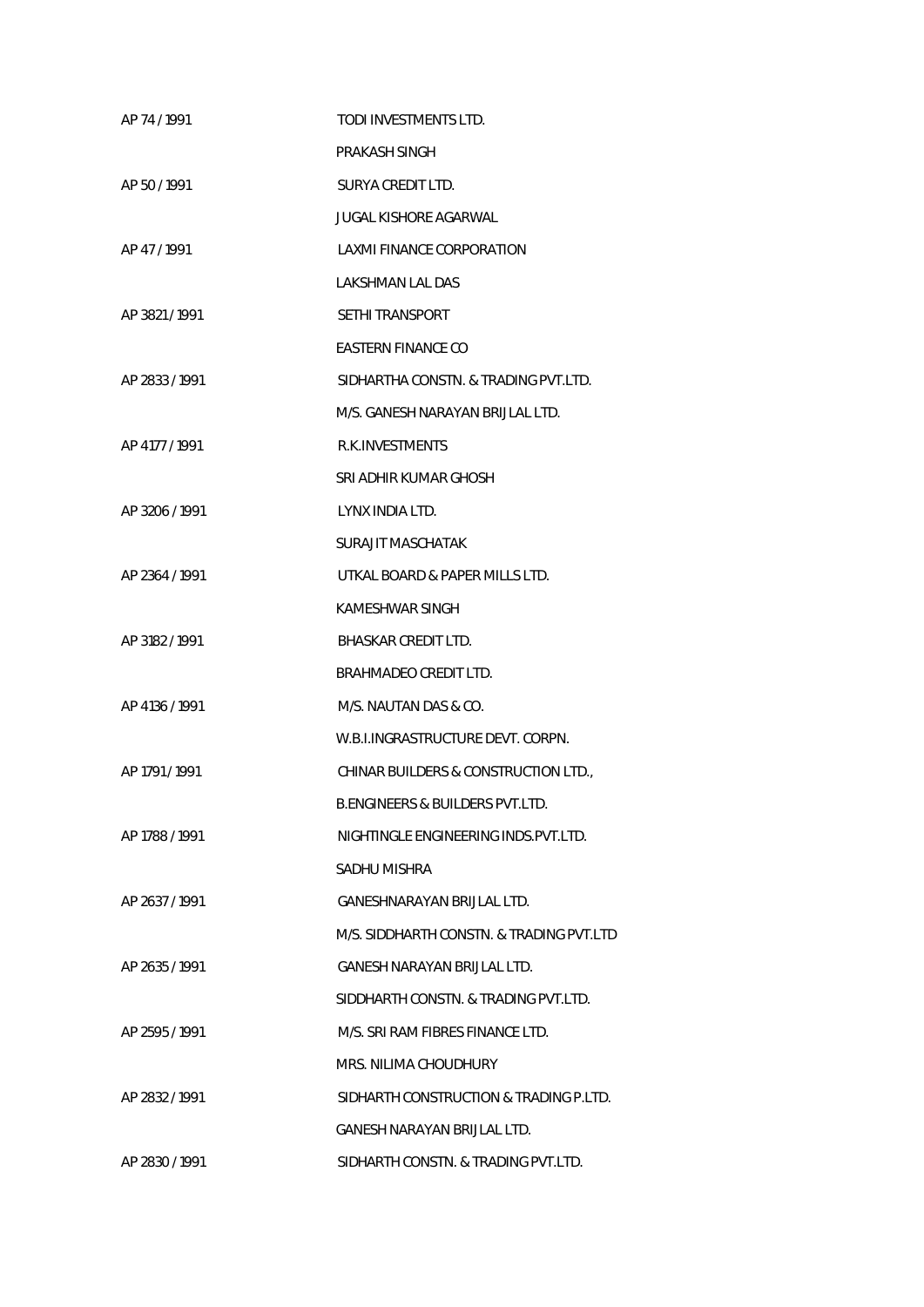| | |
|---|---|
| AP 74 / 1991 | TODI INVESTMENTS LTD. |
| | PRAKASH SINGH |
| AP 50 / 1991 | SURYA CREDIT LTD. |
| | JUGAL KISHORE AGARWAL |
| AP 47 / 1991 | LAXMI FINANCE CORPORATION |
| | LAKSHMAN LAL DAS |
| AP 3821 / 1991 | SETHI TRANSPORT |
| | EASTERN FINANCE CO |
| AP 2833 / 1991 | SIDHARTHA CONSTN. & TRADING PVT.LTD. |
| | M/S. GANESH NARAYAN BRIJLAL LTD. |
| AP 4177 / 1991 | R.K.INVESTMENTS |
| | SRI ADHIR KUMAR GHOSH |
| AP 3206 / 1991 | LYNX INDIA LTD. |
| | SURAJIT MASCHATAK |
| AP 2364 / 1991 | UTKAL BOARD & PAPER MILLS LTD. |
| | KAMESHWAR SINGH |
| AP 3182 / 1991 | BHASKAR CREDIT LTD. |
| | BRAHMADEO CREDIT LTD. |
| AP 4136 / 1991 | M/S. NAUTAN DAS & CO. |
| | W.B.I.INGRASTRUCTURE DEVT. CORPN. |
| AP 1791 / 1991 | CHINAR BUILDERS & CONSTRUCTION LTD., |
| | B.ENGINEERS & BUILDERS PVT.LTD. |
| AP 1788 / 1991 | NIGHTINGLE ENGINEERING INDS.PVT.LTD. |
| | SADHU MISHRA |
| AP 2637 / 1991 | GANESHNARAYAN BRIJLAL LTD. |
| | M/S. SIDDHARTH CONSTN. & TRADING PVT.LTD |
| AP 2635 / 1991 | GANESH NARAYAN BRIJLAL LTD. |
| | SIDDHARTH CONSTN. & TRADING PVT.LTD. |
| AP 2595 / 1991 | M/S. SRI RAM FIBRES FINANCE LTD. |
| | MRS. NILIMA CHOUDHURY |
| AP 2832 / 1991 | SIDHARTH CONSTRUCTION & TRADING P.LTD. |
| | GANESH NARAYAN BRIJLAL LTD. |
| AP 2830 / 1991 | SIDHARTH CONSTN. & TRADING PVT.LTD. |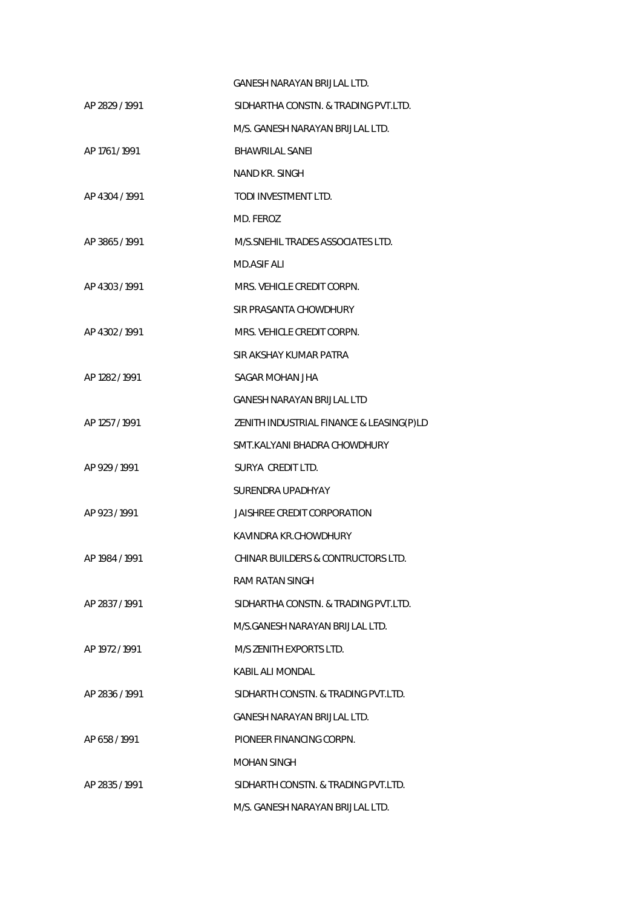GANESH NARAYAN BRIJLAL LTD.

AP 2829 / 1991 SIDHARTHA CONSTN. & TRADING PVT.LTD.

M/S. GANESH NARAYAN BRIJLAL LTD.

AP 1761 / 1991 BHAWRILAL SANEI

NAND KR. SINGH

AP 4304 / 1991 TODI INVESTMENT LTD.

MD. FEROZ

AP 3865 / 1991 M/S.SNEHIL TRADES ASSOCIATES LTD.

MD.ASIF ALI

AP 4303 / 1991 MRS. VEHICLE CREDIT CORPN.

SIR PRASANTA CHOWDHURY

AP 4302 / 1991 MRS. VEHICLE CREDIT CORPN.

SIR AKSHAY KUMAR PATRA

AP 1282 / 1991 SAGAR MOHAN JHA

GANESH NARAYAN BRIJLAL LTD

AP 1257 / 1991 ZENITH INDUSTRIAL FINANCE & LEASING(P)LD

SMT.KALYANI BHADRA CHOWDHURY

AP 929 / 1991 SURYA CREDIT LTD.

SURENDRA UPADHYAY

AP 923 / 1991 JAISHREE CREDIT CORPORATION

KAVINDRA KR.CHOWDHURY

AP 1984 / 1991 CHINAR BUILDERS & CONTRUCTORS LTD.

RAM RATAN SINGH

AP 2837 / 1991 SIDHARTHA CONSTN. & TRADING PVT.LTD.

M/S.GANESH NARAYAN BRIJLAL LTD.

AP 1972 / 1991 M/S ZENITH EXPORTS LTD.

KABIL ALI MONDAL

AP 2836 / 1991 SIDHARTH CONSTN. & TRADING PVT.LTD.

GANESH NARAYAN BRIJLAL LTD.

AP 658 / 1991 PIONEER FINANCING CORPN.

MOHAN SINGH

AP 2835 / 1991 SIDHARTH CONSTN. & TRADING PVT.LTD.

M/S. GANESH NARAYAN BRIJLAL LTD.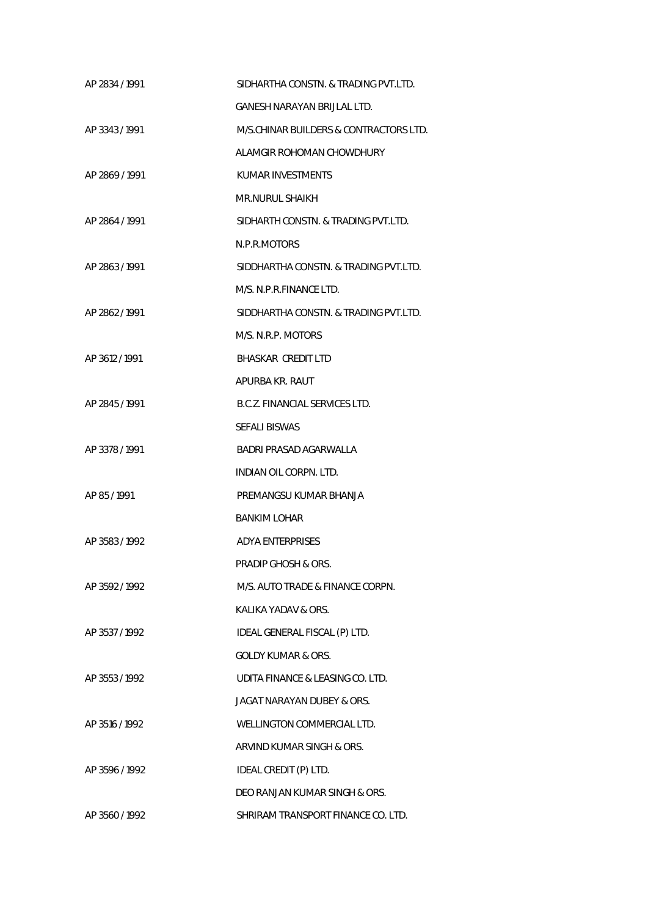| | |
|---|---|
| AP 2834 / 1991 | SIDHARTHA CONSTN. & TRADING PVT.LTD. |
| | GANESH NARAYAN BRIJLAL LTD. |
| AP 3343 / 1991 | M/S.CHINAR BUILDERS & CONTRACTORS LTD. |
| | ALAMGIR ROHOMAN CHOWDHURY |
| AP 2869 / 1991 | KUMAR INVESTMENTS |
| | MR.NURUL SHAIKH |
| AP 2864 / 1991 | SIDHARTH CONSTN. & TRADING PVT.LTD. |
| | N.P.R.MOTORS |
| AP 2863 / 1991 | SIDDHARTHA CONSTN. & TRADING PVT.LTD. |
| | M/S. N.P.R.FINANCE LTD. |
| AP 2862 / 1991 | SIDDHARTHA CONSTN. & TRADING PVT.LTD. |
| | M/S. N.R.P. MOTORS |
| AP 3612 / 1991 | BHASKAR CREDIT LTD |
| | APURBA KR. RAUT |
| AP 2845 / 1991 | B.C.Z. FINANCIAL SERVICES LTD. |
| | SEFALI BISWAS |
| AP 3378 / 1991 | BADRI PRASAD AGARWALLA |
| | INDIAN OIL CORPN. LTD. |
| AP 85 / 1991 | PREMANGSU KUMAR BHANJA |
| | BANKIM LOHAR |
| AP 3583 / 1992 | ADYA ENTERPRISES |
| | PRADIP GHOSH & ORS. |
| AP 3592 / 1992 | M/S. AUTO TRADE & FINANCE CORPN. |
| | KALIKA YADAV & ORS. |
| AP 3537 / 1992 | IDEAL GENERAL FISCAL (P) LTD. |
| | GOLDY KUMAR & ORS. |
| AP 3553 / 1992 | UDITA FINANCE & LEASING CO. LTD. |
| | JAGAT NARAYAN DUBEY & ORS. |
| AP 3516 / 1992 | WELLINGTON COMMERCIAL LTD. |
| | ARVIND KUMAR SINGH & ORS. |
| AP 3596 / 1992 | IDEAL CREDIT (P) LTD. |
| | DEO RANJAN KUMAR SINGH & ORS. |
| AP 3560 / 1992 | SHRIRAM TRANSPORT FINANCE CO. LTD. |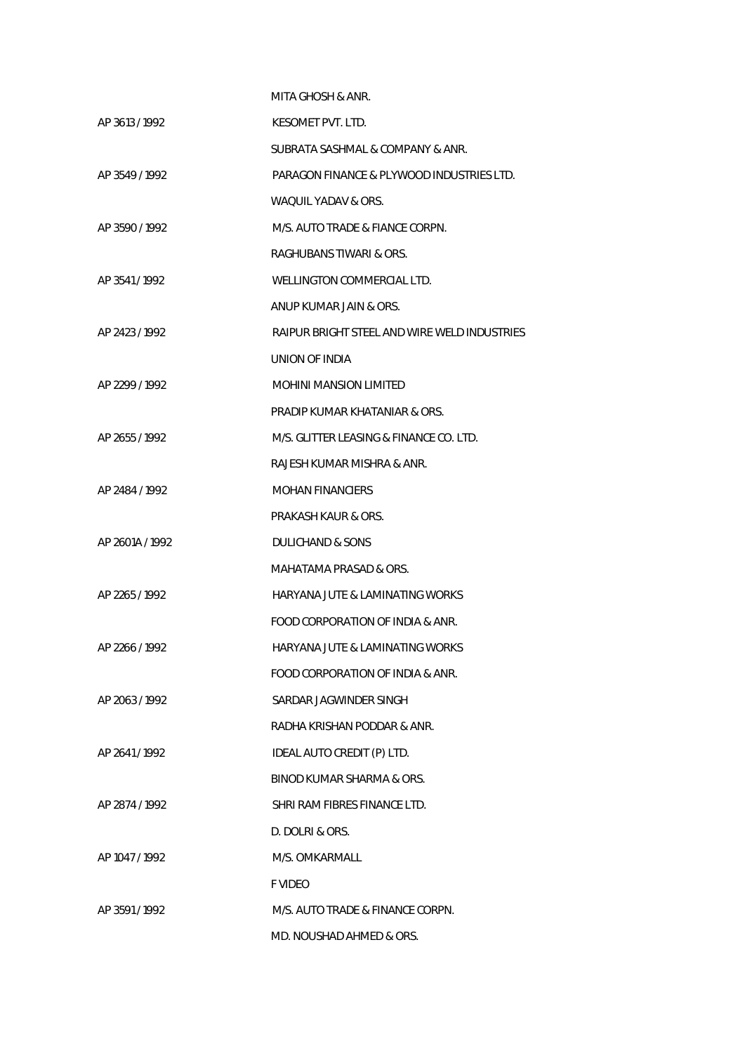MITA GHOSH & ANR.

AP 3613 / 1992 KESOMET PVT. LTD.

SUBRATA SASHMAL & COMPANY & ANR.

AP 3549 / 1992 PARAGON FINANCE & PLYWOOD INDUSTRIES LTD.

WAQUIL YADAV & ORS.

AP 3590 / 1992 M/S. AUTO TRADE & FIANCE CORPN.

RAGHUBANS TIWARI & ORS.

AP 3541 / 1992 WELLINGTON COMMERCIAL LTD.

ANUP KUMAR JAIN & ORS.

AP 2423 / 1992 RAIPUR BRIGHT STEEL AND WIRE WELD INDUSTRIES

UNION OF INDIA

AP 2299 / 1992 MOHINI MANSION LIMITED

PRADIP KUMAR KHATANIAR & ORS.

AP 2655 / 1992 M/S. GLITTER LEASING & FINANCE CO. LTD.

RAJESH KUMAR MISHRA & ANR.

AP 2484 / 1992 MOHAN FINANCIERS

PRAKASH KAUR & ORS.

AP 2601A / 1992 DULICHAND & SONS

MAHATAMA PRASAD & ORS.

AP 2265 / 1992 HARYANA JUTE & LAMINATING WORKS

FOOD CORPORATION OF INDIA & ANR.

AP 2266 / 1992 HARYANA JUTE & LAMINATING WORKS

FOOD CORPORATION OF INDIA & ANR.

AP 2063 / 1992 SARDAR JAGWINDER SINGH

RADHA KRISHAN PODDAR & ANR.

AP 2641 / 1992 IDEAL AUTO CREDIT (P) LTD.

BINOD KUMAR SHARMA & ORS.

AP 2874 / 1992 SHRI RAM FIBRES FINANCE LTD.

D. DOLRI & ORS.

AP 1047 / 1992 M/S. OMKARMALL

F VIDEO

AP 3591 / 1992 M/S. AUTO TRADE & FINANCE CORPN.

MD. NOUSHAD AHMED & ORS.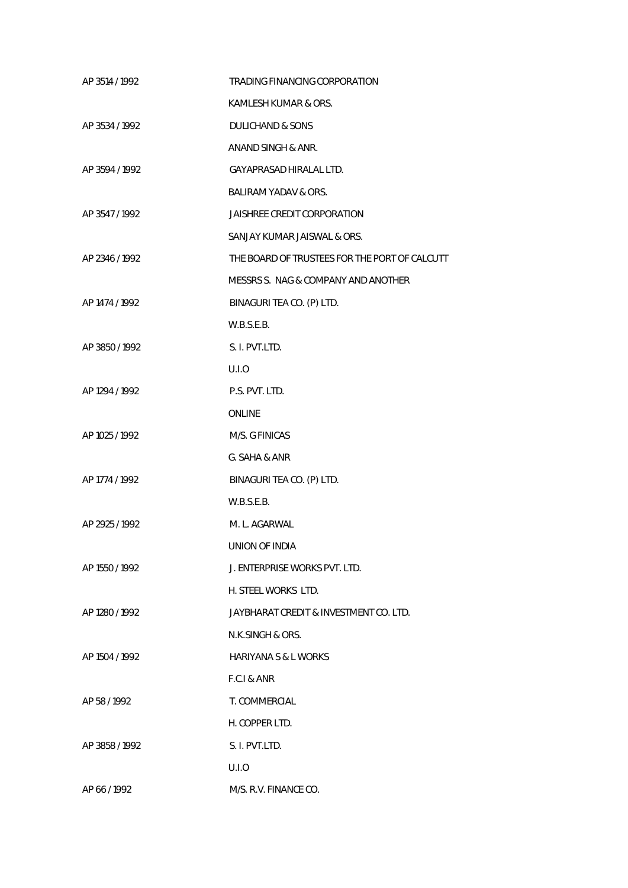| | |
|---|---|
| AP 3514 / 1992 | TRADING FINANCING CORPORATION |
| | KAMLESH KUMAR & ORS. |
| AP 3534 / 1992 | DULICHAND & SONS |
| | ANAND SINGH & ANR. |
| AP 3594 / 1992 | GAYAPRASAD HIRALAL LTD. |
| | BALIRAM YADAV & ORS. |
| AP 3547 / 1992 | JAISHREE CREDIT CORPORATION |
| | SANJAY KUMAR JAISWAL & ORS. |
| AP 2346 / 1992 | THE BOARD OF TRUSTEES FOR THE PORT OF CALCUTT |
| | MESSRS S. NAG & COMPANY AND ANOTHER |
| AP 1474 / 1992 | BINAGURI TEA CO. (P) LTD. |
| | W.B.S.E.B. |
| AP 3850 / 1992 | S. I. PVT.LTD. |
| | U.I.O |
| AP 1294 / 1992 | P.S. PVT. LTD. |
| | ONLINE |
| AP 1025 / 1992 | M/S. G FINICAS |
| | G. SAHA & ANR |
| AP 1774 / 1992 | BINAGURI TEA CO. (P) LTD. |
| | W.B.S.E.B. |
| AP 2925 / 1992 | M. L. AGARWAL |
| | UNION OF INDIA |
| AP 1550 / 1992 | J. ENTERPRISE WORKS PVT. LTD. |
| | H. STEEL WORKS LTD. |
| AP 1280 / 1992 | JAYBHARAT CREDIT & INVESTMENT CO. LTD. |
| | N.K.SINGH & ORS. |
| AP 1504 / 1992 | HARIYANA S & L WORKS |
| | F.C.I & ANR |
| AP 58 / 1992 | T. COMMERCIAL |
| | H. COPPER LTD. |
| AP 3858 / 1992 | S. I. PVT.LTD. |
| | U.I.O |
| AP 66 / 1992 | M/S. R.V. FINANCE CO. |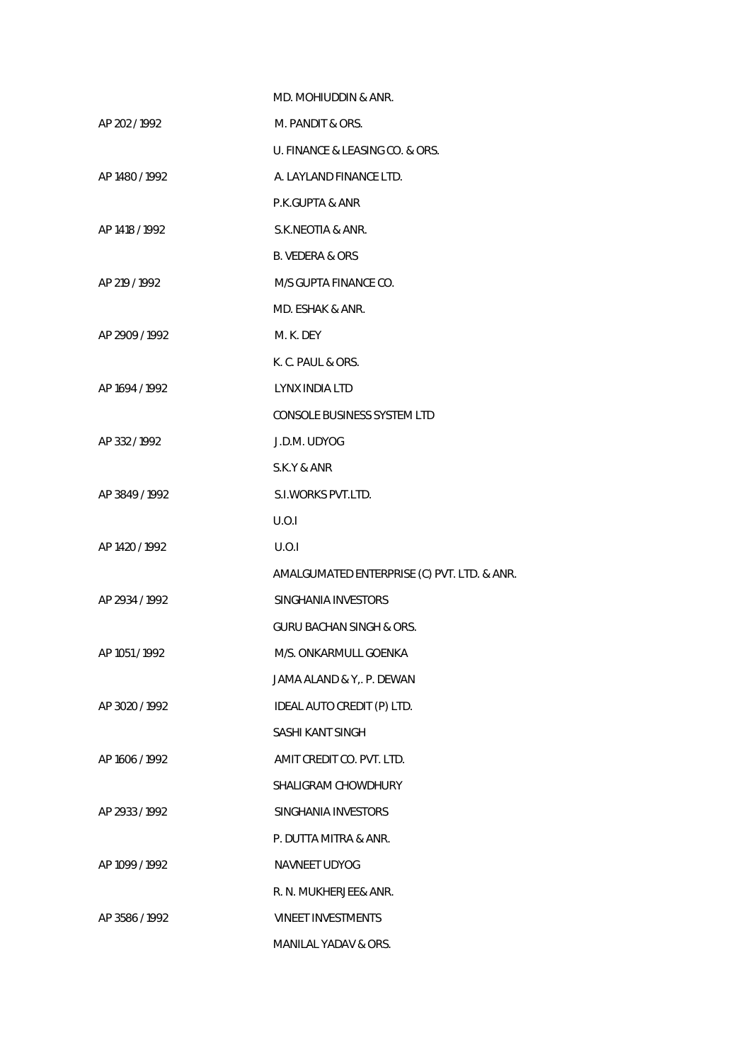MD. MOHIUDDIN & ANR.

AP 202 / 1992 M. PANDIT & ORS.

U. FINANCE & LEASING CO. & ORS.

AP 1480 / 1992 A. LAYLAND FINANCE LTD.

P.K.GUPTA & ANR

AP 1418 / 1992 S.K.NEOTIA & ANR.

B. VEDERA & ORS

AP 219 / 1992 M/S GUPTA FINANCE CO.

MD. ESHAK & ANR.

AP 2909 / 1992 M. K. DEY

K. C. PAUL & ORS.

AP 1694 / 1992 LYNX INDIA LTD

CONSOLE BUSINESS SYSTEM LTD

AP 332 / 1992 J.D.M. UDYOG

S.K.Y & ANR

AP 3849 / 1992 S.I.WORKS PVT.LTD.

U.O.I

AP 1420 / 1992 U.O.I

AMALGUMATED ENTERPRISE (C) PVT. LTD. & ANR.

AP 2934 / 1992 SINGHANIA INVESTORS

GURU BACHAN SINGH & ORS.

AP 1051 / 1992 M/S. ONKARMULL GOENKA

JAMA ALAND & Y,. P. DEWAN

AP 3020 / 1992 IDEAL AUTO CREDIT (P) LTD.

SASHI KANT SINGH

AP 1606 / 1992 AMIT CREDIT CO. PVT. LTD.

SHALIGRAM CHOWDHURY

AP 2933 / 1992 SINGHANIA INVESTORS

P. DUTTA MITRA & ANR.

AP 1099 / 1992 NAVNEET UDYOG

R. N. MUKHERJEE& ANR.

AP 3586 / 1992 VINEET INVESTMENTS

MANILAL YADAV & ORS.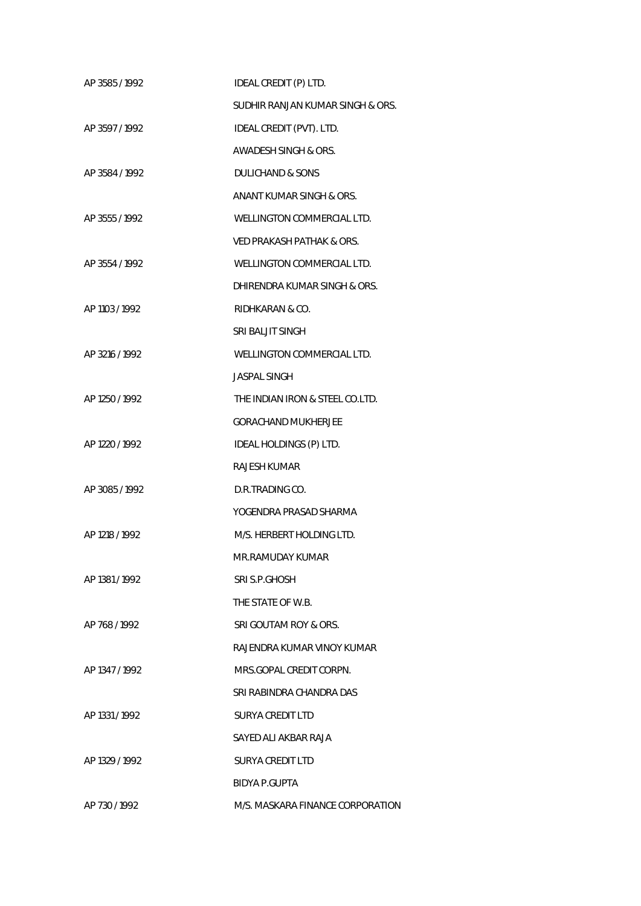| | |
|---|---|
| AP 3585 / 1992 | IDEAL CREDIT (P) LTD. |
| | SUDHIR RANJAN KUMAR SINGH & ORS. |
| AP 3597 / 1992 | IDEAL CREDIT (PVT). LTD. |
| | AWADESH SINGH & ORS. |
| AP 3584 / 1992 | DULICHAND & SONS |
| | ANANT KUMAR SINGH & ORS. |
| AP 3555 / 1992 | WELLINGTON COMMERCIAL LTD. |
| | VED PRAKASH PATHAK & ORS. |
| AP 3554 / 1992 | WELLINGTON COMMERCIAL LTD. |
| | DHIRENDRA KUMAR SINGH & ORS. |
| AP 1103 / 1992 | RIDHKARAN & CO. |
| | SRI BALJIT SINGH |
| AP 3216 / 1992 | WELLINGTON COMMERCIAL LTD. |
| | JASPAL SINGH |
| AP 1250 / 1992 | THE INDIAN IRON & STEEL CO.LTD. |
| | GORACHAND MUKHERJEE |
| AP 1220 / 1992 | IDEAL HOLDINGS (P) LTD. |
| | RAJESH KUMAR |
| AP 3085 / 1992 | D.R.TRADING CO. |
| | YOGENDRA PRASAD SHARMA |
| AP 1218 / 1992 | M/S. HERBERT HOLDING LTD. |
| | MR.RAMUDAY KUMAR |
| AP 1381 / 1992 | SRI S.P.GHOSH |
| | THE STATE OF W.B. |
| AP 768 / 1992 | SRI GOUTAM ROY & ORS. |
| | RAJENDRA KUMAR VINOY KUMAR |
| AP 1347 / 1992 | MRS.GOPAL CREDIT CORPN. |
| | SRI RABINDRA CHANDRA DAS |
| AP 1331 / 1992 | SURYA CREDIT LTD |
| | SAYED ALI AKBAR RAJA |
| AP 1329 / 1992 | SURYA CREDIT LTD |
| | BIDYA P.GUPTA |
| AP 730 / 1992 | M/S. MASKARA FINANCE CORPORATION |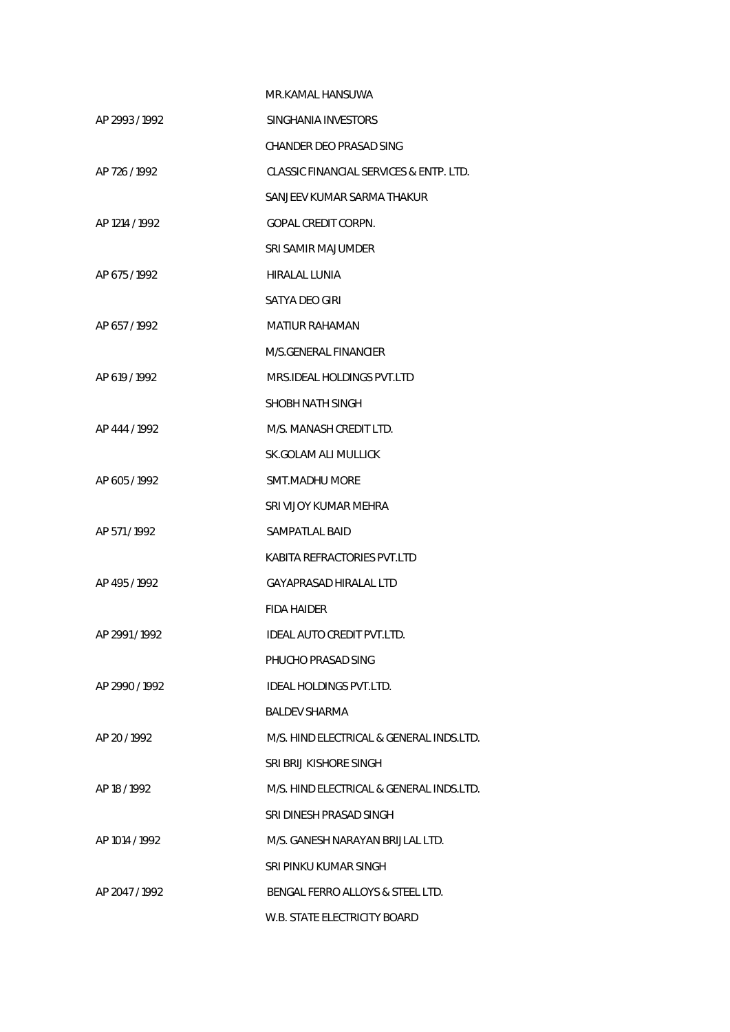| | |
|---|---|
| | MR.KAMAL HANSUWA |
| AP 2993 / 1992 | SINGHANIA INVESTORS |
| | CHANDER DEO PRASAD SING |
| AP 726 / 1992 | CLASSIC FINANCIAL SERVICES & ENTP. LTD. |
| | SANJEEV KUMAR SARMA THAKUR |
| AP 1214 / 1992 | GOPAL CREDIT CORPN. |
| | SRI SAMIR MAJUMDER |
| AP 675 / 1992 | HIRALAL LUNIA |
| | SATYA DEO GIRI |
| AP 657 / 1992 | MATIUR RAHAMAN |
| | M/S.GENERAL FINANCIER |
| AP 619 / 1992 | MRS.IDEAL HOLDINGS PVT.LTD |
| | SHOBH NATH SINGH |
| AP 444 / 1992 | M/S. MANASH CREDIT LTD. |
| | SK.GOLAM ALI MULLICK |
| AP 605 / 1992 | SMT.MADHU MORE |
| | SRI VIJOY KUMAR MEHRA |
| AP 571 / 1992 | SAMPATLAL BAID |
| | KABITA REFRACTORIES PVT.LTD |
| AP 495 / 1992 | GAYAPRASAD HIRALAL LTD |
| | FIDA HAIDER |
| AP 2991 / 1992 | IDEAL AUTO CREDIT PVT.LTD. |
| | PHUCHO PRASAD SING |
| AP 2990 / 1992 | IDEAL HOLDINGS PVT.LTD. |
| | BALDEV SHARMA |
| AP 20 / 1992 | M/S. HIND ELECTRICAL & GENERAL INDS.LTD. |
| | SRI BRIJ KISHORE SINGH |
| AP 18 / 1992 | M/S. HIND ELECTRICAL & GENERAL INDS.LTD. |
| | SRI DINESH PRASAD SINGH |
| AP 1014 / 1992 | M/S. GANESH NARAYAN BRIJLAL LTD. |
| | SRI PINKU KUMAR SINGH |
| AP 2047 / 1992 | BENGAL FERRO ALLOYS & STEEL LTD. |
| | W.B. STATE ELECTRICITY BOARD |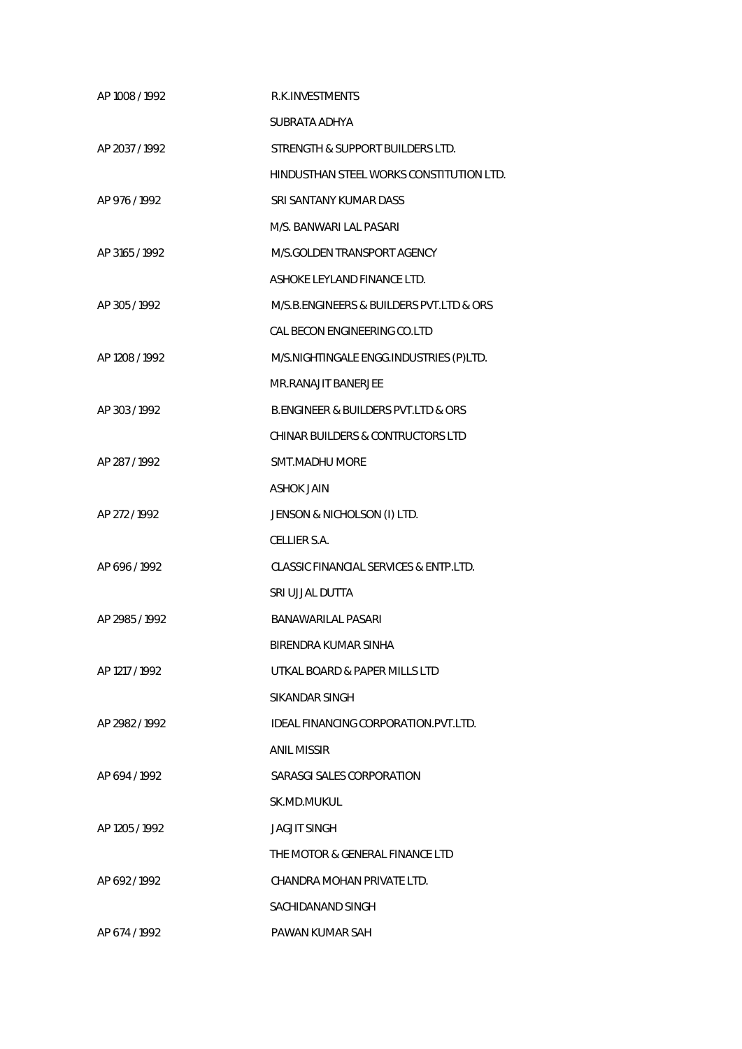| | |
|---|---|
| AP 1008 / 1992 | R.K.INVESTMENTS |
| | SUBRATA ADHYA |
| AP 2037 / 1992 | STRENGTH & SUPPORT BUILDERS LTD. |
| | HINDUSTHAN STEEL WORKS CONSTITUTION LTD. |
| AP 976 / 1992 | SRI SANTANY KUMAR DASS |
| | M/S. BANWARI LAL PASARI |
| AP 3165 / 1992 | M/S.GOLDEN TRANSPORT AGENCY |
| | ASHOKE LEYLAND FINANCE LTD. |
| AP 305 / 1992 | M/S.B.ENGINEERS & BUILDERS PVT.LTD & ORS |
| | CAL BECON ENGINEERING CO.LTD |
| AP 1208 / 1992 | M/S.NIGHTINGALE ENGG.INDUSTRIES (P)LTD. |
| | MR.RANAJIT BANERJEE |
| AP 303 / 1992 | B.ENGINEER & BUILDERS PVT.LTD & ORS |
| | CHINAR BUILDERS & CONTRUCTORS LTD |
| AP 287 / 1992 | SMT.MADHU MORE |
| | ASHOK JAIN |
| AP 272 / 1992 | JENSON & NICHOLSON (I) LTD. |
| | CELLIER S.A. |
| AP 696 / 1992 | CLASSIC FINANCIAL SERVICES & ENTP.LTD. |
| | SRI UJJAL DUTTA |
| AP 2985 / 1992 | BANAWARILAL PASARI |
| | BIRENDRA KUMAR SINHA |
| AP 1217 / 1992 | UTKAL BOARD & PAPER MILLS LTD |
| | SIKANDAR SINGH |
| AP 2982 / 1992 | IDEAL FINANCING CORPORATION.PVT.LTD. |
| | ANIL MISSIR |
| AP 694 / 1992 | SARASGI SALES CORPORATION |
| | SK.MD.MUKUL |
| AP 1205 / 1992 | JAGJIT SINGH |
| | THE MOTOR & GENERAL FINANCE LTD |
| AP 692 / 1992 | CHANDRA MOHAN PRIVATE LTD. |
| | SACHIDANAND SINGH |
| AP 674 / 1992 | PAWAN KUMAR SAH |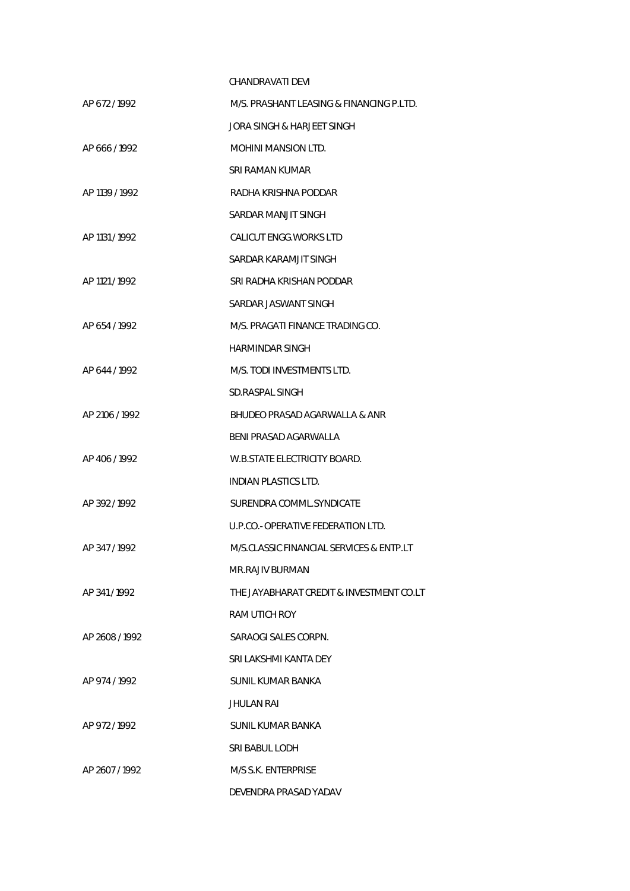CHANDRAVATI DEVI

AP 672 / 1992 M/S. PRASHANT LEASING & FINANCING P.LTD.

JORA SINGH & HARJEET SINGH

AP 666 / 1992 MOHINI MANSION LTD.

SRI RAMAN KUMAR

AP 1139 / 1992 RADHA KRISHNA PODDAR

SARDAR MANJIT SINGH

AP 1131 / 1992 CALICUT ENGG.WORKS LTD

SARDAR KARAMJIT SINGH

AP 1121 / 1992 SRI RADHA KRISHAN PODDAR

SARDAR JASWANT SINGH

AP 654 / 1992 M/S. PRAGATI FINANCE TRADING CO.

HARMINDAR SINGH

AP 644 / 1992 M/S. TODI INVESTMENTS LTD.

SD.RASPAL SINGH

AP 2106 / 1992 BHUDEO PRASAD AGARWALLA & ANR

BENI PRASAD AGARWALLA

AP 406 / 1992 W.B.STATE ELECTRICITY BOARD.

INDIAN PLASTICS LTD.

AP 392 / 1992 SURENDRA COMML.SYNDICATE

U.P.CO.-OPERATIVE FEDERATION LTD.

AP 347 / 1992 M/S.CLASSIC FINANCIAL SERVICES & ENTP.LT

MR.RAJIV BURMAN

AP 341 / 1992 THE JAYABHARAT CREDIT & INVESTMENT CO.LT

RAM UTICH ROY

AP 2608 / 1992 SARAOGI SALES CORPN.

SRI LAKSHMI KANTA DEY

AP 974 / 1992 SUNIL KUMAR BANKA

JHULAN RAI

AP 972 / 1992 SUNIL KUMAR BANKA

SRI BABUL LODH

AP 2607 / 1992 M/S S.K. ENTERPRISE

DEVENDRA PRASAD YADAV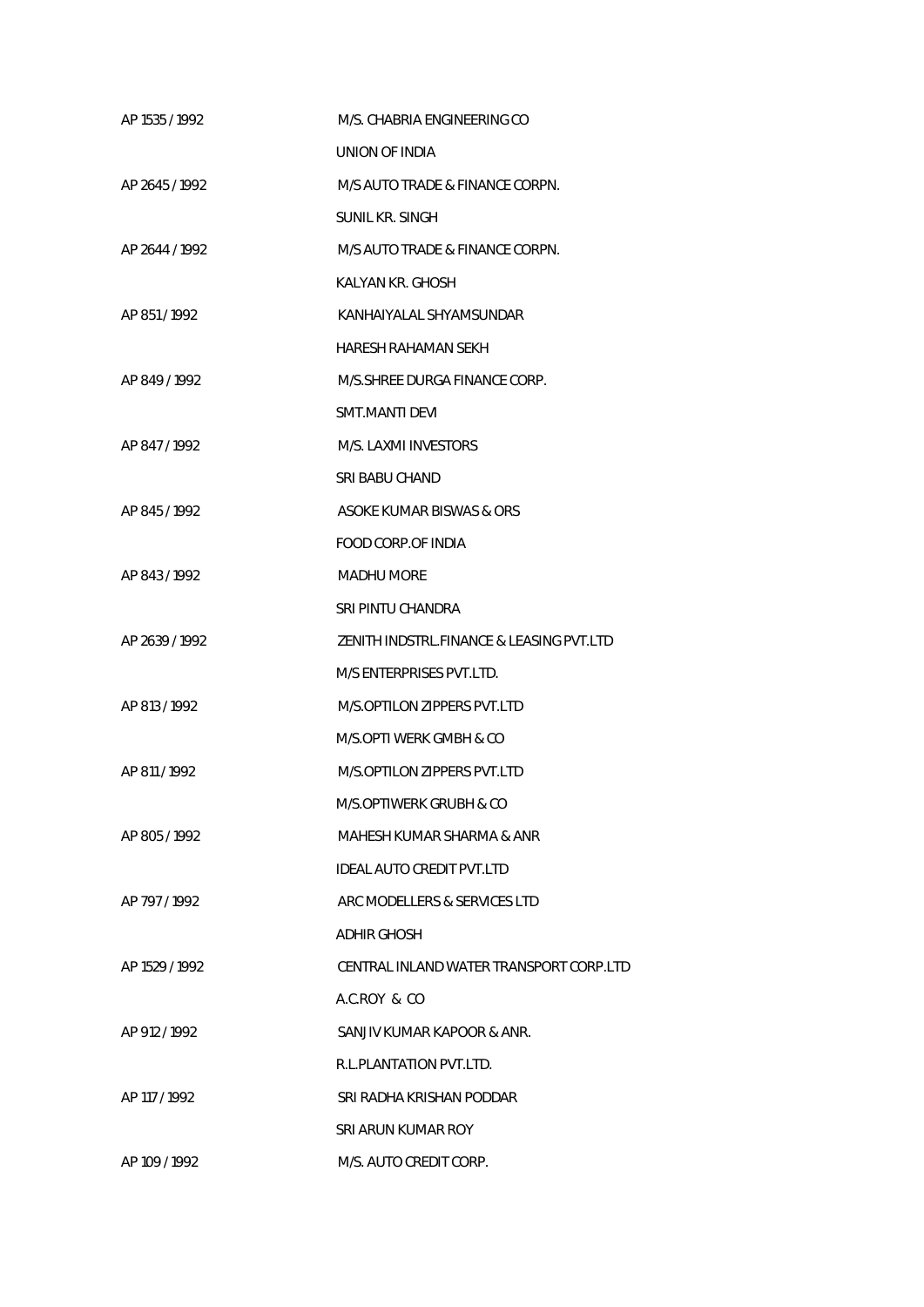| | |
|---|---|
| AP 1535 / 1992 | M/S. CHABRIA ENGINEERING CO |
| | UNION OF INDIA |
| AP 2645 / 1992 | M/S AUTO TRADE & FINANCE CORPN. |
| | SUNIL KR. SINGH |
| AP 2644 / 1992 | M/S AUTO TRADE & FINANCE CORPN. |
| | KALYAN KR. GHOSH |
| AP 851 / 1992 | KANHAIYALAL SHYAMSUNDAR |
| | HARESH RAHAMAN SEKH |
| AP 849 / 1992 | M/S.SHREE DURGA FINANCE CORP. |
| | SMT.MANTI DEVI |
| AP 847 / 1992 | M/S. LAXMI INVESTORS |
| | SRI BABU CHAND |
| AP 845 / 1992 | ASOKE KUMAR BISWAS & ORS |
| | FOOD CORP.OF INDIA |
| AP 843 / 1992 | MADHU MORE |
| | SRI PINTU CHANDRA |
| AP 2639 / 1992 | ZENITH INDSTRL.FINANCE & LEASING PVT.LTD |
| | M/S ENTERPRISES PVT.LTD. |
| AP 813 / 1992 | M/S.OPTILON ZIPPERS PVT.LTD |
| | M/S.OPTI WERK GMBH & CO |
| AP 811 / 1992 | M/S.OPTILON ZIPPERS PVT.LTD |
| | M/S.OPTIWERK GRUBH & CO |
| AP 805 / 1992 | MAHESH KUMAR SHARMA & ANR |
| | IDEAL AUTO CREDIT PVT.LTD |
| AP 797 / 1992 | ARC MODELLERS & SERVICES LTD |
| | ADHIR GHOSH |
| AP 1529 / 1992 | CENTRAL INLAND WATER TRANSPORT CORP.LTD |
| | A.C.ROY & CO |
| AP 912 / 1992 | SANJIV KUMAR KAPOOR & ANR. |
| | R.L.PLANTATION PVT.LTD. |
| AP 117 / 1992 | SRI RADHA KRISHAN PODDAR |
| | SRI ARUN KUMAR ROY |
| AP 109 / 1992 | M/S. AUTO CREDIT CORP. |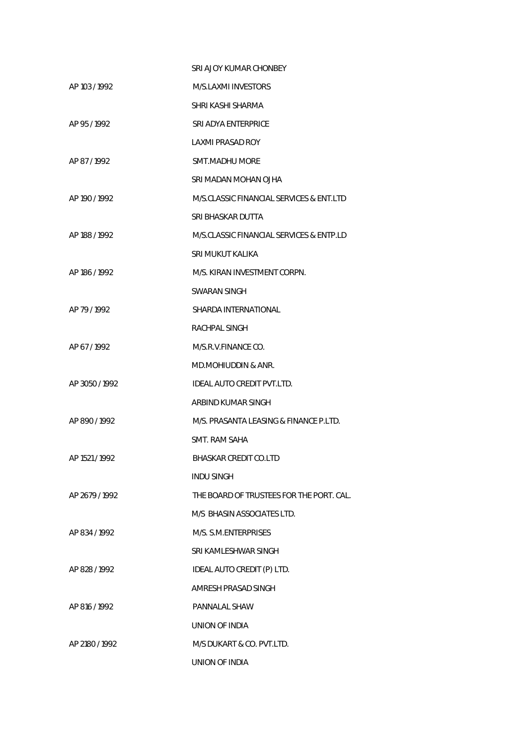SRI AJOY KUMAR CHONBEY

AP 103 / 1992 M/S.LAXMI INVESTORS

SHRI KASHI SHARMA

AP 95 / 1992 SRI ADYA ENTERPRICE

LAXMI PRASAD ROY

AP 87 / 1992 SMT.MADHU MORE

SRI MADAN MOHAN OJHA

AP 190 / 1992 M/S.CLASSIC FINANCIAL SERVICES & ENT.LTD

SRI BHASKAR DUTTA

AP 188 / 1992 M/S.CLASSIC FINANCIAL SERVICES & ENTP.LD

SRI MUKUT KALIKA

AP 186 / 1992 M/S. KIRAN INVESTMENT CORPN.

SWARAN SINGH

AP 79 / 1992 SHARDA INTERNATIONAL

RACHPAL SINGH

AP 67 / 1992 M/S.R.V.FINANCE CO.

MD.MOHIUDDIN & ANR.

AP 3050 / 1992 IDEAL AUTO CREDIT PVT.LTD.

ARBIND KUMAR SINGH

AP 890 / 1992 M/S. PRASANTA LEASING & FINANCE P.LTD.

SMT. RAM SAHA

AP 1521 / 1992 BHASKAR CREDIT CO.LTD

INDU SINGH

AP 2679 / 1992 THE BOARD OF TRUSTEES FOR THE PORT. CAL.

M/S BHASIN ASSOCIATES LTD.

AP 834 / 1992 M/S. S.M.ENTERPRISES

SRI KAMLESHWAR SINGH

AP 828 / 1992 IDEAL AUTO CREDIT (P) LTD.

AMRESH PRASAD SINGH

AP 816 / 1992 PANNALAL SHAW

UNION OF INDIA

AP 2180 / 1992 M/S DUKART & CO. PVT.LTD.

UNION OF INDIA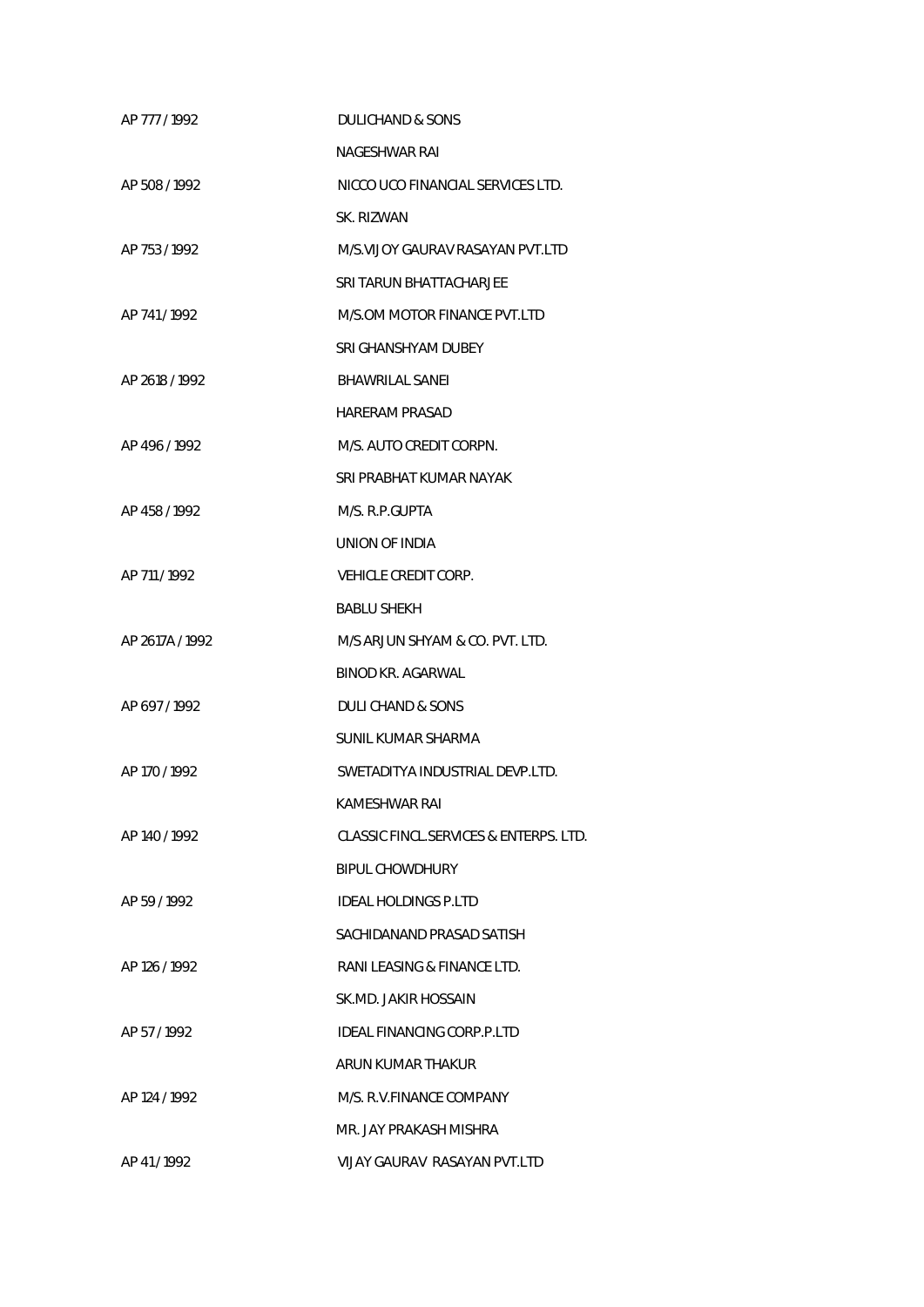| | |
|---|---|
| AP 777 / 1992 | DULICHAND & SONS |
| | NAGESHWAR RAI |
| AP 508 / 1992 | NICCO UCO FINANCIAL SERVICES LTD. |
| | SK. RIZWAN |
| AP 753 / 1992 | M/S.VIJOY GAURAV RASAYAN PVT.LTD |
| | SRI TARUN BHATTACHARJEE |
| AP 741 / 1992 | M/S.OM MOTOR FINANCE PVT.LTD |
| | SRI GHANSHYAM DUBEY |
| AP 2618 / 1992 | BHAWRILAL SANEI |
| | HARERAM PRASAD |
| AP 496 / 1992 | M/S. AUTO CREDIT CORPN. |
| | SRI PRABHAT KUMAR NAYAK |
| AP 458 / 1992 | M/S. R.P.GUPTA |
| | UNION OF INDIA |
| AP 711 / 1992 | VEHICLE CREDIT CORP. |
| | BABLU SHEKH |
| AP 2617A / 1992 | M/S ARJUN SHYAM & CO. PVT. LTD. |
| | BINOD KR. AGARWAL |
| AP 697 / 1992 | DULI CHAND & SONS |
| | SUNIL KUMAR SHARMA |
| AP 170 / 1992 | SWETADITYA INDUSTRIAL DEVP.LTD. |
| | KAMESHWAR RAI |
| AP 140 / 1992 | CLASSIC FINCL.SERVICES & ENTERPS. LTD. |
| | BIPUL CHOWDHURY |
| AP 59 / 1992 | IDEAL HOLDINGS P.LTD |
| | SACHIDANAND PRASAD SATISH |
| AP 126 / 1992 | RANI LEASING & FINANCE LTD. |
| | SK.MD. JAKIR HOSSAIN |
| AP 57 / 1992 | IDEAL FINANCING CORP.P.LTD |
| | ARUN KUMAR THAKUR |
| AP 124 / 1992 | M/S. R.V.FINANCE COMPANY |
| | MR. JAY PRAKASH MISHRA |
| AP 41 / 1992 | VIJAY GAURAV RASAYAN PVT.LTD |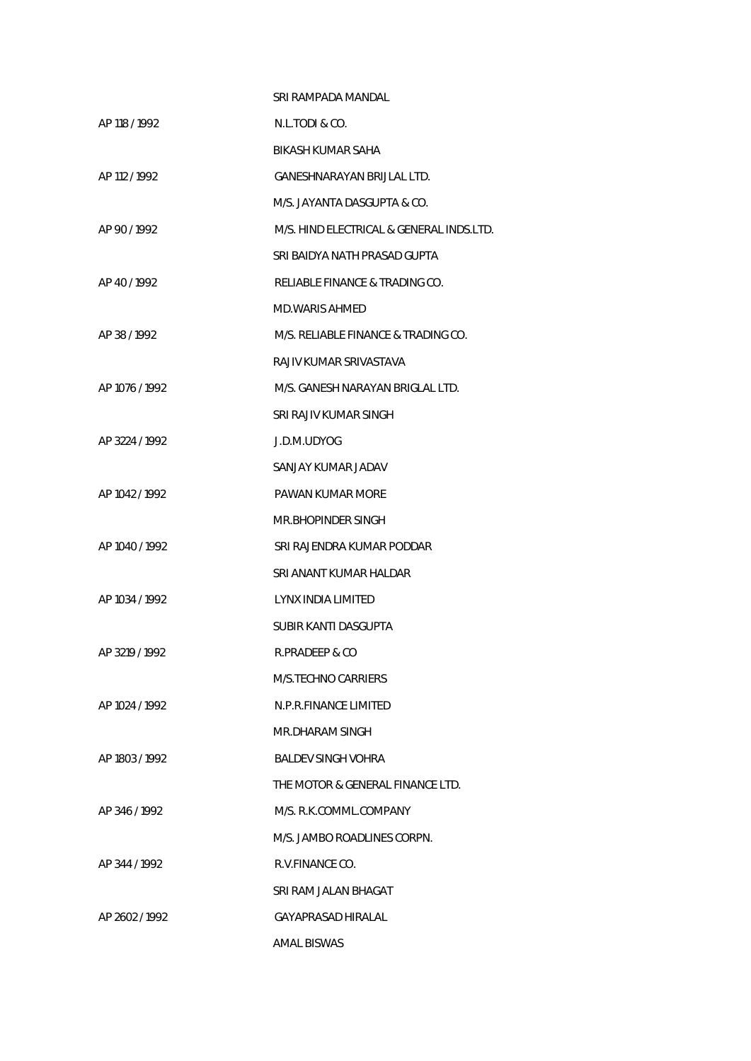| | |
|---|---|
| | SRI RAMPADA MANDAL |
| AP 118 / 1992 | N.L.TODI & CO. |
| | BIKASH KUMAR SAHA |
| AP 112 / 1992 | GANESHNARAYAN BRIJLAL LTD. |
| | M/S. JAYANTA DASGUPTA & CO. |
| AP 90 / 1992 | M/S. HIND ELECTRICAL & GENERAL INDS.LTD. |
| | SRI BAIDYA NATH PRASAD GUPTA |
| AP 40 / 1992 | RELIABLE FINANCE & TRADING CO. |
| | MD.WARIS AHMED |
| AP 38 / 1992 | M/S. RELIABLE FINANCE & TRADING CO. |
| | RAJIV KUMAR SRIVASTAVA |
| AP 1076 / 1992 | M/S. GANESH NARAYAN BRIGLAL LTD. |
| | SRI RAJIV KUMAR SINGH |
| AP 3224 / 1992 | J.D.M.UDYOG |
| | SANJAY KUMAR JADAV |
| AP 1042 / 1992 | PAWAN KUMAR MORE |
| | MR.BHOPINDER SINGH |
| AP 1040 / 1992 | SRI RAJENDRA KUMAR PODDAR |
| | SRI ANANT KUMAR HALDAR |
| AP 1034 / 1992 | LYNX INDIA LIMITED |
| | SUBIR KANTI DASGUPTA |
| AP 3219 / 1992 | R.PRADEEP & CO |
| | M/S.TECHNO CARRIERS |
| AP 1024 / 1992 | N.P.R.FINANCE LIMITED |
| | MR.DHARAM SINGH |
| AP 1803 / 1992 | BALDEV SINGH VOHRA |
| | THE MOTOR & GENERAL FINANCE LTD. |
| AP 346 / 1992 | M/S. R.K.COMML.COMPANY |
| | M/S. JAMBO ROADLINES CORPN. |
| AP 344 / 1992 | R.V.FINANCE CO. |
| | SRI RAM JALAN BHAGAT |
| AP 2602 / 1992 | GAYAPRASAD HIRALAL |
| | AMAL BISWAS |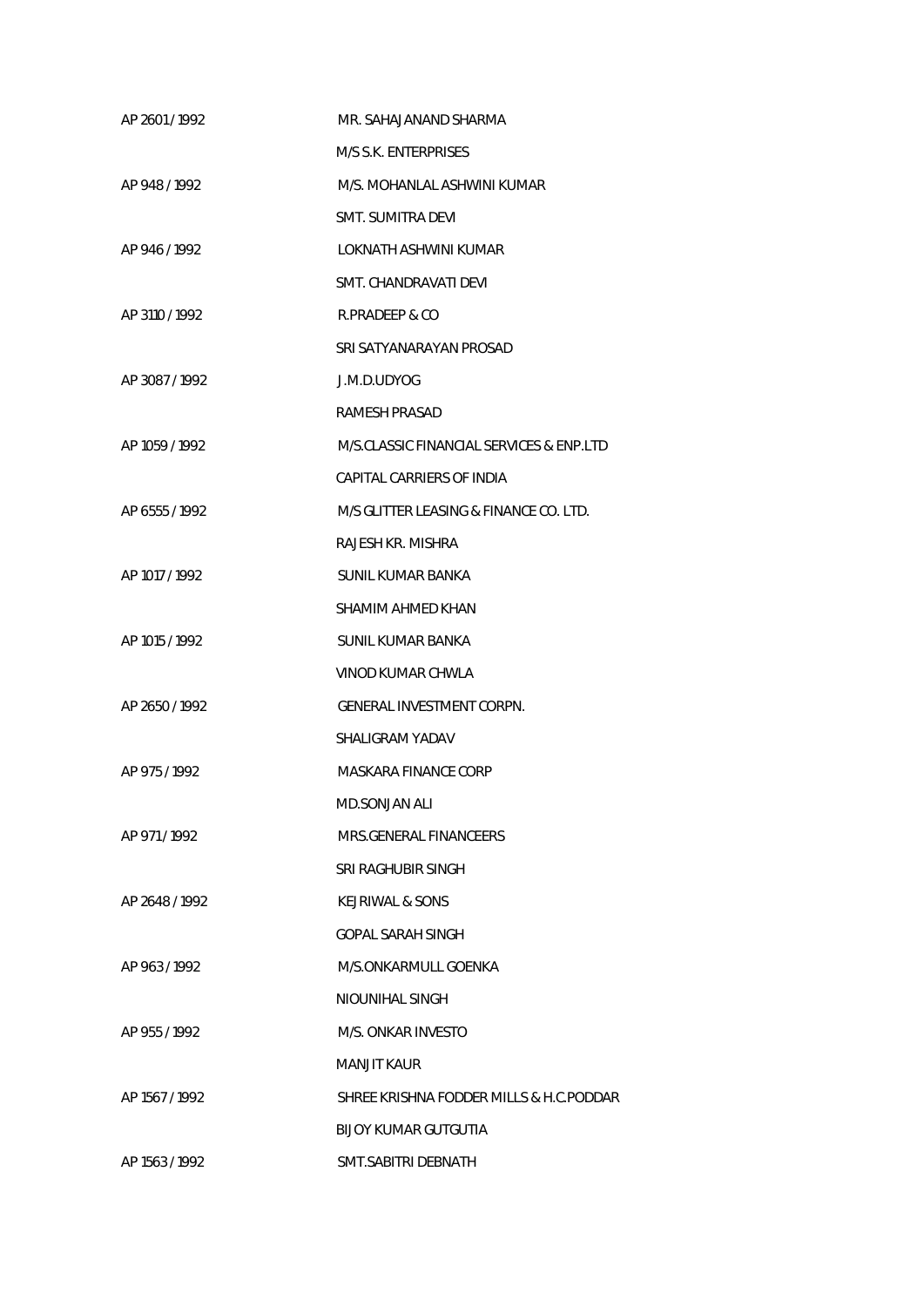| | |
|---|---|
| AP 2601 / 1992 | MR. SAHAJANAND SHARMA |
| | M/S S.K. ENTERPRISES |
| AP 948 / 1992 | M/S. MOHANLAL ASHWINI KUMAR |
| | SMT. SUMITRA DEVI |
| AP 946 / 1992 | LOKNATH ASHWINI KUMAR |
| | SMT. CHANDRAVATI DEVI |
| AP 3110 / 1992 | R.PRADEEP & CO |
| | SRI SATYANARAYAN PROSAD |
| AP 3087 / 1992 | J.M.D.UDYOG |
| | RAMESH PRASAD |
| AP 1059 / 1992 | M/S.CLASSIC FINANCIAL SERVICES & ENP.LTD |
| | CAPITAL CARRIERS OF INDIA |
| AP 6555 / 1992 | M/S GLITTER LEASING & FINANCE CO. LTD. |
| | RAJESH KR. MISHRA |
| AP 1017 / 1992 | SUNIL KUMAR BANKA |
| | SHAMIM AHMED KHAN |
| AP 1015 / 1992 | SUNIL KUMAR BANKA |
| | VINOD KUMAR CHWLA |
| AP 2650 / 1992 | GENERAL INVESTMENT CORPN. |
| | SHALIGRAM YADAV |
| AP 975 / 1992 | MASKARA FINANCE CORP |
| | MD.SONJAN ALI |
| AP 971 / 1992 | MRS.GENERAL FINANCEERS |
| | SRI RAGHUBIR SINGH |
| AP 2648 / 1992 | KEJRIWAL & SONS |
| | GOPAL SARAH SINGH |
| AP 963 / 1992 | M/S.ONKARMULL GOENKA |
| | NIOUNIHAL SINGH |
| AP 955 / 1992 | M/S. ONKAR INVESTO |
| | MANJIT KAUR |
| AP 1567 / 1992 | SHREE KRISHNA FODDER MILLS & H.C.PODDAR |
| | BIJOY KUMAR GUTGUTIA |
| AP 1563 / 1992 | SMT.SABITRI DEBNATH |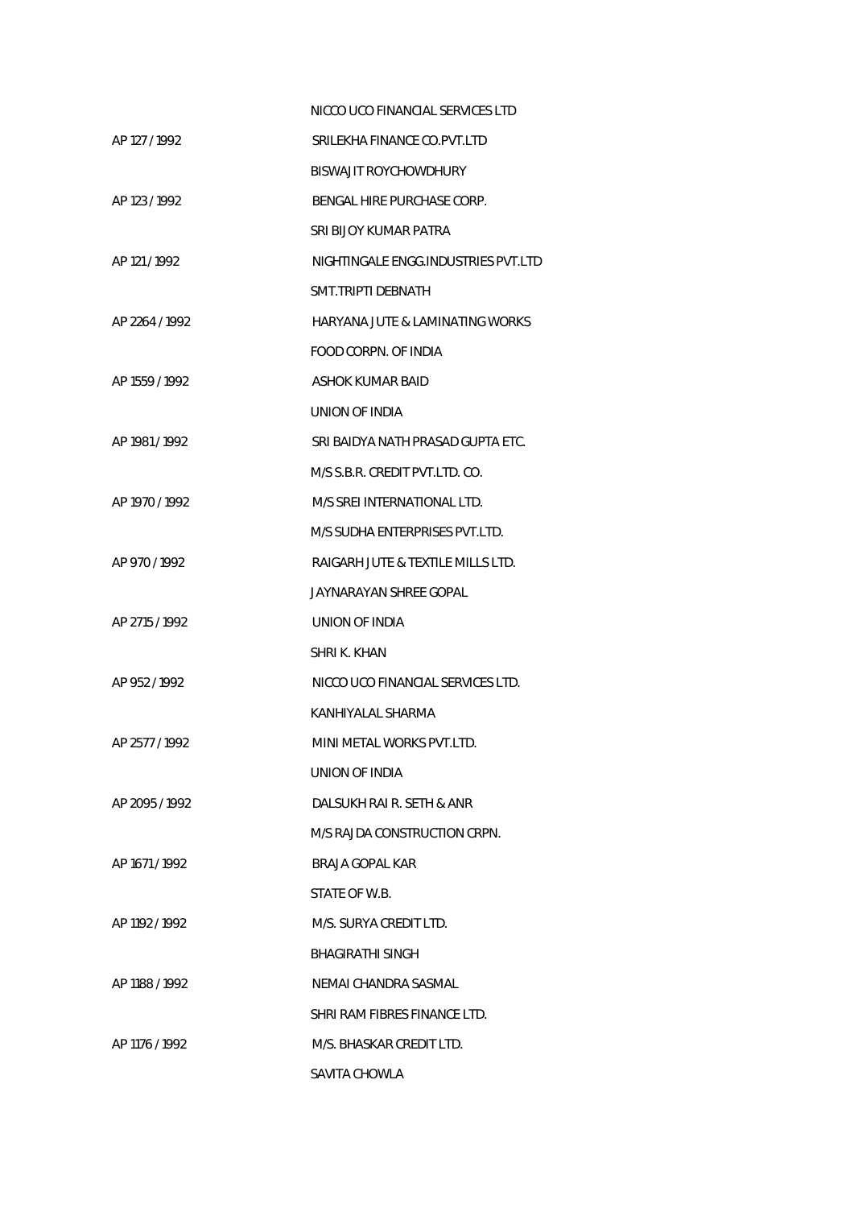NICCO UCO FINANCIAL SERVICES LTD

AP 127 / 1992 SRILEKHA FINANCE CO.PVT.LTD

BISWAJIT ROYCHOWDHURY

AP 123 / 1992 BENGAL HIRE PURCHASE CORP.

SRI BIJOY KUMAR PATRA

AP 121 / 1992 NIGHTINGALE ENGG.INDUSTRIES PVT.LTD

SMT.TRIPTI DEBNATH

AP 2264 / 1992 HARYANA JUTE & LAMINATING WORKS

FOOD CORPN. OF INDIA

AP 1559 / 1992 ASHOK KUMAR BAID

UNION OF INDIA

AP 1981 / 1992 SRI BAIDYA NATH PRASAD GUPTA ETC.

M/S S.B.R. CREDIT PVT.LTD. CO.

AP 1970 / 1992 M/S SREI INTERNATIONAL LTD.

M/S SUDHA ENTERPRISES PVT.LTD.

AP 970 / 1992 RAIGARH JUTE & TEXTILE MILLS LTD.

JAYNARAYAN SHREE GOPAL

AP 2715 / 1992 UNION OF INDIA

SHRI K. KHAN

AP 952 / 1992 NICCO UCO FINANCIAL SERVICES LTD.

KANHIYALAL SHARMA

AP 2577 / 1992 MINI METAL WORKS PVT.LTD.

UNION OF INDIA

AP 2095 / 1992 DALSUKH RAI R. SETH & ANR

M/S RAJDA CONSTRUCTION CRPN.

AP 1671 / 1992 BRAJA GOPAL KAR

STATE OF W.B.

AP 1192 / 1992 M/S. SURYA CREDIT LTD.

BHAGIRATHI SINGH

AP 1188 / 1992 NEMAI CHANDRA SASMAL

SHRI RAM FIBRES FINANCE LTD.

AP 1176 / 1992 M/S. BHASKAR CREDIT LTD.

SAVITA CHOWLA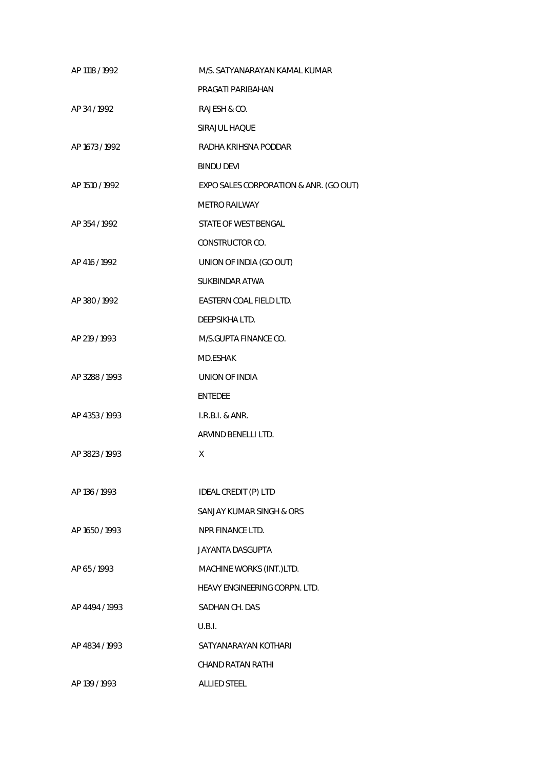| | |
|---|---|
| AP 1118 / 1992 | M/S. SATYANARAYAN KAMAL KUMAR |
| | PRAGATI PARIBAHAN |
| AP 34 / 1992 | RAJESH & CO. |
| | SIRAJUL HAQUE |
| AP 1673 / 1992 | RADHA KRIHSNA PODDAR |
| | BINDU DEVI |
| AP 1510 / 1992 | EXPO SALES CORPORATION & ANR. (GO OUT) |
| | METRO RAILWAY |
| AP 354 / 1992 | STATE OF WEST BENGAL |
| | CONSTRUCTOR CO. |
| AP 416 / 1992 | UNION OF INDIA (GO OUT) |
| | SUKBINDAR ATWA |
| AP 380 / 1992 | EASTERN COAL FIELD LTD. |
| | DEEPSIKHA LTD. |
| AP 219 / 1993 | M/S.GUPTA FINANCE CO. |
| | MD.ESHAK |
| AP 3288 / 1993 | UNION OF INDIA |
| | ENTEDEE |
| AP 4353 / 1993 | I.R.B.I. & ANR. |
| | ARVIND BENELLI LTD. |
| AP 3823 / 1993 | X |
| | |
| AP 136 / 1993 | IDEAL CREDIT (P) LTD |
| | SANJAY KUMAR SINGH & ORS |
| AP 1650 / 1993 | NPR FINANCE LTD. |
| | JAYANTA DASGUPTA |
| AP 65 / 1993 | MACHINE WORKS (INT.)LTD. |
| | HEAVY ENGINEERING CORPN. LTD. |
| AP 4494 / 1993 | SADHAN CH. DAS |
| | U.B.I. |
| AP 4834 / 1993 | SATYANARAYAN KOTHARI |
| | CHAND RATAN RATHI |
| AP 139 / 1993 | ALLIED STEEL |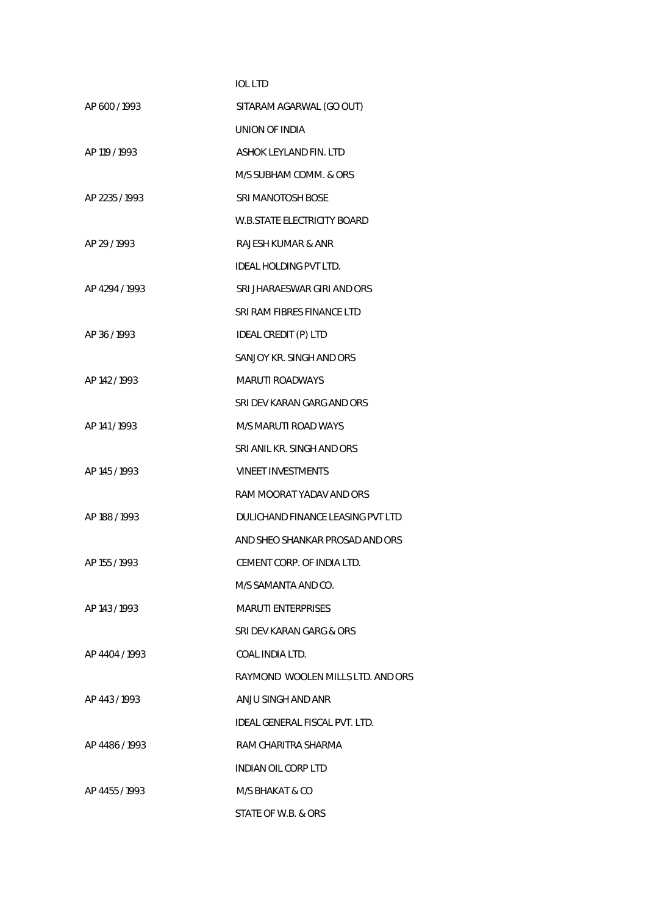IOL LTD

AP 600 / 1993 SITARAM AGARWAL (GO OUT)

UNION OF INDIA

AP 119 / 1993 ASHOK LEYLAND FIN. LTD

M/S SUBHAM COMM. & ORS

AP 2235 / 1993 SRI MANOTOSH BOSE

W.B.STATE ELECTRICITY BOARD

AP 29 / 1993 RAJESH KUMAR & ANR

IDEAL HOLDING PVT LTD.

AP 4294 / 1993 SRI JHARAESWAR GIRI AND ORS

SRI RAM FIBRES FINANCE LTD

AP 36 / 1993 IDEAL CREDIT (P) LTD

SANJOY KR. SINGH AND ORS

AP 142 / 1993 MARUTI ROADWAYS

SRI DEV KARAN GARG AND ORS

AP 141 / 1993 M/S MARUTI ROAD WAYS

SRI ANIL KR. SINGH AND ORS

AP 145 / 1993 VINEET INVESTMENTS

RAM MOORAT YADAV AND ORS

AP 188 / 1993 DULICHAND FINANCE LEASING PVT LTD

AND SHEO SHANKAR PROSAD AND ORS

AP 155 / 1993 CEMENT CORP. OF INDIA LTD.

M/S SAMANTA AND CO.

AP 143 / 1993 MARUTI ENTERPRISES

SRI DEV KARAN GARG & ORS

AP 4404 / 1993 COAL INDIA LTD.

RAYMOND WOOLEN MILLS LTD. AND ORS

AP 443 / 1993 ANJU SINGH AND ANR

IDEAL GENERAL FISCAL PVT. LTD.

AP 4486 / 1993 RAM CHARITRA SHARMA

INDIAN OIL CORP LTD

AP 4455 / 1993 M/S BHAKAT & CO

STATE OF W.B. & ORS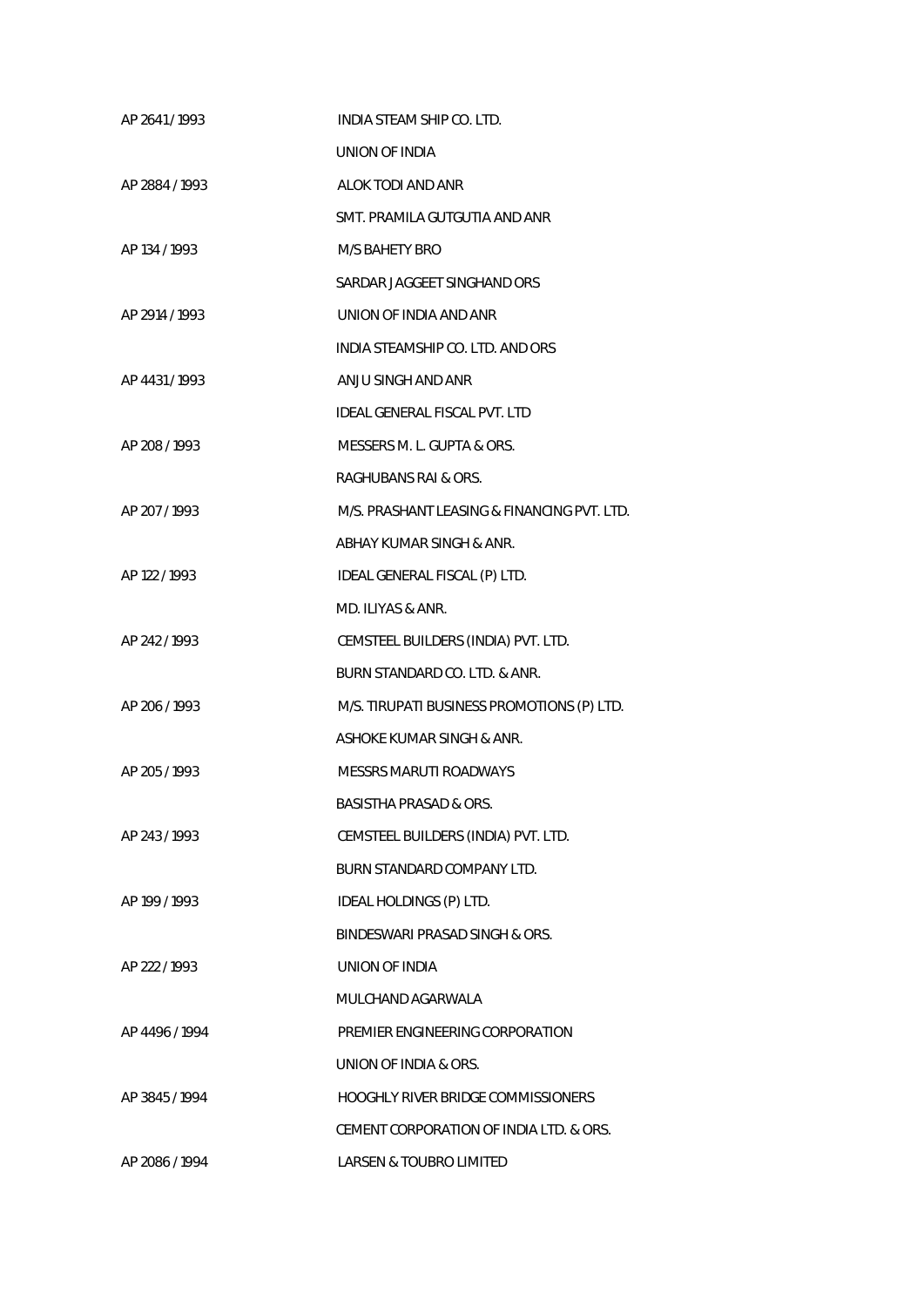| | |
|---|---|
| AP 2641 / 1993 | INDIA STEAM SHIP CO. LTD. |
| | UNION OF INDIA |
| AP 2884 / 1993 | ALOK TODI AND ANR |
| | SMT. PRAMILA GUTGUTIA AND ANR |
| AP 134 / 1993 | M/S BAHETY BRO |
| | SARDAR JAGGEET SINGHAND ORS |
| AP 2914 / 1993 | UNION OF INDIA AND ANR |
| | INDIA STEAMSHIP CO. LTD. AND ORS |
| AP 4431 / 1993 | ANJU SINGH AND ANR |
| | IDEAL GENERAL FISCAL PVT. LTD |
| AP 208 / 1993 | MESSERS M. L. GUPTA & ORS. |
| | RAGHUBANS RAI & ORS. |
| AP 207 / 1993 | M/S. PRASHANT LEASING & FINANCING PVT. LTD. |
| | ABHAY KUMAR SINGH & ANR. |
| AP 122 / 1993 | IDEAL GENERAL FISCAL (P) LTD. |
| | MD. ILIYAS & ANR. |
| AP 242 / 1993 | CEMSTEEL BUILDERS (INDIA) PVT. LTD. |
| | BURN STANDARD CO. LTD. & ANR. |
| AP 206 / 1993 | M/S. TIRUPATI BUSINESS PROMOTIONS (P) LTD. |
| | ASHOKE KUMAR SINGH & ANR. |
| AP 205 / 1993 | MESSRS MARUTI ROADWAYS |
| | BASISTHA PRASAD & ORS. |
| AP 243 / 1993 | CEMSTEEL BUILDERS (INDIA) PVT. LTD. |
| | BURN STANDARD COMPANY LTD. |
| AP 199 / 1993 | IDEAL HOLDINGS (P) LTD. |
| | BINDESWARI PRASAD SINGH & ORS. |
| AP 222 / 1993 | UNION OF INDIA |
| | MULCHAND AGARWALA |
| AP 4496 / 1994 | PREMIER ENGINEERING CORPORATION |
| | UNION OF INDIA & ORS. |
| AP 3845 / 1994 | HOOGHLY RIVER BRIDGE COMMISSIONERS |
| | CEMENT CORPORATION OF INDIA LTD. & ORS. |
| AP 2086 / 1994 | LARSEN & TOUBRO LIMITED |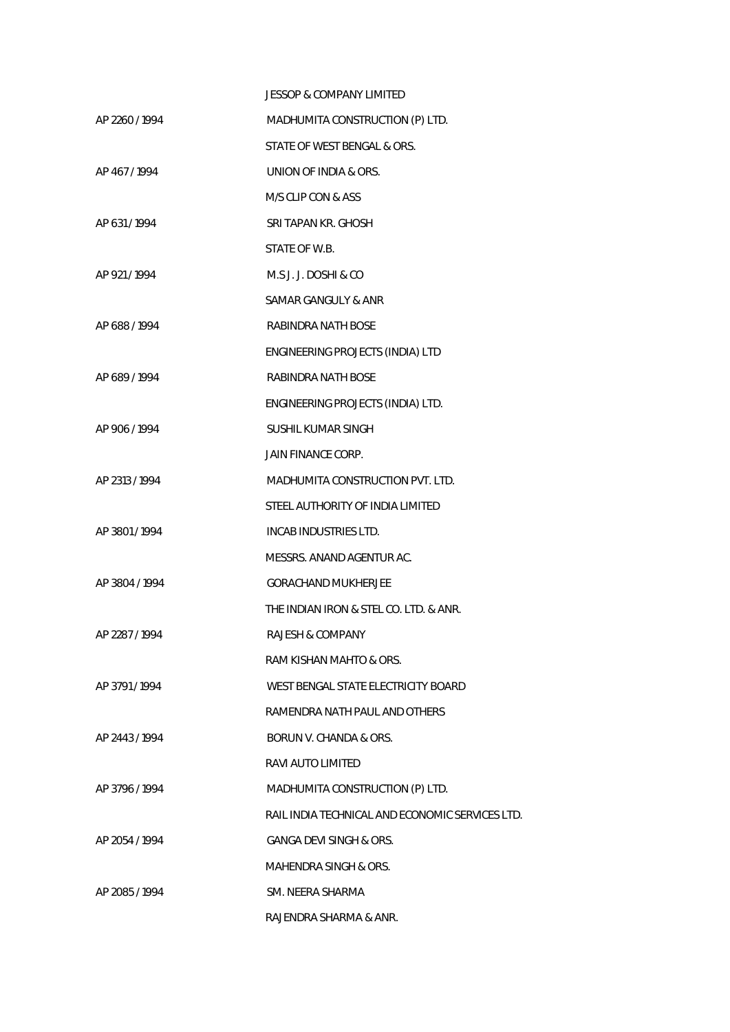JESSOP & COMPANY LIMITED

AP 2260 / 1994 MADHUMITA CONSTRUCTION (P) LTD.

STATE OF WEST BENGAL & ORS.

AP 467 / 1994 UNION OF INDIA & ORS.

M/S CLIP CON & ASS

AP 631 / 1994 SRI TAPAN KR. GHOSH

STATE OF W.B.

AP 921 / 1994 M.S J. J. DOSHI & CO

SAMAR GANGULY & ANR

AP 688 / 1994 RABINDRA NATH BOSE

ENGINEERING PROJECTS (INDIA) LTD

AP 689 / 1994 RABINDRA NATH BOSE

ENGINEERING PROJECTS (INDIA) LTD.

AP 906 / 1994 SUSHIL KUMAR SINGH

JAIN FINANCE CORP.

AP 2313 / 1994 MADHUMITA CONSTRUCTION PVT. LTD.

STEEL AUTHORITY OF INDIA LIMITED

AP 3801 / 1994 INCAB INDUSTRIES LTD.

MESSRS. ANAND AGENTUR AC.

AP 3804 / 1994 GORACHAND MUKHERJEE

THE INDIAN IRON & STEL CO. LTD. & ANR.

AP 2287 / 1994 RAJESH & COMPANY

RAM KISHAN MAHTO & ORS.

AP 3791 / 1994 WEST BENGAL STATE ELECTRICITY BOARD

RAMENDRA NATH PAUL AND OTHERS

AP 2443 / 1994 BORUN V. CHANDA & ORS.

RAVI AUTO LIMITED

AP 3796 / 1994 MADHUMITA CONSTRUCTION (P) LTD.

RAIL INDIA TECHNICAL AND ECONOMIC SERVICES LTD.

AP 2054 / 1994 GANGA DEVI SINGH & ORS.

MAHENDRA SINGH & ORS.

AP 2085 / 1994 SM. NEERA SHARMA

RAJENDRA SHARMA & ANR.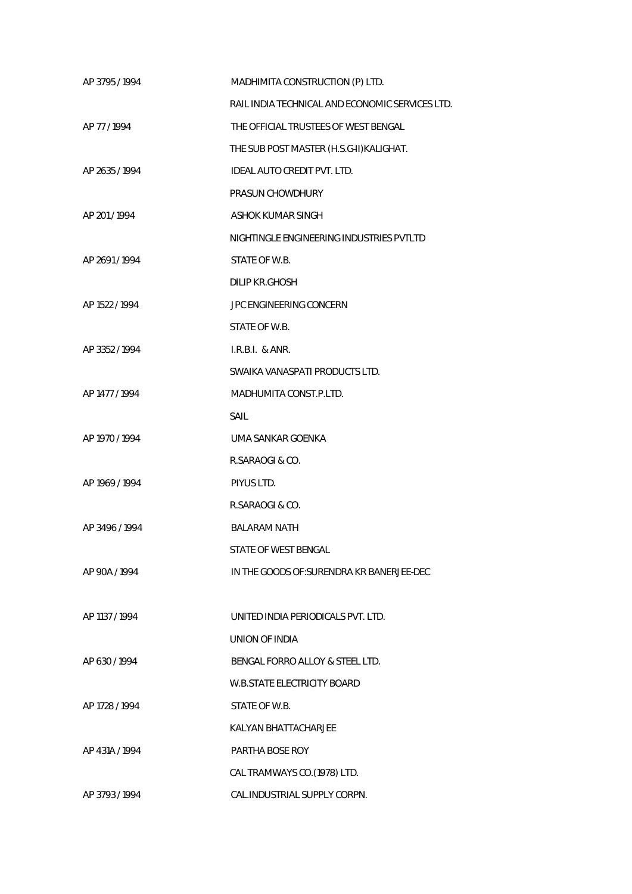| | |
|---|---|
| AP 3795 / 1994 | MADHIMITA CONSTRUCTION (P) LTD. |
| | RAIL INDIA TECHNICAL AND ECONOMIC SERVICES LTD. |
| AP 77 / 1994 | THE OFFICIAL TRUSTEES OF WEST BENGAL |
| | THE SUB POST MASTER (H.S.G-II)KALIGHAT. |
| AP 2635 / 1994 | IDEAL AUTO CREDIT PVT. LTD. |
| | PRASUN CHOWDHURY |
| AP 201 / 1994 | ASHOK KUMAR SINGH |
| | NIGHTINGLE ENGINEERING INDUSTRIES PVTLTD |
| AP 2691 / 1994 | STATE OF W.B. |
| | DILIP KR.GHOSH |
| AP 1522 / 1994 | JPC ENGINEERING CONCERN |
| | STATE OF W.B. |
| AP 3352 / 1994 | I.R.B.I. & ANR. |
| | SWAIKA VANASPATI PRODUCTS LTD. |
| AP 1477 / 1994 | MADHUMITA CONST.P.LTD. |
| | SAIL |
| AP 1970 / 1994 | UMA SANKAR GOENKA |
| | R.SARAOGI & CO. |
| AP 1969 / 1994 | PIYUS LTD. |
| | R.SARAOGI & CO. |
| AP 3496 / 1994 | BALARAM NATH |
| | STATE OF WEST BENGAL |
| AP 90A / 1994 | IN THE GOODS OF:SURENDRA KR BANERJEE-DEC |
| AP 1137 / 1994 | UNITED INDIA PERIODICALS PVT. LTD. |
| | UNION OF INDIA |
| AP 630 / 1994 | BENGAL FORRO ALLOY & STEEL LTD. |
| | W.B.STATE ELECTRICITY BOARD |
| AP 1728 / 1994 | STATE OF W.B. |
| | KALYAN BHATTACHARJEE |
| AP 431A / 1994 | PARTHA BOSE ROY |
| | CAL TRAMWAYS CO.(1978) LTD. |
| AP 3793 / 1994 | CAL.INDUSTRIAL SUPPLY CORPN. |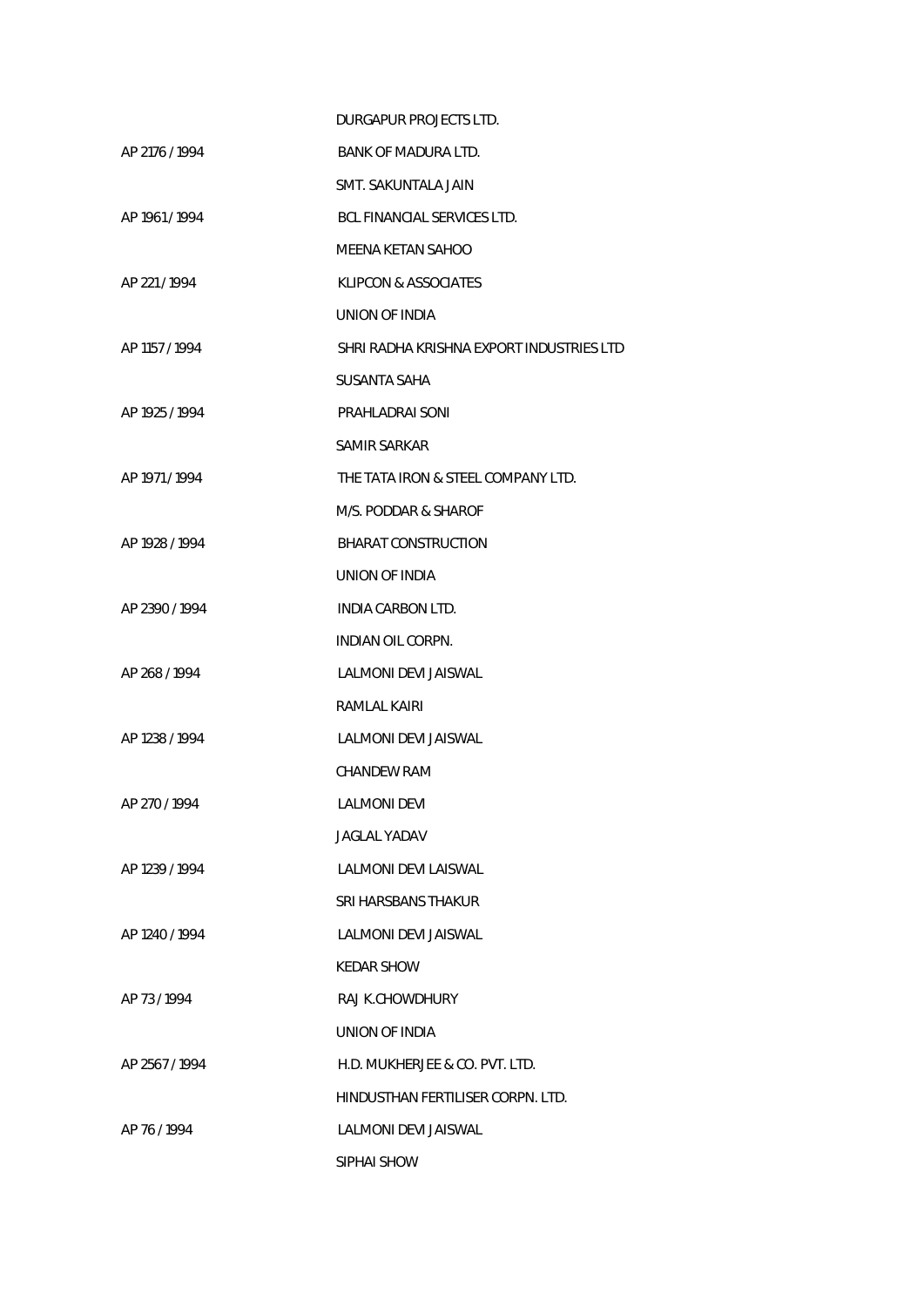DURGAPUR PROJECTS LTD.

AP 2176 / 1994 BANK OF MADURA LTD.

SMT. SAKUNTALA JAIN

AP 1961 / 1994 BCL FINANCIAL SERVICES LTD.

MEENA KETAN SAHOO

AP 221 / 1994 KLIPCON & ASSOCIATES

UNION OF INDIA

AP 1157 / 1994 SHRI RADHA KRISHNA EXPORT INDUSTRIES LTD

SUSANTA SAHA

AP 1925 / 1994 PRAHLADRAI SONI

SAMIR SARKAR

AP 1971 / 1994 THE TATA IRON & STEEL COMPANY LTD.

M/S. PODDAR & SHAROF

AP 1928 / 1994 BHARAT CONSTRUCTION

UNION OF INDIA

AP 2390 / 1994 INDIA CARBON LTD.

INDIAN OIL CORPN.

AP 268 / 1994 LALMONI DEVI JAISWAL

RAMLAL KAIRI

AP 1238 / 1994 LALMONI DEVI JAISWAL

CHANDEW RAM

AP 270 / 1994 LALMONI DEVI

JAGLAL YADAV

AP 1239 / 1994 LALMONI DEVI LAISWAL

SRI HARSBANS THAKUR

AP 1240 / 1994 LALMONI DEVI JAISWAL

KEDAR SHOW

AP 73 / 1994 RAJ K.CHOWDHURY

UNION OF INDIA

AP 2567 / 1994 H.D. MUKHERJEE & CO. PVT. LTD.

HINDUSTHAN FERTILISER CORPN. LTD.

AP 76 / 1994 LALMONI DEVI JAISWAL

SIPHAI SHOW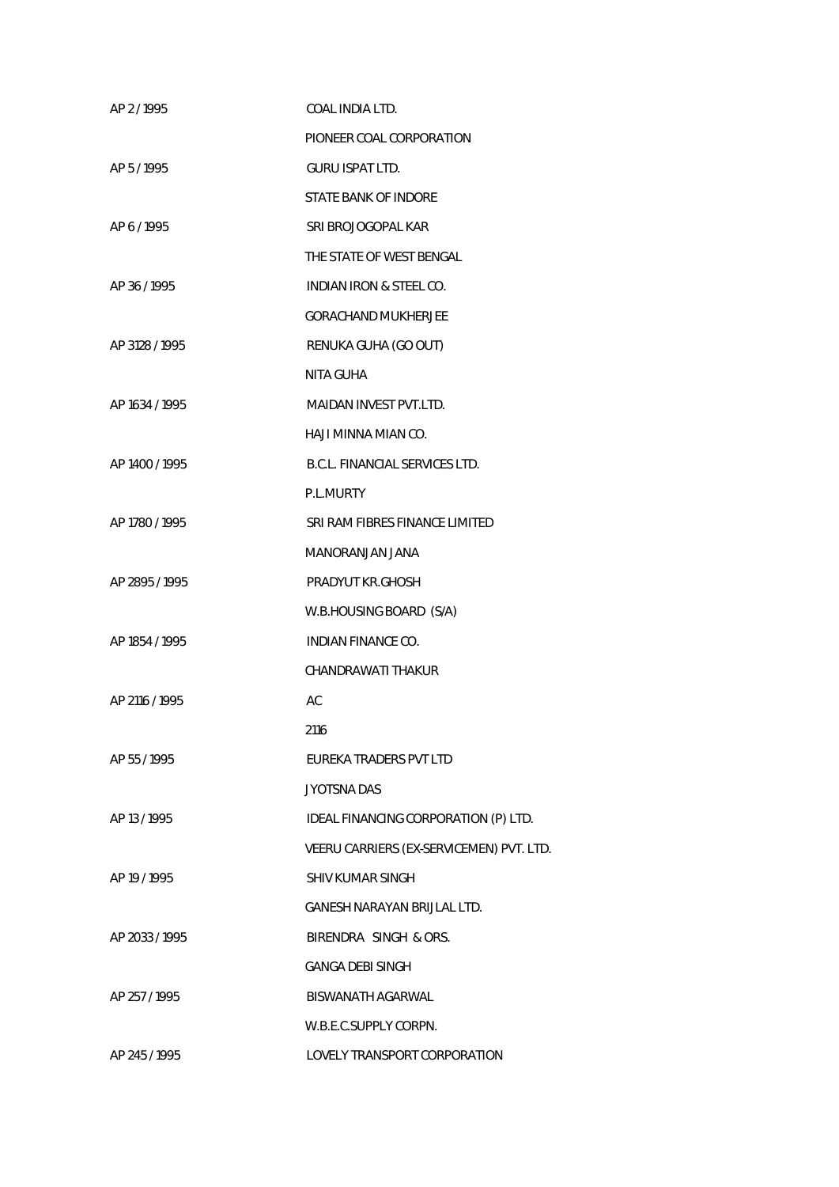| | |
|---|---|
| AP 2 / 1995 | COAL INDIA LTD. |
| | PIONEER COAL CORPORATION |
| AP 5 / 1995 | GURU ISPAT LTD. |
| | STATE BANK OF INDORE |
| AP 6 / 1995 | SRI BROJOGOPAL KAR |
| | THE STATE OF WEST BENGAL |
| AP 36 / 1995 | INDIAN IRON & STEEL CO. |
| | GORACHAND MUKHERJEE |
| AP 3128 / 1995 | RENUKA GUHA (GO OUT) |
| | NITA GUHA |
| AP 1634 / 1995 | MAIDAN INVEST PVT.LTD. |
| | HAJI MINNA MIAN CO. |
| AP 1400 / 1995 | B.C.L. FINANCIAL SERVICES LTD. |
| | P.L.MURTY |
| AP 1780 / 1995 | SRI RAM FIBRES FINANCE LIMITED |
| | MANORANJAN JANA |
| AP 2895 / 1995 | PRADYUT KR.GHOSH |
| | W.B.HOUSING BOARD (S/A) |
| AP 1854 / 1995 | INDIAN FINANCE CO. |
| | CHANDRAWATI THAKUR |
| AP 2116 / 1995 | AC |
| | 2116 |
| AP 55 / 1995 | EUREKA TRADERS PVT LTD |
| | JYOTSNA DAS |
| AP 13 / 1995 | IDEAL FINANCING CORPORATION (P) LTD. |
| | VEERU CARRIERS (EX-SERVICEMEN) PVT. LTD. |
| AP 19 / 1995 | SHIV KUMAR SINGH |
| | GANESH NARAYAN BRIJLAL LTD. |
| AP 2033 / 1995 | BIRENDRA SINGH & ORS. |
| | GANGA DEBI SINGH |
| AP 257 / 1995 | BISWANATH AGARWAL |
| | W.B.E.C.SUPPLY CORPN. |
| AP 245 / 1995 | LOVELY TRANSPORT CORPORATION |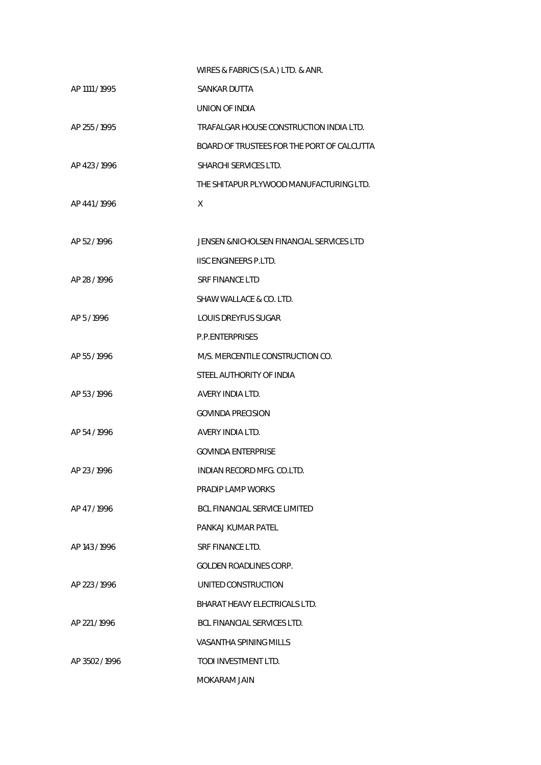| | |
|---|---|
| | WIRES & FABRICS (S.A.) LTD. & ANR. |
| AP 1111 / 1995 | SANKAR DUTTA |
| | UNION OF INDIA |
| AP 255 / 1995 | TRAFALGAR HOUSE CONSTRUCTION INDIA LTD. |
| | BOARD OF TRUSTEES FOR THE PORT OF CALCUTTA |
| AP 423 / 1996 | SHARCHI SERVICES LTD. |
| | THE SHITAPUR PLYWOOD MANUFACTURING LTD. |
| AP 441 / 1996 | X |
| | |
| AP 52 / 1996 | JENSEN &NICHOLSEN FINANCIAL SERVICES LTD |
| | IISC ENGINEERS P.LTD. |
| AP 28 / 1996 | SRF FINANCE LTD |
| | SHAW WALLACE & CO. LTD. |
| AP 5 / 1996 | LOUIS DREYFUS SUGAR |
| | P.P.ENTERPRISES |
| AP 55 / 1996 | M/S. MERCENTILE CONSTRUCTION CO. |
| | STEEL AUTHORITY OF INDIA |
| AP 53 / 1996 | AVERY INDIA LTD. |
| | GOVINDA PRECISION |
| AP 54 / 1996 | AVERY INDIA LTD. |
| | GOVINDA ENTERPRISE |
| AP 23 / 1996 | INDIAN RECORD MFG. CO.LTD. |
| | PRADIP LAMP WORKS |
| AP 47 / 1996 | BCL FINANCIAL SERVICE LIMITED |
| | PANKAJ KUMAR PATEL |
| AP 143 / 1996 | SRF FINANCE LTD. |
| | GOLDEN ROADLINES CORP. |
| AP 223 / 1996 | UNITED CONSTRUCTION |
| | BHARAT HEAVY ELECTRICALS LTD. |
| AP 221 / 1996 | BCL FINANCIAL SERVICES LTD. |
| | VASANTHA SPINING MILLS |
| AP 3502 / 1996 | TODI INVESTMENT LTD. |
| | MOKARAM JAIN |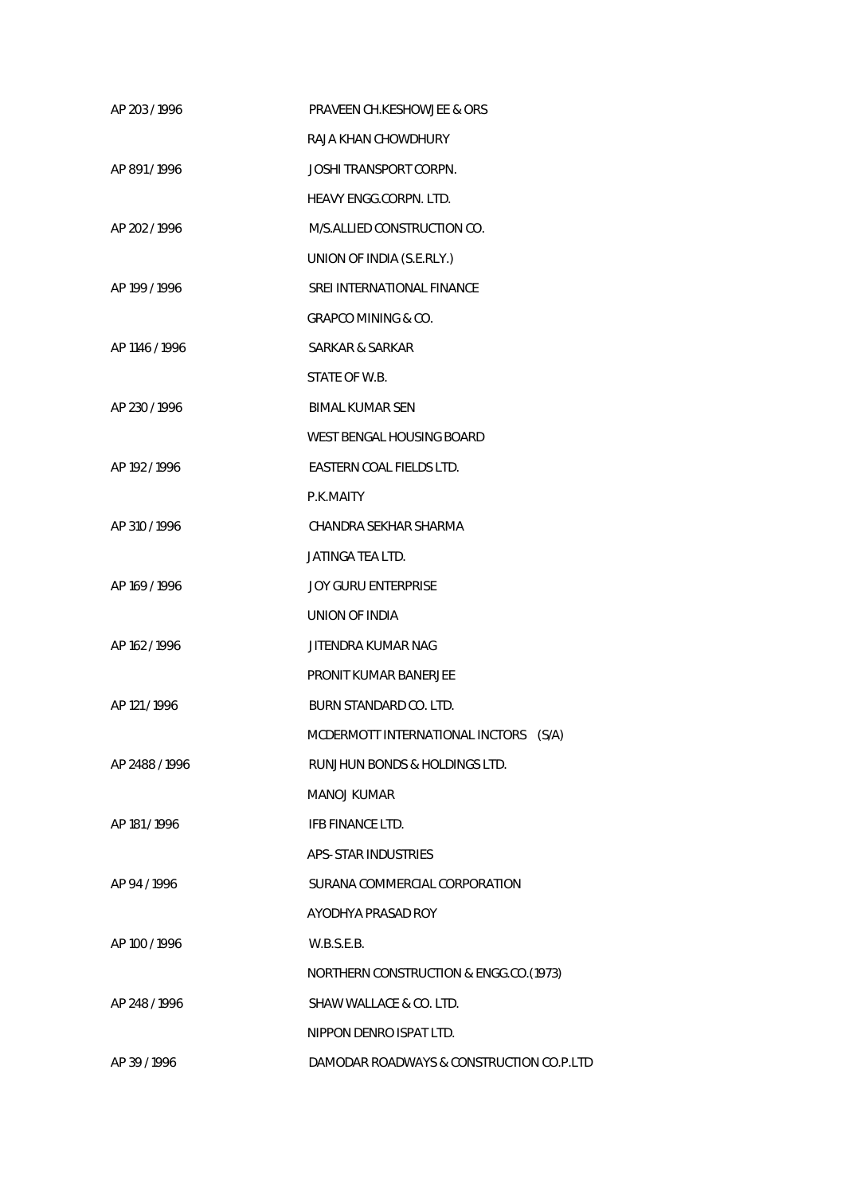AP 203 / 1996 PRAVEEN CH.KESHOWJEE & ORS

RAJA KHAN CHOWDHURY

AP 891 / 1996 JOSHI TRANSPORT CORPN.

HEAVY ENGG.CORPN. LTD.

AP 202 / 1996 M/S.ALLIED CONSTRUCTION CO.

UNION OF INDIA (S.E.RLY.)

AP 199 / 1996 SREI INTERNATIONAL FINANCE

GRAPCO MINING & CO.

AP 1146 / 1996 SARKAR & SARKAR

STATE OF W.B.

AP 230 / 1996 BIMAL KUMAR SEN

WEST BENGAL HOUSING BOARD

AP 192 / 1996 EASTERN COAL FIELDS LTD.

P.K.MAITY

AP 310 / 1996 CHANDRA SEKHAR SHARMA

JATINGA TEA LTD.

AP 169 / 1996 JOY GURU ENTERPRISE

UNION OF INDIA

AP 162 / 1996 JITENDRA KUMAR NAG

PRONIT KUMAR BANERJEE

AP 121 / 1996 BURN STANDARD CO. LTD.

MCDERMOTT INTERNATIONAL INCTORS (S/A)

AP 2488 / 1996 RUNJHUN BONDS & HOLDINGS LTD.

MANOJ KUMAR

AP 181 / 1996 IFB FINANCE LTD.

APS-STAR INDUSTRIES

AP 94 / 1996 SURANA COMMERCIAL CORPORATION

AYODHYA PRASAD ROY

AP 100 / 1996 W.B.S.E.B.

NORTHERN CONSTRUCTION & ENGG.CO.(1973)

AP 248 / 1996 SHAW WALLACE & CO. LTD.

NIPPON DENRO ISPAT LTD.

AP 39 / 1996 DAMODAR ROADWAYS & CONSTRUCTION CO.P.LTD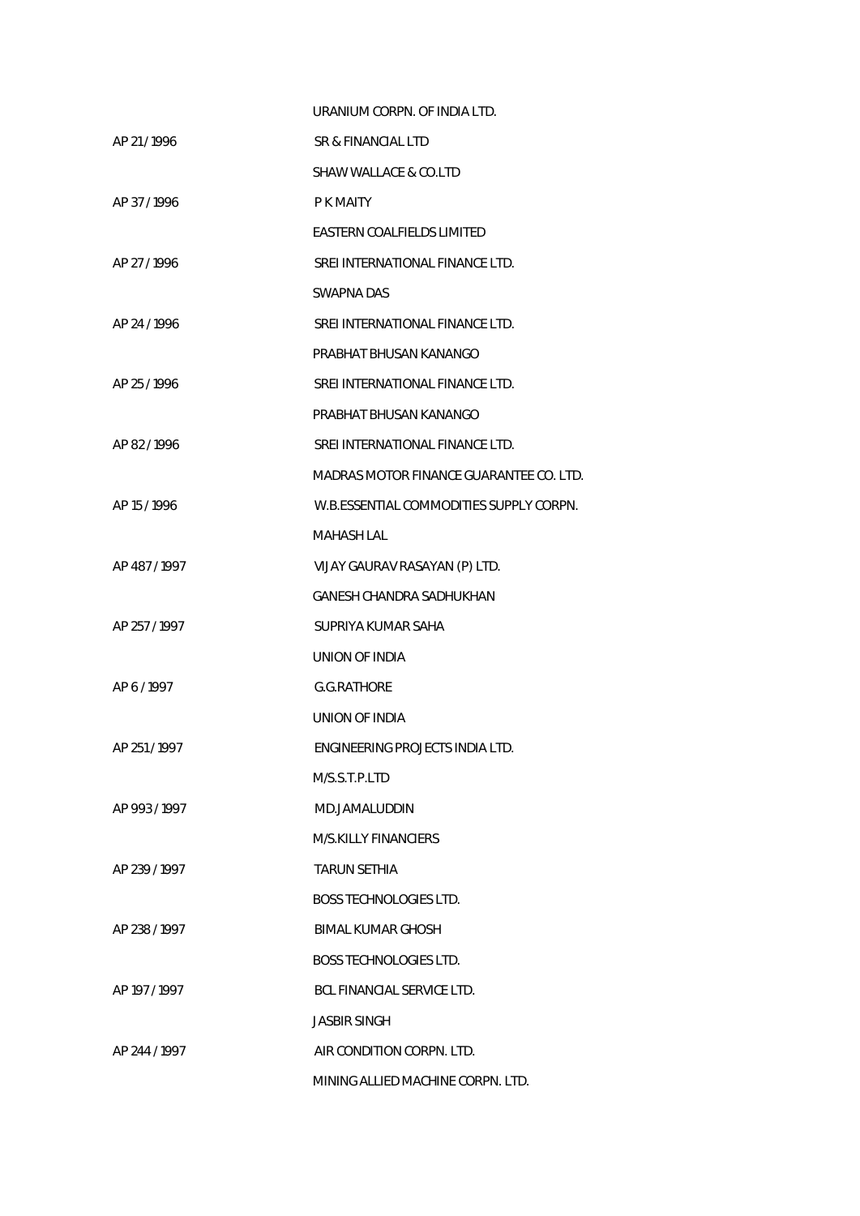| | |
|---|---|
| | URANIUM CORPN. OF INDIA LTD. |
| AP 21 / 1996 | SR & FINANCIAL LTD |
| | SHAW WALLACE & CO.LTD |
| AP 37 / 1996 | P K MAITY |
| | EASTERN COALFIELDS LIMITED |
| AP 27 / 1996 | SREI INTERNATIONAL FINANCE LTD. |
| | SWAPNA DAS |
| AP 24 / 1996 | SREI INTERNATIONAL FINANCE LTD. |
| | PRABHAT BHUSAN KANANGO |
| AP 25 / 1996 | SREI INTERNATIONAL FINANCE LTD. |
| | PRABHAT BHUSAN KANANGO |
| AP 82 / 1996 | SREI INTERNATIONAL FINANCE LTD. |
| | MADRAS MOTOR FINANCE GUARANTEE CO. LTD. |
| AP 15 / 1996 | W.B.ESSENTIAL COMMODITIES SUPPLY CORPN. |
| | MAHASH LAL |
| AP 487 / 1997 | VIJAY GAURAV RASAYAN (P) LTD. |
| | GANESH CHANDRA SADHUKHAN |
| AP 257 / 1997 | SUPRIYA KUMAR SAHA |
| | UNION OF INDIA |
| AP 6 / 1997 | G.G.RATHORE |
| | UNION OF INDIA |
| AP 251 / 1997 | ENGINEERING PROJECTS INDIA LTD. |
| | M/S.S.T.P.LTD |
| AP 993 / 1997 | MD.JAMALUDDIN |
| | M/S.KILLY FINANCIERS |
| AP 239 / 1997 | TARUN SETHIA |
| | BOSS TECHNOLOGIES LTD. |
| AP 238 / 1997 | BIMAL KUMAR GHOSH |
| | BOSS TECHNOLOGIES LTD. |
| AP 197 / 1997 | BCL FINANCIAL SERVICE LTD. |
| | JASBIR SINGH |
| AP 244 / 1997 | AIR CONDITION CORPN. LTD. |
| | MINING ALLIED MACHINE CORPN. LTD. |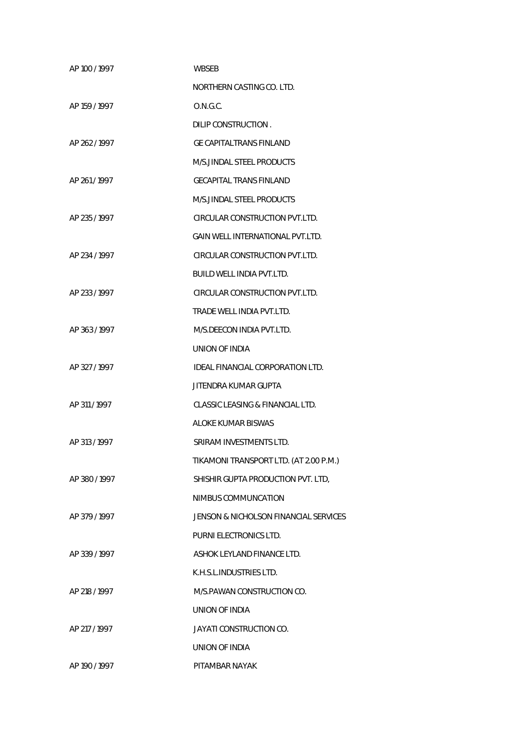| | |
|---|---|
| AP 100 / 1997 | WBSEB |
| | NORTHERN CASTING CO. LTD. |
| AP 159 / 1997 | O.N.G.C. |
| | DILIP CONSTRUCTION . |
| AP 262 / 1997 | GE CAPITALTRANS FINLAND |
| | M/S.JINDAL STEEL PRODUCTS |
| AP 261 / 1997 | GECAPITAL TRANS FINLAND |
| | M/S.JINDAL STEEL PRODUCTS |
| AP 235 / 1997 | CIRCULAR CONSTRUCTION PVT.LTD. |
| | GAIN WELL INTERNATIONAL PVT.LTD. |
| AP 234 / 1997 | CIRCULAR CONSTRUCTION PVT.LTD. |
| | BUILD WELL INDIA PVT.LTD. |
| AP 233 / 1997 | CIRCULAR CONSTRUCTION PVT.LTD. |
| | TRADE WELL INDIA PVT.LTD. |
| AP 363 / 1997 | M/S.DEECON INDIA PVT.LTD. |
| | UNION OF INDIA |
| AP 327 / 1997 | IDEAL FINANCIAL CORPORATION LTD. |
| | JITENDRA KUMAR GUPTA |
| AP 311 / 1997 | CLASSIC LEASING & FINANCIAL LTD. |
| | ALOKE KUMAR BISWAS |
| AP 313 / 1997 | SRIRAM INVESTMENTS LTD. |
| | TIKAMONI TRANSPORT LTD. (AT 2.00 P.M.) |
| AP 380 / 1997 | SHISHIR GUPTA PRODUCTION PVT. LTD, |
| | NIMBUS COMMUNCATION |
| AP 379 / 1997 | JENSON & NICHOLSON FINANCIAL SERVICES |
| | PURNI ELECTRONICS LTD. |
| AP 339 / 1997 | ASHOK LEYLAND FINANCE LTD. |
| | K.H.S.L.INDUSTRIES LTD. |
| AP 218 / 1997 | M/S.PAWAN CONSTRUCTION CO. |
| | UNION OF INDIA |
| AP 217 / 1997 | JAYATI CONSTRUCTION CO. |
| | UNION OF INDIA |
| AP 190 / 1997 | PITAMBAR NAYAK |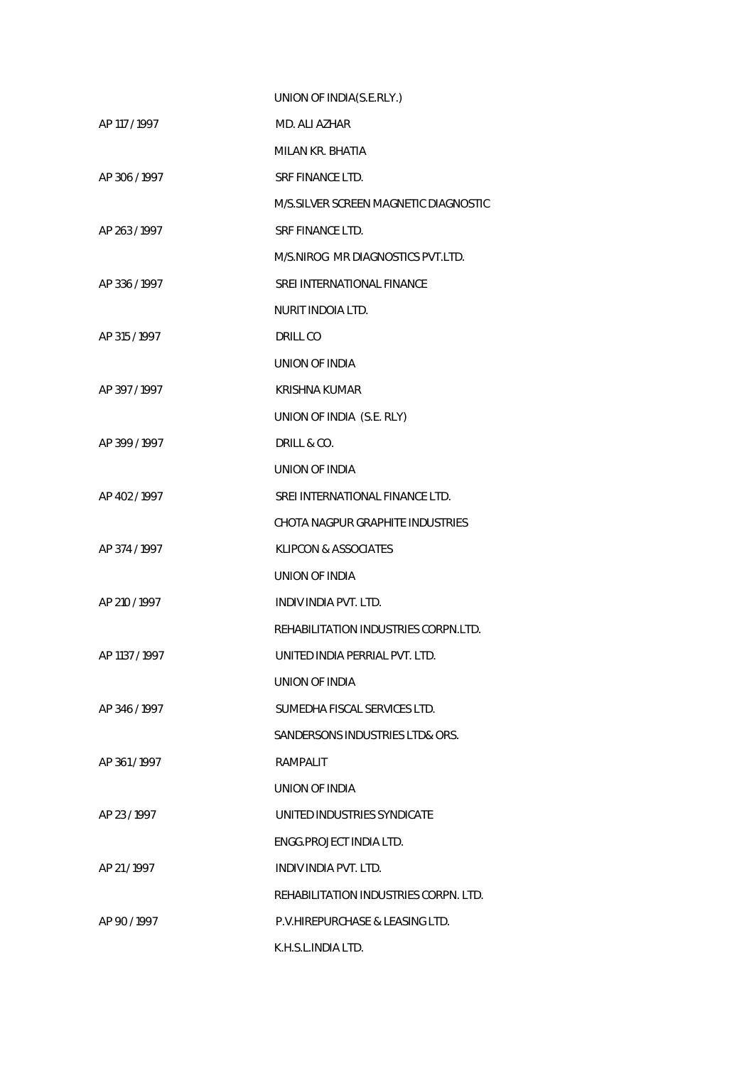UNION OF INDIA(S.E.RLY.)

AP 117 / 1997 MD. ALI AZHAR

MILAN KR. BHATIA

AP 306 / 1997 SRF FINANCE LTD.

M/S.SILVER SCREEN MAGNETIC DIAGNOSTIC

AP 263 / 1997 SRF FINANCE LTD.

M/S.NIROG MR DIAGNOSTICS PVT.LTD.

AP 336 / 1997 SREI INTERNATIONAL FINANCE

NURIT INDOIA LTD.

AP 315 / 1997 DRILL CO

UNION OF INDIA

AP 397 / 1997 KRISHNA KUMAR

UNION OF INDIA (S.E. RLY)

AP 399 / 1997 DRILL & CO.

UNION OF INDIA

AP 402 / 1997 SREI INTERNATIONAL FINANCE LTD.

CHOTA NAGPUR GRAPHITE INDUSTRIES

AP 374 / 1997 KLIPCON & ASSOCIATES

UNION OF INDIA

AP 210 / 1997 INDIV INDIA PVT. LTD.

REHABILITATION INDUSTRIES CORPN.LTD.

AP 1137 / 1997 UNITED INDIA PERRIAL PVT. LTD.

UNION OF INDIA

AP 346 / 1997 SUMEDHA FISCAL SERVICES LTD.

SANDERSONS INDUSTRIES LTD& ORS.

AP 361 / 1997 RAMPALIT

UNION OF INDIA

AP 23 / 1997 UNITED INDUSTRIES SYNDICATE

ENGG.PROJECT INDIA LTD.

AP 21 / 1997 INDIV INDIA PVT. LTD.

REHABILITATION INDUSTRIES CORPN. LTD.

AP 90 / 1997 P.V.HIREPURCHASE & LEASING LTD.

K.H.S.L.INDIA LTD.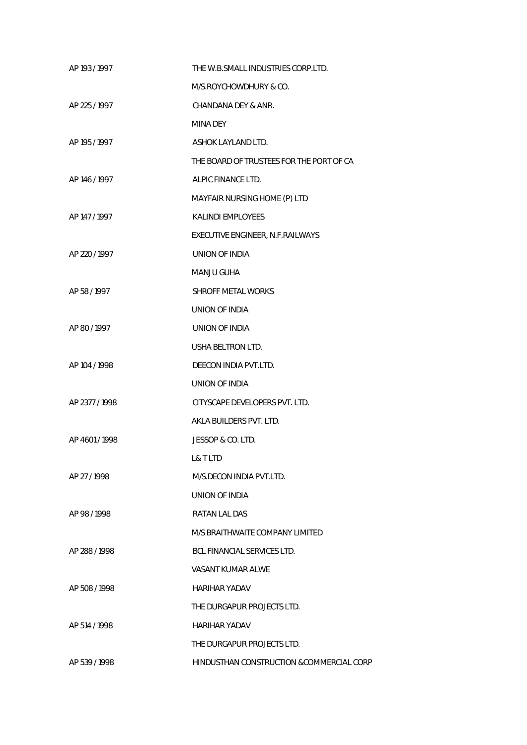| | |
|---|---|
| AP 193 / 1997 | THE W.B.SMALL INDUSTRIES CORP.LTD. |
| | M/S.ROYCHOWDHURY & CO. |
| AP 225 / 1997 | CHANDANA DEY & ANR. |
| | MINA DEY |
| AP 195 / 1997 | ASHOK LAYLAND LTD. |
| | THE BOARD OF TRUSTEES FOR THE PORT OF CA |
| AP 146 / 1997 | ALPIC FINANCE LTD. |
| | MAYFAIR NURSING HOME (P) LTD |
| AP 147 / 1997 | KALINDI EMPLOYEES |
| | EXECUTIVE ENGINEER, N.F.RAILWAYS |
| AP 220 / 1997 | UNION OF INDIA |
| | MANJU GUHA |
| AP 58 / 1997 | SHROFF METAL WORKS |
| | UNION OF INDIA |
| AP 80 / 1997 | UNION OF INDIA |
| | USHA BELTRON LTD. |
| AP 104 / 1998 | DEECON INDIA PVT.LTD. |
| | UNION OF INDIA |
| AP 2377 / 1998 | CITYSCAPE DEVELOPERS PVT. LTD. |
| | AKLA BUILDERS PVT. LTD. |
| AP 4601 / 1998 | JESSOP & CO. LTD. |
| | L& T LTD |
| AP 27 / 1998 | M/S.DECON INDIA PVT.LTD. |
| | UNION OF INDIA |
| AP 98 / 1998 | RATAN LAL DAS |
| | M/S BRAITHWAITE COMPANY LIMITED |
| AP 288 / 1998 | BCL FINANCIAL SERVICES LTD. |
| | VASANT KUMAR ALWE |
| AP 508 / 1998 | HARIHAR YADAV |
| | THE DURGAPUR PROJECTS LTD. |
| AP 514 / 1998 | HARIHAR YADAV |
| | THE DURGAPUR PROJECTS LTD. |
| AP 539 / 1998 | HINDUSTHAN CONSTRUCTION &COMMERCIAL CORP |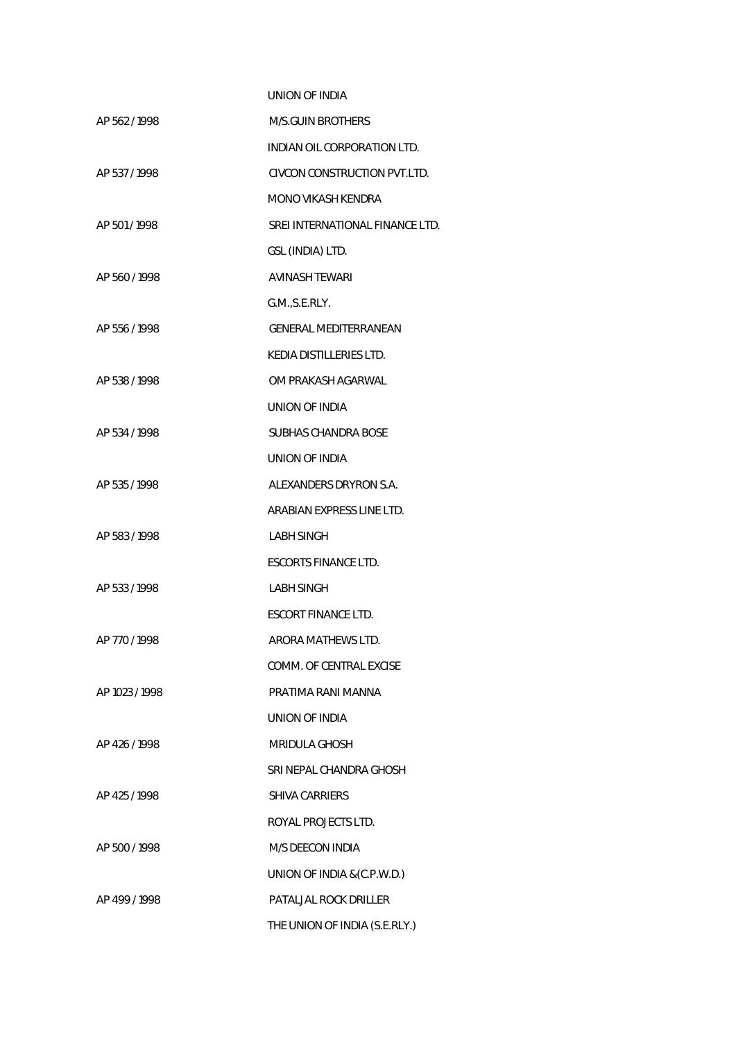UNION OF INDIA

AP 562 / 1998 M/S.GUIN BROTHERS

INDIAN OIL CORPORATION LTD.

AP 537 / 1998 CIVCON CONSTRUCTION PVT.LTD.

MONO VIKASH KENDRA

AP 501 / 1998 SREI INTERNATIONAL FINANCE LTD.

GSL (INDIA) LTD.

AP 560 / 1998 AVINASH TEWARI

G.M.,S.E.RLY.

AP 556 / 1998 GENERAL MEDITERRANEAN

KEDIA DISTILLERIES LTD.

AP 538 / 1998 OM PRAKASH AGARWAL

UNION OF INDIA

AP 534 / 1998 SUBHAS CHANDRA BOSE

UNION OF INDIA

AP 535 / 1998 ALEXANDERS DRYRON S.A.

ARABIAN EXPRESS LINE LTD.

AP 583 / 1998 LABH SINGH

ESCORTS FINANCE LTD.

AP 533 / 1998 LABH SINGH

ESCORT FINANCE LTD.

AP 770 / 1998 ARORA MATHEWS LTD.

COMM. OF CENTRAL EXCISE

AP 1023 / 1998 PRATIMA RANI MANNA

UNION OF INDIA

AP 426 / 1998 MRIDULA GHOSH

SRI NEPAL CHANDRA GHOSH

AP 425 / 1998 SHIVA CARRIERS

ROYAL PROJECTS LTD.

AP 500 / 1998 M/S DEECON INDIA

UNION OF INDIA &(C.P.W.D.)

AP 499 / 1998 PATALJAL ROCK DRILLER

THE UNION OF INDIA (S.E.RLY.)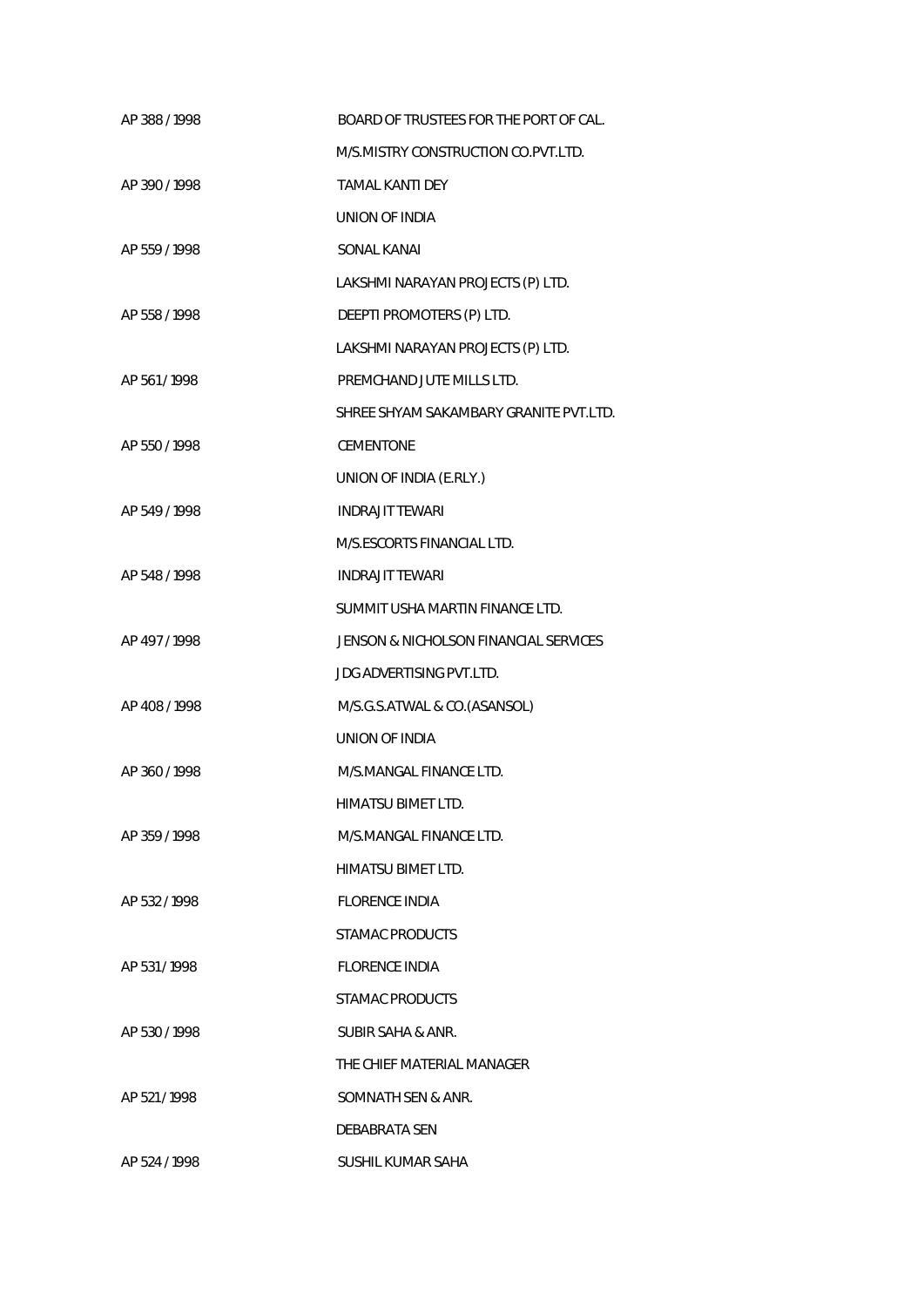AP 388 / 1998 BOARD OF TRUSTEES FOR THE PORT OF CAL.

M/S.MISTRY CONSTRUCTION CO.PVT.LTD.

AP 390 / 1998 TAMAL KANTI DEY

UNION OF INDIA

AP 559 / 1998 SONAL KANAI

LAKSHMI NARAYAN PROJECTS (P) LTD.

AP 558 / 1998 DEEPTI PROMOTERS (P) LTD.

LAKSHMI NARAYAN PROJECTS (P) LTD.

AP 561 / 1998 PREMCHAND JUTE MILLS LTD.

SHREE SHYAM SAKAMBARY GRANITE PVT.LTD.

AP 550 / 1998 CEMENTONE

UNION OF INDIA (E.RLY.)

AP 549 / 1998 INDRAJIT TEWARI

M/S.ESCORTS FINANCIAL LTD.

AP 548 / 1998 INDRAJIT TEWARI

SUMMIT USHA MARTIN FINANCE LTD.

AP 497 / 1998 JENSON & NICHOLSON FINANCIAL SERVICES

JDG ADVERTISING PVT.LTD.

AP 408 / 1998 M/S.G.S.ATWAL & CO.(ASANSOL)

UNION OF INDIA

AP 360 / 1998 M/S.MANGAL FINANCE LTD.

HIMATSU BIMET LTD.

AP 359 / 1998 M/S.MANGAL FINANCE LTD.

HIMATSU BIMET LTD.

AP 532 / 1998 FLORENCE INDIA

STAMAC PRODUCTS

AP 531 / 1998 FLORENCE INDIA

STAMAC PRODUCTS

AP 530 / 1998 SUBIR SAHA & ANR.

THE CHIEF MATERIAL MANAGER

AP 521 / 1998 SOMNATH SEN & ANR.

DEBABRATA SEN

AP 524 / 1998 SUSHIL KUMAR SAHA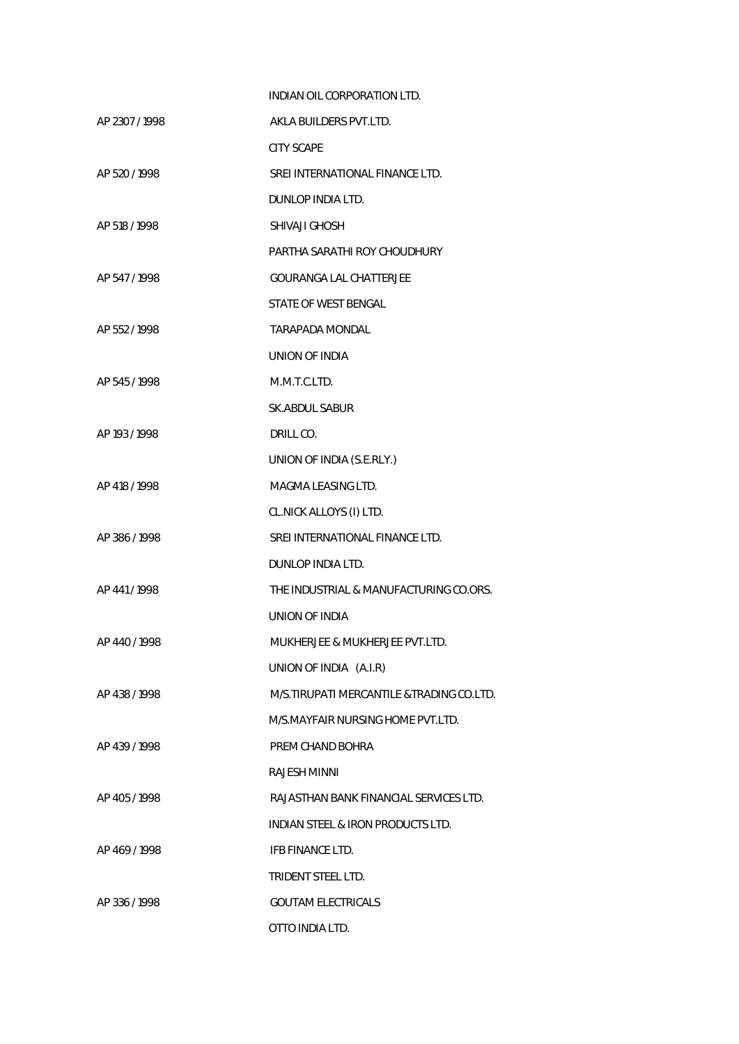INDIAN OIL CORPORATION LTD.

AP 2307 / 1998 AKLA BUILDERS PVT.LTD.

CITY SCAPE

AP 520 / 1998 SREI INTERNATIONAL FINANCE LTD.

DUNLOP INDIA LTD.

AP 518 / 1998 SHIVAJI GHOSH

PARTHA SARATHI ROY CHOUDHURY

AP 547 / 1998 GOURANGA LAL CHATTERJEE

STATE OF WEST BENGAL

AP 552 / 1998 TARAPADA MONDAL

UNION OF INDIA

AP 545 / 1998 M.M.T.C.LTD.

SK.ABDUL SABUR

AP 193 / 1998 DRILL CO.

UNION OF INDIA (S.E.RLY.)

AP 418 / 1998 MAGMA LEASING LTD.

CL.NICK ALLOYS (I) LTD.

AP 386 / 1998 SREI INTERNATIONAL FINANCE LTD.

DUNLOP INDIA LTD.

AP 441 / 1998 THE INDUSTRIAL & MANUFACTURING CO.ORS.

UNION OF INDIA

AP 440 / 1998 MUKHERJEE & MUKHERJEE PVT.LTD.

UNION OF INDIA (A.I.R)

AP 438 / 1998 M/S.TIRUPATI MERCANTILE &TRADING CO.LTD.

M/S.MAYFAIR NURSING HOME PVT.LTD.

AP 439 / 1998 PREM CHAND BOHRA

RAJESH MINNI

AP 405 / 1998 RAJASTHAN BANK FINANCIAL SERVICES LTD.

INDIAN STEEL & IRON PRODUCTS LTD.

AP 469 / 1998 IFB FINANCE LTD.

TRIDENT STEEL LTD.

AP 336 / 1998 GOUTAM ELECTRICALS

OTTO INDIA LTD.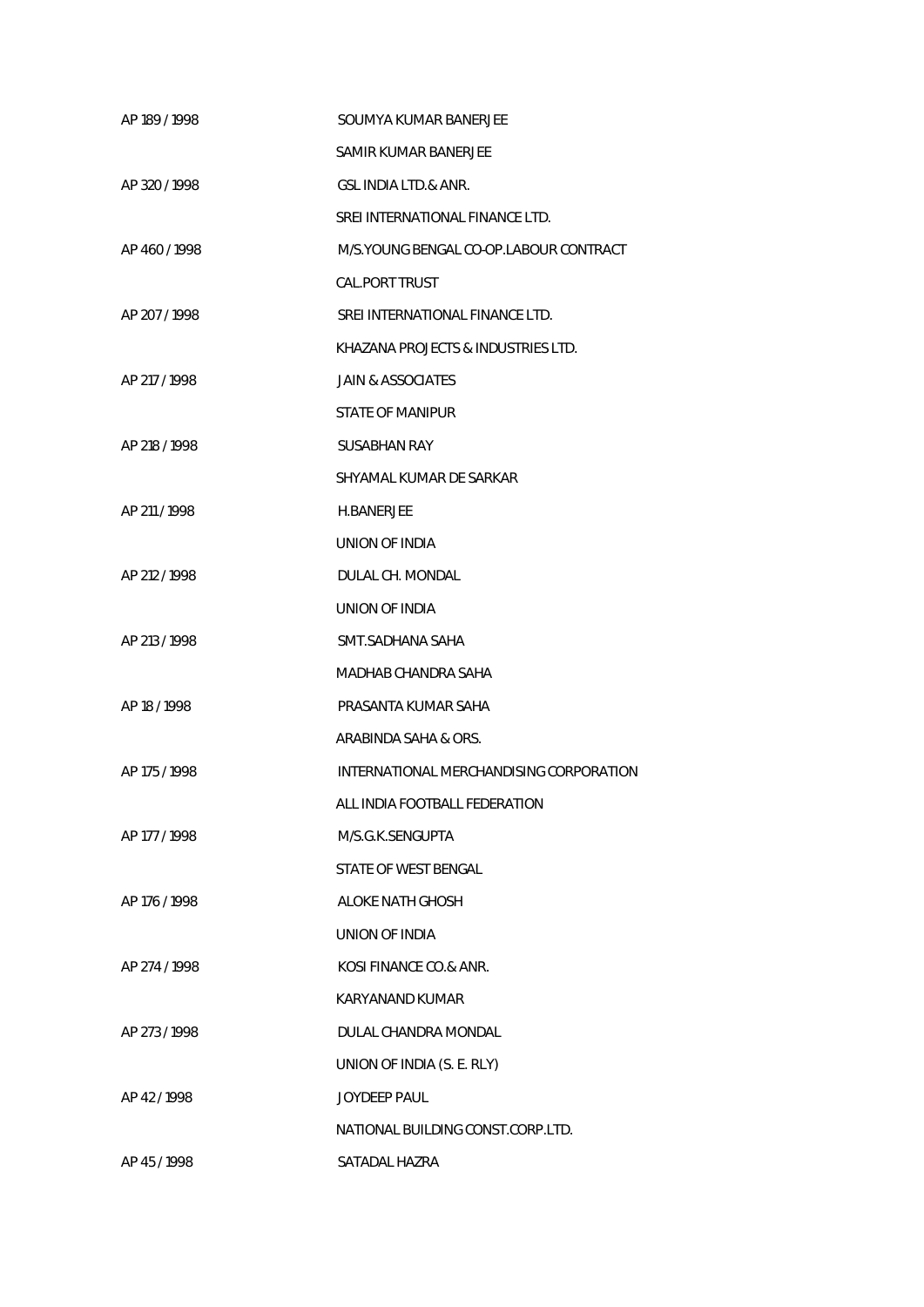| | |
|---|---|
| AP 189 / 1998 | SOUMYA KUMAR BANERJEE |
| | SAMIR KUMAR BANERJEE |
| AP 320 / 1998 | GSL INDIA LTD.& ANR. |
| | SREI INTERNATIONAL FINANCE LTD. |
| AP 460 / 1998 | M/S.YOUNG BENGAL CO-OP.LABOUR CONTRACT |
| | CAL.PORT TRUST |
| AP 207 / 1998 | SREI INTERNATIONAL FINANCE LTD. |
| | KHAZANA PROJECTS & INDUSTRIES LTD. |
| AP 217 / 1998 | JAIN & ASSOCIATES |
| | STATE OF MANIPUR |
| AP 218 / 1998 | SUSABHAN RAY |
| | SHYAMAL KUMAR DE SARKAR |
| AP 211 / 1998 | H.BANERJEE |
| | UNION OF INDIA |
| AP 212 / 1998 | DULAL CH. MONDAL |
| | UNION OF INDIA |
| AP 213 / 1998 | SMT.SADHANA SAHA |
| | MADHAB CHANDRA SAHA |
| AP 18 / 1998 | PRASANTA KUMAR SAHA |
| | ARABINDA SAHA & ORS. |
| AP 175 / 1998 | INTERNATIONAL MERCHANDISING CORPORATION |
| | ALL INDIA FOOTBALL FEDERATION |
| AP 177 / 1998 | M/S.G.K.SENGUPTA |
| | STATE OF WEST BENGAL |
| AP 176 / 1998 | ALOKE NATH GHOSH |
| | UNION OF INDIA |
| AP 274 / 1998 | KOSI FINANCE CO.& ANR. |
| | KARYANAND KUMAR |
| AP 273 / 1998 | DULAL CHANDRA MONDAL |
| | UNION OF INDIA (S. E. RLY) |
| AP 42 / 1998 | JOYDEEP PAUL |
| | NATIONAL BUILDING CONST.CORP.LTD. |
| AP 45 / 1998 | SATADAL HAZRA |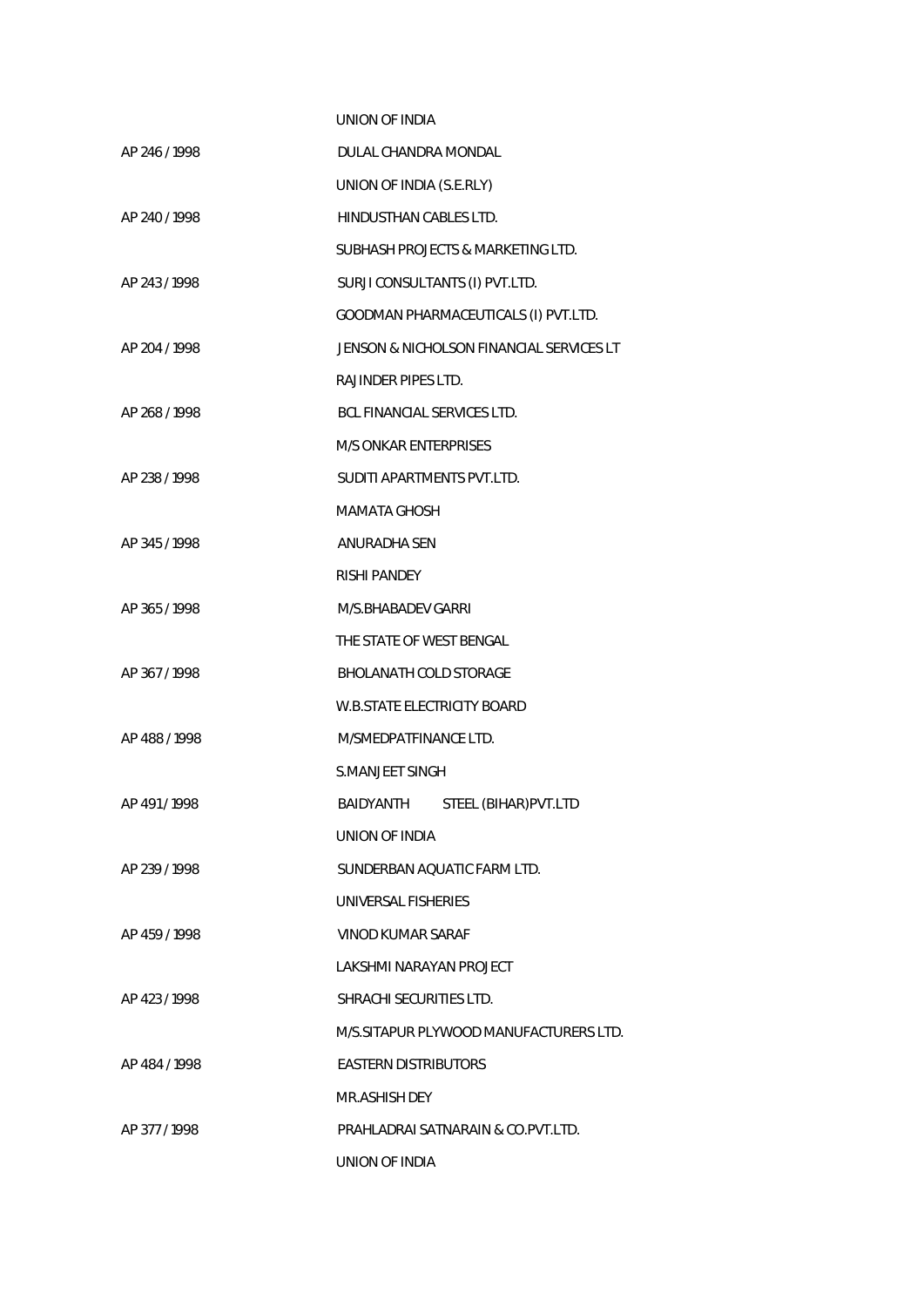UNION OF INDIA

AP 246 / 1998 DULAL CHANDRA MONDAL

UNION OF INDIA (S.E.RLY)

AP 240 / 1998 HINDUSTHAN CABLES LTD.

SUBHASH PROJECTS & MARKETING LTD.

AP 243 / 1998 SURJI CONSULTANTS (I) PVT.LTD.

GOODMAN PHARMACEUTICALS (I) PVT.LTD.

AP 204 / 1998 JENSON & NICHOLSON FINANCIAL SERVICES LT

RAJINDER PIPES LTD.

AP 268 / 1998 BCL FINANCIAL SERVICES LTD.

M/S ONKAR ENTERPRISES

AP 238 / 1998 SUDITI APARTMENTS PVT.LTD.

MAMATA GHOSH

AP 345 / 1998 ANURADHA SEN

RISHI PANDEY

AP 365 / 1998 M/S.BHABADEV GARRI

THE STATE OF WEST BENGAL

AP 367 / 1998 BHOLANATH COLD STORAGE

W.B.STATE ELECTRICITY BOARD

AP 488 / 1998 M/SMEDPATFINANCE LTD.

S.MANJEET SINGH

AP 491 / 1998 BAIDYANTH STEEL (BIHAR)PVT.LTD

UNION OF INDIA

AP 239 / 1998 SUNDERBAN AQUATIC FARM LTD.

UNIVERSAL FISHERIES

AP 459 / 1998 VINOD KUMAR SARAF

LAKSHMI NARAYAN PROJECT

AP 423 / 1998 SHRACHI SECURITIES LTD.

M/S.SITAPUR PLYWOOD MANUFACTURERS LTD.

AP 484 / 1998 EASTERN DISTRIBUTORS

MR.ASHISH DEY

AP 377 / 1998 PRAHLADRAI SATNARAIN & CO.PVT.LTD.

UNION OF INDIA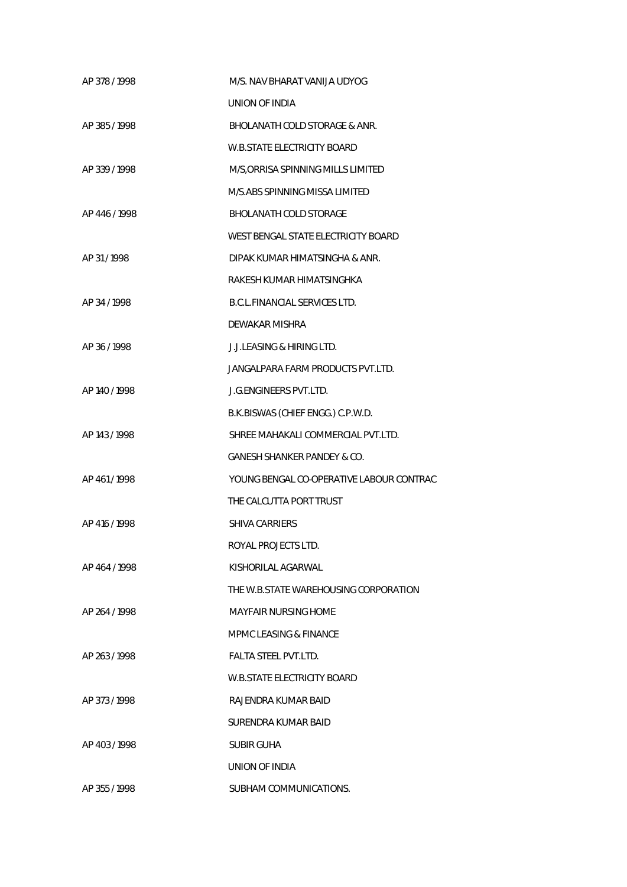| | |
|---|---|
| AP 378 / 1998 | M/S. NAV BHARAT VANIJA UDYOG |
| | UNION OF INDIA |
| AP 385 / 1998 | BHOLANATH COLD STORAGE & ANR. |
| | W.B.STATE ELECTRICITY BOARD |
| AP 339 / 1998 | M/S,ORRISA SPINNING MILLS LIMITED |
| | M/S.ABS SPINNING MISSA LIMITED |
| AP 446 / 1998 | BHOLANATH COLD STORAGE |
| | WEST BENGAL STATE ELECTRICITY BOARD |
| AP 31 / 1998 | DIPAK KUMAR HIMATSINGHA & ANR. |
| | RAKESH KUMAR HIMATSINGHKA |
| AP 34 / 1998 | B.C.L.FINANCIAL SERVICES LTD. |
| | DEWAKAR MISHRA |
| AP 36 / 1998 | J.J.LEASING & HIRING LTD. |
| | JANGALPARA FARM PRODUCTS PVT.LTD. |
| AP 140 / 1998 | J.G.ENGINEERS PVT.LTD. |
| | B.K.BISWAS (CHIEF ENGG.) C.P.W.D. |
| AP 143 / 1998 | SHREE MAHAKALI COMMERCIAL PVT.LTD. |
| | GANESH SHANKER PANDEY & CO. |
| AP 461 / 1998 | YOUNG BENGAL CO-OPERATIVE LABOUR CONTRAC |
| | THE CALCUTTA PORT TRUST |
| AP 416 / 1998 | SHIVA CARRIERS |
| | ROYAL PROJECTS LTD. |
| AP 464 / 1998 | KISHORILAL AGARWAL |
| | THE W.B.STATE WAREHOUSING CORPORATION |
| AP 264 / 1998 | MAYFAIR NURSING HOME |
| | MPMC LEASING & FINANCE |
| AP 263 / 1998 | FALTA STEEL PVT.LTD. |
| | W.B.STATE ELECTRICITY BOARD |
| AP 373 / 1998 | RAJENDRA KUMAR BAID |
| | SURENDRA KUMAR BAID |
| AP 403 / 1998 | SUBIR GUHA |
| | UNION OF INDIA |
| AP 355 / 1998 | SUBHAM COMMUNICATIONS. |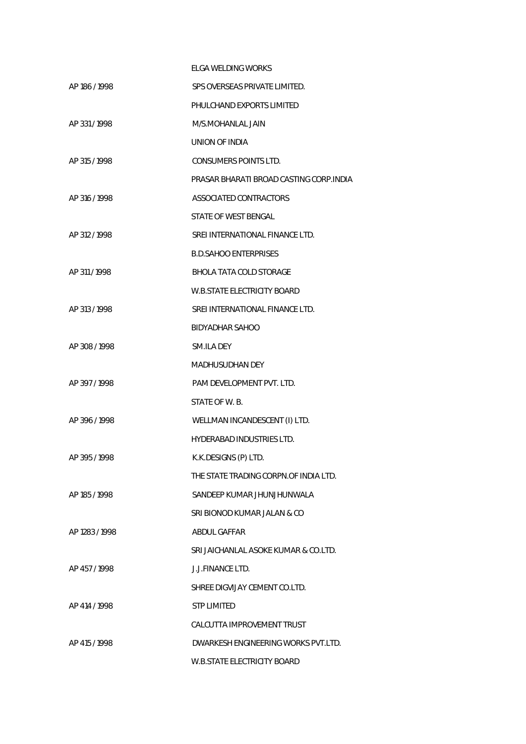| | |
|---|---|
| | ELGA WELDING WORKS |
| AP 186 / 1998 | SPS OVERSEAS PRIVATE LIMITED. |
| | PHULCHAND EXPORTS LIMITED |
| AP 331 / 1998 | M/S.MOHANLAL JAIN |
| | UNION OF INDIA |
| AP 315 / 1998 | CONSUMERS POINTS LTD. |
| | PRASAR BHARATI BROAD CASTING CORP.INDIA |
| AP 316 / 1998 | ASSOCIATED CONTRACTORS |
| | STATE OF WEST BENGAL |
| AP 312 / 1998 | SREI INTERNATIONAL FINANCE LTD. |
| | B.D.SAHOO ENTERPRISES |
| AP 311 / 1998 | BHOLA TATA COLD STORAGE |
| | W.B.STATE ELECTRICITY BOARD |
| AP 313 / 1998 | SREI INTERNATIONAL FINANCE LTD. |
| | BIDYADHAR SAHOO |
| AP 308 / 1998 | SM.ILA DEY |
| | MADHUSUDHAN DEY |
| AP 397 / 1998 | PAM DEVELOPMENT PVT. LTD. |
| | STATE OF W. B. |
| AP 396 / 1998 | WELLMAN INCANDESCENT (I) LTD. |
| | HYDERABAD INDUSTRIES LTD. |
| AP 395 / 1998 | K.K.DESIGNS (P) LTD. |
| | THE STATE TRADING CORPN.OF INDIA LTD. |
| AP 185 / 1998 | SANDEEP KUMAR JHUNJHUNWALA |
| | SRI BIONOD KUMAR JALAN & CO |
| AP 1283 / 1998 | ABDUL GAFFAR |
| | SRI JAICHANLAL ASOKE KUMAR & CO.LTD. |
| AP 457 / 1998 | J.J.FINANCE LTD. |
| | SHREE DIGVIJAY CEMENT CO.LTD. |
| AP 414 / 1998 | STP LIMITED |
| | CALCUTTA IMPROVEMENT TRUST |
| AP 415 / 1998 | DWARKESH ENGINEERING WORKS PVT.LTD. |
| | W.B.STATE ELECTRICITY BOARD |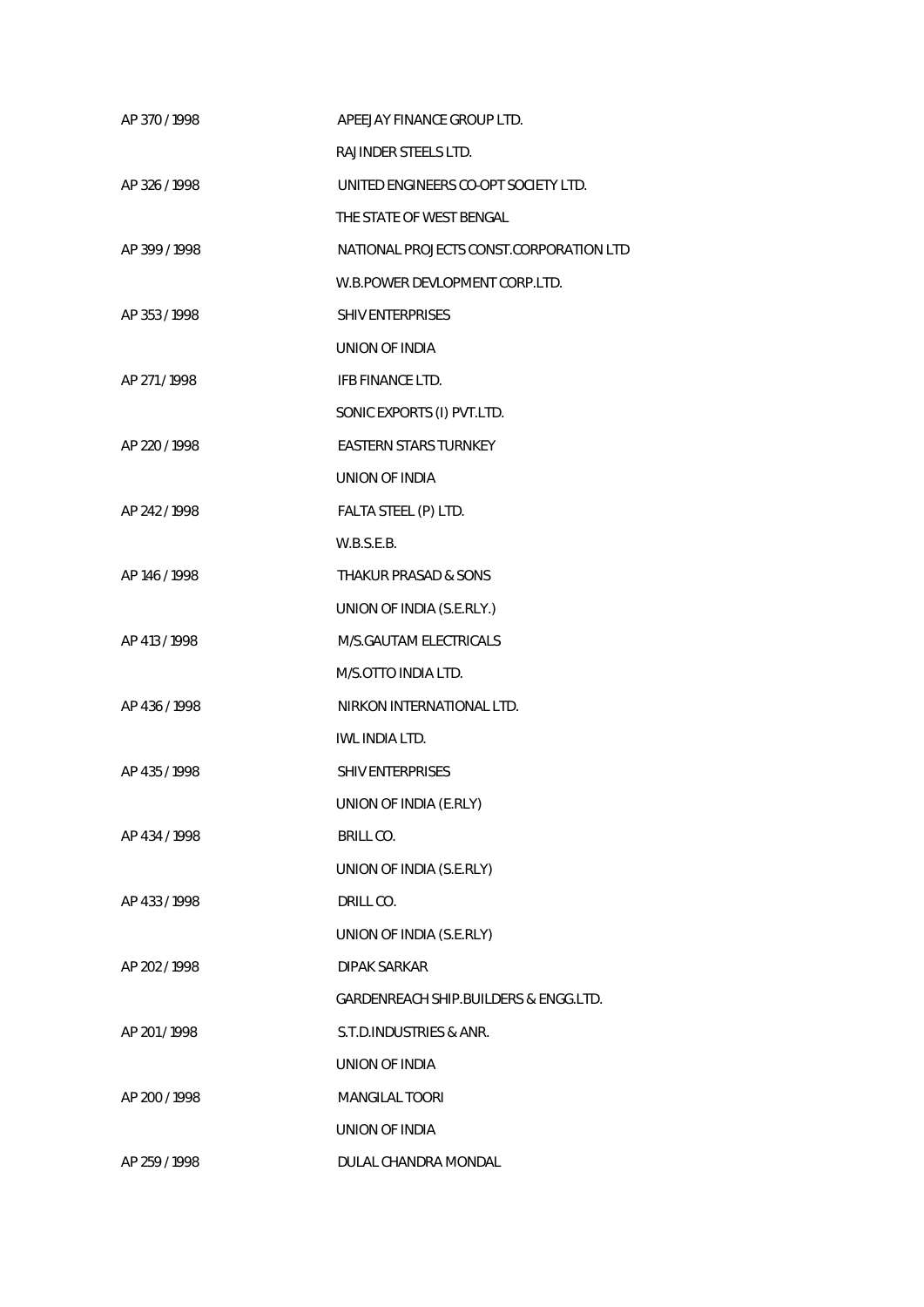| | |
|---|---|
| AP 370 / 1998 | APEEJAY FINANCE GROUP LTD. |
| | RAJINDER STEELS LTD. |
| AP 326 / 1998 | UNITED ENGINEERS CO-OPT SOCIETY LTD. |
| | THE STATE OF WEST BENGAL |
| AP 399 / 1998 | NATIONAL PROJECTS CONST.CORPORATION LTD |
| | W.B.POWER DEVLOPMENT CORP.LTD. |
| AP 353 / 1998 | SHIV ENTERPRISES |
| | UNION OF INDIA |
| AP 271 / 1998 | IFB FINANCE LTD. |
| | SONIC EXPORTS (I) PVT.LTD. |
| AP 220 / 1998 | EASTERN STARS TURNKEY |
| | UNION OF INDIA |
| AP 242 / 1998 | FALTA STEEL (P) LTD. |
| | W.B.S.E.B. |
| AP 146 / 1998 | THAKUR PRASAD & SONS |
| | UNION OF INDIA (S.E.RLY.) |
| AP 413 / 1998 | M/S.GAUTAM ELECTRICALS |
| | M/S.OTTO INDIA LTD. |
| AP 436 / 1998 | NIRKON INTERNATIONAL LTD. |
| | IWL INDIA LTD. |
| AP 435 / 1998 | SHIV ENTERPRISES |
| | UNION OF INDIA (E.RLY) |
| AP 434 / 1998 | BRILL CO. |
| | UNION OF INDIA (S.E.RLY) |
| AP 433 / 1998 | DRILL CO. |
| | UNION OF INDIA (S.E.RLY) |
| AP 202 / 1998 | DIPAK SARKAR |
| | GARDENREACH SHIP.BUILDERS & ENGG.LTD. |
| AP 201 / 1998 | S.T.D.INDUSTRIES & ANR. |
| | UNION OF INDIA |
| AP 200 / 1998 | MANGILAL TOORI |
| | UNION OF INDIA |
| AP 259 / 1998 | DULAL CHANDRA MONDAL |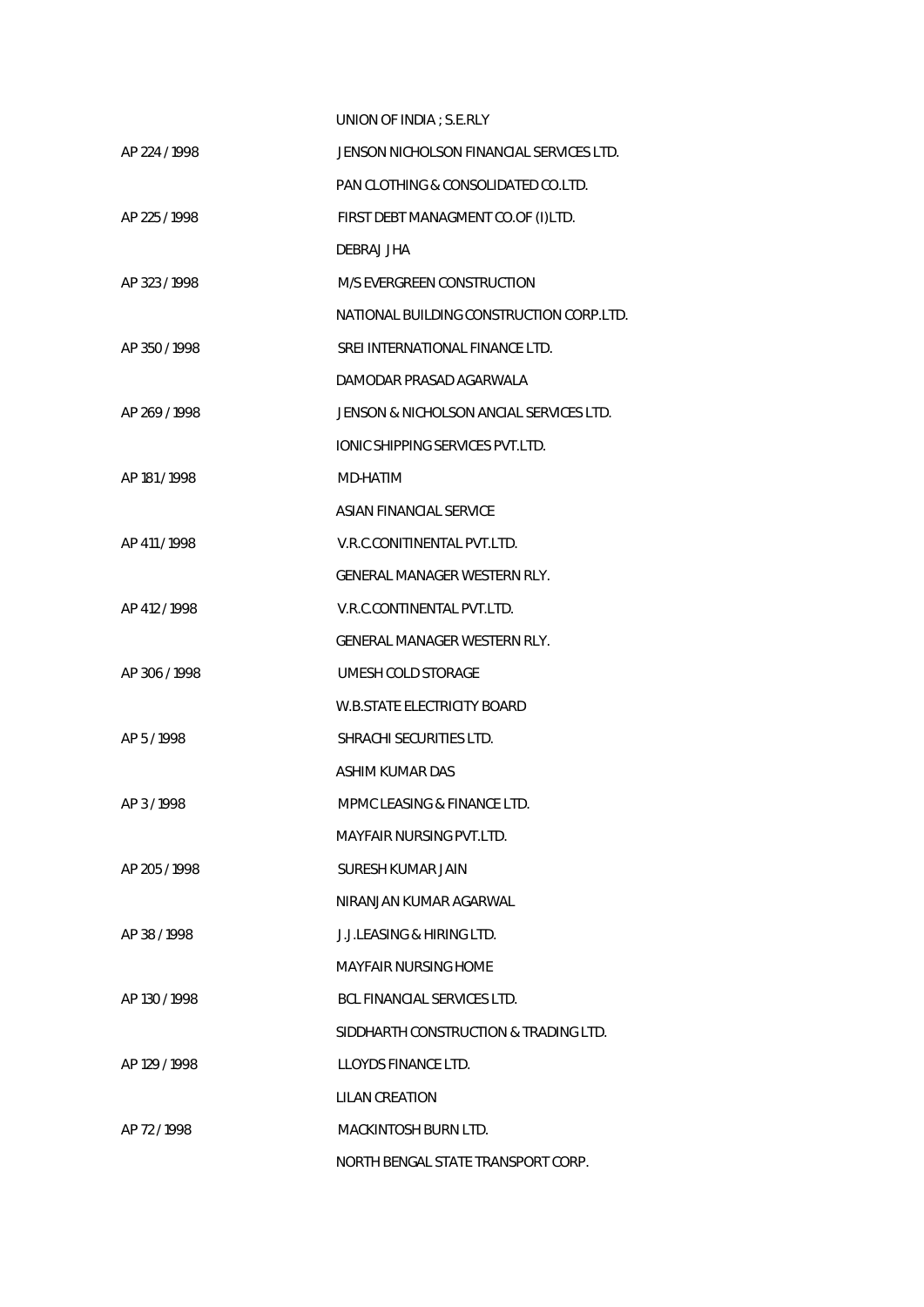| | |
|---|---|
| | UNION OF INDIA ; S.E.RLY |
| AP 224 / 1998 | JENSON NICHOLSON FINANCIAL SERVICES LTD. |
| | PAN CLOTHING & CONSOLIDATED CO.LTD. |
| AP 225 / 1998 | FIRST DEBT MANAGMENT CO.OF (I)LTD. |
| | DEBRAJ JHA |
| AP 323 / 1998 | M/S EVERGREEN CONSTRUCTION |
| | NATIONAL BUILDING CONSTRUCTION CORP.LTD. |
| AP 350 / 1998 | SREI INTERNATIONAL FINANCE LTD. |
| | DAMODAR PRASAD AGARWALA |
| AP 269 / 1998 | JENSON & NICHOLSON ANCIAL SERVICES LTD. |
| | IONIC SHIPPING SERVICES PVT.LTD. |
| AP 181 / 1998 | MD-HATIM |
| | ASIAN FINANCIAL SERVICE |
| AP 411 / 1998 | V.R.C.CONITINENTAL PVT.LTD. |
| | GENERAL MANAGER WESTERN RLY. |
| AP 412 / 1998 | V.R.C.CONTINENTAL PVT.LTD. |
| | GENERAL MANAGER WESTERN RLY. |
| AP 306 / 1998 | UMESH COLD STORAGE |
| | W.B.STATE ELECTRICITY BOARD |
| AP 5 / 1998 | SHRACHI SECURITIES LTD. |
| | ASHIM KUMAR DAS |
| AP 3 / 1998 | MPMC LEASING & FINANCE LTD. |
| | MAYFAIR NURSING PVT.LTD. |
| AP 205 / 1998 | SURESH KUMAR JAIN |
| | NIRANJAN KUMAR AGARWAL |
| AP 38 / 1998 | J.J.LEASING & HIRING LTD. |
| | MAYFAIR NURSING HOME |
| AP 130 / 1998 | BCL FINANCIAL SERVICES LTD. |
| | SIDDHARTH CONSTRUCTION & TRADING LTD. |
| AP 129 / 1998 | LLOYDS FINANCE LTD. |
| | LILAN CREATION |
| AP 72 / 1998 | MACKINTOSH BURN LTD. |
| | NORTH BENGAL STATE TRANSPORT CORP. |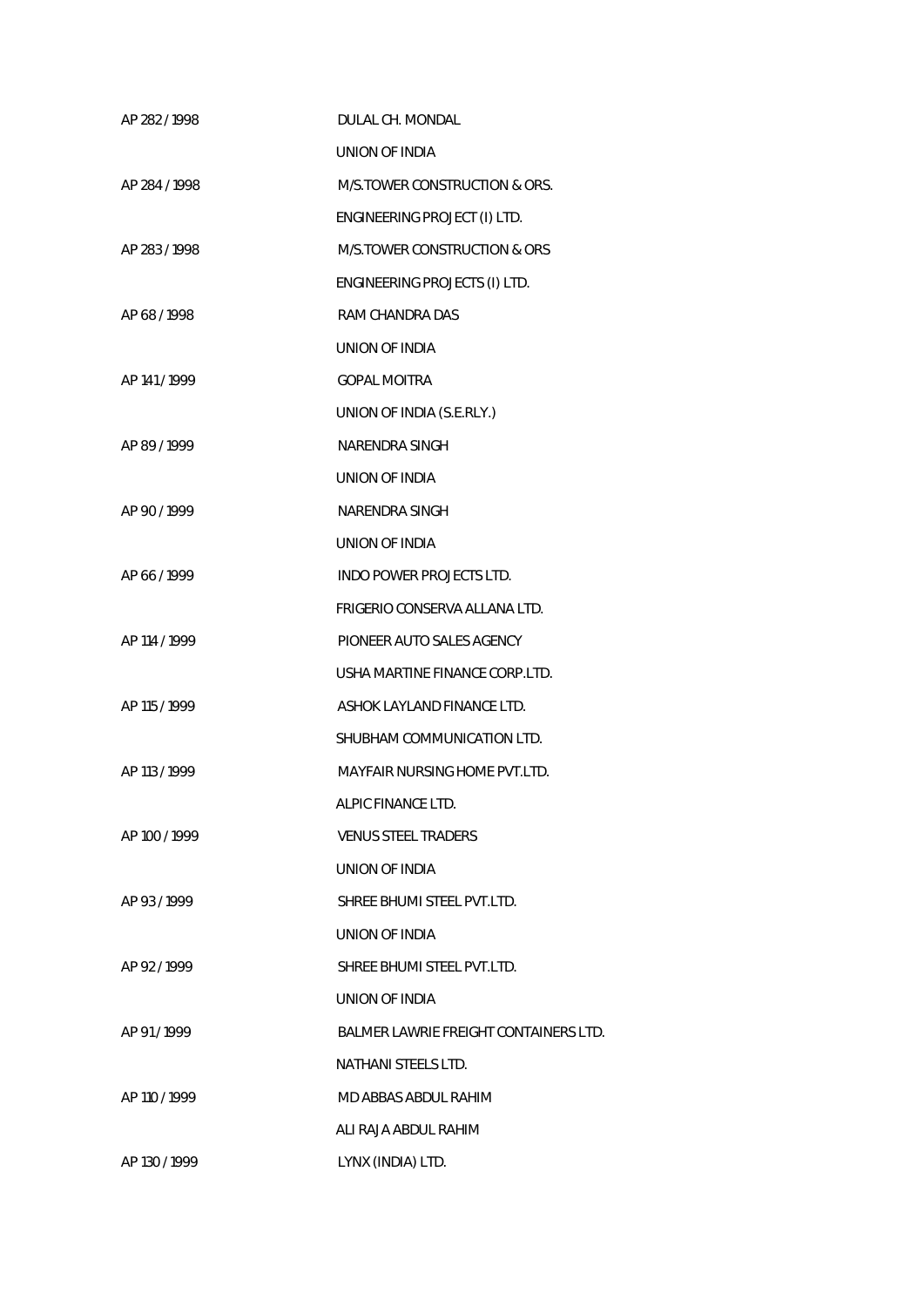AP 282 / 1998 DULAL CH. MONDAL

UNION OF INDIA

AP 284 / 1998 M/S.TOWER CONSTRUCTION & ORS.

ENGINEERING PROJECT (I) LTD.

AP 283 / 1998 M/S.TOWER CONSTRUCTION & ORS

ENGINEERING PROJECTS (I) LTD.

AP 68 / 1998 RAM CHANDRA DAS

UNION OF INDIA

AP 141 / 1999 GOPAL MOITRA

UNION OF INDIA (S.E.RLY.)

AP 89 / 1999 NARENDRA SINGH

UNION OF INDIA

AP 90 / 1999 NARENDRA SINGH

UNION OF INDIA

AP 66 / 1999 INDO POWER PROJECTS LTD.

FRIGERIO CONSERVA ALLANA LTD.

AP 114 / 1999 PIONEER AUTO SALES AGENCY

USHA MARTINE FINANCE CORP.LTD.

AP 115 / 1999 ASHOK LAYLAND FINANCE LTD.

SHUBHAM COMMUNICATION LTD.

AP 113 / 1999 MAYFAIR NURSING HOME PVT.LTD.

ALPIC FINANCE LTD.

AP 100 / 1999 VENUS STEEL TRADERS

UNION OF INDIA

AP 93 / 1999 SHREE BHUMI STEEL PVT.LTD.

UNION OF INDIA

AP 92 / 1999 SHREE BHUMI STEEL PVT.LTD.

UNION OF INDIA

AP 91 / 1999 BALMER LAWRIE FREIGHT CONTAINERS LTD.

NATHANI STEELS LTD.

AP 110 / 1999 MD ABBAS ABDUL RAHIM

ALI RAJA ABDUL RAHIM

AP 130 / 1999 LYNX (INDIA) LTD.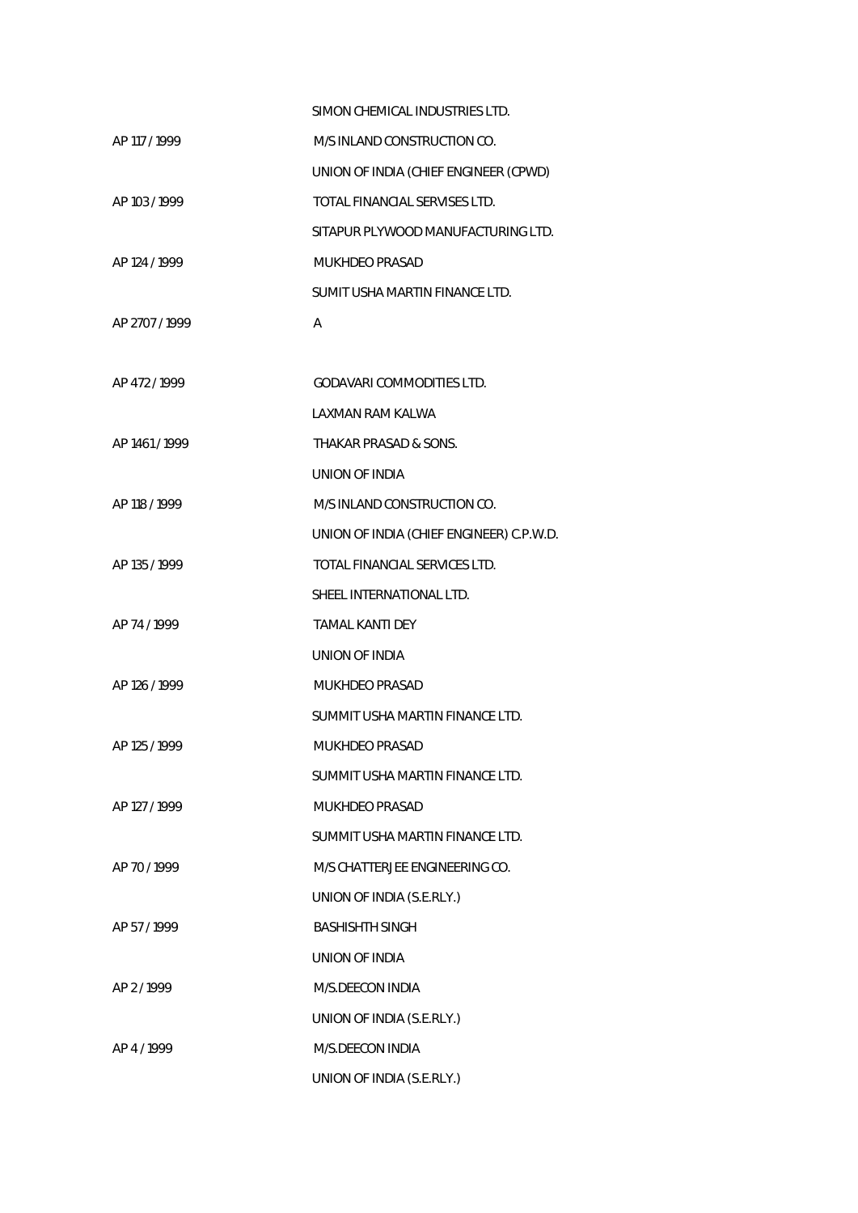| | |
|---|---|
| | SIMON CHEMICAL INDUSTRIES LTD. |
| AP 117 / 1999 | M/S INLAND CONSTRUCTION CO. |
| | UNION OF INDIA (CHIEF ENGINEER (CPWD) |
| AP 103 / 1999 | TOTAL FINANCIAL SERVISES LTD. |
| | SITAPUR PLYWOOD MANUFACTURING LTD. |
| AP 124 / 1999 | MUKHDEO PRASAD |
| | SUMIT USHA MARTIN FINANCE LTD. |
| AP 2707 / 1999 | A |
| | |
| AP 472 / 1999 | GODAVARI COMMODITIES LTD. |
| | LAXMAN RAM KALWA |
| AP 1461 / 1999 | THAKAR PRASAD & SONS. |
| | UNION OF INDIA |
| AP 118 / 1999 | M/S INLAND CONSTRUCTION CO. |
| | UNION OF INDIA (CHIEF ENGINEER) C.P.W.D. |
| AP 135 / 1999 | TOTAL FINANCIAL SERVICES LTD. |
| | SHEEL INTERNATIONAL LTD. |
| AP 74 / 1999 | TAMAL KANTI DEY |
| | UNION OF INDIA |
| AP 126 / 1999 | MUKHDEO PRASAD |
| | SUMMIT USHA MARTIN FINANCE LTD. |
| AP 125 / 1999 | MUKHDEO PRASAD |
| | SUMMIT USHA MARTIN FINANCE LTD. |
| AP 127 / 1999 | MUKHDEO PRASAD |
| | SUMMIT USHA MARTIN FINANCE LTD. |
| AP 70 / 1999 | M/S CHATTERJEE ENGINEERING CO. |
| | UNION OF INDIA (S.E.RLY.) |
| AP 57 / 1999 | BASHISHTH SINGH |
| | UNION OF INDIA |
| AP 2 / 1999 | M/S.DEECON INDIA |
| | UNION OF INDIA (S.E.RLY.) |
| AP 4 / 1999 | M/S.DEECON INDIA |
| | UNION OF INDIA (S.E.RLY.) |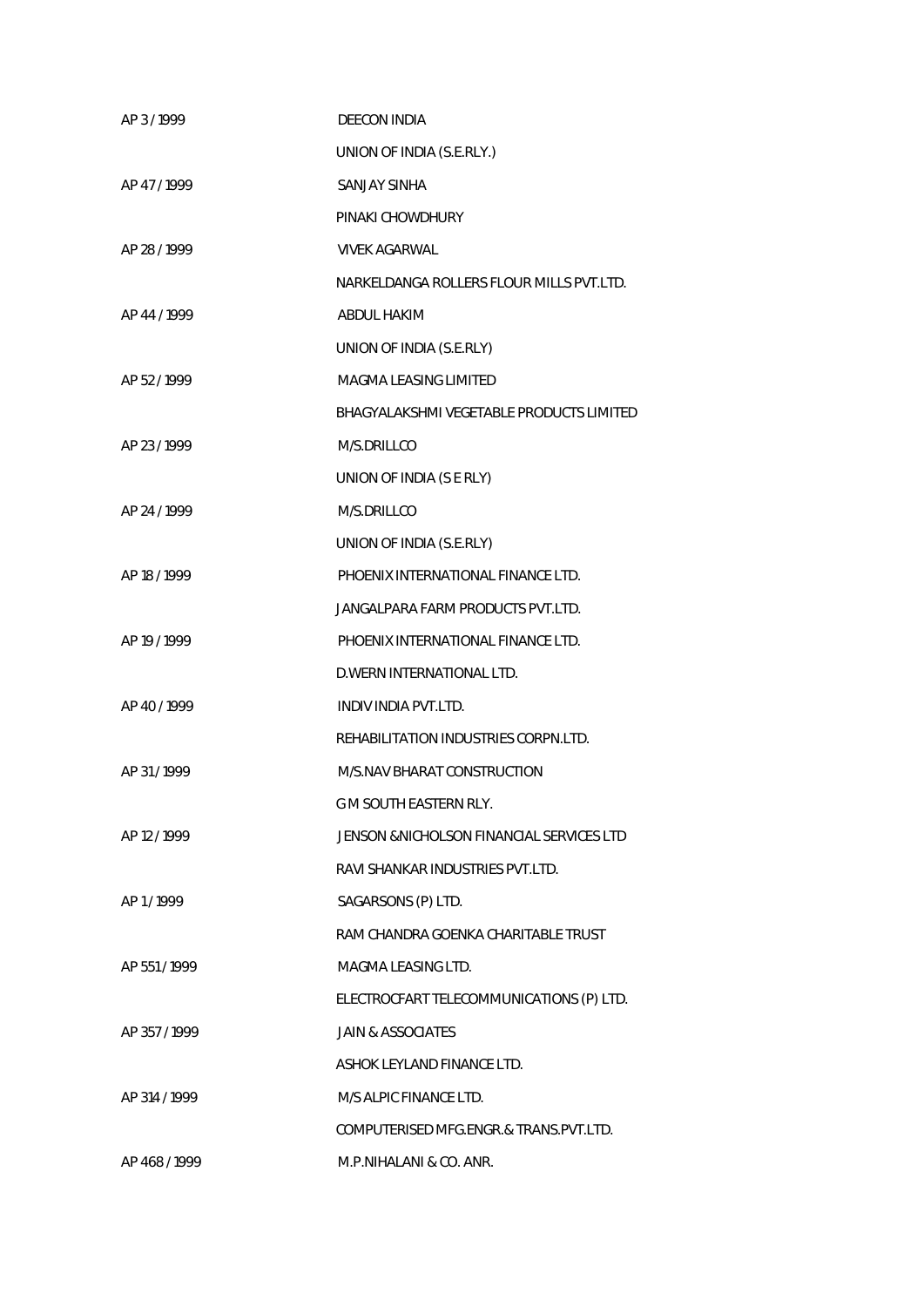AP 3 / 1999 DEECON INDIA

UNION OF INDIA (S.E.RLY.)

AP 47 / 1999 SANJAY SINHA

PINAKI CHOWDHURY

AP 28 / 1999 VIVEK AGARWAL

NARKELDANGA ROLLERS FLOUR MILLS PVT.LTD.

AP 44 / 1999 ABDUL HAKIM

UNION OF INDIA (S.E.RLY)

AP 52 / 1999 MAGMA LEASING LIMITED

BHAGYALAKSHMI VEGETABLE PRODUCTS LIMITED

AP 23 / 1999 M/S.DRILLCO

UNION OF INDIA (S E RLY)

AP 24 / 1999 M/S.DRILLCO

UNION OF INDIA (S.E.RLY)

AP 18 / 1999 PHOENIX INTERNATIONAL FINANCE LTD.

JANGALPARA FARM PRODUCTS PVT.LTD.

AP 19 / 1999 PHOENIX INTERNATIONAL FINANCE LTD.

D.WERN INTERNATIONAL LTD.

AP 40 / 1999 INDIV INDIA PVT.LTD.

REHABILITATION INDUSTRIES CORPN.LTD.

AP 31 / 1999 M/S.NAV BHARAT CONSTRUCTION

G M SOUTH EASTERN RLY.

AP 12 / 1999 JENSON &NICHOLSON FINANCIAL SERVICES LTD

RAVI SHANKAR INDUSTRIES PVT.LTD.

AP 1 / 1999 SAGARSONS (P) LTD.

RAM CHANDRA GOENKA CHARITABLE TRUST

AP 551 / 1999 MAGMA LEASING LTD.

ELECTROCFART TELECOMMUNICATIONS (P) LTD.

AP 357 / 1999 JAIN & ASSOCIATES

ASHOK LEYLAND FINANCE LTD.

AP 314 / 1999 M/S ALPIC FINANCE LTD.

COMPUTERISED MFG.ENGR.& TRANS.PVT.LTD.

AP 468 / 1999 M.P.NIHALANI & CO. ANR.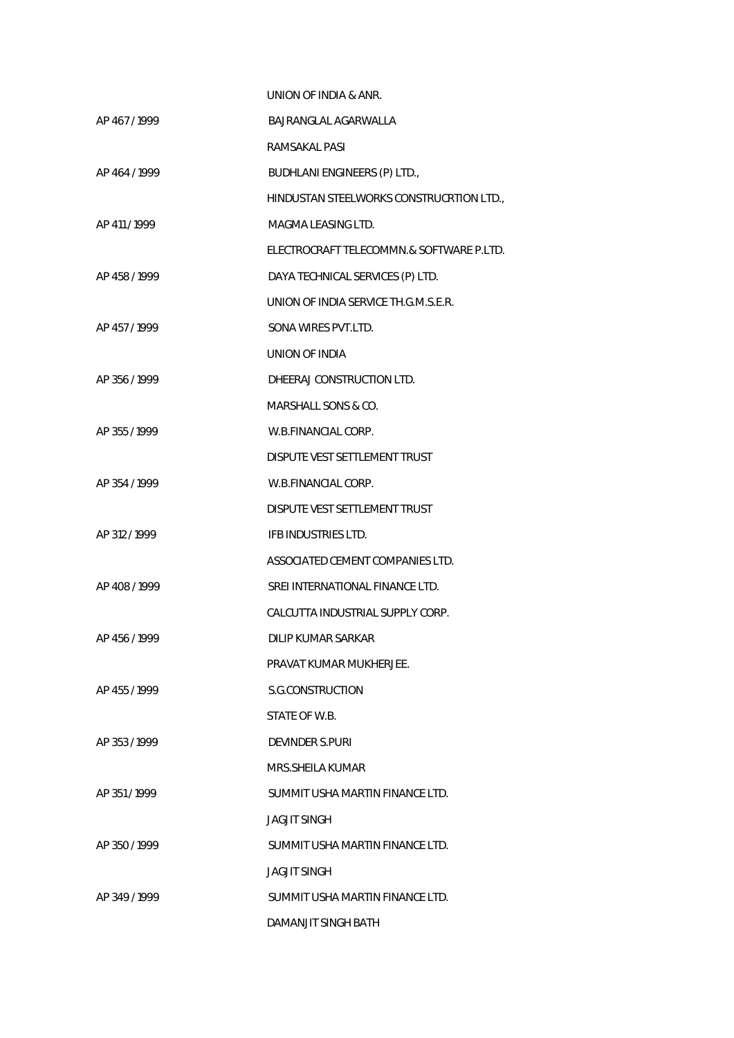UNION OF INDIA & ANR.

AP 467 / 1999 BAJRANGLAL AGARWALLA

RAMSAKAL PASI

AP 464 / 1999 BUDHLANI ENGINEERS (P) LTD.,

HINDUSTAN STEELWORKS CONSTRUCRTION LTD.,

AP 411 / 1999 MAGMA LEASING LTD.

ELECTROCRAFT TELECOMMN.& SOFTWARE P.LTD.

AP 458 / 1999 DAYA TECHNICAL SERVICES (P) LTD.

UNION OF INDIA SERVICE TH.G.M.S.E.R.

AP 457 / 1999 SONA WIRES PVT.LTD.

UNION OF INDIA

AP 356 / 1999 DHEERAJ CONSTRUCTION LTD.

MARSHALL SONS & CO.

AP 355 / 1999 W.B.FINANCIAL CORP.

DISPUTE VEST SETTLEMENT TRUST

AP 354 / 1999 W.B.FINANCIAL CORP.

DISPUTE VEST SETTLEMENT TRUST

AP 312 / 1999 IFB INDUSTRIES LTD.

ASSOCIATED CEMENT COMPANIES LTD.

AP 408 / 1999 SREI INTERNATIONAL FINANCE LTD.

CALCUTTA INDUSTRIAL SUPPLY CORP.

AP 456 / 1999 DILIP KUMAR SARKAR

PRAVAT KUMAR MUKHERJEE.

AP 455 / 1999 S.G.CONSTRUCTION

STATE OF W.B.

AP 353 / 1999 DEVINDER S.PURI

MRS.SHEILA KUMAR

AP 351 / 1999 SUMMIT USHA MARTIN FINANCE LTD.

JAGJIT SINGH

AP 350 / 1999 SUMMIT USHA MARTIN FINANCE LTD.

JAGJIT SINGH

AP 349 / 1999 SUMMIT USHA MARTIN FINANCE LTD.

DAMANJIT SINGH BATH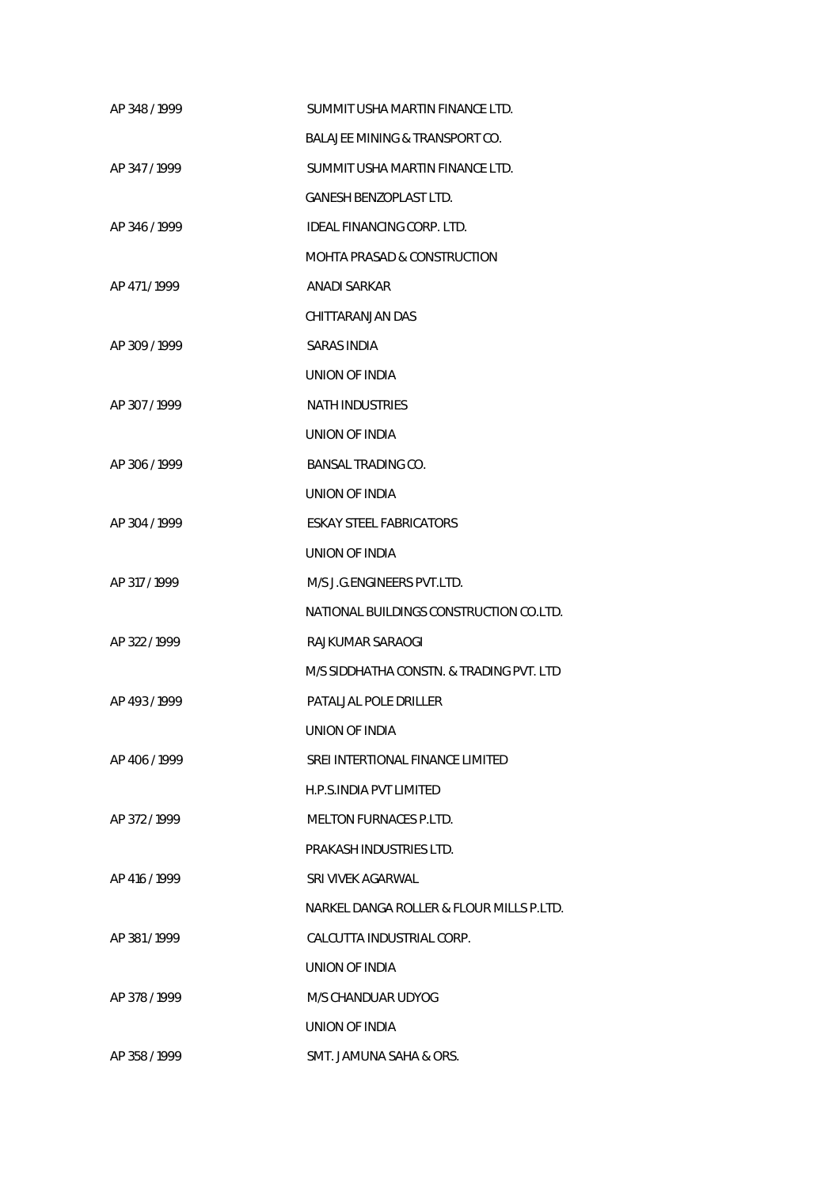AP 348 / 1999 SUMMIT USHA MARTIN FINANCE LTD.

BALAJEE MINING & TRANSPORT CO.

AP 347 / 1999 SUMMIT USHA MARTIN FINANCE LTD.

GANESH BENZOPLAST LTD.

AP 346 / 1999 IDEAL FINANCING CORP. LTD.

MOHTA PRASAD & CONSTRUCTION

AP 471 / 1999 ANADI SARKAR

CHITTARANJAN DAS

AP 309 / 1999 SARAS INDIA

UNION OF INDIA

AP 307 / 1999 NATH INDUSTRIES

UNION OF INDIA

AP 306 / 1999 BANSAL TRADING CO.

UNION OF INDIA

AP 304 / 1999 ESKAY STEEL FABRICATORS

UNION OF INDIA

AP 317 / 1999 M/S J.G.ENGINEERS PVT.LTD.

NATIONAL BUILDINGS CONSTRUCTION CO.LTD.

AP 322 / 1999 RAJKUMAR SARAOGI

M/S SIDDHATHA CONSTN. & TRADING PVT. LTD

AP 493 / 1999 PATALJAL POLE DRILLER

UNION OF INDIA

AP 406 / 1999 SREI INTERTIONAL FINANCE LIMITED

H.P.S.INDIA PVT LIMITED

AP 372 / 1999 MELTON FURNACES P.LTD.

PRAKASH INDUSTRIES LTD.

AP 416 / 1999 SRI VIVEK AGARWAL

NARKEL DANGA ROLLER & FLOUR MILLS P.LTD.

AP 381 / 1999 CALCUTTA INDUSTRIAL CORP.

UNION OF INDIA

AP 378 / 1999 M/S CHANDUAR UDYOG

UNION OF INDIA

AP 358 / 1999 SMT. JAMUNA SAHA & ORS.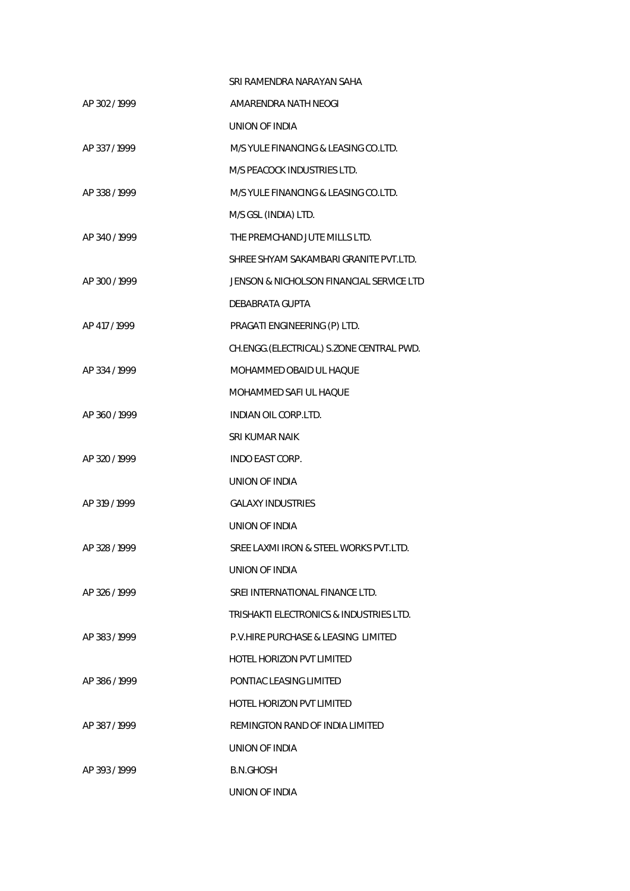| | |
|---|---|
| | SRI RAMENDRA NARAYAN SAHA |
| AP 302 / 1999 | AMARENDRA NATH NEOGI |
| | UNION OF INDIA |
| AP 337 / 1999 | M/S YULE FINANCING & LEASING CO.LTD. |
| | M/S PEACOCK INDUSTRIES LTD. |
| AP 338 / 1999 | M/S YULE FINANCING & LEASING CO.LTD. |
| | M/S GSL (INDIA) LTD. |
| AP 340 / 1999 | THE PREMCHAND JUTE MILLS LTD. |
| | SHREE SHYAM SAKAMBARI GRANITE PVT.LTD. |
| AP 300 / 1999 | JENSON & NICHOLSON FINANCIAL SERVICE LTD |
| | DEBABRATA GUPTA |
| AP 417 / 1999 | PRAGATI ENGINEERING (P) LTD. |
| | CH.ENGG.(ELECTRICAL) S.ZONE CENTRAL PWD. |
| AP 334 / 1999 | MOHAMMED OBAID UL HAQUE |
| | MOHAMMED SAFI UL HAQUE |
| AP 360 / 1999 | INDIAN OIL CORP.LTD. |
| | SRI KUMAR NAIK |
| AP 320 / 1999 | INDO EAST CORP. |
| | UNION OF INDIA |
| AP 319 / 1999 | GALAXY INDUSTRIES |
| | UNION OF INDIA |
| AP 328 / 1999 | SREE LAXMI IRON & STEEL WORKS PVT.LTD. |
| | UNION OF INDIA |
| AP 326 / 1999 | SREI INTERNATIONAL FINANCE LTD. |
| | TRISHAKTI ELECTRONICS & INDUSTRIES LTD. |
| AP 383 / 1999 | P.V.HIRE PURCHASE & LEASING LIMITED |
| | HOTEL HORIZON PVT LIMITED |
| AP 386 / 1999 | PONTIAC LEASING LIMITED |
| | HOTEL HORIZON PVT LIMITED |
| AP 387 / 1999 | REMINGTON RAND OF INDIA LIMITED |
| | UNION OF INDIA |
| AP 393 / 1999 | B.N.GHOSH |
| | UNION OF INDIA |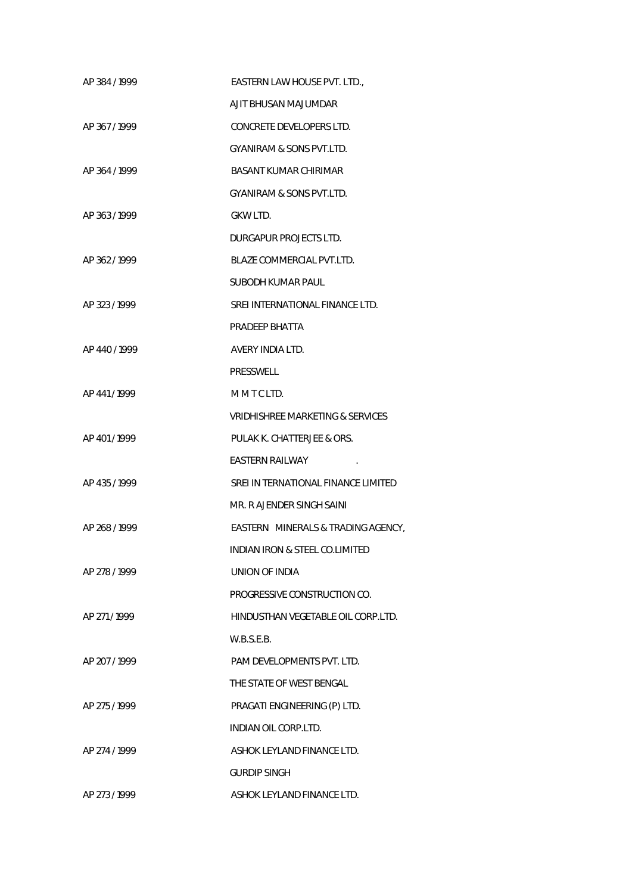| | |
|---|---|
| AP 384 / 1999 | EASTERN LAW HOUSE PVT. LTD., |
| | AJIT BHUSAN MAJUMDAR |
| AP 367 / 1999 | CONCRETE DEVELOPERS LTD. |
| | GYANIRAM & SONS PVT.LTD. |
| AP 364 / 1999 | BASANT KUMAR CHIRIMAR |
| | GYANIRAM & SONS PVT.LTD. |
| AP 363 / 1999 | GKW LTD. |
| | DURGAPUR PROJECTS LTD. |
| AP 362 / 1999 | BLAZE COMMERCIAL PVT.LTD. |
| | SUBODH KUMAR PAUL |
| AP 323 / 1999 | SREI INTERNATIONAL FINANCE LTD. |
| | PRADEEP BHATTA |
| AP 440 / 1999 | AVERY INDIA LTD. |
| | PRESSWELL |
| AP 441 / 1999 | M M T C LTD. |
| | VRIDHISHREE MARKETING & SERVICES |
| AP 401 / 1999 | PULAK K. CHATTERJEE & ORS. |
| | EASTERN RAILWAY . |
| AP 435 / 1999 | SREI IN TERNATIONAL FINANCE LIMITED |
| | MR. R AJENDER SINGH SAINI |
| AP 268 / 1999 | EASTERN MINERALS & TRADING AGENCY, |
| | INDIAN IRON & STEEL CO.LIMITED |
| AP 278 / 1999 | UNION OF INDIA |
| | PROGRESSIVE CONSTRUCTION CO. |
| AP 271 / 1999 | HINDUSTHAN VEGETABLE OIL CORP.LTD. |
| | W.B.S.E.B. |
| AP 207 / 1999 | PAM DEVELOPMENTS PVT. LTD. |
| | THE STATE OF WEST BENGAL |
| AP 275 / 1999 | PRAGATI ENGINEERING (P) LTD. |
| | INDIAN OIL CORP.LTD. |
| AP 274 / 1999 | ASHOK LEYLAND FINANCE LTD. |
| | GURDIP SINGH |
| AP 273 / 1999 | ASHOK LEYLAND FINANCE LTD. |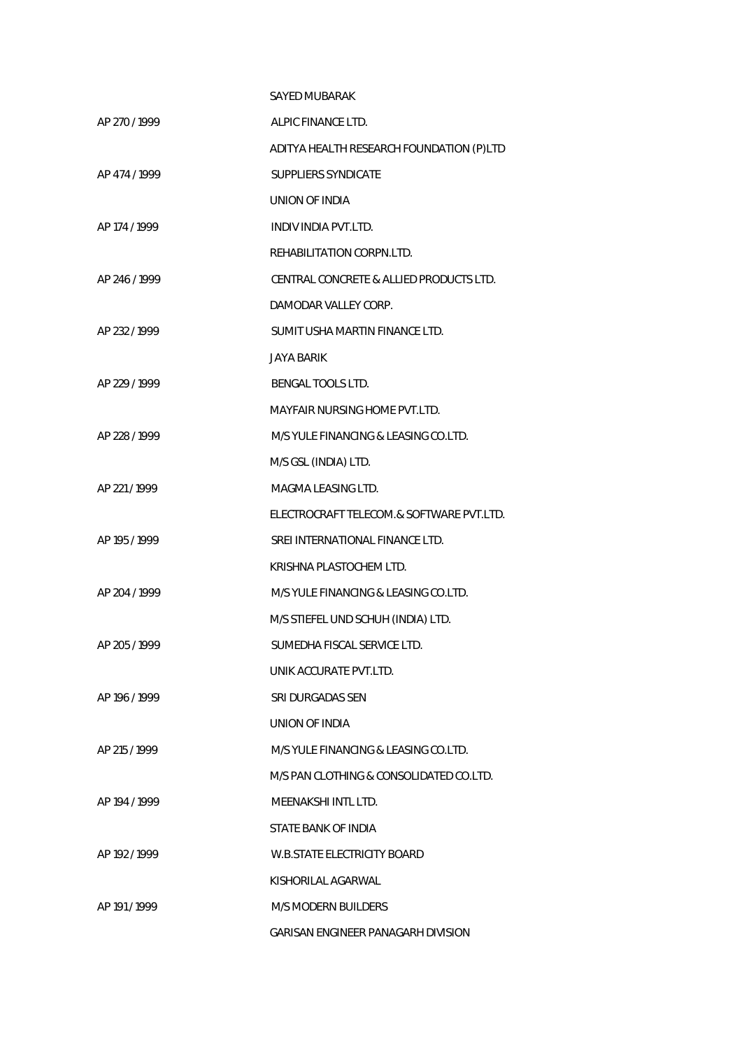| | |
|---|---|
| | SAYED MUBARAK |
| AP 270 / 1999 | ALPIC FINANCE LTD. |
| | ADITYA HEALTH RESEARCH FOUNDATION (P)LTD |
| AP 474 / 1999 | SUPPLIERS SYNDICATE |
| | UNION OF INDIA |
| AP 174 / 1999 | INDIV INDIA PVT.LTD. |
| | REHABILITATION CORPN.LTD. |
| AP 246 / 1999 | CENTRAL CONCRETE & ALLIED PRODUCTS LTD. |
| | DAMODAR VALLEY CORP. |
| AP 232 / 1999 | SUMIT USHA MARTIN FINANCE LTD. |
| | JAYA BARIK |
| AP 229 / 1999 | BENGAL TOOLS LTD. |
| | MAYFAIR NURSING HOME PVT.LTD. |
| AP 228 / 1999 | M/S YULE FINANCING & LEASING CO.LTD. |
| | M/S GSL (INDIA) LTD. |
| AP 221 / 1999 | MAGMA LEASING LTD. |
| | ELECTROCRAFT TELECOM.& SOFTWARE PVT.LTD. |
| AP 195 / 1999 | SREI INTERNATIONAL FINANCE LTD. |
| | KRISHNA PLASTOCHEM LTD. |
| AP 204 / 1999 | M/S YULE FINANCING & LEASING CO.LTD. |
| | M/S STIEFEL UND SCHUH (INDIA) LTD. |
| AP 205 / 1999 | SUMEDHA FISCAL SERVICE LTD. |
| | UNIK ACCURATE PVT.LTD. |
| AP 196 / 1999 | SRI DURGADAS SEN |
| | UNION OF INDIA |
| AP 215 / 1999 | M/S YULE FINANCING & LEASING CO.LTD. |
| | M/S PAN CLOTHING & CONSOLIDATED CO.LTD. |
| AP 194 / 1999 | MEENAKSHI INTL LTD. |
| | STATE BANK OF INDIA |
| AP 192 / 1999 | W.B.STATE ELECTRICITY BOARD |
| | KISHORILAL AGARWAL |
| AP 191 / 1999 | M/S MODERN BUILDERS |
| | GARISAN ENGINEER PANAGARH DIVISION |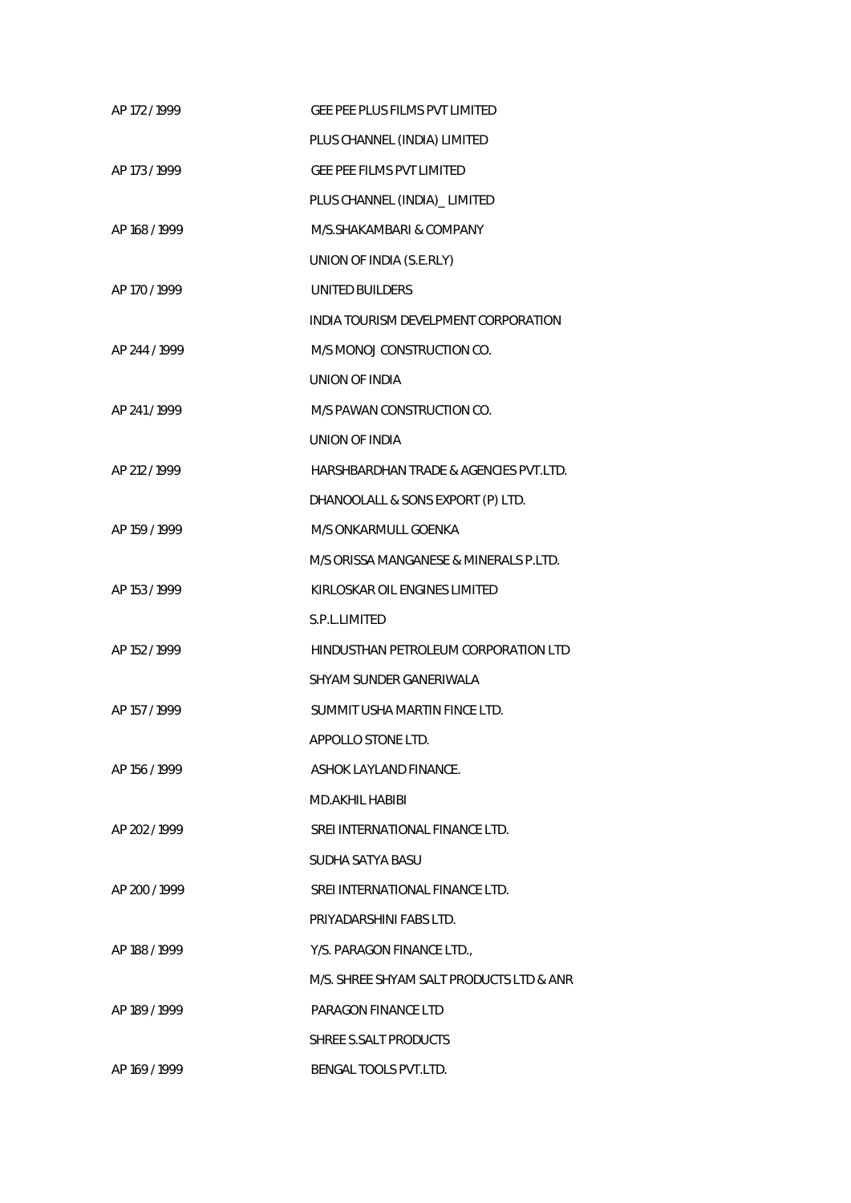| | |
|---|---|
| AP 172 / 1999 | GEE PEE PLUS FILMS PVT LIMITED |
| | PLUS CHANNEL (INDIA) LIMITED |
| AP 173 / 1999 | GEE PEE FILMS PVT LIMITED |
| | PLUS CHANNEL (INDIA)_ LIMITED |
| AP 168 / 1999 | M/S.SHAKAMBARI & COMPANY |
| | UNION OF INDIA (S.E.RLY) |
| AP 170 / 1999 | UNITED BUILDERS |
| | INDIA TOURISM DEVELPMENT CORPORATION |
| AP 244 / 1999 | M/S MONOJ CONSTRUCTION CO. |
| | UNION OF INDIA |
| AP 241 / 1999 | M/S PAWAN CONSTRUCTION CO. |
| | UNION OF INDIA |
| AP 212 / 1999 | HARSHBARDHAN TRADE & AGENCIES PVT.LTD. |
| | DHANOOLALL & SONS EXPORT (P) LTD. |
| AP 159 / 1999 | M/S ONKARMULL GOENKA |
| | M/S ORISSA MANGANESE & MINERALS P.LTD. |
| AP 153 / 1999 | KIRLOSKAR OIL ENGINES LIMITED |
| | S.P.L.LIMITED |
| AP 152 / 1999 | HINDUSTHAN PETROLEUM CORPORATION LTD |
| | SHYAM SUNDER GANERIWALA |
| AP 157 / 1999 | SUMMIT USHA MARTIN FINCE LTD. |
| | APPOLLO STONE LTD. |
| AP 156 / 1999 | ASHOK LAYLAND FINANCE. |
| | MD.AKHIL HABIBI |
| AP 202 / 1999 | SREI INTERNATIONAL FINANCE LTD. |
| | SUDHA SATYA BASU |
| AP 200 / 1999 | SREI INTERNATIONAL FINANCE LTD. |
| | PRIYADARSHINI FABS LTD. |
| AP 188 / 1999 | Y/S. PARAGON FINANCE LTD., |
| | M/S. SHREE SHYAM SALT PRODUCTS LTD & ANR |
| AP 189 / 1999 | PARAGON FINANCE LTD |
| | SHREE S.SALT PRODUCTS |
| AP 169 / 1999 | BENGAL TOOLS PVT.LTD. |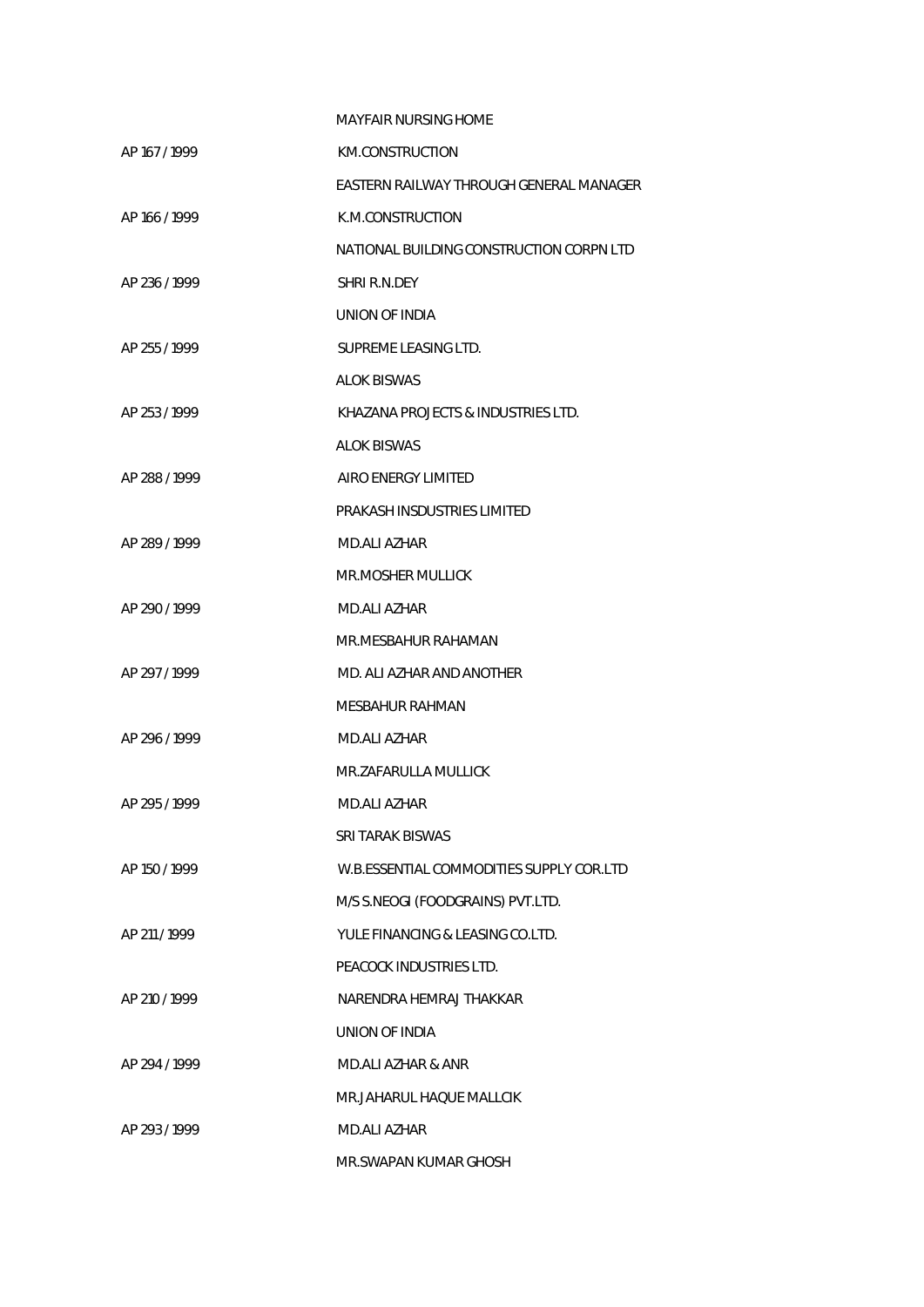MAYFAIR NURSING HOME

AP 167 / 1999 KM.CONSTRUCTION

EASTERN RAILWAY THROUGH GENERAL MANAGER

AP 166 / 1999 K.M.CONSTRUCTION

NATIONAL BUILDING CONSTRUCTION CORPN LTD

AP 236 / 1999 SHRI R.N.DEY

UNION OF INDIA

AP 255 / 1999 SUPREME LEASING LTD.

ALOK BISWAS

AP 253 / 1999 KHAZANA PROJECTS & INDUSTRIES LTD.

ALOK BISWAS

AP 288 / 1999 AIRO ENERGY LIMITED

PRAKASH INSDUSTRIES LIMITED

AP 289 / 1999 MD.ALI AZHAR

MR.MOSHER MULLICK

AP 290 / 1999 MD.ALI AZHAR

MR.MESBAHUR RAHAMAN

AP 297 / 1999 MD. ALI AZHAR AND ANOTHER

MESBAHUR RAHMAN

AP 296 / 1999 MD.ALI AZHAR

MR.ZAFARULLA MULLICK

AP 295 / 1999 MD.ALI AZHAR

SRI TARAK BISWAS

AP 150 / 1999 W.B.ESSENTIAL COMMODITIES SUPPLY COR.LTD

M/S S.NEOGI (FOODGRAINS) PVT.LTD.

AP 211 / 1999 YULE FINANCING & LEASING CO.LTD.

PEACOCK INDUSTRIES LTD.

AP 210 / 1999 NARENDRA HEMRAJ THAKKAR

UNION OF INDIA

AP 294 / 1999 MD.ALI AZHAR & ANR

MR.JAHARUL HAQUE MALLCIK

AP 293 / 1999 MD.ALI AZHAR

MR.SWAPAN KUMAR GHOSH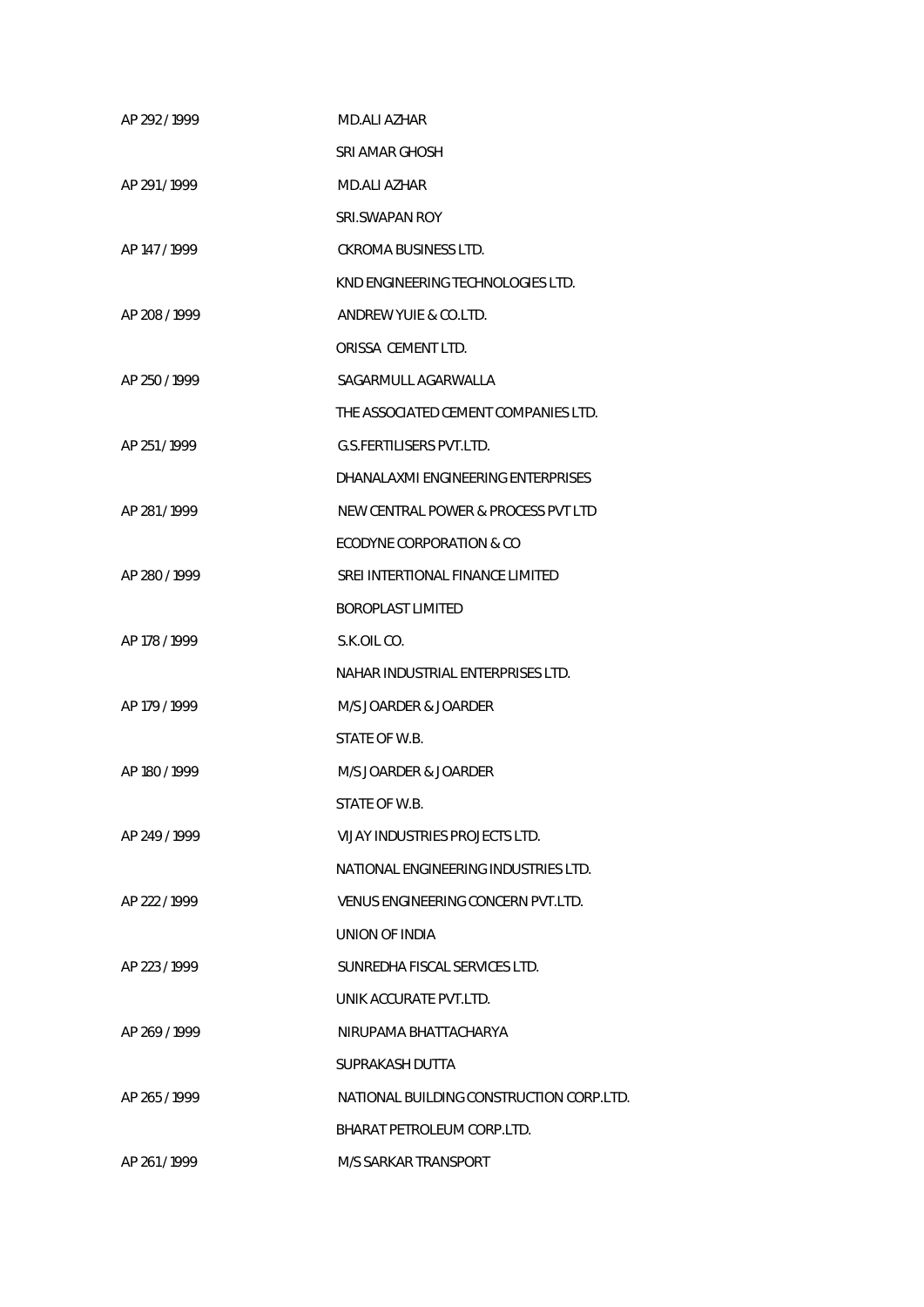| | |
|---|---|
| AP 292 / 1999 | MD.ALI AZHAR |
| | SRI AMAR GHOSH |
| AP 291 / 1999 | MD.ALI AZHAR |
| | SRI.SWAPAN ROY |
| AP 147 / 1999 | CKROMA BUSINESS LTD. |
| | KND ENGINEERING TECHNOLOGIES LTD. |
| AP 208 / 1999 | ANDREW YUIE & CO.LTD. |
| | ORISSA CEMENT LTD. |
| AP 250 / 1999 | SAGARMULL AGARWALLA |
| | THE ASSOCIATED CEMENT COMPANIES LTD. |
| AP 251 / 1999 | G.S.FERTILISERS PVT.LTD. |
| | DHANALAXMI ENGINEERING ENTERPRISES |
| AP 281 / 1999 | NEW CENTRAL POWER & PROCESS PVT LTD |
| | ECODYNE CORPORATION & CO |
| AP 280 / 1999 | SREI INTERTIONAL FINANCE LIMITED |
| | BOROPLAST LIMITED |
| AP 178 / 1999 | S.K.OIL CO. |
| | NAHAR INDUSTRIAL ENTERPRISES LTD. |
| AP 179 / 1999 | M/S JOARDER & JOARDER |
| | STATE OF W.B. |
| AP 180 / 1999 | M/S JOARDER & JOARDER |
| | STATE OF W.B. |
| AP 249 / 1999 | VIJAY INDUSTRIES PROJECTS LTD. |
| | NATIONAL ENGINEERING INDUSTRIES LTD. |
| AP 222 / 1999 | VENUS ENGINEERING CONCERN PVT.LTD. |
| | UNION OF INDIA |
| AP 223 / 1999 | SUNREDHA FISCAL SERVICES LTD. |
| | UNIK ACCURATE PVT.LTD. |
| AP 269 / 1999 | NIRUPAMA BHATTACHARYA |
| | SUPRAKASH DUTTA |
| AP 265 / 1999 | NATIONAL BUILDING CONSTRUCTION CORP.LTD. |
| | BHARAT PETROLEUM CORP.LTD. |
| AP 261 / 1999 | M/S SARKAR TRANSPORT |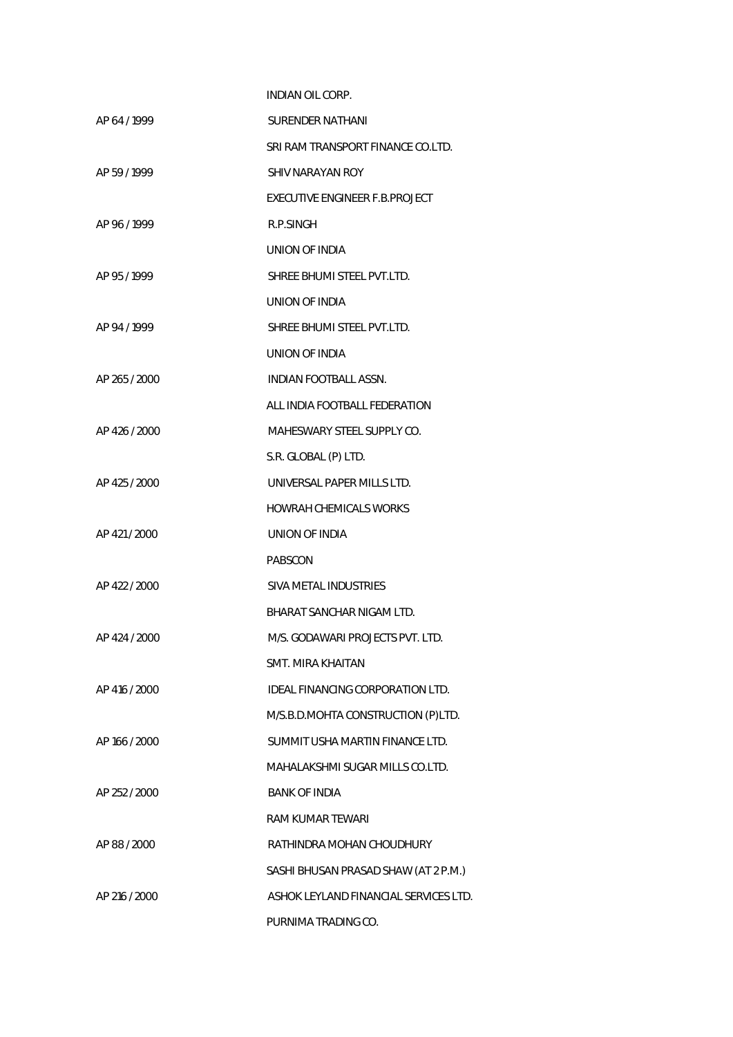INDIAN OIL CORP.

AP 64 / 1999 SURENDER NATHANI

SRI RAM TRANSPORT FINANCE CO.LTD.

AP 59 / 1999 SHIV NARAYAN ROY

EXECUTIVE ENGINEER F.B.PROJECT

AP 96 / 1999 R.P.SINGH

UNION OF INDIA

AP 95 / 1999 SHREE BHUMI STEEL PVT.LTD.

UNION OF INDIA

AP 94 / 1999 SHREE BHUMI STEEL PVT.LTD.

UNION OF INDIA

AP 265 / 2000 INDIAN FOOTBALL ASSN.

ALL INDIA FOOTBALL FEDERATION

AP 426 / 2000 MAHESWARY STEEL SUPPLY CO.

S.R. GLOBAL (P) LTD.

AP 425 / 2000 UNIVERSAL PAPER MILLS LTD.

HOWRAH CHEMICALS WORKS

AP 421 / 2000 UNION OF INDIA

PABSCON

AP 422 / 2000 SIVA METAL INDUSTRIES

BHARAT SANCHAR NIGAM LTD.

AP 424 / 2000 M/S. GODAWARI PROJECTS PVT. LTD.

SMT. MIRA KHAITAN

AP 416 / 2000 IDEAL FINANCING CORPORATION LTD.

M/S.B.D.MOHTA CONSTRUCTION (P)LTD.

AP 166 / 2000 SUMMIT USHA MARTIN FINANCE LTD.

MAHALAKSHMI SUGAR MILLS CO.LTD.

AP 252 / 2000 BANK OF INDIA

RAM KUMAR TEWARI

AP 88 / 2000 RATHINDRA MOHAN CHOUDHURY

SASHI BHUSAN PRASAD SHAW (AT 2 P.M.)

AP 216 / 2000 ASHOK LEYLAND FINANCIAL SERVICES LTD.

PURNIMA TRADING CO.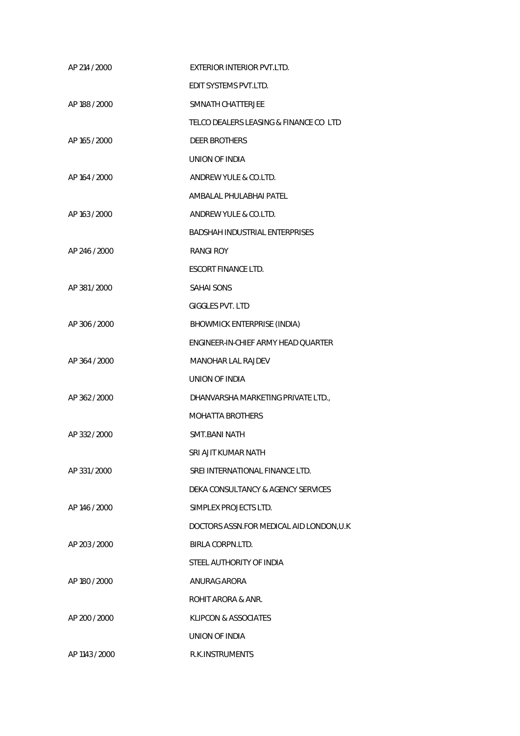| | |
|---|---|
| AP 214 / 2000 | EXTERIOR INTERIOR PVT.LTD. |
| | EDIT SYSTEMS PVT.LTD. |
| AP 188 / 2000 | SMNATH CHATTERJEE |
| | TELCO DEALERS LEASING & FINANCE CO LTD |
| AP 165 / 2000 | DEER BROTHERS |
| | UNION OF INDIA |
| AP 164 / 2000 | ANDREW YULE & CO.LTD. |
| | AMBALAL PHULABHAI PATEL |
| AP 163 / 2000 | ANDREW YULE & CO.LTD. |
| | BADSHAH INDUSTRIAL ENTERPRISES |
| AP 246 / 2000 | RANGI ROY |
| | ESCORT FINANCE LTD. |
| AP 381 / 2000 | SAHAI SONS |
| | GIGGLES PVT. LTD |
| AP 306 / 2000 | BHOWMICK ENTERPRISE (INDIA) |
| | ENGINEER-IN-CHIEF ARMY HEAD QUARTER |
| AP 364 / 2000 | MANOHAR LAL RAJDEV |
| | UNION OF INDIA |
| AP 362 / 2000 | DHANVARSHA MARKETING PRIVATE LTD., |
| | MOHATTA BROTHERS |
| AP 332 / 2000 | SMT.BANI NATH |
| | SRI AJIT KUMAR NATH |
| AP 331 / 2000 | SREI INTERNATIONAL FINANCE LTD. |
| | DEKA CONSULTANCY & AGENCY SERVICES |
| AP 146 / 2000 | SIMPLEX PROJECTS LTD. |
| | DOCTORS ASSN.FOR MEDICAL AID LONDON,U.K |
| AP 203 / 2000 | BIRLA CORPN.LTD. |
| | STEEL AUTHORITY OF INDIA |
| AP 180 / 2000 | ANURAG ARORA |
| | ROHIT ARORA & ANR. |
| AP 200 / 2000 | KLIPCON & ASSOCIATES |
| | UNION OF INDIA |
| AP 1143 / 2000 | R.K.INSTRUMENTS |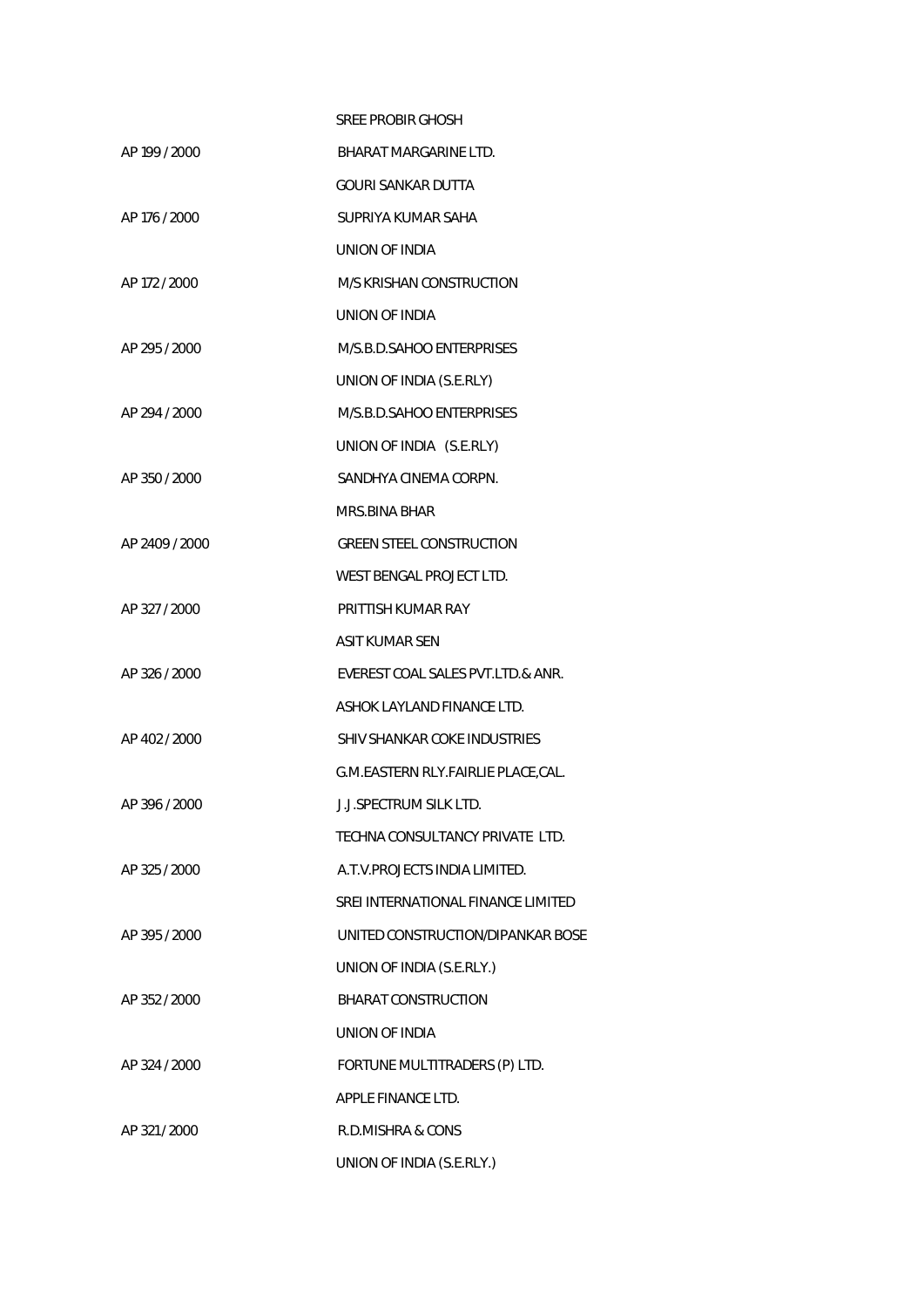SREE PROBIR GHOSH

AP 199 / 2000 BHARAT MARGARINE LTD.

GOURI SANKAR DUTTA

AP 176 / 2000 SUPRIYA KUMAR SAHA

UNION OF INDIA

AP 172 / 2000 M/S KRISHAN CONSTRUCTION

UNION OF INDIA

AP 295 / 2000 M/S.B.D.SAHOO ENTERPRISES

UNION OF INDIA (S.E.RLY)

AP 294 / 2000 M/S.B.D.SAHOO ENTERPRISES

UNION OF INDIA (S.E.RLY)

AP 350 / 2000 SANDHYA CINEMA CORPN.

MRS.BINA BHAR

AP 2409 / 2000 GREEN STEEL CONSTRUCTION

WEST BENGAL PROJECT LTD.

AP 327 / 2000 PRITTISH KUMAR RAY

ASIT KUMAR SEN

AP 326 / 2000 EVEREST COAL SALES PVT.LTD.& ANR.

ASHOK LAYLAND FINANCE LTD.

AP 402 / 2000 SHIV SHANKAR COKE INDUSTRIES

G.M.EASTERN RLY.FAIRLIE PLACE,CAL.

AP 396 / 2000 J.J.SPECTRUM SILK LTD.

TECHNA CONSULTANCY PRIVATE LTD.

AP 325 / 2000 A.T.V.PROJECTS INDIA LIMITED.

SREI INTERNATIONAL FINANCE LIMITED

AP 395 / 2000 UNITED CONSTRUCTION/DIPANKAR BOSE

UNION OF INDIA (S.E.RLY.)

AP 352 / 2000 BHARAT CONSTRUCTION

UNION OF INDIA

AP 324 / 2000 FORTUNE MULTITRADERS (P) LTD.

APPLE FINANCE LTD.

AP 321 / 2000 R.D.MISHRA & CONS

UNION OF INDIA (S.E.RLY.)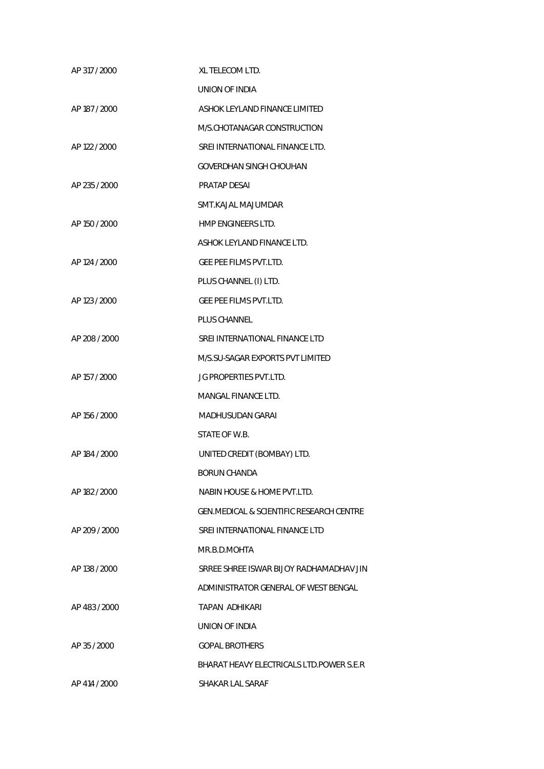| | |
|---|---|
| AP 317 / 2000 | XL TELECOM LTD. |
| | UNION OF INDIA |
| AP 187 / 2000 | ASHOK LEYLAND FINANCE LIMITED |
| | M/S.CHOTANAGAR CONSTRUCTION |
| AP 122 / 2000 | SREI INTERNATIONAL FINANCE LTD. |
| | GOVERDHAN SINGH CHOUHAN |
| AP 235 / 2000 | PRATAP DESAI |
| | SMT.KAJAL MAJUMDAR |
| AP 150 / 2000 | HMP ENGINEERS LTD. |
| | ASHOK LEYLAND FINANCE LTD. |
| AP 124 / 2000 | GEE PEE FILMS PVT.LTD. |
| | PLUS CHANNEL (I) LTD. |
| AP 123 / 2000 | GEE PEE FILMS PVT.LTD. |
| | PLUS CHANNEL |
| AP 208 / 2000 | SREI INTERNATIONAL FINANCE LTD |
| | M/S.SU-SAGAR EXPORTS PVT LIMITED |
| AP 157 / 2000 | JG PROPERTIES PVT.LTD. |
| | MANGAL FINANCE LTD. |
| AP 156 / 2000 | MADHUSUDAN GARAI |
| | STATE OF W.B. |
| AP 184 / 2000 | UNITED CREDIT (BOMBAY) LTD. |
| | BORUN CHANDA |
| AP 182 / 2000 | NABIN HOUSE & HOME PVT.LTD. |
| | GEN.MEDICAL & SCIENTIFIC RESEARCH CENTRE |
| AP 209 / 2000 | SREI INTERNATIONAL FINANCE LTD |
| | MR.B.D.MOHTA |
| AP 138 / 2000 | SRREE SHREE ISWAR BIJOY RADHAMADHAV JIN |
| | ADMINISTRATOR GENERAL OF WEST BENGAL |
| AP 483 / 2000 | TAPAN ADHIKARI |
| | UNION OF INDIA |
| AP 35 / 2000 | GOPAL BROTHERS |
| | BHARAT HEAVY ELECTRICALS LTD.POWER S.E.R |
| AP 414 / 2000 | SHAKAR LAL SARAF |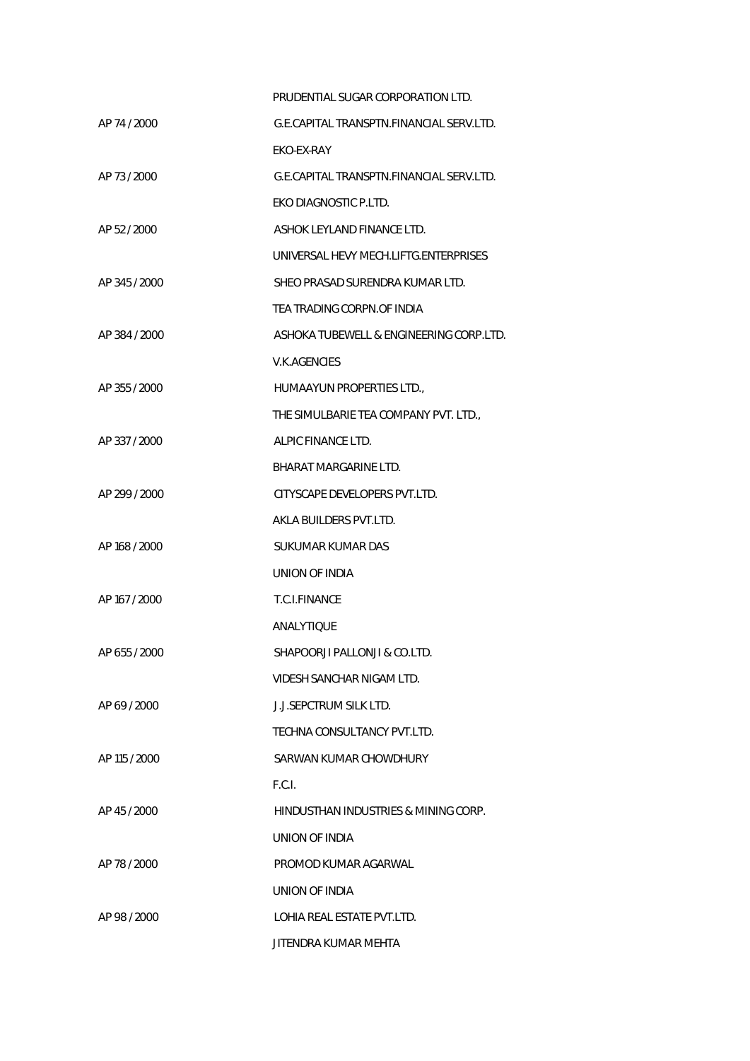PRUDENTIAL SUGAR CORPORATION LTD.

| | |
|---|---|
| AP 74 / 2000 | G.E.CAPITAL TRANSPTN.FINANCIAL SERV.LTD. |
| | EKO-EX-RAY |
| AP 73 / 2000 | G.E.CAPITAL TRANSPTN.FINANCIAL SERV.LTD. |
| | EKO DIAGNOSTIC P.LTD. |
| AP 52 / 2000 | ASHOK LEYLAND FINANCE LTD. |
| | UNIVERSAL HEVY MECH.LIFTG.ENTERPRISES |
| AP 345 / 2000 | SHEO PRASAD SURENDRA KUMAR LTD. |
| | TEA TRADING CORPN.OF INDIA |
| AP 384 / 2000 | ASHOKA TUBEWELL & ENGINEERING CORP.LTD. |
| | V.K.AGENCIES |
| AP 355 / 2000 | HUMAAYUN PROPERTIES LTD., |
| | THE SIMULBARIE TEA COMPANY PVT. LTD., |
| AP 337 / 2000 | ALPIC FINANCE LTD. |
| | BHARAT MARGARINE LTD. |
| AP 299 / 2000 | CITYSCAPE DEVELOPERS PVT.LTD. |
| | AKLA BUILDERS PVT.LTD. |
| AP 168 / 2000 | SUKUMAR KUMAR DAS |
| | UNION OF INDIA |
| AP 167 / 2000 | T.C.I.FINANCE |
| | ANALYTIQUE |
| AP 655 / 2000 | SHAPOORJI PALLONJI & CO.LTD. |
| | VIDESH SANCHAR NIGAM LTD. |
| AP 69 / 2000 | J.J.SEPCTRUM SILK LTD. |
| | TECHNA CONSULTANCY PVT.LTD. |
| AP 115 / 2000 | SARWAN KUMAR CHOWDHURY |
| | F.C.I. |
| AP 45 / 2000 | HINDUSTHAN INDUSTRIES & MINING CORP. |
| | UNION OF INDIA |
| AP 78 / 2000 | PROMOD KUMAR AGARWAL |
| | UNION OF INDIA |
| AP 98 / 2000 | LOHIA REAL ESTATE PVT.LTD. |
| | JITENDRA KUMAR MEHTA |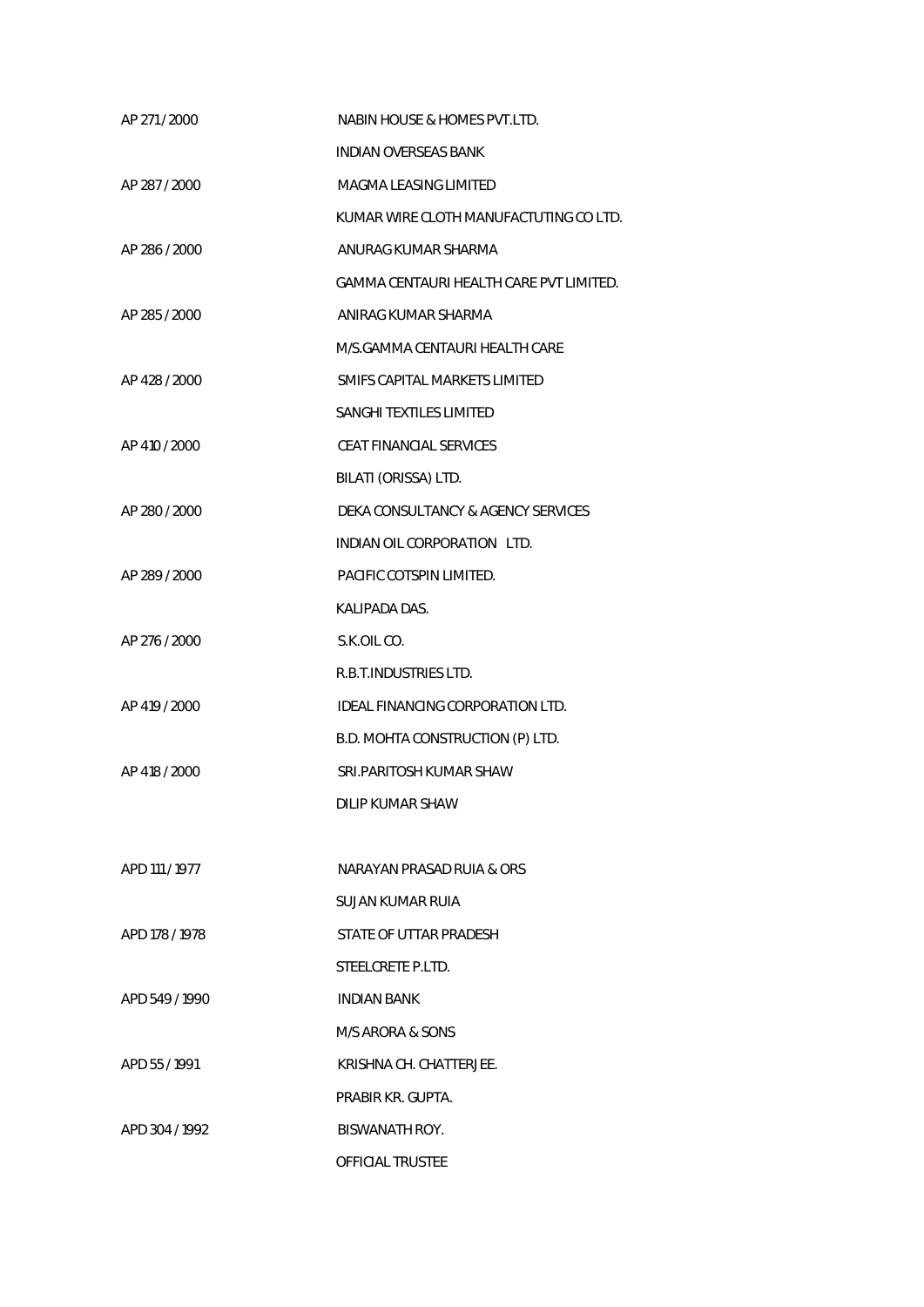| | |
|---|---|
| AP 271 / 2000 | NABIN HOUSE & HOMES PVT.LTD. |
| | INDIAN OVERSEAS BANK |
| AP 287 / 2000 | MAGMA LEASING LIMITED |
| | KUMAR WIRE CLOTH MANUFACTUTING CO LTD. |
| AP 286 / 2000 | ANURAG KUMAR SHARMA |
| | GAMMA CENTAURI HEALTH CARE PVT LIMITED. |
| AP 285 / 2000 | ANIRAG KUMAR SHARMA |
| | M/S.GAMMA CENTAURI HEALTH CARE |
| AP 428 / 2000 | SMIFS CAPITAL MARKETS LIMITED |
| | SANGHI TEXTILES LIMITED |
| AP 410 / 2000 | CEAT FINANCIAL SERVICES |
| | BILATI (ORISSA) LTD. |
| AP 280 / 2000 | DEKA CONSULTANCY & AGENCY SERVICES |
| | INDIAN OIL CORPORATION LTD. |
| AP 289 / 2000 | PACIFIC COTSPIN LIMITED. |
| | KALIPADA DAS. |
| AP 276 / 2000 | S.K.OIL CO. |
| | R.B.T.INDUSTRIES LTD. |
| AP 419 / 2000 | IDEAL FINANCING CORPORATION LTD. |
| | B.D. MOHTA CONSTRUCTION (P) LTD. |
| AP 418 / 2000 | SRI.PARITOSH KUMAR SHAW |
| | DILIP KUMAR SHAW |
| | |
| APD 111 / 1977 | NARAYAN PRASAD RUIA & ORS |
| | SUJAN KUMAR RUIA |
| APD 178 / 1978 | STATE OF UTTAR PRADESH |
| | STEELCRETE P.LTD. |
| APD 549 / 1990 | INDIAN BANK |
| | M/S ARORA & SONS |
| APD 55 / 1991 | KRISHNA CH. CHATTERJEE. |
| | PRABIR KR. GUPTA. |
| APD 304 / 1992 | BISWANATH ROY. |
| | OFFICIAL TRUSTEE |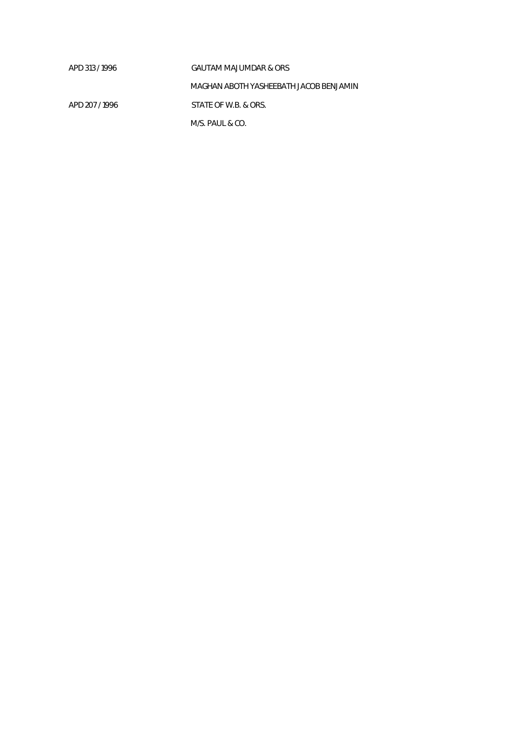| | |
|---|---|
| APD 313 / 1996 | GAUTAM MAJUMDAR & ORS |
| | MAGHAN ABOTH YASHEEBATH JACOB BENJAMIN |
| APD 207 / 1996 | STATE OF W.B. & ORS. |
| | M/S. PAUL & CO. |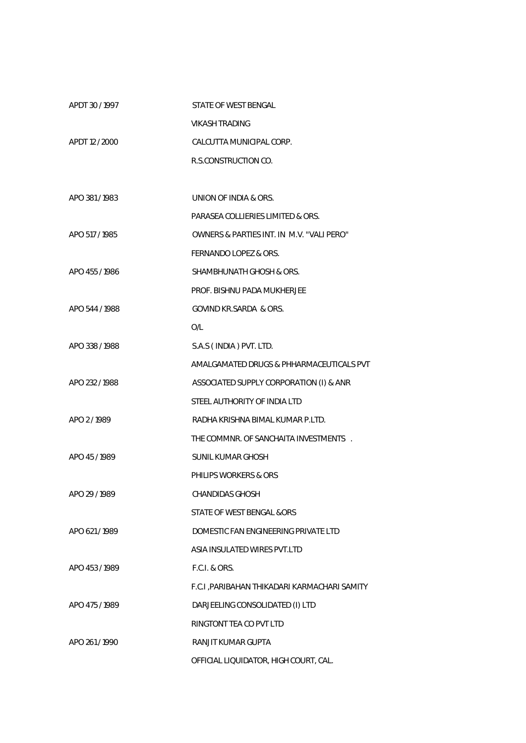| | |
|---|---|
| APDT 30 / 1997 | STATE OF WEST BENGAL |
| | VIKASH TRADING |
| APDT 12 / 2000 | CALCUTTA MUNICIPAL CORP. |
| | R.S.CONSTRUCTION CO. |
| | |
| APO 381 / 1983 | UNION OF INDIA & ORS. |
| | PARASEA COLLIERIES LIMITED & ORS. |
| APO 517 / 1985 | OWNERS & PARTIES INT. IN M.V. "VALI PERO" |
| | FERNANDO LOPEZ & ORS. |
| APO 455 / 1986 | SHAMBHUNATH GHOSH & ORS. |
| | PROF. BISHNU PADA MUKHERJEE |
| APO 544 / 1988 | GOVIND KR.SARDA & ORS. |
| | O/L |
| APO 338 / 1988 | S.A.S ( INDIA ) PVT. LTD. |
| | AMALGAMATED DRUGS & PHHARMACEUTICALS PVT |
| APO 232 / 1988 | ASSOCIATED SUPPLY CORPORATION (I) & ANR |
| | STEEL AUTHORITY OF INDIA LTD |
| APO 2 / 1989 | RADHA KRISHNA BIMAL KUMAR P.LTD. |
| | THE COMMNR. OF SANCHAITA INVESTMENTS . |
| APO 45 / 1989 | SUNIL KUMAR GHOSH |
| | PHILIPS WORKERS & ORS |
| APO 29 / 1989 | CHANDIDAS GHOSH |
| | STATE OF WEST BENGAL &ORS |
| APO 621 / 1989 | DOMESTIC FAN ENGINEERING PRIVATE LTD |
| | ASIA INSULATED WIRES PVT.LTD |
| APO 453 / 1989 | F.C.I. & ORS. |
| | F.C.I ,PARIBAHAN THIKADARI KARMACHARI SAMITY |
| APO 475 / 1989 | DARJEELING CONSOLIDATED (I) LTD |
| | RINGTONT TEA CO PVT LTD |
| APO 261 / 1990 | RANJIT KUMAR GUPTA |
| | OFFICIAL LIQUIDATOR, HIGH COURT, CAL. |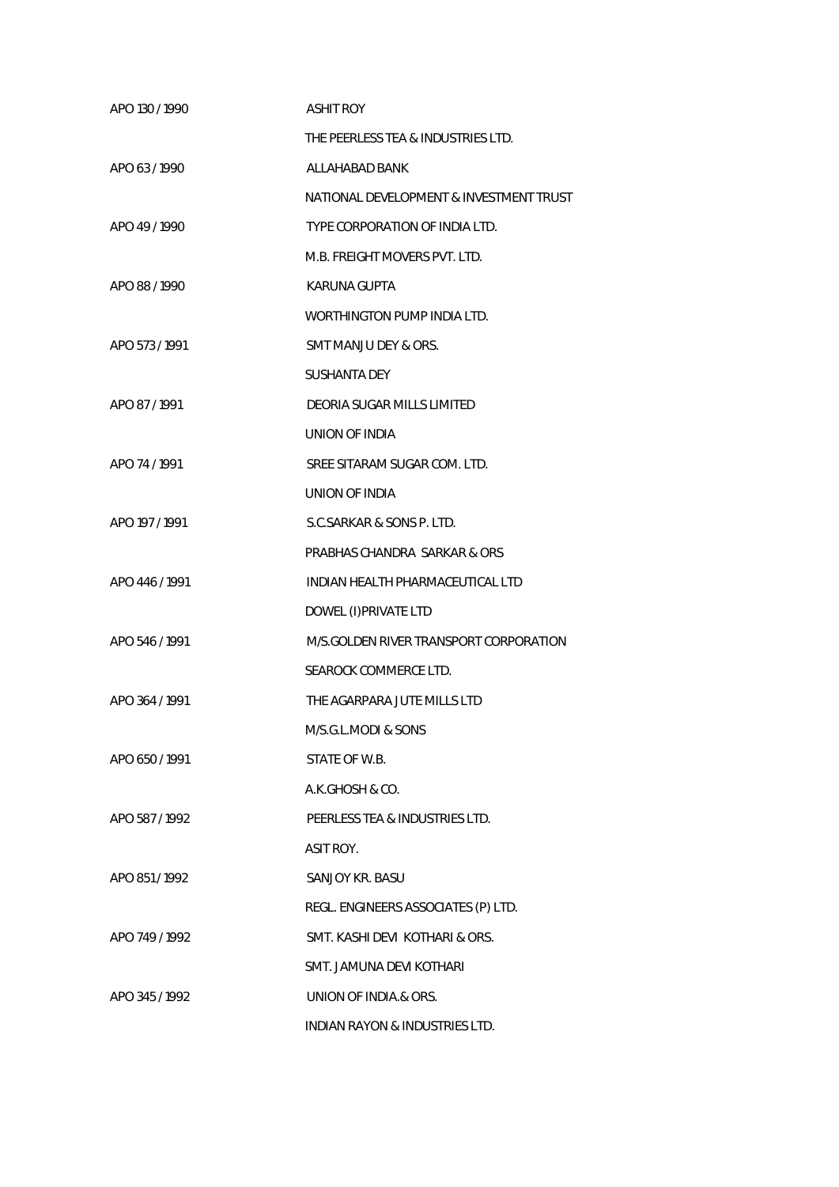APO 130 / 1990 ASHIT ROY

THE PEERLESS TEA & INDUSTRIES LTD.

APO 63 / 1990 ALLAHABAD BANK

NATIONAL DEVELOPMENT & INVESTMENT TRUST

APO 49 / 1990 TYPE CORPORATION OF INDIA LTD.

M.B. FREIGHT MOVERS PVT. LTD.

APO 88 / 1990 KARUNA GUPTA

WORTHINGTON PUMP INDIA LTD.

APO 573 / 1991 SMT MANJU DEY & ORS.

SUSHANTA DEY

APO 87 / 1991 DEORIA SUGAR MILLS LIMITED

UNION OF INDIA

APO 74 / 1991 SREE SITARAM SUGAR COM. LTD.

UNION OF INDIA

APO 197 / 1991 S.C.SARKAR & SONS P. LTD.

PRABHAS CHANDRA SARKAR & ORS

APO 446 / 1991 INDIAN HEALTH PHARMACEUTICAL LTD

DOWEL (I)PRIVATE LTD

APO 546 / 1991 M/S.GOLDEN RIVER TRANSPORT CORPORATION

SEAROCK COMMERCE LTD.

APO 364 / 1991 THE AGARPARA JUTE MILLS LTD

M/S.G.L.MODI & SONS

APO 650 / 1991 STATE OF W.B.

A.K.GHOSH & CO.

APO 587 / 1992 PEERLESS TEA & INDUSTRIES LTD.

ASIT ROY.

APO 851 / 1992 SANJOY KR. BASU

REGL. ENGINEERS ASSOCIATES (P) LTD.

APO 749 / 1992 SMT. KASHI DEVI KOTHARI & ORS.

SMT. JAMUNA DEVI KOTHARI

APO 345 / 1992 UNION OF INDIA.& ORS.

INDIAN RAYON & INDUSTRIES LTD.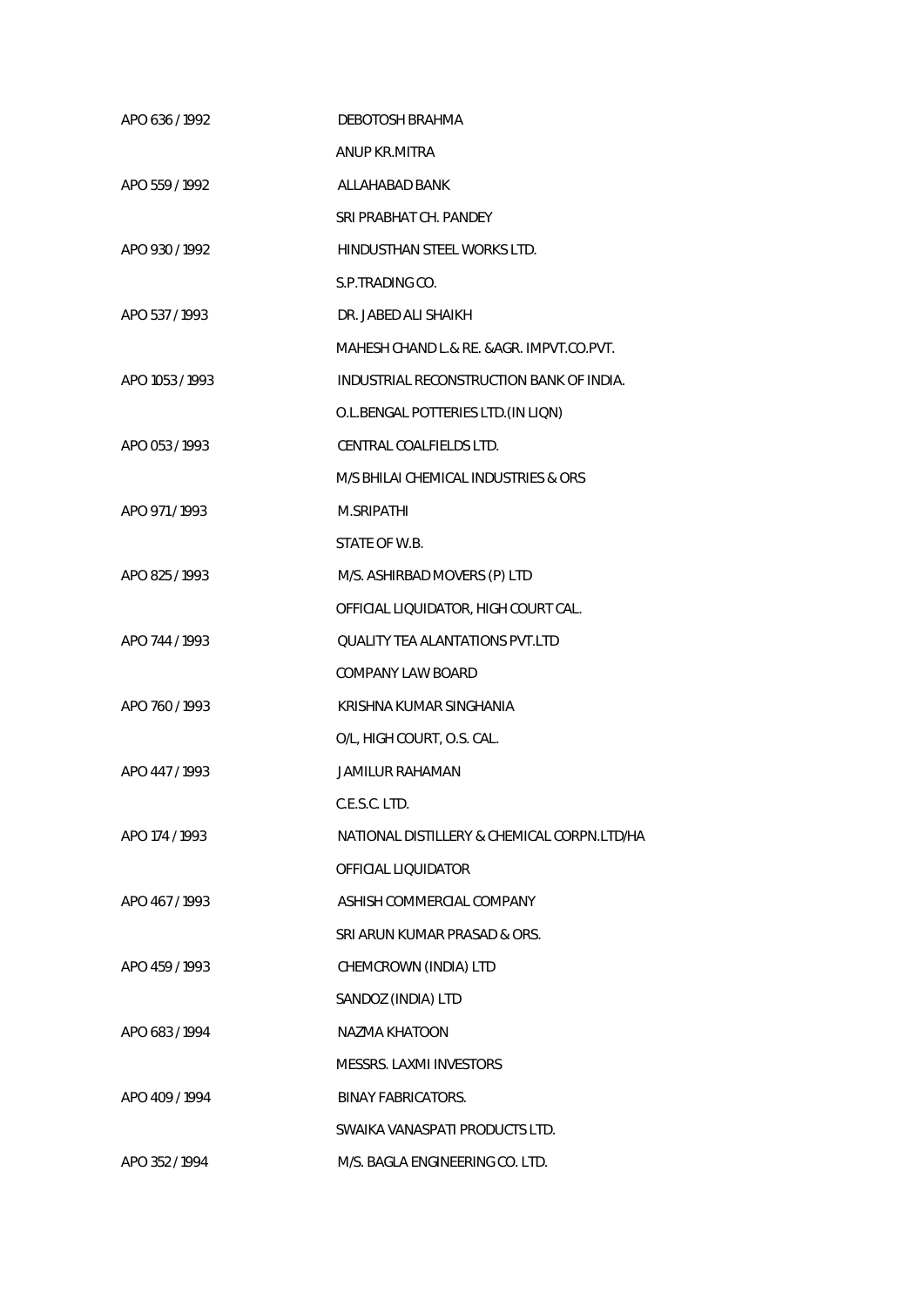| | |
|---|---|
| APO 636 / 1992 | DEBOTOSH BRAHMA |
| | ANUP KR.MITRA |
| APO 559 / 1992 | ALLAHABAD BANK |
| | SRI PRABHAT CH. PANDEY |
| APO 930 / 1992 | HINDUSTHAN STEEL WORKS LTD. |
| | S.P.TRADING CO. |
| APO 537 / 1993 | DR. JABED ALI SHAIKH |
| | MAHESH CHAND L.& RE. &AGR. IMPVT.CO.PVT. |
| APO 1053 / 1993 | INDUSTRIAL RECONSTRUCTION BANK OF INDIA. |
| | O.L.BENGAL POTTERIES LTD.(IN LIQN) |
| APO 053 / 1993 | CENTRAL COALFIELDS LTD. |
| | M/S BHILAI CHEMICAL INDUSTRIES & ORS |
| APO 971 / 1993 | M.SRIPATHI |
| | STATE OF W.B. |
| APO 825 / 1993 | M/S. ASHIRBAD MOVERS (P) LTD |
| | OFFICIAL LIQUIDATOR, HIGH COURT CAL. |
| APO 744 / 1993 | QUALITY TEA ALANTATIONS PVT.LTD |
| | COMPANY LAW BOARD |
| APO 760 / 1993 | KRISHNA KUMAR SINGHANIA |
| | O/L, HIGH COURT, O.S. CAL. |
| APO 447 / 1993 | JAMILUR RAHAMAN |
| | C.E.S.C. LTD. |
| APO 174 / 1993 | NATIONAL DISTILLERY & CHEMICAL CORPN.LTD/HA |
| | OFFICIAL LIQUIDATOR |
| APO 467 / 1993 | ASHISH COMMERCIAL COMPANY |
| | SRI ARUN KUMAR PRASAD & ORS. |
| APO 459 / 1993 | CHEMCROWN (INDIA) LTD |
| | SANDOZ (INDIA) LTD |
| APO 683 / 1994 | NAZMA KHATOON |
| | MESSRS. LAXMI INVESTORS |
| APO 409 / 1994 | BINAY FABRICATORS. |
| | SWAIKA VANASPATI PRODUCTS LTD. |
| APO 352 / 1994 | M/S. BAGLA ENGINEERING CO. LTD. |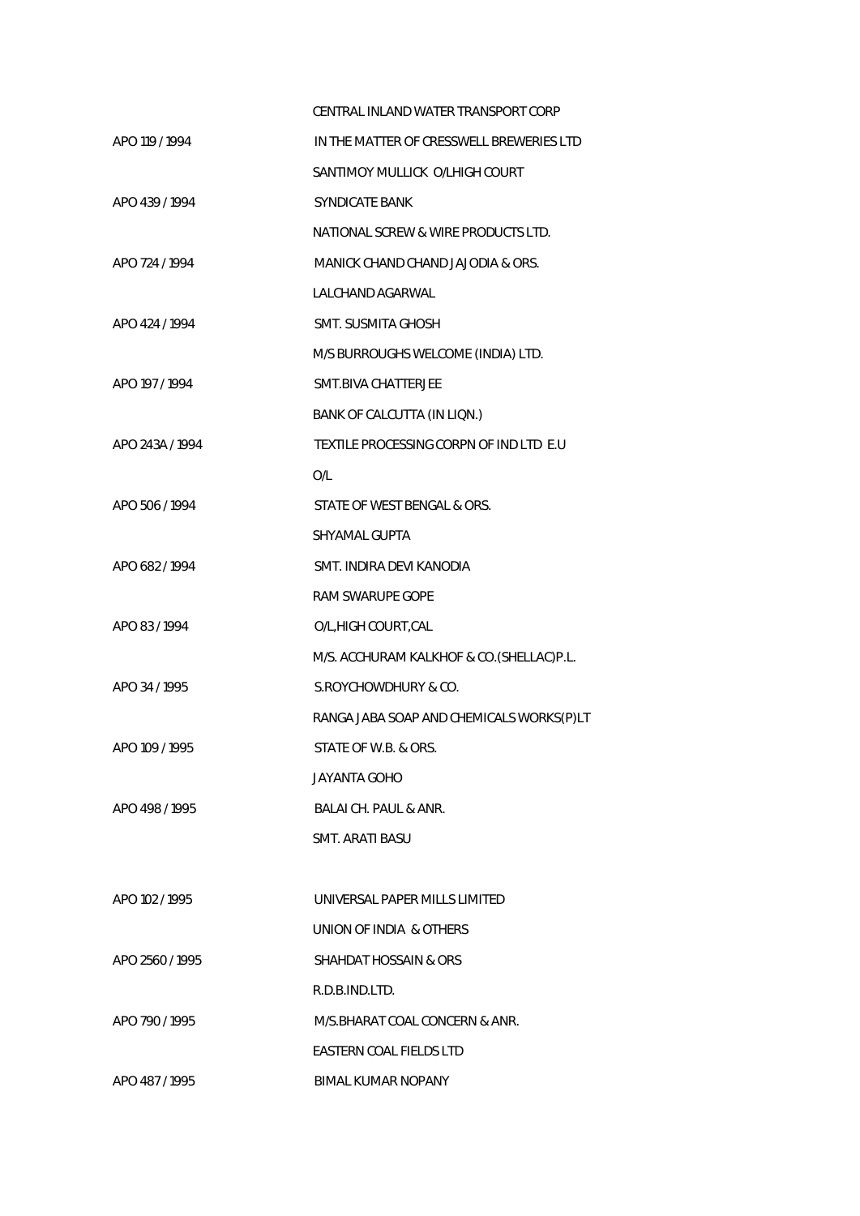| | |
|---|---|
| | CENTRAL INLAND WATER TRANSPORT CORP |
| APO 119 / 1994 | IN THE MATTER OF CRESSWELL BREWERIES LTD |
| | SANTIMOY MULLICK O/LHIGH COURT |
| APO 439 / 1994 | SYNDICATE BANK |
| | NATIONAL SCREW & WIRE PRODUCTS LTD. |
| APO 724 / 1994 | MANICK CHAND CHAND JAJODIA & ORS. |
| | LALCHAND AGARWAL |
| APO 424 / 1994 | SMT. SUSMITA GHOSH |
| | M/S BURROUGHS WELCOME (INDIA) LTD. |
| APO 197 / 1994 | SMT.BIVA CHATTERJEE |
| | BANK OF CALCUTTA (IN LIQN.) |
| APO 243A / 1994 | TEXTILE PROCESSING CORPN OF IND LTD E.U |
| | O/L |
| APO 506 / 1994 | STATE OF WEST BENGAL & ORS. |
| | SHYAMAL GUPTA |
| APO 682 / 1994 | SMT. INDIRA DEVI KANODIA |
| | RAM SWARUPE GOPE |
| APO 83 / 1994 | O/L,HIGH COURT,CAL |
| | M/S. ACCHURAM KALKHOF & CO.(SHELLAC)P.L. |
| APO 34 / 1995 | S.ROYCHOWDHURY & CO. |
| | RANGA JABA SOAP AND CHEMICALS WORKS(P)LT |
| APO 109 / 1995 | STATE OF W.B. & ORS. |
| | JAYANTA GOHO |
| APO 498 / 1995 | BALAI CH. PAUL & ANR. |
| | SMT. ARATI BASU |
| APO 102 / 1995 | UNIVERSAL PAPER MILLS LIMITED |
| | UNION OF INDIA & OTHERS |
| APO 2560 / 1995 | SHAHDAT HOSSAIN & ORS |
| | R.D.B.IND.LTD. |
| APO 790 / 1995 | M/S.BHARAT COAL CONCERN & ANR. |
| | EASTERN COAL FIELDS LTD |
| APO 487 / 1995 | BIMAL KUMAR NOPANY |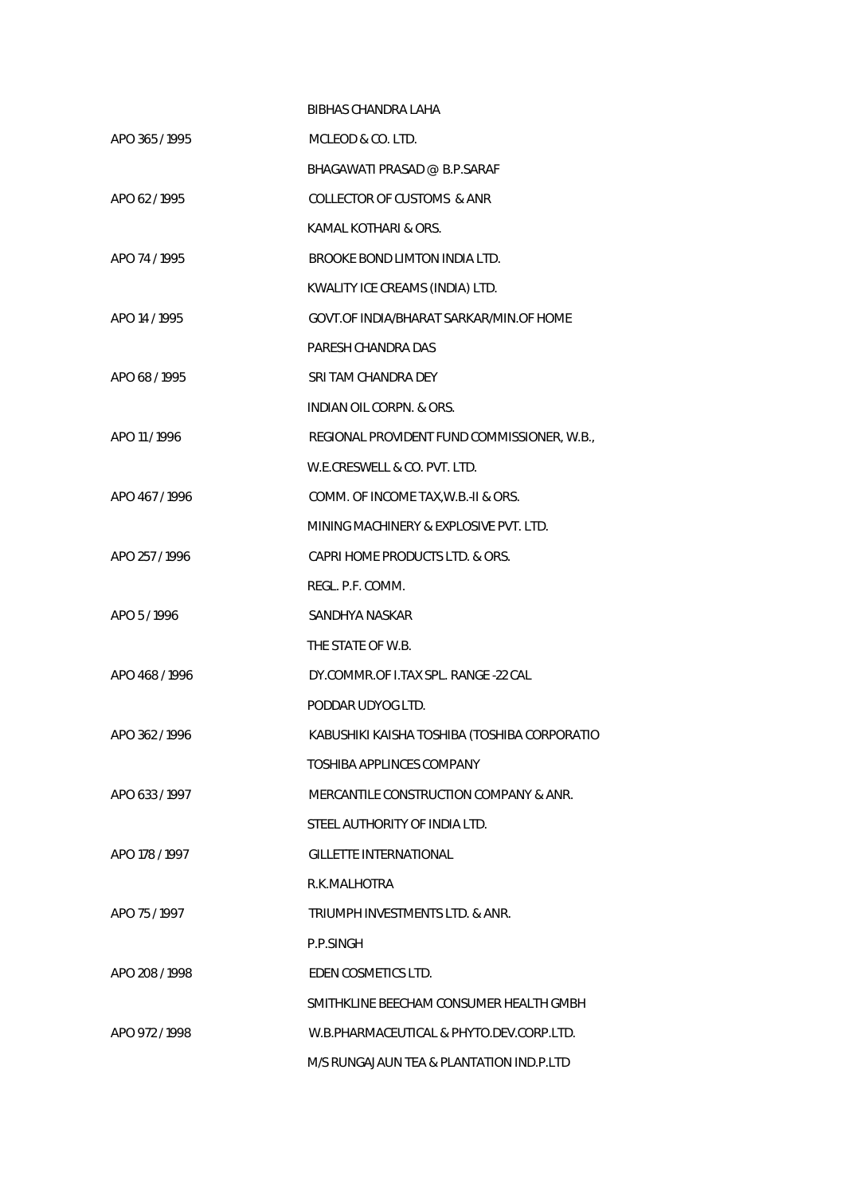| | |
|---|---|
| | BIBHAS CHANDRA LAHA |
| APO 365 / 1995 | MCLEOD & CO. LTD. |
| | BHAGAWATI PRASAD @ B.P.SARAF |
| APO 62 / 1995 | COLLECTOR OF CUSTOMS & ANR |
| | KAMAL KOTHARI & ORS. |
| APO 74 / 1995 | BROOKE BOND LIMTON INDIA LTD. |
| | KWALITY ICE CREAMS (INDIA) LTD. |
| APO 14 / 1995 | GOVT.OF INDIA/BHARAT SARKAR/MIN.OF HOME |
| | PARESH CHANDRA DAS |
| APO 68 / 1995 | SRI TAM CHANDRA DEY |
| | INDIAN OIL CORPN. & ORS. |
| APO 11 / 1996 | REGIONAL PROVIDENT FUND COMMISSIONER, W.B., |
| | W.E.CRESWELL & CO. PVT. LTD. |
| APO 467 / 1996 | COMM. OF INCOME TAX,W.B.-II & ORS. |
| | MINING MACHINERY & EXPLOSIVE PVT. LTD. |
| APO 257 / 1996 | CAPRI HOME PRODUCTS LTD. & ORS. |
| | REGL. P.F. COMM. |
| APO 5 / 1996 | SANDHYA NASKAR |
| | THE STATE OF W.B. |
| APO 468 / 1996 | DY.COMMR.OF I.TAX SPL. RANGE -22 CAL |
| | PODDAR UDYOG LTD. |
| APO 362 / 1996 | KABUSHIKI KAISHA TOSHIBA (TOSHIBA CORPORATIO |
| | TOSHIBA APPLINCES COMPANY |
| APO 633 / 1997 | MERCANTILE CONSTRUCTION COMPANY & ANR. |
| | STEEL AUTHORITY OF INDIA LTD. |
| APO 178 / 1997 | GILLETTE INTERNATIONAL |
| | R.K.MALHOTRA |
| APO 75 / 1997 | TRIUMPH INVESTMENTS LTD. & ANR. |
| | P.P.SINGH |
| APO 208 / 1998 | EDEN COSMETICS LTD. |
| | SMITHKLINE BEECHAM CONSUMER HEALTH GMBH |
| APO 972 / 1998 | W.B.PHARMACEUTICAL & PHYTO.DEV.CORP.LTD. |
| | M/S RUNGAJAUN TEA & PLANTATION IND.P.LTD |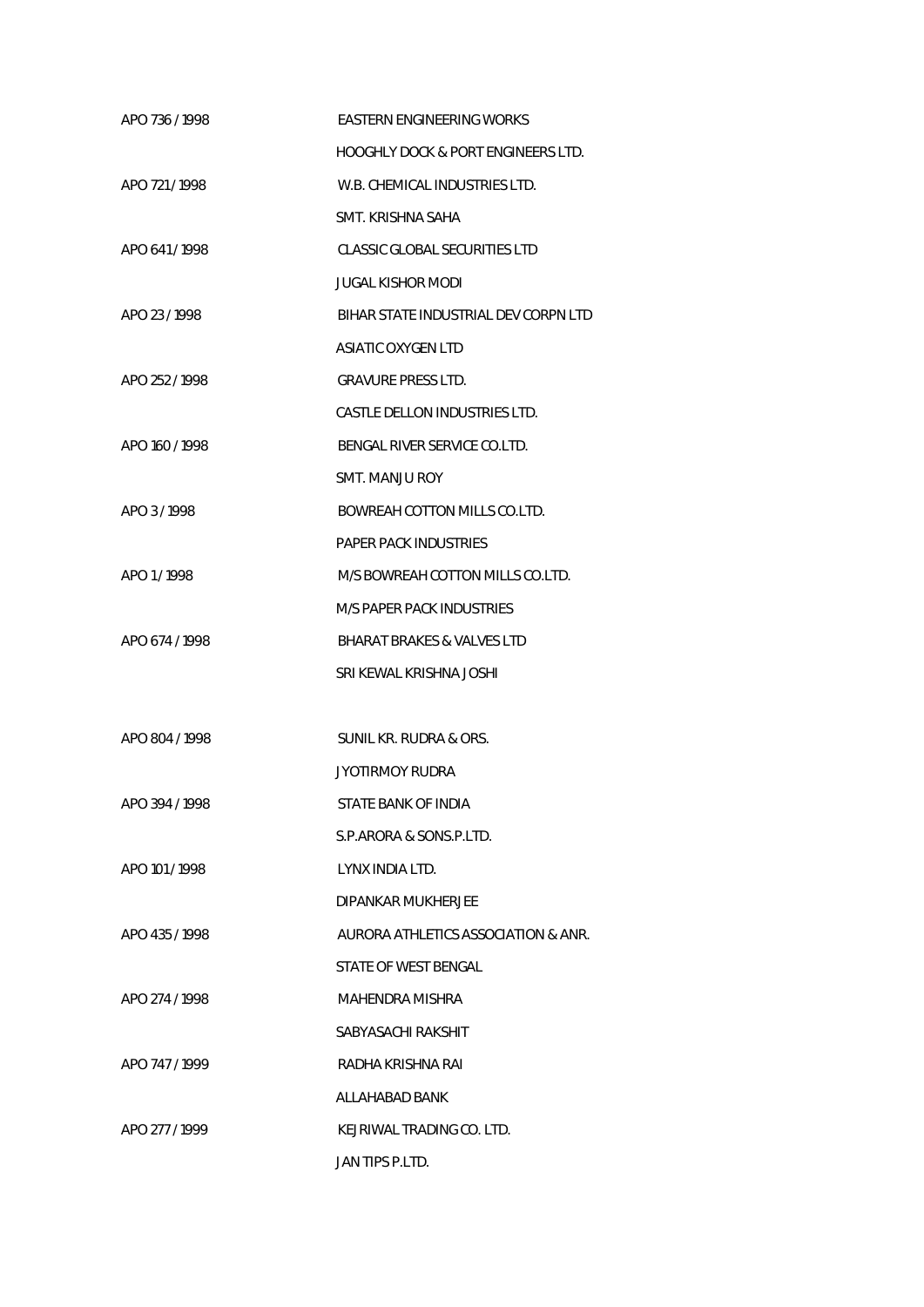| | |
|---|---|
| APO 736 / 1998 | EASTERN ENGINEERING WORKS |
| | HOOGHLY DOCK & PORT ENGINEERS LTD. |
| APO 721 / 1998 | W.B. CHEMICAL INDUSTRIES LTD. |
| | SMT. KRISHNA SAHA |
| APO 641 / 1998 | CLASSIC GLOBAL SECURITIES LTD |
| | JUGAL KISHOR MODI |
| APO 23 / 1998 | BIHAR STATE INDUSTRIAL DEV CORPN LTD |
| | ASIATIC OXYGEN LTD |
| APO 252 / 1998 | GRAVURE PRESS LTD. |
| | CASTLE DELLON INDUSTRIES LTD. |
| APO 160 / 1998 | BENGAL RIVER SERVICE CO.LTD. |
| | SMT. MANJU ROY |
| APO 3 / 1998 | BOWREAH COTTON MILLS CO.LTD. |
| | PAPER PACK INDUSTRIES |
| APO 1 / 1998 | M/S BOWREAH COTTON MILLS CO.LTD. |
| | M/S PAPER PACK INDUSTRIES |
| APO 674 / 1998 | BHARAT BRAKES & VALVES LTD |
| | SRI KEWAL KRISHNA JOSHI |
| APO 804 / 1998 | SUNIL KR. RUDRA & ORS. |
| | JYOTIRMOY RUDRA |
| APO 394 / 1998 | STATE BANK OF INDIA |
| | S.P.ARORA & SONS.P.LTD. |
| APO 101 / 1998 | LYNX INDIA LTD. |
| | DIPANKAR MUKHERJEE |
| APO 435 / 1998 | AURORA ATHLETICS ASSOCIATION & ANR. |
| | STATE OF WEST BENGAL |
| APO 274 / 1998 | MAHENDRA MISHRA |
| | SABYASACHI RAKSHIT |
| APO 747 / 1999 | RADHA KRISHNA RAI |
| | ALLAHABAD BANK |
| APO 277 / 1999 | KEJRIWAL TRADING CO. LTD. |
| | JAN TIPS P.LTD. |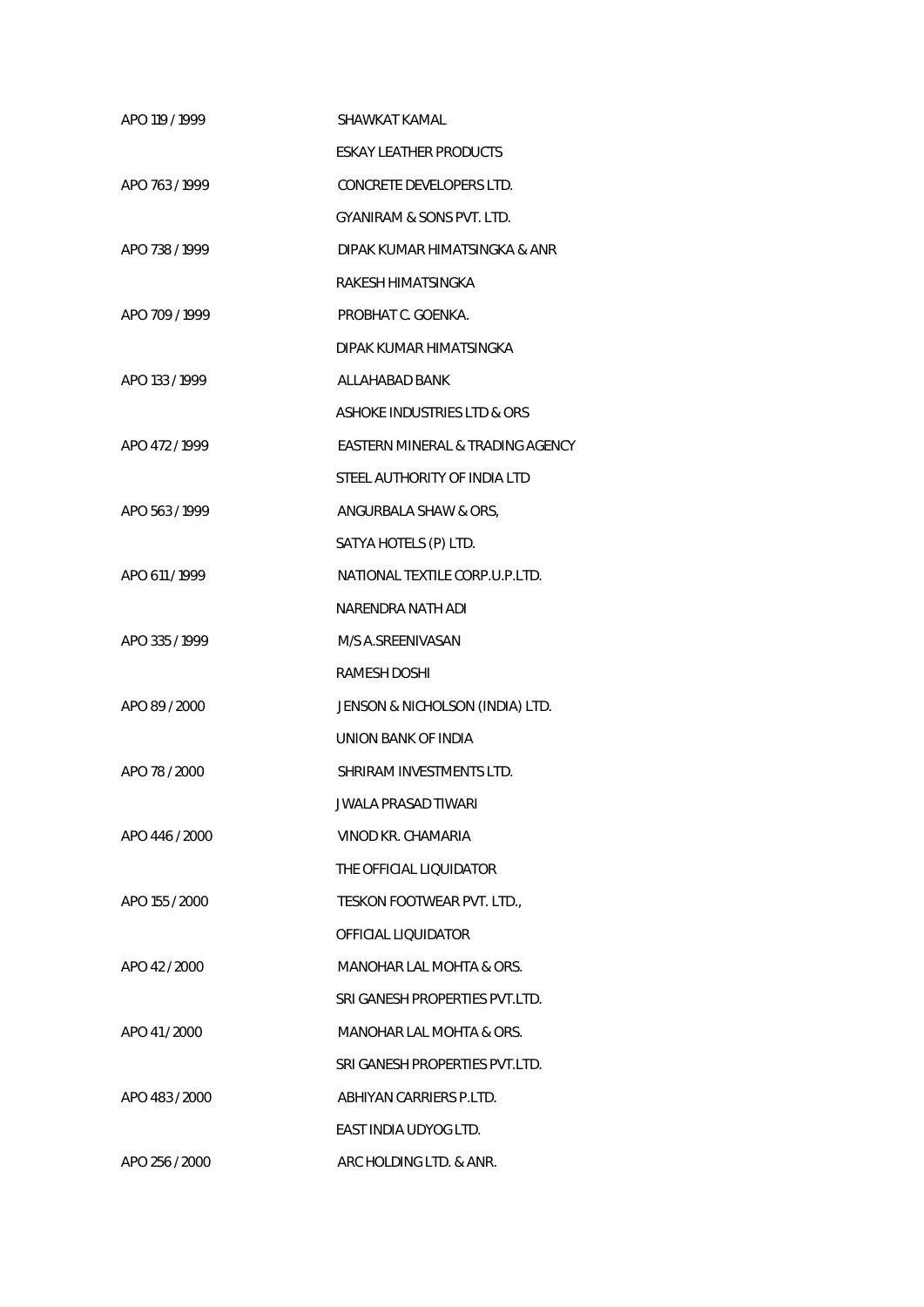| | |
|---|---|
| APO 119 / 1999 | SHAWKAT KAMAL |
| | ESKAY LEATHER PRODUCTS |
| APO 763 / 1999 | CONCRETE DEVELOPERS LTD. |
| | GYANIRAM & SONS PVT. LTD. |
| APO 738 / 1999 | DIPAK KUMAR HIMATSINGKA & ANR |
| | RAKESH HIMATSINGKA |
| APO 709 / 1999 | PROBHAT C. GOENKA. |
| | DIPAK KUMAR HIMATSINGKA |
| APO 133 / 1999 | ALLAHABAD BANK |
| | ASHOKE INDUSTRIES LTD & ORS |
| APO 472 / 1999 | EASTERN MINERAL & TRADING AGENCY |
| | STEEL AUTHORITY OF INDIA LTD |
| APO 563 / 1999 | ANGURBALA SHAW & ORS, |
| | SATYA HOTELS (P) LTD. |
| APO 611 / 1999 | NATIONAL TEXTILE CORP.U.P.LTD. |
| | NARENDRA NATH ADI |
| APO 335 / 1999 | M/S A.SREENIVASAN |
| | RAMESH DOSHI |
| APO 89 / 2000 | JENSON & NICHOLSON (INDIA) LTD. |
| | UNION BANK OF INDIA |
| APO 78 / 2000 | SHRIRAM INVESTMENTS LTD. |
| | JWALA PRASAD TIWARI |
| APO 446 / 2000 | VINOD KR. CHAMARIA |
| | THE OFFICIAL LIQUIDATOR |
| APO 155 / 2000 | TESKON FOOTWEAR PVT. LTD., |
| | OFFICIAL LIQUIDATOR |
| APO 42 / 2000 | MANOHAR LAL MOHTA & ORS. |
| | SRI GANESH PROPERTIES PVT.LTD. |
| APO 41 / 2000 | MANOHAR LAL MOHTA & ORS. |
| | SRI GANESH PROPERTIES PVT.LTD. |
| APO 483 / 2000 | ABHIYAN CARRIERS P.LTD. |
| | EAST INDIA UDYOG LTD. |
| APO 256 / 2000 | ARC HOLDING LTD. & ANR. |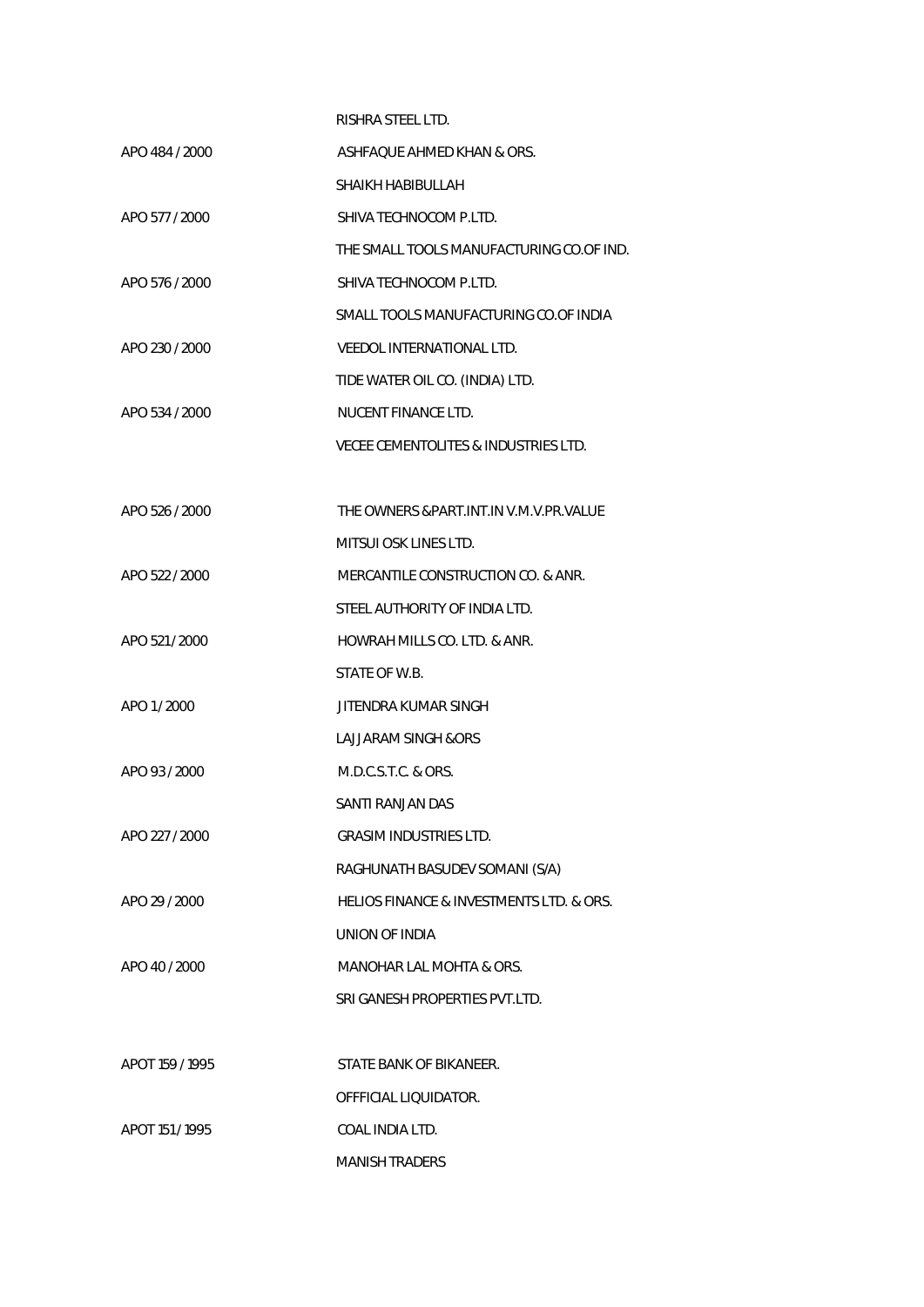RISHRA STEEL LTD.

APO 484 / 2000 ASHFAQUE AHMED KHAN & ORS.

SHAIKH HABIBULLAH

APO 577 / 2000 SHIVA TECHNOCOM P.LTD.

THE SMALL TOOLS MANUFACTURING CO.OF IND.

APO 576 / 2000 SHIVA TECHNOCOM P.LTD.

SMALL TOOLS MANUFACTURING CO.OF INDIA

APO 230 / 2000 VEEDOL INTERNATIONAL LTD.

TIDE WATER OIL CO. (INDIA) LTD.

APO 534 / 2000 NUCENT FINANCE LTD.

VECEE CEMENTOLITES & INDUSTRIES LTD.

APO 526 / 2000 THE OWNERS &PART.INT.IN V.M.V.PR.VALUE

MITSUI OSK LINES LTD.

APO 522 / 2000 MERCANTILE CONSTRUCTION CO. & ANR.

STEEL AUTHORITY OF INDIA LTD.

APO 521 / 2000 HOWRAH MILLS CO. LTD. & ANR.

STATE OF W.B.

APO 1 / 2000 JITENDRA KUMAR SINGH

LAJJARAM SINGH &ORS

APO 93 / 2000 M.D.C.S.T.C. & ORS.

SANTI RANJAN DAS

APO 227 / 2000 GRASIM INDUSTRIES LTD.

RAGHUNATH BASUDEV SOMANI (S/A)

APO 29 / 2000 HELIOS FINANCE & INVESTMENTS LTD. & ORS.

UNION OF INDIA

APO 40 / 2000 MANOHAR LAL MOHTA & ORS.

SRI GANESH PROPERTIES PVT.LTD.

APOT 159 / 1995 STATE BANK OF BIKANEER.

OFFFICIAL LIQUIDATOR.

APOT 151 / 1995 COAL INDIA LTD.

MANISH TRADERS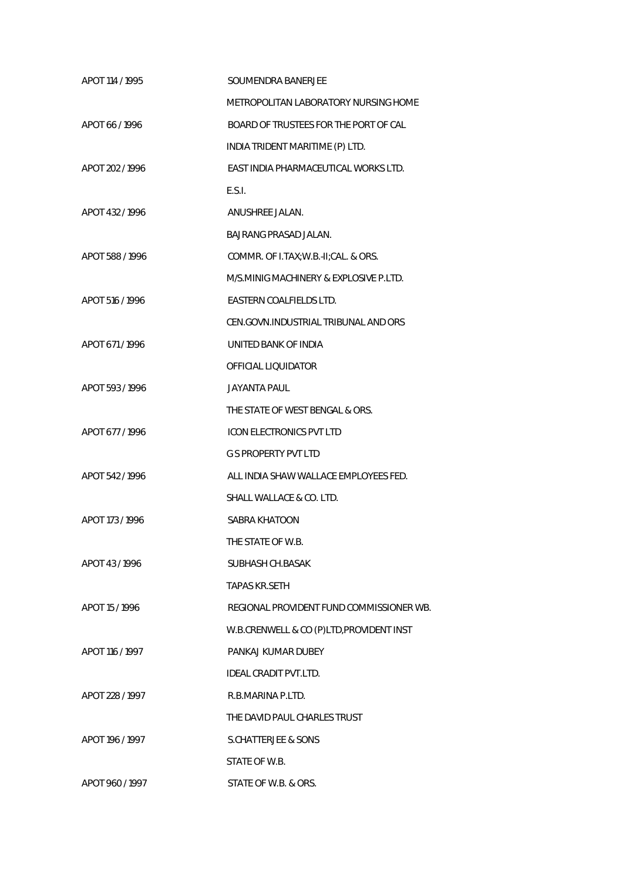| | |
|---|---|
| APOT 114 / 1995 | SOUMENDRA BANERJEE |
| | METROPOLITAN LABORATORY NURSING HOME |
| APOT 66 / 1996 | BOARD OF TRUSTEES FOR THE PORT OF CAL |
| | INDIA TRIDENT MARITIME (P) LTD. |
| APOT 202 / 1996 | EAST INDIA PHARMACEUTICAL WORKS LTD. |
| | E.S.I. |
| APOT 432 / 1996 | ANUSHREE JALAN. |
| | BAJRANG PRASAD JALAN. |
| APOT 588 / 1996 | COMMR. OF I.TAX;W.B.-II;CAL. & ORS. |
| | M/S.MINIG MACHINERY & EXPLOSIVE P.LTD. |
| APOT 516 / 1996 | EASTERN COALFIELDS LTD. |
| | CEN.GOVN.INDUSTRIAL TRIBUNAL AND ORS |
| APOT 671 / 1996 | UNITED BANK OF INDIA |
| | OFFICIAL LIQUIDATOR |
| APOT 593 / 1996 | JAYANTA PAUL |
| | THE STATE OF WEST BENGAL & ORS. |
| APOT 677 / 1996 | ICON ELECTRONICS PVT LTD |
| | G S PROPERTY PVT LTD |
| APOT 542 / 1996 | ALL INDIA SHAW WALLACE EMPLOYEES FED. |
| | SHALL WALLACE & CO. LTD. |
| APOT 173 / 1996 | SABRA KHATOON |
| | THE STATE OF W.B. |
| APOT 43 / 1996 | SUBHASH CH.BASAK |
| | TAPAS KR.SETH |
| APOT 15 / 1996 | REGIONAL PROVIDENT FUND COMMISSIONER WB. |
| | W.B.CRENWELL & CO (P)LTD,PROVIDENT INST |
| APOT 116 / 1997 | PANKAJ KUMAR DUBEY |
| | IDEAL CRADIT PVT.LTD. |
| APOT 228 / 1997 | R.B.MARINA P.LTD. |
| | THE DAVID PAUL CHARLES TRUST |
| APOT 196 / 1997 | S.CHATTERJEE & SONS |
| | STATE OF W.B. |
| APOT 960 / 1997 | STATE OF W.B. & ORS. |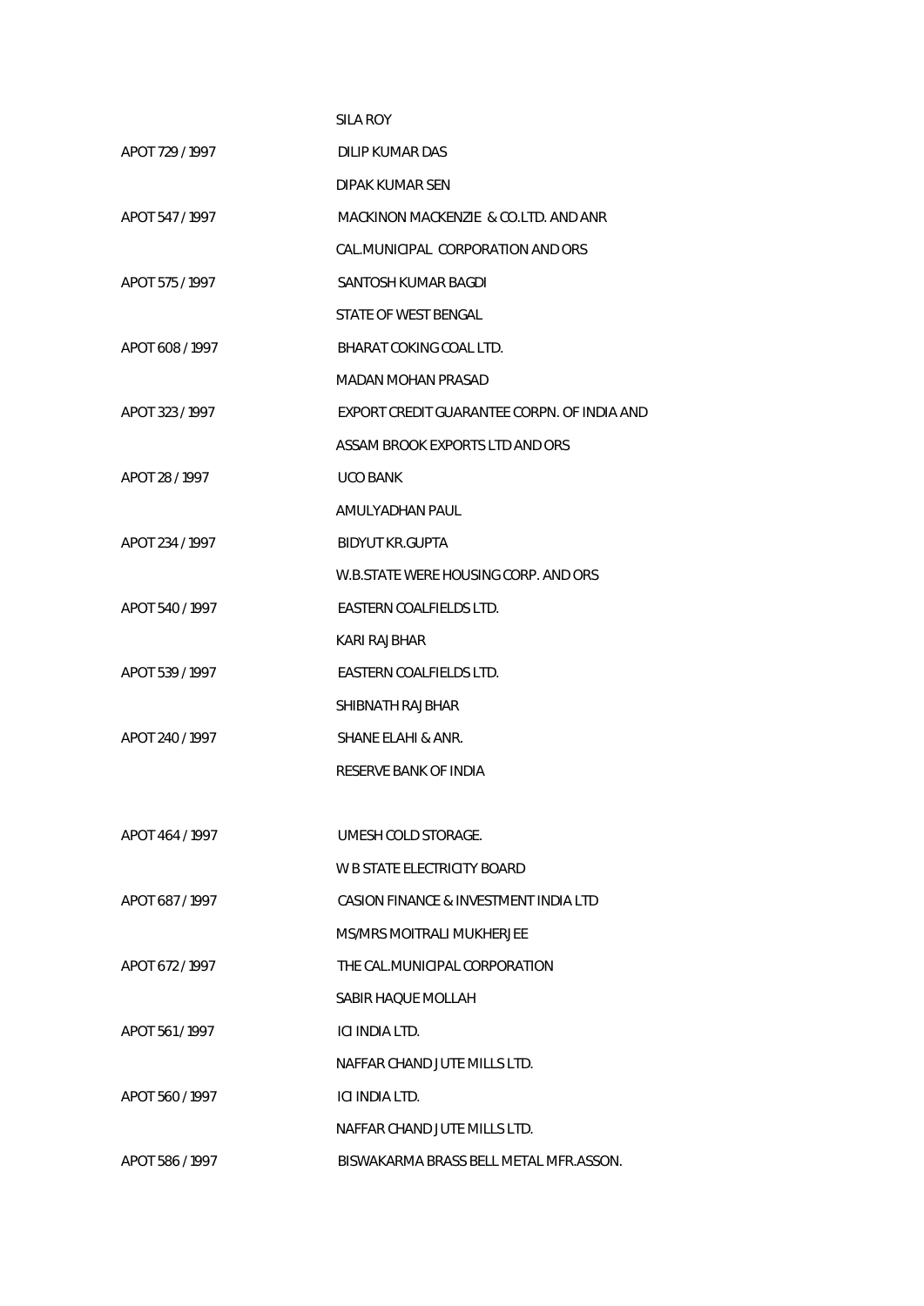SILA ROY

APOT 729 / 1997 DILIP KUMAR DAS

DIPAK KUMAR SEN

APOT 547 / 1997 MACKINON MACKENZIE & CO.LTD. AND ANR

CAL.MUNICIPAL CORPORATION AND ORS

APOT 575 / 1997 SANTOSH KUMAR BAGDI

STATE OF WEST BENGAL

APOT 608 / 1997 BHARAT COKING COAL LTD.

MADAN MOHAN PRASAD

APOT 323 / 1997 EXPORT CREDIT GUARANTEE CORPN. OF INDIA AND

ASSAM BROOK EXPORTS LTD AND ORS

APOT 28 / 1997 UCO BANK

AMULYADHAN PAUL

APOT 234 / 1997 BIDYUT KR.GUPTA

W.B.STATE WERE HOUSING CORP. AND ORS

APOT 540 / 1997 EASTERN COALFIELDS LTD.

KARI RAJBHAR

APOT 539 / 1997 EASTERN COALFIELDS LTD.

SHIBNATH RAJBHAR

APOT 240 / 1997 SHANE ELAHI & ANR.

RESERVE BANK OF INDIA

APOT 464 / 1997 UMESH COLD STORAGE.

W B STATE ELECTRICITY BOARD

APOT 687 / 1997 CASION FINANCE & INVESTMENT INDIA LTD

MS/MRS MOITRALI MUKHERJEE

APOT 672 / 1997 THE CAL.MUNICIPAL CORPORATION

SABIR HAQUE MOLLAH

APOT 561 / 1997 ICI INDIA LTD.

NAFFAR CHAND JUTE MILLS LTD.

APOT 560 / 1997 ICI INDIA LTD.

NAFFAR CHAND JUTE MILLS LTD.

APOT 586 / 1997 BISWAKARMA BRASS BELL METAL MFR.ASSON.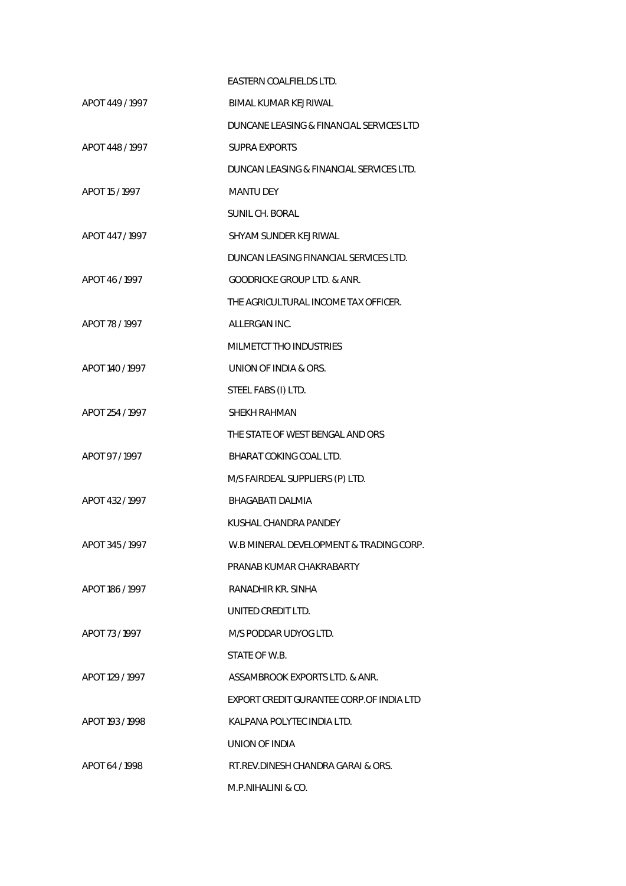EASTERN COALFIELDS LTD.

APOT 449 / 1997 BIMAL KUMAR KEJRIWAL

DUNCANE LEASING & FINANCIAL SERVICES LTD

APOT 448 / 1997 SUPRA EXPORTS

DUNCAN LEASING & FINANCIAL SERVICES LTD.

APOT 15 / 1997 MANTU DEY

SUNIL CH. BORAL

APOT 447 / 1997 SHYAM SUNDER KEJRIWAL

DUNCAN LEASING FINANCIAL SERVICES LTD.

APOT 46 / 1997 GOODRICKE GROUP LTD. & ANR.

THE AGRICULTURAL INCOME TAX OFFICER.

APOT 78 / 1997 ALLERGAN INC.

MILMETCT THO INDUSTRIES

APOT 140 / 1997 UNION OF INDIA & ORS.

STEEL FABS (I) LTD.

APOT 254 / 1997 SHEKH RAHMAN

THE STATE OF WEST BENGAL AND ORS

APOT 97 / 1997 BHARAT COKING COAL LTD.

M/S FAIRDEAL SUPPLIERS (P) LTD.

APOT 432 / 1997 BHAGABATI DALMIA

KUSHAL CHANDRA PANDEY

APOT 345 / 1997 W.B MINERAL DEVELOPMENT & TRADING CORP.

PRANAB KUMAR CHAKRABARTY

APOT 186 / 1997 RANADHIR KR. SINHA

UNITED CREDIT LTD.

APOT 73 / 1997 M/S PODDAR UDYOG LTD.

STATE OF W.B.

APOT 129 / 1997 ASSAMBROOK EXPORTS LTD. & ANR.

EXPORT CREDIT GURANTEE CORP.OF INDIA LTD

APOT 193 / 1998 KALPANA POLYTEC INDIA LTD.

UNION OF INDIA

APOT 64 / 1998 RT.REV.DINESH CHANDRA GARAI & ORS.

M.P.NIHALINI & CO.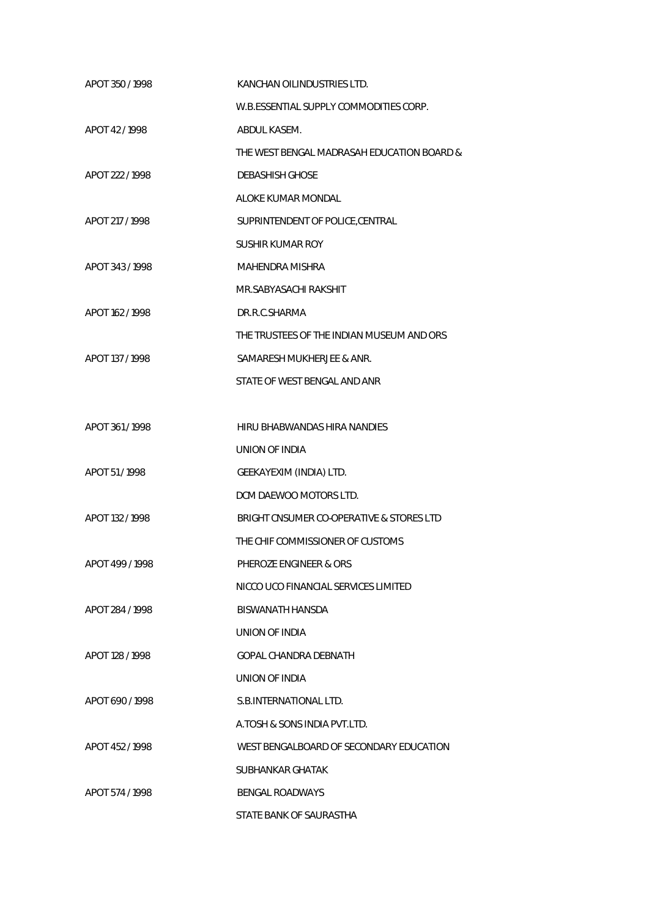| | |
|---|---|
| APOT 350 / 1998 | KANCHAN OILINDUSTRIES LTD. |
| | W.B.ESSENTIAL SUPPLY COMMODITIES CORP. |
| APOT 42 / 1998 | ABDUL KASEM. |
| | THE WEST BENGAL MADRASAH EDUCATION BOARD & |
| APOT 222 / 1998 | DEBASHISH GHOSE |
| | ALOKE KUMAR MONDAL |
| APOT 217 / 1998 | SUPRINTENDENT OF POLICE,CENTRAL |
| | SUSHIR KUMAR ROY |
| APOT 343 / 1998 | MAHENDRA MISHRA |
| | MR.SABYASACHI RAKSHIT |
| APOT 162 / 1998 | DR.R.C.SHARMA |
| | THE TRUSTEES OF THE INDIAN MUSEUM AND ORS |
| APOT 137 / 1998 | SAMARESH MUKHERJEE & ANR. |
| | STATE OF WEST BENGAL AND ANR |
| | |
| APOT 361 / 1998 | HIRU BHABWANDAS HIRA NANDIES |
| | UNION OF INDIA |
| APOT 51 / 1998 | GEEKAYEXIM (INDIA) LTD. |
| | DCM DAEWOO MOTORS LTD. |
| APOT 132 / 1998 | BRIGHT CNSUMER CO-OPERATIVE & STORES LTD |
| | THE CHIF COMMISSIONER OF CUSTOMS |
| APOT 499 / 1998 | PHEROZE ENGINEER & ORS |
| | NICCO UCO FINANCIAL SERVICES LIMITED |
| APOT 284 / 1998 | BISWANATH HANSDA |
| | UNION OF INDIA |
| APOT 128 / 1998 | GOPAL CHANDRA DEBNATH |
| | UNION OF INDIA |
| APOT 690 / 1998 | S.B.INTERNATIONAL LTD. |
| | A.TOSH & SONS INDIA PVT.LTD. |
| APOT 452 / 1998 | WEST BENGALBOARD OF SECONDARY EDUCATION |
| | SUBHANKAR GHATAK |
| APOT 574 / 1998 | BENGAL ROADWAYS |
| | STATE BANK OF SAURASTHA |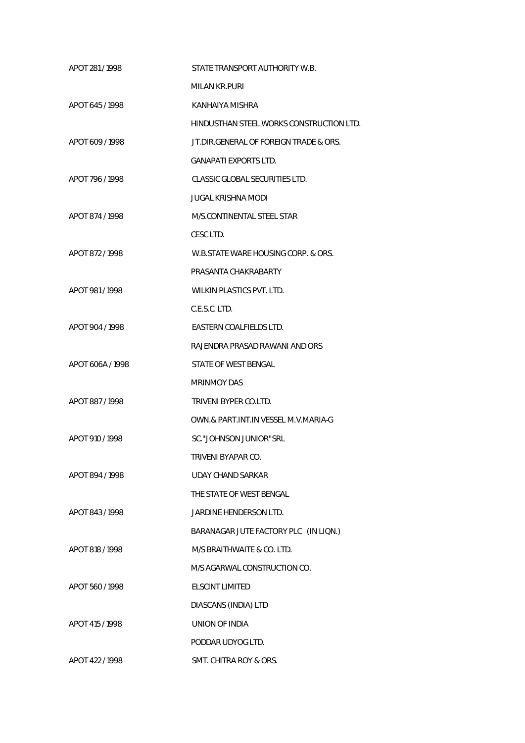APOT 281 / 1998 STATE TRANSPORT AUTHORITY W.B.

MILAN KR.PURI

APOT 645 / 1998 KANHAIYA MISHRA

HINDUSTHAN STEEL WORKS CONSTRUCTION LTD.

APOT 609 / 1998 JT.DIR.GENERAL OF FOREIGN TRADE & ORS.

GANAPATI EXPORTS LTD.

APOT 796 / 1998 CLASSIC GLOBAL SECURITIES LTD.

JUGAL KRISHNA MODI

APOT 874 / 1998 M/S.CONTINENTAL STEEL STAR

CESC LTD.

APOT 872 / 1998 W.B.STATE WARE HOUSING CORP. & ORS.

PRASANTA CHAKRABARTY

APOT 981 / 1998 WILKIN PLASTICS PVT. LTD.

C.E.S.C. LTD.

APOT 904 / 1998 EASTERN COALFIELDS LTD.

RAJENDRA PRASAD RAWANI AND ORS

APOT 606A / 1998 STATE OF WEST BENGAL

MRINMOY DAS

APOT 887 / 1998 TRIVENI BYPER CO.LTD.

OWN.& PART.INT.IN VESSEL M.V.MARIA-G

APOT 910 / 1998 SC."JOHNSON JUNIOR"SRL

TRIVENI BYAPAR CO.

APOT 894 / 1998 UDAY CHAND SARKAR

THE STATE OF WEST BENGAL

APOT 843 / 1998 JARDINE HENDERSON LTD.

BARANAGAR JUTE FACTORY PLC (IN LIQN.)

APOT 818 / 1998 M/S BRAITHWAITE & CO. LTD.

M/S AGARWAL CONSTRUCTION CO.

APOT 560 / 1998 ELSCINT LIMITED

DIASCANS (INDIA) LTD

APOT 415 / 1998 UNION OF INDIA

PODDAR UDYOG LTD.

APOT 422 / 1998 SMT. CHITRA ROY & ORS.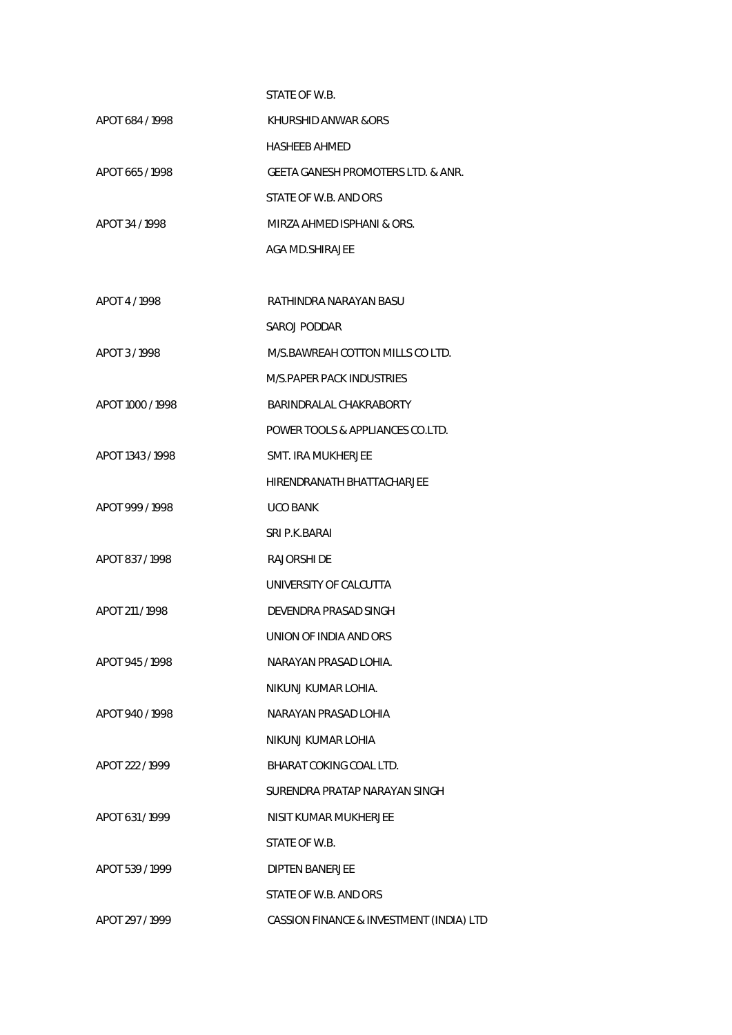| | |
|---|---|
| | STATE OF W.B. |
| APOT 684 / 1998 | KHURSHID ANWAR &ORS |
| | HASHEEB AHMED |
| APOT 665 / 1998 | GEETA GANESH PROMOTERS LTD. & ANR. |
| | STATE OF W.B. AND ORS |
| APOT 34 / 1998 | MIRZA AHMED ISPHANI & ORS. |
| | AGA MD.SHIRAJEE |
| APOT 4 / 1998 | RATHINDRA NARAYAN BASU |
| | SAROJ PODDAR |
| APOT 3 / 1998 | M/S.BAWREAH COTTON MILLS CO LTD. |
| | M/S.PAPER PACK INDUSTRIES |
| APOT 1000 / 1998 | BARINDRALAL CHAKRABORTY |
| | POWER TOOLS & APPLIANCES CO.LTD. |
| APOT 1343 / 1998 | SMT. IRA MUKHERJEE |
| | HIRENDRANATH BHATTACHARJEE |
| APOT 999 / 1998 | UCO BANK |
| | SRI P.K.BARAI |
| APOT 837 / 1998 | RAJORSHI DE |
| | UNIVERSITY OF CALCUTTA |
| APOT 211 / 1998 | DEVENDRA PRASAD SINGH |
| | UNION OF INDIA AND ORS |
| APOT 945 / 1998 | NARAYAN PRASAD LOHIA. |
| | NIKUNJ KUMAR LOHIA. |
| APOT 940 / 1998 | NARAYAN PRASAD LOHIA |
| | NIKUNJ KUMAR LOHIA |
| APOT 222 / 1999 | BHARAT COKING COAL LTD. |
| | SURENDRA PRATAP NARAYAN SINGH |
| APOT 631 / 1999 | NISIT KUMAR MUKHERJEE |
| | STATE OF W.B. |
| APOT 539 / 1999 | DIPTEN BANERJEE |
| | STATE OF W.B. AND ORS |
| APOT 297 / 1999 | CASSION FINANCE & INVESTMENT (INDIA) LTD |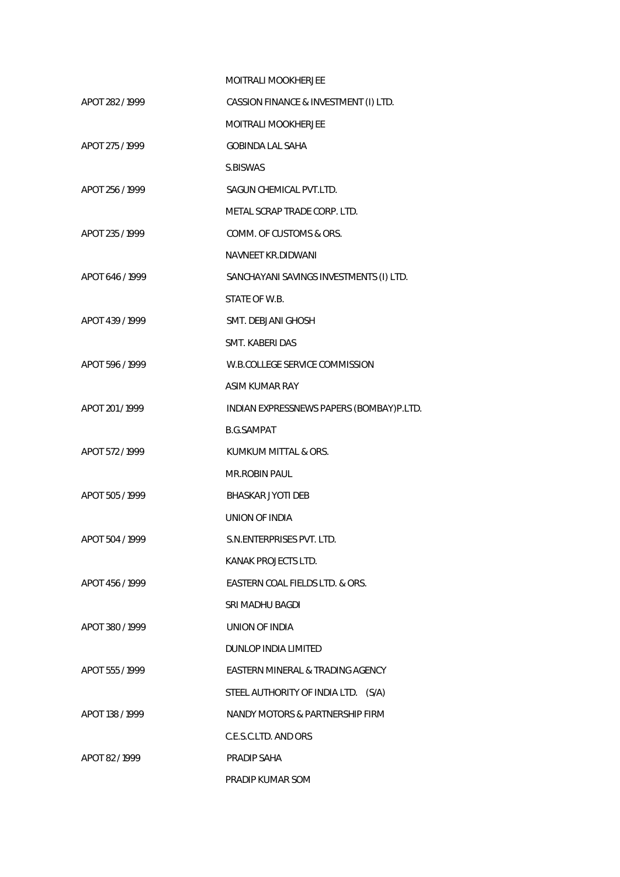MOITRALI MOOKHERJEE

APOT 282 / 1999 CASSION FINANCE & INVESTMENT (I) LTD.

MOITRALI MOOKHERJEE

APOT 275 / 1999 GOBINDA LAL SAHA

S.BISWAS

APOT 256 / 1999 SAGUN CHEMICAL PVT.LTD.

METAL SCRAP TRADE CORP. LTD.

APOT 235 / 1999 COMM. OF CUSTOMS & ORS.

NAVNEET KR.DIDWANI

APOT 646 / 1999 SANCHAYANI SAVINGS INVESTMENTS (I) LTD.

STATE OF W.B.

APOT 439 / 1999 SMT. DEBJANI GHOSH

SMT. KABERI DAS

APOT 596 / 1999 W.B.COLLEGE SERVICE COMMISSION

ASIM KUMAR RAY

APOT 201 / 1999 INDIAN EXPRESSNEWS PAPERS (BOMBAY)P.LTD.

B.G.SAMPAT

APOT 572 / 1999 KUMKUM MITTAL & ORS.

MR.ROBIN PAUL

APOT 505 / 1999 BHASKAR JYOTI DEB

UNION OF INDIA

APOT 504 / 1999 S.N.ENTERPRISES PVT. LTD.

KANAK PROJECTS LTD.

APOT 456 / 1999 EASTERN COAL FIELDS LTD. & ORS.

SRI MADHU BAGDI

APOT 380 / 1999 UNION OF INDIA

DUNLOP INDIA LIMITED

APOT 555 / 1999 EASTERN MINERAL & TRADING AGENCY

STEEL AUTHORITY OF INDIA LTD. (S/A)

APOT 138 / 1999 NANDY MOTORS & PARTNERSHIP FIRM

C.E.S.C.LTD. AND ORS

APOT 82 / 1999 PRADIP SAHA

PRADIP KUMAR SOM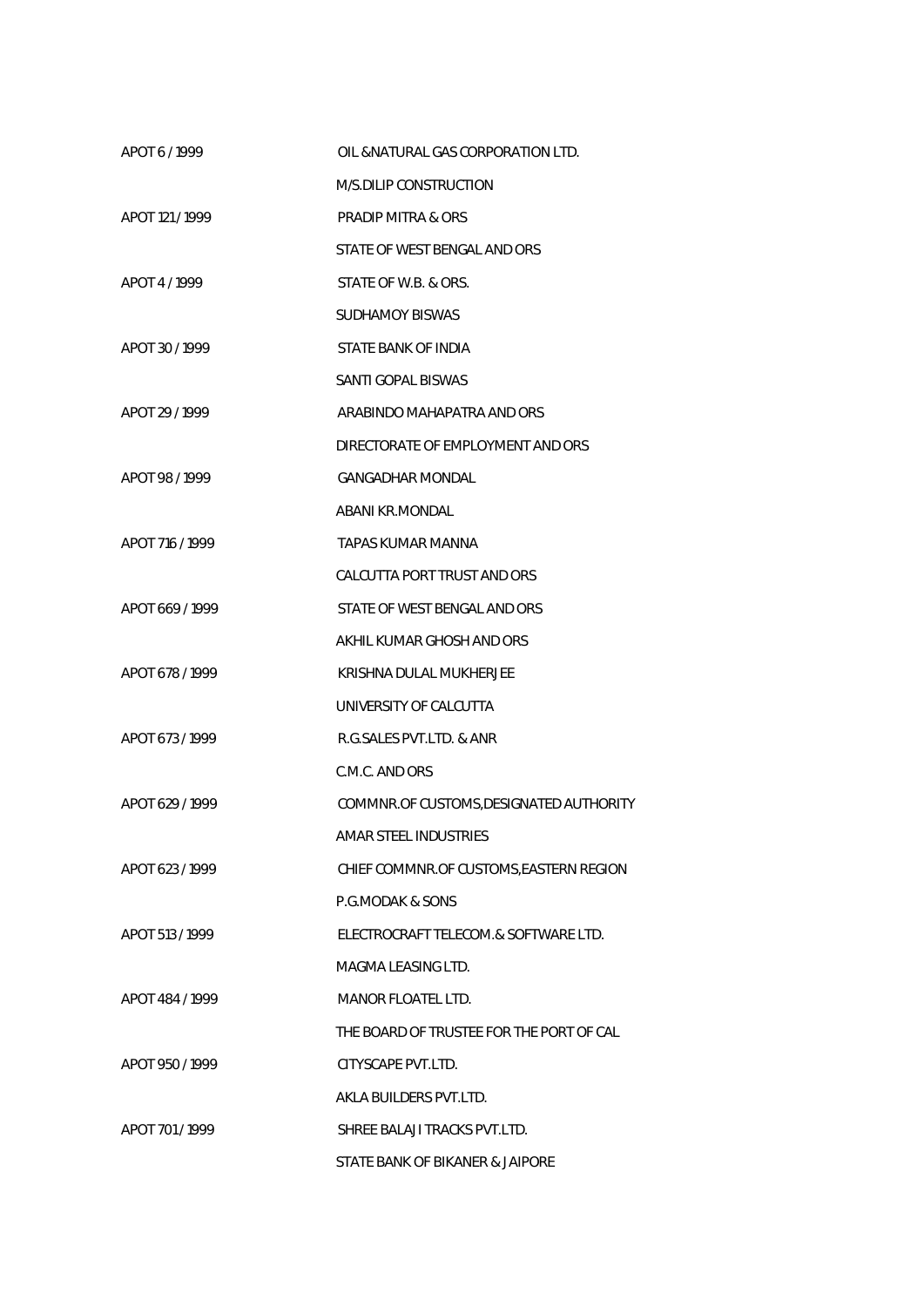APOT 6 / 1999 OIL &NATURAL GAS CORPORATION LTD.

M/S.DILIP CONSTRUCTION

APOT 121 / 1999 PRADIP MITRA & ORS

STATE OF WEST BENGAL AND ORS

APOT 4 / 1999 STATE OF W.B. & ORS.

SUDHAMOY BISWAS

APOT 30 / 1999 STATE BANK OF INDIA

SANTI GOPAL BISWAS

APOT 29 / 1999 ARABINDO MAHAPATRA AND ORS

DIRECTORATE OF EMPLOYMENT AND ORS

APOT 98 / 1999 GANGADHAR MONDAL

ABANI KR.MONDAL

APOT 716 / 1999 TAPAS KUMAR MANNA

CALCUTTA PORT TRUST AND ORS

APOT 669 / 1999 STATE OF WEST BENGAL AND ORS

AKHIL KUMAR GHOSH AND ORS

APOT 678 / 1999 KRISHNA DULAL MUKHERJEE

UNIVERSITY OF CALCUTTA

APOT 673 / 1999 R.G.SALES PVT.LTD. & ANR

C.M.C. AND ORS

APOT 629 / 1999 COMMNR.OF CUSTOMS,DESIGNATED AUTHORITY

AMAR STEEL INDUSTRIES

APOT 623 / 1999 CHIEF COMMNR.OF CUSTOMS,EASTERN REGION

P.G.MODAK & SONS

APOT 513 / 1999 ELECTROCRAFT TELECOM.& SOFTWARE LTD.

MAGMA LEASING LTD.

APOT 484 / 1999 MANOR FLOATEL LTD.

THE BOARD OF TRUSTEE FOR THE PORT OF CAL

APOT 950 / 1999 CITYSCAPE PVT.LTD.

AKLA BUILDERS PVT.LTD.

APOT 701 / 1999 SHREE BALAJI TRACKS PVT.LTD.

STATE BANK OF BIKANER & JAIPORE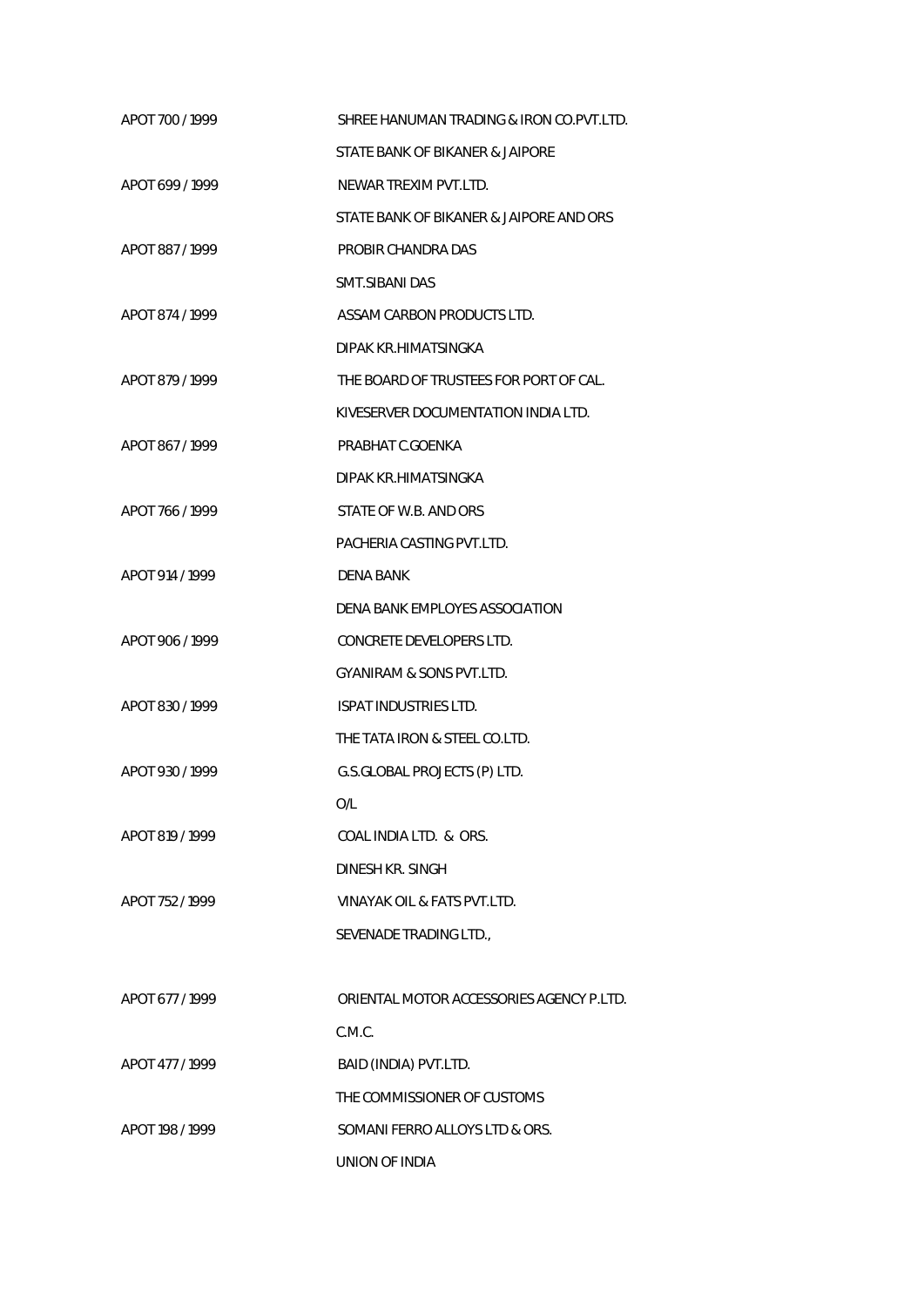APOT 700 / 1999 SHREE HANUMAN TRADING & IRON CO.PVT.LTD.

STATE BANK OF BIKANER & JAIPORE

APOT 699 / 1999 NEWAR TREXIM PVT.LTD.

STATE BANK OF BIKANER & JAIPORE AND ORS

APOT 887 / 1999 PROBIR CHANDRA DAS

SMT.SIBANI DAS

APOT 874 / 1999 ASSAM CARBON PRODUCTS LTD.

DIPAK KR.HIMATSINGKA

APOT 879 / 1999 THE BOARD OF TRUSTEES FOR PORT OF CAL.

KIVESERVER DOCUMENTATION INDIA LTD.

APOT 867 / 1999 PRABHAT C.GOENKA

DIPAK KR.HIMATSINGKA

APOT 766 / 1999 STATE OF W.B. AND ORS

PACHERIA CASTING PVT.LTD.

APOT 914 / 1999 DENA BANK

DENA BANK EMPLOYES ASSOCIATION

APOT 906 / 1999 CONCRETE DEVELOPERS LTD.

GYANIRAM & SONS PVT.LTD.

APOT 830 / 1999 ISPAT INDUSTRIES LTD.

THE TATA IRON & STEEL CO.LTD.

APOT 930 / 1999 G.S.GLOBAL PROJECTS (P) LTD.

O/L

APOT 819 / 1999 COAL INDIA LTD. & ORS.

DINESH KR. SINGH

APOT 752 / 1999 VINAYAK OIL & FATS PVT.LTD.

SEVENADE TRADING LTD.,

APOT 677 / 1999 ORIENTAL MOTOR ACCESSORIES AGENCY P.LTD.

C.M.C.

APOT 477 / 1999 BAID (INDIA) PVT.LTD.

THE COMMISSIONER OF CUSTOMS

APOT 198 / 1999 SOMANI FERRO ALLOYS LTD & ORS.

UNION OF INDIA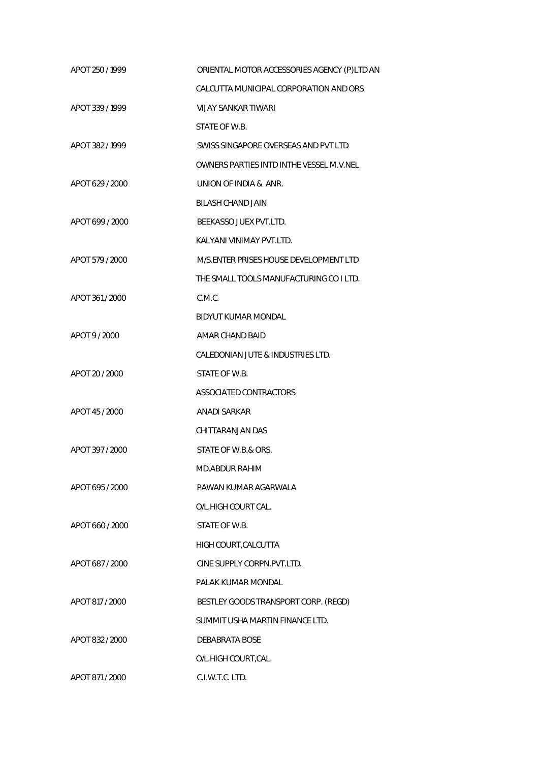APOT 250 / 1999 ORIENTAL MOTOR ACCESSORIES AGENCY (P)LTD AN

CALCUTTA MUNICIPAL CORPORATION AND ORS

APOT 339 / 1999 VIJAY SANKAR TIWARI

STATE OF W.B.

APOT 382 / 1999 SWISS SINGAPORE OVERSEAS AND PVT LTD

OWNERS PARTIES INTD INTHE VESSEL M.V.NEL

APOT 629 / 2000 UNION OF INDIA & ANR.

BILASH CHAND JAIN

APOT 699 / 2000 BEEKASSO JUEX PVT.LTD.

KALYANI VINIMAY PVT.LTD.

APOT 579 / 2000 M/S.ENTER PRISES HOUSE DEVELOPMENT LTD

THE SMALL TOOLS MANUFACTURING CO I LTD.

APOT 361 / 2000 C.M.C.

BIDYUT KUMAR MONDAL

APOT 9 / 2000 AMAR CHAND BAID

CALEDONIAN JUTE & INDUSTRIES LTD.

APOT 20 / 2000 STATE OF W.B.

ASSOCIATED CONTRACTORS

APOT 45 / 2000 ANADI SARKAR

CHITTARANJAN DAS

APOT 397 / 2000 STATE OF W.B.& ORS.

MD.ABDUR RAHIM

APOT 695 / 2000 PAWAN KUMAR AGARWALA

O/L.HIGH COURT CAL.

APOT 660 / 2000 STATE OF W.B.

HIGH COURT,CALCUTTA

APOT 687 / 2000 CINE SUPPLY CORPN.PVT.LTD.

PALAK KUMAR MONDAL

APOT 817 / 2000 BESTLEY GOODS TRANSPORT CORP. (REGD)

SUMMIT USHA MARTIN FINANCE LTD.

APOT 832 / 2000 DEBABRATA BOSE

O/L.HIGH COURT,CAL.

APOT 871 / 2000 C.I.W.T.C. LTD.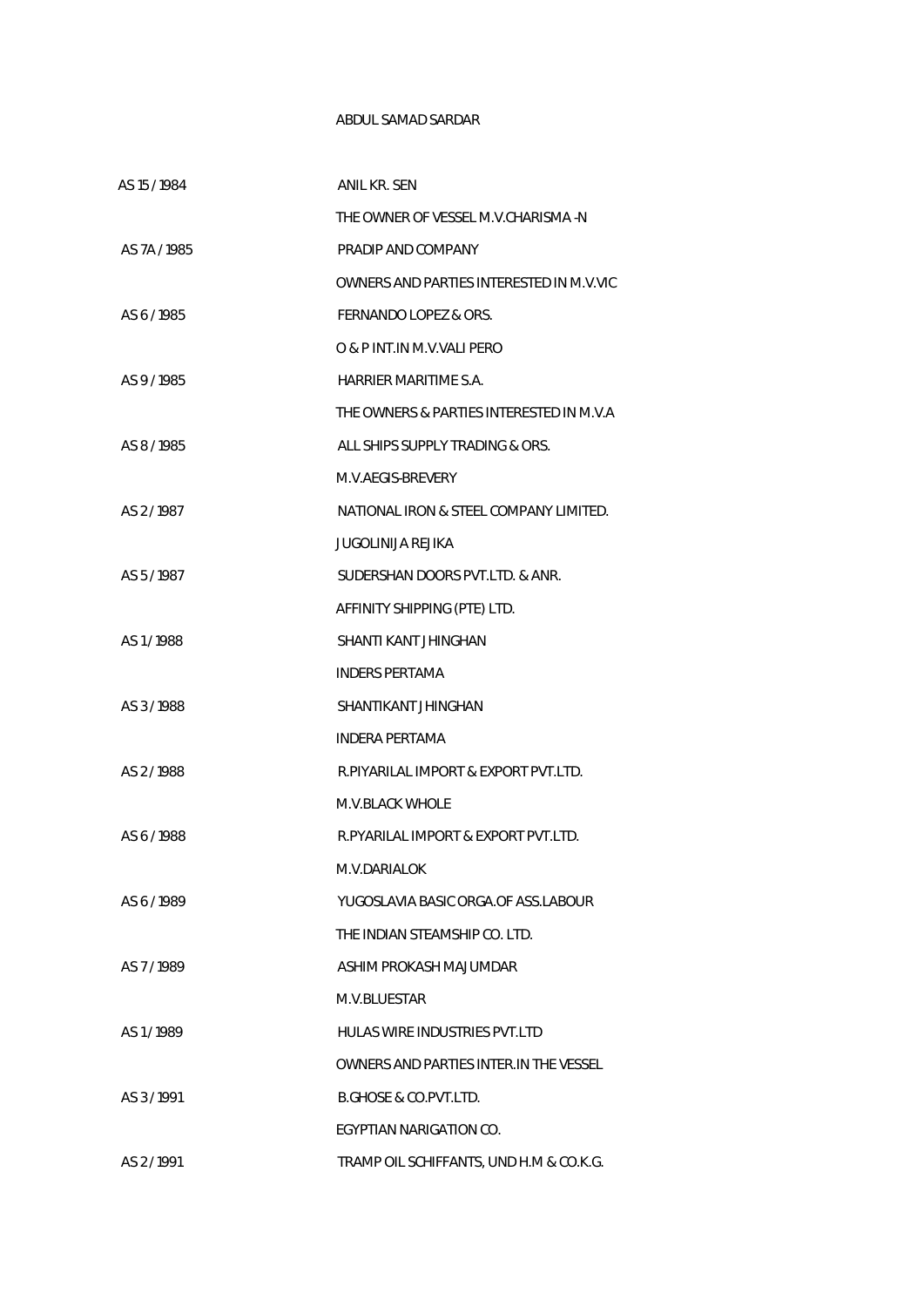ABDUL SAMAD SARDAR

| | |
|---|---|
| AS 15 / 1984 | ANIL KR. SEN |
| | THE OWNER OF VESSEL M.V.CHARISMA -N |
| AS 7A / 1985 | PRADIP AND COMPANY |
| | OWNERS AND PARTIES INTERESTED IN M.V.VIC |
| AS 6 / 1985 | FERNANDO LOPEZ & ORS. |
| | O & P INT.IN M.V.VALI PERO |
| AS 9 / 1985 | HARRIER MARITIME S.A. |
| | THE OWNERS & PARTIES INTERESTED IN M.V.A |
| AS 8 / 1985 | ALL SHIPS SUPPLY TRADING & ORS. |
| | M.V.AEGIS-BREVERY |
| AS 2 / 1987 | NATIONAL IRON & STEEL COMPANY LIMITED. |
| | JUGOLINIJA REJIKA |
| AS 5 / 1987 | SUDERSHAN DOORS PVT.LTD. & ANR. |
| | AFFINITY SHIPPING (PTE) LTD. |
| AS 1 / 1988 | SHANTI KANT JHINGHAN |
| | INDERS PERTAMA |
| AS 3 / 1988 | SHANTIKANT JHINGHAN |
| | INDERA PERTAMA |
| AS 2 / 1988 | R.PIYARILAL IMPORT & EXPORT PVT.LTD. |
| | M.V.BLACK WHOLE |
| AS 6 / 1988 | R.PYARILAL IMPORT & EXPORT PVT.LTD. |
| | M.V.DARIALOK |
| AS 6 / 1989 | YUGOSLAVIA BASIC ORGA.OF ASS.LABOUR |
| | THE INDIAN STEAMSHIP CO. LTD. |
| AS 7 / 1989 | ASHIM PROKASH MAJUMDAR |
| | M.V.BLUESTAR |
| AS 1 / 1989 | HULAS WIRE INDUSTRIES PVT.LTD |
| | OWNERS AND PARTIES INTER.IN THE VESSEL |
| AS 3 / 1991 | B.GHOSE & CO.PVT.LTD. |
| | EGYPTIAN NARIGATION CO. |
| AS 2 / 1991 | TRAMP OIL SCHIFFANTS, UND H.M & CO.K.G. |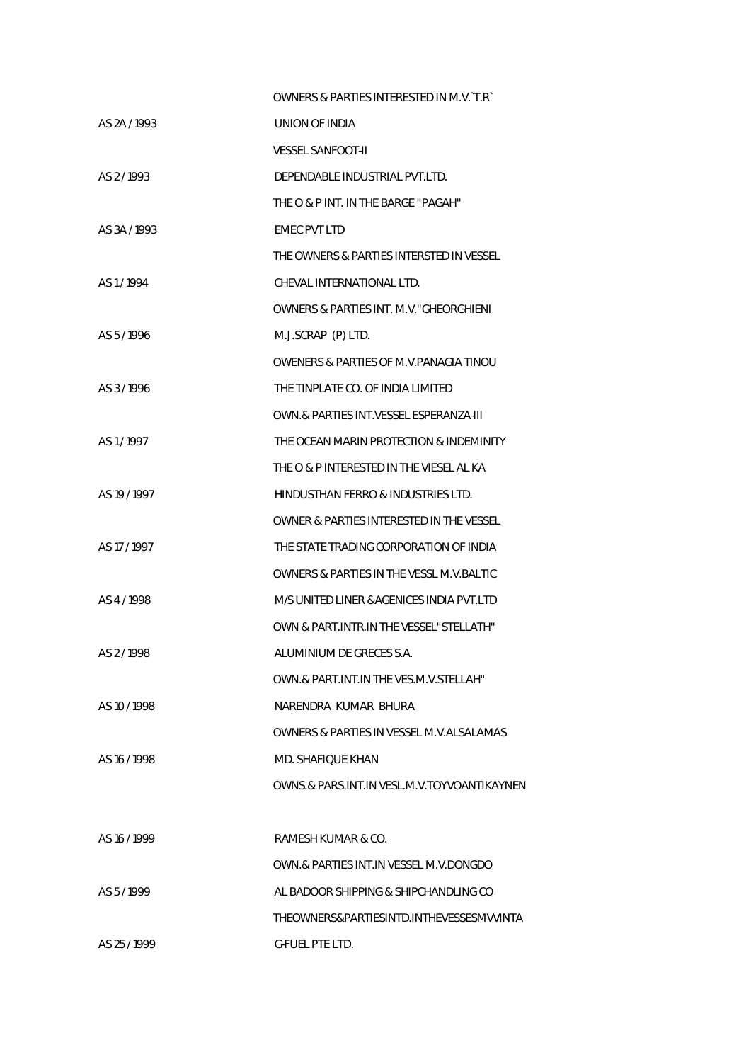| | |
|---|---|
| | OWNERS & PARTIES INTERESTED IN M.V.`T.R` |
| AS 2A / 1993 | UNION OF INDIA |
| | VESSEL SANFOOT-II |
| AS 2 / 1993 | DEPENDABLE INDUSTRIAL PVT.LTD. |
| | THE O & P INT. IN THE BARGE "PAGAH" |
| AS 3A / 1993 | EMEC PVT LTD |
| | THE OWNERS & PARTIES INTERSTED IN VESSEL |
| AS 1 / 1994 | CHEVAL INTERNATIONAL LTD. |
| | OWNERS & PARTIES INT. M.V."GHEORGHIENI |
| AS 5 / 1996 | M.J.SCRAP (P) LTD. |
| | OWENERS & PARTIES OF M.V.PANAGIA TINOU |
| AS 3 / 1996 | THE TINPLATE CO. OF INDIA LIMITED |
| | OWN.& PARTIES INT.VESSEL ESPERANZA-III |
| AS 1 / 1997 | THE OCEAN MARIN PROTECTION & INDEMINITY |
| | THE O & P INTERESTED IN THE VIESEL AL KA |
| AS 19 / 1997 | HINDUSTHAN FERRO & INDUSTRIES LTD. |
| | OWNER & PARTIES INTERESTED IN THE VESSEL |
| AS 17 / 1997 | THE STATE TRADING CORPORATION OF INDIA |
| | OWNERS & PARTIES IN THE VESSL M.V.BALTIC |
| AS 4 / 1998 | M/S UNITED LINER &AGENICES INDIA PVT.LTD |
| | OWN & PART.INTR.IN THE VESSEL"STELLATH" |
| AS 2 / 1998 | ALUMINIUM DE GRECES S.A. |
| | OWN.& PART.INT.IN THE VES.M.V.STELLAH" |
| AS 10 / 1998 | NARENDRA KUMAR BHURA |
| | OWNERS & PARTIES IN VESSEL M.V.ALSALAMAS |
| AS 16 / 1998 | MD. SHAFIQUE KHAN |
| | OWNS.& PARS.INT.IN VESL.M.V.TOYVOANTIKAYNEN |
| | |
| AS 16 / 1999 | RAMESH KUMAR & CO. |
| | OWN.& PARTIES INT.IN VESSEL M.V.DONGDO |
| AS 5 / 1999 | AL BADOOR SHIPPING & SHIPCHANDLING CO |
| | THEOWNERS&PARTIESINTD.INTHEVESSESMVVINTA |
| AS 25 / 1999 | G-FUEL PTE LTD. |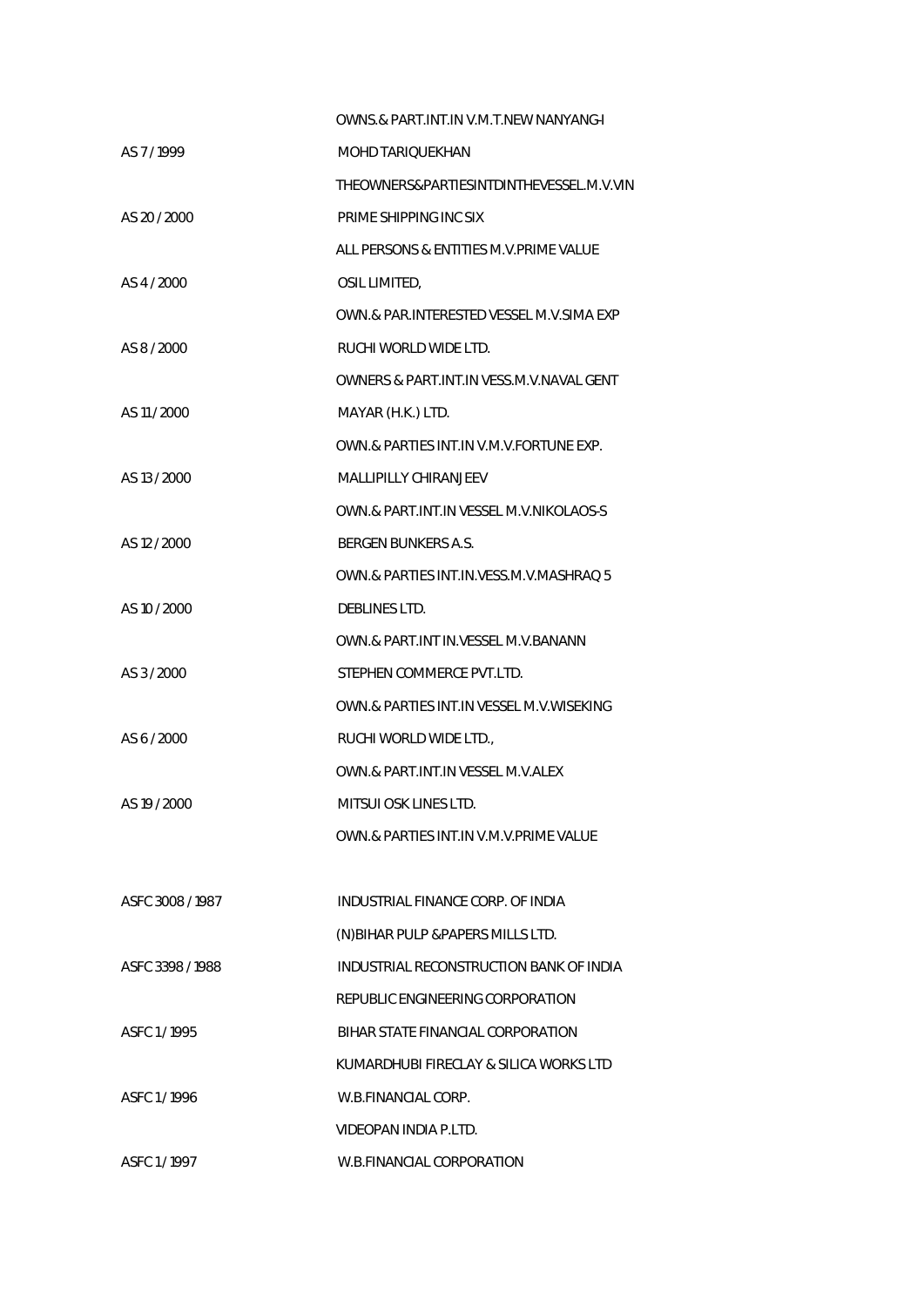| | |
|---|---|
| | OWNS.& PART.INT.IN V.M.T.NEW NANYANG-I |
| AS 7 / 1999 | MOHD TARIQUEKHAN |
| | THEOWNERS&PARTIESINTDINTHEVESSEL.M.V.VIN |
| AS 20 / 2000 | PRIME SHIPPING INC SIX |
| | ALL PERSONS & ENTITIES M.V.PRIME VALUE |
| AS 4 / 2000 | OSIL LIMITED, |
| | OWN.& PAR.INTERESTED VESSEL M.V.SIMA EXP |
| AS 8 / 2000 | RUCHI WORLD WIDE LTD. |
| | OWNERS & PART.INT.IN VESS.M.V.NAVAL GENT |
| AS 11 / 2000 | MAYAR (H.K.) LTD. |
| | OWN.& PARTIES INT.IN V.M.V.FORTUNE EXP. |
| AS 13 / 2000 | MALLIPILLY CHIRANJEEV |
| | OWN.& PART.INT.IN VESSEL M.V.NIKOLAOS-S |
| AS 12 / 2000 | BERGEN BUNKERS A.S. |
| | OWN.& PARTIES INT.IN.VESS.M.V.MASHRAQ 5 |
| AS 10 / 2000 | DEBLINES LTD. |
| | OWN.& PART.INT IN.VESSEL M.V.BANANN |
| AS 3 / 2000 | STEPHEN COMMERCE PVT.LTD. |
| | OWN.& PARTIES INT.IN VESSEL M.V.WISEKING |
| AS 6 / 2000 | RUCHI WORLD WIDE LTD., |
| | OWN.& PART.INT.IN VESSEL M.V.ALEX |
| AS 19 / 2000 | MITSUI OSK LINES LTD. |
| | OWN.& PARTIES INT.IN V.M.V.PRIME VALUE |
| | |
| ASFC 3008 / 1987 | INDUSTRIAL FINANCE CORP. OF INDIA |
| | (N)BIHAR PULP &PAPERS MILLS LTD. |
| ASFC 3398 / 1988 | INDUSTRIAL RECONSTRUCTION BANK OF INDIA |
| | REPUBLIC ENGINEERING CORPORATION |
| ASFC 1 / 1995 | BIHAR STATE FINANCIAL CORPORATION |
| | KUMARDHUBI FIRECLAY & SILICA WORKS LTD |
| ASFC 1 / 1996 | W.B.FINANCIAL CORP. |
| | VIDEOPAN INDIA P.LTD. |
| ASFC 1 / 1997 | W.B.FINANCIAL CORPORATION |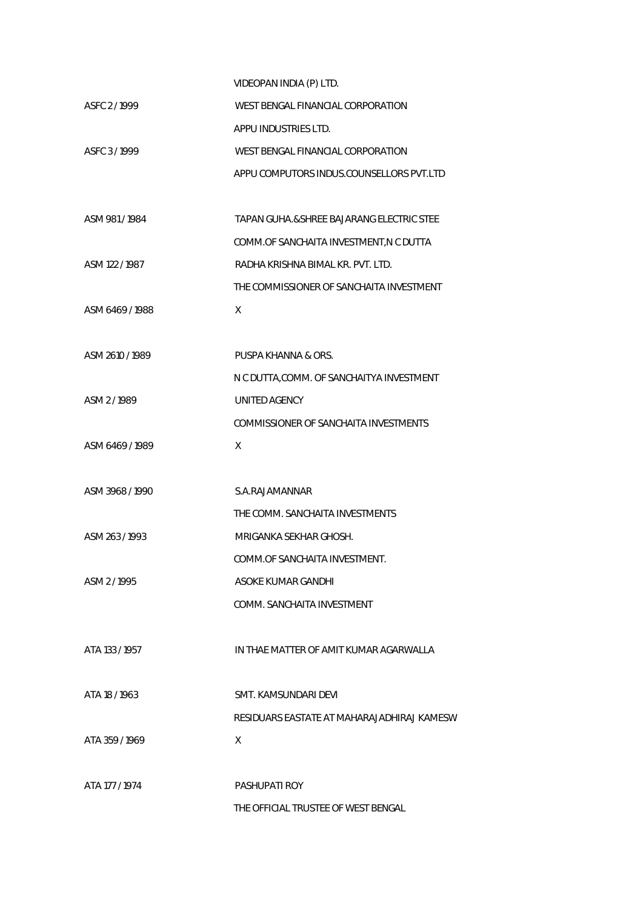| | |
|---|---|
| | VIDEOPAN INDIA (P) LTD. |
| ASFC 2 / 1999 | WEST BENGAL FINANCIAL CORPORATION |
| | APPU INDUSTRIES LTD. |
| ASFC 3 / 1999 | WEST BENGAL FINANCIAL CORPORATION |
| | APPU COMPUTORS INDUS.COUNSELLORS PVT.LTD |
| ASM 981 / 1984 | TAPAN GUHA.&SHREE BAJARANG ELECTRIC STEE |
| | COMM.OF SANCHAITA INVESTMENT,N C DUTTA |
| ASM 122 / 1987 | RADHA KRISHNA BIMAL KR. PVT. LTD. |
| | THE COMMISSIONER OF SANCHAITA INVESTMENT |
| ASM 6469 / 1988 | X |
| ASM 2610 / 1989 | PUSPA KHANNA & ORS. |
| | N C DUTTA,COMM. OF SANCHAITYA INVESTMENT |
| ASM 2 / 1989 | UNITED AGENCY |
| | COMMISSIONER OF SANCHAITA INVESTMENTS |
| ASM 6469 / 1989 | X |
| ASM 3968 / 1990 | S.A.RAJAMANNAR |
| | THE COMM. SANCHAITA INVESTMENTS |
| ASM 263 / 1993 | MRIGANKA SEKHAR GHOSH. |
| | COMM.OF SANCHAITA INVESTMENT. |
| ASM 2 / 1995 | ASOKE KUMAR GANDHI |
| | COMM. SANCHAITA INVESTMENT |
| ATA 133 / 1957 | IN THAE MATTER OF AMIT KUMAR AGARWALLA |
| ATA 18 / 1963 | SMT. KAMSUNDARI DEVI |
| | RESIDUARS EASTATE AT MAHARAJADHIRAJ KAMESW |
| ATA 359 / 1969 | X |
| ATA 177 / 1974 | PASHUPATI ROY |
| | THE OFFICIAL TRUSTEE OF WEST BENGAL |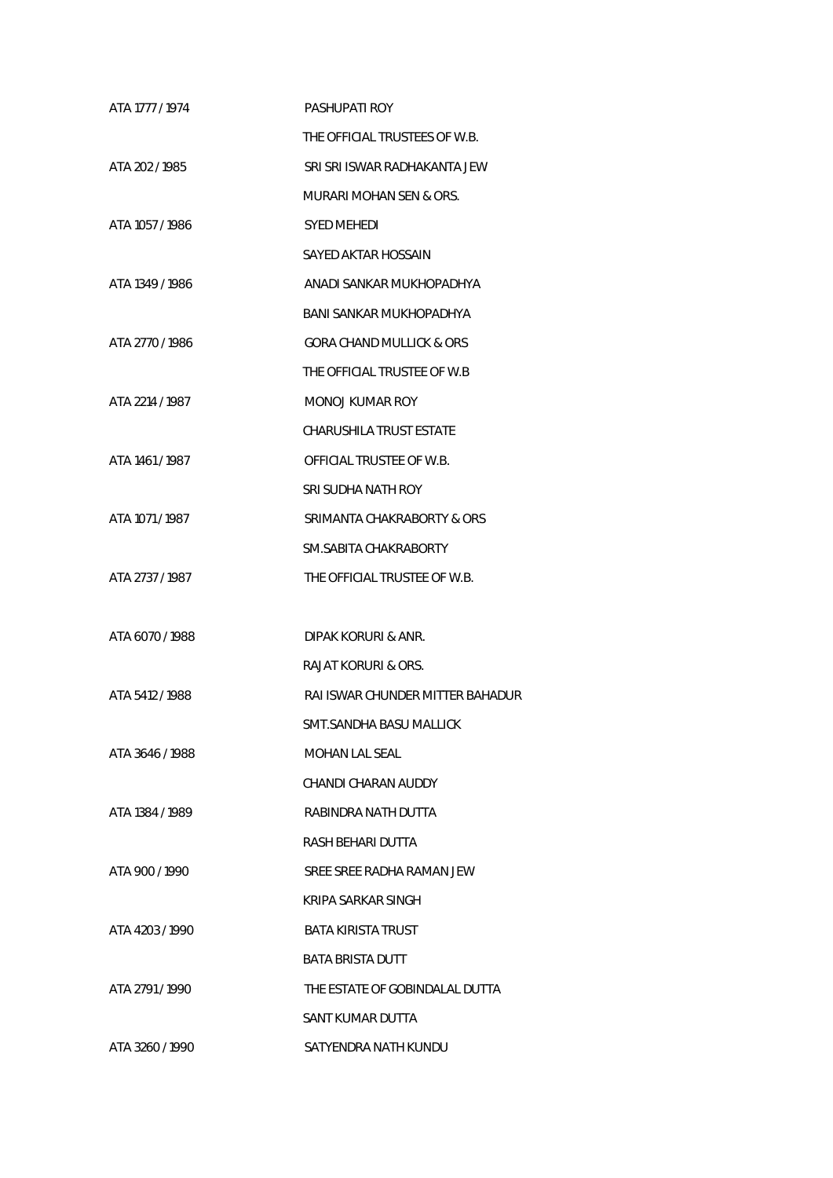ATA 1777 / 1974 PASHUPATI ROY

THE OFFICIAL TRUSTEES OF W.B.

ATA 202 / 1985 SRI SRI ISWAR RADHAKANTA JEW

MURARI MOHAN SEN & ORS.

ATA 1057 / 1986 SYED MEHEDI

SAYED AKTAR HOSSAIN

ATA 1349 / 1986 ANADI SANKAR MUKHOPADHYA

BANI SANKAR MUKHOPADHYA

ATA 2770 / 1986 GORA CHAND MULLICK & ORS

THE OFFICIAL TRUSTEE OF W.B

ATA 2214 / 1987 MONOJ KUMAR ROY

CHARUSHILA TRUST ESTATE

ATA 1461 / 1987 OFFICIAL TRUSTEE OF W.B.

SRI SUDHA NATH ROY

ATA 1071 / 1987 SRIMANTA CHAKRABORTY & ORS

SM.SABITA CHAKRABORTY

ATA 2737 / 1987 THE OFFICIAL TRUSTEE OF W.B.

ATA 6070 / 1988 DIPAK KORURI & ANR.

RAJAT KORURI & ORS.

ATA 5412 / 1988 RAI ISWAR CHUNDER MITTER BAHADUR

SMT.SANDHA BASU MALLICK

ATA 3646 / 1988 MOHAN LAL SEAL

CHANDI CHARAN AUDDY

ATA 1384 / 1989 RABINDRA NATH DUTTA

RASH BEHARI DUTTA

ATA 900 / 1990 SREE SREE RADHA RAMAN JEW

KRIPA SARKAR SINGH

ATA 4203 / 1990 BATA KIRISTA TRUST

BATA BRISTA DUTT

ATA 2791 / 1990 THE ESTATE OF GOBINDALAL DUTTA

SANT KUMAR DUTTA

ATA 3260 / 1990 SATYENDRA NATH KUNDU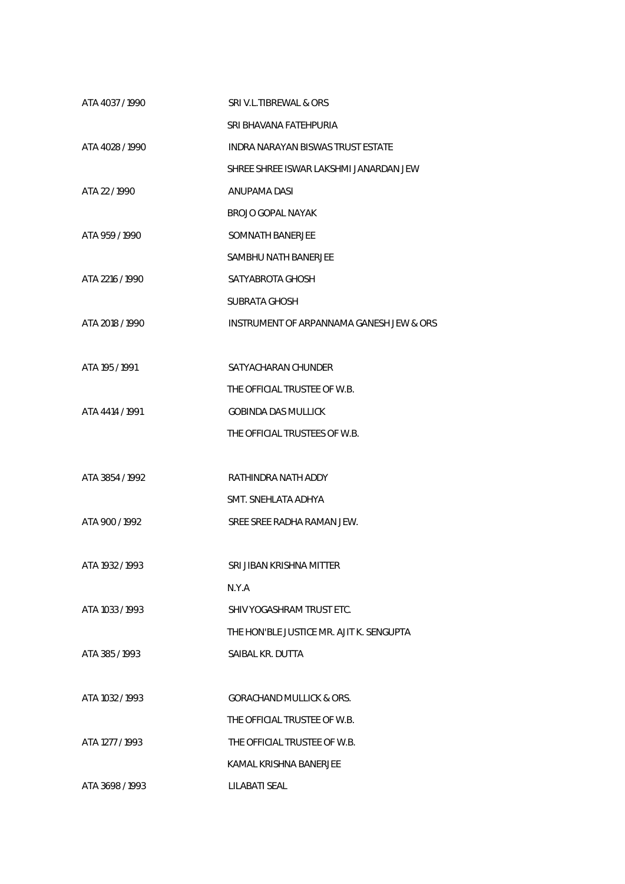| | |
|---|---|
| ATA 4037 / 1990 | SRI V.L.TIBREWAL & ORS |
| | SRI BHAVANA FATEHPURIA |
| ATA 4028 / 1990 | INDRA NARAYAN BISWAS TRUST ESTATE |
| | SHREE SHREE ISWAR LAKSHMI JANARDAN JEW |
| ATA 22 / 1990 | ANUPAMA DASI |
| | BROJO GOPAL NAYAK |
| ATA 959 / 1990 | SOMNATH BANERJEE |
| | SAMBHU NATH BANERJEE |
| ATA 2216 / 1990 | SATYABROTA GHOSH |
| | SUBRATA GHOSH |
| ATA 2018 / 1990 | INSTRUMENT OF ARPANNAMA GANESH JEW & ORS |
| | |
| ATA 195 / 1991 | SATYACHARAN CHUNDER |
| | THE OFFICIAL TRUSTEE OF W.B. |
| ATA 4414 / 1991 | GOBINDA DAS MULLICK |
| | THE OFFICIAL TRUSTEES OF W.B. |
| | |
| ATA 3854 / 1992 | RATHINDRA NATH ADDY |
| | SMT. SNEHLATA ADHYA |
| ATA 900 / 1992 | SREE SREE RADHA RAMAN JEW. |
| | |
| ATA 1932 / 1993 | SRI JIBAN KRISHNA MITTER |
| | N.Y.A |
| ATA 1033 / 1993 | SHIV YOGASHRAM TRUST ETC. |
| | THE HON'BLE JUSTICE MR. AJIT K. SENGUPTA |
| ATA 385 / 1993 | SAIBAL KR. DUTTA |
| | |
| ATA 1032 / 1993 | GORACHAND MULLICK & ORS. |
| | THE OFFICIAL TRUSTEE OF W.B. |
| ATA 1277 / 1993 | THE OFFICIAL TRUSTEE OF W.B. |
| | KAMAL KRISHNA BANERJEE |
| ATA 3698 / 1993 | LILABATI SEAL |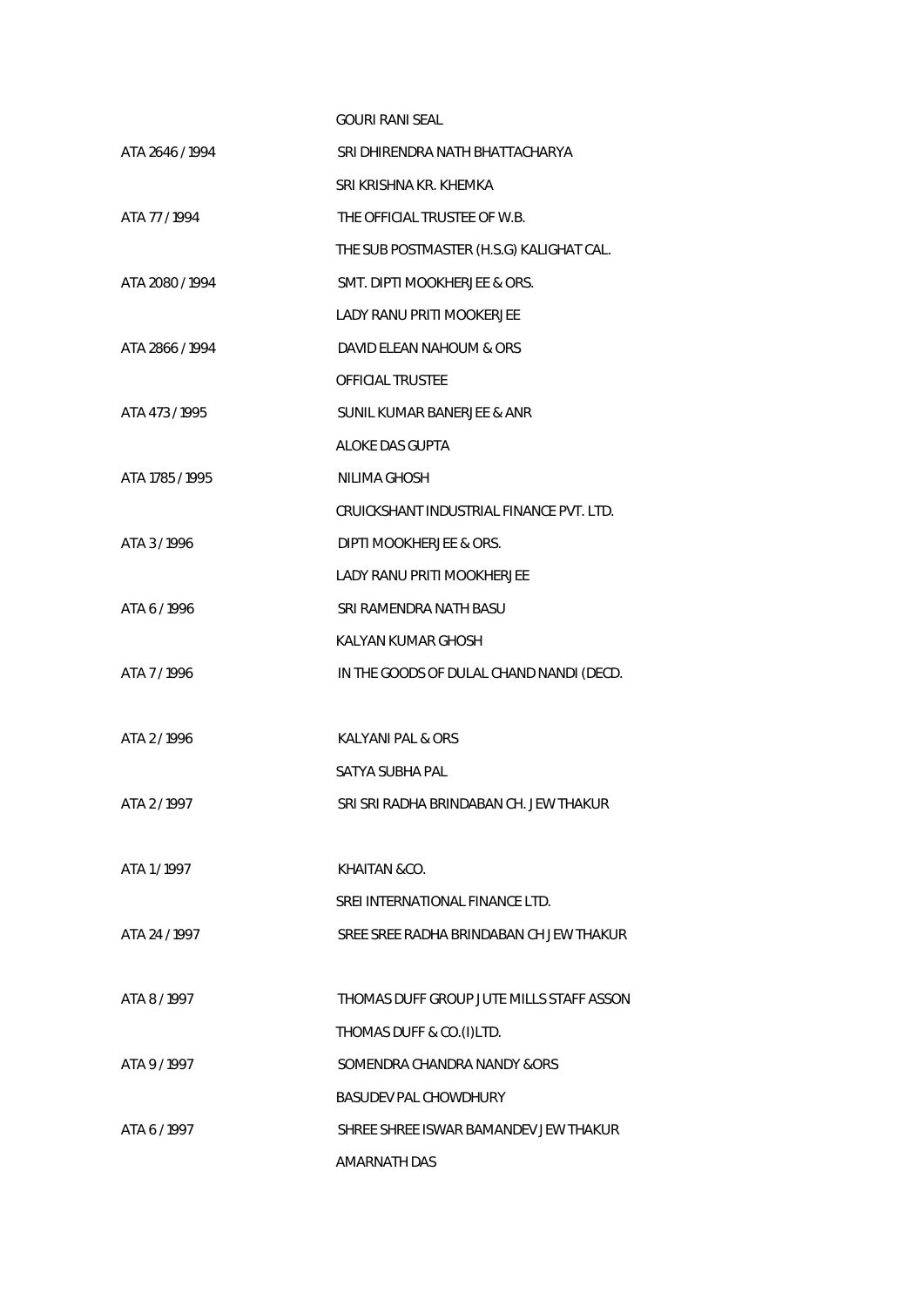| | |
|---|---|
| | GOURI RANI SEAL |
| ATA 2646 / 1994 | SRI DHIRENDRA NATH BHATTACHARYA |
| | SRI KRISHNA KR. KHEMKA |
| ATA 77 / 1994 | THE OFFICIAL TRUSTEE OF W.B. |
| | THE SUB POSTMASTER (H.S.G) KALIGHAT CAL. |
| ATA 2080 / 1994 | SMT. DIPTI MOOKHERJEE & ORS. |
| | LADY RANU PRITI MOOKERJEE |
| ATA 2866 / 1994 | DAVID ELEAN NAHOUM & ORS |
| | OFFICIAL TRUSTEE |
| ATA 473 / 1995 | SUNIL KUMAR BANERJEE & ANR |
| | ALOKE DAS GUPTA |
| ATA 1785 / 1995 | NILIMA GHOSH |
| | CRUICKSHANT INDUSTRIAL FINANCE PVT. LTD. |
| ATA 3 / 1996 | DIPTI MOOKHERJEE & ORS. |
| | LADY RANU PRITI MOOKHERJEE |
| ATA 6 / 1996 | SRI RAMENDRA NATH BASU |
| | KALYAN KUMAR GHOSH |
| ATA 7 / 1996 | IN THE GOODS OF DULAL CHAND NANDI (DECD. |
| | |
| ATA 2 / 1996 | KALYANI PAL & ORS |
| | SATYA SUBHA PAL |
| ATA 2 / 1997 | SRI SRI RADHA BRINDABAN CH. JEW THAKUR |
| | |
| ATA 1 / 1997 | KHAITAN &CO. |
| | SREI INTERNATIONAL FINANCE LTD. |
| ATA 24 / 1997 | SREE SREE RADHA BRINDABAN CH JEW THAKUR |
| | |
| ATA 8 / 1997 | THOMAS DUFF GROUP JUTE MILLS STAFF ASSON |
| | THOMAS DUFF & CO.(I)LTD. |
| ATA 9 / 1997 | SOMENDRA CHANDRA NANDY &ORS |
| | BASUDEV PAL CHOWDHURY |
| ATA 6 / 1997 | SHREE SHREE ISWAR BAMANDEV JEW THAKUR |
| | AMARNATH DAS |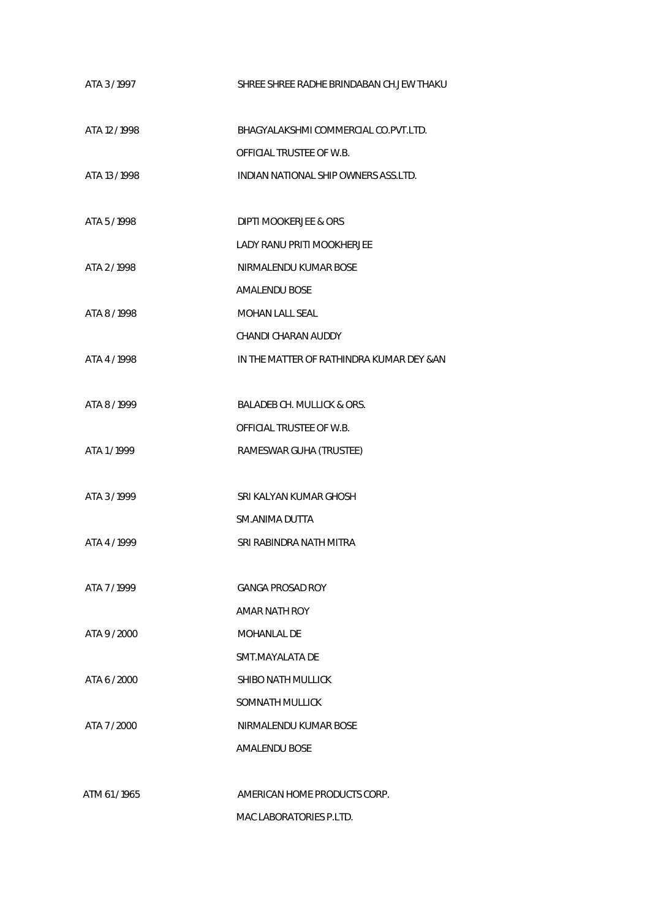| | |
|---|---|
| ATA 3 / 1997 | SHREE SHREE RADHE BRINDABAN CH.JEW THAKU |
| ATA 12 / 1998 | BHAGYALAKSHMI COMMERCIAL CO.PVT.LTD. |
| | OFFICIAL TRUSTEE OF W.B. |
| ATA 13 / 1998 | INDIAN NATIONAL SHIP OWNERS ASS.LTD. |
| ATA 5 / 1998 | DIPTI MOOKERJEE & ORS |
| | LADY RANU PRITI MOOKHERJEE |
| ATA 2 / 1998 | NIRMALENDU KUMAR BOSE |
| | AMALENDU BOSE |
| ATA 8 / 1998 | MOHAN LALL SEAL |
| | CHANDI CHARAN AUDDY |
| ATA 4 / 1998 | IN THE MATTER OF RATHINDRA KUMAR DEY &AN |
| ATA 8 / 1999 | BALADEB CH. MULLICK & ORS. |
| | OFFICIAL TRUSTEE OF W.B. |
| ATA 1 / 1999 | RAMESWAR GUHA (TRUSTEE) |
| ATA 3 / 1999 | SRI KALYAN KUMAR GHOSH |
| | SM.ANIMA DUTTA |
| ATA 4 / 1999 | SRI RABINDRA NATH MITRA |
| ATA 7 / 1999 | GANGA PROSAD ROY |
| | AMAR NATH ROY |
| ATA 9 / 2000 | MOHANLAL DE |
| | SMT.MAYALATA DE |
| ATA 6 / 2000 | SHIBO NATH MULLICK |
| | SOMNATH MULLICK |
| ATA 7 / 2000 | NIRMALENDU KUMAR BOSE |
| | AMALENDU BOSE |
| ATM 61 / 1965 | AMERICAN HOME PRODUCTS CORP. |
| | MAC LABORATORIES P.LTD. |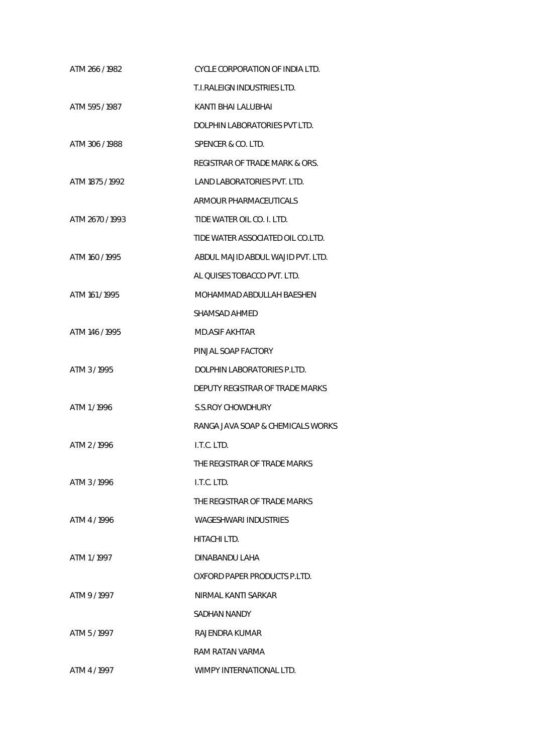| | |
|---|---|
| ATM 266 / 1982 | CYCLE CORPORATION OF INDIA LTD. |
| | T.I.RALEIGN INDUSTRIES LTD. |
| ATM 595 / 1987 | KANTI BHAI LALUBHAI |
| | DOLPHIN LABORATORIES PVT LTD. |
| ATM 306 / 1988 | SPENCER & CO. LTD. |
| | REGISTRAR OF TRADE MARK & ORS. |
| ATM 1875 / 1992 | LAND LABORATORIES PVT. LTD. |
| | ARMOUR PHARMACEUTICALS |
| ATM 2670 / 1993 | TIDE WATER OIL CO. I. LTD. |
| | TIDE WATER ASSOCIATED OIL CO.LTD. |
| ATM 160 / 1995 | ABDUL MAJID ABDUL WAJID PVT. LTD. |
| | AL QUISES TOBACCO PVT. LTD. |
| ATM 161 / 1995 | MOHAMMAD ABDULLAH BAESHEN |
| | SHAMSAD AHMED |
| ATM 146 / 1995 | MD.ASIF AKHTAR |
| | PINJAL SOAP FACTORY |
| ATM 3 / 1995 | DOLPHIN LABORATORIES P.LTD. |
| | DEPUTY REGISTRAR OF TRADE MARKS |
| ATM 1 / 1996 | S.S.ROY CHOWDHURY |
| | RANGA JAVA SOAP & CHEMICALS WORKS |
| ATM 2 / 1996 | I.T.C. LTD. |
| | THE REGISTRAR OF TRADE MARKS |
| ATM 3 / 1996 | I.T.C. LTD. |
| | THE REGISTRAR OF TRADE MARKS |
| ATM 4 / 1996 | WAGESHWARI INDUSTRIES |
| | HITACHI LTD. |
| ATM 1 / 1997 | DINABANDU LAHA |
| | OXFORD PAPER PRODUCTS P.LTD. |
| ATM 9 / 1997 | NIRMAL KANTI SARKAR |
| | SADHAN NANDY |
| ATM 5 / 1997 | RAJENDRA KUMAR |
| | RAM RATAN VARMA |
| ATM 4 / 1997 | WIMPY INTERNATIONAL LTD. |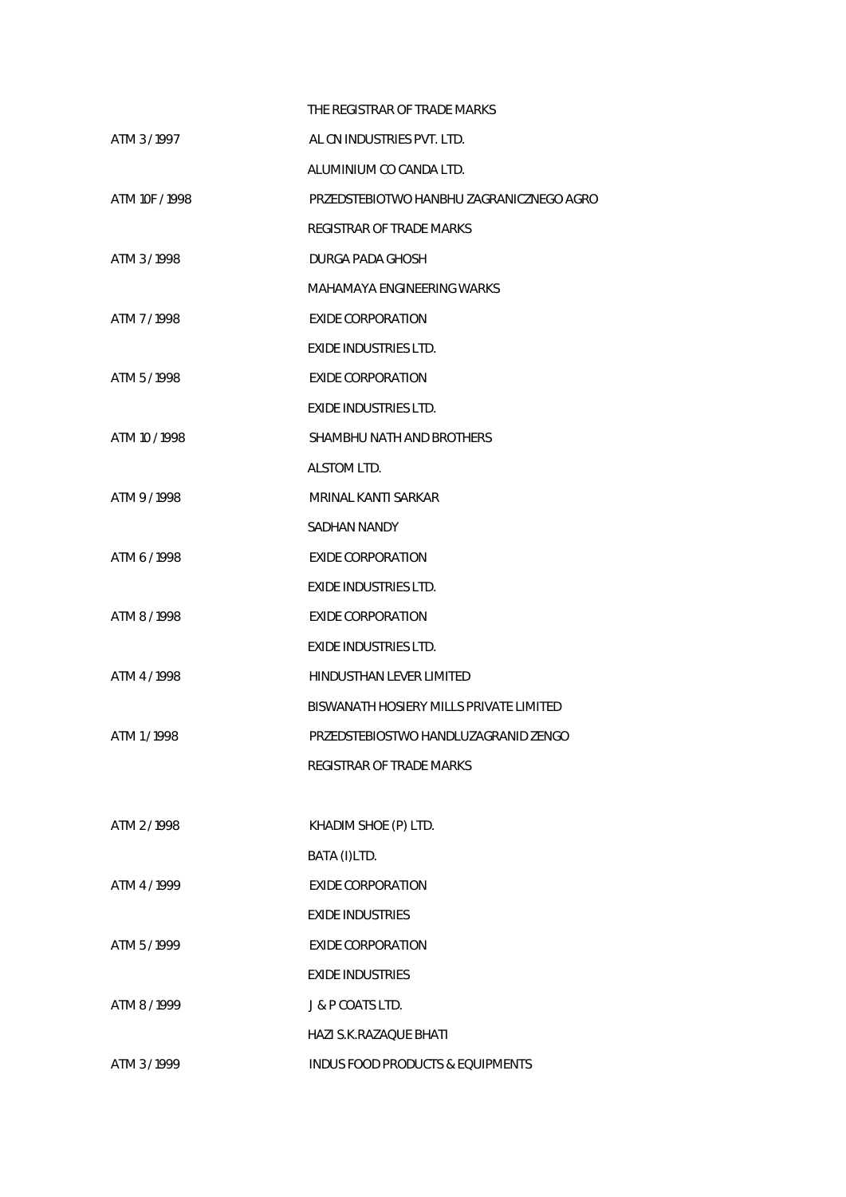| | |
|---|---|
| | THE REGISTRAR OF TRADE MARKS |
| ATM 3 / 1997 | AL CN INDUSTRIES PVT. LTD. |
| | ALUMINIUM CO CANDA LTD. |
| ATM 10F / 1998 | PRZEDSTEBIOTWO HANBHU ZAGRANICZNEGO AGRO |
| | REGISTRAR OF TRADE MARKS |
| ATM 3 / 1998 | DURGA PADA GHOSH |
| | MAHAMAYA ENGINEERING WARKS |
| ATM 7 / 1998 | EXIDE CORPORATION |
| | EXIDE INDUSTRIES LTD. |
| ATM 5 / 1998 | EXIDE CORPORATION |
| | EXIDE INDUSTRIES LTD. |
| ATM 10 / 1998 | SHAMBHU NATH AND BROTHERS |
| | ALSTOM LTD. |
| ATM 9 / 1998 | MRINAL KANTI SARKAR |
| | SADHAN NANDY |
| ATM 6 / 1998 | EXIDE CORPORATION |
| | EXIDE INDUSTRIES LTD. |
| ATM 8 / 1998 | EXIDE CORPORATION |
| | EXIDE INDUSTRIES LTD. |
| ATM 4 / 1998 | HINDUSTHAN LEVER LIMITED |
| | BISWANATH HOSIERY MILLS PRIVATE LIMITED |
| ATM 1 / 1998 | PRZEDSTEBIOSTWO HANDLUZAGRANID ZENGO |
| | REGISTRAR OF TRADE MARKS |
| ATM 2 / 1998 | KHADIM SHOE (P) LTD. |
| | BATA (I)LTD. |
| ATM 4 / 1999 | EXIDE CORPORATION |
| | EXIDE INDUSTRIES |
| ATM 5 / 1999 | EXIDE CORPORATION |
| | EXIDE INDUSTRIES |
| ATM 8 / 1999 | J & P COATS LTD. |
| | HAZI S.K.RAZAQUE BHATI |
| ATM 3 / 1999 | INDUS FOOD PRODUCTS & EQUIPMENTS |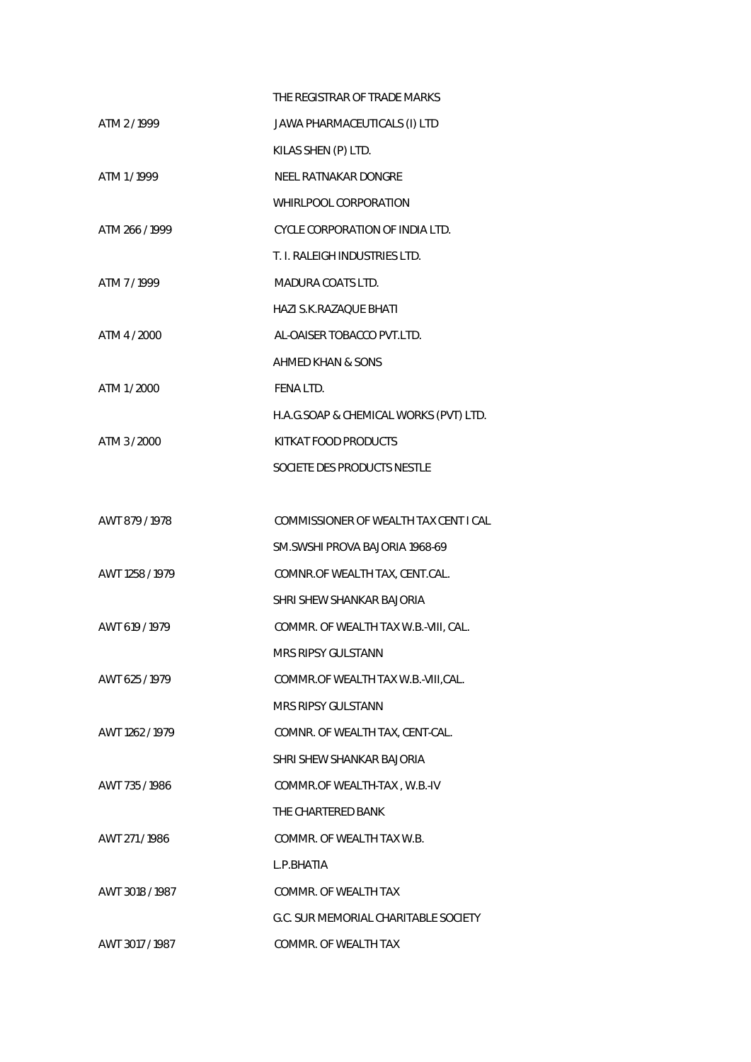| | |
|---|---|
| | THE REGISTRAR OF TRADE MARKS |
| ATM 2 / 1999 | JAWA PHARMACEUTICALS (I) LTD |
| | KILAS SHEN (P) LTD. |
| ATM 1 / 1999 | NEEL RATNAKAR DONGRE |
| | WHIRLPOOL CORPORATION |
| ATM 266 / 1999 | CYCLE CORPORATION OF INDIA LTD. |
| | T. I. RALEIGH INDUSTRIES LTD. |
| ATM 7 / 1999 | MADURA COATS LTD. |
| | HAZI S.K.RAZAQUE BHATI |
| ATM 4 / 2000 | AL-OAISER TOBACCO PVT.LTD. |
| | AHMED KHAN & SONS |
| ATM 1 / 2000 | FENA LTD. |
| | H.A.G.SOAP & CHEMICAL WORKS (PVT) LTD. |
| ATM 3 / 2000 | KITKAT FOOD PRODUCTS |
| | SOCIETE DES PRODUCTS NESTLE |
| | |
| AWT 879 / 1978 | COMMISSIONER OF WEALTH TAX CENT I CAL |
| | SM.SWSHI PROVA BAJORIA 1968-69 |
| AWT 1258 / 1979 | COMNR.OF WEALTH TAX, CENT.CAL. |
| | SHRI SHEW SHANKAR BAJORIA |
| AWT 619 / 1979 | COMMR. OF WEALTH TAX W.B.-VIII, CAL. |
| | MRS RIPSY GULSTANN |
| AWT 625 / 1979 | COMMR.OF WEALTH TAX W.B.-VIII,CAL. |
| | MRS RIPSY GULSTANN |
| AWT 1262 / 1979 | COMNR. OF WEALTH TAX, CENT-CAL. |
| | SHRI SHEW SHANKAR BAJORIA |
| AWT 735 / 1986 | COMMR.OF WEALTH-TAX , W.B.-IV |
| | THE CHARTERED BANK |
| AWT 271 / 1986 | COMMR. OF WEALTH TAX W.B. |
| | L.P.BHATIA |
| AWT 3018 / 1987 | COMMR. OF WEALTH TAX |
| | G.C. SUR MEMORIAL CHARITABLE SOCIETY |
| AWT 3017 / 1987 | COMMR. OF WEALTH TAX |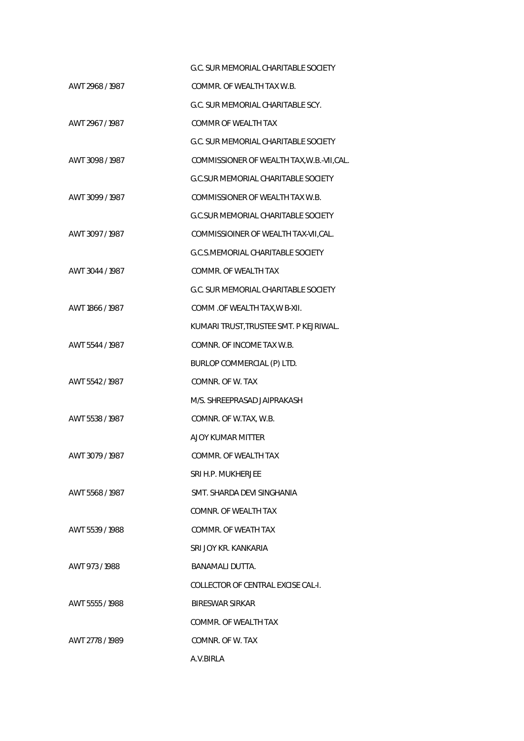| | |
|---|---|
| | G.C. SUR MEMORIAL CHARITABLE SOCIETY |
| AWT 2968 / 1987 | COMMR. OF WEALTH TAX W.B. |
| | G.C. SUR MEMORIAL CHARITABLE SCY. |
| AWT 2967 / 1987 | COMMR OF WEALTH TAX |
| | G.C. SUR MEMORIAL CHARITABLE SOCIETY |
| AWT 3098 / 1987 | COMMISSIONER OF WEALTH TAX,W.B.-VII,CAL. |
| | G.C.SUR MEMORIAL CHARITABLE SOCIETY |
| AWT 3099 / 1987 | COMMISSIONER OF WEALTH TAX W.B. |
| | G.C.SUR MEMORIAL CHARITABLE SOCIETY |
| AWT 3097 / 1987 | COMMISSIOINER OF WEALTH TAX-VII,CAL. |
| | G.C.S.MEMORIAL CHARITABLE SOCIETY |
| AWT 3044 / 1987 | COMMR. OF WEALTH TAX |
| | G.C. SUR MEMORIAL CHARITABLE SOCIETY |
| AWT 1866 / 1987 | COMM .OF WEALTH TAX,W B-XII. |
| | KUMARI TRUST,TRUSTEE SMT. P KEJRIWAL. |
| AWT 5544 / 1987 | COMNR. OF INCOME TAX W.B. |
| | BURLOP COMMERCIAL (P) LTD. |
| AWT 5542 / 1987 | COMNR. OF W. TAX |
| | M/S. SHREEPRASAD JAIPRAKASH |
| AWT 5538 / 1987 | COMNR. OF W.TAX, W.B. |
| | AJOY KUMAR MITTER |
| AWT 3079 / 1987 | COMMR. OF WEALTH TAX |
| | SRI H.P. MUKHERJEE |
| AWT 5568 / 1987 | SMT. SHARDA DEVI SINGHANIA |
| | COMNR. OF WEALTH TAX |
| AWT 5539 / 1988 | COMMR. OF WEATH TAX |
| | SRI JOY KR. KANKARIA |
| AWT 973 / 1988 | BANAMALI DUTTA. |
| | COLLECTOR OF CENTRAL EXCISE CAL-I. |
| AWT 5555 / 1988 | BIRESWAR SIRKAR |
| | COMMR. OF WEALTH TAX |
| AWT 2778 / 1989 | COMNR. OF W. TAX |
| | A.V.BIRLA |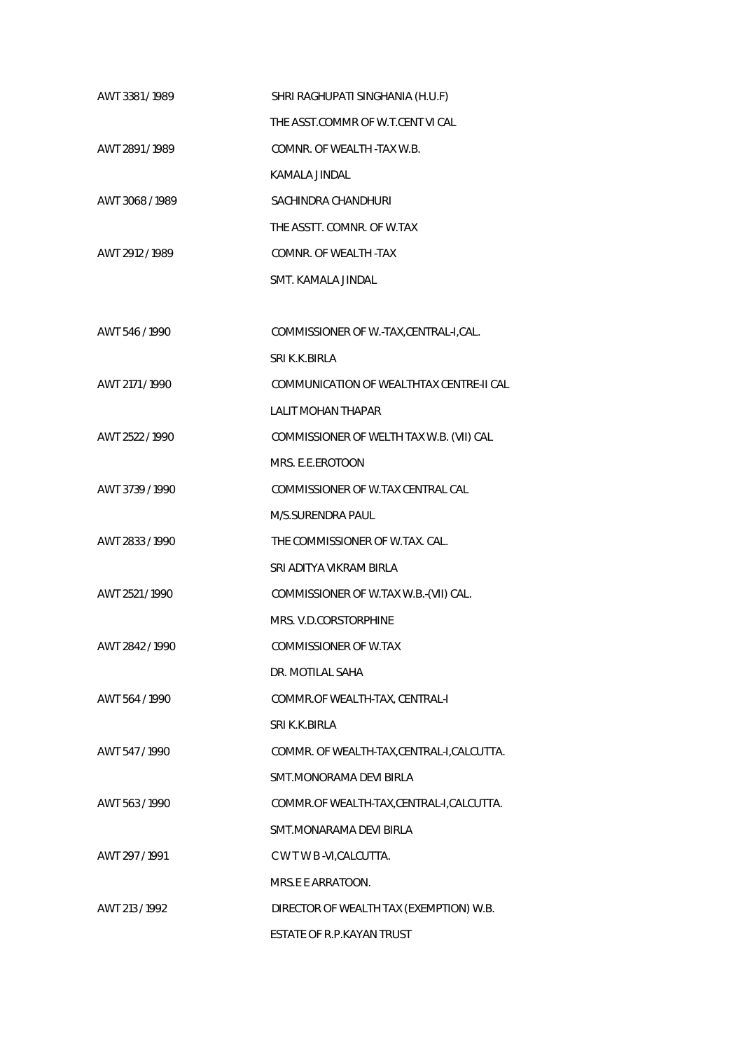| | |
|---|---|
| AWT 3381 / 1989 | SHRI RAGHUPATI SINGHANIA (H.U.F) |
| | THE ASST.COMMR OF W.T.CENT VI CAL |
| AWT 2891 / 1989 | COMNR. OF WEALTH -TAX W.B. |
| | KAMALA JINDAL |
| AWT 3068 / 1989 | SACHINDRA CHANDHURI |
| | THE ASSTT. COMNR. OF W.TAX |
| AWT 2912 / 1989 | COMNR. OF WEALTH -TAX |
| | SMT. KAMALA JINDAL |
| AWT 546 / 1990 | COMMISSIONER OF W.-TAX,CENTRAL-I,CAL. |
| | SRI K.K.BIRLA |
| AWT 2171 / 1990 | COMMUNICATION OF WEALTHTAX CENTRE-II CAL |
| | LALIT MOHAN THAPAR |
| AWT 2522 / 1990 | COMMISSIONER OF WELTH TAX W.B. (VII) CAL |
| | MRS. E.E.EROTOON |
| AWT 3739 / 1990 | COMMISSIONER OF W.TAX CENTRAL CAL |
| | M/S.SURENDRA PAUL |
| AWT 2833 / 1990 | THE COMMISSIONER OF W.TAX. CAL. |
| | SRI ADITYA VIKRAM BIRLA |
| AWT 2521 / 1990 | COMMISSIONER OF W.TAX W.B.-(VII) CAL. |
| | MRS. V.D.CORSTORPHINE |
| AWT 2842 / 1990 | COMMISSIONER OF W.TAX |
| | DR. MOTILAL SAHA |
| AWT 564 / 1990 | COMMR.OF WEALTH-TAX, CENTRAL-I |
| | SRI K.K.BIRLA |
| AWT 547 / 1990 | COMMR. OF WEALTH-TAX,CENTRAL-I,CALCUTTA. |
| | SMT.MONORAMA DEVI BIRLA |
| AWT 563 / 1990 | COMMR.OF WEALTH-TAX,CENTRAL-I,CALCUTTA. |
| | SMT.MONARAMA DEVI BIRLA |
| AWT 297 / 1991 | C W T W B -VI,CALCUTTA. |
| | MRS.E E ARRATOON. |
| AWT 213 / 1992 | DIRECTOR OF WEALTH TAX (EXEMPTION) W.B. |
| | ESTATE OF R.P.KAYAN TRUST |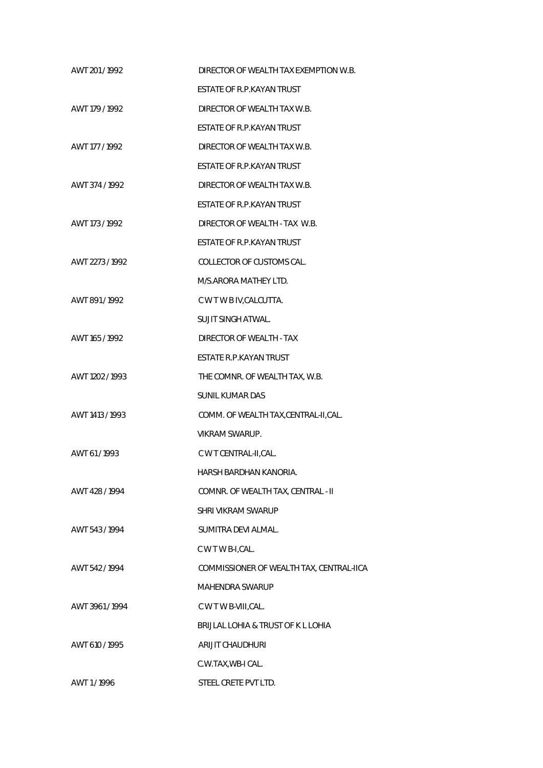| | |
|---|---|
| AWT 201 / 1992 | DIRECTOR OF WEALTH TAX EXEMPTION W.B. |
| | ESTATE OF R.P.KAYAN TRUST |
| AWT 179 / 1992 | DIRECTOR OF WEALTH TAX W.B. |
| | ESTATE OF R.P.KAYAN TRUST |
| AWT 177 / 1992 | DIRECTOR OF WEALTH TAX W.B. |
| | ESTATE OF R.P.KAYAN TRUST |
| AWT 374 / 1992 | DIRECTOR OF WEALTH TAX W.B. |
| | ESTATE OF R.P.KAYAN TRUST |
| AWT 173 / 1992 | DIRECTOR OF WEALTH - TAX W.B. |
| | ESTATE OF R.P.KAYAN TRUST |
| AWT 2273 / 1992 | COLLECTOR OF CUSTOMS CAL. |
| | M/S.ARORA MATHEY LTD. |
| AWT 891 / 1992 | C W T W B IV,CALCUTTA. |
| | SUJIT SINGH ATWAL. |
| AWT 165 / 1992 | DIRECTOR OF WEALTH - TAX |
| | ESTATE R.P.KAYAN TRUST |
| AWT 1202 / 1993 | THE COMNR. OF WEALTH TAX, W.B. |
| | SUNIL KUMAR DAS |
| AWT 1413 / 1993 | COMM. OF WEALTH TAX,CENTRAL-II,CAL. |
| | VIKRAM SWARUP. |
| AWT 61 / 1993 | C W T CENTRAL-II,CAL. |
| | HARSH BARDHAN KANORIA. |
| AWT 428 / 1994 | COMNR. OF WEALTH TAX, CENTRAL - II |
| | SHRI VIKRAM SWARUP |
| AWT 543 / 1994 | SUMITRA DEVI ALMAL. |
| | C W T W B-I,CAL. |
| AWT 542 / 1994 | COMMISSIONER OF WEALTH TAX, CENTRAL-IICA |
| | MAHENDRA SWARUP |
| AWT 3961 / 1994 | C W T W B-VIII,CAL. |
| | BRIJLAL LOHIA & TRUST OF K L LOHIA |
| AWT 610 / 1995 | ARIJIT CHAUDHURI |
| | C.W.TAX,WB-I CAL. |
| AWT 1 / 1996 | STEEL CRETE PVT LTD. |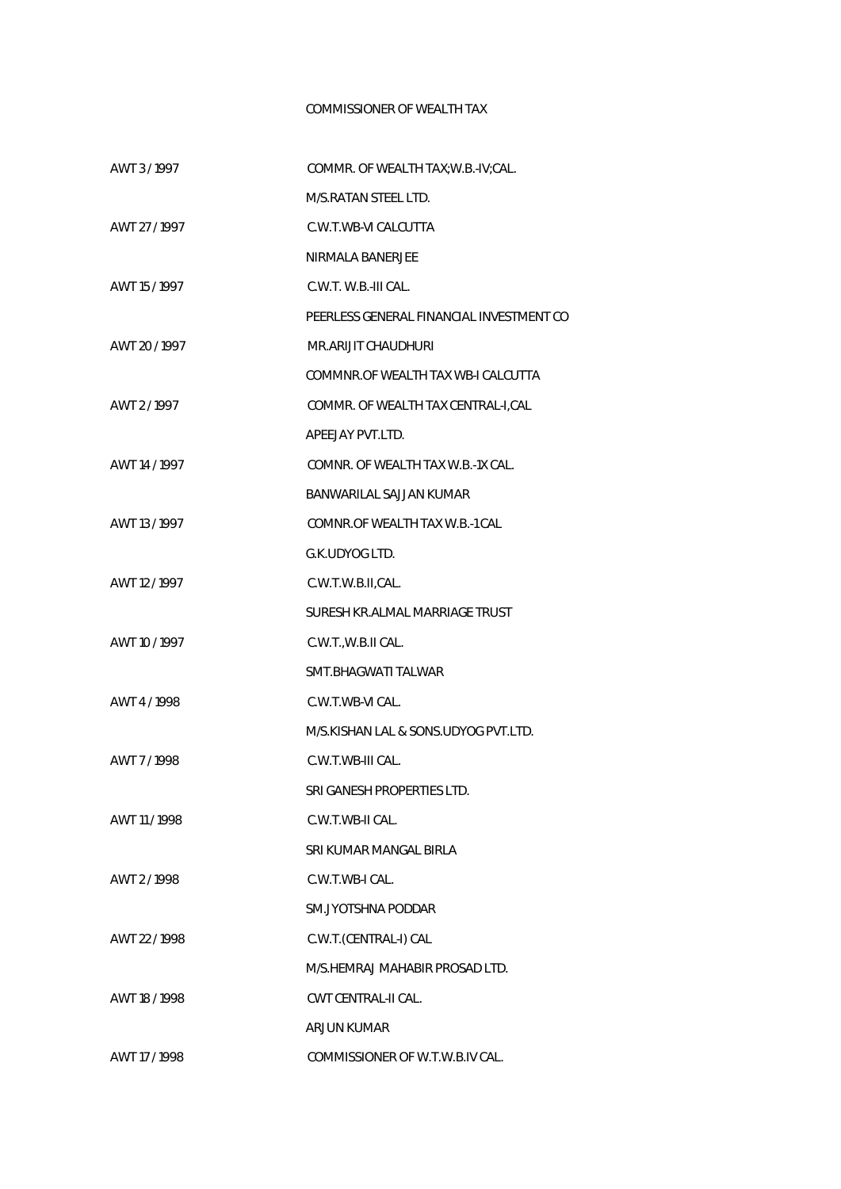COMMISSIONER OF WEALTH TAX

| | |
|---|---|
| AWT 3 / 1997 | COMMR. OF WEALTH TAX;W.B.-IV;CAL. |
| | M/S.RATAN STEEL LTD. |
| AWT 27 / 1997 | C.W.T.WB-VI CALCUTTA |
| | NIRMALA BANERJEE |
| AWT 15 / 1997 | C.W.T. W.B.-III CAL. |
| | PEERLESS GENERAL FINANCIAL INVESTMENT CO |
| AWT 20 / 1997 | MR.ARIJIT CHAUDHURI |
| | COMMNR.OF WEALTH TAX WB-I CALCUTTA |
| AWT 2 / 1997 | COMMR. OF WEALTH TAX CENTRAL-I,CAL |
| | APEEJAY PVT.LTD. |
| AWT 14 / 1997 | COMNR. OF WEALTH TAX W.B.-1X CAL. |
| | BANWARILAL SAJJAN KUMAR |
| AWT 13 / 1997 | COMNR.OF WEALTH TAX W.B.-1 CAL |
| | G.K.UDYOG LTD. |
| AWT 12 / 1997 | C.W.T.W.B.II,CAL. |
| | SURESH KR.ALMAL MARRIAGE TRUST |
| AWT 10 / 1997 | C.W.T.,W.B.II CAL. |
| | SMT.BHAGWATI TALWAR |
| AWT 4 / 1998 | C.W.T.WB-VI CAL. |
| | M/S.KISHAN LAL & SONS.UDYOG PVT.LTD. |
| AWT 7 / 1998 | C.W.T.WB-III CAL. |
| | SRI GANESH PROPERTIES LTD. |
| AWT 11 / 1998 | C.W.T.WB-II CAL. |
| | SRI KUMAR MANGAL BIRLA |
| AWT 2 / 1998 | C.W.T.WB-I CAL. |
| | SM.JYOTSHNA PODDAR |
| AWT 22 / 1998 | C.W.T.(CENTRAL-I) CAL |
| | M/S.HEMRAJ MAHABIR PROSAD LTD. |
| AWT 18 / 1998 | CWT CENTRAL-II CAL. |
| | ARJUN KUMAR |
| AWT 17 / 1998 | COMMISSIONER OF W.T.W.B.IV CAL. |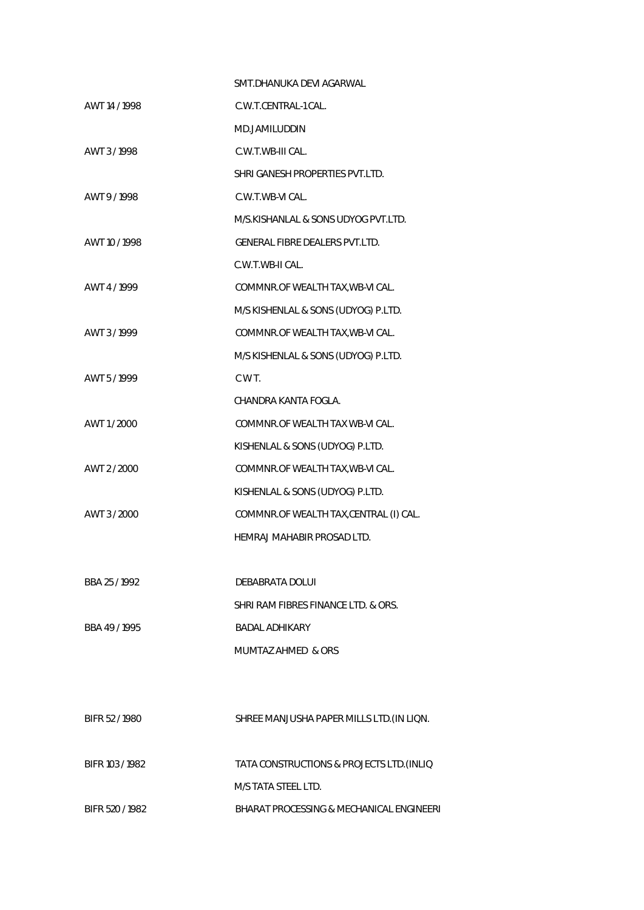| | |
|---|---|
| | SMT.DHANUKA DEVI AGARWAL |
| AWT 14 / 1998 | C.W.T.CENTRAL-1 CAL. |
| | MD.JAMILUDDIN |
| AWT 3 / 1998 | C.W.T.WB-III CAL. |
| | SHRI GANESH PROPERTIES PVT.LTD. |
| AWT 9 / 1998 | C.W.T.WB-VI CAL. |
| | M/S.KISHANLAL & SONS UDYOG PVT.LTD. |
| AWT 10 / 1998 | GENERAL FIBRE DEALERS PVT.LTD. |
| | C.W.T.WB-II CAL. |
| AWT 4 / 1999 | COMMNR.OF WEALTH TAX,WB-VI CAL. |
| | M/S KISHENLAL & SONS (UDYOG) P.LTD. |
| AWT 3 / 1999 | COMMNR.OF WEALTH TAX,WB-VI CAL. |
| | M/S KISHENLAL & SONS (UDYOG) P.LTD. |
| AWT 5 / 1999 | C W T. |
| | CHANDRA KANTA FOGLA. |
| AWT 1 / 2000 | COMMNR.OF WEALTH TAX WB-VI CAL. |
| | KISHENLAL & SONS (UDYOG) P.LTD. |
| AWT 2 / 2000 | COMMNR.OF WEALTH TAX,WB-VI CAL. |
| | KISHENLAL & SONS (UDYOG) P.LTD. |
| AWT 3 / 2000 | COMMNR.OF WEALTH TAX,CENTRAL (I) CAL. |
| | HEMRAJ MAHABIR PROSAD LTD. |
| BBA 25 / 1992 | DEBABRATA DOLUI |
| | SHRI RAM FIBRES FINANCE LTD. & ORS. |
| BBA 49 / 1995 | BADAL ADHIKARY |
| | MUMTAZ AHMED & ORS |
| BIFR 52 / 1980 | SHREE MANJUSHA PAPER MILLS LTD.(IN LIQN. |
| BIFR 103 / 1982 | TATA CONSTRUCTIONS & PROJECTS LTD.(INLIQ |
| | M/S TATA STEEL LTD. |
| BIFR 520 / 1982 | BHARAT PROCESSING & MECHANICAL ENGINEERI |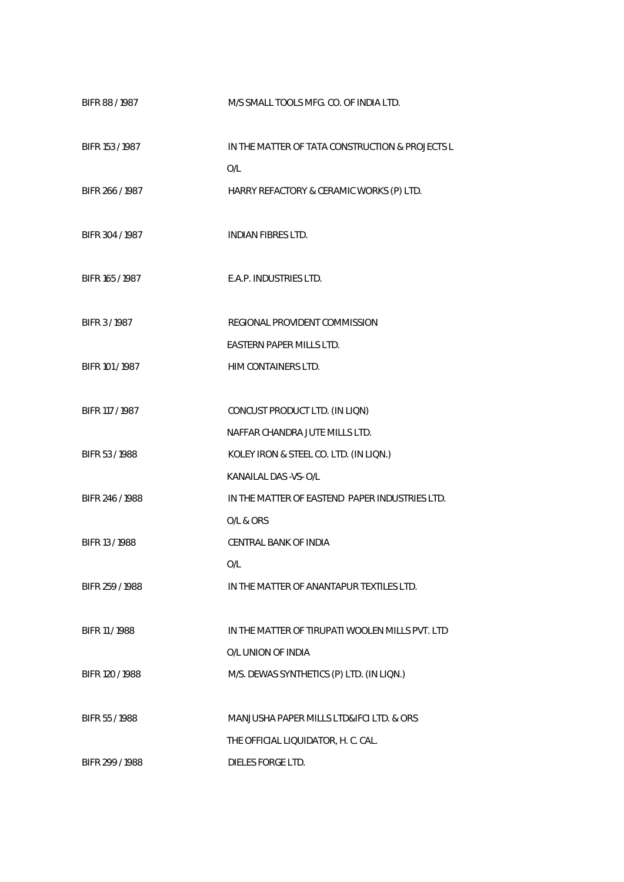| | |
|---|---|
| BIFR 88 / 1987 | M/S SMALL TOOLS MFG. CO. OF INDIA LTD. |
| BIFR 153 / 1987 | IN THE MATTER OF TATA CONSTRUCTION & PROJECTS L<br>O/L |
| BIFR 266 / 1987 | HARRY REFACTORY & CERAMIC WORKS (P) LTD. |
| BIFR 304 / 1987 | INDIAN FIBRES LTD. |
| BIFR 165 / 1987 | E.A.P. INDUSTRIES LTD. |
| BIFR 3 / 1987 | REGIONAL PROVIDENT COMMISSION<br>EASTERN PAPER MILLS LTD. |
| BIFR 101 / 1987 | HIM CONTAINERS LTD. |
| BIFR 117 / 1987 | CONCUST PRODUCT LTD. (IN LIQN)<br>NAFFAR CHANDRA JUTE MILLS LTD. |
| BIFR 53 / 1988 | KOLEY IRON & STEEL CO. LTD. (IN LIQN.)<br>KANAILAL DAS -VS- O/L |
| BIFR 246 / 1988 | IN THE MATTER OF EASTEND PAPER INDUSTRIES LTD.<br>O/L & ORS |
| BIFR 13 / 1988 | CENTRAL BANK OF INDIA<br>O/L |
| BIFR 259 / 1988 | IN THE MATTER OF ANANTAPUR TEXTILES LTD. |
| BIFR 11 / 1988 | IN THE MATTER OF TIRUPATI WOOLEN MILLS PVT. LTD<br>O/L UNION OF INDIA |
| BIFR 120 / 1988 | M/S. DEWAS SYNTHETICS (P) LTD. (IN LIQN.) |
| BIFR 55 / 1988 | MANJUSHA PAPER MILLS LTD&IFCI LTD. & ORS<br>THE OFFICIAL LIQUIDATOR, H. C. CAL. |
| BIFR 299 / 1988 | DIELES FORGE LTD. |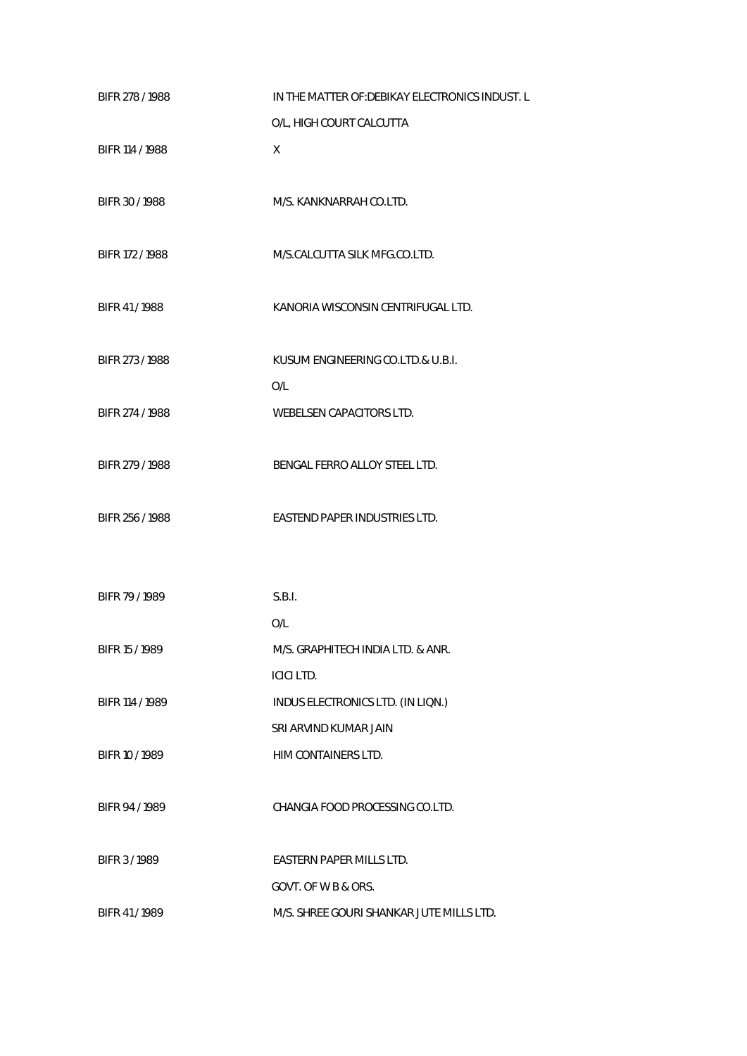| | |
|---|---|
| BIFR 278 / 1988 | IN THE MATTER OF:DEBIKAY ELECTRONICS INDUST. L |
| | O/L, HIGH COURT CALCUTTA |
| BIFR 114 / 1988 | X |
| BIFR 30 / 1988 | M/S. KANKNARRAH CO.LTD. |
| BIFR 172 / 1988 | M/S.CALCUTTA SILK MFG.CO.LTD. |
| BIFR 41 / 1988 | KANORIA WISCONSIN CENTRIFUGAL LTD. |
| BIFR 273 / 1988 | KUSUM ENGINEERING CO.LTD.& U.B.I. |
| | O/L |
| BIFR 274 / 1988 | WEBELSEN CAPACITORS LTD. |
| BIFR 279 / 1988 | BENGAL FERRO ALLOY STEEL LTD. |
| BIFR 256 / 1988 | EASTEND PAPER INDUSTRIES LTD. |
| BIFR 79 / 1989 | S.B.I. |
| | O/L |
| BIFR 15 / 1989 | M/S. GRAPHITECH INDIA LTD. & ANR. |
| | ICICI LTD. |
| BIFR 114 / 1989 | INDUS ELECTRONICS LTD. (IN LIQN.) |
| | SRI ARVIND KUMAR JAIN |
| BIFR 10 / 1989 | HIM CONTAINERS LTD. |
| BIFR 94 / 1989 | CHANGIA FOOD PROCESSING CO.LTD. |
| BIFR 3 / 1989 | EASTERN PAPER MILLS LTD. |
| | GOVT. OF W B & ORS. |
| BIFR 41 / 1989 | M/S. SHREE GOURI SHANKAR JUTE MILLS LTD. |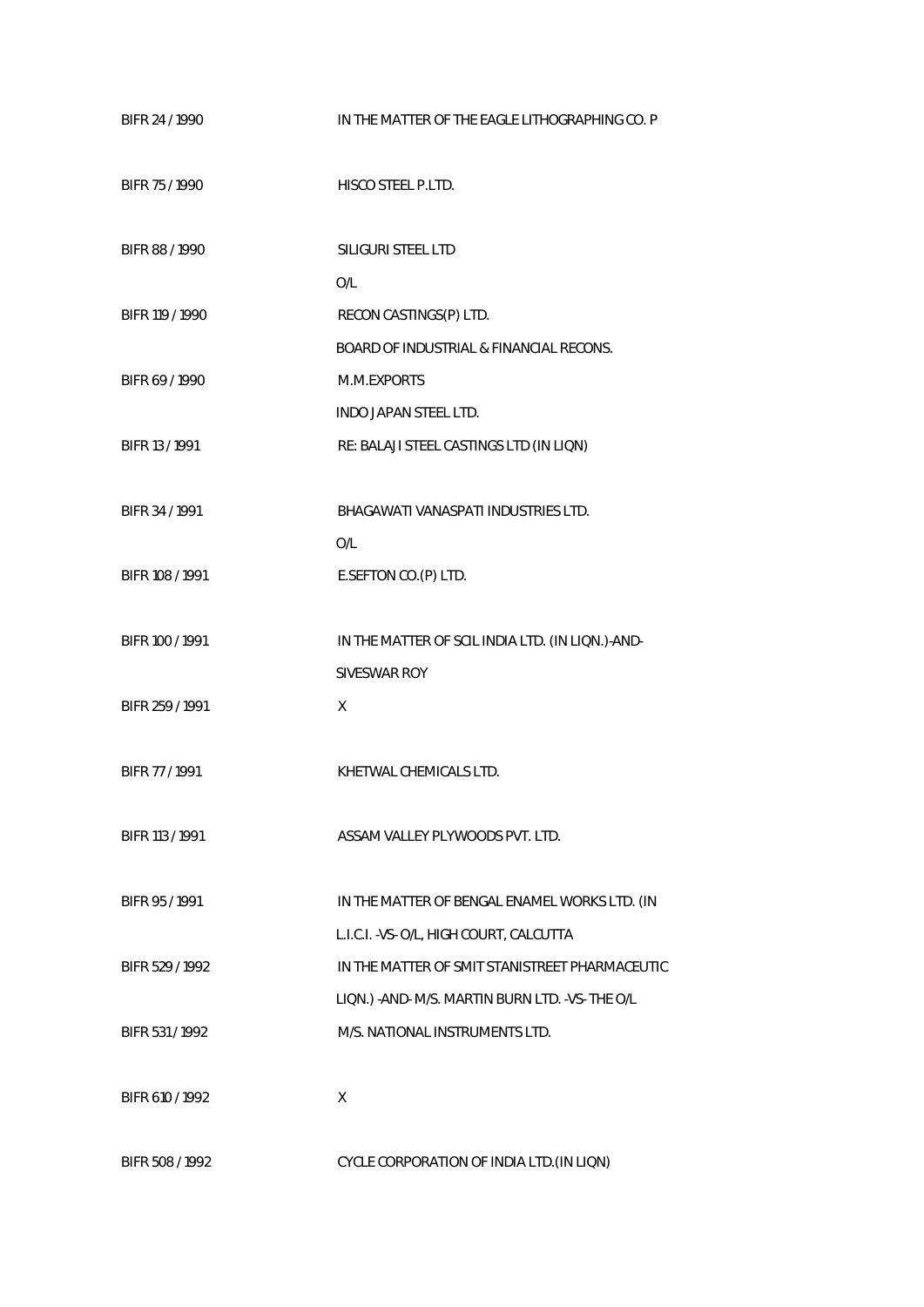| | |
|---|---|
| BIFR 24 / 1990 | IN THE MATTER OF THE EAGLE LITHOGRAPHING CO. P |
| BIFR 75 / 1990 | HISCO STEEL P.LTD. |
| BIFR 88 / 1990 | SILIGURI STEEL LTD |
| | O/L |
| BIFR 119 / 1990 | RECON CASTINGS(P) LTD. |
| | BOARD OF INDUSTRIAL & FINANCIAL RECONS. |
| BIFR 69 / 1990 | M.M.EXPORTS |
| | INDO JAPAN STEEL LTD. |
| BIFR 13 / 1991 | RE: BALAJI STEEL CASTINGS LTD (IN LIQN) |
| BIFR 34 / 1991 | BHAGAWATI VANASPATI INDUSTRIES LTD. |
| | O/L |
| BIFR 108 / 1991 | E.SEFTON CO.(P) LTD. |
| BIFR 100 / 1991 | IN THE MATTER OF SCIL INDIA LTD. (IN LIQN.)-AND- |
| | SIVESWAR ROY |
| BIFR 259 / 1991 | X |
| BIFR 77 / 1991 | KHETWAL CHEMICALS LTD. |
| BIFR 113 / 1991 | ASSAM VALLEY PLYWOODS PVT. LTD. |
| BIFR 95 / 1991 | IN THE MATTER OF BENGAL ENAMEL WORKS LTD. (IN |
| | L.I.C.I. -VS- O/L, HIGH COURT, CALCUTTA |
| BIFR 529 / 1992 | IN THE MATTER OF SMIT STANISTREET PHARMACEUTIC |
| | LIQN.) -AND- M/S. MARTIN BURN LTD. -VS- THE O/L |
| BIFR 531 / 1992 | M/S. NATIONAL INSTRUMENTS LTD. |
| BIFR 610 / 1992 | X |
| BIFR 508 / 1992 | CYCLE CORPORATION OF INDIA LTD.(IN LIQN) |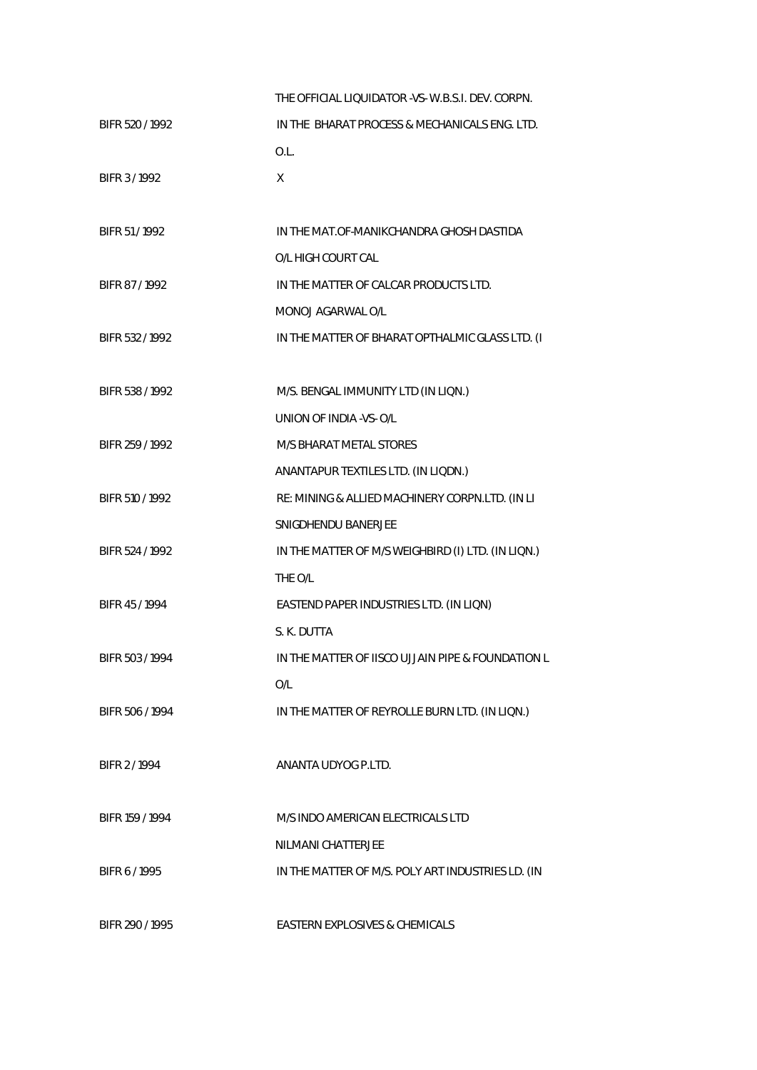| | |
|---|---|
| | THE OFFICIAL LIQUIDATOR -VS- W.B.S.I. DEV. CORPN. |
| BIFR 520 / 1992 | IN THE BHARAT PROCESS & MECHANICALS ENG. LTD. |
| | O.L. |
| BIFR 3 / 1992 | X |
| BIFR 51 / 1992 | IN THE MAT.OF-MANIKCHANDRA GHOSH DASTIDA |
| | O/L HIGH COURT CAL |
| BIFR 87 / 1992 | IN THE MATTER OF CALCAR PRODUCTS LTD. |
| | MONOJ AGARWAL O/L |
| BIFR 532 / 1992 | IN THE MATTER OF BHARAT OPTHALMIC GLASS LTD. (I |
| BIFR 538 / 1992 | M/S. BENGAL IMMUNITY LTD (IN LIQN.) |
| | UNION OF INDIA -VS- O/L |
| BIFR 259 / 1992 | M/S BHARAT METAL STORES |
| | ANANTAPUR TEXTILES LTD. (IN LIQDN.) |
| BIFR 510 / 1992 | RE: MINING & ALLIED MACHINERY CORPN.LTD. (IN LI |
| | SNIGDHENDU BANERJEE |
| BIFR 524 / 1992 | IN THE MATTER OF M/S WEIGHBIRD (I) LTD. (IN LIQN.) |
| | THE O/L |
| BIFR 45 / 1994 | EASTEND PAPER INDUSTRIES LTD. (IN LIQN) |
| | S. K. DUTTA |
| BIFR 503 / 1994 | IN THE MATTER OF IISCO UJJAIN PIPE & FOUNDATION L |
| | O/L |
| BIFR 506 / 1994 | IN THE MATTER OF REYROLLE BURN LTD. (IN LIQN.) |
| BIFR 2 / 1994 | ANANTA UDYOG P.LTD. |
| BIFR 159 / 1994 | M/S INDO AMERICAN ELECTRICALS LTD |
| | NILMANI CHATTERJEE |
| BIFR 6 / 1995 | IN THE MATTER OF M/S. POLY ART INDUSTRIES LD. (IN |
| BIFR 290 / 1995 | EASTERN EXPLOSIVES & CHEMICALS |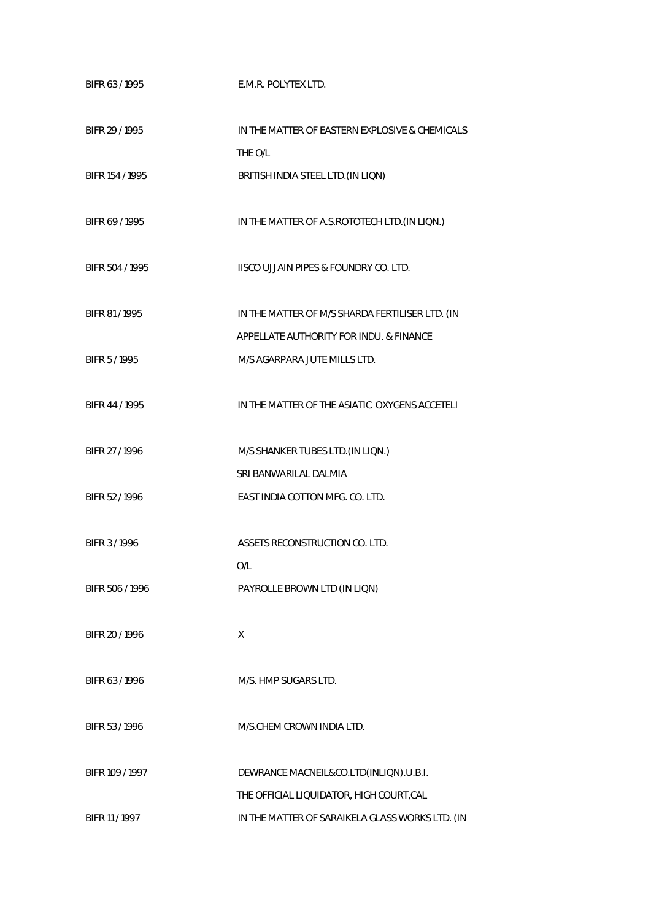| | |
|---|---|
| BIFR 63 / 1995 | E.M.R. POLYTEX LTD. |
| BIFR 29 / 1995 | IN THE MATTER OF EASTERN EXPLOSIVE & CHEMICALS |
| | THE O/L |
| BIFR 154 / 1995 | BRITISH INDIA STEEL LTD.(IN LIQN) |
| BIFR 69 / 1995 | IN THE MATTER OF A.S.ROTOTECH LTD.(IN LIQN.) |
| BIFR 504 / 1995 | IISCO UJJAIN PIPES & FOUNDRY CO. LTD. |
| BIFR 81 / 1995 | IN THE MATTER OF M/S SHARDA FERTILISER LTD. (IN |
| | APPELLATE AUTHORITY FOR INDU. & FINANCE |
| BIFR 5 / 1995 | M/S AGARPARA JUTE MILLS LTD. |
| BIFR 44 / 1995 | IN THE MATTER OF THE ASIATIC OXYGENS ACCETELI |
| BIFR 27 / 1996 | M/S SHANKER TUBES LTD.(IN LIQN.) |
| | SRI BANWARILAL DALMIA |
| BIFR 52 / 1996 | EAST INDIA COTTON MFG. CO. LTD. |
| BIFR 3 / 1996 | ASSETS RECONSTRUCTION CO. LTD. |
| | O/L |
| BIFR 506 / 1996 | PAYROLLE BROWN LTD (IN LIQN) |
| BIFR 20 / 1996 | X |
| BIFR 63 / 1996 | M/S. HMP SUGARS LTD. |
| BIFR 53 / 1996 | M/S.CHEM CROWN INDIA LTD. |
| BIFR 109 / 1997 | DEWRANCE MACNEIL&CO.LTD(INLIQN).U.B.I. |
| | THE OFFICIAL LIQUIDATOR, HIGH COURT,CAL |
| BIFR 11 / 1997 | IN THE MATTER OF SARAIKELA GLASS WORKS LTD. (IN |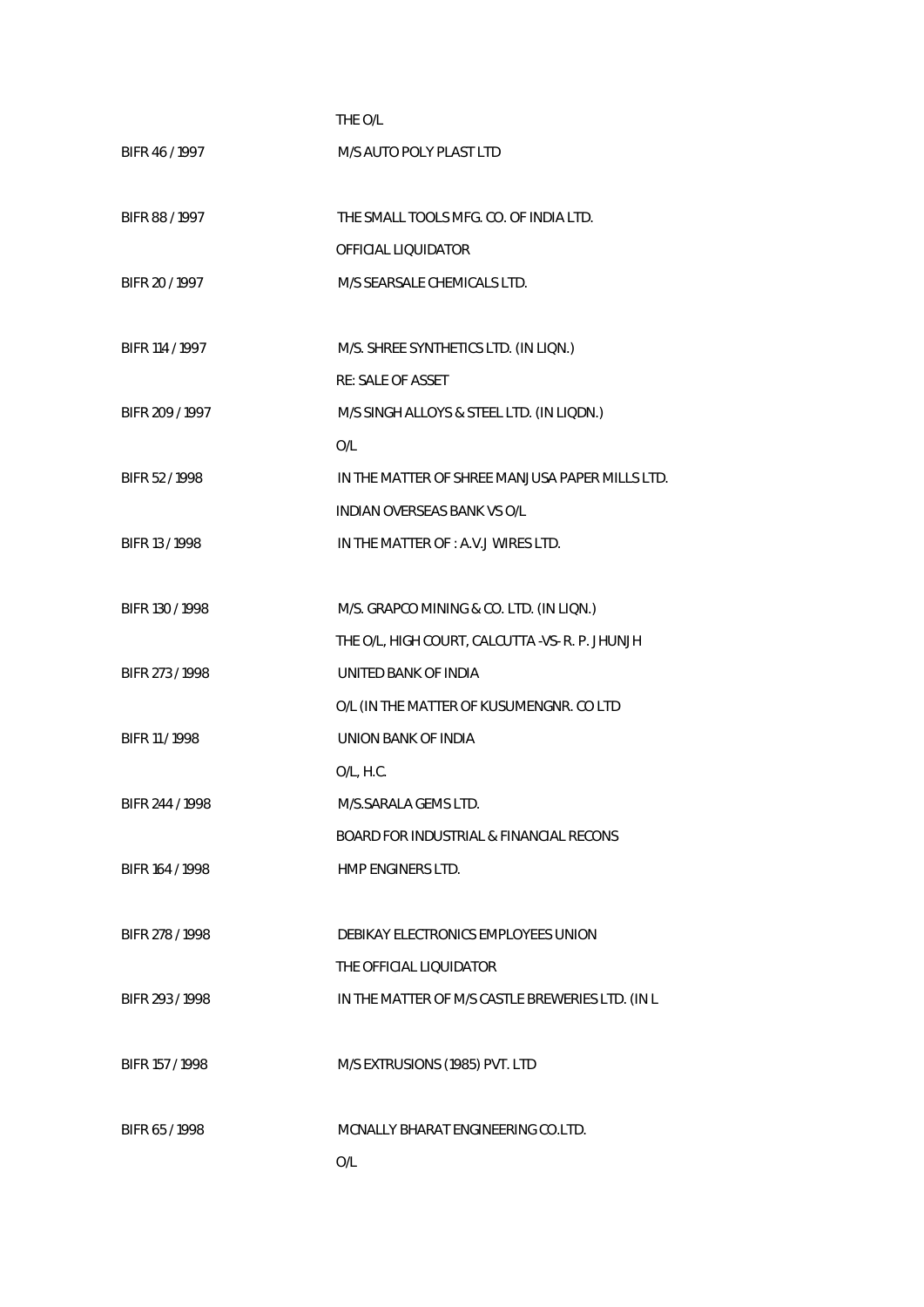| | |
|---|---|
| | THE O/L |
| BIFR 46 / 1997 | M/S AUTO POLY PLAST LTD |
| | |
| BIFR 88 / 1997 | THE SMALL TOOLS MFG. CO. OF INDIA LTD. |
| | OFFICIAL LIQUIDATOR |
| BIFR 20 / 1997 | M/S SEARSALE CHEMICALS LTD. |
| | |
| BIFR 114 / 1997 | M/S. SHREE SYNTHETICS LTD. (IN LIQN.) |
| | RE: SALE OF ASSET |
| BIFR 209 / 1997 | M/S SINGH ALLOYS & STEEL LTD. (IN LIQDN.) |
| | O/L |
| BIFR 52 / 1998 | IN THE MATTER OF SHREE MANJUSA PAPER MILLS LTD. |
| | INDIAN OVERSEAS BANK VS O/L |
| BIFR 13 / 1998 | IN THE MATTER OF : A.V.J WIRES LTD. |
| | |
| BIFR 130 / 1998 | M/S. GRAPCO MINING & CO. LTD. (IN LIQN.) |
| | THE O/L, HIGH COURT, CALCUTTA -VS- R. P. JHUNJH |
| BIFR 273 / 1998 | UNITED BANK OF INDIA |
| | O/L (IN THE MATTER OF KUSUMENGNR. CO LTD |
| BIFR 11 / 1998 | UNION BANK OF INDIA |
| | O/L, H.C. |
| BIFR 244 / 1998 | M/S.SARALA GEMS LTD. |
| | BOARD FOR INDUSTRIAL & FINANCIAL RECONS |
| BIFR 164 / 1998 | HMP ENGINERS LTD. |
| | |
| BIFR 278 / 1998 | DEBIKAY ELECTRONICS EMPLOYEES UNION |
| | THE OFFICIAL LIQUIDATOR |
| BIFR 293 / 1998 | IN THE MATTER OF M/S CASTLE BREWERIES LTD. (IN L |
| | |
| BIFR 157 / 1998 | M/S EXTRUSIONS (1985) PVT. LTD |
| | |
| BIFR 65 / 1998 | MCNALLY BHARAT ENGINEERING CO.LTD. |
| | O/L |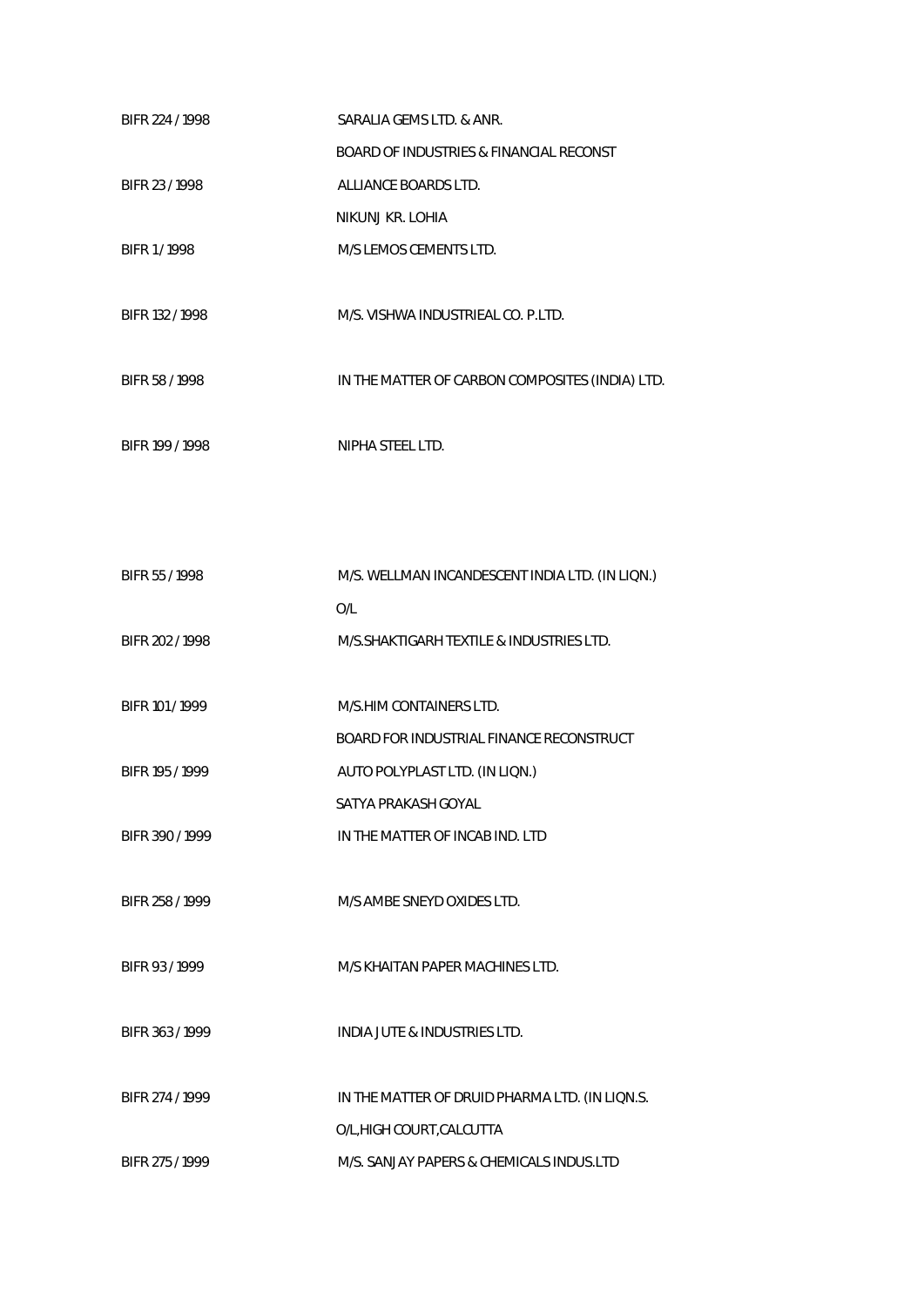| | |
|---|---|
| BIFR 224 / 1998 | SARALIA GEMS LTD. & ANR. |
| | BOARD OF INDUSTRIES & FINANCIAL RECONST |
| BIFR 23 / 1998 | ALLIANCE BOARDS LTD. |
| | NIKUNJ KR. LOHIA |
| BIFR 1 / 1998 | M/S LEMOS CEMENTS LTD. |
| BIFR 132 / 1998 | M/S. VISHWA INDUSTRIEAL CO. P.LTD. |
| BIFR 58 / 1998 | IN THE MATTER OF CARBON COMPOSITES (INDIA) LTD. |
| BIFR 199 / 1998 | NIPHA STEEL LTD. |
| BIFR 55 / 1998 | M/S. WELLMAN INCANDESCENT INDIA LTD. (IN LIQN.) |
| | O/L |
| BIFR 202 / 1998 | M/S.SHAKTIGARH TEXTILE & INDUSTRIES LTD. |
| BIFR 101 / 1999 | M/S.HIM CONTAINERS LTD. |
| | BOARD FOR INDUSTRIAL FINANCE RECONSTRUCT |
| BIFR 195 / 1999 | AUTO POLYPLAST LTD. (IN LIQN.) |
| | SATYA PRAKASH GOYAL |
| BIFR 390 / 1999 | IN THE MATTER OF INCAB IND. LTD |
| BIFR 258 / 1999 | M/S AMBE SNEYD OXIDES LTD. |
| BIFR 93 / 1999 | M/S KHAITAN PAPER MACHINES LTD. |
| BIFR 363 / 1999 | INDIA JUTE & INDUSTRIES LTD. |
| BIFR 274 / 1999 | IN THE MATTER OF DRUID PHARMA LTD. (IN LIQN.S. |
| | O/L,HIGH COURT,CALCUTTA |
| BIFR 275 / 1999 | M/S. SANJAY PAPERS & CHEMICALS INDUS.LTD |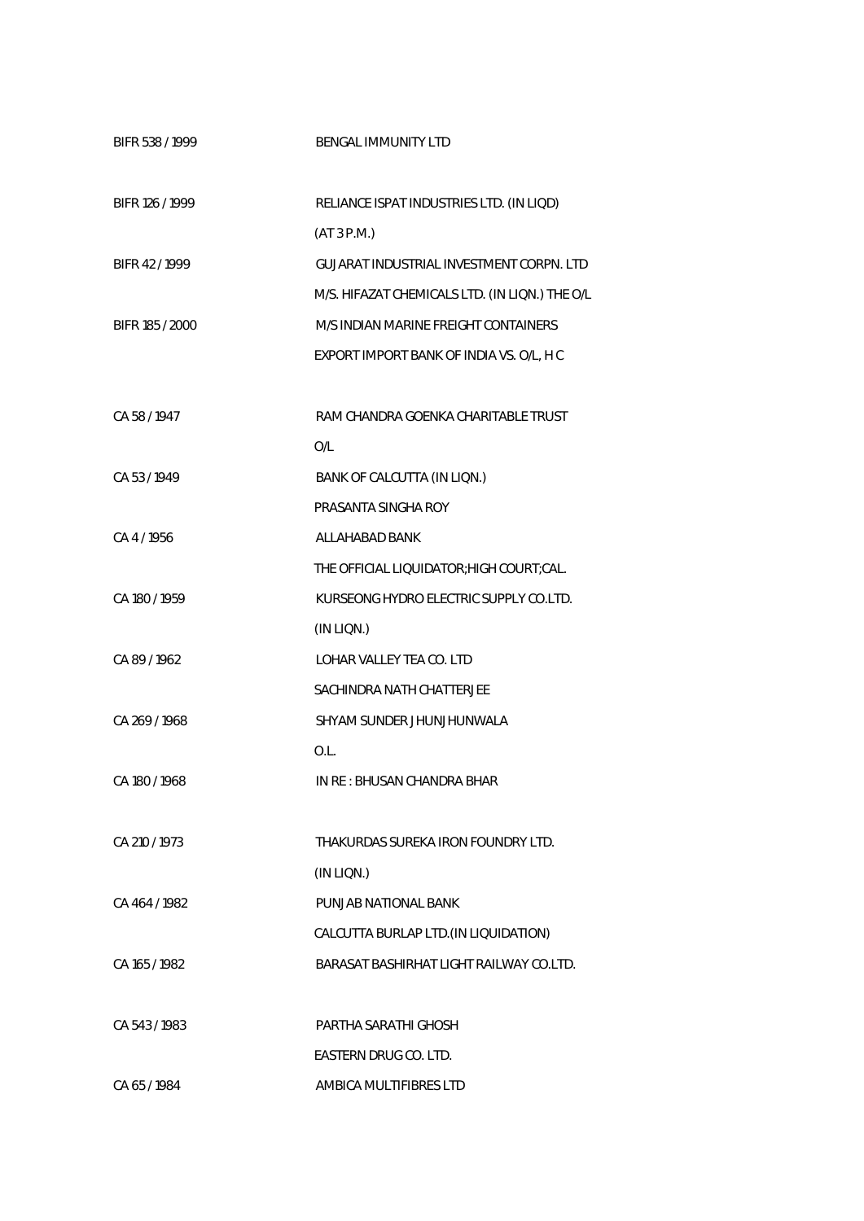| | |
|---|---|
| BIFR 538 / 1999 | BENGAL IMMUNITY LTD |
| | |
| BIFR 126 / 1999 | RELIANCE ISPAT INDUSTRIES LTD. (IN LIQD) |
| | (AT 3 P.M.) |
| BIFR 42 / 1999 | GUJARAT INDUSTRIAL INVESTMENT CORPN. LTD |
| | M/S. HIFAZAT CHEMICALS LTD. (IN LIQN.) THE O/L |
| BIFR 185 / 2000 | M/S INDIAN MARINE FREIGHT CONTAINERS |
| | EXPORT IMPORT BANK OF INDIA VS. O/L, H C |
| | |
| CA 58 / 1947 | RAM CHANDRA GOENKA CHARITABLE TRUST |
| | O/L |
| CA 53 / 1949 | BANK OF CALCUTTA (IN LIQN.) |
| | PRASANTA SINGHA ROY |
| CA 4 / 1956 | ALLAHABAD BANK |
| | THE OFFICIAL LIQUIDATOR;HIGH COURT;CAL. |
| CA 180 / 1959 | KURSEONG HYDRO ELECTRIC SUPPLY CO.LTD. |
| | (IN LIQN.) |
| CA 89 / 1962 | LOHAR VALLEY TEA CO. LTD |
| | SACHINDRA NATH CHATTERJEE |
| CA 269 / 1968 | SHYAM SUNDER JHUNJHUNWALA |
| | O.L. |
| CA 180 / 1968 | IN RE : BHUSAN CHANDRA BHAR |
| | |
| CA 210 / 1973 | THAKURDAS SUREKA IRON FOUNDRY LTD. |
| | (IN LIQN.) |
| CA 464 / 1982 | PUNJAB NATIONAL BANK |
| | CALCUTTA BURLAP LTD.(IN LIQUIDATION) |
| CA 165 / 1982 | BARASAT BASHIRHAT LIGHT RAILWAY CO.LTD. |
| | |
| CA 543 / 1983 | PARTHA SARATHI GHOSH |
| | EASTERN DRUG CO. LTD. |
| CA 65 / 1984 | AMBICA MULTIFIBRES LTD |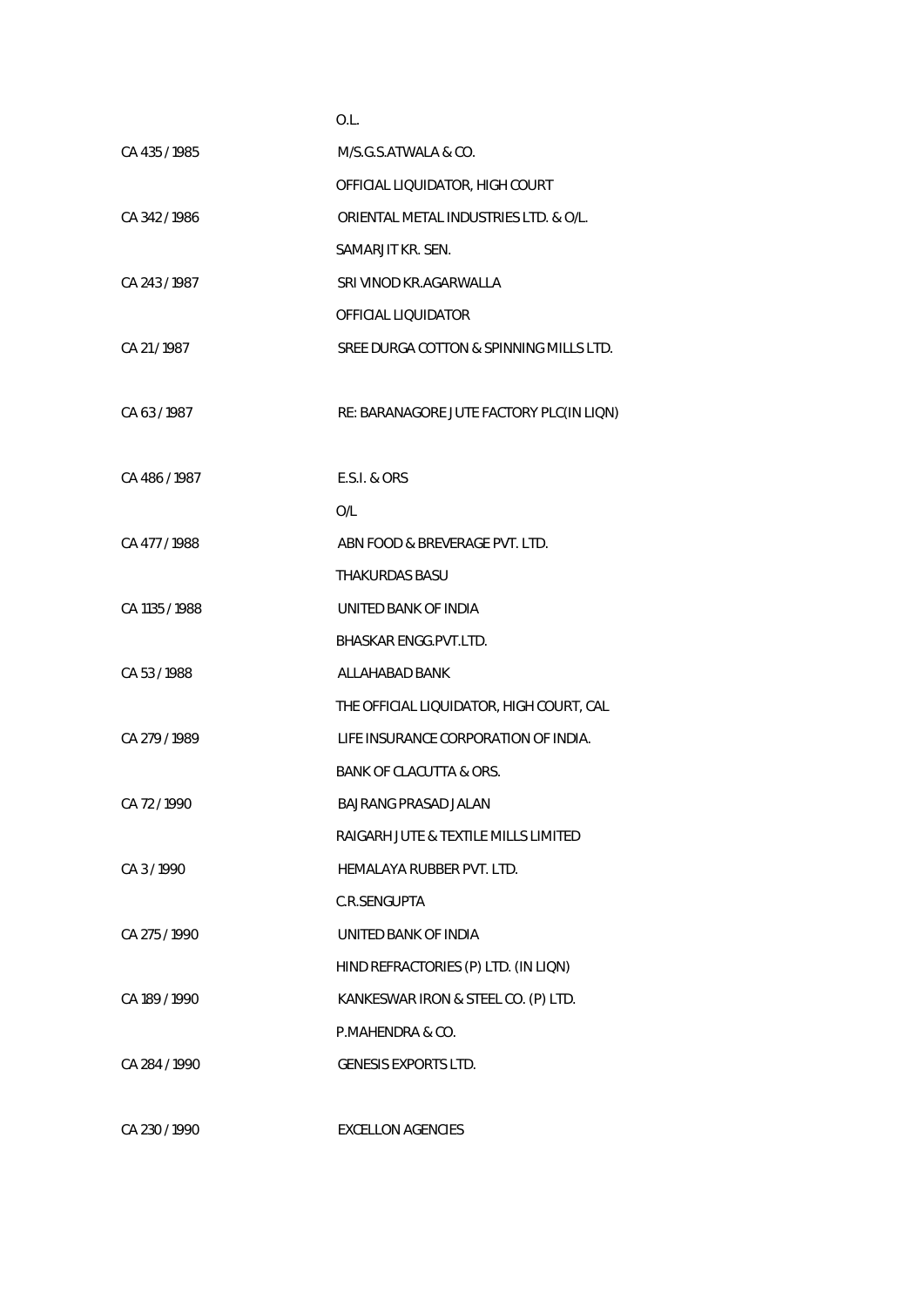| | |
|---|---|
| | O.L. |
| CA 435 / 1985 | M/S.G.S.ATWALA & CO. |
| | OFFICIAL LIQUIDATOR, HIGH COURT |
| CA 342 / 1986 | ORIENTAL METAL INDUSTRIES LTD. & O/L. |
| | SAMARJIT KR. SEN. |
| CA 243 / 1987 | SRI VINOD KR.AGARWALLA |
| | OFFICIAL LIQUIDATOR |
| CA 21 / 1987 | SREE DURGA COTTON & SPINNING MILLS LTD. |
| CA 63 / 1987 | RE: BARANAGORE JUTE FACTORY PLC(IN LIQN) |
| CA 486 / 1987 | E.S.I. & ORS |
| | O/L |
| CA 477 / 1988 | ABN FOOD & BREVERAGE PVT. LTD. |
| | THAKURDAS BASU |
| CA 1135 / 1988 | UNITED BANK OF INDIA |
| | BHASKAR ENGG.PVT.LTD. |
| CA 53 / 1988 | ALLAHABAD BANK |
| | THE OFFICIAL LIQUIDATOR, HIGH COURT, CAL |
| CA 279 / 1989 | LIFE INSURANCE CORPORATION OF INDIA. |
| | BANK OF CLACUTTA & ORS. |
| CA 72 / 1990 | BAJRANG PRASAD JALAN |
| | RAIGARH JUTE & TEXTILE MILLS LIMITED |
| CA 3 / 1990 | HEMALAYA RUBBER PVT. LTD. |
| | C.R.SENGUPTA |
| CA 275 / 1990 | UNITED BANK OF INDIA |
| | HIND REFRACTORIES (P) LTD. (IN LIQN) |
| CA 189 / 1990 | KANKESWAR IRON & STEEL CO. (P) LTD. |
| | P.MAHENDRA & CO. |
| CA 284 / 1990 | GENESIS EXPORTS LTD. |
| CA 230 / 1990 | EXCELLON AGENCIES |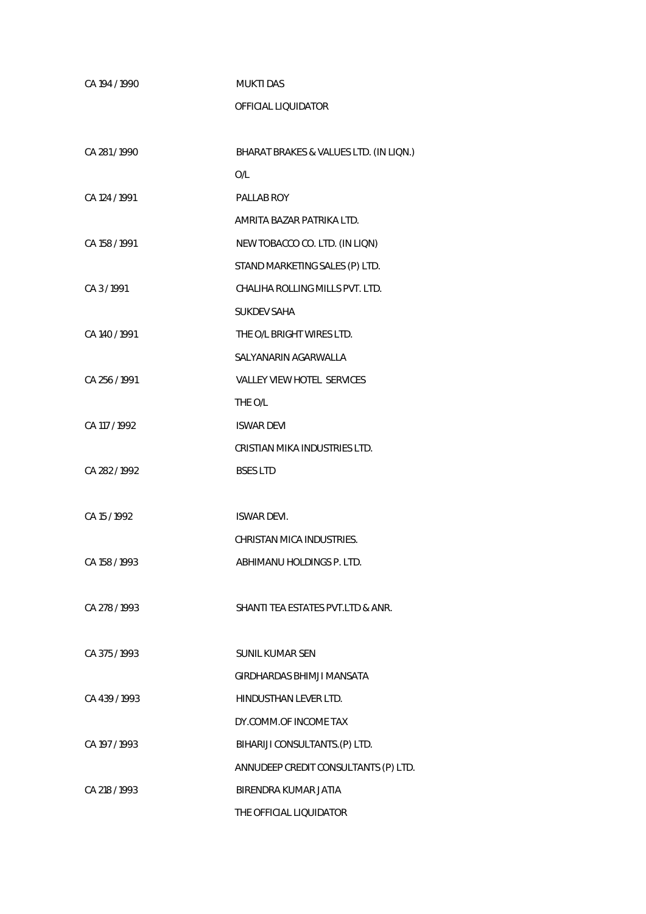| | |
|---|---|
| CA 194 / 1990 | MUKTI DAS |
| | OFFICIAL LIQUIDATOR |
| CA 281 / 1990 | BHARAT BRAKES & VALUES LTD. (IN LIQN.) |
| | O/L |
| CA 124 / 1991 | PALLAB ROY |
| | AMRITA BAZAR PATRIKA LTD. |
| CA 158 / 1991 | NEW TOBACCO CO. LTD. (IN LIQN) |
| | STAND MARKETING SALES (P) LTD. |
| CA 3 / 1991 | CHALIHA ROLLING MILLS PVT. LTD. |
| | SUKDEV SAHA |
| CA 140 / 1991 | THE O/L BRIGHT WIRES LTD. |
| | SALYANARIN AGARWALLA |
| CA 256 / 1991 | VALLEY VIEW HOTEL SERVICES |
| | THE O/L |
| CA 117 / 1992 | ISWAR DEVI |
| | CRISTIAN MIKA INDUSTRIES LTD. |
| CA 282 / 1992 | BSES LTD |
| CA 15 / 1992 | ISWAR DEVI. |
| | CHRISTAN MICA INDUSTRIES. |
| CA 158 / 1993 | ABHIMANU HOLDINGS P. LTD. |
| CA 278 / 1993 | SHANTI TEA ESTATES PVT.LTD & ANR. |
| CA 375 / 1993 | SUNIL KUMAR SEN |
| | GIRDHARDAS BHIMJI MANSATA |
| CA 439 / 1993 | HINDUSTHAN LEVER LTD. |
| | DY.COMM.OF INCOME TAX |
| CA 197 / 1993 | BIHARIJI CONSULTANTS.(P) LTD. |
| | ANNUDEEP CREDIT CONSULTANTS (P) LTD. |
| CA 218 / 1993 | BIRENDRA KUMAR JATIA |
| | THE OFFICIAL LIQUIDATOR |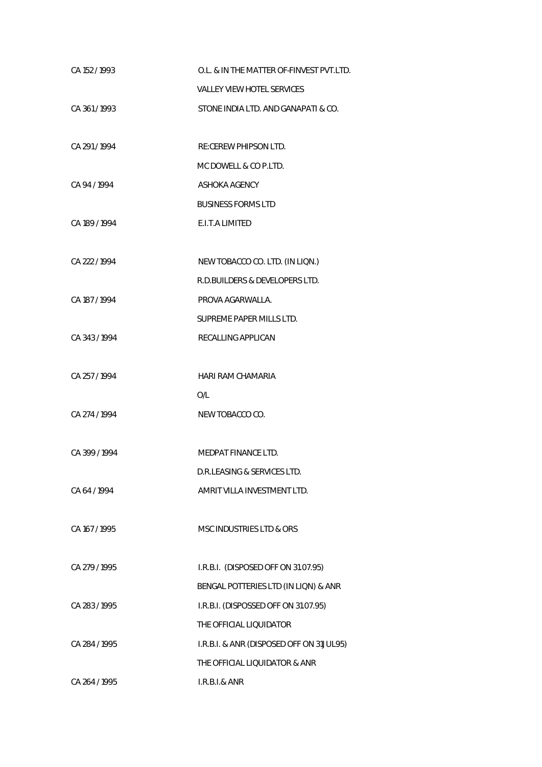| | |
|---|---|
| CA 152 / 1993 | O.L. & IN THE MATTER OF-FINVEST PVT.LTD. |
| | VALLEY VIEW HOTEL SERVICES |
| CA 361 / 1993 | STONE INDIA LTD. AND GANAPATI & CO. |
| | |
| CA 291 / 1994 | RE:CEREW PHIPSON LTD. |
| | MC DOWELL & CO P.LTD. |
| CA 94 / 1994 | ASHOKA AGENCY |
| | BUSINESS FORMS LTD |
| CA 189 / 1994 | E.I.T.A LIMITED |
| | |
| CA 222 / 1994 | NEW TOBACCO CO. LTD. (IN LIQN.) |
| | R.D.BUILDERS & DEVELOPERS LTD. |
| CA 187 / 1994 | PROVA AGARWALLA. |
| | SUPREME PAPER MILLS LTD. |
| CA 343 / 1994 | RECALLING APPLICAN |
| | |
| CA 257 / 1994 | HARI RAM CHAMARIA |
| | O/L |
| CA 274 / 1994 | NEW TOBACCO CO. |
| | |
| CA 399 / 1994 | MEDPAT FINANCE LTD. |
| | D.R.LEASING & SERVICES LTD. |
| CA 64 / 1994 | AMRIT VILLA INVESTMENT LTD. |
| | |
| CA 167 / 1995 | MSC INDUSTRIES LTD & ORS |
| | |
| CA 279 / 1995 | I.R.B.I. (DISPOSED OFF ON 31.07.95) |
| | BENGAL POTTERIES LTD (IN LIQN) & ANR |
| CA 283 / 1995 | I.R.B.I. (DISPOSSED OFF ON 31.07.95) |
| | THE OFFICIAL LIQUIDATOR |
| CA 284 / 1995 | I.R.B.I. & ANR (DISPOSED OFF ON 31JUL95) |
| | THE OFFICIAL LIQUIDATOR & ANR |
| CA 264 / 1995 | I.R.B.I.& ANR |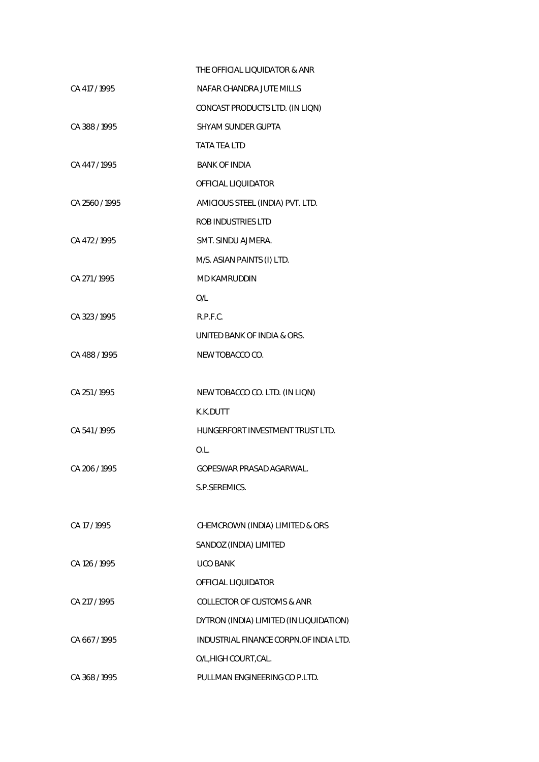| | |
|---|---|
| | THE OFFICIAL LIQUIDATOR & ANR |
| CA 417 / 1995 | NAFAR CHANDRA JUTE MILLS |
| | CONCAST PRODUCTS LTD. (IN LIQN) |
| CA 388 / 1995 | SHYAM SUNDER GUPTA |
| | TATA TEA LTD |
| CA 447 / 1995 | BANK OF INDIA |
| | OFFICIAL LIQUIDATOR |
| CA 2560 / 1995 | AMICIOUS STEEL (INDIA) PVT. LTD. |
| | ROB INDUSTRIES LTD |
| CA 472 / 1995 | SMT. SINDU AJMERA. |
| | M/S. ASIAN PAINTS (I) LTD. |
| CA 271 / 1995 | MD KAMRUDDIN |
| | O/L |
| CA 323 / 1995 | R.P.F.C. |
| | UNITED BANK OF INDIA & ORS. |
| CA 488 / 1995 | NEW TOBACCO CO. |
| | |
| CA 251 / 1995 | NEW TOBACCO CO. LTD. (IN LIQN) |
| | K.K.DUTT |
| CA 541 / 1995 | HUNGERFORT INVESTMENT TRUST LTD. |
| | O.L. |
| CA 206 / 1995 | GOPESWAR PRASAD AGARWAL. |
| | S.P.SEREMICS. |
| | |
| CA 17 / 1995 | CHEMCROWN (INDIA) LIMITED & ORS |
| | SANDOZ (INDIA) LIMITED |
| CA 126 / 1995 | UCO BANK |
| | OFFICIAL LIQUIDATOR |
| CA 217 / 1995 | COLLECTOR OF CUSTOMS & ANR |
| | DYTRON (INDIA) LIMITED (IN LIQUIDATION) |
| CA 667 / 1995 | INDUSTRIAL FINANCE CORPN.OF INDIA LTD. |
| | O/L,HIGH COURT,CAL. |
| CA 368 / 1995 | PULLMAN ENGINEERING CO P.LTD. |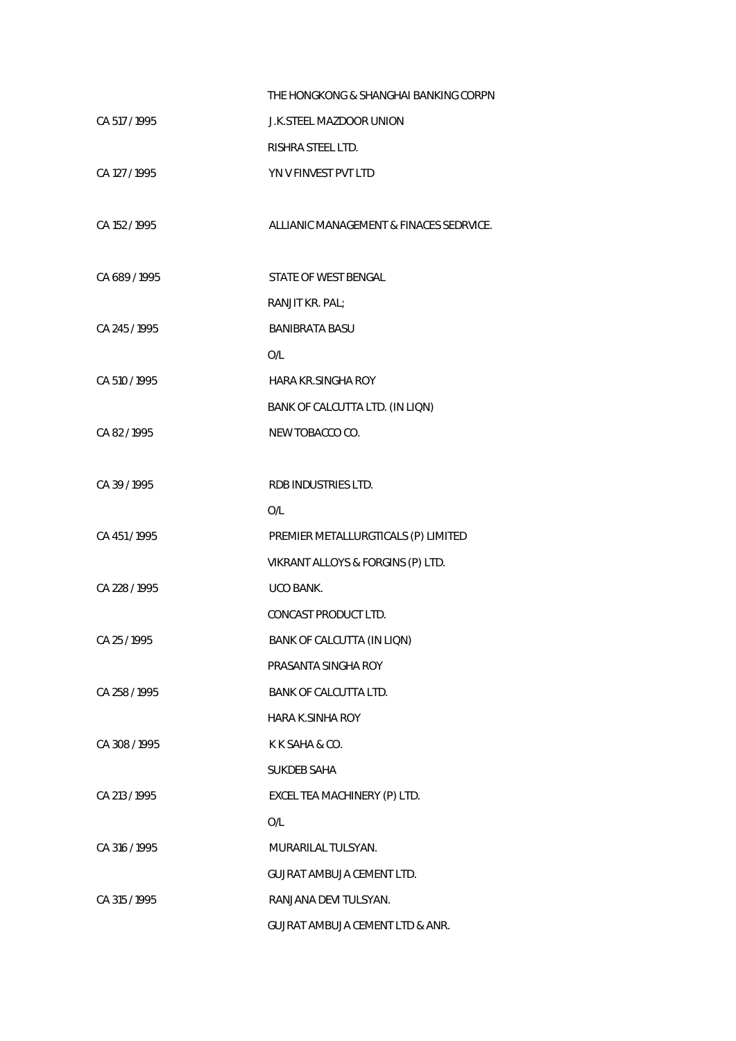| | |
|---|---|
| | THE HONGKONG & SHANGHAI BANKING CORPN |
| CA 517 / 1995 | J.K.STEEL MAZDOOR UNION |
| | RISHRA STEEL LTD. |
| CA 127 / 1995 | YN V FINVEST PVT LTD |
| | |
| CA 152 / 1995 | ALLIANIC MANAGEMENT & FINACES SEDRVICE. |
| | |
| CA 689 / 1995 | STATE OF WEST BENGAL |
| | RANJIT KR. PAL; |
| CA 245 / 1995 | BANIBRATA BASU |
| | O/L |
| CA 510 / 1995 | HARA KR.SINGHA ROY |
| | BANK OF CALCUTTA LTD. (IN LIQN) |
| CA 82 / 1995 | NEW TOBACCO CO. |
| | |
| CA 39 / 1995 | RDB INDUSTRIES LTD. |
| | O/L |
| CA 451 / 1995 | PREMIER METALLURGTICALS (P) LIMITED |
| | VIKRANT ALLOYS & FORGINS (P) LTD. |
| CA 228 / 1995 | UCO BANK. |
| | CONCAST PRODUCT LTD. |
| CA 25 / 1995 | BANK OF CALCUTTA (IN LIQN) |
| | PRASANTA SINGHA ROY |
| CA 258 / 1995 | BANK OF CALCUTTA LTD. |
| | HARA K.SINHA ROY |
| CA 308 / 1995 | K K SAHA & CO. |
| | SUKDEB SAHA |
| CA 213 / 1995 | EXCEL TEA MACHINERY (P) LTD. |
| | O/L |
| CA 316 / 1995 | MURARILAL TULSYAN. |
| | GUJRAT AMBUJA CEMENT LTD. |
| CA 315 / 1995 | RANJANA DEVI TULSYAN. |
| | GUJRAT AMBUJA CEMENT LTD & ANR. |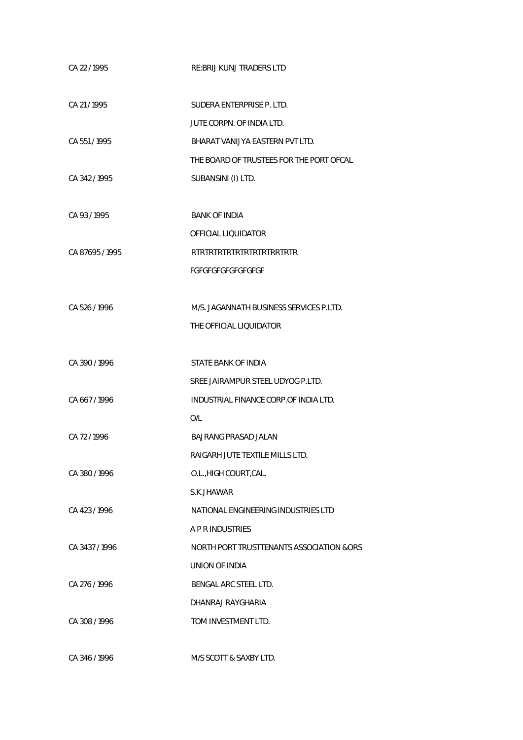| | |
|---|---|
| CA 22 / 1995 | RE:BRIJ KUNJ TRADERS LTD |
| CA 21 / 1995 | SUDERA ENTERPRISE P. LTD. |
| | JUTE CORPN. OF INDIA LTD. |
| CA 551 / 1995 | BHARAT VANIJYA EASTERN PVT LTD. |
| | THE BOARD OF TRUSTEES FOR THE PORT OFCAL |
| CA 342 / 1995 | SUBANSINI (I) LTD. |
| CA 93 / 1995 | BANK OF INDIA |
| | OFFICIAL LIQUIDATOR |
| CA 87695 / 1995 | RTRTRTRTRTRTRTRTRTRRTRTR |
| | FGFGFGFGFGFGFGFGF |
| CA 526 / 1996 | M/S. JAGANNATH BUSINESS SERVICES P.LTD. |
| | THE OFFICIAL LIQUIDATOR |
| CA 390 / 1996 | STATE BANK OF INDIA |
| | SREE JAIRAMPUR STEEL UDYOG P.LTD. |
| CA 667 / 1996 | INDUSTRIAL FINANCE CORP.OF INDIA LTD. |
| | O/L |
| CA 72 / 1996 | BAJRANG PRASAD JALAN |
| | RAIGARH JUTE TEXTILE MILLS LTD. |
| CA 380 / 1996 | O.L.,HIGH COURT,CAL. |
| | S.K.JHAWAR |
| CA 423 / 1996 | NATIONAL ENGINEERING INDUSTRIES LTD |
| | A P R INDUSTRIES |
| CA 3437 / 1996 | NORTH PORT TRUSTTENANTS ASSOCIATION &ORS |
| | UNION OF INDIA |
| CA 276 / 1996 | BENGAL ARC STEEL LTD. |
| | DHANRAJ RAYGHARIA |
| CA 308 / 1996 | TOM INVESTMENT LTD. |
| CA 346 / 1996 | M/S SCOTT & SAXBY LTD. |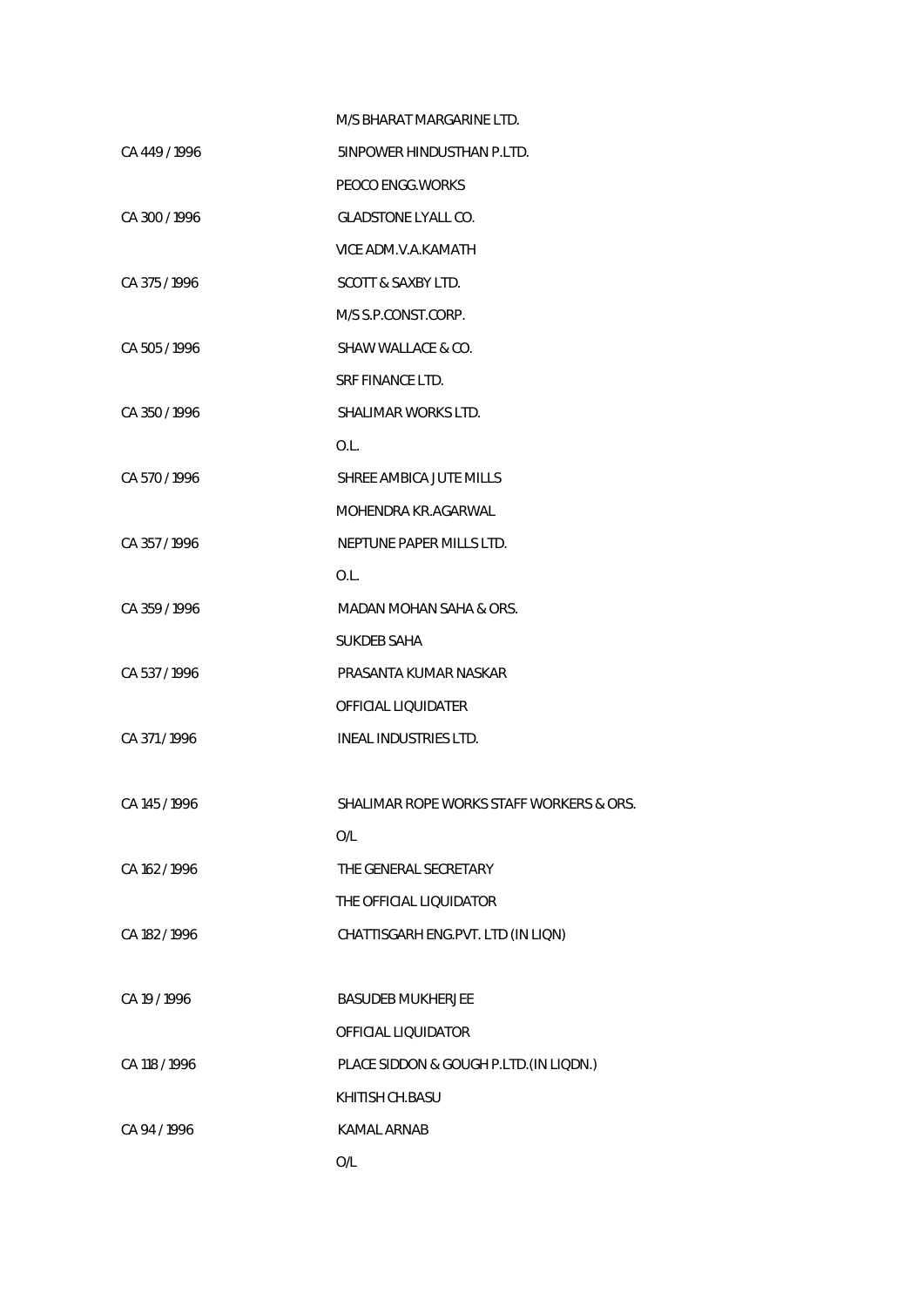| | M/S BHARAT MARGARINE LTD. |
|---|---|
| CA 449 / 1996 | 5INPOWER HINDUSTHAN P.LTD. |
| | PEOCO ENGG.WORKS |
| CA 300 / 1996 | GLADSTONE LYALL CO. |
| | VICE ADM.V.A.KAMATH |
| CA 375 / 1996 | SCOTT & SAXBY LTD. |
| | M/S S.P.CONST.CORP. |
| CA 505 / 1996 | SHAW WALLACE & CO. |
| | SRF FINANCE LTD. |
| CA 350 / 1996 | SHALIMAR WORKS LTD. |
| | O.L. |
| CA 570 / 1996 | SHREE AMBICA JUTE MILLS |
| | MOHENDRA KR.AGARWAL |
| CA 357 / 1996 | NEPTUNE PAPER MILLS LTD. |
| | O.L. |
| CA 359 / 1996 | MADAN MOHAN SAHA & ORS. |
| | SUKDEB SAHA |
| CA 537 / 1996 | PRASANTA KUMAR NASKAR |
| | OFFICIAL LIQUIDATER |
| CA 371 / 1996 | INEAL INDUSTRIES LTD. |
| | |
| CA 145 / 1996 | SHALIMAR ROPE WORKS STAFF WORKERS & ORS. |
| | O/L |
| CA 162 / 1996 | THE GENERAL SECRETARY |
| | THE OFFICIAL LIQUIDATOR |
| CA 182 / 1996 | CHATTISGARH ENG.PVT. LTD (IN LIQN) |
| | |
| CA 19 / 1996 | BASUDEB MUKHERJEE |
| | OFFICIAL LIQUIDATOR |
| CA 118 / 1996 | PLACE SIDDON & GOUGH P.LTD.(IN LIQDN.) |
| | KHITISH CH.BASU |
| CA 94 / 1996 | KAMAL ARNAB |
| | O/L |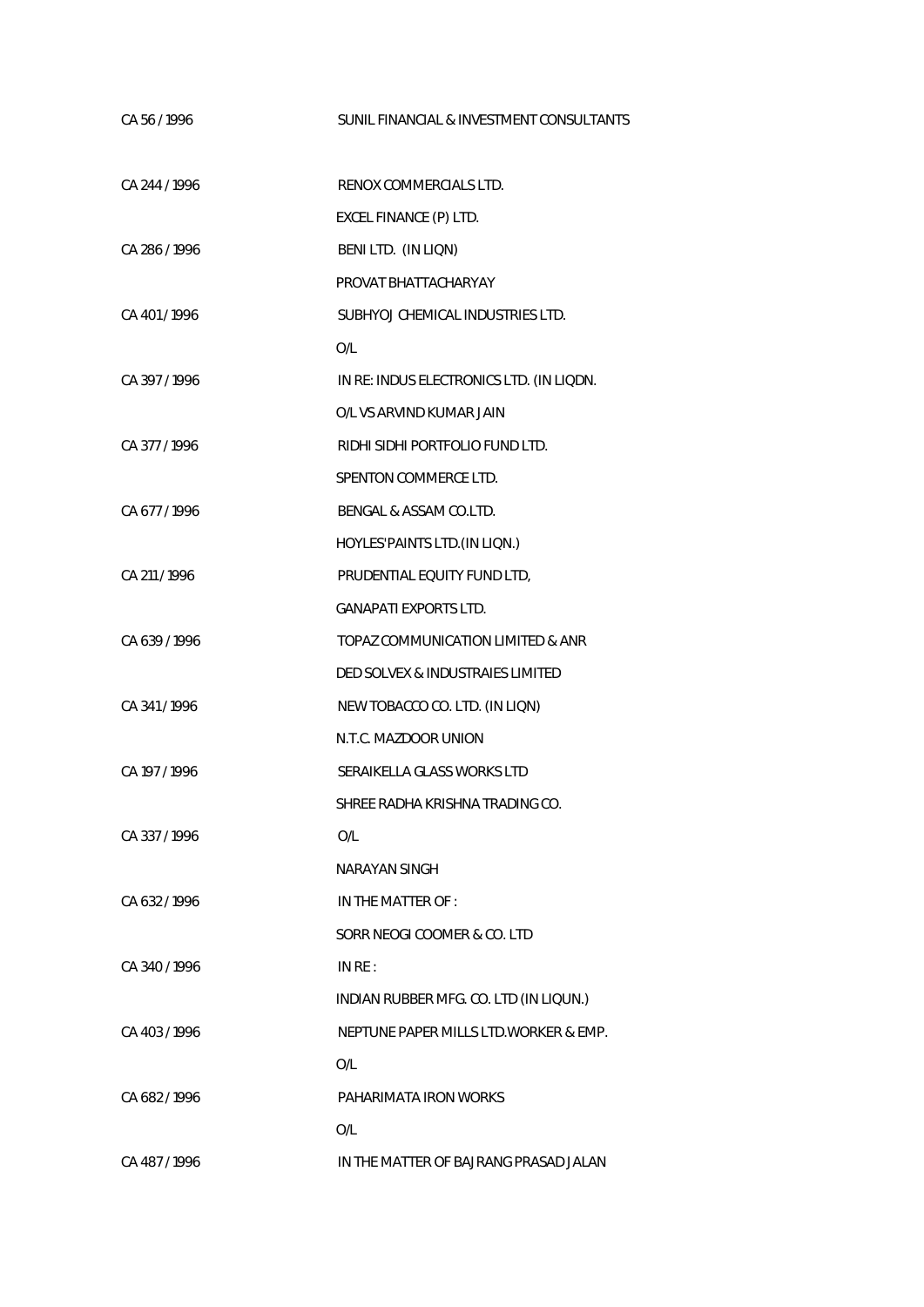| | |
|---|---|
| CA 56 / 1996 | SUNIL FINANCIAL & INVESTMENT CONSULTANTS |
| CA 244 / 1996 | RENOX COMMERCIALS LTD. |
| | EXCEL FINANCE (P) LTD. |
| CA 286 / 1996 | BENI LTD. (IN LIQN) |
| | PROVAT BHATTACHARYAY |
| CA 401 / 1996 | SUBHYOJ CHEMICAL INDUSTRIES LTD. |
| | O/L |
| CA 397 / 1996 | IN RE: INDUS ELECTRONICS LTD. (IN LIQDN. |
| | O/L VS ARVIND KUMAR JAIN |
| CA 377 / 1996 | RIDHI SIDHI PORTFOLIO FUND LTD. |
| | SPENTON COMMERCE LTD. |
| CA 677 / 1996 | BENGAL & ASSAM CO.LTD. |
| | HOYLES'PAINTS LTD.(IN LIQN.) |
| CA 211 / 1996 | PRUDENTIAL EQUITY FUND LTD, |
| | GANAPATI EXPORTS LTD. |
| CA 639 / 1996 | TOPAZ COMMUNICATION LIMITED & ANR |
| | DED SOLVEX & INDUSTRAIES LIMITED |
| CA 341 / 1996 | NEW TOBACCO CO. LTD. (IN LIQN) |
| | N.T.C. MAZDOOR UNION |
| CA 197 / 1996 | SERAIKELLA GLASS WORKS LTD |
| | SHREE RADHA KRISHNA TRADING CO. |
| CA 337 / 1996 | O/L |
| | NARAYAN SINGH |
| CA 632 / 1996 | IN THE MATTER OF : |
| | SORR NEOGI COOMER & CO. LTD |
| CA 340 / 1996 | IN RE : |
| | INDIAN RUBBER MFG. CO. LTD (IN LIQUN.) |
| CA 403 / 1996 | NEPTUNE PAPER MILLS LTD.WORKER & EMP. |
| | O/L |
| CA 682 / 1996 | PAHARIMATA IRON WORKS |
| | O/L |
| CA 487 / 1996 | IN THE MATTER OF BAJRANG PRASAD JALAN |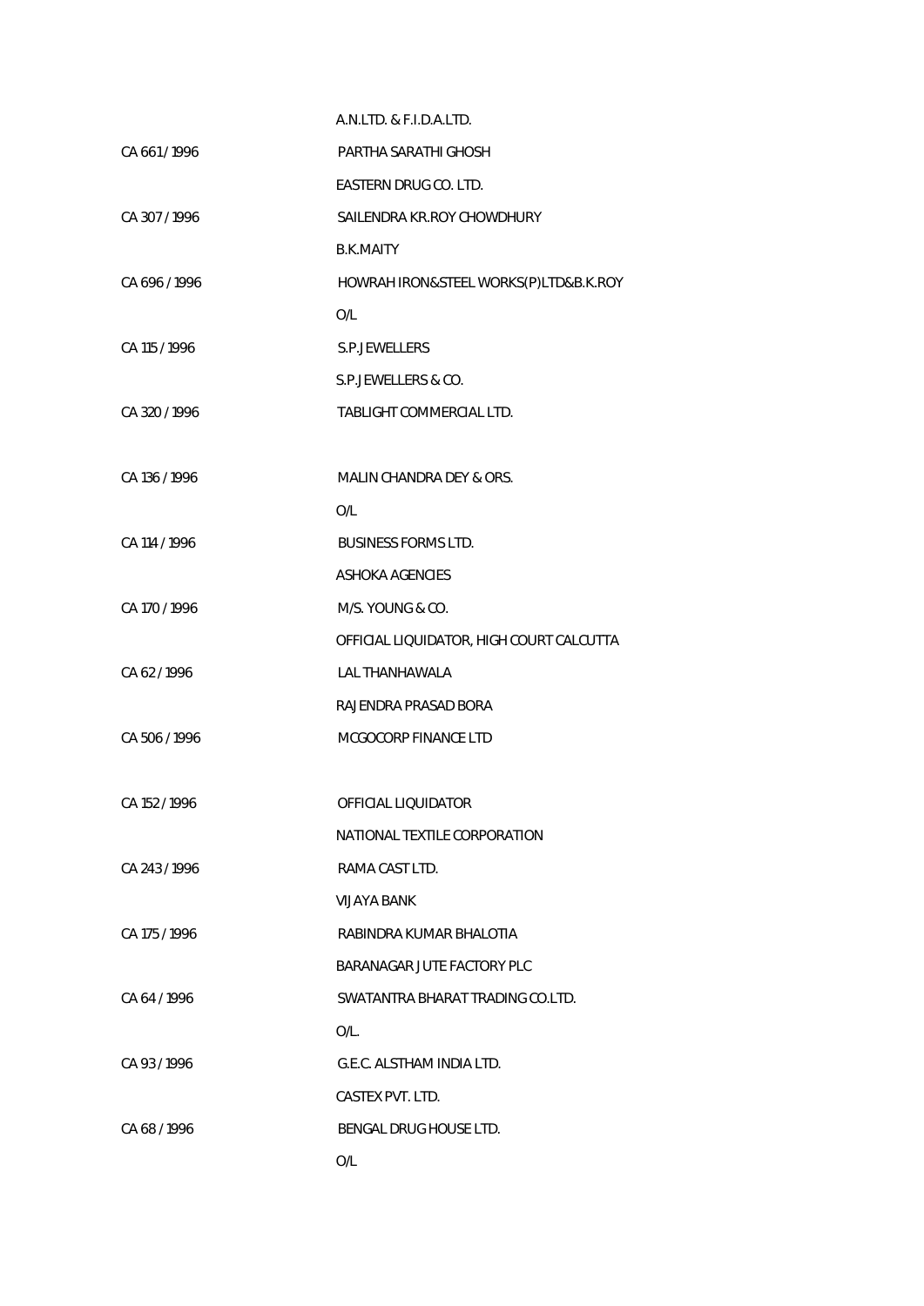| | |
|---|---|
| | A.N.LTD. & F.I.D.A.LTD. |
| CA 661 / 1996 | PARTHA SARATHI GHOSH |
| | EASTERN DRUG CO. LTD. |
| CA 307 / 1996 | SAILENDRA KR.ROY CHOWDHURY |
| | B.K.MAITY |
| CA 696 / 1996 | HOWRAH IRON&STEEL WORKS(P)LTD&B.K.ROY |
| | O/L |
| CA 115 / 1996 | S.P.JEWELLERS |
| | S.P.JEWELLERS & CO. |
| CA 320 / 1996 | TABLIGHT COMMERCIAL LTD. |
| | |
| CA 136 / 1996 | MALIN CHANDRA DEY & ORS. |
| | O/L |
| CA 114 / 1996 | BUSINESS FORMS LTD. |
| | ASHOKA AGENCIES |
| CA 170 / 1996 | M/S. YOUNG & CO. |
| | OFFICIAL LIQUIDATOR, HIGH COURT CALCUTTA |
| CA 62 / 1996 | LAL THANHAWALA |
| | RAJENDRA PRASAD BORA |
| CA 506 / 1996 | MCGOCORP FINANCE LTD |
| | |
| CA 152 / 1996 | OFFICIAL LIQUIDATOR |
| | NATIONAL TEXTILE CORPORATION |
| CA 243 / 1996 | RAMA CAST LTD. |
| | VIJAYA BANK |
| CA 175 / 1996 | RABINDRA KUMAR BHALOTIA |
| | BARANAGAR JUTE FACTORY PLC |
| CA 64 / 1996 | SWATANTRA BHARAT TRADING CO.LTD. |
| | O/L. |
| CA 93 / 1996 | G.E.C. ALSTHAM INDIA LTD. |
| | CASTEX PVT. LTD. |
| CA 68 / 1996 | BENGAL DRUG HOUSE LTD. |
| | O/L |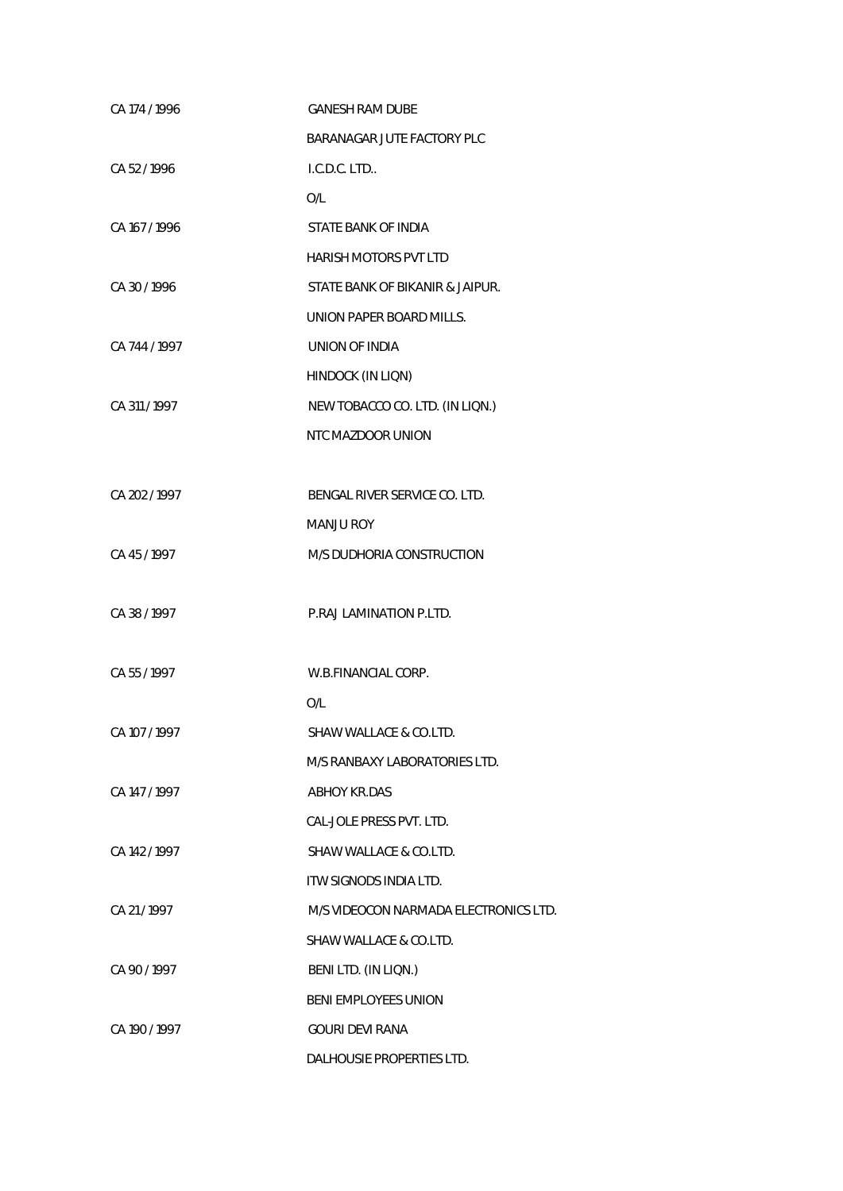| | |
|---|---|
| CA 174 / 1996 | GANESH RAM DUBE |
| | BARANAGAR JUTE FACTORY PLC |
| CA 52 / 1996 | I.C.D.C. LTD.. |
| | O/L |
| CA 167 / 1996 | STATE BANK OF INDIA |
| | HARISH MOTORS PVT LTD |
| CA 30 / 1996 | STATE BANK OF BIKANIR & JAIPUR. |
| | UNION PAPER BOARD MILLS. |
| CA 744 / 1997 | UNION OF INDIA |
| | HINDOCK (IN LIQN) |
| CA 311 / 1997 | NEW TOBACCO CO. LTD. (IN LIQN.) |
| | NTC MAZDOOR UNION |
| CA 202 / 1997 | BENGAL RIVER SERVICE CO. LTD. |
| | MANJU ROY |
| CA 45 / 1997 | M/S DUDHORIA CONSTRUCTION |
| CA 38 / 1997 | P.RAJ LAMINATION P.LTD. |
| CA 55 / 1997 | W.B.FINANCIAL CORP. |
| | O/L |
| CA 107 / 1997 | SHAW WALLACE & CO.LTD. |
| | M/S RANBAXY LABORATORIES LTD. |
| CA 147 / 1997 | ABHOY KR.DAS |
| | CAL-JOLE PRESS PVT. LTD. |
| CA 142 / 1997 | SHAW WALLACE & CO.LTD. |
| | ITW SIGNODS INDIA LTD. |
| CA 21 / 1997 | M/S VIDEOCON NARMADA ELECTRONICS LTD. |
| | SHAW WALLACE & CO.LTD. |
| CA 90 / 1997 | BENI LTD. (IN LIQN.) |
| | BENI EMPLOYEES UNION |
| CA 190 / 1997 | GOURI DEVI RANA |
| | DALHOUSIE PROPERTIES LTD. |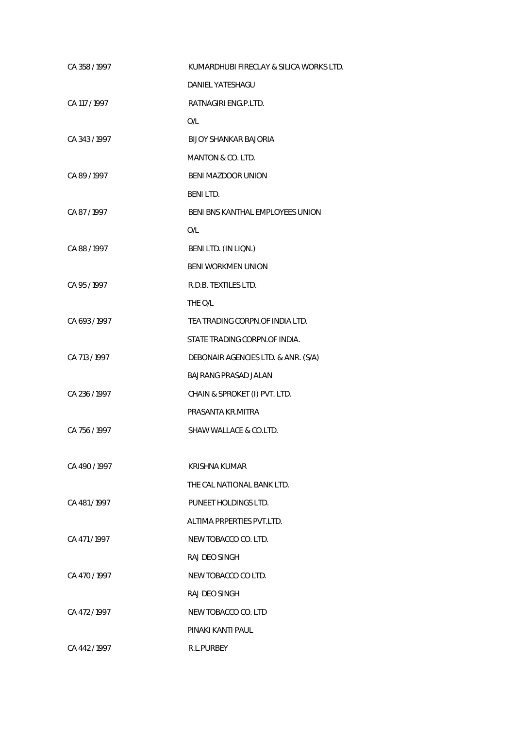| | |
|---|---|
| CA 358 / 1997 | KUMARDHUBI FIRECLAY & SILICA WORKS LTD. |
| | DANIEL YATESHAGU |
| CA 117 / 1997 | RATNAGIRI ENG.P.LTD. |
| | O/L |
| CA 343 / 1997 | BIJOY SHANKAR BAJORIA |
| | MANTON & CO. LTD. |
| CA 89 / 1997 | BENI MAZDOOR UNION |
| | BENI LTD. |
| CA 87 / 1997 | BENI BNS KANTHAL EMPLOYEES UNION |
| | O/L |
| CA 88 / 1997 | BENI LTD. (IN LIQN.) |
| | BENI WORKMEN UNION |
| CA 95 / 1997 | R.D.B. TEXTILES LTD. |
| | THE O/L |
| CA 693 / 1997 | TEA TRADING CORPN.OF INDIA LTD. |
| | STATE TRADING CORPN.OF INDIA. |
| CA 713 / 1997 | DEBONAIR AGENCIES LTD. & ANR. (S/A) |
| | BAJRANG PRASAD JALAN |
| CA 236 / 1997 | CHAIN & SPROKET (I) PVT. LTD. |
| | PRASANTA KR.MITRA |
| CA 756 / 1997 | SHAW WALLACE & CO.LTD. |
| | |
| CA 490 / 1997 | KRISHNA KUMAR |
| | THE CAL NATIONAL BANK LTD. |
| CA 481 / 1997 | PUNEET HOLDINGS LTD. |
| | ALTIMA PRPERTIES PVT.LTD. |
| CA 471 / 1997 | NEW TOBACCO CO. LTD. |
| | RAJ DEO SINGH |
| CA 470 / 1997 | NEW TOBACCO CO LTD. |
| | RAJ DEO SINGH |
| CA 472 / 1997 | NEW TOBACCO CO. LTD |
| | PINAKI KANTI PAUL |
| CA 442 / 1997 | R.L.PURBEY |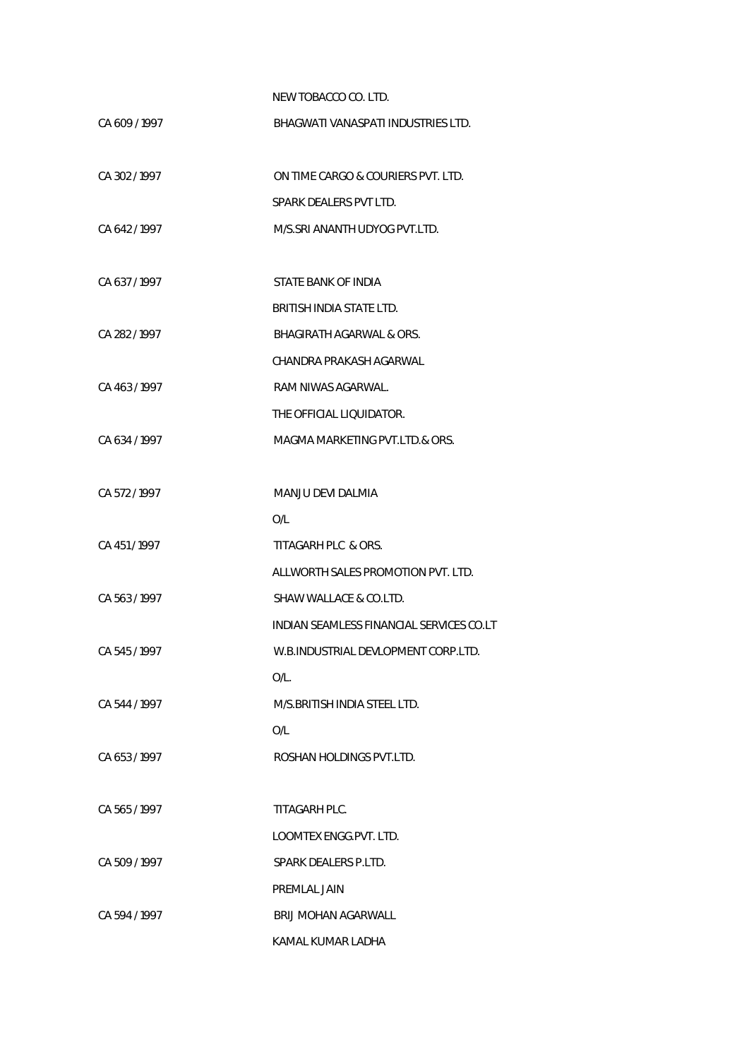| | |
|---|---|
| | NEW TOBACCO CO. LTD. |
| CA 609 / 1997 | BHAGWATI VANASPATI INDUSTRIES LTD. |
| | |
| CA 302 / 1997 | ON TIME CARGO & COURIERS PVT. LTD. |
| | SPARK DEALERS PVT LTD. |
| CA 642 / 1997 | M/S.SRI ANANTH UDYOG PVT.LTD. |
| | |
| CA 637 / 1997 | STATE BANK OF INDIA |
| | BRITISH INDIA STATE LTD. |
| CA 282 / 1997 | BHAGIRATH AGARWAL & ORS. |
| | CHANDRA PRAKASH AGARWAL |
| CA 463 / 1997 | RAM NIWAS AGARWAL. |
| | THE OFFICIAL LIQUIDATOR. |
| CA 634 / 1997 | MAGMA MARKETING PVT.LTD.& ORS. |
| | |
| CA 572 / 1997 | MANJU DEVI DALMIA |
| | O/L |
| CA 451 / 1997 | TITAGARH PLC & ORS. |
| | ALLWORTH SALES PROMOTION PVT. LTD. |
| CA 563 / 1997 | SHAW WALLACE & CO.LTD. |
| | INDIAN SEAMLESS FINANCIAL SERVICES CO.LT |
| CA 545 / 1997 | W.B.INDUSTRIAL DEVLOPMENT CORP.LTD. |
| | O/L. |
| CA 544 / 1997 | M/S.BRITISH INDIA STEEL LTD. |
| | O/L |
| CA 653 / 1997 | ROSHAN HOLDINGS PVT.LTD. |
| | |
| CA 565 / 1997 | TITAGARH PLC. |
| | LOOMTEX ENGG.PVT. LTD. |
| CA 509 / 1997 | SPARK DEALERS P.LTD. |
| | PREMLAL JAIN |
| CA 594 / 1997 | BRIJ MOHAN AGARWALL |
| | KAMAL KUMAR LADHA |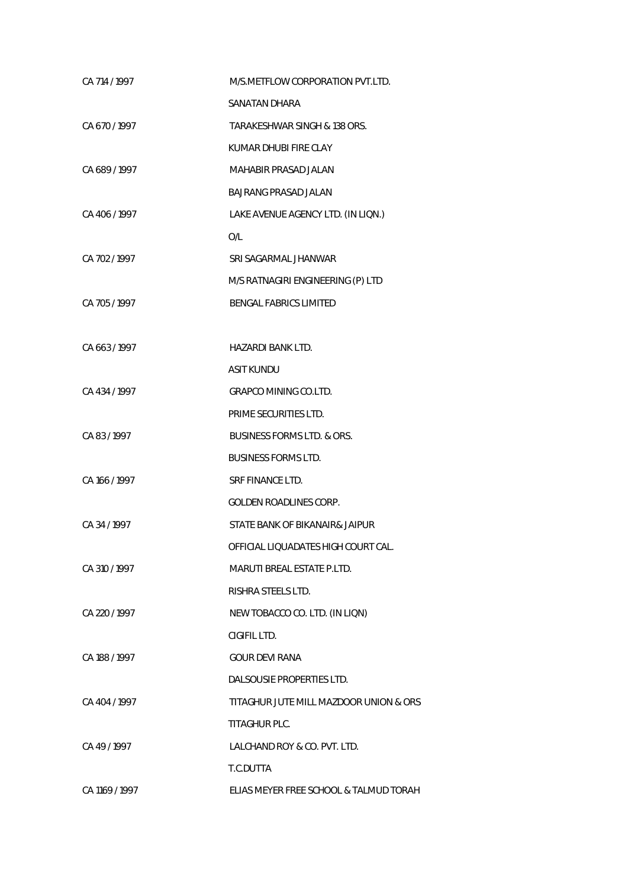| | |
|---|---|
| CA 714 / 1997 | M/S.METFLOW CORPORATION PVT.LTD. |
| | SANATAN DHARA |
| CA 670 / 1997 | TARAKESHWAR SINGH & 138 ORS. |
| | KUMAR DHUBI FIRE CLAY |
| CA 689 / 1997 | MAHABIR PRASAD JALAN |
| | BAJRANG PRASAD JALAN |
| CA 406 / 1997 | LAKE AVENUE AGENCY LTD. (IN LIQN.) |
| | O/L |
| CA 702 / 1997 | SRI SAGARMAL JHANWAR |
| | M/S RATNAGIRI ENGINEERING (P) LTD |
| CA 705 / 1997 | BENGAL FABRICS LIMITED |
| | |
| CA 663 / 1997 | HAZARDI BANK LTD. |
| | ASIT KUNDU |
| CA 434 / 1997 | GRAPCO MINING CO.LTD. |
| | PRIME SECURITIES LTD. |
| CA 83 / 1997 | BUSINESS FORMS LTD. & ORS. |
| | BUSINESS FORMS LTD. |
| CA 166 / 1997 | SRF FINANCE LTD. |
| | GOLDEN ROADLINES CORP. |
| CA 34 / 1997 | STATE BANK OF BIKANAIR& JAIPUR |
| | OFFICIAL LIQUADATES HIGH COURT CAL. |
| CA 310 / 1997 | MARUTI BREAL ESTATE P.LTD. |
| | RISHRA STEELS LTD. |
| CA 220 / 1997 | NEW TOBACCO CO. LTD. (IN LIQN) |
| | CIGIFIL LTD. |
| CA 188 / 1997 | GOUR DEVI RANA |
| | DALSOUSIE PROPERTIES LTD. |
| CA 404 / 1997 | TITAGHUR JUTE MILL MAZDOOR UNION & ORS |
| | TITAGHUR PLC. |
| CA 49 / 1997 | LALCHAND ROY & CO. PVT. LTD. |
| | T.C.DUTTA |
| CA 1169 / 1997 | ELIAS MEYER FREE SCHOOL & TALMUD TORAH |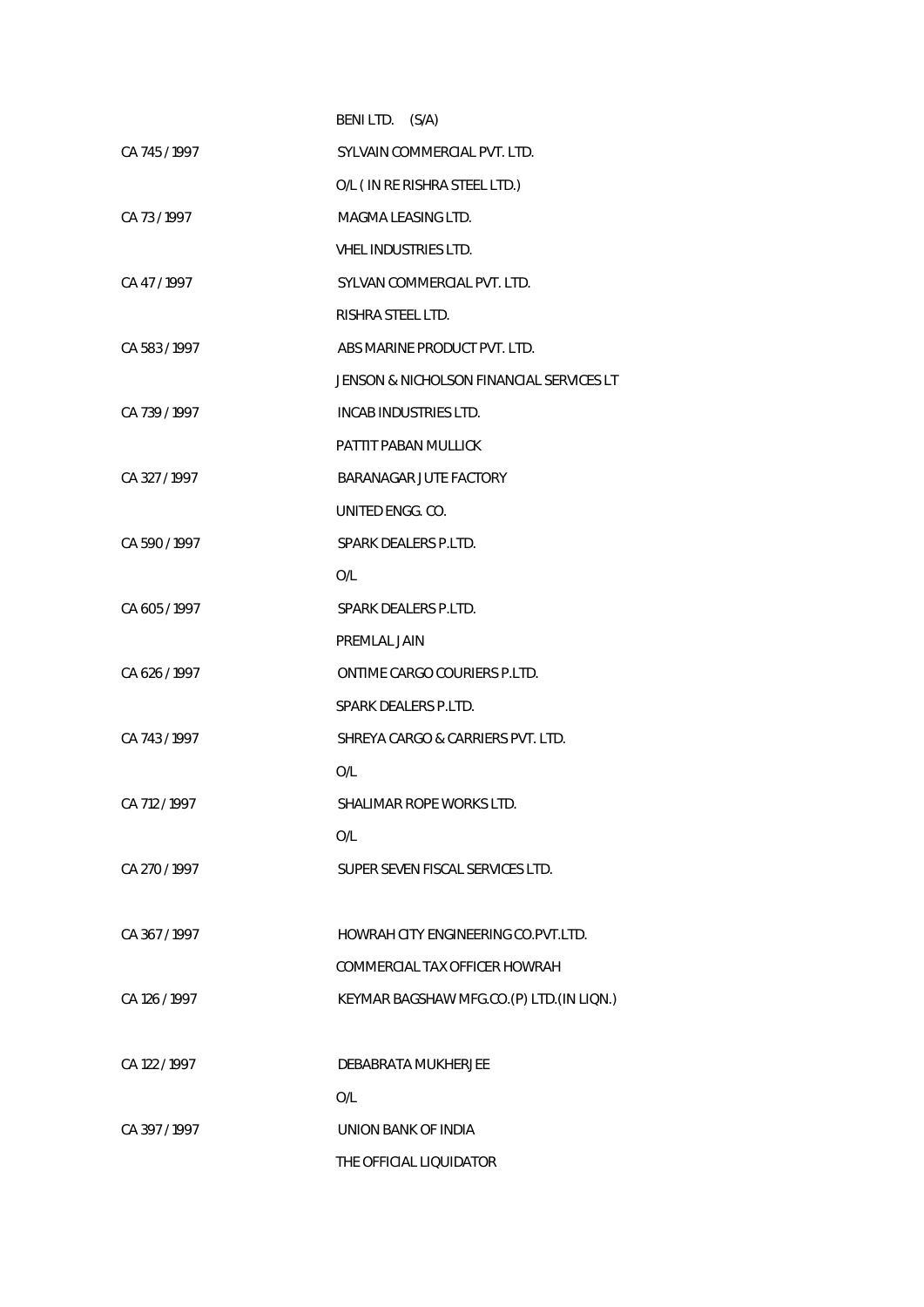| | |
|---|---|
| | BENI LTD. (S/A) |
| CA 745 / 1997 | SYLVAIN COMMERCIAL PVT. LTD. |
| | O/L ( IN RE RISHRA STEEL LTD.) |
| CA 73 / 1997 | MAGMA LEASING LTD. |
| | VHEL INDUSTRIES LTD. |
| CA 47 / 1997 | SYLVAN COMMERCIAL PVT. LTD. |
| | RISHRA STEEL LTD. |
| CA 583 / 1997 | ABS MARINE PRODUCT PVT. LTD. |
| | JENSON & NICHOLSON FINANCIAL SERVICES LT |
| CA 739 / 1997 | INCAB INDUSTRIES LTD. |
| | PATTIT PABAN MULLICK |
| CA 327 / 1997 | BARANAGAR JUTE FACTORY |
| | UNITED ENGG. CO. |
| CA 590 / 1997 | SPARK DEALERS P.LTD. |
| | O/L |
| CA 605 / 1997 | SPARK DEALERS P.LTD. |
| | PREMLAL JAIN |
| CA 626 / 1997 | ONTIME CARGO COURIERS P.LTD. |
| | SPARK DEALERS P.LTD. |
| CA 743 / 1997 | SHREYA CARGO & CARRIERS PVT. LTD. |
| | O/L |
| CA 712 / 1997 | SHALIMAR ROPE WORKS LTD. |
| | O/L |
| CA 270 / 1997 | SUPER SEVEN FISCAL SERVICES LTD. |
| | |
| CA 367 / 1997 | HOWRAH CITY ENGINEERING CO.PVT.LTD. |
| | COMMERCIAL TAX OFFICER HOWRAH |
| CA 126 / 1997 | KEYMAR BAGSHAW MFG.CO.(P) LTD.(IN LIQN.) |
| | |
| CA 122 / 1997 | DEBABRATA MUKHERJEE |
| | O/L |
| CA 397 / 1997 | UNION BANK OF INDIA |
| | THE OFFICIAL LIQUIDATOR |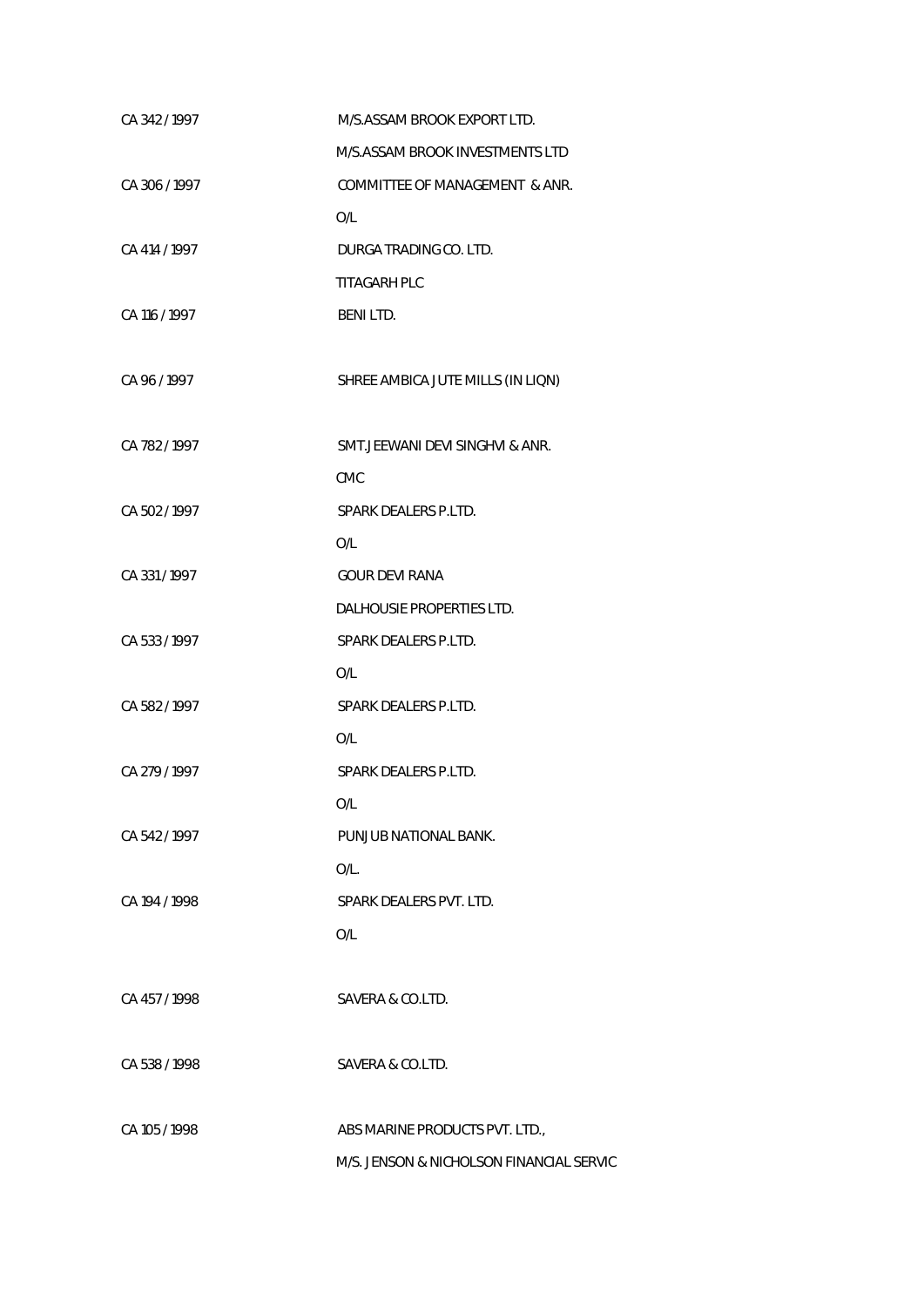| | |
|---|---|
| CA 342 / 1997 | M/S.ASSAM BROOK EXPORT LTD. |
| | M/S.ASSAM BROOK INVESTMENTS LTD |
| CA 306 / 1997 | COMMITTEE OF MANAGEMENT & ANR. |
| | O/L |
| CA 414 / 1997 | DURGA TRADING CO. LTD. |
| | TITAGARH PLC |
| CA 116 / 1997 | BENI LTD. |
| | |
| CA 96 / 1997 | SHREE AMBICA JUTE MILLS (IN LIQN) |
| | |
| CA 782 / 1997 | SMT.JEEWANI DEVI SINGHVI & ANR. |
| | CMC |
| CA 502 / 1997 | SPARK DEALERS P.LTD. |
| | O/L |
| CA 331 / 1997 | GOUR DEVI RANA |
| | DALHOUSIE PROPERTIES LTD. |
| CA 533 / 1997 | SPARK DEALERS P.LTD. |
| | O/L |
| CA 582 / 1997 | SPARK DEALERS P.LTD. |
| | O/L |
| CA 279 / 1997 | SPARK DEALERS P.LTD. |
| | O/L |
| CA 542 / 1997 | PUNJUB NATIONAL BANK. |
| | O/L. |
| CA 194 / 1998 | SPARK DEALERS PVT. LTD. |
| | O/L |
| | |
| CA 457 / 1998 | SAVERA & CO.LTD. |
| | |
| CA 538 / 1998 | SAVERA & CO.LTD. |
| | |
| CA 105 / 1998 | ABS MARINE PRODUCTS PVT. LTD., |
| | M/S. JENSON & NICHOLSON FINANCIAL SERVIC |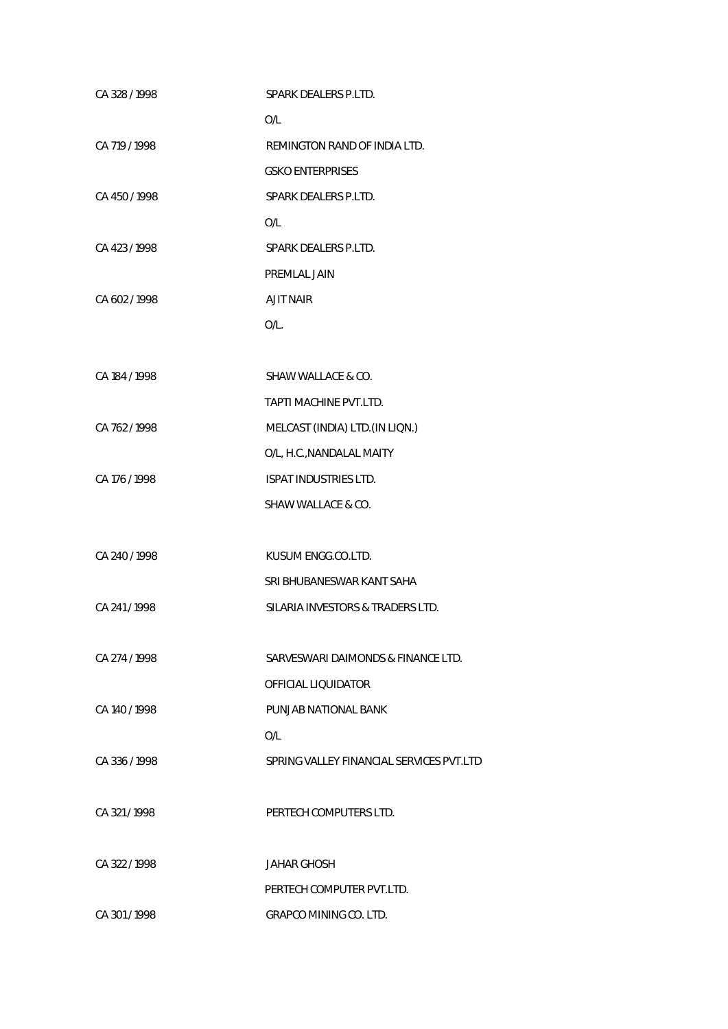| | |
|---|---|
| CA 328 / 1998 | SPARK DEALERS P.LTD. |
| | O/L |
| CA 719 / 1998 | REMINGTON RAND OF INDIA LTD. |
| | GSKO ENTERPRISES |
| CA 450 / 1998 | SPARK DEALERS P.LTD. |
| | O/L |
| CA 423 / 1998 | SPARK DEALERS P.LTD. |
| | PREMLAL JAIN |
| CA 602 / 1998 | AJIT NAIR |
| | O/L. |
| CA 184 / 1998 | SHAW WALLACE & CO. |
| | TAPTI MACHINE PVT.LTD. |
| CA 762 / 1998 | MELCAST (INDIA) LTD.(IN LIQN.) |
| | O/L, H.C.,NANDALAL MAITY |
| CA 176 / 1998 | ISPAT INDUSTRIES LTD. |
| | SHAW WALLACE & CO. |
| CA 240 / 1998 | KUSUM ENGG.CO.LTD. |
| | SRI BHUBANESWAR KANT SAHA |
| CA 241 / 1998 | SILARIA INVESTORS & TRADERS LTD. |
| CA 274 / 1998 | SARVESWARI DAIMONDS & FINANCE LTD. |
| | OFFICIAL LIQUIDATOR |
| CA 140 / 1998 | PUNJAB NATIONAL BANK |
| | O/L |
| CA 336 / 1998 | SPRING VALLEY FINANCIAL SERVICES PVT.LTD |
| CA 321 / 1998 | PERTECH COMPUTERS LTD. |
| CA 322 / 1998 | JAHAR GHOSH |
| | PERTECH COMPUTER PVT.LTD. |
| CA 301 / 1998 | GRAPCO MINING CO. LTD. |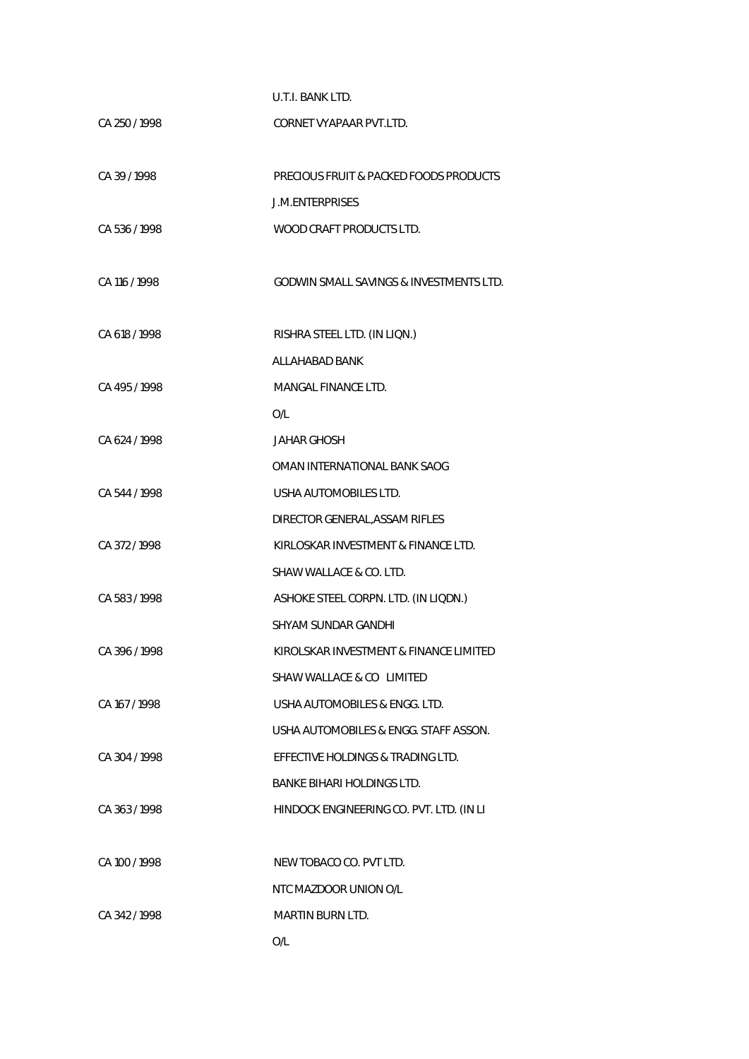| | |
|---|---|
| | U.T.I. BANK LTD. |
| CA 250 / 1998 | CORNET VYAPAAR PVT.LTD. |
| | |
| CA 39 / 1998 | PRECIOUS FRUIT & PACKED FOODS PRODUCTS |
| | J.M.ENTERPRISES |
| CA 536 / 1998 | WOOD CRAFT PRODUCTS LTD. |
| | |
| CA 116 / 1998 | GODWIN SMALL SAVINGS & INVESTMENTS LTD. |
| | |
| CA 618 / 1998 | RISHRA STEEL LTD. (IN LIQN.) |
| | ALLAHABAD BANK |
| CA 495 / 1998 | MANGAL FINANCE LTD. |
| | O/L |
| CA 624 / 1998 | JAHAR GHOSH |
| | OMAN INTERNATIONAL BANK SAOG |
| CA 544 / 1998 | USHA AUTOMOBILES LTD. |
| | DIRECTOR GENERAL,ASSAM RIFLES |
| CA 372 / 1998 | KIRLOSKAR INVESTMENT & FINANCE LTD. |
| | SHAW WALLACE & CO. LTD. |
| CA 583 / 1998 | ASHOKE STEEL CORPN. LTD. (IN LIQDN.) |
| | SHYAM SUNDAR GANDHI |
| CA 396 / 1998 | KIROLSKAR INVESTMENT & FINANCE LIMITED |
| | SHAW WALLACE & CO LIMITED |
| CA 167 / 1998 | USHA AUTOMOBILES & ENGG. LTD. |
| | USHA AUTOMOBILES & ENGG. STAFF ASSON. |
| CA 304 / 1998 | EFFECTIVE HOLDINGS & TRADING LTD. |
| | BANKE BIHARI HOLDINGS LTD. |
| CA 363 / 1998 | HINDOCK ENGINEERING CO. PVT. LTD. (IN LI |
| | |
| CA 100 / 1998 | NEW TOBACO CO. PVT LTD. |
| | NTC MAZDOOR UNION O/L |
| CA 342 / 1998 | MARTIN BURN LTD. |
| | O/L |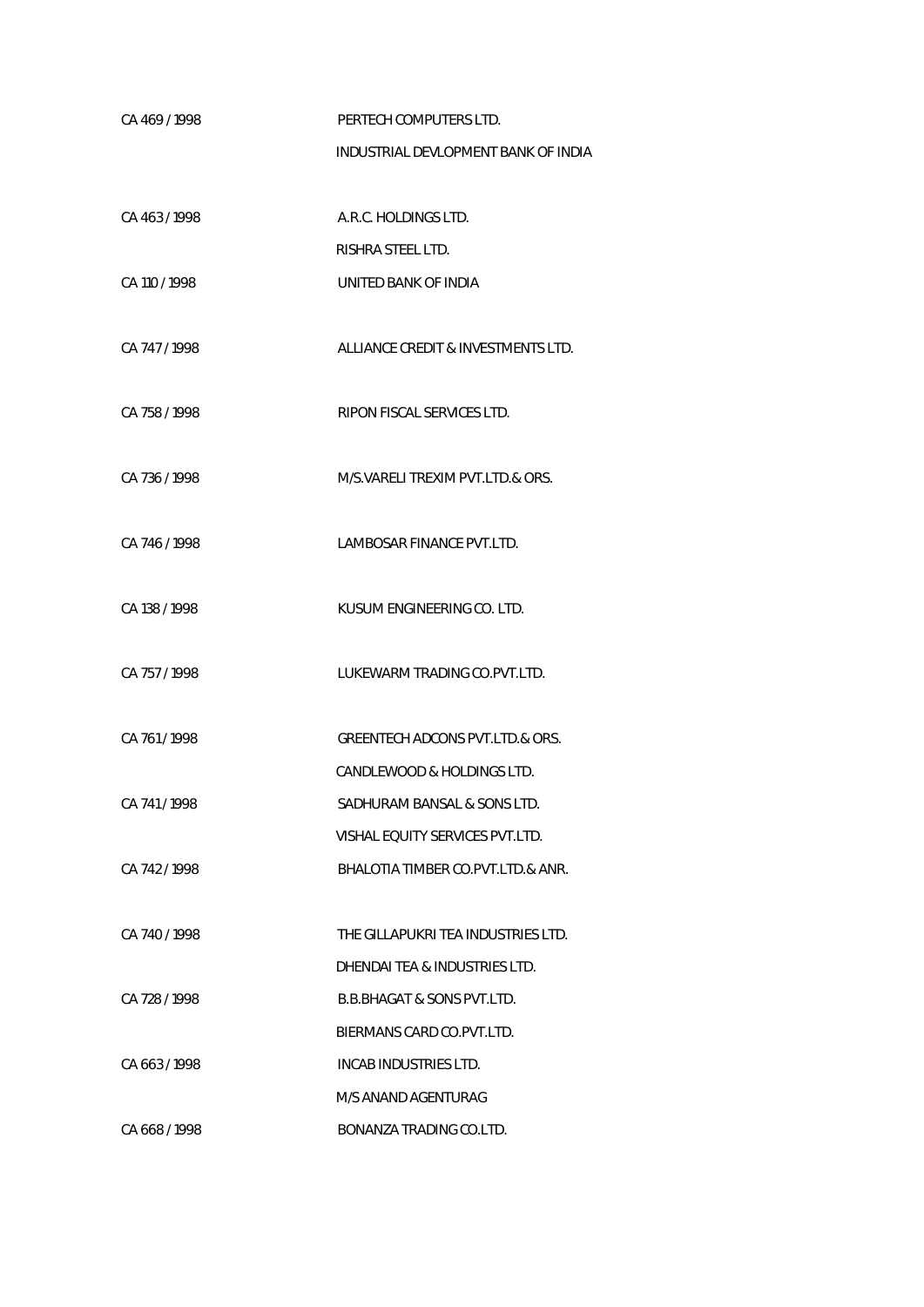| | |
|---|---|
| CA 469 / 1998 | PERTECH COMPUTERS LTD. |
| | INDUSTRIAL DEVLOPMENT BANK OF INDIA |
| CA 463 / 1998 | A.R.C. HOLDINGS LTD. |
| | RISHRA STEEL LTD. |
| CA 110 / 1998 | UNITED BANK OF INDIA |
| CA 747 / 1998 | ALLIANCE CREDIT & INVESTMENTS LTD. |
| CA 758 / 1998 | RIPON FISCAL SERVICES LTD. |
| CA 736 / 1998 | M/S.VARELI TREXIM PVT.LTD.& ORS. |
| CA 746 / 1998 | LAMBOSAR FINANCE PVT.LTD. |
| CA 138 / 1998 | KUSUM ENGINEERING CO. LTD. |
| CA 757 / 1998 | LUKEWARM TRADING CO.PVT.LTD. |
| CA 761 / 1998 | GREENTECH ADCONS PVT.LTD.& ORS. |
| | CANDLEWOOD & HOLDINGS LTD. |
| CA 741 / 1998 | SADHURAM BANSAL & SONS LTD. |
| | VISHAL EQUITY SERVICES PVT.LTD. |
| CA 742 / 1998 | BHALOTIA TIMBER CO.PVT.LTD.& ANR. |
| CA 740 / 1998 | THE GILLAPUKRI TEA INDUSTRIES LTD. |
| | DHENDAI TEA & INDUSTRIES LTD. |
| CA 728 / 1998 | B.B.BHAGAT & SONS PVT.LTD. |
| | BIERMANS CARD CO.PVT.LTD. |
| CA 663 / 1998 | INCAB INDUSTRIES LTD. |
| | M/S ANAND AGENTURAG |
| CA 668 / 1998 | BONANZA TRADING CO.LTD. |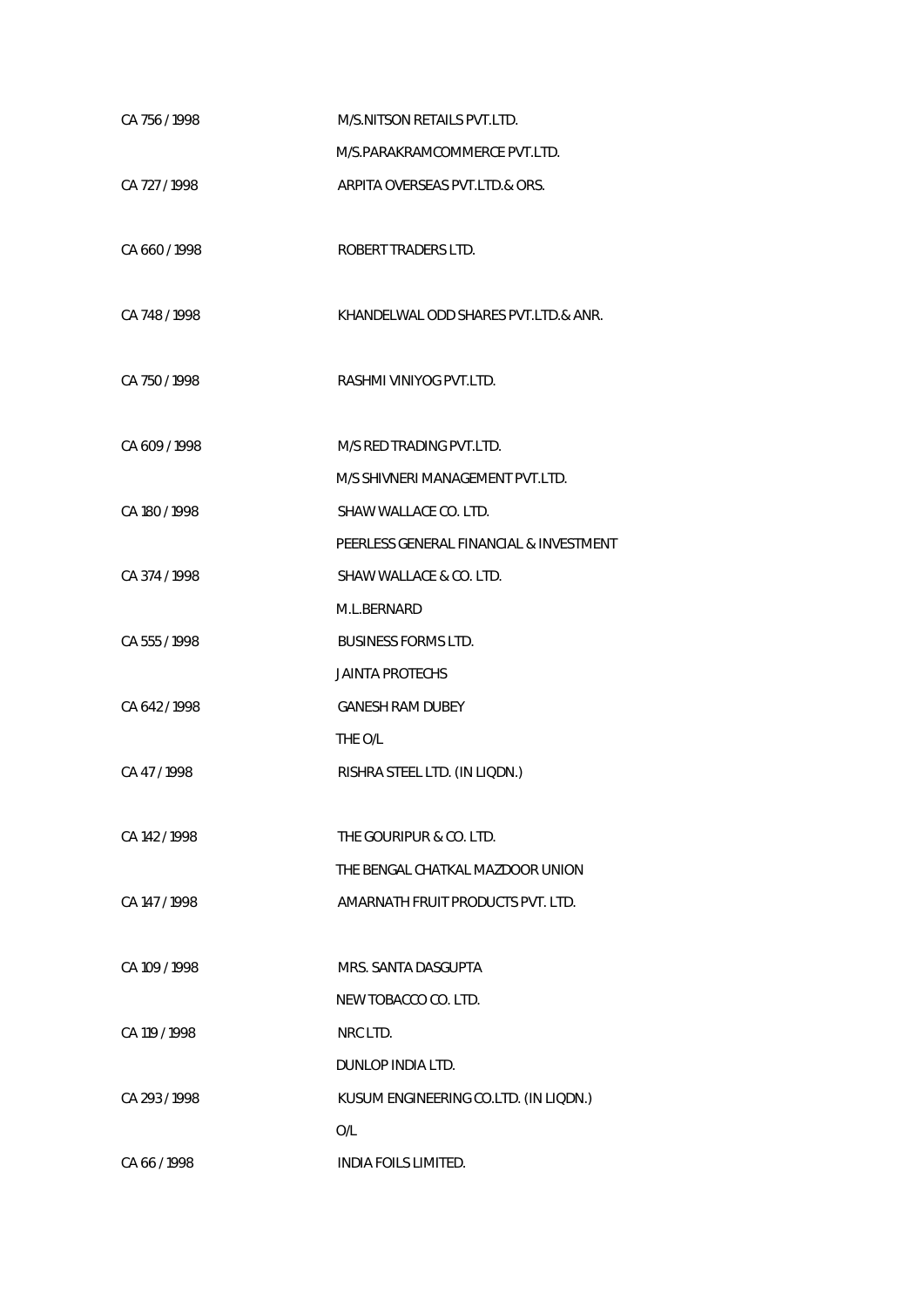| | |
|---|---|
| CA 756 / 1998 | M/S.NITSON RETAILS PVT.LTD. |
| | M/S.PARAKRAMCOMMERCE PVT.LTD. |
| CA 727 / 1998 | ARPITA OVERSEAS PVT.LTD.& ORS. |
| CA 660 / 1998 | ROBERT TRADERS LTD. |
| CA 748 / 1998 | KHANDELWAL ODD SHARES PVT.LTD.& ANR. |
| CA 750 / 1998 | RASHMI VINIYOG PVT.LTD. |
| CA 609 / 1998 | M/S RED TRADING PVT.LTD. |
| | M/S SHIVNERI MANAGEMENT PVT.LTD. |
| CA 180 / 1998 | SHAW WALLACE CO. LTD. |
| | PEERLESS GENERAL FINANCIAL & INVESTMENT |
| CA 374 / 1998 | SHAW WALLACE & CO. LTD. |
| | M.L.BERNARD |
| CA 555 / 1998 | BUSINESS FORMS LTD. |
| | JAINTA PROTECHS |
| CA 642 / 1998 | GANESH RAM DUBEY |
| | THE O/L |
| CA 47 / 1998 | RISHRA STEEL LTD. (IN LIQDN.) |
| CA 142 / 1998 | THE GOURIPUR & CO. LTD. |
| | THE BENGAL CHATKAL MAZDOOR UNION |
| CA 147 / 1998 | AMARNATH FRUIT PRODUCTS PVT. LTD. |
| CA 109 / 1998 | MRS. SANTA DASGUPTA |
| | NEW TOBACCO CO. LTD. |
| CA 119 / 1998 | NRC LTD. |
| | DUNLOP INDIA LTD. |
| CA 293 / 1998 | KUSUM ENGINEERING CO.LTD. (IN LIQDN.) |
| | O/L |
| CA 66 / 1998 | INDIA FOILS LIMITED. |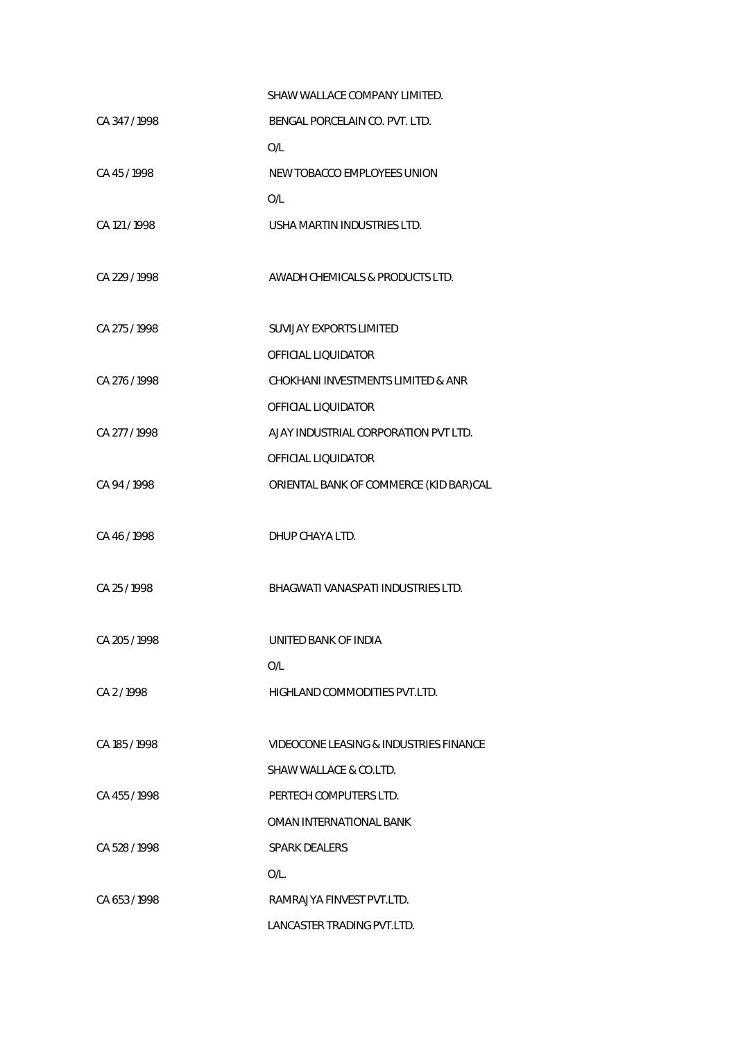| | |
|---|---|
| | SHAW WALLACE COMPANY LIMITED. |
| CA 347 / 1998 | BENGAL PORCELAIN CO. PVT. LTD. |
| | O/L |
| CA 45 / 1998 | NEW TOBACCO EMPLOYEES UNION |
| | O/L |
| CA 121 / 1998 | USHA MARTIN INDUSTRIES LTD. |
| CA 229 / 1998 | AWADH CHEMICALS & PRODUCTS LTD. |
| CA 275 / 1998 | SUVIJAY EXPORTS LIMITED |
| | OFFICIAL LIQUIDATOR |
| CA 276 / 1998 | CHOKHANI INVESTMENTS LIMITED & ANR |
| | OFFICIAL LIQUIDATOR |
| CA 277 / 1998 | AJAY INDUSTRIAL CORPORATION PVT LTD. |
| | OFFICIAL LIQUIDATOR |
| CA 94 / 1998 | ORIENTAL BANK OF COMMERCE (KID BAR)CAL |
| CA 46 / 1998 | DHUP CHAYA LTD. |
| CA 25 / 1998 | BHAGWATI VANASPATI INDUSTRIES LTD. |
| CA 205 / 1998 | UNITED BANK OF INDIA |
| | O/L |
| CA 2 / 1998 | HIGHLAND COMMODITIES PVT.LTD. |
| CA 185 / 1998 | VIDEOCONE LEASING & INDUSTRIES FINANCE |
| | SHAW WALLACE & CO.LTD. |
| CA 455 / 1998 | PERTECH COMPUTERS LTD. |
| | OMAN INTERNATIONAL BANK |
| CA 528 / 1998 | SPARK DEALERS |
| | O/L. |
| CA 653 / 1998 | RAMRAJYA FINVEST PVT.LTD. |
| | LANCASTER TRADING PVT.LTD. |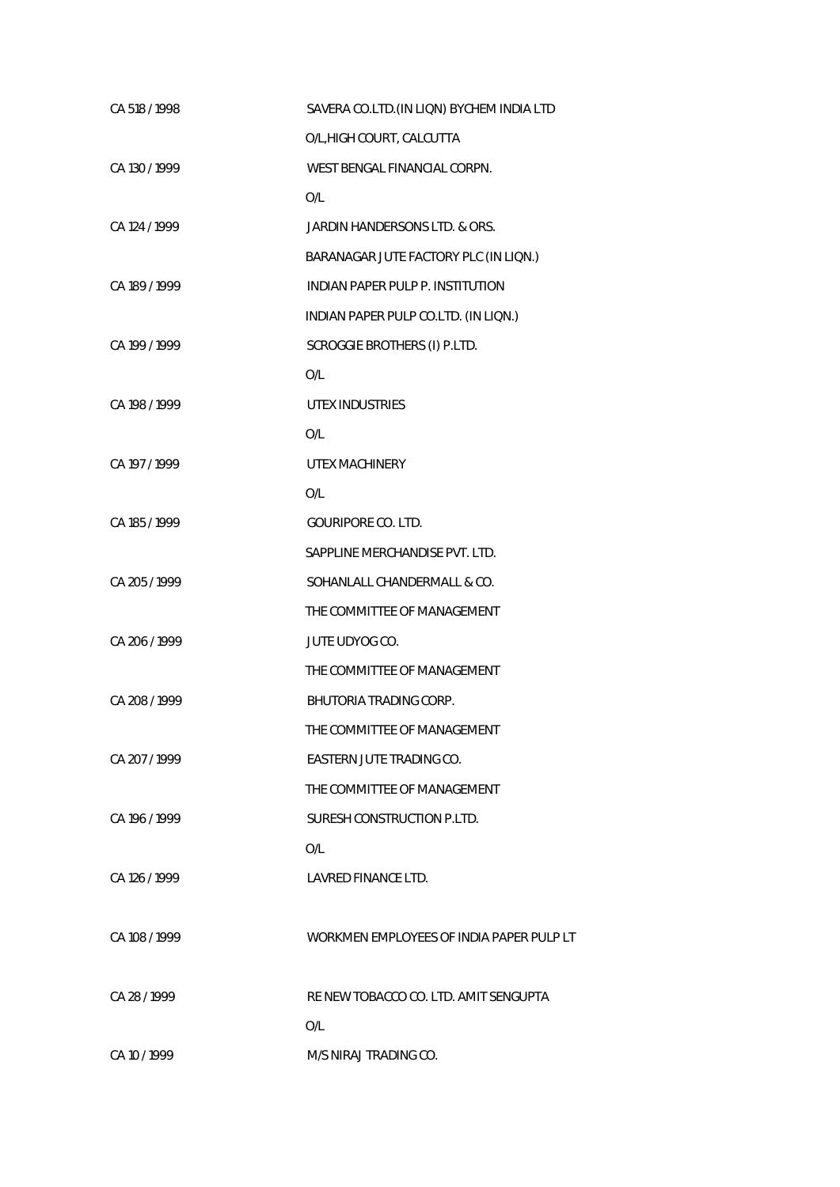| | |
|---|---|
| CA 518 / 1998 | SAVERA CO.LTD.(IN LIQN) BYCHEM INDIA LTD |
| | O/L,HIGH COURT, CALCUTTA |
| CA 130 / 1999 | WEST BENGAL FINANCIAL CORPN. |
| | O/L |
| CA 124 / 1999 | JARDIN HANDERSONS LTD. & ORS. |
| | BARANAGAR JUTE FACTORY PLC (IN LIQN.) |
| CA 189 / 1999 | INDIAN PAPER PULP P. INSTITUTION |
| | INDIAN PAPER PULP CO.LTD. (IN LIQN.) |
| CA 199 / 1999 | SCROGGIE BROTHERS (I) P.LTD. |
| | O/L |
| CA 198 / 1999 | UTEX INDUSTRIES |
| | O/L |
| CA 197 / 1999 | UTEX MACHINERY |
| | O/L |
| CA 185 / 1999 | GOURIPORE CO. LTD. |
| | SAPPLINE MERCHANDISE PVT. LTD. |
| CA 205 / 1999 | SOHANLALL CHANDERMALL & CO. |
| | THE COMMITTEE OF MANAGEMENT |
| CA 206 / 1999 | JUTE UDYOG CO. |
| | THE COMMITTEE OF MANAGEMENT |
| CA 208 / 1999 | BHUTORIA TRADING CORP. |
| | THE COMMITTEE OF MANAGEMENT |
| CA 207 / 1999 | EASTERN JUTE TRADING CO. |
| | THE COMMITTEE OF MANAGEMENT |
| CA 196 / 1999 | SURESH CONSTRUCTION P.LTD. |
| | O/L |
| CA 126 / 1999 | LAVRED FINANCE LTD. |
| CA 108 / 1999 | WORKMEN EMPLOYEES OF INDIA PAPER PULP LT |
| CA 28 / 1999 | RE NEW TOBACCO CO. LTD. AMIT SENGUPTA |
| | O/L |
| CA 10 / 1999 | M/S NIRAJ TRADING CO. |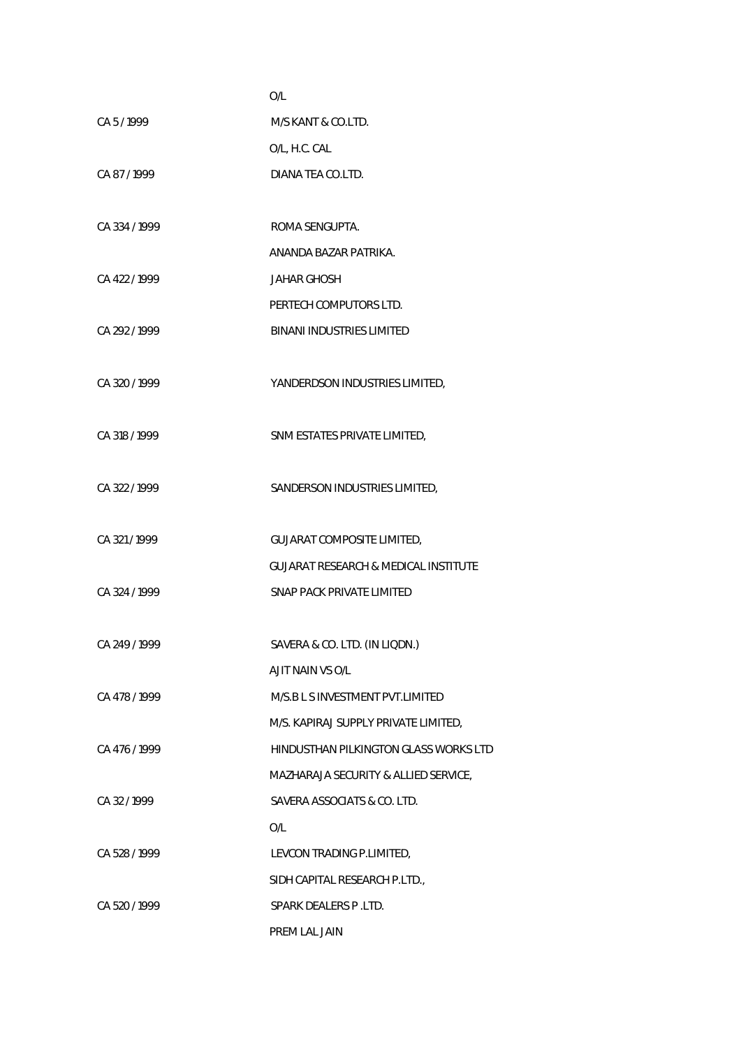| | |
|---|---|
| | O/L |
| CA 5 / 1999 | M/S KANT & CO.LTD. |
| | O/L, H.C. CAL |
| CA 87 / 1999 | DIANA TEA CO.LTD. |
| CA 334 / 1999 | ROMA SENGUPTA. |
| | ANANDA BAZAR PATRIKA. |
| CA 422 / 1999 | JAHAR GHOSH |
| | PERTECH COMPUTORS LTD. |
| CA 292 / 1999 | BINANI INDUSTRIES LIMITED |
| CA 320 / 1999 | YANDERDSON INDUSTRIES LIMITED, |
| CA 318 / 1999 | SNM ESTATES PRIVATE LIMITED, |
| CA 322 / 1999 | SANDERSON INDUSTRIES LIMITED, |
| CA 321 / 1999 | GUJARAT COMPOSITE LIMITED, |
| | GUJARAT RESEARCH & MEDICAL INSTITUTE |
| CA 324 / 1999 | SNAP PACK PRIVATE LIMITED |
| CA 249 / 1999 | SAVERA & CO. LTD. (IN LIQDN.) |
| | AJIT NAIN VS O/L |
| CA 478 / 1999 | M/S.B L S INVESTMENT PVT.LIMITED |
| | M/S. KAPIRAJ SUPPLY PRIVATE LIMITED, |
| CA 476 / 1999 | HINDUSTHAN PILKINGTON GLASS WORKS LTD |
| | MAZHARAJA SECURITY & ALLIED SERVICE, |
| CA 32 / 1999 | SAVERA ASSOCIATS & CO. LTD. |
| | O/L |
| CA 528 / 1999 | LEVCON TRADING P.LIMITED, |
| | SIDH CAPITAL RESEARCH P.LTD., |
| CA 520 / 1999 | SPARK DEALERS P .LTD. |
| | PREM LAL JAIN |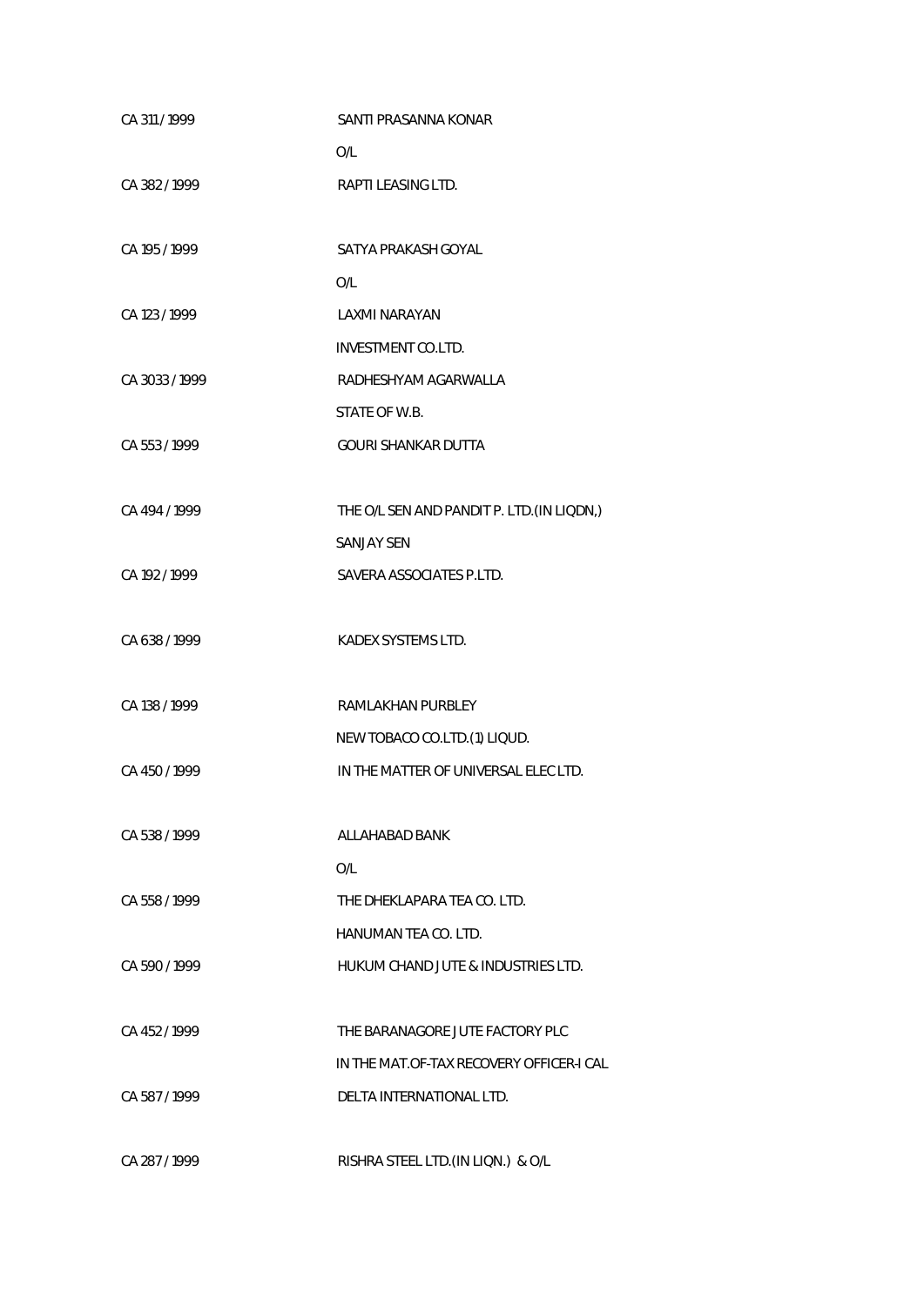| | |
|---|---|
| CA 311 / 1999 | SANTI PRASANNA KONAR |
| | O/L |
| CA 382 / 1999 | RAPTI LEASING LTD. |
| | |
| CA 195 / 1999 | SATYA PRAKASH GOYAL |
| | O/L |
| CA 123 / 1999 | LAXMI NARAYAN |
| | INVESTMENT CO.LTD. |
| CA 3033 / 1999 | RADHESHYAM AGARWALLA |
| | STATE OF W.B. |
| CA 553 / 1999 | GOURI SHANKAR DUTTA |
| | |
| CA 494 / 1999 | THE O/L SEN AND PANDIT P. LTD.(IN LIQDN,) |
| | SANJAY SEN |
| CA 192 / 1999 | SAVERA ASSOCIATES P.LTD. |
| | |
| CA 638 / 1999 | KADEX SYSTEMS LTD. |
| | |
| CA 138 / 1999 | RAMLAKHAN PURBLEY |
| | NEW TOBACO CO.LTD.(1) LIQUD. |
| CA 450 / 1999 | IN THE MATTER OF UNIVERSAL ELEC LTD. |
| | |
| CA 538 / 1999 | ALLAHABAD BANK |
| | O/L |
| CA 558 / 1999 | THE DHEKLAPARA TEA CO. LTD. |
| | HANUMAN TEA CO. LTD. |
| CA 590 / 1999 | HUKUM CHAND JUTE & INDUSTRIES LTD. |
| | |
| CA 452 / 1999 | THE BARANAGORE JUTE FACTORY PLC |
| | IN THE MAT.OF-TAX RECOVERY OFFICER-I CAL |
| CA 587 / 1999 | DELTA INTERNATIONAL LTD. |
| | |
| CA 287 / 1999 | RISHRA STEEL LTD.(IN LIQN.) & O/L |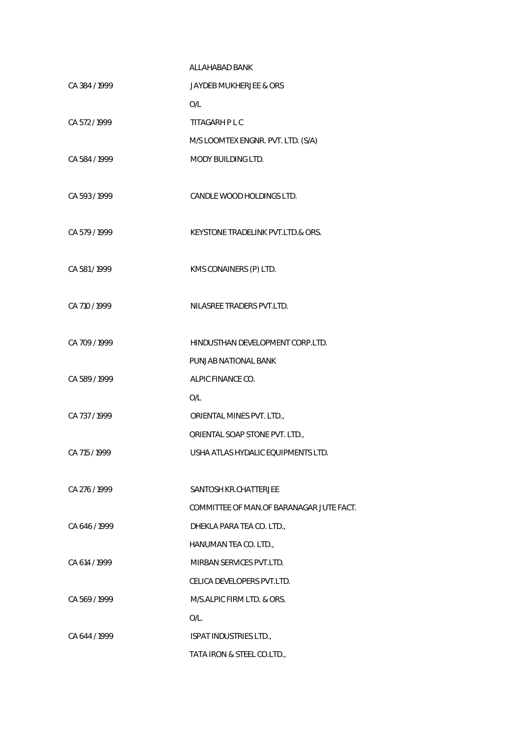| | |
|---|---|
| | ALLAHABAD BANK |
| CA 384 / 1999 | JAYDEB MUKHERJEE & ORS |
| | O/L |
| CA 572 / 1999 | TITAGARH P L C |
| | M/S LOOMTEX ENGNR. PVT. LTD. (S/A) |
| CA 584 / 1999 | MODY BUILDING LTD. |
| CA 593 / 1999 | CANDLE WOOD HOLDINGS LTD. |
| CA 579 / 1999 | KEYSTONE TRADELINK PVT.LTD.& ORS. |
| CA 581 / 1999 | KMS CONAINERS (P) LTD. |
| CA 710 / 1999 | NILASREE TRADERS PVT.LTD. |
| CA 709 / 1999 | HINDUSTHAN DEVELOPMENT CORP.LTD. |
| | PUNJAB NATIONAL BANK |
| CA 589 / 1999 | ALPIC FINANCE CO. |
| | O/L |
| CA 737 / 1999 | ORIENTAL MINES PVT. LTD., |
| | ORIENTAL SOAP STONE PVT. LTD., |
| CA 715 / 1999 | USHA ATLAS HYDALIC EQUIPMENTS LTD. |
| CA 276 / 1999 | SANTOSH KR.CHATTERJEE |
| | COMMITTEE OF MAN.OF BARANAGAR JUTE FACT. |
| CA 646 / 1999 | DHEKLA PARA TEA CO. LTD., |
| | HANUMAN TEA CO. LTD., |
| CA 614 / 1999 | MIRBAN SERVICES PVT.LTD. |
| | CELICA DEVELOPERS PVT.LTD. |
| CA 569 / 1999 | M/S.ALPIC FIRM LTD. & ORS. |
| | O/L. |
| CA 644 / 1999 | ISPAT INDUSTRIES LTD., |
| | TATA IRON & STEEL CO.LTD., |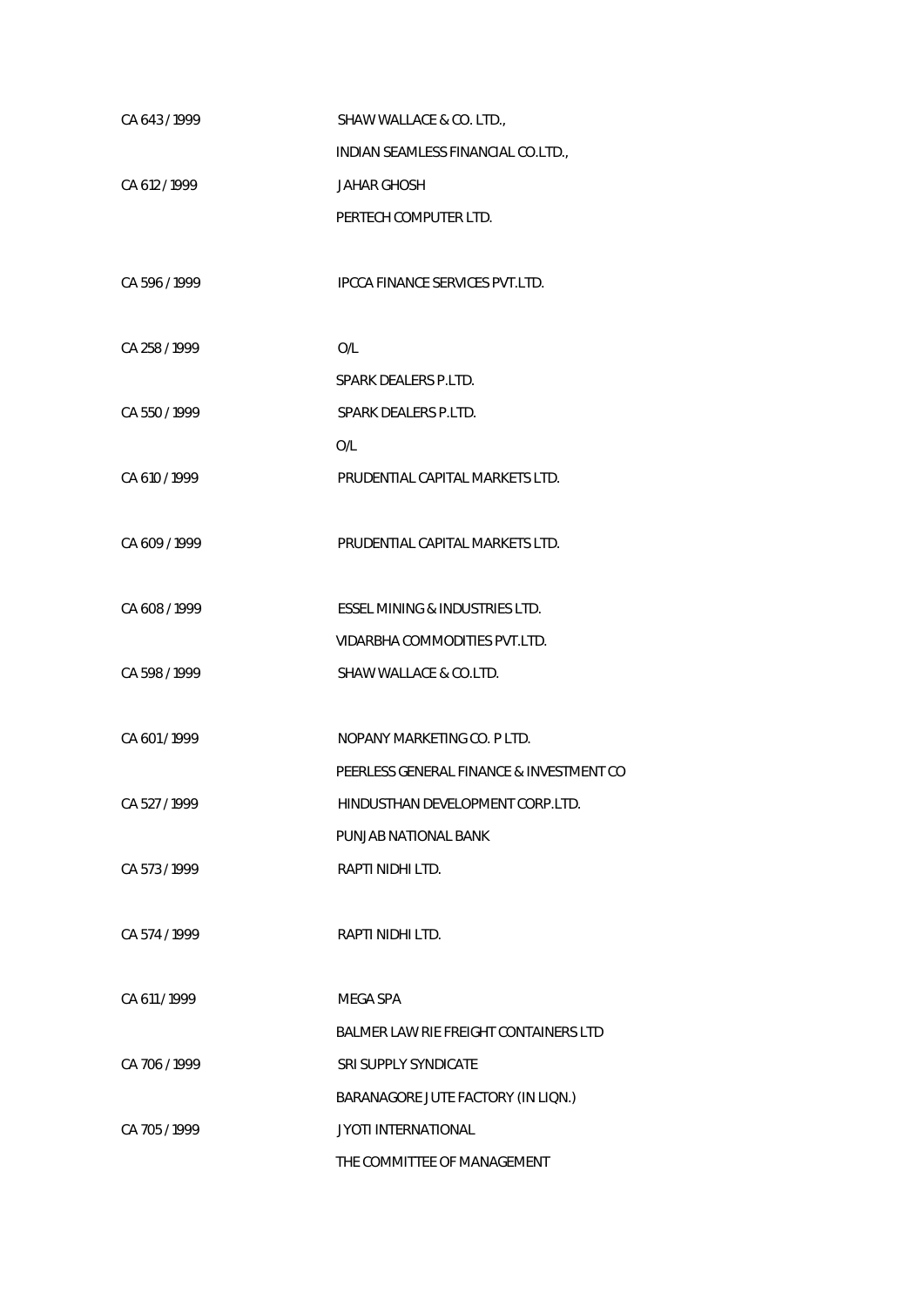| | |
|---|---|
| CA 643 / 1999 | SHAW WALLACE & CO. LTD., |
| | INDIAN SEAMLESS FINANCIAL CO.LTD., |
| CA 612 / 1999 | JAHAR GHOSH |
| | PERTECH COMPUTER LTD. |
| CA 596 / 1999 | IPCCA FINANCE SERVICES PVT.LTD. |
| CA 258 / 1999 | O/L |
| | SPARK DEALERS P.LTD. |
| CA 550 / 1999 | SPARK DEALERS P.LTD. |
| | O/L |
| CA 610 / 1999 | PRUDENTIAL CAPITAL MARKETS LTD. |
| CA 609 / 1999 | PRUDENTIAL CAPITAL MARKETS LTD. |
| CA 608 / 1999 | ESSEL MINING & INDUSTRIES LTD. |
| | VIDARBHA COMMODITIES PVT.LTD. |
| CA 598 / 1999 | SHAW WALLACE & CO.LTD. |
| CA 601 / 1999 | NOPANY MARKETING CO. P LTD. |
| | PEERLESS GENERAL FINANCE & INVESTMENT CO |
| CA 527 / 1999 | HINDUSTHAN DEVELOPMENT CORP.LTD. |
| | PUNJAB NATIONAL BANK |
| CA 573 / 1999 | RAPTI NIDHI LTD. |
| CA 574 / 1999 | RAPTI NIDHI LTD. |
| CA 611 / 1999 | MEGA SPA |
| | BALMER LAW RIE FREIGHT CONTAINERS LTD |
| CA 706 / 1999 | SRI SUPPLY SYNDICATE |
| | BARANAGORE JUTE FACTORY (IN LIQN.) |
| CA 705 / 1999 | JYOTI INTERNATIONAL |
| | THE COMMITTEE OF MANAGEMENT |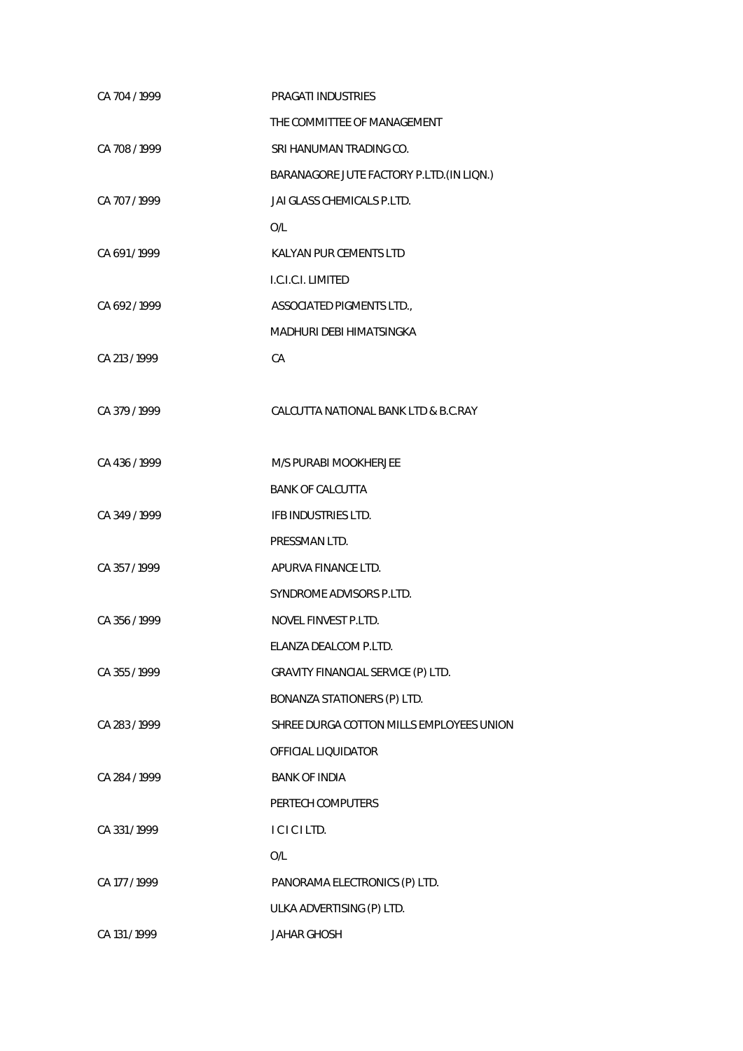| | |
|---|---|
| CA 704 / 1999 | PRAGATI INDUSTRIES |
| | THE COMMITTEE OF MANAGEMENT |
| CA 708 / 1999 | SRI HANUMAN TRADING CO. |
| | BARANAGORE JUTE FACTORY P.LTD.(IN LIQN.) |
| CA 707 / 1999 | JAI GLASS CHEMICALS P.LTD. |
| | O/L |
| CA 691 / 1999 | KALYAN PUR CEMENTS LTD |
| | I.C.I.C.I. LIMITED |
| CA 692 / 1999 | ASSOCIATED PIGMENTS LTD., |
| | MADHURI DEBI HIMATSINGKA |
| CA 213 / 1999 | CA |
| CA 379 / 1999 | CALCUTTA NATIONAL BANK LTD & B.C.RAY |
| CA 436 / 1999 | M/S PURABI MOOKHERJEE |
| | BANK OF CALCUTTA |
| CA 349 / 1999 | IFB INDUSTRIES LTD. |
| | PRESSMAN LTD. |
| CA 357 / 1999 | APURVA FINANCE LTD. |
| | SYNDROME ADVISORS P.LTD. |
| CA 356 / 1999 | NOVEL FINVEST P.LTD. |
| | ELANZA DEALCOM P.LTD. |
| CA 355 / 1999 | GRAVITY FINANCIAL SERVICE (P) LTD. |
| | BONANZA STATIONERS (P) LTD. |
| CA 283 / 1999 | SHREE DURGA COTTON MILLS EMPLOYEES UNION |
| | OFFICIAL LIQUIDATOR |
| CA 284 / 1999 | BANK OF INDIA |
| | PERTECH COMPUTERS |
| CA 331 / 1999 | I C I C I LTD. |
| | O/L |
| CA 177 / 1999 | PANORAMA ELECTRONICS (P) LTD. |
| | ULKA ADVERTISING (P) LTD. |
| CA 131 / 1999 | JAHAR GHOSH |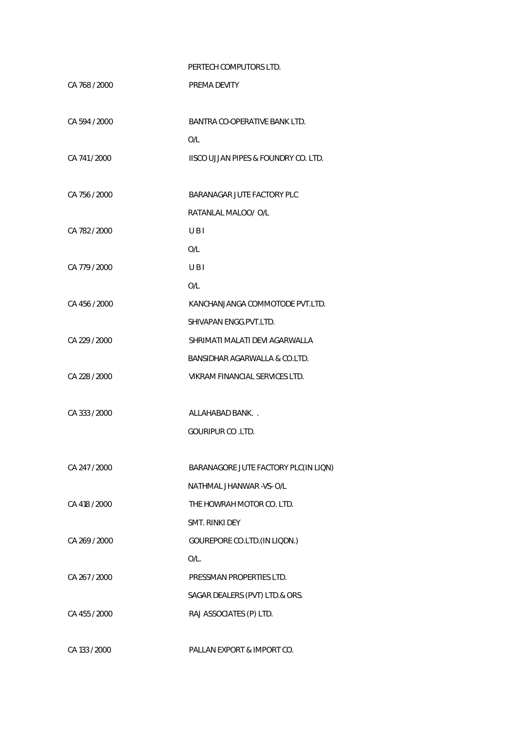PERTECH COMPUTORS LTD.

CA 768 / 2000 PREMA DEVITY

CA 594 / 2000 BANTRA CO-OPERATIVE BANK LTD.

O/L

CA 741 / 2000 IISCO UJJAN PIPES & FOUNDRY CO. LTD.

CA 756 / 2000 BARANAGAR JUTE FACTORY PLC

RATANLAL MALOO/ O/L

CA 782 / 2000 U B I

O/L

CA 779 / 2000 U B I

O/L

CA 456 / 2000 KANCHANJANGA COMMOTODE PVT.LTD.

SHIVAPAN ENGG.PVT.LTD.

CA 229 / 2000 SHRIMATI MALATI DEVI AGARWALLA

BANSIDHAR AGARWALLA & CO.LTD.

CA 228 / 2000 VIKRAM FINANCIAL SERVICES LTD.

CA 333 / 2000 ALLAHABAD BANK. .

GOURIPUR CO .LTD.

CA 247 / 2000 BARANAGORE JUTE FACTORY PLC(IN LIQN)

NATHMAL JHANWAR -VS- O/L

CA 418 / 2000 THE HOWRAH MOTOR CO. LTD.

SMT. RINKI DEY

CA 269 / 2000 GOUREPORE CO.LTD.(IN LIQDN.)

O/L.

CA 267 / 2000 PRESSMAN PROPERTIES LTD.

SAGAR DEALERS (PVT) LTD.& ORS.

CA 455 / 2000 RAJ ASSOCIATES (P) LTD.

CA 133 / 2000 PALLAN EXPORT & IMPORT CO.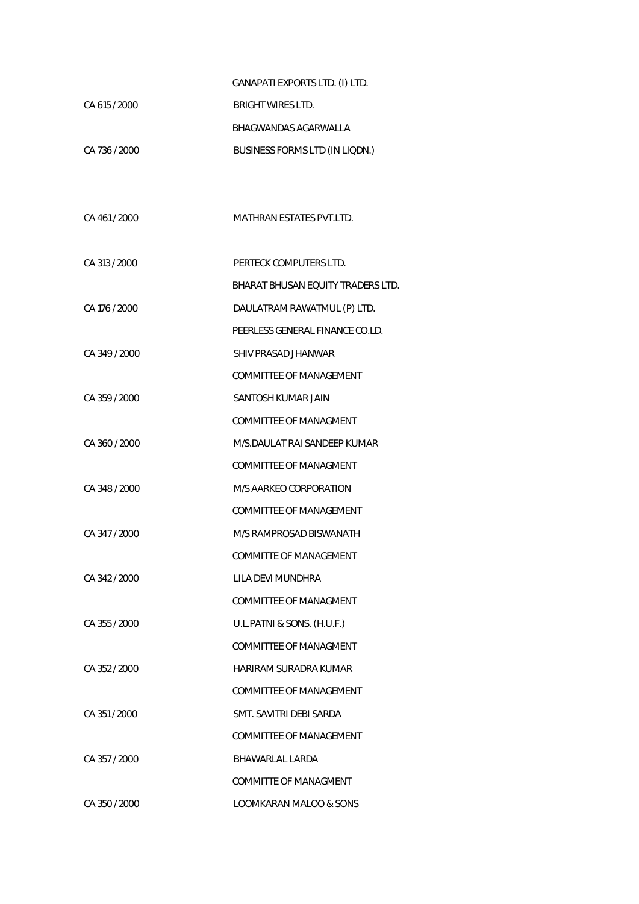| | |
|---|---|
| | GANAPATI EXPORTS LTD. (I) LTD. |
| CA 615 / 2000 | BRIGHT WIRES LTD. |
| | BHAGWANDAS AGARWALLA |
| CA 736 / 2000 | BUSINESS FORMS LTD (IN LIQDN.) |
| | |
| CA 461 / 2000 | MATHRAN ESTATES PVT.LTD. |
| | |
| CA 313 / 2000 | PERTECK COMPUTERS LTD. |
| | BHARAT BHUSAN EQUITY TRADERS LTD. |
| CA 176 / 2000 | DAULATRAM RAWATMUL (P) LTD. |
| | PEERLESS GENERAL FINANCE CO.LD. |
| CA 349 / 2000 | SHIV PRASAD JHANWAR |
| | COMMITTEE OF MANAGEMENT |
| CA 359 / 2000 | SANTOSH KUMAR JAIN |
| | COMMITTEE OF MANAGMENT |
| CA 360 / 2000 | M/S.DAULAT RAI SANDEEP KUMAR |
| | COMMITTEE OF MANAGMENT |
| CA 348 / 2000 | M/S AARKEO CORPORATION |
| | COMMITTEE OF MANAGEMENT |
| CA 347 / 2000 | M/S RAMPROSAD BISWANATH |
| | COMMITTE OF MANAGEMENT |
| CA 342 / 2000 | LILA DEVI MUNDHRA |
| | COMMITTEE OF MANAGMENT |
| CA 355 / 2000 | U.L.PATNI & SONS. (H.U.F.) |
| | COMMITTEE OF MANAGMENT |
| CA 352 / 2000 | HARIRAM SURADRA KUMAR |
| | COMMITTEE OF MANAGEMENT |
| CA 351 / 2000 | SMT. SAVITRI DEBI SARDA |
| | COMMITTEE OF MANAGEMENT |
| CA 357 / 2000 | BHAWARLAL LARDA |
| | COMMITTE OF MANAGMENT |
| CA 350 / 2000 | LOOMKARAN MALOO & SONS |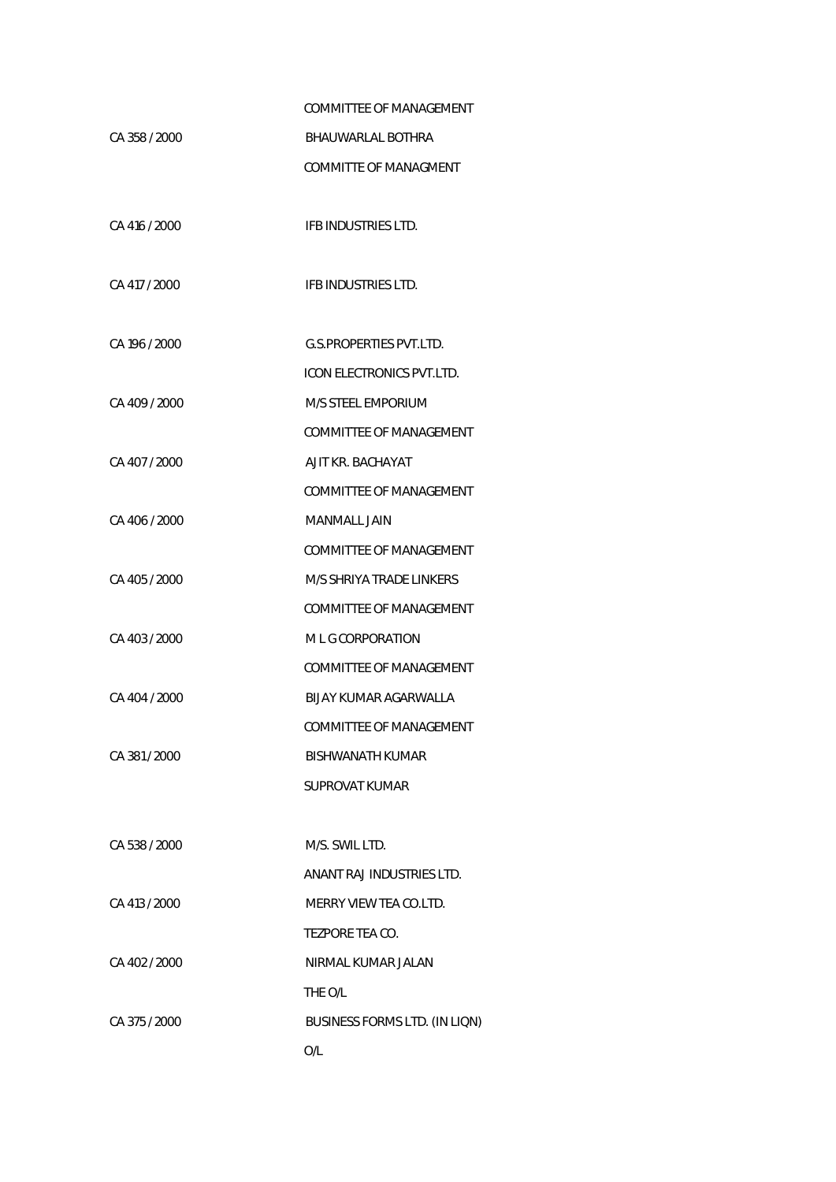| | |
|---|---|
| | COMMITTEE OF MANAGEMENT |
| CA 358 / 2000 | BHAUWARLAL BOTHRA |
| | COMMITTE OF MANAGMENT |
| CA 416 / 2000 | IFB INDUSTRIES LTD. |
| CA 417 / 2000 | IFB INDUSTRIES LTD. |
| CA 196 / 2000 | G.S.PROPERTIES PVT.LTD. |
| | ICON ELECTRONICS PVT.LTD. |
| CA 409 / 2000 | M/S STEEL EMPORIUM |
| | COMMITTEE OF MANAGEMENT |
| CA 407 / 2000 | AJIT KR. BACHAYAT |
| | COMMITTEE OF MANAGEMENT |
| CA 406 / 2000 | MANMALL JAIN |
| | COMMITTEE OF MANAGEMENT |
| CA 405 / 2000 | M/S SHRIYA TRADE LINKERS |
| | COMMITTEE OF MANAGEMENT |
| CA 403 / 2000 | M L G CORPORATION |
| | COMMITTEE OF MANAGEMENT |
| CA 404 / 2000 | BIJAY KUMAR AGARWALLA |
| | COMMITTEE OF MANAGEMENT |
| CA 381 / 2000 | BISHWANATH KUMAR |
| | SUPROVAT KUMAR |
| CA 538 / 2000 | M/S. SWIL LTD. |
| | ANANT RAJ INDUSTRIES LTD. |
| CA 413 / 2000 | MERRY VIEW TEA CO.LTD. |
| | TEZPORE TEA CO. |
| CA 402 / 2000 | NIRMAL KUMAR JALAN |
| | THE O/L |
| CA 375 / 2000 | BUSINESS FORMS LTD. (IN LIQN) |
| | O/L |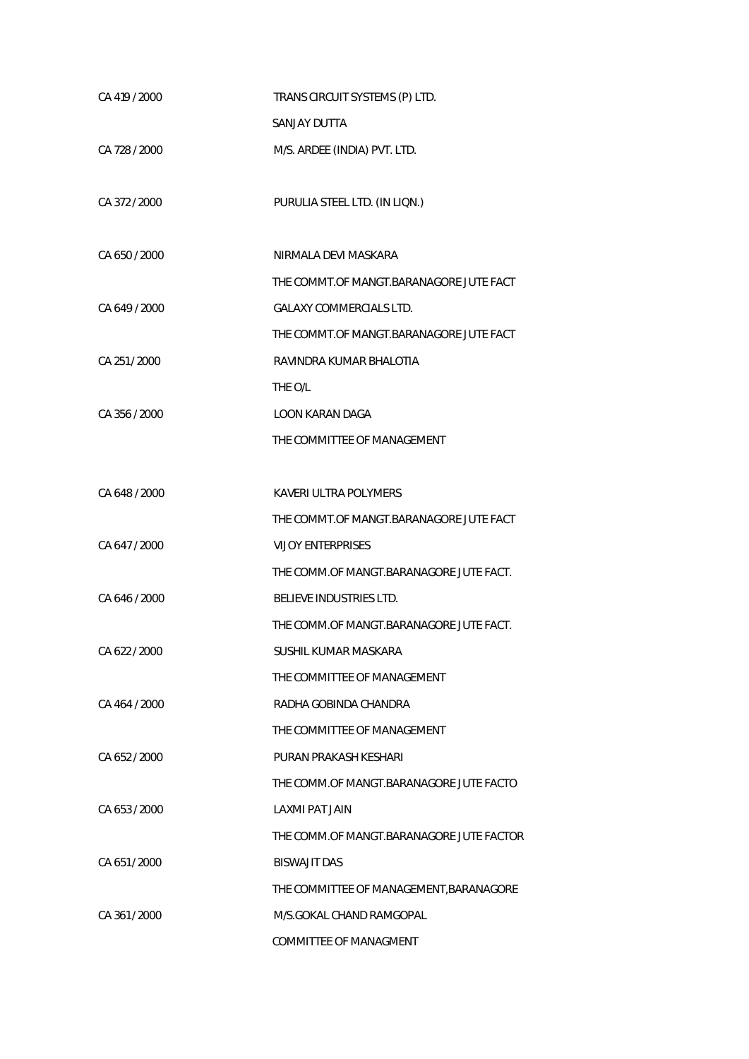| | |
|---|---|
| CA 419 / 2000 | TRANS CIRCUIT SYSTEMS (P) LTD. |
| | SANJAY DUTTA |
| CA 728 / 2000 | M/S. ARDEE (INDIA) PVT. LTD. |
| CA 372 / 2000 | PURULIA STEEL LTD. (IN LIQN.) |
| CA 650 / 2000 | NIRMALA DEVI MASKARA |
| | THE COMMT.OF MANGT.BARANAGORE JUTE FACT |
| CA 649 / 2000 | GALAXY COMMERCIALS LTD. |
| | THE COMMT.OF MANGT.BARANAGORE JUTE FACT |
| CA 251 / 2000 | RAVINDRA KUMAR BHALOTIA |
| | THE O/L |
| CA 356 / 2000 | LOON KARAN DAGA |
| | THE COMMITTEE OF MANAGEMENT |
| CA 648 / 2000 | KAVERI ULTRA POLYMERS |
| | THE COMMT.OF MANGT.BARANAGORE JUTE FACT |
| CA 647 / 2000 | VIJOY ENTERPRISES |
| | THE COMM.OF MANGT.BARANAGORE JUTE FACT. |
| CA 646 / 2000 | BELIEVE INDUSTRIES LTD. |
| | THE COMM.OF MANGT.BARANAGORE JUTE FACT. |
| CA 622 / 2000 | SUSHIL KUMAR MASKARA |
| | THE COMMITTEE OF MANAGEMENT |
| CA 464 / 2000 | RADHA GOBINDA CHANDRA |
| | THE COMMITTEE OF MANAGEMENT |
| CA 652 / 2000 | PURAN PRAKASH KESHARI |
| | THE COMM.OF MANGT.BARANAGORE JUTE FACTO |
| CA 653 / 2000 | LAXMI PAT JAIN |
| | THE COMM.OF MANGT.BARANAGORE JUTE FACTOR |
| CA 651 / 2000 | BISWAJIT DAS |
| | THE COMMITTEE OF MANAGEMENT,BARANAGORE |
| CA 361 / 2000 | M/S.GOKAL CHAND RAMGOPAL |
| | COMMITTEE OF MANAGMENT |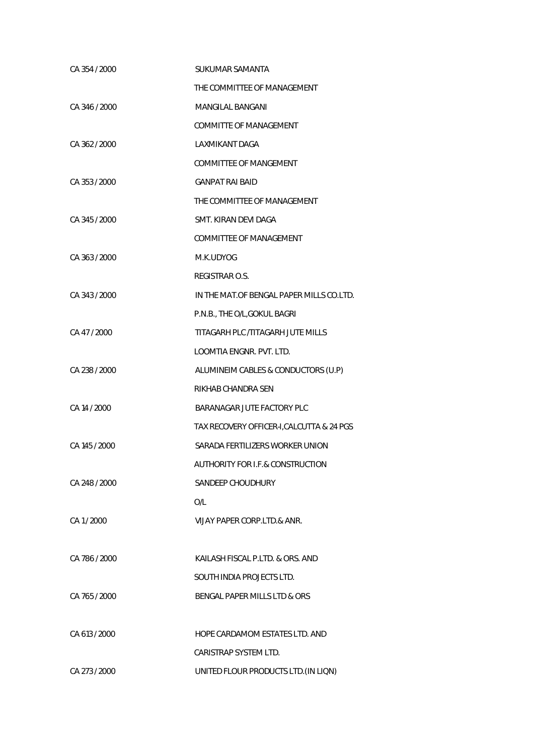| | |
|---|---|
| CA 354 / 2000 | SUKUMAR SAMANTA |
| | THE COMMITTEE OF MANAGEMENT |
| CA 346 / 2000 | MANGILAL BANGANI |
| | COMMITTE OF MANAGEMENT |
| CA 362 / 2000 | LAXMIKANT DAGA |
| | COMMITTEE OF MANGEMENT |
| CA 353 / 2000 | GANPAT RAI BAID |
| | THE COMMITTEE OF MANAGEMENT |
| CA 345 / 2000 | SMT. KIRAN DEVI DAGA |
| | COMMITTEE OF MANAGEMENT |
| CA 363 / 2000 | M.K.UDYOG |
| | REGISTRAR O.S. |
| CA 343 / 2000 | IN THE MAT.OF BENGAL PAPER MILLS CO.LTD. |
| | P.N.B., THE O/L,GOKUL BAGRI |
| CA 47 / 2000 | TITAGARH PLC /TITAGARH JUTE MILLS |
| | LOOMTIA ENGNR. PVT. LTD. |
| CA 238 / 2000 | ALUMINEIM CABLES & CONDUCTORS (U.P) |
| | RIKHAB CHANDRA SEN |
| CA 14 / 2000 | BARANAGAR JUTE FACTORY PLC |
| | TAX RECOVERY OFFICER-I,CALCUTTA & 24 PGS |
| CA 145 / 2000 | SARADA FERTILIZERS WORKER UNION |
| | AUTHORITY FOR I.F.& CONSTRUCTION |
| CA 248 / 2000 | SANDEEP CHOUDHURY |
| | O/L |
| CA 1 / 2000 | VIJAY PAPER CORP.LTD.& ANR. |
| | |
| CA 786 / 2000 | KAILASH FISCAL P.LTD. & ORS. AND |
| | SOUTH INDIA PROJECTS LTD. |
| CA 765 / 2000 | BENGAL PAPER MILLS LTD & ORS |
| | |
| CA 613 / 2000 | HOPE CARDAMOM ESTATES LTD. AND |
| | CARISTRAP SYSTEM LTD. |
| CA 273 / 2000 | UNITED FLOUR PRODUCTS LTD.(IN LIQN) |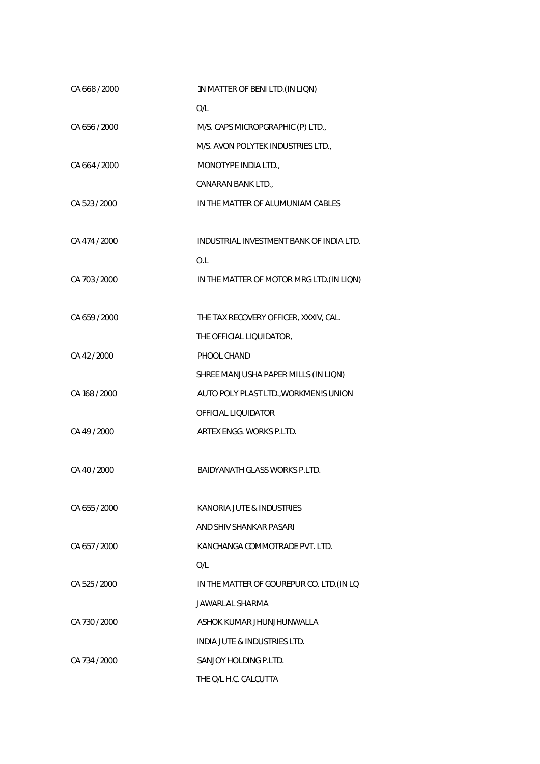| | |
|---|---|
| CA 668 / 2000 | 1N MATTER OF BENI LTD.(IN LIQN) |
| | O/L |
| CA 656 / 2000 | M/S. CAPS MICROPGRAPHIC (P) LTD., |
| | M/S. AVON POLYTEK INDUSTRIES LTD., |
| CA 664 / 2000 | MONOTYPE INDIA LTD., |
| | CANARAN BANK LTD., |
| CA 523 / 2000 | IN THE MATTER OF ALUMUNIAM CABLES |
| CA 474 / 2000 | INDUSTRIAL INVESTMENT BANK OF INDIA LTD. |
| | O.L |
| CA 703 / 2000 | IN THE MATTER OF MOTOR MRG LTD.(IN LIQN) |
| CA 659 / 2000 | THE TAX RECOVERY OFFICER, XXXIV, CAL. |
| | THE OFFICIAL LIQUIDATOR, |
| CA 42 / 2000 | PHOOL CHAND |
| | SHREE MANJUSHA PAPER MILLS (IN LIQN) |
| CA 168 / 2000 | AUTO POLY PLAST LTD.,WORKMEN!S UNION |
| | OFFICIAL LIQUIDATOR |
| CA 49 / 2000 | ARTEX ENGG. WORKS P.LTD. |
| CA 40 / 2000 | BAIDYANATH GLASS WORKS P.LTD. |
| CA 655 / 2000 | KANORIA JUTE & INDUSTRIES |
| | AND SHIV SHANKAR PASARI |
| CA 657 / 2000 | KANCHANGA COMMOTRADE PVT. LTD. |
| | O/L |
| CA 525 / 2000 | IN THE MATTER OF GOUREPUR CO. LTD.(IN LQ |
| | JAWARLAL SHARMA |
| CA 730 / 2000 | ASHOK KUMAR JHUNJHUNWALLA |
| | INDIA JUTE & INDUSTRIES LTD. |
| CA 734 / 2000 | SANJOY HOLDING P.LTD. |
| | THE O/L H.C. CALCUTTA |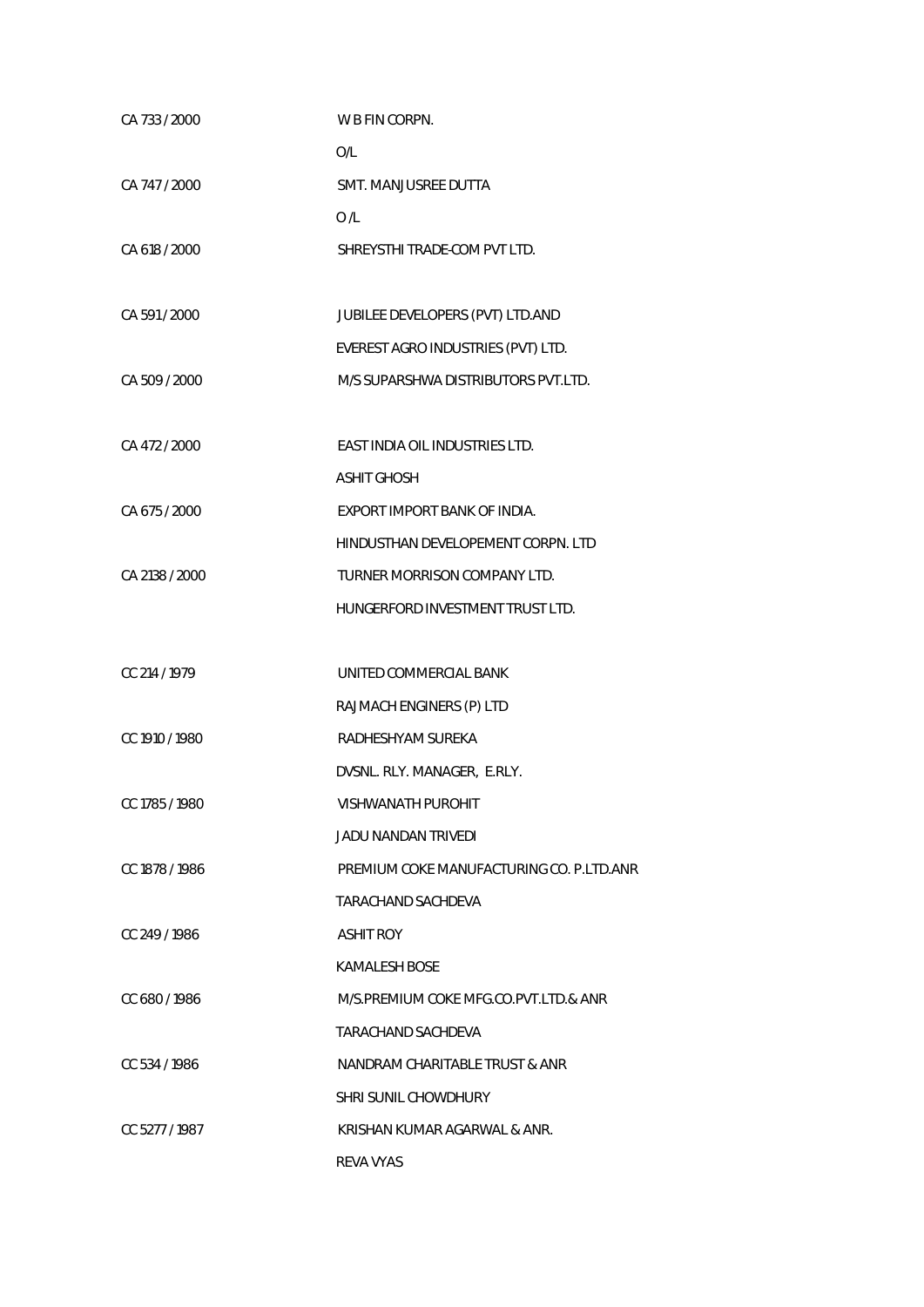| | |
|---|---|
| CA 733 / 2000 | W B FIN CORPN. |
| | O/L |
| CA 747 / 2000 | SMT. MANJUSREE DUTTA |
| | O /L |
| CA 618 / 2000 | SHREYSTHI TRADE-COM PVT LTD. |
| | |
| CA 591 / 2000 | JUBILEE DEVELOPERS (PVT) LTD.AND |
| | EVEREST AGRO INDUSTRIES (PVT) LTD. |
| CA 509 / 2000 | M/S SUPARSHWA DISTRIBUTORS PVT.LTD. |
| | |
| CA 472 / 2000 | EAST INDIA OIL INDUSTRIES LTD. |
| | ASHIT GHOSH |
| CA 675 / 2000 | EXPORT IMPORT BANK OF INDIA. |
| | HINDUSTHAN DEVELOPEMENT CORPN. LTD |
| CA 2138 / 2000 | TURNER MORRISON COMPANY LTD. |
| | HUNGERFORD INVESTMENT TRUST LTD. |
| | |
| CC 214 / 1979 | UNITED COMMERCIAL BANK |
| | RAJMACH ENGINERS (P) LTD |
| CC 1910 / 1980 | RADHESHYAM SUREKA |
| | DVSNL. RLY. MANAGER, E.RLY. |
| CC 1785 / 1980 | VISHWANATH PUROHIT |
| | JADU NANDAN TRIVEDI |
| CC 1878 / 1986 | PREMIUM COKE MANUFACTURING CO. P.LTD.ANR |
| | TARACHAND SACHDEVA |
| CC 249 / 1986 | ASHIT ROY |
| | KAMALESH BOSE |
| CC 680 / 1986 | M/S.PREMIUM COKE MFG.CO.PVT.LTD.& ANR |
| | TARACHAND SACHDEVA |
| CC 534 / 1986 | NANDRAM CHARITABLE TRUST & ANR |
| | SHRI SUNIL CHOWDHURY |
| CC 5277 / 1987 | KRISHAN KUMAR AGARWAL & ANR. |
| | REVA VYAS |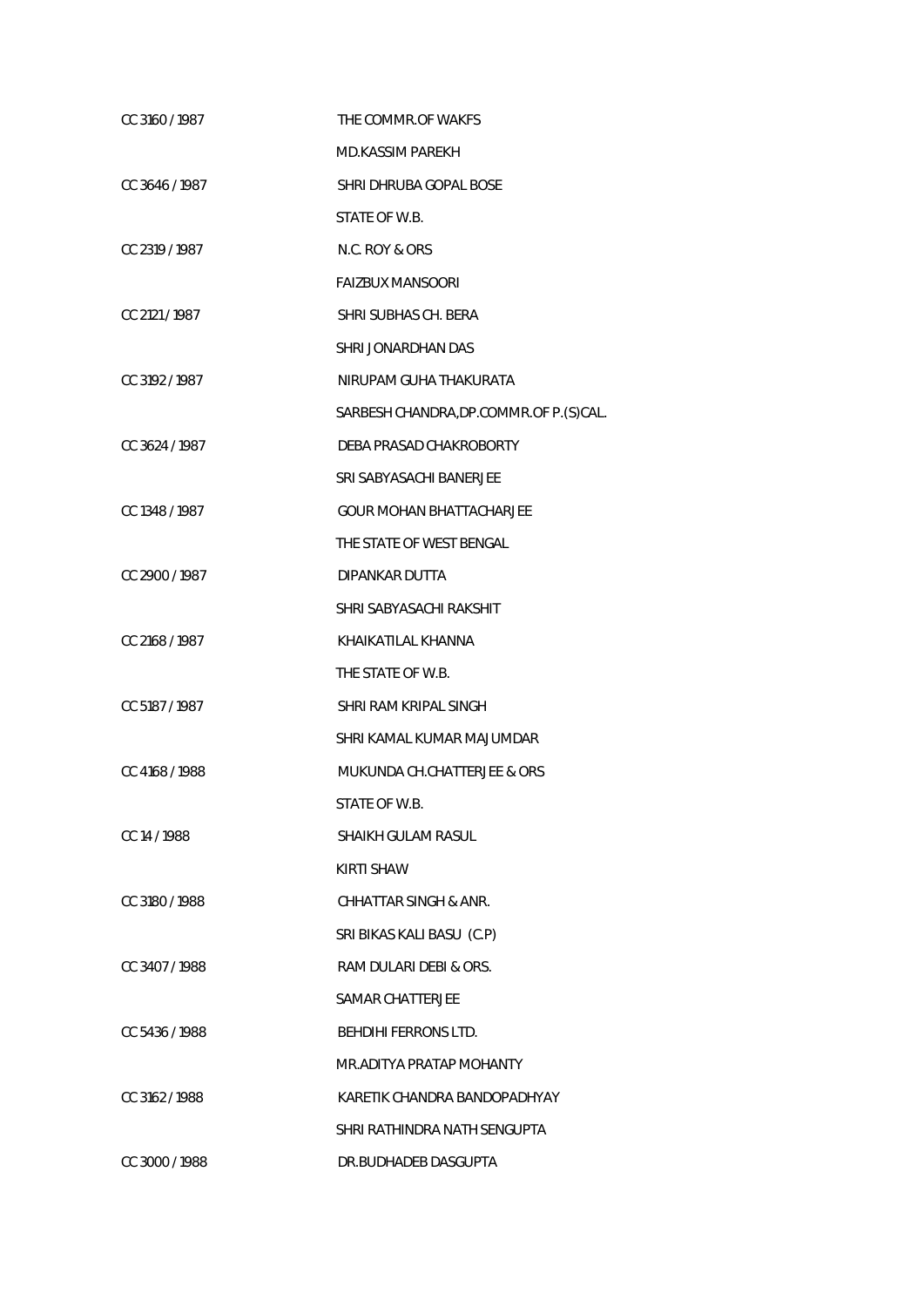| | |
|---|---|
| CC 3160 / 1987 | THE COMMR.OF WAKFS |
| | MD.KASSIM PAREKH |
| CC 3646 / 1987 | SHRI DHRUBA GOPAL BOSE |
| | STATE OF W.B. |
| CC 2319 / 1987 | N.C. ROY & ORS |
| | FAIZBUX MANSOORI |
| CC 2121 / 1987 | SHRI SUBHAS CH. BERA |
| | SHRI JONARDHAN DAS |
| CC 3192 / 1987 | NIRUPAM GUHA THAKURATA |
| | SARBESH CHANDRA,DP.COMMR.OF P.(S)CAL. |
| CC 3624 / 1987 | DEBA PRASAD CHAKROBORTY |
| | SRI SABYASACHI BANERJEE |
| CC 1348 / 1987 | GOUR MOHAN BHATTACHARJEE |
| | THE STATE OF WEST BENGAL |
| CC 2900 / 1987 | DIPANKAR DUTTA |
| | SHRI SABYASACHI RAKSHIT |
| CC 2168 / 1987 | KHAIKATILAL KHANNA |
| | THE STATE OF W.B. |
| CC 5187 / 1987 | SHRI RAM KRIPAL SINGH |
| | SHRI KAMAL KUMAR MAJUMDAR |
| CC 4168 / 1988 | MUKUNDA CH.CHATTERJEE & ORS |
| | STATE OF W.B. |
| CC 14 / 1988 | SHAIKH GULAM RASUL |
| | KIRTI SHAW |
| CC 3180 / 1988 | CHHATTAR SINGH & ANR. |
| | SRI BIKAS KALI BASU (C.P) |
| CC 3407 / 1988 | RAM DULARI DEBI & ORS. |
| | SAMAR CHATTERJEE |
| CC 5436 / 1988 | BEHDIHI FERRONS LTD. |
| | MR.ADITYA PRATAP MOHANTY |
| CC 3162 / 1988 | KARETIK CHANDRA BANDOPADHYAY |
| | SHRI RATHINDRA NATH SENGUPTA |
| CC 3000 / 1988 | DR.BUDHADEB DASGUPTA |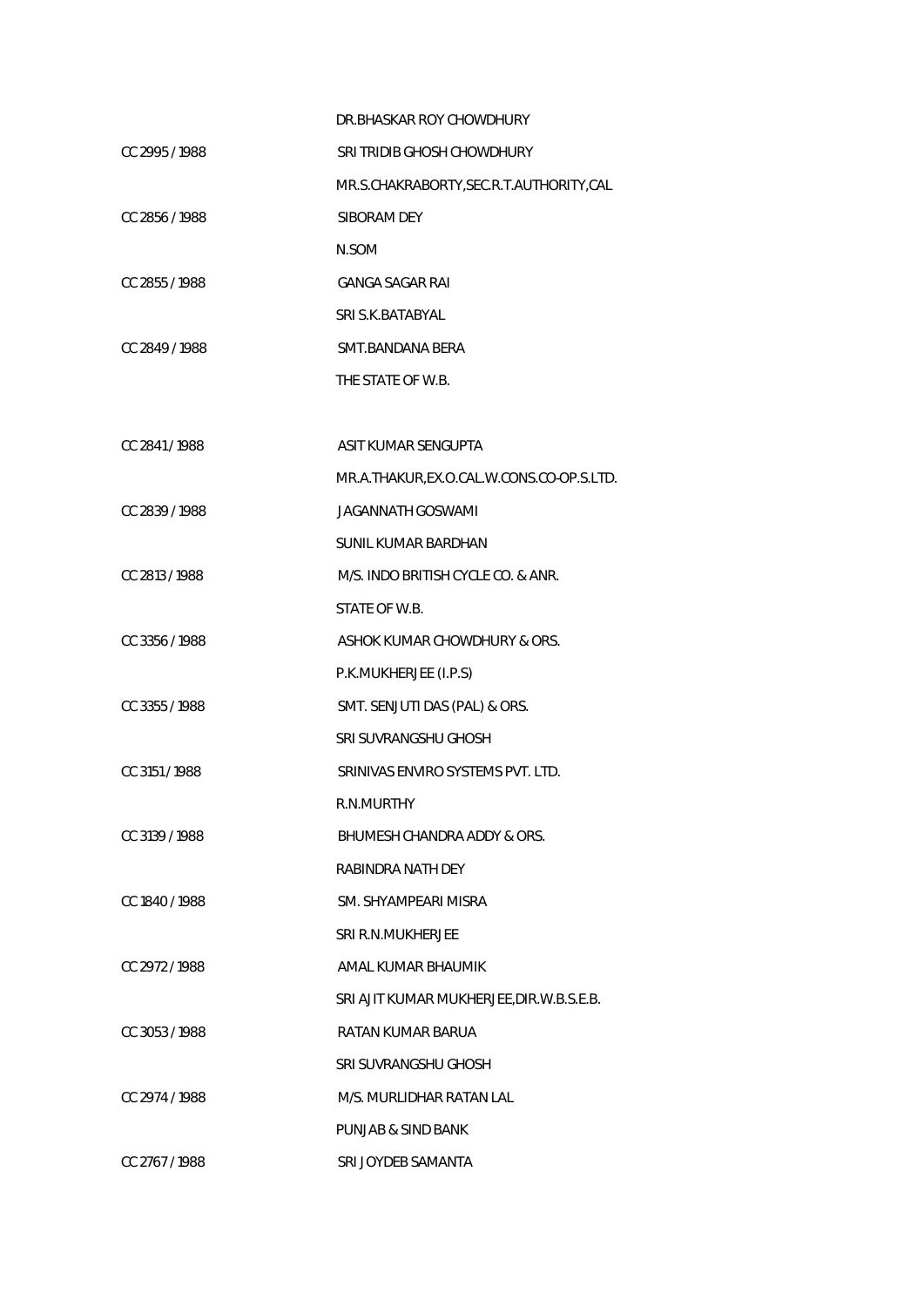| | |
|---|---|
| | DR.BHASKAR ROY CHOWDHURY |
| CC 2995 / 1988 | SRI TRIDIB GHOSH CHOWDHURY |
| | MR.S.CHAKRABORTY,SEC.R.T.AUTHORITY,CAL |
| CC 2856 / 1988 | SIBORAM DEY |
| | N.SOM |
| CC 2855 / 1988 | GANGA SAGAR RAI |
| | SRI S.K.BATABYAL |
| CC 2849 / 1988 | SMT.BANDANA BERA |
| | THE STATE OF W.B. |
| CC 2841 / 1988 | ASIT KUMAR SENGUPTA |
| | MR.A.THAKUR,EX.O.CAL.W.CONS.CO-OP.S.LTD. |
| CC 2839 / 1988 | JAGANNATH GOSWAMI |
| | SUNIL KUMAR BARDHAN |
| CC 2813 / 1988 | M/S. INDO BRITISH CYCLE CO. & ANR. |
| | STATE OF W.B. |
| CC 3356 / 1988 | ASHOK KUMAR CHOWDHURY & ORS. |
| | P.K.MUKHERJEE (I.P.S) |
| CC 3355 / 1988 | SMT. SENJUTI DAS (PAL) & ORS. |
| | SRI SUVRANGSHU GHOSH |
| CC 3151 / 1988 | SRINIVAS ENVIRO SYSTEMS PVT. LTD. |
| | R.N.MURTHY |
| CC 3139 / 1988 | BHUMESH CHANDRA ADDY & ORS. |
| | RABINDRA NATH DEY |
| CC 1840 / 1988 | SM. SHYAMPEARI MISRA |
| | SRI R.N.MUKHERJEE |
| CC 2972 / 1988 | AMAL KUMAR BHAUMIK |
| | SRI AJIT KUMAR MUKHERJEE,DIR.W.B.S.E.B. |
| CC 3053 / 1988 | RATAN KUMAR BARUA |
| | SRI SUVRANGSHU GHOSH |
| CC 2974 / 1988 | M/S. MURLIDHAR RATAN LAL |
| | PUNJAB & SIND BANK |
| CC 2767 / 1988 | SRI JOYDEB SAMANTA |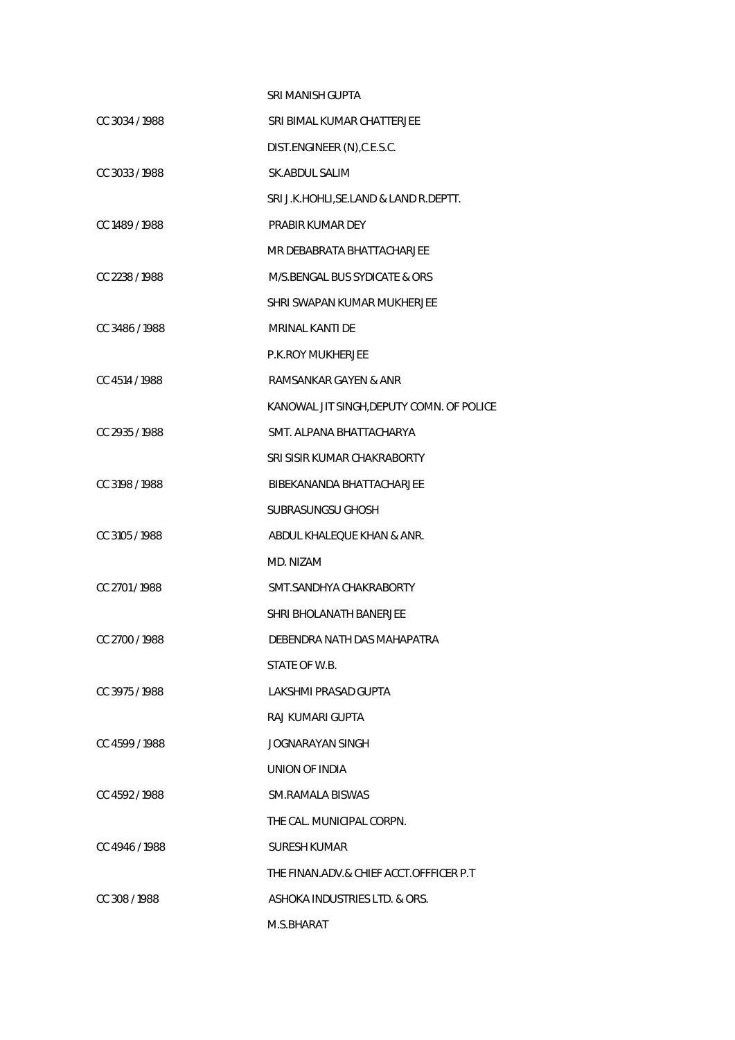SRI MANISH GUPTA

CC 3034 / 1988 SRI BIMAL KUMAR CHATTERJEE

DIST.ENGINEER (N),C.E.S.C.

CC 3033 / 1988 SK.ABDUL SALIM

SRI J.K.HOHLI,SE.LAND & LAND R.DEPTT.

CC 1489 / 1988 PRABIR KUMAR DEY

MR DEBABRATA BHATTACHARJEE

CC 2238 / 1988 M/S.BENGAL BUS SYDICATE & ORS

SHRI SWAPAN KUMAR MUKHERJEE

CC 3486 / 1988 MRINAL KANTI DE

P.K.ROY MUKHERJEE

CC 4514 / 1988 RAMSANKAR GAYEN & ANR

KANOWAL JIT SINGH,DEPUTY COMN. OF POLICE

CC 2935 / 1988 SMT. ALPANA BHATTACHARYA

SRI SISIR KUMAR CHAKRABORTY

CC 3198 / 1988 BIBEKANANDA BHATTACHARJEE

SUBRASUNGSU GHOSH

CC 3105 / 1988 ABDUL KHALEQUE KHAN & ANR.

MD. NIZAM

CC 2701 / 1988 SMT.SANDHYA CHAKRABORTY

SHRI BHOLANATH BANERJEE

CC 2700 / 1988 DEBENDRA NATH DAS MAHAPATRA

STATE OF W.B.

CC 3975 / 1988 LAKSHMI PRASAD GUPTA

RAJ KUMARI GUPTA

CC 4599 / 1988 JOGNARAYAN SINGH

UNION OF INDIA

CC 4592 / 1988 SM.RAMALA BISWAS

THE CAL. MUNICIPAL CORPN.

CC 4946 / 1988 SURESH KUMAR

THE FINAN.ADV.& CHIEF ACCT.OFFFICER P.T

CC 308 / 1988 ASHOKA INDUSTRIES LTD. & ORS.

M.S.BHARAT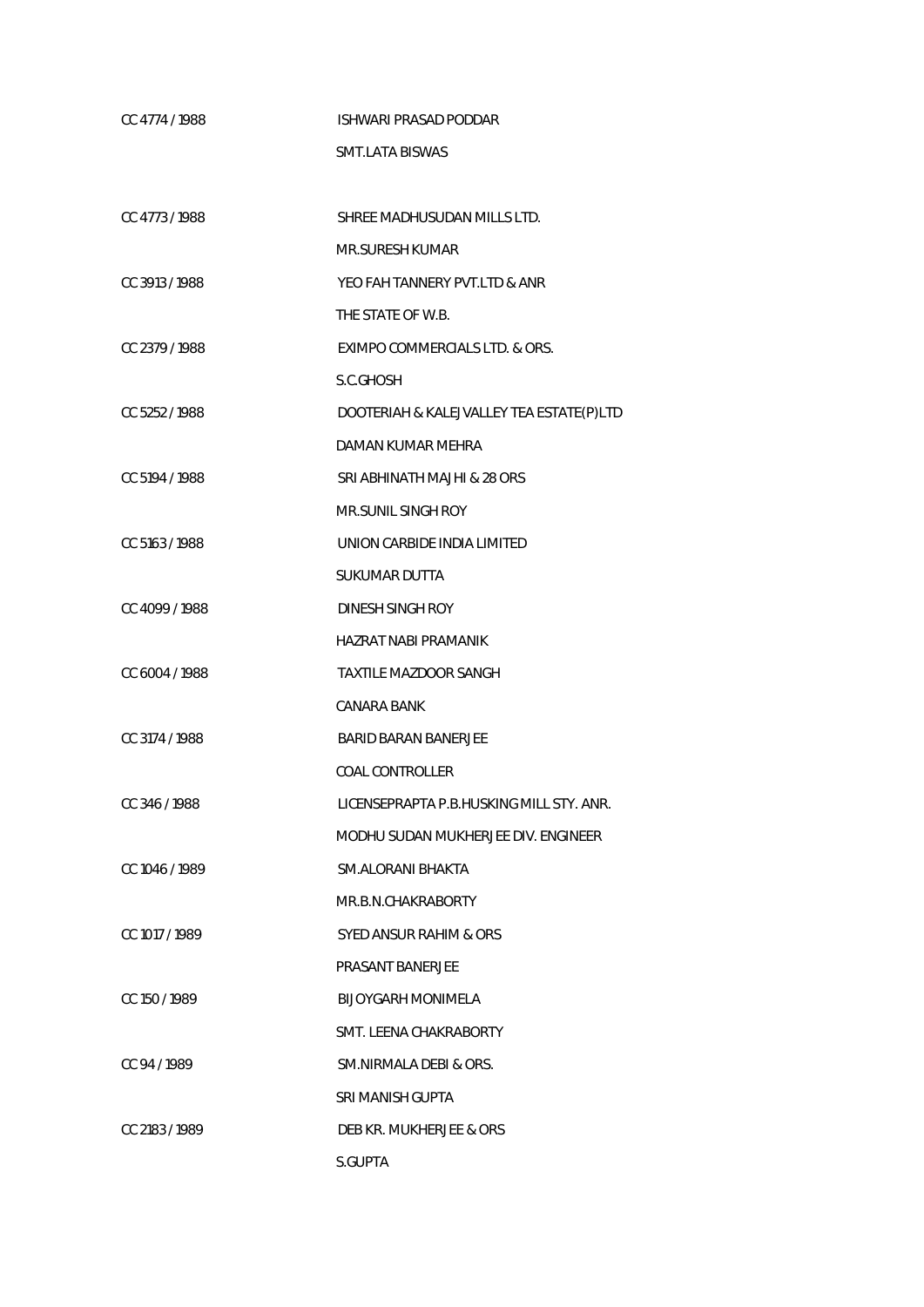| | |
|---|---|
| CC 4774 / 1988 | ISHWARI PRASAD PODDAR |
| | SMT.LATA BISWAS |
| CC 4773 / 1988 | SHREE MADHUSUDAN MILLS LTD. |
| | MR.SURESH KUMAR |
| CC 3913 / 1988 | YEO FAH TANNERY PVT.LTD & ANR |
| | THE STATE OF W.B. |
| CC 2379 / 1988 | EXIMPO COMMERCIALS LTD. & ORS. |
| | S.C.GHOSH |
| CC 5252 / 1988 | DOOTERIAH & KALEJVALLEY TEA ESTATE(P)LTD |
| | DAMAN KUMAR MEHRA |
| CC 5194 / 1988 | SRI ABHINATH MAJHI & 28 ORS |
| | MR.SUNIL SINGH ROY |
| CC 5163 / 1988 | UNION CARBIDE INDIA LIMITED |
| | SUKUMAR DUTTA |
| CC 4099 / 1988 | DINESH SINGH ROY |
| | HAZRAT NABI PRAMANIK |
| CC 6004 / 1988 | TAXTILE MAZDOOR SANGH |
| | CANARA BANK |
| CC 3174 / 1988 | BARID BARAN BANERJEE |
| | COAL CONTROLLER |
| CC 346 / 1988 | LICENSEPRAPTA P.B.HUSKING MILL STY. ANR. |
| | MODHU SUDAN MUKHERJEE DIV. ENGINEER |
| CC 1046 / 1989 | SM.ALORANI BHAKTA |
| | MR.B.N.CHAKRABORTY |
| CC 1017 / 1989 | SYED ANSUR RAHIM & ORS |
| | PRASANT BANERJEE |
| CC 150 / 1989 | BIJOYGARH MONIMELA |
| | SMT. LEENA CHAKRABORTY |
| CC 94 / 1989 | SM.NIRMALA DEBI & ORS. |
| | SRI MANISH GUPTA |
| CC 2183 / 1989 | DEB KR. MUKHERJEE & ORS |
| | S.GUPTA |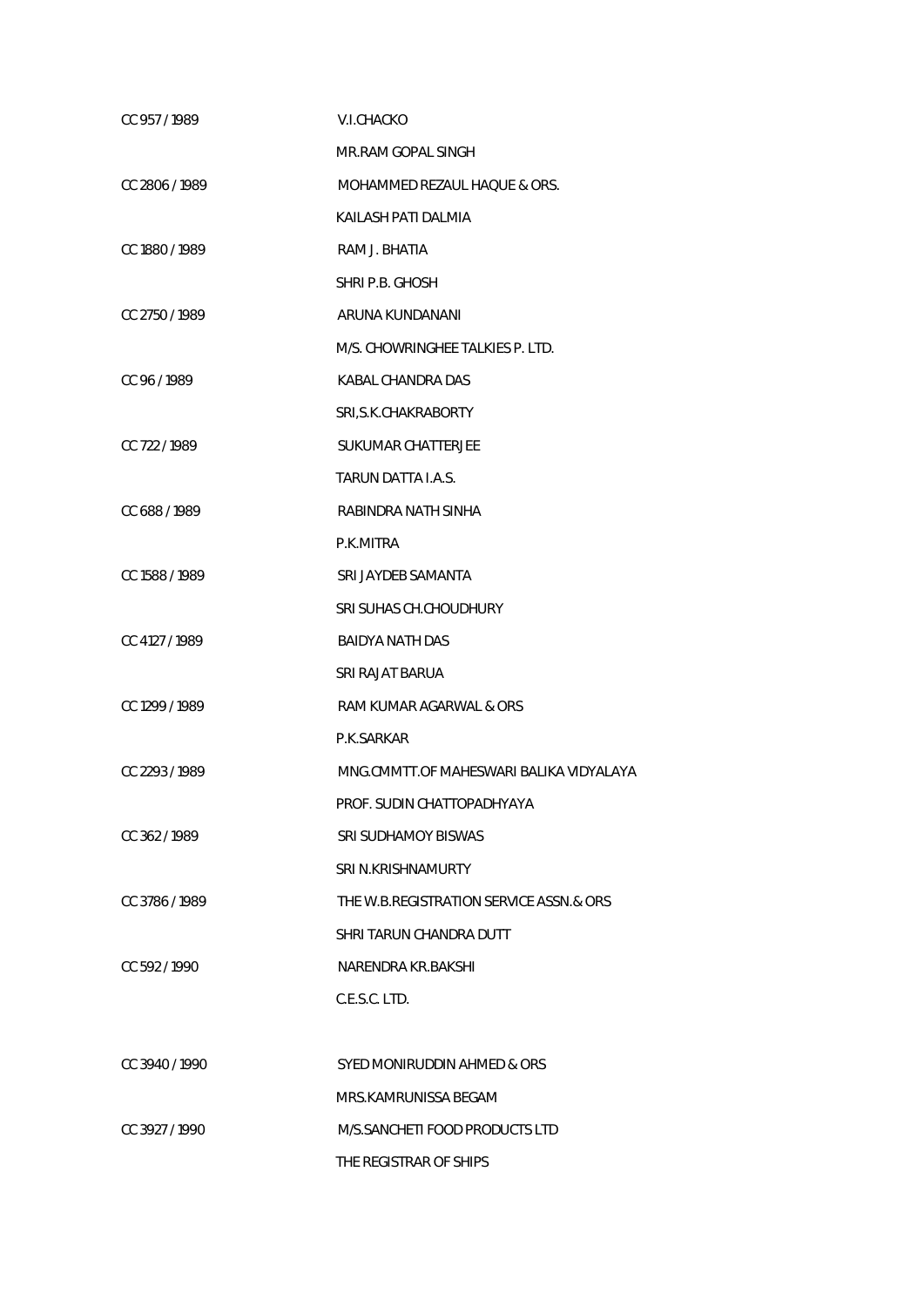| | |
|---|---|
| CC 957 / 1989 | V.I.CHACKO |
| | MR.RAM GOPAL SINGH |
| CC 2806 / 1989 | MOHAMMED REZAUL HAQUE & ORS. |
| | KAILASH PATI DALMIA |
| CC 1880 / 1989 | RAM J. BHATIA |
| | SHRI P.B. GHOSH |
| CC 2750 / 1989 | ARUNA KUNDANANI |
| | M/S. CHOWRINGHEE TALKIES P. LTD. |
| CC 96 / 1989 | KABAL CHANDRA DAS |
| | SRI,S.K.CHAKRABORTY |
| CC 722 / 1989 | SUKUMAR CHATTERJEE |
| | TARUN DATTA I.A.S. |
| CC 688 / 1989 | RABINDRA NATH SINHA |
| | P.K.MITRA |
| CC 1588 / 1989 | SRI JAYDEB SAMANTA |
| | SRI SUHAS CH.CHOUDHURY |
| CC 4127 / 1989 | BAIDYA NATH DAS |
| | SRI RAJAT BARUA |
| CC 1299 / 1989 | RAM KUMAR AGARWAL & ORS |
| | P.K.SARKAR |
| CC 2293 / 1989 | MNG.CMMTT.OF MAHESWARI BALIKA VIDYALAYA |
| | PROF. SUDIN CHATTOPADHYAYA |
| CC 362 / 1989 | SRI SUDHAMOY BISWAS |
| | SRI N.KRISHNAMURTY |
| CC 3786 / 1989 | THE W.B.REGISTRATION SERVICE ASSN.& ORS |
| | SHRI TARUN CHANDRA DUTT |
| CC 592 / 1990 | NARENDRA KR.BAKSHI |
| | C.E.S.C. LTD. |
| CC 3940 / 1990 | SYED MONIRUDDIN AHMED & ORS |
| | MRS.KAMRUNISSA BEGAM |
| CC 3927 / 1990 | M/S.SANCHETI FOOD PRODUCTS LTD |
| | THE REGISTRAR OF SHIPS |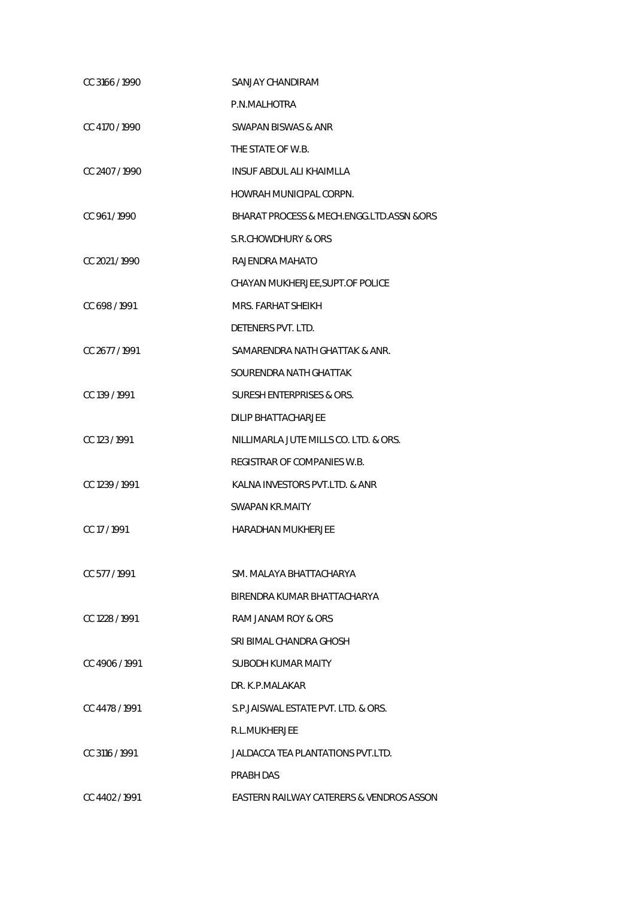| | |
|---|---|
| CC 3166 / 1990 | SANJAY CHANDIRAM |
| | P.N.MALHOTRA |
| CC 4170 / 1990 | SWAPAN BISWAS & ANR |
| | THE STATE OF W.B. |
| CC 2407 / 1990 | INSUF ABDUL ALI KHAIMLLA |
| | HOWRAH MUNICIPAL CORPN. |
| CC 961 / 1990 | BHARAT PROCESS & MECH.ENGG.LTD.ASSN &ORS |
| | S.R.CHOWDHURY & ORS |
| CC 2021 / 1990 | RAJENDRA MAHATO |
| | CHAYAN MUKHERJEE,SUPT.OF POLICE |
| CC 698 / 1991 | MRS. FARHAT SHEIKH |
| | DETENERS PVT. LTD. |
| CC 2677 / 1991 | SAMARENDRA NATH GHATTAK & ANR. |
| | SOURENDRA NATH GHATTAK |
| CC 139 / 1991 | SURESH ENTERPRISES & ORS. |
| | DILIP BHATTACHARJEE |
| CC 123 / 1991 | NILLIMARLA JUTE MILLS CO. LTD. & ORS. |
| | REGISTRAR OF COMPANIES W.B. |
| CC 1239 / 1991 | KALNA INVESTORS PVT.LTD. & ANR |
| | SWAPAN KR.MAITY |
| CC 17 / 1991 | HARADHAN MUKHERJEE |
| | |
| CC 577 / 1991 | SM. MALAYA BHATTACHARYA |
| | BIRENDRA KUMAR BHATTACHARYA |
| CC 1228 / 1991 | RAM JANAM ROY & ORS |
| | SRI BIMAL CHANDRA GHOSH |
| CC 4906 / 1991 | SUBODH KUMAR MAITY |
| | DR. K.P.MALAKAR |
| CC 4478 / 1991 | S.P.JAISWAL ESTATE PVT. LTD. & ORS. |
| | R.L.MUKHERJEE |
| CC 3116 / 1991 | JALDACCA TEA PLANTATIONS PVT.LTD. |
| | PRABH DAS |
| CC 4402 / 1991 | EASTERN RAILWAY CATERERS & VENDROS ASSON |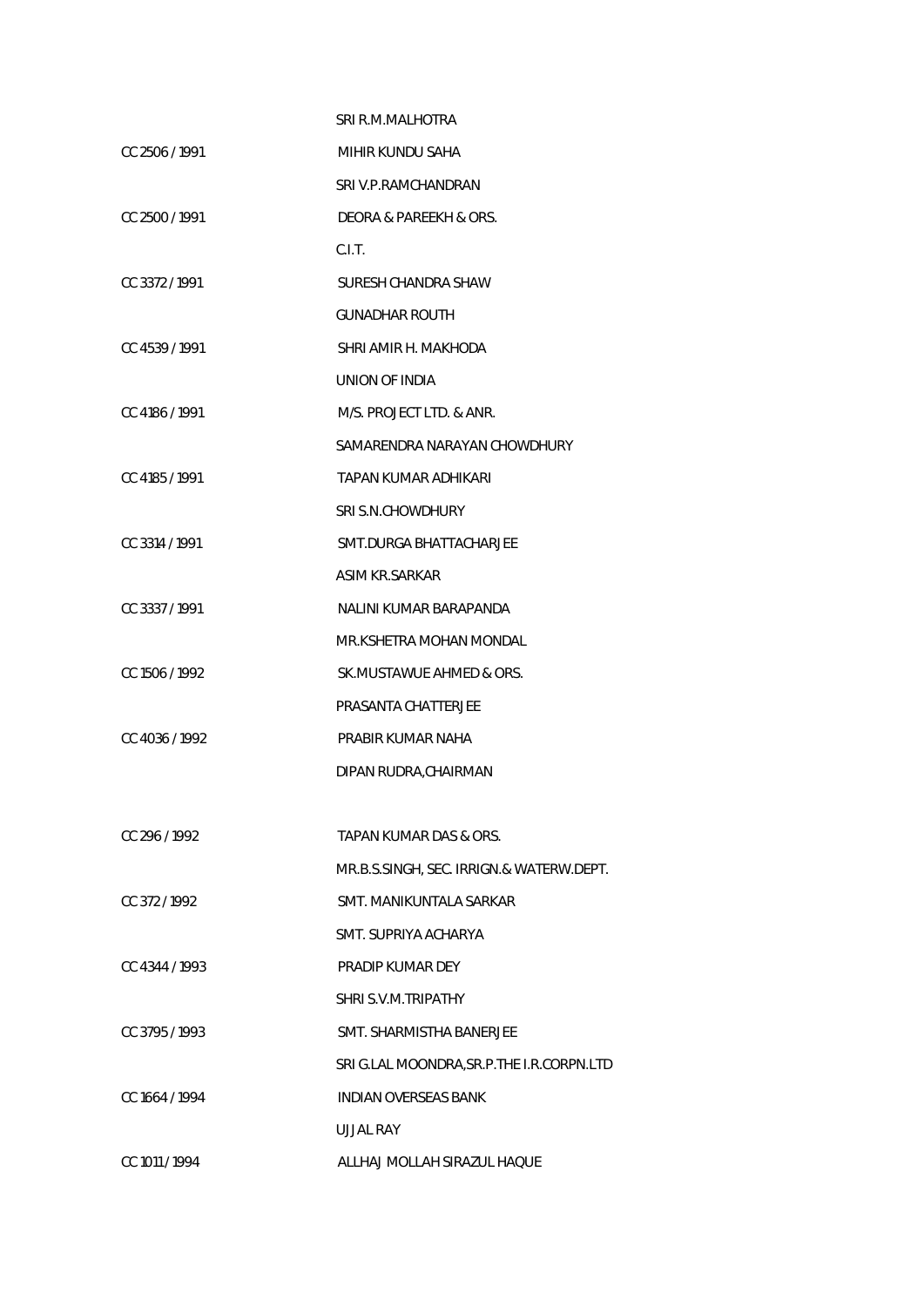| | |
|---|---|
| | SRI R.M.MALHOTRA |
| CC 2506 / 1991 | MIHIR KUNDU SAHA |
| | SRI V.P.RAMCHANDRAN |
| CC 2500 / 1991 | DEORA & PAREEKH & ORS. |
| | C.I.T. |
| CC 3372 / 1991 | SURESH CHANDRA SHAW |
| | GUNADHAR ROUTH |
| CC 4539 / 1991 | SHRI AMIR H. MAKHODA |
| | UNION OF INDIA |
| CC 4186 / 1991 | M/S. PROJECT LTD. & ANR. |
| | SAMARENDRA NARAYAN CHOWDHURY |
| CC 4185 / 1991 | TAPAN KUMAR ADHIKARI |
| | SRI S.N.CHOWDHURY |
| CC 3314 / 1991 | SMT.DURGA BHATTACHARJEE |
| | ASIM KR.SARKAR |
| CC 3337 / 1991 | NALINI KUMAR BARAPANDA |
| | MR.KSHETRA MOHAN MONDAL |
| CC 1506 / 1992 | SK.MUSTAWUE AHMED & ORS. |
| | PRASANTA CHATTERJEE |
| CC 4036 / 1992 | PRABIR KUMAR NAHA |
| | DIPAN RUDRA,CHAIRMAN |
| CC 296 / 1992 | TAPAN KUMAR DAS & ORS. |
| | MR.B.S.SINGH, SEC. IRRIGN.& WATERW.DEPT. |
| CC 372 / 1992 | SMT. MANIKUNTALA SARKAR |
| | SMT. SUPRIYA ACHARYA |
| CC 4344 / 1993 | PRADIP KUMAR DEY |
| | SHRI S.V.M.TRIPATHY |
| CC 3795 / 1993 | SMT. SHARMISTHA BANERJEE |
| | SRI G.LAL MOONDRA,SR.P.THE I.R.CORPN.LTD |
| CC 1664 / 1994 | INDIAN OVERSEAS BANK |
| | UJJAL RAY |
| CC 1011 / 1994 | ALLHAJ MOLLAH SIRAZUL HAQUE |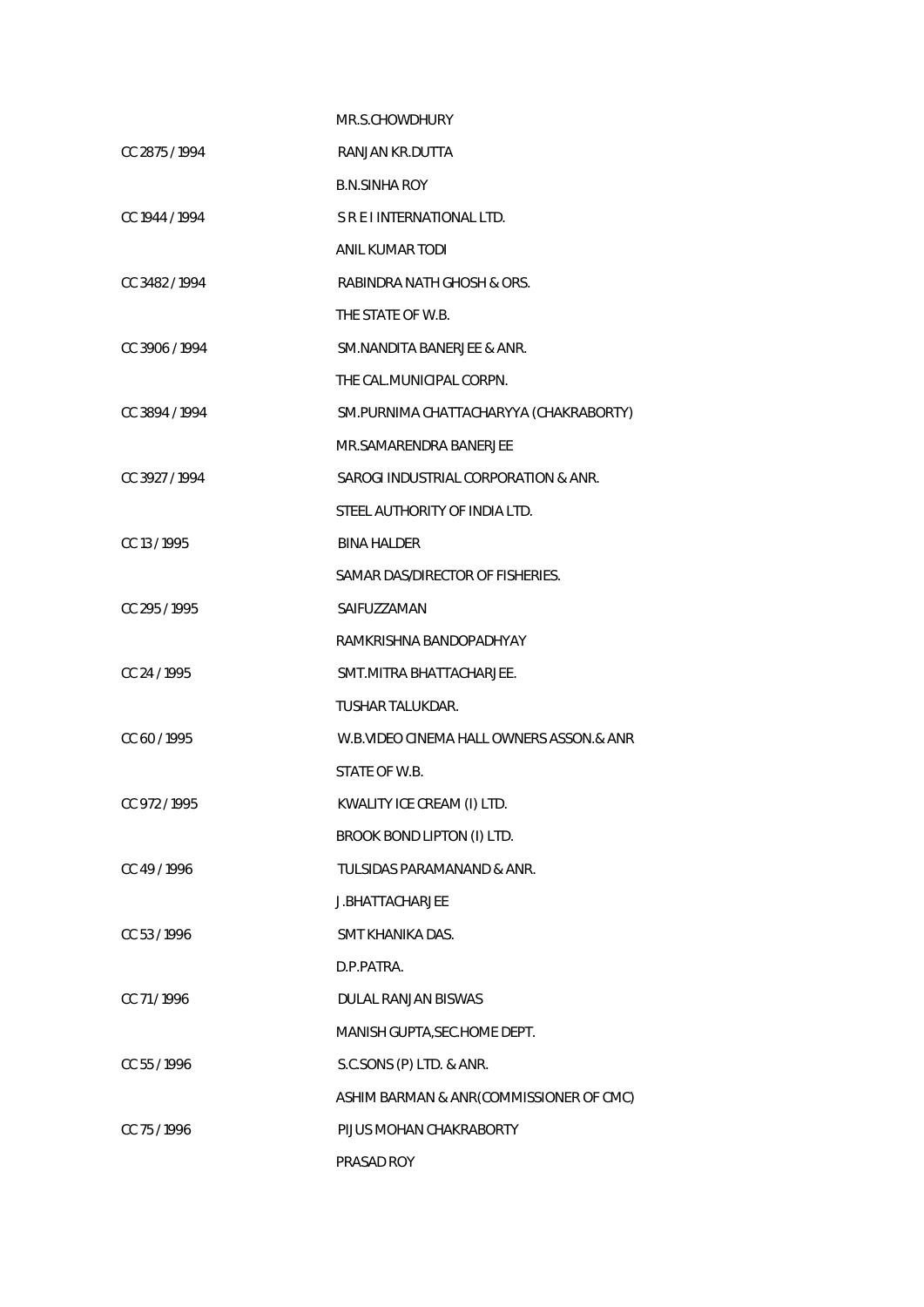| | |
|---|---|
| | MR.S.CHOWDHURY |
| CC 2875 / 1994 | RANJAN KR.DUTTA |
| | B.N.SINHA ROY |
| CC 1944 / 1994 | S R E I INTERNATIONAL LTD. |
| | ANIL KUMAR TODI |
| CC 3482 / 1994 | RABINDRA NATH GHOSH & ORS. |
| | THE STATE OF W.B. |
| CC 3906 / 1994 | SM.NANDITA BANERJEE & ANR. |
| | THE CAL.MUNICIPAL CORPN. |
| CC 3894 / 1994 | SM.PURNIMA CHATTACHARYYA (CHAKRABORTY) |
| | MR.SAMARENDRA BANERJEE |
| CC 3927 / 1994 | SAROGI INDUSTRIAL CORPORATION & ANR. |
| | STEEL AUTHORITY OF INDIA LTD. |
| CC 13 / 1995 | BINA HALDER |
| | SAMAR DAS/DIRECTOR OF FISHERIES. |
| CC 295 / 1995 | SAIFUZZAMAN |
| | RAMKRISHNA BANDOPADHYAY |
| CC 24 / 1995 | SMT.MITRA BHATTACHARJEE. |
| | TUSHAR TALUKDAR. |
| CC 60 / 1995 | W.B.VIDEO CINEMA HALL OWNERS ASSON.& ANR |
| | STATE OF W.B. |
| CC 972 / 1995 | KWALITY ICE CREAM (I) LTD. |
| | BROOK BOND LIPTON (I) LTD. |
| CC 49 / 1996 | TULSIDAS PARAMANAND & ANR. |
| | J.BHATTACHARJEE |
| CC 53 / 1996 | SMT KHANIKA DAS. |
| | D.P.PATRA. |
| CC 71 / 1996 | DULAL RANJAN BISWAS |
| | MANISH GUPTA,SEC.HOME DEPT. |
| CC 55 / 1996 | S.C.SONS (P) LTD. & ANR. |
| | ASHIM BARMAN & ANR(COMMISSIONER OF CMC) |
| CC 75 / 1996 | PIJUS MOHAN CHAKRABORTY |
| | PRASAD ROY |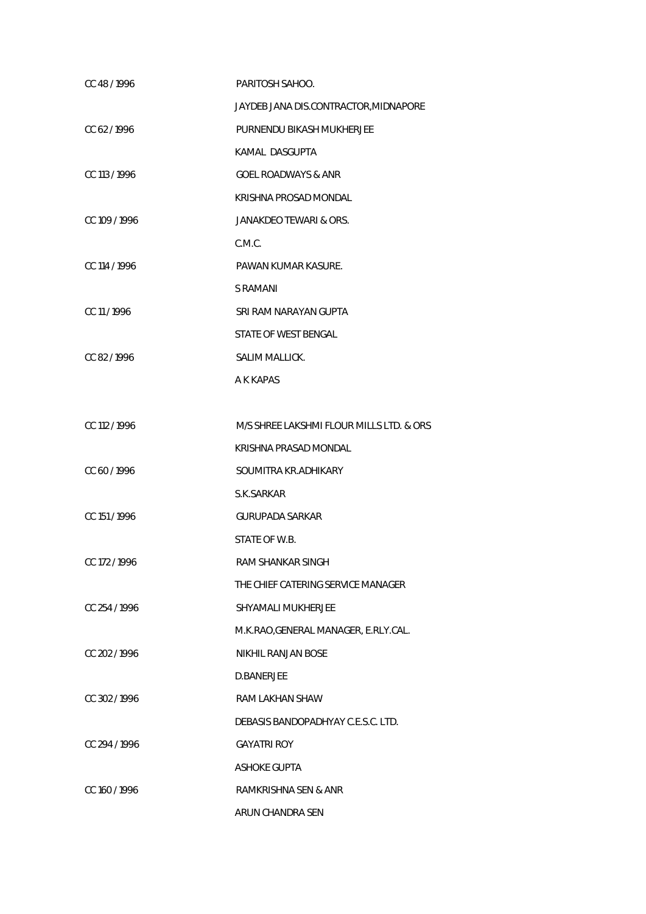| | |
|---|---|
| CC 48 / 1996 | PARITOSH SAHOO. |
| | JAYDEB JANA DIS.CONTRACTOR,MIDNAPORE |
| CC 62 / 1996 | PURNENDU BIKASH MUKHERJEE |
| | KAMAL DASGUPTA |
| CC 113 / 1996 | GOEL ROADWAYS & ANR |
| | KRISHNA PROSAD MONDAL |
| CC 109 / 1996 | JANAKDEO TEWARI & ORS. |
| | C.M.C. |
| CC 114 / 1996 | PAWAN KUMAR KASURE. |
| | S RAMANI |
| CC 11 / 1996 | SRI RAM NARAYAN GUPTA |
| | STATE OF WEST BENGAL |
| CC 82 / 1996 | SALIM MALLICK. |
| | A K KAPAS |
| CC 112 / 1996 | M/S SHREE LAKSHMI FLOUR MILLS LTD. & ORS |
| | KRISHNA PRASAD MONDAL |
| CC 60 / 1996 | SOUMITRA KR.ADHIKARY |
| | S.K.SARKAR |
| CC 151 / 1996 | GURUPADA SARKAR |
| | STATE OF W.B. |
| CC 172 / 1996 | RAM SHANKAR SINGH |
| | THE CHIEF CATERING SERVICE MANAGER |
| CC 254 / 1996 | SHYAMALI MUKHERJEE |
| | M.K.RAO,GENERAL MANAGER, E.RLY.CAL. |
| CC 202 / 1996 | NIKHIL RANJAN BOSE |
| | D.BANERJEE |
| CC 302 / 1996 | RAM LAKHAN SHAW |
| | DEBASIS BANDOPADHYAY C.E.S.C. LTD. |
| CC 294 / 1996 | GAYATRI ROY |
| | ASHOKE GUPTA |
| CC 160 / 1996 | RAMKRISHNA SEN & ANR |
| | ARUN CHANDRA SEN |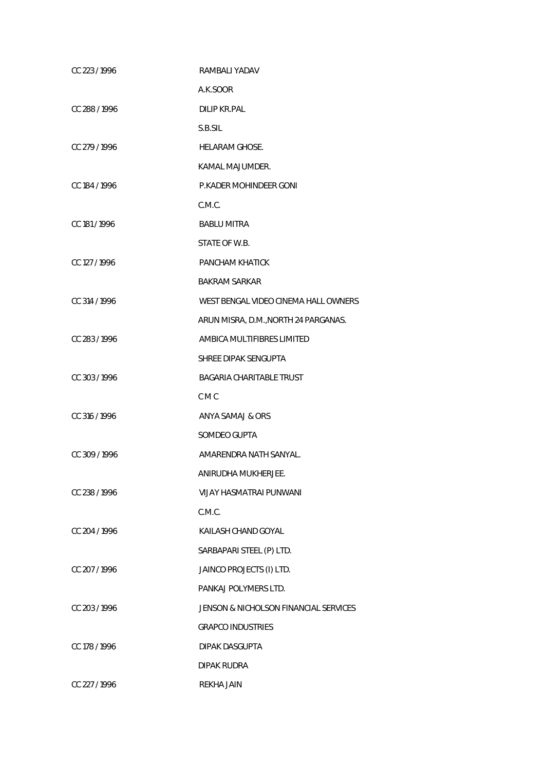| | |
|---|---|
| CC 223 / 1996 | RAMBALI YADAV |
| | A.K.SOOR |
| CC 288 / 1996 | DILIP KR.PAL |
| | S.B.SIL |
| CC 279 / 1996 | HELARAM GHOSE. |
| | KAMAL MAJUMDER. |
| CC 184 / 1996 | P.KADER MOHINDEER GONI |
| | C.M.C. |
| CC 181 / 1996 | BABLU MITRA |
| | STATE OF W.B. |
| CC 127 / 1996 | PANCHAM KHATICK |
| | BAKRAM SARKAR |
| CC 314 / 1996 | WEST BENGAL VIDEO CINEMA HALL OWNERS |
| | ARUN MISRA, D.M.,NORTH 24 PARGANAS. |
| CC 283 / 1996 | AMBICA MULTIFIBRES LIMITED |
| | SHREE DIPAK SENGUPTA |
| CC 303 / 1996 | BAGARIA CHARITABLE TRUST |
| | C M C |
| CC 316 / 1996 | ANYA SAMAJ & ORS |
| | SOMDEO GUPTA |
| CC 309 / 1996 | AMARENDRA NATH SANYAL. |
| | ANIRUDHA MUKHERJEE. |
| CC 238 / 1996 | VIJAY HASMATRAI PUNWANI |
| | C.M.C. |
| CC 204 / 1996 | KAILASH CHAND GOYAL |
| | SARBAPARI STEEL (P) LTD. |
| CC 207 / 1996 | JAINCO PROJECTS (I) LTD. |
| | PANKAJ POLYMERS LTD. |
| CC 203 / 1996 | JENSON & NICHOLSON FINANCIAL SERVICES |
| | GRAPCO INDUSTRIES |
| CC 178 / 1996 | DIPAK DASGUPTA |
| | DIPAK RUDRA |
| CC 227 / 1996 | REKHA JAIN |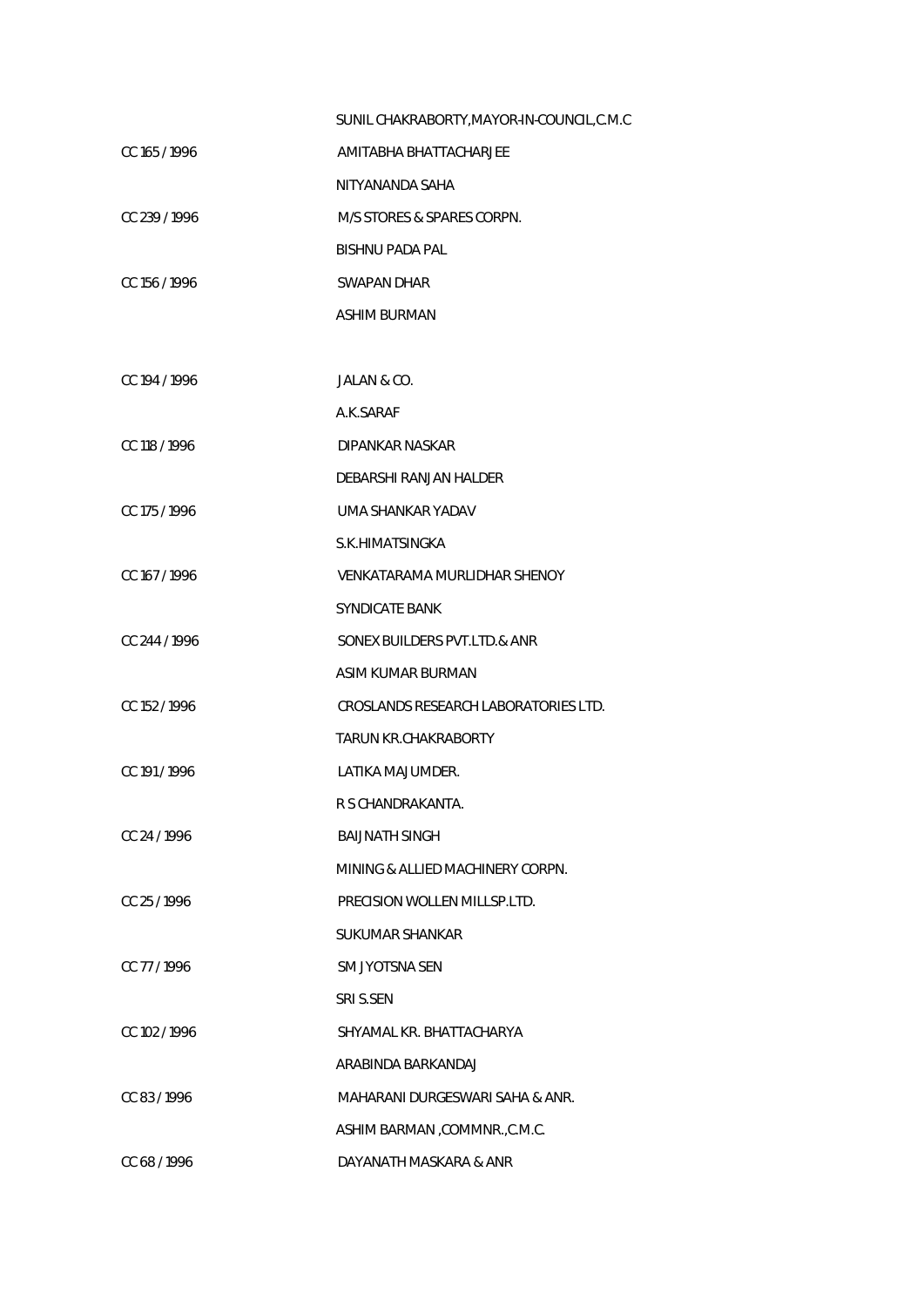| | |
|---|---|
| | SUNIL CHAKRABORTY,MAYOR-IN-COUNCIL,C.M.C |
| CC 165 / 1996 | AMITABHA BHATTACHARJEE |
| | NITYANANDA SAHA |
| CC 239 / 1996 | M/S STORES & SPARES CORPN. |
| | BISHNU PADA PAL |
| CC 156 / 1996 | SWAPAN DHAR |
| | ASHIM BURMAN |
| CC 194 / 1996 | JALAN & CO. |
| | A.K.SARAF |
| CC 118 / 1996 | DIPANKAR NASKAR |
| | DEBARSHI RANJAN HALDER |
| CC 175 / 1996 | UMA SHANKAR YADAV |
| | S.K.HIMATSINGKA |
| CC 167 / 1996 | VENKATARAMA MURLIDHAR SHENOY |
| | SYNDICATE BANK |
| CC 244 / 1996 | SONEX BUILDERS PVT.LTD.& ANR |
| | ASIM KUMAR BURMAN |
| CC 152 / 1996 | CROSLANDS RESEARCH LABORATORIES LTD. |
| | TARUN KR.CHAKRABORTY |
| CC 191 / 1996 | LATIKA MAJUMDER. |
| | R S CHANDRAKANTA. |
| CC 24 / 1996 | BAIJNATH SINGH |
| | MINING & ALLIED MACHINERY CORPN. |
| CC 25 / 1996 | PRECISION WOLLEN MILLSP.LTD. |
| | SUKUMAR SHANKAR |
| CC 77 / 1996 | SM JYOTSNA SEN |
| | SRI S.SEN |
| CC 102 / 1996 | SHYAMAL KR. BHATTACHARYA |
| | ARABINDA BARKANDAJ |
| CC 83 / 1996 | MAHARANI DURGESWARI SAHA & ANR. |
| | ASHIM BARMAN ,COMMNR.,C.M.C. |
| CC 68 / 1996 | DAYANATH MASKARA & ANR |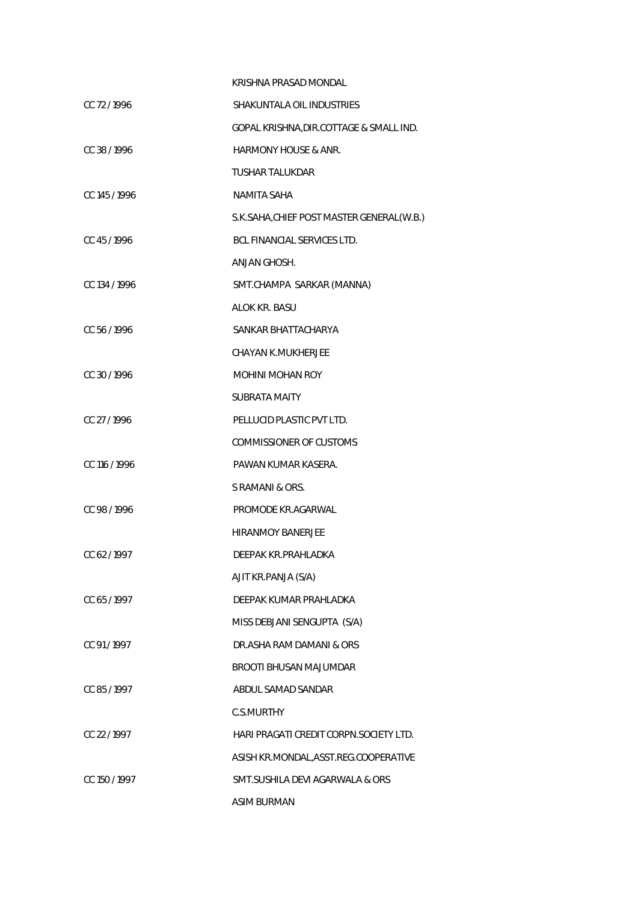KRISHNA PRASAD MONDAL

CC 72 / 1996 SHAKUNTALA OIL INDUSTRIES

GOPAL KRISHNA,DIR.COTTAGE & SMALL IND.

CC 38 / 1996 HARMONY HOUSE & ANR.

TUSHAR TALUKDAR

CC 145 / 1996 NAMITA SAHA

S.K.SAHA,CHIEF POST MASTER GENERAL(W.B.)

CC 45 / 1996 BCL FINANCIAL SERVICES LTD.

ANJAN GHOSH.

CC 134 / 1996 SMT.CHAMPA SARKAR (MANNA)

ALOK KR. BASU

CC 56 / 1996 SANKAR BHATTACHARYA

CHAYAN K.MUKHERJEE

CC 30 / 1996 MOHINI MOHAN ROY

SUBRATA MAITY

CC 27 / 1996 PELLUCID PLASTIC PVT LTD.

COMMISSIONER OF CUSTOMS

CC 116 / 1996 PAWAN KUMAR KASERA.

S RAMANI & ORS.

CC 98 / 1996 PROMODE KR.AGARWAL

HIRANMOY BANERJEE

CC 62 / 1997 DEEPAK KR.PRAHLADKA

AJIT KR.PANJA (S/A)

CC 65 / 1997 DEEPAK KUMAR PRAHLADKA

MISS DEBJANI SENGUPTA (S/A)

CC 91 / 1997 DR.ASHA RAM DAMANI & ORS

BROOTI BHUSAN MAJUMDAR

CC 85 / 1997 ABDUL SAMAD SANDAR

C.S.MURTHY

CC 22 / 1997 HARI PRAGATI CREDIT CORPN.SOCIETY LTD.

ASISH KR.MONDAL,ASST.REG.COOPERATIVE

CC 150 / 1997 SMT.SUSHILA DEVI AGARWALA & ORS

ASIM BURMAN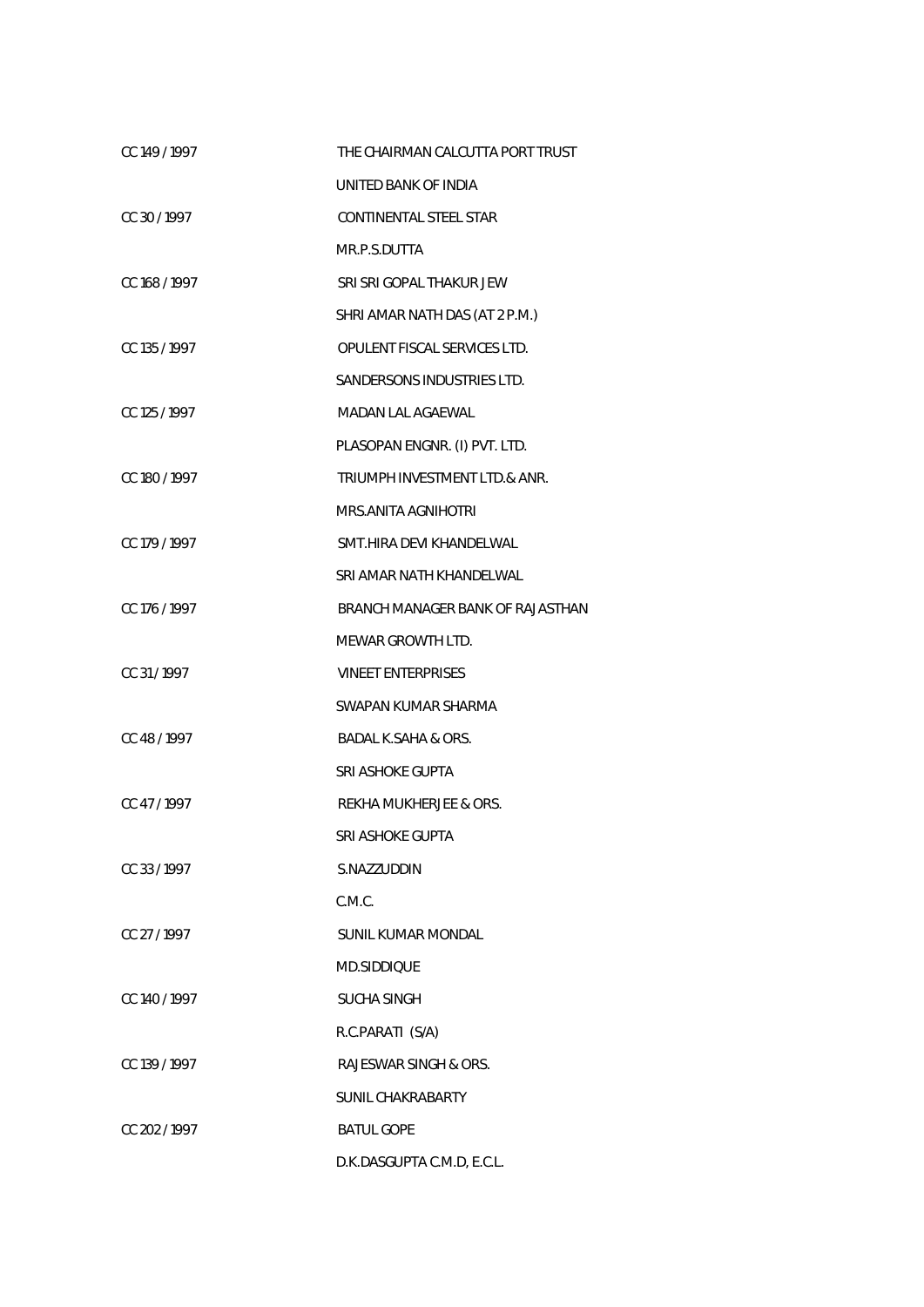| | |
|---|---|
| CC 149 / 1997 | THE CHAIRMAN CALCUTTA PORT TRUST |
| | UNITED BANK OF INDIA |
| CC 30 / 1997 | CONTINENTAL STEEL STAR |
| | MR.P.S.DUTTA |
| CC 168 / 1997 | SRI SRI GOPAL THAKUR JEW |
| | SHRI AMAR NATH DAS (AT 2 P.M.) |
| CC 135 / 1997 | OPULENT FISCAL SERVICES LTD. |
| | SANDERSONS INDUSTRIES LTD. |
| CC 125 / 1997 | MADAN LAL AGAEWAL |
| | PLASOPAN ENGNR. (I) PVT. LTD. |
| CC 180 / 1997 | TRIUMPH INVESTMENT LTD.& ANR. |
| | MRS.ANITA AGNIHOTRI |
| CC 179 / 1997 | SMT.HIRA DEVI KHANDELWAL |
| | SRI AMAR NATH KHANDELWAL |
| CC 176 / 1997 | BRANCH MANAGER BANK OF RAJASTHAN |
| | MEWAR GROWTH LTD. |
| CC 31 / 1997 | VINEET ENTERPRISES |
| | SWAPAN KUMAR SHARMA |
| CC 48 / 1997 | BADAL K.SAHA & ORS. |
| | SRI ASHOKE GUPTA |
| CC 47 / 1997 | REKHA MUKHERJEE & ORS. |
| | SRI ASHOKE GUPTA |
| CC 33 / 1997 | S.NAZZUDDIN |
| | C.M.C. |
| CC 27 / 1997 | SUNIL KUMAR MONDAL |
| | MD.SIDDIQUE |
| CC 140 / 1997 | SUCHA SINGH |
| | R.C.PARATI (S/A) |
| CC 139 / 1997 | RAJESWAR SINGH & ORS. |
| | SUNIL CHAKRABARTY |
| CC 202 / 1997 | BATUL GOPE |
| | D.K.DASGUPTA C.M.D, E.C.L. |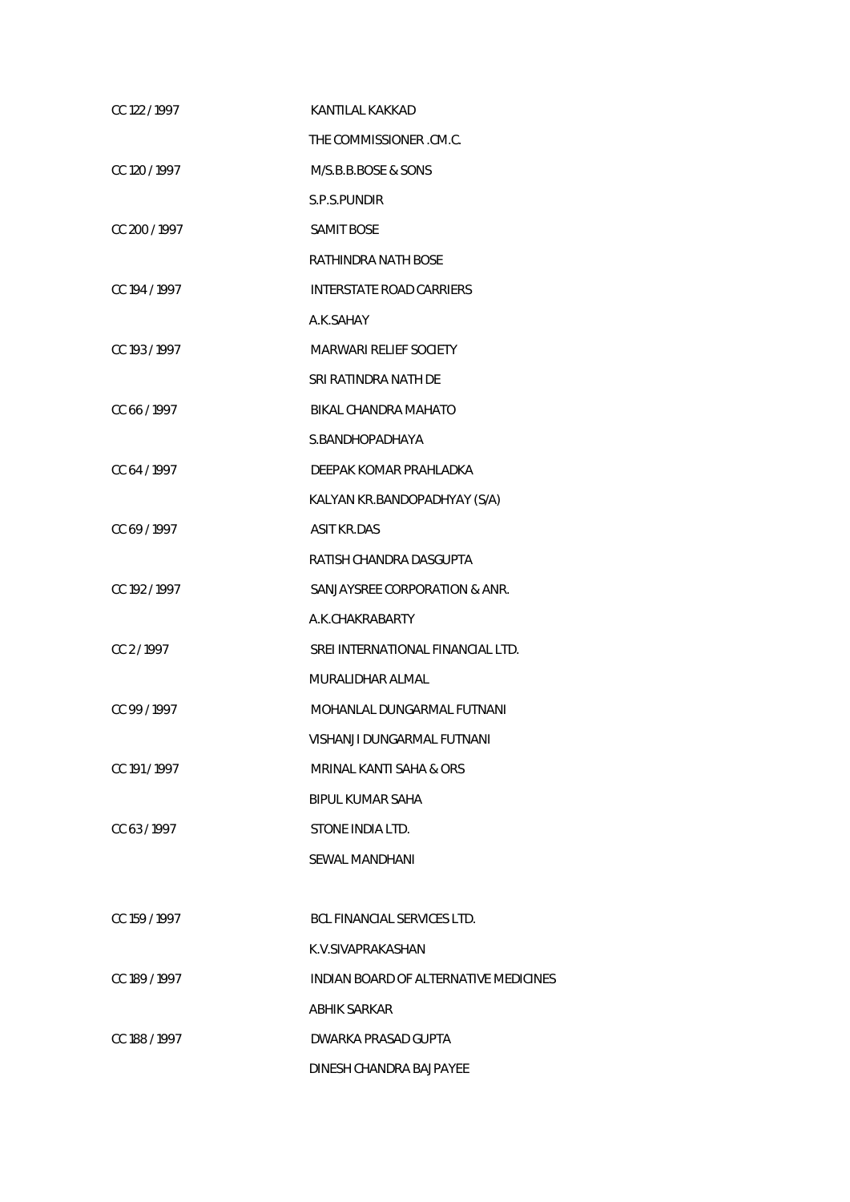| | |
|---|---|
| CC 122 / 1997 | KANTILAL KAKKAD |
| | THE COMMISSIONER .CM.C. |
| CC 120 / 1997 | M/S.B.B.BOSE & SONS |
| | S.P.S.PUNDIR |
| CC 200 / 1997 | SAMIT BOSE |
| | RATHINDRA NATH BOSE |
| CC 194 / 1997 | INTERSTATE ROAD CARRIERS |
| | A.K.SAHAY |
| CC 193 / 1997 | MARWARI RELIEF SOCIETY |
| | SRI RATINDRA NATH DE |
| CC 66 / 1997 | BIKAL CHANDRA MAHATO |
| | S.BANDHOPADHAYA |
| CC 64 / 1997 | DEEPAK KOMAR PRAHLADKA |
| | KALYAN KR.BANDOPADHYAY (S/A) |
| CC 69 / 1997 | ASIT KR.DAS |
| | RATISH CHANDRA DASGUPTA |
| CC 192 / 1997 | SANJAYSREE CORPORATION & ANR. |
| | A.K.CHAKRABARTY |
| CC 2 / 1997 | SREI INTERNATIONAL FINANCIAL LTD. |
| | MURALIDHAR ALMAL |
| CC 99 / 1997 | MOHANLAL DUNGARMAL FUTNANI |
| | VISHANJI DUNGARMAL FUTNANI |
| CC 191 / 1997 | MRINAL KANTI SAHA & ORS |
| | BIPUL KUMAR SAHA |
| CC 63 / 1997 | STONE INDIA LTD. |
| | SEWAL MANDHANI |
| CC 159 / 1997 | BCL FINANCIAL SERVICES LTD. |
| | K.V.SIVAPRAKASHAN |
| CC 189 / 1997 | INDIAN BOARD OF ALTERNATIVE MEDICINES |
| | ABHIK SARKAR |
| CC 188 / 1997 | DWARKA PRASAD GUPTA |
| | DINESH CHANDRA BAJPAYEE |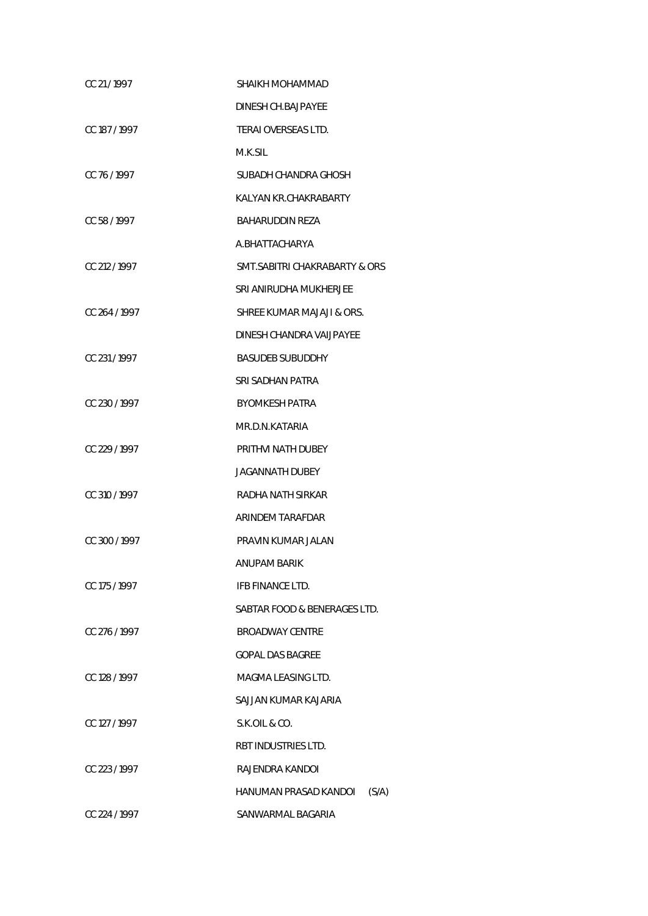| | |
|---|---|
| CC 21 / 1997 | SHAIKH MOHAMMAD |
| | DINESH CH.BAJPAYEE |
| CC 187 / 1997 | TERAI OVERSEAS LTD. |
| | M.K.SIL |
| CC 76 / 1997 | SUBADH CHANDRA GHOSH |
| | KALYAN KR.CHAKRABARTY |
| CC 58 / 1997 | BAHARUDDIN REZA |
| | A.BHATTACHARYA |
| CC 212 / 1997 | SMT.SABITRI CHAKRABARTY & ORS |
| | SRI ANIRUDHA MUKHERJEE |
| CC 264 / 1997 | SHREE KUMAR MAJAJI & ORS. |
| | DINESH CHANDRA VAIJPAYEE |
| CC 231 / 1997 | BASUDEB SUBUDDHY |
| | SRI SADHAN PATRA |
| CC 230 / 1997 | BYOMKESH PATRA |
| | MR.D.N.KATARIA |
| CC 229 / 1997 | PRITHVI NATH DUBEY |
| | JAGANNATH DUBEY |
| CC 310 / 1997 | RADHA NATH SIRKAR |
| | ARINDEM TARAFDAR |
| CC 300 / 1997 | PRAVIN KUMAR JALAN |
| | ANUPAM BARIK |
| CC 175 / 1997 | IFB FINANCE LTD. |
| | SABTAR FOOD & BENERAGES LTD. |
| CC 276 / 1997 | BROADWAY CENTRE |
| | GOPAL DAS BAGREE |
| CC 128 / 1997 | MAGMA LEASING LTD. |
| | SAJJAN KUMAR KAJARIA |
| CC 127 / 1997 | S.K.OIL & CO. |
| | RBT INDUSTRIES LTD. |
| CC 223 / 1997 | RAJENDRA KANDOI |
| | HANUMAN PRASAD KANDOI (S/A) |
| CC 224 / 1997 | SANWARMAL BAGARIA |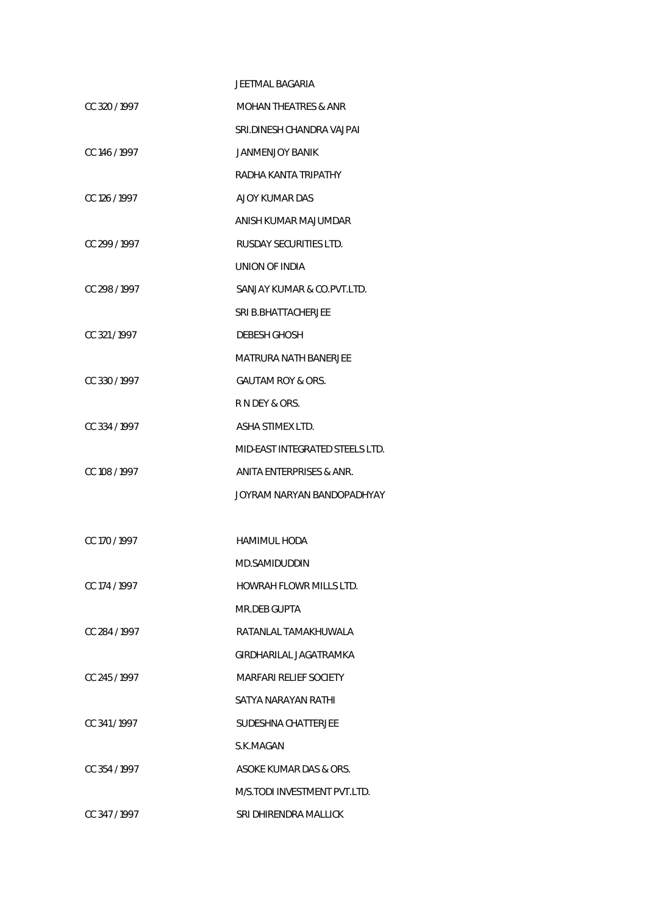| | |
|---|---|
| | JEETMAL BAGARIA |
| CC 320 / 1997 | MOHAN THEATRES & ANR |
| | SRI.DINESH CHANDRA VAJPAI |
| CC 146 / 1997 | JANMENJOY BANIK |
| | RADHA KANTA TRIPATHY |
| CC 126 / 1997 | AJOY KUMAR DAS |
| | ANISH KUMAR MAJUMDAR |
| CC 299 / 1997 | RUSDAY SECURITIES LTD. |
| | UNION OF INDIA |
| CC 298 / 1997 | SANJAY KUMAR & CO.PVT.LTD. |
| | SRI B.BHATTACHERJEE |
| CC 321 / 1997 | DEBESH GHOSH |
| | MATRURA NATH BANERJEE |
| CC 330 / 1997 | GAUTAM ROY & ORS. |
| | R N DEY & ORS. |
| CC 334 / 1997 | ASHA STIMEX LTD. |
| | MID-EAST INTEGRATED STEELS LTD. |
| CC 108 / 1997 | ANITA ENTERPRISES & ANR. |
| | JOYRAM NARYAN BANDOPADHYAY |
| CC 170 / 1997 | HAMIMUL HODA |
| | MD.SAMIDUDDIN |
| CC 174 / 1997 | HOWRAH FLOWR MILLS LTD. |
| | MR.DEB GUPTA |
| CC 284 / 1997 | RATANLAL TAMAKHUWALA |
| | GIRDHARILAL JAGATRAMKA |
| CC 245 / 1997 | MARFARI RELIEF SOCIETY |
| | SATYA NARAYAN RATHI |
| CC 341 / 1997 | SUDESHNA CHATTERJEE |
| | S.K.MAGAN |
| CC 354 / 1997 | ASOKE KUMAR DAS & ORS. |
| | M/S.TODI INVESTMENT PVT.LTD. |
| CC 347 / 1997 | SRI DHIRENDRA MALLICK |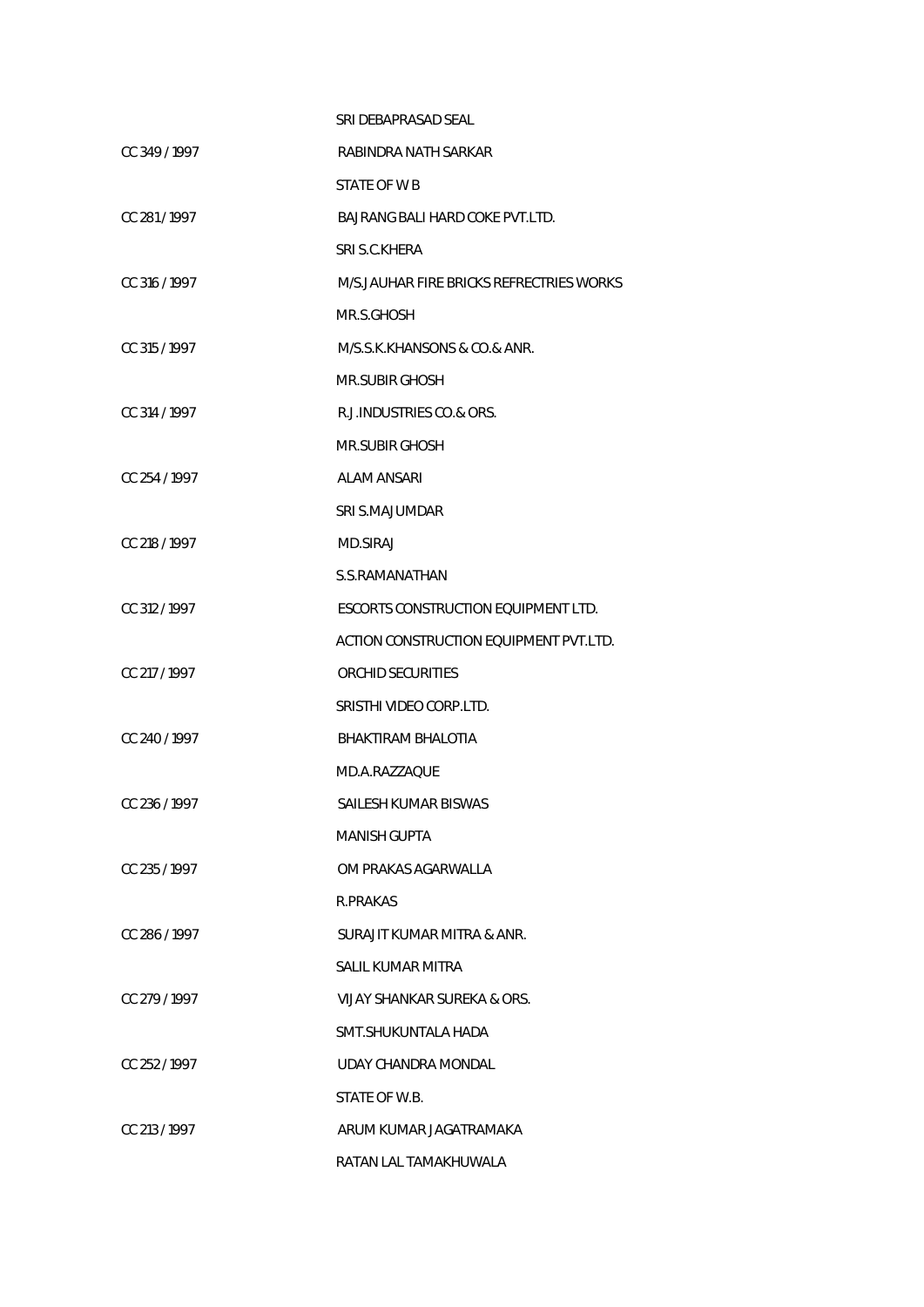SRI DEBAPRASAD SEAL

CC 349 / 1997 RABINDRA NATH SARKAR

STATE OF W B

CC 281 / 1997 BAJRANG BALI HARD COKE PVT.LTD.

SRI S.C.KHERA

CC 316 / 1997 M/S.JAUHAR FIRE BRICKS REFRECTRIES WORKS

MR.S.GHOSH

CC 315 / 1997 M/S.S.K.KHANSONS & CO.& ANR.

MR.SUBIR GHOSH

CC 314 / 1997 R.J.INDUSTRIES CO.& ORS.

MR.SUBIR GHOSH

CC 254 / 1997 ALAM ANSARI

SRI S.MAJUMDAR

CC 218 / 1997 MD.SIRAJ

S.S.RAMANATHAN

CC 312 / 1997 ESCORTS CONSTRUCTION EQUIPMENT LTD.

ACTION CONSTRUCTION EQUIPMENT PVT.LTD.

CC 217 / 1997 ORCHID SECURITIES

SRISTHI VIDEO CORP.LTD.

CC 240 / 1997 BHAKTIRAM BHALOTIA

MD.A.RAZZAQUE

CC 236 / 1997 SAILESH KUMAR BISWAS

MANISH GUPTA

CC 235 / 1997 OM PRAKAS AGARWALLA

R.PRAKAS

CC 286 / 1997 SURAJIT KUMAR MITRA & ANR.

SALIL KUMAR MITRA

CC 279 / 1997 VIJAY SHANKAR SUREKA & ORS.

SMT.SHUKUNTALA HADA

CC 252 / 1997 UDAY CHANDRA MONDAL

STATE OF W.B.

CC 213 / 1997 ARUM KUMAR JAGATRAMAKA

RATAN LAL TAMAKHUWALA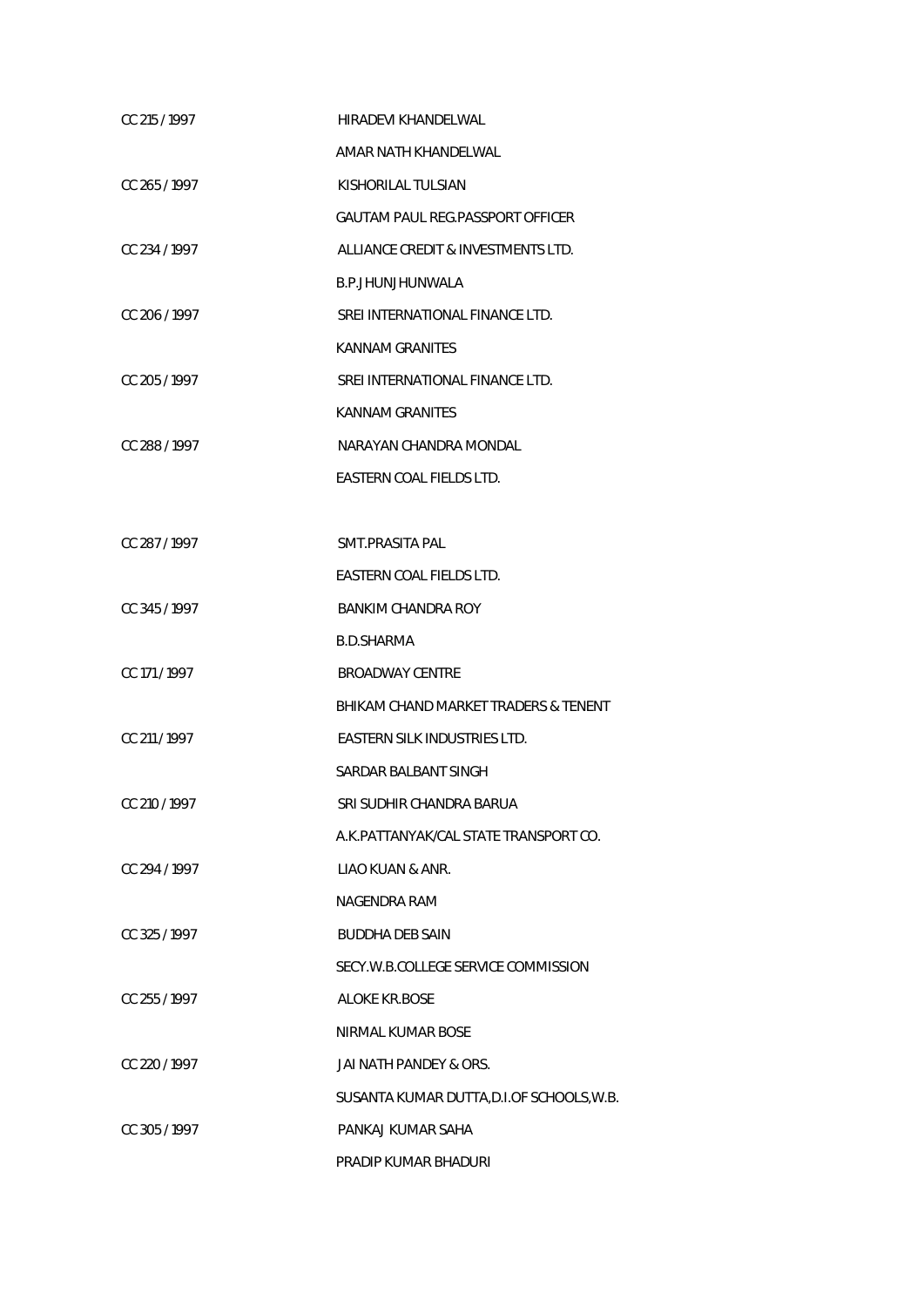| | |
|---|---|
| CC 215 / 1997 | HIRADEVI KHANDELWAL |
| | AMAR NATH KHANDELWAL |
| CC 265 / 1997 | KISHORILAL TULSIAN |
| | GAUTAM PAUL REG.PASSPORT OFFICER |
| CC 234 / 1997 | ALLIANCE CREDIT & INVESTMENTS LTD. |
| | B.P.JHUNJHUNWALA |
| CC 206 / 1997 | SREI INTERNATIONAL FINANCE LTD. |
| | KANNAM GRANITES |
| CC 205 / 1997 | SREI INTERNATIONAL FINANCE LTD. |
| | KANNAM GRANITES |
| CC 288 / 1997 | NARAYAN CHANDRA MONDAL |
| | EASTERN COAL FIELDS LTD. |
| CC 287 / 1997 | SMT.PRASITA PAL |
| | EASTERN COAL FIELDS LTD. |
| CC 345 / 1997 | BANKIM CHANDRA ROY |
| | B.D.SHARMA |
| CC 171 / 1997 | BROADWAY CENTRE |
| | BHIKAM CHAND MARKET TRADERS & TENENT |
| CC 211 / 1997 | EASTERN SILK INDUSTRIES LTD. |
| | SARDAR BALBANT SINGH |
| CC 210 / 1997 | SRI SUDHIR CHANDRA BARUA |
| | A.K.PATTANYAK/CAL STATE TRANSPORT CO. |
| CC 294 / 1997 | LIAO KUAN & ANR. |
| | NAGENDRA RAM |
| CC 325 / 1997 | BUDDHA DEB SAIN |
| | SECY.W.B.COLLEGE SERVICE COMMISSION |
| CC 255 / 1997 | ALOKE KR.BOSE |
| | NIRMAL KUMAR BOSE |
| CC 220 / 1997 | JAI NATH PANDEY & ORS. |
| | SUSANTA KUMAR DUTTA,D.I.OF SCHOOLS,W.B. |
| CC 305 / 1997 | PANKAJ KUMAR SAHA |
| | PRADIP KUMAR BHADURI |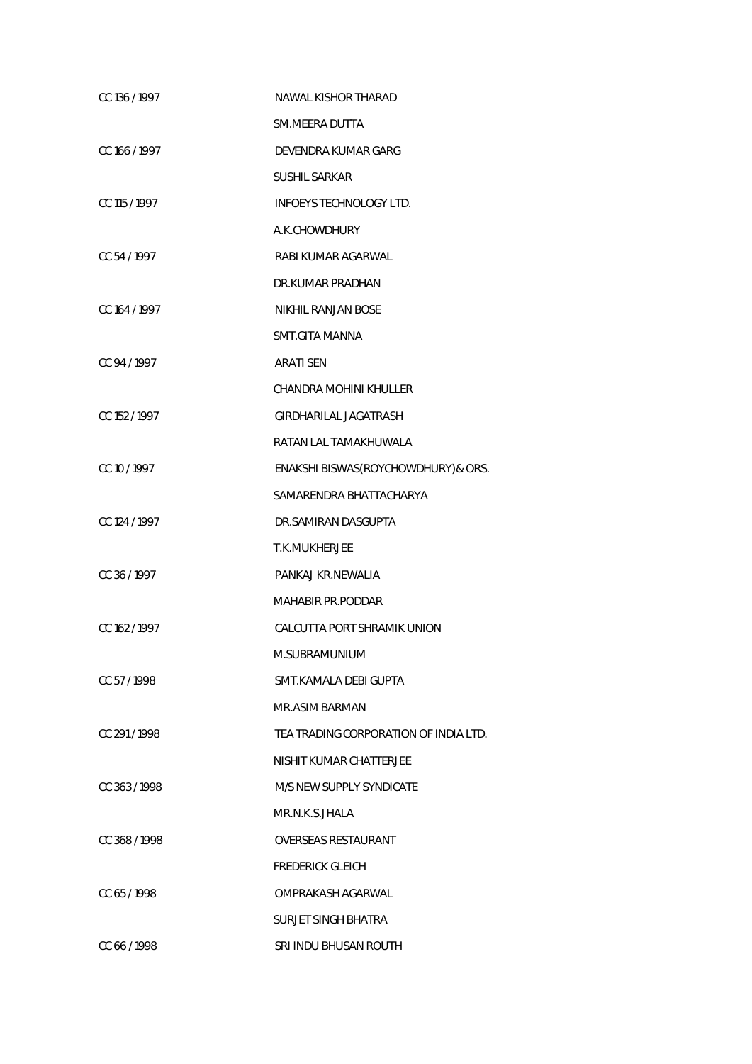| | |
|---|---|
| CC 136 / 1997 | NAWAL KISHOR THARAD |
| | SM.MEERA DUTTA |
| CC 166 / 1997 | DEVENDRA KUMAR GARG |
| | SUSHIL SARKAR |
| CC 115 / 1997 | INFOEYS TECHNOLOGY LTD. |
| | A.K.CHOWDHURY |
| CC 54 / 1997 | RABI KUMAR AGARWAL |
| | DR.KUMAR PRADHAN |
| CC 164 / 1997 | NIKHIL RANJAN BOSE |
| | SMT.GITA MANNA |
| CC 94 / 1997 | ARATI SEN |
| | CHANDRA MOHINI KHULLER |
| CC 152 / 1997 | GIRDHARILAL JAGATRASH |
| | RATAN LAL TAMAKHUWALA |
| CC 10 / 1997 | ENAKSHI BISWAS(ROYCHOWDHURY)& ORS. |
| | SAMARENDRA BHATTACHARYA |
| CC 124 / 1997 | DR.SAMIRAN DASGUPTA |
| | T.K.MUKHERJEE |
| CC 36 / 1997 | PANKAJ KR.NEWALIA |
| | MAHABIR PR.PODDAR |
| CC 162 / 1997 | CALCUTTA PORT SHRAMIK UNION |
| | M.SUBRAMUNIUM |
| CC 57 / 1998 | SMT.KAMALA DEBI GUPTA |
| | MR.ASIM BARMAN |
| CC 291 / 1998 | TEA TRADING CORPORATION OF INDIA LTD. |
| | NISHIT KUMAR CHATTERJEE |
| CC 363 / 1998 | M/S NEW SUPPLY SYNDICATE |
| | MR.N.K.S.JHALA |
| CC 368 / 1998 | OVERSEAS RESTAURANT |
| | FREDERICK GLEICH |
| CC 65 / 1998 | OMPRAKASH AGARWAL |
| | SURJET SINGH BHATRA |
| CC 66 / 1998 | SRI INDU BHUSAN ROUTH |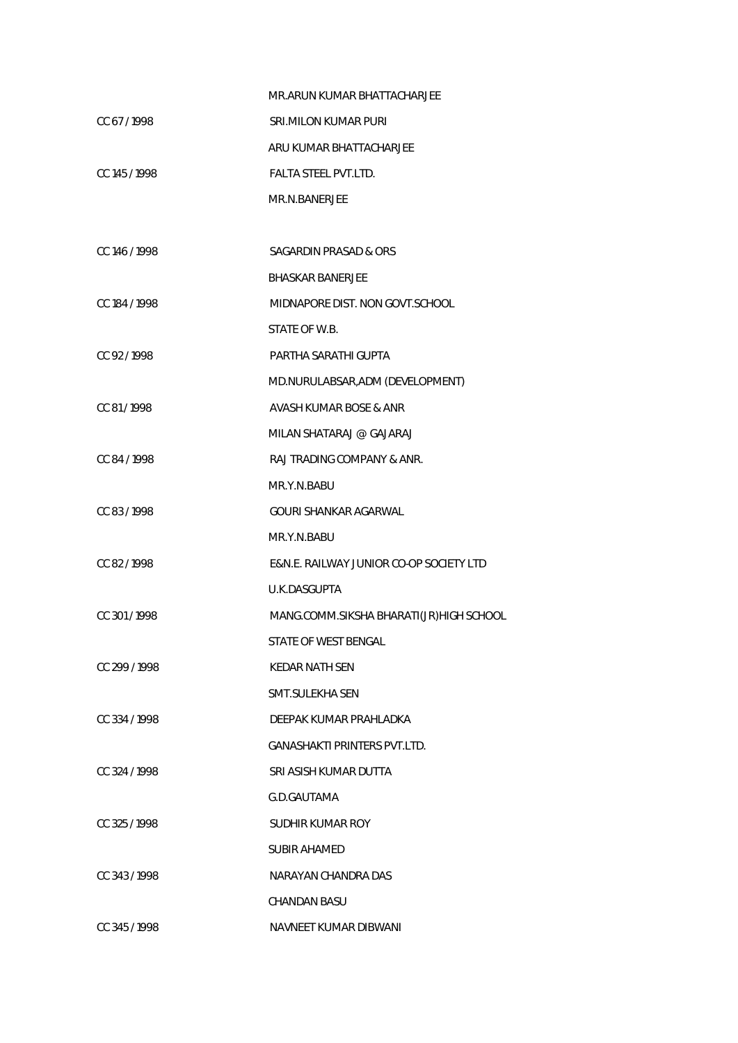| | |
|---|---|
| | MR.ARUN KUMAR BHATTACHARJEE |
| CC 67 / 1998 | SRI.MILON KUMAR PURI |
| | ARU KUMAR BHATTACHARJEE |
| CC 145 / 1998 | FALTA STEEL PVT.LTD. |
| | MR.N.BANERJEE |
| CC 146 / 1998 | SAGARDIN PRASAD & ORS |
| | BHASKAR BANERJEE |
| CC 184 / 1998 | MIDNAPORE DIST. NON GOVT.SCHOOL |
| | STATE OF W.B. |
| CC 92 / 1998 | PARTHA SARATHI GUPTA |
| | MD.NURULABSAR,ADM (DEVELOPMENT) |
| CC 81 / 1998 | AVASH KUMAR BOSE & ANR |
| | MILAN SHATARAJ @ GAJARAJ |
| CC 84 / 1998 | RAJ TRADING COMPANY & ANR. |
| | MR.Y.N.BABU |
| CC 83 / 1998 | GOURI SHANKAR AGARWAL |
| | MR.Y.N.BABU |
| CC 82 / 1998 | E&N.E. RAILWAY JUNIOR CO-OP SOCIETY LTD |
| | U.K.DASGUPTA |
| CC 301 / 1998 | MANG.COMM.SIKSHA BHARATI(JR)HIGH SCHOOL |
| | STATE OF WEST BENGAL |
| CC 299 / 1998 | KEDAR NATH SEN |
| | SMT.SULEKHA SEN |
| CC 334 / 1998 | DEEPAK KUMAR PRAHLADKA |
| | GANASHAKTI PRINTERS PVT.LTD. |
| CC 324 / 1998 | SRI ASISH KUMAR DUTTA |
| | G.D.GAUTAMA |
| CC 325 / 1998 | SUDHIR KUMAR ROY |
| | SUBIR AHAMED |
| CC 343 / 1998 | NARAYAN CHANDRA DAS |
| | CHANDAN BASU |
| CC 345 / 1998 | NAVNEET KUMAR DIBWANI |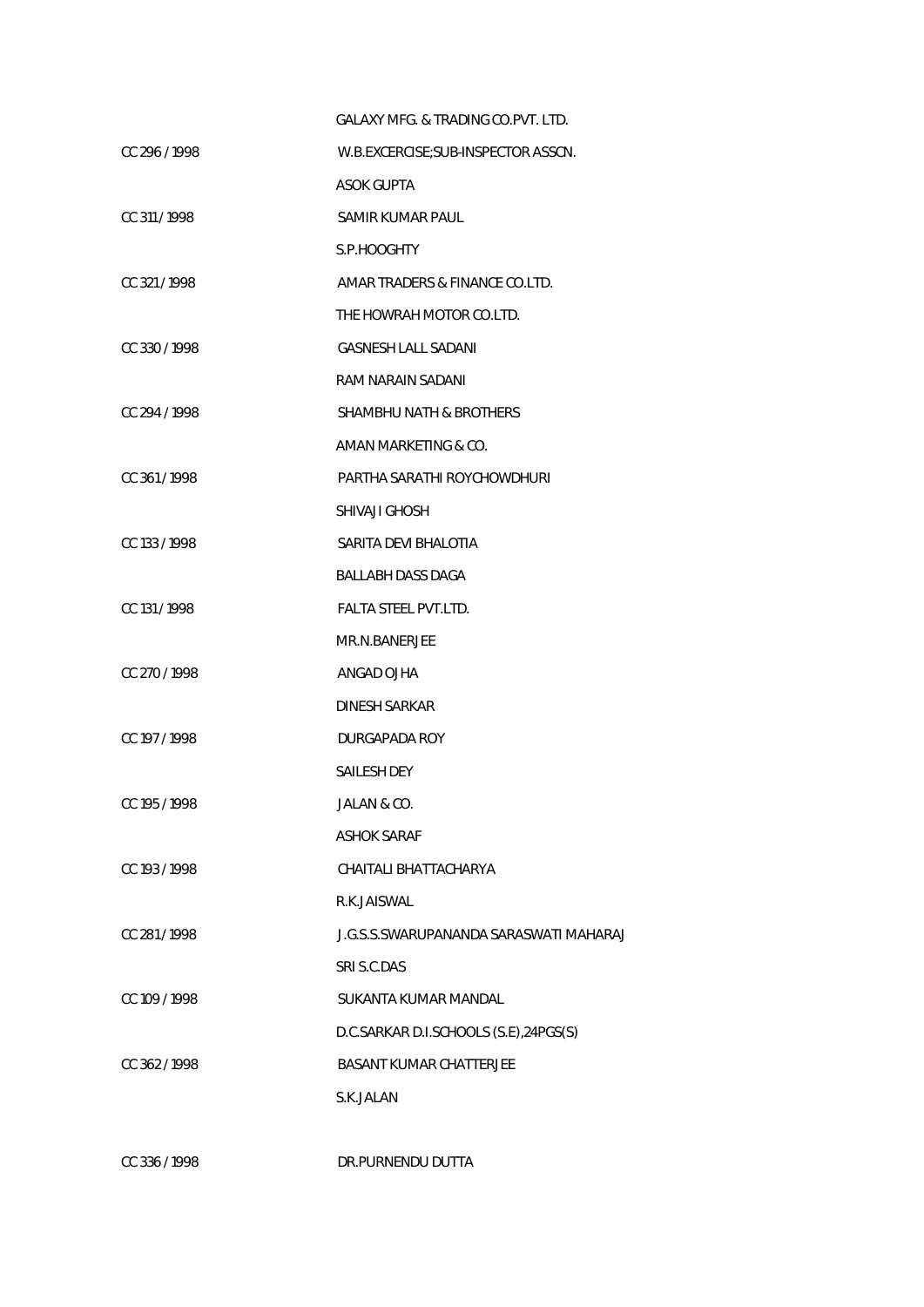| | |
|---|---|
| | GALAXY MFG. & TRADING CO.PVT. LTD. |
| CC 296 / 1998 | W.B.EXCERCISE;SUB-INSPECTOR ASSCN. |
| | ASOK GUPTA |
| CC 311 / 1998 | SAMIR KUMAR PAUL |
| | S.P.HOOGHTY |
| CC 321 / 1998 | AMAR TRADERS & FINANCE CO.LTD. |
| | THE HOWRAH MOTOR CO.LTD. |
| CC 330 / 1998 | GASNESH LALL SADANI |
| | RAM NARAIN SADANI |
| CC 294 / 1998 | SHAMBHU NATH & BROTHERS |
| | AMAN MARKETING & CO. |
| CC 361 / 1998 | PARTHA SARATHI ROYCHOWDHURI |
| | SHIVAJI GHOSH |
| CC 133 / 1998 | SARITA DEVI BHALOTIA |
| | BALLABH DASS DAGA |
| CC 131 / 1998 | FALTA STEEL PVT.LTD. |
| | MR.N.BANERJEE |
| CC 270 / 1998 | ANGAD OJHA |
| | DINESH SARKAR |
| CC 197 / 1998 | DURGAPADA ROY |
| | SAILESH DEY |
| CC 195 / 1998 | JALAN & CO. |
| | ASHOK SARAF |
| CC 193 / 1998 | CHAITALI BHATTACHARYA |
| | R.K.JAISWAL |
| CC 281 / 1998 | J.G.S.S.SWARUPANANDA SARASWATI MAHARAJ |
| | SRI S.C.DAS |
| CC 109 / 1998 | SUKANTA KUMAR MANDAL |
| | D.C.SARKAR D.I.SCHOOLS (S.E),24PGS(S) |
| CC 362 / 1998 | BASANT KUMAR CHATTERJEE |
| | S.K.JALAN |
| CC 336 / 1998 | DR.PURNENDU DUTTA |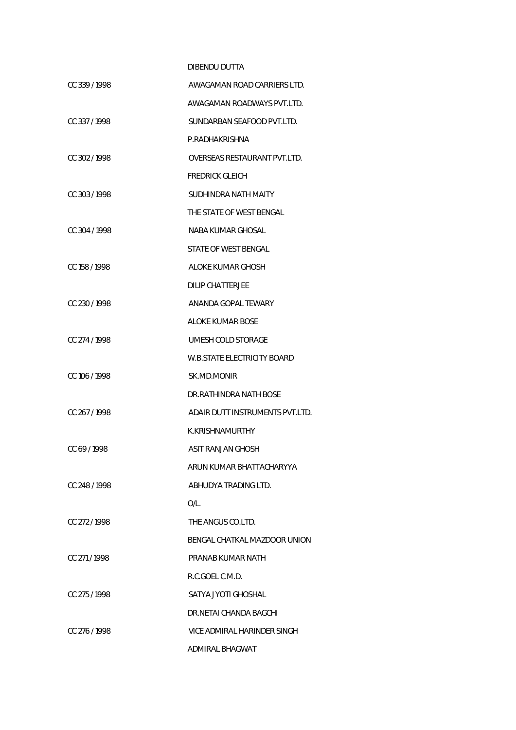| | |
|---|---|
| | DIBENDU DUTTA |
| CC 339 / 1998 | AWAGAMAN ROAD CARRIERS LTD. |
| | AWAGAMAN ROADWAYS PVT.LTD. |
| CC 337 / 1998 | SUNDARBAN SEAFOOD PVT.LTD. |
| | P.RADHAKRISHNA |
| CC 302 / 1998 | OVERSEAS RESTAURANT PVT.LTD. |
| | FREDRICK GLEICH |
| CC 303 / 1998 | SUDHINDRA NATH MAITY |
| | THE STATE OF WEST BENGAL |
| CC 304 / 1998 | NABA KUMAR GHOSAL |
| | STATE OF WEST BENGAL |
| CC 158 / 1998 | ALOKE KUMAR GHOSH |
| | DILIP CHATTERJEE |
| CC 230 / 1998 | ANANDA GOPAL TEWARY |
| | ALOKE KUMAR BOSE |
| CC 274 / 1998 | UMESH COLD STORAGE |
| | W.B.STATE ELECTRICITY BOARD |
| CC 106 / 1998 | SK.MD.MONIR |
| | DR.RATHINDRA NATH BOSE |
| CC 267 / 1998 | ADAIR DUTT INSTRUMENTS PVT.LTD. |
| | K.KRISHNAMURTHY |
| CC 69 / 1998 | ASIT RANJAN GHOSH |
| | ARUN KUMAR BHATTACHARYYA |
| CC 248 / 1998 | ABHUDYA TRADING LTD. |
| | O/L. |
| CC 272 / 1998 | THE ANGUS CO.LTD. |
| | BENGAL CHATKAL MAZDOOR UNION |
| CC 271 / 1998 | PRANAB KUMAR NATH |
| | R.C.GOEL C.M.D. |
| CC 275 / 1998 | SATYA JYOTI GHOSHAL |
| | DR.NETAI CHANDA BAGCHI |
| CC 276 / 1998 | VICE ADMIRAL HARINDER SINGH |
| | ADMIRAL BHAGWAT |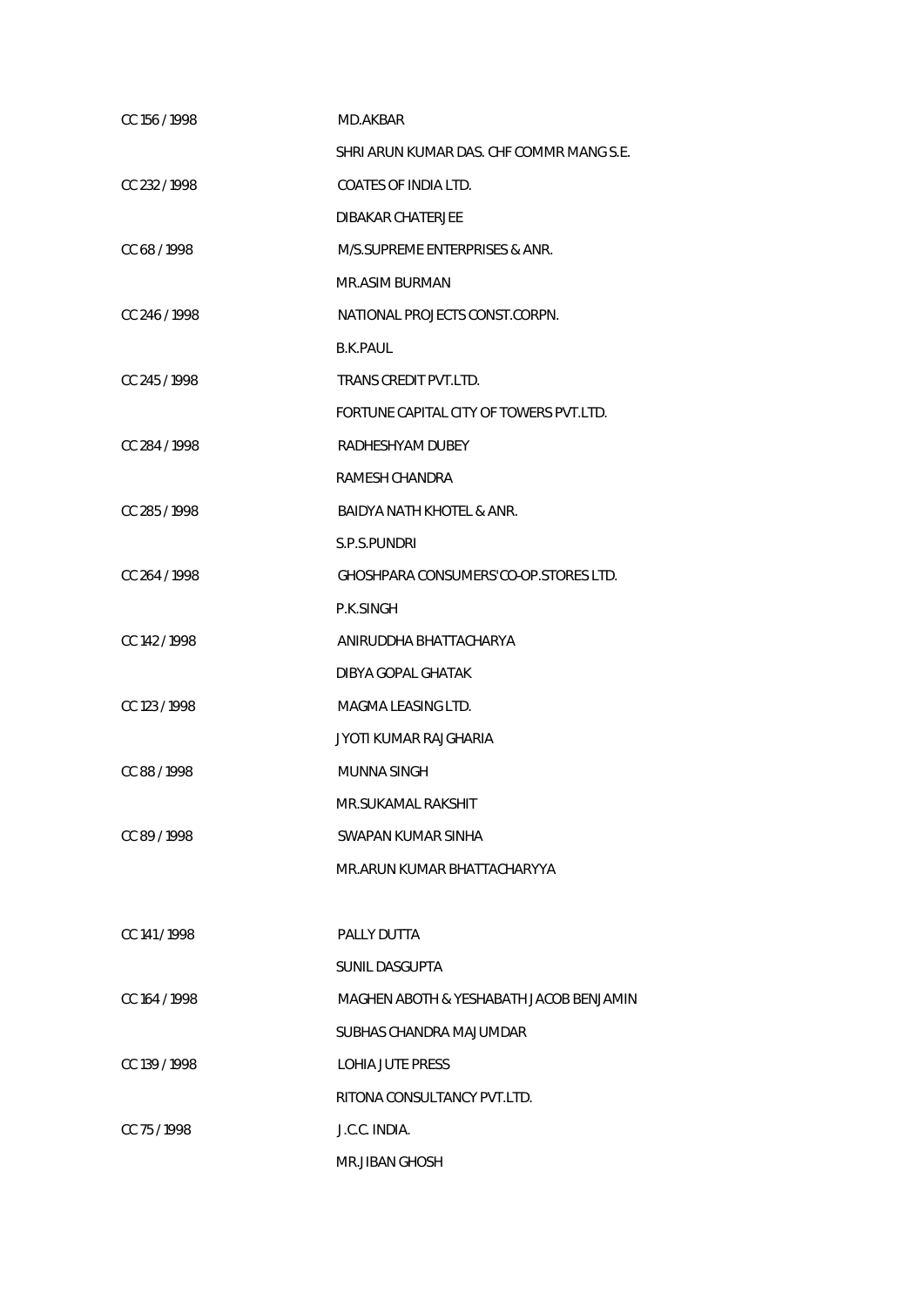| | |
|---|---|
| CC 156 / 1998 | MD.AKBAR |
| | SHRI ARUN KUMAR DAS. CHF COMMR MANG S.E. |
| CC 232 / 1998 | COATES OF INDIA LTD. |
| | DIBAKAR CHATERJEE |
| CC 68 / 1998 | M/S.SUPREME ENTERPRISES & ANR. |
| | MR.ASIM BURMAN |
| CC 246 / 1998 | NATIONAL PROJECTS CONST.CORPN. |
| | B.K.PAUL |
| CC 245 / 1998 | TRANS CREDIT PVT.LTD. |
| | FORTUNE CAPITAL CITY OF TOWERS PVT.LTD. |
| CC 284 / 1998 | RADHESHYAM DUBEY |
| | RAMESH CHANDRA |
| CC 285 / 1998 | BAIDYA NATH KHOTEL & ANR. |
| | S.P.S.PUNDRI |
| CC 264 / 1998 | GHOSHPARA CONSUMERS'CO-OP.STORES LTD. |
| | P.K.SINGH |
| CC 142 / 1998 | ANIRUDDHA BHATTACHARYA |
| | DIBYA GOPAL GHATAK |
| CC 123 / 1998 | MAGMA LEASING LTD. |
| | JYOTI KUMAR RAJGHARIA |
| CC 88 / 1998 | MUNNA SINGH |
| | MR.SUKAMAL RAKSHIT |
| CC 89 / 1998 | SWAPAN KUMAR SINHA |
| | MR.ARUN KUMAR BHATTACHARYYA |
| CC 141 / 1998 | PALLY DUTTA |
| | SUNIL DASGUPTA |
| CC 164 / 1998 | MAGHEN ABOTH & YESHABATH JACOB BENJAMIN |
| | SUBHAS CHANDRA MAJUMDAR |
| CC 139 / 1998 | LOHIA JUTE PRESS |
| | RITONA CONSULTANCY PVT.LTD. |
| CC 75 / 1998 | J.C.C. INDIA. |
| | MR.JIBAN GHOSH |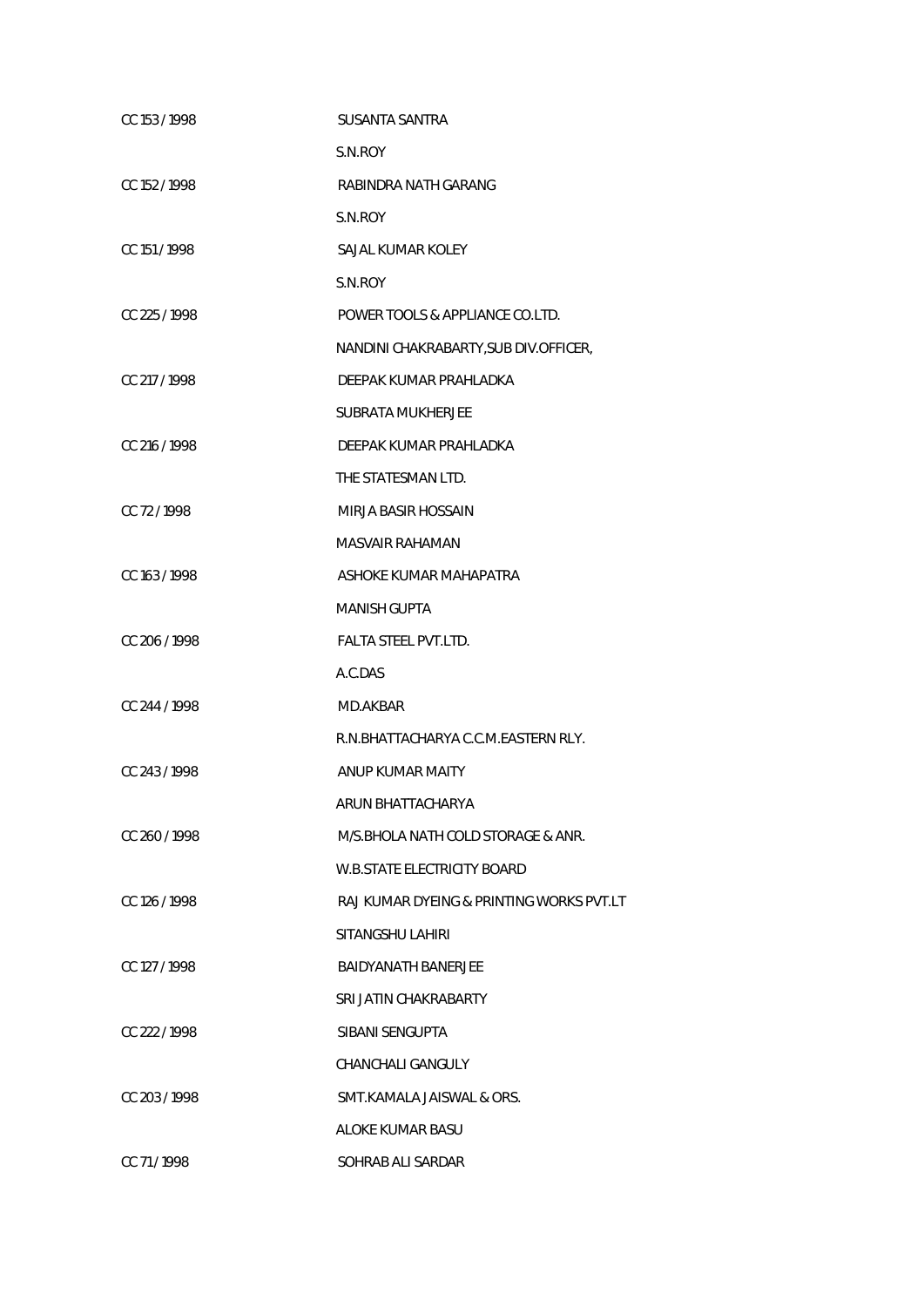| | |
|---|---|
| CC 153 / 1998 | SUSANTA SANTRA |
| | S.N.ROY |
| CC 152 / 1998 | RABINDRA NATH GARANG |
| | S.N.ROY |
| CC 151 / 1998 | SAJAL KUMAR KOLEY |
| | S.N.ROY |
| CC 225 / 1998 | POWER TOOLS & APPLIANCE CO.LTD. |
| | NANDINI CHAKRABARTY,SUB DIV.OFFICER, |
| CC 217 / 1998 | DEEPAK KUMAR PRAHLADKA |
| | SUBRATA MUKHERJEE |
| CC 216 / 1998 | DEEPAK KUMAR PRAHLADKA |
| | THE STATESMAN LTD. |
| CC 72 / 1998 | MIRJA BASIR HOSSAIN |
| | MASVAIR RAHAMAN |
| CC 163 / 1998 | ASHOKE KUMAR MAHAPATRA |
| | MANISH GUPTA |
| CC 206 / 1998 | FALTA STEEL PVT.LTD. |
| | A.C.DAS |
| CC 244 / 1998 | MD.AKBAR |
| | R.N.BHATTACHARYA C.C.M.EASTERN RLY. |
| CC 243 / 1998 | ANUP KUMAR MAITY |
| | ARUN BHATTACHARYA |
| CC 260 / 1998 | M/S.BHOLA NATH COLD STORAGE & ANR. |
| | W.B.STATE ELECTRICITY BOARD |
| CC 126 / 1998 | RAJ KUMAR DYEING & PRINTING WORKS PVT.LT |
| | SITANGSHU LAHIRI |
| CC 127 / 1998 | BAIDYANATH BANERJEE |
| | SRI JATIN CHAKRABARTY |
| CC 222 / 1998 | SIBANI SENGUPTA |
| | CHANCHALI GANGULY |
| CC 203 / 1998 | SMT.KAMALA JAISWAL & ORS. |
| | ALOKE KUMAR BASU |
| CC 71 / 1998 | SOHRAB ALI SARDAR |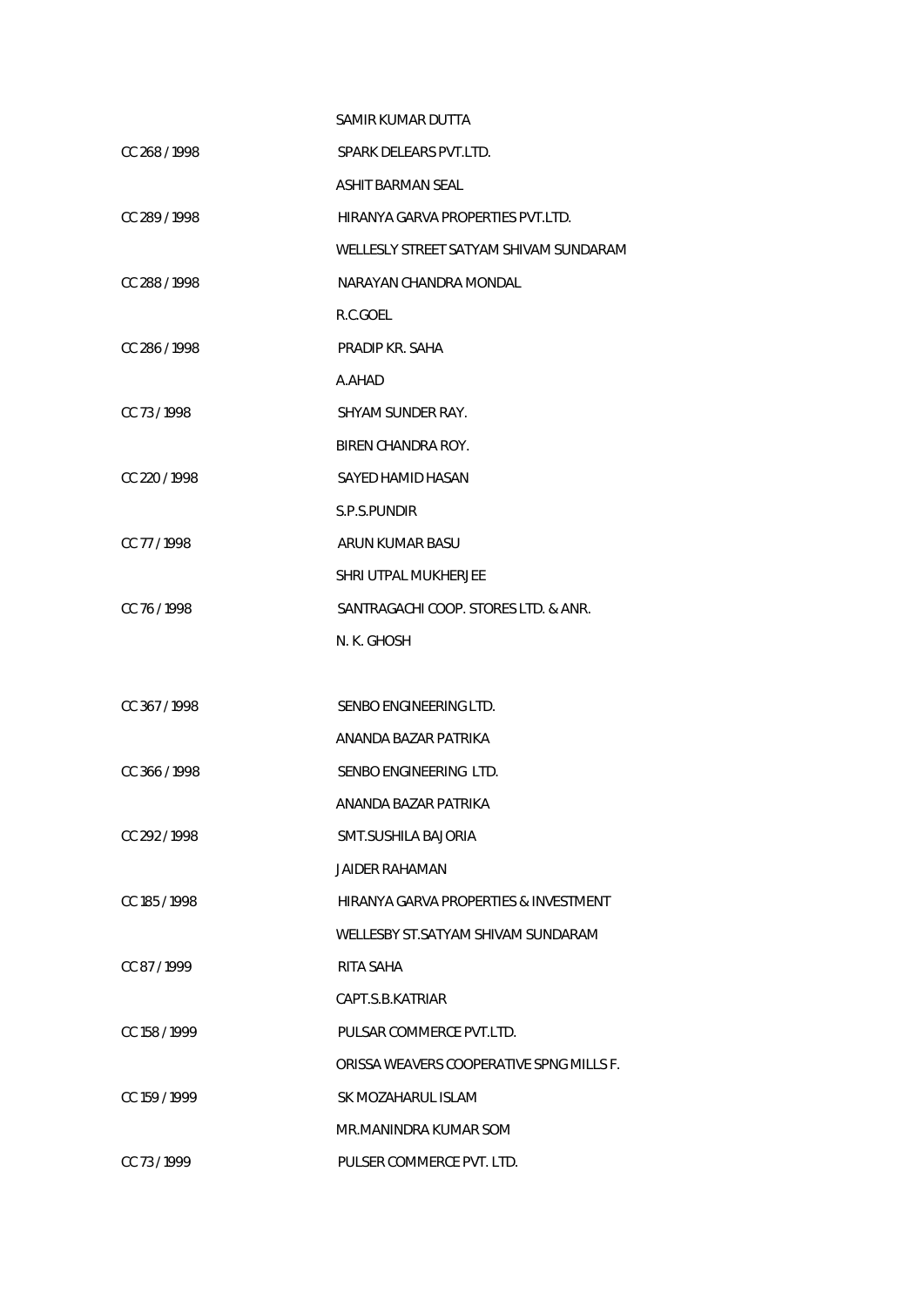| | |
|---|---|
| | SAMIR KUMAR DUTTA |
| CC 268 / 1998 | SPARK DELEARS PVT.LTD. |
| | ASHIT BARMAN SEAL |
| CC 289 / 1998 | HIRANYA GARVA PROPERTIES PVT.LTD. |
| | WELLESLY STREET SATYAM SHIVAM SUNDARAM |
| CC 288 / 1998 | NARAYAN CHANDRA MONDAL |
| | R.C.GOEL |
| CC 286 / 1998 | PRADIP KR. SAHA |
| | A.AHAD |
| CC 73 / 1998 | SHYAM SUNDER RAY. |
| | BIREN CHANDRA ROY. |
| CC 220 / 1998 | SAYED HAMID HASAN |
| | S.P.S.PUNDIR |
| CC 77 / 1998 | ARUN KUMAR BASU |
| | SHRI UTPAL MUKHERJEE |
| CC 76 / 1998 | SANTRAGACHI COOP. STORES LTD. & ANR. |
| | N. K. GHOSH |
| | |
| CC 367 / 1998 | SENBO ENGINEERING LTD. |
| | ANANDA BAZAR PATRIKA |
| CC 366 / 1998 | SENBO ENGINEERING LTD. |
| | ANANDA BAZAR PATRIKA |
| CC 292 / 1998 | SMT.SUSHILA BAJORIA |
| | JAIDER RAHAMAN |
| CC 185 / 1998 | HIRANYA GARVA PROPERTIES & INVESTMENT |
| | WELLESBY ST.SATYAM SHIVAM SUNDARAM |
| CC 87 / 1999 | RITA SAHA |
| | CAPT.S.B.KATRIAR |
| CC 158 / 1999 | PULSAR COMMERCE PVT.LTD. |
| | ORISSA WEAVERS COOPERATIVE SPNG MILLS F. |
| CC 159 / 1999 | SK MOZAHARUL ISLAM |
| | MR.MANINDRA KUMAR SOM |
| CC 73 / 1999 | PULSER COMMERCE PVT. LTD. |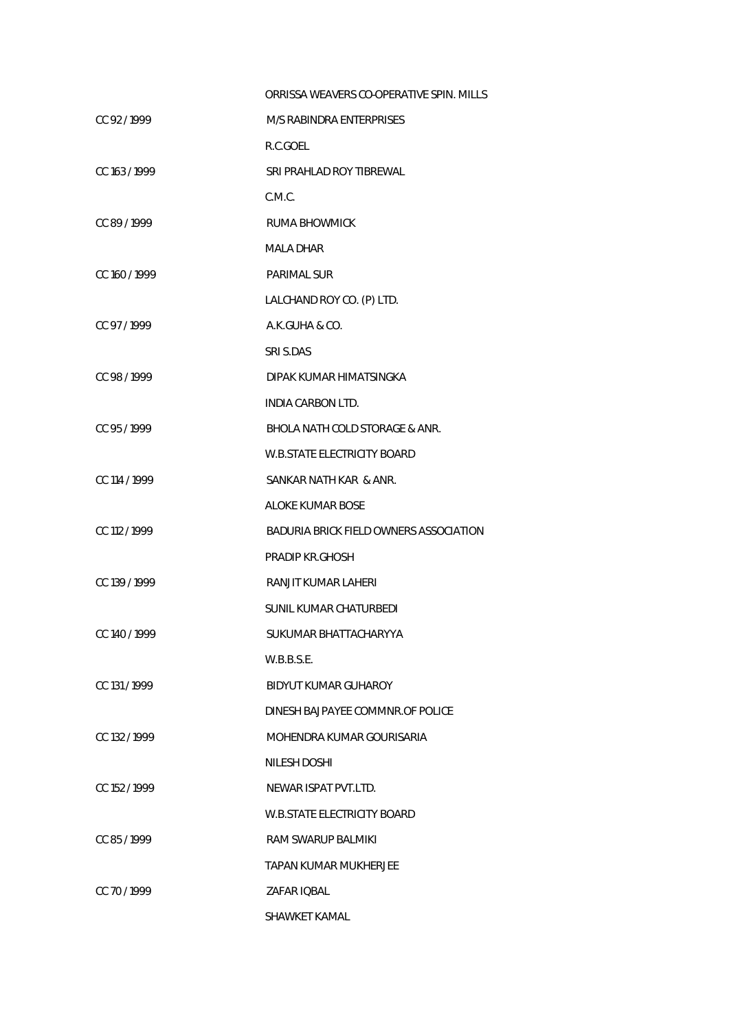ORRISSA WEAVERS CO-OPERATIVE SPIN. MILLS

CC 92 / 1999 M/S RABINDRA ENTERPRISES

R.C.GOEL

CC 163 / 1999 SRI PRAHLAD ROY TIBREWAL

C.M.C.

CC 89 / 1999 RUMA BHOWMICK

MALA DHAR

CC 160 / 1999 PARIMAL SUR

LALCHAND ROY CO. (P) LTD.

CC 97 / 1999 A.K.GUHA & CO.

SRI S.DAS

CC 98 / 1999 DIPAK KUMAR HIMATSINGKA

INDIA CARBON LTD.

CC 95 / 1999 BHOLA NATH COLD STORAGE & ANR.

W.B.STATE ELECTRICITY BOARD

CC 114 / 1999 SANKAR NATH KAR & ANR.

ALOKE KUMAR BOSE

CC 112 / 1999 BADURIA BRICK FIELD OWNERS ASSOCIATION

PRADIP KR.GHOSH

CC 139 / 1999 RANJIT KUMAR LAHERI

SUNIL KUMAR CHATURBEDI

CC 140 / 1999 SUKUMAR BHATTACHARYYA

W.B.B.S.E.

CC 131 / 1999 BIDYUT KUMAR GUHAROY

DINESH BAJPAYEE COMMNR.OF POLICE

CC 132 / 1999 MOHENDRA KUMAR GOURISARIA

NILESH DOSHI

CC 152 / 1999 NEWAR ISPAT PVT.LTD.

W.B.STATE ELECTRICITY BOARD

CC 85 / 1999 RAM SWARUP BALMIKI

TAPAN KUMAR MUKHERJEE

CC 70 / 1999 ZAFAR IQBAL

SHAWKET KAMAL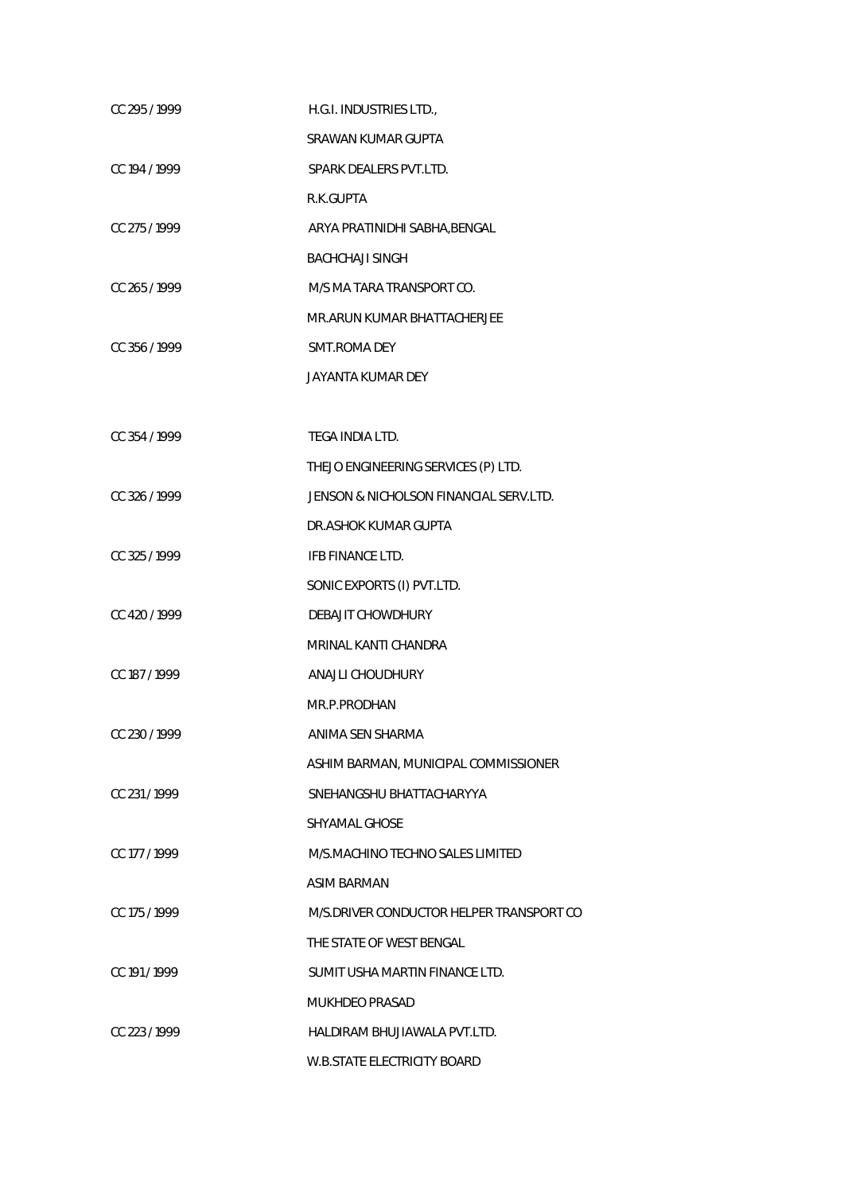| | |
|---|---|
| CC 295 / 1999 | H.G.I. INDUSTRIES LTD., |
| | SRAWAN KUMAR GUPTA |
| CC 194 / 1999 | SPARK DEALERS PVT.LTD. |
| | R.K.GUPTA |
| CC 275 / 1999 | ARYA PRATINIDHI SABHA,BENGAL |
| | BACHCHAJI SINGH |
| CC 265 / 1999 | M/S MA TARA TRANSPORT CO. |
| | MR.ARUN KUMAR BHATTACHERJEE |
| CC 356 / 1999 | SMT.ROMA DEY |
| | JAYANTA KUMAR DEY |
| CC 354 / 1999 | TEGA INDIA LTD. |
| | THEJO ENGINEERING SERVICES (P) LTD. |
| CC 326 / 1999 | JENSON & NICHOLSON FINANCIAL SERV.LTD. |
| | DR.ASHOK KUMAR GUPTA |
| CC 325 / 1999 | IFB FINANCE LTD. |
| | SONIC EXPORTS (I) PVT.LTD. |
| CC 420 / 1999 | DEBAJIT CHOWDHURY |
| | MRINAL KANTI CHANDRA |
| CC 187 / 1999 | ANAJLI CHOUDHURY |
| | MR.P.PRODHAN |
| CC 230 / 1999 | ANIMA SEN SHARMA |
| | ASHIM BARMAN, MUNICIPAL COMMISSIONER |
| CC 231 / 1999 | SNEHANGSHU BHATTACHARYYA |
| | SHYAMAL GHOSE |
| CC 177 / 1999 | M/S.MACHINO TECHNO SALES LIMITED |
| | ASIM BARMAN |
| CC 175 / 1999 | M/S.DRIVER CONDUCTOR HELPER TRANSPORT CO |
| | THE STATE OF WEST BENGAL |
| CC 191 / 1999 | SUMIT USHA MARTIN FINANCE LTD. |
| | MUKHDEO PRASAD |
| CC 223 / 1999 | HALDIRAM BHUJIAWALA PVT.LTD. |
| | W.B.STATE ELECTRICITY BOARD |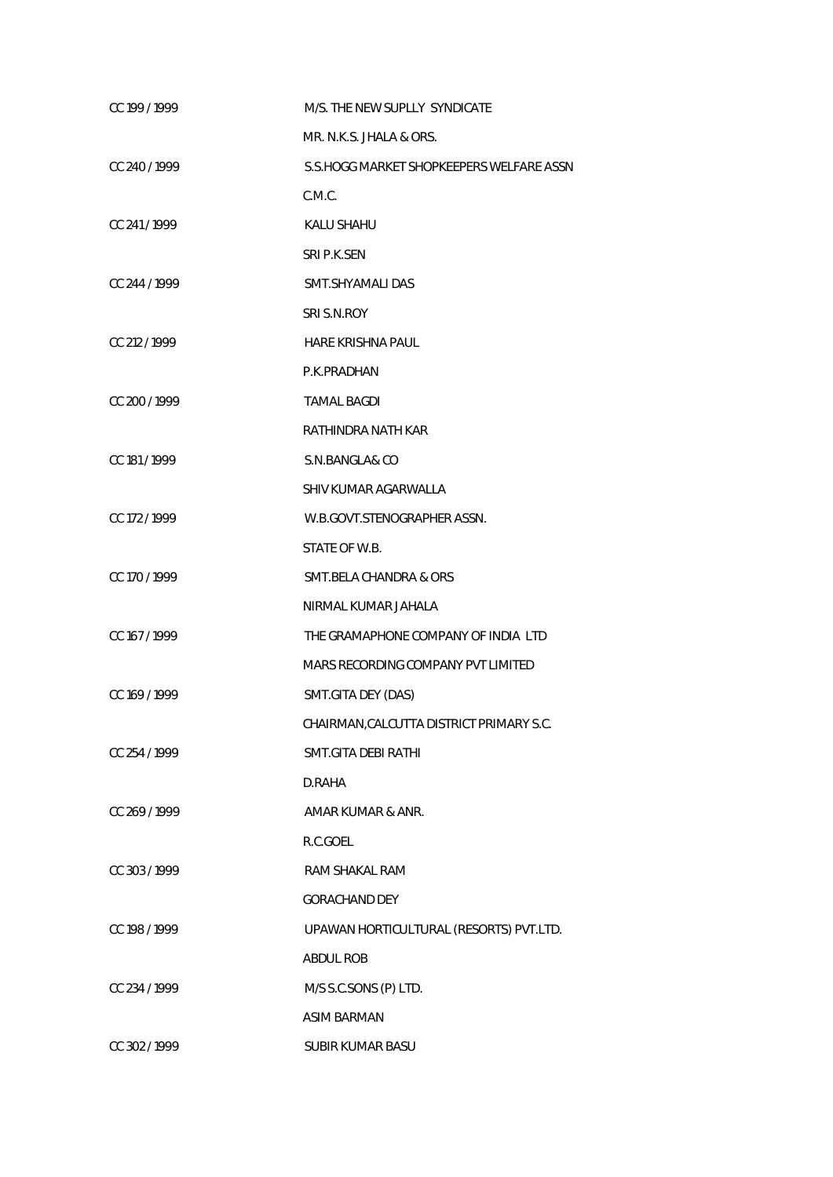| | |
|---|---|
| CC 199 / 1999 | M/S. THE NEW SUPLLY SYNDICATE |
| | MR. N.K.S. JHALA & ORS. |
| CC 240 / 1999 | S.S.HOGG MARKET SHOPKEEPERS WELFARE ASSN |
| | C.M.C. |
| CC 241 / 1999 | KALU SHAHU |
| | SRI P.K.SEN |
| CC 244 / 1999 | SMT.SHYAMALI DAS |
| | SRI S.N.ROY |
| CC 212 / 1999 | HARE KRISHNA PAUL |
| | P.K.PRADHAN |
| CC 200 / 1999 | TAMAL BAGDI |
| | RATHINDRA NATH KAR |
| CC 181 / 1999 | S.N.BANGLA& CO |
| | SHIV KUMAR AGARWALLA |
| CC 172 / 1999 | W.B.GOVT.STENOGRAPHER ASSN. |
| | STATE OF W.B. |
| CC 170 / 1999 | SMT.BELA CHANDRA & ORS |
| | NIRMAL KUMAR JAHALA |
| CC 167 / 1999 | THE GRAMAPHONE COMPANY OF INDIA LTD |
| | MARS RECORDING COMPANY PVT LIMITED |
| CC 169 / 1999 | SMT.GITA DEY (DAS) |
| | CHAIRMAN,CALCUTTA DISTRICT PRIMARY S.C. |
| CC 254 / 1999 | SMT.GITA DEBI RATHI |
| | D.RAHA |
| CC 269 / 1999 | AMAR KUMAR & ANR. |
| | R.C.GOEL |
| CC 303 / 1999 | RAM SHAKAL RAM |
| | GORACHAND DEY |
| CC 198 / 1999 | UPAWAN HORTICULTURAL (RESORTS) PVT.LTD. |
| | ABDUL ROB |
| CC 234 / 1999 | M/S S.C.SONS (P) LTD. |
| | ASIM BARMAN |
| CC 302 / 1999 | SUBIR KUMAR BASU |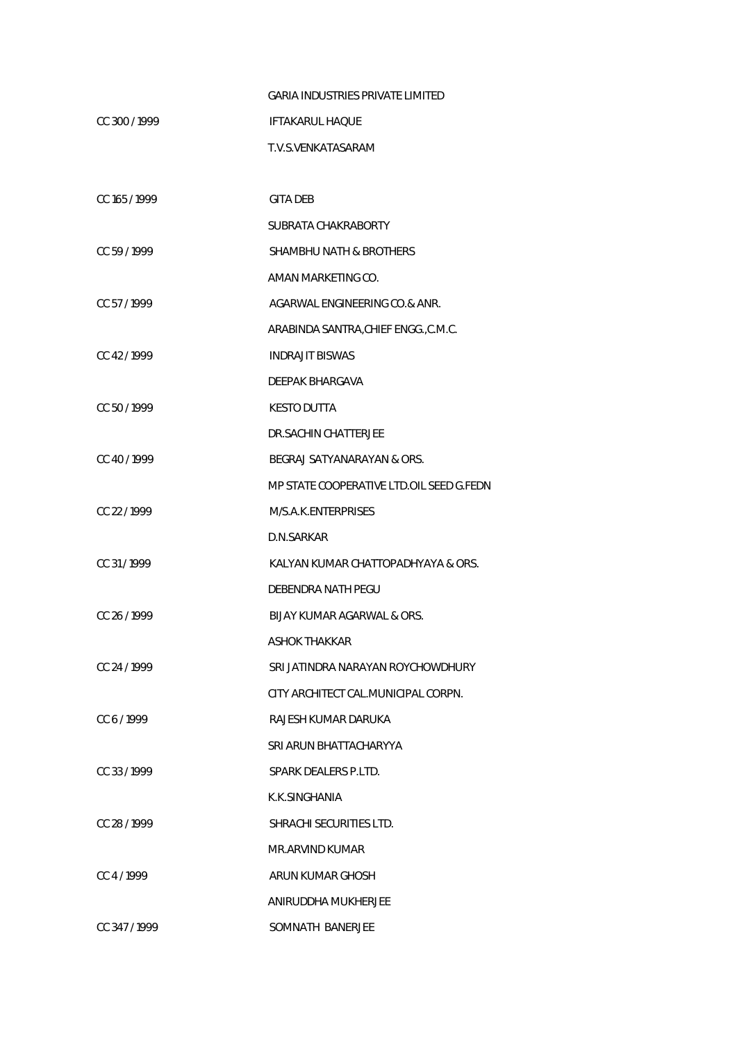| | |
|---|---|
| | GARIA INDUSTRIES PRIVATE LIMITED |
| CC 300 / 1999 | IFTAKARUL HAQUE |
| | T.V.S.VENKATASARAM |
| | |
| CC 165 / 1999 | GITA DEB |
| | SUBRATA CHAKRABORTY |
| CC 59 / 1999 | SHAMBHU NATH & BROTHERS |
| | AMAN MARKETING CO. |
| CC 57 / 1999 | AGARWAL ENGINEERING CO.& ANR. |
| | ARABINDA SANTRA,CHIEF ENGG.,C.M.C. |
| CC 42 / 1999 | INDRAJIT BISWAS |
| | DEEPAK BHARGAVA |
| CC 50 / 1999 | KESTO DUTTA |
| | DR.SACHIN CHATTERJEE |
| CC 40 / 1999 | BEGRAJ SATYANARAYAN & ORS. |
| | MP STATE COOPERATIVE LTD.OIL SEED G.FEDN |
| CC 22 / 1999 | M/S.A.K.ENTERPRISES |
| | D.N.SARKAR |
| CC 31 / 1999 | KALYAN KUMAR CHATTOPADHYAYA & ORS. |
| | DEBENDRA NATH PEGU |
| CC 26 / 1999 | BIJAY KUMAR AGARWAL & ORS. |
| | ASHOK THAKKAR |
| CC 24 / 1999 | SRI JATINDRA NARAYAN ROYCHOWDHURY |
| | CITY ARCHITECT CAL.MUNICIPAL CORPN. |
| CC 6 / 1999 | RAJESH KUMAR DARUKA |
| | SRI ARUN BHATTACHARYYA |
| CC 33 / 1999 | SPARK DEALERS P.LTD. |
| | K.K.SINGHANIA |
| CC 28 / 1999 | SHRACHI SECURITIES LTD. |
| | MR.ARVIND KUMAR |
| CC 4 / 1999 | ARUN KUMAR GHOSH |
| | ANIRUDDHA MUKHERJEE |
| CC 347 / 1999 | SOMNATH BANERJEE |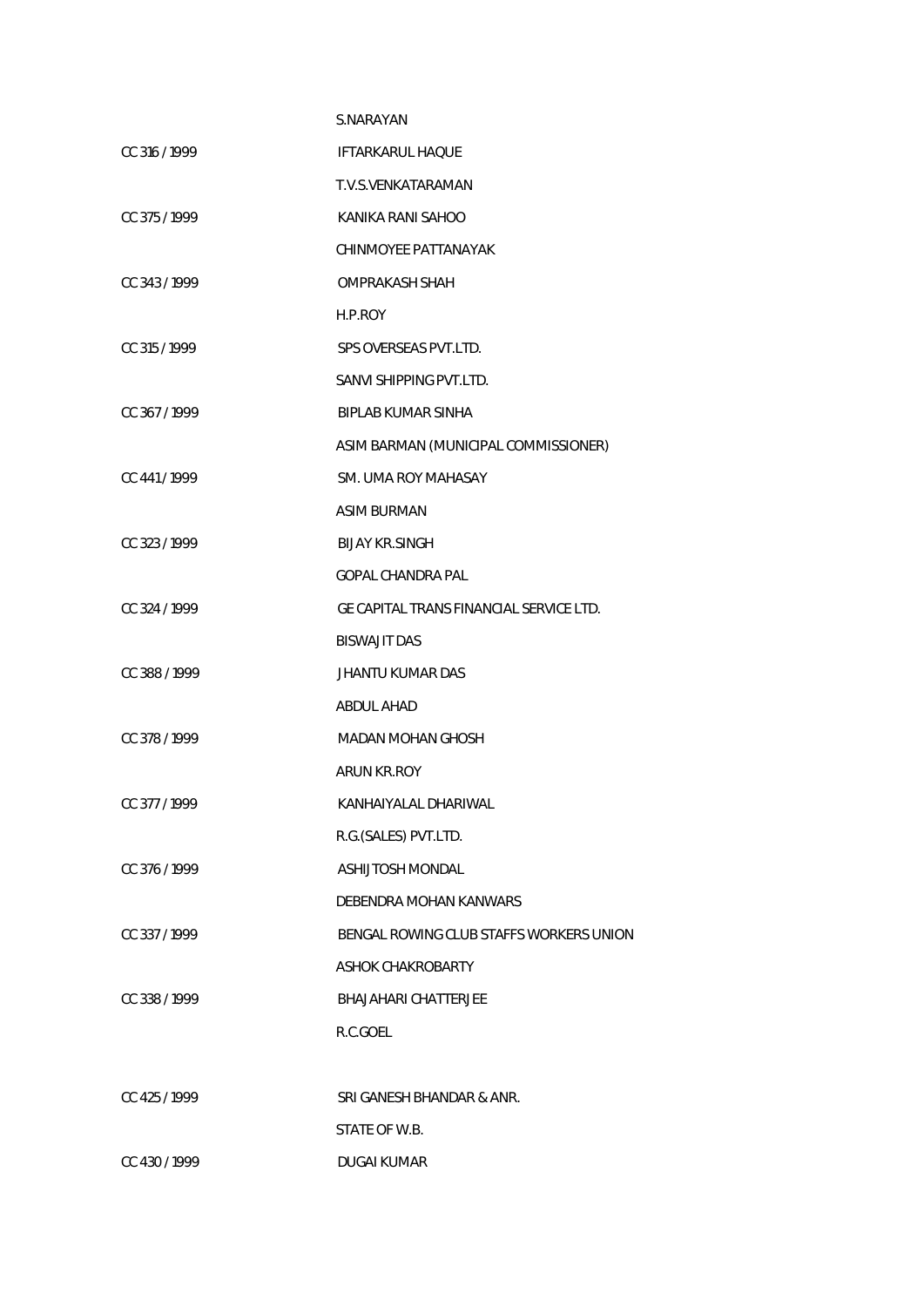S.NARAYAN

CC 316 / 1999 IFTARKARUL HAQUE

T.V.S.VENKATARAMAN

CC 375 / 1999 KANIKA RANI SAHOO

CHINMOYEE PATTANAYAK

CC 343 / 1999 OMPRAKASH SHAH

H.P.ROY

CC 315 / 1999 SPS OVERSEAS PVT.LTD.

SANVI SHIPPING PVT.LTD.

CC 367 / 1999 BIPLAB KUMAR SINHA

ASIM BARMAN (MUNICIPAL COMMISSIONER)

CC 441 / 1999 SM. UMA ROY MAHASAY

ASIM BURMAN

CC 323 / 1999 BIJAY KR.SINGH

GOPAL CHANDRA PAL

CC 324 / 1999 GE CAPITAL TRANS FINANCIAL SERVICE LTD.

BISWAJIT DAS

CC 388 / 1999 JHANTU KUMAR DAS

ABDUL AHAD

CC 378 / 1999 MADAN MOHAN GHOSH

ARUN KR.ROY

CC 377 / 1999 KANHAIYALAL DHARIWAL

R.G.(SALES) PVT.LTD.

CC 376 / 1999 ASHIJTOSH MONDAL

DEBENDRA MOHAN KANWARS

CC 337 / 1999 BENGAL ROWING CLUB STAFFS WORKERS UNION

ASHOK CHAKROBARTY

CC 338 / 1999 BHAJAHARI CHATTERJEE

R.C.GOEL

CC 425 / 1999 SRI GANESH BHANDAR & ANR.

STATE OF W.B.

CC 430 / 1999 DUGAI KUMAR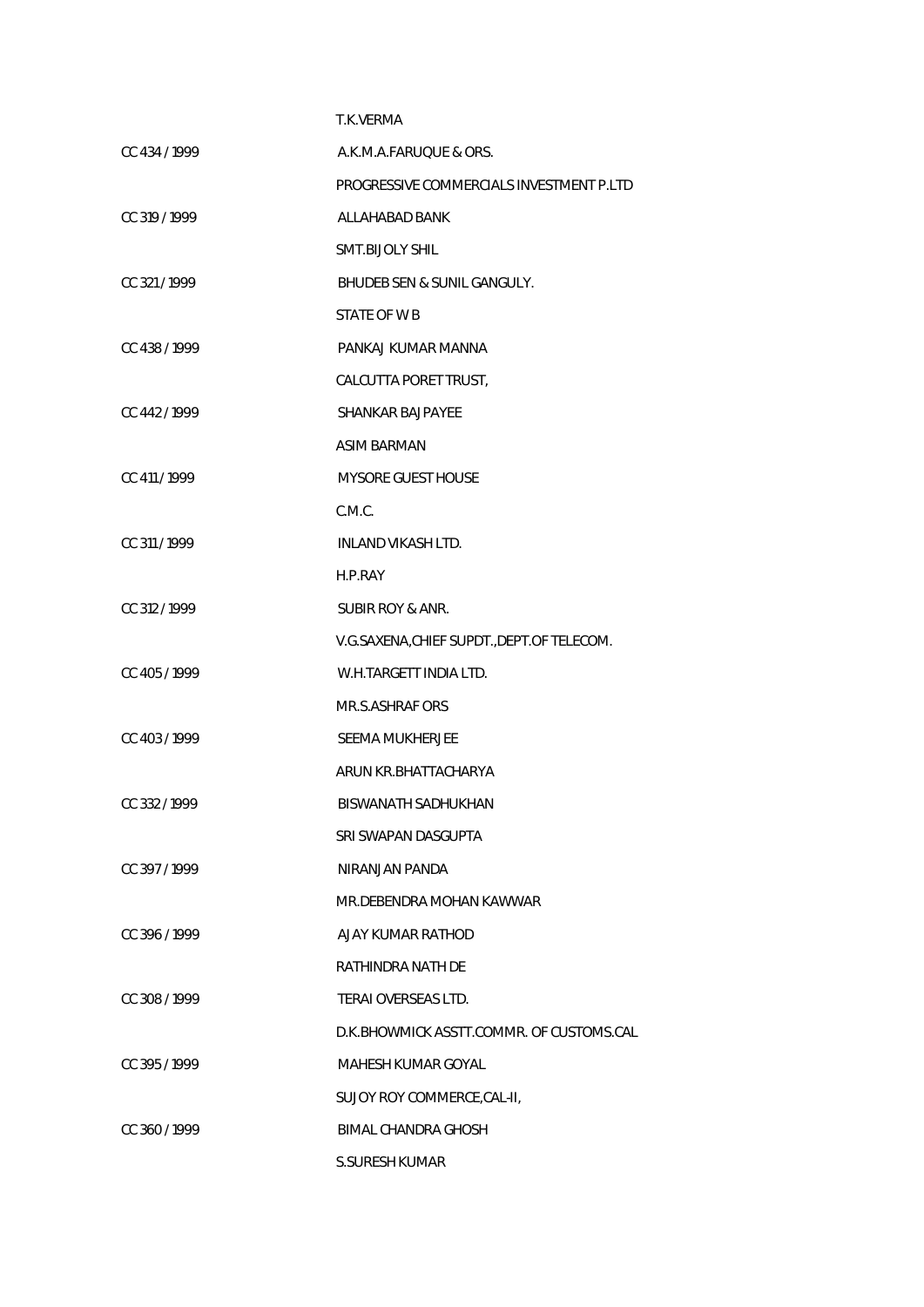T.K.VERMA

| | |
|---|---|
| CC 434 / 1999 | A.K.M.A.FARUQUE & ORS. |
| | PROGRESSIVE COMMERCIALS INVESTMENT P.LTD |
| CC 319 / 1999 | ALLAHABAD BANK |
| | SMT.BIJOLY SHIL |
| CC 321 / 1999 | BHUDEB SEN & SUNIL GANGULY. |
| | STATE OF W B |
| CC 438 / 1999 | PANKAJ KUMAR MANNA |
| | CALCUTTA PORET TRUST, |
| CC 442 / 1999 | SHANKAR BAJPAYEE |
| | ASIM BARMAN |
| CC 411 / 1999 | MYSORE GUEST HOUSE |
| | C.M.C. |
| CC 311 / 1999 | INLAND VIKASH LTD. |
| | H.P.RAY |
| CC 312 / 1999 | SUBIR ROY & ANR. |
| | V.G.SAXENA,CHIEF SUPDT.,DEPT.OF TELECOM. |
| CC 405 / 1999 | W.H.TARGETT INDIA LTD. |
| | MR.S.ASHRAF ORS |
| CC 403 / 1999 | SEEMA MUKHERJEE |
| | ARUN KR.BHATTACHARYA |
| CC 332 / 1999 | BISWANATH SADHUKHAN |
| | SRI SWAPAN DASGUPTA |
| CC 397 / 1999 | NIRANJAN PANDA |
| | MR.DEBENDRA MOHAN KAWWAR |
| CC 396 / 1999 | AJAY KUMAR RATHOD |
| | RATHINDRA NATH DE |
| CC 308 / 1999 | TERAI OVERSEAS LTD. |
| | D.K.BHOWMICK ASSTT.COMMR. OF CUSTOMS.CAL |
| CC 395 / 1999 | MAHESH KUMAR GOYAL |
| | SUJOY ROY COMMERCE,CAL-II, |
| CC 360 / 1999 | BIMAL CHANDRA GHOSH |
| | S.SURESH KUMAR |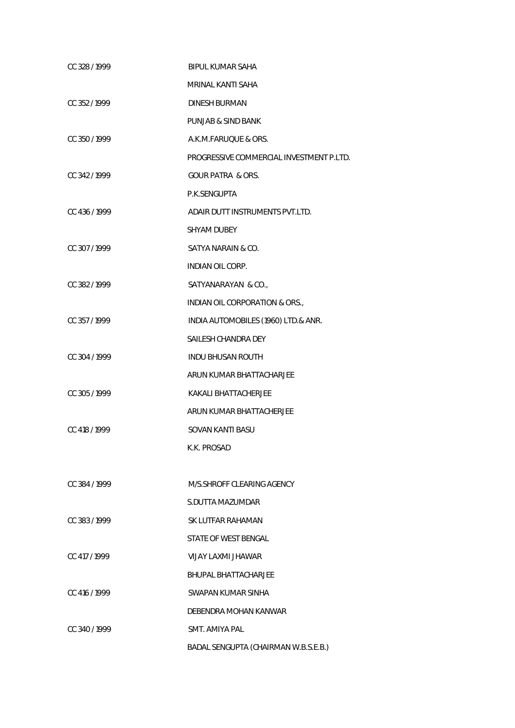| | |
|---|---|
| CC 328 / 1999 | BIPUL KUMAR SAHA |
| | MRINAL KANTI SAHA |
| CC 352 / 1999 | DINESH BURMAN |
| | PUNJAB & SIND BANK |
| CC 350 / 1999 | A.K.M.FARUQUE & ORS. |
| | PROGRESSIVE COMMERCIAL INVESTMENT P.LTD. |
| CC 342 / 1999 | GOUR PATRA & ORS. |
| | P.K.SENGUPTA |
| CC 436 / 1999 | ADAIR DUTT INSTRUMENTS PVT.LTD. |
| | SHYAM DUBEY |
| CC 307 / 1999 | SATYA NARAIN & CO. |
| | INDIAN OIL CORP. |
| CC 382 / 1999 | SATYANARAYAN & CO., |
| | INDIAN OIL CORPORATION & ORS., |
| CC 357 / 1999 | INDIA AUTOMOBILES (1960) LTD.& ANR. |
| | SAILESH CHANDRA DEY |
| CC 304 / 1999 | INDU BHUSAN ROUTH |
| | ARUN KUMAR BHATTACHARJEE |
| CC 305 / 1999 | KAKALI BHATTACHERJEE |
| | ARUN KUMAR BHATTACHERJEE |
| CC 418 / 1999 | SOVAN KANTI BASU |
| | K.K. PROSAD |
| CC 384 / 1999 | M/S.SHROFF CLEARING AGENCY |
| | S.DUTTA MAZUMDAR |
| CC 383 / 1999 | SK LUTFAR RAHAMAN |
| | STATE OF WEST BENGAL |
| CC 417 / 1999 | VIJAY LAXMI JHAWAR |
| | BHUPAL BHATTACHARJEE |
| CC 416 / 1999 | SWAPAN KUMAR SINHA |
| | DEBENDRA MOHAN KANWAR |
| CC 340 / 1999 | SMT. AMIYA PAL |
| | BADAL SENGUPTA (CHAIRMAN W.B.S.E.B.) |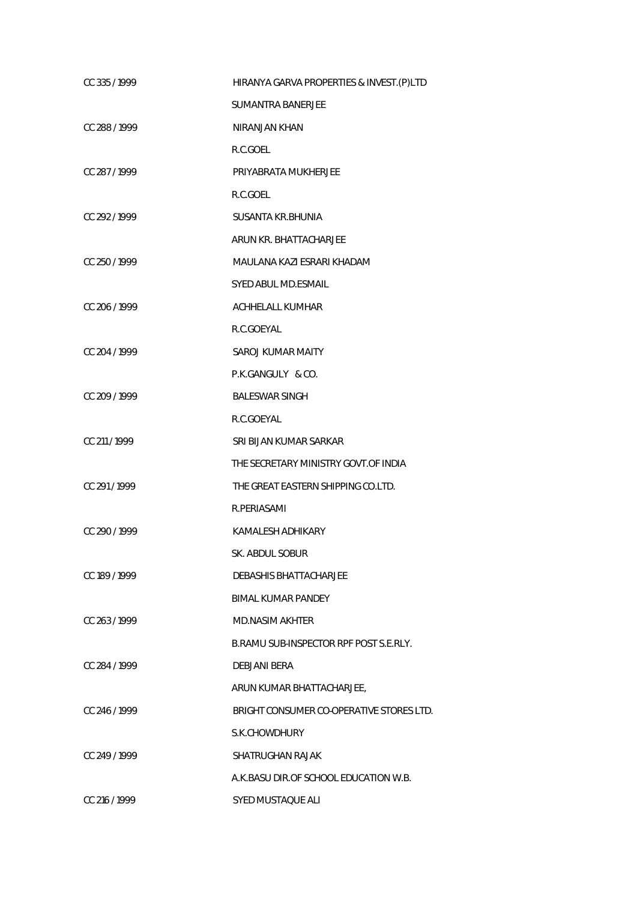| | |
|---|---|
| CC 335 / 1999 | HIRANYA GARVA PROPERTIES & INVEST.(P)LTD |
| | SUMANTRA BANERJEE |
| CC 288 / 1999 | NIRANJAN KHAN |
| | R.C.GOEL |
| CC 287 / 1999 | PRIYABRATA MUKHERJEE |
| | R.C.GOEL |
| CC 292 / 1999 | SUSANTA KR.BHUNIA |
| | ARUN KR. BHATTACHARJEE |
| CC 250 / 1999 | MAULANA KAZI ESRARI KHADAM |
| | SYED ABUL MD.ESMAIL |
| CC 206 / 1999 | ACHHELALL KUMHAR |
| | R.C.GOEYAL |
| CC 204 / 1999 | SAROJ KUMAR MAITY |
| | P.K.GANGULY & CO. |
| CC 209 / 1999 | BALESWAR SINGH |
| | R.C.GOEYAL |
| CC 211 / 1999 | SRI BIJAN KUMAR SARKAR |
| | THE SECRETARY MINISTRY GOVT.OF INDIA |
| CC 291 / 1999 | THE GREAT EASTERN SHIPPING CO.LTD. |
| | R.PERIASAMI |
| CC 290 / 1999 | KAMALESH ADHIKARY |
| | SK. ABDUL SOBUR |
| CC 189 / 1999 | DEBASHIS BHATTACHARJEE |
| | BIMAL KUMAR PANDEY |
| CC 263 / 1999 | MD.NASIM AKHTER |
| | B.RAMU SUB-INSPECTOR RPF POST S.E.RLY. |
| CC 284 / 1999 | DEBJANI BERA |
| | ARUN KUMAR BHATTACHARJEE, |
| CC 246 / 1999 | BRIGHT CONSUMER CO-OPERATIVE STORES LTD. |
| | S.K.CHOWDHURY |
| CC 249 / 1999 | SHATRUGHAN RAJAK |
| | A.K.BASU DIR.OF SCHOOL EDUCATION W.B. |
| CC 216 / 1999 | SYED MUSTAQUE ALI |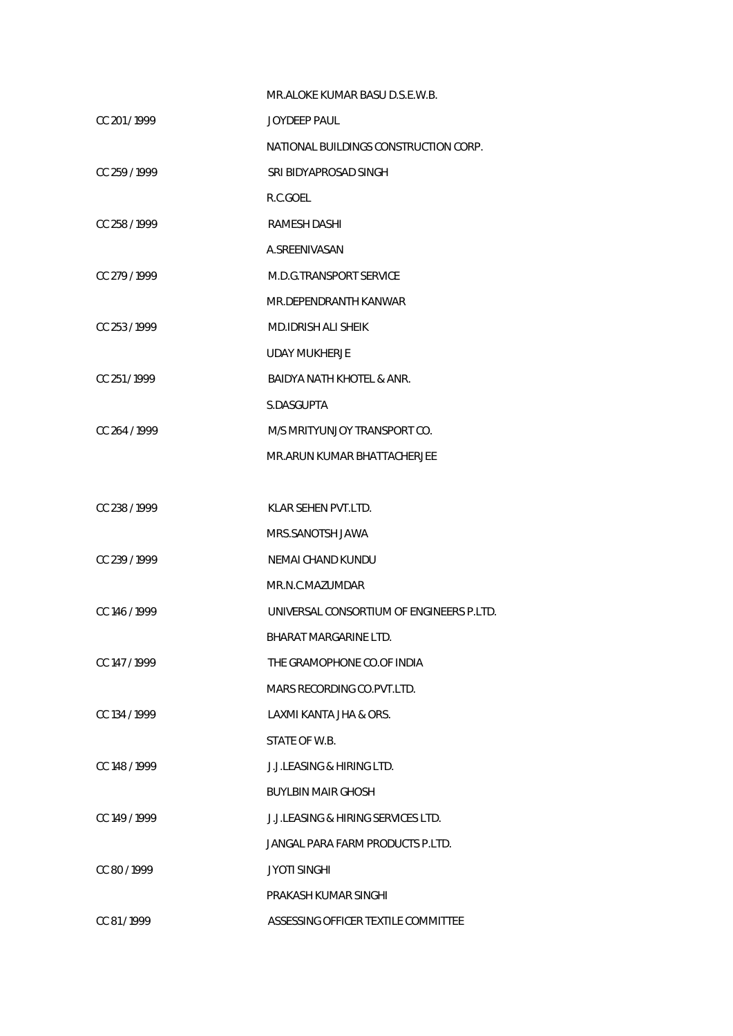| | |
|---|---|
| | MR.ALOKE KUMAR BASU D.S.E.W.B. |
| CC 201 / 1999 | JOYDEEP PAUL |
| | NATIONAL BUILDINGS CONSTRUCTION CORP. |
| CC 259 / 1999 | SRI BIDYAPROSAD SINGH |
| | R.C.GOEL |
| CC 258 / 1999 | RAMESH DASHI |
| | A.SREENIVASAN |
| CC 279 / 1999 | M.D.G.TRANSPORT SERVICE |
| | MR.DEPENDRANTH KANWAR |
| CC 253 / 1999 | MD.IDRISH ALI SHEIK |
| | UDAY MUKHERJE |
| CC 251 / 1999 | BAIDYA NATH KHOTEL & ANR. |
| | S.DASGUPTA |
| CC 264 / 1999 | M/S MRITYUNJOY TRANSPORT CO. |
| | MR.ARUN KUMAR BHATTACHERJEE |
| | |
| CC 238 / 1999 | KLAR SEHEN PVT.LTD. |
| | MRS.SANOTSH JAWA |
| CC 239 / 1999 | NEMAI CHAND KUNDU |
| | MR.N.C.MAZUMDAR |
| CC 146 / 1999 | UNIVERSAL CONSORTIUM OF ENGINEERS P.LTD. |
| | BHARAT MARGARINE LTD. |
| CC 147 / 1999 | THE GRAMOPHONE CO.OF INDIA |
| | MARS RECORDING CO.PVT.LTD. |
| CC 134 / 1999 | LAXMI KANTA JHA & ORS. |
| | STATE OF W.B. |
| CC 148 / 1999 | J.J.LEASING & HIRING LTD. |
| | BUYLBIN MAIR GHOSH |
| CC 149 / 1999 | J.J.LEASING & HIRING SERVICES LTD. |
| | JANGAL PARA FARM PRODUCTS P.LTD. |
| CC 80 / 1999 | JYOTI SINGHI |
| | PRAKASH KUMAR SINGHI |
| CC 81 / 1999 | ASSESSING OFFICER TEXTILE COMMITTEE |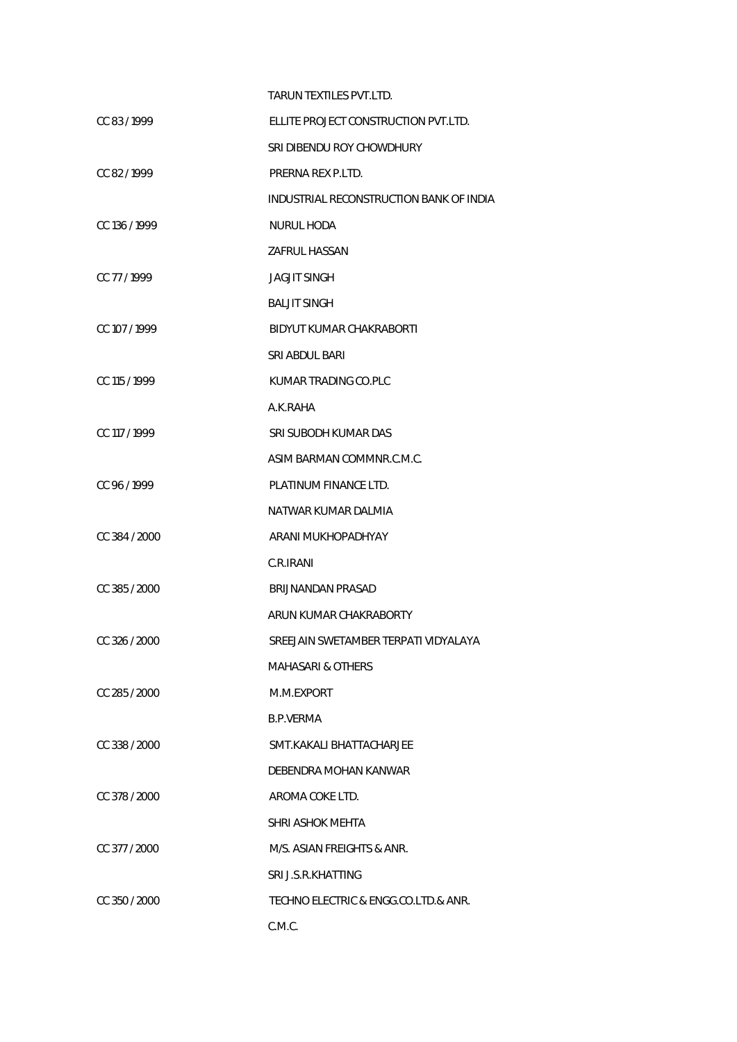TARUN TEXTILES PVT.LTD.

| | |
|---|---|
| CC 83 / 1999 | ELLITE PROJECT CONSTRUCTION PVT.LTD. |
| | SRI DIBENDU ROY CHOWDHURY |
| CC 82 / 1999 | PRERNA REX P.LTD. |
| | INDUSTRIAL RECONSTRUCTION BANK OF INDIA |
| CC 136 / 1999 | NURUL HODA |
| | ZAFRUL HASSAN |
| CC 77 / 1999 | JAGJIT SINGH |
| | BALJIT SINGH |
| CC 107 / 1999 | BIDYUT KUMAR CHAKRABORTI |
| | SRI ABDUL BARI |
| CC 115 / 1999 | KUMAR TRADING CO.PLC |
| | A.K.RAHA |
| CC 117 / 1999 | SRI SUBODH KUMAR DAS |
| | ASIM BARMAN COMMNR.C.M.C. |
| CC 96 / 1999 | PLATINUM FINANCE LTD. |
| | NATWAR KUMAR DALMIA |
| CC 384 / 2000 | ARANI MUKHOPADHYAY |
| | C.R.IRANI |
| CC 385 / 2000 | BRIJNANDAN PRASAD |
| | ARUN KUMAR CHAKRABORTY |
| CC 326 / 2000 | SREEJAIN SWETAMBER TERPATI VIDYALAYA |
| | MAHASARI & OTHERS |
| CC 285 / 2000 | M.M.EXPORT |
| | B.P.VERMA |
| CC 338 / 2000 | SMT.KAKALI BHATTACHARJEE |
| | DEBENDRA MOHAN KANWAR |
| CC 378 / 2000 | AROMA COKE LTD. |
| | SHRI ASHOK MEHTA |
| CC 377 / 2000 | M/S. ASIAN FREIGHTS & ANR. |
| | SRI J.S.R.KHATTING |
| CC 350 / 2000 | TECHNO ELECTRIC & ENGG.CO.LTD.& ANR. |
| | C.M.C. |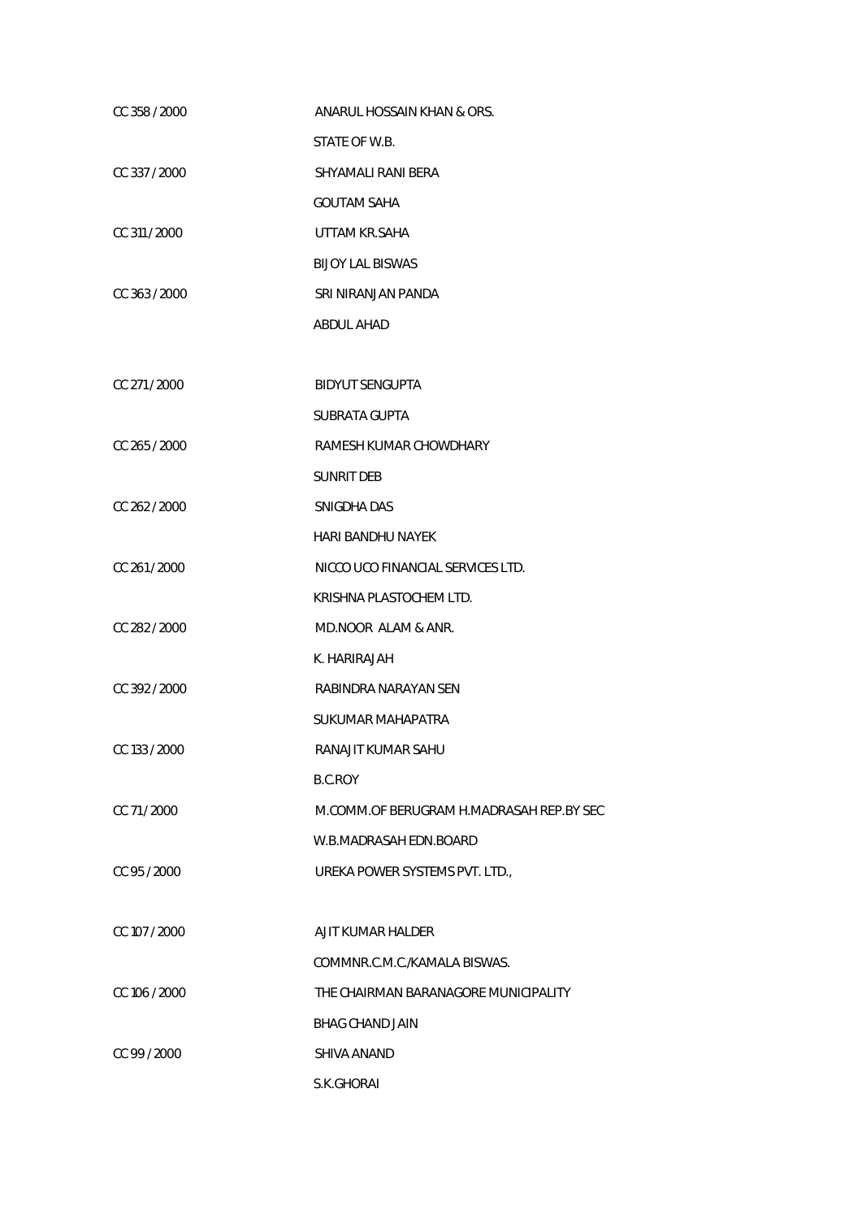| | |
|---|---|
| CC 358 / 2000 | ANARUL HOSSAIN KHAN & ORS. |
| | STATE OF W.B. |
| CC 337 / 2000 | SHYAMALI RANI BERA |
| | GOUTAM SAHA |
| CC 311 / 2000 | UTTAM KR.SAHA |
| | BIJOY LAL BISWAS |
| CC 363 / 2000 | SRI NIRANJAN PANDA |
| | ABDUL AHAD |
| CC 271 / 2000 | BIDYUT SENGUPTA |
| | SUBRATA GUPTA |
| CC 265 / 2000 | RAMESH KUMAR CHOWDHARY |
| | SUNRIT DEB |
| CC 262 / 2000 | SNIGDHA DAS |
| | HARI BANDHU NAYEK |
| CC 261 / 2000 | NICCO UCO FINANCIAL SERVICES LTD. |
| | KRISHNA PLASTOCHEM LTD. |
| CC 282 / 2000 | MD.NOOR ALAM & ANR. |
| | K. HARIRAJAH |
| CC 392 / 2000 | RABINDRA NARAYAN SEN |
| | SUKUMAR MAHAPATRA |
| CC 133 / 2000 | RANAJIT KUMAR SAHU |
| | B.C.ROY |
| CC 71 / 2000 | M.COMM.OF BERUGRAM H.MADRASAH REP.BY SEC |
| | W.B.MADRASAH EDN.BOARD |
| CC 95 / 2000 | UREKA POWER SYSTEMS PVT. LTD., |
| CC 107 / 2000 | AJIT KUMAR HALDER |
| | COMMNR.C.M.C./KAMALA BISWAS. |
| CC 106 / 2000 | THE CHAIRMAN BARANAGORE MUNICIPALITY |
| | BHAG CHAND JAIN |
| CC 99 / 2000 | SHIVA ANAND |
| | S.K.GHORAI |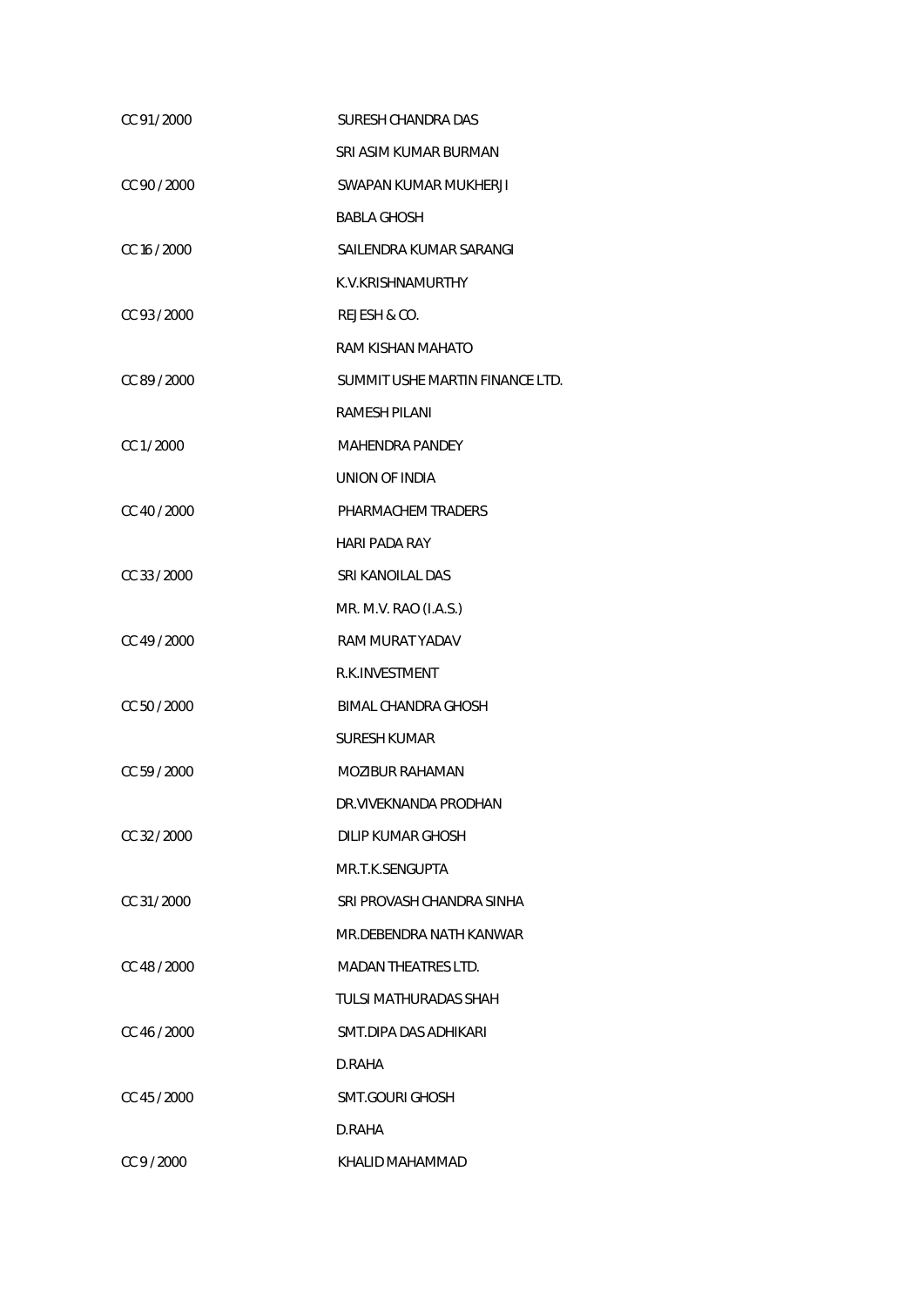| | |
|---|---|
| CC 91 / 2000 | SURESH CHANDRA DAS |
| | SRI ASIM KUMAR BURMAN |
| CC 90 / 2000 | SWAPAN KUMAR MUKHERJI |
| | BABLA GHOSH |
| CC 16 / 2000 | SAILENDRA KUMAR SARANGI |
| | K.V.KRISHNAMURTHY |
| CC 93 / 2000 | REJESH & CO. |
| | RAM KISHAN MAHATO |
| CC 89 / 2000 | SUMMIT USHE MARTIN FINANCE LTD. |
| | RAMESH PILANI |
| CC 1 / 2000 | MAHENDRA PANDEY |
| | UNION OF INDIA |
| CC 40 / 2000 | PHARMACHEM TRADERS |
| | HARI PADA RAY |
| CC 33 / 2000 | SRI KANOILAL DAS |
| | MR. M.V. RAO (I.A.S.) |
| CC 49 / 2000 | RAM MURAT YADAV |
| | R.K.INVESTMENT |
| CC 50 / 2000 | BIMAL CHANDRA GHOSH |
| | SURESH KUMAR |
| CC 59 / 2000 | MOZIBUR RAHAMAN |
| | DR.VIVEKNANDA PRODHAN |
| CC 32 / 2000 | DILIP KUMAR GHOSH |
| | MR.T.K.SENGUPTA |
| CC 31 / 2000 | SRI PROVASH CHANDRA SINHA |
| | MR.DEBENDRA NATH KANWAR |
| CC 48 / 2000 | MADAN THEATRES LTD. |
| | TULSI MATHURADAS SHAH |
| CC 46 / 2000 | SMT.DIPA DAS ADHIKARI |
| | D.RAHA |
| CC 45 / 2000 | SMT.GOURI GHOSH |
| | D.RAHA |
| CC 9 / 2000 | KHALID MAHAMMAD |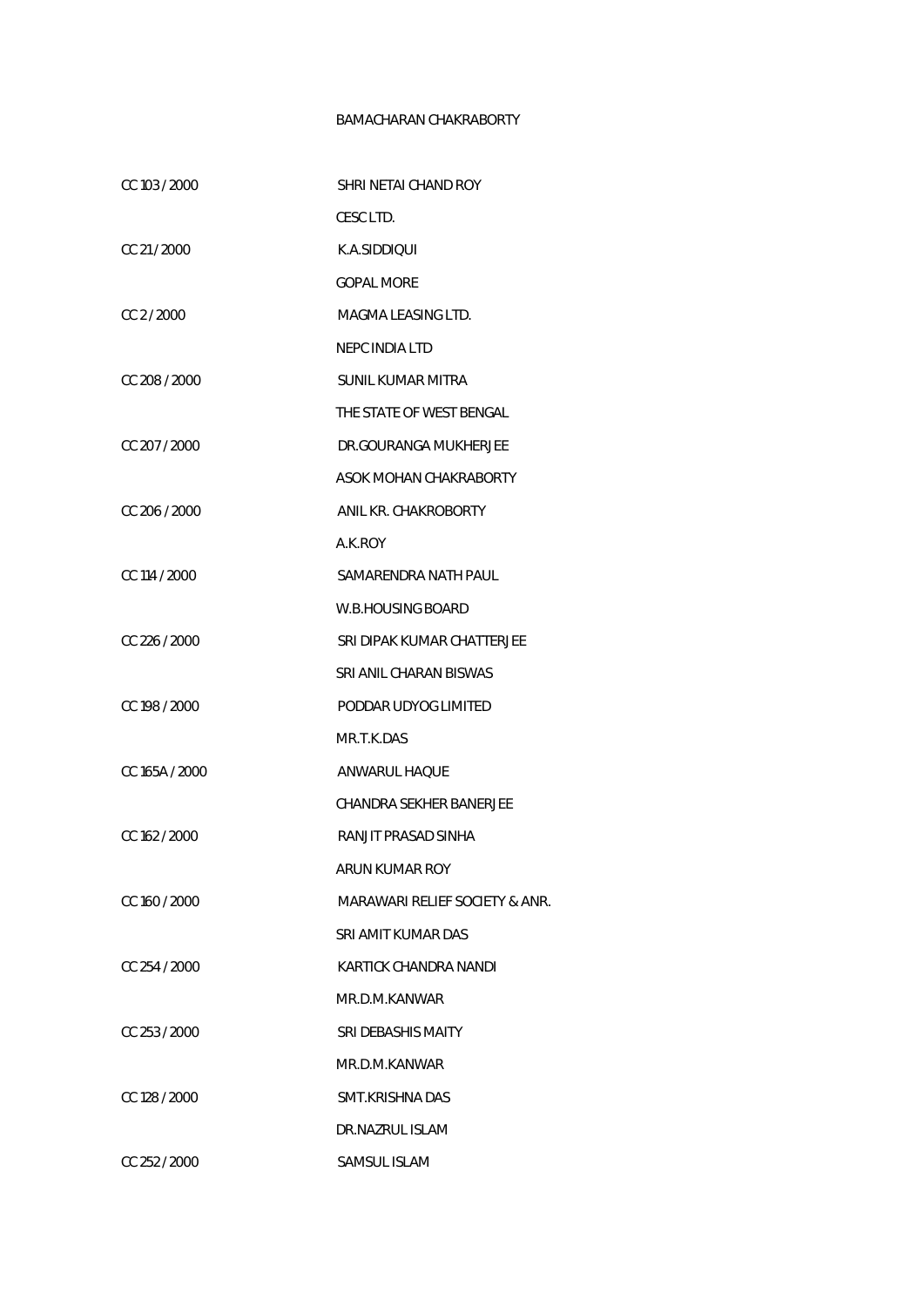BAMACHARAN CHAKRABORTY

| | |
|---|---|
| CC 103 / 2000 | SHRI NETAI CHAND ROY |
| | CESC LTD. |
| CC 21 / 2000 | K.A.SIDDIQUI |
| | GOPAL MORE |
| CC 2 / 2000 | MAGMA LEASING LTD. |
| | NEPC INDIA LTD |
| CC 208 / 2000 | SUNIL KUMAR MITRA |
| | THE STATE OF WEST BENGAL |
| CC 207 / 2000 | DR.GOURANGA MUKHERJEE |
| | ASOK MOHAN CHAKRABORTY |
| CC 206 / 2000 | ANIL KR. CHAKROBORTY |
| | A.K.ROY |
| CC 114 / 2000 | SAMARENDRA NATH PAUL |
| | W.B.HOUSING BOARD |
| CC 226 / 2000 | SRI DIPAK KUMAR CHATTERJEE |
| | SRI ANIL CHARAN BISWAS |
| CC 198 / 2000 | PODDAR UDYOG LIMITED |
| | MR.T.K.DAS |
| CC 165A / 2000 | ANWARUL HAQUE |
| | CHANDRA SEKHER BANERJEE |
| CC 162 / 2000 | RANJIT PRASAD SINHA |
| | ARUN KUMAR ROY |
| CC 160 / 2000 | MARAWARI RELIEF SOCIETY & ANR. |
| | SRI AMIT KUMAR DAS |
| CC 254 / 2000 | KARTICK CHANDRA NANDI |
| | MR.D.M.KANWAR |
| CC 253 / 2000 | SRI DEBASHIS MAITY |
| | MR.D.M.KANWAR |
| CC 128 / 2000 | SMT.KRISHNA DAS |
| | DR.NAZRUL ISLAM |
| CC 252 / 2000 | SAMSUL ISLAM |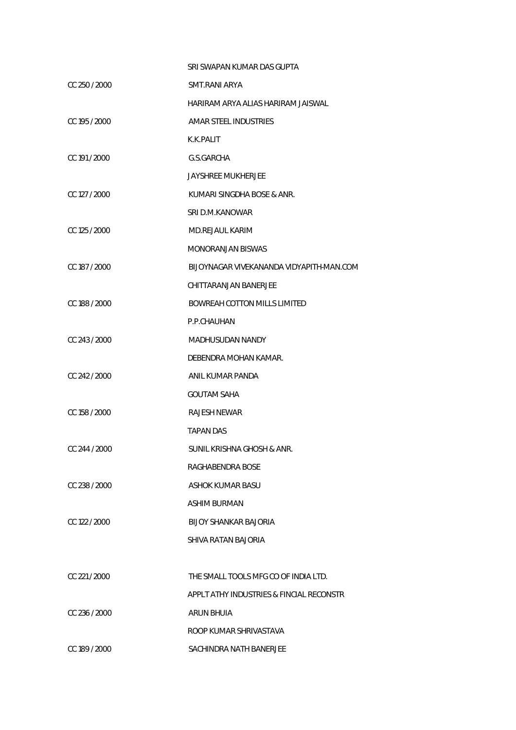| | |
|---|---|
| | SRI SWAPAN KUMAR DAS GUPTA |
| CC 250 / 2000 | SMT.RANI ARYA |
| | HARIRAM ARYA ALIAS HARIRAM JAISWAL |
| CC 195 / 2000 | AMAR STEEL INDUSTRIES |
| | K.K.PALIT |
| CC 191 / 2000 | G.S.GARCHA |
| | JAYSHREE MUKHERJEE |
| CC 127 / 2000 | KUMARI SINGDHA BOSE & ANR. |
| | SRI D.M.KANOWAR |
| CC 125 / 2000 | MD.REJAUL KARIM |
| | MONORANJAN BISWAS |
| CC 187 / 2000 | BIJOYNAGAR VIVEKANANDA VIDYAPITH-MAN.COM |
| | CHITTARANJAN BANERJEE |
| CC 188 / 2000 | BOWREAH COTTON MILLS LIMITED |
| | P.P.CHAUHAN |
| CC 243 / 2000 | MADHUSUDAN NANDY |
| | DEBENDRA MOHAN KAMAR. |
| CC 242 / 2000 | ANIL KUMAR PANDA |
| | GOUTAM SAHA |
| CC 158 / 2000 | RAJESH NEWAR |
| | TAPAN DAS |
| CC 244 / 2000 | SUNIL KRISHNA GHOSH & ANR. |
| | RAGHABENDRA BOSE |
| CC 238 / 2000 | ASHOK KUMAR BASU |
| | ASHIM BURMAN |
| CC 122 / 2000 | BIJOY SHANKAR BAJORIA |
| | SHIVA RATAN BAJORIA |
| CC 221 / 2000 | THE SMALL TOOLS MFG CO OF INDIA LTD. |
| | APPLT ATHY INDUSTRIES & FINCIAL RECONSTR |
| CC 236 / 2000 | ARUN BHUIA |
| | ROOP KUMAR SHRIVASTAVA |
| CC 189 / 2000 | SACHINDRA NATH BANERJEE |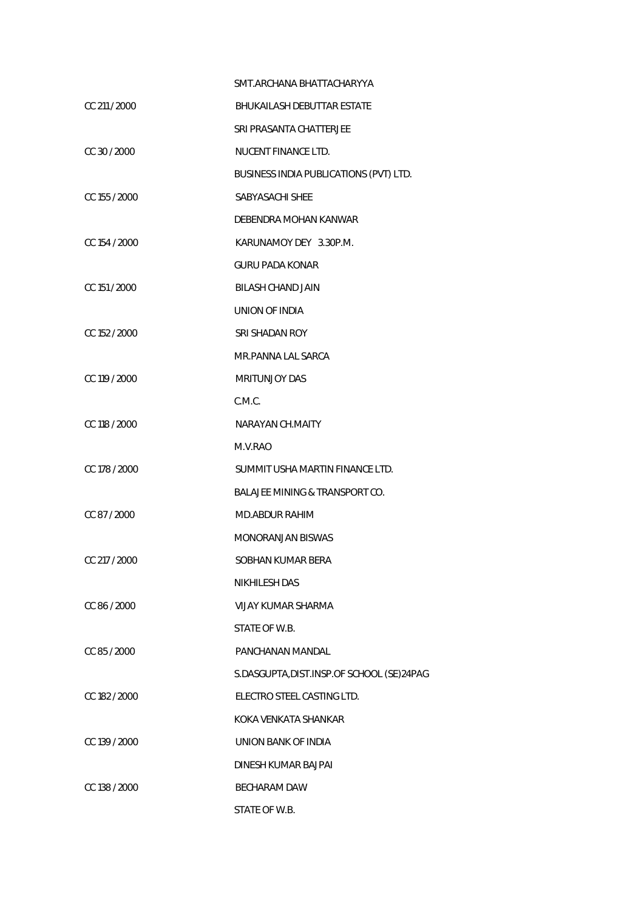| | |
|---|---|
| | SMT.ARCHANA BHATTACHARYYA |
| CC 211 / 2000 | BHUKAILASH DEBUTTAR ESTATE |
| | SRI PRASANTA CHATTERJEE |
| CC 30 / 2000 | NUCENT FINANCE LTD. |
| | BUSINESS INDIA PUBLICATIONS (PVT) LTD. |
| CC 155 / 2000 | SABYASACHI SHEE |
| | DEBENDRA MOHAN KANWAR |
| CC 154 / 2000 | KARUNAMOY DEY 3.30P.M. |
| | GURU PADA KONAR |
| CC 151 / 2000 | BILASH CHAND JAIN |
| | UNION OF INDIA |
| CC 152 / 2000 | SRI SHADAN ROY |
| | MR.PANNA LAL SARCA |
| CC 119 / 2000 | MRITUNJOY DAS |
| | C.M.C. |
| CC 118 / 2000 | NARAYAN CH.MAITY |
| | M.V.RAO |
| CC 178 / 2000 | SUMMIT USHA MARTIN FINANCE LTD. |
| | BALAJEE MINING & TRANSPORT CO. |
| CC 87 / 2000 | MD.ABDUR RAHIM |
| | MONORANJAN BISWAS |
| CC 217 / 2000 | SOBHAN KUMAR BERA |
| | NIKHILESH DAS |
| CC 86 / 2000 | VIJAY KUMAR SHARMA |
| | STATE OF W.B. |
| CC 85 / 2000 | PANCHANAN MANDAL |
| | S.DASGUPTA,DIST.INSP.OF SCHOOL (SE)24PAG |
| CC 182 / 2000 | ELECTRO STEEL CASTING LTD. |
| | KOKA VENKATA SHANKAR |
| CC 139 / 2000 | UNION BANK OF INDIA |
| | DINESH KUMAR BAJPAI |
| CC 138 / 2000 | BECHARAM DAW |
| | STATE OF W.B. |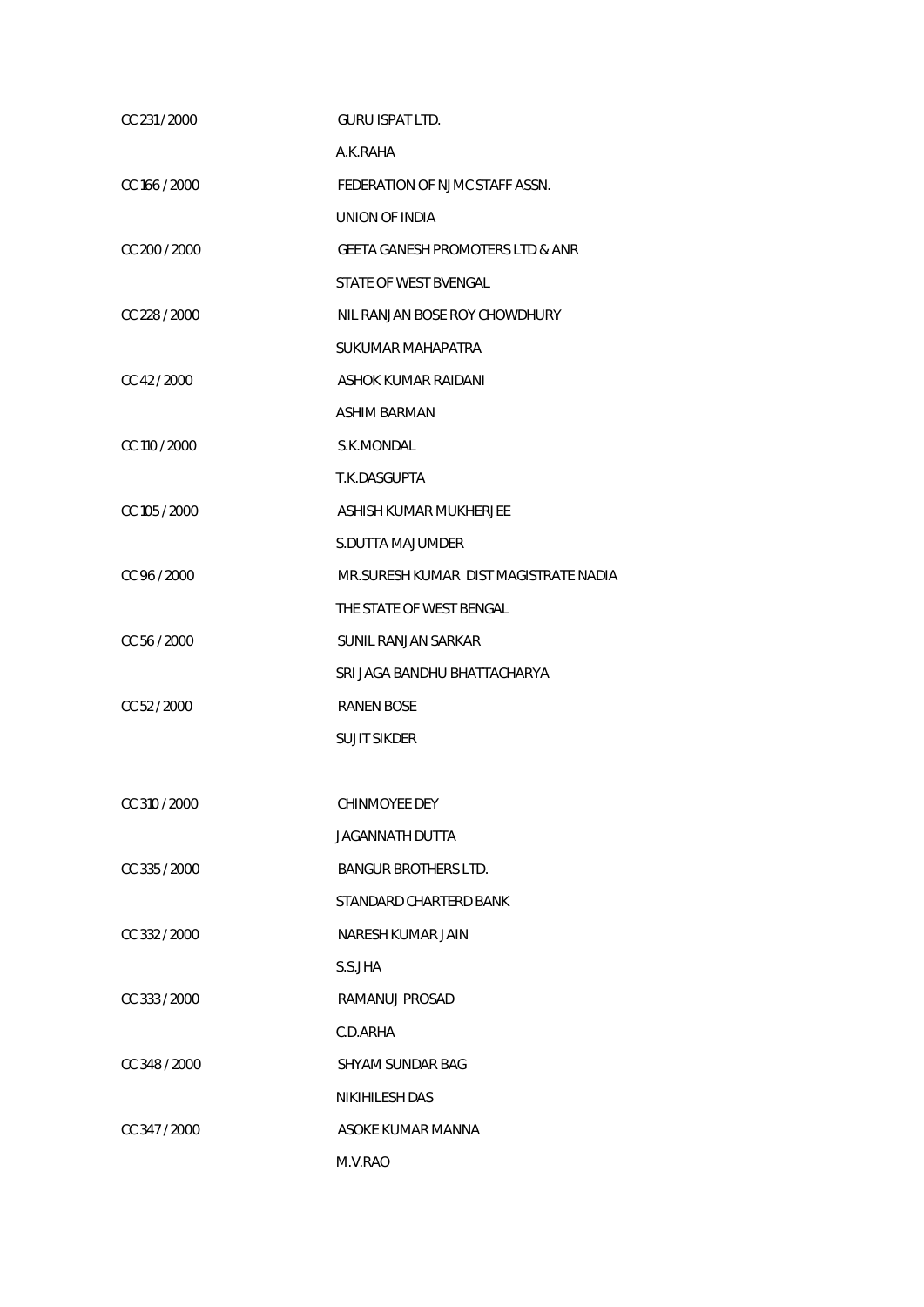| | |
|---|---|
| CC 231 / 2000 | GURU ISPAT LTD. |
| | A.K.RAHA |
| CC 166 / 2000 | FEDERATION OF NJMC STAFF ASSN. |
| | UNION OF INDIA |
| CC 200 / 2000 | GEETA GANESH PROMOTERS LTD & ANR |
| | STATE OF WEST BVENGAL |
| CC 228 / 2000 | NIL RANJAN BOSE ROY CHOWDHURY |
| | SUKUMAR MAHAPATRA |
| CC 42 / 2000 | ASHOK KUMAR RAIDANI |
| | ASHIM BARMAN |
| CC 110 / 2000 | S.K.MONDAL |
| | T.K.DASGUPTA |
| CC 105 / 2000 | ASHISH KUMAR MUKHERJEE |
| | S.DUTTA MAJUMDER |
| CC 96 / 2000 | MR.SURESH KUMAR DIST MAGISTRATE NADIA |
| | THE STATE OF WEST BENGAL |
| CC 56 / 2000 | SUNIL RANJAN SARKAR |
| | SRI JAGA BANDHU BHATTACHARYA |
| CC 52 / 2000 | RANEN BOSE |
| | SUJIT SIKDER |
| CC 310 / 2000 | CHINMOYEE DEY |
| | JAGANNATH DUTTA |
| CC 335 / 2000 | BANGUR BROTHERS LTD. |
| | STANDARD CHARTERD BANK |
| CC 332 / 2000 | NARESH KUMAR JAIN |
| | S.S.JHA |
| CC 333 / 2000 | RAMANUJ PROSAD |
| | C.D.ARHA |
| CC 348 / 2000 | SHYAM SUNDAR BAG |
| | NIKIHILESH DAS |
| CC 347 / 2000 | ASOKE KUMAR MANNA |
| | M.V.RAO |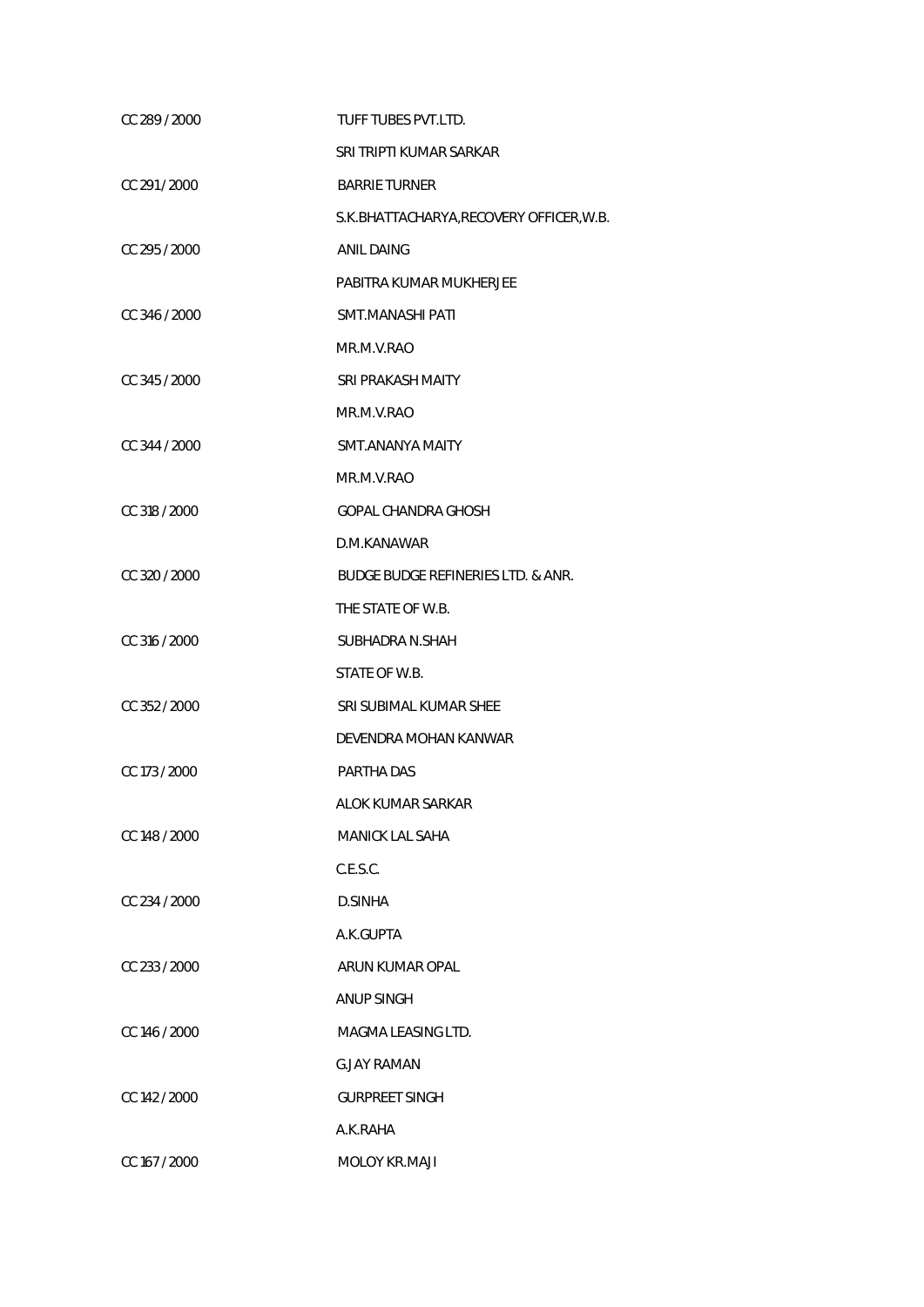CC 289 / 2000 TUFF TUBES PVT.LTD.

SRI TRIPTI KUMAR SARKAR

CC 291 / 2000 BARRIE TURNER

S.K.BHATTACHARYA,RECOVERY OFFICER,W.B.

CC 295 / 2000 ANIL DAING

PABITRA KUMAR MUKHERJEE

CC 346 / 2000 SMT.MANASHI PATI

MR.M.V.RAO

CC 345 / 2000 SRI PRAKASH MAITY

MR.M.V.RAO

CC 344 / 2000 SMT.ANANYA MAITY

MR.M.V.RAO

CC 318 / 2000 GOPAL CHANDRA GHOSH

D.M.KANAWAR

CC 320 / 2000 BUDGE BUDGE REFINERIES LTD. & ANR.

THE STATE OF W.B.

CC 316 / 2000 SUBHADRA N.SHAH

STATE OF W.B.

CC 352 / 2000 SRI SUBIMAL KUMAR SHEE

DEVENDRA MOHAN KANWAR

CC 173 / 2000 PARTHA DAS

ALOK KUMAR SARKAR

CC 148 / 2000 MANICK LAL SAHA

C.E.S.C.

CC 234 / 2000 D.SINHA

A.K.GUPTA

CC 233 / 2000 ARUN KUMAR OPAL

ANUP SINGH

CC 146 / 2000 MAGMA LEASING LTD.

G.JAY RAMAN

CC 142 / 2000 GURPREET SINGH

A.K.RAHA

CC 167 / 2000 MOLOY KR.MAJI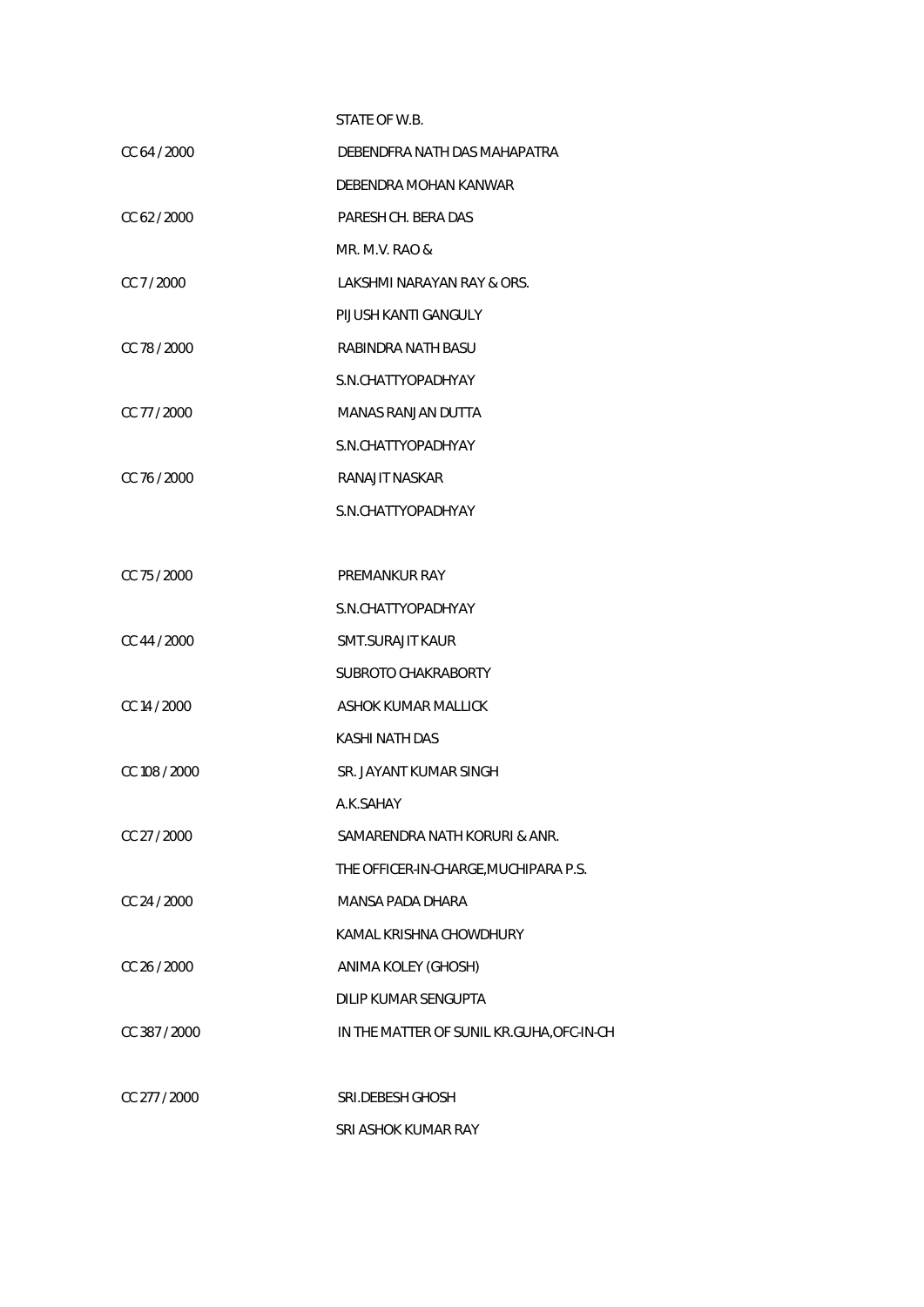| | |
|---|---|
| | STATE OF W.B. |
| CC 64 / 2000 | DEBENDFRA NATH DAS MAHAPATRA |
| | DEBENDRA MOHAN KANWAR |
| CC 62 / 2000 | PARESH CH. BERA DAS |
| | MR. M.V. RAO & |
| CC 7 / 2000 | LAKSHMI NARAYAN RAY & ORS. |
| | PIJUSH KANTI GANGULY |
| CC 78 / 2000 | RABINDRA NATH BASU |
| | S.N.CHATTYOPADHYAY |
| CC 77 / 2000 | MANAS RANJAN DUTTA |
| | S.N.CHATTYOPADHYAY |
| CC 76 / 2000 | RANAJIT NASKAR |
| | S.N.CHATTYOPADHYAY |
| CC 75 / 2000 | PREMANKUR RAY |
| | S.N.CHATTYOPADHYAY |
| CC 44 / 2000 | SMT.SURAJIT KAUR |
| | SUBROTO CHAKRABORTY |
| CC 14 / 2000 | ASHOK KUMAR MALLICK |
| | KASHI NATH DAS |
| CC 108 / 2000 | SR. JAYANT KUMAR SINGH |
| | A.K.SAHAY |
| CC 27 / 2000 | SAMARENDRA NATH KORURI & ANR. |
| | THE OFFICER-IN-CHARGE,MUCHIPARA P.S. |
| CC 24 / 2000 | MANSA PADA DHARA |
| | KAMAL KRISHNA CHOWDHURY |
| CC 26 / 2000 | ANIMA KOLEY (GHOSH) |
| | DILIP KUMAR SENGUPTA |
| CC 387 / 2000 | IN THE MATTER OF SUNIL KR.GUHA,OFC-IN-CH |
| CC 277 / 2000 | SRI.DEBESH GHOSH |
| | SRI ASHOK KUMAR RAY |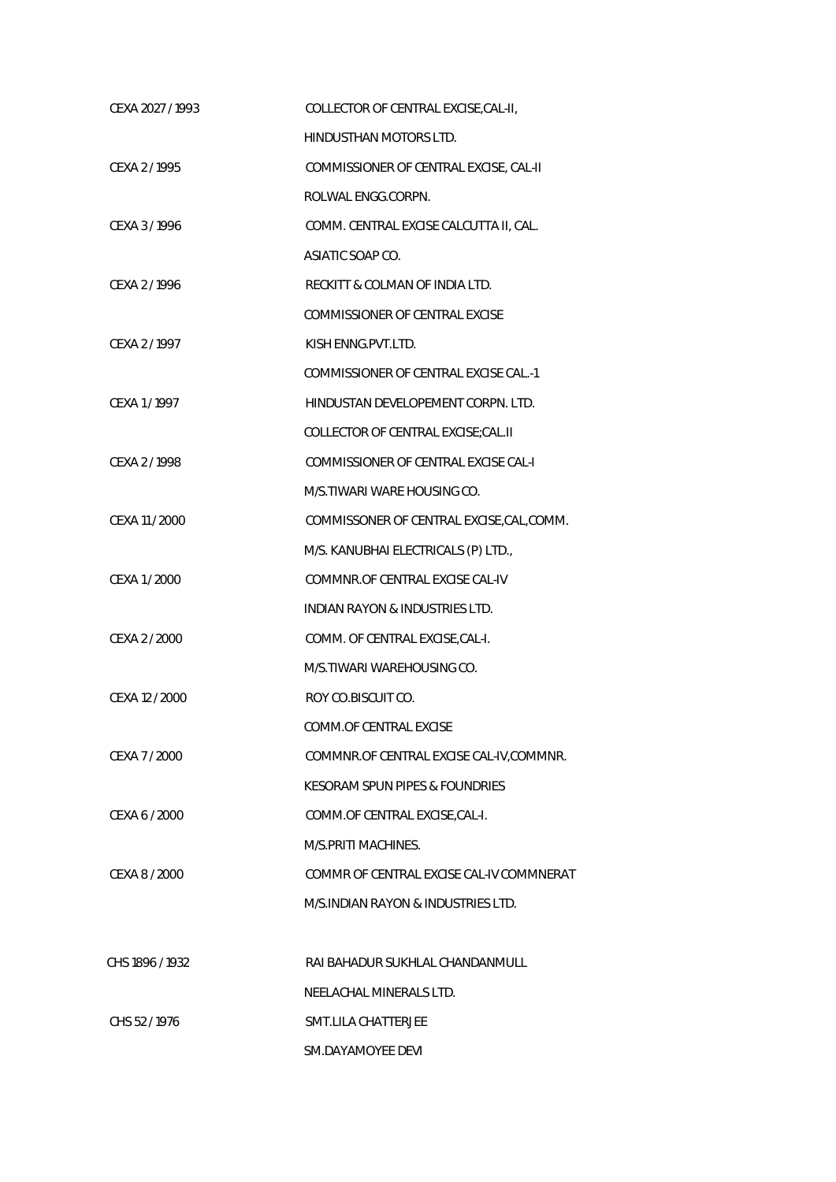| | |
|---|---|
| CEXA 2027 / 1993 | COLLECTOR OF CENTRAL EXCISE,CAL-II, |
| | HINDUSTHAN MOTORS LTD. |
| CEXA 2 / 1995 | COMMISSIONER OF CENTRAL EXCISE, CAL-II |
| | ROLWAL ENGG.CORPN. |
| CEXA 3 / 1996 | COMM. CENTRAL EXCISE CALCUTTA II, CAL. |
| | ASIATIC SOAP CO. |
| CEXA 2 / 1996 | RECKITT & COLMAN OF INDIA LTD. |
| | COMMISSIONER OF CENTRAL EXCISE |
| CEXA 2 / 1997 | KISH ENNG.PVT.LTD. |
| | COMMISSIONER OF CENTRAL EXCISE CAL.-1 |
| CEXA 1 / 1997 | HINDUSTAN DEVELOPEMENT CORPN. LTD. |
| | COLLECTOR OF CENTRAL EXCISE;CAL.II |
| CEXA 2 / 1998 | COMMISSIONER OF CENTRAL EXCISE CAL-I |
| | M/S.TIWARI WARE HOUSING CO. |
| CEXA 11 / 2000 | COMMISSONER OF CENTRAL EXCISE,CAL,COMM. |
| | M/S. KANUBHAI ELECTRICALS (P) LTD., |
| CEXA 1 / 2000 | COMMNR.OF CENTRAL EXCISE CAL-IV |
| | INDIAN RAYON & INDUSTRIES LTD. |
| CEXA 2 / 2000 | COMM. OF CENTRAL EXCISE,CAL-I. |
| | M/S.TIWARI WAREHOUSING CO. |
| CEXA 12 / 2000 | ROY CO.BISCUIT CO. |
| | COMM.OF CENTRAL EXCISE |
| CEXA 7 / 2000 | COMMNR.OF CENTRAL EXCISE CAL-IV,COMMNR. |
| | KESORAM SPUN PIPES & FOUNDRIES |
| CEXA 6 / 2000 | COMM.OF CENTRAL EXCISE,CAL-I. |
| | M/S.PRITI MACHINES. |
| CEXA 8 / 2000 | COMMR OF CENTRAL EXCISE CAL-IV COMMNERAT |
| | M/S.INDIAN RAYON & INDUSTRIES LTD. |
| CHS 1896 / 1932 | RAI BAHADUR SUKHLAL CHANDANMULL |
| | NEELACHAL MINERALS LTD. |
| CHS 52 / 1976 | SMT.LILA CHATTERJEE |
| | SM.DAYAMOYEE DEVI |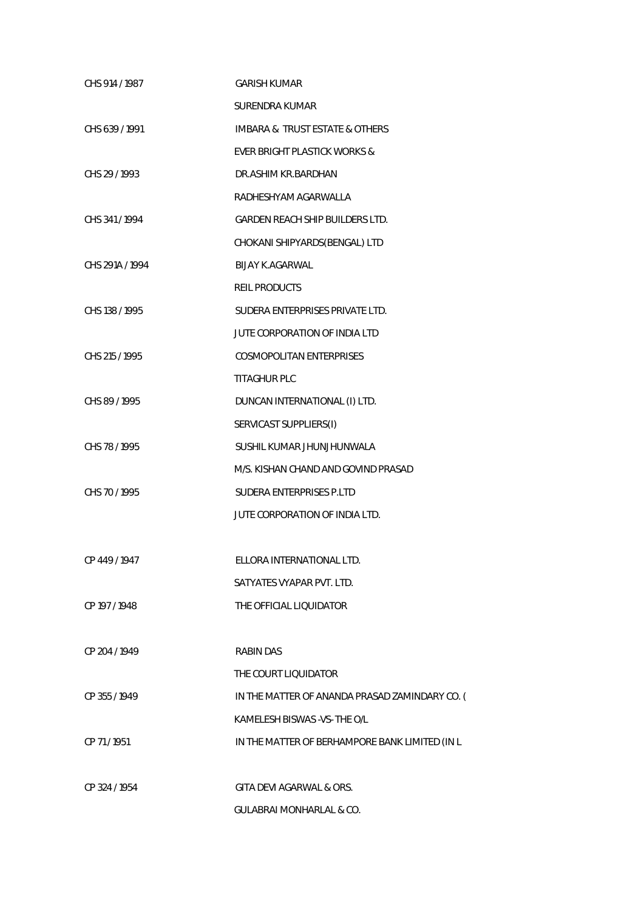| | |
|---|---|
| CHS 914 / 1987 | GARISH KUMAR |
| | SURENDRA KUMAR |
| CHS 639 / 1991 | IMBARA & TRUST ESTATE & OTHERS |
| | EVER BRIGHT PLASTICK WORKS & |
| CHS 29 / 1993 | DR.ASHIM KR.BARDHAN |
| | RADHESHYAM AGARWALLA |
| CHS 341 / 1994 | GARDEN REACH SHIP BUILDERS LTD. |
| | CHOKANI SHIPYARDS(BENGAL) LTD |
| CHS 291A / 1994 | BIJAY K.AGARWAL |
| | REIL PRODUCTS |
| CHS 138 / 1995 | SUDERA ENTERPRISES PRIVATE LTD. |
| | JUTE CORPORATION OF INDIA LTD |
| CHS 215 / 1995 | COSMOPOLITAN ENTERPRISES |
| | TITAGHUR PLC |
| CHS 89 / 1995 | DUNCAN INTERNATIONAL (I) LTD. |
| | SERVICAST SUPPLIERS(I) |
| CHS 78 / 1995 | SUSHIL KUMAR JHUNJHUNWALA |
| | M/S. KISHAN CHAND AND GOVIND PRASAD |
| CHS 70 / 1995 | SUDERA ENTERPRISES P.LTD |
| | JUTE CORPORATION OF INDIA LTD. |
| | |
| CP 449 / 1947 | ELLORA INTERNATIONAL LTD. |
| | SATYATES VYAPAR PVT. LTD. |
| CP 197 / 1948 | THE OFFICIAL LIQUIDATOR |
| | |
| CP 204 / 1949 | RABIN DAS |
| | THE COURT LIQUIDATOR |
| CP 355 / 1949 | IN THE MATTER OF ANANDA PRASAD ZAMINDARY CO. ( |
| | KAMELESH BISWAS -VS- THE O/L |
| CP 71 / 1951 | IN THE MATTER OF BERHAMPORE BANK LIMITED (IN L |
| | |
| CP 324 / 1954 | GITA DEVI AGARWAL & ORS. |
| | GULABRAI MONHARLAL & CO. |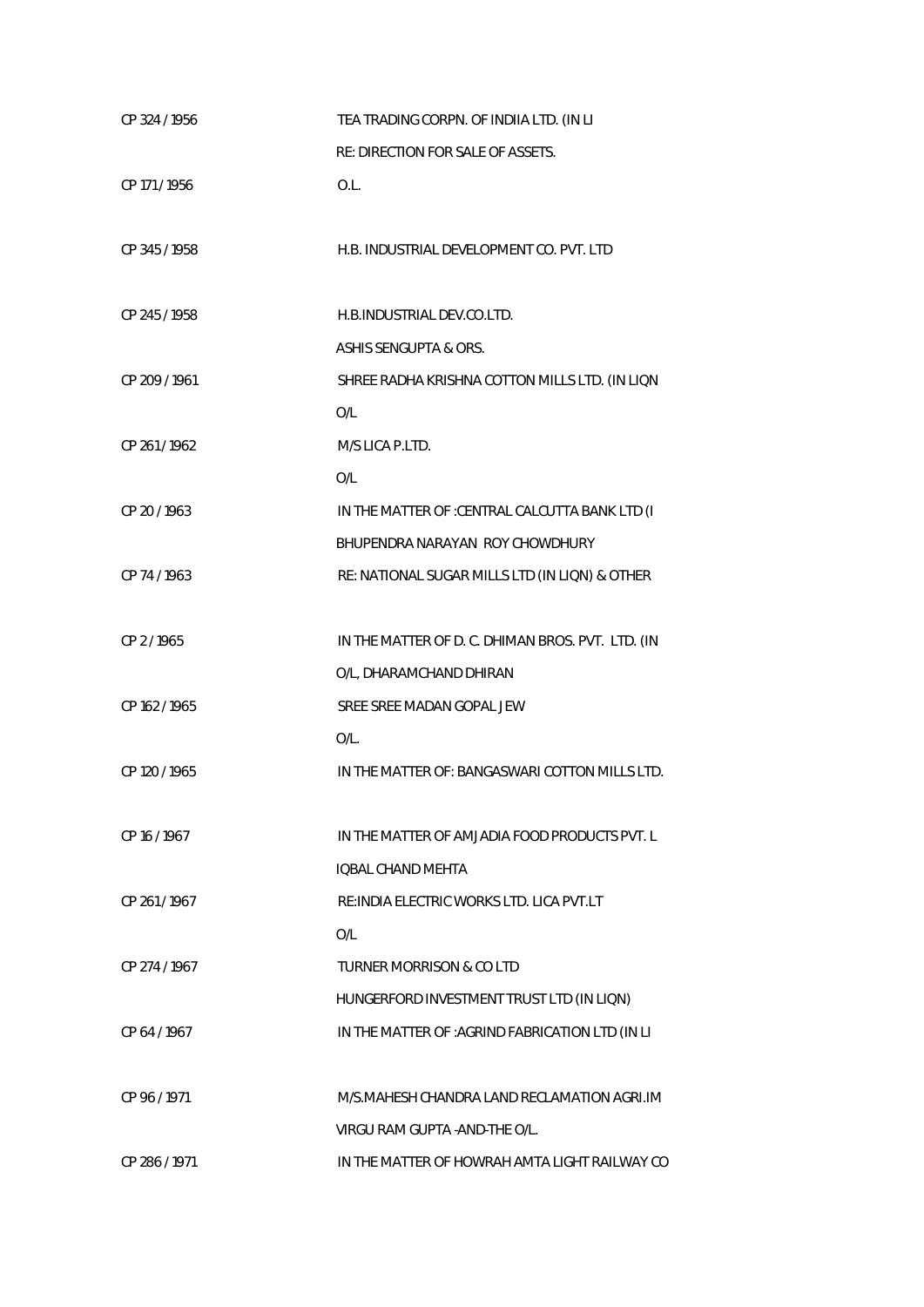| | |
|---|---|
| CP 324 / 1956 | TEA TRADING CORPN. OF INDIIA LTD. (IN LI |
| | RE: DIRECTION FOR SALE OF ASSETS. |
| CP 171 / 1956 | O.L. |
| CP 345 / 1958 | H.B. INDUSTRIAL DEVELOPMENT CO. PVT. LTD |
| CP 245 / 1958 | H.B.INDUSTRIAL DEV.CO.LTD. |
| | ASHIS SENGUPTA & ORS. |
| CP 209 / 1961 | SHREE RADHA KRISHNA COTTON MILLS LTD. (IN LIQN |
| | O/L |
| CP 261 / 1962 | M/S LICA P.LTD. |
| | O/L |
| CP 20 / 1963 | IN THE MATTER OF :CENTRAL CALCUTTA BANK LTD (I |
| | BHUPENDRA NARAYAN ROY CHOWDHURY |
| CP 74 / 1963 | RE: NATIONAL SUGAR MILLS LTD (IN LIQN) & OTHER |
| CP 2 / 1965 | IN THE MATTER OF D. C. DHIMAN BROS. PVT. LTD. (IN |
| | O/L, DHARAMCHAND DHIRAN |
| CP 162 / 1965 | SREE SREE MADAN GOPAL JEW |
| | O/L. |
| CP 120 / 1965 | IN THE MATTER OF: BANGASWARI COTTON MILLS LTD. |
| CP 16 / 1967 | IN THE MATTER OF AMJADIA FOOD PRODUCTS PVT. L |
| | IQBAL CHAND MEHTA |
| CP 261 / 1967 | RE:INDIA ELECTRIC WORKS LTD. LICA PVT.LT |
| | O/L |
| CP 274 / 1967 | TURNER MORRISON & CO LTD |
| | HUNGERFORD INVESTMENT TRUST LTD (IN LIQN) |
| CP 64 / 1967 | IN THE MATTER OF :AGRIND FABRICATION LTD (IN LI |
| CP 96 / 1971 | M/S.MAHESH CHANDRA LAND RECLAMATION AGRI.IM |
| | VIRGU RAM GUPTA -AND-THE O/L. |
| CP 286 / 1971 | IN THE MATTER OF HOWRAH AMTA LIGHT RAILWAY CO |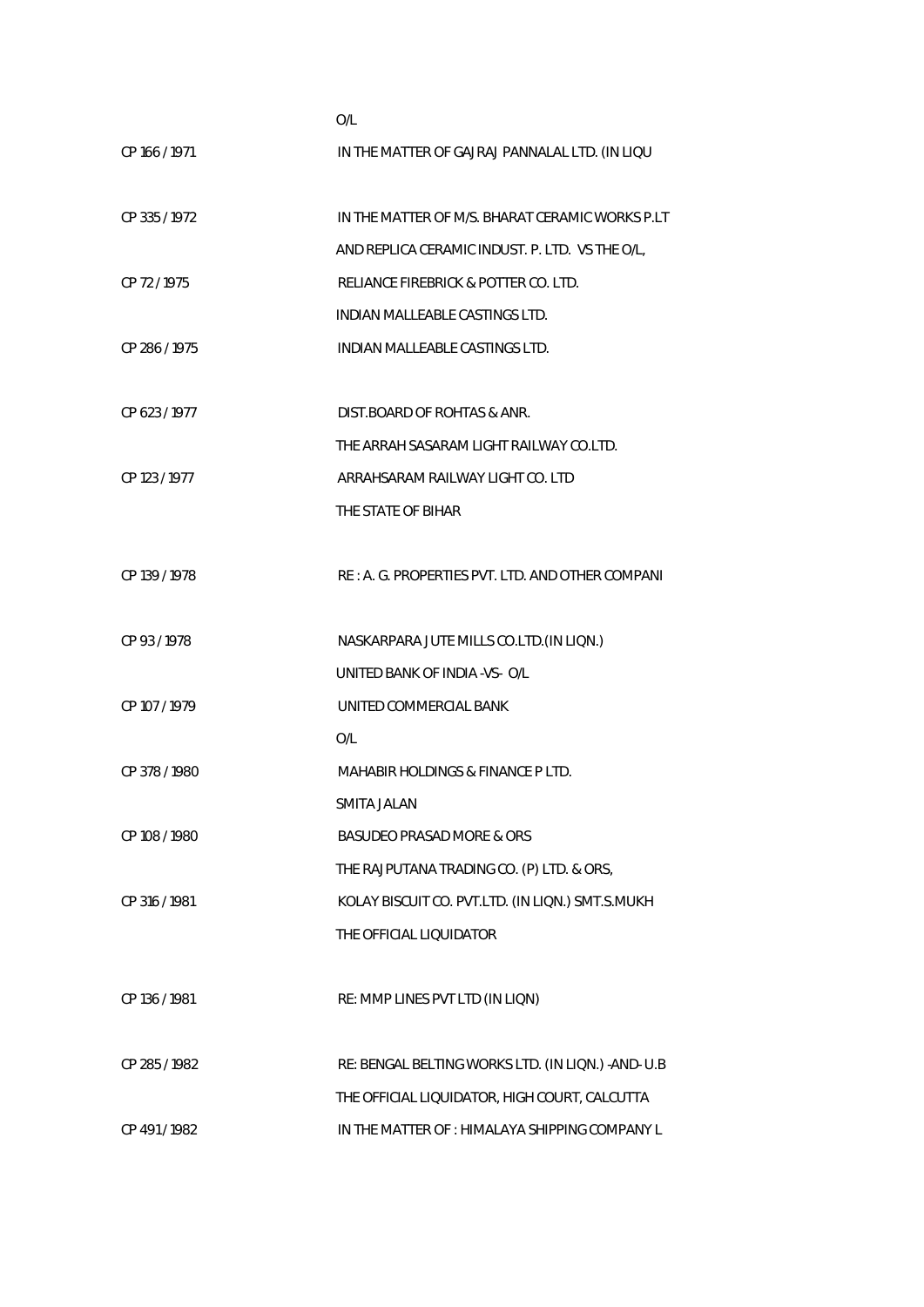| | |
|---|---|
| | O/L |
| CP 166 / 1971 | IN THE MATTER OF GAJRAJ PANNALAL LTD. (IN LIQU |
| CP 335 / 1972 | IN THE MATTER OF M/S. BHARAT CERAMIC WORKS P.LT |
| | AND REPLICA CERAMIC INDUST. P. LTD. VS THE O/L, |
| CP 72 / 1975 | RELIANCE FIREBRICK & POTTER CO. LTD. |
| | INDIAN MALLEABLE CASTINGS LTD. |
| CP 286 / 1975 | INDIAN MALLEABLE CASTINGS LTD. |
| CP 623 / 1977 | DIST.BOARD OF ROHTAS & ANR. |
| | THE ARRAH SASARAM LIGHT RAILWAY CO.LTD. |
| CP 123 / 1977 | ARRAHSARAM RAILWAY LIGHT CO. LTD |
| | THE STATE OF BIHAR |
| CP 139 / 1978 | RE : A. G. PROPERTIES PVT. LTD. AND OTHER COMPANI |
| CP 93 / 1978 | NASKARPARA JUTE MILLS CO.LTD.(IN LIQN.) |
| | UNITED BANK OF INDIA -VS- O/L |
| CP 107 / 1979 | UNITED COMMERCIAL BANK |
| | O/L |
| CP 378 / 1980 | MAHABIR HOLDINGS & FINANCE P LTD. |
| | SMITA JALAN |
| CP 108 / 1980 | BASUDEO PRASAD MORE & ORS |
| | THE RAJPUTANA TRADING CO. (P) LTD. & ORS, |
| CP 316 / 1981 | KOLAY BISCUIT CO. PVT.LTD. (IN LIQN.) SMT.S.MUKH |
| | THE OFFICIAL LIQUIDATOR |
| CP 136 / 1981 | RE: MMP LINES PVT LTD (IN LIQN) |
| CP 285 / 1982 | RE: BENGAL BELTING WORKS LTD. (IN LIQN.) -AND- U.B |
| | THE OFFICIAL LIQUIDATOR, HIGH COURT, CALCUTTA |
| CP 491 / 1982 | IN THE MATTER OF : HIMALAYA SHIPPING COMPANY L |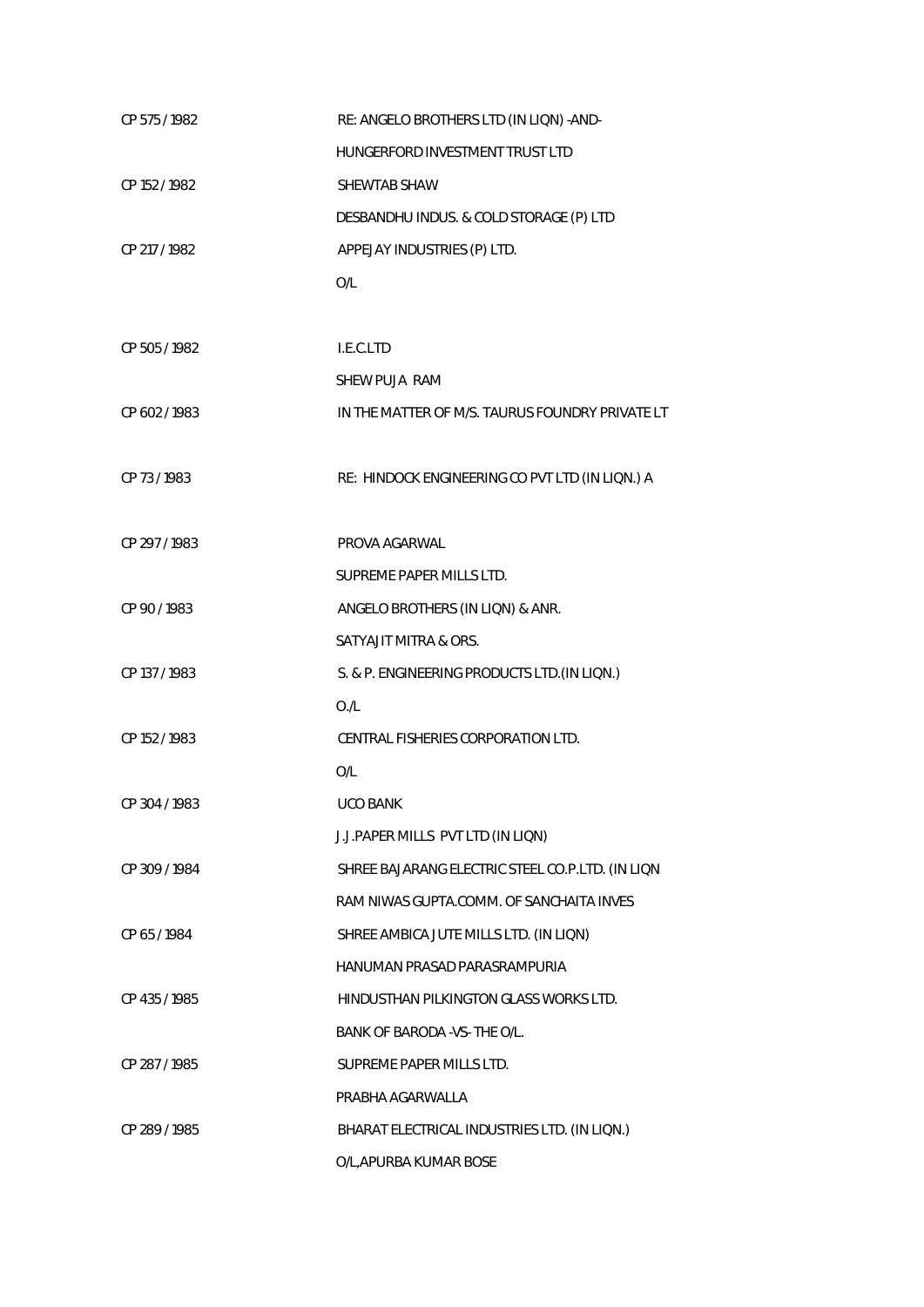| | |
|---|---|
| CP 575 / 1982 | RE: ANGELO BROTHERS LTD (IN LIQN) -AND-<br>HUNGERFORD INVESTMENT TRUST LTD |
| CP 152 / 1982 | SHEWTAB SHAW<br>DESBANDHU INDUS. & COLD STORAGE (P) LTD |
| CP 217 / 1982 | APPEJAY INDUSTRIES (P) LTD.<br>O/L |
| CP 505 / 1982 | I.E.C.LTD<br>SHEW PUJA RAM |
| CP 602 / 1983 | IN THE MATTER OF M/S. TAURUS FOUNDRY PRIVATE LT |
| CP 73 / 1983 | RE: HINDOCK ENGINEERING CO PVT LTD (IN LIQN.) A |
| CP 297 / 1983 | PROVA AGARWAL<br>SUPREME PAPER MILLS LTD. |
| CP 90 / 1983 | ANGELO BROTHERS (IN LIQN) & ANR.<br>SATYAJIT MITRA & ORS. |
| CP 137 / 1983 | S. & P. ENGINEERING PRODUCTS LTD.(IN LIQN.)<br>O./L |
| CP 152 / 1983 | CENTRAL FISHERIES CORPORATION LTD.<br>O/L |
| CP 304 / 1983 | UCO BANK<br>J.J.PAPER MILLS PVT LTD (IN LIQN) |
| CP 309 / 1984 | SHREE BAJARANG ELECTRIC STEEL CO.P.LTD. (IN LIQN<br>RAM NIWAS GUPTA.COMM. OF SANCHAITA INVES |
| CP 65 / 1984 | SHREE AMBICA JUTE MILLS LTD. (IN LIQN)<br>HANUMAN PRASAD PARASRAMPURIA |
| CP 435 / 1985 | HINDUSTHAN PILKINGTON GLASS WORKS LTD.<br>BANK OF BARODA -VS- THE O/L. |
| CP 287 / 1985 | SUPREME PAPER MILLS LTD.<br>PRABHA AGARWALLA |
| CP 289 / 1985 | BHARAT ELECTRICAL INDUSTRIES LTD. (IN LIQN.)<br>O/L,APURBA KUMAR BOSE |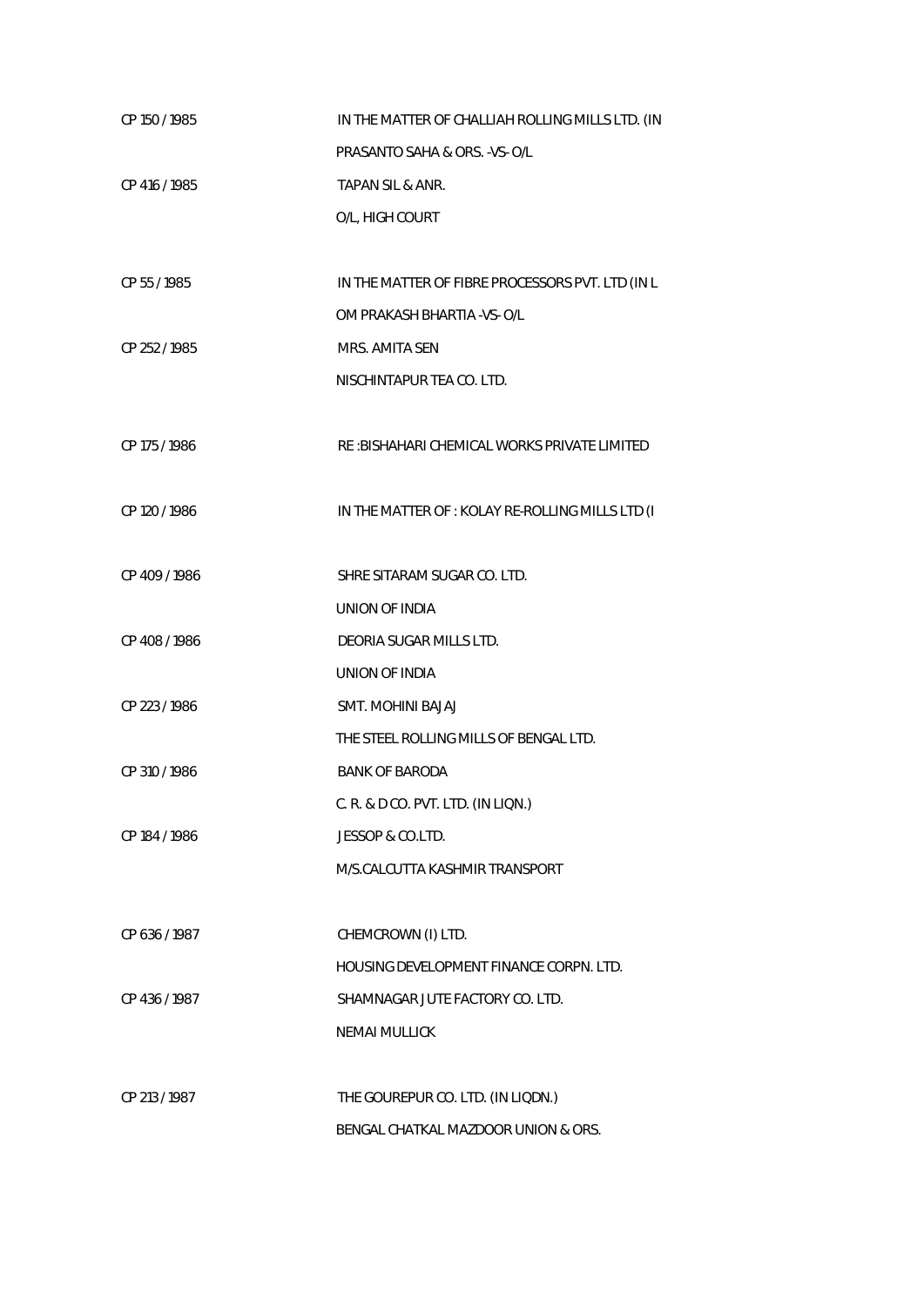CP 150 / 1985 IN THE MATTER OF CHALLIAH ROLLING MILLS LTD. (IN
PRASANTO SAHA & ORS. -VS- O/L

CP 416 / 1985 TAPAN SIL & ANR.
O/L, HIGH COURT

CP 55 / 1985 IN THE MATTER OF FIBRE PROCESSORS PVT. LTD (IN L
OM PRAKASH BHARTIA -VS- O/L

CP 252 / 1985 MRS. AMITA SEN
NISCHINTAPUR TEA CO. LTD.

CP 175 / 1986 RE :BISHAHARI CHEMICAL WORKS PRIVATE LIMITED

CP 120 / 1986 IN THE MATTER OF : KOLAY RE-ROLLING MILLS LTD (I

CP 409 / 1986 SHRE SITARAM SUGAR CO. LTD.
UNION OF INDIA

CP 408 / 1986 DEORIA SUGAR MILLS LTD.
UNION OF INDIA

CP 223 / 1986 SMT. MOHINI BAJAJ
THE STEEL ROLLING MILLS OF BENGAL LTD.

CP 310 / 1986 BANK OF BARODA
C. R. & D CO. PVT. LTD. (IN LIQN.)

CP 184 / 1986 JESSOP & CO.LTD.
M/S.CALCUTTA KASHMIR TRANSPORT

CP 636 / 1987 CHEMCROWN (I) LTD.
HOUSING DEVELOPMENT FINANCE CORPN. LTD.

CP 436 / 1987 SHAMNAGAR JUTE FACTORY CO. LTD.
NEMAI MULLICK

CP 213 / 1987 THE GOUREPUR CO. LTD. (IN LIQDN.)
BENGAL CHATKAL MAZDOOR UNION & ORS.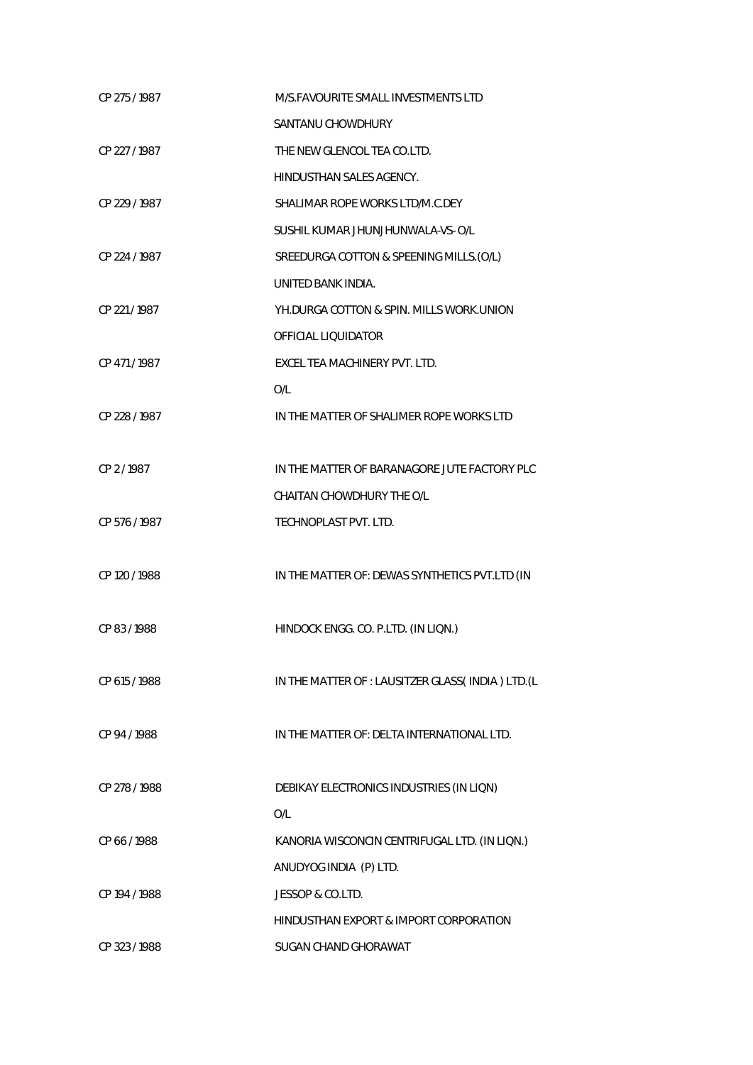| | |
|---|---|
| CP 275 / 1987 | M/S.FAVOURITE SMALL INVESTMENTS LTD |
| | SANTANU CHOWDHURY |
| CP 227 / 1987 | THE NEW GLENCOL TEA CO.LTD. |
| | HINDUSTHAN SALES AGENCY. |
| CP 229 / 1987 | SHALIMAR ROPE WORKS LTD/M.C.DEY |
| | SUSHIL KUMAR JHUNJHUNWALA-VS- O/L |
| CP 224 / 1987 | SREEDURGA COTTON & SPEENING MILLS.(O/L) |
| | UNITED BANK INDIA. |
| CP 221 / 1987 | YH.DURGA COTTON & SPIN. MILLS WORK.UNION |
| | OFFICIAL LIQUIDATOR |
| CP 471 / 1987 | EXCEL TEA MACHINERY PVT. LTD. |
| | O/L |
| CP 228 / 1987 | IN THE MATTER OF SHALIMER ROPE WORKS LTD |
| CP 2 / 1987 | IN THE MATTER OF BARANAGORE JUTE FACTORY PLC |
| | CHAITAN CHOWDHURY THE O/L |
| CP 576 / 1987 | TECHNOPLAST PVT. LTD. |
| CP 120 / 1988 | IN THE MATTER OF: DEWAS SYNTHETICS PVT.LTD (IN |
| CP 83 / 1988 | HINDOCK ENGG. CO. P.LTD. (IN LIQN.) |
| CP 615 / 1988 | IN THE MATTER OF : LAUSITZER GLASS( INDIA ) LTD.(L |
| CP 94 / 1988 | IN THE MATTER OF: DELTA INTERNATIONAL LTD. |
| CP 278 / 1988 | DEBIKAY ELECTRONICS INDUSTRIES (IN LIQN) |
| | O/L |
| CP 66 / 1988 | KANORIA WISCONCIN CENTRIFUGAL LTD. (IN LIQN.) |
| | ANUDYOG INDIA (P) LTD. |
| CP 194 / 1988 | JESSOP & CO.LTD. |
| | HINDUSTHAN EXPORT & IMPORT CORPORATION |
| CP 323 / 1988 | SUGAN CHAND GHORAWAT |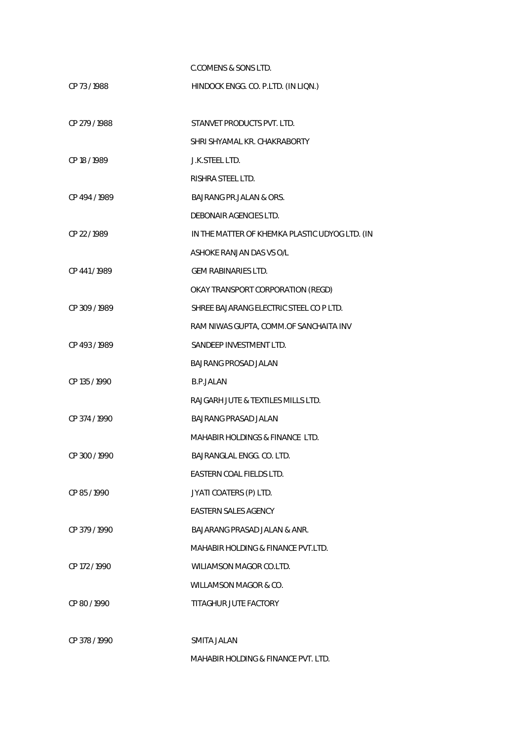| | |
|---|---|
| | C.COMENS & SONS LTD. |
| CP 73 / 1988 | HINDOCK ENGG. CO. P.LTD. (IN LIQN.) |
| | |
| CP 279 / 1988 | STANVET PRODUCTS PVT. LTD. |
| | SHRI SHYAMAL KR. CHAKRABORTY |
| CP 18 / 1989 | J.K.STEEL LTD. |
| | RISHRA STEEL LTD. |
| CP 494 / 1989 | BAJRANG PR.JALAN & ORS. |
| | DEBONAIR AGENCIES LTD. |
| CP 22 / 1989 | IN THE MATTER OF KHEMKA PLASTIC UDYOG LTD. (IN |
| | ASHOKE RANJAN DAS VS O/L |
| CP 441 / 1989 | GEM RABINARIES LTD. |
| | OKAY TRANSPORT CORPORATION (REGD) |
| CP 309 / 1989 | SHREE BAJARANG ELECTRIC STEEL CO P LTD. |
| | RAM NIWAS GUPTA, COMM.OF SANCHAITA INV |
| CP 493 / 1989 | SANDEEP INVESTMENT LTD. |
| | BAJRANG PROSAD JALAN |
| CP 135 / 1990 | B.P.JALAN |
| | RAJGARH JUTE & TEXTILES MILLS LTD. |
| CP 374 / 1990 | BAJRANG PRASAD JALAN |
| | MAHABIR HOLDINGS & FINANCE LTD. |
| CP 300 / 1990 | BAJRANGLAL ENGG. CO. LTD. |
| | EASTERN COAL FIELDS LTD. |
| CP 85 / 1990 | JYATI COATERS (P) LTD. |
| | EASTERN SALES AGENCY |
| CP 379 / 1990 | BAJARANG PRASAD JALAN & ANR. |
| | MAHABIR HOLDING & FINANCE PVT.LTD. |
| CP 172 / 1990 | WILIAMSON MAGOR CO.LTD. |
| | WILLAMSON MAGOR & CO. |
| CP 80 / 1990 | TITAGHUR JUTE FACTORY |
| | |
| CP 378 / 1990 | SMITA JALAN |
| | MAHABIR HOLDING & FINANCE PVT. LTD. |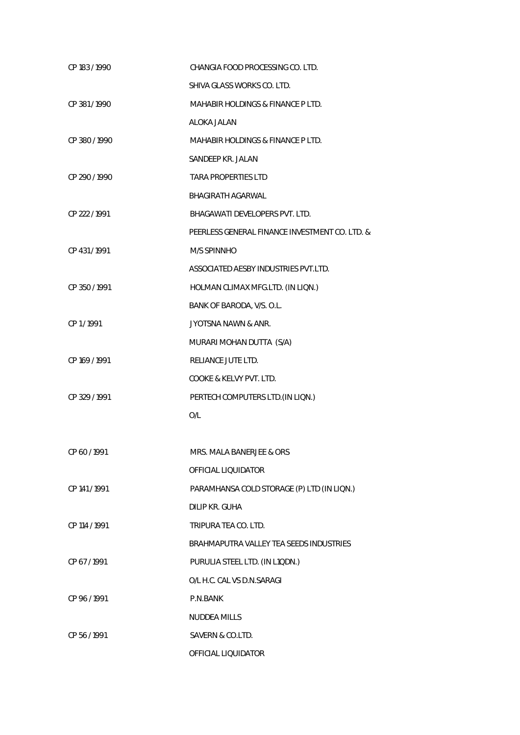| | |
|---|---|
| CP 183 / 1990 | CHANGIA FOOD PROCESSING CO. LTD. |
| | SHIVA GLASS WORKS CO. LTD. |
| CP 381 / 1990 | MAHABIR HOLDINGS & FINANCE P LTD. |
| | ALOKA JALAN |
| CP 380 / 1990 | MAHABIR HOLDINGS & FINANCE P LTD. |
| | SANDEEP KR. JALAN |
| CP 290 / 1990 | TARA PROPERTIES LTD |
| | BHAGIRATH AGARWAL |
| CP 222 / 1991 | BHAGAWATI DEVELOPERS PVT. LTD. |
| | PEERLESS GENERAL FINANCE INVESTMENT CO. LTD. & |
| CP 431 / 1991 | M/S SPINNHO |
| | ASSOCIATED AESBY INDUSTRIES PVT.LTD. |
| CP 350 / 1991 | HOLMAN CLIMAX MFG.LTD. (IN LIQN.) |
| | BANK OF BARODA, V/S. O.L. |
| CP 1 / 1991 | JYOTSNA NAWN & ANR. |
| | MURARI MOHAN DUTTA (S/A) |
| CP 169 / 1991 | RELIANCE JUTE LTD. |
| | COOKE & KELVY PVT. LTD. |
| CP 329 / 1991 | PERTECH COMPUTERS LTD.(IN LIQN.) |
| | O/L |
| CP 60 / 1991 | MRS. MALA BANERJEE & ORS |
| | OFFICIAL LIQUIDATOR |
| CP 141 / 1991 | PARAMHANSA COLD STORAGE (P) LTD (IN LIQN.) |
| | DILIP KR. GUHA |
| CP 114 / 1991 | TRIPURA TEA CO. LTD. |
| | BRAHMAPUTRA VALLEY TEA SEEDS INDUSTRIES |
| CP 67 / 1991 | PURULIA STEEL LTD. (IN L1QDN.) |
| | O/L H.C. CAL VS D.N.SARAGI |
| CP 96 / 1991 | P.N.BANK |
| | NUDDEA MILLS |
| CP 56 / 1991 | SAVERN & CO.LTD. |
| | OFFICIAL LIQUIDATOR |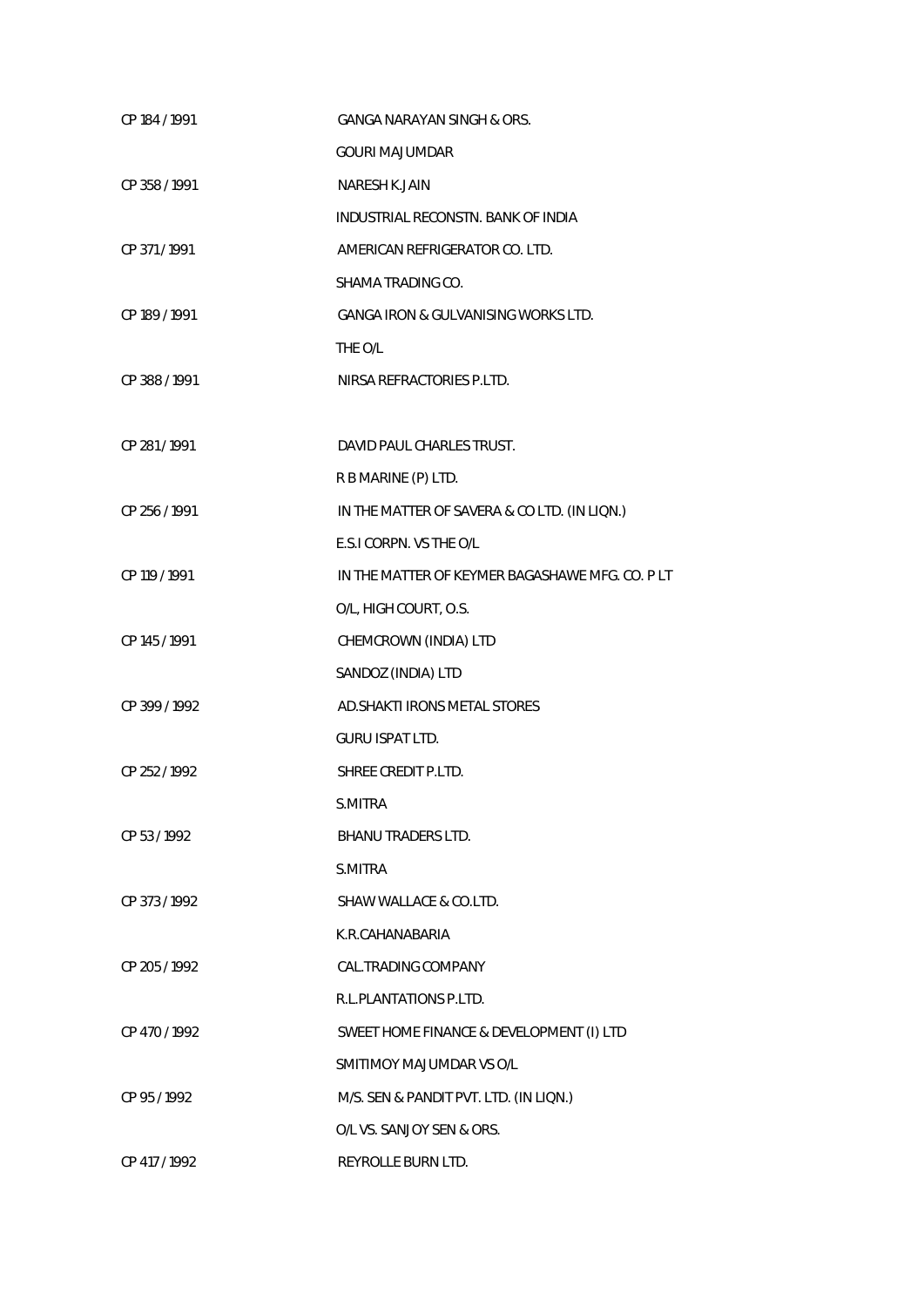| | |
|---|---|
| CP 184 / 1991 | GANGA NARAYAN SINGH & ORS. |
| | GOURI MAJUMDAR |
| CP 358 / 1991 | NARESH K.JAIN |
| | INDUSTRIAL RECONSTN. BANK OF INDIA |
| CP 371 / 1991 | AMERICAN REFRIGERATOR CO. LTD. |
| | SHAMA TRADING CO. |
| CP 189 / 1991 | GANGA IRON & GULVANISING WORKS LTD. |
| | THE O/L |
| CP 388 / 1991 | NIRSA REFRACTORIES P.LTD. |
| | |
| CP 281 / 1991 | DAVID PAUL CHARLES TRUST. |
| | R B MARINE (P) LTD. |
| CP 256 / 1991 | IN THE MATTER OF SAVERA & CO LTD. (IN LIQN.) |
| | E.S.I CORPN. VS THE O/L |
| CP 119 / 1991 | IN THE MATTER OF KEYMER BAGASHAWE MFG. CO. P LT |
| | O/L, HIGH COURT, O.S. |
| CP 145 / 1991 | CHEMCROWN (INDIA) LTD |
| | SANDOZ (INDIA) LTD |
| CP 399 / 1992 | AD.SHAKTI IRONS METAL STORES |
| | GURU ISPAT LTD. |
| CP 252 / 1992 | SHREE CREDIT P.LTD. |
| | S.MITRA |
| CP 53 / 1992 | BHANU TRADERS LTD. |
| | S.MITRA |
| CP 373 / 1992 | SHAW WALLACE & CO.LTD. |
| | K.R.CAHANABARIA |
| CP 205 / 1992 | CAL.TRADING COMPANY |
| | R.L.PLANTATIONS P.LTD. |
| CP 470 / 1992 | SWEET HOME FINANCE & DEVELOPMENT (I) LTD |
| | SMITIMOY MAJUMDAR VS O/L |
| CP 95 / 1992 | M/S. SEN & PANDIT PVT. LTD. (IN LIQN.) |
| | O/L VS. SANJOY SEN & ORS. |
| CP 417 / 1992 | REYROLLE BURN LTD. |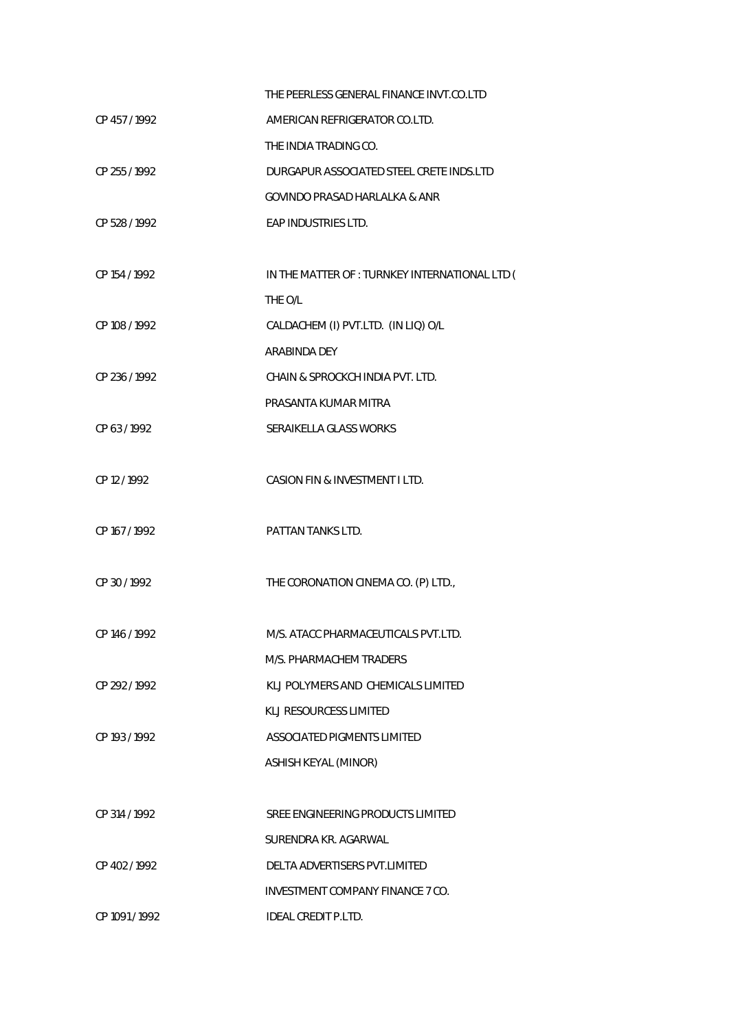| | |
|---|---|
| | THE PEERLESS GENERAL FINANCE INVT.CO.LTD |
| CP 457 / 1992 | AMERICAN REFRIGERATOR CO.LTD. |
| | THE INDIA TRADING CO. |
| CP 255 / 1992 | DURGAPUR ASSOCIATED STEEL CRETE INDS.LTD |
| | GOVINDO PRASAD HARLALKA & ANR |
| CP 528 / 1992 | EAP INDUSTRIES LTD. |
| | |
| CP 154 / 1992 | IN THE MATTER OF : TURNKEY INTERNATIONAL LTD ( |
| | THE O/L |
| CP 108 / 1992 | CALDACHEM (I) PVT.LTD. (IN LIQ) O/L |
| | ARABINDA DEY |
| CP 236 / 1992 | CHAIN & SPROCKCH INDIA PVT. LTD. |
| | PRASANTA KUMAR MITRA |
| CP 63 / 1992 | SERAIKELLA GLASS WORKS |
| | |
| CP 12 / 1992 | CASION FIN & INVESTMENT I LTD. |
| | |
| CP 167 / 1992 | PATTAN TANKS LTD. |
| | |
| CP 30 / 1992 | THE CORONATION CINEMA CO. (P) LTD., |
| | |
| CP 146 / 1992 | M/S. ATACC PHARMACEUTICALS PVT.LTD. |
| | M/S. PHARMACHEM TRADERS |
| CP 292 / 1992 | KLJ POLYMERS AND CHEMICALS LIMITED |
| | KLJ RESOURCESS LIMITED |
| CP 193 / 1992 | ASSOCIATED PIGMENTS LIMITED |
| | ASHISH KEYAL (MINOR) |
| | |
| CP 314 / 1992 | SREE ENGINEERING PRODUCTS LIMITED |
| | SURENDRA KR. AGARWAL |
| CP 402 / 1992 | DELTA ADVERTISERS PVT.LIMITED |
| | INVESTMENT COMPANY FINANCE 7 CO. |
| CP 1091 / 1992 | IDEAL CREDIT P.LTD. |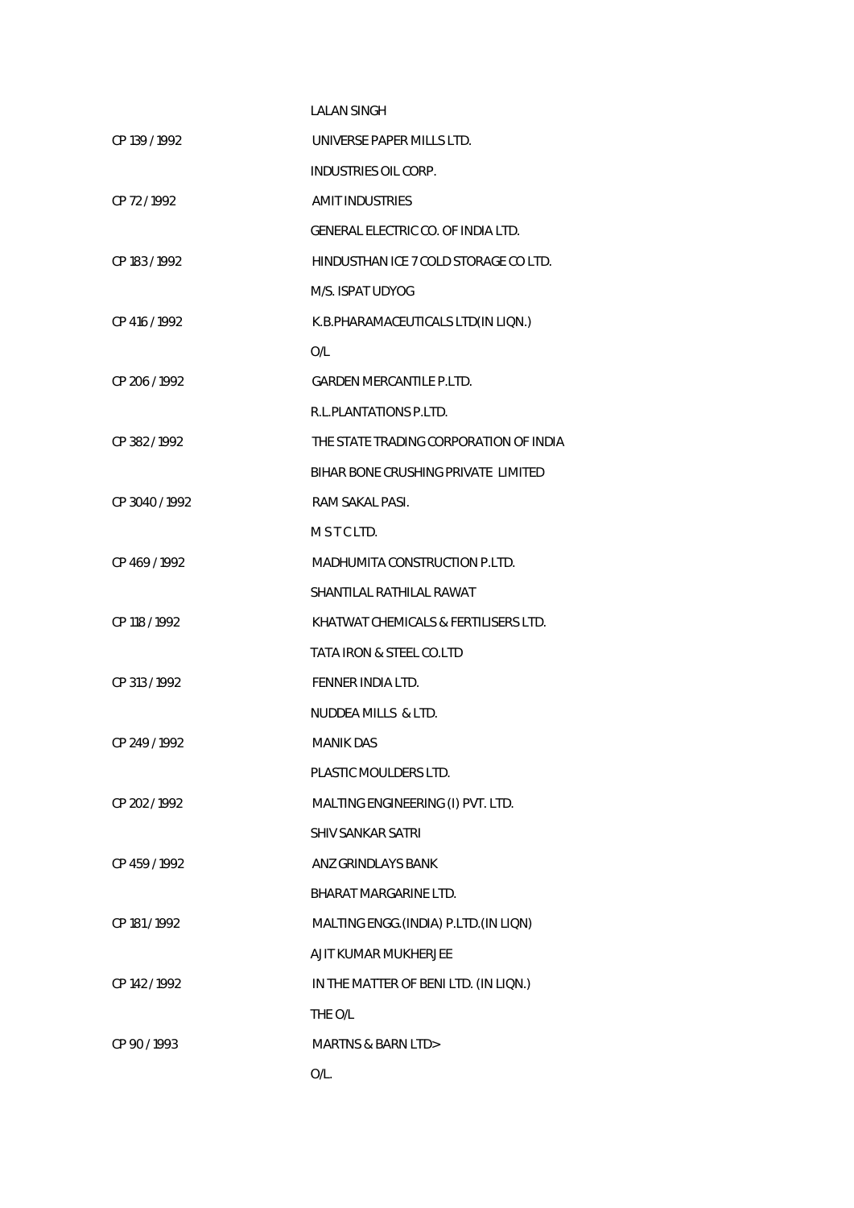| | |
|---|---|
| | LALAN SINGH |
| CP 139 / 1992 | UNIVERSE PAPER MILLS LTD. |
| | INDUSTRIES OIL CORP. |
| CP 72 / 1992 | AMIT INDUSTRIES |
| | GENERAL ELECTRIC CO. OF INDIA LTD. |
| CP 183 / 1992 | HINDUSTHAN ICE 7 COLD STORAGE CO LTD. |
| | M/S. ISPAT UDYOG |
| CP 416 / 1992 | K.B.PHARAMACEUTICALS LTD(IN LIQN.) |
| | O/L |
| CP 206 / 1992 | GARDEN MERCANTILE P.LTD. |
| | R.L.PLANTATIONS P.LTD. |
| CP 382 / 1992 | THE STATE TRADING CORPORATION OF INDIA |
| | BIHAR BONE CRUSHING PRIVATE LIMITED |
| CP 3040 / 1992 | RAM SAKAL PASI. |
| | M S T C LTD. |
| CP 469 / 1992 | MADHUMITA CONSTRUCTION P.LTD. |
| | SHANTILAL RATHILAL RAWAT |
| CP 118 / 1992 | KHATWAT CHEMICALS & FERTILISERS LTD. |
| | TATA IRON & STEEL CO.LTD |
| CP 313 / 1992 | FENNER INDIA LTD. |
| | NUDDEA MILLS & LTD. |
| CP 249 / 1992 | MANIK DAS |
| | PLASTIC MOULDERS LTD. |
| CP 202 / 1992 | MALTING ENGINEERING (I) PVT. LTD. |
| | SHIV SANKAR SATRI |
| CP 459 / 1992 | ANZ GRINDLAYS BANK |
| | BHARAT MARGARINE LTD. |
| CP 181 / 1992 | MALTING ENGG.(INDIA) P.LTD.(IN LIQN) |
| | AJIT KUMAR MUKHERJEE |
| CP 142 / 1992 | IN THE MATTER OF BENI LTD. (IN LIQN.) |
| | THE O/L |
| CP 90 / 1993 | MARTNS & BARN LTD> |
| | O/L. |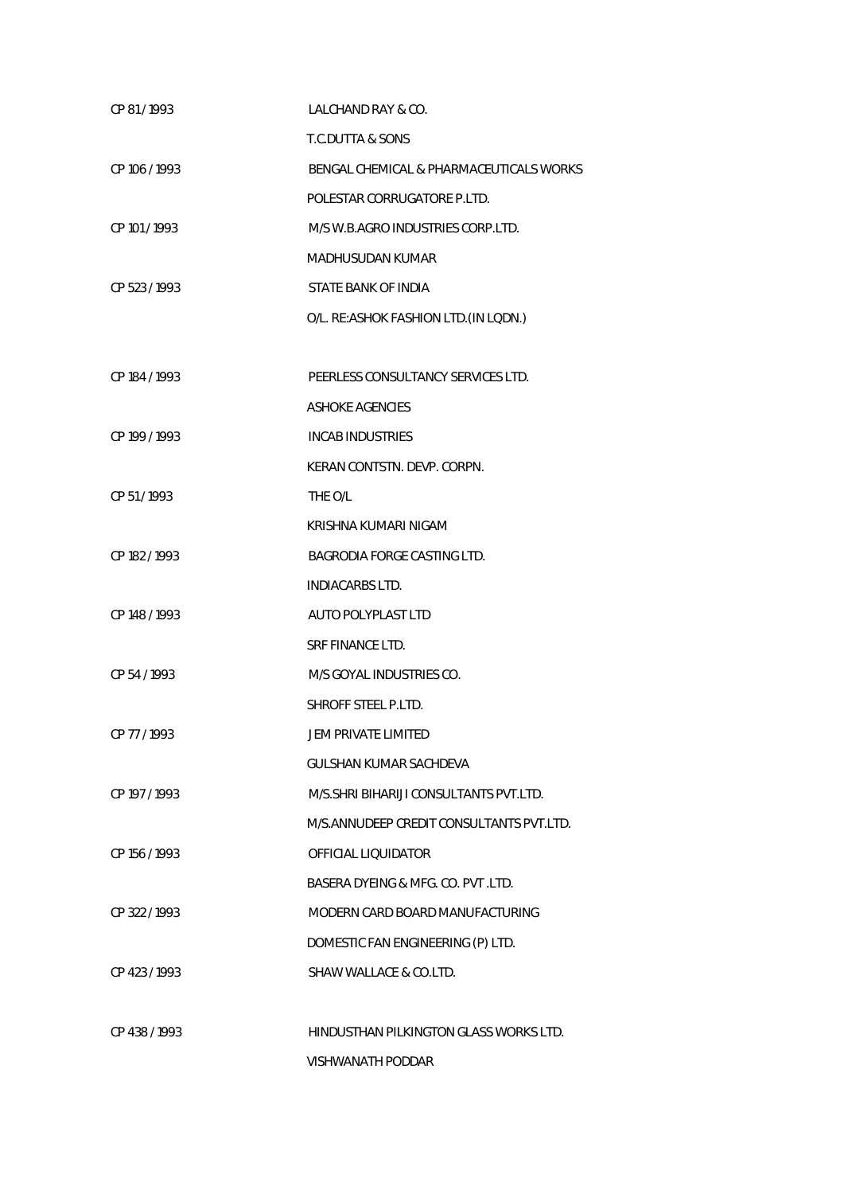| | |
|---|---|
| CP 81 / 1993 | LALCHAND RAY & CO. |
| | T.C.DUTTA & SONS |
| CP 106 / 1993 | BENGAL CHEMICAL & PHARMACEUTICALS WORKS |
| | POLESTAR CORRUGATORE P.LTD. |
| CP 101 / 1993 | M/S W.B.AGRO INDUSTRIES CORP.LTD. |
| | MADHUSUDAN KUMAR |
| CP 523 / 1993 | STATE BANK OF INDIA |
| | O/L. RE:ASHOK FASHION LTD.(IN LQDN.) |
| CP 184 / 1993 | PEERLESS CONSULTANCY SERVICES LTD. |
| | ASHOKE AGENCIES |
| CP 199 / 1993 | INCAB INDUSTRIES |
| | KERAN CONTSTN. DEVP. CORPN. |
| CP 51 / 1993 | THE O/L |
| | KRISHNA KUMARI NIGAM |
| CP 182 / 1993 | BAGRODIA FORGE CASTING LTD. |
| | INDIACARBS LTD. |
| CP 148 / 1993 | AUTO POLYPLAST LTD |
| | SRF FINANCE LTD. |
| CP 54 / 1993 | M/S GOYAL INDUSTRIES CO. |
| | SHROFF STEEL P.LTD. |
| CP 77 / 1993 | JEM PRIVATE LIMITED |
| | GULSHAN KUMAR SACHDEVA |
| CP 197 / 1993 | M/S.SHRI BIHARIJI CONSULTANTS PVT.LTD. |
| | M/S.ANNUDEEP CREDIT CONSULTANTS PVT.LTD. |
| CP 156 / 1993 | OFFICIAL LIQUIDATOR |
| | BASERA DYEING & MFG. CO. PVT .LTD. |
| CP 322 / 1993 | MODERN CARD BOARD MANUFACTURING |
| | DOMESTIC FAN ENGINEERING (P) LTD. |
| CP 423 / 1993 | SHAW WALLACE & CO.LTD. |
| CP 438 / 1993 | HINDUSTHAN PILKINGTON GLASS WORKS LTD. |
| | VISHWANATH PODDAR |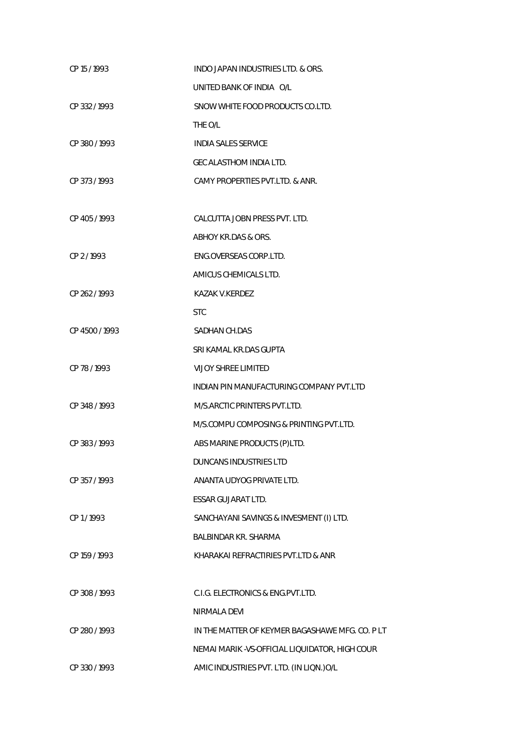| | |
|---|---|
| CP 15 / 1993 | INDO JAPAN INDUSTRIES LTD. & ORS. |
| | UNITED BANK OF INDIA O/L |
| CP 332 / 1993 | SNOW WHITE FOOD PRODUCTS CO.LTD. |
| | THE O/L |
| CP 380 / 1993 | INDIA SALES SERVICE |
| | GEC ALASTHOM INDIA LTD. |
| CP 373 / 1993 | CAMY PROPERTIES PVT.LTD. & ANR. |
| | |
| CP 405 / 1993 | CALCUTTA JOBN PRESS PVT. LTD. |
| | ABHOY KR.DAS & ORS. |
| CP 2 / 1993 | ENG.OVERSEAS CORP.LTD. |
| | AMICUS CHEMICALS LTD. |
| CP 262 / 1993 | KAZAK V.KERDEZ |
| | STC |
| CP 4500 / 1993 | SADHAN CH.DAS |
| | SRI KAMAL KR.DAS GUPTA |
| CP 78 / 1993 | VIJOY SHREE LIMITED |
| | INDIAN PIN MANUFACTURING COMPANY PVT.LTD |
| CP 348 / 1993 | M/S.ARCTIC PRINTERS PVT.LTD. |
| | M/S.COMPU COMPOSING & PRINTING PVT.LTD. |
| CP 383 / 1993 | ABS MARINE PRODUCTS (P)LTD. |
| | DUNCANS INDUSTRIES LTD |
| CP 357 / 1993 | ANANTA UDYOG PRIVATE LTD. |
| | ESSAR GUJARAT LTD. |
| CP 1 / 1993 | SANCHAYANI SAVINGS & INVESMENT (I) LTD. |
| | BALBINDAR KR. SHARMA |
| CP 159 / 1993 | KHARAKAI REFRACTIRIES PVT.LTD & ANR |
| | |
| CP 308 / 1993 | C.I.G. ELECTRONICS & ENG.PVT.LTD. |
| | NIRMALA DEVI |
| CP 280 / 1993 | IN THE MATTER OF KEYMER BAGASHAWE MFG. CO. P LT |
| | NEMAI MARIK -VS-OFFICIAL LIQUIDATOR, HIGH COUR |
| CP 330 / 1993 | AMIC INDUSTRIES PVT. LTD. (IN LIQN.)O/L |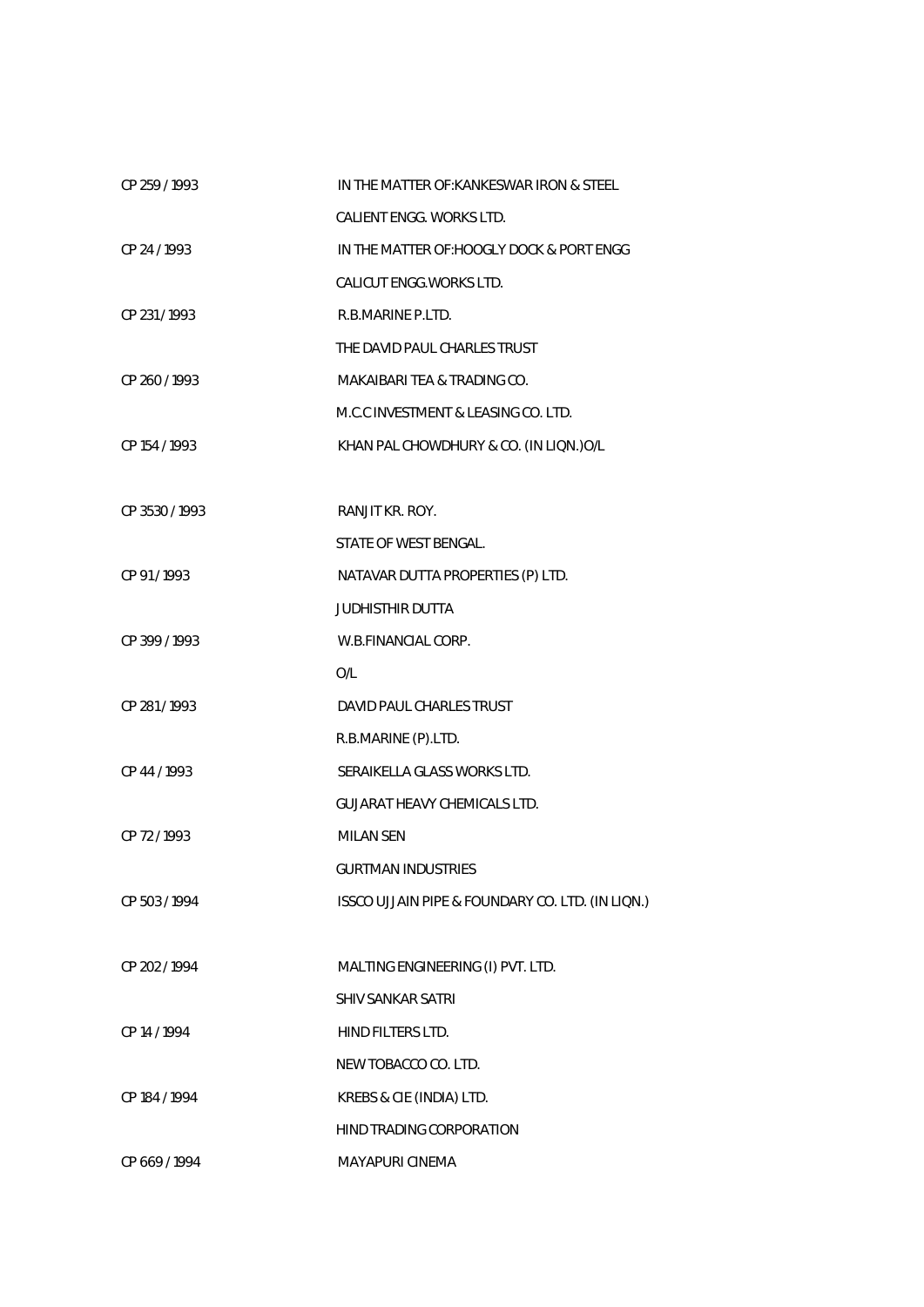| | |
|---|---|
| CP 259 / 1993 | IN THE MATTER OF:KANKESWAR IRON & STEEL |
| | CALIENT ENGG. WORKS LTD. |
| CP 24 / 1993 | IN THE MATTER OF:HOOGLY DOCK & PORT ENGG |
| | CALICUT ENGG.WORKS LTD. |
| CP 231 / 1993 | R.B.MARINE P.LTD. |
| | THE DAVID PAUL CHARLES TRUST |
| CP 260 / 1993 | MAKAIBARI TEA & TRADING CO. |
| | M.C.C INVESTMENT & LEASING CO. LTD. |
| CP 154 / 1993 | KHAN PAL CHOWDHURY & CO. (IN LIQN.)O/L |
| | |
| CP 3530 / 1993 | RANJIT KR. ROY. |
| | STATE OF WEST BENGAL. |
| CP 91 / 1993 | NATAVAR DUTTA PROPERTIES (P) LTD. |
| | JUDHISTHIR DUTTA |
| CP 399 / 1993 | W.B.FINANCIAL CORP. |
| | O/L |
| CP 281 / 1993 | DAVID PAUL CHARLES TRUST |
| | R.B.MARINE (P).LTD. |
| CP 44 / 1993 | SERAIKELLA GLASS WORKS LTD. |
| | GUJARAT HEAVY CHEMICALS LTD. |
| CP 72 / 1993 | MILAN SEN |
| | GURTMAN INDUSTRIES |
| CP 503 / 1994 | ISSCO UJJAIN PIPE & FOUNDARY CO. LTD. (IN LIQN.) |
| | |
| CP 202 / 1994 | MALTING ENGINEERING (I) PVT. LTD. |
| | SHIV SANKAR SATRI |
| CP 14 / 1994 | HIND FILTERS LTD. |
| | NEW TOBACCO CO. LTD. |
| CP 184 / 1994 | KREBS & CIE (INDIA) LTD. |
| | HIND TRADING CORPORATION |
| CP 669 / 1994 | MAYAPURI CINEMA |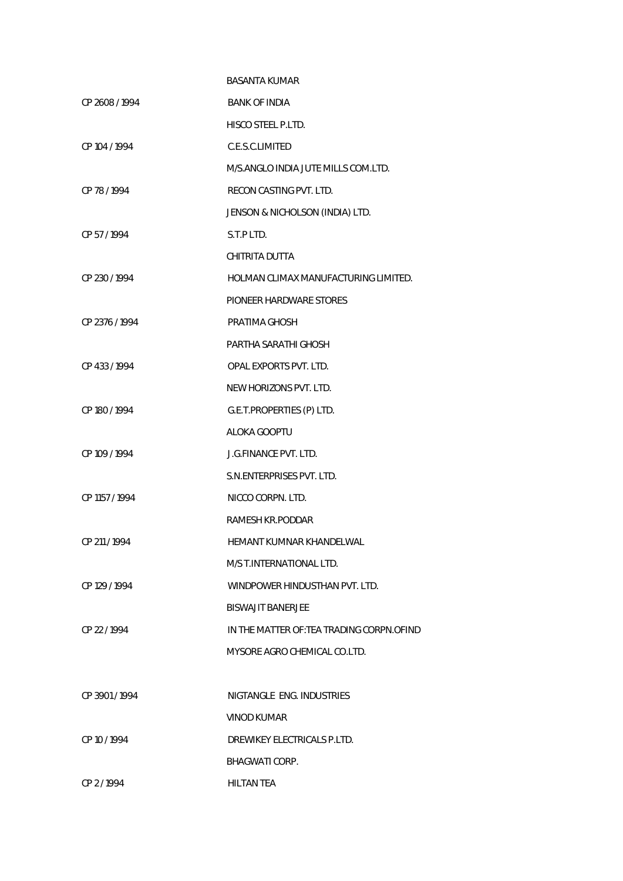| | |
|---|---|
| | BASANTA KUMAR |
| CP 2608 / 1994 | BANK OF INDIA |
| | HISCO STEEL P.LTD. |
| CP 104 / 1994 | C.E.S.C.LIMITED |
| | M/S.ANGLO INDIA JUTE MILLS COM.LTD. |
| CP 78 / 1994 | RECON CASTING PVT. LTD. |
| | JENSON & NICHOLSON (INDIA) LTD. |
| CP 57 / 1994 | S.T.P LTD. |
| | CHITRITA DUTTA |
| CP 230 / 1994 | HOLMAN CLIMAX MANUFACTURING LIMITED. |
| | PIONEER HARDWARE STORES |
| CP 2376 / 1994 | PRATIMA GHOSH |
| | PARTHA SARATHI GHOSH |
| CP 433 / 1994 | OPAL EXPORTS PVT. LTD. |
| | NEW HORIZONS PVT. LTD. |
| CP 180 / 1994 | G.E.T.PROPERTIES (P) LTD. |
| | ALOKA GOOPTU |
| CP 109 / 1994 | J.G.FINANCE PVT. LTD. |
| | S.N.ENTERPRISES PVT. LTD. |
| CP 1157 / 1994 | NICCO CORPN. LTD. |
| | RAMESH KR.PODDAR |
| CP 211 / 1994 | HEMANT KUMNAR KHANDELWAL |
| | M/S T.INTERNATIONAL LTD. |
| CP 129 / 1994 | WINDPOWER HINDUSTHAN PVT. LTD. |
| | BISWAJIT BANERJEE |
| CP 22 / 1994 | IN THE MATTER OF:TEA TRADING CORPN.OFIND |
| | MYSORE AGRO CHEMICAL CO.LTD. |
| | |
| CP 3901 / 1994 | NIGTANGLE ENG. INDUSTRIES |
| | VINOD KUMAR |
| CP 10 / 1994 | DREWIKEY ELECTRICALS P.LTD. |
| | BHAGWATI CORP. |
| CP 2 / 1994 | HILTAN TEA |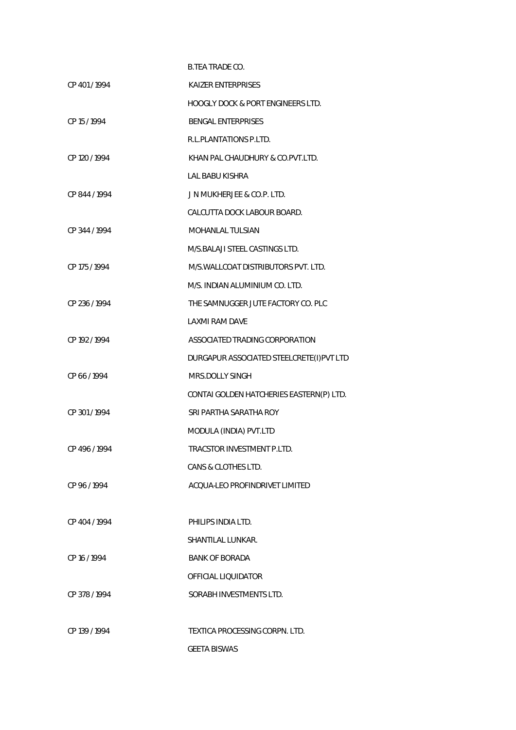| | |
|---|---|
| | B.TEA TRADE CO. |
| CP 401 / 1994 | KAIZER ENTERPRISES |
| | HOOGLY DOCK & PORT ENGINEERS LTD. |
| CP 15 / 1994 | BENGAL ENTERPRISES |
| | R.L.PLANTATIONS P.LTD. |
| CP 120 / 1994 | KHAN PAL CHAUDHURY & CO.PVT.LTD. |
| | LAL BABU KISHRA |
| CP 844 / 1994 | J N MUKHERJEE & CO.P. LTD. |
| | CALCUTTA DOCK LABOUR BOARD. |
| CP 344 / 1994 | MOHANLAL TULSIAN |
| | M/S.BALAJI STEEL CASTINGS LTD. |
| CP 175 / 1994 | M/S.WALLCOAT DISTRIBUTORS PVT. LTD. |
| | M/S. INDIAN ALUMINIUM CO. LTD. |
| CP 236 / 1994 | THE SAMNUGGER JUTE FACTORY CO. PLC |
| | LAXMI RAM DAVE |
| CP 192 / 1994 | ASSOCIATED TRADING CORPORATION |
| | DURGAPUR ASSOCIATED STEELCRETE(I)PVT LTD |
| CP 66 / 1994 | MRS.DOLLY SINGH |
| | CONTAI GOLDEN HATCHERIES EASTERN(P) LTD. |
| CP 301 / 1994 | SRI PARTHA SARATHA ROY |
| | MODULA (INDIA) PVT.LTD |
| CP 496 / 1994 | TRACSTOR INVESTMENT P.LTD. |
| | CANS & CLOTHES LTD. |
| CP 96 / 1994 | ACQUA-LEO PROFINDRIVET LIMITED |
| | |
| CP 404 / 1994 | PHILIPS INDIA LTD. |
| | SHANTILAL LUNKAR. |
| CP 16 / 1994 | BANK OF BORADA |
| | OFFICIAL LIQUIDATOR |
| CP 378 / 1994 | SORABH INVESTMENTS LTD. |
| | |
| CP 139 / 1994 | TEXTICA PROCESSING CORPN. LTD. |
| | GEETA BISWAS |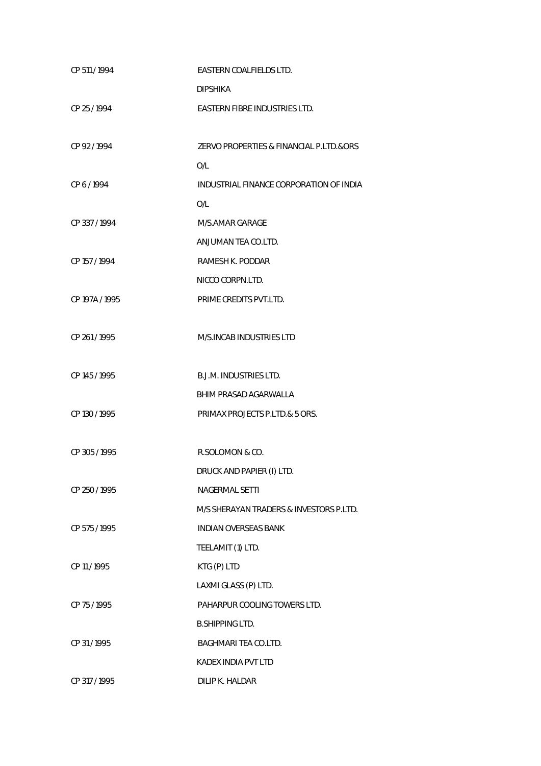| | |
|---|---|
| CP 511 / 1994 | EASTERN COALFIELDS LTD. |
| | DIPSHIKA |
| CP 25 / 1994 | EASTERN FIBRE INDUSTRIES LTD. |
| | |
| CP 92 / 1994 | ZERVO PROPERTIES & FINANCIAL P.LTD.&ORS |
| | O/L |
| CP 6 / 1994 | INDUSTRIAL FINANCE CORPORATION OF INDIA |
| | O/L |
| CP 337 / 1994 | M/S.AMAR GARAGE |
| | ANJUMAN TEA CO.LTD. |
| CP 157 / 1994 | RAMESH K. PODDAR |
| | NICCO CORPN.LTD. |
| CP 197A / 1995 | PRIME CREDITS PVT.LTD. |
| | |
| CP 261 / 1995 | M/S.INCAB INDUSTRIES LTD |
| | |
| CP 145 / 1995 | B.J.M. INDUSTRIES LTD. |
| | BHIM PRASAD AGARWALLA |
| CP 130 / 1995 | PRIMAX PROJECTS P.LTD.& 5 ORS. |
| | |
| CP 305 / 1995 | R.SOLOMON & CO. |
| | DRUCK AND PAPIER (I) LTD. |
| CP 250 / 1995 | NAGERMAL SETTI |
| | M/S SHERAYAN TRADERS & INVESTORS P.LTD. |
| CP 575 / 1995 | INDIAN OVERSEAS BANK |
| | TEELAMIT (1) LTD. |
| CP 11 / 1995 | KTG (P) LTD |
| | LAXMI GLASS (P) LTD. |
| CP 75 / 1995 | PAHARPUR COOLING TOWERS LTD. |
| | B.SHIPPING LTD. |
| CP 31 / 1995 | BAGHMARI TEA CO.LTD. |
| | KADEX INDIA PVT LTD |
| CP 317 / 1995 | DILIP K. HALDAR |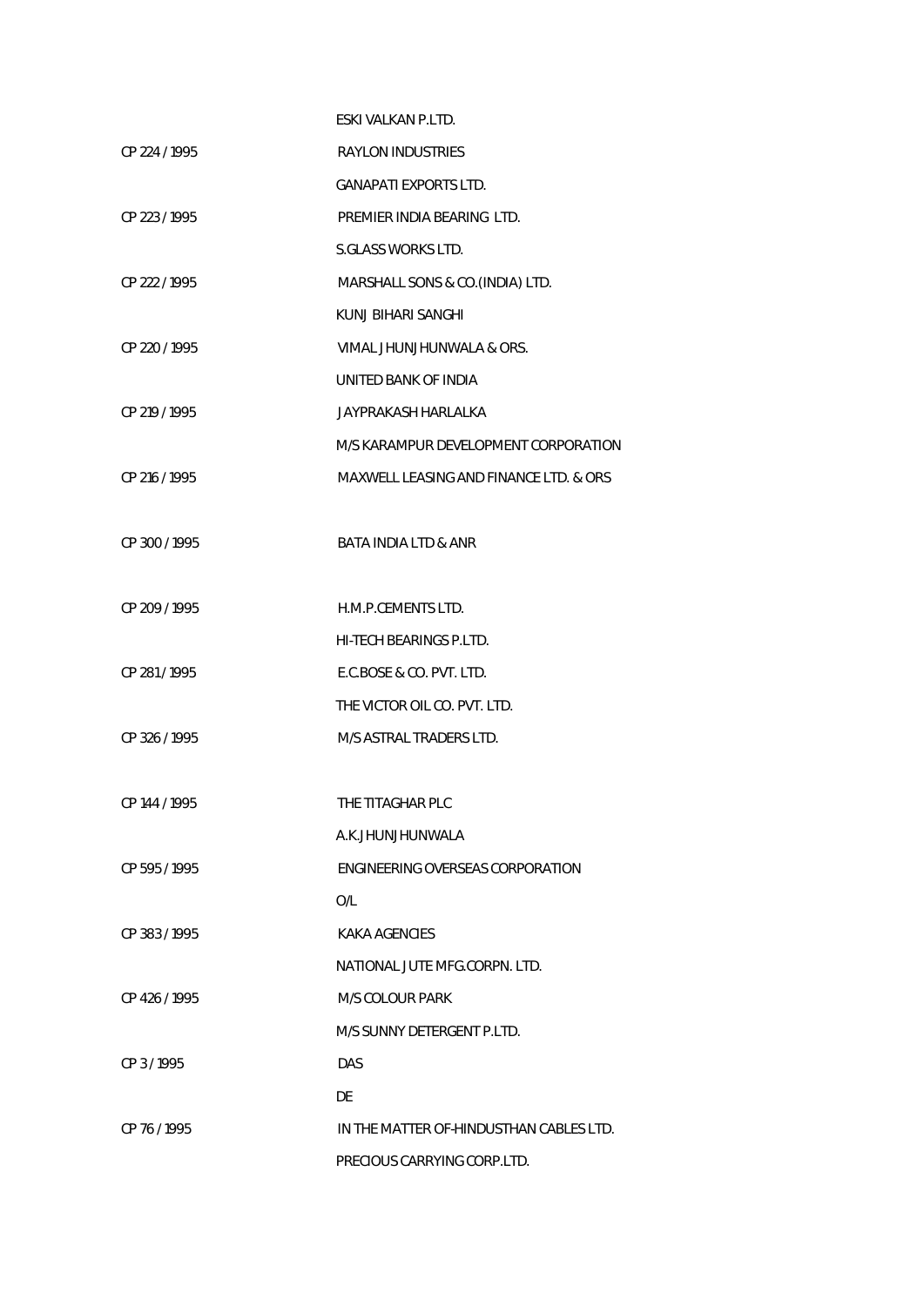| | |
|---|---|
| | ESKI VALKAN P.LTD. |
| CP 224 / 1995 | RAYLON INDUSTRIES |
| | GANAPATI EXPORTS LTD. |
| CP 223 / 1995 | PREMIER INDIA BEARING LTD. |
| | S.GLASS WORKS LTD. |
| CP 222 / 1995 | MARSHALL SONS & CO.(INDIA) LTD. |
| | KUNJ BIHARI SANGHI |
| CP 220 / 1995 | VIMAL JHUNJHUNWALA & ORS. |
| | UNITED BANK OF INDIA |
| CP 219 / 1995 | JAYPRAKASH HARLALKA |
| | M/S KARAMPUR DEVELOPMENT CORPORATION |
| CP 216 / 1995 | MAXWELL LEASING AND FINANCE LTD. & ORS |
| CP 300 / 1995 | BATA INDIA LTD & ANR |
| CP 209 / 1995 | H.M.P.CEMENTS LTD. |
| | HI-TECH BEARINGS P.LTD. |
| CP 281 / 1995 | E.C.BOSE & CO. PVT. LTD. |
| | THE VICTOR OIL CO. PVT. LTD. |
| CP 326 / 1995 | M/S ASTRAL TRADERS LTD. |
| CP 144 / 1995 | THE TITAGHAR PLC |
| | A.K.JHUNJHUNWALA |
| CP 595 / 1995 | ENGINEERING OVERSEAS CORPORATION |
| | O/L |
| CP 383 / 1995 | KAKA AGENCIES |
| | NATIONAL JUTE MFG.CORPN. LTD. |
| CP 426 / 1995 | M/S COLOUR PARK |
| | M/S SUNNY DETERGENT P.LTD. |
| CP 3 / 1995 | DAS |
| | DE |
| CP 76 / 1995 | IN THE MATTER OF-HINDUSTHAN CABLES LTD. |
| | PRECIOUS CARRYING CORP.LTD. |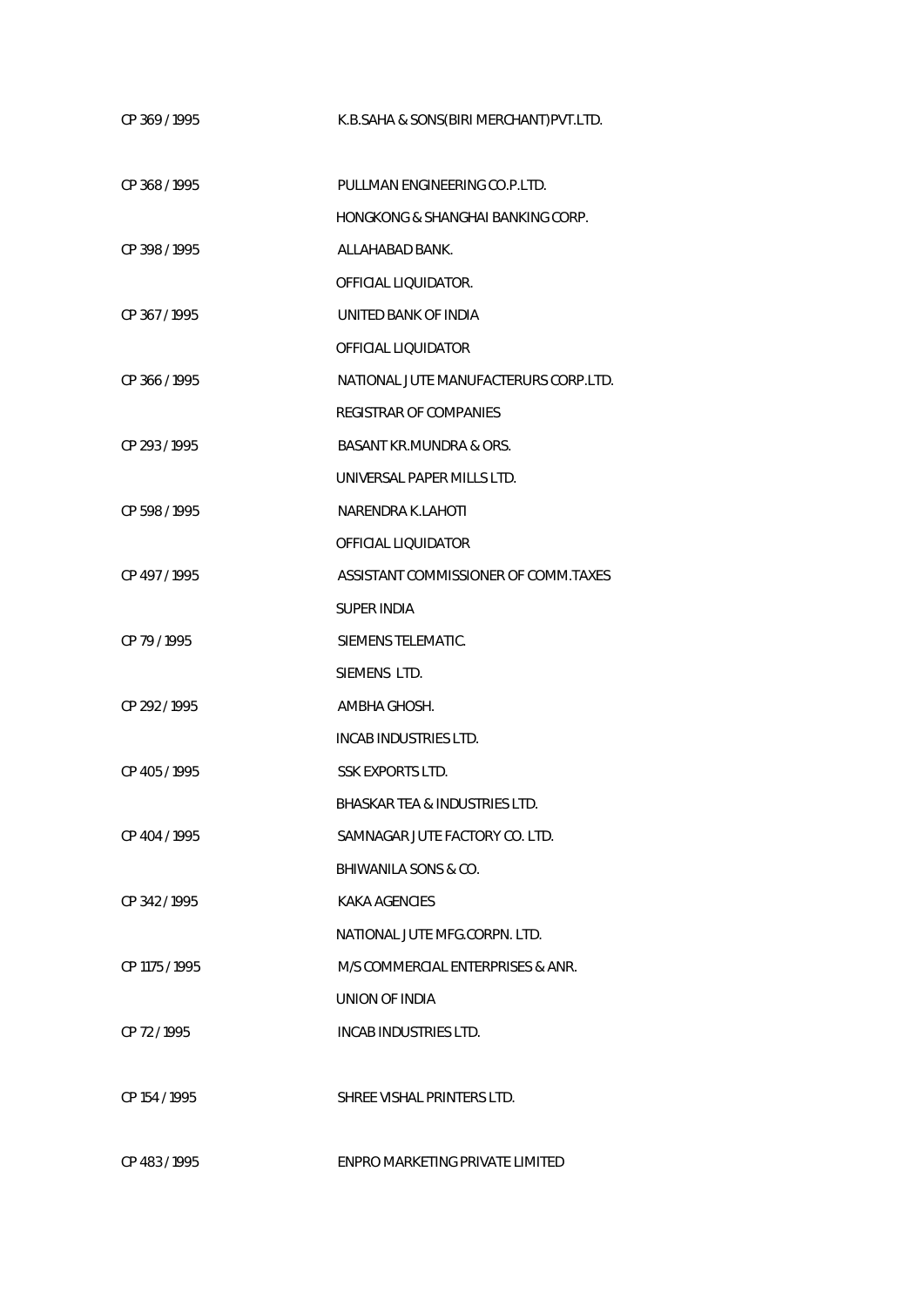| | |
|---|---|
| CP 369 / 1995 | K.B.SAHA & SONS(BIRI MERCHANT)PVT.LTD. |
| CP 368 / 1995 | PULLMAN ENGINEERING CO.P.LTD. |
| | HONGKONG & SHANGHAI BANKING CORP. |
| CP 398 / 1995 | ALLAHABAD BANK. |
| | OFFICIAL LIQUIDATOR. |
| CP 367 / 1995 | UNITED BANK OF INDIA |
| | OFFICIAL LIQUIDATOR |
| CP 366 / 1995 | NATIONAL JUTE MANUFACTERURS CORP.LTD. |
| | REGISTRAR OF COMPANIES |
| CP 293 / 1995 | BASANT KR.MUNDRA & ORS. |
| | UNIVERSAL PAPER MILLS LTD. |
| CP 598 / 1995 | NARENDRA K.LAHOTI |
| | OFFICIAL LIQUIDATOR |
| CP 497 / 1995 | ASSISTANT COMMISSIONER OF COMM.TAXES |
| | SUPER INDIA |
| CP 79 / 1995 | SIEMENS TELEMATIC. |
| | SIEMENS LTD. |
| CP 292 / 1995 | AMBHA GHOSH. |
| | INCAB INDUSTRIES LTD. |
| CP 405 / 1995 | SSK EXPORTS LTD. |
| | BHASKAR TEA & INDUSTRIES LTD. |
| CP 404 / 1995 | SAMNAGAR JUTE FACTORY CO. LTD. |
| | BHIWANILA SONS & CO. |
| CP 342 / 1995 | KAKA AGENCIES |
| | NATIONAL JUTE MFG.CORPN. LTD. |
| CP 1175 / 1995 | M/S COMMERCIAL ENTERPRISES & ANR. |
| | UNION OF INDIA |
| CP 72 / 1995 | INCAB INDUSTRIES LTD. |
| CP 154 / 1995 | SHREE VISHAL PRINTERS LTD. |
| CP 483 / 1995 | ENPRO MARKETING PRIVATE LIMITED |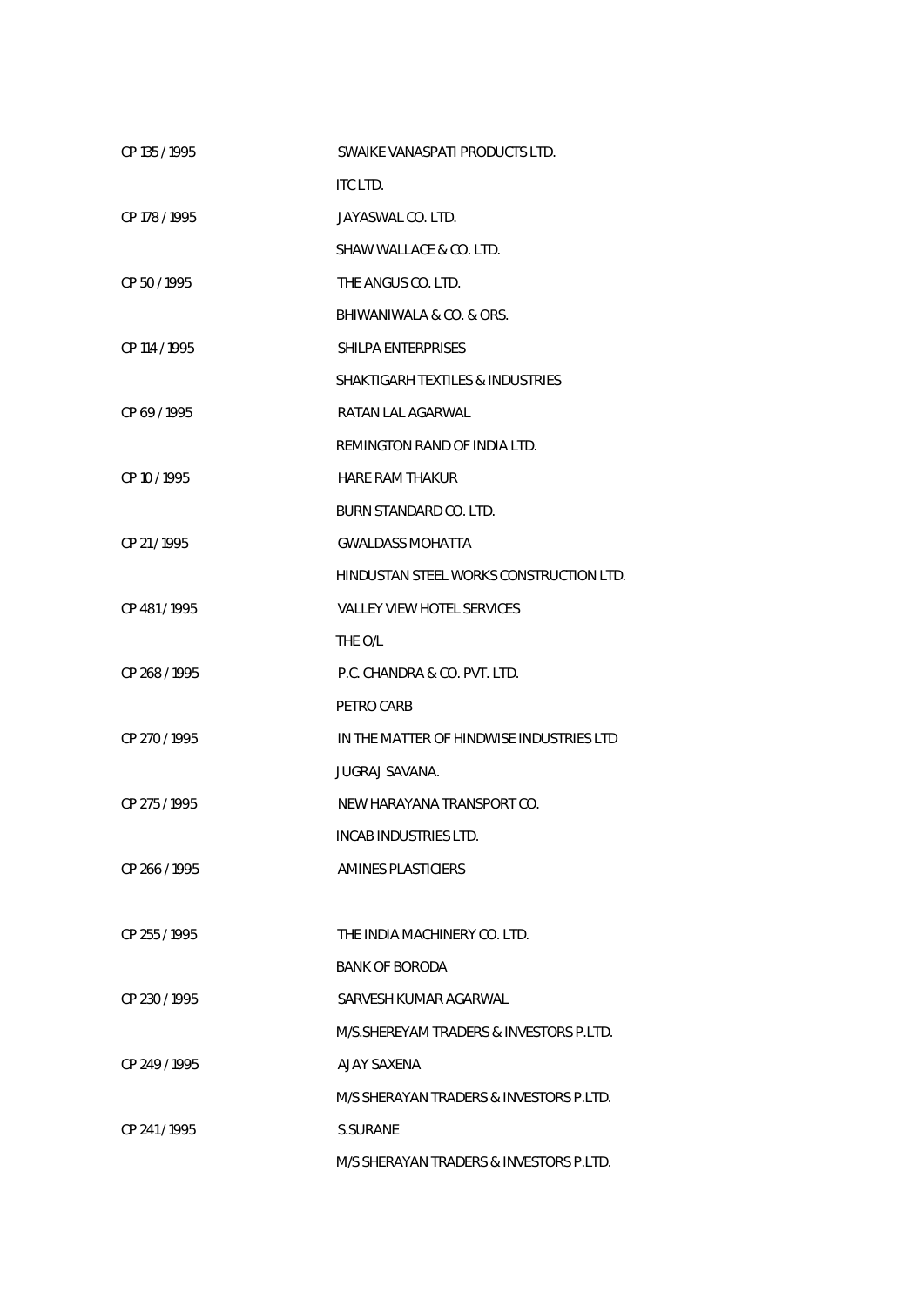CP 135 / 1995 SWAIKE VANASPATI PRODUCTS LTD.

ITC LTD.

CP 178 / 1995 JAYASWAL CO. LTD.

SHAW WALLACE & CO. LTD.

CP 50 / 1995 THE ANGUS CO. LTD.

BHIWANIWALA & CO. & ORS.

CP 114 / 1995 SHILPA ENTERPRISES

SHAKTIGARH TEXTILES & INDUSTRIES

CP 69 / 1995 RATAN LAL AGARWAL

REMINGTON RAND OF INDIA LTD.

CP 10 / 1995 HARE RAM THAKUR

BURN STANDARD CO. LTD.

CP 21 / 1995 GWALDASS MOHATTA

HINDUSTAN STEEL WORKS CONSTRUCTION LTD.

CP 481 / 1995 VALLEY VIEW HOTEL SERVICES

THE O/L

CP 268 / 1995 P.C. CHANDRA & CO. PVT. LTD.

PETRO CARB

CP 270 / 1995 IN THE MATTER OF HINDWISE INDUSTRIES LTD

JUGRAJ SAVANA.

CP 275 / 1995 NEW HARAYANA TRANSPORT CO.

INCAB INDUSTRIES LTD.

CP 266 / 1995 AMINES PLASTICIERS

CP 255 / 1995 THE INDIA MACHINERY CO. LTD.

BANK OF BORODA

CP 230 / 1995 SARVESH KUMAR AGARWAL

M/S.SHEREYAM TRADERS & INVESTORS P.LTD.

CP 249 / 1995 AJAY SAXENA

M/S SHERAYAN TRADERS & INVESTORS P.LTD.

CP 241 / 1995 S.SURANE

M/S SHERAYAN TRADERS & INVESTORS P.LTD.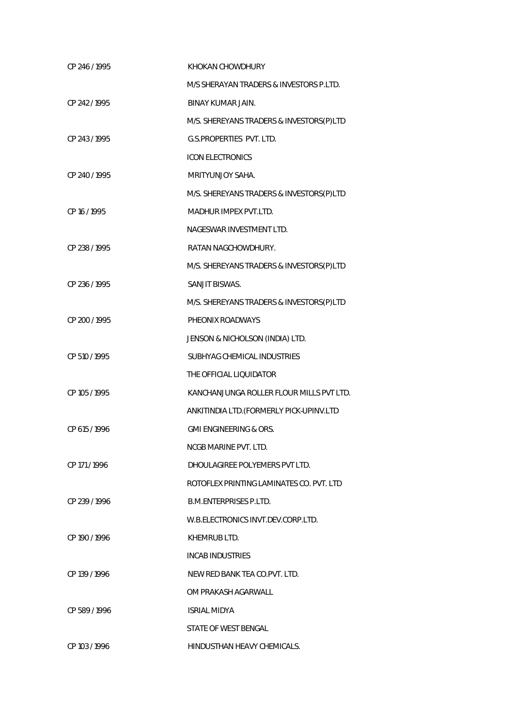| | |
|---|---|
| CP 246 / 1995 | KHOKAN CHOWDHURY |
| | M/S SHERAYAN TRADERS & INVESTORS P.LTD. |
| CP 242 / 1995 | BINAY KUMAR JAIN. |
| | M/S. SHEREYANS TRADERS & INVESTORS(P)LTD |
| CP 243 / 1995 | G.S.PROPERTIES PVT. LTD. |
| | ICON ELECTRONICS |
| CP 240 / 1995 | MRITYUNJOY SAHA. |
| | M/S. SHEREYANS TRADERS & INVESTORS(P)LTD |
| CP 16 / 1995 | MADHUR IMPEX PVT.LTD. |
| | NAGESWAR INVESTMENT LTD. |
| CP 238 / 1995 | RATAN NAGCHOWDHURY. |
| | M/S. SHEREYANS TRADERS & INVESTORS(P)LTD |
| CP 236 / 1995 | SANJIT BISWAS. |
| | M/S. SHEREYANS TRADERS & INVESTORS(P)LTD |
| CP 200 / 1995 | PHEONIX ROADWAYS |
| | JENSON & NICHOLSON (INDIA) LTD. |
| CP 510 / 1995 | SUBHYAG CHEMICAL INDUSTRIES |
| | THE OFFICIAL LIQUIDATOR |
| CP 105 / 1995 | KANCHANJUNGA ROLLER FLOUR MILLS PVT LTD. |
| | ANKITINDIA LTD.(FORMERLY PICK-UPINV.LTD |
| CP 615 / 1996 | GMI ENGINEERING & ORS. |
| | NCGB MARINE PVT. LTD. |
| CP 171 / 1996 | DHOULAGIREE POLYEMERS PVT LTD. |
| | ROTOFLEX PRINTING LAMINATES CO. PVT. LTD |
| CP 239 / 1996 | B.M.ENTERPRISES P.LTD. |
| | W.B.ELECTRONICS INVT.DEV.CORP.LTD. |
| CP 190 / 1996 | KHEMRUB LTD. |
| | INCAB INDUSTRIES |
| CP 139 / 1996 | NEW RED BANK TEA CO.PVT. LTD. |
| | OM PRAKASH AGARWALL |
| CP 589 / 1996 | ISRIAL MIDYA |
| | STATE OF WEST BENGAL |
| CP 103 / 1996 | HINDUSTHAN HEAVY CHEMICALS. |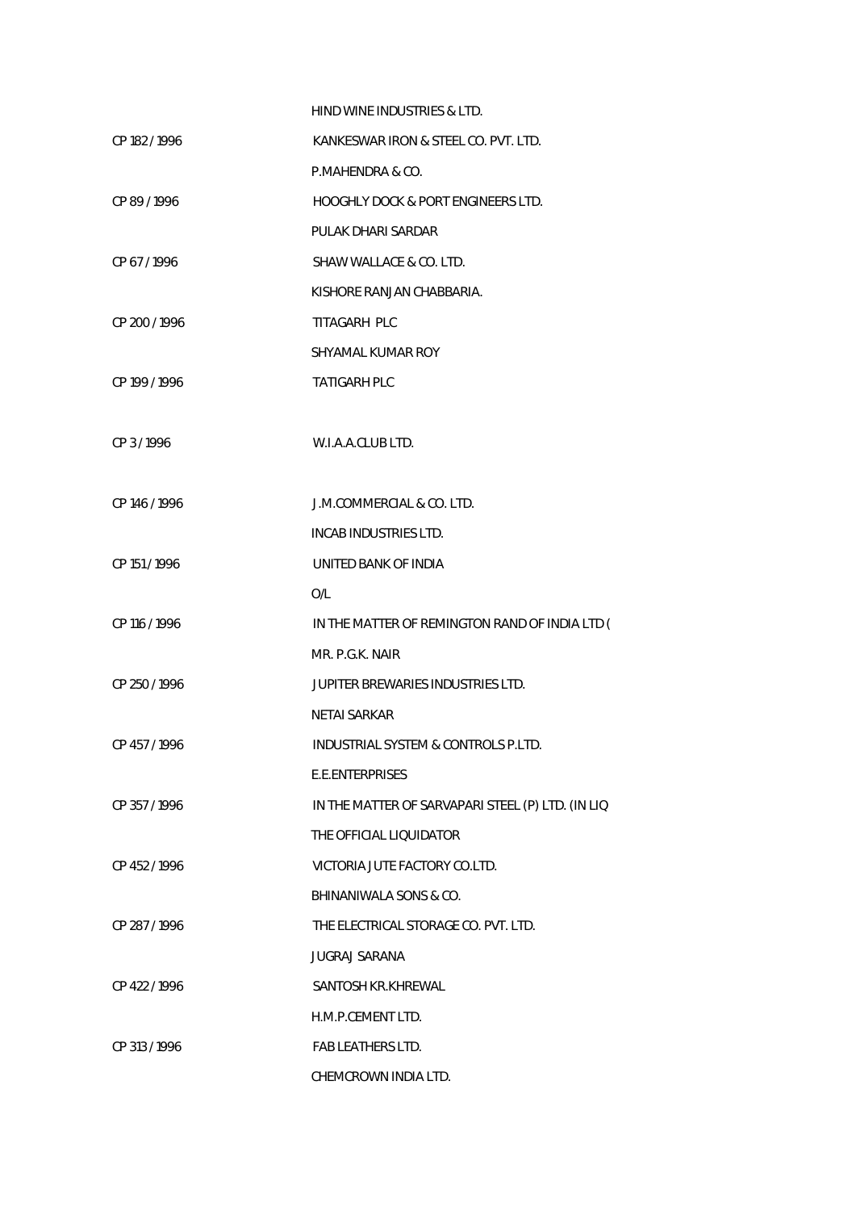| | |
|---|---|
| | HIND WINE INDUSTRIES & LTD. |
| CP 182 / 1996 | KANKESWAR IRON & STEEL CO. PVT. LTD. |
| | P.MAHENDRA & CO. |
| CP 89 / 1996 | HOOGHLY DOCK & PORT ENGINEERS LTD. |
| | PULAK DHARI SARDAR |
| CP 67 / 1996 | SHAW WALLACE & CO. LTD. |
| | KISHORE RANJAN CHABBARIA. |
| CP 200 / 1996 | TITAGARH PLC |
| | SHYAMAL KUMAR ROY |
| CP 199 / 1996 | TATIGARH PLC |
| CP 3 / 1996 | W.I.A.A.CLUB LTD. |
| CP 146 / 1996 | J.M.COMMERCIAL & CO. LTD. |
| | INCAB INDUSTRIES LTD. |
| CP 151 / 1996 | UNITED BANK OF INDIA |
| | O/L |
| CP 116 / 1996 | IN THE MATTER OF REMINGTON RAND OF INDIA LTD ( |
| | MR. P.G.K. NAIR |
| CP 250 / 1996 | JUPITER BREWARIES INDUSTRIES LTD. |
| | NETAI SARKAR |
| CP 457 / 1996 | INDUSTRIAL SYSTEM & CONTROLS P.LTD. |
| | E.E.ENTERPRISES |
| CP 357 / 1996 | IN THE MATTER OF SARVAPARI STEEL (P) LTD. (IN LIQ |
| | THE OFFICIAL LIQUIDATOR |
| CP 452 / 1996 | VICTORIA JUTE FACTORY CO.LTD. |
| | BHINANIWALA SONS & CO. |
| CP 287 / 1996 | THE ELECTRICAL STORAGE CO. PVT. LTD. |
| | JUGRAJ SARANA |
| CP 422 / 1996 | SANTOSH KR.KHREWAL |
| | H.M.P.CEMENT LTD. |
| CP 313 / 1996 | FAB LEATHERS LTD. |
| | CHEMCROWN INDIA LTD. |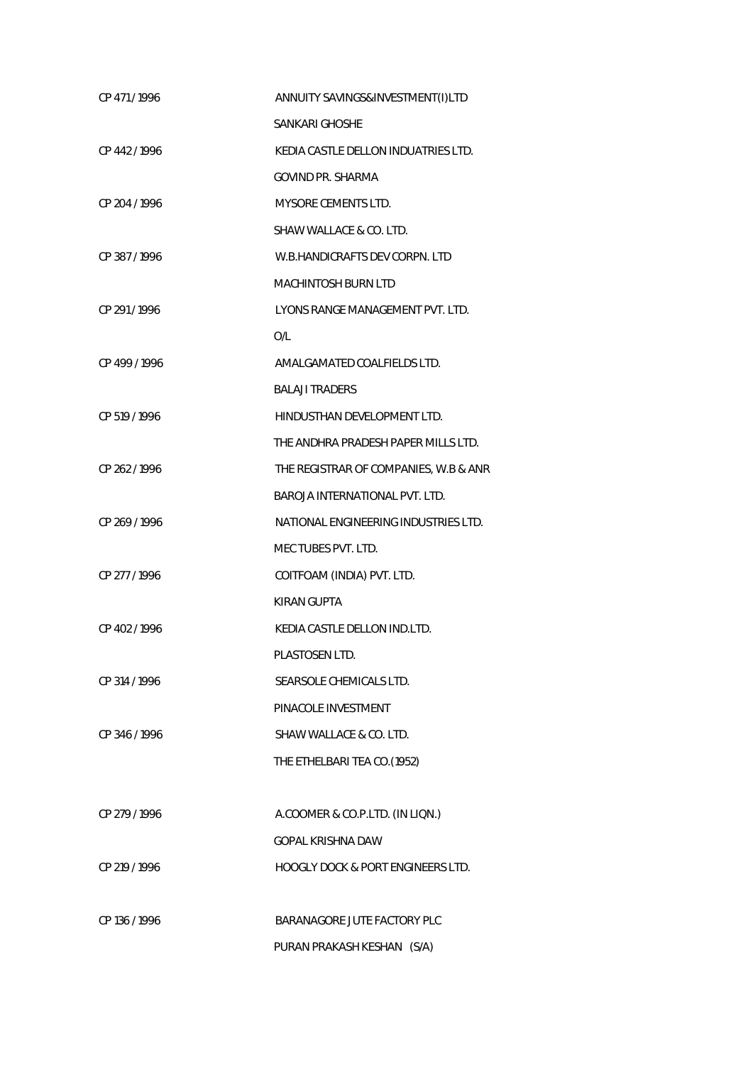| | |
|---|---|
| CP 471 / 1996 | ANNUITY SAVINGS&INVESTMENT(I)LTD |
| | SANKARI GHOSHE |
| CP 442 / 1996 | KEDIA CASTLE DELLON INDUATRIES LTD. |
| | GOVIND PR. SHARMA |
| CP 204 / 1996 | MYSORE CEMENTS LTD. |
| | SHAW WALLACE & CO. LTD. |
| CP 387 / 1996 | W.B.HANDICRAFTS DEV CORPN. LTD |
| | MACHINTOSH BURN LTD |
| CP 291 / 1996 | LYONS RANGE MANAGEMENT PVT. LTD. |
| | O/L |
| CP 499 / 1996 | AMALGAMATED COALFIELDS LTD. |
| | BALAJI TRADERS |
| CP 519 / 1996 | HINDUSTHAN DEVELOPMENT LTD. |
| | THE ANDHRA PRADESH PAPER MILLS LTD. |
| CP 262 / 1996 | THE REGISTRAR OF COMPANIES, W.B & ANR |
| | BAROJA INTERNATIONAL PVT. LTD. |
| CP 269 / 1996 | NATIONAL ENGINEERING INDUSTRIES LTD. |
| | MEC TUBES PVT. LTD. |
| CP 277 / 1996 | COITFOAM (INDIA) PVT. LTD. |
| | KIRAN GUPTA |
| CP 402 / 1996 | KEDIA CASTLE DELLON IND.LTD. |
| | PLASTOSEN LTD. |
| CP 314 / 1996 | SEARSOLE CHEMICALS LTD. |
| | PINACOLE INVESTMENT |
| CP 346 / 1996 | SHAW WALLACE & CO. LTD. |
| | THE ETHELBARI TEA CO.(1952) |
| CP 279 / 1996 | A.COOMER & CO.P.LTD. (IN LIQN.) |
| | GOPAL KRISHNA DAW |
| CP 219 / 1996 | HOOGLY DOCK & PORT ENGINEERS LTD. |
| CP 136 / 1996 | BARANAGORE JUTE FACTORY PLC |
| | PURAN PRAKASH KESHAN (S/A) |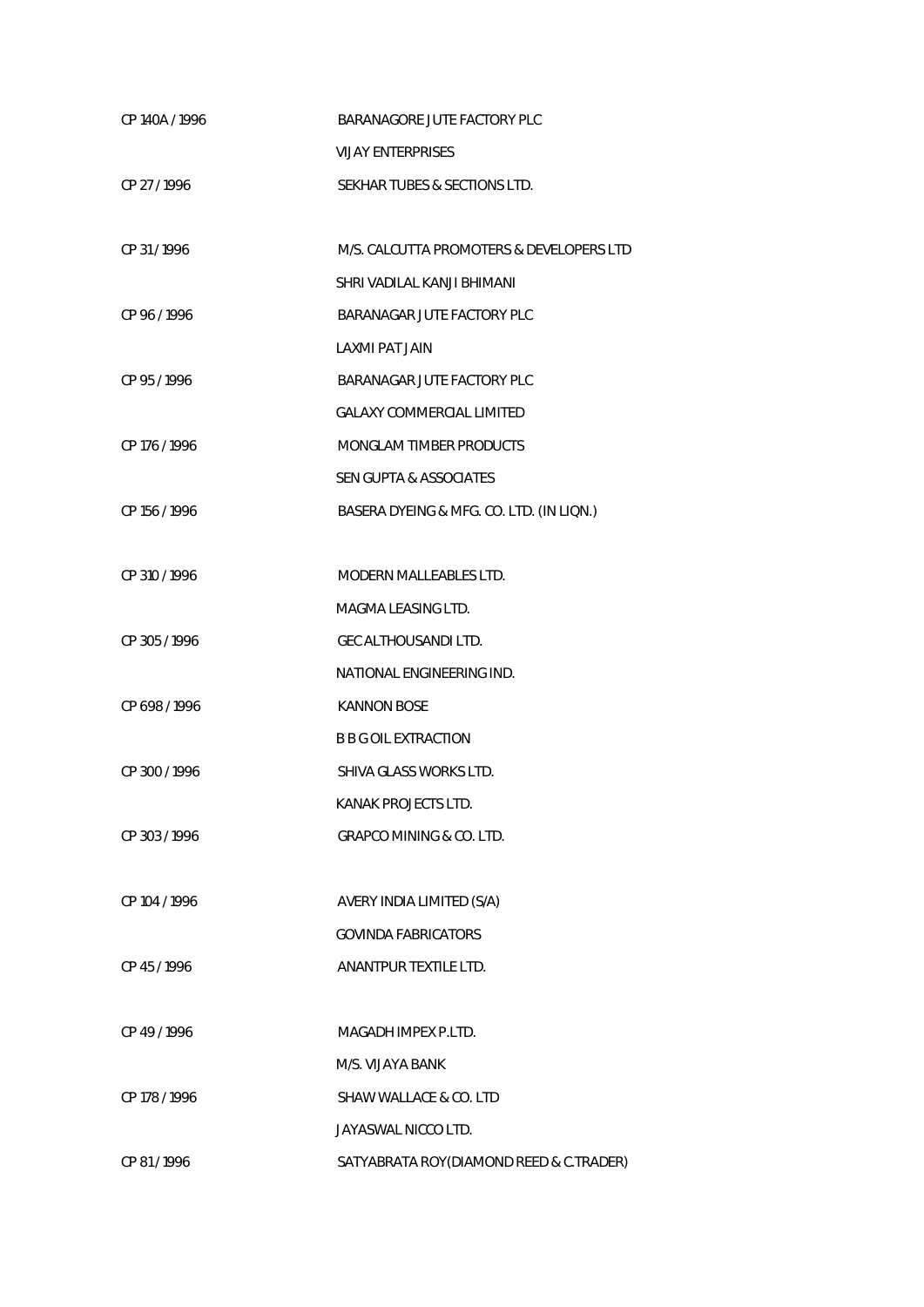| | |
|---|---|
| CP 140A / 1996 | BARANAGORE JUTE FACTORY PLC |
| | VIJAY ENTERPRISES |
| CP 27 / 1996 | SEKHAR TUBES & SECTIONS LTD. |
| | |
| CP 31 / 1996 | M/S. CALCUTTA PROMOTERS & DEVELOPERS LTD |
| | SHRI VADILAL KANJI BHIMANI |
| CP 96 / 1996 | BARANAGAR JUTE FACTORY PLC |
| | LAXMI PAT JAIN |
| CP 95 / 1996 | BARANAGAR JUTE FACTORY PLC |
| | GALAXY COMMERCIAL LIMITED |
| CP 176 / 1996 | MONGLAM TIMBER PRODUCTS |
| | SEN GUPTA & ASSOCIATES |
| CP 156 / 1996 | BASERA DYEING & MFG. CO. LTD. (IN LIQN.) |
| | |
| CP 310 / 1996 | MODERN MALLEABLES LTD. |
| | MAGMA LEASING LTD. |
| CP 305 / 1996 | GEC ALTHOUSANDI LTD. |
| | NATIONAL ENGINEERING IND. |
| CP 698 / 1996 | KANNON BOSE |
| | B B G OIL EXTRACTION |
| CP 300 / 1996 | SHIVA GLASS WORKS LTD. |
| | KANAK PROJECTS LTD. |
| CP 303 / 1996 | GRAPCO MINING & CO. LTD. |
| | |
| CP 104 / 1996 | AVERY INDIA LIMITED (S/A) |
| | GOVINDA FABRICATORS |
| CP 45 / 1996 | ANANTPUR TEXTILE LTD. |
| | |
| CP 49 / 1996 | MAGADH IMPEX P.LTD. |
| | M/S. VIJAYA BANK |
| CP 178 / 1996 | SHAW WALLACE & CO. LTD |
| | JAYASWAL NICCO LTD. |
| CP 81 / 1996 | SATYABRATA ROY(DIAMOND REED & C.TRADER) |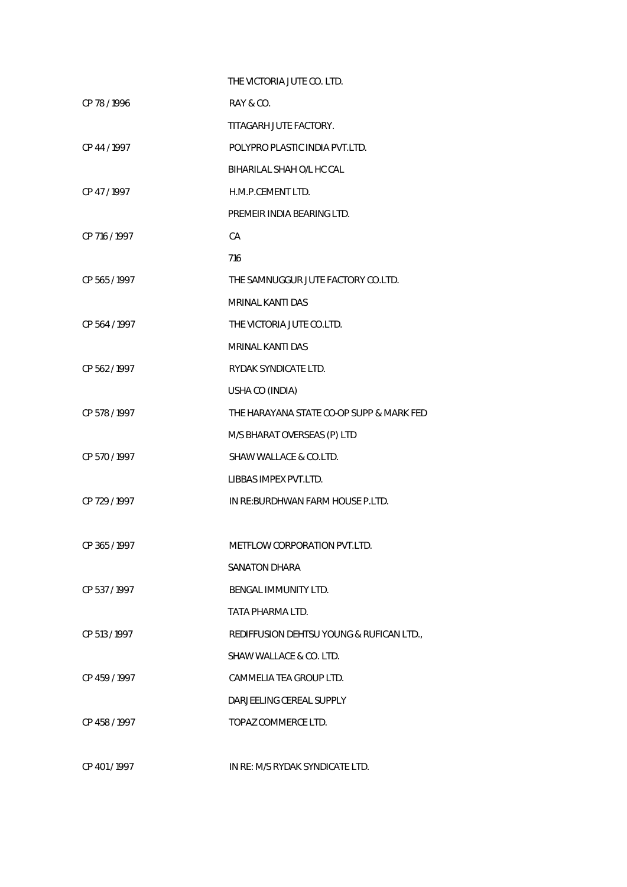| | |
|---|---|
| | THE VICTORIA JUTE CO. LTD. |
| CP 78 / 1996 | RAY & CO. |
| | TITAGARH JUTE FACTORY. |
| CP 44 / 1997 | POLYPRO PLASTIC INDIA PVT.LTD. |
| | BIHARILAL SHAH O/L HC CAL |
| CP 47 / 1997 | H.M.P.CEMENT LTD. |
| | PREMEIR INDIA BEARING LTD. |
| CP 716 / 1997 | CA |
| | 716 |
| CP 565 / 1997 | THE SAMNUGGUR JUTE FACTORY CO.LTD. |
| | MRINAL KANTI DAS |
| CP 564 / 1997 | THE VICTORIA JUTE CO.LTD. |
| | MRINAL KANTI DAS |
| CP 562 / 1997 | RYDAK SYNDICATE LTD. |
| | USHA CO (INDIA) |
| CP 578 / 1997 | THE HARAYANA STATE CO-OP SUPP & MARK FED |
| | M/S BHARAT OVERSEAS (P) LTD |
| CP 570 / 1997 | SHAW WALLACE & CO.LTD. |
| | LIBBAS IMPEX PVT.LTD. |
| CP 729 / 1997 | IN RE:BURDHWAN FARM HOUSE P.LTD. |
| CP 365 / 1997 | METFLOW CORPORATION PVT.LTD. |
| | SANATON DHARA |
| CP 537 / 1997 | BENGAL IMMUNITY LTD. |
| | TATA PHARMA LTD. |
| CP 513 / 1997 | REDIFFUSION DEHTSU YOUNG & RUFICAN LTD., |
| | SHAW WALLACE & CO. LTD. |
| CP 459 / 1997 | CAMMELIA TEA GROUP LTD. |
| | DARJEELING CEREAL SUPPLY |
| CP 458 / 1997 | TOPAZ COMMERCE LTD. |
| CP 401 / 1997 | IN RE: M/S RYDAK SYNDICATE LTD. |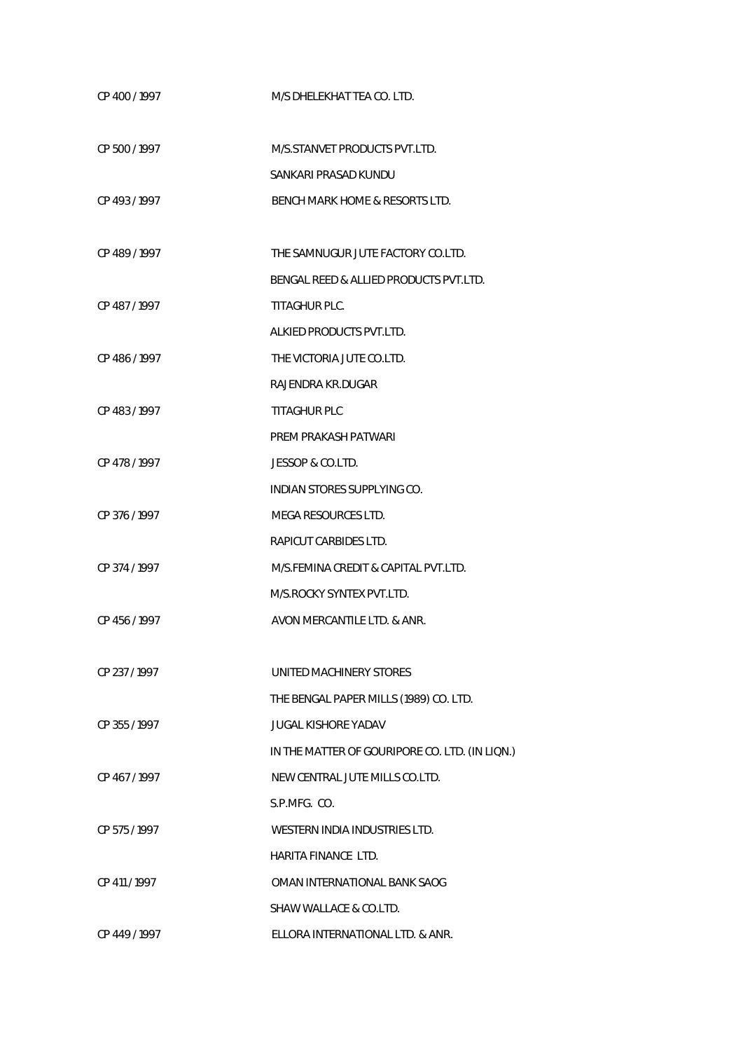| | |
|---|---|
| CP 400 / 1997 | M/S DHELEKHAT TEA CO. LTD. |
| CP 500 / 1997 | M/S.STANVET PRODUCTS PVT.LTD. |
| | SANKARI PRASAD KUNDU |
| CP 493 / 1997 | BENCH MARK HOME & RESORTS LTD. |
| CP 489 / 1997 | THE SAMNUGUR JUTE FACTORY CO.LTD. |
| | BENGAL REED & ALLIED PRODUCTS PVT.LTD. |
| CP 487 / 1997 | TITAGHUR PLC. |
| | ALKIED PRODUCTS PVT.LTD. |
| CP 486 / 1997 | THE VICTORIA JUTE CO.LTD. |
| | RAJENDRA KR.DUGAR |
| CP 483 / 1997 | TITAGHUR PLC |
| | PREM PRAKASH PATWARI |
| CP 478 / 1997 | JESSOP & CO.LTD. |
| | INDIAN STORES SUPPLYING CO. |
| CP 376 / 1997 | MEGA RESOURCES LTD. |
| | RAPICUT CARBIDES LTD. |
| CP 374 / 1997 | M/S.FEMINA CREDIT & CAPITAL PVT.LTD. |
| | M/S.ROCKY SYNTEX PVT.LTD. |
| CP 456 / 1997 | AVON MERCANTILE LTD. & ANR. |
| CP 237 / 1997 | UNITED MACHINERY STORES |
| | THE BENGAL PAPER MILLS (1989) CO. LTD. |
| CP 355 / 1997 | JUGAL KISHORE YADAV |
| | IN THE MATTER OF GOURIPORE CO. LTD. (IN LIQN.) |
| CP 467 / 1997 | NEW CENTRAL JUTE MILLS CO.LTD. |
| | S.P.MFG. CO. |
| CP 575 / 1997 | WESTERN INDIA INDUSTRIES LTD. |
| | HARITA FINANCE LTD. |
| CP 411 / 1997 | OMAN INTERNATIONAL BANK SAOG |
| | SHAW WALLACE & CO.LTD. |
| CP 449 / 1997 | ELLORA INTERNATIONAL LTD. & ANR. |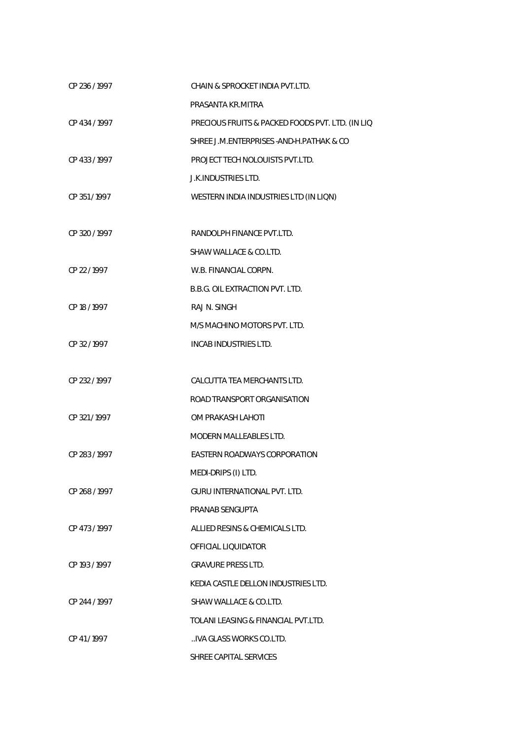| | |
|---|---|
| CP 236 / 1997 | CHAIN & SPROCKET INDIA PVT.LTD. |
| | PRASANTA KR.MITRA |
| CP 434 / 1997 | PRECIOUS FRUITS & PACKED FOODS PVT. LTD. (IN LIQ |
| | SHREE J.M.ENTERPRISES -AND-H.PATHAK & CO |
| CP 433 / 1997 | PROJECT TECH NOLOUISTS PVT.LTD. |
| | J.K.INDUSTRIES LTD. |
| CP 351 / 1997 | WESTERN INDIA INDUSTRIES LTD (IN LIQN) |
| | |
| CP 320 / 1997 | RANDOLPH FINANCE PVT.LTD. |
| | SHAW WALLACE & CO.LTD. |
| CP 22 / 1997 | W.B. FINANCIAL CORPN. |
| | B.B.G. OIL EXTRACTION PVT. LTD. |
| CP 18 / 1997 | RAJ N. SINGH |
| | M/S MACHINO MOTORS PVT. LTD. |
| CP 32 / 1997 | INCAB INDUSTRIES LTD. |
| | |
| CP 232 / 1997 | CALCUTTA TEA MERCHANTS LTD. |
| | ROAD TRANSPORT ORGANISATION |
| CP 321 / 1997 | OM PRAKASH LAHOTI |
| | MODERN MALLEABLES LTD. |
| CP 283 / 1997 | EASTERN ROADWAYS CORPORATION |
| | MEDI-DRIPS (I) LTD. |
| CP 268 / 1997 | GURU INTERNATIONAL PVT. LTD. |
| | PRANAB SENGUPTA |
| CP 473 / 1997 | ALLIED RESINS & CHEMICALS LTD. |
| | OFFICIAL LIQUIDATOR |
| CP 193 / 1997 | GRAVURE PRESS LTD. |
| | KEDIA CASTLE DELLON INDUSTRIES LTD. |
| CP 244 / 1997 | SHAW WALLACE & CO.LTD. |
| | TOLANI LEASING & FINANCIAL PVT.LTD. |
| CP 41 / 1997 | ..IVA GLASS WORKS CO.LTD. |
| | SHREE CAPITAL SERVICES |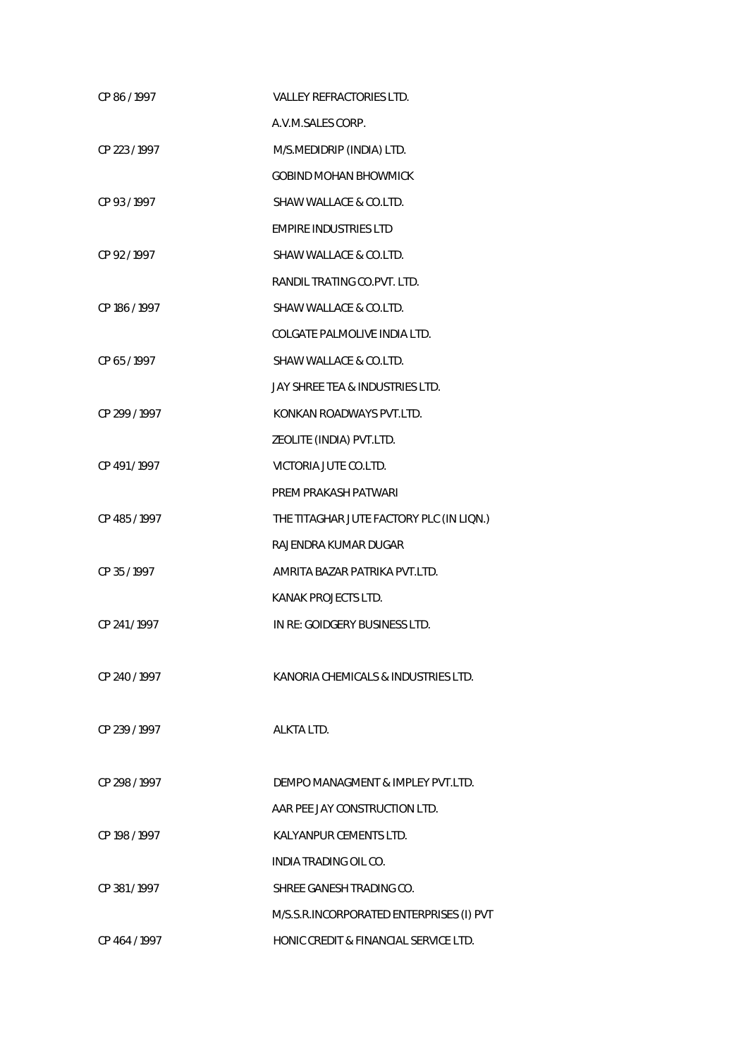| | |
|---|---|
| CP 86 / 1997 | VALLEY REFRACTORIES LTD. |
| | A.V.M.SALES CORP. |
| CP 223 / 1997 | M/S.MEDIDRIP (INDIA) LTD. |
| | GOBIND MOHAN BHOWMICK |
| CP 93 / 1997 | SHAW WALLACE & CO.LTD. |
| | EMPIRE INDUSTRIES LTD |
| CP 92 / 1997 | SHAW WALLACE & CO.LTD. |
| | RANDIL TRATING CO.PVT. LTD. |
| CP 186 / 1997 | SHAW WALLACE & CO.LTD. |
| | COLGATE PALMOLIVE INDIA LTD. |
| CP 65 / 1997 | SHAW WALLACE & CO.LTD. |
| | JAY SHREE TEA & INDUSTRIES LTD. |
| CP 299 / 1997 | KONKAN ROADWAYS PVT.LTD. |
| | ZEOLITE (INDIA) PVT.LTD. |
| CP 491 / 1997 | VICTORIA JUTE CO.LTD. |
| | PREM PRAKASH PATWARI |
| CP 485 / 1997 | THE TITAGHAR JUTE FACTORY PLC (IN LIQN.) |
| | RAJENDRA KUMAR DUGAR |
| CP 35 / 1997 | AMRITA BAZAR PATRIKA PVT.LTD. |
| | KANAK PROJECTS LTD. |
| CP 241 / 1997 | IN RE: GOIDGERY BUSINESS LTD. |
| CP 240 / 1997 | KANORIA CHEMICALS & INDUSTRIES LTD. |
| CP 239 / 1997 | ALKTA LTD. |
| CP 298 / 1997 | DEMPO MANAGMENT & IMPLEY PVT.LTD. |
| | AAR PEE JAY CONSTRUCTION LTD. |
| CP 198 / 1997 | KALYANPUR CEMENTS LTD. |
| | INDIA TRADING OIL CO. |
| CP 381 / 1997 | SHREE GANESH TRADING CO. |
| | M/S.S.R.INCORPORATED ENTERPRISES (I) PVT |
| CP 464 / 1997 | HONIC CREDIT & FINANCIAL SERVICE LTD. |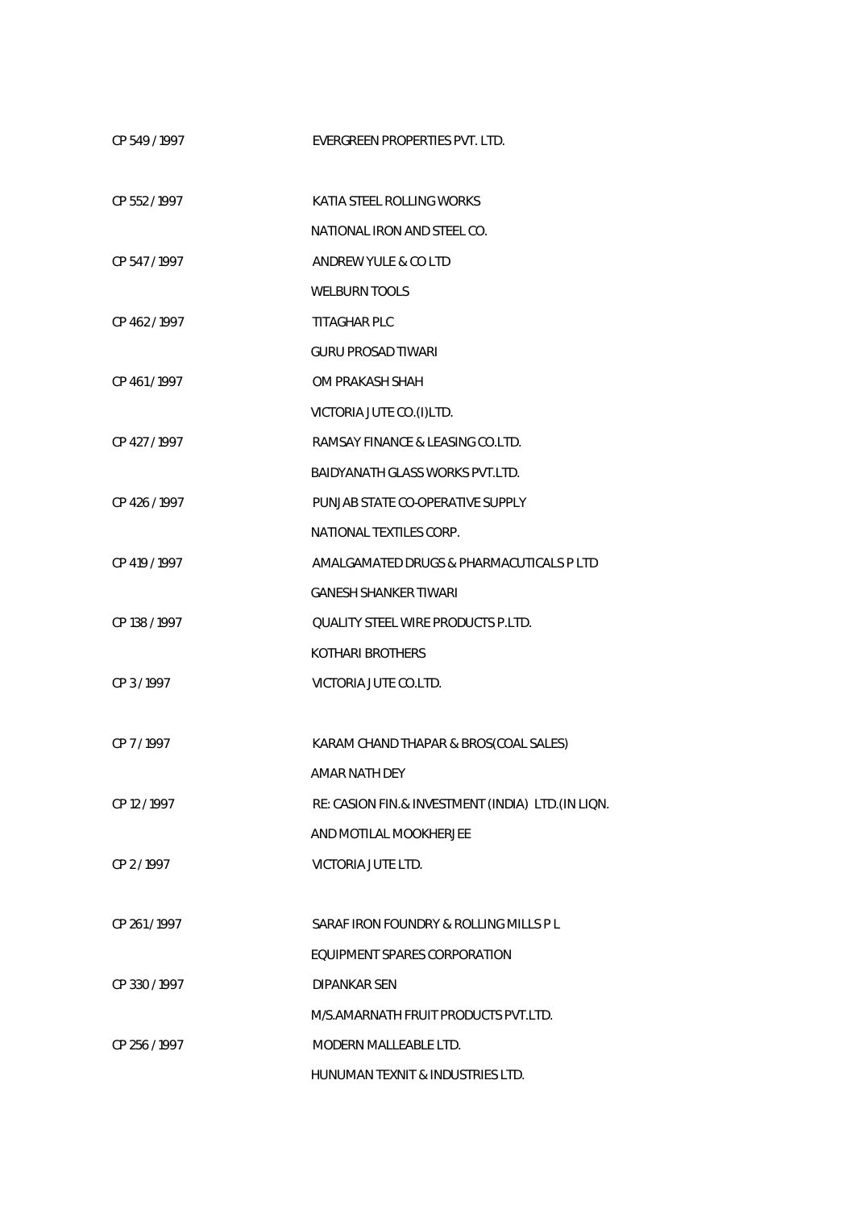| | |
|---|---|
| CP 549 / 1997 | EVERGREEN PROPERTIES PVT. LTD. |
| CP 552 / 1997 | KATIA STEEL ROLLING WORKS |
| | NATIONAL IRON AND STEEL CO. |
| CP 547 / 1997 | ANDREW YULE & CO LTD |
| | WELBURN TOOLS |
| CP 462 / 1997 | TITAGHAR PLC |
| | GURU PROSAD TIWARI |
| CP 461 / 1997 | OM PRAKASH SHAH |
| | VICTORIA JUTE CO.(I)LTD. |
| CP 427 / 1997 | RAMSAY FINANCE & LEASING CO.LTD. |
| | BAIDYANATH GLASS WORKS PVT.LTD. |
| CP 426 / 1997 | PUNJAB STATE CO-OPERATIVE SUPPLY |
| | NATIONAL TEXTILES CORP. |
| CP 419 / 1997 | AMALGAMATED DRUGS & PHARMACUTICALS P LTD |
| | GANESH SHANKER TIWARI |
| CP 138 / 1997 | QUALITY STEEL WIRE PRODUCTS P.LTD. |
| | KOTHARI BROTHERS |
| CP 3 / 1997 | VICTORIA JUTE CO.LTD. |
| CP 7 / 1997 | KARAM CHAND THAPAR & BROS(COAL SALES) |
| | AMAR NATH DEY |
| CP 12 / 1997 | RE: CASION FIN.& INVESTMENT (INDIA) LTD.(IN LIQN. |
| | AND MOTILAL MOOKHERJEE |
| CP 2 / 1997 | VICTORIA JUTE LTD. |
| CP 261 / 1997 | SARAF IRON FOUNDRY & ROLLING MILLS P L |
| | EQUIPMENT SPARES CORPORATION |
| CP 330 / 1997 | DIPANKAR SEN |
| | M/S.AMARNATH FRUIT PRODUCTS PVT.LTD. |
| CP 256 / 1997 | MODERN MALLEABLE LTD. |
| | HUNUMAN TEXNIT & INDUSTRIES LTD. |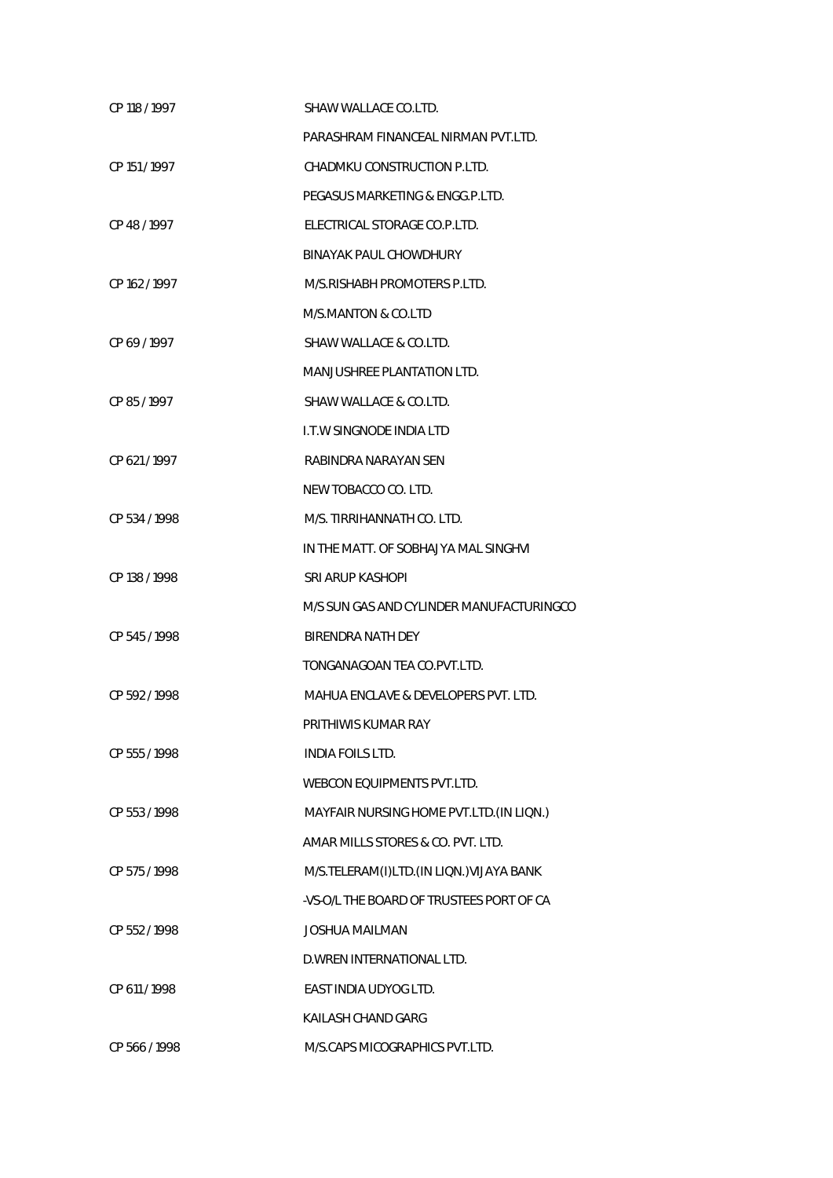| | |
|---|---|
| CP 118 / 1997 | SHAW WALLACE CO.LTD. |
| | PARASHRAM FINANCEAL NIRMAN PVT.LTD. |
| CP 151 / 1997 | CHADMKU CONSTRUCTION P.LTD. |
| | PEGASUS MARKETING & ENGG.P.LTD. |
| CP 48 / 1997 | ELECTRICAL STORAGE CO.P.LTD. |
| | BINAYAK PAUL CHOWDHURY |
| CP 162 / 1997 | M/S.RISHABH PROMOTERS P.LTD. |
| | M/S.MANTON & CO.LTD |
| CP 69 / 1997 | SHAW WALLACE & CO.LTD. |
| | MANJUSHREE PLANTATION LTD. |
| CP 85 / 1997 | SHAW WALLACE & CO.LTD. |
| | I.T.W SINGNODE INDIA LTD |
| CP 621 / 1997 | RABINDRA NARAYAN SEN |
| | NEW TOBACCO CO. LTD. |
| CP 534 / 1998 | M/S. TIRRIHANNATH CO. LTD. |
| | IN THE MATT. OF SOBHAJYA MAL SINGHVI |
| CP 138 / 1998 | SRI ARUP KASHOPI |
| | M/S SUN GAS AND CYLINDER MANUFACTURINGCO |
| CP 545 / 1998 | BIRENDRA NATH DEY |
| | TONGANAGOAN TEA CO.PVT.LTD. |
| CP 592 / 1998 | MAHUA ENCLAVE & DEVELOPERS PVT. LTD. |
| | PRITHIWIS KUMAR RAY |
| CP 555 / 1998 | INDIA FOILS LTD. |
| | WEBCON EQUIPMENTS PVT.LTD. |
| CP 553 / 1998 | MAYFAIR NURSING HOME PVT.LTD.(IN LIQN.) |
| | AMAR MILLS STORES & CO. PVT. LTD. |
| CP 575 / 1998 | M/S.TELERAM(I)LTD.(IN LIQN.)VIJAYA BANK |
| | -VS-O/L THE BOARD OF TRUSTEES PORT OF CA |
| CP 552 / 1998 | JOSHUA MAILMAN |
| | D.WREN INTERNATIONAL LTD. |
| CP 611 / 1998 | EAST INDIA UDYOG LTD. |
| | KAILASH CHAND GARG |
| CP 566 / 1998 | M/S.CAPS MICOGRAPHICS PVT.LTD. |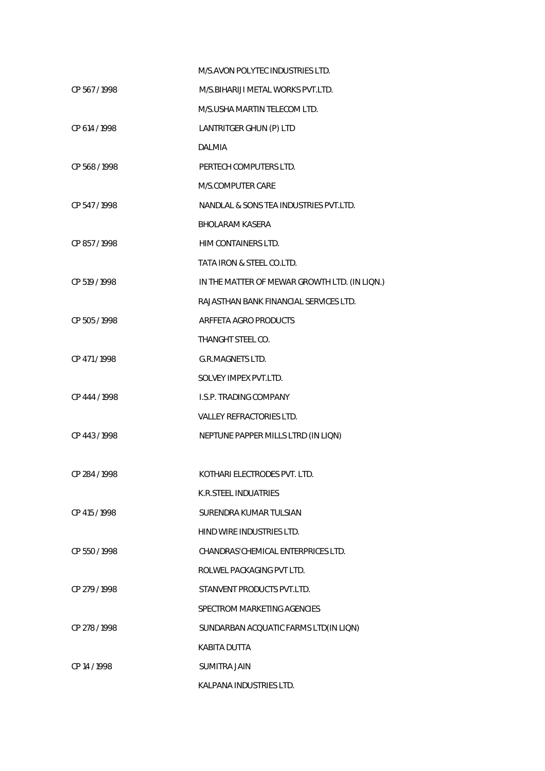| | |
|---|---|
| | M/S.AVON POLYTEC INDUSTRIES LTD. |
| CP 567 / 1998 | M/S.BIHARIJI METAL WORKS PVT.LTD. |
| | M/S.USHA MARTIN TELECOM LTD. |
| CP 614 / 1998 | LANTRITGER GHUN (P) LTD |
| | DALMIA |
| CP 568 / 1998 | PERTECH COMPUTERS LTD. |
| | M/S.COMPUTER CARE |
| CP 547 / 1998 | NANDLAL & SONS TEA INDUSTRIES PVT.LTD. |
| | BHOLARAM KASERA |
| CP 857 / 1998 | HIM CONTAINERS LTD. |
| | TATA IRON & STEEL CO.LTD. |
| CP 519 / 1998 | IN THE MATTER OF MEWAR GROWTH LTD. (IN LIQN.) |
| | RAJASTHAN BANK FINANCIAL SERVICES LTD. |
| CP 505 / 1998 | ARFFETA AGRO PRODUCTS |
| | THANGHT STEEL CO. |
| CP 471 / 1998 | G.R.MAGNETS LTD. |
| | SOLVEY IMPEX PVT.LTD. |
| CP 444 / 1998 | I.S.P. TRADING COMPANY |
| | VALLEY REFRACTORIES LTD. |
| CP 443 / 1998 | NEPTUNE PAPPER MILLS LTRD (IN LIQN) |
| | |
| CP 284 / 1998 | KOTHARI ELECTRODES PVT. LTD. |
| | K.R.STEEL INDUATRIES |
| CP 415 / 1998 | SURENDRA KUMAR TULSIAN |
| | HIND WIRE INDUSTRIES LTD. |
| CP 550 / 1998 | CHANDRAS'CHEMICAL ENTERPRICES LTD. |
| | ROLWEL PACKAGING PVT LTD. |
| CP 279 / 1998 | STANVENT PRODUCTS PVT.LTD. |
| | SPECTROM MARKETING AGENCIES |
| CP 278 / 1998 | SUNDARBAN ACQUATIC FARMS LTD(IN LIQN) |
| | KABITA DUTTA |
| CP 14 / 1998 | SUMITRA JAIN |
| | KALPANA INDUSTRIES LTD. |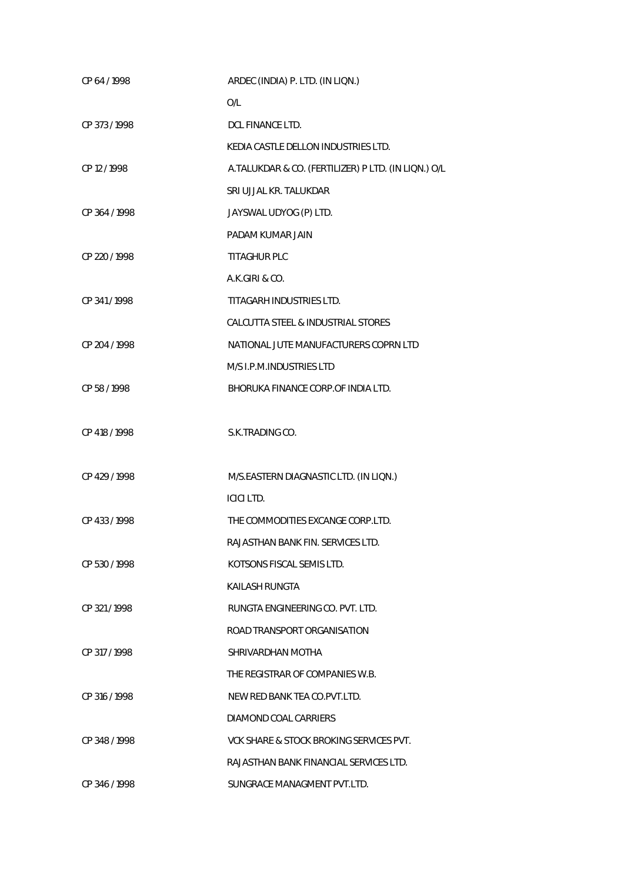| | |
|---|---|
| CP 64 / 1998 | ARDEC (INDIA) P. LTD. (IN LIQN.) |
| | O/L |
| CP 373 / 1998 | DCL FINANCE LTD. |
| | KEDIA CASTLE DELLON INDUSTRIES LTD. |
| CP 12 / 1998 | A.TALUKDAR & CO. (FERTILIZER) P LTD. (IN LIQN.) O/L |
| | SRI UJJAL KR. TALUKDAR |
| CP 364 / 1998 | JAYSWAL UDYOG (P) LTD. |
| | PADAM KUMAR JAIN |
| CP 220 / 1998 | TITAGHUR PLC |
| | A.K.GIRI & CO. |
| CP 341 / 1998 | TITAGARH INDUSTRIES LTD. |
| | CALCUTTA STEEL & INDUSTRIAL STORES |
| CP 204 / 1998 | NATIONAL JUTE MANUFACTURERS COPRN LTD |
| | M/S I.P.M.INDUSTRIES LTD |
| CP 58 / 1998 | BHORUKA FINANCE CORP.OF INDIA LTD. |
| CP 418 / 1998 | S.K.TRADING CO. |
| CP 429 / 1998 | M/S.EASTERN DIAGNASTIC LTD. (IN LIQN.) |
| | ICICI LTD. |
| CP 433 / 1998 | THE COMMODITIES EXCANGE CORP.LTD. |
| | RAJASTHAN BANK FIN. SERVICES LTD. |
| CP 530 / 1998 | KOTSONS FISCAL SEMIS LTD. |
| | KAILASH RUNGTA |
| CP 321 / 1998 | RUNGTA ENGINEERING CO. PVT. LTD. |
| | ROAD TRANSPORT ORGANISATION |
| CP 317 / 1998 | SHRIVARDHAN MOTHA |
| | THE REGISTRAR OF COMPANIES W.B. |
| CP 316 / 1998 | NEW RED BANK TEA CO.PVT.LTD. |
| | DIAMOND COAL CARRIERS |
| CP 348 / 1998 | VCK SHARE & STOCK BROKING SERVICES PVT. |
| | RAJASTHAN BANK FINANCIAL SERVICES LTD. |
| CP 346 / 1998 | SUNGRACE MANAGMENT PVT.LTD. |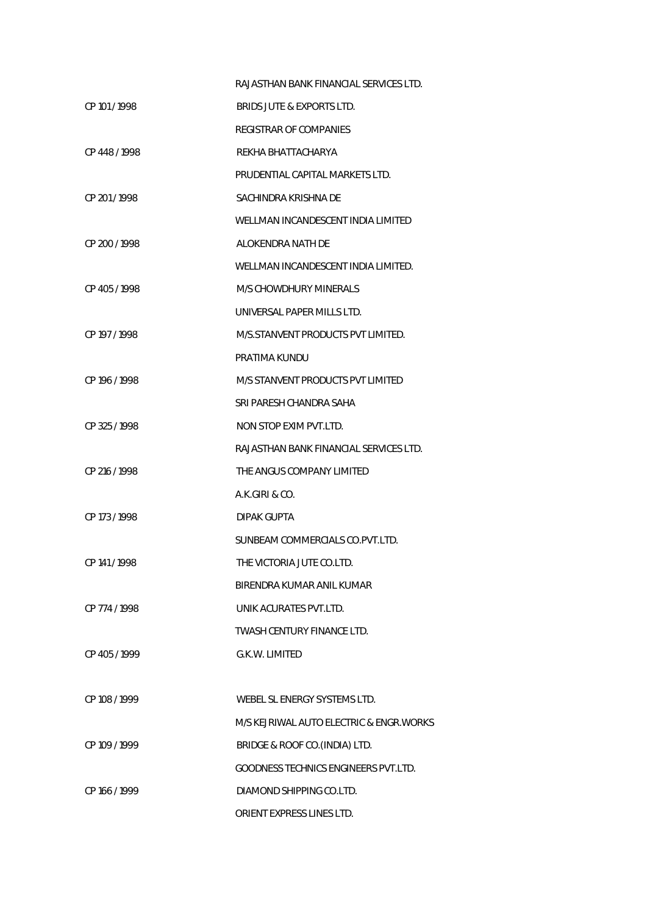| | |
|---|---|
| | RAJASTHAN BANK FINANCIAL SERVICES LTD. |
| CP 101 / 1998 | BRIDS JUTE & EXPORTS LTD. |
| | REGISTRAR OF COMPANIES |
| CP 448 / 1998 | REKHA BHATTACHARYA |
| | PRUDENTIAL CAPITAL MARKETS LTD. |
| CP 201 / 1998 | SACHINDRA KRISHNA DE |
| | WELLMAN INCANDESCENT INDIA LIMITED |
| CP 200 / 1998 | ALOKENDRA NATH DE |
| | WELLMAN INCANDESCENT INDIA LIMITED. |
| CP 405 / 1998 | M/S CHOWDHURY MINERALS |
| | UNIVERSAL PAPER MILLS LTD. |
| CP 197 / 1998 | M/S.STANVENT PRODUCTS PVT LIMITED. |
| | PRATIMA KUNDU |
| CP 196 / 1998 | M/S STANVENT PRODUCTS PVT LIMITED |
| | SRI PARESH CHANDRA SAHA |
| CP 325 / 1998 | NON STOP EXIM PVT.LTD. |
| | RAJASTHAN BANK FINANCIAL SERVICES LTD. |
| CP 216 / 1998 | THE ANGUS COMPANY LIMITED |
| | A.K.GIRI & CO. |
| CP 173 / 1998 | DIPAK GUPTA |
| | SUNBEAM COMMERCIALS CO.PVT.LTD. |
| CP 141 / 1998 | THE VICTORIA JUTE CO.LTD. |
| | BIRENDRA KUMAR ANIL KUMAR |
| CP 774 / 1998 | UNIK ACURATES PVT.LTD. |
| | TWASH CENTURY FINANCE LTD. |
| CP 405 / 1999 | G.K.W. LIMITED |
| | |
| CP 108 / 1999 | WEBEL SL ENERGY SYSTEMS LTD. |
| | M/S KEJRIWAL AUTO ELECTRIC & ENGR.WORKS |
| CP 109 / 1999 | BRIDGE & ROOF CO.(INDIA) LTD. |
| | GOODNESS TECHNICS ENGINEERS PVT.LTD. |
| CP 166 / 1999 | DIAMOND SHIPPING CO.LTD. |
| | ORIENT EXPRESS LINES LTD. |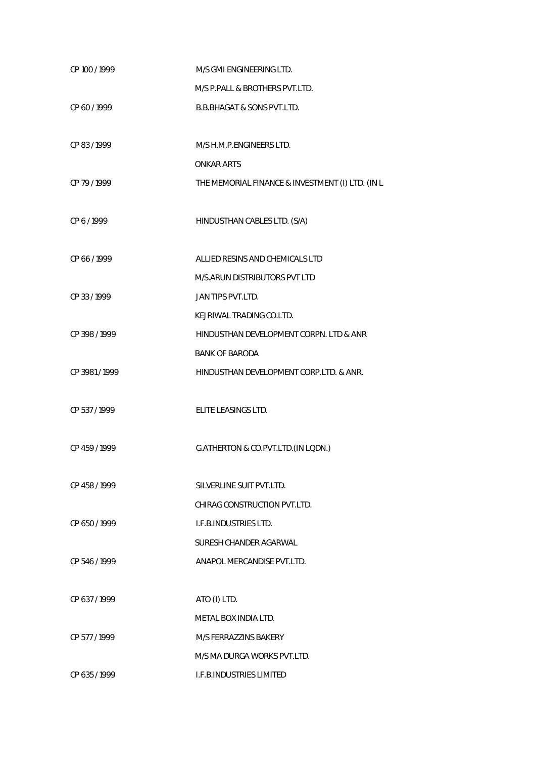| | |
|---|---|
| CP 100 / 1999 | M/S GMI ENGINEERING LTD. |
| | M/S P.PALL & BROTHERS PVT.LTD. |
| CP 60 / 1999 | B.B.BHAGAT & SONS PVT.LTD. |
| CP 83 / 1999 | M/S H.M.P.ENGINEERS LTD. |
| | ONKAR ARTS |
| CP 79 / 1999 | THE MEMORIAL FINANCE & INVESTMENT (I) LTD. (IN L |
| CP 6 / 1999 | HINDUSTHAN CABLES LTD. (S/A) |
| CP 66 / 1999 | ALLIED RESINS AND CHEMICALS LTD |
| | M/S.ARUN DISTRIBUTORS PVT LTD |
| CP 33 / 1999 | JAN TIPS PVT.LTD. |
| | KEJRIWAL TRADING CO.LTD. |
| CP 398 / 1999 | HINDUSTHAN DEVELOPMENT CORPN. LTD & ANR |
| | BANK OF BARODA |
| CP 3981 / 1999 | HINDUSTHAN DEVELOPMENT CORP.LTD. & ANR. |
| CP 537 / 1999 | ELITE LEASINGS LTD. |
| CP 459 / 1999 | G.ATHERTON & CO.PVT.LTD.(IN LQDN.) |
| CP 458 / 1999 | SILVERLINE SUIT PVT.LTD. |
| | CHIRAG CONSTRUCTION PVT.LTD. |
| CP 650 / 1999 | I.F.B.INDUSTRIES LTD. |
| | SURESH CHANDER AGARWAL |
| CP 546 / 1999 | ANAPOL MERCANDISE PVT.LTD. |
| CP 637 / 1999 | ATO (I) LTD. |
| | METAL BOX INDIA LTD. |
| CP 577 / 1999 | M/S FERRAZZINS BAKERY |
| | M/S MA DURGA WORKS PVT.LTD. |
| CP 635 / 1999 | I.F.B.INDUSTRIES LIMITED |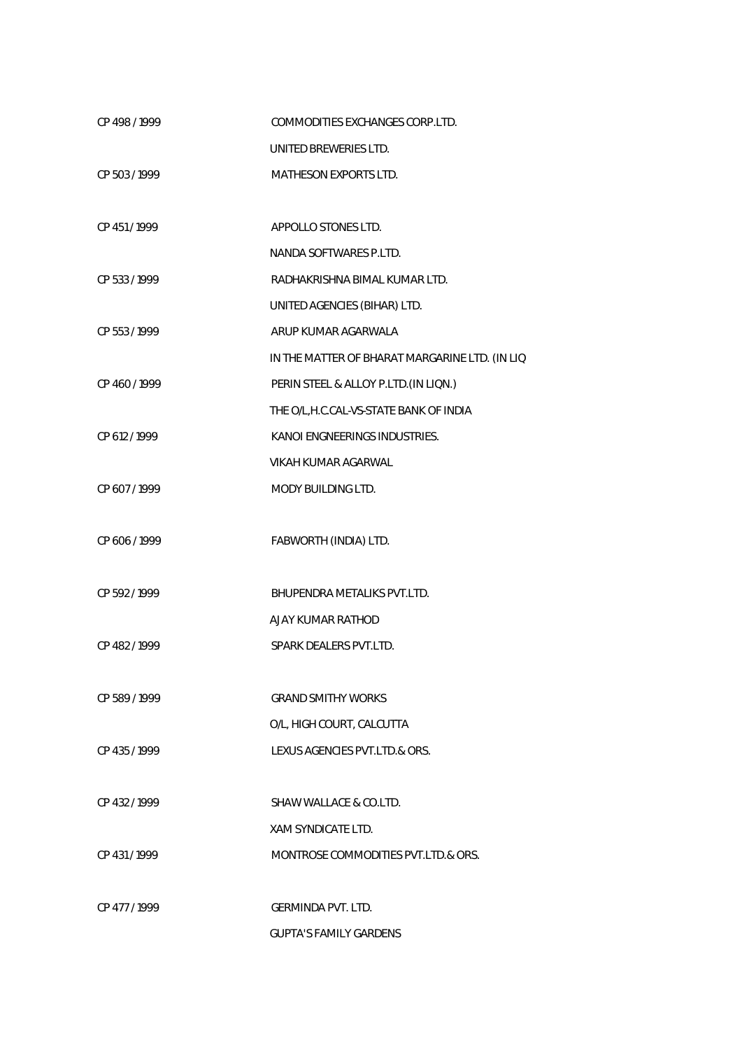| | |
|---|---|
| CP 498 / 1999 | COMMODITIES EXCHANGES CORP.LTD. |
| | UNITED BREWERIES LTD. |
| CP 503 / 1999 | MATHESON EXPORTS LTD. |
| | |
| CP 451 / 1999 | APPOLLO STONES LTD. |
| | NANDA SOFTWARES P.LTD. |
| CP 533 / 1999 | RADHAKRISHNA BIMAL KUMAR LTD. |
| | UNITED AGENCIES (BIHAR) LTD. |
| CP 553 / 1999 | ARUP KUMAR AGARWALA |
| | IN THE MATTER OF BHARAT MARGARINE LTD. (IN LIQ |
| CP 460 / 1999 | PERIN STEEL & ALLOY P.LTD.(IN LIQN.) |
| | THE O/L,H.C.CAL-VS-STATE BANK OF INDIA |
| CP 612 / 1999 | KANOI ENGNEERINGS INDUSTRIES. |
| | VIKAH KUMAR AGARWAL |
| CP 607 / 1999 | MODY BUILDING LTD. |
| | |
| CP 606 / 1999 | FABWORTH (INDIA) LTD. |
| | |
| CP 592 / 1999 | BHUPENDRA METALIKS PVT.LTD. |
| | AJAY KUMAR RATHOD |
| CP 482 / 1999 | SPARK DEALERS PVT.LTD. |
| | |
| CP 589 / 1999 | GRAND SMITHY WORKS |
| | O/L, HIGH COURT, CALCUTTA |
| CP 435 / 1999 | LEXUS AGENCIES PVT.LTD.& ORS. |
| | |
| CP 432 / 1999 | SHAW WALLACE & CO.LTD. |
| | XAM SYNDICATE LTD. |
| CP 431 / 1999 | MONTROSE COMMODITIES PVT.LTD.& ORS. |
| | |
| CP 477 / 1999 | GERMINDA PVT. LTD. |
| | GUPTA'S FAMILY GARDENS |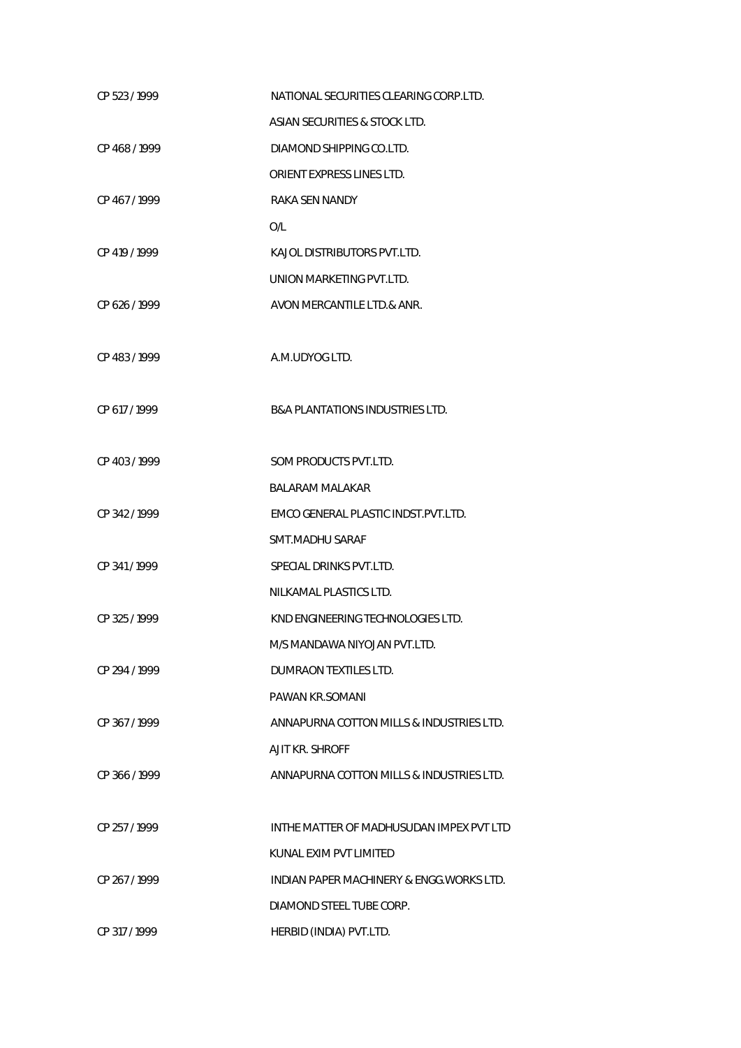| | |
|---|---|
| CP 523 / 1999 | NATIONAL SECURITIES CLEARING CORP.LTD. |
| | ASIAN SECURITIES & STOCK LTD. |
| CP 468 / 1999 | DIAMOND SHIPPING CO.LTD. |
| | ORIENT EXPRESS LINES LTD. |
| CP 467 / 1999 | RAKA SEN NANDY |
| | O/L |
| CP 419 / 1999 | KAJOL DISTRIBUTORS PVT.LTD. |
| | UNION MARKETING PVT.LTD. |
| CP 626 / 1999 | AVON MERCANTILE LTD.& ANR. |
| CP 483 / 1999 | A.M.UDYOG LTD. |
| CP 617 / 1999 | B&A PLANTATIONS INDUSTRIES LTD. |
| CP 403 / 1999 | SOM PRODUCTS PVT.LTD. |
| | BALARAM MALAKAR |
| CP 342 / 1999 | EMCO GENERAL PLASTIC INDST.PVT.LTD. |
| | SMT.MADHU SARAF |
| CP 341 / 1999 | SPECIAL DRINKS PVT.LTD. |
| | NILKAMAL PLASTICS LTD. |
| CP 325 / 1999 | KND ENGINEERING TECHNOLOGIES LTD. |
| | M/S MANDAWA NIYOJAN PVT.LTD. |
| CP 294 / 1999 | DUMRAON TEXTILES LTD. |
| | PAWAN KR.SOMANI |
| CP 367 / 1999 | ANNAPURNA COTTON MILLS & INDUSTRIES LTD. |
| | AJIT KR. SHROFF |
| CP 366 / 1999 | ANNAPURNA COTTON MILLS & INDUSTRIES LTD. |
| CP 257 / 1999 | INTHE MATTER OF MADHUSUDAN IMPEX PVT LTD |
| | KUNAL EXIM PVT LIMITED |
| CP 267 / 1999 | INDIAN PAPER MACHINERY & ENGG.WORKS LTD. |
| | DIAMOND STEEL TUBE CORP. |
| CP 317 / 1999 | HERBID (INDIA) PVT.LTD. |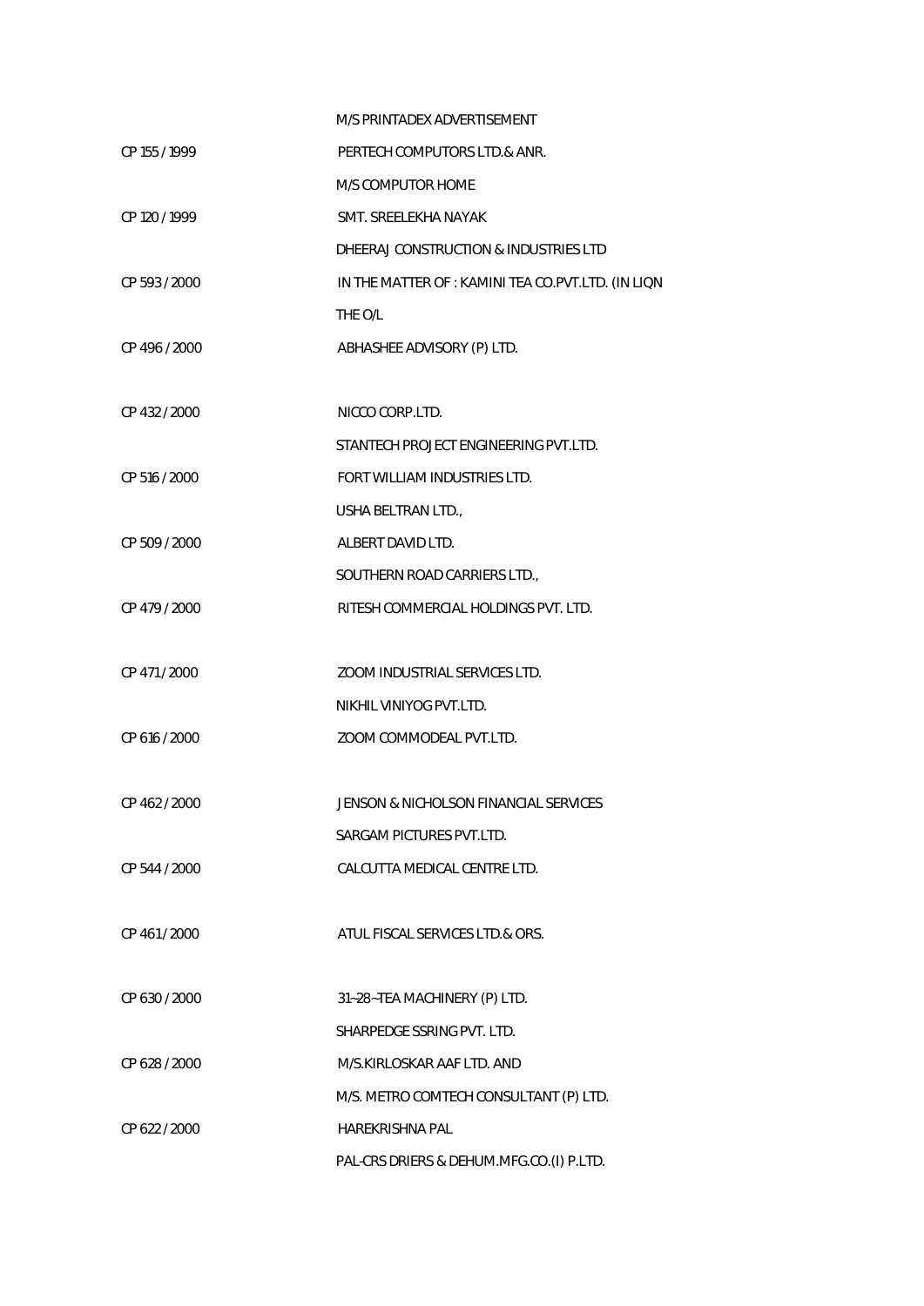| | |
|---|---|
| | M/S PRINTADEX ADVERTISEMENT |
| CP 155 / 1999 | PERTECH COMPUTORS LTD.& ANR. |
| | M/S COMPUTOR HOME |
| CP 120 / 1999 | SMT. SREELEKHA NAYAK |
| | DHEERAJ CONSTRUCTION & INDUSTRIES LTD |
| CP 593 / 2000 | IN THE MATTER OF : KAMINI TEA CO.PVT.LTD. (IN LIQN |
| | THE O/L |
| CP 496 / 2000 | ABHASHEE ADVISORY (P) LTD. |
| | |
| CP 432 / 2000 | NICCO CORP.LTD. |
| | STANTECH PROJECT ENGINEERING PVT.LTD. |
| CP 516 / 2000 | FORT WILLIAM INDUSTRIES LTD. |
| | USHA BELTRAN LTD., |
| CP 509 / 2000 | ALBERT DAVID LTD. |
| | SOUTHERN ROAD CARRIERS LTD., |
| CP 479 / 2000 | RITESH COMMERCIAL HOLDINGS PVT. LTD. |
| | |
| CP 471 / 2000 | ZOOM INDUSTRIAL SERVICES LTD. |
| | NIKHIL VINIYOG PVT.LTD. |
| CP 616 / 2000 | ZOOM COMMODEAL PVT.LTD. |
| | |
| CP 462 / 2000 | JENSON & NICHOLSON FINANCIAL SERVICES |
| | SARGAM PICTURES PVT.LTD. |
| CP 544 / 2000 | CALCUTTA MEDICAL CENTRE LTD. |
| | |
| CP 461 / 2000 | ATUL FISCAL SERVICES LTD.& ORS. |
| | |
| CP 630 / 2000 | 31~28~TEA MACHINERY (P) LTD. |
| | SHARPEDGE SSRING PVT. LTD. |
| CP 628 / 2000 | M/S.KIRLOSKAR AAF LTD. AND |
| | M/S. METRO COMTECH CONSULTANT (P) LTD. |
| CP 622 / 2000 | HAREKRISHNA PAL |
| | PAL-CRS DRIERS & DEHUM.MFG.CO.(I) P.LTD. |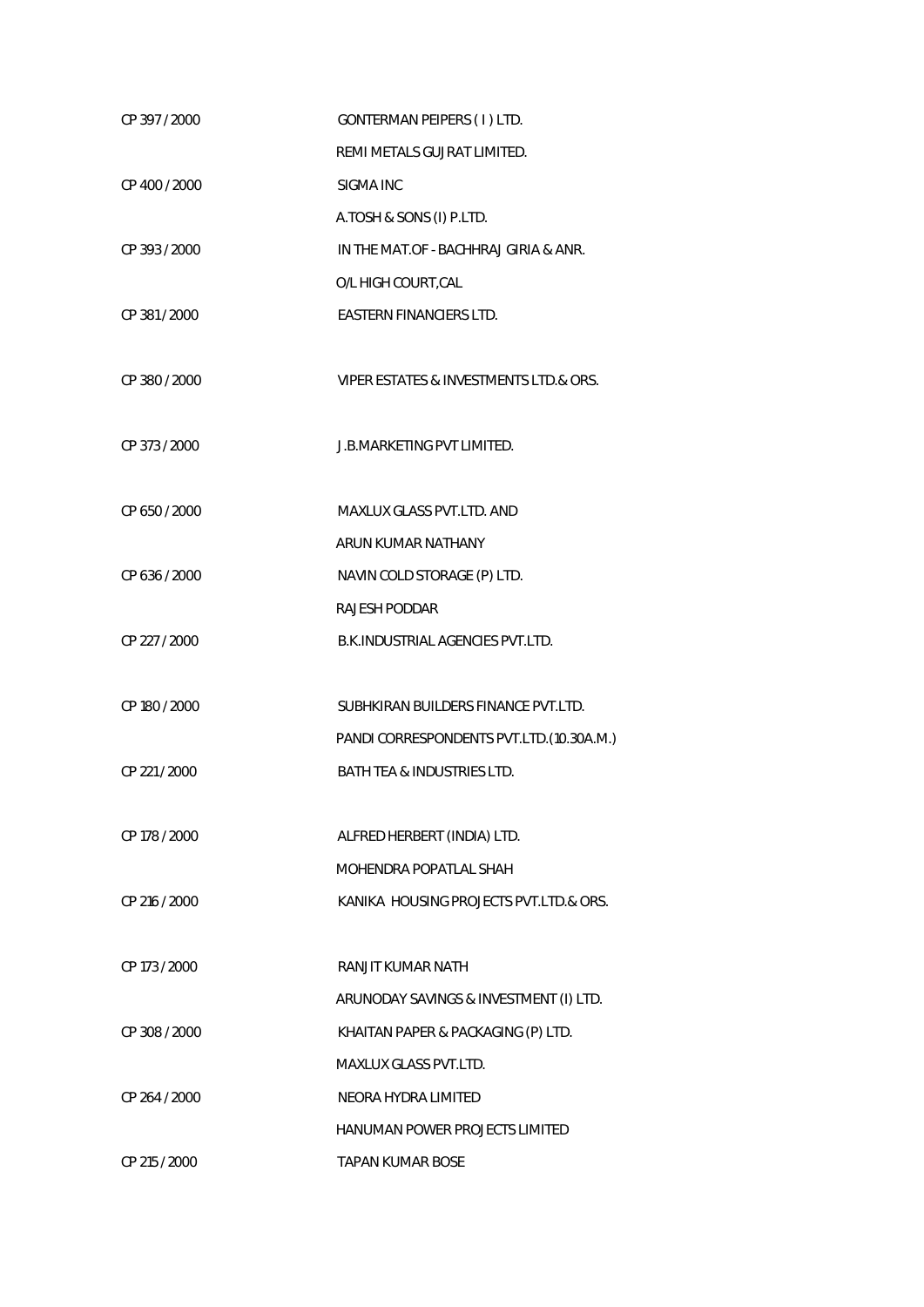| | |
|---|---|
| CP 397 / 2000 | GONTERMAN PEIPERS ( I ) LTD. |
| | REMI METALS GUJRAT LIMITED. |
| CP 400 / 2000 | SIGMA INC |
| | A.TOSH & SONS (I) P.LTD. |
| CP 393 / 2000 | IN THE MAT.OF - BACHHRAJ GIRIA & ANR. |
| | O/L HIGH COURT,CAL |
| CP 381 / 2000 | EASTERN FINANCIERS LTD. |
| CP 380 / 2000 | VIPER ESTATES & INVESTMENTS LTD.& ORS. |
| CP 373 / 2000 | J.B.MARKETING PVT LIMITED. |
| CP 650 / 2000 | MAXLUX GLASS PVT.LTD. AND |
| | ARUN KUMAR NATHANY |
| CP 636 / 2000 | NAVIN COLD STORAGE (P) LTD. |
| | RAJESH PODDAR |
| CP 227 / 2000 | B.K.INDUSTRIAL AGENCIES PVT.LTD. |
| CP 180 / 2000 | SUBHKIRAN BUILDERS FINANCE PVT.LTD. |
| | PANDI CORRESPONDENTS PVT.LTD.(10.30A.M.) |
| CP 221 / 2000 | BATH TEA & INDUSTRIES LTD. |
| CP 178 / 2000 | ALFRED HERBERT (INDIA) LTD. |
| | MOHENDRA POPATLAL SHAH |
| CP 216 / 2000 | KANIKA HOUSING PROJECTS PVT.LTD.& ORS. |
| CP 173 / 2000 | RANJIT KUMAR NATH |
| | ARUNODAY SAVINGS & INVESTMENT (I) LTD. |
| CP 308 / 2000 | KHAITAN PAPER & PACKAGING (P) LTD. |
| | MAXLUX GLASS PVT.LTD. |
| CP 264 / 2000 | NEORA HYDRA LIMITED |
| | HANUMAN POWER PROJECTS LIMITED |
| CP 215 / 2000 | TAPAN KUMAR BOSE |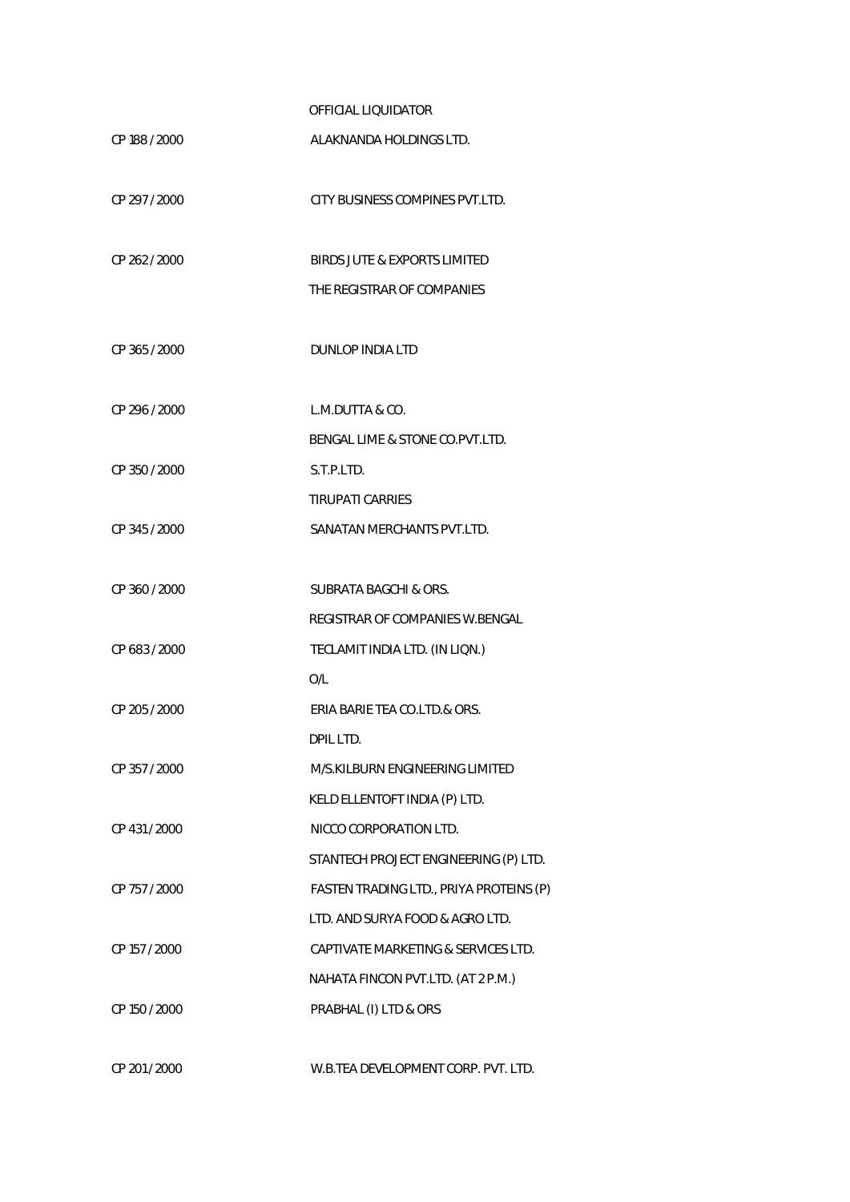| | |
|---|---|
| | OFFICIAL LIQUIDATOR |
| CP 188 / 2000 | ALAKNANDA HOLDINGS LTD. |
| CP 297 / 2000 | CITY BUSINESS COMPINES PVT.LTD. |
| CP 262 / 2000 | BIRDS JUTE & EXPORTS LIMITED |
| | THE REGISTRAR OF COMPANIES |
| CP 365 / 2000 | DUNLOP INDIA LTD |
| CP 296 / 2000 | L.M.DUTTA & CO. |
| | BENGAL LIME & STONE CO.PVT.LTD. |
| CP 350 / 2000 | S.T.P.LTD. |
| | TIRUPATI CARRIES |
| CP 345 / 2000 | SANATAN MERCHANTS PVT.LTD. |
| CP 360 / 2000 | SUBRATA BAGCHI & ORS. |
| | REGISTRAR OF COMPANIES W.BENGAL |
| CP 683 / 2000 | TECLAMIT INDIA LTD. (IN LIQN.) |
| | O/L |
| CP 205 / 2000 | ERIA BARIE TEA CO.LTD.& ORS. |
| | DPIL LTD. |
| CP 357 / 2000 | M/S.KILBURN ENGINEERING LIMITED |
| | KELD ELLENTOFT INDIA (P) LTD. |
| CP 431 / 2000 | NICCO CORPORATION LTD. |
| | STANTECH PROJECT ENGINEERING (P) LTD. |
| CP 757 / 2000 | FASTEN TRADING LTD., PRIYA PROTEINS (P) LTD. AND SURYA FOOD & AGRO LTD. |
| CP 157 / 2000 | CAPTIVATE MARKETING & SERVICES LTD. |
| | NAHATA FINCON PVT.LTD. (AT 2 P.M.) |
| CP 150 / 2000 | PRABHAL (I) LTD & ORS |
| CP 201 / 2000 | W.B.TEA DEVELOPMENT CORP. PVT. LTD. |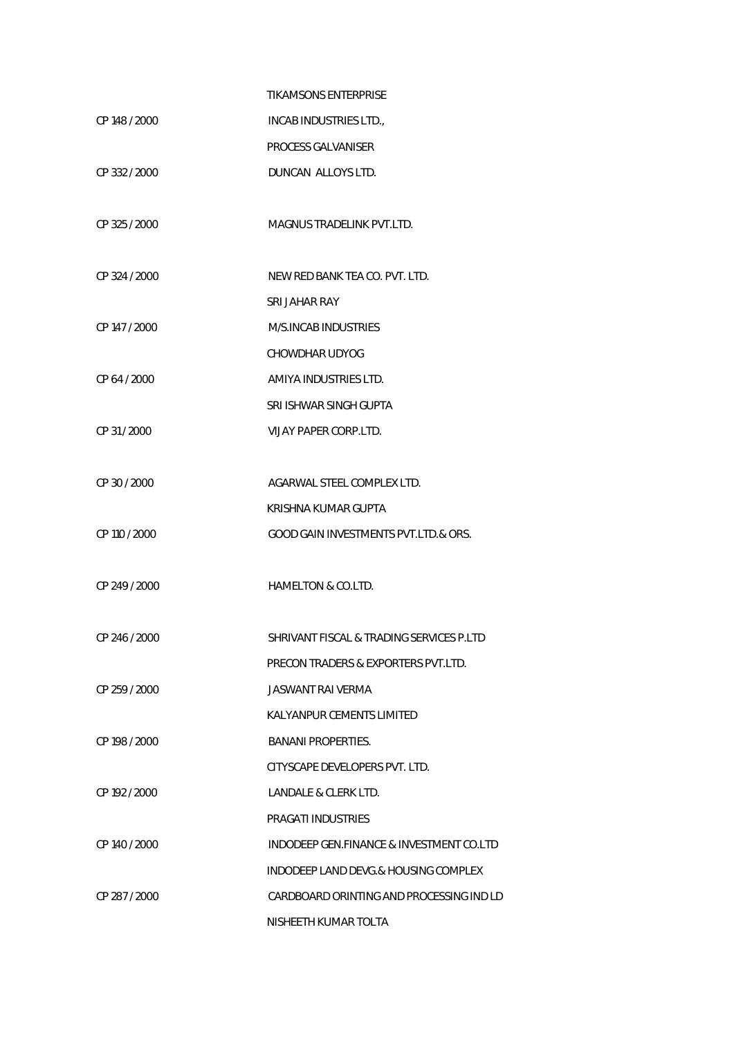| | |
|---|---|
| | TIKAMSONS ENTERPRISE |
| CP 148 / 2000 | INCAB INDUSTRIES LTD., |
| | PROCESS GALVANISER |
| CP 332 / 2000 | DUNCAN ALLOYS LTD. |
| | |
| CP 325 / 2000 | MAGNUS TRADELINK PVT.LTD. |
| | |
| CP 324 / 2000 | NEW RED BANK TEA CO. PVT. LTD. |
| | SRI JAHAR RAY |
| CP 147 / 2000 | M/S.INCAB INDUSTRIES |
| | CHOWDHAR UDYOG |
| CP 64 / 2000 | AMIYA INDUSTRIES LTD. |
| | SRI ISHWAR SINGH GUPTA |
| CP 31 / 2000 | VIJAY PAPER CORP.LTD. |
| | |
| CP 30 / 2000 | AGARWAL STEEL COMPLEX LTD. |
| | KRISHNA KUMAR GUPTA |
| CP 110 / 2000 | GOOD GAIN INVESTMENTS PVT.LTD.& ORS. |
| | |
| CP 249 / 2000 | HAMELTON & CO.LTD. |
| | |
| CP 246 / 2000 | SHRIVANT FISCAL & TRADING SERVICES P.LTD |
| | PRECON TRADERS & EXPORTERS PVT.LTD. |
| CP 259 / 2000 | JASWANT RAI VERMA |
| | KALYANPUR CEMENTS LIMITED |
| CP 198 / 2000 | BANANI PROPERTIES. |
| | CITYSCAPE DEVELOPERS PVT. LTD. |
| CP 192 / 2000 | LANDALE & CLERK LTD. |
| | PRAGATI INDUSTRIES |
| CP 140 / 2000 | INDODEEP GEN.FINANCE & INVESTMENT CO.LTD |
| | INDODEEP LAND DEVG.& HOUSING COMPLEX |
| CP 287 / 2000 | CARDBOARD ORINTING AND PROCESSING IND LD |
| | NISHEETH KUMAR TOLTA |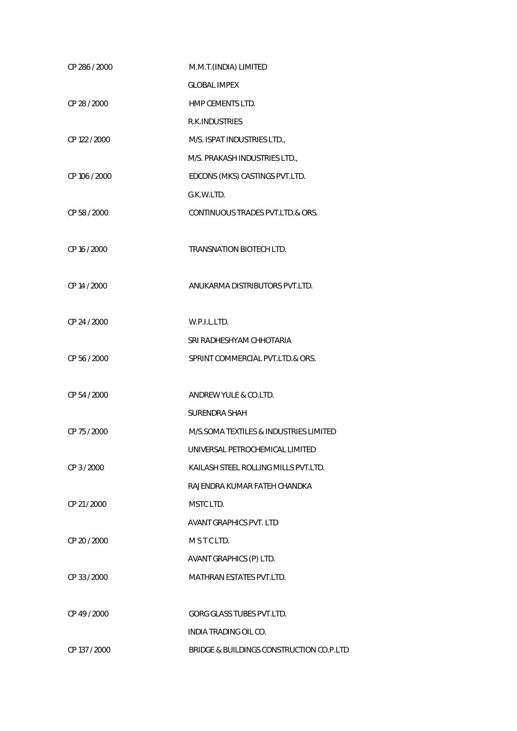| | |
|---|---|
| CP 286 / 2000 | M.M.T.(INDIA) LIMITED |
| | GLOBAL IMPEX |
| CP 28 / 2000 | HMP CEMENTS LTD. |
| | R.K.INDUSTRIES |
| CP 122 / 2000 | M/S. ISPAT INDUSTRIES LTD., |
| | M/S. PRAKASH INDUSTRIES LTD., |
| CP 106 / 2000 | EDCONS (MKS) CASTINGS PVT.LTD. |
| | G.K.W.LTD. |
| CP 58 / 2000 | CONTINUOUS TRADES PVT.LTD.& ORS. |
| | |
| CP 16 / 2000 | TRANSNATION BIOTECH LTD. |
| | |
| CP 14 / 2000 | ANUKARMA DISTRIBUTORS PVT.LTD. |
| | |
| CP 24 / 2000 | W.P.I.L.LTD. |
| | SRI RADHESHYAM CHHOTARIA |
| CP 56 / 2000 | SPRINT COMMERCIAL PVT.LTD.& ORS. |
| | |
| CP 54 / 2000 | ANDREW YULE & CO.LTD. |
| | SURENDRA SHAH |
| CP 75 / 2000 | M/S.SOMA TEXTILES & INDUSTRIES LIMITED |
| | UNIVERSAL PETROCHEMICAL LIMITED |
| CP 3 / 2000 | KAILASH STEEL ROLLING MILLS PVT.LTD. |
| | RAJENDRA KUMAR FATEH CHANDKA |
| CP 21 / 2000 | MSTC LTD. |
| | AVANT GRAPHICS PVT. LTD |
| CP 20 / 2000 | M S T C LTD. |
| | AVANT GRAPHICS (P) LTD. |
| CP 33 / 2000 | MATHRAN ESTATES PVT.LTD. |
| | |
| CP 49 / 2000 | GORG GLASS TUBES PVT.LTD. |
| | INDIA TRADING OIL CO. |
| CP 137 / 2000 | BRIDGE & BUILDINGS CONSTRUCTION CO.P.LTD |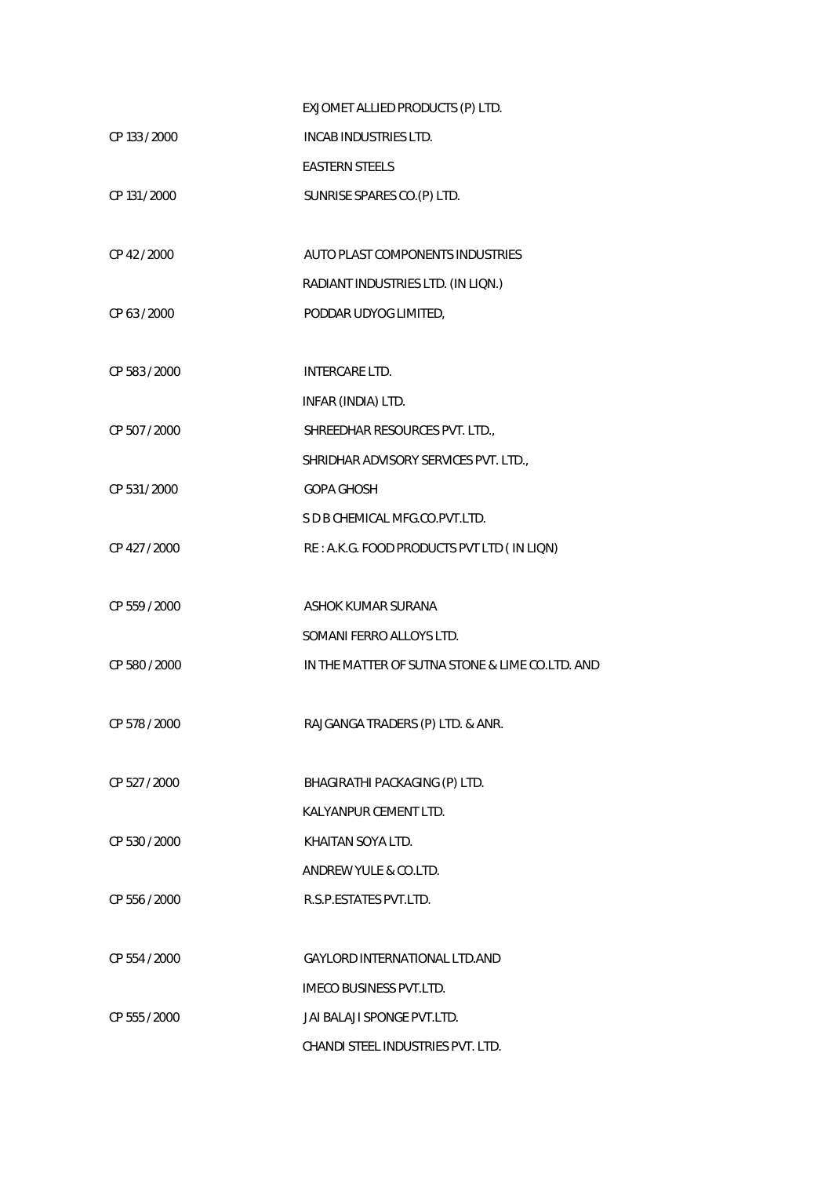| | |
|---|---|
| | EXJOMET ALLIED PRODUCTS (P) LTD. |
| CP 133 / 2000 | INCAB INDUSTRIES LTD. |
| | EASTERN STEELS |
| CP 131 / 2000 | SUNRISE SPARES CO.(P) LTD. |
| | |
| CP 42 / 2000 | AUTO PLAST COMPONENTS INDUSTRIES |
| | RADIANT INDUSTRIES LTD. (IN LIQN.) |
| CP 63 / 2000 | PODDAR UDYOG LIMITED, |
| | |
| CP 583 / 2000 | INTERCARE LTD. |
| | INFAR (INDIA) LTD. |
| CP 507 / 2000 | SHREEDHAR RESOURCES PVT. LTD., |
| | SHRIDHAR ADVISORY SERVICES PVT. LTD., |
| CP 531 / 2000 | GOPA GHOSH |
| | S D B CHEMICAL MFG.CO.PVT.LTD. |
| CP 427 / 2000 | RE : A.K.G. FOOD PRODUCTS PVT LTD ( IN LIQN) |
| | |
| CP 559 / 2000 | ASHOK KUMAR SURANA |
| | SOMANI FERRO ALLOYS LTD. |
| CP 580 / 2000 | IN THE MATTER OF SUTNA STONE & LIME CO.LTD. AND |
| | |
| CP 578 / 2000 | RAJGANGA TRADERS (P) LTD. & ANR. |
| | |
| CP 527 / 2000 | BHAGIRATHI PACKAGING (P) LTD. |
| | KALYANPUR CEMENT LTD. |
| CP 530 / 2000 | KHAITAN SOYA LTD. |
| | ANDREW YULE & CO.LTD. |
| CP 556 / 2000 | R.S.P.ESTATES PVT.LTD. |
| | |
| CP 554 / 2000 | GAYLORD INTERNATIONAL LTD.AND |
| | IMECO BUSINESS PVT.LTD. |
| CP 555 / 2000 | JAI BALAJI SPONGE PVT.LTD. |
| | CHANDI STEEL INDUSTRIES PVT. LTD. |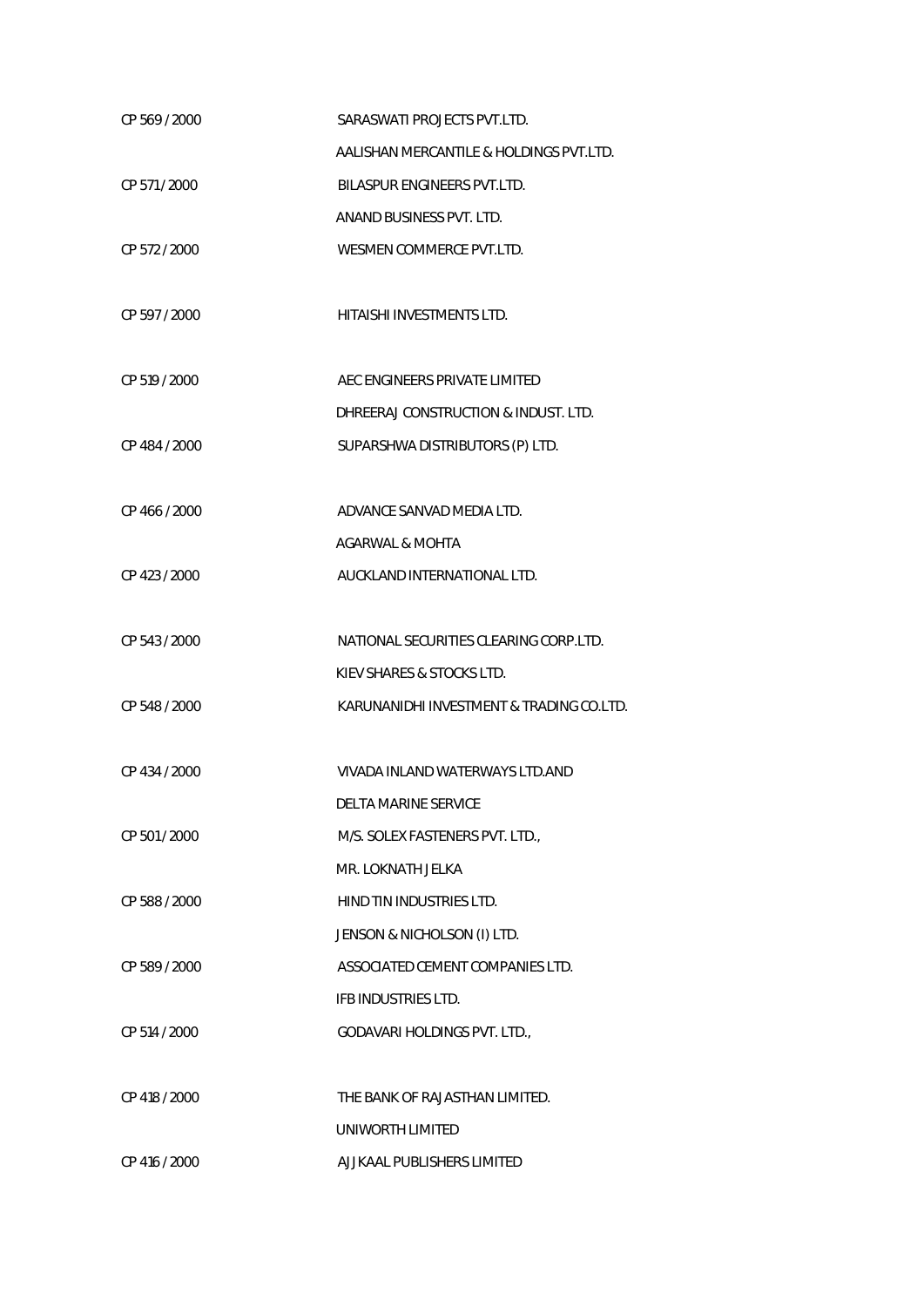| | |
|---|---|
| CP 569 / 2000 | SARASWATI PROJECTS PVT.LTD. |
| | AALISHAN MERCANTILE & HOLDINGS PVT.LTD. |
| CP 571 / 2000 | BILASPUR ENGINEERS PVT.LTD. |
| | ANAND BUSINESS PVT. LTD. |
| CP 572 / 2000 | WESMEN COMMERCE PVT.LTD. |
| | |
| CP 597 / 2000 | HITAISHI INVESTMENTS LTD. |
| | |
| CP 519 / 2000 | AEC ENGINEERS PRIVATE LIMITED |
| | DHREERAJ CONSTRUCTION & INDUST. LTD. |
| CP 484 / 2000 | SUPARSHWA DISTRIBUTORS (P) LTD. |
| | |
| CP 466 / 2000 | ADVANCE SANVAD MEDIA LTD. |
| | AGARWAL & MOHTA |
| CP 423 / 2000 | AUCKLAND INTERNATIONAL LTD. |
| | |
| CP 543 / 2000 | NATIONAL SECURITIES CLEARING CORP.LTD. |
| | KIEV SHARES & STOCKS LTD. |
| CP 548 / 2000 | KARUNANIDHI INVESTMENT & TRADING CO.LTD. |
| | |
| CP 434 / 2000 | VIVADA INLAND WATERWAYS LTD.AND |
| | DELTA MARINE SERVICE |
| CP 501 / 2000 | M/S. SOLEX FASTENERS PVT. LTD., |
| | MR. LOKNATH JELKA |
| CP 588 / 2000 | HIND TIN INDUSTRIES LTD. |
| | JENSON & NICHOLSON (I) LTD. |
| CP 589 / 2000 | ASSOCIATED CEMENT COMPANIES LTD. |
| | IFB INDUSTRIES LTD. |
| CP 514 / 2000 | GODAVARI HOLDINGS PVT. LTD., |
| | |
| CP 418 / 2000 | THE BANK OF RAJASTHAN LIMITED. |
| | UNIWORTH LIMITED |
| CP 416 / 2000 | AJJKAAL PUBLISHERS LIMITED |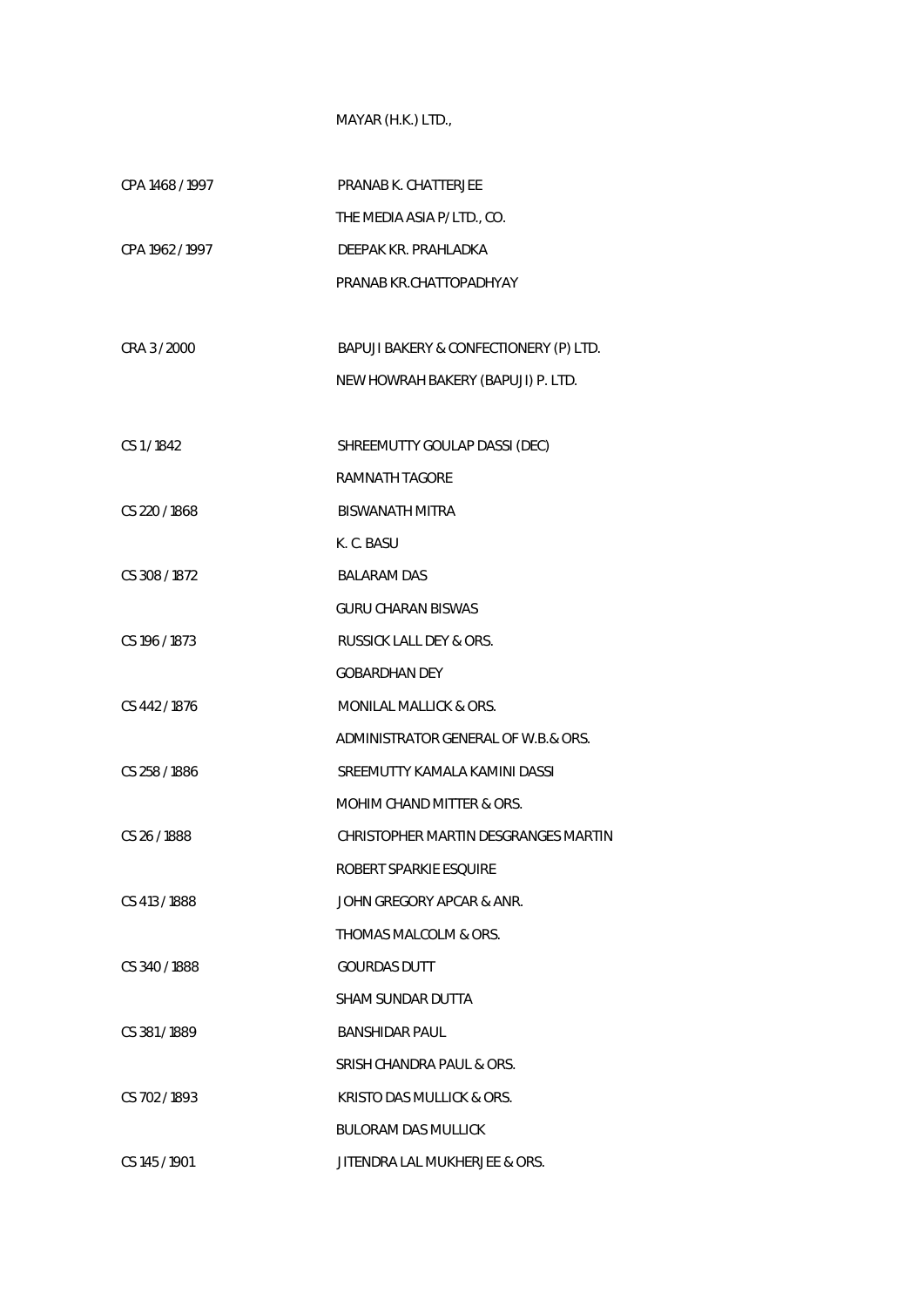MAYAR (H.K.) LTD.,

CPA 1468 / 1997 PRANAB K. CHATTERJEE

THE MEDIA ASIA P/ LTD., CO.

CPA 1962 / 1997 DEEPAK KR. PRAHLADKA

PRANAB KR.CHATTOPADHYAY

CRA 3 / 2000 BAPUJI BAKERY & CONFECTIONERY (P) LTD.

NEW HOWRAH BAKERY (BAPUJI) P. LTD.

CS 1 / 1842 SHREEMUTTY GOULAP DASSI (DEC)

RAMNATH TAGORE

CS 220 / 1868 BISWANATH MITRA

K. C. BASU

CS 308 / 1872 BALARAM DAS

GURU CHARAN BISWAS

CS 196 / 1873 RUSSICK LALL DEY & ORS.

GOBARDHAN DEY

CS 442 / 1876 MONILAL MALLICK & ORS.

ADMINISTRATOR GENERAL OF W.B.& ORS.

CS 258 / 1886 SREEMUTTY KAMALA KAMINI DASSI

MOHIM CHAND MITTER & ORS.

CS 26 / 1888 CHRISTOPHER MARTIN DESGRANGES MARTIN

ROBERT SPARKIE ESQUIRE

CS 413 / 1888 JOHN GREGORY APCAR & ANR.

THOMAS MALCOLM & ORS.

CS 340 / 1888 GOURDAS DUTT

SHAM SUNDAR DUTTA

CS 381 / 1889 BANSHIDAR PAUL

SRISH CHANDRA PAUL & ORS.

CS 702 / 1893 KRISTO DAS MULLICK & ORS.

BULORAM DAS MULLICK

CS 145 / 1901 JITENDRA LAL MUKHERJEE & ORS.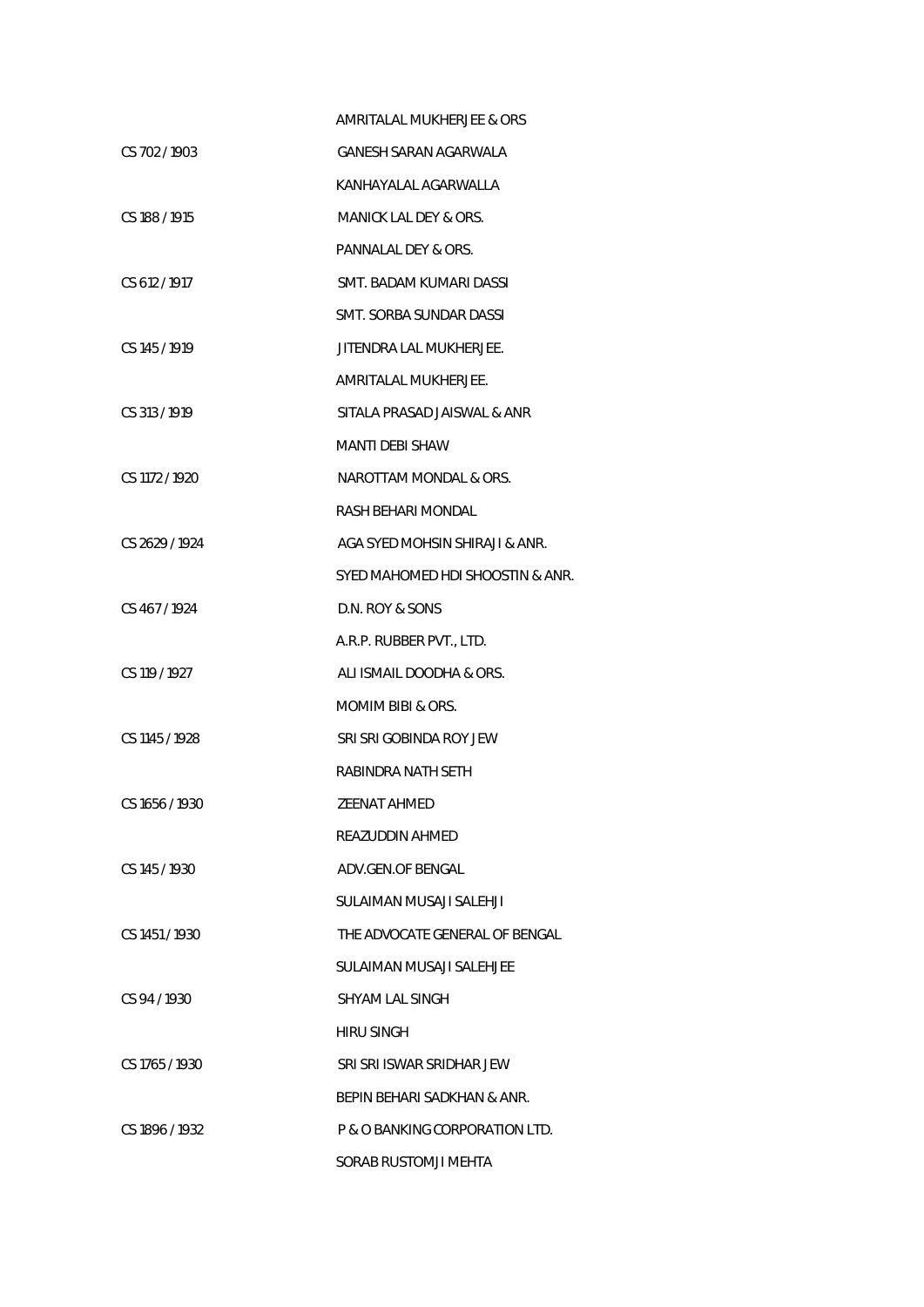| | |
|---|---|
| | AMRITALAL MUKHERJEE & ORS |
| CS 702 / 1903 | GANESH SARAN AGARWALA |
| | KANHAYALAL AGARWALLA |
| CS 188 / 1915 | MANICK LAL DEY & ORS. |
| | PANNALAL DEY & ORS. |
| CS 612 / 1917 | SMT. BADAM KUMARI DASSI |
| | SMT. SORBA SUNDAR DASSI |
| CS 145 / 1919 | JITENDRA LAL MUKHERJEE. |
| | AMRITALAL MUKHERJEE. |
| CS 313 / 1919 | SITALA PRASAD JAISWAL & ANR |
| | MANTI DEBI SHAW |
| CS 1172 / 1920 | NAROTTAM MONDAL & ORS. |
| | RASH BEHARI MONDAL |
| CS 2629 / 1924 | AGA SYED MOHSIN SHIRAJI & ANR. |
| | SYED MAHOMED HDI SHOOSTIN & ANR. |
| CS 467 / 1924 | D.N. ROY & SONS |
| | A.R.P. RUBBER PVT., LTD. |
| CS 119 / 1927 | ALI ISMAIL DOODHA & ORS. |
| | MOMIM BIBI & ORS. |
| CS 1145 / 1928 | SRI SRI GOBINDA ROY JEW |
| | RABINDRA NATH SETH |
| CS 1656 / 1930 | ZEENAT AHMED |
| | REAZUDDIN AHMED |
| CS 145 / 1930 | ADV.GEN.OF BENGAL |
| | SULAIMAN MUSAJI SALEHJI |
| CS 1451 / 1930 | THE ADVOCATE GENERAL OF BENGAL |
| | SULAIMAN MUSAJI SALEHJEE |
| CS 94 / 1930 | SHYAM LAL SINGH |
| | HIRU SINGH |
| CS 1765 / 1930 | SRI SRI ISWAR SRIDHAR JEW |
| | BEPIN BEHARI SADKHAN & ANR. |
| CS 1896 / 1932 | P & O BANKING CORPORATION LTD. |
| | SORAB RUSTOMJI MEHTA |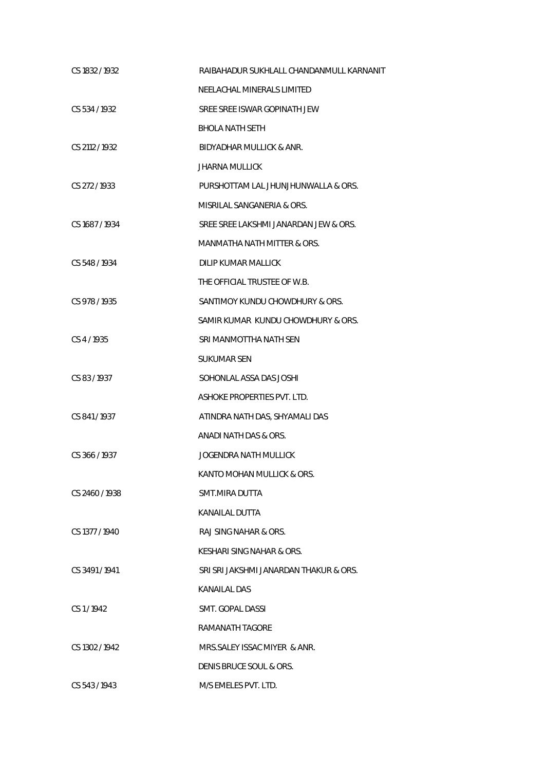| | |
|---|---|
| CS 1832 / 1932 | RAIBAHADUR SUKHLALL CHANDANMULL KARNANIT |
| | NEELACHAL MINERALS LIMITED |
| CS 534 / 1932 | SREE SREE ISWAR GOPINATH JEW |
| | BHOLA NATH SETH |
| CS 2112 / 1932 | BIDYADHAR MULLICK & ANR. |
| | JHARNA MULLICK |
| CS 272 / 1933 | PURSHOTTAM LAL JHUNJHUNWALLA & ORS. |
| | MISRILAL SANGANERIA & ORS. |
| CS 1687 / 1934 | SREE SREE LAKSHMI JANARDAN JEW & ORS. |
| | MANMATHA NATH MITTER & ORS. |
| CS 548 / 1934 | DILIP KUMAR MALLICK |
| | THE OFFICIAL TRUSTEE OF W.B. |
| CS 978 / 1935 | SANTIMOY KUNDU CHOWDHURY & ORS. |
| | SAMIR KUMAR KUNDU CHOWDHURY & ORS. |
| CS 4 / 1935 | SRI MANMOTTHA NATH SEN |
| | SUKUMAR SEN |
| CS 83 / 1937 | SOHONLAL ASSA DAS JOSHI |
| | ASHOKE PROPERTIES PVT. LTD. |
| CS 841 / 1937 | ATINDRA NATH DAS, SHYAMALI DAS |
| | ANADI NATH DAS & ORS. |
| CS 366 / 1937 | JOGENDRA NATH MULLICK |
| | KANTO MOHAN MULLICK & ORS. |
| CS 2460 / 1938 | SMT.MIRA DUTTA |
| | KANAILAL DUTTA |
| CS 1377 / 1940 | RAJ SING NAHAR & ORS. |
| | KESHARI SING NAHAR & ORS. |
| CS 3491 / 1941 | SRI SRI JAKSHMI JANARDAN THAKUR & ORS. |
| | KANAILAL DAS |
| CS 1 / 1942 | SMT. GOPAL DASSI |
| | RAMANATH TAGORE |
| CS 1302 / 1942 | MRS.SALEY ISSAC MIYER & ANR. |
| | DENIS BRUCE SOUL & ORS. |
| CS 543 / 1943 | M/S EMELES PVT. LTD. |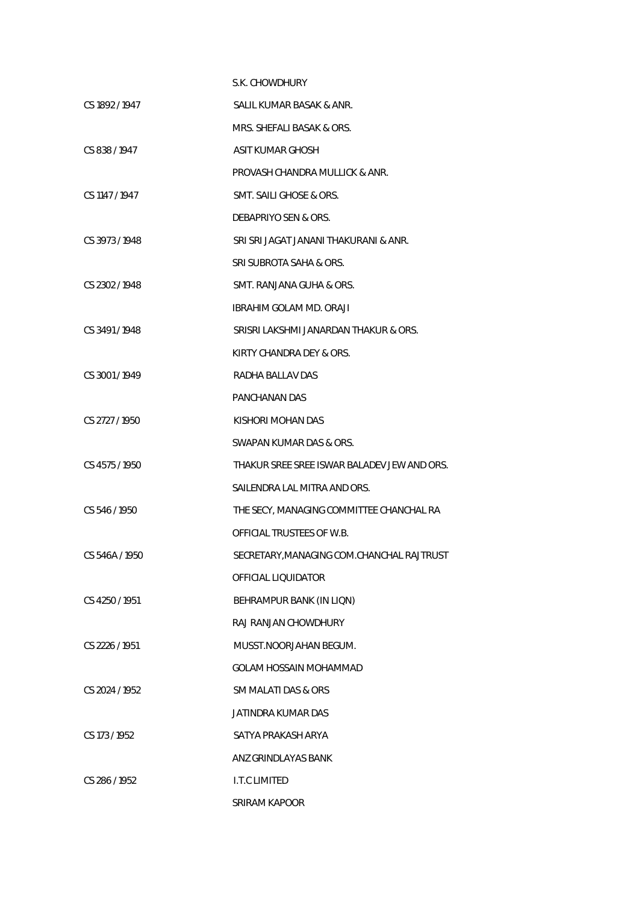| | |
|---|---|
| | S.K. CHOWDHURY |
| CS 1892 / 1947 | SALIL KUMAR BASAK & ANR. |
| | MRS. SHEFALI BASAK & ORS. |
| CS 838 / 1947 | ASIT KUMAR GHOSH |
| | PROVASH CHANDRA MULLICK & ANR. |
| CS 1147 / 1947 | SMT. SAILI GHOSE & ORS. |
| | DEBAPRIYO SEN & ORS. |
| CS 3973 / 1948 | SRI SRI JAGAT JANANI THAKURANI & ANR. |
| | SRI SUBROTA SAHA & ORS. |
| CS 2302 / 1948 | SMT. RANJANA GUHA & ORS. |
| | IBRAHIM GOLAM MD. ORAJI |
| CS 3491 / 1948 | SRISRI LAKSHMI JANARDAN THAKUR & ORS. |
| | KIRTY CHANDRA DEY & ORS. |
| CS 3001 / 1949 | RADHA BALLAV DAS |
| | PANCHANAN DAS |
| CS 2727 / 1950 | KISHORI MOHAN DAS |
| | SWAPAN KUMAR DAS & ORS. |
| CS 4575 / 1950 | THAKUR SREE SREE ISWAR BALADEV JEW AND ORS. |
| | SAILENDRA LAL MITRA AND ORS. |
| CS 546 / 1950 | THE SECY, MANAGING COMMITTEE CHANCHAL RA |
| | OFFICIAL TRUSTEES OF W.B. |
| CS 546A / 1950 | SECRETARY,MANAGING COM.CHANCHAL RAJTRUST |
| | OFFICIAL LIQUIDATOR |
| CS 4250 / 1951 | BEHRAMPUR BANK (IN LIQN) |
| | RAJ RANJAN CHOWDHURY |
| CS 2226 / 1951 | MUSST.NOORJAHAN BEGUM. |
| | GOLAM HOSSAIN MOHAMMAD |
| CS 2024 / 1952 | SM MALATI DAS & ORS |
| | JATINDRA KUMAR DAS |
| CS 173 / 1952 | SATYA PRAKASH ARYA |
| | ANZ GRINDLAYAS BANK |
| CS 286 / 1952 | I.T.C LIMITED |
| | SRIRAM KAPOOR |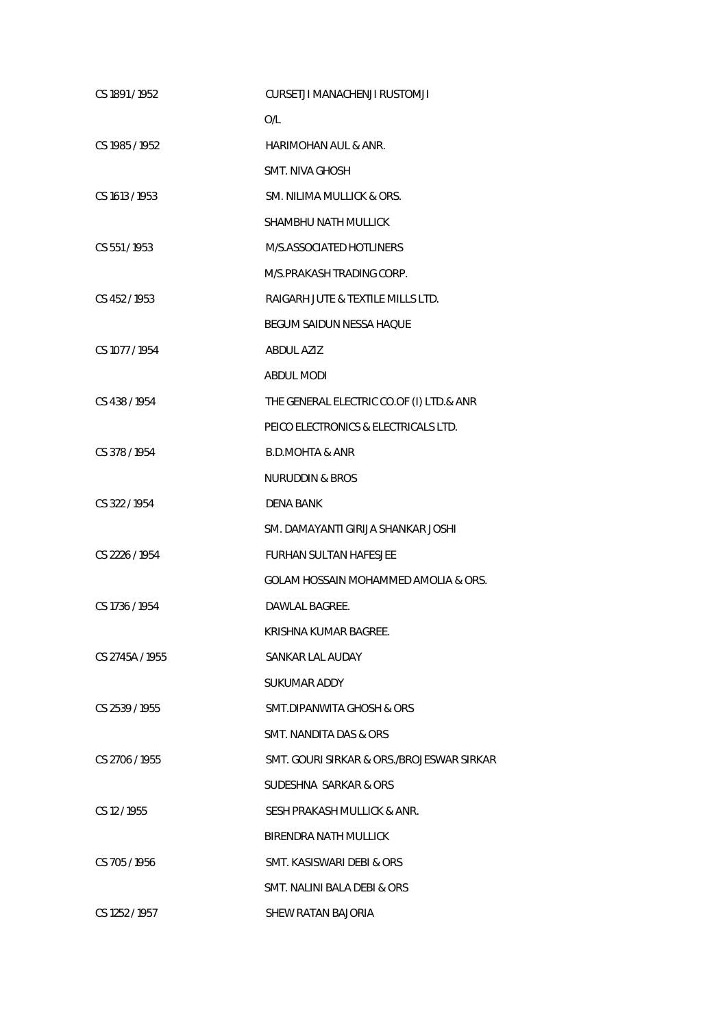| | |
|---|---|
| CS 1891 / 1952 | CURSETJI MANACHENJI RUSTOMJI |
| | O/L |
| CS 1985 / 1952 | HARIMOHAN AUL & ANR. |
| | SMT. NIVA GHOSH |
| CS 1613 / 1953 | SM. NILIMA MULLICK & ORS. |
| | SHAMBHU NATH MULLICK |
| CS 551 / 1953 | M/S.ASSOCIATED HOTLINERS |
| | M/S.PRAKASH TRADING CORP. |
| CS 452 / 1953 | RAIGARH JUTE & TEXTILE MILLS LTD. |
| | BEGUM SAIDUN NESSA HAQUE |
| CS 1077 / 1954 | ABDUL AZIZ |
| | ABDUL MODI |
| CS 438 / 1954 | THE GENERAL ELECTRIC CO.OF (I) LTD.& ANR |
| | PEICO ELECTRONICS & ELECTRICALS LTD. |
| CS 378 / 1954 | B.D.MOHTA & ANR |
| | NURUDDIN & BROS |
| CS 322 / 1954 | DENA BANK |
| | SM. DAMAYANTI GIRIJA SHANKAR JOSHI |
| CS 2226 / 1954 | FURHAN SULTAN HAFESJEE |
| | GOLAM HOSSAIN MOHAMMED AMOLIA & ORS. |
| CS 1736 / 1954 | DAWLAL BAGREE. |
| | KRISHNA KUMAR BAGREE. |
| CS 2745A / 1955 | SANKAR LAL AUDAY |
| | SUKUMAR ADDY |
| CS 2539 / 1955 | SMT.DIPANWITA GHOSH & ORS |
| | SMT. NANDITA DAS & ORS |
| CS 2706 / 1955 | SMT. GOURI SIRKAR & ORS./BROJESWAR SIRKAR |
| | SUDESHNA SARKAR & ORS |
| CS 12 / 1955 | SESH PRAKASH MULLICK & ANR. |
| | BIRENDRA NATH MULLICK |
| CS 705 / 1956 | SMT. KASISWARI DEBI & ORS |
| | SMT. NALINI BALA DEBI & ORS |
| CS 1252 / 1957 | SHEW RATAN BAJORIA |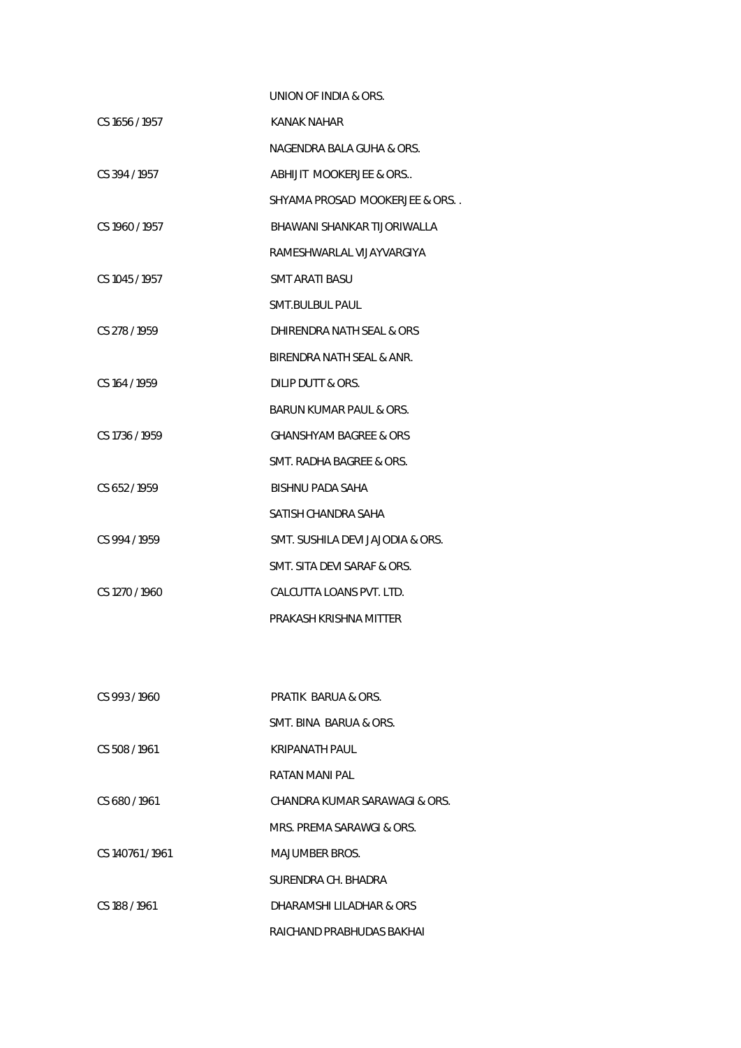UNION OF INDIA & ORS.

| | |
|---|---|
| CS 1656 / 1957 | KANAK NAHAR |
| | NAGENDRA BALA GUHA & ORS. |
| CS 394 / 1957 | ABHIJIT MOOKERJEE & ORS.. |
| | SHYAMA PROSAD MOOKERJEE & ORS. . |
| CS 1960 / 1957 | BHAWANI SHANKAR TIJORIWALLA |
| | RAMESHWARLAL VIJAYVARGIYA |
| CS 1045 / 1957 | SMT ARATI BASU |
| | SMT.BULBUL PAUL |
| CS 278 / 1959 | DHIRENDRA NATH SEAL & ORS |
| | BIRENDRA NATH SEAL & ANR. |
| CS 164 / 1959 | DILIP DUTT & ORS. |
| | BARUN KUMAR PAUL & ORS. |
| CS 1736 / 1959 | GHANSHYAM BAGREE & ORS |
| | SMT. RADHA BAGREE & ORS. |
| CS 652 / 1959 | BISHNU PADA SAHA |
| | SATISH CHANDRA SAHA |
| CS 994 / 1959 | SMT. SUSHILA DEVI JAJODIA & ORS. |
| | SMT. SITA DEVI SARAF & ORS. |
| CS 1270 / 1960 | CALCUTTA LOANS PVT. LTD. |
| | PRAKASH KRISHNA MITTER |
| CS 993 / 1960 | PRATIK BARUA & ORS. |
| | SMT. BINA BARUA & ORS. |
| CS 508 / 1961 | KRIPANATH PAUL |
| | RATAN MANI PAL |
| CS 680 / 1961 | CHANDRA KUMAR SARAWAGI & ORS. |
| | MRS. PREMA SARAWGI & ORS. |
| CS 140761 / 1961 | MAJUMBER BROS. |
| | SURENDRA CH. BHADRA |
| CS 188 / 1961 | DHARAMSHI LILADHAR & ORS |
| | RAICHAND PRABHUDAS BAKHAI |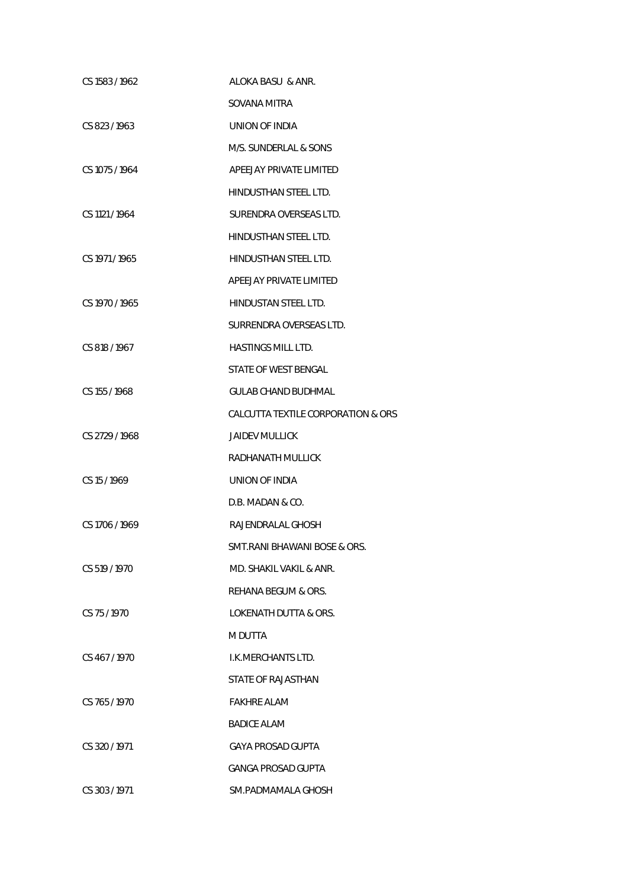| | |
|---|---|
| CS 1583 / 1962 | ALOKA BASU & ANR. |
| | SOVANA MITRA |
| CS 823 / 1963 | UNION OF INDIA |
| | M/S. SUNDERLAL & SONS |
| CS 1075 / 1964 | APEEJAY PRIVATE LIMITED |
| | HINDUSTHAN STEEL LTD. |
| CS 1121 / 1964 | SURENDRA OVERSEAS LTD. |
| | HINDUSTHAN STEEL LTD. |
| CS 1971 / 1965 | HINDUSTHAN STEEL LTD. |
| | APEEJAY PRIVATE LIMITED |
| CS 1970 / 1965 | HINDUSTAN STEEL LTD. |
| | SURRENDRA OVERSEAS LTD. |
| CS 818 / 1967 | HASTINGS MILL LTD. |
| | STATE OF WEST BENGAL |
| CS 155 / 1968 | GULAB CHAND BUDHMAL |
| | CALCUTTA TEXTILE CORPORATION & ORS |
| CS 2729 / 1968 | JAIDEV MULLICK |
| | RADHANATH MULLICK |
| CS 15 / 1969 | UNION OF INDIA |
| | D.B. MADAN & CO. |
| CS 1706 / 1969 | RAJENDRALAL GHOSH |
| | SMT.RANI BHAWANI BOSE & ORS. |
| CS 519 / 1970 | MD. SHAKIL VAKIL & ANR. |
| | REHANA BEGUM & ORS. |
| CS 75 / 1970 | LOKENATH DUTTA & ORS. |
| | M DUTTA |
| CS 467 / 1970 | I.K.MERCHANTS LTD. |
| | STATE OF RAJASTHAN |
| CS 765 / 1970 | FAKHRE ALAM |
| | BADICE ALAM |
| CS 320 / 1971 | GAYA PROSAD GUPTA |
| | GANGA PROSAD GUPTA |
| CS 303 / 1971 | SM.PADMAMALA GHOSH |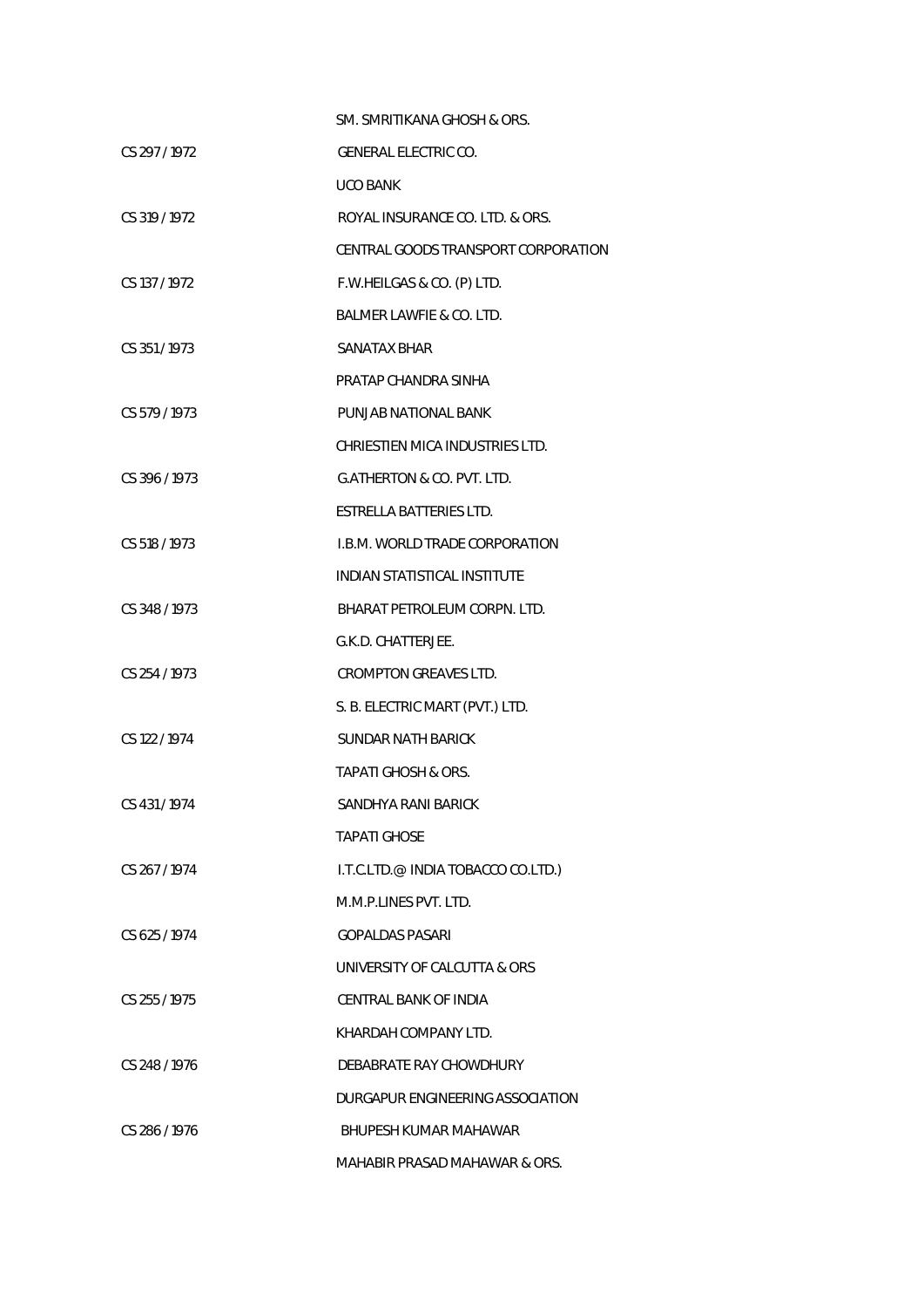| | |
|---|---|
| | SM. SMRITIKANA GHOSH & ORS. |
| CS 297 / 1972 | GENERAL ELECTRIC CO. |
| | UCO BANK |
| CS 319 / 1972 | ROYAL INSURANCE CO. LTD. & ORS. |
| | CENTRAL GOODS TRANSPORT CORPORATION |
| CS 137 / 1972 | F.W.HEILGAS & CO. (P) LTD. |
| | BALMER LAWFIE & CO. LTD. |
| CS 351 / 1973 | SANATAX BHAR |
| | PRATAP CHANDRA SINHA |
| CS 579 / 1973 | PUNJAB NATIONAL BANK |
| | CHRIESTIEN MICA INDUSTRIES LTD. |
| CS 396 / 1973 | G.ATHERTON & CO. PVT. LTD. |
| | ESTRELLA BATTERIES LTD. |
| CS 518 / 1973 | I.B.M. WORLD TRADE CORPORATION |
| | INDIAN STATISTICAL INSTITUTE |
| CS 348 / 1973 | BHARAT PETROLEUM CORPN. LTD. |
| | G.K.D. CHATTERJEE. |
| CS 254 / 1973 | CROMPTON GREAVES LTD. |
| | S. B. ELECTRIC MART (PVT.) LTD. |
| CS 122 / 1974 | SUNDAR NATH BARICK |
| | TAPATI GHOSH & ORS. |
| CS 431 / 1974 | SANDHYA RANI BARICK |
| | TAPATI GHOSE |
| CS 267 / 1974 | I.T.C.LTD.@ INDIA TOBACCO CO.LTD.) |
| | M.M.P.LINES PVT. LTD. |
| CS 625 / 1974 | GOPALDAS PASARI |
| | UNIVERSITY OF CALCUTTA & ORS |
| CS 255 / 1975 | CENTRAL BANK OF INDIA |
| | KHARDAH COMPANY LTD. |
| CS 248 / 1976 | DEBABRATE RAY CHOWDHURY |
| | DURGAPUR ENGINEERING ASSOCIATION |
| CS 286 / 1976 | BHUPESH KUMAR MAHAWAR |
| | MAHABIR PRASAD MAHAWAR & ORS. |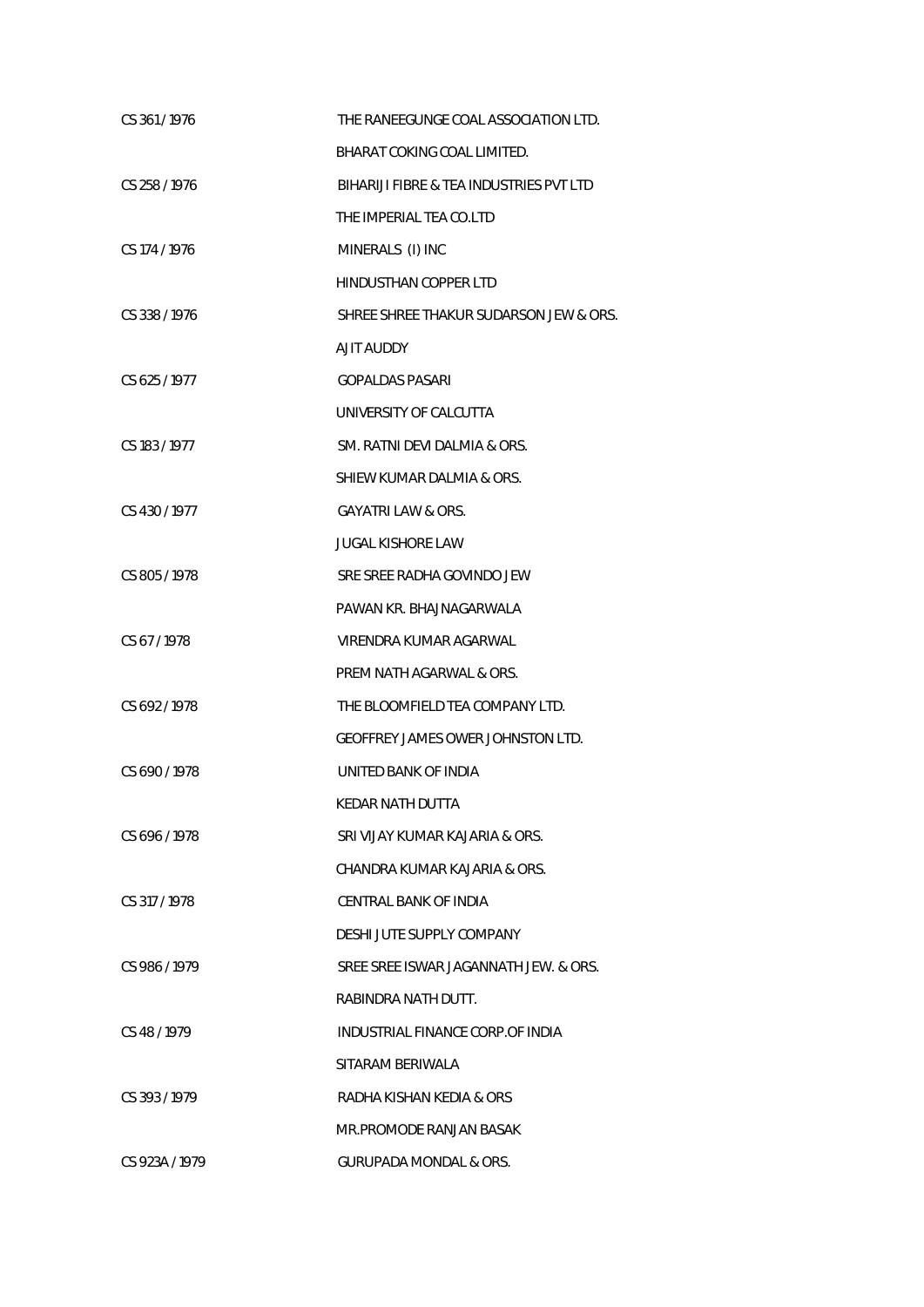| | |
|---|---|
| CS 361 / 1976 | THE RANEEGUNGE COAL ASSOCIATION LTD. |
| | BHARAT COKING COAL LIMITED. |
| CS 258 / 1976 | BIHARIJI FIBRE & TEA INDUSTRIES PVT LTD |
| | THE IMPERIAL TEA CO.LTD |
| CS 174 / 1976 | MINERALS (I) INC |
| | HINDUSTHAN COPPER LTD |
| CS 338 / 1976 | SHREE SHREE THAKUR SUDARSON JEW & ORS. |
| | AJIT AUDDY |
| CS 625 / 1977 | GOPALDAS PASARI |
| | UNIVERSITY OF CALCUTTA |
| CS 183 / 1977 | SM. RATNI DEVI DALMIA & ORS. |
| | SHIEW KUMAR DALMIA & ORS. |
| CS 430 / 1977 | GAYATRI LAW & ORS. |
| | JUGAL KISHORE LAW |
| CS 805 / 1978 | SRE SREE RADHA GOVINDO JEW |
| | PAWAN KR. BHAJNAGARWALA |
| CS 67 / 1978 | VIRENDRA KUMAR AGARWAL |
| | PREM NATH AGARWAL & ORS. |
| CS 692 / 1978 | THE BLOOMFIELD TEA COMPANY LTD. |
| | GEOFFREY JAMES OWER JOHNSTON LTD. |
| CS 690 / 1978 | UNITED BANK OF INDIA |
| | KEDAR NATH DUTTA |
| CS 696 / 1978 | SRI VIJAY KUMAR KAJARIA & ORS. |
| | CHANDRA KUMAR KAJARIA & ORS. |
| CS 317 / 1978 | CENTRAL BANK OF INDIA |
| | DESHI JUTE SUPPLY COMPANY |
| CS 986 / 1979 | SREE SREE ISWAR JAGANNATH JEW. & ORS. |
| | RABINDRA NATH DUTT. |
| CS 48 / 1979 | INDUSTRIAL FINANCE CORP.OF INDIA |
| | SITARAM BERIWALA |
| CS 393 / 1979 | RADHA KISHAN KEDIA & ORS |
| | MR.PROMODE RANJAN BASAK |
| CS 923A / 1979 | GURUPADA MONDAL & ORS. |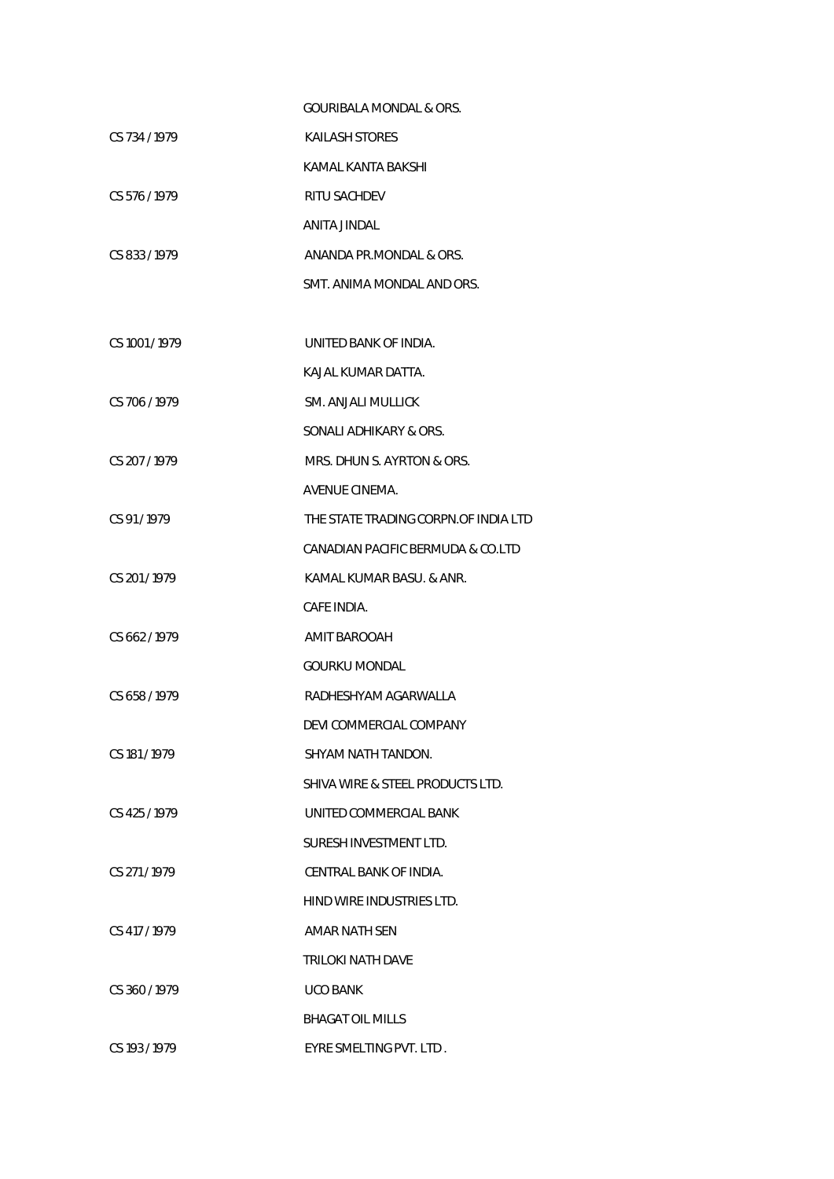| | |
|---|---|
| | GOURIBALA MONDAL & ORS. |
| CS 734 / 1979 | KAILASH STORES |
| | KAMAL KANTA BAKSHI |
| CS 576 / 1979 | RITU SACHDEV |
| | ANITA JINDAL |
| CS 833 / 1979 | ANANDA PR.MONDAL & ORS. |
| | SMT. ANIMA MONDAL AND ORS. |
| CS 1001 / 1979 | UNITED BANK OF INDIA. |
| | KAJAL KUMAR DATTA. |
| CS 706 / 1979 | SM. ANJALI MULLICK |
| | SONALI ADHIKARY & ORS. |
| CS 207 / 1979 | MRS. DHUN S. AYRTON & ORS. |
| | AVENUE CINEMA. |
| CS 91 / 1979 | THE STATE TRADING CORPN.OF INDIA LTD |
| | CANADIAN PACIFIC BERMUDA & CO.LTD |
| CS 201 / 1979 | KAMAL KUMAR BASU. & ANR. |
| | CAFE INDIA. |
| CS 662 / 1979 | AMIT BAROOAH |
| | GOURKU MONDAL |
| CS 658 / 1979 | RADHESHYAM AGARWALLA |
| | DEVI COMMERCIAL COMPANY |
| CS 181 / 1979 | SHYAM NATH TANDON. |
| | SHIVA WIRE & STEEL PRODUCTS LTD. |
| CS 425 / 1979 | UNITED COMMERCIAL BANK |
| | SURESH INVESTMENT LTD. |
| CS 271 / 1979 | CENTRAL BANK OF INDIA. |
| | HIND WIRE INDUSTRIES LTD. |
| CS 417 / 1979 | AMAR NATH SEN |
| | TRILOKI NATH DAVE |
| CS 360 / 1979 | UCO BANK |
| | BHAGAT OIL MILLS |
| CS 193 / 1979 | EYRE SMELTING PVT. LTD . |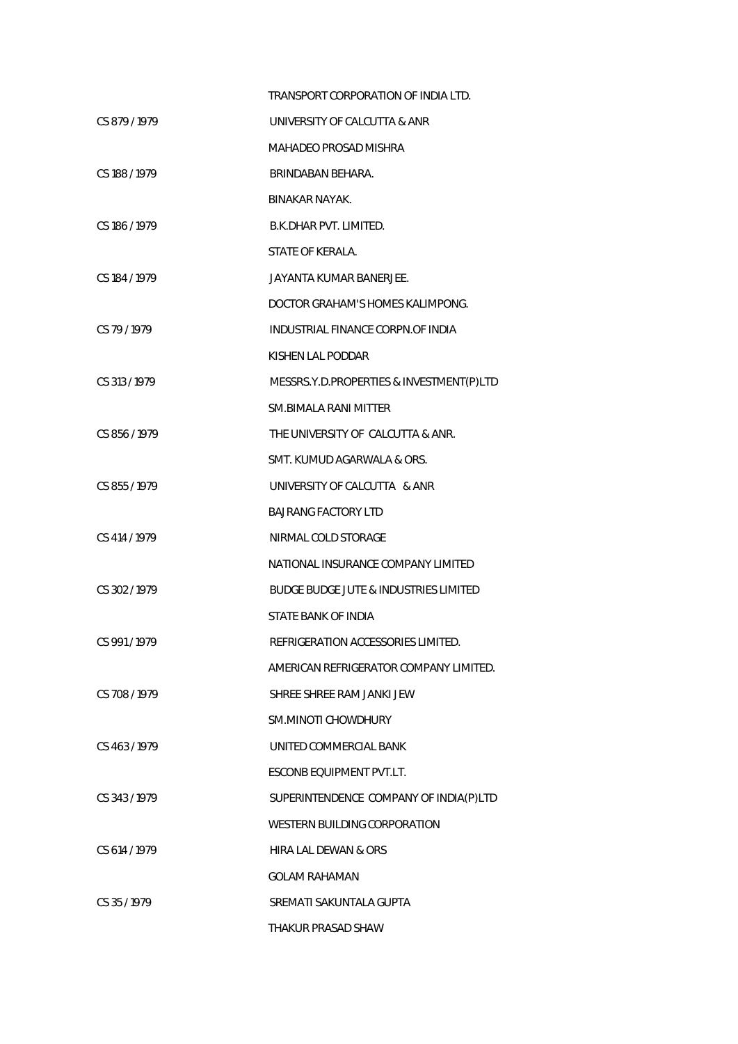| | |
|---|---|
| | TRANSPORT CORPORATION OF INDIA LTD. |
| CS 879 / 1979 | UNIVERSITY OF CALCUTTA & ANR |
| | MAHADEO PROSAD MISHRA |
| CS 188 / 1979 | BRINDABAN BEHARA. |
| | BINAKAR NAYAK. |
| CS 186 / 1979 | B.K.DHAR PVT. LIMITED. |
| | STATE OF KERALA. |
| CS 184 / 1979 | JAYANTA KUMAR BANERJEE. |
| | DOCTOR GRAHAM'S HOMES KALIMPONG. |
| CS 79 / 1979 | INDUSTRIAL FINANCE CORPN.OF INDIA |
| | KISHEN LAL PODDAR |
| CS 313 / 1979 | MESSRS.Y.D.PROPERTIES & INVESTMENT(P)LTD |
| | SM.BIMALA RANI MITTER |
| CS 856 / 1979 | THE UNIVERSITY OF CALCUTTA & ANR. |
| | SMT. KUMUD AGARWALA & ORS. |
| CS 855 / 1979 | UNIVERSITY OF CALCUTTA & ANR |
| | BAJRANG FACTORY LTD |
| CS 414 / 1979 | NIRMAL COLD STORAGE |
| | NATIONAL INSURANCE COMPANY LIMITED |
| CS 302 / 1979 | BUDGE BUDGE JUTE & INDUSTRIES LIMITED |
| | STATE BANK OF INDIA |
| CS 991 / 1979 | REFRIGERATION ACCESSORIES LIMITED. |
| | AMERICAN REFRIGERATOR COMPANY LIMITED. |
| CS 708 / 1979 | SHREE SHREE RAM JANKI JEW |
| | SM.MINOTI CHOWDHURY |
| CS 463 / 1979 | UNITED COMMERCIAL BANK |
| | ESCONB EQUIPMENT PVT.LT. |
| CS 343 / 1979 | SUPERINTENDENCE COMPANY OF INDIA(P)LTD |
| | WESTERN BUILDING CORPORATION |
| CS 614 / 1979 | HIRA LAL DEWAN & ORS |
| | GOLAM RAHAMAN |
| CS 35 / 1979 | SREMATI SAKUNTALA GUPTA |
| | THAKUR PRASAD SHAW |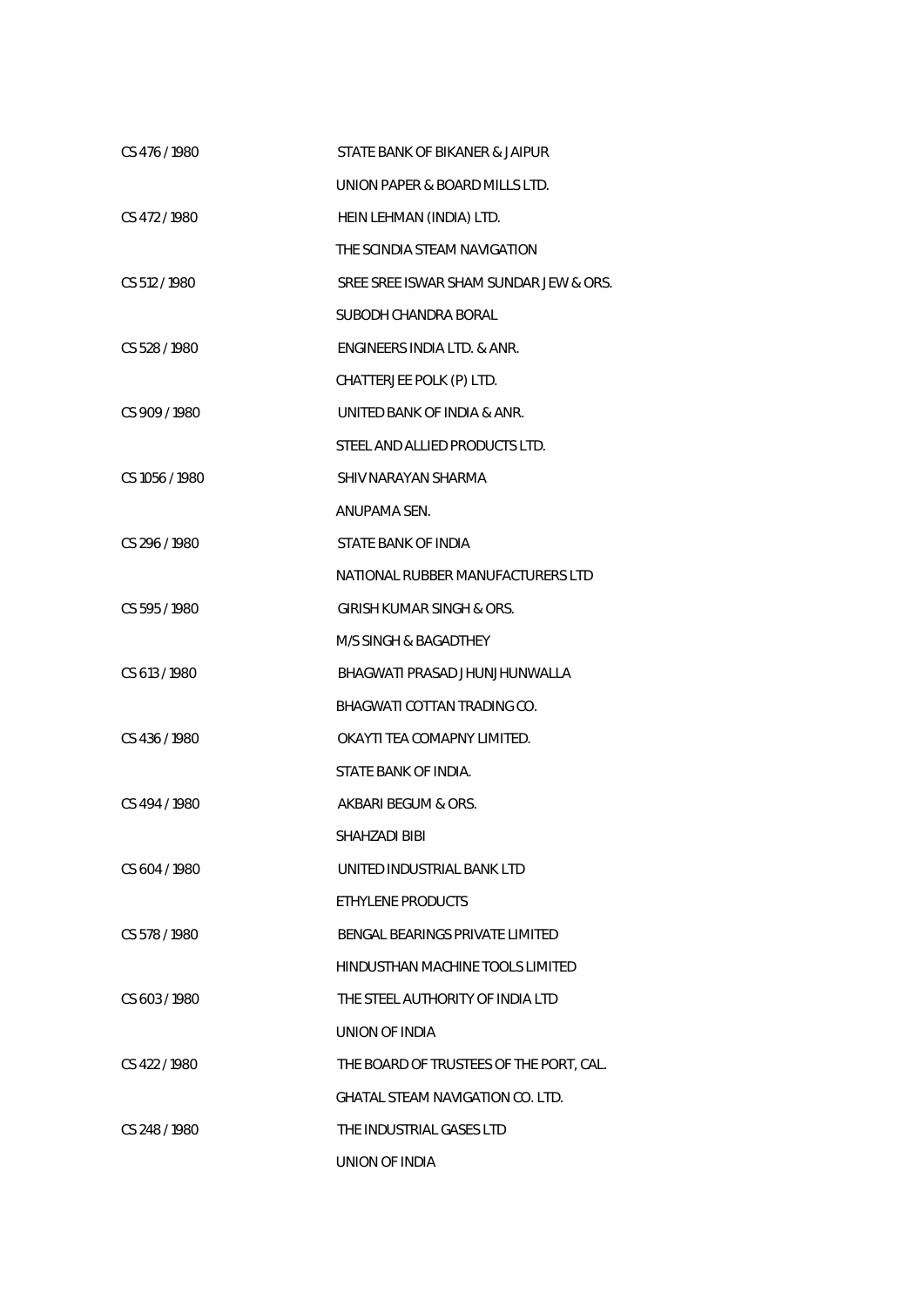| | |
|---|---|
| CS 476 / 1980 | STATE BANK OF BIKANER & JAIPUR |
| | UNION PAPER & BOARD MILLS LTD. |
| CS 472 / 1980 | HEIN LEHMAN (INDIA) LTD. |
| | THE SCINDIA STEAM NAVIGATION |
| CS 512 / 1980 | SREE SREE ISWAR SHAM SUNDAR JEW & ORS. |
| | SUBODH CHANDRA BORAL |
| CS 528 / 1980 | ENGINEERS INDIA LTD. & ANR. |
| | CHATTERJEE POLK (P) LTD. |
| CS 909 / 1980 | UNITED BANK OF INDIA & ANR. |
| | STEEL AND ALLIED PRODUCTS LTD. |
| CS 1056 / 1980 | SHIV NARAYAN SHARMA |
| | ANUPAMA SEN. |
| CS 296 / 1980 | STATE BANK OF INDIA |
| | NATIONAL RUBBER MANUFACTURERS LTD |
| CS 595 / 1980 | GIRISH KUMAR SINGH & ORS. |
| | M/S SINGH & BAGADTHEY |
| CS 613 / 1980 | BHAGWATI PRASAD JHUNJHUNWALLA |
| | BHAGWATI COTTAN TRADING CO. |
| CS 436 / 1980 | OKAYTI TEA COMAPNY LIMITED. |
| | STATE BANK OF INDIA. |
| CS 494 / 1980 | AKBARI BEGUM & ORS. |
| | SHAHZADI BIBI |
| CS 604 / 1980 | UNITED INDUSTRIAL BANK LTD |
| | ETHYLENE PRODUCTS |
| CS 578 / 1980 | BENGAL BEARINGS PRIVATE LIMITED |
| | HINDUSTHAN MACHINE TOOLS LIMITED |
| CS 603 / 1980 | THE STEEL AUTHORITY OF INDIA LTD |
| | UNION OF INDIA |
| CS 422 / 1980 | THE BOARD OF TRUSTEES OF THE PORT, CAL. |
| | GHATAL STEAM NAVIGATION CO. LTD. |
| CS 248 / 1980 | THE INDUSTRIAL GASES LTD |
| | UNION OF INDIA |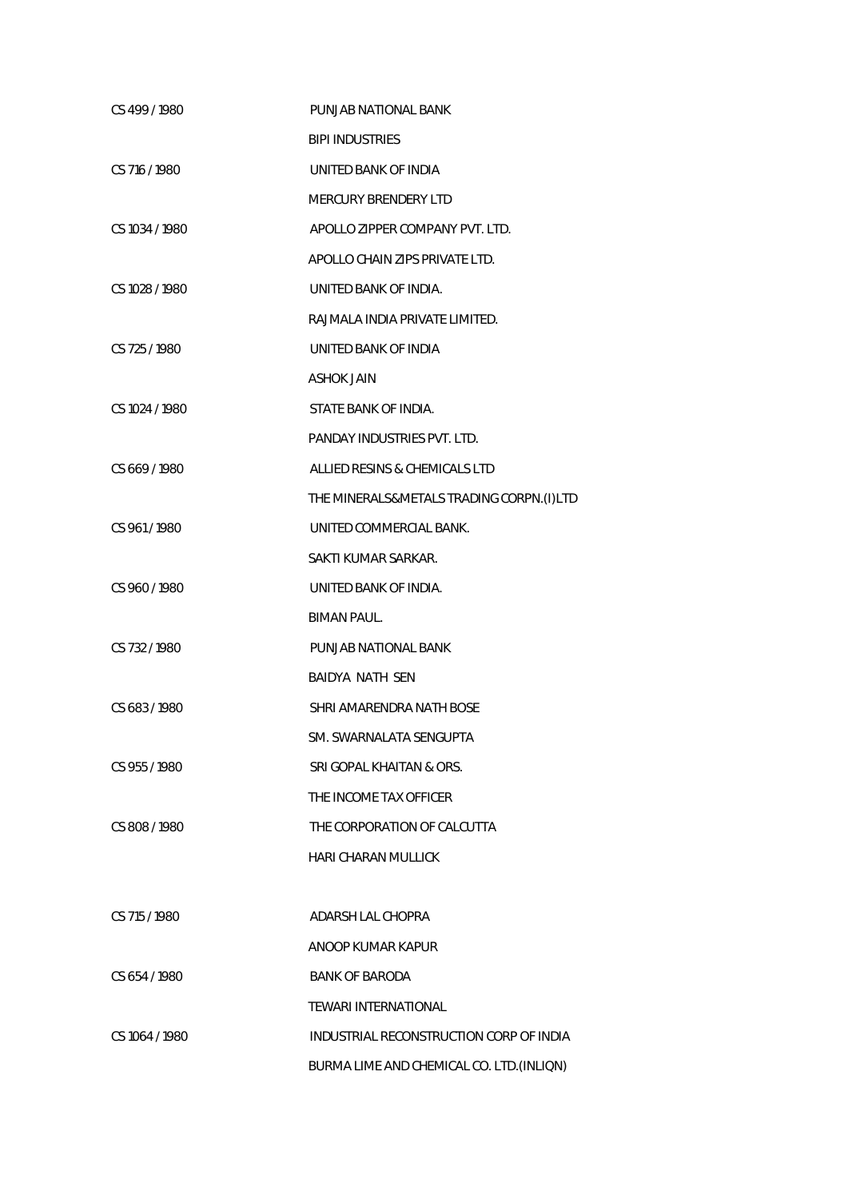| | |
|---|---|
| CS 499 / 1980 | PUNJAB NATIONAL BANK |
| | BIPI INDUSTRIES |
| CS 716 / 1980 | UNITED BANK OF INDIA |
| | MERCURY BRENDERY LTD |
| CS 1034 / 1980 | APOLLO ZIPPER COMPANY PVT. LTD. |
| | APOLLO CHAIN ZIPS PRIVATE LTD. |
| CS 1028 / 1980 | UNITED BANK OF INDIA. |
| | RAJMALA INDIA PRIVATE LIMITED. |
| CS 725 / 1980 | UNITED BANK OF INDIA |
| | ASHOK JAIN |
| CS 1024 / 1980 | STATE BANK OF INDIA. |
| | PANDAY INDUSTRIES PVT. LTD. |
| CS 669 / 1980 | ALLIED RESINS & CHEMICALS LTD |
| | THE MINERALS&METALS TRADING CORPN.(I)LTD |
| CS 961 / 1980 | UNITED COMMERCIAL BANK. |
| | SAKTI KUMAR SARKAR. |
| CS 960 / 1980 | UNITED BANK OF INDIA. |
| | BIMAN PAUL. |
| CS 732 / 1980 | PUNJAB NATIONAL BANK |
| | BAIDYA NATH SEN |
| CS 683 / 1980 | SHRI AMARENDRA NATH BOSE |
| | SM. SWARNALATA SENGUPTA |
| CS 955 / 1980 | SRI GOPAL KHAITAN & ORS. |
| | THE INCOME TAX OFFICER |
| CS 808 / 1980 | THE CORPORATION OF CALCUTTA |
| | HARI CHARAN MULLICK |
| CS 715 / 1980 | ADARSH LAL CHOPRA |
| | ANOOP KUMAR KAPUR |
| CS 654 / 1980 | BANK OF BARODA |
| | TEWARI INTERNATIONAL |
| CS 1064 / 1980 | INDUSTRIAL RECONSTRUCTION CORP OF INDIA |
| | BURMA LIME AND CHEMICAL CO. LTD.(INLIQN) |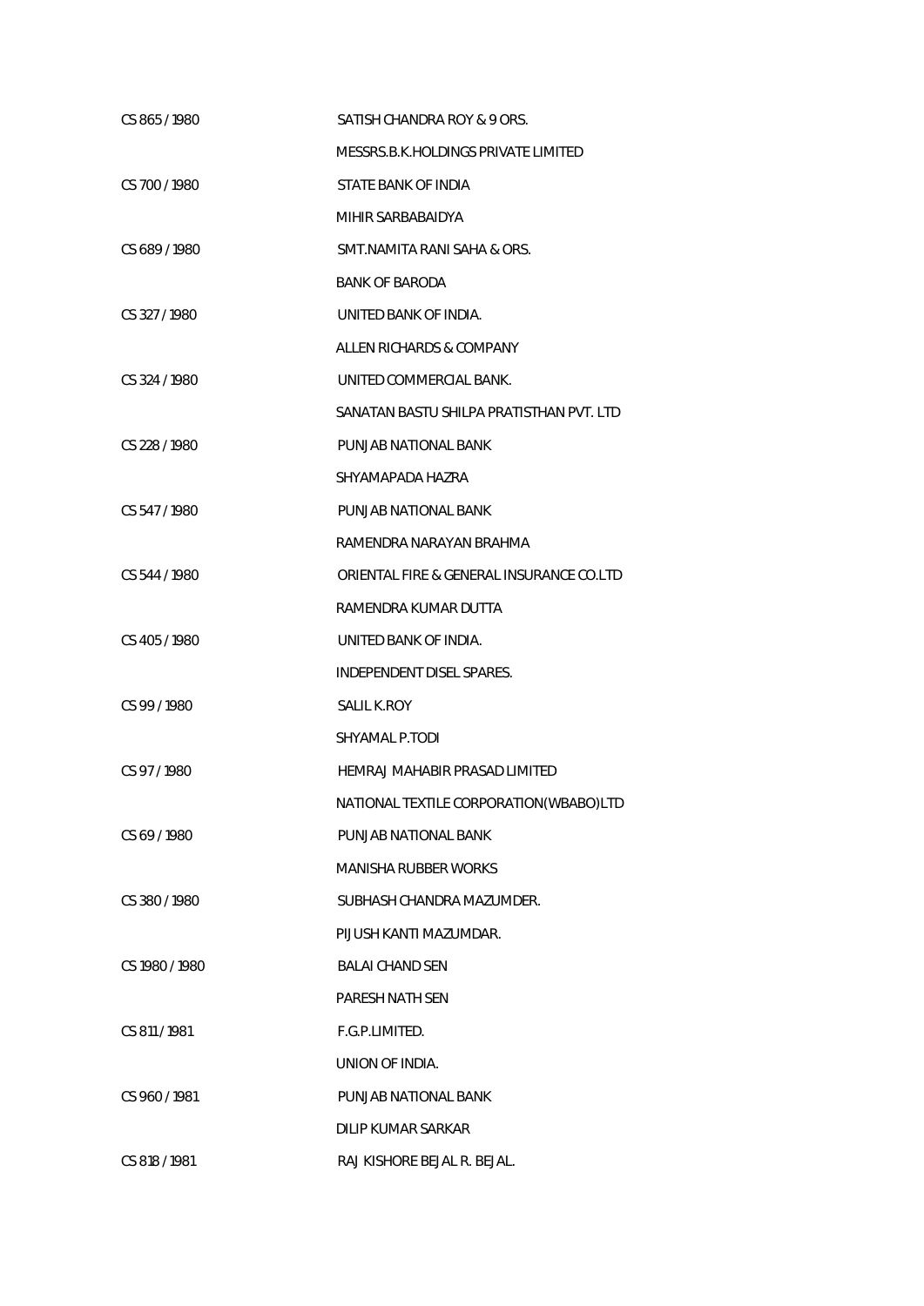| | |
|---|---|
| CS 865 / 1980 | SATISH CHANDRA ROY & 9 ORS. |
| | MESSRS.B.K.HOLDINGS PRIVATE LIMITED |
| CS 700 / 1980 | STATE BANK OF INDIA |
| | MIHIR SARBABAIDYA |
| CS 689 / 1980 | SMT.NAMITA RANI SAHA & ORS. |
| | BANK OF BARODA |
| CS 327 / 1980 | UNITED BANK OF INDIA. |
| | ALLEN RICHARDS & COMPANY |
| CS 324 / 1980 | UNITED COMMERCIAL BANK. |
| | SANATAN BASTU SHILPA PRATISTHAN PVT. LTD |
| CS 228 / 1980 | PUNJAB NATIONAL BANK |
| | SHYAMAPADA HAZRA |
| CS 547 / 1980 | PUNJAB NATIONAL BANK |
| | RAMENDRA NARAYAN BRAHMA |
| CS 544 / 1980 | ORIENTAL FIRE & GENERAL INSURANCE CO.LTD |
| | RAMENDRA KUMAR DUTTA |
| CS 405 / 1980 | UNITED BANK OF INDIA. |
| | INDEPENDENT DISEL SPARES. |
| CS 99 / 1980 | SALIL K.ROY |
| | SHYAMAL P.TODI |
| CS 97 / 1980 | HEMRAJ MAHABIR PRASAD LIMITED |
| | NATIONAL TEXTILE CORPORATION(WBABO)LTD |
| CS 69 / 1980 | PUNJAB NATIONAL BANK |
| | MANISHA RUBBER WORKS |
| CS 380 / 1980 | SUBHASH CHANDRA MAZUMDER. |
| | PIJUSH KANTI MAZUMDAR. |
| CS 1980 / 1980 | BALAI CHAND SEN |
| | PARESH NATH SEN |
| CS 811 / 1981 | F.G.P.LIMITED. |
| | UNION OF INDIA. |
| CS 960 / 1981 | PUNJAB NATIONAL BANK |
| | DILIP KUMAR SARKAR |
| CS 818 / 1981 | RAJ KISHORE BEJAL R. BEJAL. |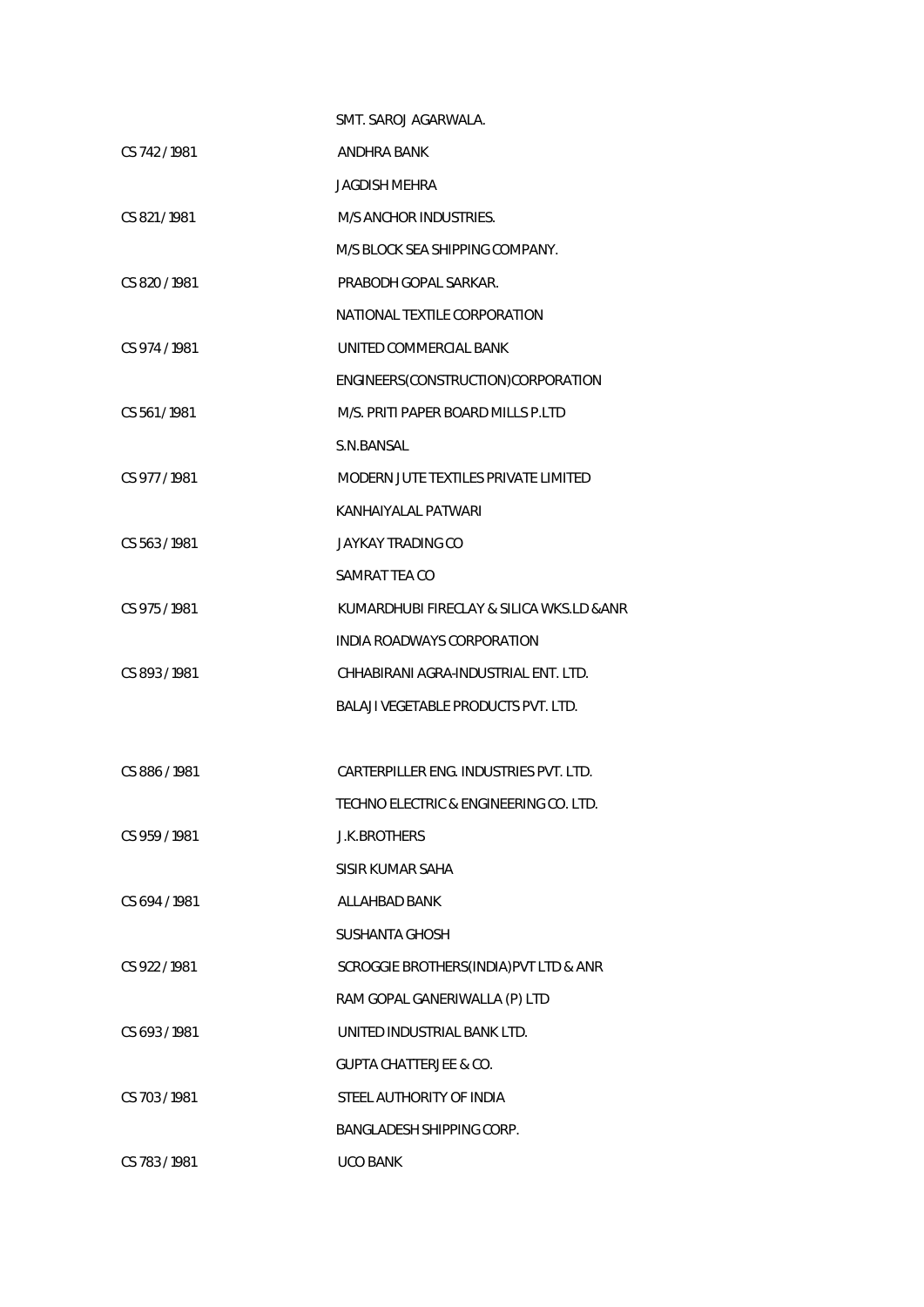| | |
|---|---|
| | SMT. SAROJ AGARWALA. |
| CS 742 / 1981 | ANDHRA BANK |
| | JAGDISH MEHRA |
| CS 821 / 1981 | M/S ANCHOR INDUSTRIES. |
| | M/S BLOCK SEA SHIPPING COMPANY. |
| CS 820 / 1981 | PRABODH GOPAL SARKAR. |
| | NATIONAL TEXTILE CORPORATION |
| CS 974 / 1981 | UNITED COMMERCIAL BANK |
| | ENGINEERS(CONSTRUCTION)CORPORATION |
| CS 561 / 1981 | M/S. PRITI PAPER BOARD MILLS P.LTD |
| | S.N.BANSAL |
| CS 977 / 1981 | MODERN JUTE TEXTILES PRIVATE LIMITED |
| | KANHAIYALAL PATWARI |
| CS 563 / 1981 | JAYKAY TRADING CO |
| | SAMRAT TEA CO |
| CS 975 / 1981 | KUMARDHUBI FIRECLAY & SILICA WKS.LD &ANR |
| | INDIA ROADWAYS CORPORATION |
| CS 893 / 1981 | CHHABIRANI AGRA-INDUSTRIAL ENT. LTD. |
| | BALAJI VEGETABLE PRODUCTS PVT. LTD. |
| CS 886 / 1981 | CARTERPILLER ENG. INDUSTRIES PVT. LTD. |
| | TECHNO ELECTRIC & ENGINEERING CO. LTD. |
| CS 959 / 1981 | J.K.BROTHERS |
| | SISIR KUMAR SAHA |
| CS 694 / 1981 | ALLAHBAD BANK |
| | SUSHANTA GHOSH |
| CS 922 / 1981 | SCROGGIE BROTHERS(INDIA)PVT LTD & ANR |
| | RAM GOPAL GANERIWALLA (P) LTD |
| CS 693 / 1981 | UNITED INDUSTRIAL BANK LTD. |
| | GUPTA CHATTERJEE & CO. |
| CS 703 / 1981 | STEEL AUTHORITY OF INDIA |
| | BANGLADESH SHIPPING CORP. |
| CS 783 / 1981 | UCO BANK |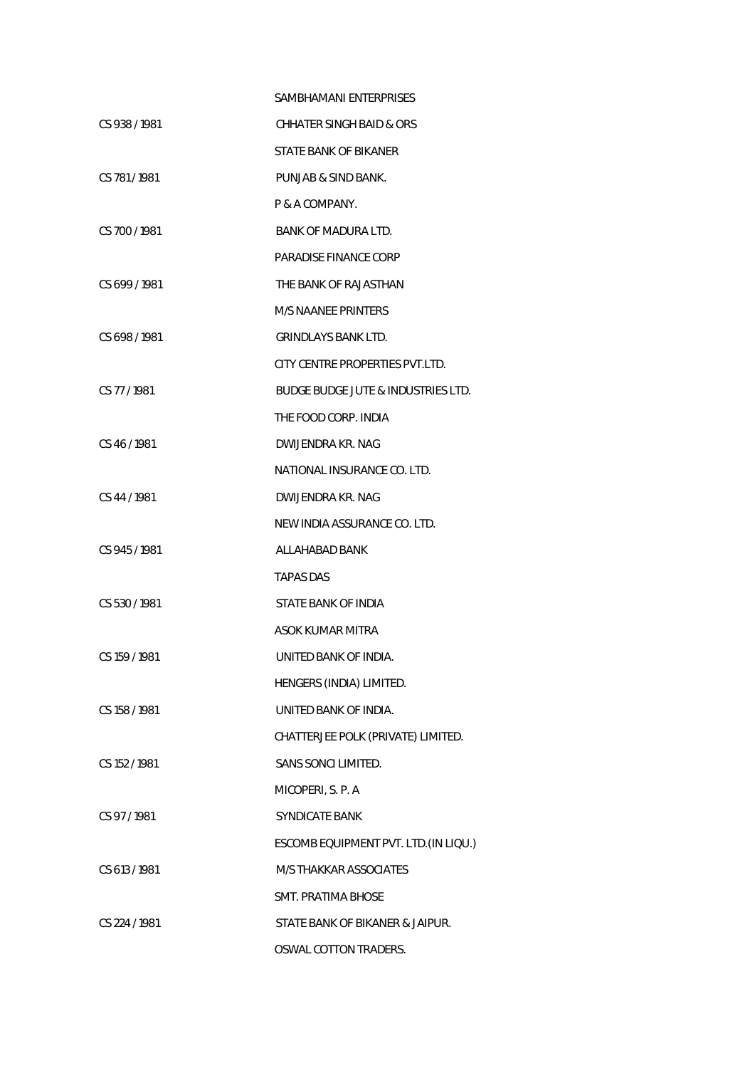| | |
|---|---|
| | SAMBHAMANI ENTERPRISES |
| CS 938 / 1981 | CHHATER SINGH BAID & ORS |
| | STATE BANK OF BIKANER |
| CS 781 / 1981 | PUNJAB & SIND BANK. |
| | P & A COMPANY. |
| CS 700 / 1981 | BANK OF MADURA LTD. |
| | PARADISE FINANCE CORP |
| CS 699 / 1981 | THE BANK OF RAJASTHAN |
| | M/S NAANEE PRINTERS |
| CS 698 / 1981 | GRINDLAYS BANK LTD. |
| | CITY CENTRE PROPERTIES PVT.LTD. |
| CS 77 / 1981 | BUDGE BUDGE JUTE & INDUSTRIES LTD. |
| | THE FOOD CORP. INDIA |
| CS 46 / 1981 | DWIJENDRA KR. NAG |
| | NATIONAL INSURANCE CO. LTD. |
| CS 44 / 1981 | DWIJENDRA KR. NAG |
| | NEW INDIA ASSURANCE CO. LTD. |
| CS 945 / 1981 | ALLAHABAD BANK |
| | TAPAS DAS |
| CS 530 / 1981 | STATE BANK OF INDIA |
| | ASOK KUMAR MITRA |
| CS 159 / 1981 | UNITED BANK OF INDIA. |
| | HENGERS (INDIA) LIMITED. |
| CS 158 / 1981 | UNITED BANK OF INDIA. |
| | CHATTERJEE POLK (PRIVATE) LIMITED. |
| CS 152 / 1981 | SANS SONCI LIMITED. |
| | MICOPERI, S. P. A |
| CS 97 / 1981 | SYNDICATE BANK |
| | ESCOMB EQUIPMENT PVT. LTD.(IN LIQU.) |
| CS 613 / 1981 | M/S THAKKAR ASSOCIATES |
| | SMT. PRATIMA BHOSE |
| CS 224 / 1981 | STATE BANK OF BIKANER & JAIPUR. |
| | OSWAL COTTON TRADERS. |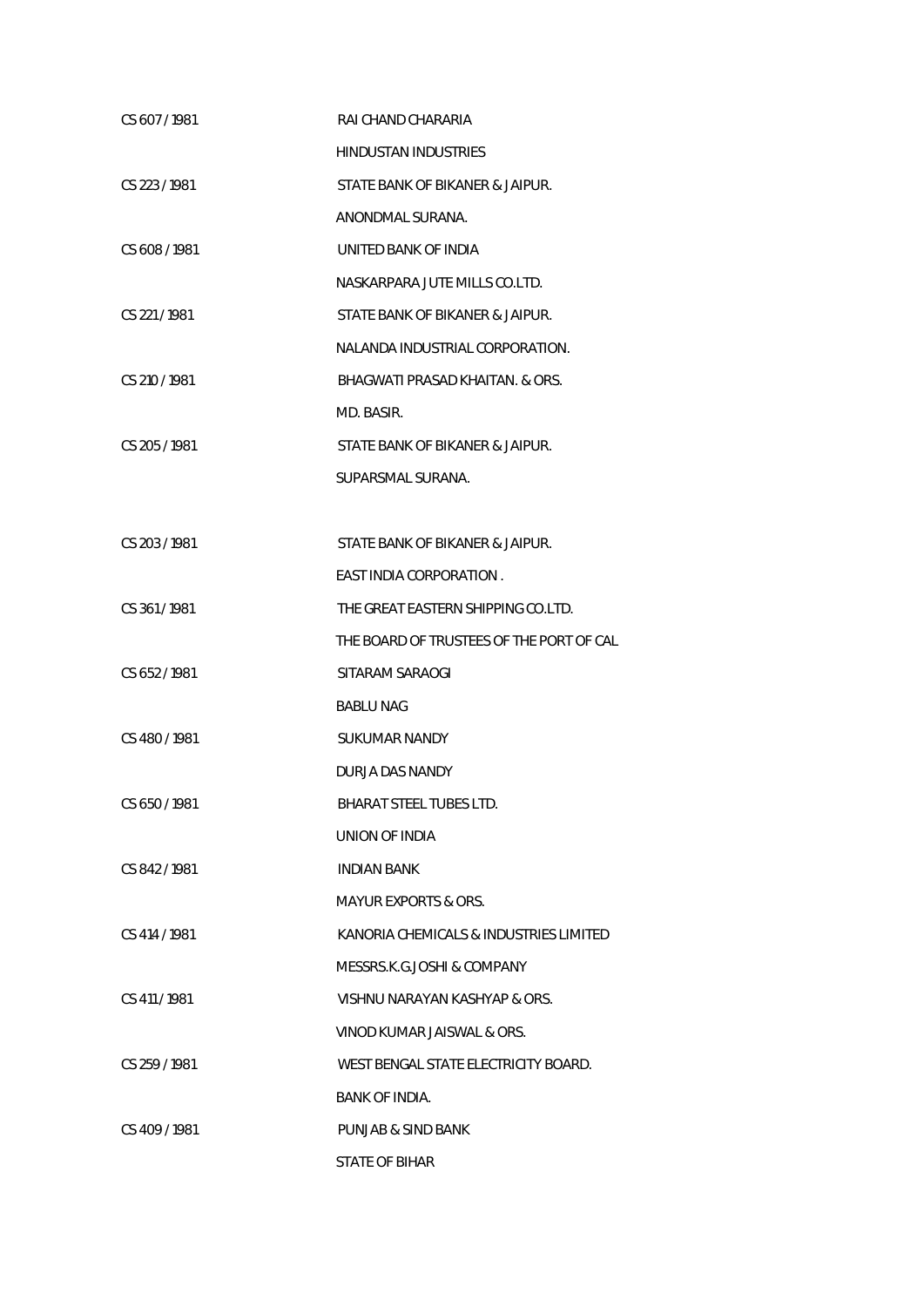| | |
|---|---|
| CS 607 / 1981 | RAI CHAND CHARARIA |
| | HINDUSTAN INDUSTRIES |
| CS 223 / 1981 | STATE BANK OF BIKANER & JAIPUR. |
| | ANONDMAL SURANA. |
| CS 608 / 1981 | UNITED BANK OF INDIA |
| | NASKARPARA JUTE MILLS CO.LTD. |
| CS 221 / 1981 | STATE BANK OF BIKANER & JAIPUR. |
| | NALANDA INDUSTRIAL CORPORATION. |
| CS 210 / 1981 | BHAGWATI PRASAD KHAITAN. & ORS. |
| | MD. BASIR. |
| CS 205 / 1981 | STATE BANK OF BIKANER & JAIPUR. |
| | SUPARSMAL SURANA. |
| CS 203 / 1981 | STATE BANK OF BIKANER & JAIPUR. |
| | EAST INDIA CORPORATION . |
| CS 361 / 1981 | THE GREAT EASTERN SHIPPING CO.LTD. |
| | THE BOARD OF TRUSTEES OF THE PORT OF CAL |
| CS 652 / 1981 | SITARAM SARAOGI |
| | BABLU NAG |
| CS 480 / 1981 | SUKUMAR NANDY |
| | DURJA DAS NANDY |
| CS 650 / 1981 | BHARAT STEEL TUBES LTD. |
| | UNION OF INDIA |
| CS 842 / 1981 | INDIAN BANK |
| | MAYUR EXPORTS & ORS. |
| CS 414 / 1981 | KANORIA CHEMICALS & INDUSTRIES LIMITED |
| | MESSRS.K.G.JOSHI & COMPANY |
| CS 411 / 1981 | VISHNU NARAYAN KASHYAP & ORS. |
| | VINOD KUMAR JAISWAL & ORS. |
| CS 259 / 1981 | WEST BENGAL STATE ELECTRICITY BOARD. |
| | BANK OF INDIA. |
| CS 409 / 1981 | PUNJAB & SIND BANK |
| | STATE OF BIHAR |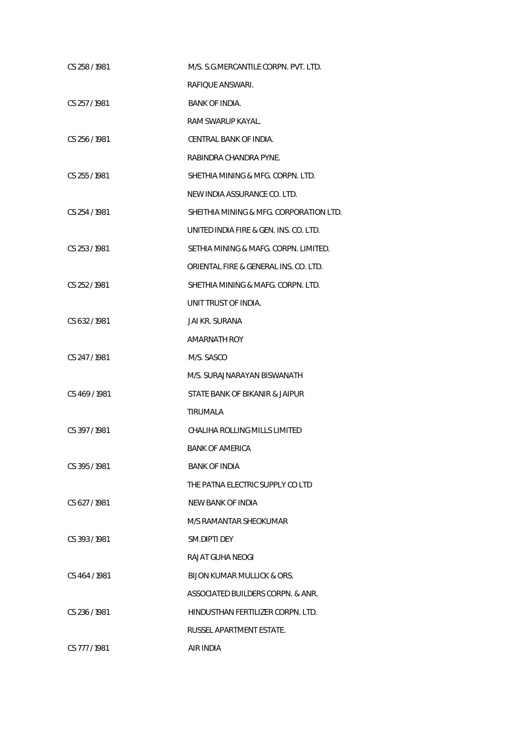| | |
|---|---|
| CS 258 / 1981 | M/S. S.G.MERCANTILE CORPN. PVT. LTD. |
| | RAFIQUE ANSWARI. |
| CS 257 / 1981 | BANK OF INDIA. |
| | RAM SWARUP KAYAL. |
| CS 256 / 1981 | CENTRAL BANK OF INDIA. |
| | RABINDRA CHANDRA PYNE. |
| CS 255 / 1981 | SHETHIA MINING & MFG. CORPN. LTD. |
| | NEW INDIA ASSURANCE CO. LTD. |
| CS 254 / 1981 | SHEITHIA MINING & MFG. CORPORATION LTD. |
| | UNITED INDIA FIRE & GEN. INS. CO. LTD. |
| CS 253 / 1981 | SETHIA MINING & MAFG. CORPN. LIMITED. |
| | ORIENTAL FIRE & GENERAL INS. CO. LTD. |
| CS 252 / 1981 | SHETHIA MINING & MAFG. CORPN. LTD. |
| | UNIT TRUST OF INDIA. |
| CS 632 / 1981 | JAI KR. SURANA |
| | AMARNATH ROY |
| CS 247 / 1981 | M/S. SASCO |
| | M/S. SURAJNARAYAN BISWANATH |
| CS 469 / 1981 | STATE BANK OF BIKANIR & JAIPUR |
| | TIRUMALA |
| CS 397 / 1981 | CHALIHA ROLLING MILLS LIMITED |
| | BANK OF AMERICA |
| CS 395 / 1981 | BANK OF INDIA |
| | THE PATNA ELECTRIC SUPPLY CO LTD |
| CS 627 / 1981 | NEW BANK OF INDIA |
| | M/S RAMANTAR SHEOKUMAR |
| CS 393 / 1981 | SM.DIPTI DEY |
| | RAJAT GUHA NEOGI |
| CS 464 / 1981 | BIJON KUMAR MULLICK & ORS. |
| | ASSOCIATED BUILDERS CORPN. & ANR. |
| CS 236 / 1981 | HINDUSTHAN FERTILIZER CORPN. LTD. |
| | RUSSEL APARTMENT ESTATE. |
| CS 777 / 1981 | AIR INDIA |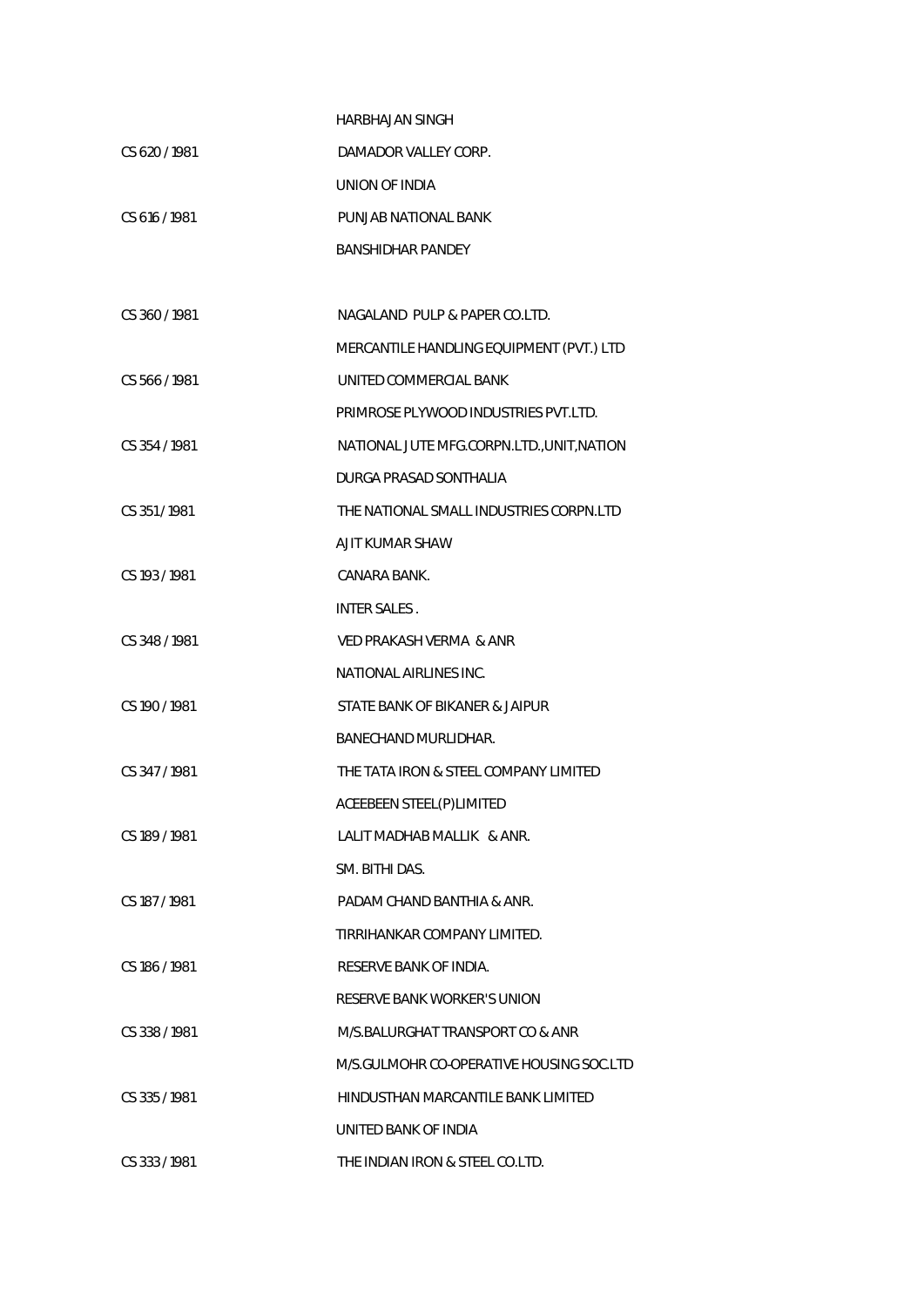| | |
|---|---|
| | HARBHAJAN SINGH |
| CS 620 / 1981 | DAMADOR VALLEY CORP. |
| | UNION OF INDIA |
| CS 616 / 1981 | PUNJAB NATIONAL BANK |
| | BANSHIDHAR PANDEY |
| CS 360 / 1981 | NAGALAND PULP & PAPER CO.LTD. |
| | MERCANTILE HANDLING EQUIPMENT (PVT.) LTD |
| CS 566 / 1981 | UNITED COMMERCIAL BANK |
| | PRIMROSE PLYWOOD INDUSTRIES PVT.LTD. |
| CS 354 / 1981 | NATIONAL JUTE MFG.CORPN.LTD.,UNIT,NATION |
| | DURGA PRASAD SONTHALIA |
| CS 351 / 1981 | THE NATIONAL SMALL INDUSTRIES CORPN.LTD |
| | AJIT KUMAR SHAW |
| CS 193 / 1981 | CANARA BANK. |
| | INTER SALES . |
| CS 348 / 1981 | VED PRAKASH VERMA & ANR |
| | NATIONAL AIRLINES INC. |
| CS 190 / 1981 | STATE BANK OF BIKANER & JAIPUR |
| | BANECHAND MURLIDHAR. |
| CS 347 / 1981 | THE TATA IRON & STEEL COMPANY LIMITED |
| | ACEEBEEN STEEL(P)LIMITED |
| CS 189 / 1981 | LALIT MADHAB MALLIK & ANR. |
| | SM. BITHI DAS. |
| CS 187 / 1981 | PADAM CHAND BANTHIA & ANR. |
| | TIRRIHANKAR COMPANY LIMITED. |
| CS 186 / 1981 | RESERVE BANK OF INDIA. |
| | RESERVE BANK WORKER'S UNION |
| CS 338 / 1981 | M/S.BALURGHAT TRANSPORT CO & ANR |
| | M/S.GULMOHR CO-OPERATIVE HOUSING SOC.LTD |
| CS 335 / 1981 | HINDUSTHAN MARCANTILE BANK LIMITED |
| | UNITED BANK OF INDIA |
| CS 333 / 1981 | THE INDIAN IRON & STEEL CO.LTD. |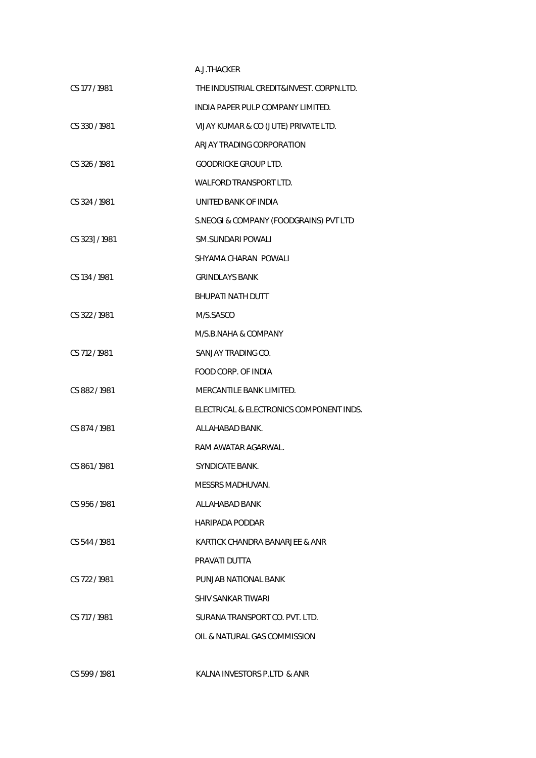| | |
|---|---|
| | A.J.THACKER |
| CS 177 / 1981 | THE INDUSTRIAL CREDIT&INVEST. CORPN.LTD. |
| | INDIA PAPER PULP COMPANY LIMITED. |
| CS 330 / 1981 | VIJAY KUMAR & CO (JUTE) PRIVATE LTD. |
| | ARJAY TRADING CORPORATION |
| CS 326 / 1981 | GOODRICKE GROUP LTD. |
| | WALFORD TRANSPORT LTD. |
| CS 324 / 1981 | UNITED BANK OF INDIA |
| | S.NEOGI & COMPANY (FOODGRAINS) PVT LTD |
| CS 323] / 1981 | SM.SUNDARI POWALI |
| | SHYAMA CHARAN POWALI |
| CS 134 / 1981 | GRINDLAYS BANK |
| | BHUPATI NATH DUTT |
| CS 322 / 1981 | M/S.SASCO |
| | M/S.B.NAHA & COMPANY |
| CS 712 / 1981 | SANJAY TRADING CO. |
| | FOOD CORP. OF INDIA |
| CS 882 / 1981 | MERCANTILE BANK LIMITED. |
| | ELECTRICAL & ELECTRONICS COMPONENT INDS. |
| CS 874 / 1981 | ALLAHABAD BANK. |
| | RAM AWATAR AGARWAL. |
| CS 861 / 1981 | SYNDICATE BANK. |
| | MESSRS MADHUVAN. |
| CS 956 / 1981 | ALLAHABAD BANK |
| | HARIPADA PODDAR |
| CS 544 / 1981 | KARTICK CHANDRA BANARJEE & ANR |
| | PRAVATI DUTTA |
| CS 722 / 1981 | PUNJAB NATIONAL BANK |
| | SHIV SANKAR TIWARI |
| CS 717 / 1981 | SURANA TRANSPORT CO. PVT. LTD. |
| | OIL & NATURAL GAS COMMISSION |
| CS 599 / 1981 | KALNA INVESTORS P.LTD & ANR |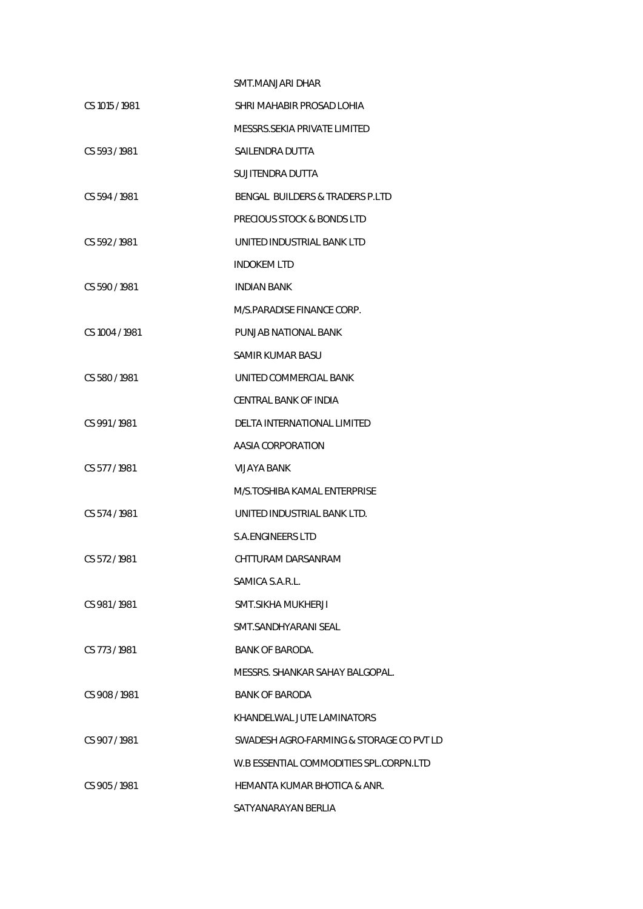| | |
|---|---|
| | SMT.MANJARI DHAR |
| CS 1015 / 1981 | SHRI MAHABIR PROSAD LOHIA |
| | MESSRS.SEKIA PRIVATE LIMITED |
| CS 593 / 1981 | SAILENDRA DUTTA |
| | SUJITENDRA DUTTA |
| CS 594 / 1981 | BENGAL BUILDERS & TRADERS P.LTD |
| | PRECIOUS STOCK & BONDS LTD |
| CS 592 / 1981 | UNITED INDUSTRIAL BANK LTD |
| | INDOKEM LTD |
| CS 590 / 1981 | INDIAN BANK |
| | M/S.PARADISE FINANCE CORP. |
| CS 1004 / 1981 | PUNJAB NATIONAL BANK |
| | SAMIR KUMAR BASU |
| CS 580 / 1981 | UNITED COMMERCIAL BANK |
| | CENTRAL BANK OF INDIA |
| CS 991 / 1981 | DELTA INTERNATIONAL LIMITED |
| | AASIA CORPORATION |
| CS 577 / 1981 | VIJAYA BANK |
| | M/S.TOSHIBA KAMAL ENTERPRISE |
| CS 574 / 1981 | UNITED INDUSTRIAL BANK LTD. |
| | S.A.ENGINEERS LTD |
| CS 572 / 1981 | CHTTURAM DARSANRAM |
| | SAMICA S.A.R.L. |
| CS 981 / 1981 | SMT.SIKHA MUKHERJI |
| | SMT.SANDHYARANI SEAL |
| CS 773 / 1981 | BANK OF BARODA. |
| | MESSRS. SHANKAR SAHAY BALGOPAL. |
| CS 908 / 1981 | BANK OF BARODA |
| | KHANDELWAL JUTE LAMINATORS |
| CS 907 / 1981 | SWADESH AGRO-FARMING & STORAGE CO PVT LD |
| | W.B ESSENTIAL COMMODITIES SPL.CORPN.LTD |
| CS 905 / 1981 | HEMANTA KUMAR BHOTICA & ANR. |
| | SATYANARAYAN BERLIA |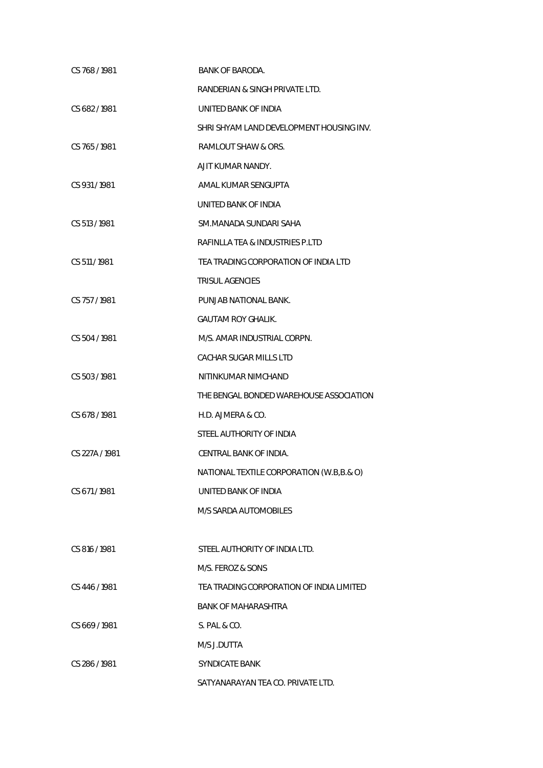| | |
|---|---|
| CS 768 / 1981 | BANK OF BARODA. |
| | RANDERIAN & SINGH PRIVATE LTD. |
| CS 682 / 1981 | UNITED BANK OF INDIA |
| | SHRI SHYAM LAND DEVELOPMENT HOUSING INV. |
| CS 765 / 1981 | RAMLOUT SHAW & ORS. |
| | AJIT KUMAR NANDY. |
| CS 931 / 1981 | AMAL KUMAR SENGUPTA |
| | UNITED BANK OF INDIA |
| CS 513 / 1981 | SM.MANADA SUNDARI SAHA |
| | RAFINLLA TEA & INDUSTRIES P.LTD |
| CS 511 / 1981 | TEA TRADING CORPORATION OF INDIA LTD |
| | TRISUL AGENCIES |
| CS 757 / 1981 | PUNJAB NATIONAL BANK. |
| | GAUTAM ROY GHALIK. |
| CS 504 / 1981 | M/S. AMAR INDUSTRIAL CORPN. |
| | CACHAR SUGAR MILLS LTD |
| CS 503 / 1981 | NITINKUMAR NIMCHAND |
| | THE BENGAL BONDED WAREHOUSE ASSOCIATION |
| CS 678 / 1981 | H.D. AJMERA & CO. |
| | STEEL AUTHORITY OF INDIA |
| CS 227A / 1981 | CENTRAL BANK OF INDIA. |
| | NATIONAL TEXTILE CORPORATION (W.B,B.& O) |
| CS 671 / 1981 | UNITED BANK OF INDIA |
| | M/S SARDA AUTOMOBILES |
| CS 816 / 1981 | STEEL AUTHORITY OF INDIA LTD. |
| | M/S. FEROZ & SONS |
| CS 446 / 1981 | TEA TRADING CORPORATION OF INDIA LIMITED |
| | BANK OF MAHARASHTRA |
| CS 669 / 1981 | S. PAL & CO. |
| | M/S J.DUTTA |
| CS 286 / 1981 | SYNDICATE BANK |
| | SATYANARAYAN TEA CO. PRIVATE LTD. |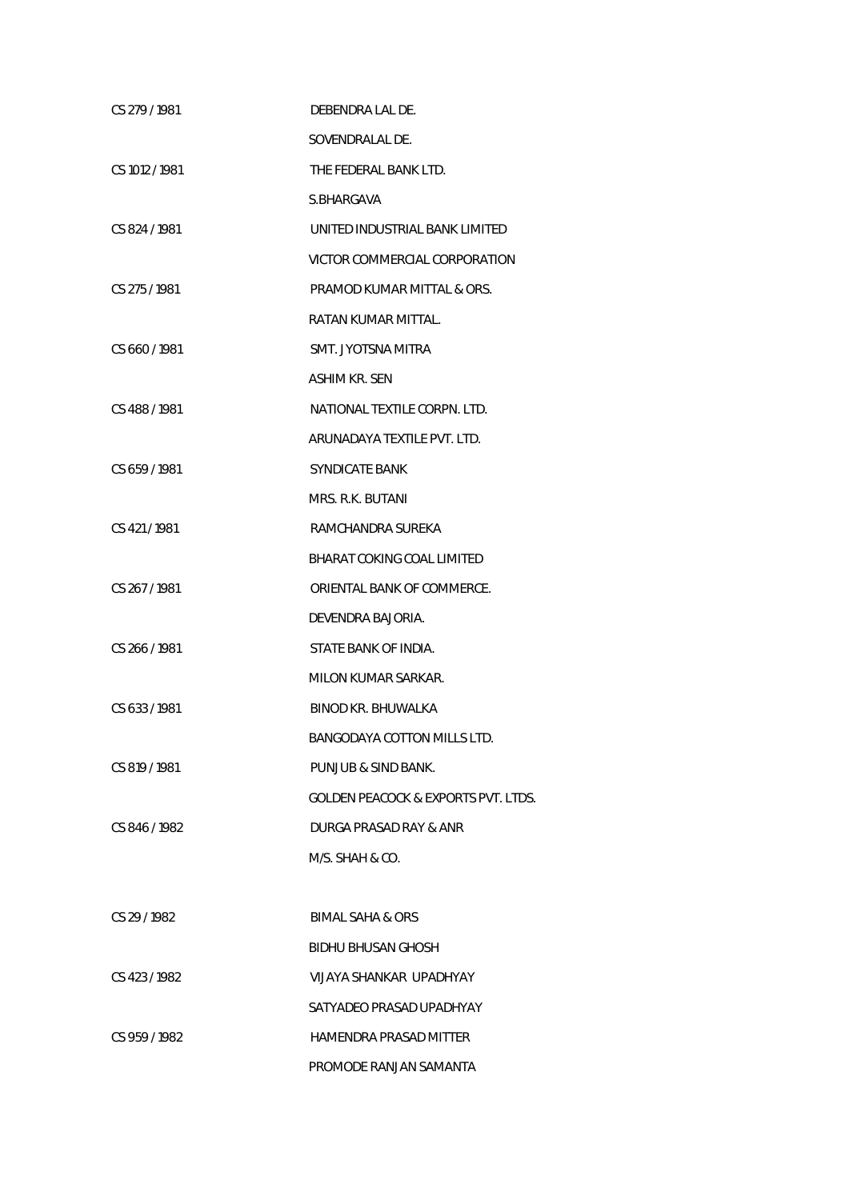| | |
|---|---|
| CS 279 / 1981 | DEBENDRA LAL DE. |
| | SOVENDRALAL DE. |
| CS 1012 / 1981 | THE FEDERAL BANK LTD. |
| | S.BHARGAVA |
| CS 824 / 1981 | UNITED INDUSTRIAL BANK LIMITED |
| | VICTOR COMMERCIAL CORPORATION |
| CS 275 / 1981 | PRAMOD KUMAR MITTAL & ORS. |
| | RATAN KUMAR MITTAL. |
| CS 660 / 1981 | SMT. JYOTSNA MITRA |
| | ASHIM KR. SEN |
| CS 488 / 1981 | NATIONAL TEXTILE CORPN. LTD. |
| | ARUNADAYA TEXTILE PVT. LTD. |
| CS 659 / 1981 | SYNDICATE BANK |
| | MRS. R.K. BUTANI |
| CS 421 / 1981 | RAMCHANDRA SUREKA |
| | BHARAT COKING COAL LIMITED |
| CS 267 / 1981 | ORIENTAL BANK OF COMMERCE. |
| | DEVENDRA BAJORIA. |
| CS 266 / 1981 | STATE BANK OF INDIA. |
| | MILON KUMAR SARKAR. |
| CS 633 / 1981 | BINOD KR. BHUWALKA |
| | BANGODAYA COTTON MILLS LTD. |
| CS 819 / 1981 | PUNJUB & SIND BANK. |
| | GOLDEN PEACOCK & EXPORTS PVT. LTDS. |
| CS 846 / 1982 | DURGA PRASAD RAY & ANR |
| | M/S. SHAH & CO. |
| CS 29 / 1982 | BIMAL SAHA & ORS |
| | BIDHU BHUSAN GHOSH |
| CS 423 / 1982 | VIJAYA SHANKAR UPADHYAY |
| | SATYADEO PRASAD UPADHYAY |
| CS 959 / 1982 | HAMENDRA PRASAD MITTER |
| | PROMODE RANJAN SAMANTA |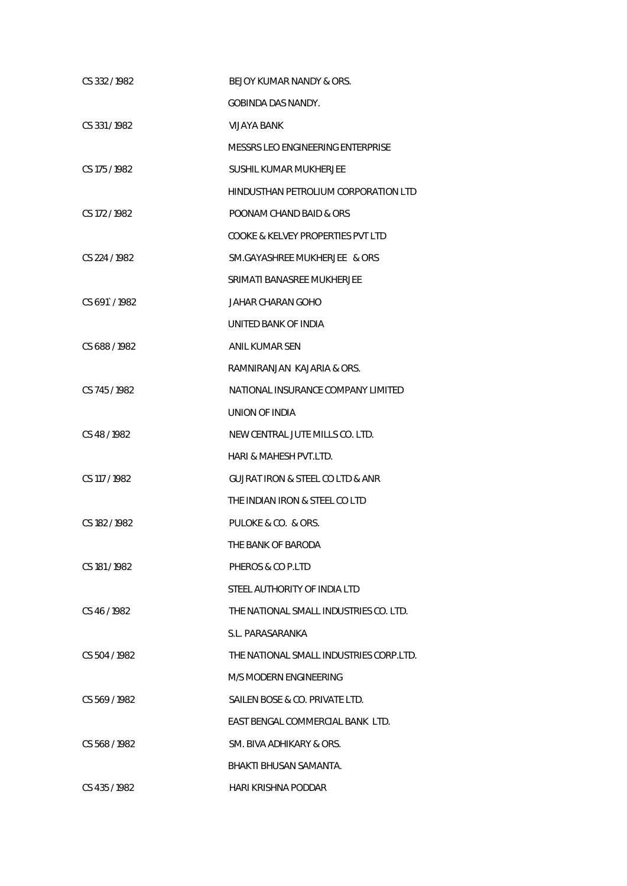| | |
|---|---|
| CS 332 / 1982 | BEJOY KUMAR NANDY & ORS. |
| | GOBINDA DAS NANDY. |
| CS 331 / 1982 | VIJAYA BANK |
| | MESSRS LEO ENGINEERING ENTERPRISE |
| CS 175 / 1982 | SUSHIL KUMAR MUKHERJEE |
| | HINDUSTHAN PETROLIUM CORPORATION LTD |
| CS 172 / 1982 | POONAM CHAND BAID & ORS |
| | COOKE & KELVEY PROPERTIES PVT LTD |
| CS 224 / 1982 | SM.GAYASHREE MUKHERJEE & ORS |
| | SRIMATI BANASREE MUKHERJEE |
| CS 691` / 1982 | JAHAR CHARAN GOHO |
| | UNITED BANK OF INDIA |
| CS 688 / 1982 | ANIL KUMAR SEN |
| | RAMNIRANJAN KAJARIA & ORS. |
| CS 745 / 1982 | NATIONAL INSURANCE COMPANY LIMITED |
| | UNION OF INDIA |
| CS 48 / 1982 | NEW CENTRAL JUTE MILLS CO. LTD. |
| | HARI & MAHESH PVT.LTD. |
| CS 117 / 1982 | GUJRAT IRON & STEEL CO LTD & ANR |
| | THE INDIAN IRON & STEEL CO LTD |
| CS 182 / 1982 | PULOKE & CO. & ORS. |
| | THE BANK OF BARODA |
| CS 181 / 1982 | PHEROS & CO P.LTD |
| | STEEL AUTHORITY OF INDIA LTD |
| CS 46 / 1982 | THE NATIONAL SMALL INDUSTRIES CO. LTD. |
| | S.L. PARASARANKA |
| CS 504 / 1982 | THE NATIONAL SMALL INDUSTRIES CORP.LTD. |
| | M/S MODERN ENGINEERING |
| CS 569 / 1982 | SAILEN BOSE & CO. PRIVATE LTD. |
| | EAST BENGAL COMMERCIAL BANK LTD. |
| CS 568 / 1982 | SM. BIVA ADHIKARY & ORS. |
| | BHAKTI BHUSAN SAMANTA. |
| CS 435 / 1982 | HARI KRISHNA PODDAR |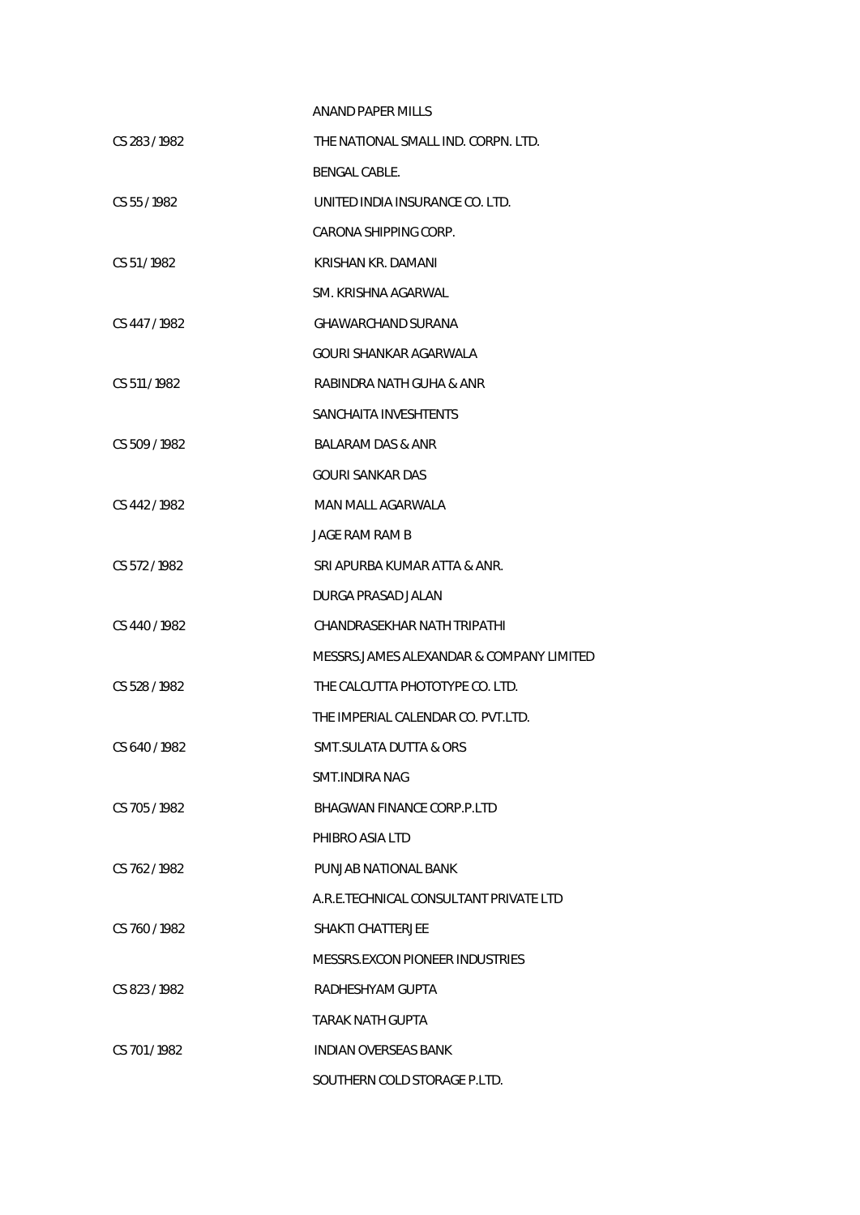| | |
|---|---|
| | ANAND PAPER MILLS |
| CS 283 / 1982 | THE NATIONAL SMALL IND. CORPN. LTD. |
| | BENGAL CABLE. |
| CS 55 / 1982 | UNITED INDIA INSURANCE CO. LTD. |
| | CARONA SHIPPING CORP. |
| CS 51 / 1982 | KRISHAN KR. DAMANI |
| | SM. KRISHNA AGARWAL |
| CS 447 / 1982 | GHAWARCHAND SURANA |
| | GOURI SHANKAR AGARWALA |
| CS 511 / 1982 | RABINDRA NATH GUHA & ANR |
| | SANCHAITA INVESHTENTS |
| CS 509 / 1982 | BALARAM DAS & ANR |
| | GOURI SANKAR DAS |
| CS 442 / 1982 | MAN MALL AGARWALA |
| | JAGE RAM RAM B |
| CS 572 / 1982 | SRI APURBA KUMAR ATTA & ANR. |
| | DURGA PRASAD JALAN |
| CS 440 / 1982 | CHANDRASEKHAR NATH TRIPATHI |
| | MESSRS.JAMES ALEXANDAR & COMPANY LIMITED |
| CS 528 / 1982 | THE CALCUTTA PHOTOTYPE CO. LTD. |
| | THE IMPERIAL CALENDAR CO. PVT.LTD. |
| CS 640 / 1982 | SMT.SULATA DUTTA & ORS |
| | SMT.INDIRA NAG |
| CS 705 / 1982 | BHAGWAN FINANCE CORP.P.LTD |
| | PHIBRO ASIA LTD |
| CS 762 / 1982 | PUNJAB NATIONAL BANK |
| | A.R.E.TECHNICAL CONSULTANT PRIVATE LTD |
| CS 760 / 1982 | SHAKTI CHATTERJEE |
| | MESSRS.EXCON PIONEER INDUSTRIES |
| CS 823 / 1982 | RADHESHYAM GUPTA |
| | TARAK NATH GUPTA |
| CS 701 / 1982 | INDIAN OVERSEAS BANK |
| | SOUTHERN COLD STORAGE P.LTD. |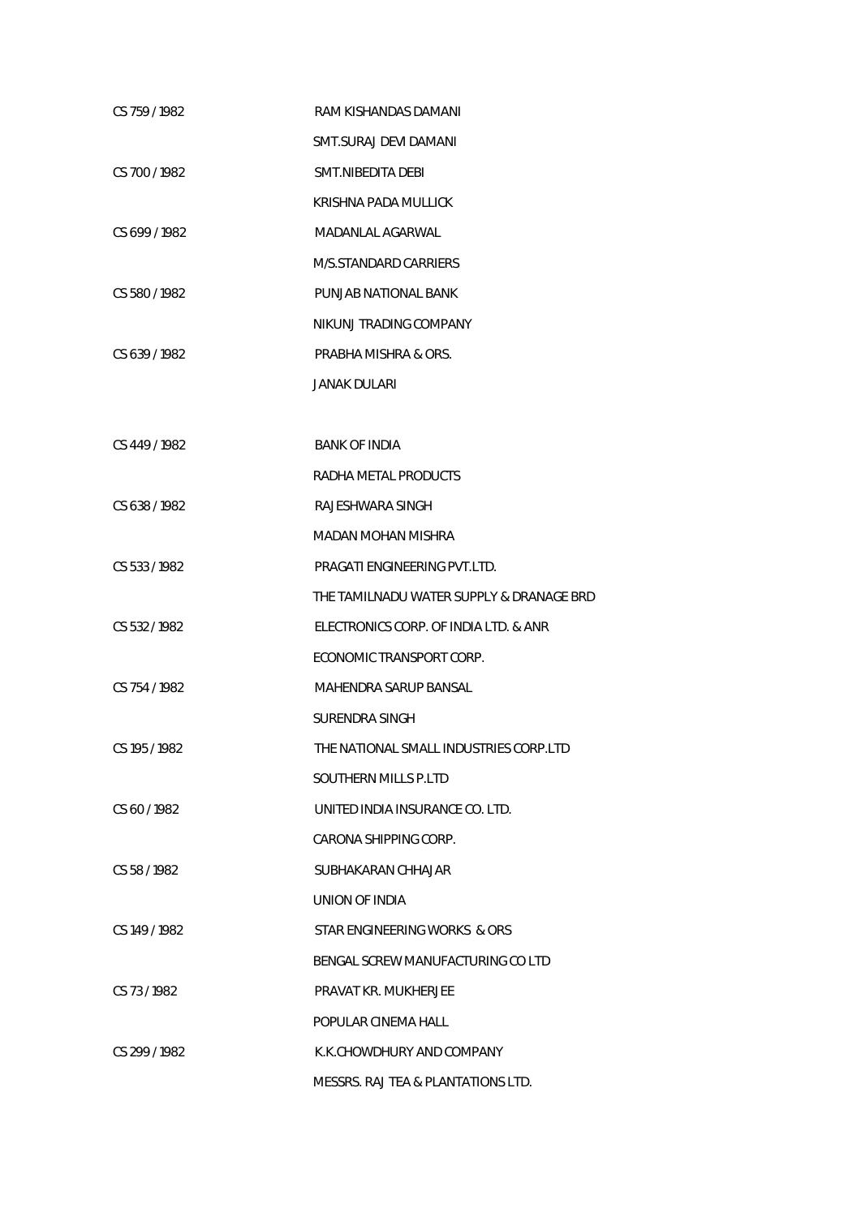| | |
|---|---|
| CS 759 / 1982 | RAM KISHANDAS DAMANI |
| | SMT.SURAJ DEVI DAMANI |
| CS 700 / 1982 | SMT.NIBEDITA DEBI |
| | KRISHNA PADA MULLICK |
| CS 699 / 1982 | MADANLAL AGARWAL |
| | M/S.STANDARD CARRIERS |
| CS 580 / 1982 | PUNJAB NATIONAL BANK |
| | NIKUNJ TRADING COMPANY |
| CS 639 / 1982 | PRABHA MISHRA & ORS. |
| | JANAK DULARI |
| CS 449 / 1982 | BANK OF INDIA |
| | RADHA METAL PRODUCTS |
| CS 638 / 1982 | RAJESHWARA SINGH |
| | MADAN MOHAN MISHRA |
| CS 533 / 1982 | PRAGATI ENGINEERING PVT.LTD. |
| | THE TAMILNADU WATER SUPPLY & DRANAGE BRD |
| CS 532 / 1982 | ELECTRONICS CORP. OF INDIA LTD. & ANR |
| | ECONOMIC TRANSPORT CORP. |
| CS 754 / 1982 | MAHENDRA SARUP BANSAL |
| | SURENDRA SINGH |
| CS 195 / 1982 | THE NATIONAL SMALL INDUSTRIES CORP.LTD |
| | SOUTHERN MILLS P.LTD |
| CS 60 / 1982 | UNITED INDIA INSURANCE CO. LTD. |
| | CARONA SHIPPING CORP. |
| CS 58 / 1982 | SUBHAKARAN CHHAJAR |
| | UNION OF INDIA |
| CS 149 / 1982 | STAR ENGINEERING WORKS & ORS |
| | BENGAL SCREW MANUFACTURING CO LTD |
| CS 73 / 1982 | PRAVAT KR. MUKHERJEE |
| | POPULAR CINEMA HALL |
| CS 299 / 1982 | K.K.CHOWDHURY AND COMPANY |
| | MESSRS. RAJ TEA & PLANTATIONS LTD. |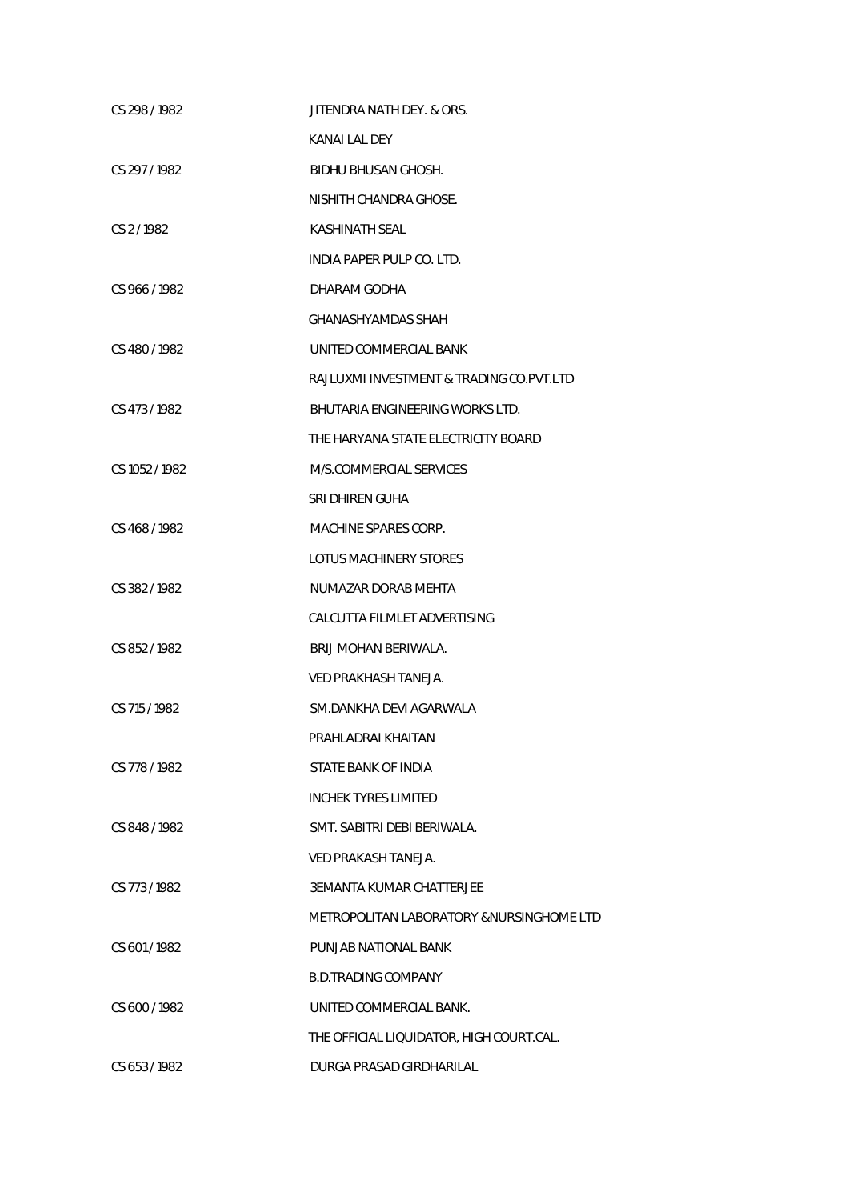| | |
|---|---|
| CS 298 / 1982 | JITENDRA NATH DEY. & ORS. |
| | KANAI LAL DEY |
| CS 297 / 1982 | BIDHU BHUSAN GHOSH. |
| | NISHITH CHANDRA GHOSE. |
| CS 2 / 1982 | KASHINATH SEAL |
| | INDIA PAPER PULP CO. LTD. |
| CS 966 / 1982 | DHARAM GODHA |
| | GHANASHYAMDAS SHAH |
| CS 480 / 1982 | UNITED COMMERCIAL BANK |
| | RAJLUXMI INVESTMENT & TRADING CO.PVT.LTD |
| CS 473 / 1982 | BHUTARIA ENGINEERING WORKS LTD. |
| | THE HARYANA STATE ELECTRICITY BOARD |
| CS 1052 / 1982 | M/S.COMMERCIAL SERVICES |
| | SRI DHIREN GUHA |
| CS 468 / 1982 | MACHINE SPARES CORP. |
| | LOTUS MACHINERY STORES |
| CS 382 / 1982 | NUMAZAR DORAB MEHTA |
| | CALCUTTA FILMLET ADVERTISING |
| CS 852 / 1982 | BRIJ MOHAN BERIWALA. |
| | VED PRAKHASH TANEJA. |
| CS 715 / 1982 | SM.DANKHA DEVI AGARWALA |
| | PRAHLADRAI KHAITAN |
| CS 778 / 1982 | STATE BANK OF INDIA |
| | INCHEK TYRES LIMITED |
| CS 848 / 1982 | SMT. SABITRI DEBI BERIWALA. |
| | VED PRAKASH TANEJA. |
| CS 773 / 1982 | 3EMANTA KUMAR CHATTERJEE |
| | METROPOLITAN LABORATORY &NURSINGHOME LTD |
| CS 601 / 1982 | PUNJAB NATIONAL BANK |
| | B.D.TRADING COMPANY |
| CS 600 / 1982 | UNITED COMMERCIAL BANK. |
| | THE OFFICIAL LIQUIDATOR, HIGH COURT.CAL. |
| CS 653 / 1982 | DURGA PRASAD GIRDHARILAL |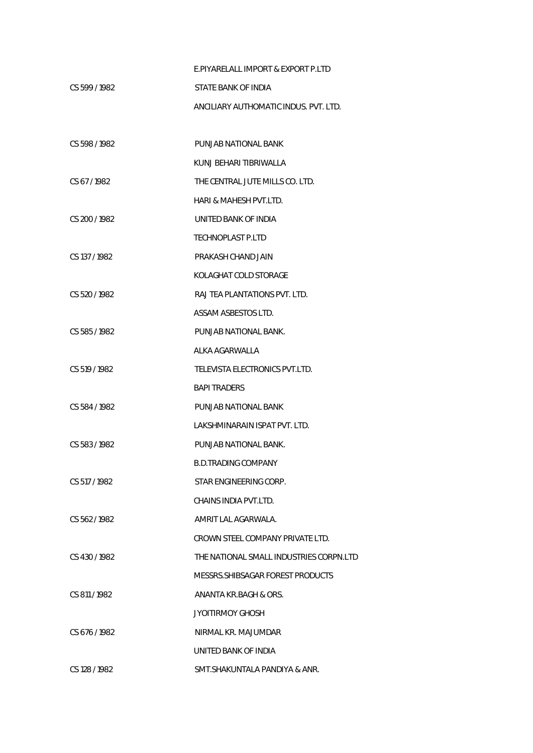| | |
|---|---|
| | E.PIYARELALL IMPORT & EXPORT P.LTD |
| CS 599 / 1982 | STATE BANK OF INDIA |
| | ANCILIARY AUTHOMATIC INDUS. PVT. LTD. |
| | |
| CS 598 / 1982 | PUNJAB NATIONAL BANK |
| | KUNJ BEHARI TIBRIWALLA |
| CS 67 / 1982 | THE CENTRAL JUTE MILLS CO. LTD. |
| | HARI & MAHESH PVT.LTD. |
| CS 200 / 1982 | UNITED BANK OF INDIA |
| | TECHNOPLAST P.LTD |
| CS 137 / 1982 | PRAKASH CHAND JAIN |
| | KOLAGHAT COLD STORAGE |
| CS 520 / 1982 | RAJ TEA PLANTATIONS PVT. LTD. |
| | ASSAM ASBESTOS LTD. |
| CS 585 / 1982 | PUNJAB NATIONAL BANK. |
| | ALKA AGARWALLA |
| CS 519 / 1982 | TELEVISTA ELECTRONICS PVT.LTD. |
| | BAPI TRADERS |
| CS 584 / 1982 | PUNJAB NATIONAL BANK |
| | LAKSHMINARAIN ISPAT PVT. LTD. |
| CS 583 / 1982 | PUNJAB NATIONAL BANK. |
| | B.D.TRADING COMPANY |
| CS 517 / 1982 | STAR ENGINEERING CORP. |
| | CHAINS INDIA PVT.LTD. |
| CS 562 / 1982 | AMRIT LAL AGARWALA. |
| | CROWN STEEL COMPANY PRIVATE LTD. |
| CS 430 / 1982 | THE NATIONAL SMALL INDUSTRIES CORPN.LTD |
| | MESSRS.SHIBSAGAR FOREST PRODUCTS |
| CS 811 / 1982 | ANANTA KR.BAGH & ORS. |
| | JYOITIRMOY GHOSH |
| CS 676 / 1982 | NIRMAL KR. MAJUMDAR |
| | UNITED BANK OF INDIA |
| CS 128 / 1982 | SMT.SHAKUNTALA PANDIYA & ANR. |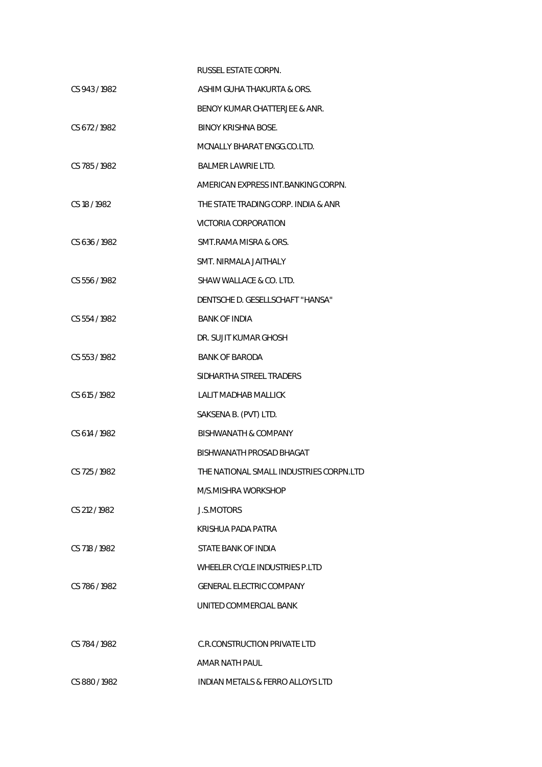| | |
|---|---|
| | RUSSEL ESTATE CORPN. |
| CS 943 / 1982 | ASHIM GUHA THAKURTA & ORS. |
| | BENOY KUMAR CHATTERJEE & ANR. |
| CS 672 / 1982 | BINOY KRISHNA BOSE. |
| | MCNALLY BHARAT ENGG.CO.LTD. |
| CS 785 / 1982 | BALMER LAWRIE LTD. |
| | AMERICAN EXPRESS INT.BANKING CORPN. |
| CS 18 / 1982 | THE STATE TRADING CORP. INDIA & ANR |
| | VICTORIA CORPORATION |
| CS 636 / 1982 | SMT.RAMA MISRA & ORS. |
| | SMT. NIRMALA JAITHALY |
| CS 556 / 1982 | SHAW WALLACE & CO. LTD. |
| | DENTSCHE D. GESELLSCHAFT "HANSA" |
| CS 554 / 1982 | BANK OF INDIA |
| | DR. SUJIT KUMAR GHOSH |
| CS 553 / 1982 | BANK OF BARODA |
| | SIDHARTHA STREEL TRADERS |
| CS 615 / 1982 | LALIT MADHAB MALLICK |
| | SAKSENA B. (PVT) LTD. |
| CS 614 / 1982 | BISHWANATH & COMPANY |
| | BISHWANATH PROSAD BHAGAT |
| CS 725 / 1982 | THE NATIONAL SMALL INDUSTRIES CORPN.LTD |
| | M/S.MISHRA WORKSHOP |
| CS 212 / 1982 | J.S.MOTORS |
| | KRISHUA PADA PATRA |
| CS 718 / 1982 | STATE BANK OF INDIA |
| | WHEELER CYCLE INDUSTRIES P.LTD |
| CS 786 / 1982 | GENERAL ELECTRIC COMPANY |
| | UNITED COMMERCIAL BANK |
| CS 784 / 1982 | C.R.CONSTRUCTION PRIVATE LTD |
| | AMAR NATH PAUL |
| CS 880 / 1982 | INDIAN METALS & FERRO ALLOYS LTD |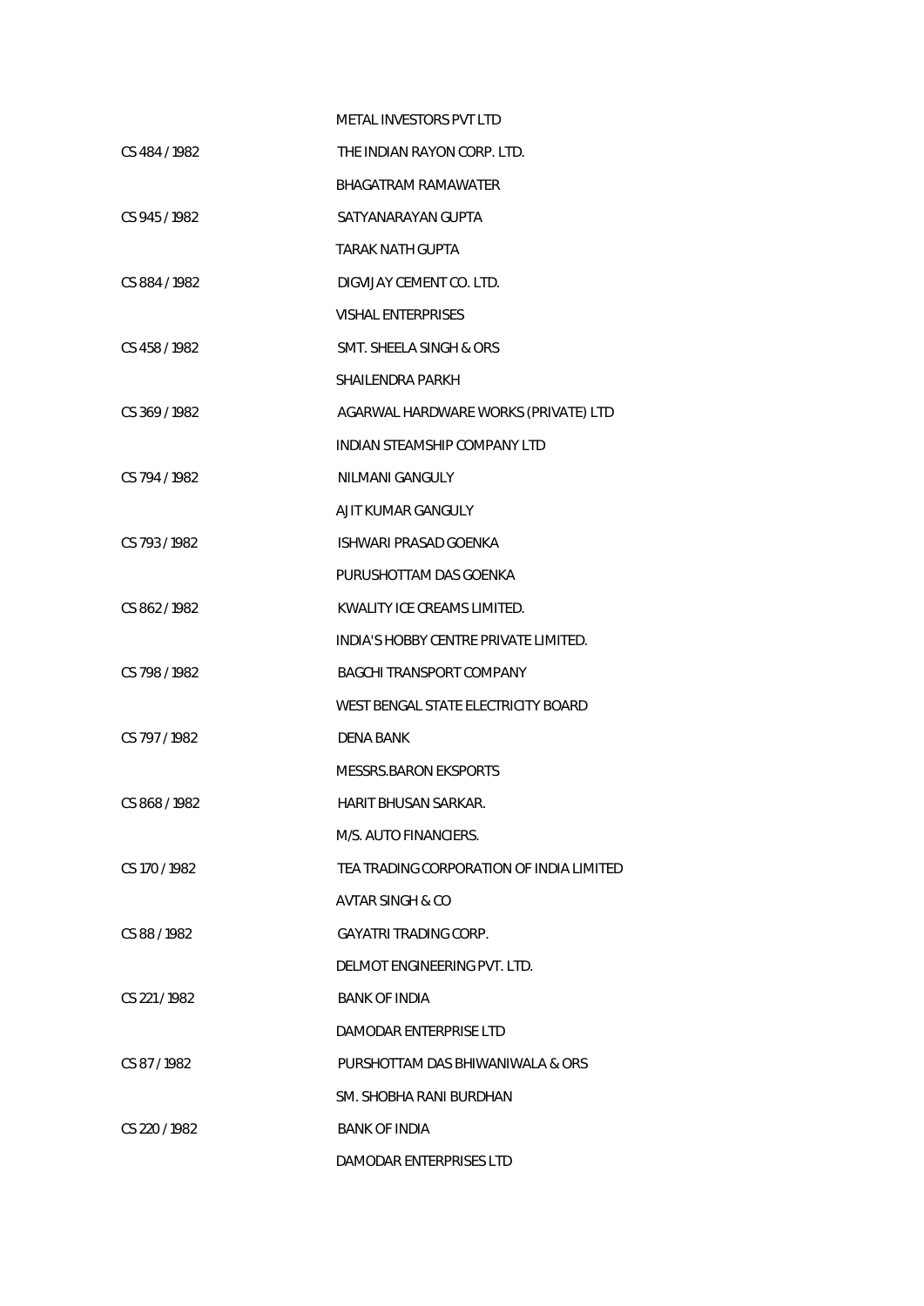METAL INVESTORS PVT LTD

| | |
|---|---|
| CS 484 / 1982 | THE INDIAN RAYON CORP. LTD. |
| | BHAGATRAM RAMAWATER |
| CS 945 / 1982 | SATYANARAYAN GUPTA |
| | TARAK NATH GUPTA |
| CS 884 / 1982 | DIGVIJAY CEMENT CO. LTD. |
| | VISHAL ENTERPRISES |
| CS 458 / 1982 | SMT. SHEELA SINGH & ORS |
| | SHAILENDRA PARKH |
| CS 369 / 1982 | AGARWAL HARDWARE WORKS (PRIVATE) LTD |
| | INDIAN STEAMSHIP COMPANY LTD |
| CS 794 / 1982 | NILMANI GANGULY |
| | AJIT KUMAR GANGULY |
| CS 793 / 1982 | ISHWARI PRASAD GOENKA |
| | PURUSHOTTAM DAS GOENKA |
| CS 862 / 1982 | KWALITY ICE CREAMS LIMITED. |
| | INDIA'S HOBBY CENTRE PRIVATE LIMITED. |
| CS 798 / 1982 | BAGCHI TRANSPORT COMPANY |
| | WEST BENGAL STATE ELECTRICITY BOARD |
| CS 797 / 1982 | DENA BANK |
| | MESSRS.BARON EKSPORTS |
| CS 868 / 1982 | HARIT BHUSAN SARKAR. |
| | M/S. AUTO FINANCIERS. |
| CS 170 / 1982 | TEA TRADING CORPORATION OF INDIA LIMITED |
| | AVTAR SINGH & CO |
| CS 88 / 1982 | GAYATRI TRADING CORP. |
| | DELMOT ENGINEERING PVT. LTD. |
| CS 221 / 1982 | BANK OF INDIA |
| | DAMODAR ENTERPRISE LTD |
| CS 87 / 1982 | PURSHOTTAM DAS BHIWANIWALA & ORS |
| | SM. SHOBHA RANI BURDHAN |
| CS 220 / 1982 | BANK OF INDIA |
| | DAMODAR ENTERPRISES LTD |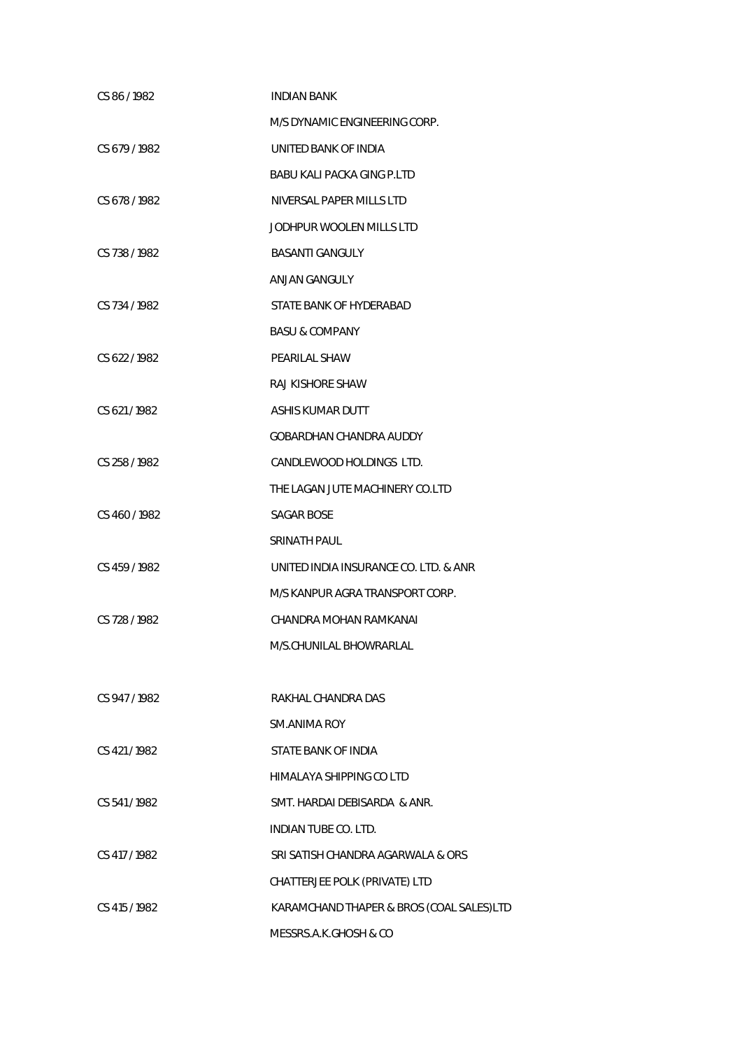| | |
|---|---|
| CS 86 / 1982 | INDIAN BANK |
| | M/S DYNAMIC ENGINEERING CORP. |
| CS 679 / 1982 | UNITED BANK OF INDIA |
| | BABU KALI PACKA GING P.LTD |
| CS 678 / 1982 | NIVERSAL PAPER MILLS LTD |
| | JODHPUR WOOLEN MILLS LTD |
| CS 738 / 1982 | BASANTI GANGULY |
| | ANJAN GANGULY |
| CS 734 / 1982 | STATE BANK OF HYDERABAD |
| | BASU & COMPANY |
| CS 622 / 1982 | PEARILAL SHAW |
| | RAJ KISHORE SHAW |
| CS 621 / 1982 | ASHIS KUMAR DUTT |
| | GOBARDHAN CHANDRA AUDDY |
| CS 258 / 1982 | CANDLEWOOD HOLDINGS LTD. |
| | THE LAGAN JUTE MACHINERY CO.LTD |
| CS 460 / 1982 | SAGAR BOSE |
| | SRINATH PAUL |
| CS 459 / 1982 | UNITED INDIA INSURANCE CO. LTD. & ANR |
| | M/S KANPUR AGRA TRANSPORT CORP. |
| CS 728 / 1982 | CHANDRA MOHAN RAMKANAI |
| | M/S.CHUNILAL BHOWRARLAL |
| CS 947 / 1982 | RAKHAL CHANDRA DAS |
| | SM.ANIMA ROY |
| CS 421 / 1982 | STATE BANK OF INDIA |
| | HIMALAYA SHIPPING CO LTD |
| CS 541 / 1982 | SMT. HARDAI DEBISARDA & ANR. |
| | INDIAN TUBE CO. LTD. |
| CS 417 / 1982 | SRI SATISH CHANDRA AGARWALA & ORS |
| | CHATTERJEE POLK (PRIVATE) LTD |
| CS 415 / 1982 | KARAMCHAND THAPER & BROS (COAL SALES)LTD |
| | MESSRS.A.K.GHOSH & CO |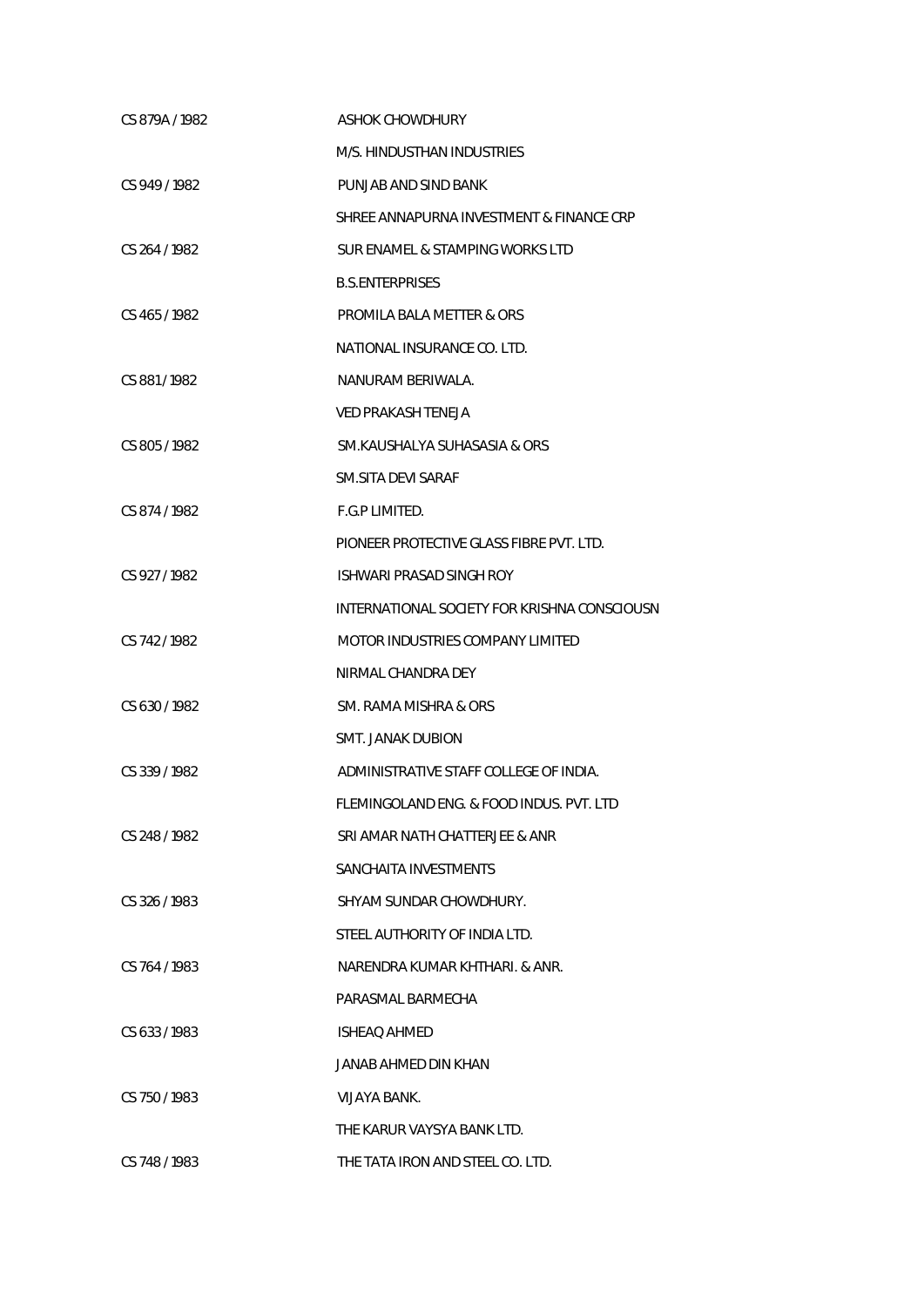| | |
|---|---|
| CS 879A / 1982 | ASHOK CHOWDHURY |
| | M/S. HINDUSTHAN INDUSTRIES |
| CS 949 / 1982 | PUNJAB AND SIND BANK |
| | SHREE ANNAPURNA INVESTMENT & FINANCE CRP |
| CS 264 / 1982 | SUR ENAMEL & STAMPING WORKS LTD |
| | B.S.ENTERPRISES |
| CS 465 / 1982 | PROMILA BALA METTER & ORS |
| | NATIONAL INSURANCE CO. LTD. |
| CS 881 / 1982 | NANURAM BERIWALA. |
| | VED PRAKASH TENEJA |
| CS 805 / 1982 | SM.KAUSHALYA SUHASASIA & ORS |
| | SM.SITA DEVI SARAF |
| CS 874 / 1982 | F.G.P LIMITED. |
| | PIONEER PROTECTIVE GLASS FIBRE PVT. LTD. |
| CS 927 / 1982 | ISHWARI PRASAD SINGH ROY |
| | INTERNATIONAL SOCIETY FOR KRISHNA CONSCIOUSN |
| CS 742 / 1982 | MOTOR INDUSTRIES COMPANY LIMITED |
| | NIRMAL CHANDRA DEY |
| CS 630 / 1982 | SM. RAMA MISHRA & ORS |
| | SMT. JANAK DUBION |
| CS 339 / 1982 | ADMINISTRATIVE STAFF COLLEGE OF INDIA. |
| | FLEMINGOLAND ENG. & FOOD INDUS. PVT. LTD |
| CS 248 / 1982 | SRI AMAR NATH CHATTERJEE & ANR |
| | SANCHAITA INVESTMENTS |
| CS 326 / 1983 | SHYAM SUNDAR CHOWDHURY. |
| | STEEL AUTHORITY OF INDIA LTD. |
| CS 764 / 1983 | NARENDRA KUMAR KHTHARI. & ANR. |
| | PARASMAL BARMECHA |
| CS 633 / 1983 | ISHEAQ AHMED |
| | JANAB AHMED DIN KHAN |
| CS 750 / 1983 | VIJAYA BANK. |
| | THE KARUR VAYSYA BANK LTD. |
| CS 748 / 1983 | THE TATA IRON AND STEEL CO. LTD. |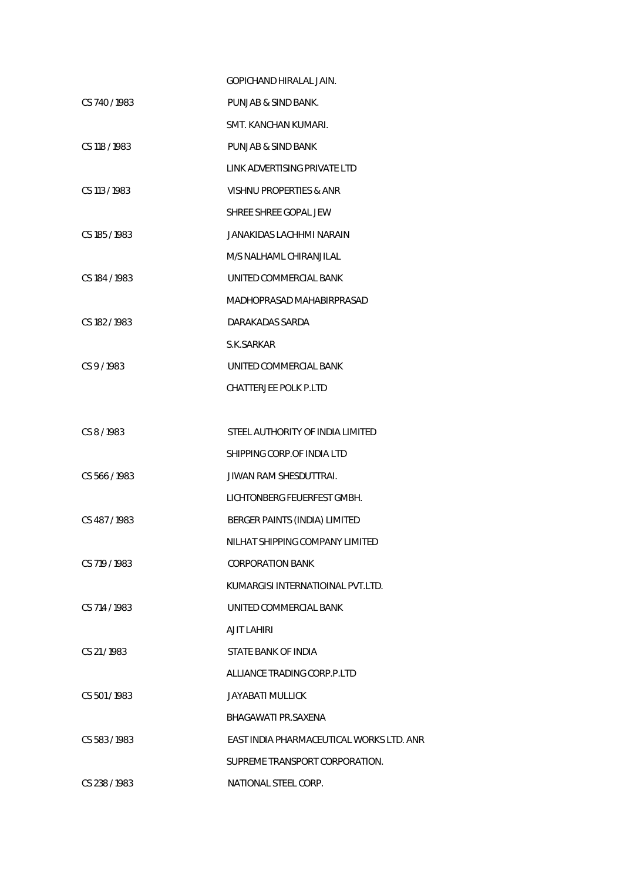| | |
|---|---|
| | GOPICHAND HIRALAL JAIN. |
| CS 740 / 1983 | PUNJAB & SIND BANK. |
| | SMT. KANCHAN KUMARI. |
| CS 118 / 1983 | PUNJAB & SIND BANK |
| | LINK ADVERTISING PRIVATE LTD |
| CS 113 / 1983 | VISHNU PROPERTIES & ANR |
| | SHREE SHREE GOPAL JEW |
| CS 185 / 1983 | JANAKIDAS LACHHMI NARAIN |
| | M/S NALHAML CHIRANJILAL |
| CS 184 / 1983 | UNITED COMMERCIAL BANK |
| | MADHOPRASAD MAHABIRPRASAD |
| CS 182 / 1983 | DARAKADAS SARDA |
| | S.K.SARKAR |
| CS 9 / 1983 | UNITED COMMERCIAL BANK |
| | CHATTERJEE POLK P.LTD |
| CS 8 / 1983 | STEEL AUTHORITY OF INDIA LIMITED |
| | SHIPPING CORP.OF INDIA LTD |
| CS 566 / 1983 | JIWAN RAM SHESDUTTRAI. |
| | LICHTONBERG FEUERFEST GMBH. |
| CS 487 / 1983 | BERGER PAINTS (INDIA) LIMITED |
| | NILHAT SHIPPING COMPANY LIMITED |
| CS 719 / 1983 | CORPORATION BANK |
| | KUMARGISI INTERNATIOINAL PVT.LTD. |
| CS 714 / 1983 | UNITED COMMERCIAL BANK |
| | AJIT LAHIRI |
| CS 21 / 1983 | STATE BANK OF INDIA |
| | ALLIANCE TRADING CORP.P.LTD |
| CS 501 / 1983 | JAYABATI MULLICK |
| | BHAGAWATI PR.SAXENA |
| CS 583 / 1983 | EAST INDIA PHARMACEUTICAL WORKS LTD. ANR |
| | SUPREME TRANSPORT CORPORATION. |
| CS 238 / 1983 | NATIONAL STEEL CORP. |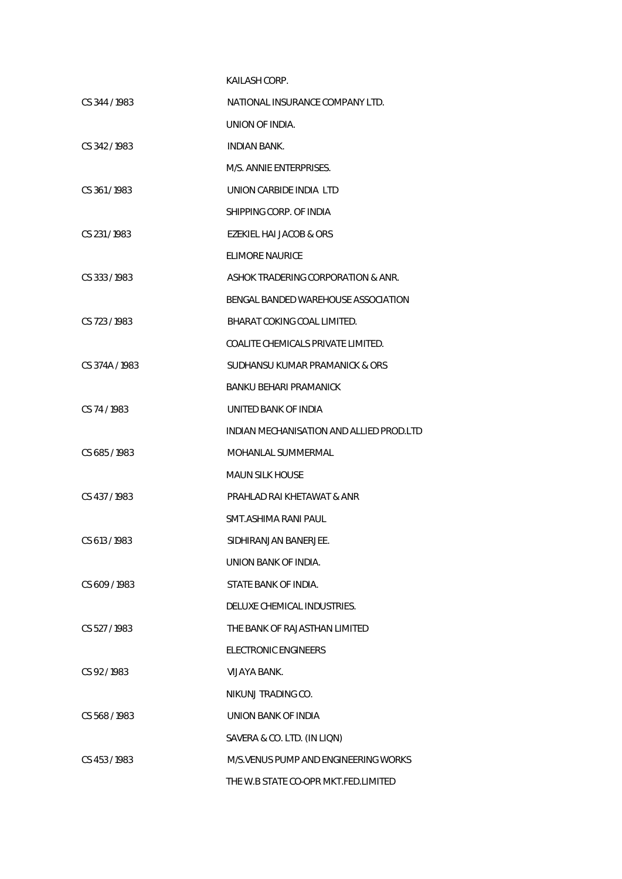KAILASH CORP.

CS 344 / 1983 NATIONAL INSURANCE COMPANY LTD.

UNION OF INDIA.

CS 342 / 1983 INDIAN BANK.

M/S. ANNIE ENTERPRISES.

CS 361 / 1983 UNION CARBIDE INDIA LTD

SHIPPING CORP. OF INDIA

CS 231 / 1983 EZEKIEL HAI JACOB & ORS

ELIMORE NAURICE

CS 333 / 1983 ASHOK TRADERING CORPORATION & ANR.

BENGAL BANDED WAREHOUSE ASSOCIATION

CS 723 / 1983 BHARAT COKING COAL LIMITED.

COALITE CHEMICALS PRIVATE LIMITED.

CS 374A / 1983 SUDHANSU KUMAR PRAMANICK & ORS

BANKU BEHARI PRAMANICK

CS 74 / 1983 UNITED BANK OF INDIA

INDIAN MECHANISATION AND ALLIED PROD.LTD

CS 685 / 1983 MOHANLAL SUMMERMAL

MAUN SILK HOUSE

CS 437 / 1983 PRAHLAD RAI KHETAWAT & ANR

SMT.ASHIMA RANI PAUL

CS 613 / 1983 SIDHIRANJAN BANERJEE.

UNION BANK OF INDIA.

CS 609 / 1983 STATE BANK OF INDIA.

DELUXE CHEMICAL INDUSTRIES.

CS 527 / 1983 THE BANK OF RAJASTHAN LIMITED

ELECTRONIC ENGINEERS

CS 92 / 1983 VIJAYA BANK.

NIKUNJ TRADING CO.

CS 568 / 1983 UNION BANK OF INDIA

SAVERA & CO. LTD. (IN LIQN)

CS 453 / 1983 M/S.VENUS PUMP AND ENGINEERING WORKS

THE W.B STATE CO-OPR MKT.FED.LIMITED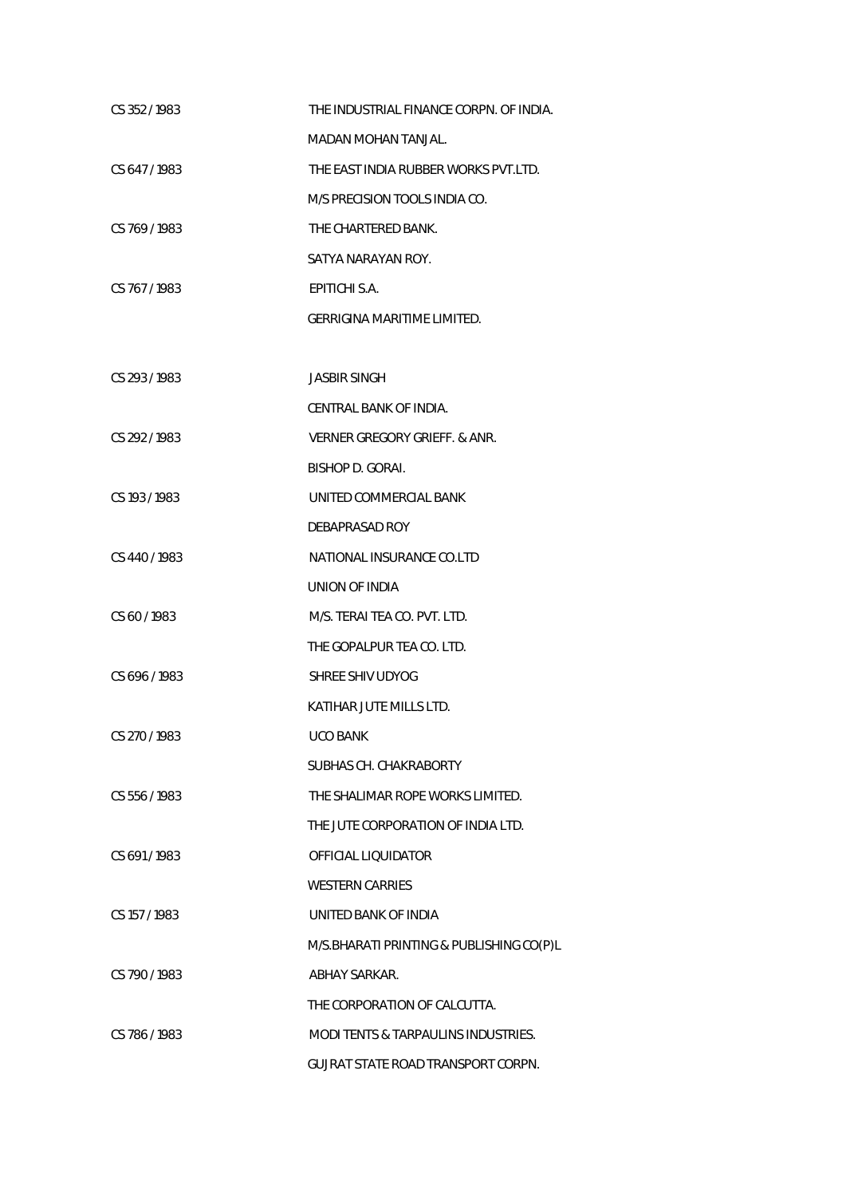| | |
|---|---|
| CS 352 / 1983 | THE INDUSTRIAL FINANCE CORPN. OF INDIA. |
| | MADAN MOHAN TANJAL. |
| CS 647 / 1983 | THE EAST INDIA RUBBER WORKS PVT.LTD. |
| | M/S PRECISION TOOLS INDIA CO. |
| CS 769 / 1983 | THE CHARTERED BANK. |
| | SATYA NARAYAN ROY. |
| CS 767 / 1983 | EPITICHI S.A. |
| | GERRIGINA MARITIME LIMITED. |
| CS 293 / 1983 | JASBIR SINGH |
| | CENTRAL BANK OF INDIA. |
| CS 292 / 1983 | VERNER GREGORY GRIEFF. & ANR. |
| | BISHOP D. GORAI. |
| CS 193 / 1983 | UNITED COMMERCIAL BANK |
| | DEBAPRASAD ROY |
| CS 440 / 1983 | NATIONAL INSURANCE CO.LTD |
| | UNION OF INDIA |
| CS 60 / 1983 | M/S. TERAI TEA CO. PVT. LTD. |
| | THE GOPALPUR TEA CO. LTD. |
| CS 696 / 1983 | SHREE SHIV UDYOG |
| | KATIHAR JUTE MILLS LTD. |
| CS 270 / 1983 | UCO BANK |
| | SUBHAS CH. CHAKRABORTY |
| CS 556 / 1983 | THE SHALIMAR ROPE WORKS LIMITED. |
| | THE JUTE CORPORATION OF INDIA LTD. |
| CS 691 / 1983 | OFFICIAL LIQUIDATOR |
| | WESTERN CARRIES |
| CS 157 / 1983 | UNITED BANK OF INDIA |
| | M/S.BHARATI PRINTING & PUBLISHING CO(P)L |
| CS 790 / 1983 | ABHAY SARKAR. |
| | THE CORPORATION OF CALCUTTA. |
| CS 786 / 1983 | MODI TENTS & TARPAULINS INDUSTRIES. |
| | GUJRAT STATE ROAD TRANSPORT CORPN. |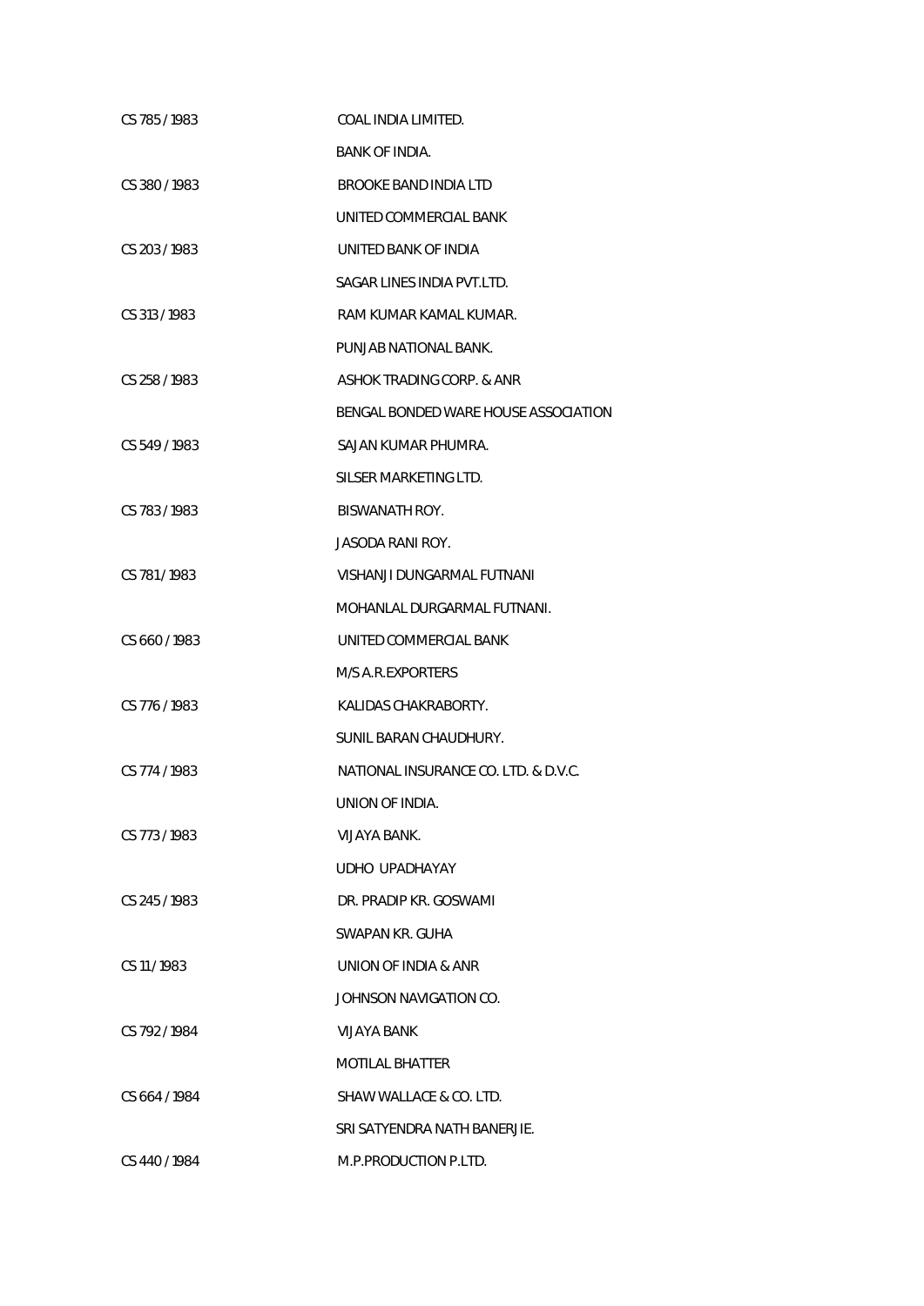| | |
|---|---|
| CS 785 / 1983 | COAL INDIA LIMITED. |
| | BANK OF INDIA. |
| CS 380 / 1983 | BROOKE BAND INDIA LTD |
| | UNITED COMMERCIAL BANK |
| CS 203 / 1983 | UNITED BANK OF INDIA |
| | SAGAR LINES INDIA PVT.LTD. |
| CS 313 / 1983 | RAM KUMAR KAMAL KUMAR. |
| | PUNJAB NATIONAL BANK. |
| CS 258 / 1983 | ASHOK TRADING CORP. & ANR |
| | BENGAL BONDED WARE HOUSE ASSOCIATION |
| CS 549 / 1983 | SAJAN KUMAR PHUMRA. |
| | SILSER MARKETING LTD. |
| CS 783 / 1983 | BISWANATH ROY. |
| | JASODA RANI ROY. |
| CS 781 / 1983 | VISHANJI DUNGARMAL FUTNANI |
| | MOHANLAL DURGARMAL FUTNANI. |
| CS 660 / 1983 | UNITED COMMERCIAL BANK |
| | M/S A.R.EXPORTERS |
| CS 776 / 1983 | KALIDAS CHAKRABORTY. |
| | SUNIL BARAN CHAUDHURY. |
| CS 774 / 1983 | NATIONAL INSURANCE CO. LTD. & D.V.C. |
| | UNION OF INDIA. |
| CS 773 / 1983 | VIJAYA BANK. |
| | UDHO UPADHAYAY |
| CS 245 / 1983 | DR. PRADIP KR. GOSWAMI |
| | SWAPAN KR. GUHA |
| CS 11 / 1983 | UNION OF INDIA & ANR |
| | JOHNSON NAVIGATION CO. |
| CS 792 / 1984 | VIJAYA BANK |
| | MOTILAL BHATTER |
| CS 664 / 1984 | SHAW WALLACE & CO. LTD. |
| | SRI SATYENDRA NATH BANERJIE. |
| CS 440 / 1984 | M.P.PRODUCTION P.LTD. |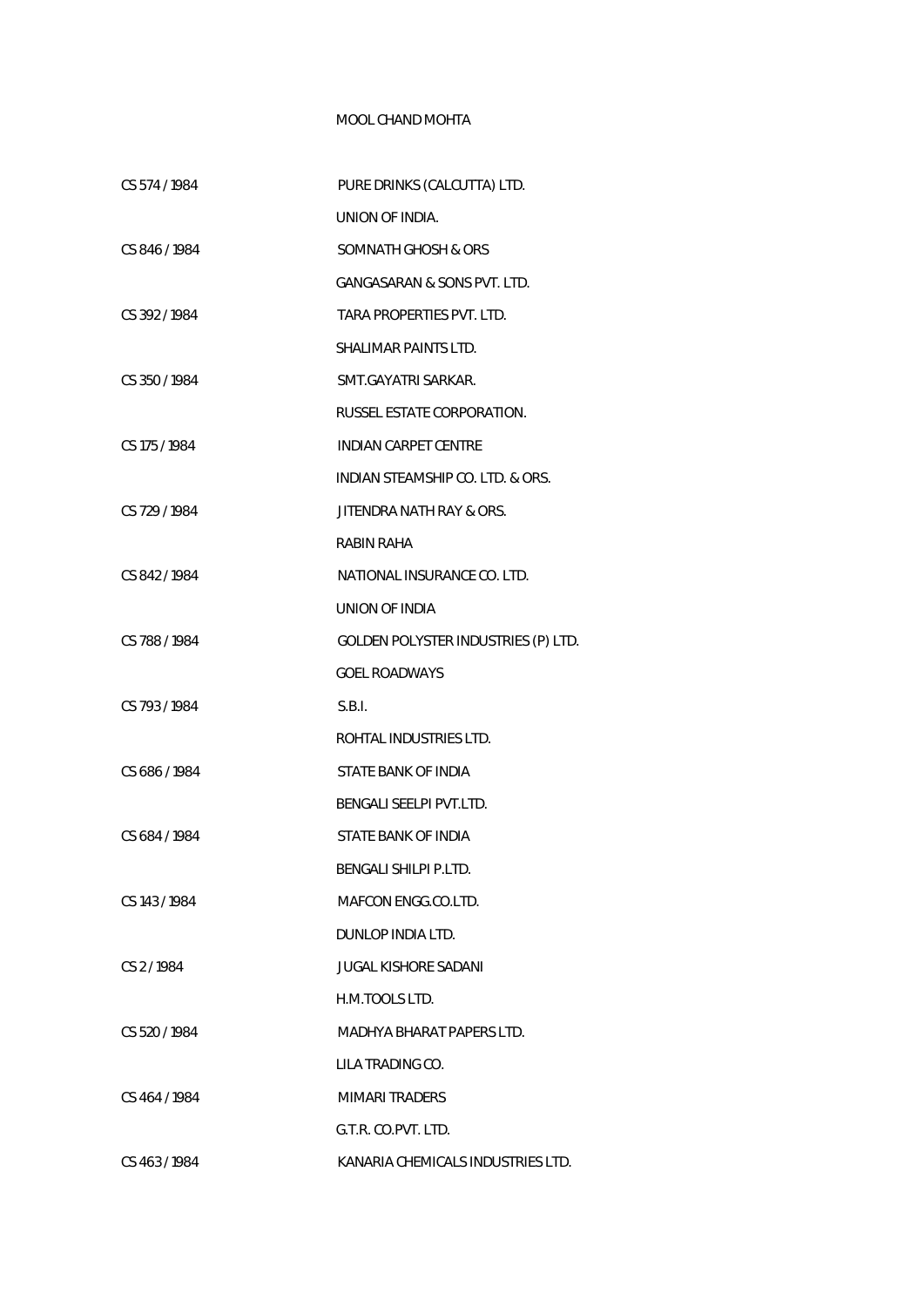MOOL CHAND MOHTA

| | |
|---|---|
| CS 574 / 1984 | PURE DRINKS (CALCUTTA) LTD. |
| | UNION OF INDIA. |
| CS 846 / 1984 | SOMNATH GHOSH & ORS |
| | GANGASARAN & SONS PVT. LTD. |
| CS 392 / 1984 | TARA PROPERTIES PVT. LTD. |
| | SHALIMAR PAINTS LTD. |
| CS 350 / 1984 | SMT.GAYATRI SARKAR. |
| | RUSSEL ESTATE CORPORATION. |
| CS 175 / 1984 | INDIAN CARPET CENTRE |
| | INDIAN STEAMSHIP CO. LTD. & ORS. |
| CS 729 / 1984 | JITENDRA NATH RAY & ORS. |
| | RABIN RAHA |
| CS 842 / 1984 | NATIONAL INSURANCE CO. LTD. |
| | UNION OF INDIA |
| CS 788 / 1984 | GOLDEN POLYSTER INDUSTRIES (P) LTD. |
| | GOEL ROADWAYS |
| CS 793 / 1984 | S.B.I. |
| | ROHTAL INDUSTRIES LTD. |
| CS 686 / 1984 | STATE BANK OF INDIA |
| | BENGALI SEELPI PVT.LTD. |
| CS 684 / 1984 | STATE BANK OF INDIA |
| | BENGALI SHILPI P.LTD. |
| CS 143 / 1984 | MAFCON ENGG.CO.LTD. |
| | DUNLOP INDIA LTD. |
| CS 2 / 1984 | JUGAL KISHORE SADANI |
| | H.M.TOOLS LTD. |
| CS 520 / 1984 | MADHYA BHARAT PAPERS LTD. |
| | LILA TRADING CO. |
| CS 464 / 1984 | MIMARI TRADERS |
| | G.T.R. CO.PVT. LTD. |
| CS 463 / 1984 | KANARIA CHEMICALS INDUSTRIES LTD. |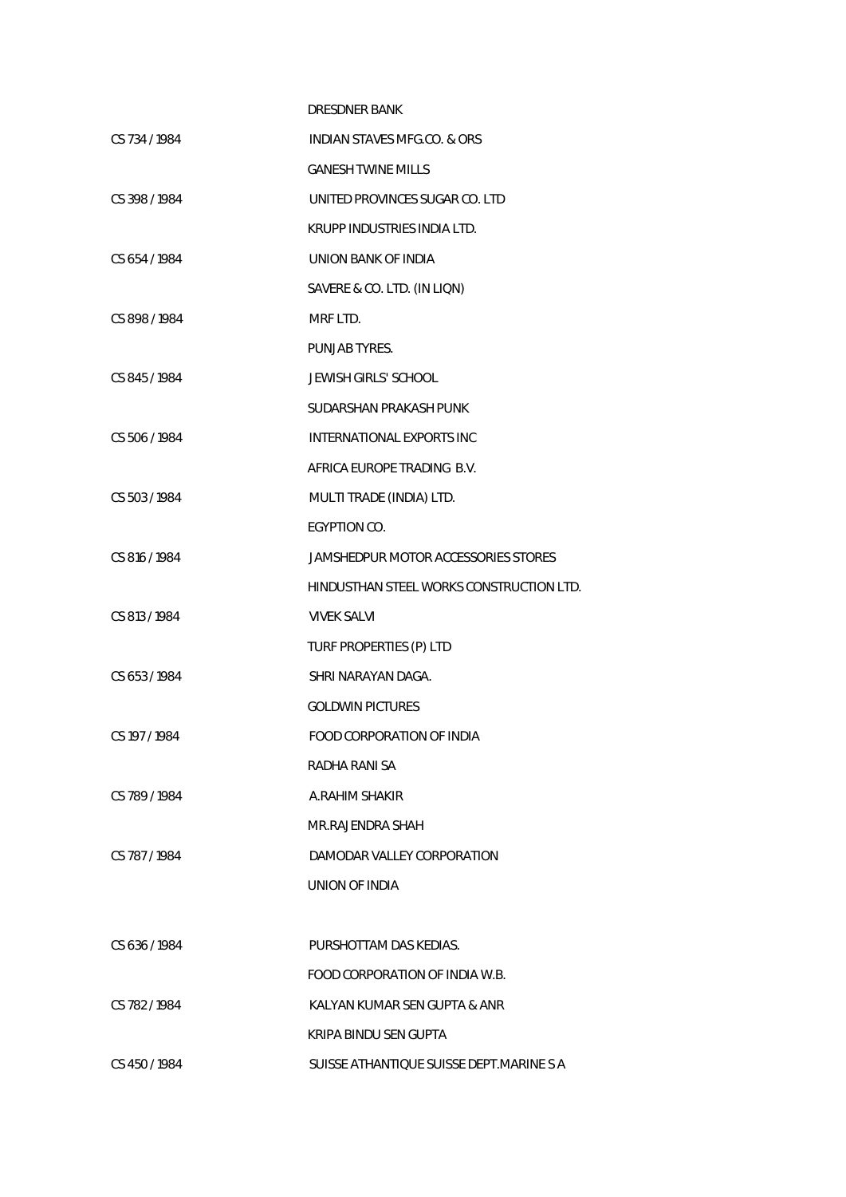| | |
|---|---|
| | DRESDNER BANK |
| CS 734 / 1984 | INDIAN STAVES MFG.CO. & ORS |
| | GANESH TWINE MILLS |
| CS 398 / 1984 | UNITED PROVINCES SUGAR CO. LTD |
| | KRUPP INDUSTRIES INDIA LTD. |
| CS 654 / 1984 | UNION BANK OF INDIA |
| | SAVERE & CO. LTD. (IN LIQN) |
| CS 898 / 1984 | MRF LTD. |
| | PUNJAB TYRES. |
| CS 845 / 1984 | JEWISH GIRLS' SCHOOL |
| | SUDARSHAN PRAKASH PUNK |
| CS 506 / 1984 | INTERNATIONAL EXPORTS INC |
| | AFRICA EUROPE TRADING B.V. |
| CS 503 / 1984 | MULTI TRADE (INDIA) LTD. |
| | EGYPTION CO. |
| CS 816 / 1984 | JAMSHEDPUR MOTOR ACCESSORIES STORES |
| | HINDUSTHAN STEEL WORKS CONSTRUCTION LTD. |
| CS 813 / 1984 | VIVEK SALVI |
| | TURF PROPERTIES (P) LTD |
| CS 653 / 1984 | SHRI NARAYAN DAGA. |
| | GOLDWIN PICTURES |
| CS 197 / 1984 | FOOD CORPORATION OF INDIA |
| | RADHA RANI SA |
| CS 789 / 1984 | A.RAHIM SHAKIR |
| | MR.RAJENDRA SHAH |
| CS 787 / 1984 | DAMODAR VALLEY CORPORATION |
| | UNION OF INDIA |
| CS 636 / 1984 | PURSHOTTAM DAS KEDIAS. |
| | FOOD CORPORATION OF INDIA W.B. |
| CS 782 / 1984 | KALYAN KUMAR SEN GUPTA & ANR |
| | KRIPA BINDU SEN GUPTA |
| CS 450 / 1984 | SUISSE ATHANTIQUE SUISSE DEPT.MARINE S A |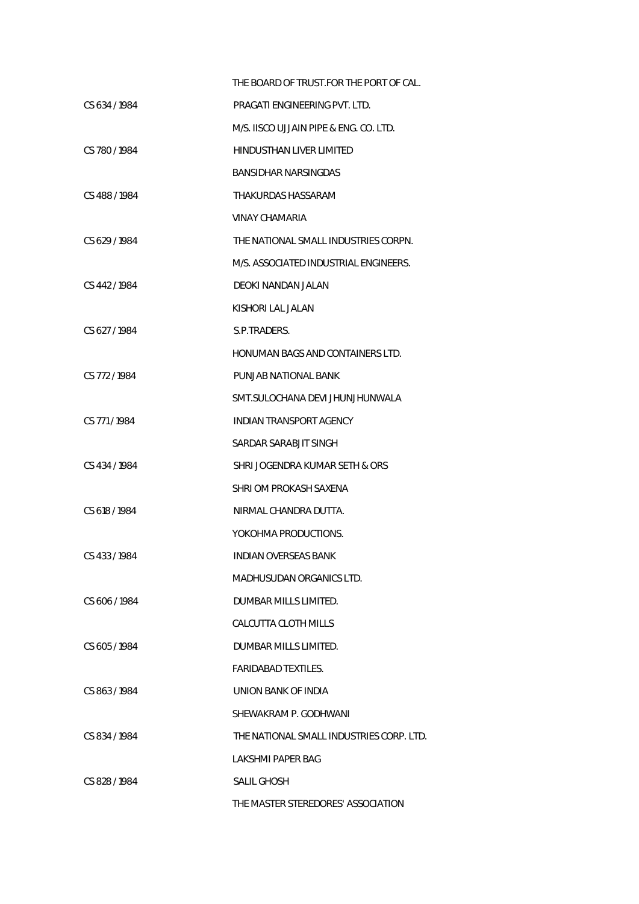| | |
|---|---|
| | THE BOARD OF TRUST.FOR THE PORT OF CAL. |
| CS 634 / 1984 | PRAGATI ENGINEERING PVT. LTD. |
| | M/S. IISCO UJJAIN PIPE & ENG. CO. LTD. |
| CS 780 / 1984 | HINDUSTHAN LIVER LIMITED |
| | BANSIDHAR NARSINGDAS |
| CS 488 / 1984 | THAKURDAS HASSARAM |
| | VINAY CHAMARIA |
| CS 629 / 1984 | THE NATIONAL SMALL INDUSTRIES CORPN. |
| | M/S. ASSOCIATED INDUSTRIAL ENGINEERS. |
| CS 442 / 1984 | DEOKI NANDAN JALAN |
| | KISHORI LAL JALAN |
| CS 627 / 1984 | S.P.TRADERS. |
| | HONUMAN BAGS AND CONTAINERS LTD. |
| CS 772 / 1984 | PUNJAB NATIONAL BANK |
| | SMT.SULOCHANA DEVI JHUNJHUNWALA |
| CS 771 / 1984 | INDIAN TRANSPORT AGENCY |
| | SARDAR SARABJIT SINGH |
| CS 434 / 1984 | SHRI JOGENDRA KUMAR SETH & ORS |
| | SHRI OM PROKASH SAXENA |
| CS 618 / 1984 | NIRMAL CHANDRA DUTTA. |
| | YOKOHMA PRODUCTIONS. |
| CS 433 / 1984 | INDIAN OVERSEAS BANK |
| | MADHUSUDAN ORGANICS LTD. |
| CS 606 / 1984 | DUMBAR MILLS LIMITED. |
| | CALCUTTA CLOTH MILLS |
| CS 605 / 1984 | DUMBAR MILLS LIMITED. |
| | FARIDABAD TEXTILES. |
| CS 863 / 1984 | UNION BANK OF INDIA |
| | SHEWAKRAM P. GODHWANI |
| CS 834 / 1984 | THE NATIONAL SMALL INDUSTRIES CORP. LTD. |
| | LAKSHMI PAPER BAG |
| CS 828 / 1984 | SALIL GHOSH |
| | THE MASTER STEREDORES' ASSOCIATION |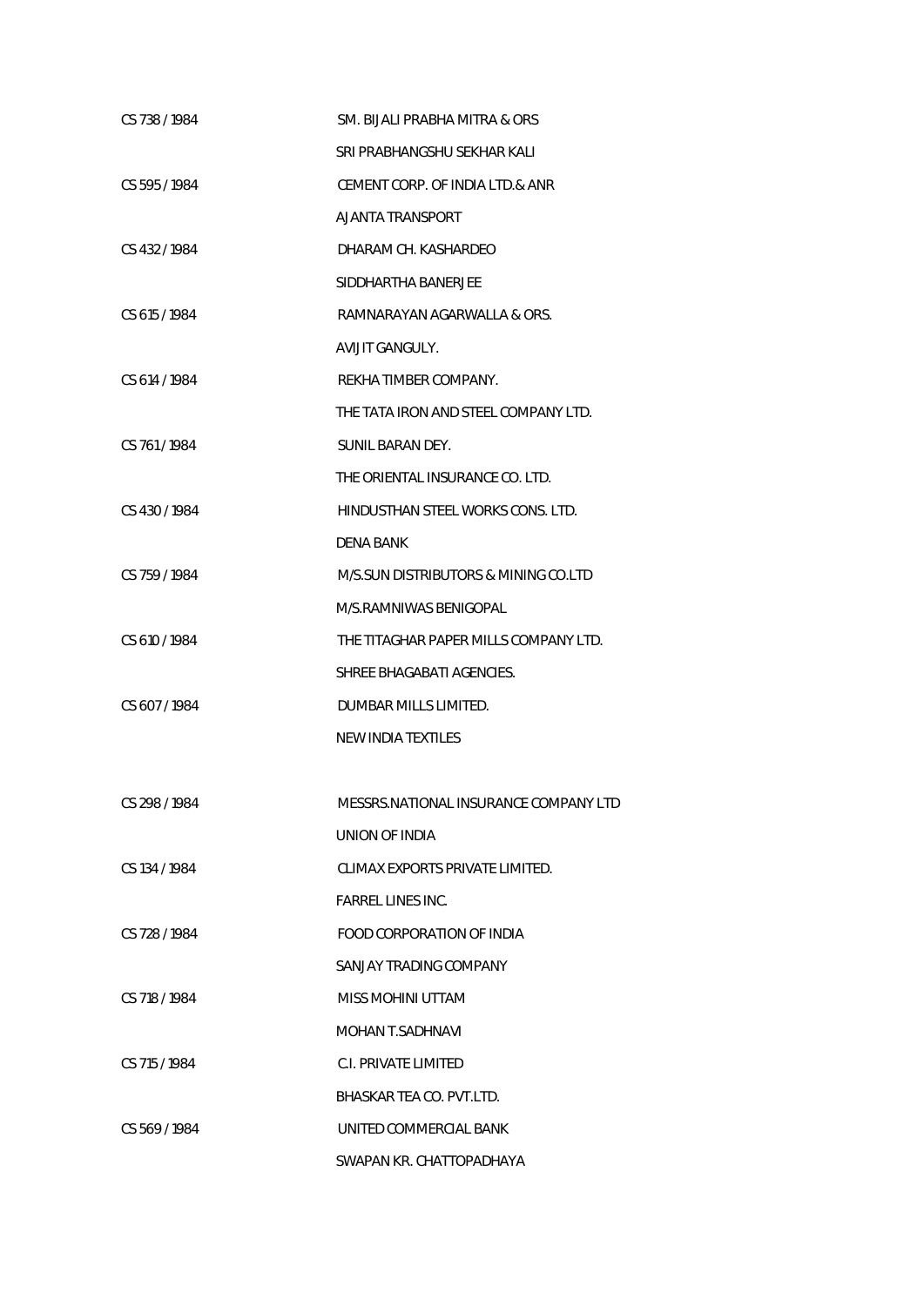| | |
|---|---|
| CS 738 / 1984 | SM. BIJALI PRABHA MITRA & ORS |
| | SRI PRABHANGSHU SEKHAR KALI |
| CS 595 / 1984 | CEMENT CORP. OF INDIA LTD.& ANR |
| | AJANTA TRANSPORT |
| CS 432 / 1984 | DHARAM CH. KASHARDEO |
| | SIDDHARTHA BANERJEE |
| CS 615 / 1984 | RAMNARAYAN AGARWALLA & ORS. |
| | AVIJIT GANGULY. |
| CS 614 / 1984 | REKHA TIMBER COMPANY. |
| | THE TATA IRON AND STEEL COMPANY LTD. |
| CS 761 / 1984 | SUNIL BARAN DEY. |
| | THE ORIENTAL INSURANCE CO. LTD. |
| CS 430 / 1984 | HINDUSTHAN STEEL WORKS CONS. LTD. |
| | DENA BANK |
| CS 759 / 1984 | M/S.SUN DISTRIBUTORS & MINING CO.LTD |
| | M/S.RAMNIWAS BENIGOPAL |
| CS 610 / 1984 | THE TITAGHAR PAPER MILLS COMPANY LTD. |
| | SHREE BHAGABATI AGENCIES. |
| CS 607 / 1984 | DUMBAR MILLS LIMITED. |
| | NEW INDIA TEXTILES |
| CS 298 / 1984 | MESSRS.NATIONAL INSURANCE COMPANY LTD |
| | UNION OF INDIA |
| CS 134 / 1984 | CLIMAX EXPORTS PRIVATE LIMITED. |
| | FARREL LINES INC. |
| CS 728 / 1984 | FOOD CORPORATION OF INDIA |
| | SANJAY TRADING COMPANY |
| CS 718 / 1984 | MISS MOHINI UTTAM |
| | MOHAN T.SADHNAVI |
| CS 715 / 1984 | C.I. PRIVATE LIMITED |
| | BHASKAR TEA CO. PVT.LTD. |
| CS 569 / 1984 | UNITED COMMERCIAL BANK |
| | SWAPAN KR. CHATTOPADHAYA |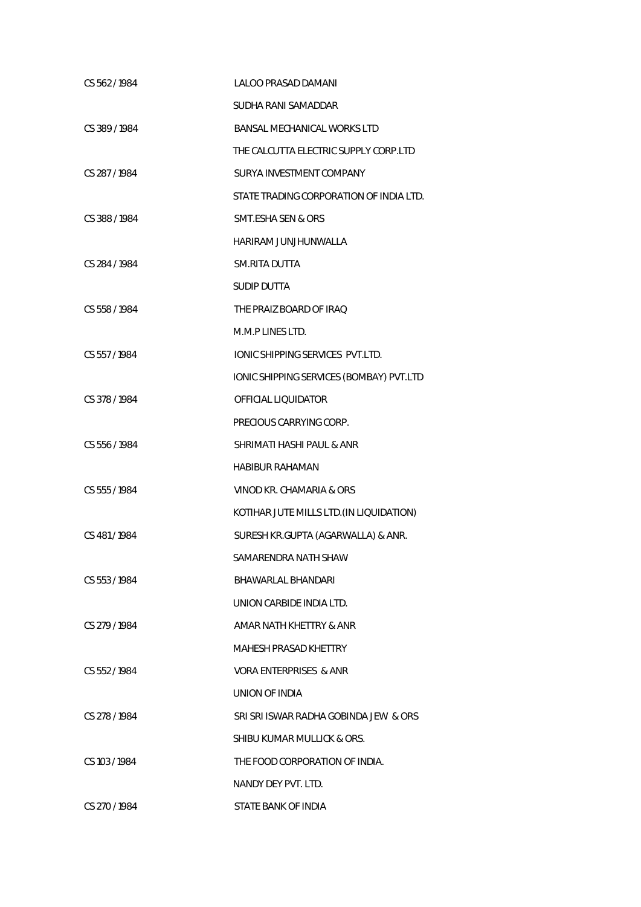| | |
|---|---|
| CS 562 / 1984 | LALOO PRASAD DAMANI |
| | SUDHA RANI SAMADDAR |
| CS 389 / 1984 | BANSAL MECHANICAL WORKS LTD |
| | THE CALCUTTA ELECTRIC SUPPLY CORP.LTD |
| CS 287 / 1984 | SURYA INVESTMENT COMPANY |
| | STATE TRADING CORPORATION OF INDIA LTD. |
| CS 388 / 1984 | SMT.ESHA SEN & ORS |
| | HARIRAM JUNJHUNWALLA |
| CS 284 / 1984 | SM.RITA DUTTA |
| | SUDIP DUTTA |
| CS 558 / 1984 | THE PRAIZ BOARD OF IRAQ |
| | M.M.P LINES LTD. |
| CS 557 / 1984 | IONIC SHIPPING SERVICES PVT.LTD. |
| | IONIC SHIPPING SERVICES (BOMBAY) PVT.LTD |
| CS 378 / 1984 | OFFICIAL LIQUIDATOR |
| | PRECIOUS CARRYING CORP. |
| CS 556 / 1984 | SHRIMATI HASHI PAUL & ANR |
| | HABIBUR RAHAMAN |
| CS 555 / 1984 | VINOD KR. CHAMARIA & ORS |
| | KOTIHAR JUTE MILLS LTD.(IN LIQUIDATION) |
| CS 481 / 1984 | SURESH KR.GUPTA (AGARWALLA) & ANR. |
| | SAMARENDRA NATH SHAW |
| CS 553 / 1984 | BHAWARLAL BHANDARI |
| | UNION CARBIDE INDIA LTD. |
| CS 279 / 1984 | AMAR NATH KHETTRY & ANR |
| | MAHESH PRASAD KHETTRY |
| CS 552 / 1984 | VORA ENTERPRISES & ANR |
| | UNION OF INDIA |
| CS 278 / 1984 | SRI SRI ISWAR RADHA GOBINDA JEW & ORS |
| | SHIBU KUMAR MULLICK & ORS. |
| CS 103 / 1984 | THE FOOD CORPORATION OF INDIA. |
| | NANDY DEY PVT. LTD. |
| CS 270 / 1984 | STATE BANK OF INDIA |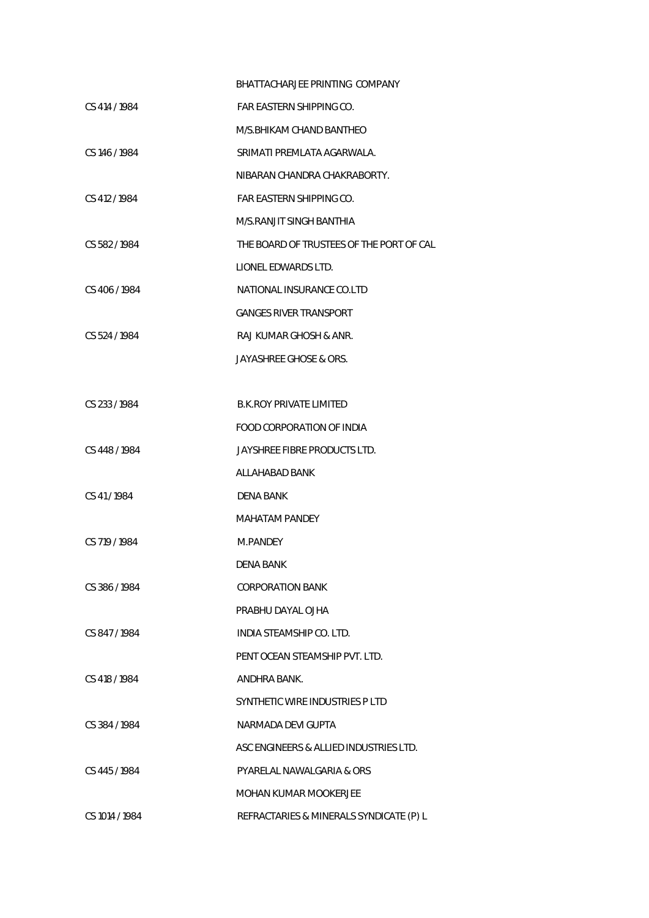| | |
|---|---|
| | BHATTACHARJEE PRINTING COMPANY |
| CS 414 / 1984 | FAR EASTERN SHIPPING CO. |
| | M/S.BHIKAM CHAND BANTHEO |
| CS 146 / 1984 | SRIMATI PREMLATA AGARWALA. |
| | NIBARAN CHANDRA CHAKRABORTY. |
| CS 412 / 1984 | FAR EASTERN SHIPPING CO. |
| | M/S.RANJIT SINGH BANTHIA |
| CS 582 / 1984 | THE BOARD OF TRUSTEES OF THE PORT OF CAL |
| | LIONEL EDWARDS LTD. |
| CS 406 / 1984 | NATIONAL INSURANCE CO.LTD |
| | GANGES RIVER TRANSPORT |
| CS 524 / 1984 | RAJ KUMAR GHOSH & ANR. |
| | JAYASHREE GHOSE & ORS. |
| | |
| CS 233 / 1984 | B.K.ROY PRIVATE LIMITED |
| | FOOD CORPORATION OF INDIA |
| CS 448 / 1984 | JAYSHREE FIBRE PRODUCTS LTD. |
| | ALLAHABAD BANK |
| CS 41 / 1984 | DENA BANK |
| | MAHATAM PANDEY |
| CS 719 / 1984 | M.PANDEY |
| | DENA BANK |
| CS 386 / 1984 | CORPORATION BANK |
| | PRABHU DAYAL OJHA |
| CS 847 / 1984 | INDIA STEAMSHIP CO. LTD. |
| | PENT OCEAN STEAMSHIP PVT. LTD. |
| CS 418 / 1984 | ANDHRA BANK. |
| | SYNTHETIC WIRE INDUSTRIES P LTD |
| CS 384 / 1984 | NARMADA DEVI GUPTA |
| | ASC ENGINEERS & ALLIED INDUSTRIES LTD. |
| CS 445 / 1984 | PYARELAL NAWALGARIA & ORS |
| | MOHAN KUMAR MOOKERJEE |
| CS 1014 / 1984 | REFRACTARIES & MINERALS SYNDICATE (P) L |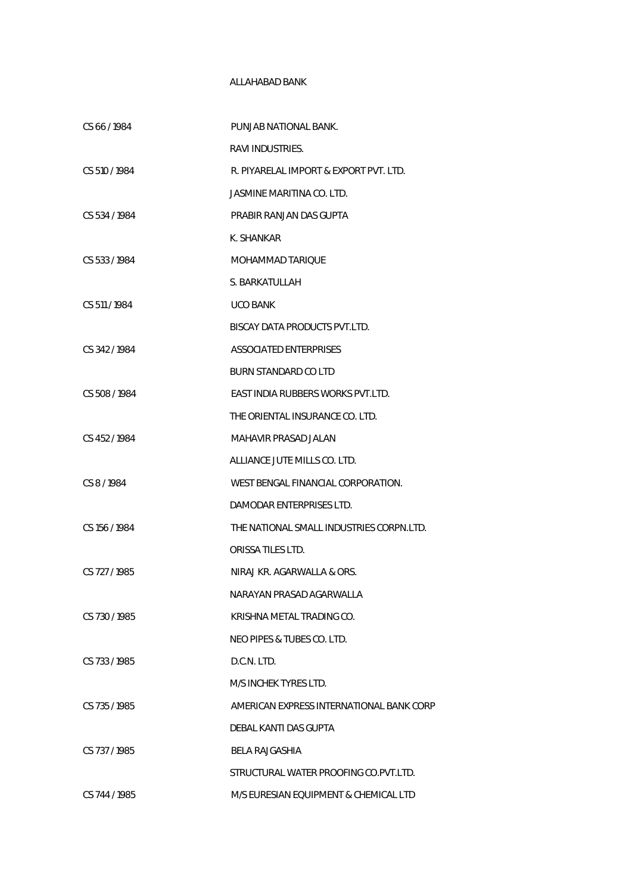ALLAHABAD BANK

CS 66 / 1984 PUNJAB NATIONAL BANK.

RAVI INDUSTRIES.

CS 510 / 1984 R. PIYARELAL IMPORT & EXPORT PVT. LTD.

JASMINE MARITINA CO. LTD.

CS 534 / 1984 PRABIR RANJAN DAS GUPTA

K. SHANKAR

CS 533 / 1984 MOHAMMAD TARIQUE

S. BARKATULLAH

CS 511 / 1984 UCO BANK

BISCAY DATA PRODUCTS PVT.LTD.

CS 342 / 1984 ASSOCIATED ENTERPRISES

BURN STANDARD CO LTD

CS 508 / 1984 EAST INDIA RUBBERS WORKS PVT.LTD.

THE ORIENTAL INSURANCE CO. LTD.

CS 452 / 1984 MAHAVIR PRASAD JALAN

ALLIANCE JUTE MILLS CO. LTD.

CS 8 / 1984 WEST BENGAL FINANCIAL CORPORATION.

DAMODAR ENTERPRISES LTD.

CS 156 / 1984 THE NATIONAL SMALL INDUSTRIES CORPN.LTD.

ORISSA TILES LTD.

CS 727 / 1985 NIRAJ KR. AGARWALLA & ORS.

NARAYAN PRASAD AGARWALLA

CS 730 / 1985 KRISHNA METAL TRADING CO.

NEO PIPES & TUBES CO. LTD.

CS 733 / 1985 D.C.N. LTD.

M/S INCHEK TYRES LTD.

CS 735 / 1985 AMERICAN EXPRESS INTERNATIONAL BANK CORP

DEBAL KANTI DAS GUPTA

CS 737 / 1985 BELA RAJGASHIA

STRUCTURAL WATER PROOFING CO.PVT.LTD.

CS 744 / 1985 M/S EURESIAN EQUIPMENT & CHEMICAL LTD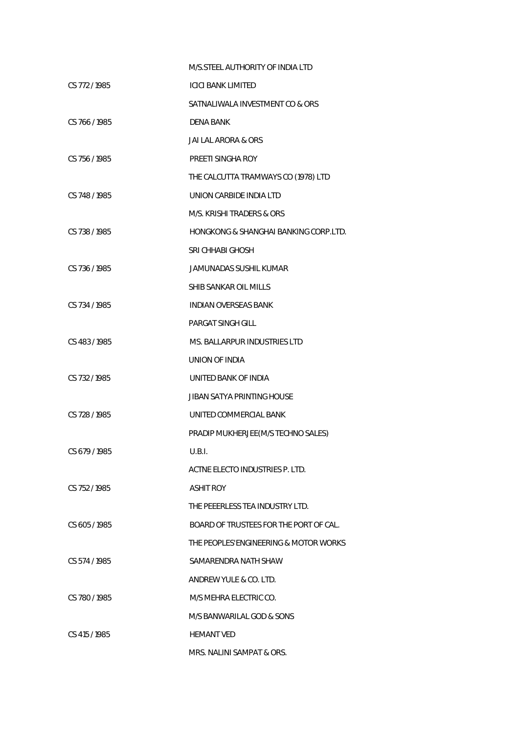M/S.STEEL AUTHORITY OF INDIA LTD

CS 772 / 1985 ICICI BANK LIMITED

SATNALIWALA INVESTMENT CO & ORS

CS 766 / 1985 DENA BANK

JAI LAL ARORA & ORS

CS 756 / 1985 PREETI SINGHA ROY

THE CALCUTTA TRAMWAYS CO (1978) LTD

CS 748 / 1985 UNION CARBIDE INDIA LTD

M/S. KRISHI TRADERS & ORS

CS 738 / 1985 HONGKONG & SHANGHAI BANKING CORP.LTD.

SRI CHHABI GHOSH

CS 736 / 1985 JAMUNADAS SUSHIL KUMAR

SHIB SANKAR OIL MILLS

CS 734 / 1985 INDIAN OVERSEAS BANK

PARGAT SINGH GILL

CS 483 / 1985 MS. BALLARPUR INDUSTRIES LTD

UNION OF INDIA

CS 732 / 1985 UNITED BANK OF INDIA

JIBAN SATYA PRINTING HOUSE

CS 728 / 1985 UNITED COMMERCIAL BANK

PRADIP MUKHERJEE(M/S TECHNO SALES)

CS 679 / 1985 U.B.I.

ACTNE ELECTO INDUSTRIES P. LTD.

CS 752 / 1985 ASHIT ROY

THE PEEERLESS TEA INDUSTRY LTD.

CS 605 / 1985 BOARD OF TRUSTEES FOR THE PORT OF CAL.

THE PEOPLES'ENGINEERING & MOTOR WORKS

CS 574 / 1985 SAMARENDRA NATH SHAW

ANDREW YULE & CO. LTD.

CS 780 / 1985 M/S MEHRA ELECTRIC CO.

M/S BANWARILAL GOD & SONS

CS 415 / 1985 HEMANT VED

MRS. NALINI SAMPAT & ORS.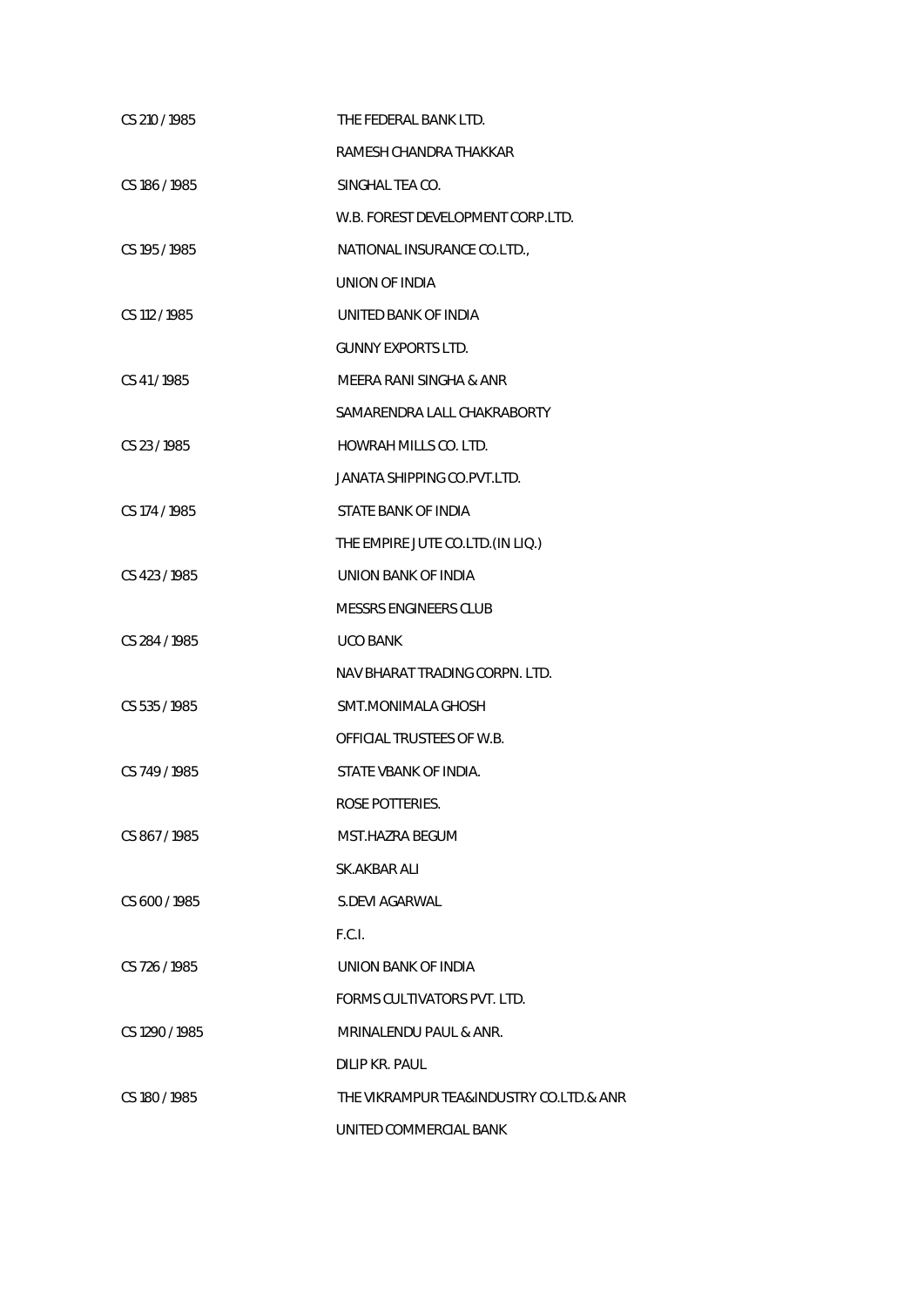| | |
|---|---|
| CS 210 / 1985 | THE FEDERAL BANK LTD. |
| | RAMESH CHANDRA THAKKAR |
| CS 186 / 1985 | SINGHAL TEA CO. |
| | W.B. FOREST DEVELOPMENT CORP.LTD. |
| CS 195 / 1985 | NATIONAL INSURANCE CO.LTD., |
| | UNION OF INDIA |
| CS 112 / 1985 | UNITED BANK OF INDIA |
| | GUNNY EXPORTS LTD. |
| CS 41 / 1985 | MEERA RANI SINGHA & ANR |
| | SAMARENDRA LALL CHAKRABORTY |
| CS 23 / 1985 | HOWRAH MILLS CO. LTD. |
| | JANATA SHIPPING CO.PVT.LTD. |
| CS 174 / 1985 | STATE BANK OF INDIA |
| | THE EMPIRE JUTE CO.LTD.(IN LIQ.) |
| CS 423 / 1985 | UNION BANK OF INDIA |
| | MESSRS ENGINEERS CLUB |
| CS 284 / 1985 | UCO BANK |
| | NAV BHARAT TRADING CORPN. LTD. |
| CS 535 / 1985 | SMT.MONIMALA GHOSH |
| | OFFICIAL TRUSTEES OF W.B. |
| CS 749 / 1985 | STATE VBANK OF INDIA. |
| | ROSE POTTERIES. |
| CS 867 / 1985 | MST.HAZRA BEGUM |
| | SK.AKBAR ALI |
| CS 600 / 1985 | S.DEVI AGARWAL |
| | F.C.I. |
| CS 726 / 1985 | UNION BANK OF INDIA |
| | FORMS CULTIVATORS PVT. LTD. |
| CS 1290 / 1985 | MRINALENDU PAUL & ANR. |
| | DILIP KR. PAUL |
| CS 180 / 1985 | THE VIKRAMPUR TEA&INDUSTRY CO.LTD.& ANR |
| | UNITED COMMERCIAL BANK |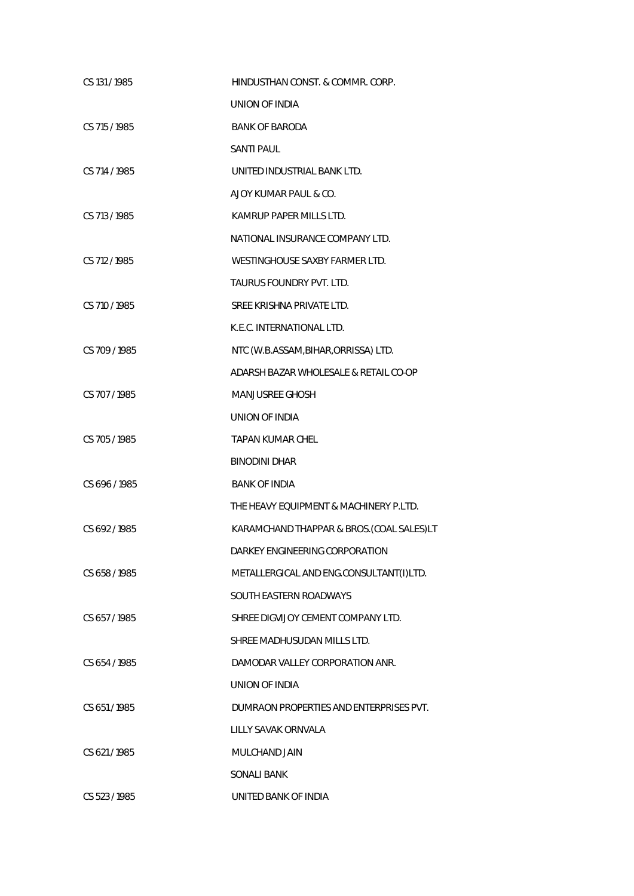| | |
|---|---|
| CS 131 / 1985 | HINDUSTHAN CONST. & COMMR. CORP. |
| | UNION OF INDIA |
| CS 715 / 1985 | BANK OF BARODA |
| | SANTI PAUL |
| CS 714 / 1985 | UNITED INDUSTRIAL BANK LTD. |
| | AJOY KUMAR PAUL & CO. |
| CS 713 / 1985 | KAMRUP PAPER MILLS LTD. |
| | NATIONAL INSURANCE COMPANY LTD. |
| CS 712 / 1985 | WESTINGHOUSE SAXBY FARMER LTD. |
| | TAURUS FOUNDRY PVT. LTD. |
| CS 710 / 1985 | SREE KRISHNA PRIVATE LTD. |
| | K.E.C. INTERNATIONAL LTD. |
| CS 709 / 1985 | NTC (W.B.ASSAM,BIHAR,ORRISSA) LTD. |
| | ADARSH BAZAR WHOLESALE & RETAIL CO-OP |
| CS 707 / 1985 | MANJUSREE GHOSH |
| | UNION OF INDIA |
| CS 705 / 1985 | TAPAN KUMAR CHEL |
| | BINODINI DHAR |
| CS 696 / 1985 | BANK OF INDIA |
| | THE HEAVY EQUIPMENT & MACHINERY P.LTD. |
| CS 692 / 1985 | KARAMCHAND THAPPAR & BROS.(COAL SALES)LT |
| | DARKEY ENGINEERING CORPORATION |
| CS 658 / 1985 | METALLERGICAL AND ENG.CONSULTANT(I)LTD. |
| | SOUTH EASTERN ROADWAYS |
| CS 657 / 1985 | SHREE DIGVIJOY CEMENT COMPANY LTD. |
| | SHREE MADHUSUDAN MILLS LTD. |
| CS 654 / 1985 | DAMODAR VALLEY CORPORATION ANR. |
| | UNION OF INDIA |
| CS 651 / 1985 | DUMRAON PROPERTIES AND ENTERPRISES PVT. |
| | LILLY SAVAK ORNVALA |
| CS 621 / 1985 | MULCHAND JAIN |
| | SONALI BANK |
| CS 523 / 1985 | UNITED BANK OF INDIA |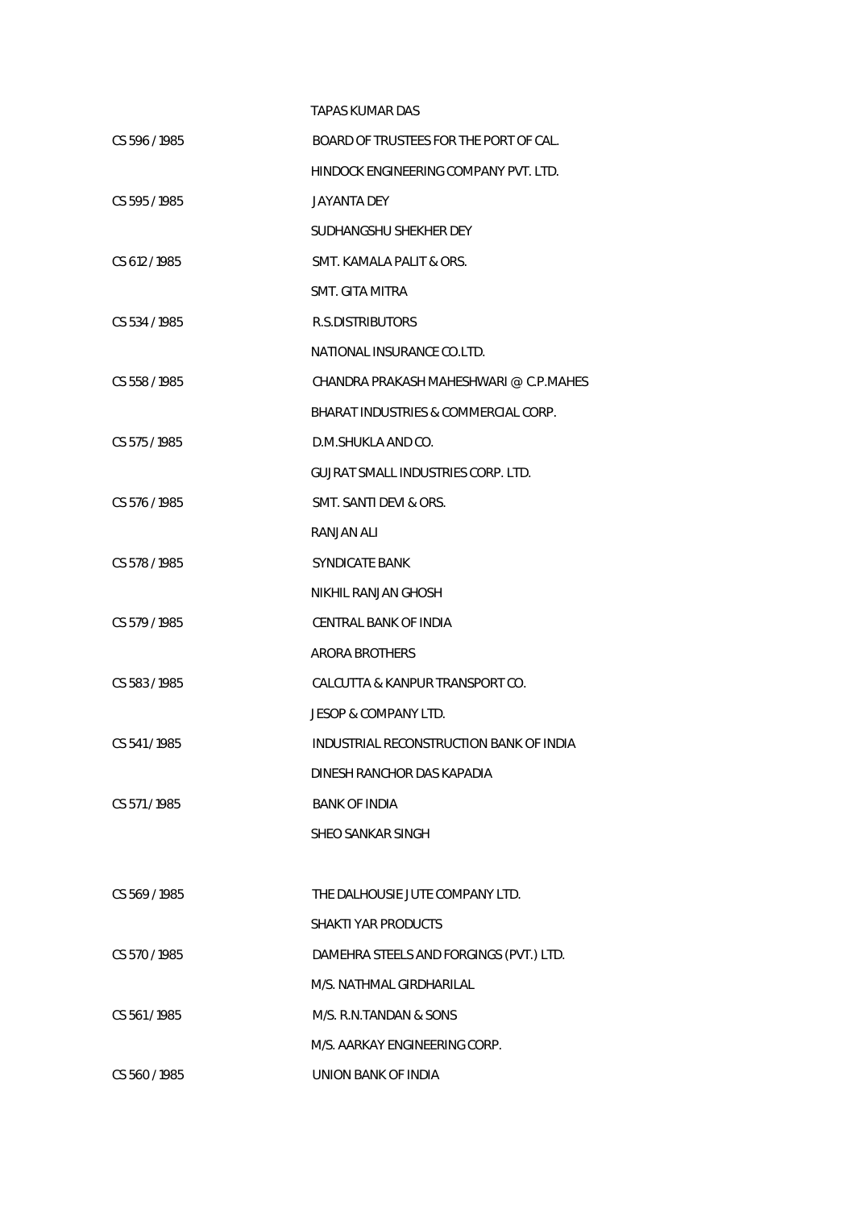TAPAS KUMAR DAS

| | |
|---|---|
| CS 596 / 1985 | BOARD OF TRUSTEES FOR THE PORT OF CAL. |
| | HINDOCK ENGINEERING COMPANY PVT. LTD. |
| CS 595 / 1985 | JAYANTA DEY |
| | SUDHANGSHU SHEKHER DEY |
| CS 612 / 1985 | SMT. KAMALA PALIT & ORS. |
| | SMT. GITA MITRA |
| CS 534 / 1985 | R.S.DISTRIBUTORS |
| | NATIONAL INSURANCE CO.LTD. |
| CS 558 / 1985 | CHANDRA PRAKASH MAHESHWARI @ C.P.MAHES |
| | BHARAT INDUSTRIES & COMMERCIAL CORP. |
| CS 575 / 1985 | D.M.SHUKLA AND CO. |
| | GUJRAT SMALL INDUSTRIES CORP. LTD. |
| CS 576 / 1985 | SMT. SANTI DEVI & ORS. |
| | RANJAN ALI |
| CS 578 / 1985 | SYNDICATE BANK |
| | NIKHIL RANJAN GHOSH |
| CS 579 / 1985 | CENTRAL BANK OF INDIA |
| | ARORA BROTHERS |
| CS 583 / 1985 | CALCUTTA & KANPUR TRANSPORT CO. |
| | JESOP & COMPANY LTD. |
| CS 541 / 1985 | INDUSTRIAL RECONSTRUCTION BANK OF INDIA |
| | DINESH RANCHOR DAS KAPADIA |
| CS 571 / 1985 | BANK OF INDIA |
| | SHEO SANKAR SINGH |
| CS 569 / 1985 | THE DALHOUSIE JUTE COMPANY LTD. |
| | SHAKTI YAR PRODUCTS |
| CS 570 / 1985 | DAMEHRA STEELS AND FORGINGS (PVT.) LTD. |
| | M/S. NATHMAL GIRDHARILAL |
| CS 561 / 1985 | M/S. R.N.TANDAN & SONS |
| | M/S. AARKAY ENGINEERING CORP. |
| CS 560 / 1985 | UNION BANK OF INDIA |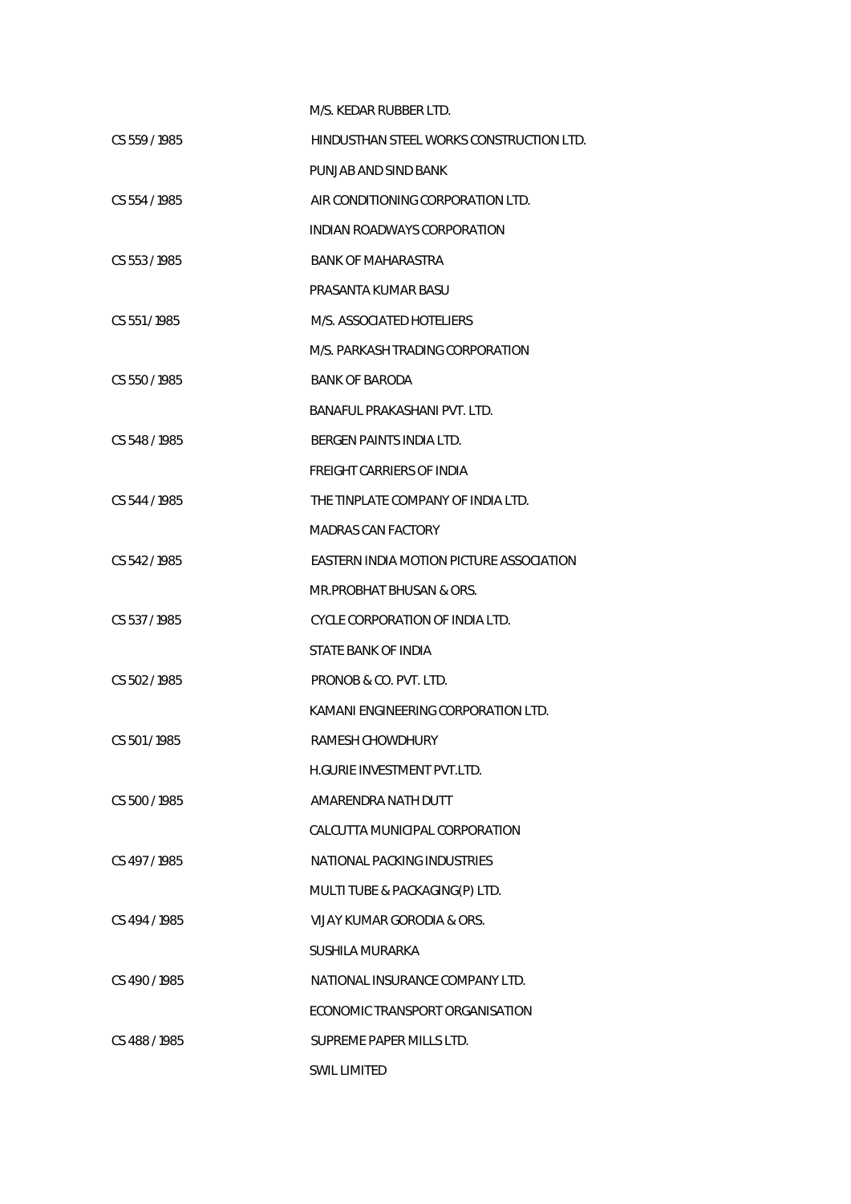| | |
|---|---|
| | M/S. KEDAR RUBBER LTD. |
| CS 559 / 1985 | HINDUSTHAN STEEL WORKS CONSTRUCTION LTD. |
| | PUNJAB AND SIND BANK |
| CS 554 / 1985 | AIR CONDITIONING CORPORATION LTD. |
| | INDIAN ROADWAYS CORPORATION |
| CS 553 / 1985 | BANK OF MAHARASTRA |
| | PRASANTA KUMAR BASU |
| CS 551 / 1985 | M/S. ASSOCIATED HOTELIERS |
| | M/S. PARKASH TRADING CORPORATION |
| CS 550 / 1985 | BANK OF BARODA |
| | BANAFUL PRAKASHANI PVT. LTD. |
| CS 548 / 1985 | BERGEN PAINTS INDIA LTD. |
| | FREIGHT CARRIERS OF INDIA |
| CS 544 / 1985 | THE TINPLATE COMPANY OF INDIA LTD. |
| | MADRAS CAN FACTORY |
| CS 542 / 1985 | EASTERN INDIA MOTION PICTURE ASSOCIATION |
| | MR.PROBHAT BHUSAN & ORS. |
| CS 537 / 1985 | CYCLE CORPORATION OF INDIA LTD. |
| | STATE BANK OF INDIA |
| CS 502 / 1985 | PRONOB & CO. PVT. LTD. |
| | KAMANI ENGINEERING CORPORATION LTD. |
| CS 501 / 1985 | RAMESH CHOWDHURY |
| | H.GURIE INVESTMENT PVT.LTD. |
| CS 500 / 1985 | AMARENDRA NATH DUTT |
| | CALCUTTA MUNICIPAL CORPORATION |
| CS 497 / 1985 | NATIONAL PACKING INDUSTRIES |
| | MULTI TUBE & PACKAGING(P) LTD. |
| CS 494 / 1985 | VIJAY KUMAR GORODIA & ORS. |
| | SUSHILA MURARKA |
| CS 490 / 1985 | NATIONAL INSURANCE COMPANY LTD. |
| | ECONOMIC TRANSPORT ORGANISATION |
| CS 488 / 1985 | SUPREME PAPER MILLS LTD. |
| | SWIL LIMITED |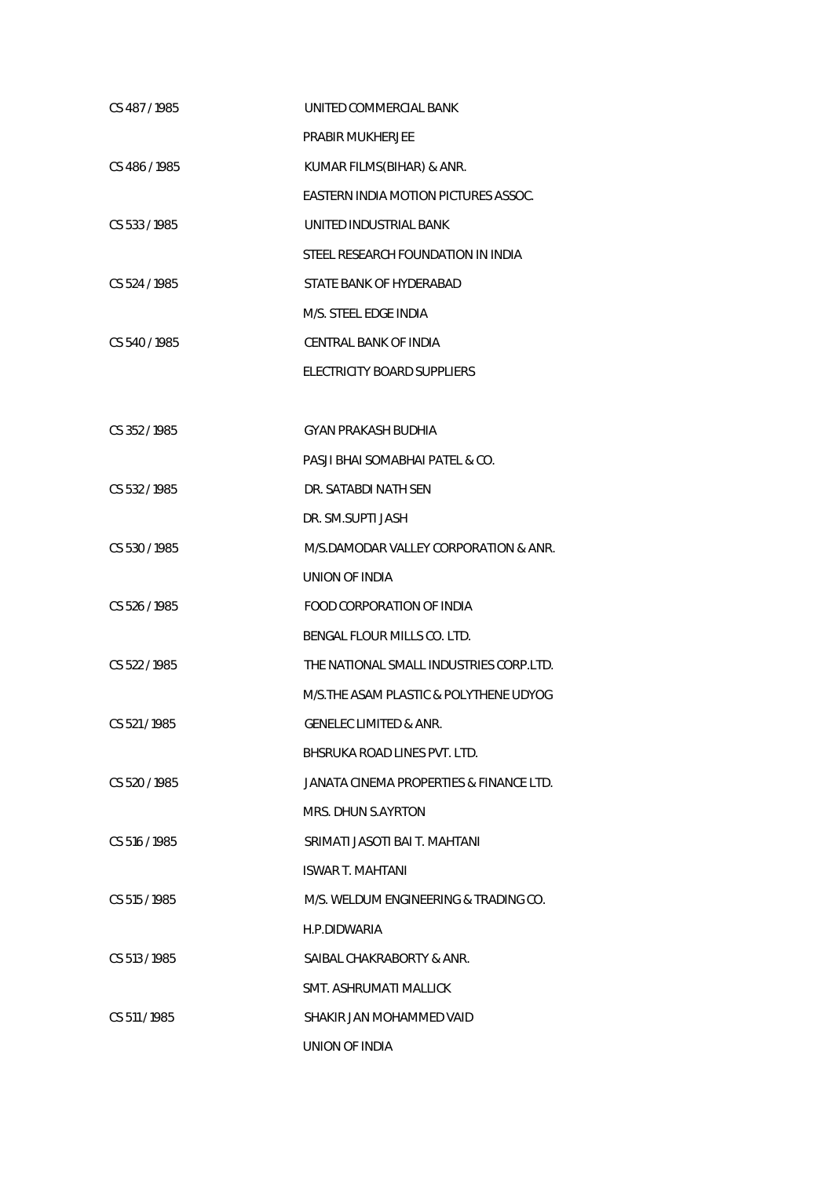CS 487 / 1985 UNITED COMMERCIAL BANK

PRABIR MUKHERJEE

CS 486 / 1985 KUMAR FILMS(BIHAR) & ANR.

EASTERN INDIA MOTION PICTURES ASSOC.

CS 533 / 1985 UNITED INDUSTRIAL BANK

STEEL RESEARCH FOUNDATION IN INDIA

CS 524 / 1985 STATE BANK OF HYDERABAD

M/S. STEEL EDGE INDIA

CS 540 / 1985 CENTRAL BANK OF INDIA

ELECTRICITY BOARD SUPPLIERS

CS 352 / 1985 GYAN PRAKASH BUDHIA

PASJI BHAI SOMABHAI PATEL & CO.

CS 532 / 1985 DR. SATABDI NATH SEN

DR. SM.SUPTI JASH

CS 530 / 1985 M/S.DAMODAR VALLEY CORPORATION & ANR.

UNION OF INDIA

CS 526 / 1985 FOOD CORPORATION OF INDIA

BENGAL FLOUR MILLS CO. LTD.

CS 522 / 1985 THE NATIONAL SMALL INDUSTRIES CORP.LTD.

M/S.THE ASAM PLASTIC & POLYTHENE UDYOG

CS 521 / 1985 GENELEC LIMITED & ANR.

BHSRUKA ROAD LINES PVT. LTD.

CS 520 / 1985 JANATA CINEMA PROPERTIES & FINANCE LTD.

MRS. DHUN S.AYRTON

CS 516 / 1985 SRIMATI JASOTI BAI T. MAHTANI

ISWAR T. MAHTANI

CS 515 / 1985 M/S. WELDUM ENGINEERING & TRADING CO.

H.P.DIDWARIA

CS 513 / 1985 SAIBAL CHAKRABORTY & ANR.

SMT. ASHRUMATI MALLICK

CS 511 / 1985 SHAKIR JAN MOHAMMED VAID

UNION OF INDIA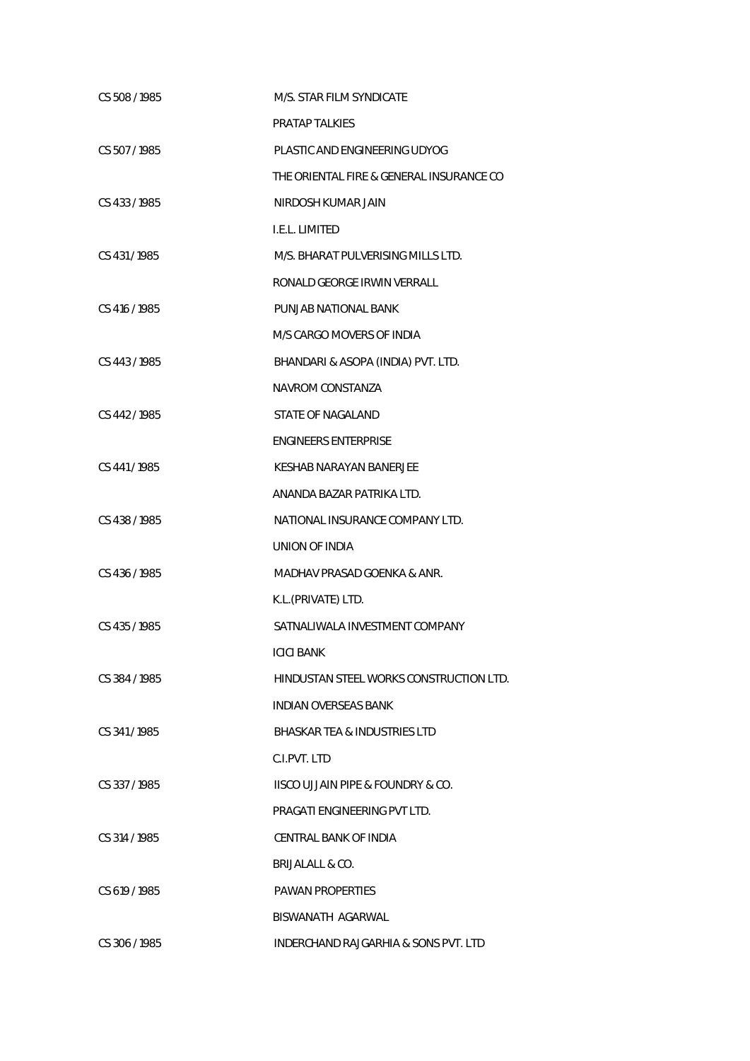| | |
|---|---|
| CS 508 / 1985 | M/S. STAR FILM SYNDICATE |
| | PRATAP TALKIES |
| CS 507 / 1985 | PLASTIC AND ENGINEERING UDYOG |
| | THE ORIENTAL FIRE & GENERAL INSURANCE CO |
| CS 433 / 1985 | NIRDOSH KUMAR JAIN |
| | I.E.L. LIMITED |
| CS 431 / 1985 | M/S. BHARAT PULVERISING MILLS LTD. |
| | RONALD GEORGE IRWIN VERRALL |
| CS 416 / 1985 | PUNJAB NATIONAL BANK |
| | M/S CARGO MOVERS OF INDIA |
| CS 443 / 1985 | BHANDARI & ASOPA (INDIA) PVT. LTD. |
| | NAVROM CONSTANZA |
| CS 442 / 1985 | STATE OF NAGALAND |
| | ENGINEERS ENTERPRISE |
| CS 441 / 1985 | KESHAB NARAYAN BANERJEE |
| | ANANDA BAZAR PATRIKA LTD. |
| CS 438 / 1985 | NATIONAL INSURANCE COMPANY LTD. |
| | UNION OF INDIA |
| CS 436 / 1985 | MADHAV PRASAD GOENKA & ANR. |
| | K.L.(PRIVATE) LTD. |
| CS 435 / 1985 | SATNALIWALA INVESTMENT COMPANY |
| | ICICI BANK |
| CS 384 / 1985 | HINDUSTAN STEEL WORKS CONSTRUCTION LTD. |
| | INDIAN OVERSEAS BANK |
| CS 341 / 1985 | BHASKAR TEA & INDUSTRIES LTD |
| | C.I.PVT. LTD |
| CS 337 / 1985 | IISCO UJJAIN PIPE & FOUNDRY & CO. |
| | PRAGATI ENGINEERING PVT LTD. |
| CS 314 / 1985 | CENTRAL BANK OF INDIA |
| | BRIJALALL & CO. |
| CS 619 / 1985 | PAWAN PROPERTIES |
| | BISWANATH AGARWAL |
| CS 306 / 1985 | INDERCHAND RAJGARHIA & SONS PVT. LTD |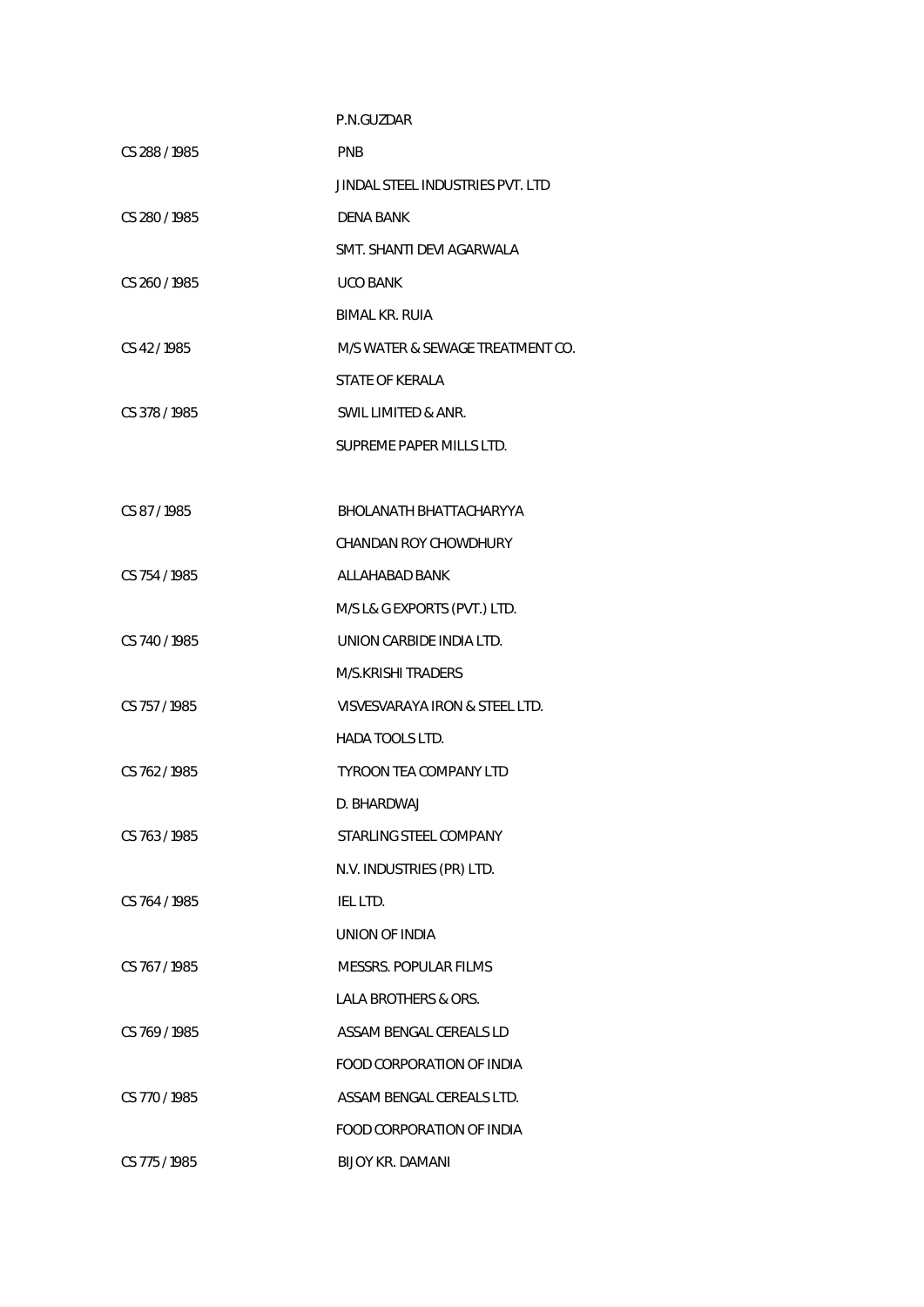| | |
|---|---|
| | P.N.GUZDAR |
| CS 288 / 1985 | PNB |
| | JINDAL STEEL INDUSTRIES PVT. LTD |
| CS 280 / 1985 | DENA BANK |
| | SMT. SHANTI DEVI AGARWALA |
| CS 260 / 1985 | UCO BANK |
| | BIMAL KR. RUIA |
| CS 42 / 1985 | M/S WATER & SEWAGE TREATMENT CO. |
| | STATE OF KERALA |
| CS 378 / 1985 | SWIL LIMITED & ANR. |
| | SUPREME PAPER MILLS LTD. |
| | |
| CS 87 / 1985 | BHOLANATH BHATTACHARYYA |
| | CHANDAN ROY CHOWDHURY |
| CS 754 / 1985 | ALLAHABAD BANK |
| | M/S L& G EXPORTS (PVT.) LTD. |
| CS 740 / 1985 | UNION CARBIDE INDIA LTD. |
| | M/S.KRISHI TRADERS |
| CS 757 / 1985 | VISVESVARAYA IRON & STEEL LTD. |
| | HADA TOOLS LTD. |
| CS 762 / 1985 | TYROON TEA COMPANY LTD |
| | D. BHARDWAJ |
| CS 763 / 1985 | STARLING STEEL COMPANY |
| | N.V. INDUSTRIES (PR) LTD. |
| CS 764 / 1985 | IEL LTD. |
| | UNION OF INDIA |
| CS 767 / 1985 | MESSRS. POPULAR FILMS |
| | LALA BROTHERS & ORS. |
| CS 769 / 1985 | ASSAM BENGAL CEREALS LD |
| | FOOD CORPORATION OF INDIA |
| CS 770 / 1985 | ASSAM BENGAL CEREALS LTD. |
| | FOOD CORPORATION OF INDIA |
| CS 775 / 1985 | BIJOY KR. DAMANI |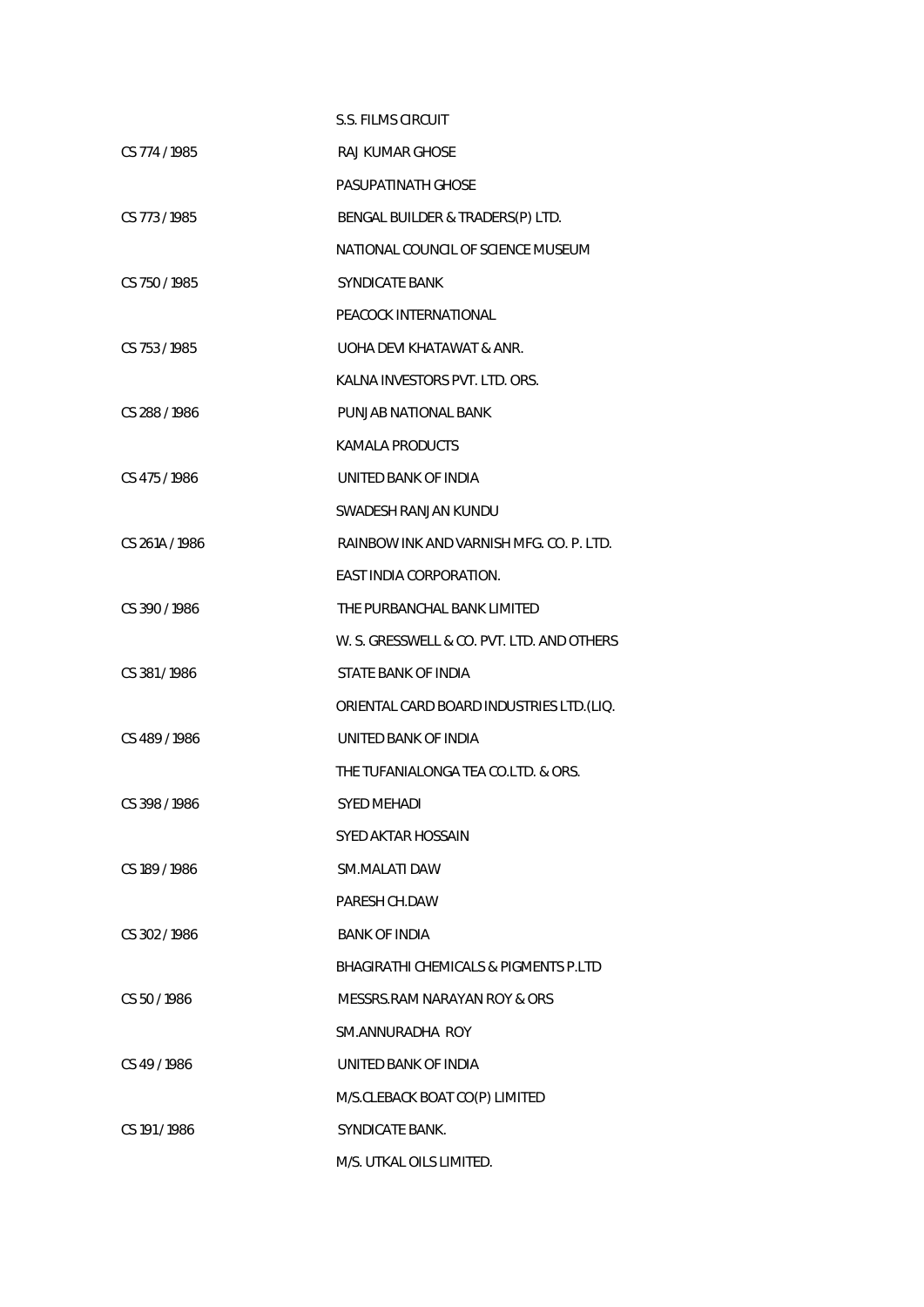| | |
|---|---|
| | S.S. FILMS CIRCUIT |
| CS 774 / 1985 | RAJ KUMAR GHOSE |
| | PASUPATINATH GHOSE |
| CS 773 / 1985 | BENGAL BUILDER & TRADERS(P) LTD. |
| | NATIONAL COUNCIL OF SCIENCE MUSEUM |
| CS 750 / 1985 | SYNDICATE BANK |
| | PEACOCK INTERNATIONAL |
| CS 753 / 1985 | UOHA DEVI KHATAWAT & ANR. |
| | KALNA INVESTORS PVT. LTD. ORS. |
| CS 288 / 1986 | PUNJAB NATIONAL BANK |
| | KAMALA PRODUCTS |
| CS 475 / 1986 | UNITED BANK OF INDIA |
| | SWADESH RANJAN KUNDU |
| CS 261A / 1986 | RAINBOW INK AND VARNISH MFG. CO. P. LTD. |
| | EAST INDIA CORPORATION. |
| CS 390 / 1986 | THE PURBANCHAL BANK LIMITED |
| | W. S. GRESSWELL & CO. PVT. LTD. AND OTHERS |
| CS 381 / 1986 | STATE BANK OF INDIA |
| | ORIENTAL CARD BOARD INDUSTRIES LTD.(LIQ. |
| CS 489 / 1986 | UNITED BANK OF INDIA |
| | THE TUFANIALONGA TEA CO.LTD. & ORS. |
| CS 398 / 1986 | SYED MEHADI |
| | SYED AKTAR HOSSAIN |
| CS 189 / 1986 | SM.MALATI DAW |
| | PARESH CH.DAW |
| CS 302 / 1986 | BANK OF INDIA |
| | BHAGIRATHI CHEMICALS & PIGMENTS P.LTD |
| CS 50 / 1986 | MESSRS.RAM NARAYAN ROY & ORS |
| | SM.ANNURADHA ROY |
| CS 49 / 1986 | UNITED BANK OF INDIA |
| | M/S.CLEBACK BOAT CO(P) LIMITED |
| CS 191 / 1986 | SYNDICATE BANK. |
| | M/S. UTKAL OILS LIMITED. |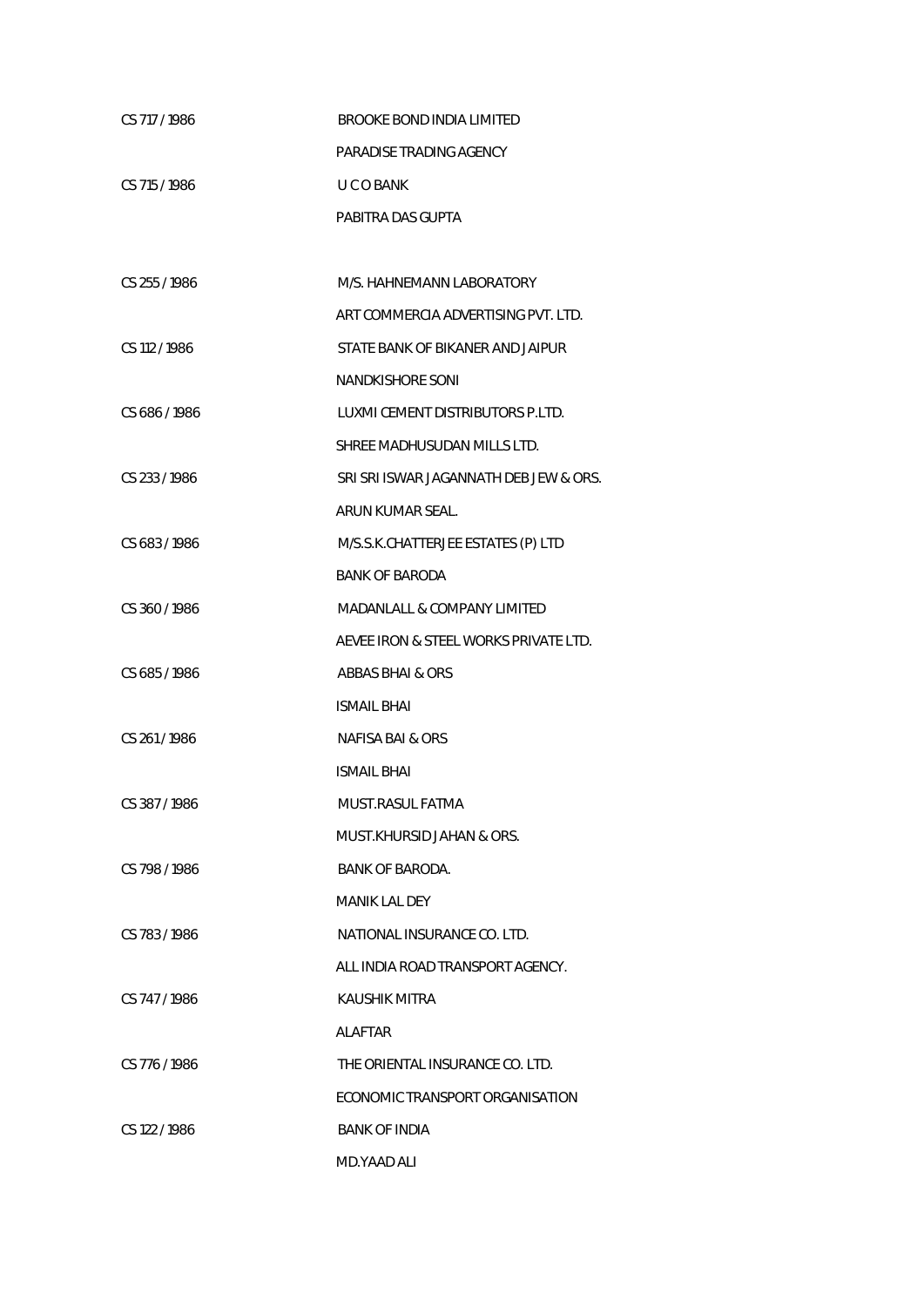| | |
|---|---|
| CS 717 / 1986 | BROOKE BOND INDIA LIMITED |
| | PARADISE TRADING AGENCY |
| CS 715 / 1986 | U C O BANK |
| | PABITRA DAS GUPTA |
| | |
| CS 255 / 1986 | M/S. HAHNEMANN LABORATORY |
| | ART COMMERCIA ADVERTISING PVT. LTD. |
| CS 112 / 1986 | STATE BANK OF BIKANER AND JAIPUR |
| | NANDKISHORE SONI |
| CS 686 / 1986 | LUXMI CEMENT DISTRIBUTORS P.LTD. |
| | SHREE MADHUSUDAN MILLS LTD. |
| CS 233 / 1986 | SRI SRI ISWAR JAGANNATH DEB JEW & ORS. |
| | ARUN KUMAR SEAL. |
| CS 683 / 1986 | M/S.S.K.CHATTERJEE ESTATES (P) LTD |
| | BANK OF BARODA |
| CS 360 / 1986 | MADANLALL & COMPANY LIMITED |
| | AEVEE IRON & STEEL WORKS PRIVATE LTD. |
| CS 685 / 1986 | ABBAS BHAI & ORS |
| | ISMAIL BHAI |
| CS 261 / 1986 | NAFISA BAI & ORS |
| | ISMAIL BHAI |
| CS 387 / 1986 | MUST.RASUL FATMA |
| | MUST.KHURSID JAHAN & ORS. |
| CS 798 / 1986 | BANK OF BARODA. |
| | MANIK LAL DEY |
| CS 783 / 1986 | NATIONAL INSURANCE CO. LTD. |
| | ALL INDIA ROAD TRANSPORT AGENCY. |
| CS 747 / 1986 | KAUSHIK MITRA |
| | ALAFTAR |
| CS 776 / 1986 | THE ORIENTAL INSURANCE CO. LTD. |
| | ECONOMIC TRANSPORT ORGANISATION |
| CS 122 / 1986 | BANK OF INDIA |
| | MD.YAAD ALI |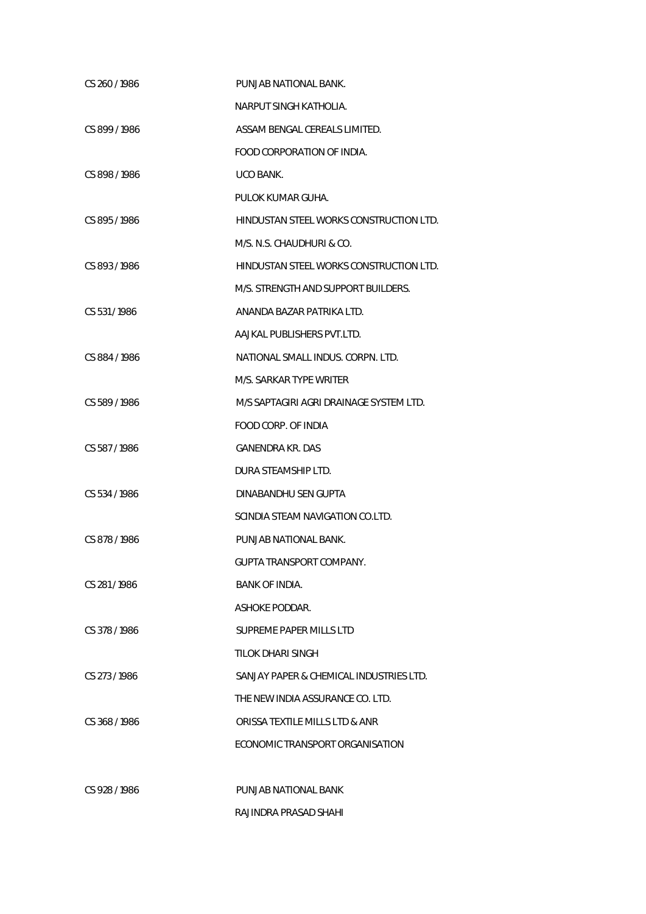| | |
|---|---|
| CS 260 / 1986 | PUNJAB NATIONAL BANK. |
| | NARPUT SINGH KATHOLIA. |
| CS 899 / 1986 | ASSAM BENGAL CEREALS LIMITED. |
| | FOOD CORPORATION OF INDIA. |
| CS 898 / 1986 | UCO BANK. |
| | PULOK KUMAR GUHA. |
| CS 895 / 1986 | HINDUSTAN STEEL WORKS CONSTRUCTION LTD. |
| | M/S. N.S. CHAUDHURI & CO. |
| CS 893 / 1986 | HINDUSTAN STEEL WORKS CONSTRUCTION LTD. |
| | M/S. STRENGTH AND SUPPORT BUILDERS. |
| CS 531 / 1986 | ANANDA BAZAR PATRIKA LTD. |
| | AAJKAL PUBLISHERS PVT.LTD. |
| CS 884 / 1986 | NATIONAL SMALL INDUS. CORPN. LTD. |
| | M/S. SARKAR TYPE WRITER |
| CS 589 / 1986 | M/S SAPTAGIRI AGRI DRAINAGE SYSTEM LTD. |
| | FOOD CORP. OF INDIA |
| CS 587 / 1986 | GANENDRA KR. DAS |
| | DURA STEAMSHIP LTD. |
| CS 534 / 1986 | DINABANDHU SEN GUPTA |
| | SCINDIA STEAM NAVIGATION CO.LTD. |
| CS 878 / 1986 | PUNJAB NATIONAL BANK. |
| | GUPTA TRANSPORT COMPANY. |
| CS 281 / 1986 | BANK OF INDIA. |
| | ASHOKE PODDAR. |
| CS 378 / 1986 | SUPREME PAPER MILLS LTD |
| | TILOK DHARI SINGH |
| CS 273 / 1986 | SANJAY PAPER & CHEMICAL INDUSTRIES LTD. |
| | THE NEW INDIA ASSURANCE CO. LTD. |
| CS 368 / 1986 | ORISSA TEXTILE MILLS LTD & ANR |
| | ECONOMIC TRANSPORT ORGANISATION |
| CS 928 / 1986 | PUNJAB NATIONAL BANK |
| | RAJINDRA PRASAD SHAHI |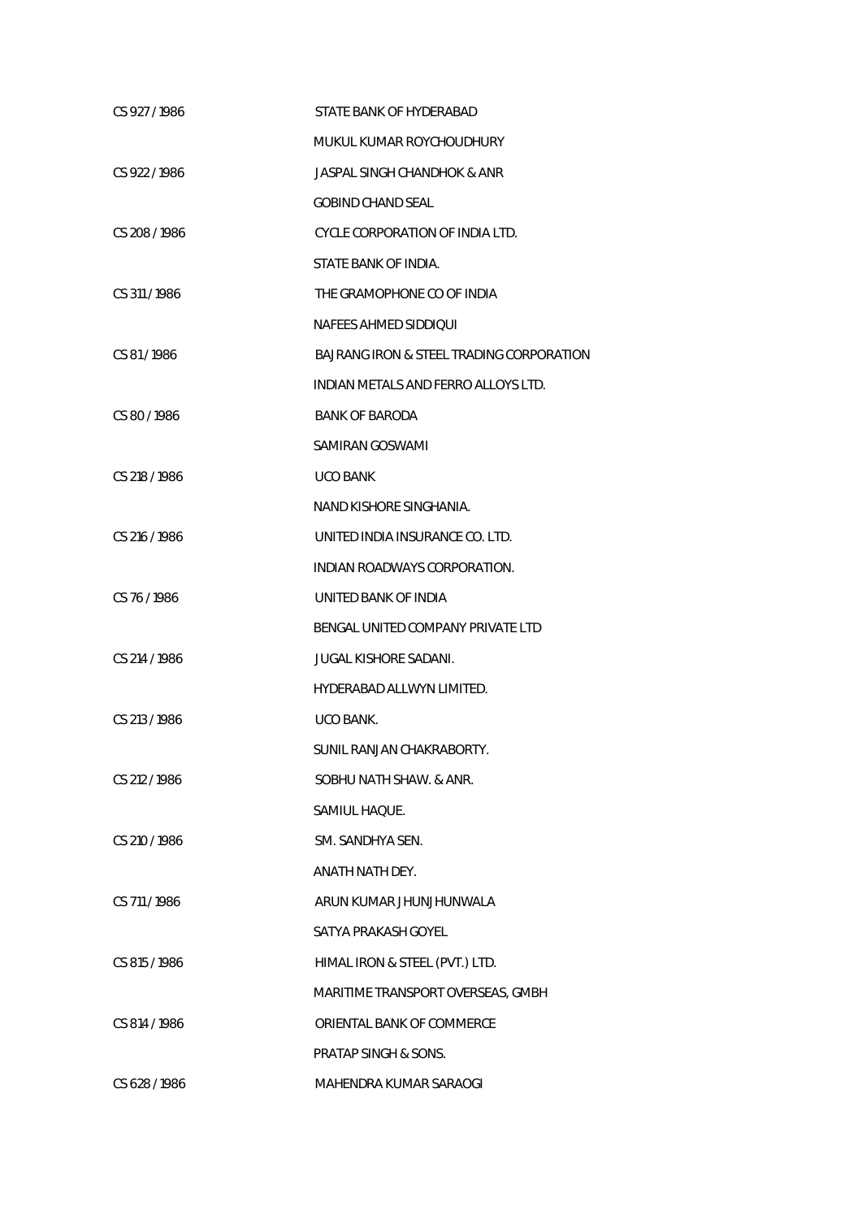| | |
|---|---|
| CS 927 / 1986 | STATE BANK OF HYDERABAD |
| | MUKUL KUMAR ROYCHOUDHURY |
| CS 922 / 1986 | JASPAL SINGH CHANDHOK & ANR |
| | GOBIND CHAND SEAL |
| CS 208 / 1986 | CYCLE CORPORATION OF INDIA LTD. |
| | STATE BANK OF INDIA. |
| CS 311 / 1986 | THE GRAMOPHONE CO OF INDIA |
| | NAFEES AHMED SIDDIQUI |
| CS 81 / 1986 | BAJRANG IRON & STEEL TRADING CORPORATION |
| | INDIAN METALS AND FERRO ALLOYS LTD. |
| CS 80 / 1986 | BANK OF BARODA |
| | SAMIRAN GOSWAMI |
| CS 218 / 1986 | UCO BANK |
| | NAND KISHORE SINGHANIA. |
| CS 216 / 1986 | UNITED INDIA INSURANCE CO. LTD. |
| | INDIAN ROADWAYS CORPORATION. |
| CS 76 / 1986 | UNITED BANK OF INDIA |
| | BENGAL UNITED COMPANY PRIVATE LTD |
| CS 214 / 1986 | JUGAL KISHORE SADANI. |
| | HYDERABAD ALLWYN LIMITED. |
| CS 213 / 1986 | UCO BANK. |
| | SUNIL RANJAN CHAKRABORTY. |
| CS 212 / 1986 | SOBHU NATH SHAW. & ANR. |
| | SAMIUL HAQUE. |
| CS 210 / 1986 | SM. SANDHYA SEN. |
| | ANATH NATH DEY. |
| CS 711 / 1986 | ARUN KUMAR JHUNJHUNWALA |
| | SATYA PRAKASH GOYEL |
| CS 815 / 1986 | HIMAL IRON & STEEL (PVT.) LTD. |
| | MARITIME TRANSPORT OVERSEAS, GMBH |
| CS 814 / 1986 | ORIENTAL BANK OF COMMERCE |
| | PRATAP SINGH & SONS. |
| CS 628 / 1986 | MAHENDRA KUMAR SARAOGI |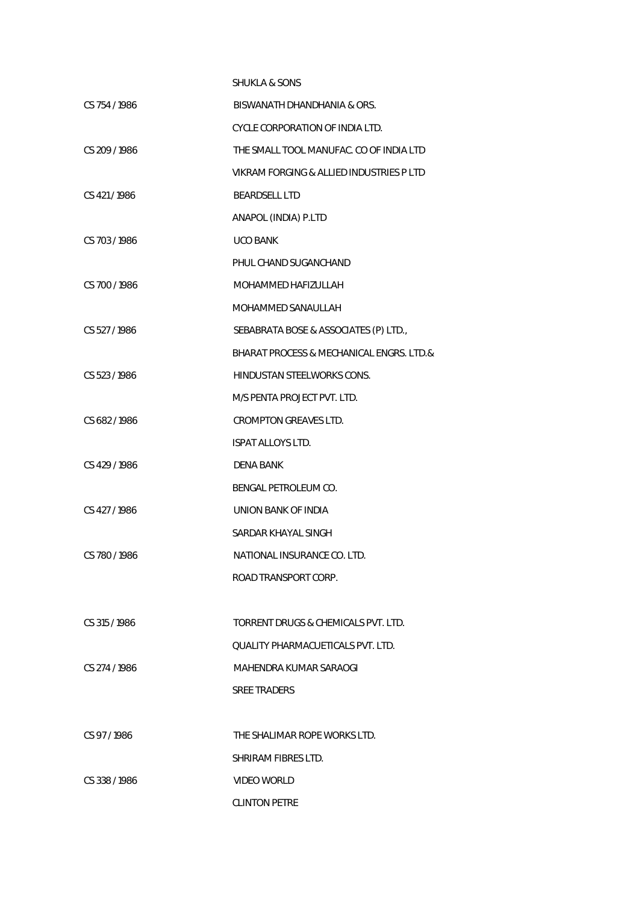| | |
|---|---|
| | SHUKLA & SONS |
| CS 754 / 1986 | BISWANATH DHANDHANIA & ORS. |
| | CYCLE CORPORATION OF INDIA LTD. |
| CS 209 / 1986 | THE SMALL TOOL MANUFAC. CO OF INDIA LTD |
| | VIKRAM FORGING & ALLIED INDUSTRIES P LTD |
| CS 421 / 1986 | BEARDSELL LTD |
| | ANAPOL (INDIA) P.LTD |
| CS 703 / 1986 | UCO BANK |
| | PHUL CHAND SUGANCHAND |
| CS 700 / 1986 | MOHAMMED HAFIZULLAH |
| | MOHAMMED SANAULLAH |
| CS 527 / 1986 | SEBABRATA BOSE & ASSOCIATES (P) LTD., |
| | BHARAT PROCESS & MECHANICAL ENGRS. LTD.& |
| CS 523 / 1986 | HINDUSTAN STEELWORKS CONS. |
| | M/S PENTA PROJECT PVT. LTD. |
| CS 682 / 1986 | CROMPTON GREAVES LTD. |
| | ISPAT ALLOYS LTD. |
| CS 429 / 1986 | DENA BANK |
| | BENGAL PETROLEUM CO. |
| CS 427 / 1986 | UNION BANK OF INDIA |
| | SARDAR KHAYAL SINGH |
| CS 780 / 1986 | NATIONAL INSURANCE CO. LTD. |
| | ROAD TRANSPORT CORP. |
| CS 315 / 1986 | TORRENT DRUGS & CHEMICALS PVT. LTD. |
| | QUALITY PHARMACUETICALS PVT. LTD. |
| CS 274 / 1986 | MAHENDRA KUMAR SARAOGI |
| | SREE TRADERS |
| CS 97 / 1986 | THE SHALIMAR ROPE WORKS LTD. |
| | SHRIRAM FIBRES LTD. |
| CS 338 / 1986 | VIDEO WORLD |
| | CLINTON PETRE |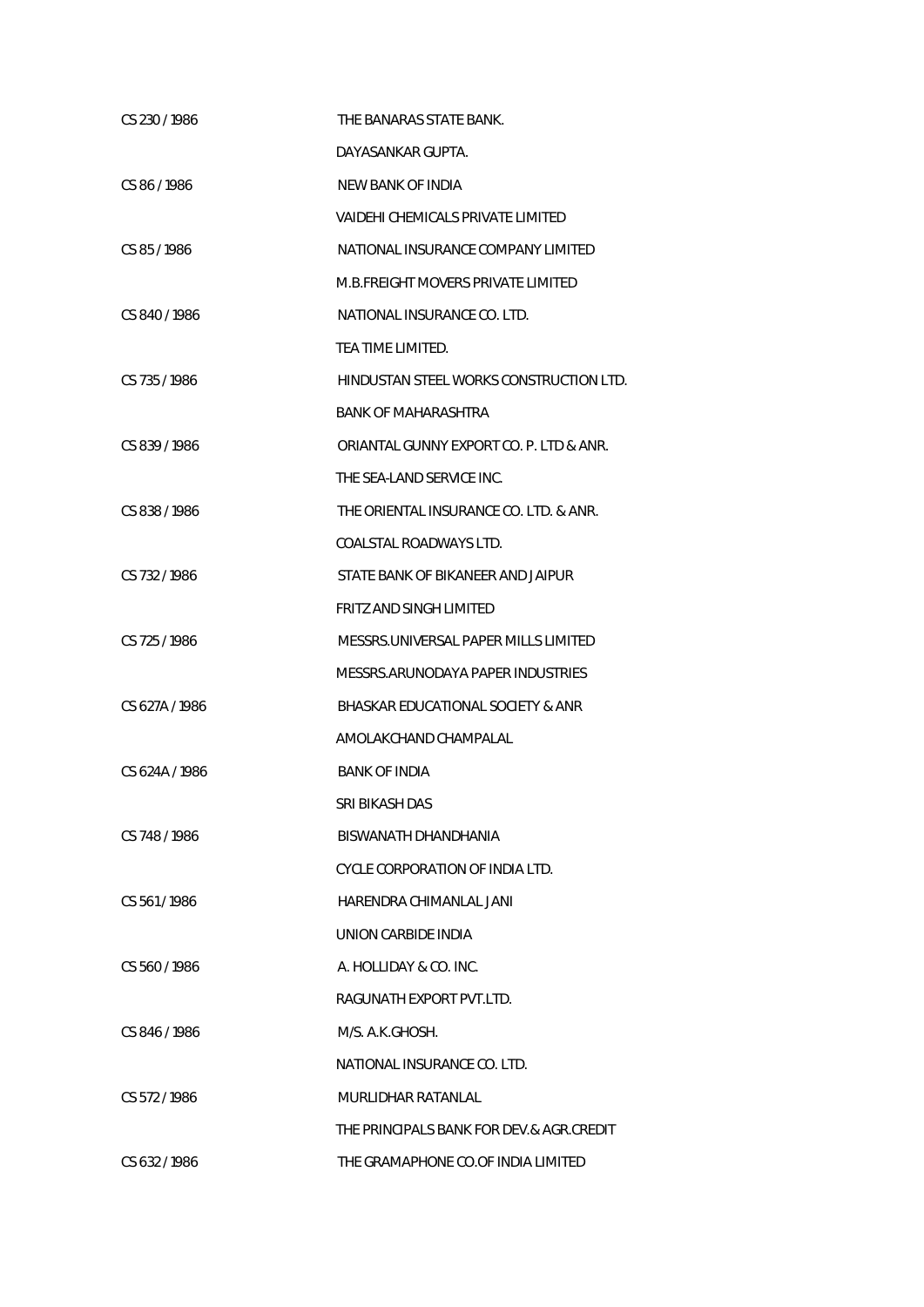| | |
|---|---|
| CS 230 / 1986 | THE BANARAS STATE BANK. |
| | DAYASANKAR GUPTA. |
| CS 86 / 1986 | NEW BANK OF INDIA |
| | VAIDEHI CHEMICALS PRIVATE LIMITED |
| CS 85 / 1986 | NATIONAL INSURANCE COMPANY LIMITED |
| | M.B.FREIGHT MOVERS PRIVATE LIMITED |
| CS 840 / 1986 | NATIONAL INSURANCE CO. LTD. |
| | TEA TIME LIMITED. |
| CS 735 / 1986 | HINDUSTAN STEEL WORKS CONSTRUCTION LTD. |
| | BANK OF MAHARASHTRA |
| CS 839 / 1986 | ORIANTAL GUNNY EXPORT CO. P. LTD & ANR. |
| | THE SEA-LAND SERVICE INC. |
| CS 838 / 1986 | THE ORIENTAL INSURANCE CO. LTD. & ANR. |
| | COALSTAL ROADWAYS LTD. |
| CS 732 / 1986 | STATE BANK OF BIKANEER AND JAIPUR |
| | FRITZ AND SINGH LIMITED |
| CS 725 / 1986 | MESSRS.UNIVERSAL PAPER MILLS LIMITED |
| | MESSRS.ARUNODAYA PAPER INDUSTRIES |
| CS 627A / 1986 | BHASKAR EDUCATIONAL SOCIETY & ANR |
| | AMOLAKCHAND CHAMPALAL |
| CS 624A / 1986 | BANK OF INDIA |
| | SRI BIKASH DAS |
| CS 748 / 1986 | BISWANATH DHANDHANIA |
| | CYCLE CORPORATION OF INDIA LTD. |
| CS 561 / 1986 | HARENDRA CHIMANLAL JANI |
| | UNION CARBIDE INDIA |
| CS 560 / 1986 | A. HOLLIDAY & CO. INC. |
| | RAGUNATH EXPORT PVT.LTD. |
| CS 846 / 1986 | M/S. A.K.GHOSH. |
| | NATIONAL INSURANCE CO. LTD. |
| CS 572 / 1986 | MURLIDHAR RATANLAL |
| | THE PRINCIPALS BANK FOR DEV.& AGR.CREDIT |
| CS 632 / 1986 | THE GRAMAPHONE CO.OF INDIA LIMITED |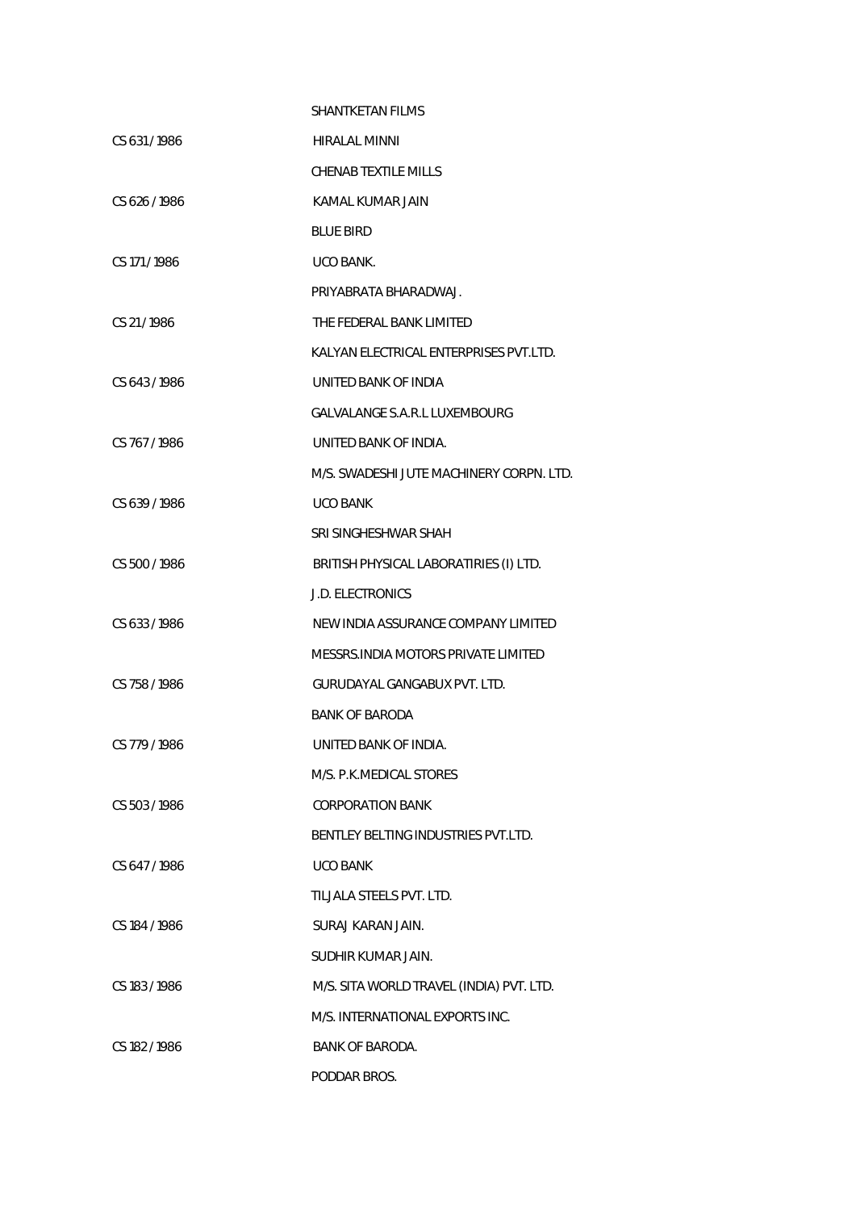| | |
|---|---|
| | SHANTKETAN FILMS |
| CS 631 / 1986 | HIRALAL MINNI |
| | CHENAB TEXTILE MILLS |
| CS 626 / 1986 | KAMAL KUMAR JAIN |
| | BLUE BIRD |
| CS 171 / 1986 | UCO BANK. |
| | PRIYABRATA BHARADWAJ. |
| CS 21 / 1986 | THE FEDERAL BANK LIMITED |
| | KALYAN ELECTRICAL ENTERPRISES PVT.LTD. |
| CS 643 / 1986 | UNITED BANK OF INDIA |
| | GALVALANGE S.A.R.L LUXEMBOURG |
| CS 767 / 1986 | UNITED BANK OF INDIA. |
| | M/S. SWADESHI JUTE MACHINERY CORPN. LTD. |
| CS 639 / 1986 | UCO BANK |
| | SRI SINGHESHWAR SHAH |
| CS 500 / 1986 | BRITISH PHYSICAL LABORATIRIES (I) LTD. |
| | J.D. ELECTRONICS |
| CS 633 / 1986 | NEW INDIA ASSURANCE COMPANY LIMITED |
| | MESSRS.INDIA MOTORS PRIVATE LIMITED |
| CS 758 / 1986 | GURUDAYAL GANGABUX PVT. LTD. |
| | BANK OF BARODA |
| CS 779 / 1986 | UNITED BANK OF INDIA. |
| | M/S. P.K.MEDICAL STORES |
| CS 503 / 1986 | CORPORATION BANK |
| | BENTLEY BELTING INDUSTRIES PVT.LTD. |
| CS 647 / 1986 | UCO BANK |
| | TILJALA STEELS PVT. LTD. |
| CS 184 / 1986 | SURAJ KARAN JAIN. |
| | SUDHIR KUMAR JAIN. |
| CS 183 / 1986 | M/S. SITA WORLD TRAVEL (INDIA) PVT. LTD. |
| | M/S. INTERNATIONAL EXPORTS INC. |
| CS 182 / 1986 | BANK OF BARODA. |
| | PODDAR BROS. |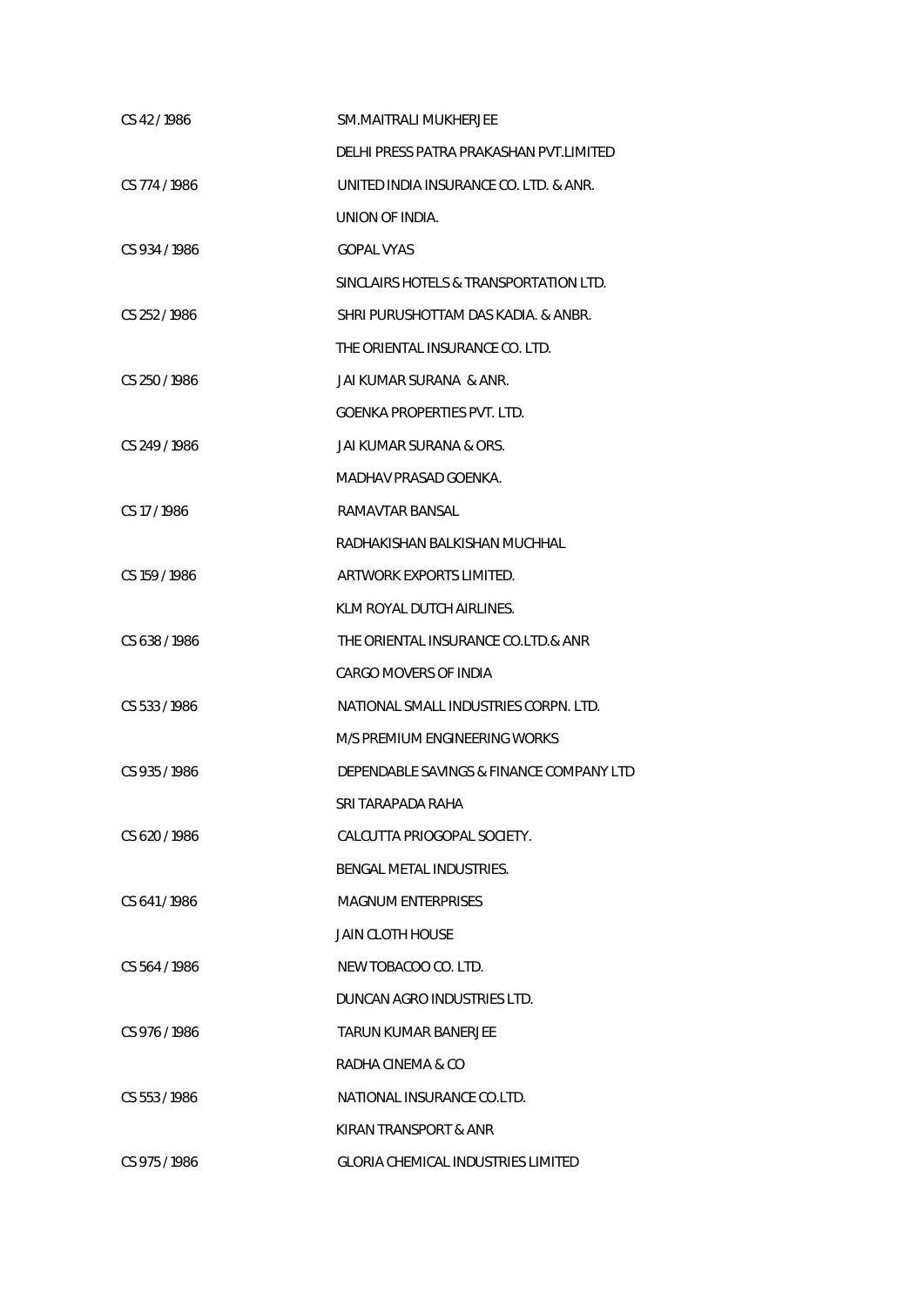| | |
|---|---|
| CS 42 / 1986 | SM.MAITRALI MUKHERJEE |
| | DELHI PRESS PATRA PRAKASHAN PVT.LIMITED |
| CS 774 / 1986 | UNITED INDIA INSURANCE CO. LTD. & ANR. |
| | UNION OF INDIA. |
| CS 934 / 1986 | GOPAL VYAS |
| | SINCLAIRS HOTELS & TRANSPORTATION LTD. |
| CS 252 / 1986 | SHRI PURUSHOTTAM DAS KADIA. & ANBR. |
| | THE ORIENTAL INSURANCE CO. LTD. |
| CS 250 / 1986 | JAI KUMAR SURANA & ANR. |
| | GOENKA PROPERTIES PVT. LTD. |
| CS 249 / 1986 | JAI KUMAR SURANA & ORS. |
| | MADHAV PRASAD GOENKA. |
| CS 17 / 1986 | RAMAVTAR BANSAL |
| | RADHAKISHAN BALKISHAN MUCHHAL |
| CS 159 / 1986 | ARTWORK EXPORTS LIMITED. |
| | KLM ROYAL DUTCH AIRLINES. |
| CS 638 / 1986 | THE ORIENTAL INSURANCE CO.LTD.& ANR |
| | CARGO MOVERS OF INDIA |
| CS 533 / 1986 | NATIONAL SMALL INDUSTRIES CORPN. LTD. |
| | M/S PREMIUM ENGINEERING WORKS |
| CS 935 / 1986 | DEPENDABLE SAVINGS & FINANCE COMPANY LTD |
| | SRI TARAPADA RAHA |
| CS 620 / 1986 | CALCUTTA PRIOGOPAL SOCIETY. |
| | BENGAL METAL INDUSTRIES. |
| CS 641 / 1986 | MAGNUM ENTERPRISES |
| | JAIN CLOTH HOUSE |
| CS 564 / 1986 | NEW TOBACOO CO. LTD. |
| | DUNCAN AGRO INDUSTRIES LTD. |
| CS 976 / 1986 | TARUN KUMAR BANERJEE |
| | RADHA CINEMA & CO |
| CS 553 / 1986 | NATIONAL INSURANCE CO.LTD. |
| | KIRAN TRANSPORT & ANR |
| CS 975 / 1986 | GLORIA CHEMICAL INDUSTRIES LIMITED |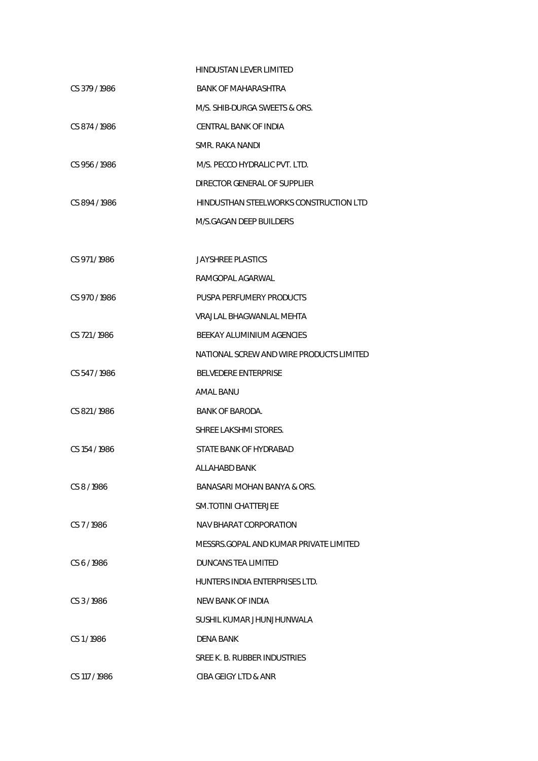HINDUSTAN LEVER LIMITED

| | |
|---|---|
| CS 379 / 1986 | BANK OF MAHARASHTRA |
| | M/S. SHIB-DURGA SWEETS & ORS. |
| CS 874 / 1986 | CENTRAL BANK OF INDIA |
| | SMR. RAKA NANDI |
| CS 956 / 1986 | M/S. PECCO HYDRALIC PVT. LTD. |
| | DIRECTOR GENERAL OF SUPPLIER |
| CS 894 / 1986 | HINDUSTHAN STEELWORKS CONSTRUCTION LTD |
| | M/S.GAGAN DEEP BUILDERS |
| | |
| CS 971 / 1986 | JAYSHREE PLASTICS |
| | RAMGOPAL AGARWAL |
| CS 970 / 1986 | PUSPA PERFUMERY PRODUCTS |
| | VRAJLAL BHAGWANLAL MEHTA |
| CS 721 / 1986 | BEEKAY ALUMINIUM AGENCIES |
| | NATIONAL SCREW AND WIRE PRODUCTS LIMITED |
| CS 547 / 1986 | BELVEDERE ENTERPRISE |
| | AMAL BANU |
| CS 821 / 1986 | BANK OF BARODA. |
| | SHREE LAKSHMI STORES. |
| CS 154 / 1986 | STATE BANK OF HYDRABAD |
| | ALLAHABD BANK |
| CS 8 / 1986 | BANASARI MOHAN BANYA & ORS. |
| | SM.TOTINI CHATTERJEE |
| CS 7 / 1986 | NAV BHARAT CORPORATION |
| | MESSRS.GOPAL AND KUMAR PRIVATE LIMITED |
| CS 6 / 1986 | DUNCANS TEA LIMITED |
| | HUNTERS INDIA ENTERPRISES LTD. |
| CS 3 / 1986 | NEW BANK OF INDIA |
| | SUSHIL KUMAR JHUNJHUNWALA |
| CS 1 / 1986 | DENA BANK |
| | SREE K. B. RUBBER INDUSTRIES |
| CS 117 / 1986 | CIBA GEIGY LTD & ANR |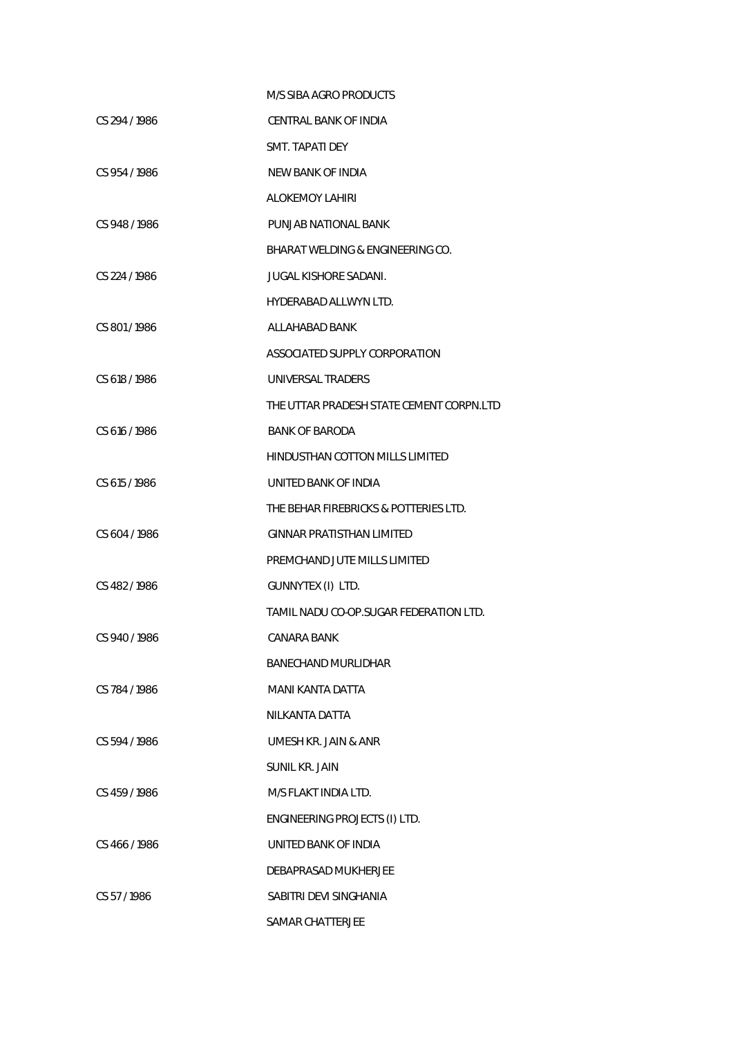| | |
|---|---|
| | M/S SIBA AGRO PRODUCTS |
| CS 294 / 1986 | CENTRAL BANK OF INDIA |
| | SMT. TAPATI DEY |
| CS 954 / 1986 | NEW BANK OF INDIA |
| | ALOKEMOY LAHIRI |
| CS 948 / 1986 | PUNJAB NATIONAL BANK |
| | BHARAT WELDING & ENGINEERING CO. |
| CS 224 / 1986 | JUGAL KISHORE SADANI. |
| | HYDERABAD ALLWYN LTD. |
| CS 801 / 1986 | ALLAHABAD BANK |
| | ASSOCIATED SUPPLY CORPORATION |
| CS 618 / 1986 | UNIVERSAL TRADERS |
| | THE UTTAR PRADESH STATE CEMENT CORPN.LTD |
| CS 616 / 1986 | BANK OF BARODA |
| | HINDUSTHAN COTTON MILLS LIMITED |
| CS 615 / 1986 | UNITED BANK OF INDIA |
| | THE BEHAR FIREBRICKS & POTTERIES LTD. |
| CS 604 / 1986 | GINNAR PRATISTHAN LIMITED |
| | PREMCHAND JUTE MILLS LIMITED |
| CS 482 / 1986 | GUNNYTEX (I) LTD. |
| | TAMIL NADU CO-OP.SUGAR FEDERATION LTD. |
| CS 940 / 1986 | CANARA BANK |
| | BANECHAND MURLIDHAR |
| CS 784 / 1986 | MANI KANTA DATTA |
| | NILKANTA DATTA |
| CS 594 / 1986 | UMESH KR. JAIN & ANR |
| | SUNIL KR. JAIN |
| CS 459 / 1986 | M/S FLAKT INDIA LTD. |
| | ENGINEERING PROJECTS (I) LTD. |
| CS 466 / 1986 | UNITED BANK OF INDIA |
| | DEBAPRASAD MUKHERJEE |
| CS 57 / 1986 | SABITRI DEVI SINGHANIA |
| | SAMAR CHATTERJEE |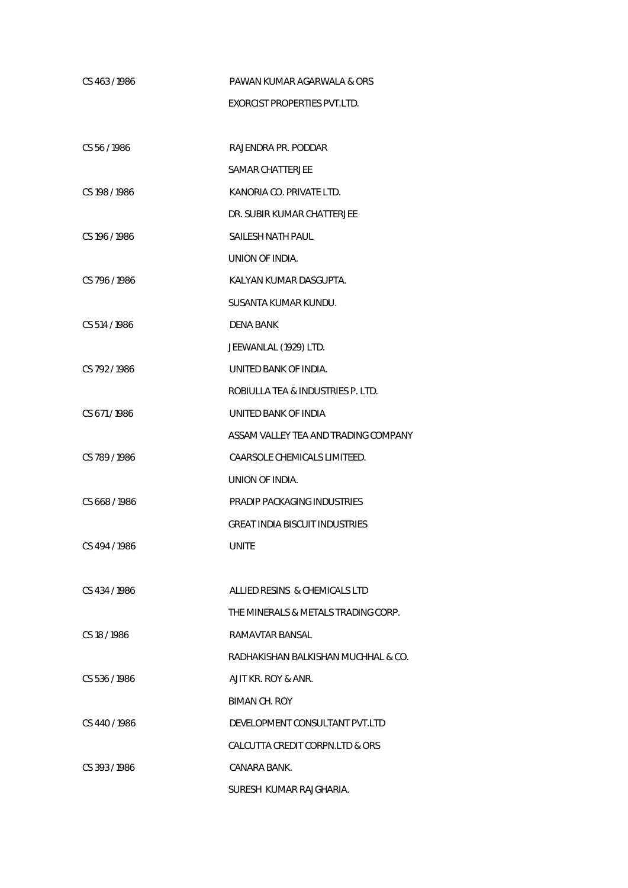| | |
|---|---|
| CS 463 / 1986 | PAWAN KUMAR AGARWALA & ORS |
| | EXORCIST PROPERTIES PVT.LTD. |
| | |
| CS 56 / 1986 | RAJENDRA PR. PODDAR |
| | SAMAR CHATTERJEE |
| CS 198 / 1986 | KANORIA CO. PRIVATE LTD. |
| | DR. SUBIR KUMAR CHATTERJEE |
| CS 196 / 1986 | SAILESH NATH PAUL |
| | UNION OF INDIA. |
| CS 796 / 1986 | KALYAN KUMAR DASGUPTA. |
| | SUSANTA KUMAR KUNDU. |
| CS 514 / 1986 | DENA BANK |
| | JEEWANLAL (1929) LTD. |
| CS 792 / 1986 | UNITED BANK OF INDIA. |
| | ROBIULLA TEA & INDUSTRIES P. LTD. |
| CS 671 / 1986 | UNITED BANK OF INDIA |
| | ASSAM VALLEY TEA AND TRADING COMPANY |
| CS 789 / 1986 | CAARSOLE CHEMICALS LIMITEED. |
| | UNION OF INDIA. |
| CS 668 / 1986 | PRADIP PACKAGING INDUSTRIES |
| | GREAT INDIA BISCUIT INDUSTRIES |
| CS 494 / 1986 | UNITE |
| | |
| CS 434 / 1986 | ALLIED RESINS & CHEMICALS LTD |
| | THE MINERALS & METALS TRADING CORP. |
| CS 18 / 1986 | RAMAVTAR BANSAL |
| | RADHAKISHAN BALKISHAN MUCHHAL & CO. |
| CS 536 / 1986 | AJIT KR. ROY & ANR. |
| | BIMAN CH. ROY |
| CS 440 / 1986 | DEVELOPMENT CONSULTANT PVT.LTD |
| | CALCUTTA CREDIT CORPN.LTD & ORS |
| CS 393 / 1986 | CANARA BANK. |
| | SURESH KUMAR RAJGHARIA. |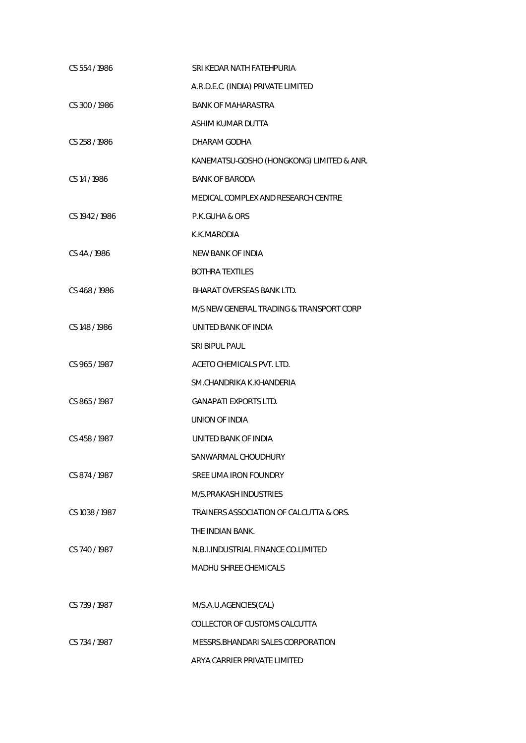| | |
|---|---|
| CS 554 / 1986 | SRI KEDAR NATH FATEHPURIA |
| | A.R.D.E.C. (INDIA) PRIVATE LIMITED |
| CS 300 / 1986 | BANK OF MAHARASTRA |
| | ASHIM KUMAR DUTTA |
| CS 258 / 1986 | DHARAM GODHA |
| | KANEMATSU-GOSHO (HONGKONG) LIMITED & ANR. |
| CS 14 / 1986 | BANK OF BARODA |
| | MEDICAL COMPLEX AND RESEARCH CENTRE |
| CS 1942 / 1986 | P.K.GUHA & ORS |
| | K.K.MARODIA |
| CS 4A / 1986 | NEW BANK OF INDIA |
| | BOTHRA TEXTILES |
| CS 468 / 1986 | BHARAT OVERSEAS BANK LTD. |
| | M/S NEW GENERAL TRADING & TRANSPORT CORP |
| CS 148 / 1986 | UNITED BANK OF INDIA |
| | SRI BIPUL PAUL |
| CS 965 / 1987 | ACETO CHEMICALS PVT. LTD. |
| | SM.CHANDRIKA K.KHANDERIA |
| CS 865 / 1987 | GANAPATI EXPORTS LTD. |
| | UNION OF INDIA |
| CS 458 / 1987 | UNITED BANK OF INDIA |
| | SANWARMAL CHOUDHURY |
| CS 874 / 1987 | SREE UMA IRON FOUNDRY |
| | M/S.PRAKASH INDUSTRIES |
| CS 1038 / 1987 | TRAINERS ASSOCIATION OF CALCUTTA & ORS. |
| | THE INDIAN BANK. |
| CS 740 / 1987 | N.B.I.INDUSTRIAL FINANCE CO.LIMITED |
| | MADHU SHREE CHEMICALS |
| CS 739 / 1987 | M/S.A.U.AGENCIES(CAL) |
| | COLLECTOR OF CUSTOMS CALCUTTA |
| CS 734 / 1987 | MESSRS.BHANDARI SALES CORPORATION |
| | ARYA CARRIER PRIVATE LIMITED |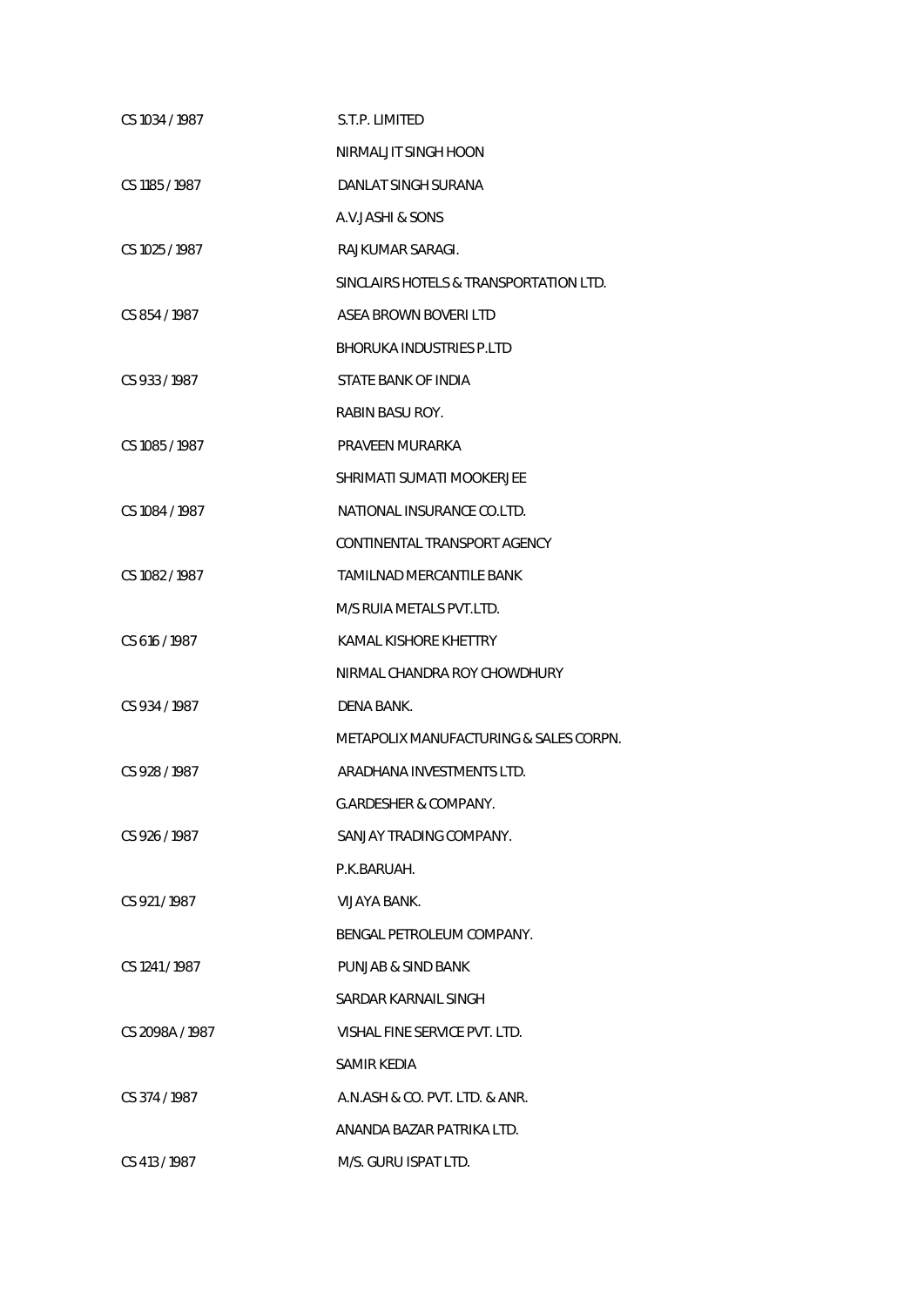| | |
|---|---|
| CS 1034 / 1987 | S.T.P. LIMITED |
| | NIRMALJIT SINGH HOON |
| CS 1185 / 1987 | DANLAT SINGH SURANA |
| | A.V.JASHI & SONS |
| CS 1025 / 1987 | RAJKUMAR SARAGI. |
| | SINCLAIRS HOTELS & TRANSPORTATION LTD. |
| CS 854 / 1987 | ASEA BROWN BOVERI LTD |
| | BHORUKA INDUSTRIES P.LTD |
| CS 933 / 1987 | STATE BANK OF INDIA |
| | RABIN BASU ROY. |
| CS 1085 / 1987 | PRAVEEN MURARKA |
| | SHRIMATI SUMATI MOOKERJEE |
| CS 1084 / 1987 | NATIONAL INSURANCE CO.LTD. |
| | CONTINENTAL TRANSPORT AGENCY |
| CS 1082 / 1987 | TAMILNAD MERCANTILE BANK |
| | M/S RUIA METALS PVT.LTD. |
| CS 616 / 1987 | KAMAL KISHORE KHETTRY |
| | NIRMAL CHANDRA ROY CHOWDHURY |
| CS 934 / 1987 | DENA BANK. |
| | METAPOLIX MANUFACTURING & SALES CORPN. |
| CS 928 / 1987 | ARADHANA INVESTMENTS LTD. |
| | G.ARDESHER & COMPANY. |
| CS 926 / 1987 | SANJAY TRADING COMPANY. |
| | P.K.BARUAH. |
| CS 921 / 1987 | VIJAYA BANK. |
| | BENGAL PETROLEUM COMPANY. |
| CS 1241 / 1987 | PUNJAB & SIND BANK |
| | SARDAR KARNAIL SINGH |
| CS 2098A / 1987 | VISHAL FINE SERVICE PVT. LTD. |
| | SAMIR KEDIA |
| CS 374 / 1987 | A.N.ASH & CO. PVT. LTD. & ANR. |
| | ANANDA BAZAR PATRIKA LTD. |
| CS 413 / 1987 | M/S. GURU ISPAT LTD. |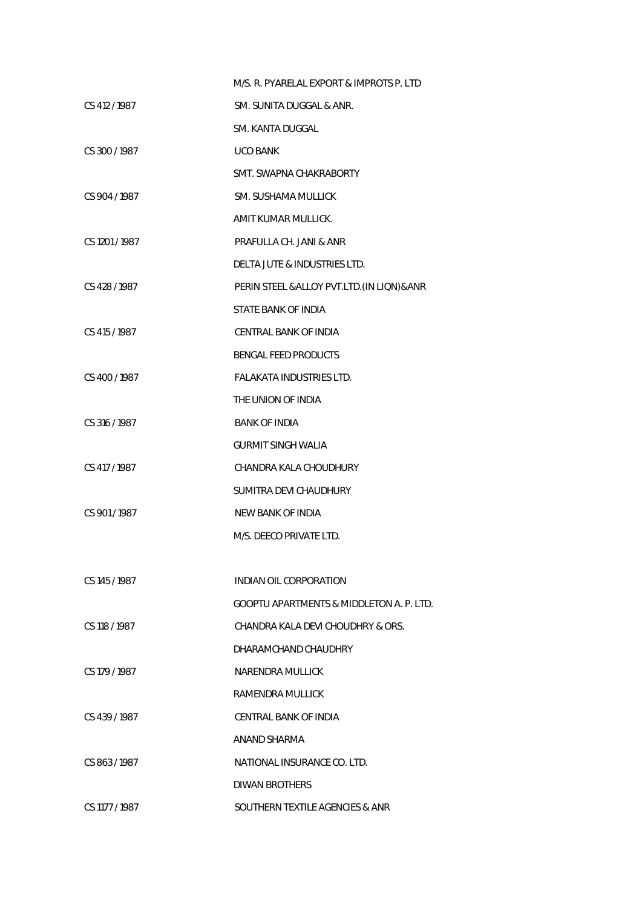| | |
|---|---|
| | M/S. R. PYARELAL EXPORT & IMPROTS P. LTD |
| CS 412 / 1987 | SM. SUNITA DUGGAL & ANR. |
| | SM. KANTA DUGGAL |
| CS 300 / 1987 | UCO BANK |
| | SMT. SWAPNA CHAKRABORTY |
| CS 904 / 1987 | SM. SUSHAMA MULLICK |
| | AMIT KUMAR MULLICK. |
| CS 1201 / 1987 | PRAFULLA CH. JANI & ANR |
| | DELTA JUTE & INDUSTRIES LTD. |
| CS 428 / 1987 | PERIN STEEL &ALLOY PVT.LTD.(IN LIQN)&ANR |
| | STATE BANK OF INDIA |
| CS 415 / 1987 | CENTRAL BANK OF INDIA |
| | BENGAL FEED PRODUCTS |
| CS 400 / 1987 | FALAKATA INDUSTRIES LTD. |
| | THE UNION OF INDIA |
| CS 316 / 1987 | BANK OF INDIA |
| | GURMIT SINGH WALIA |
| CS 417 / 1987 | CHANDRA KALA CHOUDHURY |
| | SUMITRA DEVI CHAUDHURY |
| CS 901 / 1987 | NEW BANK OF INDIA |
| | M/S. DEECO PRIVATE LTD. |
| CS 145 / 1987 | INDIAN OIL CORPORATION |
| | GOOPTU APARTMENTS & MIDDLETON A. P. LTD. |
| CS 118 / 1987 | CHANDRA KALA DEVI CHOUDHRY & ORS. |
| | DHARAMCHAND CHAUDHRY |
| CS 179 / 1987 | NARENDRA MULLICK |
| | RAMENDRA MULLICK |
| CS 439 / 1987 | CENTRAL BANK OF INDIA |
| | ANAND SHARMA |
| CS 863 / 1987 | NATIONAL INSURANCE CO. LTD. |
| | DIWAN BROTHERS |
| CS 1177 / 1987 | SOUTHERN TEXTILE AGENCIES & ANR |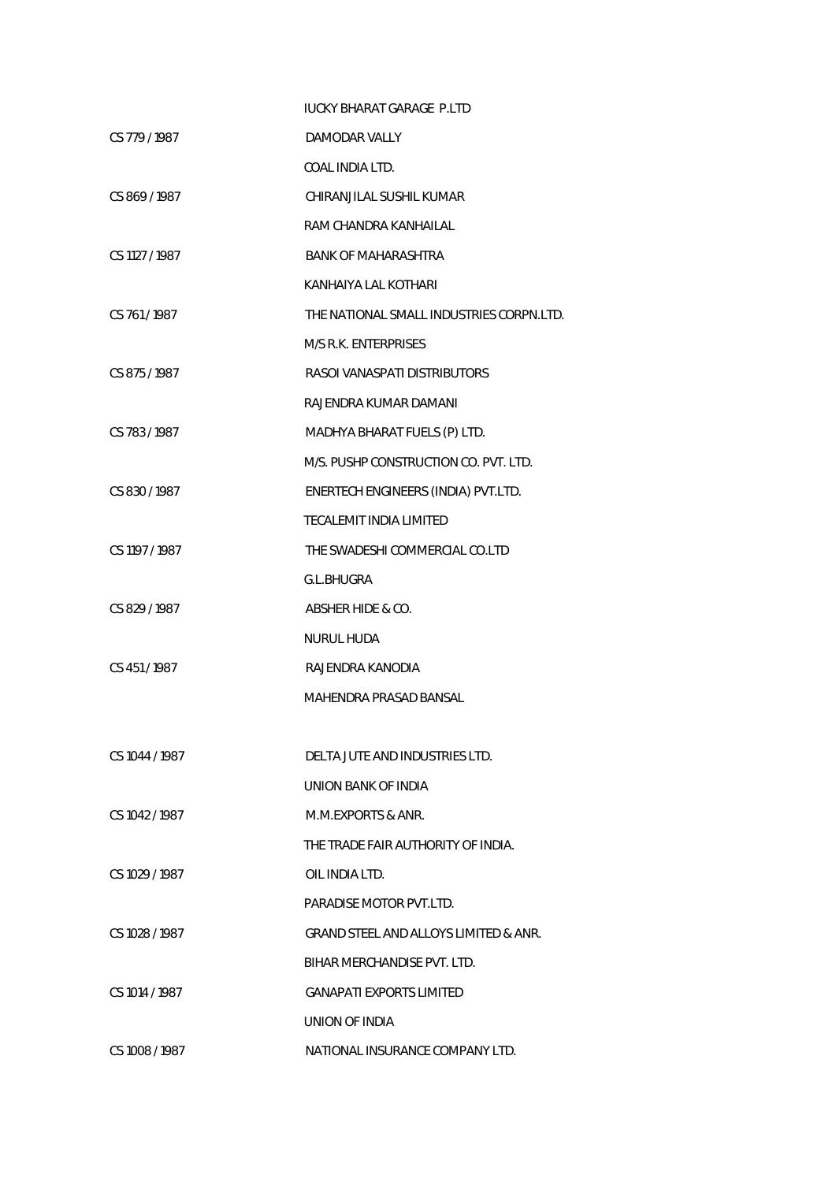| | |
|---|---|
| | IUCKY BHARAT GARAGE P.LTD |
| CS 779 / 1987 | DAMODAR VALLY |
| | COAL INDIA LTD. |
| CS 869 / 1987 | CHIRANJILAL SUSHIL KUMAR |
| | RAM CHANDRA KANHAILAL |
| CS 1127 / 1987 | BANK OF MAHARASHTRA |
| | KANHAIYA LAL KOTHARI |
| CS 761 / 1987 | THE NATIONAL SMALL INDUSTRIES CORPN.LTD. |
| | M/S R.K. ENTERPRISES |
| CS 875 / 1987 | RASOI VANASPATI DISTRIBUTORS |
| | RAJENDRA KUMAR DAMANI |
| CS 783 / 1987 | MADHYA BHARAT FUELS (P) LTD. |
| | M/S. PUSHP CONSTRUCTION CO. PVT. LTD. |
| CS 830 / 1987 | ENERTECH ENGINEERS (INDIA) PVT.LTD. |
| | TECALEMIT INDIA LIMITED |
| CS 1197 / 1987 | THE SWADESHI COMMERCIAL CO.LTD |
| | G.L.BHUGRA |
| CS 829 / 1987 | ABSHER HIDE & CO. |
| | NURUL HUDA |
| CS 451 / 1987 | RAJENDRA KANODIA |
| | MAHENDRA PRASAD BANSAL |
| | |
| CS 1044 / 1987 | DELTA JUTE AND INDUSTRIES LTD. |
| | UNION BANK OF INDIA |
| CS 1042 / 1987 | M.M.EXPORTS & ANR. |
| | THE TRADE FAIR AUTHORITY OF INDIA. |
| CS 1029 / 1987 | OIL INDIA LTD. |
| | PARADISE MOTOR PVT.LTD. |
| CS 1028 / 1987 | GRAND STEEL AND ALLOYS LIMITED & ANR. |
| | BIHAR MERCHANDISE PVT. LTD. |
| CS 1014 / 1987 | GANAPATI EXPORTS LIMITED |
| | UNION OF INDIA |
| CS 1008 / 1987 | NATIONAL INSURANCE COMPANY LTD. |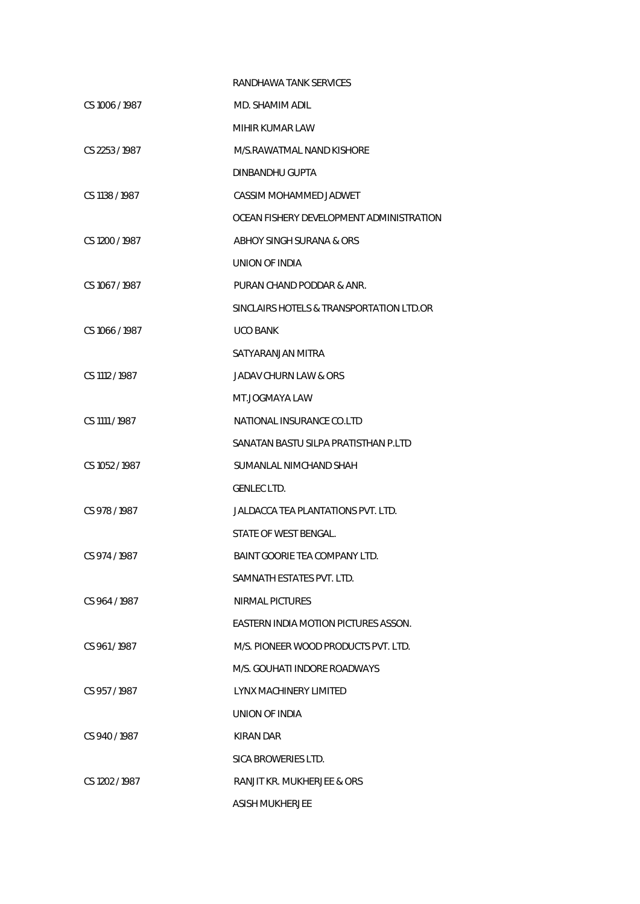| | |
|---|---|
| | RANDHAWA TANK SERVICES |
| CS 1006 / 1987 | MD. SHAMIM ADIL |
| | MIHIR KUMAR LAW |
| CS 2253 / 1987 | M/S.RAWATMAL NAND KISHORE |
| | DINBANDHU GUPTA |
| CS 1138 / 1987 | CASSIM MOHAMMED JADWET |
| | OCEAN FISHERY DEVELOPMENT ADMINISTRATION |
| CS 1200 / 1987 | ABHOY SINGH SURANA & ORS |
| | UNION OF INDIA |
| CS 1067 / 1987 | PURAN CHAND PODDAR & ANR. |
| | SINCLAIRS HOTELS & TRANSPORTATION LTD.OR |
| CS 1066 / 1987 | UCO BANK |
| | SATYARANJAN MITRA |
| CS 1112 / 1987 | JADAV CHURN LAW & ORS |
| | MT.JOGMAYA LAW |
| CS 1111 / 1987 | NATIONAL INSURANCE CO.LTD |
| | SANATAN BASTU SILPA PRATISTHAN P.LTD |
| CS 1052 / 1987 | SUMANLAL NIMCHAND SHAH |
| | GENLEC LTD. |
| CS 978 / 1987 | JALDACCA TEA PLANTATIONS PVT. LTD. |
| | STATE OF WEST BENGAL. |
| CS 974 / 1987 | BAINT GOORIE TEA COMPANY LTD. |
| | SAMNATH ESTATES PVT. LTD. |
| CS 964 / 1987 | NIRMAL PICTURES |
| | EASTERN INDIA MOTION PICTURES ASSON. |
| CS 961 / 1987 | M/S. PIONEER WOOD PRODUCTS PVT. LTD. |
| | M/S. GOUHATI INDORE ROADWAYS |
| CS 957 / 1987 | LYNX MACHINERY LIMITED |
| | UNION OF INDIA |
| CS 940 / 1987 | KIRAN DAR |
| | SICA BROWERIES LTD. |
| CS 1202 / 1987 | RANJIT KR. MUKHERJEE & ORS |
| | ASISH MUKHERJEE |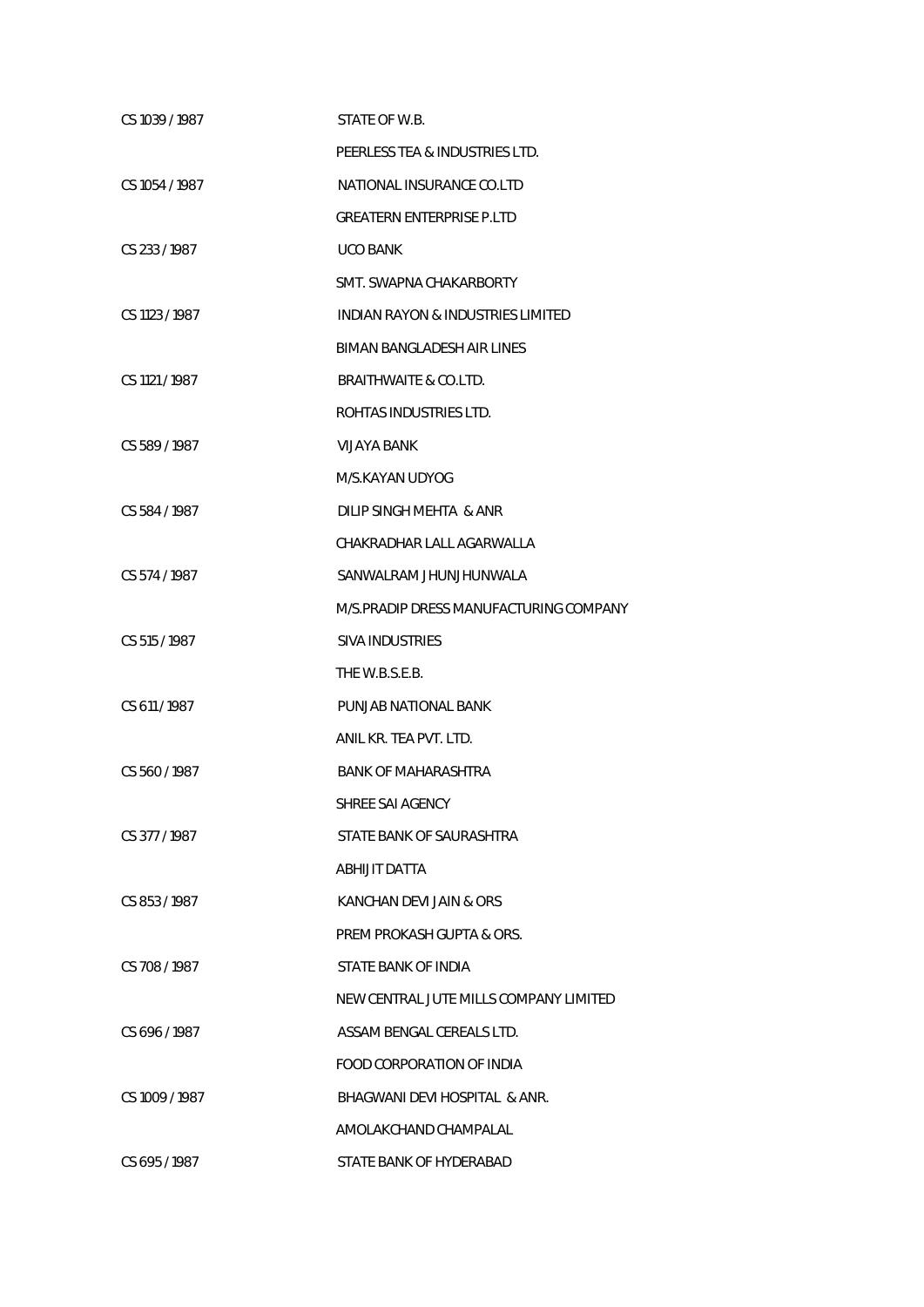| | |
|---|---|
| CS 1039 / 1987 | STATE OF W.B. |
| | PEERLESS TEA & INDUSTRIES LTD. |
| CS 1054 / 1987 | NATIONAL INSURANCE CO.LTD |
| | GREATERN ENTERPRISE P.LTD |
| CS 233 / 1987 | UCO BANK |
| | SMT. SWAPNA CHAKARBORTY |
| CS 1123 / 1987 | INDIAN RAYON & INDUSTRIES LIMITED |
| | BIMAN BANGLADESH AIR LINES |
| CS 1121 / 1987 | BRAITHWAITE & CO.LTD. |
| | ROHTAS INDUSTRIES LTD. |
| CS 589 / 1987 | VIJAYA BANK |
| | M/S.KAYAN UDYOG |
| CS 584 / 1987 | DILIP SINGH MEHTA & ANR |
| | CHAKRADHAR LALL AGARWALLA |
| CS 574 / 1987 | SANWALRAM JHUNJHUNWALA |
| | M/S.PRADIP DRESS MANUFACTURING COMPANY |
| CS 515 / 1987 | SIVA INDUSTRIES |
| | THE W.B.S.E.B. |
| CS 611 / 1987 | PUNJAB NATIONAL BANK |
| | ANIL KR. TEA PVT. LTD. |
| CS 560 / 1987 | BANK OF MAHARASHTRA |
| | SHREE SAI AGENCY |
| CS 377 / 1987 | STATE BANK OF SAURASHTRA |
| | ABHIJIT DATTA |
| CS 853 / 1987 | KANCHAN DEVI JAIN & ORS |
| | PREM PROKASH GUPTA & ORS. |
| CS 708 / 1987 | STATE BANK OF INDIA |
| | NEW CENTRAL JUTE MILLS COMPANY LIMITED |
| CS 696 / 1987 | ASSAM BENGAL CEREALS LTD. |
| | FOOD CORPORATION OF INDIA |
| CS 1009 / 1987 | BHAGWANI DEVI HOSPITAL & ANR. |
| | AMOLAKCHAND CHAMPALAL |
| CS 695 / 1987 | STATE BANK OF HYDERABAD |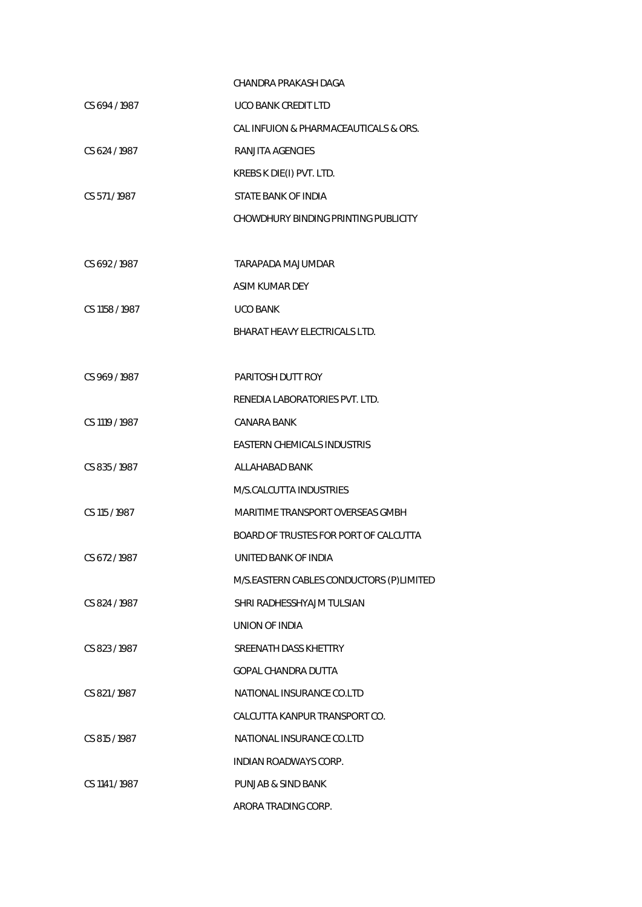| | |
|---|---|
| | CHANDRA PRAKASH DAGA |
| CS 694 / 1987 | UCO BANK CREDIT LTD |
| | CAL INFUION & PHARMACEAUTICALS & ORS. |
| CS 624 / 1987 | RANJITA AGENCIES |
| | KREBS K DIE(I) PVT. LTD. |
| CS 571 / 1987 | STATE BANK OF INDIA |
| | CHOWDHURY BINDING PRINTING PUBLICITY |
| CS 692 / 1987 | TARAPADA MAJUMDAR |
| | ASIM KUMAR DEY |
| CS 1158 / 1987 | UCO BANK |
| | BHARAT HEAVY ELECTRICALS LTD. |
| CS 969 / 1987 | PARITOSH DUTT ROY |
| | RENEDIA LABORATORIES PVT. LTD. |
| CS 1119 / 1987 | CANARA BANK |
| | EASTERN CHEMICALS INDUSTRIS |
| CS 835 / 1987 | ALLAHABAD BANK |
| | M/S.CALCUTTA INDUSTRIES |
| CS 115 / 1987 | MARITIME TRANSPORT OVERSEAS GMBH |
| | BOARD OF TRUSTES FOR PORT OF CALCUTTA |
| CS 672 / 1987 | UNITED BANK OF INDIA |
| | M/S.EASTERN CABLES CONDUCTORS (P)LIMITED |
| CS 824 / 1987 | SHRI RADHESSHYAJM TULSIAN |
| | UNION OF INDIA |
| CS 823 / 1987 | SREENATH DASS KHETTRY |
| | GOPAL CHANDRA DUTTA |
| CS 821 / 1987 | NATIONAL INSURANCE CO.LTD |
| | CALCUTTA KANPUR TRANSPORT CO. |
| CS 815 / 1987 | NATIONAL INSURANCE CO.LTD |
| | INDIAN ROADWAYS CORP. |
| CS 1141 / 1987 | PUNJAB & SIND BANK |
| | ARORA TRADING CORP. |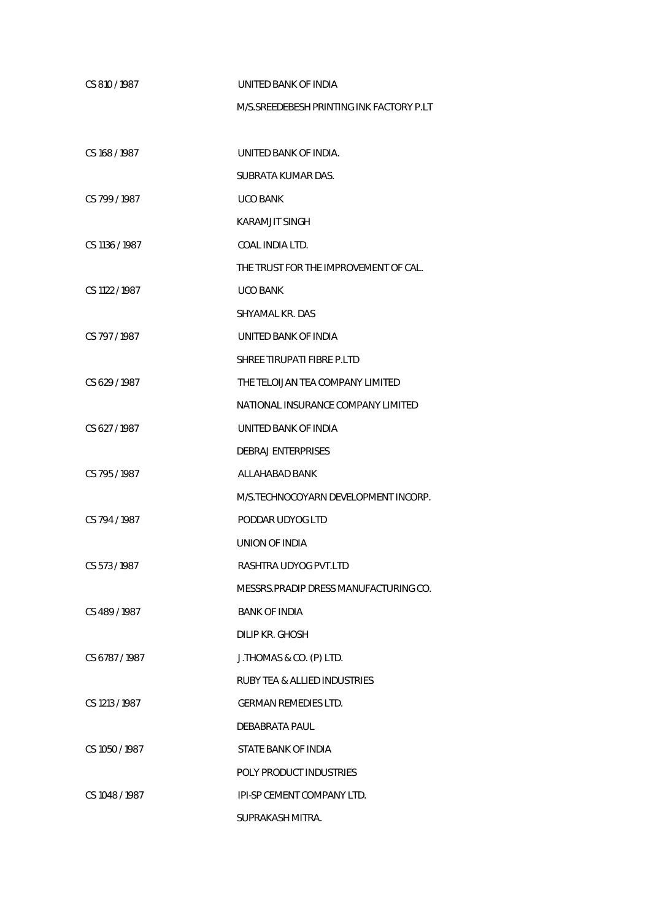| | |
|---|---|
| CS 810 / 1987 | UNITED BANK OF INDIA |
| | M/S.SREEDEBESH PRINTING INK FACTORY P.LT |
| CS 168 / 1987 | UNITED BANK OF INDIA. |
| | SUBRATA KUMAR DAS. |
| CS 799 / 1987 | UCO BANK |
| | KARAMJIT SINGH |
| CS 1136 / 1987 | COAL INDIA LTD. |
| | THE TRUST FOR THE IMPROVEMENT OF CAL. |
| CS 1122 / 1987 | UCO BANK |
| | SHYAMAL KR. DAS |
| CS 797 / 1987 | UNITED BANK OF INDIA |
| | SHREE TIRUPATI FIBRE P.LTD |
| CS 629 / 1987 | THE TELOIJAN TEA COMPANY LIMITED |
| | NATIONAL INSURANCE COMPANY LIMITED |
| CS 627 / 1987 | UNITED BANK OF INDIA |
| | DEBRAJ ENTERPRISES |
| CS 795 / 1987 | ALLAHABAD BANK |
| | M/S.TECHNOCOYARN DEVELOPMENT INCORP. |
| CS 794 / 1987 | PODDAR UDYOG LTD |
| | UNION OF INDIA |
| CS 573 / 1987 | RASHTRA UDYOG PVT.LTD |
| | MESSRS.PRADIP DRESS MANUFACTURING CO. |
| CS 489 / 1987 | BANK OF INDIA |
| | DILIP KR. GHOSH |
| CS 6787 / 1987 | J.THOMAS & CO. (P) LTD. |
| | RUBY TEA & ALLIED INDUSTRIES |
| CS 1213 / 1987 | GERMAN REMEDIES LTD. |
| | DEBABRATA PAUL |
| CS 1050 / 1987 | STATE BANK OF INDIA |
| | POLY PRODUCT INDUSTRIES |
| CS 1048 / 1987 | IPI-SP CEMENT COMPANY LTD. |
| | SUPRAKASH MITRA. |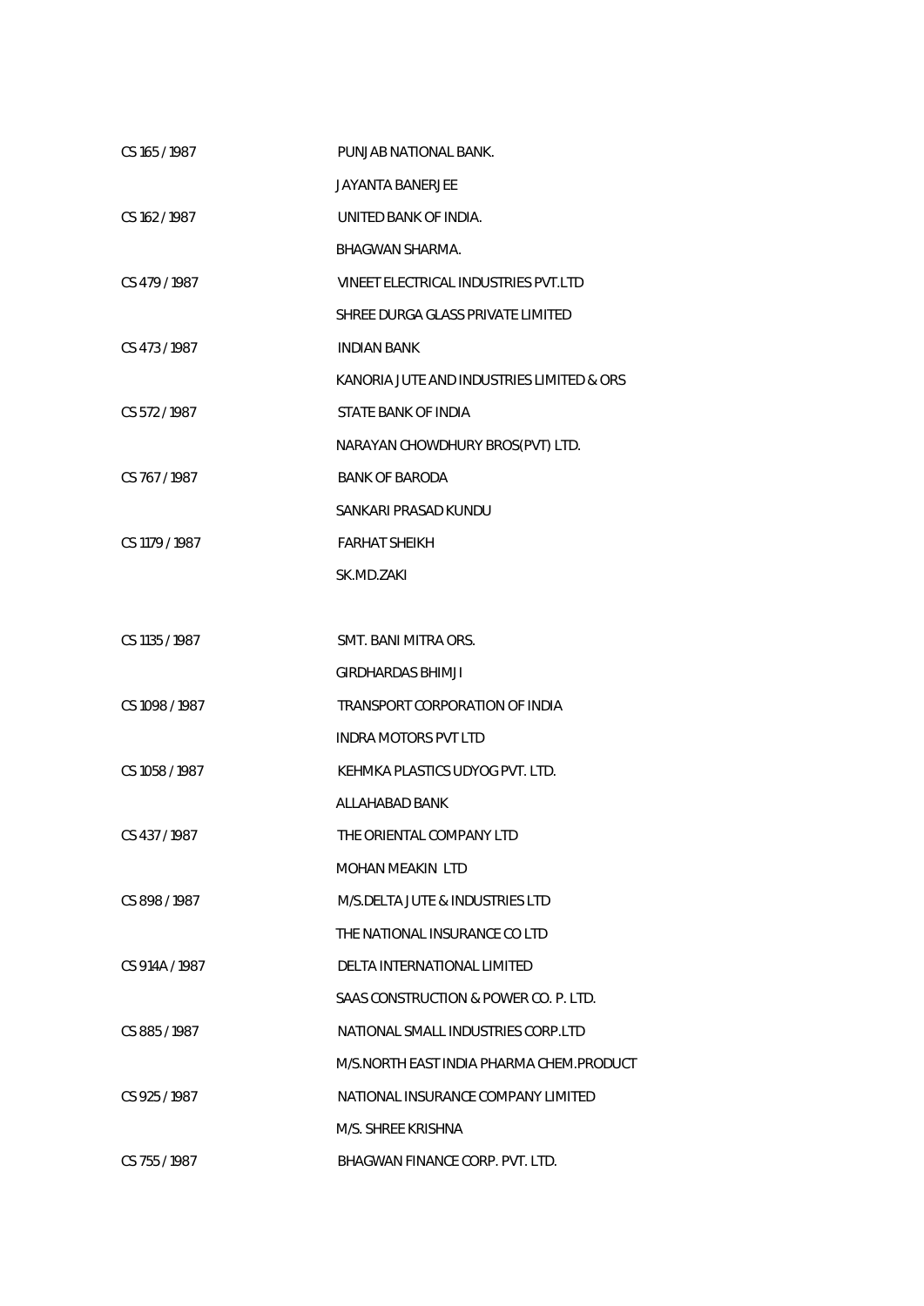| | |
|---|---|
| CS 165 / 1987 | PUNJAB NATIONAL BANK. |
| | JAYANTA BANERJEE |
| CS 162 / 1987 | UNITED BANK OF INDIA. |
| | BHAGWAN SHARMA. |
| CS 479 / 1987 | VINEET ELECTRICAL INDUSTRIES PVT.LTD |
| | SHREE DURGA GLASS PRIVATE LIMITED |
| CS 473 / 1987 | INDIAN BANK |
| | KANORIA JUTE AND INDUSTRIES LIMITED & ORS |
| CS 572 / 1987 | STATE BANK OF INDIA |
| | NARAYAN CHOWDHURY BROS(PVT) LTD. |
| CS 767 / 1987 | BANK OF BARODA |
| | SANKARI PRASAD KUNDU |
| CS 1179 / 1987 | FARHAT SHEIKH |
| | SK.MD.ZAKI |
| CS 1135 / 1987 | SMT. BANI MITRA ORS. |
| | GIRDHARDAS BHIMJI |
| CS 1098 / 1987 | TRANSPORT CORPORATION OF INDIA |
| | INDRA MOTORS PVT LTD |
| CS 1058 / 1987 | KEHMKA PLASTICS UDYOG PVT. LTD. |
| | ALLAHABAD BANK |
| CS 437 / 1987 | THE ORIENTAL COMPANY LTD |
| | MOHAN MEAKIN LTD |
| CS 898 / 1987 | M/S.DELTA JUTE & INDUSTRIES LTD |
| | THE NATIONAL INSURANCE CO LTD |
| CS 914A / 1987 | DELTA INTERNATIONAL LIMITED |
| | SAAS CONSTRUCTION & POWER CO. P. LTD. |
| CS 885 / 1987 | NATIONAL SMALL INDUSTRIES CORP.LTD |
| | M/S.NORTH EAST INDIA PHARMA CHEM.PRODUCT |
| CS 925 / 1987 | NATIONAL INSURANCE COMPANY LIMITED |
| | M/S. SHREE KRISHNA |
| CS 755 / 1987 | BHAGWAN FINANCE CORP. PVT. LTD. |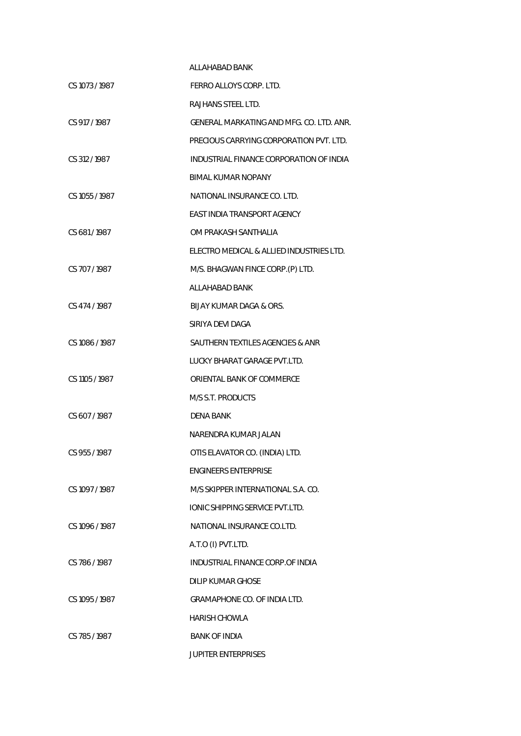ALLAHABAD BANK

CS 1073 / 1987 FERRO ALLOYS CORP. LTD.

RAJHANS STEEL LTD.

CS 917 / 1987 GENERAL MARKATING AND MFG. CO. LTD. ANR.

PRECIOUS CARRYING CORPORATION PVT. LTD.

CS 312 / 1987 INDUSTRIAL FINANCE CORPORATION OF INDIA

BIMAL KUMAR NOPANY

CS 1055 / 1987 NATIONAL INSURANCE CO. LTD.

EAST INDIA TRANSPORT AGENCY

CS 681 / 1987 OM PRAKASH SANTHALIA

ELECTRO MEDICAL & ALLIED INDUSTRIES LTD.

CS 707 / 1987 M/S. BHAGWAN FINCE CORP.(P) LTD.

ALLAHABAD BANK

CS 474 / 1987 BIJAY KUMAR DAGA & ORS.

SIRIYA DEVI DAGA

CS 1086 / 1987 SAUTHERN TEXTILES AGENCIES & ANR

LUCKY BHARAT GARAGE PVT.LTD.

CS 1105 / 1987 ORIENTAL BANK OF COMMERCE

M/S S.T. PRODUCTS

CS 607 / 1987 DENA BANK

NARENDRA KUMAR JALAN

CS 955 / 1987 OTIS ELAVATOR CO. (INDIA) LTD.

ENGINEERS ENTERPRISE

CS 1097 / 1987 M/S SKIPPER INTERNATIONAL S.A. CO.

IONIC SHIPPING SERVICE PVT.LTD.

CS 1096 / 1987 NATIONAL INSURANCE CO.LTD.

A.T.O (I) PVT.LTD.

CS 786 / 1987 INDUSTRIAL FINANCE CORP.OF INDIA

DILIP KUMAR GHOSE

CS 1095 / 1987 GRAMAPHONE CO. OF INDIA LTD.

HARISH CHOWLA

CS 785 / 1987 BANK OF INDIA

JUPITER ENTERPRISES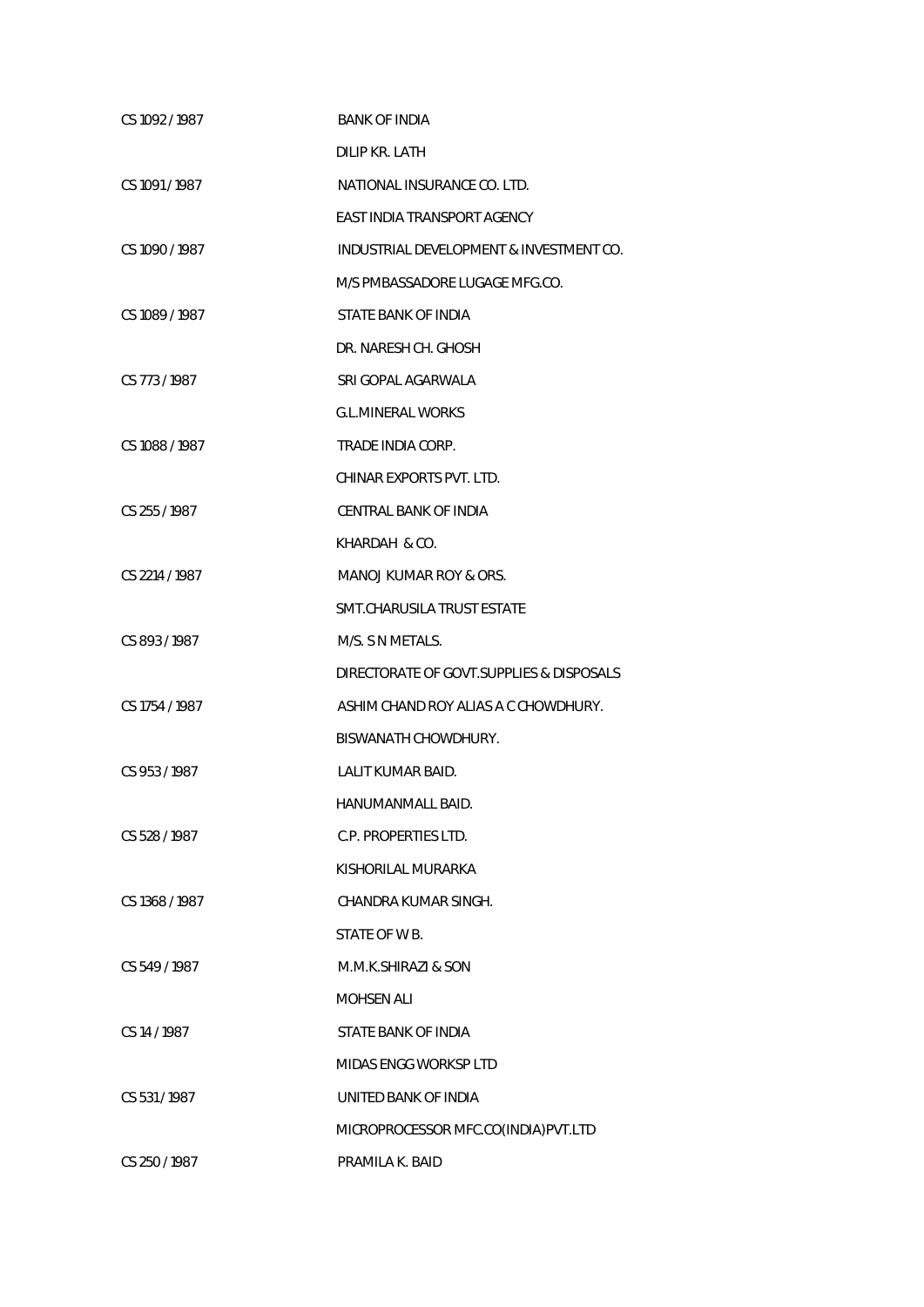| | |
|---|---|
| CS 1092 / 1987 | BANK OF INDIA |
| | DILIP KR. LATH |
| CS 1091 / 1987 | NATIONAL INSURANCE CO. LTD. |
| | EAST INDIA TRANSPORT AGENCY |
| CS 1090 / 1987 | INDUSTRIAL DEVELOPMENT & INVESTMENT CO. |
| | M/S PMBASSADORE LUGAGE MFG.CO. |
| CS 1089 / 1987 | STATE BANK OF INDIA |
| | DR. NARESH CH. GHOSH |
| CS 773 / 1987 | SRI GOPAL AGARWALA |
| | G.L.MINERAL WORKS |
| CS 1088 / 1987 | TRADE INDIA CORP. |
| | CHINAR EXPORTS PVT. LTD. |
| CS 255 / 1987 | CENTRAL BANK OF INDIA |
| | KHARDAH & CO. |
| CS 2214 / 1987 | MANOJ KUMAR ROY & ORS. |
| | SMT.CHARUSILA TRUST ESTATE |
| CS 893 / 1987 | M/S. S N METALS. |
| | DIRECTORATE OF GOVT.SUPPLIES & DISPOSALS |
| CS 1754 / 1987 | ASHIM CHAND ROY ALIAS A C CHOWDHURY. |
| | BISWANATH CHOWDHURY. |
| CS 953 / 1987 | LALIT KUMAR BAID. |
| | HANUMANMALL BAID. |
| CS 528 / 1987 | C.P. PROPERTIES LTD. |
| | KISHORILAL MURARKA |
| CS 1368 / 1987 | CHANDRA KUMAR SINGH. |
| | STATE OF W B. |
| CS 549 / 1987 | M.M.K.SHIRAZI & SON |
| | MOHSEN ALI |
| CS 14 / 1987 | STATE BANK OF INDIA |
| | MIDAS ENGG WORKSP LTD |
| CS 531 / 1987 | UNITED BANK OF INDIA |
| | MICROPROCESSOR MFC.CO(INDIA)PVT.LTD |
| CS 250 / 1987 | PRAMILA K. BAID |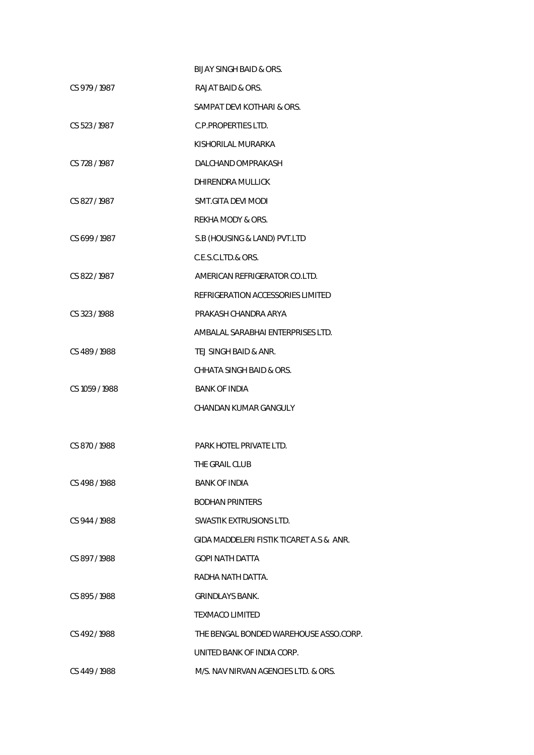| | |
|---|---|
| | BIJAY SINGH BAID & ORS. |
| CS 979 / 1987 | RAJAT BAID & ORS. |
| | SAMPAT DEVI KOTHARI & ORS. |
| CS 523 / 1987 | C.P.PROPERTIES LTD. |
| | KISHORILAL MURARKA |
| CS 728 / 1987 | DALCHAND OMPRAKASH |
| | DHIRENDRA MULLICK |
| CS 827 / 1987 | SMT.GITA DEVI MODI |
| | REKHA MODY & ORS. |
| CS 699 / 1987 | S.B (HOUSING & LAND) PVT.LTD |
| | C.E.S.C.LTD.& ORS. |
| CS 822 / 1987 | AMERICAN REFRIGERATOR CO.LTD. |
| | REFRIGERATION ACCESSORIES LIMITED |
| CS 323 / 1988 | PRAKASH CHANDRA ARYA |
| | AMBALAL SARABHAI ENTERPRISES LTD. |
| CS 489 / 1988 | TEJ SINGH BAID & ANR. |
| | CHHATA SINGH BAID & ORS. |
| CS 1059 / 1988 | BANK OF INDIA |
| | CHANDAN KUMAR GANGULY |
| CS 870 / 1988 | PARK HOTEL PRIVATE LTD. |
| | THE GRAIL CLUB |
| CS 498 / 1988 | BANK OF INDIA |
| | BODHAN PRINTERS |
| CS 944 / 1988 | SWASTIK EXTRUSIONS LTD. |
| | GIDA MADDELERI FISTIK TICARET A.S & ANR. |
| CS 897 / 1988 | GOPI NATH DATTA |
| | RADHA NATH DATTA. |
| CS 895 / 1988 | GRINDLAYS BANK. |
| | TEXMACO LIMITED |
| CS 492 / 1988 | THE BENGAL BONDED WAREHOUSE ASSO.CORP. |
| | UNITED BANK OF INDIA CORP. |
| CS 449 / 1988 | M/S. NAV NIRVAN AGENCIES LTD. & ORS. |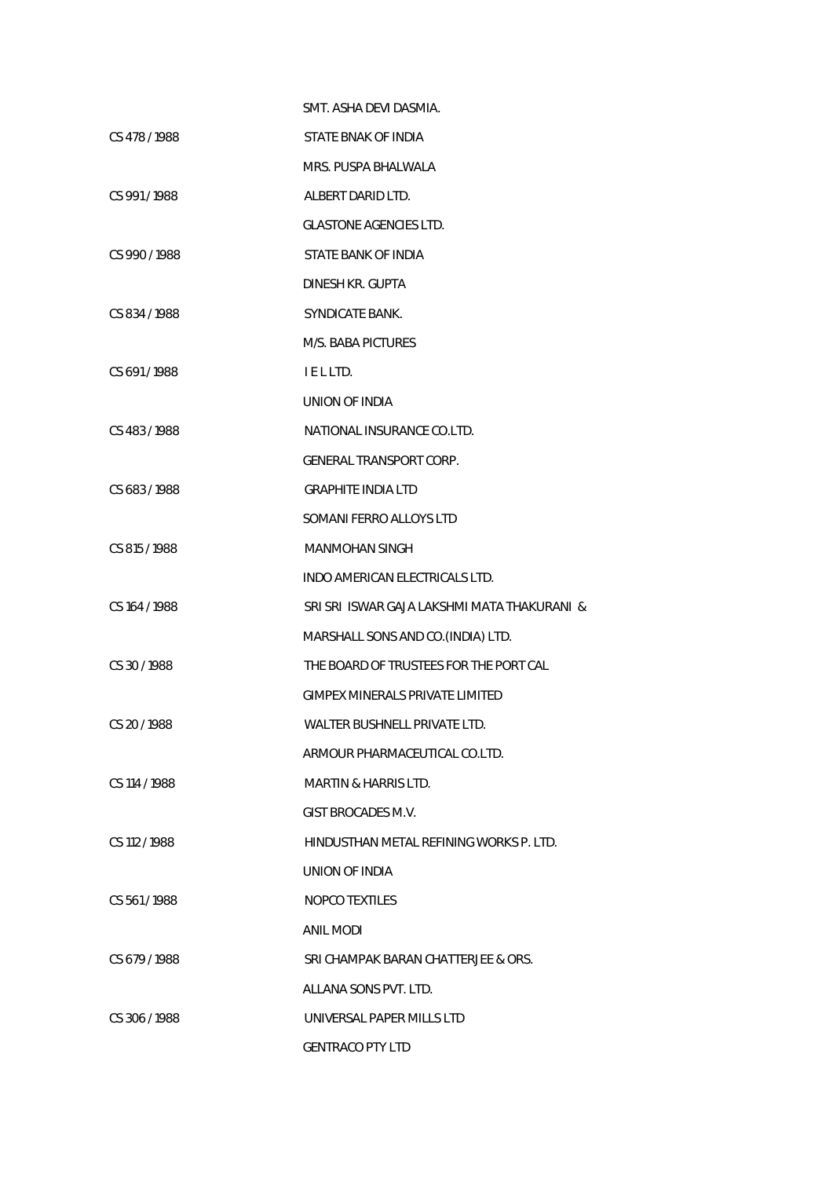| | |
|---|---|
| | SMT. ASHA DEVI DASMIA. |
| CS 478 / 1988 | STATE BNAK OF INDIA |
| | MRS. PUSPA BHALWALA |
| CS 991 / 1988 | ALBERT DARID LTD. |
| | GLASTONE AGENCIES LTD. |
| CS 990 / 1988 | STATE BANK OF INDIA |
| | DINESH KR. GUPTA |
| CS 834 / 1988 | SYNDICATE BANK. |
| | M/S. BABA PICTURES |
| CS 691 / 1988 | I E L LTD. |
| | UNION OF INDIA |
| CS 483 / 1988 | NATIONAL INSURANCE CO.LTD. |
| | GENERAL TRANSPORT CORP. |
| CS 683 / 1988 | GRAPHITE INDIA LTD |
| | SOMANI FERRO ALLOYS LTD |
| CS 815 / 1988 | MANMOHAN SINGH |
| | INDO AMERICAN ELECTRICALS LTD. |
| CS 164 / 1988 | SRI SRI ISWAR GAJA LAKSHMI MATA THAKURANI & |
| | MARSHALL SONS AND CO.(INDIA) LTD. |
| CS 30 / 1988 | THE BOARD OF TRUSTEES FOR THE PORT CAL |
| | GIMPEX MINERALS PRIVATE LIMITED |
| CS 20 / 1988 | WALTER BUSHNELL PRIVATE LTD. |
| | ARMOUR PHARMACEUTICAL CO.LTD. |
| CS 114 / 1988 | MARTIN & HARRIS LTD. |
| | GIST BROCADES M.V. |
| CS 112 / 1988 | HINDUSTHAN METAL REFINING WORKS P. LTD. |
| | UNION OF INDIA |
| CS 561 / 1988 | NOPCO TEXTILES |
| | ANIL MODI |
| CS 679 / 1988 | SRI CHAMPAK BARAN CHATTERJEE & ORS. |
| | ALLANA SONS PVT. LTD. |
| CS 306 / 1988 | UNIVERSAL PAPER MILLS LTD |
| | GENTRACO PTY LTD |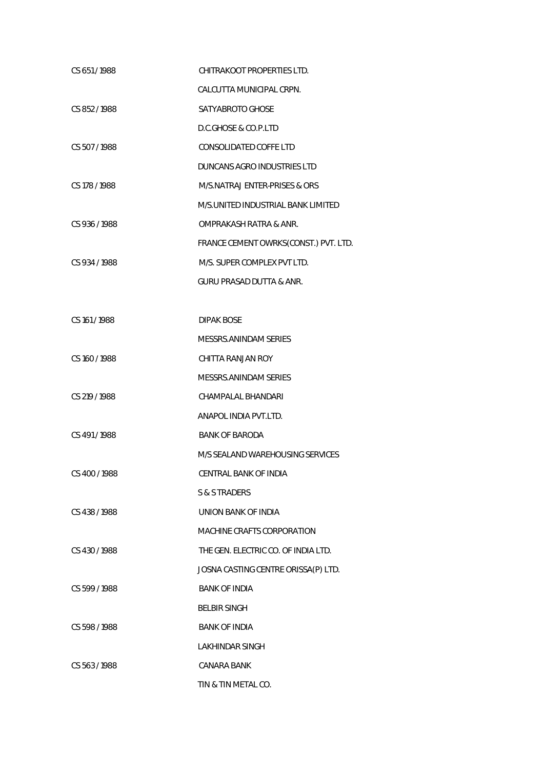| | |
|---|---|
| CS 651 / 1988 | CHITRAKOOT PROPERTIES LTD. |
| | CALCUTTA MUNICIPAL CRPN. |
| CS 852 / 1988 | SATYABROTO GHOSE |
| | D.C.GHOSE & CO.P.LTD |
| CS 507 / 1988 | CONSOLIDATED COFFE LTD |
| | DUNCANS AGRO INDUSTRIES LTD |
| CS 178 / 1988 | M/S.NATRAJ ENTER-PRISES & ORS |
| | M/S.UNITED INDUSTRIAL BANK LIMITED |
| CS 936 / 1988 | OMPRAKASH RATRA & ANR. |
| | FRANCE CEMENT OWRKS(CONST.) PVT. LTD. |
| CS 934 / 1988 | M/S. SUPER COMPLEX PVT LTD. |
| | GURU PRASAD DUTTA & ANR. |
| CS 161 / 1988 | DIPAK BOSE |
| | MESSRS.ANINDAM SERIES |
| CS 160 / 1988 | CHITTA RANJAN ROY |
| | MESSRS.ANINDAM SERIES |
| CS 219 / 1988 | CHAMPALAL BHANDARI |
| | ANAPOL INDIA PVT.LTD. |
| CS 491 / 1988 | BANK OF BARODA |
| | M/S SEALAND WAREHOUSING SERVICES |
| CS 400 / 1988 | CENTRAL BANK OF INDIA |
| | S & S TRADERS |
| CS 438 / 1988 | UNION BANK OF INDIA |
| | MACHINE CRAFTS CORPORATION |
| CS 430 / 1988 | THE GEN. ELECTRIC CO. OF INDIA LTD. |
| | JOSNA CASTING CENTRE ORISSA(P) LTD. |
| CS 599 / 1988 | BANK OF INDIA |
| | BELBIR SINGH |
| CS 598 / 1988 | BANK OF INDIA |
| | LAKHINDAR SINGH |
| CS 563 / 1988 | CANARA BANK |
| | TIN & TIN METAL CO. |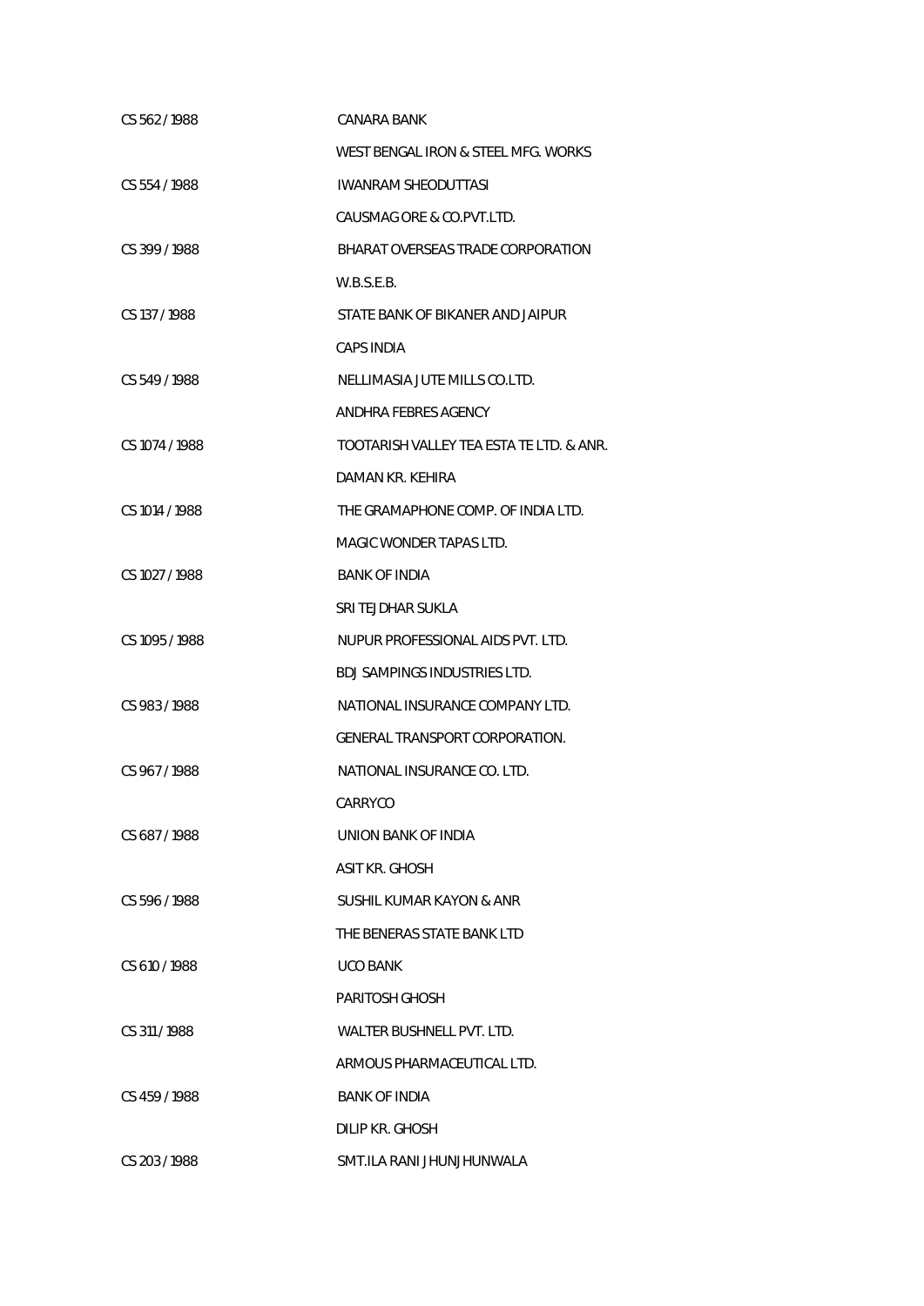| | |
|---|---|
| CS 562 / 1988 | CANARA BANK |
| | WEST BENGAL IRON & STEEL MFG. WORKS |
| CS 554 / 1988 | IWANRAM SHEODUTTASI |
| | CAUSMAG ORE & CO.PVT.LTD. |
| CS 399 / 1988 | BHARAT OVERSEAS TRADE CORPORATION |
| | W.B.S.E.B. |
| CS 137 / 1988 | STATE BANK OF BIKANER AND JAIPUR |
| | CAPS INDIA |
| CS 549 / 1988 | NELLIMASIA JUTE MILLS CO.LTD. |
| | ANDHRA FEBRES AGENCY |
| CS 1074 / 1988 | TOOTARISH VALLEY TEA ESTA TE LTD. & ANR. |
| | DAMAN KR. KEHIRA |
| CS 1014 / 1988 | THE GRAMAPHONE COMP. OF INDIA LTD. |
| | MAGIC WONDER TAPAS LTD. |
| CS 1027 / 1988 | BANK OF INDIA |
| | SRI TEJDHAR SUKLA |
| CS 1095 / 1988 | NUPUR PROFESSIONAL AIDS PVT. LTD. |
| | BDJ SAMPINGS INDUSTRIES LTD. |
| CS 983 / 1988 | NATIONAL INSURANCE COMPANY LTD. |
| | GENERAL TRANSPORT CORPORATION. |
| CS 967 / 1988 | NATIONAL INSURANCE CO. LTD. |
| | CARRYCO |
| CS 687 / 1988 | UNION BANK OF INDIA |
| | ASIT KR. GHOSH |
| CS 596 / 1988 | SUSHIL KUMAR KAYON & ANR |
| | THE BENERAS STATE BANK LTD |
| CS 610 / 1988 | UCO BANK |
| | PARITOSH GHOSH |
| CS 311 / 1988 | WALTER BUSHNELL PVT. LTD. |
| | ARMOUS PHARMACEUTICAL LTD. |
| CS 459 / 1988 | BANK OF INDIA |
| | DILIP KR. GHOSH |
| CS 203 / 1988 | SMT.ILA RANI JHUNJHUNWALA |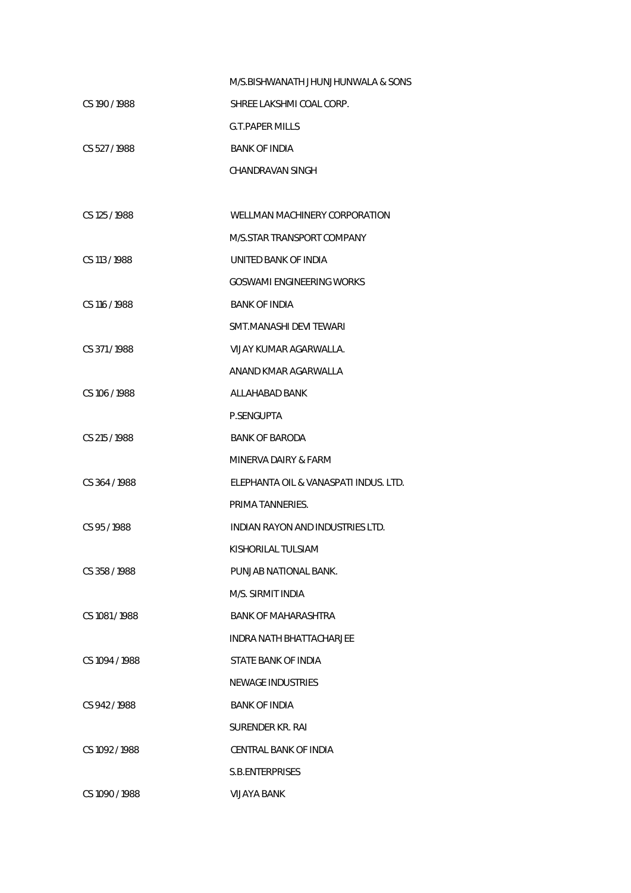| | |
|---|---|
| | M/S.BISHWANATH JHUNJHUNWALA & SONS |
| CS 190 / 1988 | SHREE LAKSHMI COAL CORP. |
| | G.T.PAPER MILLS |
| CS 527 / 1988 | BANK OF INDIA |
| | CHANDRAVAN SINGH |
| | |
| CS 125 / 1988 | WELLMAN MACHINERY CORPORATION |
| | M/S.STAR TRANSPORT COMPANY |
| CS 113 / 1988 | UNITED BANK OF INDIA |
| | GOSWAMI ENGINEERING WORKS |
| CS 116 / 1988 | BANK OF INDIA |
| | SMT.MANASHI DEVI TEWARI |
| CS 371 / 1988 | VIJAY KUMAR AGARWALLA. |
| | ANAND KMAR AGARWALLA |
| CS 106 / 1988 | ALLAHABAD BANK |
| | P.SENGUPTA |
| CS 215 / 1988 | BANK OF BARODA |
| | MINERVA DAIRY & FARM |
| CS 364 / 1988 | ELEPHANTA OIL & VANASPATI INDUS. LTD. |
| | PRIMA TANNERIES. |
| CS 95 / 1988 | INDIAN RAYON AND INDUSTRIES LTD. |
| | KISHORILAL TULSIAM |
| CS 358 / 1988 | PUNJAB NATIONAL BANK. |
| | M/S. SIRMIT INDIA |
| CS 1081 / 1988 | BANK OF MAHARASHTRA |
| | INDRA NATH BHATTACHARJEE |
| CS 1094 / 1988 | STATE BANK OF INDIA |
| | NEWAGE INDUSTRIES |
| CS 942 / 1988 | BANK OF INDIA |
| | SURENDER KR. RAI |
| CS 1092 / 1988 | CENTRAL BANK OF INDIA |
| | S.B.ENTERPRISES |
| CS 1090 / 1988 | VIJAYA BANK |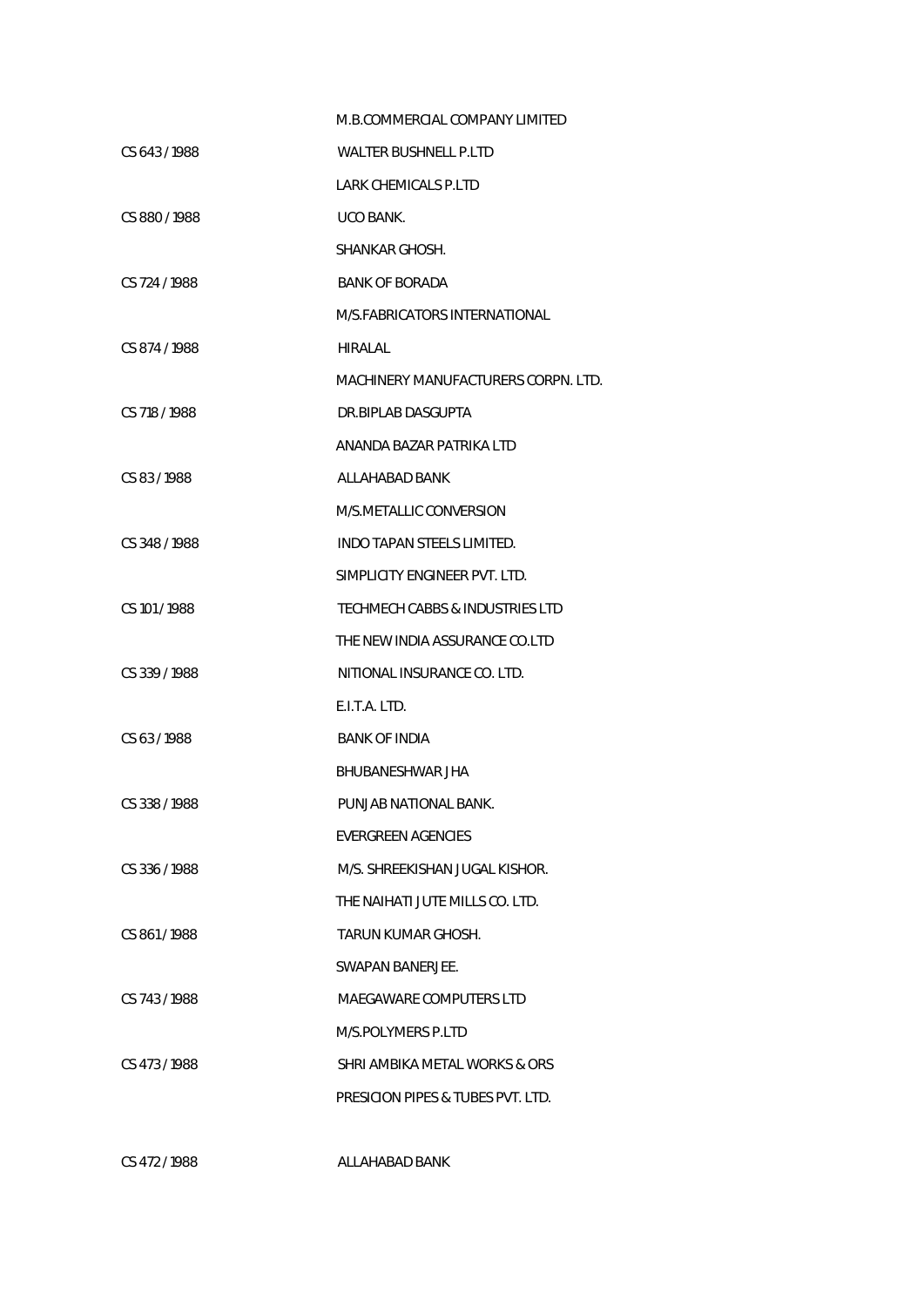| | |
|---|---|
| | M.B.COMMERCIAL COMPANY LIMITED |
| CS 643 / 1988 | WALTER BUSHNELL P.LTD |
| | LARK CHEMICALS P.LTD |
| CS 880 / 1988 | UCO BANK. |
| | SHANKAR GHOSH. |
| CS 724 / 1988 | BANK OF BORADA |
| | M/S.FABRICATORS INTERNATIONAL |
| CS 874 / 1988 | HIRALAL |
| | MACHINERY MANUFACTURERS CORPN. LTD. |
| CS 718 / 1988 | DR.BIPLAB DASGUPTA |
| | ANANDA BAZAR PATRIKA LTD |
| CS 83 / 1988 | ALLAHABAD BANK |
| | M/S.METALLIC CONVERSION |
| CS 348 / 1988 | INDO TAPAN STEELS LIMITED. |
| | SIMPLICITY ENGINEER PVT. LTD. |
| CS 101 / 1988 | TECHMECH CABBS & INDUSTRIES LTD |
| | THE NEW INDIA ASSURANCE CO.LTD |
| CS 339 / 1988 | NITIONAL INSURANCE CO. LTD. |
| | E.I.T.A. LTD. |
| CS 63 / 1988 | BANK OF INDIA |
| | BHUBANESHWAR JHA |
| CS 338 / 1988 | PUNJAB NATIONAL BANK. |
| | EVERGREEN AGENCIES |
| CS 336 / 1988 | M/S. SHREEKISHAN JUGAL KISHOR. |
| | THE NAIHATI JUTE MILLS CO. LTD. |
| CS 861 / 1988 | TARUN KUMAR GHOSH. |
| | SWAPAN BANERJEE. |
| CS 743 / 1988 | MAEGAWARE COMPUTERS LTD |
| | M/S.POLYMERS P.LTD |
| CS 473 / 1988 | SHRI AMBIKA METAL WORKS & ORS |
| | PRESICION PIPES & TUBES PVT. LTD. |
| CS 472 / 1988 | ALLAHABAD BANK |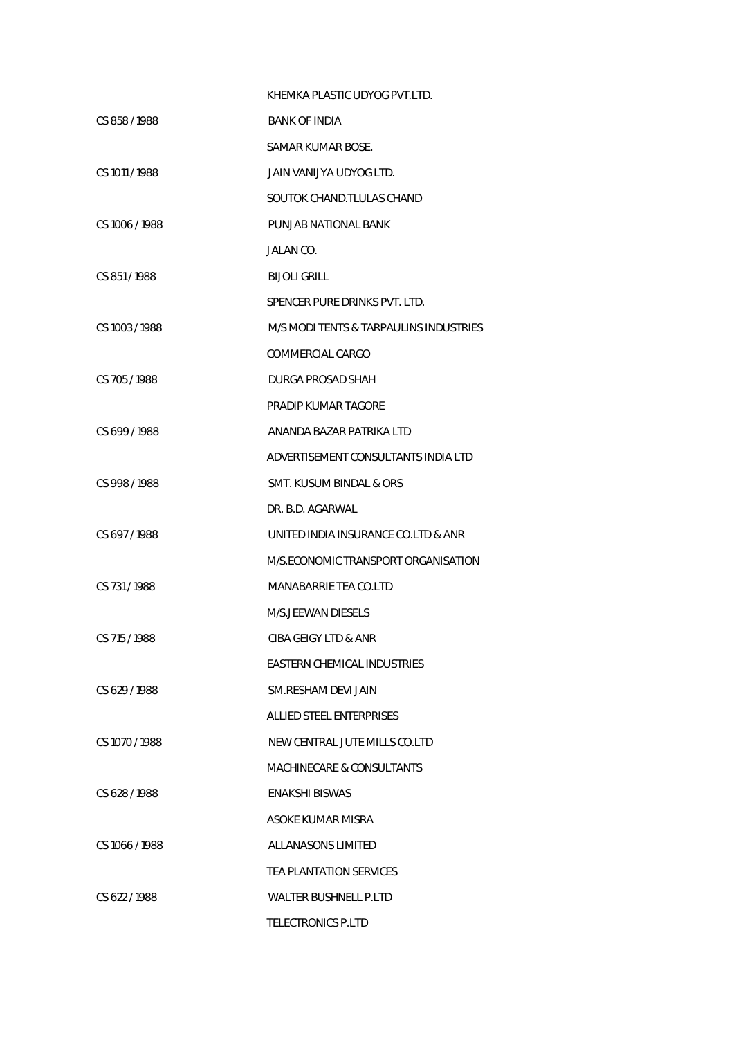KHEMKA PLASTIC UDYOG PVT.LTD.

| | |
|---|---|
| CS 858 / 1988 | BANK OF INDIA |
| | SAMAR KUMAR BOSE. |
| CS 1011 / 1988 | JAIN VANIJYA UDYOG LTD. |
| | SOUTOK CHAND.TLULAS CHAND |
| CS 1006 / 1988 | PUNJAB NATIONAL BANK |
| | JALAN CO. |
| CS 851 / 1988 | BIJOLI GRILL |
| | SPENCER PURE DRINKS PVT. LTD. |
| CS 1003 / 1988 | M/S MODI TENTS & TARPAULINS INDUSTRIES |
| | COMMERCIAL CARGO |
| CS 705 / 1988 | DURGA PROSAD SHAH |
| | PRADIP KUMAR TAGORE |
| CS 699 / 1988 | ANANDA BAZAR PATRIKA LTD |
| | ADVERTISEMENT CONSULTANTS INDIA LTD |
| CS 998 / 1988 | SMT. KUSUM BINDAL & ORS |
| | DR. B.D. AGARWAL |
| CS 697 / 1988 | UNITED INDIA INSURANCE CO.LTD & ANR |
| | M/S.ECONOMIC TRANSPORT ORGANISATION |
| CS 731 / 1988 | MANABARRIE TEA CO.LTD |
| | M/S.JEEWAN DIESELS |
| CS 715 / 1988 | CIBA GEIGY LTD & ANR |
| | EASTERN CHEMICAL INDUSTRIES |
| CS 629 / 1988 | SM.RESHAM DEVI JAIN |
| | ALLIED STEEL ENTERPRISES |
| CS 1070 / 1988 | NEW CENTRAL JUTE MILLS CO.LTD |
| | MACHINECARE & CONSULTANTS |
| CS 628 / 1988 | ENAKSHI BISWAS |
| | ASOKE KUMAR MISRA |
| CS 1066 / 1988 | ALLANASONS LIMITED |
| | TEA PLANTATION SERVICES |
| CS 622 / 1988 | WALTER BUSHNELL P.LTD |
| | TELECTRONICS P.LTD |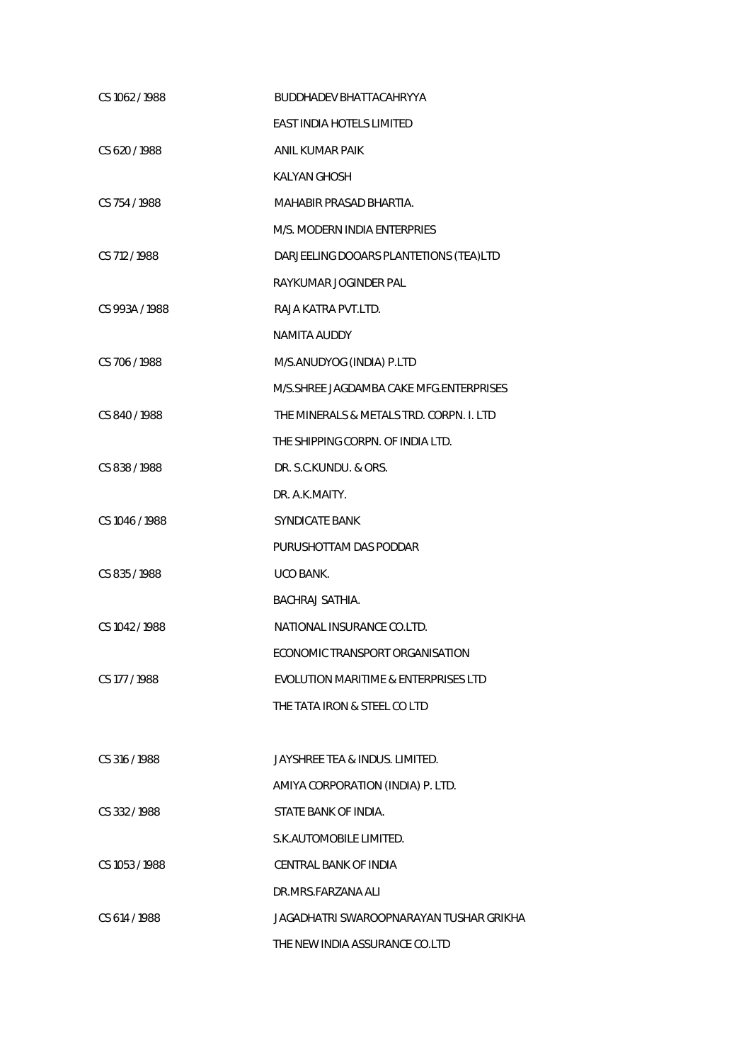| | |
|---|---|
| CS 1062 / 1988 | BUDDHADEV BHATTACAHRYYA |
| | EAST INDIA HOTELS LIMITED |
| CS 620 / 1988 | ANIL KUMAR PAIK |
| | KALYAN GHOSH |
| CS 754 / 1988 | MAHABIR PRASAD BHARTIA. |
| | M/S. MODERN INDIA ENTERPRIES |
| CS 712 / 1988 | DARJEELING DOOARS PLANTETIONS (TEA)LTD |
| | RAYKUMAR JOGINDER PAL |
| CS 993A / 1988 | RAJA KATRA PVT.LTD. |
| | NAMITA AUDDY |
| CS 706 / 1988 | M/S.ANUDYOG (INDIA) P.LTD |
| | M/S.SHREE JAGDAMBA CAKE MFG.ENTERPRISES |
| CS 840 / 1988 | THE MINERALS & METALS TRD. CORPN. I. LTD |
| | THE SHIPPING CORPN. OF INDIA LTD. |
| CS 838 / 1988 | DR. S.C.KUNDU. & ORS. |
| | DR. A.K.MAITY. |
| CS 1046 / 1988 | SYNDICATE BANK |
| | PURUSHOTTAM DAS PODDAR |
| CS 835 / 1988 | UCO BANK. |
| | BACHRAJ SATHIA. |
| CS 1042 / 1988 | NATIONAL INSURANCE CO.LTD. |
| | ECONOMIC TRANSPORT ORGANISATION |
| CS 177 / 1988 | EVOLUTION MARITIME & ENTERPRISES LTD |
| | THE TATA IRON & STEEL CO LTD |
| CS 316 / 1988 | JAYSHREE TEA & INDUS. LIMITED. |
| | AMIYA CORPORATION (INDIA) P. LTD. |
| CS 332 / 1988 | STATE BANK OF INDIA. |
| | S.K.AUTOMOBILE LIMITED. |
| CS 1053 / 1988 | CENTRAL BANK OF INDIA |
| | DR.MRS.FARZANA ALI |
| CS 614 / 1988 | JAGADHATRI SWAROOPNARAYAN TUSHAR GRIKHA |
| | THE NEW INDIA ASSURANCE CO.LTD |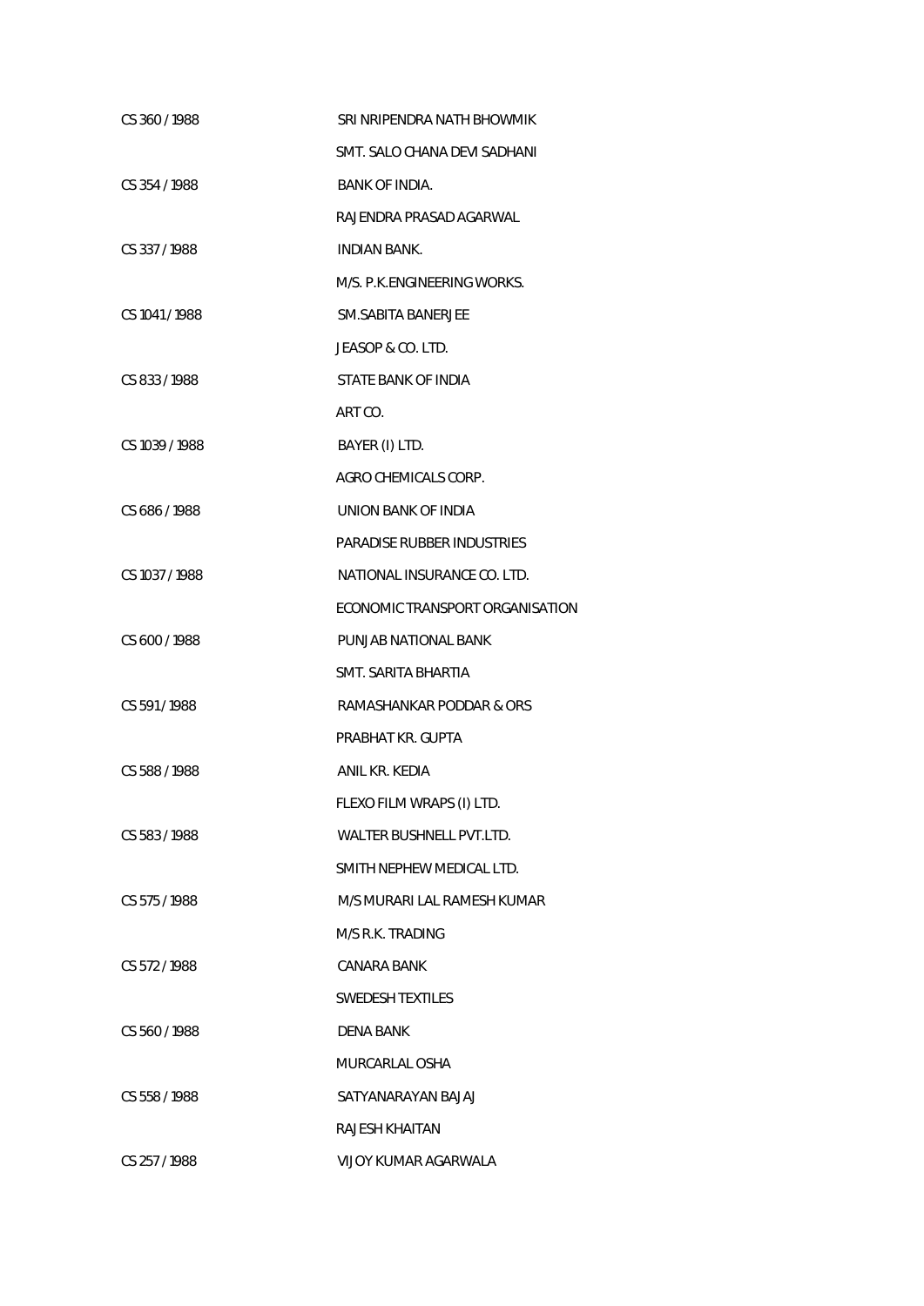| | |
|---|---|
| CS 360 / 1988 | SRI NRIPENDRA NATH BHOWMIK |
| | SMT. SALO CHANA DEVI SADHANI |
| CS 354 / 1988 | BANK OF INDIA. |
| | RAJENDRA PRASAD AGARWAL |
| CS 337 / 1988 | INDIAN BANK. |
| | M/S. P.K.ENGINEERING WORKS. |
| CS 1041 / 1988 | SM.SABITA BANERJEE |
| | JEASOP & CO. LTD. |
| CS 833 / 1988 | STATE BANK OF INDIA |
| | ART CO. |
| CS 1039 / 1988 | BAYER (I) LTD. |
| | AGRO CHEMICALS CORP. |
| CS 686 / 1988 | UNION BANK OF INDIA |
| | PARADISE RUBBER INDUSTRIES |
| CS 1037 / 1988 | NATIONAL INSURANCE CO. LTD. |
| | ECONOMIC TRANSPORT ORGANISATION |
| CS 600 / 1988 | PUNJAB NATIONAL BANK |
| | SMT. SARITA BHARTIA |
| CS 591 / 1988 | RAMASHANKAR PODDAR & ORS |
| | PRABHAT KR. GUPTA |
| CS 588 / 1988 | ANIL KR. KEDIA |
| | FLEXO FILM WRAPS (I) LTD. |
| CS 583 / 1988 | WALTER BUSHNELL PVT.LTD. |
| | SMITH NEPHEW MEDICAL LTD. |
| CS 575 / 1988 | M/S MURARI LAL RAMESH KUMAR |
| | M/S R.K. TRADING |
| CS 572 / 1988 | CANARA BANK |
| | SWEDESH TEXTILES |
| CS 560 / 1988 | DENA BANK |
| | MURCARLAL OSHA |
| CS 558 / 1988 | SATYANARAYAN BAJAJ |
| | RAJESH KHAITAN |
| CS 257 / 1988 | VIJOY KUMAR AGARWALA |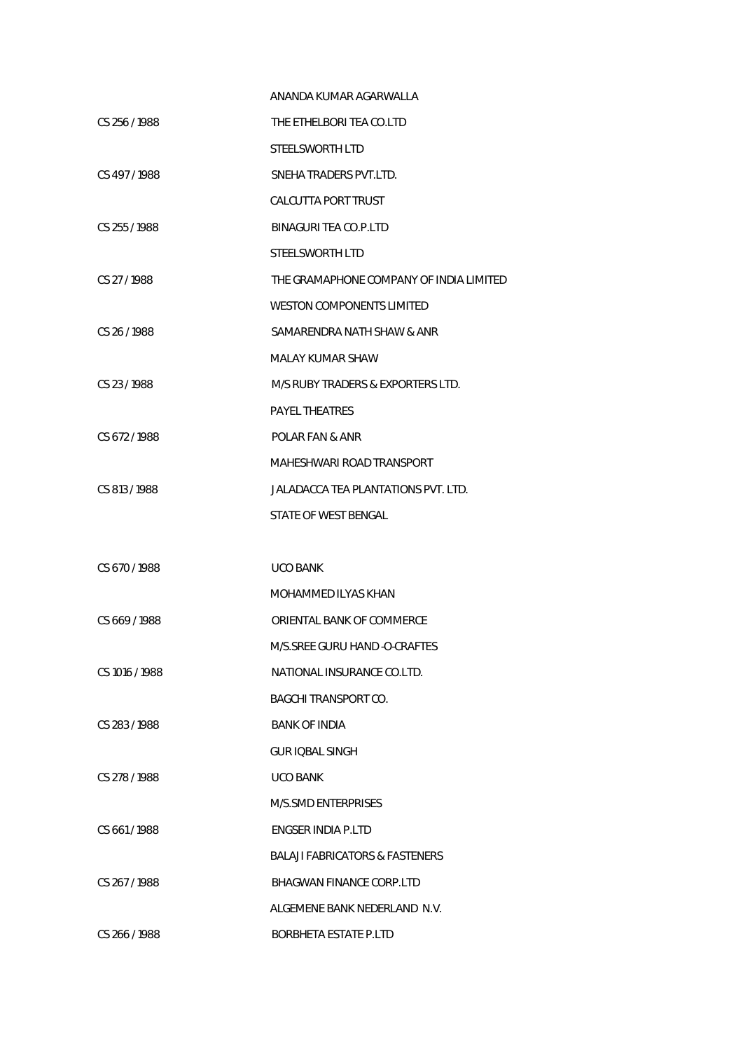| | |
|---|---|
| | ANANDA KUMAR AGARWALLA |
| CS 256 / 1988 | THE ETHELBORI TEA CO.LTD |
| | STEELSWORTH LTD |
| CS 497 / 1988 | SNEHA TRADERS PVT.LTD. |
| | CALCUTTA PORT TRUST |
| CS 255 / 1988 | BINAGURI TEA CO.P.LTD |
| | STEELSWORTH LTD |
| CS 27 / 1988 | THE GRAMAPHONE COMPANY OF INDIA LIMITED |
| | WESTON COMPONENTS LIMITED |
| CS 26 / 1988 | SAMARENDRA NATH SHAW & ANR |
| | MALAY KUMAR SHAW |
| CS 23 / 1988 | M/S RUBY TRADERS & EXPORTERS LTD. |
| | PAYEL THEATRES |
| CS 672 / 1988 | POLAR FAN & ANR |
| | MAHESHWARI ROAD TRANSPORT |
| CS 813 / 1988 | JALADACCA TEA PLANTATIONS PVT. LTD. |
| | STATE OF WEST BENGAL |
| CS 670 / 1988 | UCO BANK |
| | MOHAMMED ILYAS KHAN |
| CS 669 / 1988 | ORIENTAL BANK OF COMMERCE |
| | M/S.SREE GURU HAND -O-CRAFTES |
| CS 1016 / 1988 | NATIONAL INSURANCE CO.LTD. |
| | BAGCHI TRANSPORT CO. |
| CS 283 / 1988 | BANK OF INDIA |
| | GUR IQBAL SINGH |
| CS 278 / 1988 | UCO BANK |
| | M/S.SMD ENTERPRISES |
| CS 661 / 1988 | ENGSER INDIA P.LTD |
| | BALAJI FABRICATORS & FASTENERS |
| CS 267 / 1988 | BHAGWAN FINANCE CORP.LTD |
| | ALGEMENE BANK NEDERLAND N.V. |
| CS 266 / 1988 | BORBHETA ESTATE P.LTD |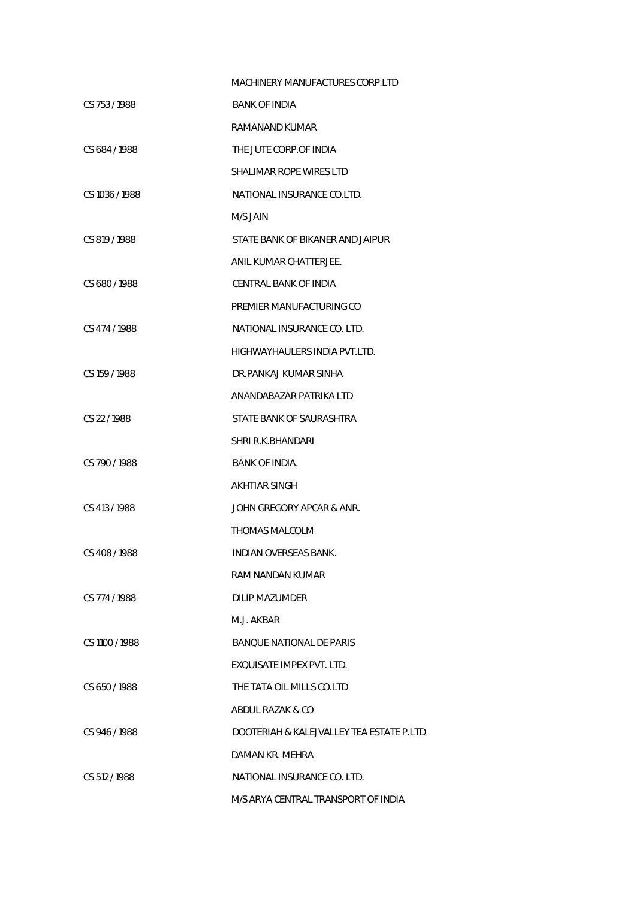| | |
|---|---|
| | MACHINERY MANUFACTURES CORP.LTD |
| CS 753 / 1988 | BANK OF INDIA |
| | RAMANAND KUMAR |
| CS 684 / 1988 | THE JUTE CORP.OF INDIA |
| | SHALIMAR ROPE WIRES LTD |
| CS 1036 / 1988 | NATIONAL INSURANCE CO.LTD. |
| | M/S JAIN |
| CS 819 / 1988 | STATE BANK OF BIKANER AND JAIPUR |
| | ANIL KUMAR CHATTERJEE. |
| CS 680 / 1988 | CENTRAL BANK OF INDIA |
| | PREMIER MANUFACTURING CO |
| CS 474 / 1988 | NATIONAL INSURANCE CO. LTD. |
| | HIGHWAYHAULERS INDIA PVT.LTD. |
| CS 159 / 1988 | DR.PANKAJ KUMAR SINHA |
| | ANANDABAZAR PATRIKA LTD |
| CS 22 / 1988 | STATE BANK OF SAURASHTRA |
| | SHRI R.K.BHANDARI |
| CS 790 / 1988 | BANK OF INDIA. |
| | AKHTIAR SINGH |
| CS 413 / 1988 | JOHN GREGORY APCAR & ANR. |
| | THOMAS MALCOLM |
| CS 408 / 1988 | INDIAN OVERSEAS BANK. |
| | RAM NANDAN KUMAR |
| CS 774 / 1988 | DILIP MAZUMDER |
| | M.J. AKBAR |
| CS 1100 / 1988 | BANQUE NATIONAL DE PARIS |
| | EXQUISATE IMPEX PVT. LTD. |
| CS 650 / 1988 | THE TATA OIL MILLS CO.LTD |
| | ABDUL RAZAK & CO |
| CS 946 / 1988 | DOOTERIAH & KALEJVALLEY TEA ESTATE P.LTD |
| | DAMAN KR. MEHRA |
| CS 512 / 1988 | NATIONAL INSURANCE CO. LTD. |
| | M/S ARYA CENTRAL TRANSPORT OF INDIA |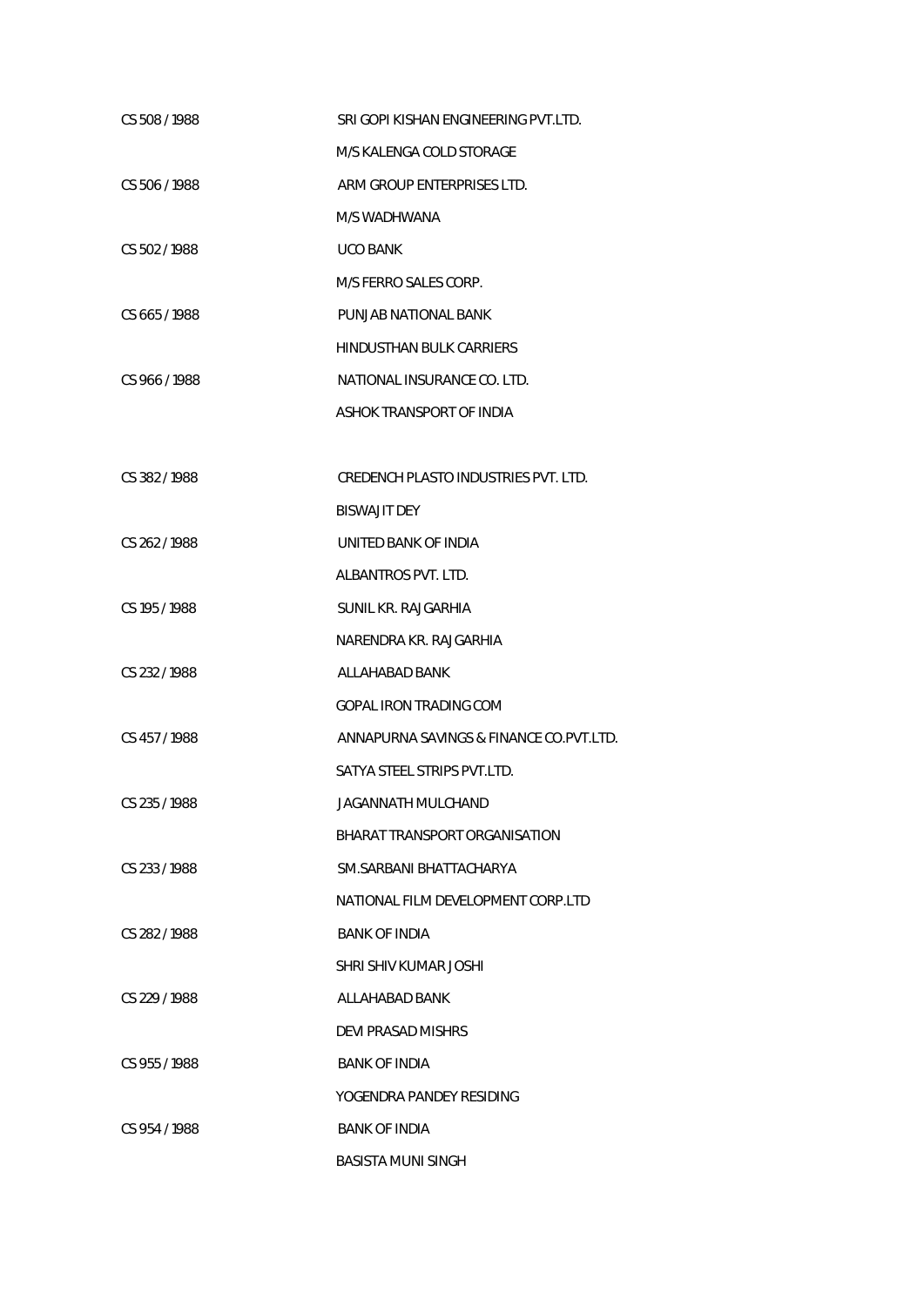| | |
|---|---|
| CS 508 / 1988 | SRI GOPI KISHAN ENGINEERING PVT.LTD. |
| | M/S KALENGA COLD STORAGE |
| CS 506 / 1988 | ARM GROUP ENTERPRISES LTD. |
| | M/S WADHWANA |
| CS 502 / 1988 | UCO BANK |
| | M/S FERRO SALES CORP. |
| CS 665 / 1988 | PUNJAB NATIONAL BANK |
| | HINDUSTHAN BULK CARRIERS |
| CS 966 / 1988 | NATIONAL INSURANCE CO. LTD. |
| | ASHOK TRANSPORT OF INDIA |
| CS 382 / 1988 | CREDENCH PLASTO INDUSTRIES PVT. LTD. |
| | BISWAJIT DEY |
| CS 262 / 1988 | UNITED BANK OF INDIA |
| | ALBANTROS PVT. LTD. |
| CS 195 / 1988 | SUNIL KR. RAJGARHIA |
| | NARENDRA KR. RAJGARHIA |
| CS 232 / 1988 | ALLAHABAD BANK |
| | GOPAL IRON TRADING COM |
| CS 457 / 1988 | ANNAPURNA SAVINGS & FINANCE CO.PVT.LTD. |
| | SATYA STEEL STRIPS PVT.LTD. |
| CS 235 / 1988 | JAGANNATH MULCHAND |
| | BHARAT TRANSPORT ORGANISATION |
| CS 233 / 1988 | SM.SARBANI BHATTACHARYA |
| | NATIONAL FILM DEVELOPMENT CORP.LTD |
| CS 282 / 1988 | BANK OF INDIA |
| | SHRI SHIV KUMAR JOSHI |
| CS 229 / 1988 | ALLAHABAD BANK |
| | DEVI PRASAD MISHRS |
| CS 955 / 1988 | BANK OF INDIA |
| | YOGENDRA PANDEY RESIDING |
| CS 954 / 1988 | BANK OF INDIA |
| | BASISTA MUNI SINGH |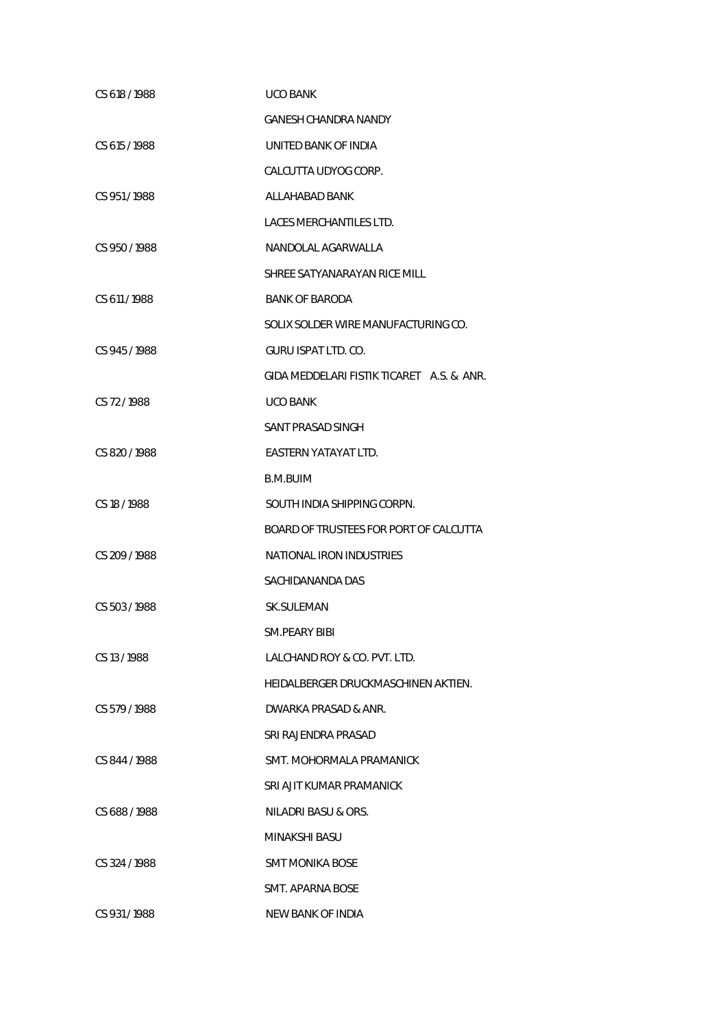| | |
|---|---|
| CS 618 / 1988 | UCO BANK |
| | GANESH CHANDRA NANDY |
| CS 615 / 1988 | UNITED BANK OF INDIA |
| | CALCUTTA UDYOG CORP. |
| CS 951 / 1988 | ALLAHABAD BANK |
| | LACES MERCHANTILES LTD. |
| CS 950 / 1988 | NANDOLAL AGARWALLA |
| | SHREE SATYANARAYAN RICE MILL |
| CS 611 / 1988 | BANK OF BARODA |
| | SOLIX SOLDER WIRE MANUFACTURING CO. |
| CS 945 / 1988 | GURU ISPAT LTD. CO. |
| | GIDA MEDDELARI FISTIK TICARET A.S. & ANR. |
| CS 72 / 1988 | UCO BANK |
| | SANT PRASAD SINGH |
| CS 820 / 1988 | EASTERN YATAYAT LTD. |
| | B.M.BUIM |
| CS 18 / 1988 | SOUTH INDIA SHIPPING CORPN. |
| | BOARD OF TRUSTEES FOR PORT OF CALCUTTA |
| CS 209 / 1988 | NATIONAL IRON INDUSTRIES |
| | SACHIDANANDA DAS |
| CS 503 / 1988 | SK.SULEMAN |
| | SM.PEARY BIBI |
| CS 13 / 1988 | LALCHAND ROY & CO. PVT. LTD. |
| | HEIDALBERGER DRUCKMASCHINEN AKTIEN. |
| CS 579 / 1988 | DWARKA PRASAD & ANR. |
| | SRI RAJENDRA PRASAD |
| CS 844 / 1988 | SMT. MOHORMALA PRAMANICK |
| | SRI AJIT KUMAR PRAMANICK |
| CS 688 / 1988 | NILADRI BASU & ORS. |
| | MINAKSHI BASU |
| CS 324 / 1988 | SMT MONIKA BOSE |
| | SMT. APARNA BOSE |
| CS 931 / 1988 | NEW BANK OF INDIA |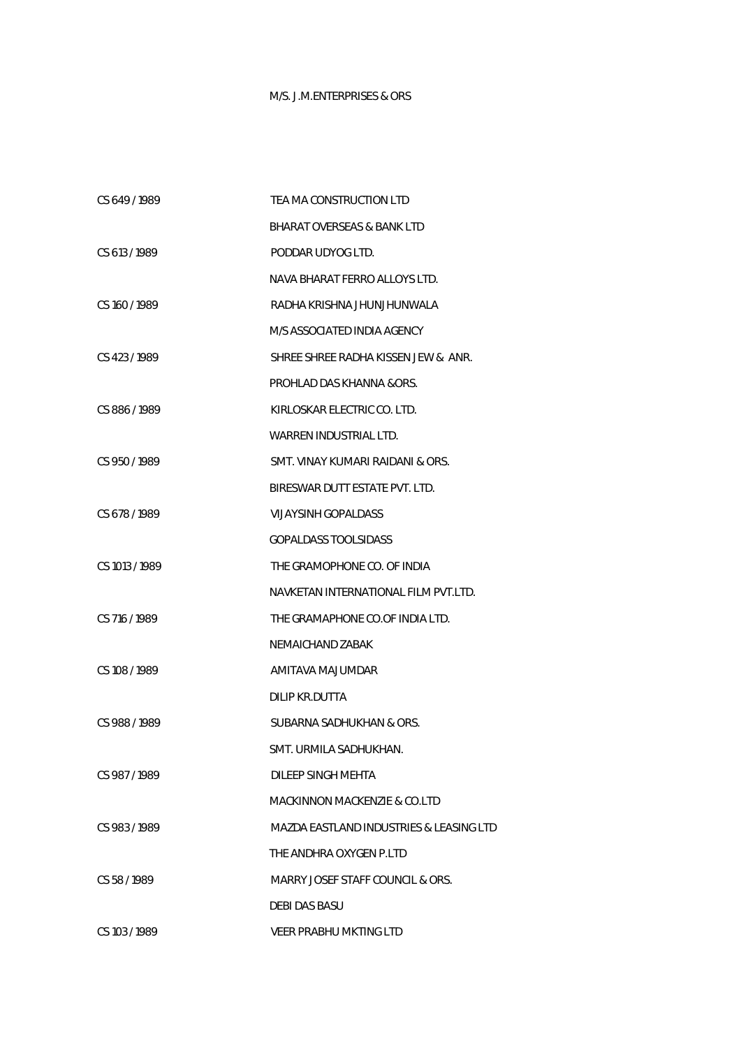M/S. J.M.ENTERPRISES & ORS

| | |
|---|---|
| CS 649 / 1989 | TEA MA CONSTRUCTION LTD |
| | BHARAT OVERSEAS & BANK LTD |
| CS 613 / 1989 | PODDAR UDYOG LTD. |
| | NAVA BHARAT FERRO ALLOYS LTD. |
| CS 160 / 1989 | RADHA KRISHNA JHUNJHUNWALA |
| | M/S ASSOCIATED INDIA AGENCY |
| CS 423 / 1989 | SHREE SHREE RADHA KISSEN JEW & ANR. |
| | PROHLAD DAS KHANNA &ORS. |
| CS 886 / 1989 | KIRLOSKAR ELECTRIC CO. LTD. |
| | WARREN INDUSTRIAL LTD. |
| CS 950 / 1989 | SMT. VINAY KUMARI RAIDANI & ORS. |
| | BIRESWAR DUTT ESTATE PVT. LTD. |
| CS 678 / 1989 | VIJAYSINH GOPALDASS |
| | GOPALDASS TOOLSIDASS |
| CS 1013 / 1989 | THE GRAMOPHONE CO. OF INDIA |
| | NAVKETAN INTERNATIONAL FILM PVT.LTD. |
| CS 716 / 1989 | THE GRAMAPHONE CO.OF INDIA LTD. |
| | NEMAICHAND ZABAK |
| CS 108 / 1989 | AMITAVA MAJUMDAR |
| | DILIP KR.DUTTA |
| CS 988 / 1989 | SUBARNA SADHUKHAN & ORS. |
| | SMT. URMILA SADHUKHAN. |
| CS 987 / 1989 | DILEEP SINGH MEHTA |
| | MACKINNON MACKENZIE & CO.LTD |
| CS 983 / 1989 | MAZDA EASTLAND INDUSTRIES & LEASING LTD |
| | THE ANDHRA OXYGEN P.LTD |
| CS 58 / 1989 | MARRY JOSEF STAFF COUNCIL & ORS. |
| | DEBI DAS BASU |
| CS 103 / 1989 | VEER PRABHU MKTING LTD |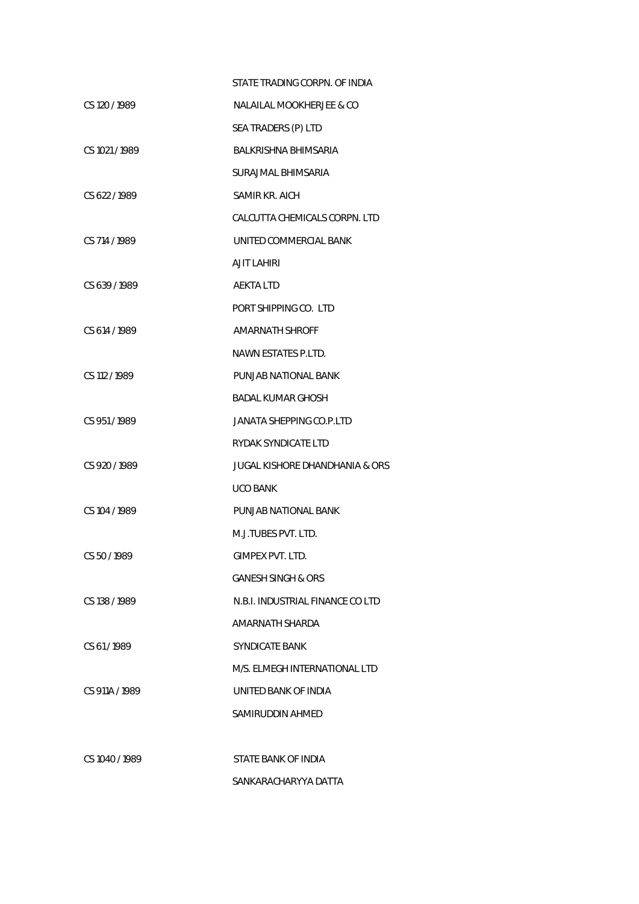| | |
|---|---|
| | STATE TRADING CORPN. OF INDIA |
| CS 120 / 1989 | NALAILAL MOOKHERJEE & CO |
| | SEA TRADERS (P) LTD |
| CS 1021 / 1989 | BALKRISHNA BHIMSARIA |
| | SURAJMAL BHIMSARIA |
| CS 622 / 1989 | SAMIR KR. AICH |
| | CALCUTTA CHEMICALS CORPN. LTD |
| CS 714 / 1989 | UNITED COMMERCIAL BANK |
| | AJIT LAHIRI |
| CS 639 / 1989 | AEKTA LTD |
| | PORT SHIPPING CO. LTD |
| CS 614 / 1989 | AMARNATH SHROFF |
| | NAWN ESTATES P.LTD. |
| CS 112 / 1989 | PUNJAB NATIONAL BANK |
| | BADAL KUMAR GHOSH |
| CS 951 / 1989 | JANATA SHEPPING CO.P.LTD |
| | RYDAK SYNDICATE LTD |
| CS 920 / 1989 | JUGAL KISHORE DHANDHANIA & ORS |
| | UCO BANK |
| CS 104 / 1989 | PUNJAB NATIONAL BANK |
| | M.J.TUBES PVT. LTD. |
| CS 50 / 1989 | GIMPEX PVT. LTD. |
| | GANESH SINGH & ORS |
| CS 138 / 1989 | N.B.I. INDUSTRIAL FINANCE CO LTD |
| | AMARNATH SHARDA |
| CS 61 / 1989 | SYNDICATE BANK |
| | M/S. ELMEGH INTERNATIONAL LTD |
| CS 911A / 1989 | UNITED BANK OF INDIA |
| | SAMIRUDDIN AHMED |
| CS 1040 / 1989 | STATE BANK OF INDIA |
| | SANKARACHARYYA DATTA |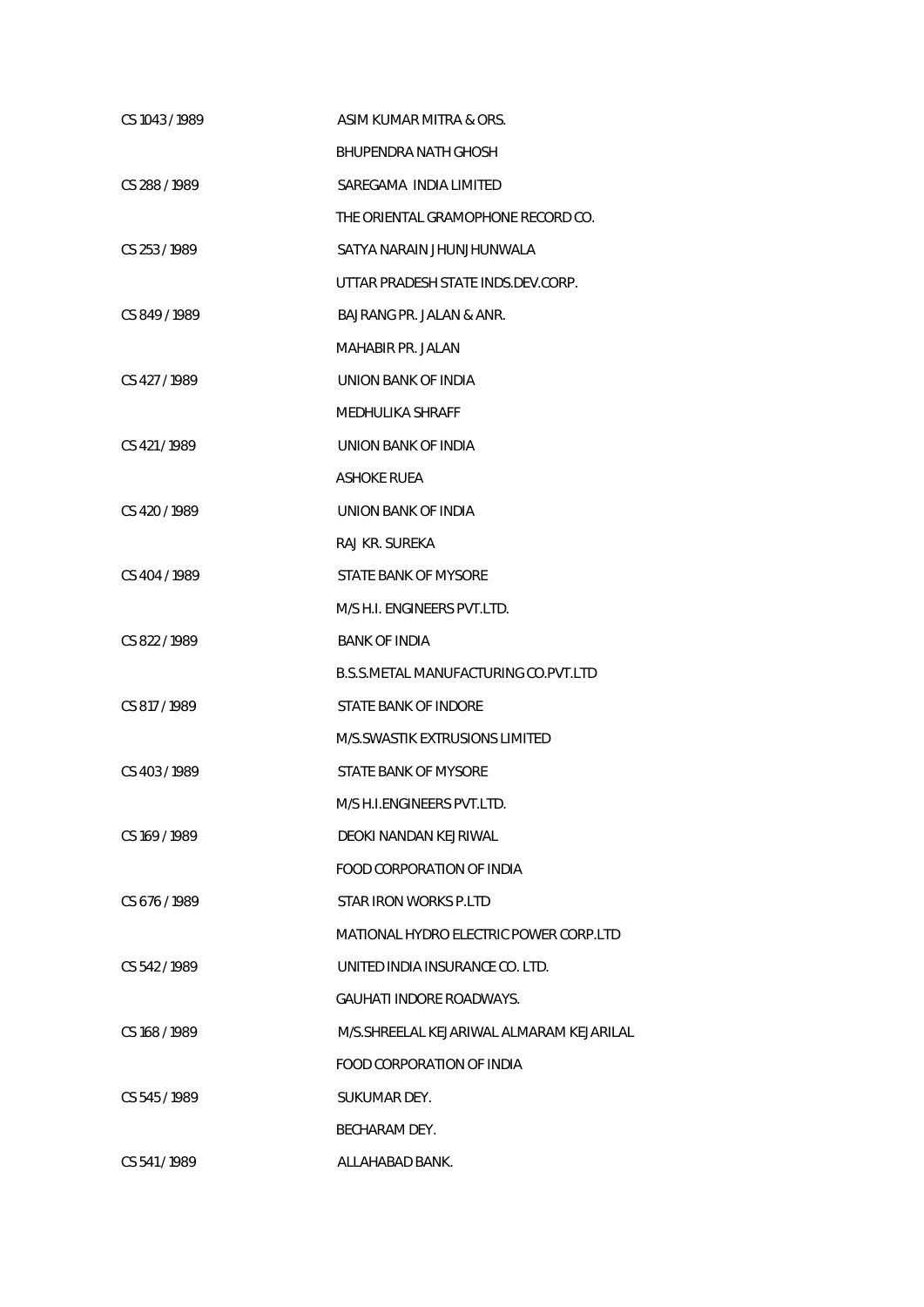| | |
|---|---|
| CS 1043 / 1989 | ASIM KUMAR MITRA & ORS. |
| | BHUPENDRA NATH GHOSH |
| CS 288 / 1989 | SAREGAMA INDIA LIMITED |
| | THE ORIENTAL GRAMOPHONE RECORD CO. |
| CS 253 / 1989 | SATYA NARAIN JHUNJHUNWALA |
| | UTTAR PRADESH STATE INDS.DEV.CORP. |
| CS 849 / 1989 | BAJRANG PR. JALAN & ANR. |
| | MAHABIR PR. JALAN |
| CS 427 / 1989 | UNION BANK OF INDIA |
| | MEDHULIKA SHRAFF |
| CS 421 / 1989 | UNION BANK OF INDIA |
| | ASHOKE RUEA |
| CS 420 / 1989 | UNION BANK OF INDIA |
| | RAJ KR. SUREKA |
| CS 404 / 1989 | STATE BANK OF MYSORE |
| | M/S H.I. ENGINEERS PVT.LTD. |
| CS 822 / 1989 | BANK OF INDIA |
| | B.S.S.METAL MANUFACTURING CO.PVT.LTD |
| CS 817 / 1989 | STATE BANK OF INDORE |
| | M/S.SWASTIK EXTRUSIONS LIMITED |
| CS 403 / 1989 | STATE BANK OF MYSORE |
| | M/S H.I.ENGINEERS PVT.LTD. |
| CS 169 / 1989 | DEOKI NANDAN KEJRIWAL |
| | FOOD CORPORATION OF INDIA |
| CS 676 / 1989 | STAR IRON WORKS P.LTD |
| | MATIONAL HYDRO ELECTRIC POWER CORP.LTD |
| CS 542 / 1989 | UNITED INDIA INSURANCE CO. LTD. |
| | GAUHATI INDORE ROADWAYS. |
| CS 168 / 1989 | M/S.SHREELAL KEJARIWAL ALMARAM KEJARILAL |
| | FOOD CORPORATION OF INDIA |
| CS 545 / 1989 | SUKUMAR DEY. |
| | BECHARAM DEY. |
| CS 541 / 1989 | ALLAHABAD BANK. |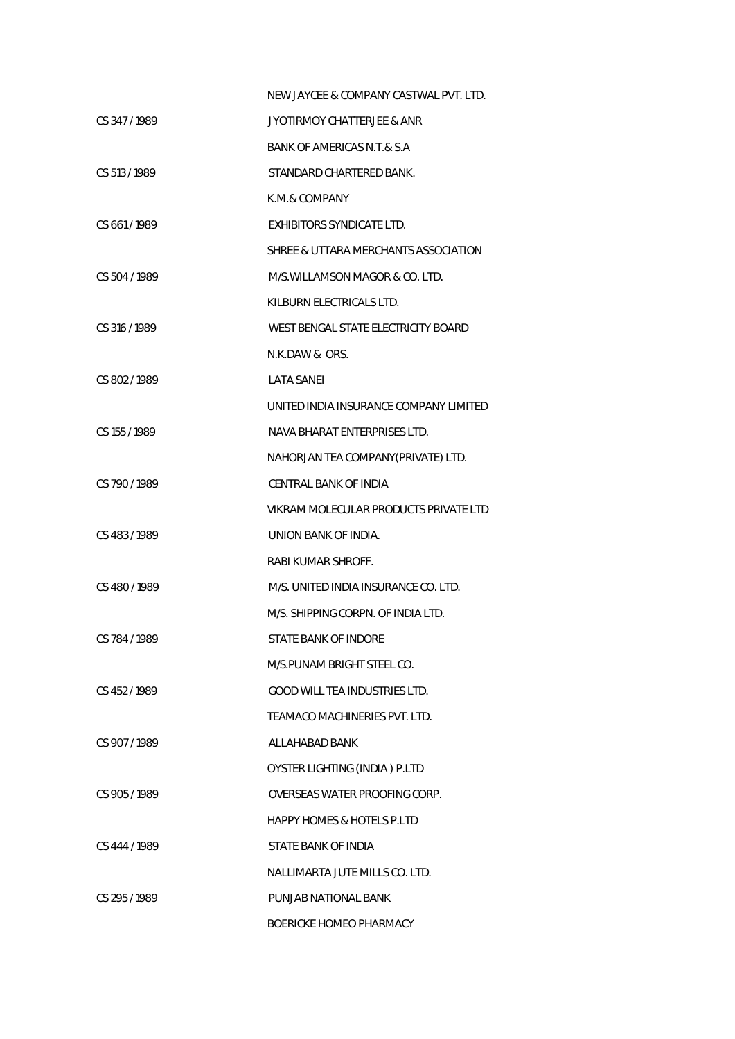NEW JAYCEE & COMPANY CASTWAL PVT. LTD.

| | |
|---|---|
| CS 347 / 1989 | JYOTIRMOY CHATTERJEE & ANR |
| | BANK OF AMERICAS N.T.& S.A |
| CS 513 / 1989 | STANDARD CHARTERED BANK. |
| | K.M.& COMPANY |
| CS 661 / 1989 | EXHIBITORS SYNDICATE LTD. |
| | SHREE & UTTARA MERCHANTS ASSOCIATION |
| CS 504 / 1989 | M/S.WILLAMSON MAGOR & CO. LTD. |
| | KILBURN ELECTRICALS LTD. |
| CS 316 / 1989 | WEST BENGAL STATE ELECTRICITY BOARD |
| | N.K.DAW & ORS. |
| CS 802 / 1989 | LATA SANEI |
| | UNITED INDIA INSURANCE COMPANY LIMITED |
| CS 155 / 1989 | NAVA BHARAT ENTERPRISES LTD. |
| | NAHORJAN TEA COMPANY(PRIVATE) LTD. |
| CS 790 / 1989 | CENTRAL BANK OF INDIA |
| | VIKRAM MOLECULAR PRODUCTS PRIVATE LTD |
| CS 483 / 1989 | UNION BANK OF INDIA. |
| | RABI KUMAR SHROFF. |
| CS 480 / 1989 | M/S. UNITED INDIA INSURANCE CO. LTD. |
| | M/S. SHIPPING CORPN. OF INDIA LTD. |
| CS 784 / 1989 | STATE BANK OF INDORE |
| | M/S.PUNAM BRIGHT STEEL CO. |
| CS 452 / 1989 | GOOD WILL TEA INDUSTRIES LTD. |
| | TEAMACO MACHINERIES PVT. LTD. |
| CS 907 / 1989 | ALLAHABAD BANK |
| | OYSTER LIGHTING (INDIA ) P.LTD |
| CS 905 / 1989 | OVERSEAS WATER PROOFING CORP. |
| | HAPPY HOMES & HOTELS P.LTD |
| CS 444 / 1989 | STATE BANK OF INDIA |
| | NALLIMARTA JUTE MILLS CO. LTD. |
| CS 295 / 1989 | PUNJAB NATIONAL BANK |
| | BOERICKE HOMEO PHARMACY |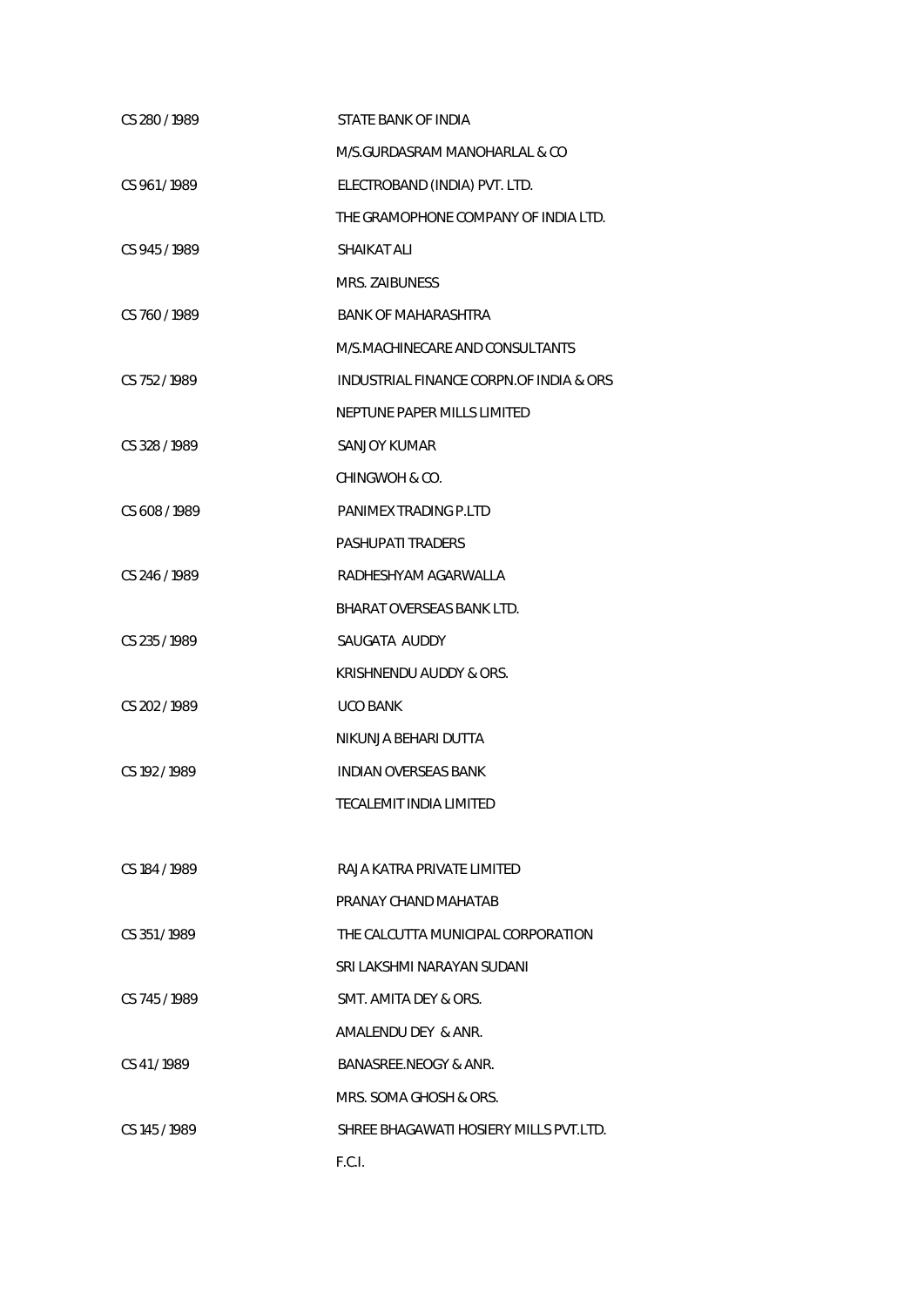| | |
|---|---|
| CS 280 / 1989 | STATE BANK OF INDIA |
| | M/S.GURDASRAM MANOHARLAL & CO |
| CS 961 / 1989 | ELECTROBAND (INDIA) PVT. LTD. |
| | THE GRAMOPHONE COMPANY OF INDIA LTD. |
| CS 945 / 1989 | SHAIKAT ALI |
| | MRS. ZAIBUNESS |
| CS 760 / 1989 | BANK OF MAHARASHTRA |
| | M/S.MACHINECARE AND CONSULTANTS |
| CS 752 / 1989 | INDUSTRIAL FINANCE CORPN.OF INDIA & ORS |
| | NEPTUNE PAPER MILLS LIMITED |
| CS 328 / 1989 | SANJOY KUMAR |
| | CHINGWOH & CO. |
| CS 608 / 1989 | PANIMEX TRADING P.LTD |
| | PASHUPATI TRADERS |
| CS 246 / 1989 | RADHESHYAM AGARWALLA |
| | BHARAT OVERSEAS BANK LTD. |
| CS 235 / 1989 | SAUGATA AUDDY |
| | KRISHNENDU AUDDY & ORS. |
| CS 202 / 1989 | UCO BANK |
| | NIKUNJA BEHARI DUTTA |
| CS 192 / 1989 | INDIAN OVERSEAS BANK |
| | TECALEMIT INDIA LIMITED |
| CS 184 / 1989 | RAJA KATRA PRIVATE LIMITED |
| | PRANAY CHAND MAHATAB |
| CS 351 / 1989 | THE CALCUTTA MUNICIPAL CORPORATION |
| | SRI LAKSHMI NARAYAN SUDANI |
| CS 745 / 1989 | SMT. AMITA DEY & ORS. |
| | AMALENDU DEY & ANR. |
| CS 41 / 1989 | BANASREE.NEOGY & ANR. |
| | MRS. SOMA GHOSH & ORS. |
| CS 145 / 1989 | SHREE BHAGAWATI HOSIERY MILLS PVT.LTD. |
| | F.C.I. |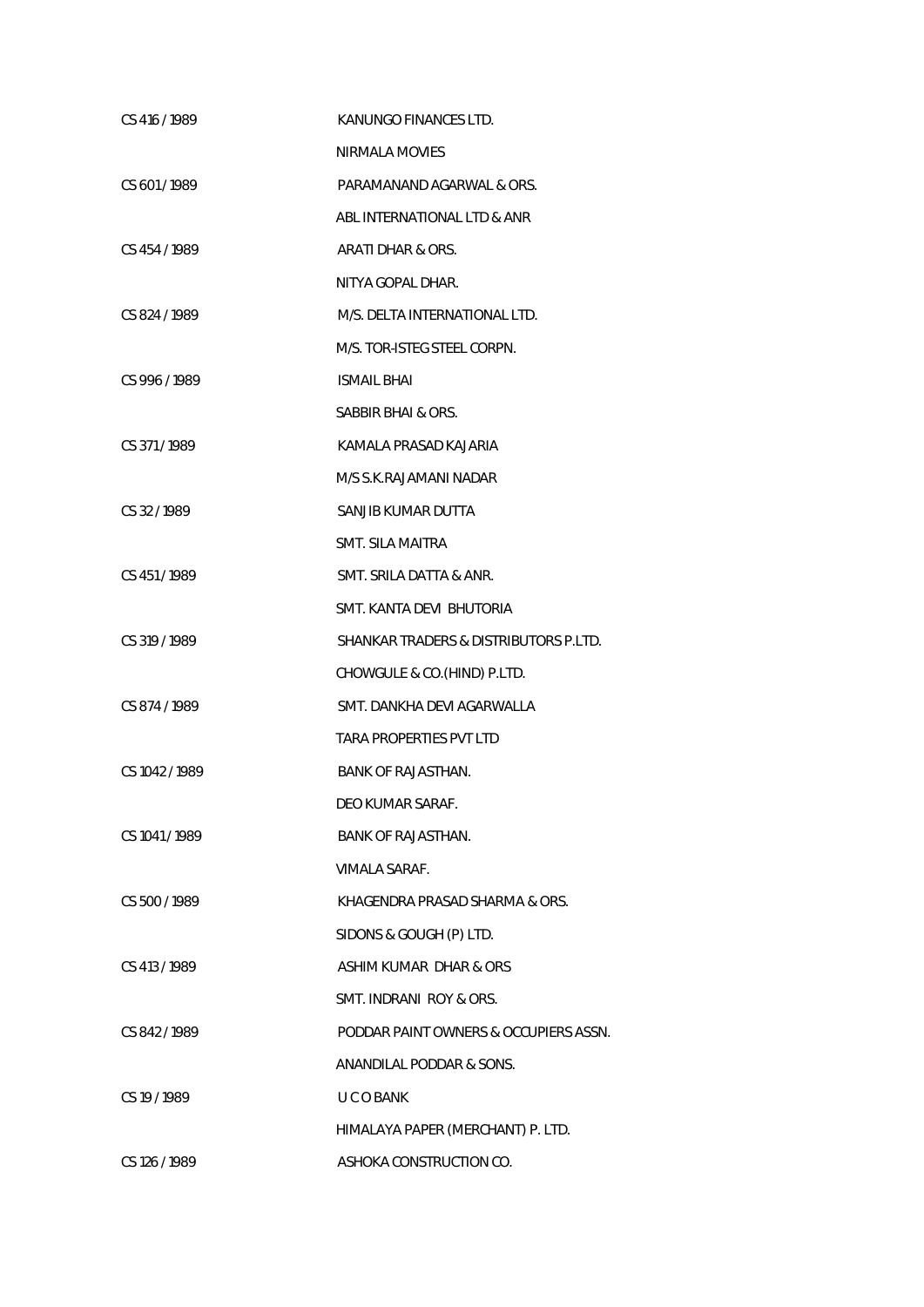CS 416 / 1989 KANUNGO FINANCES LTD.

NIRMALA MOVIES

CS 601 / 1989 PARAMANAND AGARWAL & ORS.

ABL INTERNATIONAL LTD & ANR

CS 454 / 1989 ARATI DHAR & ORS.

NITYA GOPAL DHAR.

CS 824 / 1989 M/S. DELTA INTERNATIONAL LTD.

M/S. TOR-ISTEG STEEL CORPN.

CS 996 / 1989 ISMAIL BHAI

SABBIR BHAI & ORS.

CS 371 / 1989 KAMALA PRASAD KAJARIA

M/S S.K.RAJAMANI NADAR

CS 32 / 1989 SANJIB KUMAR DUTTA

SMT. SILA MAITRA

CS 451 / 1989 SMT. SRILA DATTA & ANR.

SMT. KANTA DEVI BHUTORIA

CS 319 / 1989 SHANKAR TRADERS & DISTRIBUTORS P.LTD.

CHOWGULE & CO.(HIND) P.LTD.

CS 874 / 1989 SMT. DANKHA DEVI AGARWALLA

TARA PROPERTIES PVT LTD

CS 1042 / 1989 BANK OF RAJASTHAN.

DEO KUMAR SARAF.

CS 1041 / 1989 BANK OF RAJASTHAN.

VIMALA SARAF.

CS 500 / 1989 KHAGENDRA PRASAD SHARMA & ORS.

SIDONS & GOUGH (P) LTD.

CS 413 / 1989 ASHIM KUMAR DHAR & ORS

SMT. INDRANI ROY & ORS.

CS 842 / 1989 PODDAR PAINT OWNERS & OCCUPIERS ASSN.

ANANDILAL PODDAR & SONS.

CS 19 / 1989 U C O BANK

HIMALAYA PAPER (MERCHANT) P. LTD.

CS 126 / 1989 ASHOKA CONSTRUCTION CO.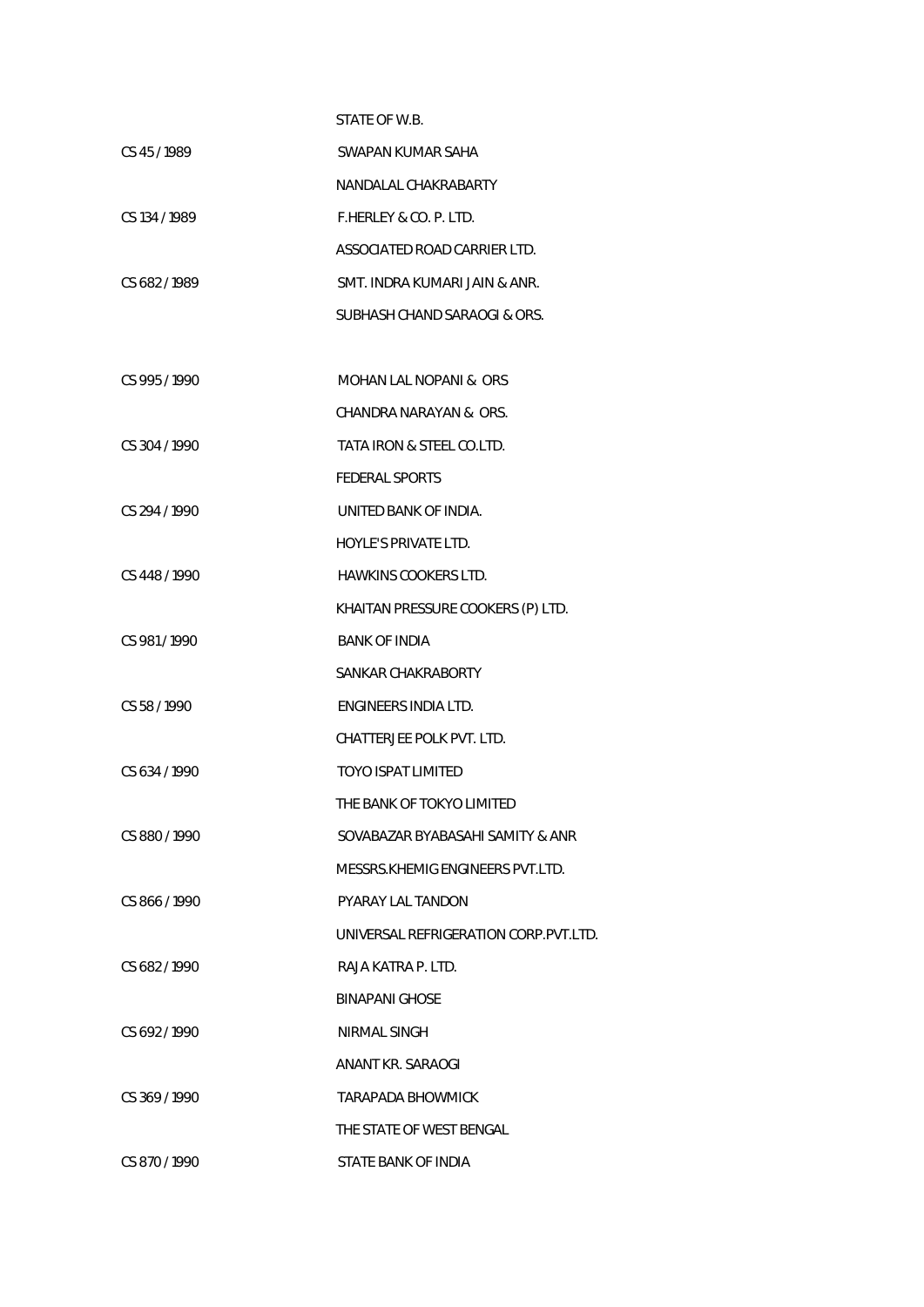| | |
|---|---|
| | STATE OF W.B. |
| CS 45 / 1989 | SWAPAN KUMAR SAHA |
| | NANDALAL CHAKRABARTY |
| CS 134 / 1989 | F.HERLEY & CO. P. LTD. |
| | ASSOCIATED ROAD CARRIER LTD. |
| CS 682 / 1989 | SMT. INDRA KUMARI JAIN & ANR. |
| | SUBHASH CHAND SARAOGI & ORS. |
| | |
| CS 995 / 1990 | MOHAN LAL NOPANI & ORS |
| | CHANDRA NARAYAN & ORS. |
| CS 304 / 1990 | TATA IRON & STEEL CO.LTD. |
| | FEDERAL SPORTS |
| CS 294 / 1990 | UNITED BANK OF INDIA. |
| | HOYLE'S PRIVATE LTD. |
| CS 448 / 1990 | HAWKINS COOKERS LTD. |
| | KHAITAN PRESSURE COOKERS (P) LTD. |
| CS 981 / 1990 | BANK OF INDIA |
| | SANKAR CHAKRABORTY |
| CS 58 / 1990 | ENGINEERS INDIA LTD. |
| | CHATTERJEE POLK PVT. LTD. |
| CS 634 / 1990 | TOYO ISPAT LIMITED |
| | THE BANK OF TOKYO LIMITED |
| CS 880 / 1990 | SOVABAZAR BYABASAHI SAMITY & ANR |
| | MESSRS.KHEMIG ENGINEERS PVT.LTD. |
| CS 866 / 1990 | PYARAY LAL TANDON |
| | UNIVERSAL REFRIGERATION CORP.PVT.LTD. |
| CS 682 / 1990 | RAJA KATRA P. LTD. |
| | BINAPANI GHOSE |
| CS 692 / 1990 | NIRMAL SINGH |
| | ANANT KR. SARAOGI |
| CS 369 / 1990 | TARAPADA BHOWMICK |
| | THE STATE OF WEST BENGAL |
| CS 870 / 1990 | STATE BANK OF INDIA |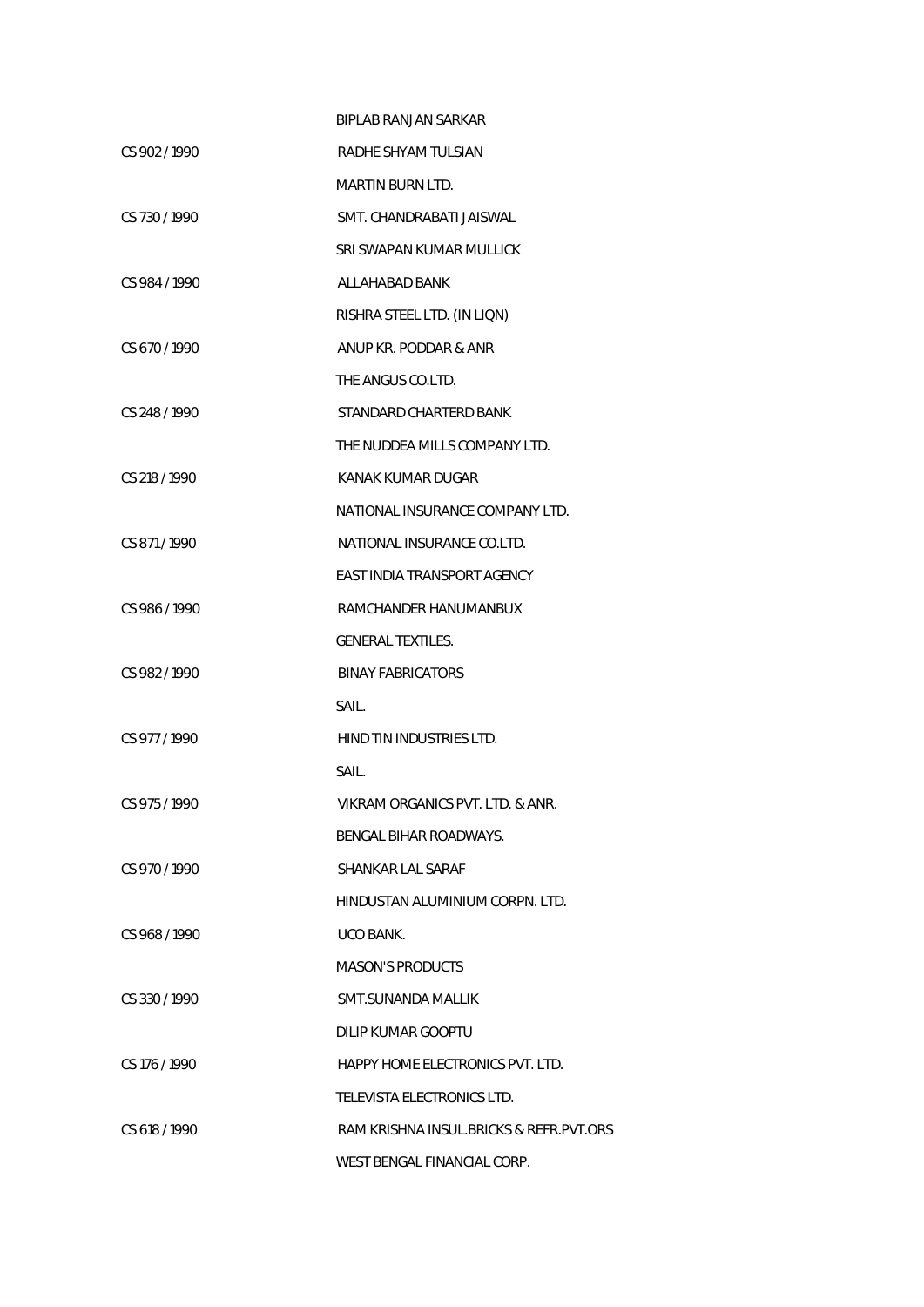| | |
|---|---|
| | BIPLAB RANJAN SARKAR |
| CS 902 / 1990 | RADHE SHYAM TULSIAN |
| | MARTIN BURN LTD. |
| CS 730 / 1990 | SMT. CHANDRABATI JAISWAL |
| | SRI SWAPAN KUMAR MULLICK |
| CS 984 / 1990 | ALLAHABAD BANK |
| | RISHRA STEEL LTD. (IN LIQN) |
| CS 670 / 1990 | ANUP KR. PODDAR & ANR |
| | THE ANGUS CO.LTD. |
| CS 248 / 1990 | STANDARD CHARTERD BANK |
| | THE NUDDEA MILLS COMPANY LTD. |
| CS 218 / 1990 | KANAK KUMAR DUGAR |
| | NATIONAL INSURANCE COMPANY LTD. |
| CS 871 / 1990 | NATIONAL INSURANCE CO.LTD. |
| | EAST INDIA TRANSPORT AGENCY |
| CS 986 / 1990 | RAMCHANDER HANUMANBUX |
| | GENERAL TEXTILES. |
| CS 982 / 1990 | BINAY FABRICATORS |
| | SAIL. |
| CS 977 / 1990 | HIND TIN INDUSTRIES LTD. |
| | SAIL. |
| CS 975 / 1990 | VIKRAM ORGANICS PVT. LTD. & ANR. |
| | BENGAL BIHAR ROADWAYS. |
| CS 970 / 1990 | SHANKAR LAL SARAF |
| | HINDUSTAN ALUMINIUM CORPN. LTD. |
| CS 968 / 1990 | UCO BANK. |
| | MASON'S PRODUCTS |
| CS 330 / 1990 | SMT.SUNANDA MALLIK |
| | DILIP KUMAR GOOPTU |
| CS 176 / 1990 | HAPPY HOME ELECTRONICS PVT. LTD. |
| | TELEVISTA ELECTRONICS LTD. |
| CS 618 / 1990 | RAM KRISHNA INSUL.BRICKS & REFR.PVT.ORS |
| | WEST BENGAL FINANCIAL CORP. |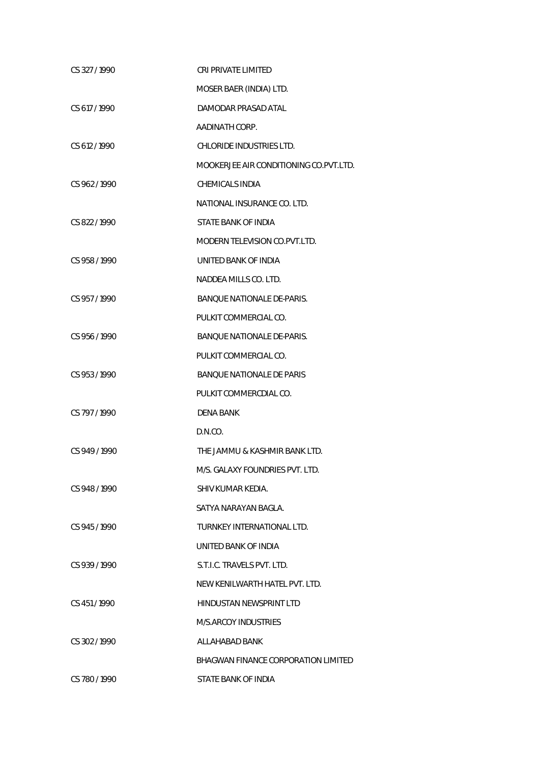| | |
|---|---|
| CS 327 / 1990 | CRI PRIVATE LIMITED |
| | MOSER BAER (INDIA) LTD. |
| CS 617 / 1990 | DAMODAR PRASAD ATAL |
| | AADINATH CORP. |
| CS 612 / 1990 | CHLORIDE INDUSTRIES LTD. |
| | MOOKERJEE AIR CONDITIONING CO.PVT.LTD. |
| CS 962 / 1990 | CHEMICALS INDIA |
| | NATIONAL INSURANCE CO. LTD. |
| CS 822 / 1990 | STATE BANK OF INDIA |
| | MODERN TELEVISION CO.PVT.LTD. |
| CS 958 / 1990 | UNITED BANK OF INDIA |
| | NADDEA MILLS CO. LTD. |
| CS 957 / 1990 | BANQUE NATIONALE DE-PARIS. |
| | PULKIT COMMERCIAL CO. |
| CS 956 / 1990 | BANQUE NATIONALE DE-PARIS. |
| | PULKIT COMMERCIAL CO. |
| CS 953 / 1990 | BANQUE NATIONALE DE PARIS |
| | PULKIT COMMERCDIAL CO. |
| CS 797 / 1990 | DENA BANK |
| | D.N.CO. |
| CS 949 / 1990 | THE JAMMU & KASHMIR BANK LTD. |
| | M/S. GALAXY FOUNDRIES PVT. LTD. |
| CS 948 / 1990 | SHIV KUMAR KEDIA. |
| | SATYA NARAYAN BAGLA. |
| CS 945 / 1990 | TURNKEY INTERNATIONAL LTD. |
| | UNITED BANK OF INDIA |
| CS 939 / 1990 | S.T.I.C. TRAVELS PVT. LTD. |
| | NEW KENILWARTH HATEL PVT. LTD. |
| CS 451 / 1990 | HINDUSTAN NEWSPRINT LTD |
| | M/S.ARCOY INDUSTRIES |
| CS 302 / 1990 | ALLAHABAD BANK |
| | BHAGWAN FINANCE CORPORATION LIMITED |
| CS 780 / 1990 | STATE BANK OF INDIA |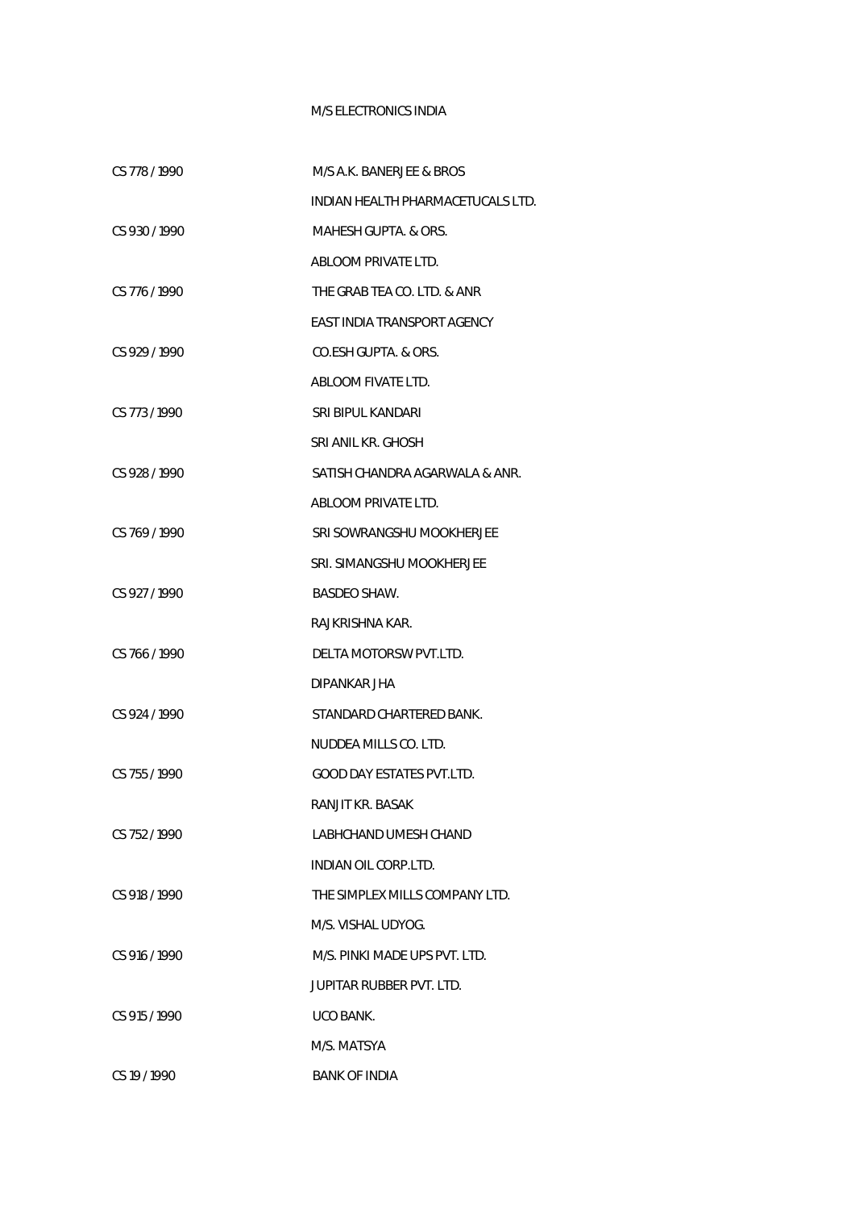M/S ELECTRONICS INDIA

| | |
|---|---|
| CS 778 / 1990 | M/S A.K. BANERJEE & BROS |
| | INDIAN HEALTH PHARMACETUCALS LTD. |
| CS 930 / 1990 | MAHESH GUPTA. & ORS. |
| | ABLOOM PRIVATE LTD. |
| CS 776 / 1990 | THE GRAB TEA CO. LTD. & ANR |
| | EAST INDIA TRANSPORT AGENCY |
| CS 929 / 1990 | CO.ESH GUPTA. & ORS. |
| | ABLOOM FIVATE LTD. |
| CS 773 / 1990 | SRI BIPUL KANDARI |
| | SRI ANIL KR. GHOSH |
| CS 928 / 1990 | SATISH CHANDRA AGARWALA & ANR. |
| | ABLOOM PRIVATE LTD. |
| CS 769 / 1990 | SRI SOWRANGSHU MOOKHERJEE |
| | SRI. SIMANGSHU MOOKHERJEE |
| CS 927 / 1990 | BASDEO SHAW. |
| | RAJKRISHNA KAR. |
| CS 766 / 1990 | DELTA MOTORSW PVT.LTD. |
| | DIPANKAR JHA |
| CS 924 / 1990 | STANDARD CHARTERED BANK. |
| | NUDDEA MILLS CO. LTD. |
| CS 755 / 1990 | GOOD DAY ESTATES PVT.LTD. |
| | RANJIT KR. BASAK |
| CS 752 / 1990 | LABHCHAND UMESH CHAND |
| | INDIAN OIL CORP.LTD. |
| CS 918 / 1990 | THE SIMPLEX MILLS COMPANY LTD. |
| | M/S. VISHAL UDYOG. |
| CS 916 / 1990 | M/S. PINKI MADE UPS PVT. LTD. |
| | JUPITAR RUBBER PVT. LTD. |
| CS 915 / 1990 | UCO BANK. |
| | M/S. MATSYA |
| CS 19 / 1990 | BANK OF INDIA |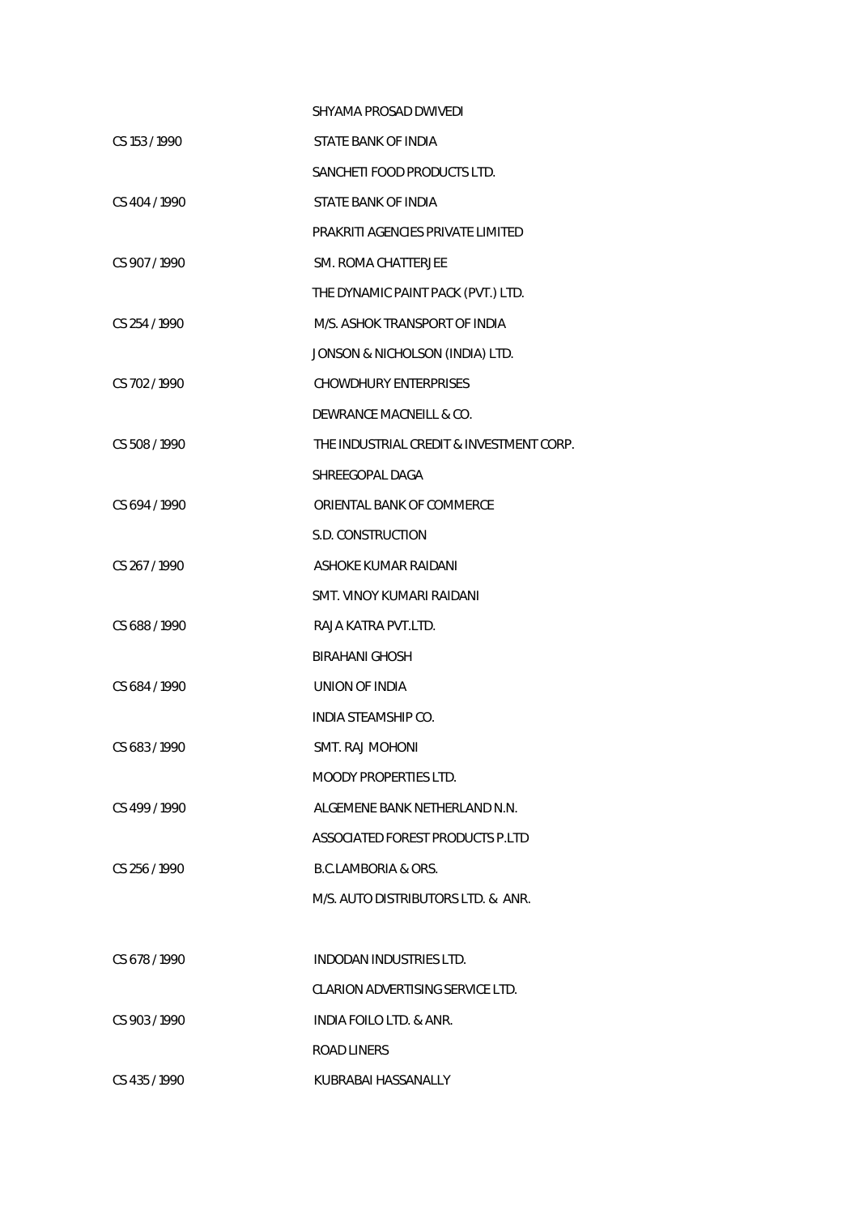| | |
|---|---|
| | SHYAMA PROSAD DWIVEDI |
| CS 153 / 1990 | STATE BANK OF INDIA |
| | SANCHETI FOOD PRODUCTS LTD. |
| CS 404 / 1990 | STATE BANK OF INDIA |
| | PRAKRITI AGENCIES PRIVATE LIMITED |
| CS 907 / 1990 | SM. ROMA CHATTERJEE |
| | THE DYNAMIC PAINT PACK (PVT.) LTD. |
| CS 254 / 1990 | M/S. ASHOK TRANSPORT OF INDIA |
| | JONSON & NICHOLSON (INDIA) LTD. |
| CS 702 / 1990 | CHOWDHURY ENTERPRISES |
| | DEWRANCE MACNEILL & CO. |
| CS 508 / 1990 | THE INDUSTRIAL CREDIT & INVESTMENT CORP. |
| | SHREEGOPAL DAGA |
| CS 694 / 1990 | ORIENTAL BANK OF COMMERCE |
| | S.D. CONSTRUCTION |
| CS 267 / 1990 | ASHOKE KUMAR RAIDANI |
| | SMT. VINOY KUMARI RAIDANI |
| CS 688 / 1990 | RAJA KATRA PVT.LTD. |
| | BIRAHANI GHOSH |
| CS 684 / 1990 | UNION OF INDIA |
| | INDIA STEAMSHIP CO. |
| CS 683 / 1990 | SMT. RAJ MOHONI |
| | MOODY PROPERTIES LTD. |
| CS 499 / 1990 | ALGEMENE BANK NETHERLAND N.N. |
| | ASSOCIATED FOREST PRODUCTS P.LTD |
| CS 256 / 1990 | B.C.LAMBORIA & ORS. |
| | M/S. AUTO DISTRIBUTORS LTD. & ANR. |
| CS 678 / 1990 | INDODAN INDUSTRIES LTD. |
| | CLARION ADVERTISING SERVICE LTD. |
| CS 903 / 1990 | INDIA FOILO LTD. & ANR. |
| | ROAD LINERS |
| CS 435 / 1990 | KUBRABAI HASSANALLY |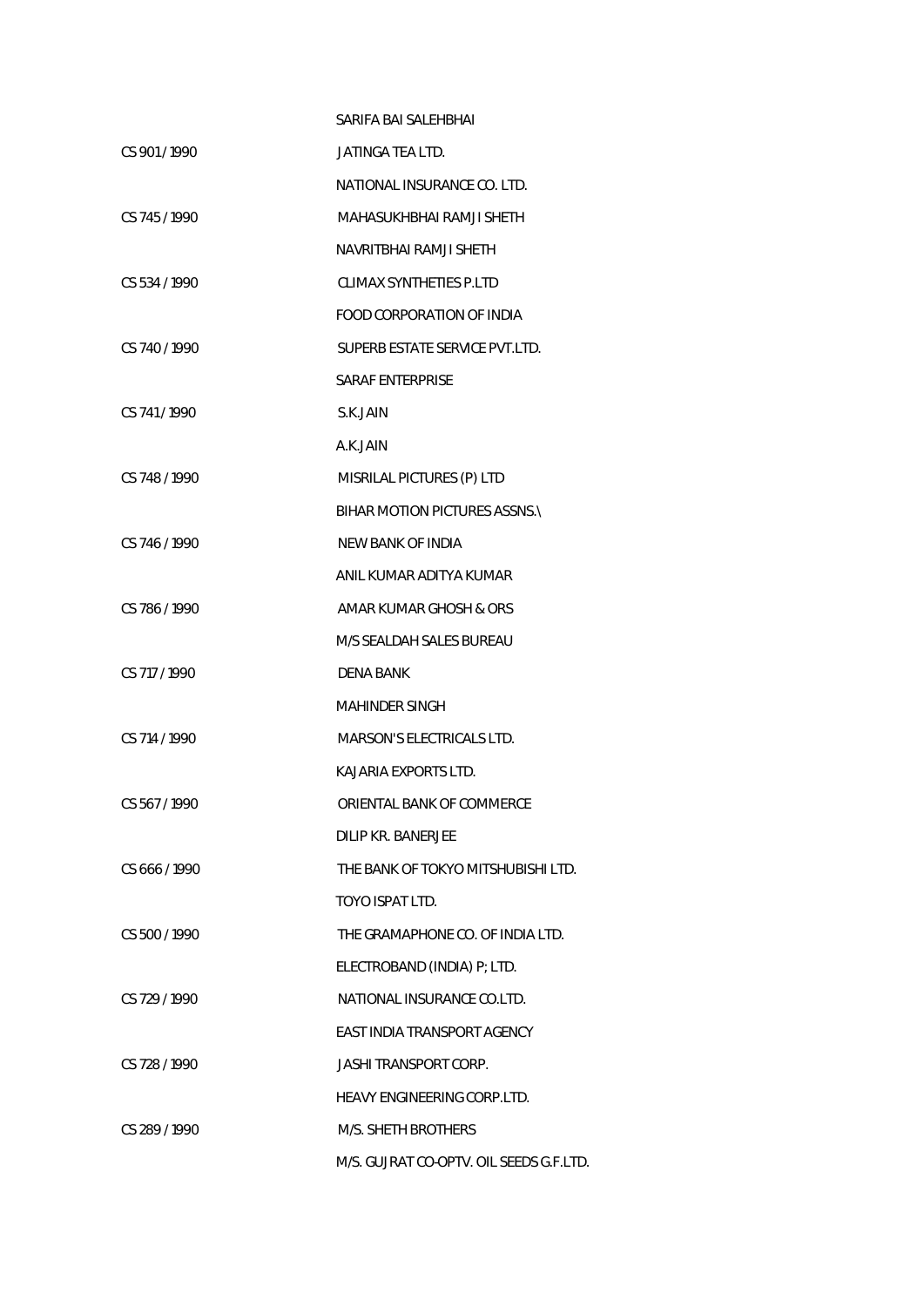| | |
|---|---|
| | SARIFA BAI SALEHBHAI |
| CS 901 / 1990 | JATINGA TEA LTD. |
| | NATIONAL INSURANCE CO. LTD. |
| CS 745 / 1990 | MAHASUKHBHAI RAMJI SHETH |
| | NAVRITBHAI RAMJI SHETH |
| CS 534 / 1990 | CLIMAX SYNTHETIES P.LTD |
| | FOOD CORPORATION OF INDIA |
| CS 740 / 1990 | SUPERB ESTATE SERVICE PVT.LTD. |
| | SARAF ENTERPRISE |
| CS 741 / 1990 | S.K.JAIN |
| | A.K.JAIN |
| CS 748 / 1990 | MISRILAL PICTURES (P) LTD |
| | BIHAR MOTION PICTURES ASSNS.\ |
| CS 746 / 1990 | NEW BANK OF INDIA |
| | ANIL KUMAR ADITYA KUMAR |
| CS 786 / 1990 | AMAR KUMAR GHOSH & ORS |
| | M/S SEALDAH SALES BUREAU |
| CS 717 / 1990 | DENA BANK |
| | MAHINDER SINGH |
| CS 714 / 1990 | MARSON'S ELECTRICALS LTD. |
| | KAJARIA EXPORTS LTD. |
| CS 567 / 1990 | ORIENTAL BANK OF COMMERCE |
| | DILIP KR. BANERJEE |
| CS 666 / 1990 | THE BANK OF TOKYO MITSHUBISHI LTD. |
| | TOYO ISPAT LTD. |
| CS 500 / 1990 | THE GRAMAPHONE CO. OF INDIA LTD. |
| | ELECTROBAND (INDIA) P; LTD. |
| CS 729 / 1990 | NATIONAL INSURANCE CO.LTD. |
| | EAST INDIA TRANSPORT AGENCY |
| CS 728 / 1990 | JASHI TRANSPORT CORP. |
| | HEAVY ENGINEERING CORP.LTD. |
| CS 289 / 1990 | M/S. SHETH BROTHERS |
| | M/S. GUJRAT CO-OPTV. OIL SEEDS G.F.LTD. |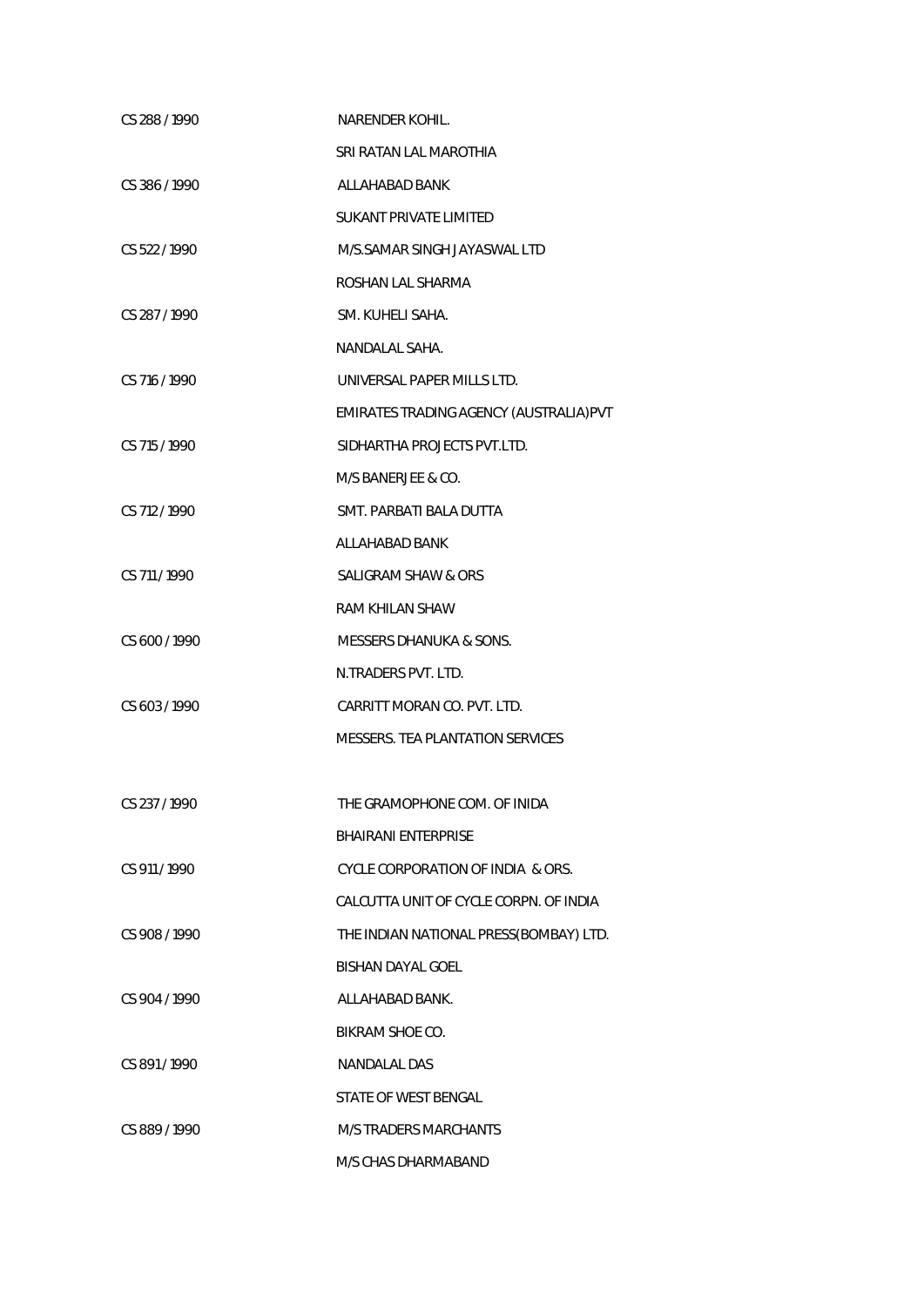| | |
|---|---|
| CS 288 / 1990 | NARENDER KOHIL. |
| | SRI RATAN LAL MAROTHIA |
| CS 386 / 1990 | ALLAHABAD BANK |
| | SUKANT PRIVATE LIMITED |
| CS 522 / 1990 | M/S.SAMAR SINGH JAYASWAL LTD |
| | ROSHAN LAL SHARMA |
| CS 287 / 1990 | SM. KUHELI SAHA. |
| | NANDALAL SAHA. |
| CS 716 / 1990 | UNIVERSAL PAPER MILLS LTD. |
| | EMIRATES TRADING AGENCY (AUSTRALIA)PVT |
| CS 715 / 1990 | SIDHARTHA PROJECTS PVT.LTD. |
| | M/S BANERJEE & CO. |
| CS 712 / 1990 | SMT. PARBATI BALA DUTTA |
| | ALLAHABAD BANK |
| CS 711 / 1990 | SALIGRAM SHAW & ORS |
| | RAM KHILAN SHAW |
| CS 600 / 1990 | MESSERS DHANUKA & SONS. |
| | N.TRADERS PVT. LTD. |
| CS 603 / 1990 | CARRITT MORAN CO. PVT. LTD. |
| | MESSERS. TEA PLANTATION SERVICES |
| CS 237 / 1990 | THE GRAMOPHONE COM. OF INIDA |
| | BHAIRANI ENTERPRISE |
| CS 911 / 1990 | CYCLE CORPORATION OF INDIA & ORS. |
| | CALCUTTA UNIT OF CYCLE CORPN. OF INDIA |
| CS 908 / 1990 | THE INDIAN NATIONAL PRESS(BOMBAY) LTD. |
| | BISHAN DAYAL GOEL |
| CS 904 / 1990 | ALLAHABAD BANK. |
| | BIKRAM SHOE CO. |
| CS 891 / 1990 | NANDALAL DAS |
| | STATE OF WEST BENGAL |
| CS 889 / 1990 | M/S TRADERS MARCHANTS |
| | M/S CHAS DHARMABAND |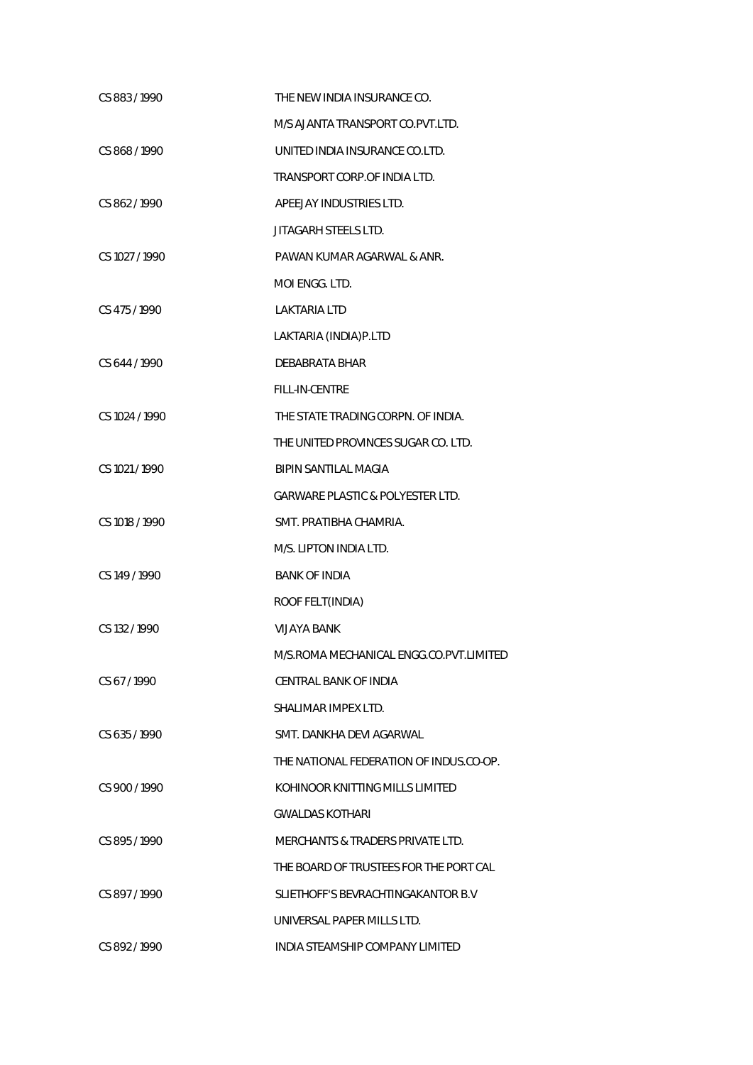| | |
|---|---|
| CS 883 / 1990 | THE NEW INDIA INSURANCE CO. |
| | M/S AJANTA TRANSPORT CO.PVT.LTD. |
| CS 868 / 1990 | UNITED INDIA INSURANCE CO.LTD. |
| | TRANSPORT CORP.OF INDIA LTD. |
| CS 862 / 1990 | APEEJAY INDUSTRIES LTD. |
| | JITAGARH STEELS LTD. |
| CS 1027 / 1990 | PAWAN KUMAR AGARWAL & ANR. |
| | MOI ENGG. LTD. |
| CS 475 / 1990 | LAKTARIA LTD |
| | LAKTARIA (INDIA)P.LTD |
| CS 644 / 1990 | DEBABRATA BHAR |
| | FILL-IN-CENTRE |
| CS 1024 / 1990 | THE STATE TRADING CORPN. OF INDIA. |
| | THE UNITED PROVINCES SUGAR CO. LTD. |
| CS 1021 / 1990 | BIPIN SANTILAL MAGIA |
| | GARWARE PLASTIC & POLYESTER LTD. |
| CS 1018 / 1990 | SMT. PRATIBHA CHAMRIA. |
| | M/S. LIPTON INDIA LTD. |
| CS 149 / 1990 | BANK OF INDIA |
| | ROOF FELT(INDIA) |
| CS 132 / 1990 | VIJAYA BANK |
| | M/S.ROMA MECHANICAL ENGG.CO.PVT.LIMITED |
| CS 67 / 1990 | CENTRAL BANK OF INDIA |
| | SHALIMAR IMPEX LTD. |
| CS 635 / 1990 | SMT. DANKHA DEVI AGARWAL |
| | THE NATIONAL FEDERATION OF INDUS.CO-OP. |
| CS 900 / 1990 | KOHINOOR KNITTING MILLS LIMITED |
| | GWALDAS KOTHARI |
| CS 895 / 1990 | MERCHANTS & TRADERS PRIVATE LTD. |
| | THE BOARD OF TRUSTEES FOR THE PORT CAL |
| CS 897 / 1990 | SLIETHOFF'S BEVRACHTINGAKANTOR B.V |
| | UNIVERSAL PAPER MILLS LTD. |
| CS 892 / 1990 | INDIA STEAMSHIP COMPANY LIMITED |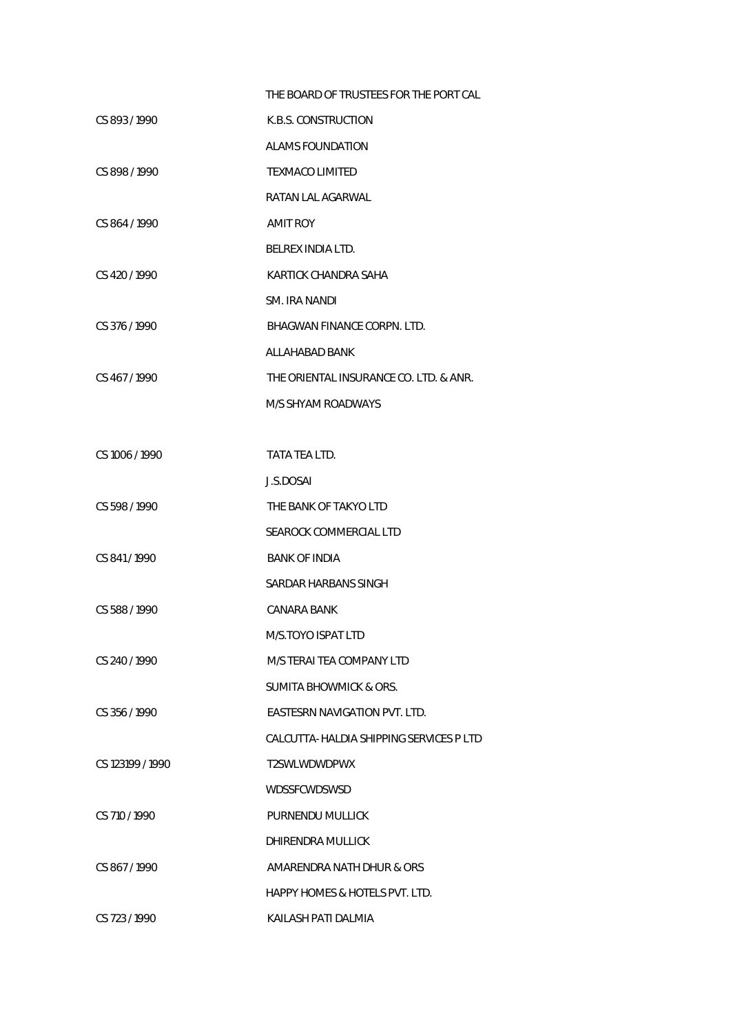| | |
|---|---|
| | THE BOARD OF TRUSTEES FOR THE PORT CAL |
| CS 893 / 1990 | K.B.S. CONSTRUCTION |
| | ALAMS FOUNDATION |
| CS 898 / 1990 | TEXMACO LIMITED |
| | RATAN LAL AGARWAL |
| CS 864 / 1990 | AMIT ROY |
| | BELREX INDIA LTD. |
| CS 420 / 1990 | KARTICK CHANDRA SAHA |
| | SM. IRA NANDI |
| CS 376 / 1990 | BHAGWAN FINANCE CORPN. LTD. |
| | ALLAHABAD BANK |
| CS 467 / 1990 | THE ORIENTAL INSURANCE CO. LTD. & ANR. |
| | M/S SHYAM ROADWAYS |
| | |
| CS 1006 / 1990 | TATA TEA LTD. |
| | J.S.DOSAI |
| CS 598 / 1990 | THE BANK OF TAKYO LTD |
| | SEAROCK COMMERCIAL LTD |
| CS 841 / 1990 | BANK OF INDIA |
| | SARDAR HARBANS SINGH |
| CS 588 / 1990 | CANARA BANK |
| | M/S.TOYO ISPAT LTD |
| CS 240 / 1990 | M/S TERAI TEA COMPANY LTD |
| | SUMITA BHOWMICK & ORS. |
| CS 356 / 1990 | EASTESRN NAVIGATION PVT. LTD. |
| | CALCUTTA- HALDIA SHIPPING SERVICES P LTD |
| CS 123199 / 1990 | T2SWLWDWDPWX |
| | WDSSFCWDSWSD |
| CS 710 / 1990 | PURNENDU MULLICK |
| | DHIRENDRA MULLICK |
| CS 867 / 1990 | AMARENDRA NATH DHUR & ORS |
| | HAPPY HOMES & HOTELS PVT. LTD. |
| CS 723 / 1990 | KAILASH PATI DALMIA |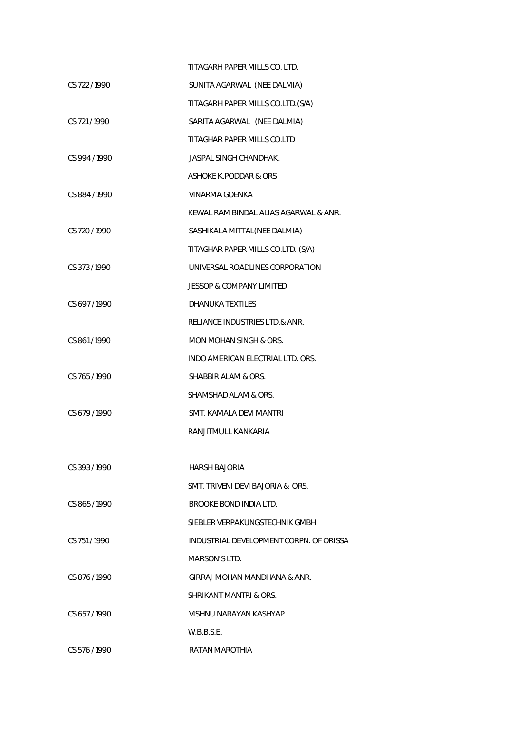| | |
|---|---|
| | TITAGARH PAPER MILLS CO. LTD. |
| CS 722 / 1990 | SUNITA AGARWAL (NEE DALMIA) |
| | TITAGARH PAPER MILLS CO.LTD.(S/A) |
| CS 721 / 1990 | SARITA AGARWAL (NEE DALMIA) |
| | TITAGHAR PAPER MILLS CO.LTD |
| CS 994 / 1990 | JASPAL SINGH CHANDHAK. |
| | ASHOKE K.PODDAR & ORS |
| CS 884 / 1990 | VINARMA GOENKA |
| | KEWAL RAM BINDAL ALIAS AGARWAL & ANR. |
| CS 720 / 1990 | SASHIKALA MITTAL(NEE DALMIA) |
| | TITAGHAR PAPER MILLS CO.LTD. (S/A) |
| CS 373 / 1990 | UNIVERSAL ROADLINES CORPORATION |
| | JESSOP & COMPANY LIMITED |
| CS 697 / 1990 | DHANUKA TEXTILES |
| | RELIANCE INDUSTRIES LTD.& ANR. |
| CS 861 / 1990 | MON MOHAN SINGH & ORS. |
| | INDO AMERICAN ELECTRIAL LTD. ORS. |
| CS 765 / 1990 | SHABBIR ALAM & ORS. |
| | SHAMSHAD ALAM & ORS. |
| CS 679 / 1990 | SMT. KAMALA DEVI MANTRI |
| | RANJITMULL KANKARIA |
| | |
| CS 393 / 1990 | HARSH BAJORIA |
| | SMT. TRIVENI DEVI BAJORIA & ORS. |
| CS 865 / 1990 | BROOKE BOND INDIA LTD. |
| | SIEBLER VERPAKUNGSTECHNIK GMBH |
| CS 751 / 1990 | INDUSTRIAL DEVELOPMENT CORPN. OF ORISSA |
| | MARSON'S LTD. |
| CS 876 / 1990 | GIRRAJ MOHAN MANDHANA & ANR. |
| | SHRIKANT MANTRI & ORS. |
| CS 657 / 1990 | VISHNU NARAYAN KASHYAP |
| | W.B.B.S.E. |
| CS 576 / 1990 | RATAN MAROTHIA |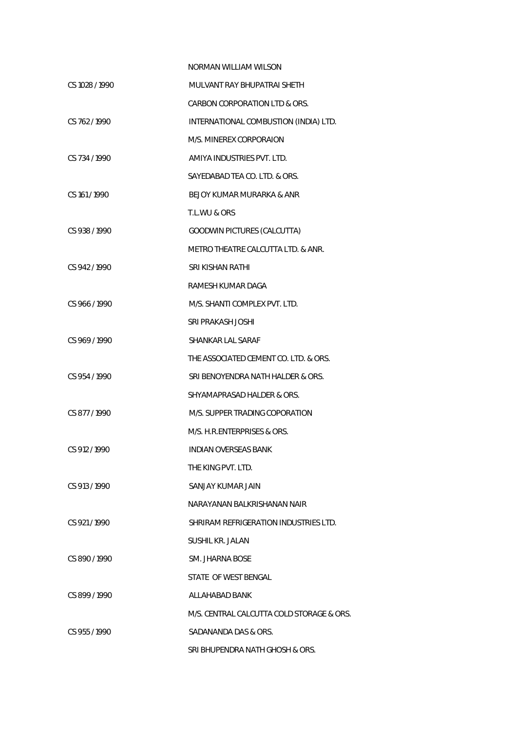NORMAN WILLIAM WILSON

CS 1028 / 1990 MULVANT RAY BHUPATRAI SHETH

CARBON CORPORATION LTD & ORS.

CS 762 / 1990 INTERNATIONAL COMBUSTION (INDIA) LTD.

M/S. MINEREX CORPORAION

CS 734 / 1990 AMIYA INDUSTRIES PVT. LTD.

SAYEDABAD TEA CO. LTD. & ORS.

CS 161 / 1990 BEJOY KUMAR MURARKA & ANR

T.L.WU & ORS

CS 938 / 1990 GOODWIN PICTURES (CALCUTTA)

METRO THEATRE CALCUTTA LTD. & ANR.

CS 942 / 1990 SRI KISHAN RATHI

RAMESH KUMAR DAGA

CS 966 / 1990 M/S. SHANTI COMPLEX PVT. LTD.

SRI PRAKASH JOSHI

CS 969 / 1990 SHANKAR LAL SARAF

THE ASSOCIATED CEMENT CO. LTD. & ORS.

CS 954 / 1990 SRI BENOYENDRA NATH HALDER & ORS.

SHYAMAPRASAD HALDER & ORS.

CS 877 / 1990 M/S. SUPPER TRADING COPORATION

M/S. H.R.ENTERPRISES & ORS.

CS 912 / 1990 INDIAN OVERSEAS BANK

THE KING PVT. LTD.

CS 913 / 1990 SANJAY KUMAR JAIN

NARAYANAN BALKRISHANAN NAIR

CS 921 / 1990 SHRIRAM REFRIGERATION INDUSTRIES LTD.

SUSHIL KR. JALAN

CS 890 / 1990 SM. JHARNA BOSE

STATE OF WEST BENGAL

CS 899 / 1990 ALLAHABAD BANK

M/S. CENTRAL CALCUTTA COLD STORAGE & ORS.

CS 955 / 1990 SADANANDA DAS & ORS.

SRI BHUPENDRA NATH GHOSH & ORS.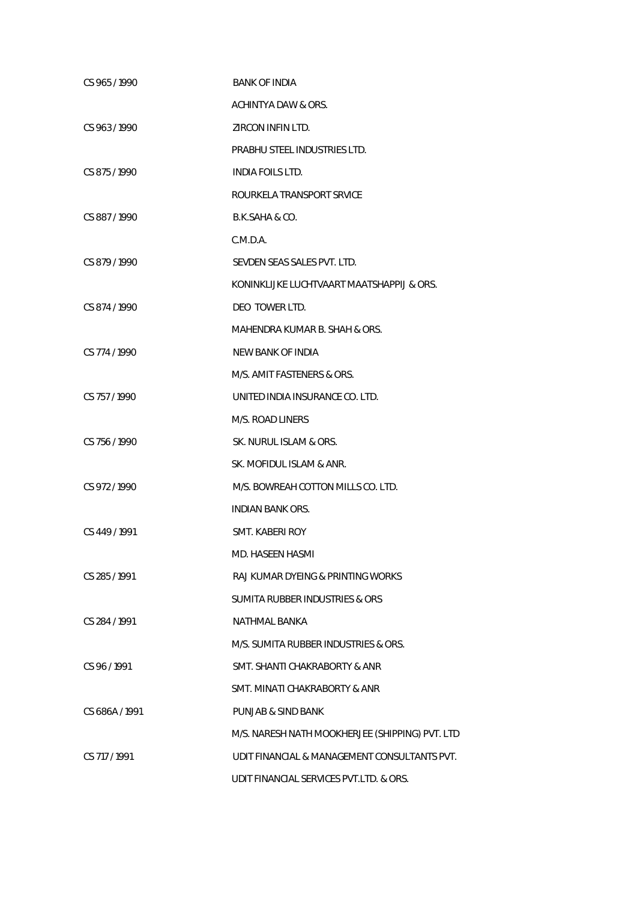| | |
|---|---|
| CS 965 / 1990 | BANK OF INDIA |
| | ACHINTYA DAW & ORS. |
| CS 963 / 1990 | ZIRCON INFIN LTD. |
| | PRABHU STEEL INDUSTRIES LTD. |
| CS 875 / 1990 | INDIA FOILS LTD. |
| | ROURKELA TRANSPORT SRVICE |
| CS 887 / 1990 | B.K.SAHA & CO. |
| | C.M.D.A. |
| CS 879 / 1990 | SEVDEN SEAS SALES PVT. LTD. |
| | KONINKLIJKE LUCHTVAART MAATSHAPPIJ & ORS. |
| CS 874 / 1990 | DEO TOWER LTD. |
| | MAHENDRA KUMAR B. SHAH & ORS. |
| CS 774 / 1990 | NEW BANK OF INDIA |
| | M/S. AMIT FASTENERS & ORS. |
| CS 757 / 1990 | UNITED INDIA INSURANCE CO. LTD. |
| | M/S. ROAD LINERS |
| CS 756 / 1990 | SK. NURUL ISLAM & ORS. |
| | SK. MOFIDUL ISLAM & ANR. |
| CS 972 / 1990 | M/S. BOWREAH COTTON MILLS CO. LTD. |
| | INDIAN BANK ORS. |
| CS 449 / 1991 | SMT. KABERI ROY |
| | MD. HASEEN HASMI |
| CS 285 / 1991 | RAJ KUMAR DYEING & PRINTING WORKS |
| | SUMITA RUBBER INDUSTRIES & ORS |
| CS 284 / 1991 | NATHMAL BANKA |
| | M/S. SUMITA RUBBER INDUSTRIES & ORS. |
| CS 96 / 1991 | SMT. SHANTI CHAKRABORTY & ANR |
| | SMT. MINATI CHAKRABORTY & ANR |
| CS 686A / 1991 | PUNJAB & SIND BANK |
| | M/S. NARESH NATH MOOKHERJEE (SHIPPING) PVT. LTD |
| CS 717 / 1991 | UDIT FINANCIAL & MANAGEMENT CONSULTANTS PVT. |
| | UDIT FINANCIAL SERVICES PVT.LTD. & ORS. |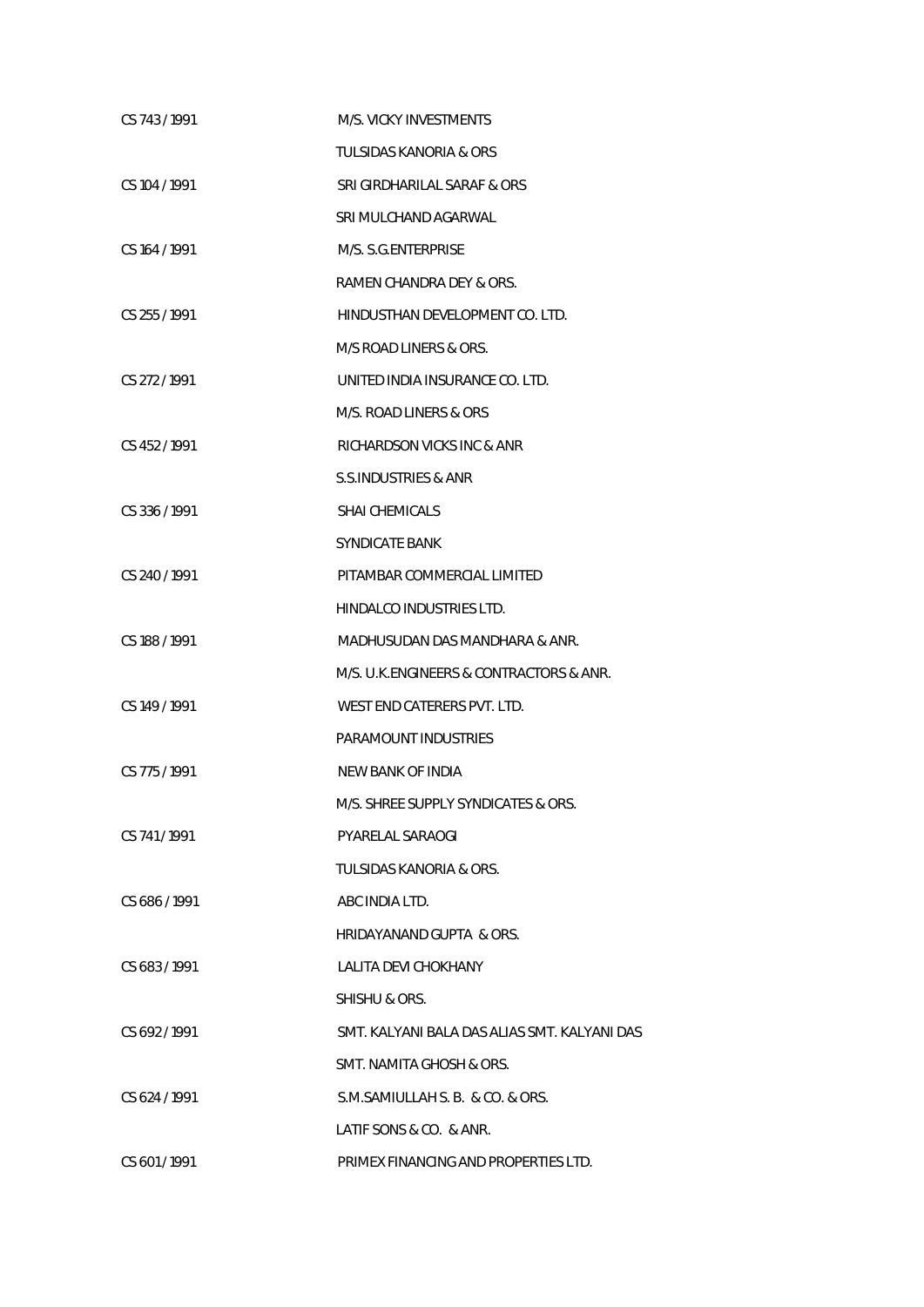| | |
|---|---|
| CS 743 / 1991 | M/S. VICKY INVESTMENTS |
| | TULSIDAS KANORIA & ORS |
| CS 104 / 1991 | SRI GIRDHARILAL SARAF & ORS |
| | SRI MULCHAND AGARWAL |
| CS 164 / 1991 | M/S. S.G.ENTERPRISE |
| | RAMEN CHANDRA DEY & ORS. |
| CS 255 / 1991 | HINDUSTHAN DEVELOPMENT CO. LTD. |
| | M/S ROAD LINERS & ORS. |
| CS 272 / 1991 | UNITED INDIA INSURANCE CO. LTD. |
| | M/S. ROAD LINERS & ORS |
| CS 452 / 1991 | RICHARDSON VICKS INC & ANR |
| | S.S.INDUSTRIES & ANR |
| CS 336 / 1991 | SHAI CHEMICALS |
| | SYNDICATE BANK |
| CS 240 / 1991 | PITAMBAR COMMERCIAL LIMITED |
| | HINDALCO INDUSTRIES LTD. |
| CS 188 / 1991 | MADHUSUDAN DAS MANDHARA & ANR. |
| | M/S. U.K.ENGINEERS & CONTRACTORS & ANR. |
| CS 149 / 1991 | WEST END CATERERS PVT. LTD. |
| | PARAMOUNT INDUSTRIES |
| CS 775 / 1991 | NEW BANK OF INDIA |
| | M/S. SHREE SUPPLY SYNDICATES & ORS. |
| CS 741 / 1991 | PYARELAL SARAOGI |
| | TULSIDAS KANORIA & ORS. |
| CS 686 / 1991 | ABC INDIA LTD. |
| | HRIDAYANAND GUPTA & ORS. |
| CS 683 / 1991 | LALITA DEVI CHOKHANY |
| | SHISHU & ORS. |
| CS 692 / 1991 | SMT. KALYANI BALA DAS ALIAS SMT. KALYANI DAS |
| | SMT. NAMITA GHOSH & ORS. |
| CS 624 / 1991 | S.M.SAMIULLAH S. B. & CO. & ORS. |
| | LATIF SONS & CO. & ANR. |
| CS 601 / 1991 | PRIMEX FINANCING AND PROPERTIES LTD. |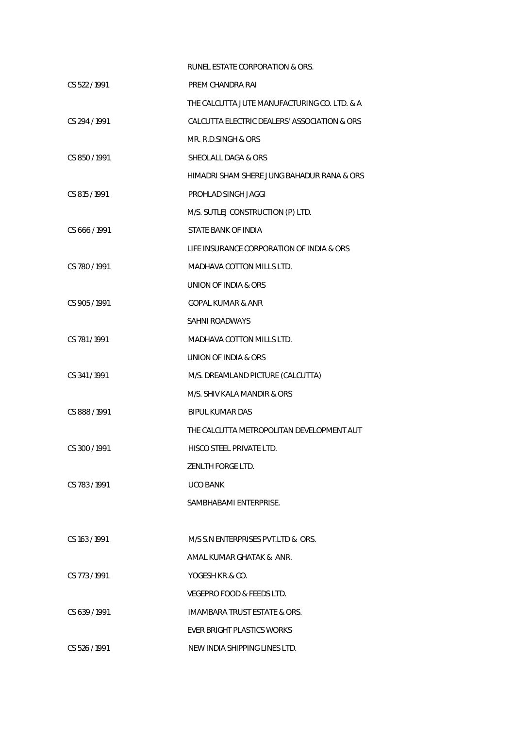| | |
|---|---|
| | RUNEL ESTATE CORPORATION & ORS. |
| CS 522 / 1991 | PREM CHANDRA RAI |
| | THE CALCUTTA JUTE MANUFACTURING CO. LTD. & A |
| CS 294 / 1991 | CALCUTTA ELECTRIC DEALERS' ASSOCIATION & ORS |
| | MR. R.D.SINGH & ORS |
| CS 850 / 1991 | SHEOLALL DAGA & ORS |
| | HIMADRI SHAM SHERE JUNG BAHADUR RANA & ORS |
| CS 815 / 1991 | PROHLAD SINGH JAGGI |
| | M/S. SUTLEJ CONSTRUCTION (P) LTD. |
| CS 666 / 1991 | STATE BANK OF INDIA |
| | LIFE INSURANCE CORPORATION OF INDIA & ORS |
| CS 780 / 1991 | MADHAVA COTTON MILLS LTD. |
| | UNION OF INDIA & ORS |
| CS 905 / 1991 | GOPAL KUMAR & ANR |
| | SAHNI ROADWAYS |
| CS 781 / 1991 | MADHAVA COTTON MILLS LTD. |
| | UNION OF INDIA & ORS |
| CS 341 / 1991 | M/S. DREAMLAND PICTURE (CALCUTTA) |
| | M/S. SHIV KALA MANDIR & ORS |
| CS 888 / 1991 | BIPUL KUMAR DAS |
| | THE CALCUTTA METROPOLITAN DEVELOPMENT AUT |
| CS 300 / 1991 | HISCO STEEL PRIVATE LTD. |
| | ZENLTH FORGE LTD. |
| CS 783 / 1991 | UCO BANK |
| | SAMBHABAMI ENTERPRISE. |
| CS 163 / 1991 | M/S S.N ENTERPRISES PVT.LTD & ORS. |
| | AMAL KUMAR GHATAK & ANR. |
| CS 773 / 1991 | YOGESH KR.& CO. |
| | VEGEPRO FOOD & FEEDS LTD. |
| CS 639 / 1991 | IMAMBARA TRUST ESTATE & ORS. |
| | EVER BRIGHT PLASTICS WORKS |
| CS 526 / 1991 | NEW INDIA SHIPPING LINES LTD. |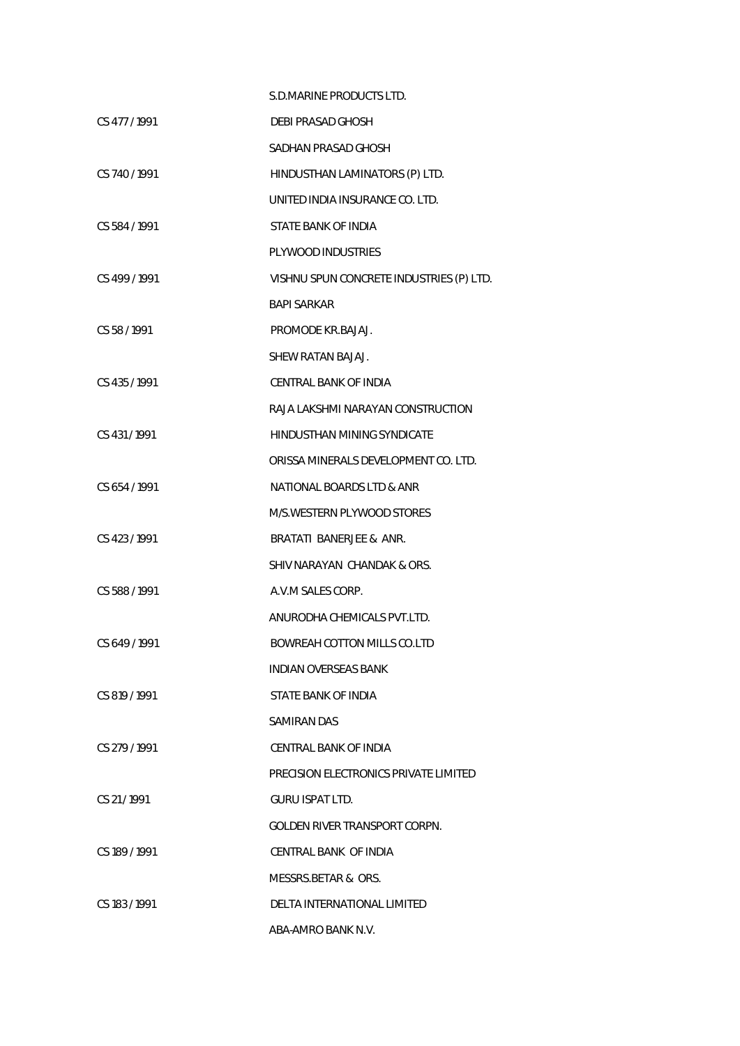S.D.MARINE PRODUCTS LTD.

| | |
|---|---|
| CS 477 / 1991 | DEBI PRASAD GHOSH |
| | SADHAN PRASAD GHOSH |
| CS 740 / 1991 | HINDUSTHAN LAMINATORS (P) LTD. |
| | UNITED INDIA INSURANCE CO. LTD. |
| CS 584 / 1991 | STATE BANK OF INDIA |
| | PLYWOOD INDUSTRIES |
| CS 499 / 1991 | VISHNU SPUN CONCRETE INDUSTRIES (P) LTD. |
| | BAPI SARKAR |
| CS 58 / 1991 | PROMODE KR.BAJAJ. |
| | SHEW RATAN BAJAJ. |
| CS 435 / 1991 | CENTRAL BANK OF INDIA |
| | RAJA LAKSHMI NARAYAN CONSTRUCTION |
| CS 431 / 1991 | HINDUSTHAN MINING SYNDICATE |
| | ORISSA MINERALS DEVELOPMENT CO. LTD. |
| CS 654 / 1991 | NATIONAL BOARDS LTD & ANR |
| | M/S.WESTERN PLYWOOD STORES |
| CS 423 / 1991 | BRATATI BANERJEE & ANR. |
| | SHIV NARAYAN CHANDAK & ORS. |
| CS 588 / 1991 | A.V.M SALES CORP. |
| | ANURODHA CHEMICALS PVT.LTD. |
| CS 649 / 1991 | BOWREAH COTTON MILLS CO.LTD |
| | INDIAN OVERSEAS BANK |
| CS 819 / 1991 | STATE BANK OF INDIA |
| | SAMIRAN DAS |
| CS 279 / 1991 | CENTRAL BANK OF INDIA |
| | PRECISION ELECTRONICS PRIVATE LIMITED |
| CS 21 / 1991 | GURU ISPAT LTD. |
| | GOLDEN RIVER TRANSPORT CORPN. |
| CS 189 / 1991 | CENTRAL BANK OF INDIA |
| | MESSRS.BETAR & ORS. |
| CS 183 / 1991 | DELTA INTERNATIONAL LIMITED |
| | ABA-AMRO BANK N.V. |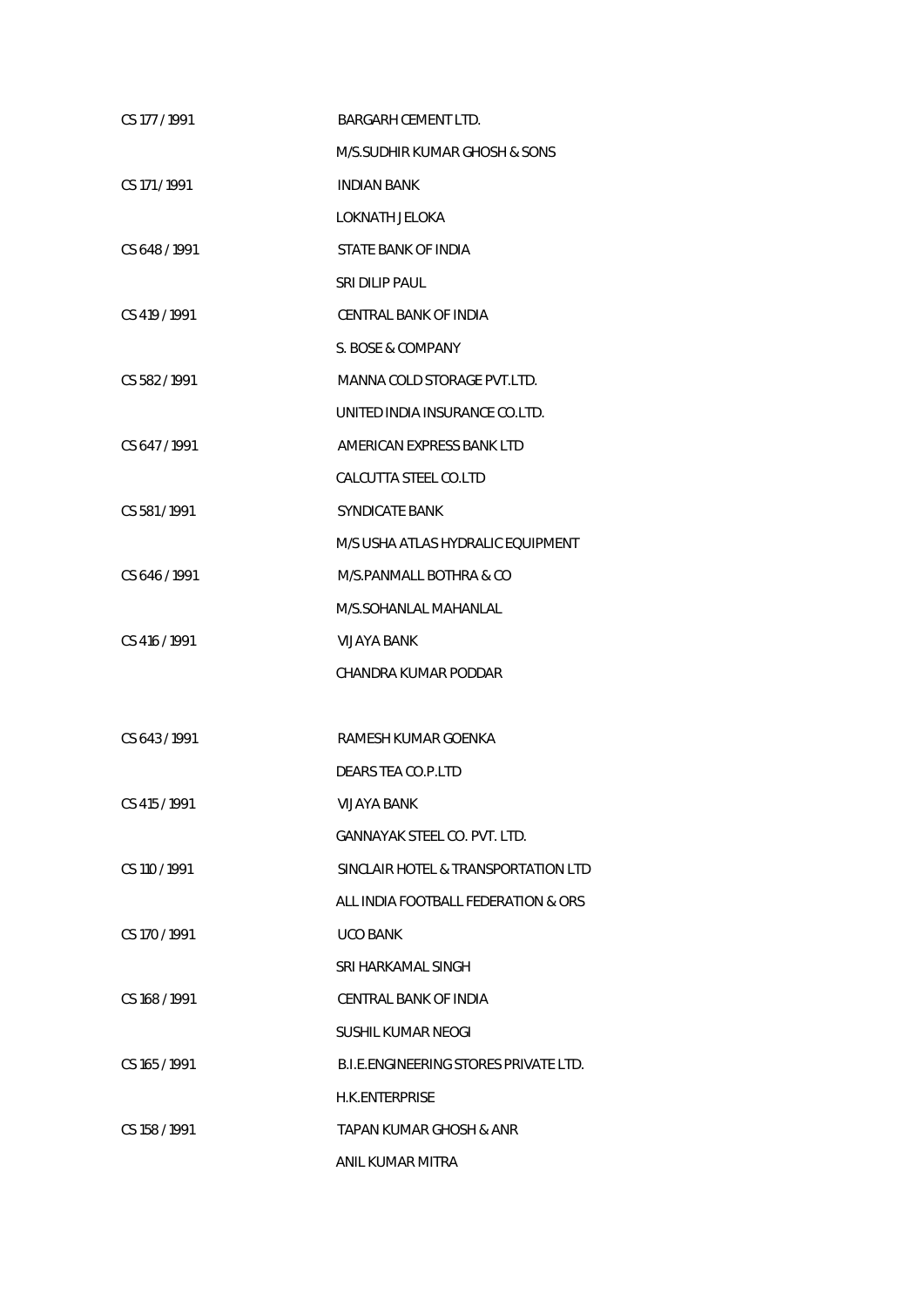| | |
|---|---|
| CS 177 / 1991 | BARGARH CEMENT LTD. |
| | M/S.SUDHIR KUMAR GHOSH & SONS |
| CS 171 / 1991 | INDIAN BANK |
| | LOKNATH JELOKA |
| CS 648 / 1991 | STATE BANK OF INDIA |
| | SRI DILIP PAUL |
| CS 419 / 1991 | CENTRAL BANK OF INDIA |
| | S. BOSE & COMPANY |
| CS 582 / 1991 | MANNA COLD STORAGE PVT.LTD. |
| | UNITED INDIA INSURANCE CO.LTD. |
| CS 647 / 1991 | AMERICAN EXPRESS BANK LTD |
| | CALCUTTA STEEL CO.LTD |
| CS 581 / 1991 | SYNDICATE BANK |
| | M/S USHA ATLAS HYDRALIC EQUIPMENT |
| CS 646 / 1991 | M/S.PANMALL BOTHRA & CO |
| | M/S.SOHANLAL MAHANLAL |
| CS 416 / 1991 | VIJAYA BANK |
| | CHANDRA KUMAR PODDAR |
| CS 643 / 1991 | RAMESH KUMAR GOENKA |
| | DEARS TEA CO.P.LTD |
| CS 415 / 1991 | VIJAYA BANK |
| | GANNAYAK STEEL CO. PVT. LTD. |
| CS 110 / 1991 | SINCLAIR HOTEL & TRANSPORTATION LTD |
| | ALL INDIA FOOTBALL FEDERATION & ORS |
| CS 170 / 1991 | UCO BANK |
| | SRI HARKAMAL SINGH |
| CS 168 / 1991 | CENTRAL BANK OF INDIA |
| | SUSHIL KUMAR NEOGI |
| CS 165 / 1991 | B.I.E.ENGINEERING STORES PRIVATE LTD. |
| | H.K.ENTERPRISE |
| CS 158 / 1991 | TAPAN KUMAR GHOSH & ANR |
| | ANIL KUMAR MITRA |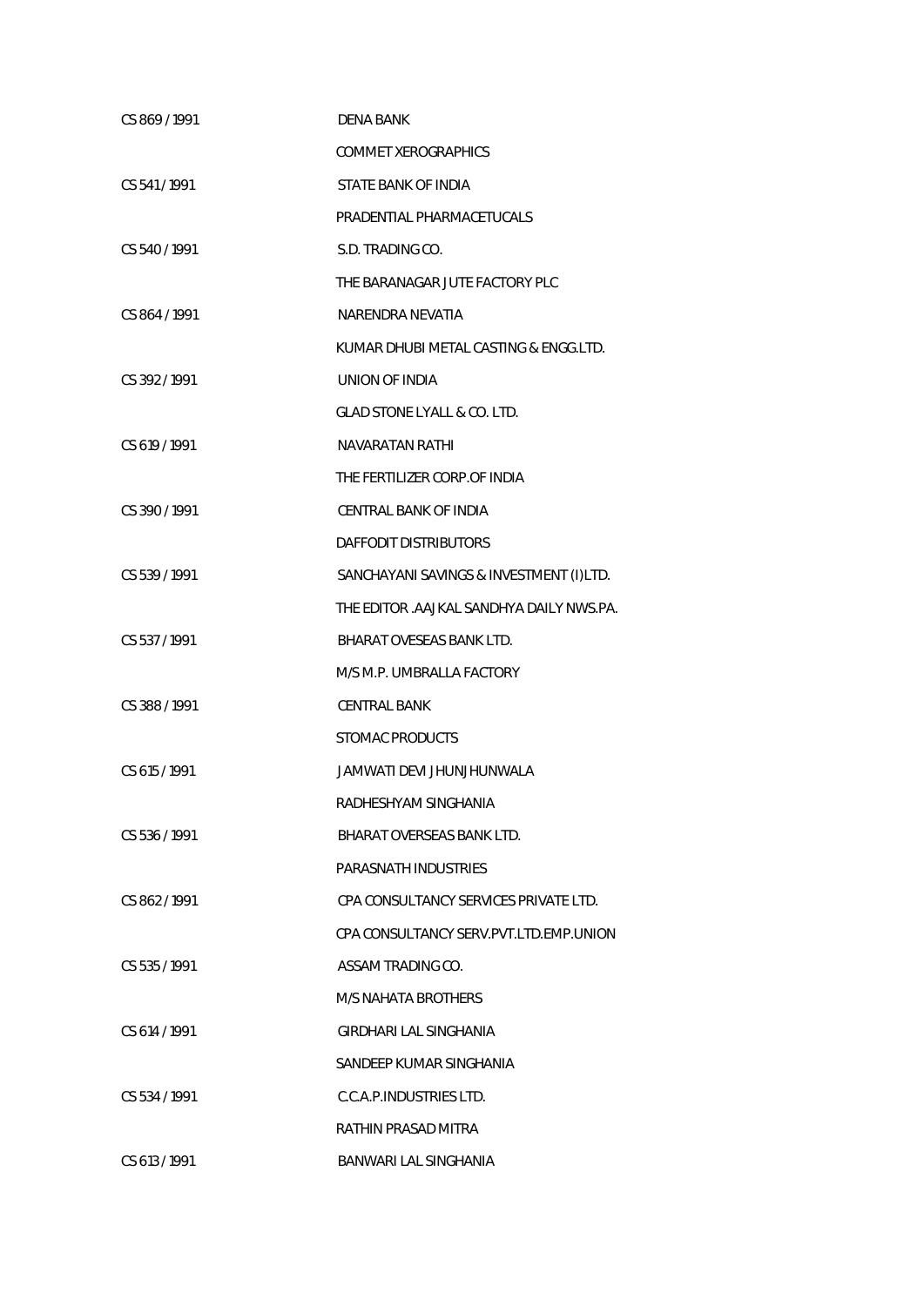| | |
|---|---|
| CS 869 / 1991 | DENA BANK |
| | COMMET XEROGRAPHICS |
| CS 541 / 1991 | STATE BANK OF INDIA |
| | PRADENTIAL PHARMACETUCALS |
| CS 540 / 1991 | S.D. TRADING CO. |
| | THE BARANAGAR JUTE FACTORY PLC |
| CS 864 / 1991 | NARENDRA NEVATIA |
| | KUMAR DHUBI METAL CASTING & ENGG.LTD. |
| CS 392 / 1991 | UNION OF INDIA |
| | GLAD STONE LYALL & CO. LTD. |
| CS 619 / 1991 | NAVARATAN RATHI |
| | THE FERTILIZER CORP.OF INDIA |
| CS 390 / 1991 | CENTRAL BANK OF INDIA |
| | DAFFODIT DISTRIBUTORS |
| CS 539 / 1991 | SANCHAYANI SAVINGS & INVESTMENT (I)LTD. |
| | THE EDITOR .AAJKAL SANDHYA DAILY NWS.PA. |
| CS 537 / 1991 | BHARAT OVESEAS BANK LTD. |
| | M/S M.P. UMBRALLA FACTORY |
| CS 388 / 1991 | CENTRAL BANK |
| | STOMAC PRODUCTS |
| CS 615 / 1991 | JAMWATI DEVI JHUNJHUNWALA |
| | RADHESHYAM SINGHANIA |
| CS 536 / 1991 | BHARAT OVERSEAS BANK LTD. |
| | PARASNATH INDUSTRIES |
| CS 862 / 1991 | CPA CONSULTANCY SERVICES PRIVATE LTD. |
| | CPA CONSULTANCY SERV.PVT.LTD.EMP.UNION |
| CS 535 / 1991 | ASSAM TRADING CO. |
| | M/S NAHATA BROTHERS |
| CS 614 / 1991 | GIRDHARI LAL SINGHANIA |
| | SANDEEP KUMAR SINGHANIA |
| CS 534 / 1991 | C.C.A.P.INDUSTRIES LTD. |
| | RATHIN PRASAD MITRA |
| CS 613 / 1991 | BANWARI LAL SINGHANIA |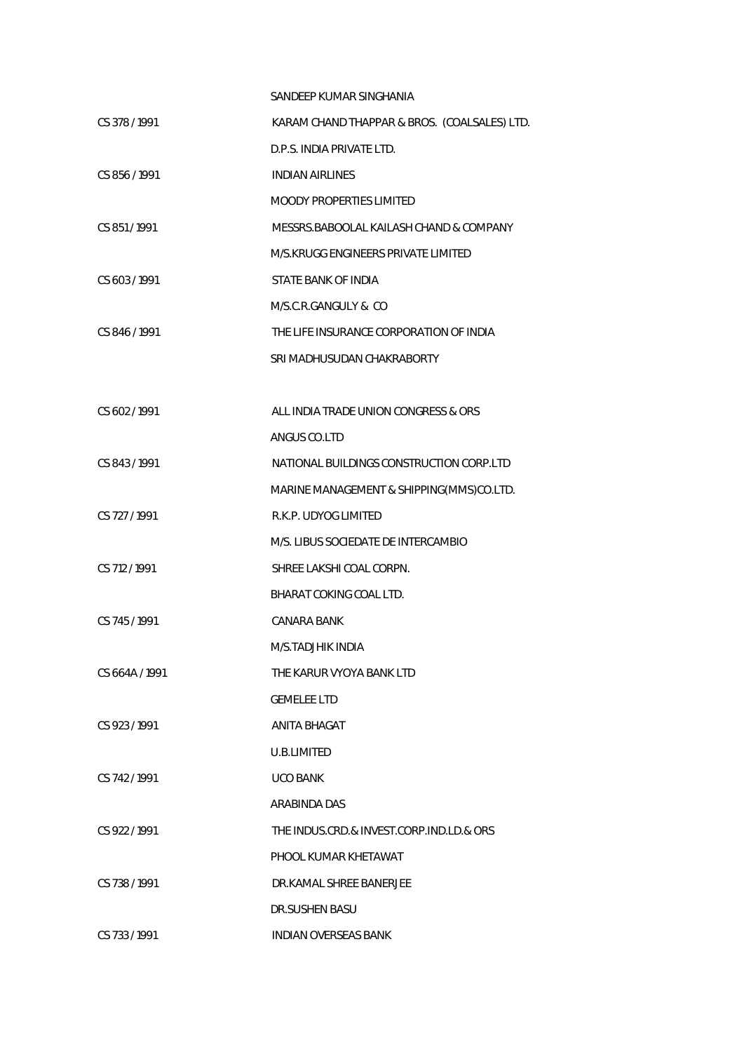| | |
|---|---|
| | SANDEEP KUMAR SINGHANIA |
| CS 378 / 1991 | KARAM CHAND THAPPAR & BROS. (COALSALES) LTD. |
| | D.P.S. INDIA PRIVATE LTD. |
| CS 856 / 1991 | INDIAN AIRLINES |
| | MOODY PROPERTIES LIMITED |
| CS 851 / 1991 | MESSRS.BABOOLAL KAILASH CHAND & COMPANY |
| | M/S.KRUGG ENGINEERS PRIVATE LIMITED |
| CS 603 / 1991 | STATE BANK OF INDIA |
| | M/S.C.R.GANGULY & CO |
| CS 846 / 1991 | THE LIFE INSURANCE CORPORATION OF INDIA |
| | SRI MADHUSUDAN CHAKRABORTY |
| CS 602 / 1991 | ALL INDIA TRADE UNION CONGRESS & ORS |
| | ANGUS CO.LTD |
| CS 843 / 1991 | NATIONAL BUILDINGS CONSTRUCTION CORP.LTD |
| | MARINE MANAGEMENT & SHIPPING(MMS)CO.LTD. |
| CS 727 / 1991 | R.K.P. UDYOG LIMITED |
| | M/S. LIBUS SOCIEDATE DE INTERCAMBIO |
| CS 712 / 1991 | SHREE LAKSHI COAL CORPN. |
| | BHARAT COKING COAL LTD. |
| CS 745 / 1991 | CANARA BANK |
| | M/S.TADJHIK INDIA |
| CS 664A / 1991 | THE KARUR VYOYA BANK LTD |
| | GEMELEE LTD |
| CS 923 / 1991 | ANITA BHAGAT |
| | U.B.LIMITED |
| CS 742 / 1991 | UCO BANK |
| | ARABINDA DAS |
| CS 922 / 1991 | THE INDUS.CRD.& INVEST.CORP.IND.LD.& ORS |
| | PHOOL KUMAR KHETAWAT |
| CS 738 / 1991 | DR.KAMAL SHREE BANERJEE |
| | DR.SUSHEN BASU |
| CS 733 / 1991 | INDIAN OVERSEAS BANK |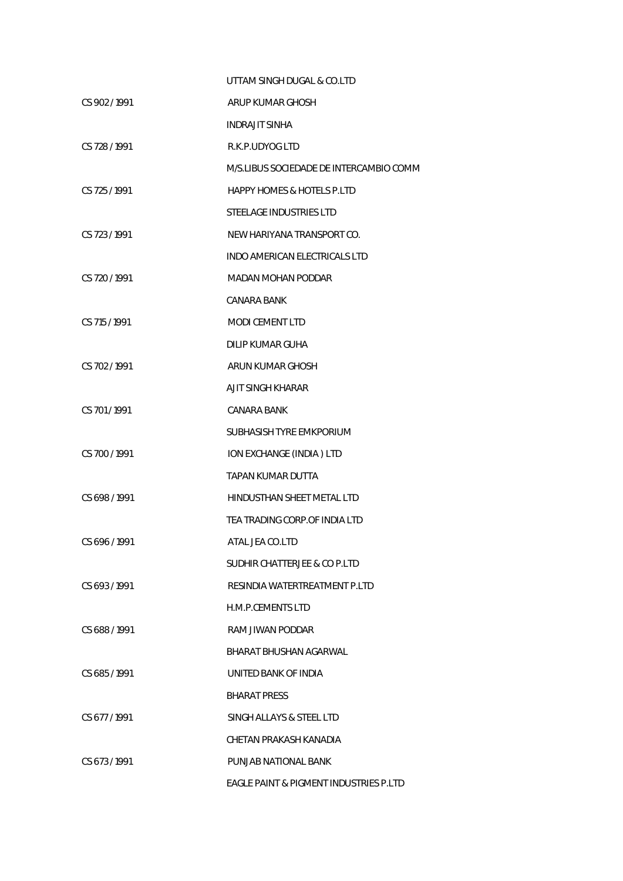| | |
|---|---|
| | UTTAM SINGH DUGAL & CO.LTD |
| CS 902 / 1991 | ARUP KUMAR GHOSH |
| | INDRAJIT SINHA |
| CS 728 / 1991 | R.K.P.UDYOG LTD |
| | M/S.LIBUS SOCIEDADE DE INTERCAMBIO COMM |
| CS 725 / 1991 | HAPPY HOMES & HOTELS P.LTD |
| | STEELAGE INDUSTRIES LTD |
| CS 723 / 1991 | NEW HARIYANA TRANSPORT CO. |
| | INDO AMERICAN ELECTRICALS LTD |
| CS 720 / 1991 | MADAN MOHAN PODDAR |
| | CANARA BANK |
| CS 715 / 1991 | MODI CEMENT LTD |
| | DILIP KUMAR GUHA |
| CS 702 / 1991 | ARUN KUMAR GHOSH |
| | AJIT SINGH KHARAR |
| CS 701 / 1991 | CANARA BANK |
| | SUBHASISH TYRE EMKPORIUM |
| CS 700 / 1991 | ION EXCHANGE (INDIA ) LTD |
| | TAPAN KUMAR DUTTA |
| CS 698 / 1991 | HINDUSTHAN SHEET METAL LTD |
| | TEA TRADING CORP.OF INDIA LTD |
| CS 696 / 1991 | ATAL JEA CO.LTD |
| | SUDHIR CHATTERJEE & CO P.LTD |
| CS 693 / 1991 | RESINDIA WATERTREATMENT P.LTD |
| | H.M.P.CEMENTS LTD |
| CS 688 / 1991 | RAM JIWAN PODDAR |
| | BHARAT BHUSHAN AGARWAL |
| CS 685 / 1991 | UNITED BANK OF INDIA |
| | BHARAT PRESS |
| CS 677 / 1991 | SINGH ALLAYS & STEEL LTD |
| | CHETAN PRAKASH KANADIA |
| CS 673 / 1991 | PUNJAB NATIONAL BANK |
| | EAGLE PAINT & PIGMENT INDUSTRIES P.LTD |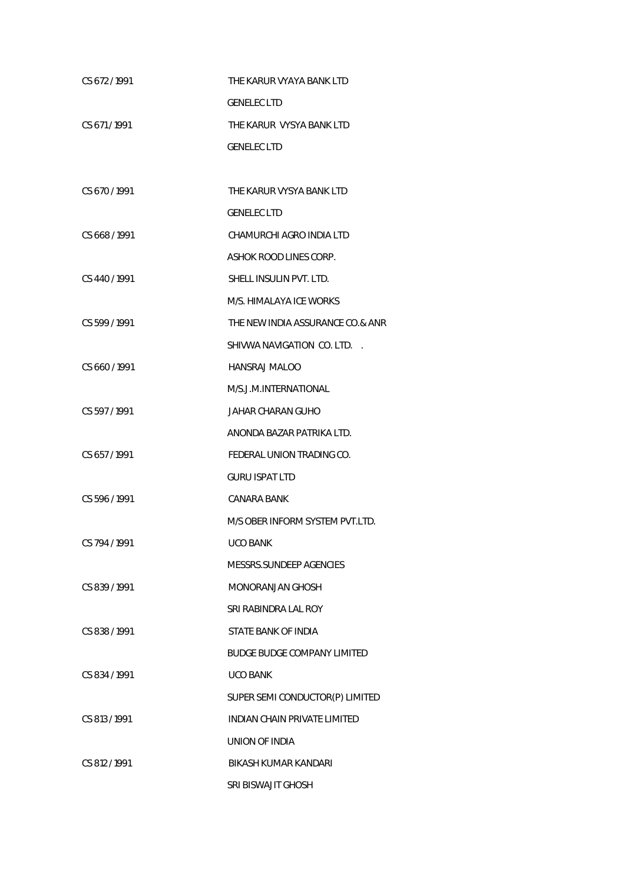| | |
|---|---|
| CS 672 / 1991 | THE KARUR VYAYA BANK LTD |
| | GENELEC LTD |
| CS 671 / 1991 | THE KARUR VYSYA BANK LTD |
| | GENELEC LTD |
| CS 670 / 1991 | THE KARUR VYSYA BANK LTD |
| | GENELEC LTD |
| CS 668 / 1991 | CHAMURCHI AGRO INDIA LTD |
| | ASHOK ROOD LINES CORP. |
| CS 440 / 1991 | SHELL INSULIN PVT. LTD. |
| | M/S. HIMALAYA ICE WORKS |
| CS 599 / 1991 | THE NEW INDIA ASSURANCE CO.& ANR |
| | SHIVWA NAVIGATION CO. LTD. . |
| CS 660 / 1991 | HANSRAJ MALOO |
| | M/S.J.M.INTERNATIONAL |
| CS 597 / 1991 | JAHAR CHARAN GUHO |
| | ANONDA BAZAR PATRIKA LTD. |
| CS 657 / 1991 | FEDERAL UNION TRADING CO. |
| | GURU ISPAT LTD |
| CS 596 / 1991 | CANARA BANK |
| | M/S OBER INFORM SYSTEM PVT.LTD. |
| CS 794 / 1991 | UCO BANK |
| | MESSRS.SUNDEEP AGENCIES |
| CS 839 / 1991 | MONORANJAN GHOSH |
| | SRI RABINDRA LAL ROY |
| CS 838 / 1991 | STATE BANK OF INDIA |
| | BUDGE BUDGE COMPANY LIMITED |
| CS 834 / 1991 | UCO BANK |
| | SUPER SEMI CONDUCTOR(P) LIMITED |
| CS 813 / 1991 | INDIAN CHAIN PRIVATE LIMITED |
| | UNION OF INDIA |
| CS 812 / 1991 | BIKASH KUMAR KANDARI |
| | SRI BISWAJIT GHOSH |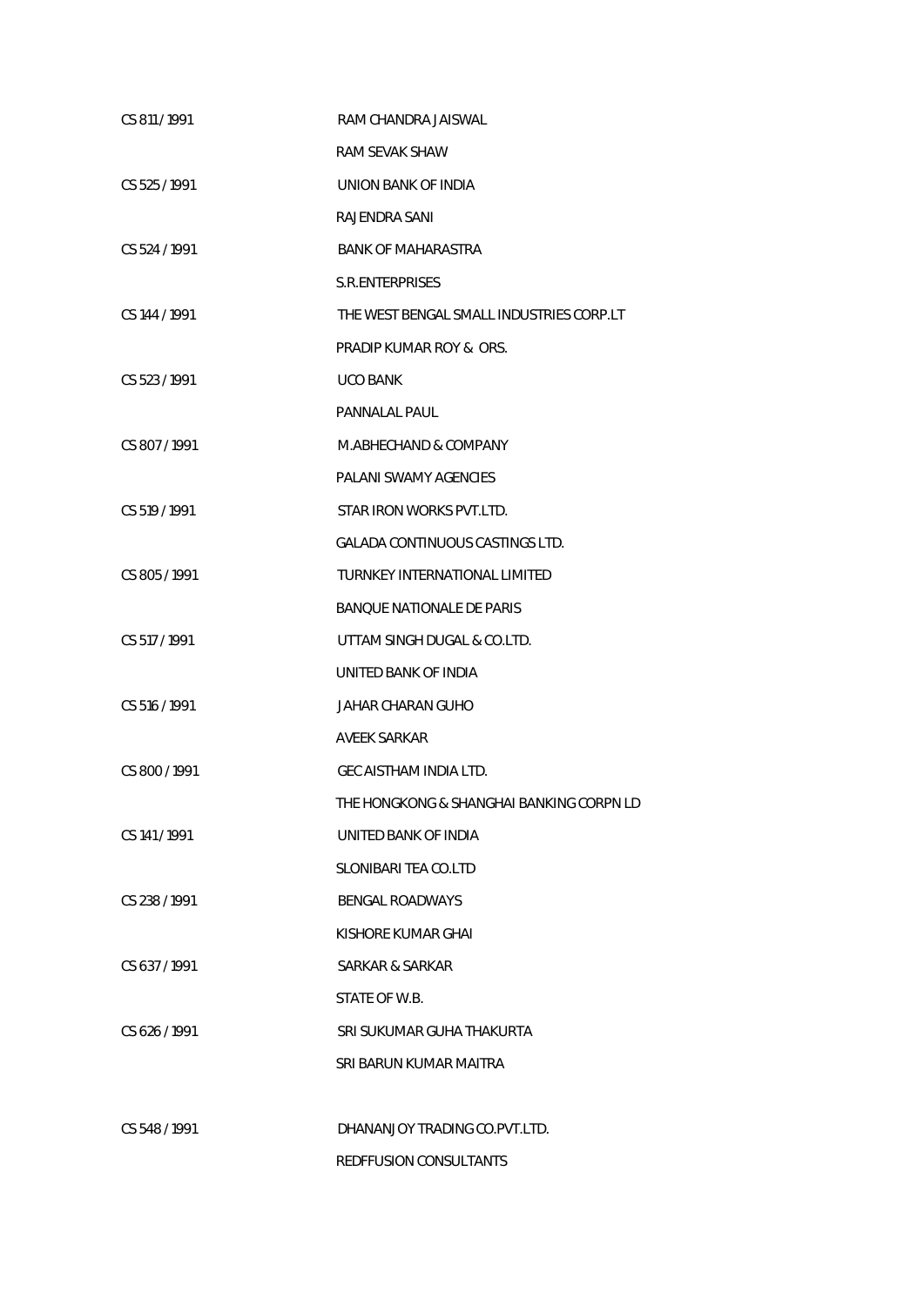| | |
|---|---|
| CS 811 / 1991 | RAM CHANDRA JAISWAL |
| | RAM SEVAK SHAW |
| CS 525 / 1991 | UNION BANK OF INDIA |
| | RAJENDRA SANI |
| CS 524 / 1991 | BANK OF MAHARASTRA |
| | S.R.ENTERPRISES |
| CS 144 / 1991 | THE WEST BENGAL SMALL INDUSTRIES CORP.LT |
| | PRADIP KUMAR ROY & ORS. |
| CS 523 / 1991 | UCO BANK |
| | PANNALAL PAUL |
| CS 807 / 1991 | M.ABHECHAND & COMPANY |
| | PALANI SWAMY AGENCIES |
| CS 519 / 1991 | STAR IRON WORKS PVT.LTD. |
| | GALADA CONTINUOUS CASTINGS LTD. |
| CS 805 / 1991 | TURNKEY INTERNATIONAL LIMITED |
| | BANQUE NATIONALE DE PARIS |
| CS 517 / 1991 | UTTAM SINGH DUGAL & CO.LTD. |
| | UNITED BANK OF INDIA |
| CS 516 / 1991 | JAHAR CHARAN GUHO |
| | AVEEK SARKAR |
| CS 800 / 1991 | GEC AISTHAM INDIA LTD. |
| | THE HONGKONG & SHANGHAI BANKING CORPN LD |
| CS 141 / 1991 | UNITED BANK OF INDIA |
| | SLONIBARI TEA CO.LTD |
| CS 238 / 1991 | BENGAL ROADWAYS |
| | KISHORE KUMAR GHAI |
| CS 637 / 1991 | SARKAR & SARKAR |
| | STATE OF W.B. |
| CS 626 / 1991 | SRI SUKUMAR GUHA THAKURTA |
| | SRI BARUN KUMAR MAITRA |
| CS 548 / 1991 | DHANANJOY TRADING CO.PVT.LTD. |
| | REDFFUSION CONSULTANTS |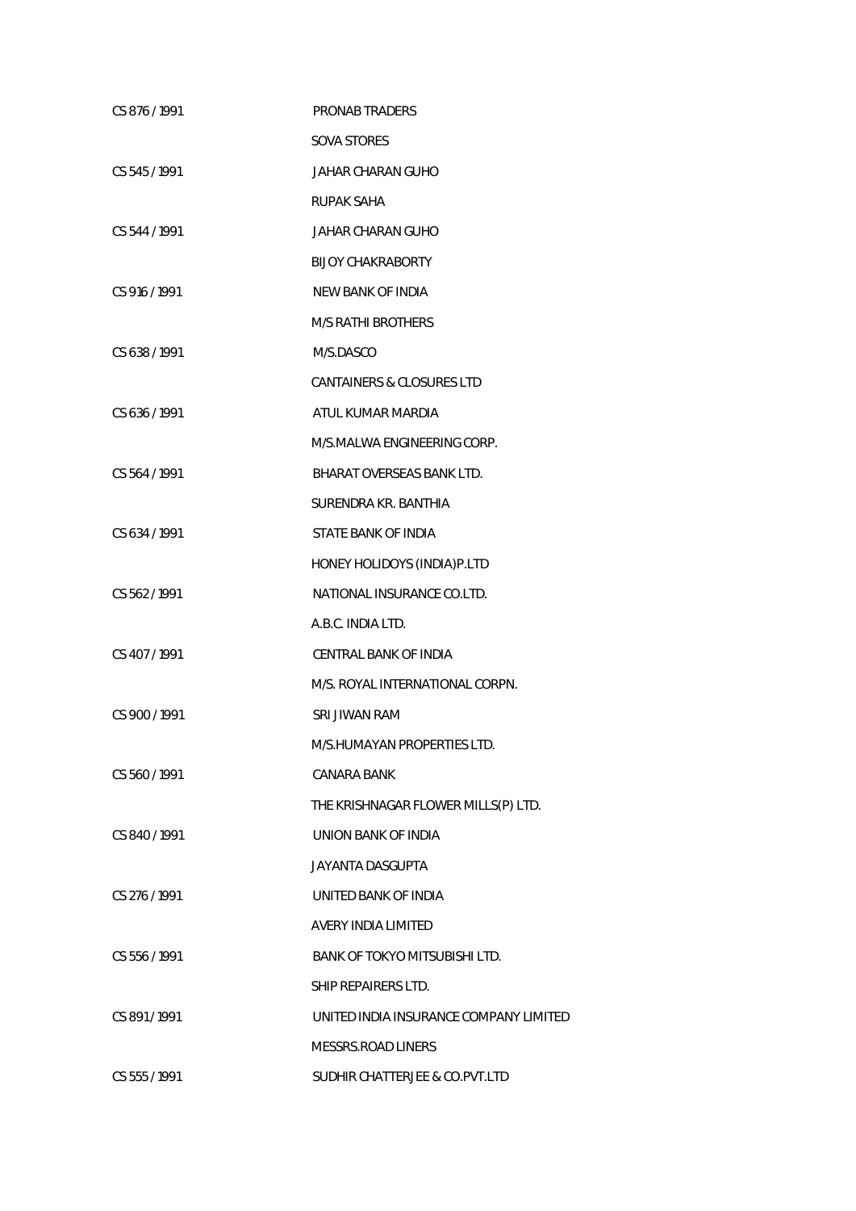| | |
|---|---|
| CS 876 / 1991 | PRONAB TRADERS |
| | SOVA STORES |
| CS 545 / 1991 | JAHAR CHARAN GUHO |
| | RUPAK SAHA |
| CS 544 / 1991 | JAHAR CHARAN GUHO |
| | BIJOY CHAKRABORTY |
| CS 916 / 1991 | NEW BANK OF INDIA |
| | M/S RATHI BROTHERS |
| CS 638 / 1991 | M/S.DASCO |
| | CANTAINERS & CLOSURES LTD |
| CS 636 / 1991 | ATUL KUMAR MARDIA |
| | M/S.MALWA ENGINEERING CORP. |
| CS 564 / 1991 | BHARAT OVERSEAS BANK LTD. |
| | SURENDRA KR. BANTHIA |
| CS 634 / 1991 | STATE BANK OF INDIA |
| | HONEY HOLIDOYS (INDIA)P.LTD |
| CS 562 / 1991 | NATIONAL INSURANCE CO.LTD. |
| | A.B.C. INDIA LTD. |
| CS 407 / 1991 | CENTRAL BANK OF INDIA |
| | M/S. ROYAL INTERNATIONAL CORPN. |
| CS 900 / 1991 | SRI JIWAN RAM |
| | M/S.HUMAYAN PROPERTIES LTD. |
| CS 560 / 1991 | CANARA BANK |
| | THE KRISHNAGAR FLOWER MILLS(P) LTD. |
| CS 840 / 1991 | UNION BANK OF INDIA |
| | JAYANTA DASGUPTA |
| CS 276 / 1991 | UNITED BANK OF INDIA |
| | AVERY INDIA LIMITED |
| CS 556 / 1991 | BANK OF TOKYO MITSUBISHI LTD. |
| | SHIP REPAIRERS LTD. |
| CS 891 / 1991 | UNITED INDIA INSURANCE COMPANY LIMITED |
| | MESSRS.ROAD LINERS |
| CS 555 / 1991 | SUDHIR CHATTERJEE & CO.PVT.LTD |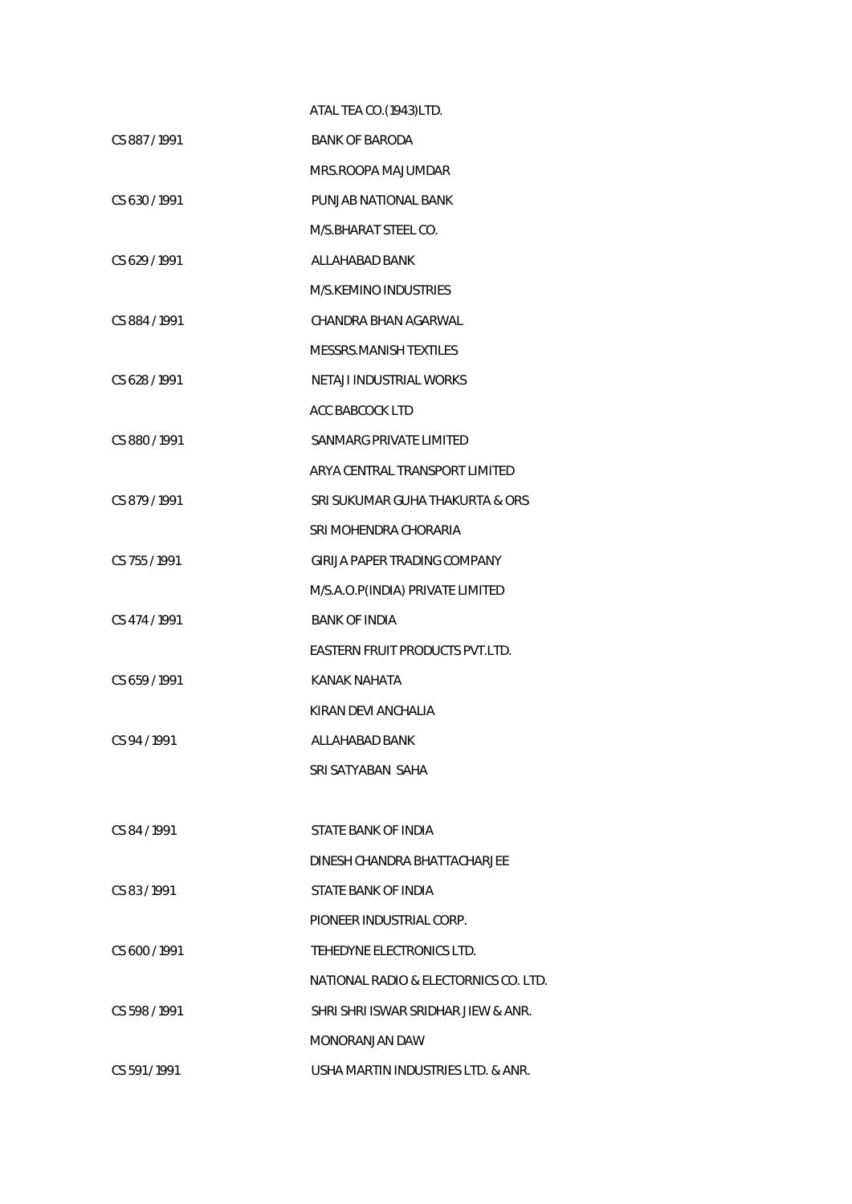ATAL TEA CO.(1943)LTD.

CS 887 / 1991 BANK OF BARODA

MRS.ROOPA MAJUMDAR

CS 630 / 1991 PUNJAB NATIONAL BANK

M/S.BHARAT STEEL CO.

CS 629 / 1991 ALLAHABAD BANK

M/S.KEMINO INDUSTRIES

CS 884 / 1991 CHANDRA BHAN AGARWAL

MESSRS.MANISH TEXTILES

CS 628 / 1991 NETAJI INDUSTRIAL WORKS

ACC BABCOCK LTD

CS 880 / 1991 SANMARG PRIVATE LIMITED

ARYA CENTRAL TRANSPORT LIMITED

CS 879 / 1991 SRI SUKUMAR GUHA THAKURTA & ORS

SRI MOHENDRA CHORARIA

CS 755 / 1991 GIRIJA PAPER TRADING COMPANY

M/S.A.O.P(INDIA) PRIVATE LIMITED

CS 474 / 1991 BANK OF INDIA

EASTERN FRUIT PRODUCTS PVT.LTD.

CS 659 / 1991 KANAK NAHATA

KIRAN DEVI ANCHALIA

CS 94 / 1991 ALLAHABAD BANK

SRI SATYABAN SAHA

CS 84 / 1991 STATE BANK OF INDIA

DINESH CHANDRA BHATTACHARJEE

CS 83 / 1991 STATE BANK OF INDIA

PIONEER INDUSTRIAL CORP.

CS 600 / 1991 TEHEDYNE ELECTRONICS LTD.

NATIONAL RADIO & ELECTORNICS CO. LTD.

CS 598 / 1991 SHRI SHRI ISWAR SRIDHAR JIEW & ANR.

MONORANJAN DAW

CS 591 / 1991 USHA MARTIN INDUSTRIES LTD. & ANR.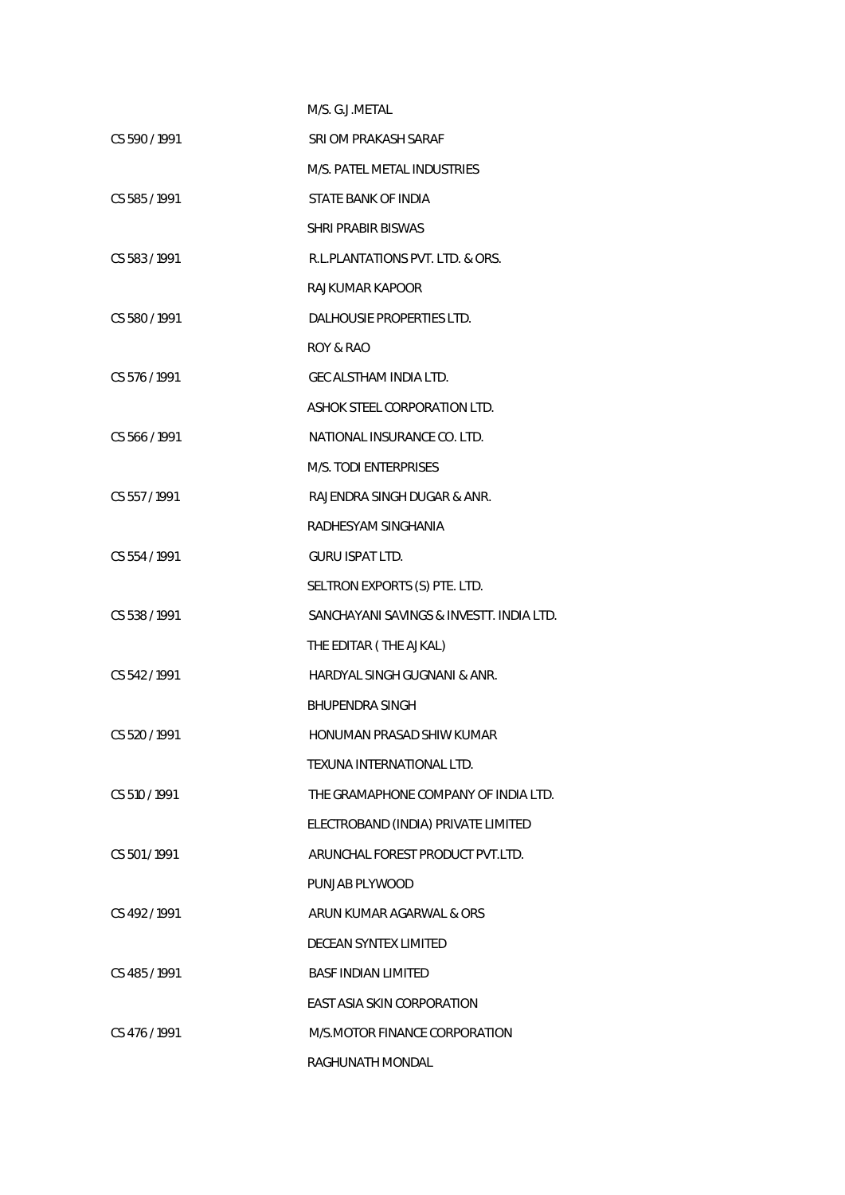| | |
|---|---|
| | M/S. G.J.METAL |
| CS 590 / 1991 | SRI OM PRAKASH SARAF |
| | M/S. PATEL METAL INDUSTRIES |
| CS 585 / 1991 | STATE BANK OF INDIA |
| | SHRI PRABIR BISWAS |
| CS 583 / 1991 | R.L.PLANTATIONS PVT. LTD. & ORS. |
| | RAJKUMAR KAPOOR |
| CS 580 / 1991 | DALHOUSIE PROPERTIES LTD. |
| | ROY & RAO |
| CS 576 / 1991 | GEC ALSTHAM INDIA LTD. |
| | ASHOK STEEL CORPORATION LTD. |
| CS 566 / 1991 | NATIONAL INSURANCE CO. LTD. |
| | M/S. TODI ENTERPRISES |
| CS 557 / 1991 | RAJENDRA SINGH DUGAR & ANR. |
| | RADHESYAM SINGHANIA |
| CS 554 / 1991 | GURU ISPAT LTD. |
| | SELTRON EXPORTS (S) PTE. LTD. |
| CS 538 / 1991 | SANCHAYANI SAVINGS & INVESTT. INDIA LTD. |
| | THE EDITAR ( THE AJKAL) |
| CS 542 / 1991 | HARDYAL SINGH GUGNANI & ANR. |
| | BHUPENDRA SINGH |
| CS 520 / 1991 | HONUMAN PRASAD SHIW KUMAR |
| | TEXUNA INTERNATIONAL LTD. |
| CS 510 / 1991 | THE GRAMAPHONE COMPANY OF INDIA LTD. |
| | ELECTROBAND (INDIA) PRIVATE LIMITED |
| CS 501 / 1991 | ARUNCHAL FOREST PRODUCT PVT.LTD. |
| | PUNJAB PLYWOOD |
| CS 492 / 1991 | ARUN KUMAR AGARWAL & ORS |
| | DECEAN SYNTEX LIMITED |
| CS 485 / 1991 | BASF INDIAN LIMITED |
| | EAST ASIA SKIN CORPORATION |
| CS 476 / 1991 | M/S.MOTOR FINANCE CORPORATION |
| | RAGHUNATH MONDAL |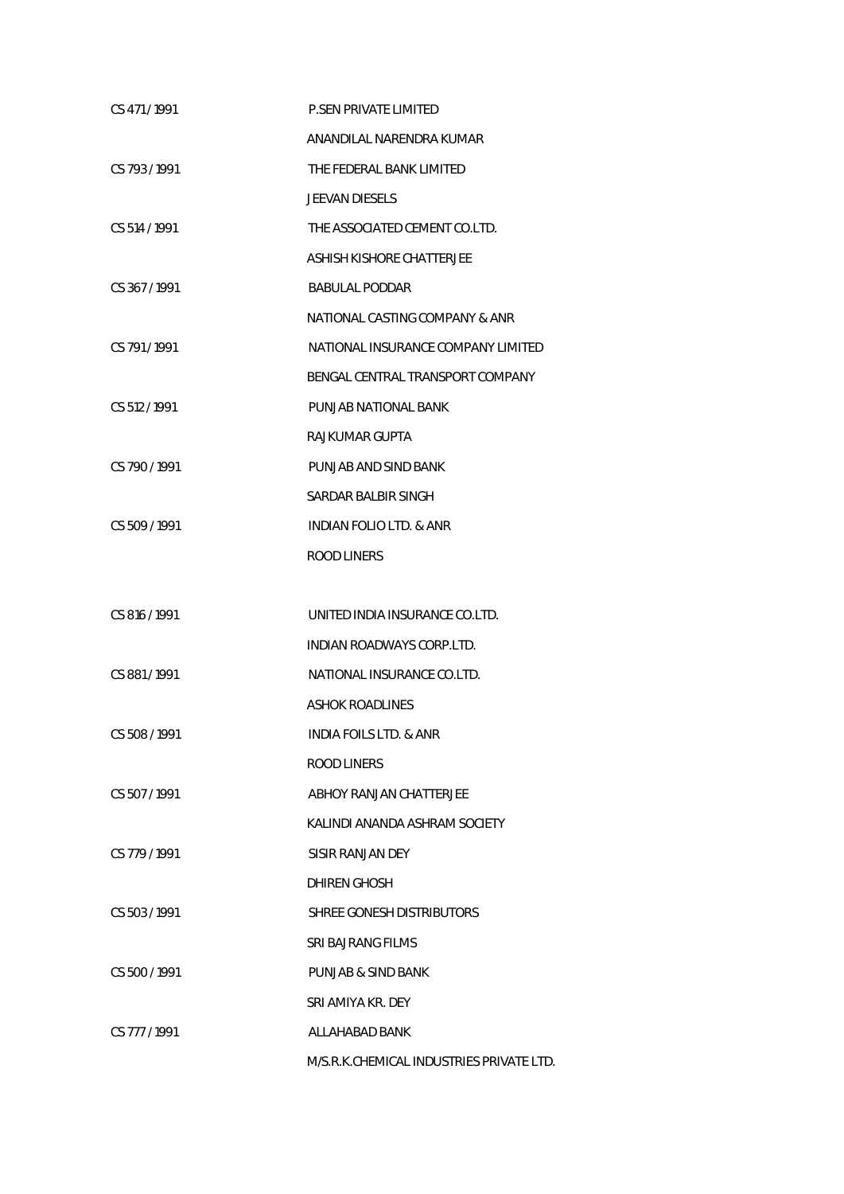| | |
|---|---|
| CS 471 / 1991 | P.SEN PRIVATE LIMITED |
| | ANANDILAL NARENDRA KUMAR |
| CS 793 / 1991 | THE FEDERAL BANK LIMITED |
| | JEEVAN DIESELS |
| CS 514 / 1991 | THE ASSOCIATED CEMENT CO.LTD. |
| | ASHISH KISHORE CHATTERJEE |
| CS 367 / 1991 | BABULAL PODDAR |
| | NATIONAL CASTING COMPANY & ANR |
| CS 791 / 1991 | NATIONAL INSURANCE COMPANY LIMITED |
| | BENGAL CENTRAL TRANSPORT COMPANY |
| CS 512 / 1991 | PUNJAB NATIONAL BANK |
| | RAJKUMAR GUPTA |
| CS 790 / 1991 | PUNJAB AND SIND BANK |
| | SARDAR BALBIR SINGH |
| CS 509 / 1991 | INDIAN FOLIO LTD. & ANR |
| | ROOD LINERS |
| CS 816 / 1991 | UNITED INDIA INSURANCE CO.LTD. |
| | INDIAN ROADWAYS CORP.LTD. |
| CS 881 / 1991 | NATIONAL INSURANCE CO.LTD. |
| | ASHOK ROADLINES |
| CS 508 / 1991 | INDIA FOILS LTD. & ANR |
| | ROOD LINERS |
| CS 507 / 1991 | ABHOY RANJAN CHATTERJEE |
| | KALINDI ANANDA ASHRAM SOCIETY |
| CS 779 / 1991 | SISIR RANJAN DEY |
| | DHIREN GHOSH |
| CS 503 / 1991 | SHREE GONESH DISTRIBUTORS |
| | SRI BAJRANG FILMS |
| CS 500 / 1991 | PUNJAB & SIND BANK |
| | SRI AMIYA KR. DEY |
| CS 777 / 1991 | ALLAHABAD BANK |
| | M/S.R.K.CHEMICAL INDUSTRIES PRIVATE LTD. |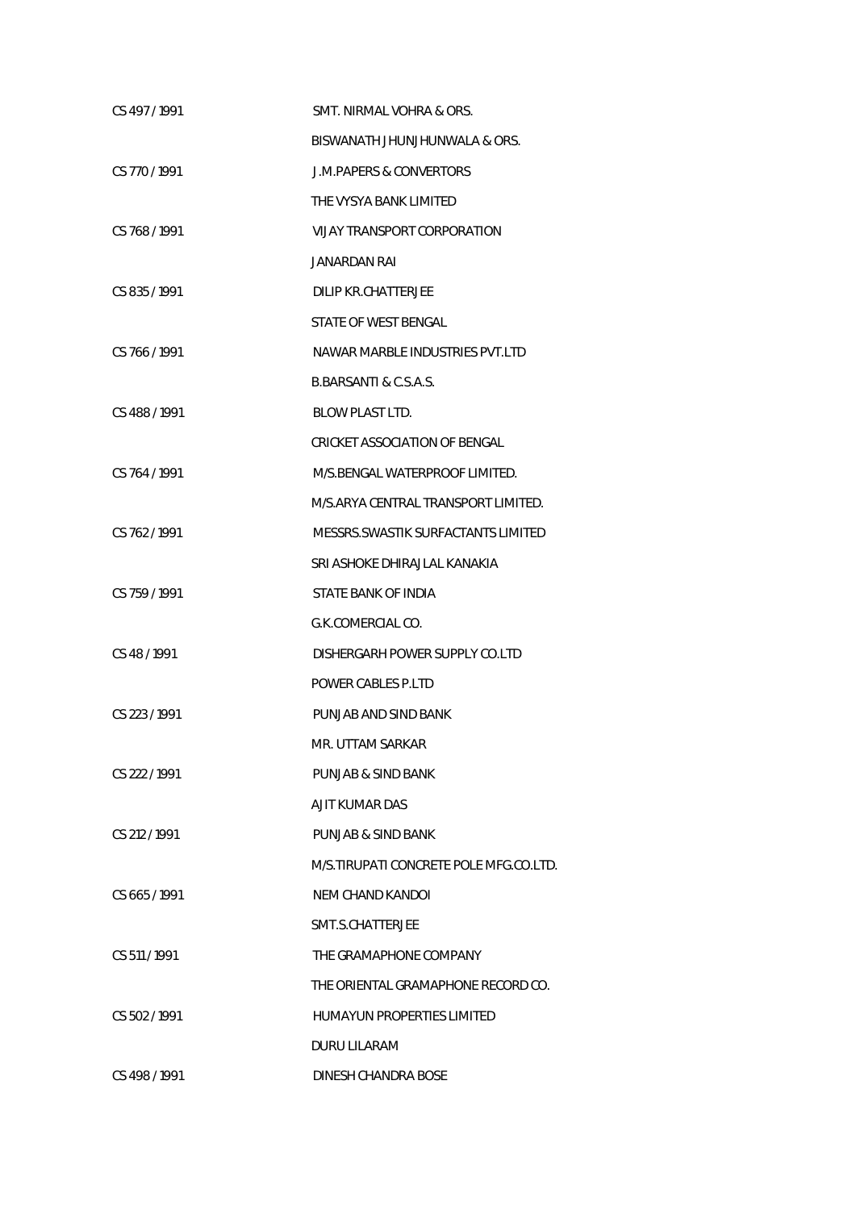| | |
|---|---|
| CS 497 / 1991 | SMT. NIRMAL VOHRA & ORS. |
| | BISWANATH JHUNJHUNWALA & ORS. |
| CS 770 / 1991 | J.M.PAPERS & CONVERTORS |
| | THE VYSYA BANK LIMITED |
| CS 768 / 1991 | VIJAY TRANSPORT CORPORATION |
| | JANARDAN RAI |
| CS 835 / 1991 | DILIP KR.CHATTERJEE |
| | STATE OF WEST BENGAL |
| CS 766 / 1991 | NAWAR MARBLE INDUSTRIES PVT.LTD |
| | B.BARSANTI & C.S.A.S. |
| CS 488 / 1991 | BLOW PLAST LTD. |
| | CRICKET ASSOCIATION OF BENGAL |
| CS 764 / 1991 | M/S.BENGAL WATERPROOF LIMITED. |
| | M/S.ARYA CENTRAL TRANSPORT LIMITED. |
| CS 762 / 1991 | MESSRS.SWASTIK SURFACTANTS LIMITED |
| | SRI ASHOKE DHIRAJLAL KANAKIA |
| CS 759 / 1991 | STATE BANK OF INDIA |
| | G.K.COMERCIAL CO. |
| CS 48 / 1991 | DISHERGARH POWER SUPPLY CO.LTD |
| | POWER CABLES P.LTD |
| CS 223 / 1991 | PUNJAB AND SIND BANK |
| | MR. UTTAM SARKAR |
| CS 222 / 1991 | PUNJAB & SIND BANK |
| | AJIT KUMAR DAS |
| CS 212 / 1991 | PUNJAB & SIND BANK |
| | M/S.TIRUPATI CONCRETE POLE MFG.CO.LTD. |
| CS 665 / 1991 | NEM CHAND KANDOI |
| | SMT.S.CHATTERJEE |
| CS 511 / 1991 | THE GRAMAPHONE COMPANY |
| | THE ORIENTAL GRAMAPHONE RECORD CO. |
| CS 502 / 1991 | HUMAYUN PROPERTIES LIMITED |
| | DURU LILARAM |
| CS 498 / 1991 | DINESH CHANDRA BOSE |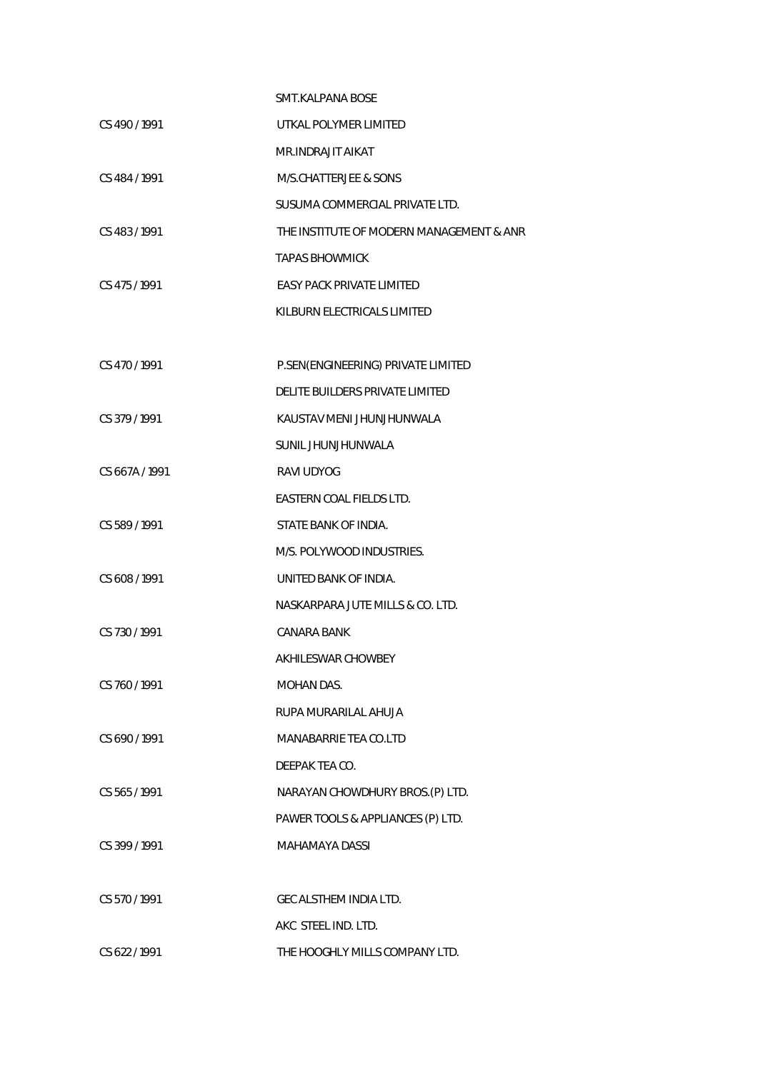| | |
|---|---|
| | SMT.KALPANA BOSE |
| CS 490 / 1991 | UTKAL POLYMER LIMITED |
| | MR.INDRAJIT AIKAT |
| CS 484 / 1991 | M/S.CHATTERJEE & SONS |
| | SUSUMA COMMERCIAL PRIVATE LTD. |
| CS 483 / 1991 | THE INSTITUTE OF MODERN MANAGEMENT & ANR |
| | TAPAS BHOWMICK |
| CS 475 / 1991 | EASY PACK PRIVATE LIMITED |
| | KILBURN ELECTRICALS LIMITED |
| | |
| CS 470 / 1991 | P.SEN(ENGINEERING) PRIVATE LIMITED |
| | DELITE BUILDERS PRIVATE LIMITED |
| CS 379 / 1991 | KAUSTAV MENI JHUNJHUNWALA |
| | SUNIL JHUNJHUNWALA |
| CS 667A / 1991 | RAVI UDYOG |
| | EASTERN COAL FIELDS LTD. |
| CS 589 / 1991 | STATE BANK OF INDIA. |
| | M/S. POLYWOOD INDUSTRIES. |
| CS 608 / 1991 | UNITED BANK OF INDIA. |
| | NASKARPARA JUTE MILLS & CO. LTD. |
| CS 730 / 1991 | CANARA BANK |
| | AKHILESWAR CHOWBEY |
| CS 760 / 1991 | MOHAN DAS. |
| | RUPA MURARILAL AHUJA |
| CS 690 / 1991 | MANABARRIE TEA CO.LTD |
| | DEEPAK TEA CO. |
| CS 565 / 1991 | NARAYAN CHOWDHURY BROS.(P) LTD. |
| | PAWER TOOLS & APPLIANCES (P) LTD. |
| CS 399 / 1991 | MAHAMAYA DASSI |
| | |
| CS 570 / 1991 | GEC ALSTHEM INDIA LTD. |
| | AKC STEEL IND. LTD. |
| CS 622 / 1991 | THE HOOGHLY MILLS COMPANY LTD. |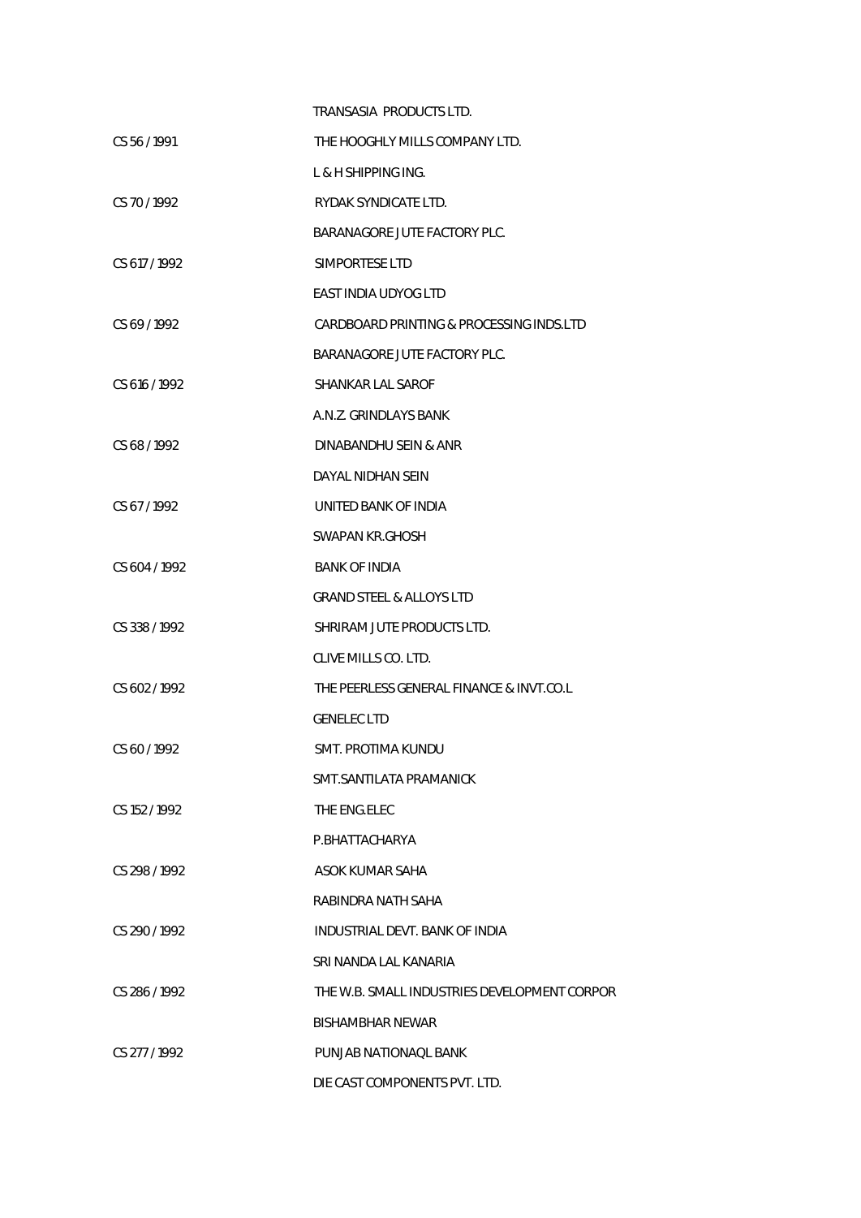| | |
|---|---|
| | TRANSASIA PRODUCTS LTD. |
| CS 56 / 1991 | THE HOOGHLY MILLS COMPANY LTD. |
| | L & H SHIPPING ING. |
| CS 70 / 1992 | RYDAK SYNDICATE LTD. |
| | BARANAGORE JUTE FACTORY PLC. |
| CS 617 / 1992 | SIMPORTESE LTD |
| | EAST INDIA UDYOG LTD |
| CS 69 / 1992 | CARDBOARD PRINTING & PROCESSING INDS.LTD |
| | BARANAGORE JUTE FACTORY PLC. |
| CS 616 / 1992 | SHANKAR LAL SAROF |
| | A.N.Z. GRINDLAYS BANK |
| CS 68 / 1992 | DINABANDHU SEIN & ANR |
| | DAYAL NIDHAN SEIN |
| CS 67 / 1992 | UNITED BANK OF INDIA |
| | SWAPAN KR.GHOSH |
| CS 604 / 1992 | BANK OF INDIA |
| | GRAND STEEL & ALLOYS LTD |
| CS 338 / 1992 | SHRIRAM JUTE PRODUCTS LTD. |
| | CLIVE MILLS CO. LTD. |
| CS 602 / 1992 | THE PEERLESS GENERAL FINANCE & INVT.CO.L |
| | GENELEC LTD |
| CS 60 / 1992 | SMT. PROTIMA KUNDU |
| | SMT.SANTILATA PRAMANICK |
| CS 152 / 1992 | THE ENG.ELEC |
| | P.BHATTACHARYA |
| CS 298 / 1992 | ASOK KUMAR SAHA |
| | RABINDRA NATH SAHA |
| CS 290 / 1992 | INDUSTRIAL DEVT. BANK OF INDIA |
| | SRI NANDA LAL KANARIA |
| CS 286 / 1992 | THE W.B. SMALL INDUSTRIES DEVELOPMENT CORPOR |
| | BISHAMBHAR NEWAR |
| CS 277 / 1992 | PUNJAB NATIONAQL BANK |
| | DIE CAST COMPONENTS PVT. LTD. |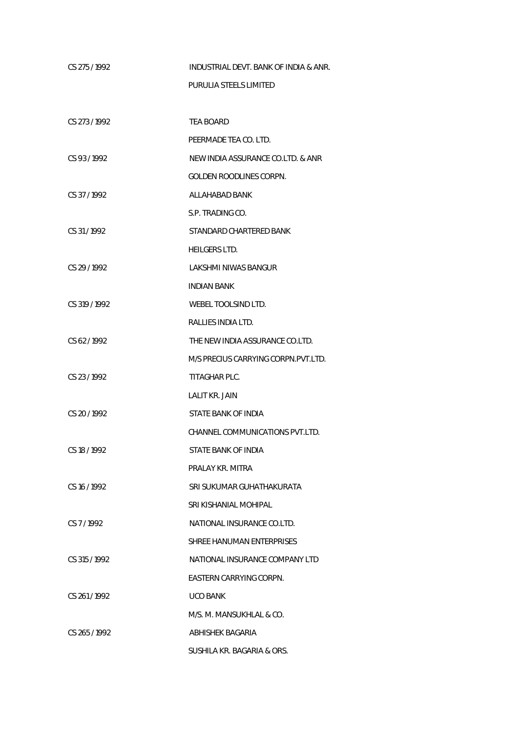| | |
|---|---|
| CS 275 / 1992 | INDUSTRIAL DEVT. BANK OF INDIA & ANR. |
| | PURULIA STEELS LIMITED |
| CS 273 / 1992 | TEA BOARD |
| | PEERMADE TEA CO. LTD. |
| CS 93 / 1992 | NEW INDIA ASSURANCE CO.LTD. & ANR |
| | GOLDEN ROODLINES CORPN. |
| CS 37 / 1992 | ALLAHABAD BANK |
| | S.P. TRADING CO. |
| CS 31 / 1992 | STANDARD CHARTERED BANK |
| | HEILGERS LTD. |
| CS 29 / 1992 | LAKSHMI NIWAS BANGUR |
| | INDIAN BANK |
| CS 319 / 1992 | WEBEL TOOLSIND LTD. |
| | RALLIES INDIA LTD. |
| CS 62 / 1992 | THE NEW INDIA ASSURANCE CO.LTD. |
| | M/S PRECIUS CARRYING CORPN.PVT.LTD. |
| CS 23 / 1992 | TITAGHAR PLC. |
| | LALIT KR. JAIN |
| CS 20 / 1992 | STATE BANK OF INDIA |
| | CHANNEL COMMUNICATIONS PVT.LTD. |
| CS 18 / 1992 | STATE BANK OF INDIA |
| | PRALAY KR. MITRA |
| CS 16 / 1992 | SRI SUKUMAR GUHATHAKURATA |
| | SRI KISHANIAL MOHIPAL |
| CS 7 / 1992 | NATIONAL INSURANCE CO.LTD. |
| | SHREE HANUMAN ENTERPRISES |
| CS 315 / 1992 | NATIONAL INSURANCE COMPANY LTD |
| | EASTERN CARRYING CORPN. |
| CS 261 / 1992 | UCO BANK |
| | M/S. M. MANSUKHLAL & CO. |
| CS 265 / 1992 | ABHISHEK BAGARIA |
| | SUSHILA KR. BAGARIA & ORS. |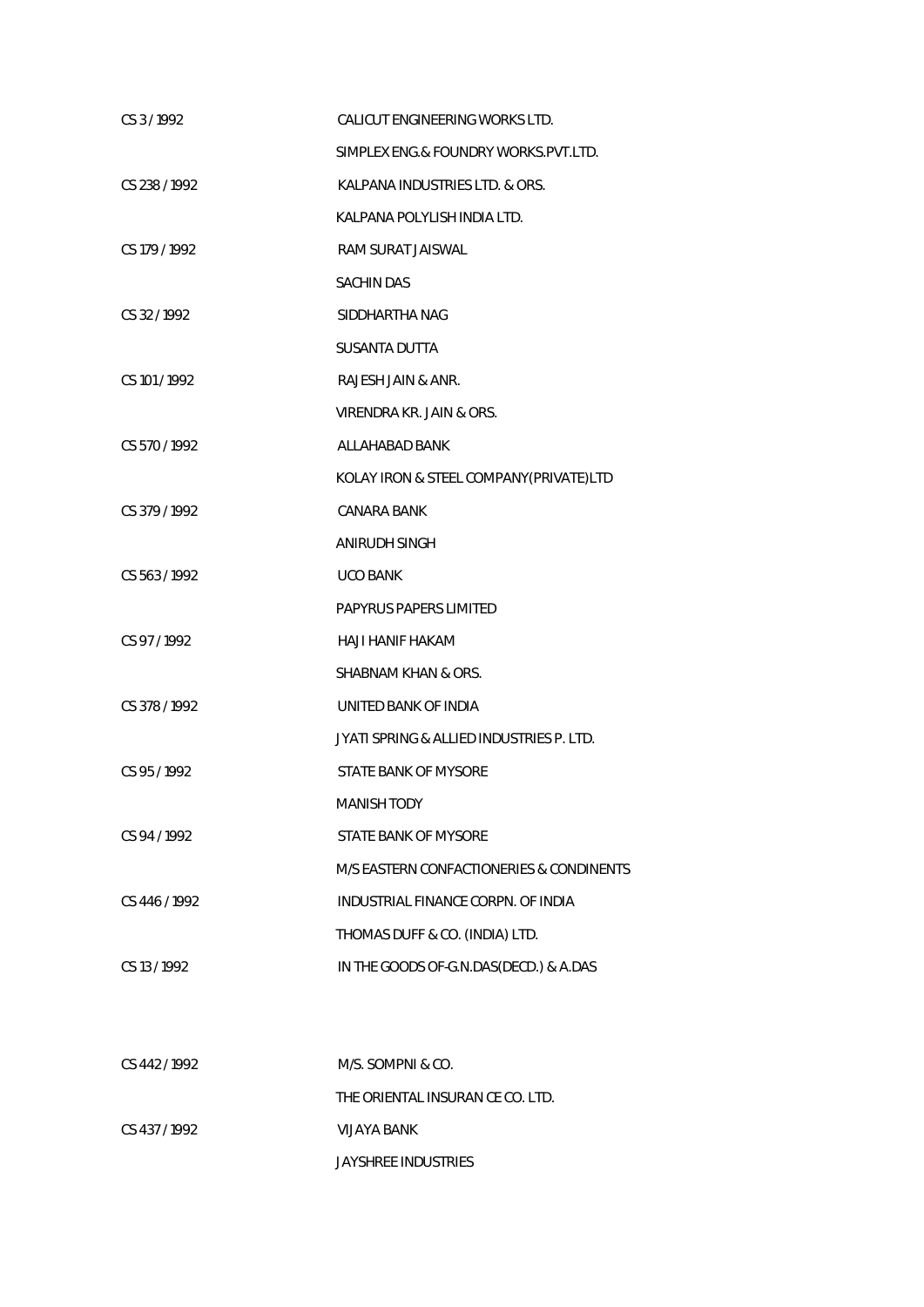| | |
|---|---|
| CS 3 / 1992 | CALICUT ENGINEERING WORKS LTD. |
| | SIMPLEX ENG.& FOUNDRY WORKS.PVT.LTD. |
| CS 238 / 1992 | KALPANA INDUSTRIES LTD. & ORS. |
| | KALPANA POLYLISH INDIA LTD. |
| CS 179 / 1992 | RAM SURAT JAISWAL |
| | SACHIN DAS |
| CS 32 / 1992 | SIDDHARTHA NAG |
| | SUSANTA DUTTA |
| CS 101 / 1992 | RAJESH JAIN & ANR. |
| | VIRENDRA KR. JAIN & ORS. |
| CS 570 / 1992 | ALLAHABAD BANK |
| | KOLAY IRON & STEEL COMPANY(PRIVATE)LTD |
| CS 379 / 1992 | CANARA BANK |
| | ANIRUDH SINGH |
| CS 563 / 1992 | UCO BANK |
| | PAPYRUS PAPERS LIMITED |
| CS 97 / 1992 | HAJI HANIF HAKAM |
| | SHABNAM KHAN & ORS. |
| CS 378 / 1992 | UNITED BANK OF INDIA |
| | JYATI SPRING & ALLIED INDUSTRIES P. LTD. |
| CS 95 / 1992 | STATE BANK OF MYSORE |
| | MANISH TODY |
| CS 94 / 1992 | STATE BANK OF MYSORE |
| | M/S EASTERN CONFACTIONERIES & CONDINENTS |
| CS 446 / 1992 | INDUSTRIAL FINANCE CORPN. OF INDIA |
| | THOMAS DUFF & CO. (INDIA) LTD. |
| CS 13 / 1992 | IN THE GOODS OF-G.N.DAS(DECD.) & A.DAS |
| CS 442 / 1992 | M/S. SOMPNI & CO. |
| | THE ORIENTAL INSURAN CE CO. LTD. |
| CS 437 / 1992 | VIJAYA BANK |
| | JAYSHREE INDUSTRIES |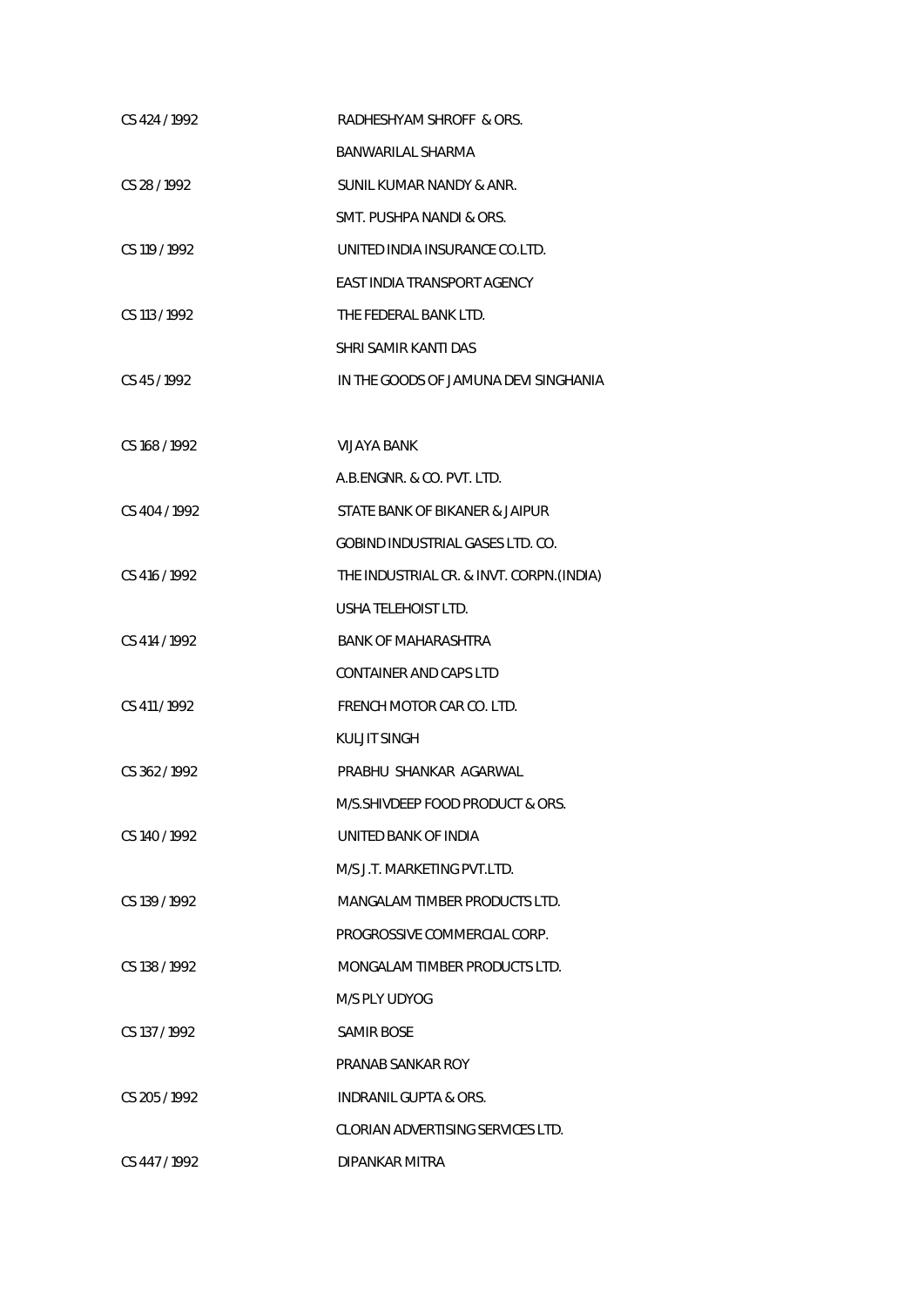| | |
|---|---|
| CS 424 / 1992 | RADHESHYAM SHROFF & ORS. |
| | BANWARILAL SHARMA |
| CS 28 / 1992 | SUNIL KUMAR NANDY & ANR. |
| | SMT. PUSHPA NANDI & ORS. |
| CS 119 / 1992 | UNITED INDIA INSURANCE CO.LTD. |
| | EAST INDIA TRANSPORT AGENCY |
| CS 113 / 1992 | THE FEDERAL BANK LTD. |
| | SHRI SAMIR KANTI DAS |
| CS 45 / 1992 | IN THE GOODS OF JAMUNA DEVI SINGHANIA |
| | |
| CS 168 / 1992 | VIJAYA BANK |
| | A.B.ENGNR. & CO. PVT. LTD. |
| CS 404 / 1992 | STATE BANK OF BIKANER & JAIPUR |
| | GOBIND INDUSTRIAL GASES LTD. CO. |
| CS 416 / 1992 | THE INDUSTRIAL CR. & INVT. CORPN.(INDIA) |
| | USHA TELEHOIST LTD. |
| CS 414 / 1992 | BANK OF MAHARASHTRA |
| | CONTAINER AND CAPS LTD |
| CS 411 / 1992 | FRENCH MOTOR CAR CO. LTD. |
| | KULJIT SINGH |
| CS 362 / 1992 | PRABHU SHANKAR AGARWAL |
| | M/S.SHIVDEEP FOOD PRODUCT & ORS. |
| CS 140 / 1992 | UNITED BANK OF INDIA |
| | M/S J.T. MARKETING PVT.LTD. |
| CS 139 / 1992 | MANGALAM TIMBER PRODUCTS LTD. |
| | PROGROSSIVE COMMERCIAL CORP. |
| CS 138 / 1992 | MONGALAM TIMBER PRODUCTS LTD. |
| | M/S PLY UDYOG |
| CS 137 / 1992 | SAMIR BOSE |
| | PRANAB SANKAR ROY |
| CS 205 / 1992 | INDRANIL GUPTA & ORS. |
| | CLORIAN ADVERTISING SERVICES LTD. |
| CS 447 / 1992 | DIPANKAR MITRA |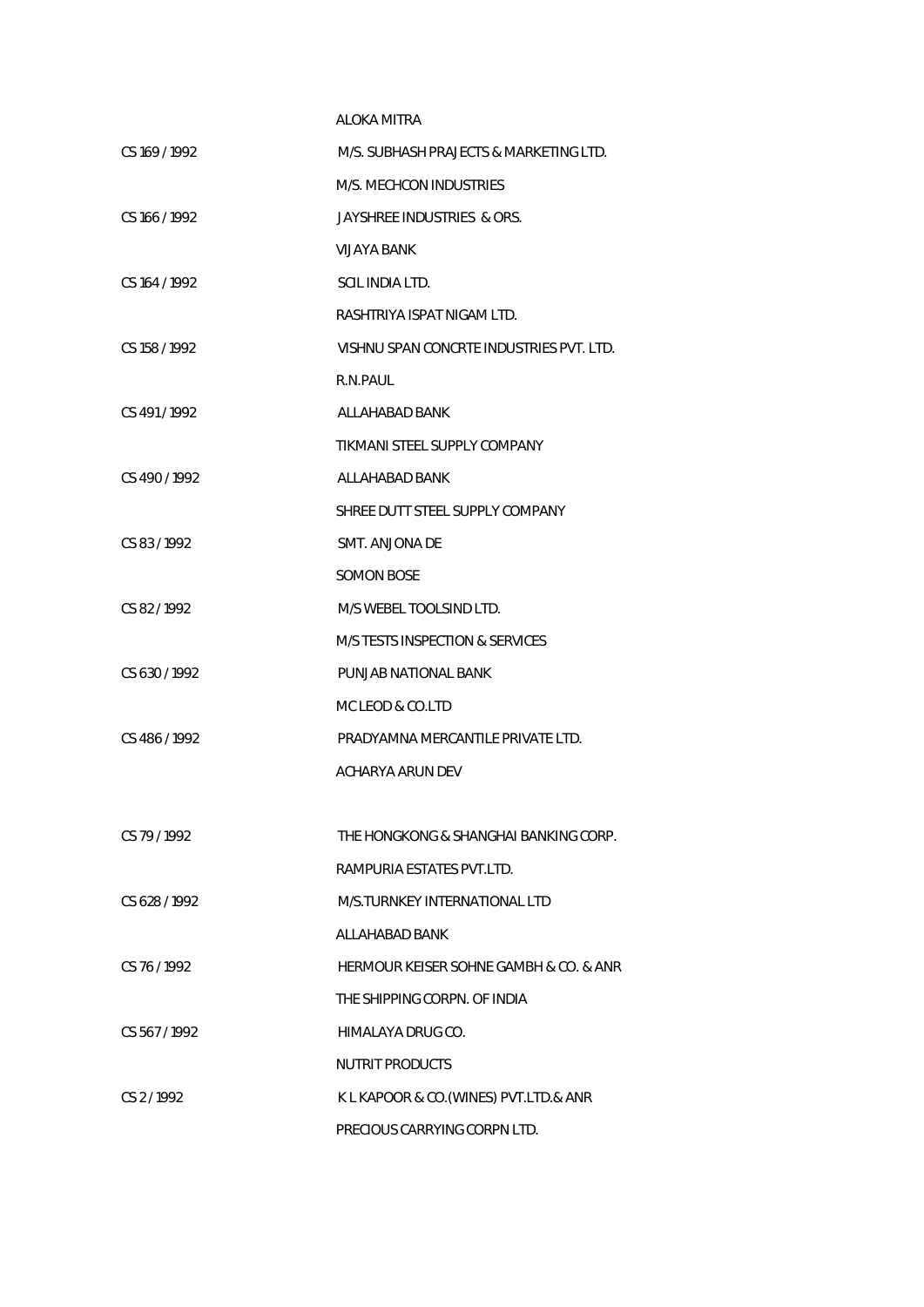ALOKA MITRA

CS 169 / 1992 M/S. SUBHASH PRAJECTS & MARKETING LTD.

M/S. MECHCON INDUSTRIES

CS 166 / 1992 JAYSHREE INDUSTRIES & ORS.

VIJAYA BANK

CS 164 / 1992 SCIL INDIA LTD.

RASHTRIYA ISPAT NIGAM LTD.

CS 158 / 1992 VISHNU SPAN CONCRTE INDUSTRIES PVT. LTD.

R.N.PAUL

CS 491 / 1992 ALLAHABAD BANK

TIKMANI STEEL SUPPLY COMPANY

CS 490 / 1992 ALLAHABAD BANK

SHREE DUTT STEEL SUPPLY COMPANY

CS 83 / 1992 SMT. ANJONA DE

SOMON BOSE

CS 82 / 1992 M/S WEBEL TOOLSIND LTD.

M/S TESTS INSPECTION & SERVICES

CS 630 / 1992 PUNJAB NATIONAL BANK

MC LEOD & CO.LTD

CS 486 / 1992 PRADYAMNA MERCANTILE PRIVATE LTD.

ACHARYA ARUN DEV

CS 79 / 1992 THE HONGKONG & SHANGHAI BANKING CORP.

RAMPURIA ESTATES PVT.LTD.

CS 628 / 1992 M/S.TURNKEY INTERNATIONAL LTD

ALLAHABAD BANK

CS 76 / 1992 HERMOUR KEISER SOHNE GAMBH & CO. & ANR

THE SHIPPING CORPN. OF INDIA

CS 567 / 1992 HIMALAYA DRUG CO.

NUTRIT PRODUCTS

CS 2 / 1992 K L KAPOOR & CO.(WINES) PVT.LTD.& ANR

PRECIOUS CARRYING CORPN LTD.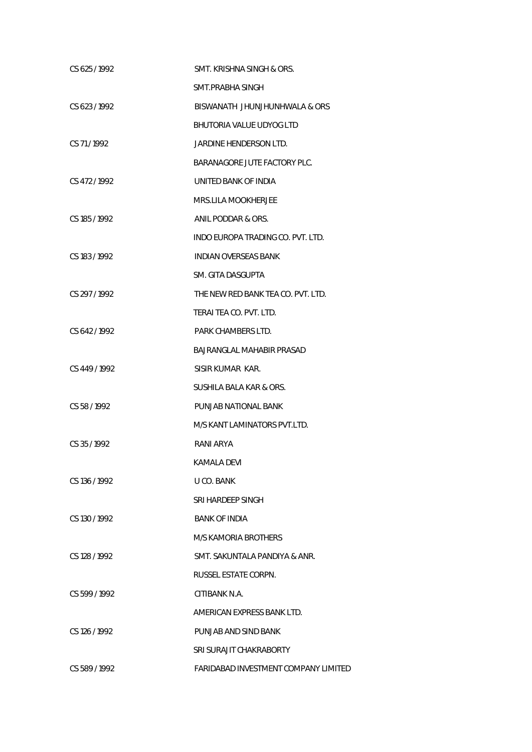| | |
|---|---|
| CS 625 / 1992 | SMT. KRISHNA SINGH & ORS. |
| | SMT.PRABHA SINGH |
| CS 623 / 1992 | BISWANATH JHUNJHUNHWALA & ORS |
| | BHUTORIA VALUE UDYOG LTD |
| CS 71 / 1992 | JARDINE HENDERSON LTD. |
| | BARANAGORE JUTE FACTORY PLC. |
| CS 472 / 1992 | UNITED BANK OF INDIA |
| | MRS.LILA MOOKHERJEE |
| CS 185 / 1992 | ANIL PODDAR & ORS. |
| | INDO EUROPA TRADING CO. PVT. LTD. |
| CS 183 / 1992 | INDIAN OVERSEAS BANK |
| | SM. GITA DASGUPTA |
| CS 297 / 1992 | THE NEW RED BANK TEA CO. PVT. LTD. |
| | TERAI TEA CO. PVT. LTD. |
| CS 642 / 1992 | PARK CHAMBERS LTD. |
| | BAJRANGLAL MAHABIR PRASAD |
| CS 449 / 1992 | SISIR KUMAR KAR. |
| | SUSHILA BALA KAR & ORS. |
| CS 58 / 1992 | PUNJAB NATIONAL BANK |
| | M/S KANT LAMINATORS PVT.LTD. |
| CS 35 / 1992 | RANI ARYA |
| | KAMALA DEVI |
| CS 136 / 1992 | U CO. BANK |
| | SRI HARDEEP SINGH |
| CS 130 / 1992 | BANK OF INDIA |
| | M/S KAMORIA BROTHERS |
| CS 128 / 1992 | SMT. SAKUNTALA PANDIYA & ANR. |
| | RUSSEL ESTATE CORPN. |
| CS 599 / 1992 | CITIBANK N.A. |
| | AMERICAN EXPRESS BANK LTD. |
| CS 126 / 1992 | PUNJAB AND SIND BANK |
| | SRI SURAJIT CHAKRABORTY |
| CS 589 / 1992 | FARIDABAD INVESTMENT COMPANY LIMITED |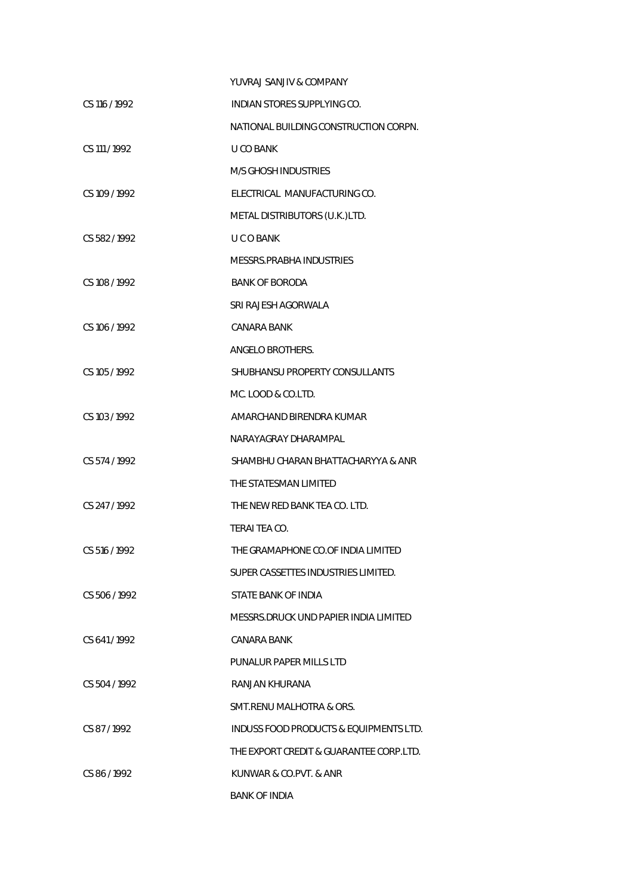| | |
|---|---|
| | YUVRAJ SANJIV & COMPANY |
| CS 116 / 1992 | INDIAN STORES SUPPLYING CO. |
| | NATIONAL BUILDING CONSTRUCTION CORPN. |
| CS 111 / 1992 | U CO BANK |
| | M/S GHOSH INDUSTRIES |
| CS 109 / 1992 | ELECTRICAL MANUFACTURING CO. |
| | METAL DISTRIBUTORS (U.K.)LTD. |
| CS 582 / 1992 | U C O BANK |
| | MESSRS.PRABHA INDUSTRIES |
| CS 108 / 1992 | BANK OF BORODA |
| | SRI RAJESH AGORWALA |
| CS 106 / 1992 | CANARA BANK |
| | ANGELO BROTHERS. |
| CS 105 / 1992 | SHUBHANSU PROPERTY CONSULLANTS |
| | MC. LOOD & CO.LTD. |
| CS 103 / 1992 | AMARCHAND BIRENDRA KUMAR |
| | NARAYAGRAY DHARAMPAL |
| CS 574 / 1992 | SHAMBHU CHARAN BHATTACHARYYA & ANR |
| | THE STATESMAN LIMITED |
| CS 247 / 1992 | THE NEW RED BANK TEA CO. LTD. |
| | TERAI TEA CO. |
| CS 516 / 1992 | THE GRAMAPHONE CO.OF INDIA LIMITED |
| | SUPER CASSETTES INDUSTRIES LIMITED. |
| CS 506 / 1992 | STATE BANK OF INDIA |
| | MESSRS.DRUCK UND PAPIER INDIA LIMITED |
| CS 641 / 1992 | CANARA BANK |
| | PUNALUR PAPER MILLS LTD |
| CS 504 / 1992 | RANJAN KHURANA |
| | SMT.RENU MALHOTRA & ORS. |
| CS 87 / 1992 | INDUSS FOOD PRODUCTS & EQUIPMENTS LTD. |
| | THE EXPORT CREDIT & GUARANTEE CORP.LTD. |
| CS 86 / 1992 | KUNWAR & CO.PVT. & ANR |
| | BANK OF INDIA |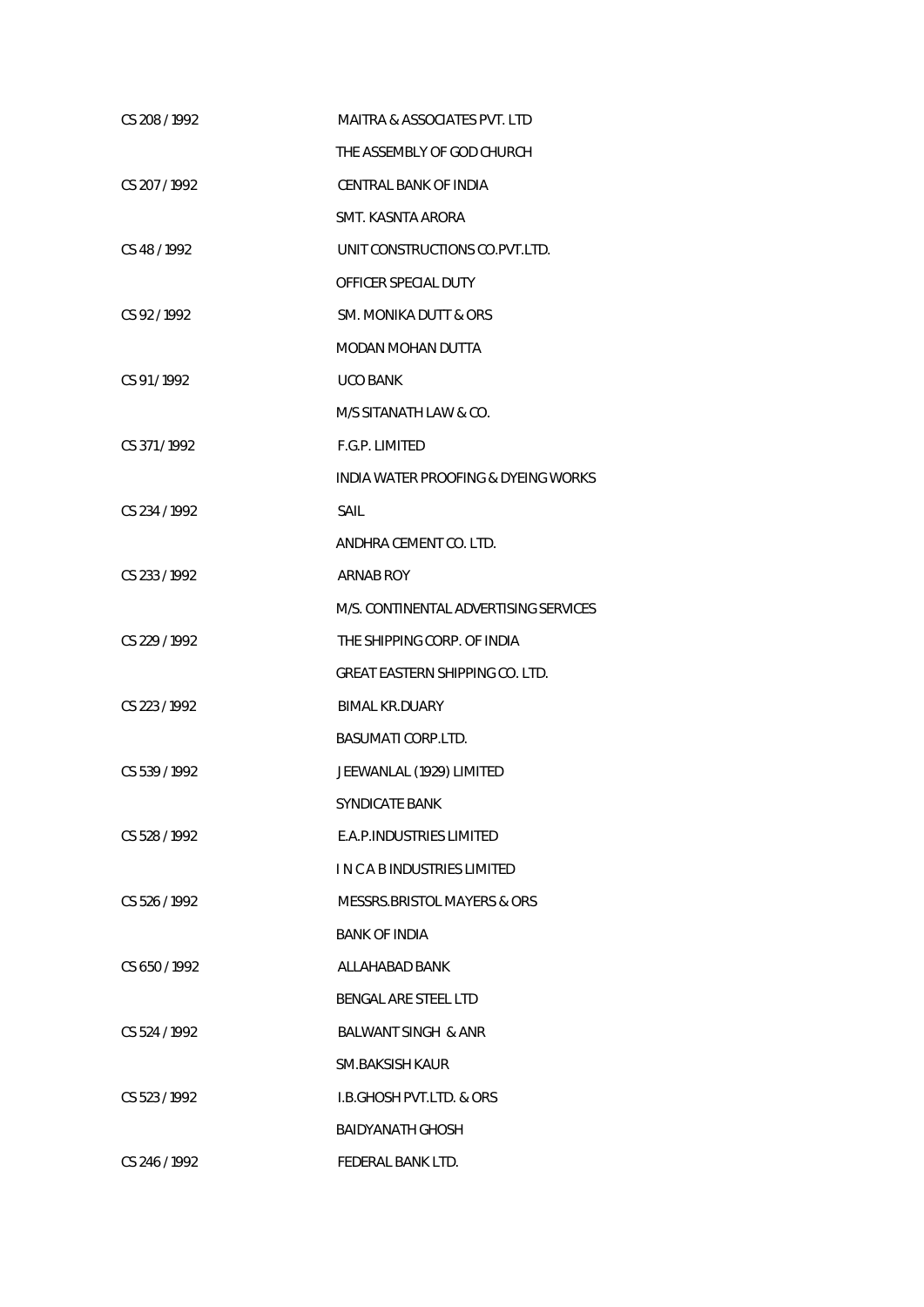| | |
|---|---|
| CS 208 / 1992 | MAITRA & ASSOCIATES PVT. LTD |
| | THE ASSEMBLY OF GOD CHURCH |
| CS 207 / 1992 | CENTRAL BANK OF INDIA |
| | SMT. KASNTA ARORA |
| CS 48 / 1992 | UNIT CONSTRUCTIONS CO.PVT.LTD. |
| | OFFICER SPECIAL DUTY |
| CS 92 / 1992 | SM. MONIKA DUTT & ORS |
| | MODAN MOHAN DUTTA |
| CS 91 / 1992 | UCO BANK |
| | M/S SITANATH LAW & CO. |
| CS 371 / 1992 | F.G.P. LIMITED |
| | INDIA WATER PROOFING & DYEING WORKS |
| CS 234 / 1992 | SAIL |
| | ANDHRA CEMENT CO. LTD. |
| CS 233 / 1992 | ARNAB ROY |
| | M/S. CONTINENTAL ADVERTISING SERVICES |
| CS 229 / 1992 | THE SHIPPING CORP. OF INDIA |
| | GREAT EASTERN SHIPPING CO. LTD. |
| CS 223 / 1992 | BIMAL KR.DUARY |
| | BASUMATI CORP.LTD. |
| CS 539 / 1992 | JEEWANLAL (1929) LIMITED |
| | SYNDICATE BANK |
| CS 528 / 1992 | E.A.P.INDUSTRIES LIMITED |
| | I N C A B INDUSTRIES LIMITED |
| CS 526 / 1992 | MESSRS.BRISTOL MAYERS & ORS |
| | BANK OF INDIA |
| CS 650 / 1992 | ALLAHABAD BANK |
| | BENGAL ARE STEEL LTD |
| CS 524 / 1992 | BALWANT SINGH & ANR |
| | SM.BAKSISH KAUR |
| CS 523 / 1992 | I.B.GHOSH PVT.LTD. & ORS |
| | BAIDYANATH GHOSH |
| CS 246 / 1992 | FEDERAL BANK LTD. |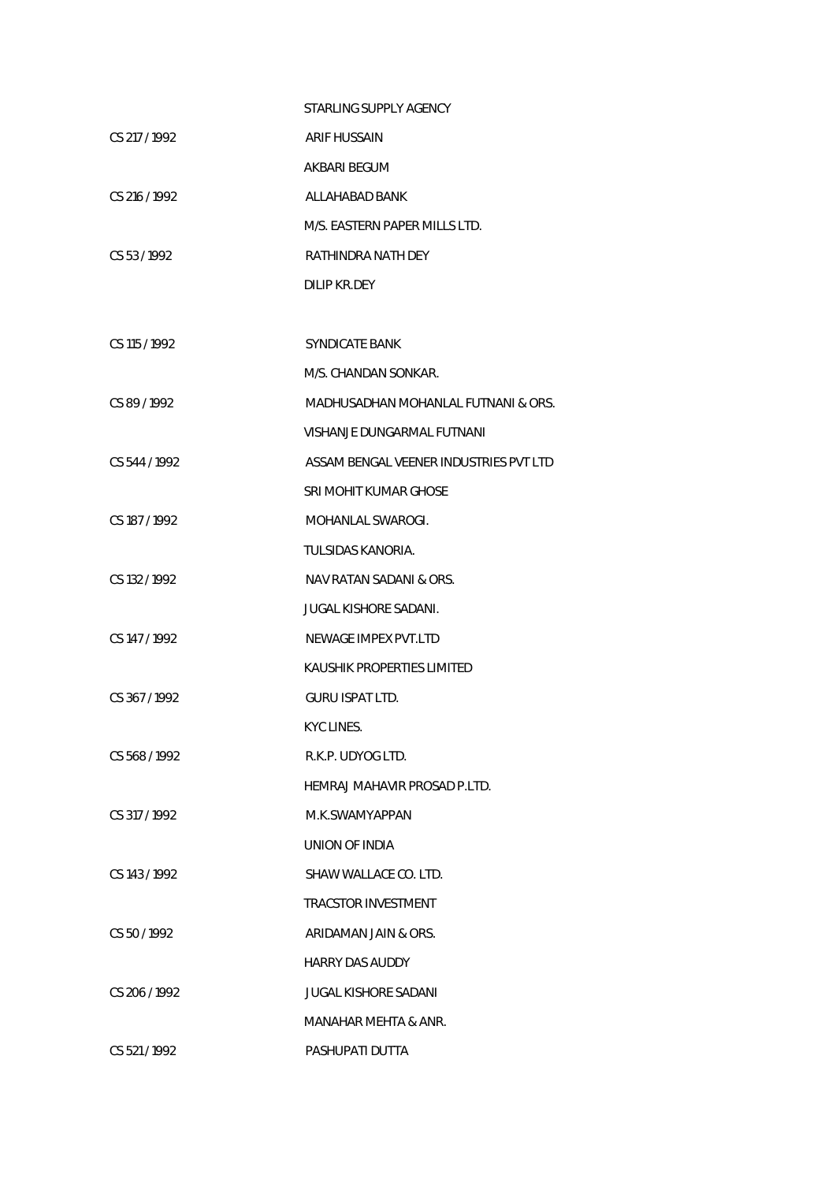| | |
|---|---|
| | STARLING SUPPLY AGENCY |
| CS 217 / 1992 | ARIF HUSSAIN |
| | AKBARI BEGUM |
| CS 216 / 1992 | ALLAHABAD BANK |
| | M/S. EASTERN PAPER MILLS LTD. |
| CS 53 / 1992 | RATHINDRA NATH DEY |
| | DILIP KR.DEY |
| CS 115 / 1992 | SYNDICATE BANK |
| | M/S. CHANDAN SONKAR. |
| CS 89 / 1992 | MADHUSADHAN MOHANLAL FUTNANI & ORS. |
| | VISHANJE DUNGARMAL FUTNANI |
| CS 544 / 1992 | ASSAM BENGAL VEENER INDUSTRIES PVT LTD |
| | SRI MOHIT KUMAR GHOSE |
| CS 187 / 1992 | MOHANLAL SWAROGI. |
| | TULSIDAS KANORIA. |
| CS 132 / 1992 | NAV RATAN SADANI & ORS. |
| | JUGAL KISHORE SADANI. |
| CS 147 / 1992 | NEWAGE IMPEX PVT.LTD |
| | KAUSHIK PROPERTIES LIMITED |
| CS 367 / 1992 | GURU ISPAT LTD. |
| | KYC LINES. |
| CS 568 / 1992 | R.K.P. UDYOG LTD. |
| | HEMRAJ MAHAVIR PROSAD P.LTD. |
| CS 317 / 1992 | M.K.SWAMYAPPAN |
| | UNION OF INDIA |
| CS 143 / 1992 | SHAW WALLACE CO. LTD. |
| | TRACSTOR INVESTMENT |
| CS 50 / 1992 | ARIDAMAN JAIN & ORS. |
| | HARRY DAS AUDDY |
| CS 206 / 1992 | JUGAL KISHORE SADANI |
| | MANAHAR MEHTA & ANR. |
| CS 521 / 1992 | PASHUPATI DUTTA |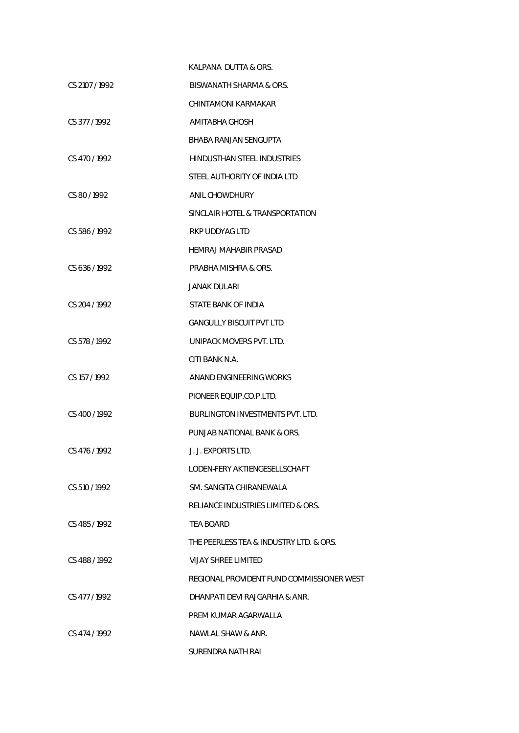| | |
|---|---|
| | KALPANA DUTTA & ORS. |
| CS 2107 / 1992 | BISWANATH SHARMA & ORS. |
| | CHINTAMONI KARMAKAR |
| CS 377 / 1992 | AMITABHA GHOSH |
| | BHABA RANJAN SENGUPTA |
| CS 470 / 1992 | HINDUSTHAN STEEL INDUSTRIES |
| | STEEL AUTHORITY OF INDIA LTD |
| CS 80 / 1992 | ANIL CHOWDHURY |
| | SINCLAIR HOTEL & TRANSPORTATION |
| CS 586 / 1992 | RKP UDDYAG LTD |
| | HEMRAJ MAHABIR PRASAD |
| CS 636 / 1992 | PRABHA MISHRA & ORS. |
| | JANAK DULARI |
| CS 204 / 1992 | STATE BANK OF INDIA |
| | GANGULLY BISCUIT PVT LTD |
| CS 578 / 1992 | UNIPACK MOVERS PVT. LTD. |
| | CITI BANK N.A. |
| CS 157 / 1992 | ANAND ENGINEERING WORKS |
| | PIONEER EQUIP.CO.P.LTD. |
| CS 400 / 1992 | BURLINGTON INVESTMENTS PVT. LTD. |
| | PUNJAB NATIONAL BANK & ORS. |
| CS 476 / 1992 | J. J. EXPORTS LTD. |
| | LODEN-FERY AKTIENGESELLSCHAFT |
| CS 510 / 1992 | SM. SANGITA CHIRANEWALA |
| | RELIANCE INDUSTRIES LIMITED & ORS. |
| CS 485 / 1992 | TEA BOARD |
| | THE PEERLESS TEA & INDUSTRY LTD. & ORS. |
| CS 488 / 1992 | VIJAY SHREE LIMITED |
| | REGIONAL PROVIDENT FUND COMMISSIONER WEST |
| CS 477 / 1992 | DHANPATI DEVI RAJGARHIA & ANR. |
| | PREM KUMAR AGARWALLA |
| CS 474 / 1992 | NAWLAL SHAW & ANR. |
| | SURENDRA NATH RAI |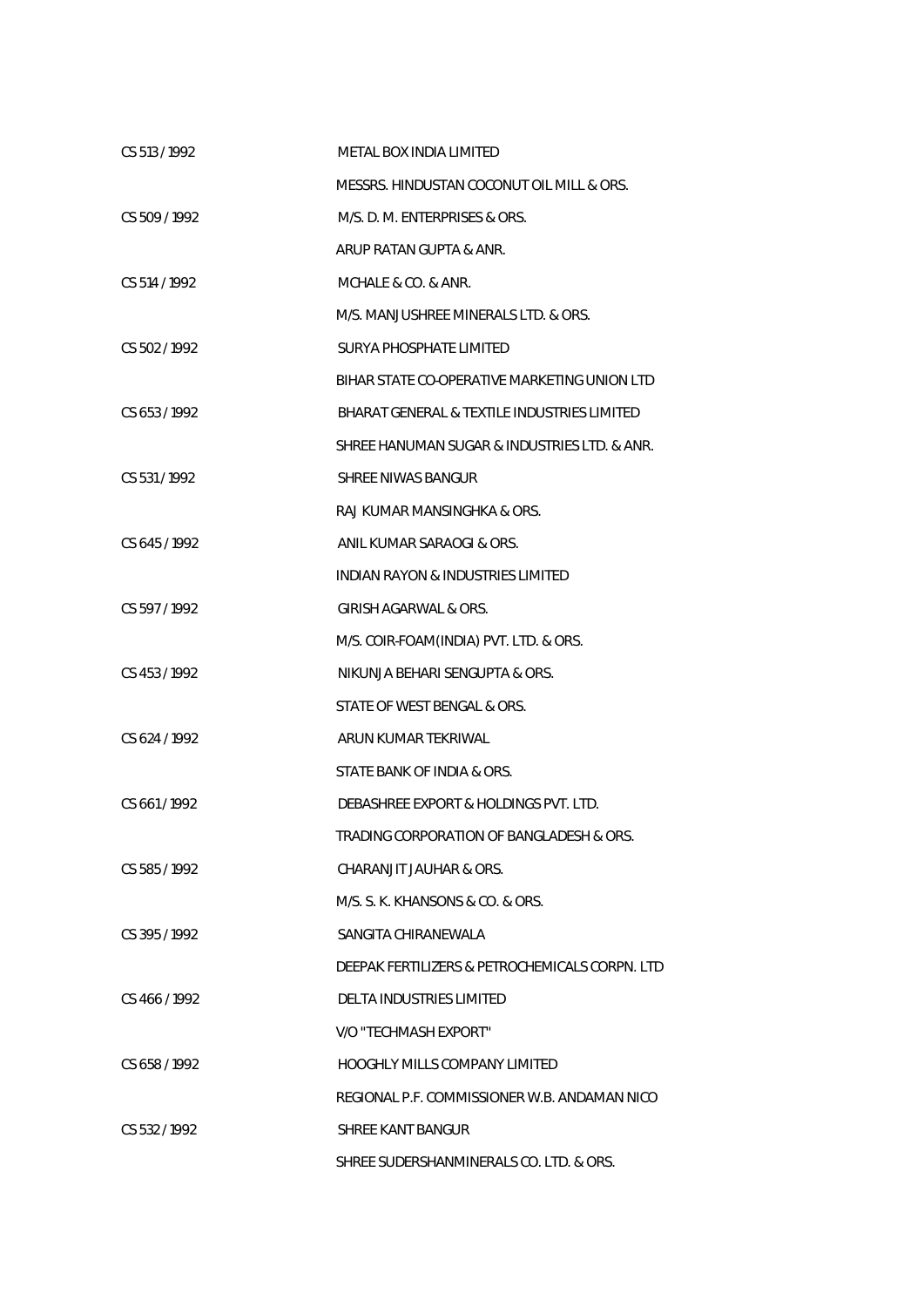| | |
|---|---|
| CS 513 / 1992 | METAL BOX INDIA LIMITED |
| | MESSRS. HINDUSTAN COCONUT OIL MILL & ORS. |
| CS 509 / 1992 | M/S. D. M. ENTERPRISES & ORS. |
| | ARUP RATAN GUPTA & ANR. |
| CS 514 / 1992 | MCHALE & CO. & ANR. |
| | M/S. MANJUSHREE MINERALS LTD. & ORS. |
| CS 502 / 1992 | SURYA PHOSPHATE LIMITED |
| | BIHAR STATE CO-OPERATIVE MARKETING UNION LTD |
| CS 653 / 1992 | BHARAT GENERAL & TEXTILE INDUSTRIES LIMITED |
| | SHREE HANUMAN SUGAR & INDUSTRIES LTD. & ANR. |
| CS 531 / 1992 | SHREE NIWAS BANGUR |
| | RAJ KUMAR MANSINGHKA & ORS. |
| CS 645 / 1992 | ANIL KUMAR SARAOGI & ORS. |
| | INDIAN RAYON & INDUSTRIES LIMITED |
| CS 597 / 1992 | GIRISH AGARWAL & ORS. |
| | M/S. COIR-FOAM(INDIA) PVT. LTD. & ORS. |
| CS 453 / 1992 | NIKUNJA BEHARI SENGUPTA & ORS. |
| | STATE OF WEST BENGAL & ORS. |
| CS 624 / 1992 | ARUN KUMAR TEKRIWAL |
| | STATE BANK OF INDIA & ORS. |
| CS 661 / 1992 | DEBASHREE EXPORT & HOLDINGS PVT. LTD. |
| | TRADING CORPORATION OF BANGLADESH & ORS. |
| CS 585 / 1992 | CHARANJIT JAUHAR & ORS. |
| | M/S. S. K. KHANSONS & CO. & ORS. |
| CS 395 / 1992 | SANGITA CHIRANEWALA |
| | DEEPAK FERTILIZERS & PETROCHEMICALS CORPN. LTD |
| CS 466 / 1992 | DELTA INDUSTRIES LIMITED |
| | V/O "TECHMASH EXPORT" |
| CS 658 / 1992 | HOOGHLY MILLS COMPANY LIMITED |
| | REGIONAL P.F. COMMISSIONER W.B. ANDAMAN NICO |
| CS 532 / 1992 | SHREE KANT BANGUR |
| | SHREE SUDERSHANMINERALS CO. LTD. & ORS. |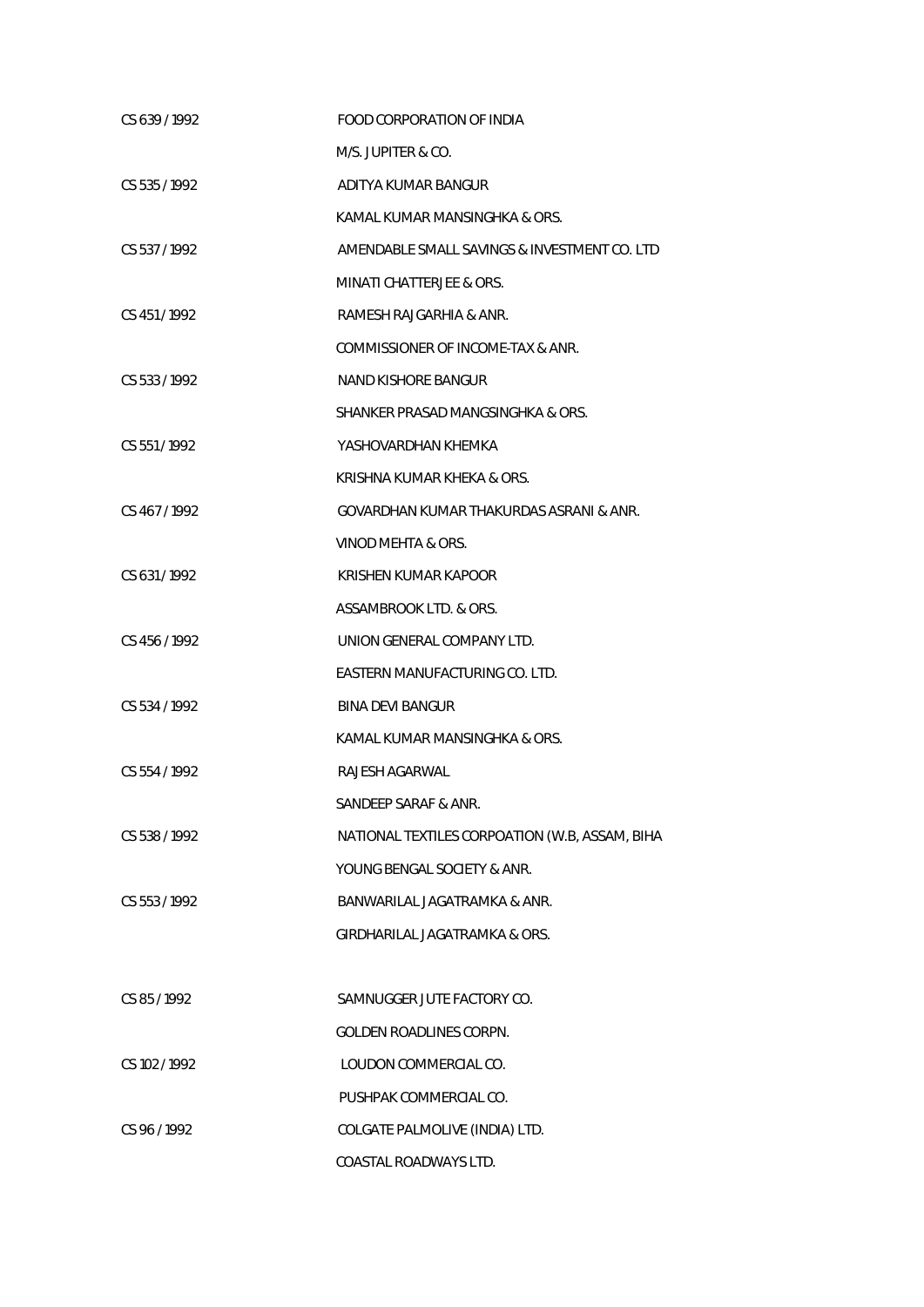| | |
|---|---|
| CS 639 / 1992 | FOOD CORPORATION OF INDIA |
| | M/S. JUPITER & CO. |
| CS 535 / 1992 | ADITYA KUMAR BANGUR |
| | KAMAL KUMAR MANSINGHKA & ORS. |
| CS 537 / 1992 | AMENDABLE SMALL SAVINGS & INVESTMENT CO. LTD |
| | MINATI CHATTERJEE & ORS. |
| CS 451 / 1992 | RAMESH RAJGARHIA & ANR. |
| | COMMISSIONER OF INCOME-TAX & ANR. |
| CS 533 / 1992 | NAND KISHORE BANGUR |
| | SHANKER PRASAD MANGSINGHKA & ORS. |
| CS 551 / 1992 | YASHOVARDHAN KHEMKA |
| | KRISHNA KUMAR KHEKA & ORS. |
| CS 467 / 1992 | GOVARDHAN KUMAR THAKURDAS ASRANI & ANR. |
| | VINOD MEHTA & ORS. |
| CS 631 / 1992 | KRISHEN KUMAR KAPOOR |
| | ASSAMBROOK LTD. & ORS. |
| CS 456 / 1992 | UNION GENERAL COMPANY LTD. |
| | EASTERN MANUFACTURING CO. LTD. |
| CS 534 / 1992 | BINA DEVI BANGUR |
| | KAMAL KUMAR MANSINGHKA & ORS. |
| CS 554 / 1992 | RAJESH AGARWAL |
| | SANDEEP SARAF & ANR. |
| CS 538 / 1992 | NATIONAL TEXTILES CORPOATION (W.B, ASSAM, BIHA |
| | YOUNG BENGAL SOCIETY & ANR. |
| CS 553 / 1992 | BANWARILAL JAGATRAMKA & ANR. |
| | GIRDHARILAL JAGATRAMKA & ORS. |
| CS 85 / 1992 | SAMNUGGER JUTE FACTORY CO. |
| | GOLDEN ROADLINES CORPN. |
| CS 102 / 1992 | LOUDON COMMERCIAL CO. |
| | PUSHPAK COMMERCIAL CO. |
| CS 96 / 1992 | COLGATE PALMOLIVE (INDIA) LTD. |
| | COASTAL ROADWAYS LTD. |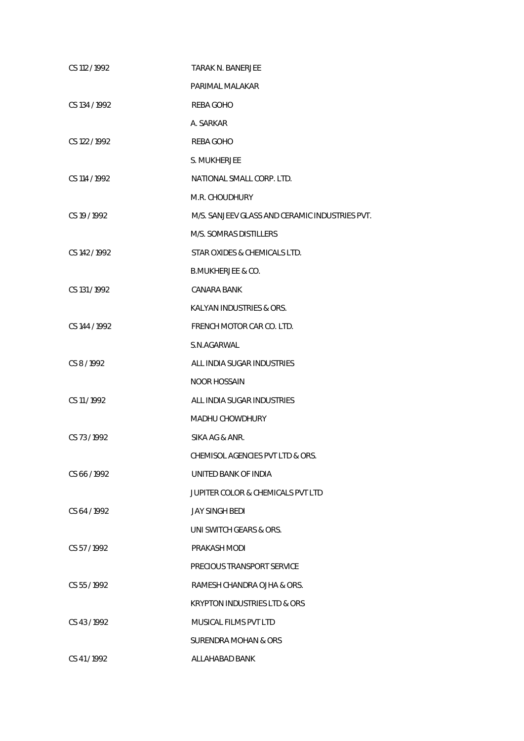| | |
|---|---|
| CS 112 / 1992 | TARAK N. BANERJEE |
| | PARIMAL MALAKAR |
| CS 134 / 1992 | REBA GOHO |
| | A. SARKAR |
| CS 122 / 1992 | REBA GOHO |
| | S. MUKHERJEE |
| CS 114 / 1992 | NATIONAL SMALL CORP. LTD. |
| | M.R. CHOUDHURY |
| CS 19 / 1992 | M/S. SANJEEV GLASS AND CERAMIC INDUSTRIES PVT. |
| | M/S. SOMRAS DISTILLERS |
| CS 142 / 1992 | STAR OXIDES & CHEMICALS LTD. |
| | B.MUKHERJEE & CO. |
| CS 131 / 1992 | CANARA BANK |
| | KALYAN INDUSTRIES & ORS. |
| CS 144 / 1992 | FRENCH MOTOR CAR CO. LTD. |
| | S.N.AGARWAL |
| CS 8 / 1992 | ALL INDIA SUGAR INDUSTRIES |
| | NOOR HOSSAIN |
| CS 11 / 1992 | ALL INDIA SUGAR INDUSTRIES |
| | MADHU CHOWDHURY |
| CS 73 / 1992 | SIKA AG & ANR. |
| | CHEMISOL AGENCIES PVT LTD & ORS. |
| CS 66 / 1992 | UNITED BANK OF INDIA |
| | JUPITER COLOR & CHEMICALS PVT LTD |
| CS 64 / 1992 | JAY SINGH BEDI |
| | UNI SWITCH GEARS & ORS. |
| CS 57 / 1992 | PRAKASH MODI |
| | PRECIOUS TRANSPORT SERVICE |
| CS 55 / 1992 | RAMESH CHANDRA OJHA & ORS. |
| | KRYPTON INDUSTRIES LTD & ORS |
| CS 43 / 1992 | MUSICAL FILMS PVT LTD |
| | SURENDRA MOHAN & ORS |
| CS 41 / 1992 | ALLAHABAD BANK |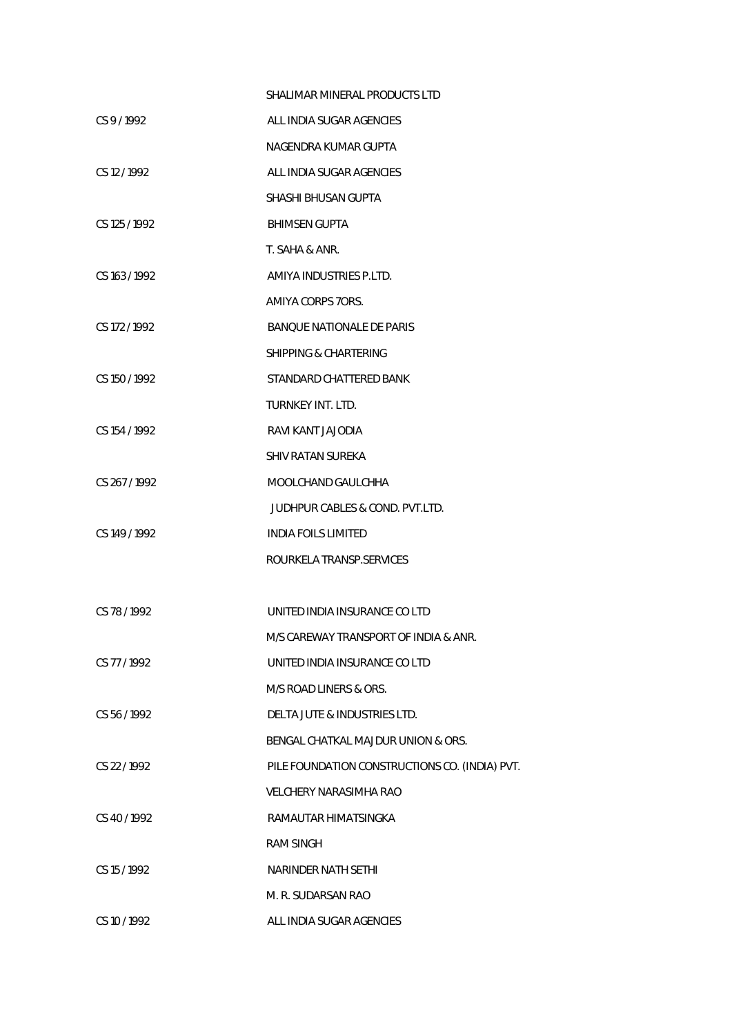| | |
|---|---|
| | SHALIMAR MINERAL PRODUCTS LTD |
| CS 9 / 1992 | ALL INDIA SUGAR AGENCIES |
| | NAGENDRA KUMAR GUPTA |
| CS 12 / 1992 | ALL INDIA SUGAR AGENCIES |
| | SHASHI BHUSAN GUPTA |
| CS 125 / 1992 | BHIMSEN GUPTA |
| | T. SAHA & ANR. |
| CS 163 / 1992 | AMIYA INDUSTRIES P.LTD. |
| | AMIYA CORPS 7ORS. |
| CS 172 / 1992 | BANQUE NATIONALE DE PARIS |
| | SHIPPING & CHARTERING |
| CS 150 / 1992 | STANDARD CHATTERED BANK |
| | TURNKEY INT. LTD. |
| CS 154 / 1992 | RAVI KANT JAJODIA |
| | SHIV RATAN SUREKA |
| CS 267 / 1992 | MOOLCHAND GAULCHHA |
| | JUDHPUR CABLES & COND. PVT.LTD. |
| CS 149 / 1992 | INDIA FOILS LIMITED |
| | ROURKELA TRANSP.SERVICES |
| | |
| CS 78 / 1992 | UNITED INDIA INSURANCE CO LTD |
| | M/S CAREWAY TRANSPORT OF INDIA & ANR. |
| CS 77 / 1992 | UNITED INDIA INSURANCE CO LTD |
| | M/S ROAD LINERS & ORS. |
| CS 56 / 1992 | DELTA JUTE & INDUSTRIES LTD. |
| | BENGAL CHATKAL MAJDUR UNION & ORS. |
| CS 22 / 1992 | PILE FOUNDATION CONSTRUCTIONS CO. (INDIA) PVT. |
| | VELCHERY NARASIMHA RAO |
| CS 40 / 1992 | RAMAUTAR HIMATSINGKA |
| | RAM SINGH |
| CS 15 / 1992 | NARINDER NATH SETHI |
| | M. R. SUDARSAN RAO |
| CS 10 / 1992 | ALL INDIA SUGAR AGENCIES |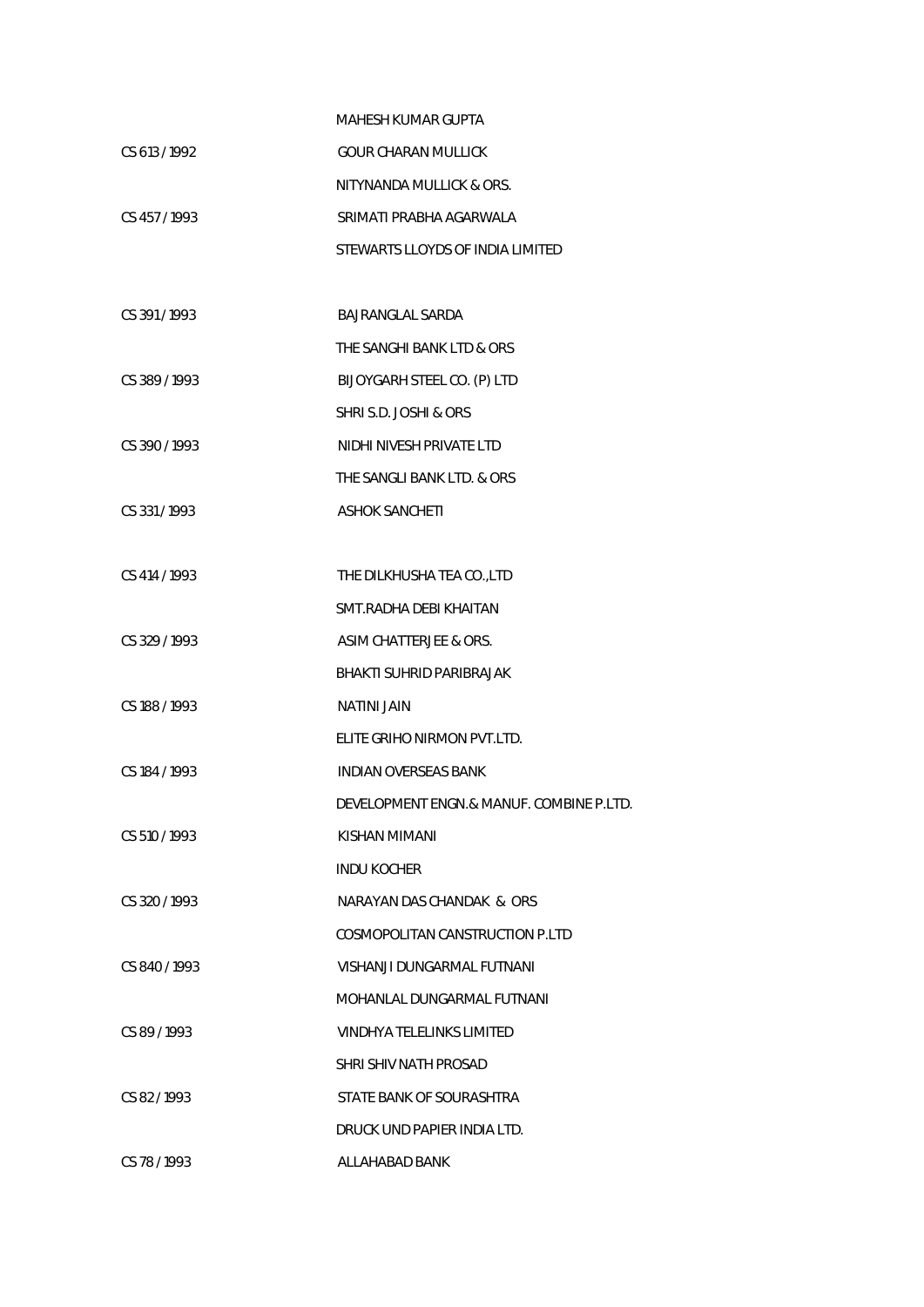| | |
|---|---|
| | MAHESH KUMAR GUPTA |
| CS 613 / 1992 | GOUR CHARAN MULLICK |
| | NITYNANDA MULLICK & ORS. |
| CS 457 / 1993 | SRIMATI PRABHA AGARWALA |
| | STEWARTS LLOYDS OF INDIA LIMITED |
| | |
| CS 391 / 1993 | BAJRANGLAL SARDA |
| | THE SANGHI BANK LTD & ORS |
| CS 389 / 1993 | BIJOYGARH STEEL CO. (P) LTD |
| | SHRI S.D. JOSHI & ORS |
| CS 390 / 1993 | NIDHI NIVESH PRIVATE LTD |
| | THE SANGLI BANK LTD. & ORS |
| CS 331 / 1993 | ASHOK SANCHETI |
| | |
| CS 414 / 1993 | THE DILKHUSHA TEA CO.,LTD |
| | SMT.RADHA DEBI KHAITAN |
| CS 329 / 1993 | ASIM CHATTERJEE & ORS. |
| | BHAKTI SUHRID PARIBRAJAK |
| CS 188 / 1993 | NATINI JAIN |
| | ELITE GRIHO NIRMON PVT.LTD. |
| CS 184 / 1993 | INDIAN OVERSEAS BANK |
| | DEVELOPMENT ENGN.& MANUF. COMBINE P.LTD. |
| CS 510 / 1993 | KISHAN MIMANI |
| | INDU KOCHER |
| CS 320 / 1993 | NARAYAN DAS CHANDAK & ORS |
| | COSMOPOLITAN CANSTRUCTION P.LTD |
| CS 840 / 1993 | VISHANJI DUNGARMAL FUTNANI |
| | MOHANLAL DUNGARMAL FUTNANI |
| CS 89 / 1993 | VINDHYA TELELINKS LIMITED |
| | SHRI SHIV NATH PROSAD |
| CS 82 / 1993 | STATE BANK OF SOURASHTRA |
| | DRUCK UND PAPIER INDIA LTD. |
| CS 78 / 1993 | ALLAHABAD BANK |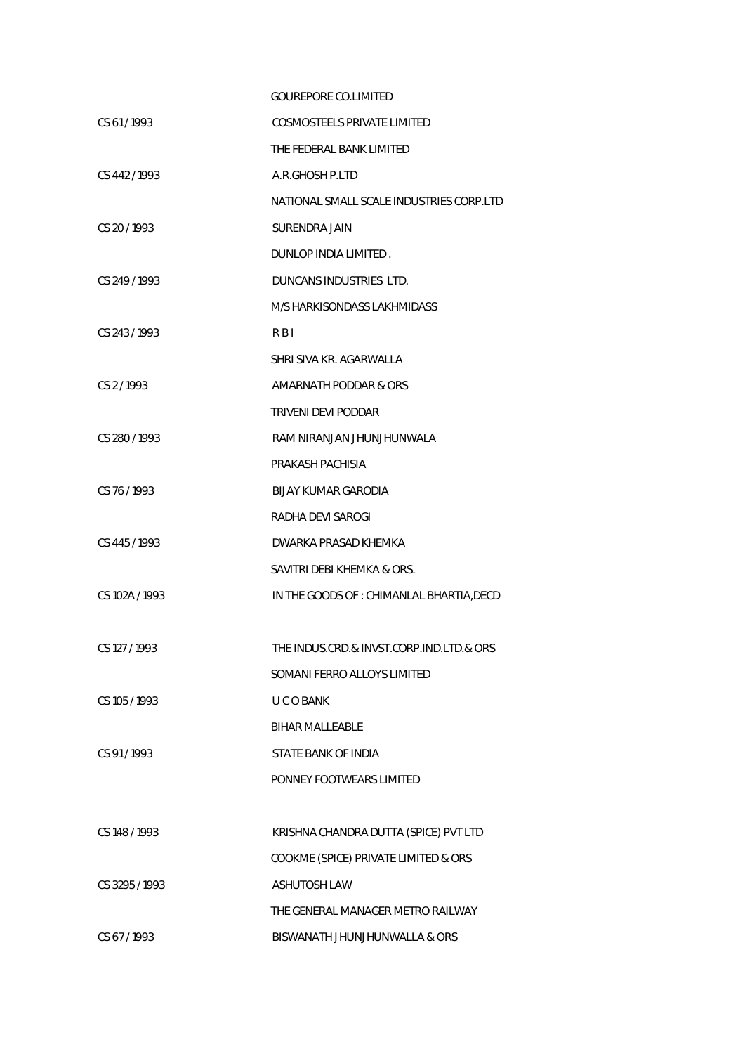| | |
|---|---|
| | GOUREPORE CO.LIMITED |
| CS 61 / 1993 | COSMOSTEELS PRIVATE LIMITED |
| | THE FEDERAL BANK LIMITED |
| CS 442 / 1993 | A.R.GHOSH P.LTD |
| | NATIONAL SMALL SCALE INDUSTRIES CORP.LTD |
| CS 20 / 1993 | SURENDRA JAIN |
| | DUNLOP INDIA LIMITED . |
| CS 249 / 1993 | DUNCANS INDUSTRIES LTD. |
| | M/S HARKISONDASS LAKHMIDASS |
| CS 243 / 1993 | R B I |
| | SHRI SIVA KR. AGARWALLA |
| CS 2 / 1993 | AMARNATH PODDAR & ORS |
| | TRIVENI DEVI PODDAR |
| CS 280 / 1993 | RAM NIRANJAN JHUNJHUNWALA |
| | PRAKASH PACHISIA |
| CS 76 / 1993 | BIJAY KUMAR GARODIA |
| | RADHA DEVI SAROGI |
| CS 445 / 1993 | DWARKA PRASAD KHEMKA |
| | SAVITRI DEBI KHEMKA & ORS. |
| CS 102A / 1993 | IN THE GOODS OF : CHIMANLAL BHARTIA,DECD |
| | |
| CS 127 / 1993 | THE INDUS.CRD.& INVST.CORP.IND.LTD.& ORS |
| | SOMANI FERRO ALLOYS LIMITED |
| CS 105 / 1993 | U C O BANK |
| | BIHAR MALLEABLE |
| CS 91 / 1993 | STATE BANK OF INDIA |
| | PONNEY FOOTWEARS LIMITED |
| | |
| CS 148 / 1993 | KRISHNA CHANDRA DUTTA (SPICE) PVT LTD |
| | COOKME (SPICE) PRIVATE LIMITED & ORS |
| CS 3295 / 1993 | ASHUTOSH LAW |
| | THE GENERAL MANAGER METRO RAILWAY |
| CS 67 / 1993 | BISWANATH JHUNJHUNWALLA & ORS |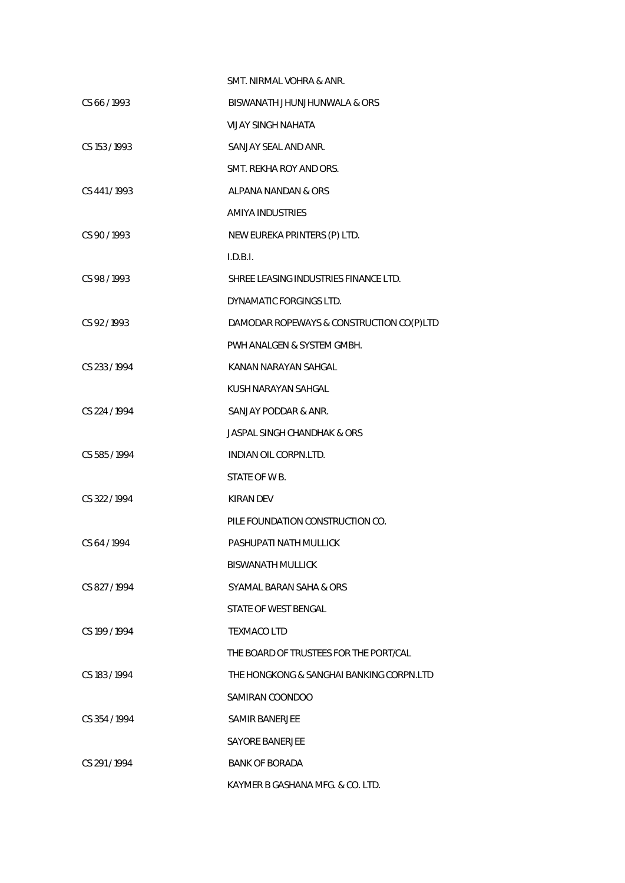SMT. NIRMAL VOHRA & ANR.

CS 66 / 1993 BISWANATH JHUNJHUNWALA & ORS

VIJAY SINGH NAHATA

CS 153 / 1993 SANJAY SEAL AND ANR.

SMT. REKHA ROY AND ORS.

CS 441 / 1993 ALPANA NANDAN & ORS

AMIYA INDUSTRIES

CS 90 / 1993 NEW EUREKA PRINTERS (P) LTD.

I.D.B.I.

CS 98 / 1993 SHREE LEASING INDUSTRIES FINANCE LTD.

DYNAMATIC FORGINGS LTD.

CS 92 / 1993 DAMODAR ROPEWAYS & CONSTRUCTION CO(P)LTD

PWH ANALGEN & SYSTEM GMBH.

CS 233 / 1994 KANAN NARAYAN SAHGAL

KUSH NARAYAN SAHGAL

CS 224 / 1994 SANJAY PODDAR & ANR.

JASPAL SINGH CHANDHAK & ORS

CS 585 / 1994 INDIAN OIL CORPN.LTD.

STATE OF W B.

CS 322 / 1994 KIRAN DEV

PILE FOUNDATION CONSTRUCTION CO.

CS 64 / 1994 PASHUPATI NATH MULLICK

BISWANATH MULLICK

CS 827 / 1994 SYAMAL BARAN SAHA & ORS

STATE OF WEST BENGAL

CS 199 / 1994 TEXMACO LTD

THE BOARD OF TRUSTEES FOR THE PORT/CAL

CS 183 / 1994 THE HONGKONG & SANGHAI BANKING CORPN.LTD

SAMIRAN COONDOO

CS 354 / 1994 SAMIR BANERJEE

SAYORE BANERJEE

CS 291 / 1994 BANK OF BORADA

KAYMER B GASHANA MFG. & CO. LTD.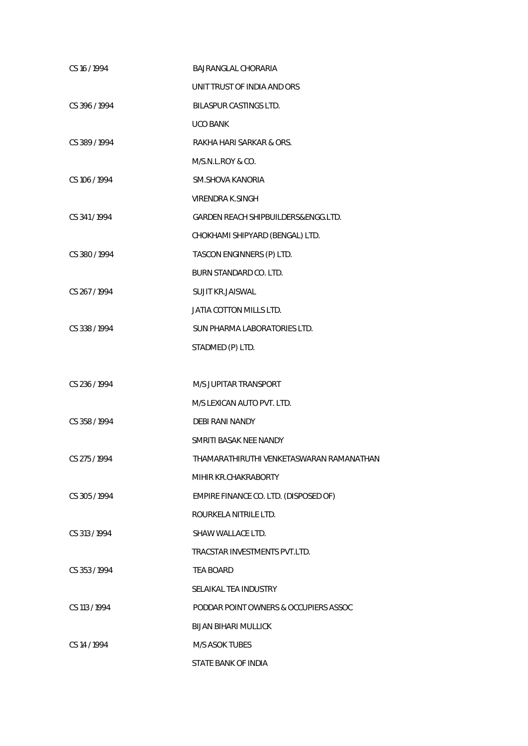| | |
|---|---|
| CS 16 / 1994 | BAJRANGLAL CHORARIA |
| | UNIT TRUST OF INDIA AND ORS |
| CS 396 / 1994 | BILASPUR CASTINGS LTD. |
| | UCO BANK |
| CS 389 / 1994 | RAKHA HARI SARKAR & ORS. |
| | M/S.N.L.ROY & CO. |
| CS 106 / 1994 | SM.SHOVA KANORIA |
| | VIRENDRA K.SINGH |
| CS 341 / 1994 | GARDEN REACH SHIPBUILDERS&ENGG.LTD. |
| | CHOKHAMI SHIPYARD (BENGAL) LTD. |
| CS 380 / 1994 | TASCON ENGINNERS (P) LTD. |
| | BURN STANDARD CO. LTD. |
| CS 267 / 1994 | SUJIT KR.JAISWAL |
| | JATIA COTTON MILLS LTD. |
| CS 338 / 1994 | SUN PHARMA LABORATORIES LTD. |
| | STADMED (P) LTD. |
| CS 236 / 1994 | M/S JUPITAR TRANSPORT |
| | M/S LEXICAN AUTO PVT. LTD. |
| CS 358 / 1994 | DEBI RANI NANDY |
| | SMRITI BASAK NEE NANDY |
| CS 275 / 1994 | THAMARATHIRUTHI VENKETASWARAN RAMANATHAN |
| | MIHIR KR.CHAKRABORTY |
| CS 305 / 1994 | EMPIRE FINANCE CO. LTD. (DISPOSED OF) |
| | ROURKELA NITRILE LTD. |
| CS 313 / 1994 | SHAW WALLACE LTD. |
| | TRACSTAR INVESTMENTS PVT.LTD. |
| CS 353 / 1994 | TEA BOARD |
| | SELAIKAL TEA INDUSTRY |
| CS 113 / 1994 | PODDAR POINT OWNERS & OCCUPIERS ASSOC |
| | BIJAN BIHARI MULLICK |
| CS 14 / 1994 | M/S ASOK TUBES |
| | STATE BANK OF INDIA |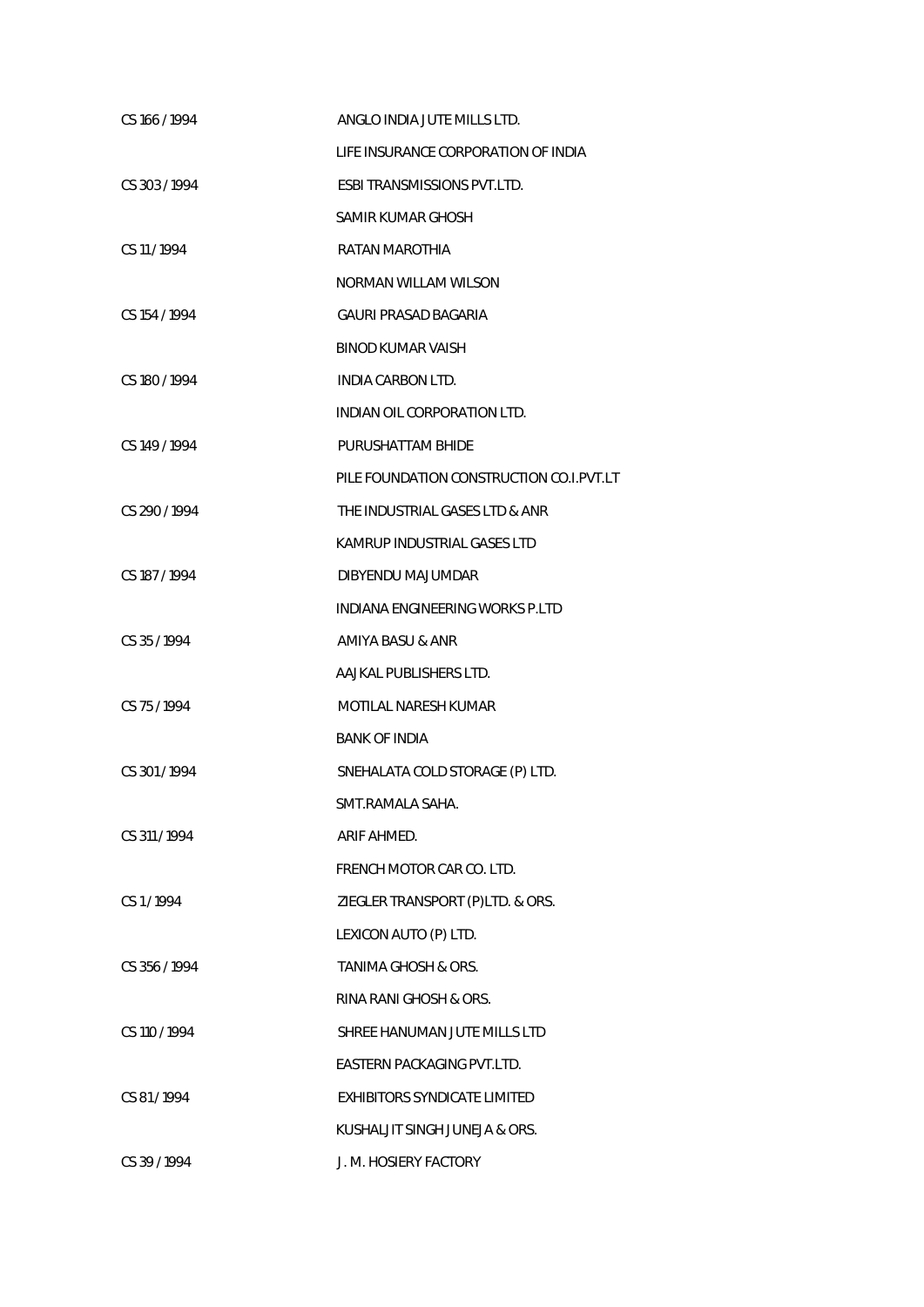| | |
|---|---|
| CS 166 / 1994 | ANGLO INDIA JUTE MILLS LTD. |
| | LIFE INSURANCE CORPORATION OF INDIA |
| CS 303 / 1994 | ESBI TRANSMISSIONS PVT.LTD. |
| | SAMIR KUMAR GHOSH |
| CS 11 / 1994 | RATAN MAROTHIA |
| | NORMAN WILLAM WILSON |
| CS 154 / 1994 | GAURI PRASAD BAGARIA |
| | BINOD KUMAR VAISH |
| CS 180 / 1994 | INDIA CARBON LTD. |
| | INDIAN OIL CORPORATION LTD. |
| CS 149 / 1994 | PURUSHATTAM BHIDE |
| | PILE FOUNDATION CONSTRUCTION CO.I.PVT.LT |
| CS 290 / 1994 | THE INDUSTRIAL GASES LTD & ANR |
| | KAMRUP INDUSTRIAL GASES LTD |
| CS 187 / 1994 | DIBYENDU MAJUMDAR |
| | INDIANA ENGINEERING WORKS P.LTD |
| CS 35 / 1994 | AMIYA BASU & ANR |
| | AAJKAL PUBLISHERS LTD. |
| CS 75 / 1994 | MOTILAL NARESH KUMAR |
| | BANK OF INDIA |
| CS 301 / 1994 | SNEHALATA COLD STORAGE (P) LTD. |
| | SMT.RAMALA SAHA. |
| CS 311 / 1994 | ARIF AHMED. |
| | FRENCH MOTOR CAR CO. LTD. |
| CS 1 / 1994 | ZIEGLER TRANSPORT (P)LTD. & ORS. |
| | LEXICON AUTO (P) LTD. |
| CS 356 / 1994 | TANIMA GHOSH & ORS. |
| | RINA RANI GHOSH & ORS. |
| CS 110 / 1994 | SHREE HANUMAN JUTE MILLS LTD |
| | EASTERN PACKAGING PVT.LTD. |
| CS 81 / 1994 | EXHIBITORS SYNDICATE LIMITED |
| | KUSHALJIT SINGH JUNEJA & ORS. |
| CS 39 / 1994 | J. M. HOSIERY FACTORY |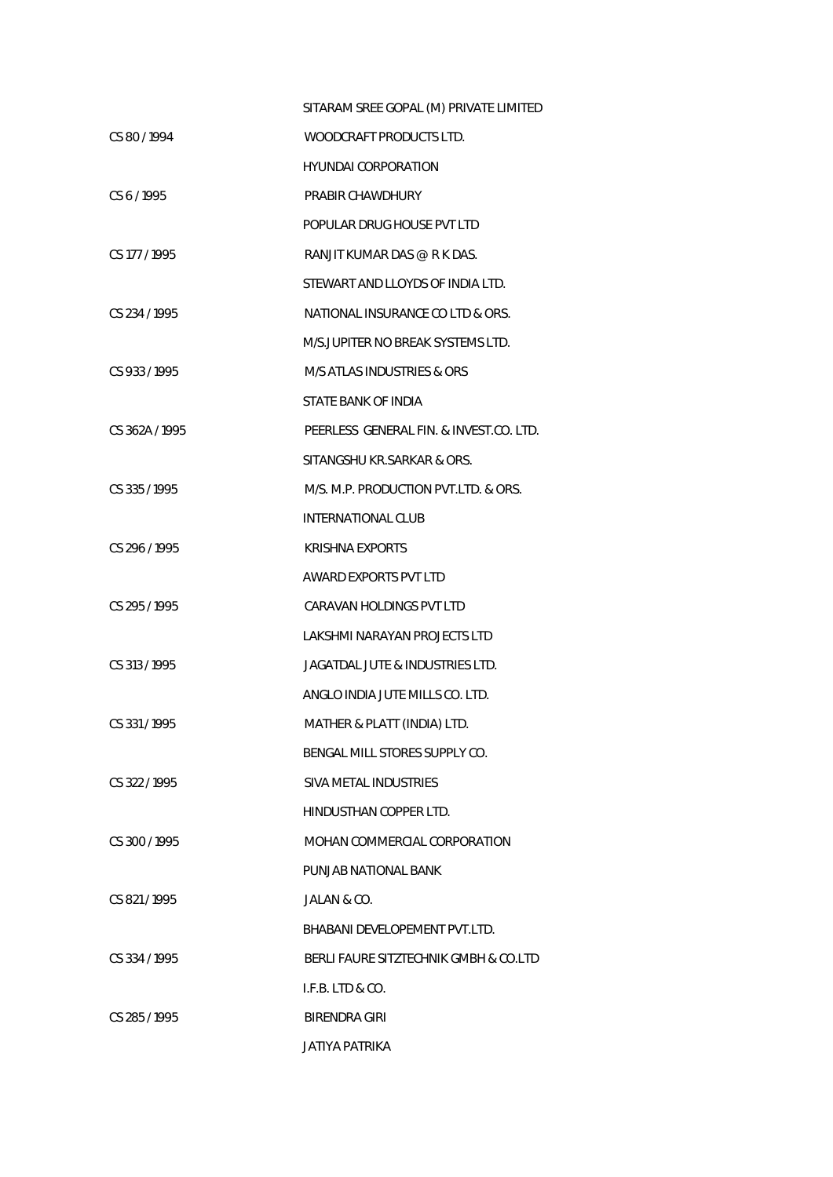| | |
|---|---|
| | SITARAM SREE GOPAL (M) PRIVATE LIMITED |
| CS 80 / 1994 | WOODCRAFT PRODUCTS LTD. |
| | HYUNDAI CORPORATION |
| CS 6 / 1995 | PRABIR CHAWDHURY |
| | POPULAR DRUG HOUSE PVT LTD |
| CS 177 / 1995 | RANJIT KUMAR DAS @ R K DAS. |
| | STEWART AND LLOYDS OF INDIA LTD. |
| CS 234 / 1995 | NATIONAL INSURANCE CO LTD & ORS. |
| | M/S.JUPITER NO BREAK SYSTEMS LTD. |
| CS 933 / 1995 | M/S ATLAS INDUSTRIES & ORS |
| | STATE BANK OF INDIA |
| CS 362A / 1995 | PEERLESS GENERAL FIN. & INVEST.CO. LTD. |
| | SITANGSHU KR.SARKAR & ORS. |
| CS 335 / 1995 | M/S. M.P. PRODUCTION PVT.LTD. & ORS. |
| | INTERNATIONAL CLUB |
| CS 296 / 1995 | KRISHNA EXPORTS |
| | AWARD EXPORTS PVT LTD |
| CS 295 / 1995 | CARAVAN HOLDINGS PVT LTD |
| | LAKSHMI NARAYAN PROJECTS LTD |
| CS 313 / 1995 | JAGATDAL JUTE & INDUSTRIES LTD. |
| | ANGLO INDIA JUTE MILLS CO. LTD. |
| CS 331 / 1995 | MATHER & PLATT (INDIA) LTD. |
| | BENGAL MILL STORES SUPPLY CO. |
| CS 322 / 1995 | SIVA METAL INDUSTRIES |
| | HINDUSTHAN COPPER LTD. |
| CS 300 / 1995 | MOHAN COMMERCIAL CORPORATION |
| | PUNJAB NATIONAL BANK |
| CS 821 / 1995 | JALAN & CO. |
| | BHABANI DEVELOPEMENT PVT.LTD. |
| CS 334 / 1995 | BERLI FAURE SITZTECHNIK GMBH & CO.LTD |
| | I.F.B. LTD & CO. |
| CS 285 / 1995 | BIRENDRA GIRI |
| | JATIYA PATRIKA |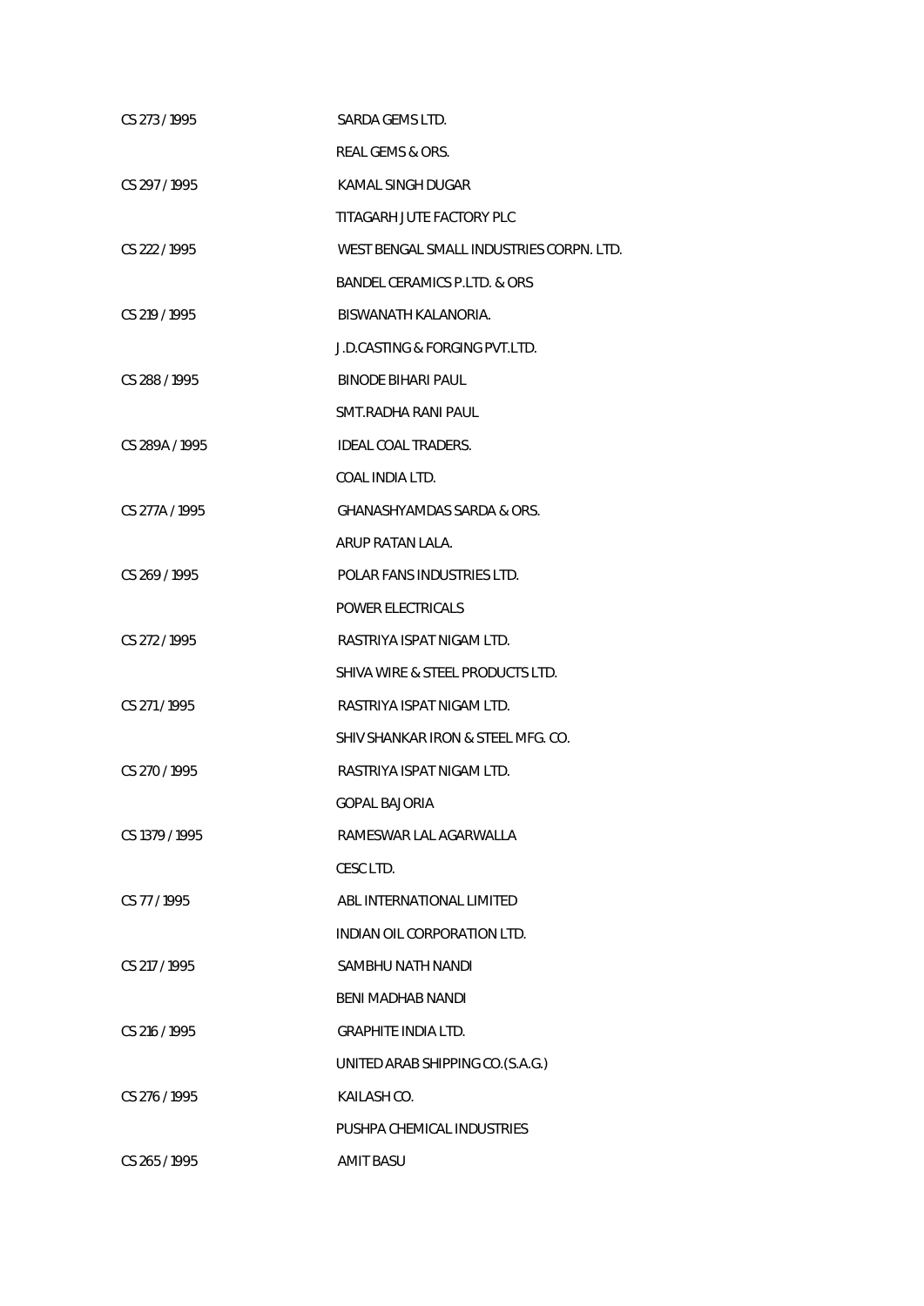| | |
|---|---|
| CS 273 / 1995 | SARDA GEMS LTD. |
| | REAL GEMS & ORS. |
| CS 297 / 1995 | KAMAL SINGH DUGAR |
| | TITAGARH JUTE FACTORY PLC |
| CS 222 / 1995 | WEST BENGAL SMALL INDUSTRIES CORPN. LTD. |
| | BANDEL CERAMICS P.LTD. & ORS |
| CS 219 / 1995 | BISWANATH KALANORIA. |
| | J.D.CASTING & FORGING PVT.LTD. |
| CS 288 / 1995 | BINODE BIHARI PAUL |
| | SMT.RADHA RANI PAUL |
| CS 289A / 1995 | IDEAL COAL TRADERS. |
| | COAL INDIA LTD. |
| CS 277A / 1995 | GHANASHYAMDAS SARDA & ORS. |
| | ARUP RATAN LALA. |
| CS 269 / 1995 | POLAR FANS INDUSTRIES LTD. |
| | POWER ELECTRICALS |
| CS 272 / 1995 | RASTRIYA ISPAT NIGAM LTD. |
| | SHIVA WIRE & STEEL PRODUCTS LTD. |
| CS 271 / 1995 | RASTRIYA ISPAT NIGAM LTD. |
| | SHIV SHANKAR IRON & STEEL MFG. CO. |
| CS 270 / 1995 | RASTRIYA ISPAT NIGAM LTD. |
| | GOPAL BAJORIA |
| CS 1379 / 1995 | RAMESWAR LAL AGARWALLA |
| | CESC LTD. |
| CS 77 / 1995 | ABL INTERNATIONAL LIMITED |
| | INDIAN OIL CORPORATION LTD. |
| CS 217 / 1995 | SAMBHU NATH NANDI |
| | BENI MADHAB NANDI |
| CS 216 / 1995 | GRAPHITE INDIA LTD. |
| | UNITED ARAB SHIPPING CO.(S.A.G.) |
| CS 276 / 1995 | KAILASH CO. |
| | PUSHPA CHEMICAL INDUSTRIES |
| CS 265 / 1995 | AMIT BASU |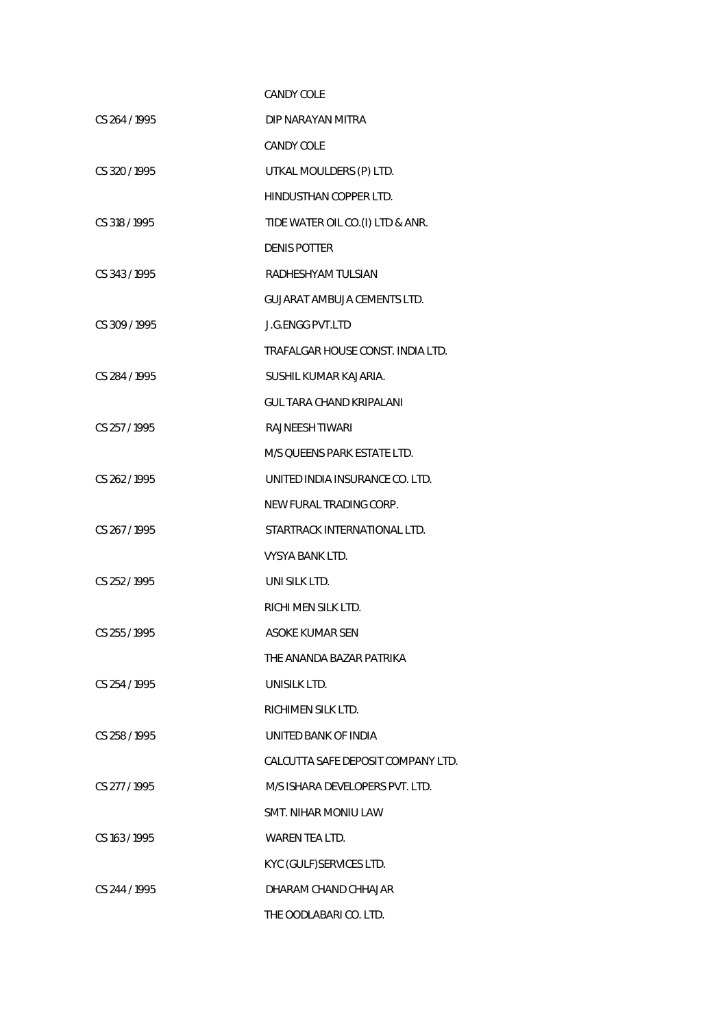| | |
|---|---|
| | CANDY COLE |
| CS 264 / 1995 | DIP NARAYAN MITRA |
| | CANDY COLE |
| CS 320 / 1995 | UTKAL MOULDERS (P) LTD. |
| | HINDUSTHAN COPPER LTD. |
| CS 318 / 1995 | TIDE WATER OIL CO.(I) LTD & ANR. |
| | DENIS POTTER |
| CS 343 / 1995 | RADHESHYAM TULSIAN |
| | GUJARAT AMBUJA CEMENTS LTD. |
| CS 309 / 1995 | J.G.ENGG PVT.LTD |
| | TRAFALGAR HOUSE CONST. INDIA LTD. |
| CS 284 / 1995 | SUSHIL KUMAR KAJARIA. |
| | GUL TARA CHAND KRIPALANI |
| CS 257 / 1995 | RAJNEESH TIWARI |
| | M/S QUEENS PARK ESTATE LTD. |
| CS 262 / 1995 | UNITED INDIA INSURANCE CO. LTD. |
| | NEW FURAL TRADING CORP. |
| CS 267 / 1995 | STARTRACK INTERNATIONAL LTD. |
| | VYSYA BANK LTD. |
| CS 252 / 1995 | UNI SILK LTD. |
| | RICHI MEN SILK LTD. |
| CS 255 / 1995 | ASOKE KUMAR SEN |
| | THE ANANDA BAZAR PATRIKA |
| CS 254 / 1995 | UNISILK LTD. |
| | RICHIMEN SILK LTD. |
| CS 258 / 1995 | UNITED BANK OF INDIA |
| | CALCUTTA SAFE DEPOSIT COMPANY LTD. |
| CS 277 / 1995 | M/S ISHARA DEVELOPERS PVT. LTD. |
| | SMT. NIHAR MONIU LAW |
| CS 163 / 1995 | WAREN TEA LTD. |
| | KYC (GULF)SERVICES LTD. |
| CS 244 / 1995 | DHARAM CHAND CHHAJAR |
| | THE OODLABARI CO. LTD. |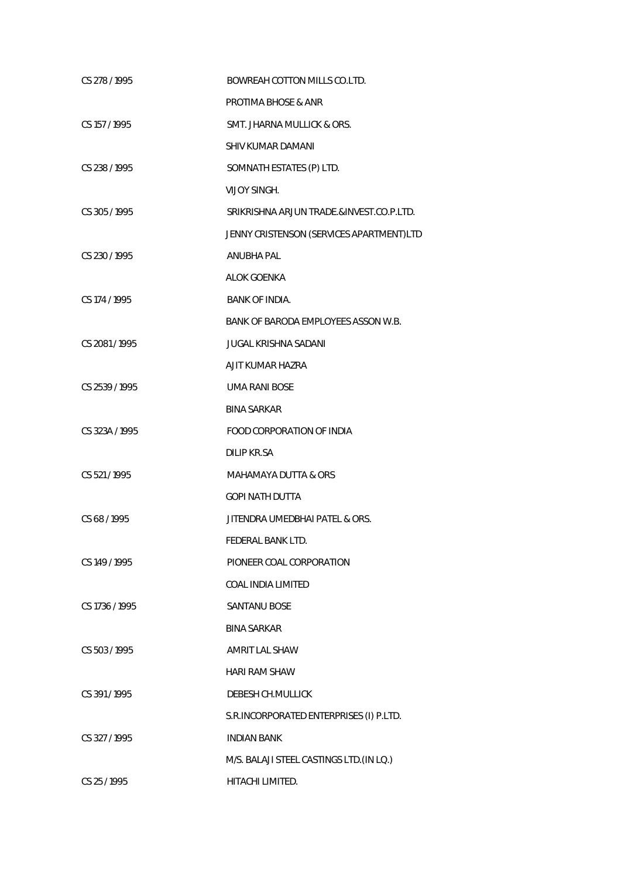| | |
|---|---|
| CS 278 / 1995 | BOWREAH COTTON MILLS CO.LTD. |
| | PROTIMA BHOSE & ANR |
| CS 157 / 1995 | SMT. JHARNA MULLICK & ORS. |
| | SHIV KUMAR DAMANI |
| CS 238 / 1995 | SOMNATH ESTATES (P) LTD. |
| | VIJOY SINGH. |
| CS 305 / 1995 | SRIKRISHNA ARJUN TRADE.&INVEST.CO.P.LTD. |
| | JENNY CRISTENSON (SERVICES APARTMENT)LTD |
| CS 230 / 1995 | ANUBHA PAL |
| | ALOK GOENKA |
| CS 174 / 1995 | BANK OF INDIA. |
| | BANK OF BARODA EMPLOYEES ASSON W.B. |
| CS 2081 / 1995 | JUGAL KRISHNA SADANI |
| | AJIT KUMAR HAZRA |
| CS 2539 / 1995 | UMA RANI BOSE |
| | BINA SARKAR |
| CS 323A / 1995 | FOOD CORPORATION OF INDIA |
| | DILIP KR.SA |
| CS 521 / 1995 | MAHAMAYA DUTTA & ORS |
| | GOPI NATH DUTTA |
| CS 68 / 1995 | JITENDRA UMEDBHAI PATEL & ORS. |
| | FEDERAL BANK LTD. |
| CS 149 / 1995 | PIONEER COAL CORPORATION |
| | COAL INDIA LIMITED |
| CS 1736 / 1995 | SANTANU BOSE |
| | BINA SARKAR |
| CS 503 / 1995 | AMRIT LAL SHAW |
| | HARI RAM SHAW |
| CS 391 / 1995 | DEBESH CH.MULLICK |
| | S.R.INCORPORATED ENTERPRISES (I) P.LTD. |
| CS 327 / 1995 | INDIAN BANK |
| | M/S. BALAJI STEEL CASTINGS LTD.(IN LQ.) |
| CS 25 / 1995 | HITACHI LIMITED. |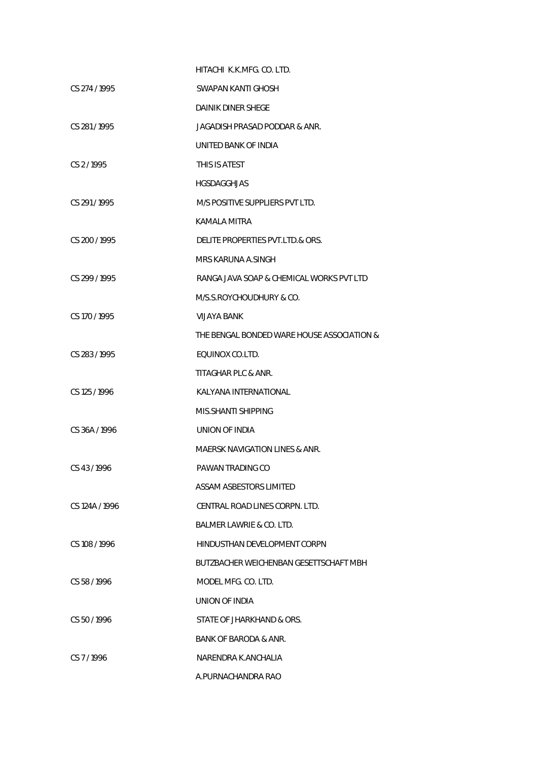| | |
|---|---|
| | HITACHI K.K.MFG. CO. LTD. |
| CS 274 / 1995 | SWAPAN KANTI GHOSH |
| | DAINIK DINER SHEGE |
| CS 281 / 1995 | JAGADISH PRASAD PODDAR & ANR. |
| | UNITED BANK OF INDIA |
| CS 2 / 1995 | THIS IS ATEST |
| | HGSDAGGHJAS |
| CS 291 / 1995 | M/S POSITIVE SUPPLIERS PVT LTD. |
| | KAMALA MITRA |
| CS 200 / 1995 | DELITE PROPERTIES PVT.LTD.& ORS. |
| | MRS KARUNA A.SINGH |
| CS 299 / 1995 | RANGA JAVA SOAP & CHEMICAL WORKS PVT LTD |
| | M/S.S.ROYCHOUDHURY & CO. |
| CS 170 / 1995 | VIJAYA BANK |
| | THE BENGAL BONDED WARE HOUSE ASSOCIATION & |
| CS 283 / 1995 | EQUINOX CO.LTD. |
| | TITAGHAR PLC & ANR. |
| CS 125 / 1996 | KALYANA INTERNATIONAL |
| | MIS.SHANTI SHIPPING |
| CS 36A / 1996 | UNION OF INDIA |
| | MAERSK NAVIGATION LINES & ANR. |
| CS 43 / 1996 | PAWAN TRADING CO |
| | ASSAM ASBESTORS LIMITED |
| CS 124A / 1996 | CENTRAL ROAD LINES CORPN. LTD. |
| | BALMER LAWRIE & CO. LTD. |
| CS 108 / 1996 | HINDUSTHAN DEVELOPMENT CORPN |
| | BUTZBACHER WEICHENBAN GESETTSCHAFT MBH |
| CS 58 / 1996 | MODEL MFG. CO. LTD. |
| | UNION OF INDIA |
| CS 50 / 1996 | STATE OF JHARKHAND & ORS. |
| | BANK OF BARODA & ANR. |
| CS 7 / 1996 | NARENDRA K.ANCHALIA |
| | A.PURNACHANDRA RAO |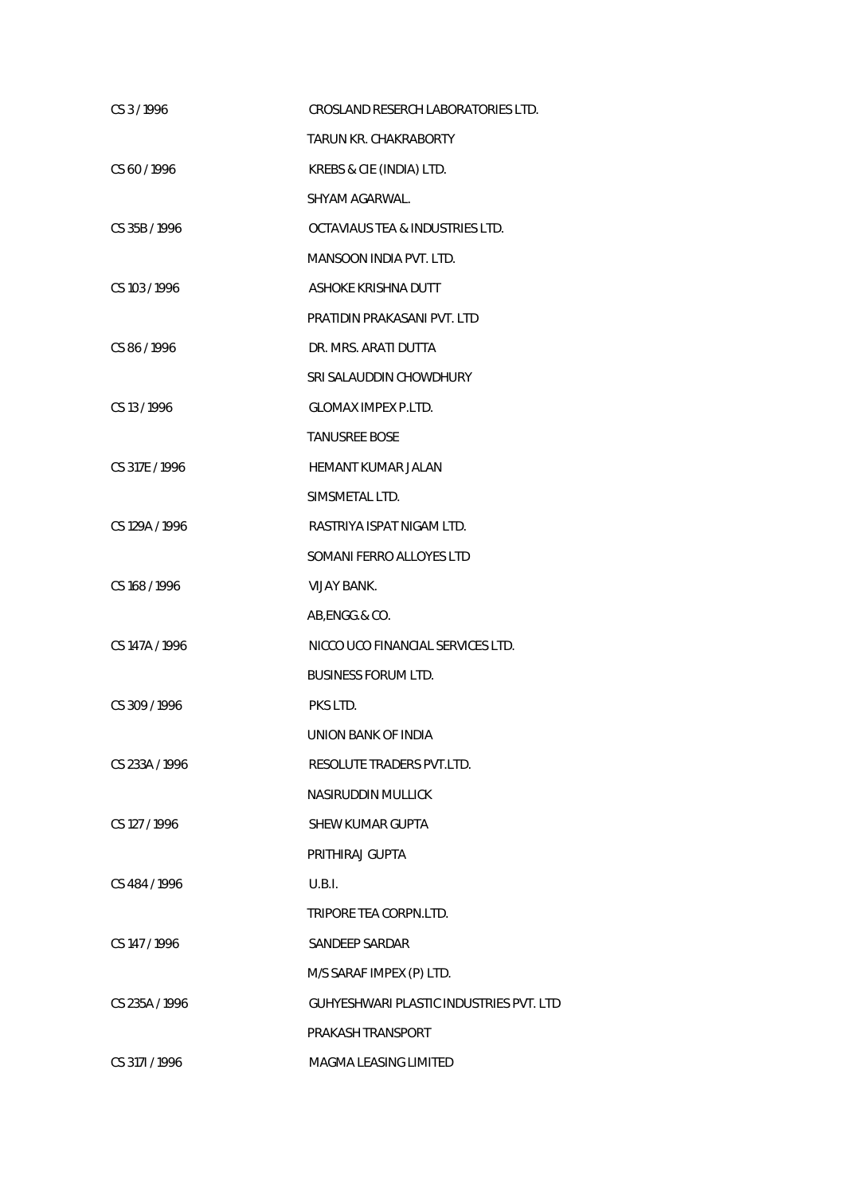| | |
|---|---|
| CS 3 / 1996 | CROSLAND RESERCH LABORATORIES LTD. |
| | TARUN KR. CHAKRABORTY |
| CS 60 / 1996 | KREBS & CIE (INDIA) LTD. |
| | SHYAM AGARWAL. |
| CS 35B / 1996 | OCTAVIAUS TEA & INDUSTRIES LTD. |
| | MANSOON INDIA PVT. LTD. |
| CS 103 / 1996 | ASHOKE KRISHNA DUTT |
| | PRATIDIN PRAKASANI PVT. LTD |
| CS 86 / 1996 | DR. MRS. ARATI DUTTA |
| | SRI SALAUDDIN CHOWDHURY |
| CS 13 / 1996 | GLOMAX IMPEX P.LTD. |
| | TANUSREE BOSE |
| CS 317E / 1996 | HEMANT KUMAR JALAN |
| | SIMSMETAL LTD. |
| CS 129A / 1996 | RASTRIYA ISPAT NIGAM LTD. |
| | SOMANI FERRO ALLOYES LTD |
| CS 168 / 1996 | VIJAY BANK. |
| | AB,ENGG.& CO. |
| CS 147A / 1996 | NICCO UCO FINANCIAL SERVICES LTD. |
| | BUSINESS FORUM LTD. |
| CS 309 / 1996 | PKS LTD. |
| | UNION BANK OF INDIA |
| CS 233A / 1996 | RESOLUTE TRADERS PVT.LTD. |
| | NASIRUDDIN MULLICK |
| CS 127 / 1996 | SHEW KUMAR GUPTA |
| | PRITHIRAJ GUPTA |
| CS 484 / 1996 | U.B.I. |
| | TRIPORE TEA CORPN.LTD. |
| CS 147 / 1996 | SANDEEP SARDAR |
| | M/S SARAF IMPEX (P) LTD. |
| CS 235A / 1996 | GUHYESHWARI PLASTIC INDUSTRIES PVT. LTD |
| | PRAKASH TRANSPORT |
| CS 317I / 1996 | MAGMA LEASING LIMITED |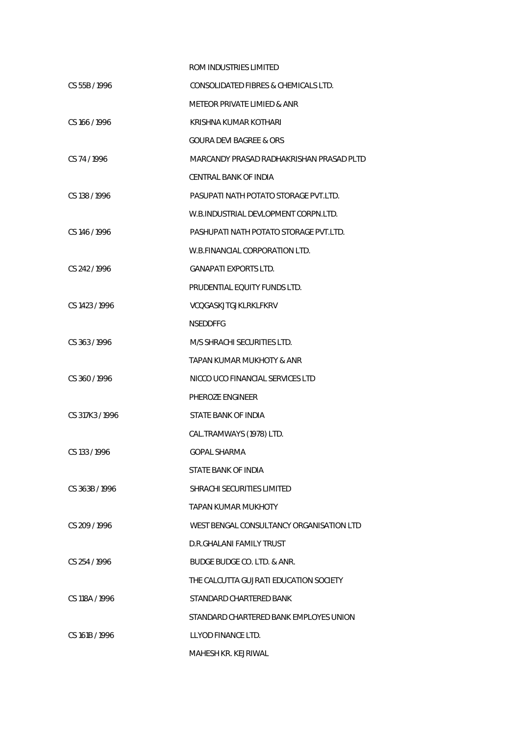| | |
|---|---|
| | ROM INDUSTRIES LIMITED |
| CS 55B / 1996 | CONSOLIDATED FIBRES & CHEMICALS LTD. |
| | METEOR PRIVATE LIMIED & ANR |
| CS 166 / 1996 | KRISHNA KUMAR KOTHARI |
| | GOURA DEVI BAGREE & ORS |
| CS 74 / 1996 | MARCANDY PRASAD RADHAKRISHAN PRASAD PLTD |
| | CENTRAL BANK OF INDIA |
| CS 138 / 1996 | PASUPATI NATH POTATO STORAGE PVT.LTD. |
| | W.B.INDUSTRIAL DEVLOPMENT CORPN.LTD. |
| CS 146 / 1996 | PASHUPATI NATH POTATO STORAGE PVT.LTD. |
| | W.B.FINANCIAL CORPORATION LTD. |
| CS 242 / 1996 | GANAPATI EXPORTS LTD. |
| | PRUDENTIAL EQUITY FUNDS LTD. |
| CS 1423 / 1996 | VCQGASKJTGJKLRKLFKRV |
| | NSEDDFFG |
| CS 363 / 1996 | M/S SHRACHI SECURITIES LTD. |
| | TAPAN KUMAR MUKHOTY & ANR |
| CS 360 / 1996 | NICCO UCO FINANCIAL SERVICES LTD |
| | PHEROZE ENGINEER |
| CS 317K3 / 1996 | STATE BANK OF INDIA |
| | CAL.TRAMWAYS (1978) LTD. |
| CS 133 / 1996 | GOPAL SHARMA |
| | STATE BANK OF INDIA |
| CS 363B / 1996 | SHRACHI SECURITIES LIMITED |
| | TAPAN KUMAR MUKHOTY |
| CS 209 / 1996 | WEST BENGAL CONSULTANCY ORGANISATION LTD |
| | D.R.GHALANI FAMILY TRUST |
| CS 254 / 1996 | BUDGE BUDGE CO. LTD. & ANR. |
| | THE CALCUTTA GUJRATI EDUCATION SOCIETY |
| CS 118A / 1996 | STANDARD CHARTERED BANK |
| | STANDARD CHARTERED BANK EMPLOYES UNION |
| CS 161B / 1996 | LLYOD FINANCE LTD. |
| | MAHESH KR. KEJRIWAL |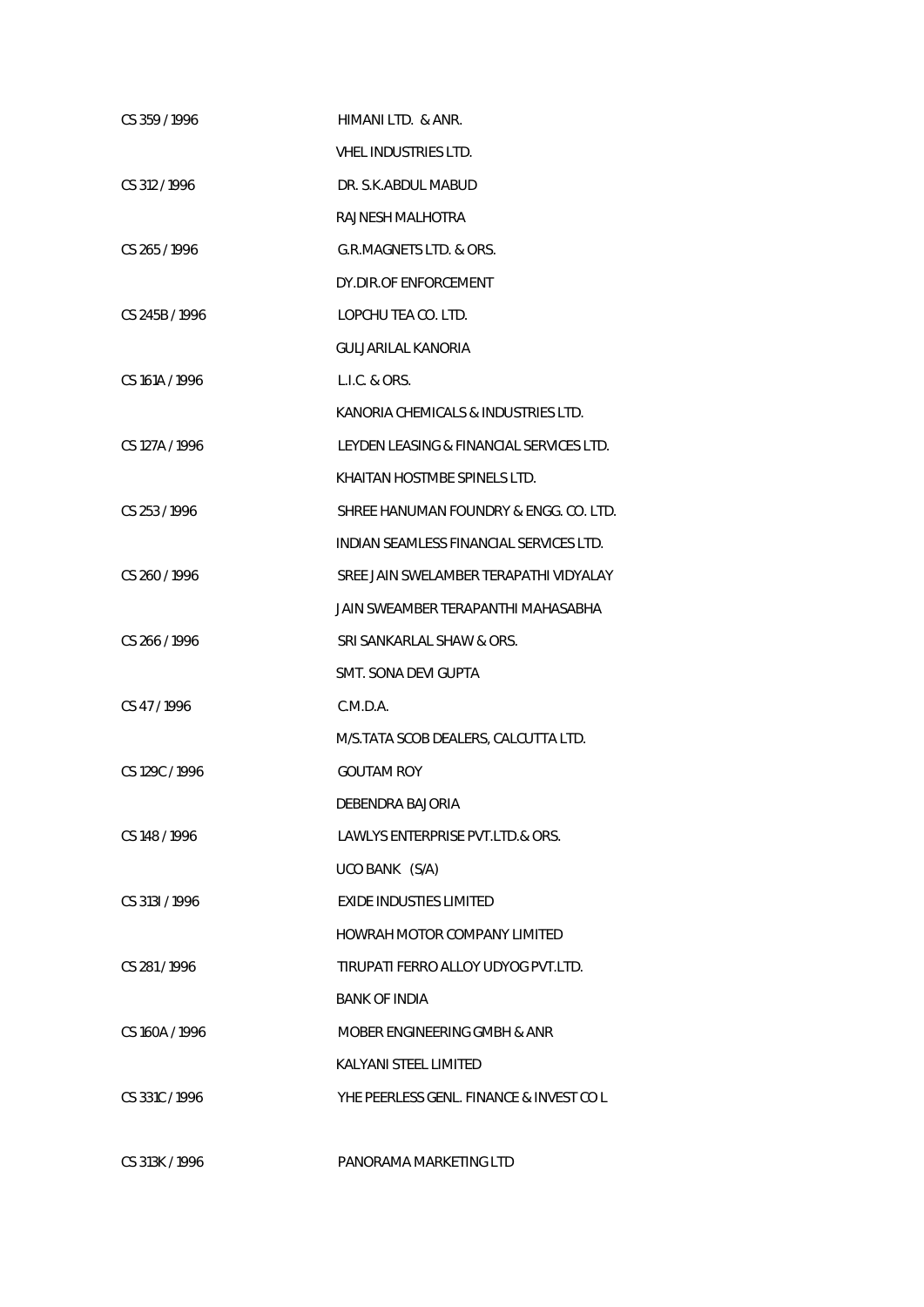| | |
|---|---|
| CS 359 / 1996 | HIMANI LTD. & ANR. |
| | VHEL INDUSTRIES LTD. |
| CS 312 / 1996 | DR. S.K.ABDUL MABUD |
| | RAJNESH MALHOTRA |
| CS 265 / 1996 | G.R.MAGNETS LTD. & ORS. |
| | DY.DIR.OF ENFORCEMENT |
| CS 245B / 1996 | LOPCHU TEA CO. LTD. |
| | GULJARILAL KANORIA |
| CS 161A / 1996 | L.I.C. & ORS. |
| | KANORIA CHEMICALS & INDUSTRIES LTD. |
| CS 127A / 1996 | LEYDEN LEASING & FINANCIAL SERVICES LTD. |
| | KHAITAN HOSTMBE SPINELS LTD. |
| CS 253 / 1996 | SHREE HANUMAN FOUNDRY & ENGG. CO. LTD. |
| | INDIAN SEAMLESS FINANCIAL SERVICES LTD. |
| CS 260 / 1996 | SREE JAIN SWELAMBER TERAPATHI VIDYALAY |
| | JAIN SWEAMBER TERAPANTHI MAHASABHA |
| CS 266 / 1996 | SRI SANKARLAL SHAW & ORS. |
| | SMT. SONA DEVI GUPTA |
| CS 47 / 1996 | C.M.D.A. |
| | M/S.TATA SCOB DEALERS, CALCUTTA LTD. |
| CS 129C / 1996 | GOUTAM ROY |
| | DEBENDRA BAJORIA |
| CS 148 / 1996 | LAWLYS ENTERPRISE PVT.LTD.& ORS. |
| | UCO BANK (S/A) |
| CS 313I / 1996 | EXIDE INDUSTIES LIMITED |
| | HOWRAH MOTOR COMPANY LIMITED |
| CS 281 / 1996 | TIRUPATI FERRO ALLOY UDYOG PVT.LTD. |
| | BANK OF INDIA |
| CS 160A / 1996 | MOBER ENGINEERING GMBH & ANR |
| | KALYANI STEEL LIMITED |
| CS 331C / 1996 | YHE PEERLESS GENL. FINANCE & INVEST CO L |
| | |
| CS 313K / 1996 | PANORAMA MARKETING LTD |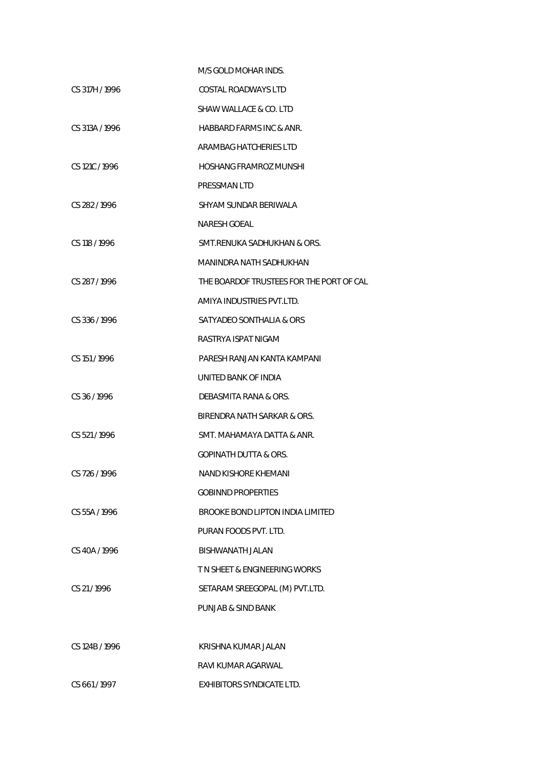| | |
|---|---|
| | M/S GOLD MOHAR INDS. |
| CS 317H / 1996 | COSTAL ROADWAYS LTD |
| | SHAW WALLACE & CO. LTD |
| CS 313A / 1996 | HABBARD FARMS INC & ANR. |
| | ARAMBAG HATCHERIES LTD |
| CS 121C / 1996 | HOSHANG FRAMROZ MUNSHI |
| | PRESSMAN LTD |
| CS 282 / 1996 | SHYAM SUNDAR BERIWALA |
| | NARESH GOEAL |
| CS 118 / 1996 | SMT.RENUKA SADHUKHAN & ORS. |
| | MANINDRA NATH SADHUKHAN |
| CS 287 / 1996 | THE BOARDOF TRUSTEES FOR THE PORT OF CAL |
| | AMIYA INDUSTRIES PVT.LTD. |
| CS 336 / 1996 | SATYADEO SONTHALIA & ORS |
| | RASTRYA ISPAT NIGAM |
| CS 151 / 1996 | PARESH RANJAN KANTA KAMPANI |
| | UNITED BANK OF INDIA |
| CS 36 / 1996 | DEBASMITA RANA & ORS. |
| | BIRENDRA NATH SARKAR & ORS. |
| CS 521 / 1996 | SMT. MAHAMAYA DATTA & ANR. |
| | GOPINATH DUTTA & ORS. |
| CS 726 / 1996 | NAND KISHORE KHEMANI |
| | GOBINND PROPERTIES |
| CS 55A / 1996 | BROOKE BOND LIPTON INDIA LIMITED |
| | PURAN FOODS PVT. LTD. |
| CS 40A / 1996 | BISHWANATH JALAN |
| | T N SHEET & ENGINEERING WORKS |
| CS 21 / 1996 | SETARAM SREEGOPAL (M) PVT.LTD. |
| | PUNJAB & SIND BANK |
| CS 124B / 1996 | KRISHNA KUMAR JALAN |
| | RAVI KUMAR AGARWAL |
| CS 661 / 1997 | EXHIBITORS SYNDICATE LTD. |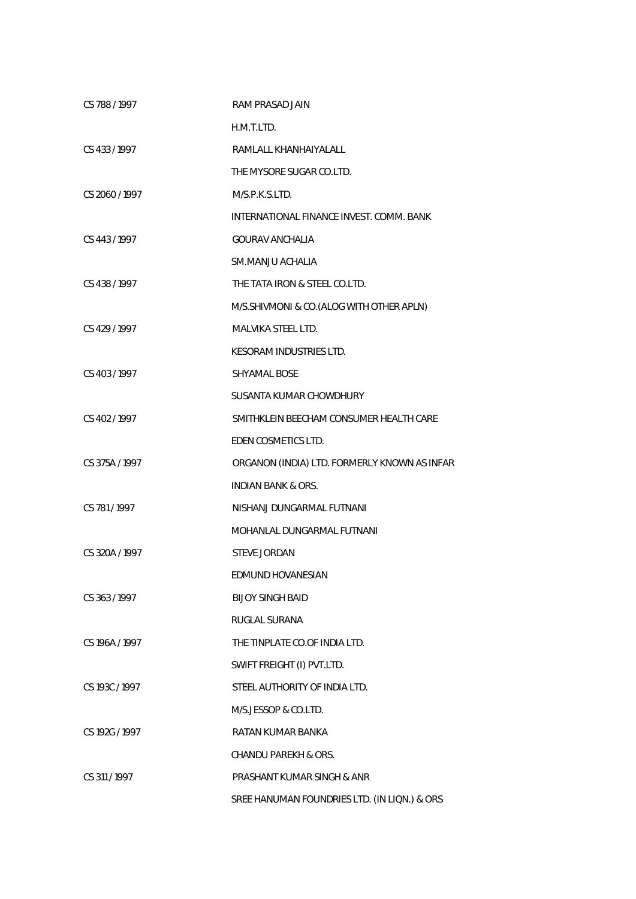| | |
|---|---|
| CS 788 / 1997 | RAM PRASAD JAIN |
| | H.M.T.LTD. |
| CS 433 / 1997 | RAMLALL KHANHAIYALALL |
| | THE MYSORE SUGAR CO.LTD. |
| CS 2060 / 1997 | M/S.P.K.S.LTD. |
| | INTERNATIONAL FINANCE INVEST. COMM. BANK |
| CS 443 / 1997 | GOURAV ANCHALIA |
| | SM.MANJU ACHALIA |
| CS 438 / 1997 | THE TATA IRON & STEEL CO.LTD. |
| | M/S.SHIVMONI & CO.(ALOG WITH OTHER APLN) |
| CS 429 / 1997 | MALVIKA STEEL LTD. |
| | KESORAM INDUSTRIES LTD. |
| CS 403 / 1997 | SHYAMAL BOSE |
| | SUSANTA KUMAR CHOWDHURY |
| CS 402 / 1997 | SMITHKLEIN BEECHAM CONSUMER HEALTH CARE |
| | EDEN COSMETICS LTD. |
| CS 375A / 1997 | ORGANON (INDIA) LTD. FORMERLY KNOWN AS INFAR |
| | INDIAN BANK & ORS. |
| CS 781 / 1997 | NISHANJ DUNGARMAL FUTNANI |
| | MOHANLAL DUNGARMAL FUTNANI |
| CS 320A / 1997 | STEVE JORDAN |
| | EDMUND HOVANESIAN |
| CS 363 / 1997 | BIJOY SINGH BAID |
| | RUGLAL SURANA |
| CS 196A / 1997 | THE TINPLATE CO.OF INDIA LTD. |
| | SWIFT FREIGHT (I) PVT.LTD. |
| CS 193C / 1997 | STEEL AUTHORITY OF INDIA LTD. |
| | M/S.JESSOP & CO.LTD. |
| CS 192G / 1997 | RATAN KUMAR BANKA |
| | CHANDU PAREKH & ORS. |
| CS 311 / 1997 | PRASHANT KUMAR SINGH & ANR |
| | SREE HANUMAN FOUNDRIES LTD. (IN LIQN.) & ORS |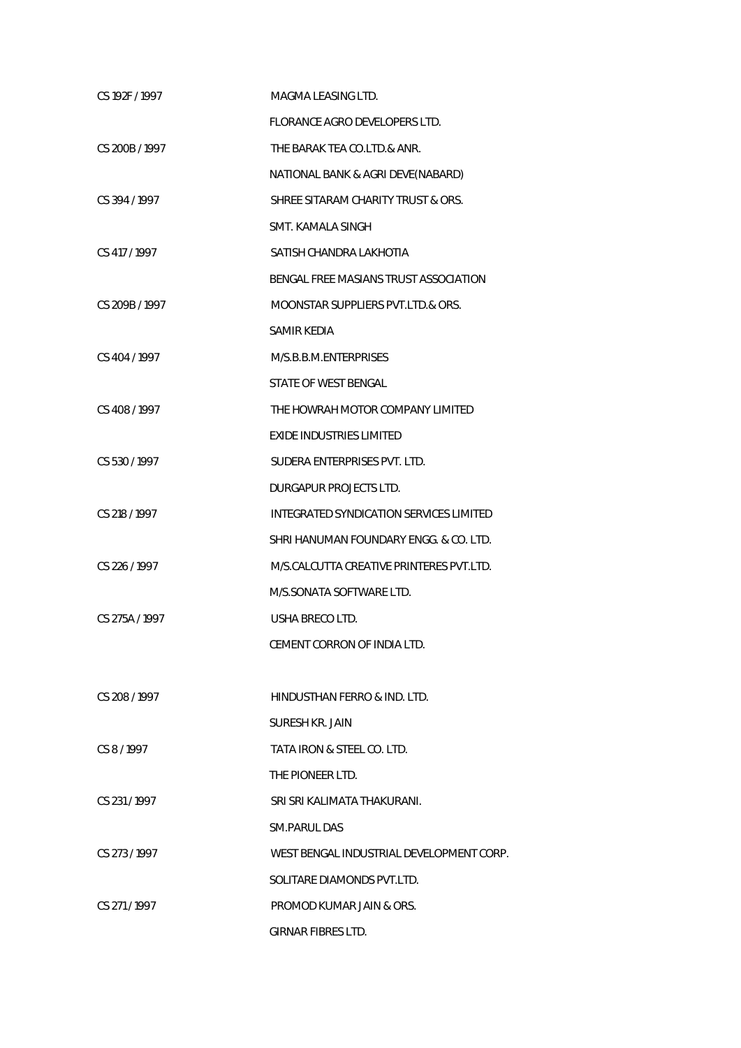| | |
|---|---|
| CS 192F / 1997 | MAGMA LEASING LTD. |
| | FLORANCE AGRO DEVELOPERS LTD. |
| CS 200B / 1997 | THE BARAK TEA CO.LTD.& ANR. |
| | NATIONAL BANK & AGRI DEVE(NABARD) |
| CS 394 / 1997 | SHREE SITARAM CHARITY TRUST & ORS. |
| | SMT. KAMALA SINGH |
| CS 417 / 1997 | SATISH CHANDRA LAKHOTIA |
| | BENGAL FREE MASIANS TRUST ASSOCIATION |
| CS 209B / 1997 | MOONSTAR SUPPLIERS PVT.LTD.& ORS. |
| | SAMIR KEDIA |
| CS 404 / 1997 | M/S.B.B.M.ENTERPRISES |
| | STATE OF WEST BENGAL |
| CS 408 / 1997 | THE HOWRAH MOTOR COMPANY LIMITED |
| | EXIDE INDUSTRIES LIMITED |
| CS 530 / 1997 | SUDERA ENTERPRISES PVT. LTD. |
| | DURGAPUR PROJECTS LTD. |
| CS 218 / 1997 | INTEGRATED SYNDICATION SERVICES LIMITED |
| | SHRI HANUMAN FOUNDARY ENGG. & CO. LTD. |
| CS 226 / 1997 | M/S.CALCUTTA CREATIVE PRINTERES PVT.LTD. |
| | M/S.SONATA SOFTWARE LTD. |
| CS 275A / 1997 | USHA BRECO LTD. |
| | CEMENT CORRON OF INDIA LTD. |
| CS 208 / 1997 | HINDUSTHAN FERRO & IND. LTD. |
| | SURESH KR. JAIN |
| CS 8 / 1997 | TATA IRON & STEEL CO. LTD. |
| | THE PIONEER LTD. |
| CS 231 / 1997 | SRI SRI KALIMATA THAKURANI. |
| | SM.PARUL DAS |
| CS 273 / 1997 | WEST BENGAL INDUSTRIAL DEVELOPMENT CORP. |
| | SOLITARE DIAMONDS PVT.LTD. |
| CS 271 / 1997 | PROMOD KUMAR JAIN & ORS. |
| | GIRNAR FIBRES LTD. |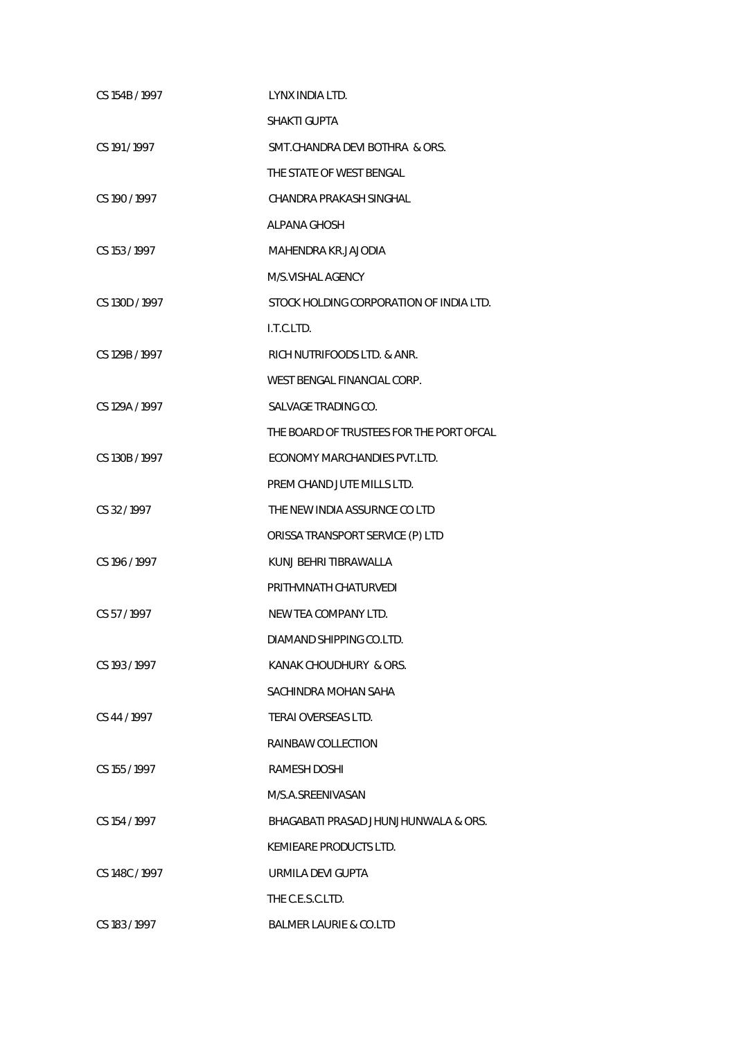| | |
|---|---|
| CS 154B / 1997 | LYNX INDIA LTD. |
| | SHAKTI GUPTA |
| CS 191 / 1997 | SMT.CHANDRA DEVI BOTHRA & ORS. |
| | THE STATE OF WEST BENGAL |
| CS 190 / 1997 | CHANDRA PRAKASH SINGHAL |
| | ALPANA GHOSH |
| CS 153 / 1997 | MAHENDRA KR.JAJODIA |
| | M/S.VISHAL AGENCY |
| CS 130D / 1997 | STOCK HOLDING CORPORATION OF INDIA LTD. |
| | I.T.C.LTD. |
| CS 129B / 1997 | RICH NUTRIFOODS LTD. & ANR. |
| | WEST BENGAL FINANCIAL CORP. |
| CS 129A / 1997 | SALVAGE TRADING CO. |
| | THE BOARD OF TRUSTEES FOR THE PORT OFCAL |
| CS 130B / 1997 | ECONOMY MARCHANDIES PVT.LTD. |
| | PREM CHAND JUTE MILLS LTD. |
| CS 32 / 1997 | THE NEW INDIA ASSURNCE CO LTD |
| | ORISSA TRANSPORT SERVICE (P) LTD |
| CS 196 / 1997 | KUNJ BEHRI TIBRAWALLA |
| | PRITHVINATH CHATURVEDI |
| CS 57 / 1997 | NEW TEA COMPANY LTD. |
| | DIAMAND SHIPPING CO.LTD. |
| CS 193 / 1997 | KANAK CHOUDHURY & ORS. |
| | SACHINDRA MOHAN SAHA |
| CS 44 / 1997 | TERAI OVERSEAS LTD. |
| | RAINBAW COLLECTION |
| CS 155 / 1997 | RAMESH DOSHI |
| | M/S.A.SREENIVASAN |
| CS 154 / 1997 | BHAGABATI PRASAD JHUNJHUNWALA & ORS. |
| | KEMIEARE PRODUCTS LTD. |
| CS 148C / 1997 | URMILA DEVI GUPTA |
| | THE C.E.S.C.LTD. |
| CS 183 / 1997 | BALMER LAURIE & CO.LTD |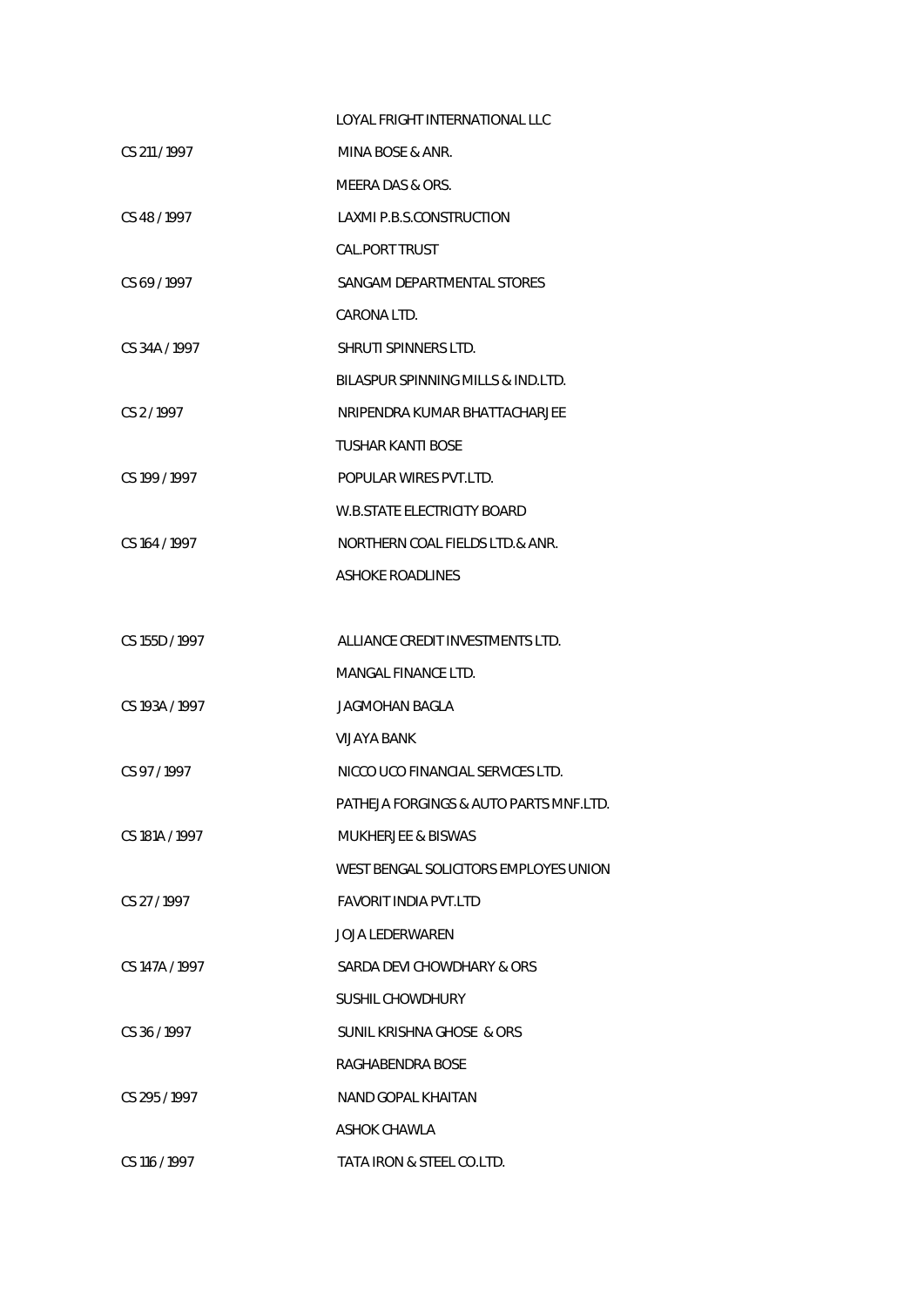LOYAL FRIGHT INTERNATIONAL LLC

CS 211 / 1997    MINA BOSE & ANR.

MEERA DAS & ORS.

CS 48 / 1997    LAXMI P.B.S.CONSTRUCTION

CAL.PORT TRUST

CS 69 / 1997    SANGAM DEPARTMENTAL STORES

CARONA LTD.

CS 34A / 1997    SHRUTI SPINNERS LTD.

BILASPUR SPINNING MILLS & IND.LTD.

CS 2 / 1997    NRIPENDRA KUMAR BHATTACHARJEE

TUSHAR KANTI BOSE

CS 199 / 1997    POPULAR WIRES PVT.LTD.

W.B.STATE ELECTRICITY BOARD

CS 164 / 1997    NORTHERN COAL FIELDS LTD.& ANR.

ASHOKE ROADLINES

CS 155D / 1997    ALLIANCE CREDIT INVESTMENTS LTD.

MANGAL FINANCE LTD.

CS 193A / 1997    JAGMOHAN BAGLA

VIJAYA BANK

CS 97 / 1997    NICCO UCO FINANCIAL SERVICES LTD.

PATHEJA FORGINGS & AUTO PARTS MNF.LTD.

CS 181A / 1997    MUKHERJEE & BISWAS

WEST BENGAL SOLICITORS EMPLOYES UNION

CS 27 / 1997    FAVORIT INDIA PVT.LTD

JOJA LEDERWAREN

CS 147A / 1997    SARDA DEVI CHOWDHARY & ORS

SUSHIL CHOWDHURY

CS 36 / 1997    SUNIL KRISHNA GHOSE & ORS

RAGHABENDRA BOSE

CS 295 / 1997    NAND GOPAL KHAITAN

ASHOK CHAWLA

CS 116 / 1997    TATA IRON & STEEL CO.LTD.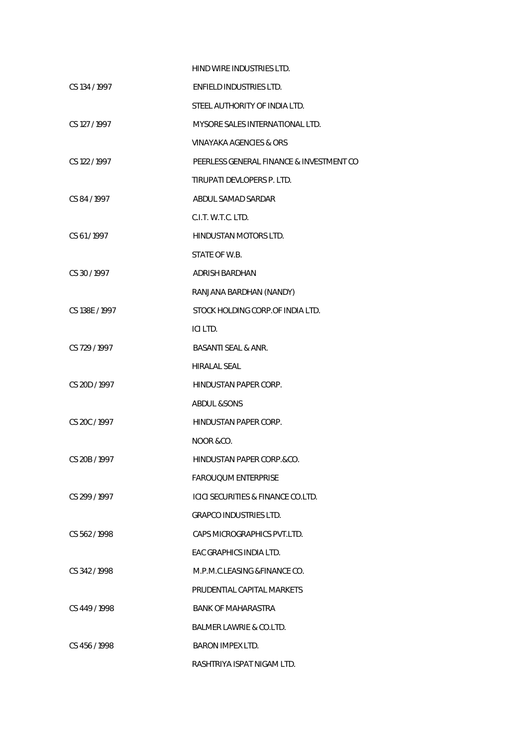| | |
|---|---|
| | HIND WIRE INDUSTRIES LTD. |
| CS 134 / 1997 | ENFIELD INDUSTRIES LTD. |
| | STEEL AUTHORITY OF INDIA LTD. |
| CS 127 / 1997 | MYSORE SALES INTERNATIONAL LTD. |
| | VINAYAKA AGENCIES & ORS |
| CS 122 / 1997 | PEERLESS GENERAL FINANCE & INVESTMENT CO |
| | TIRUPATI DEVLOPERS P. LTD. |
| CS 84 / 1997 | ABDUL SAMAD SARDAR |
| | C.I.T. W.T.C. LTD. |
| CS 61 / 1997 | HINDUSTAN MOTORS LTD. |
| | STATE OF W.B. |
| CS 30 / 1997 | ADRISH BARDHAN |
| | RANJANA BARDHAN (NANDY) |
| CS 138E / 1997 | STOCK HOLDING CORP.OF INDIA LTD. |
| | ICI LTD. |
| CS 729 / 1997 | BASANTI SEAL & ANR. |
| | HIRALAL SEAL |
| CS 20D / 1997 | HINDUSTAN PAPER CORP. |
| | ABDUL &SONS |
| CS 20C / 1997 | HINDUSTAN PAPER CORP. |
| | NOOR &CO. |
| CS 20B / 1997 | HINDUSTAN PAPER CORP.&CO. |
| | FAROUQUM ENTERPRISE |
| CS 299 / 1997 | ICICI SECURITIES & FINANCE CO.LTD. |
| | GRAPCO INDUSTRIES LTD. |
| CS 562 / 1998 | CAPS MICROGRAPHICS PVT.LTD. |
| | EAC GRAPHICS INDIA LTD. |
| CS 342 / 1998 | M.P.M.C.LEASING &FINANCE CO. |
| | PRUDENTIAL CAPITAL MARKETS |
| CS 449 / 1998 | BANK OF MAHARASTRA |
| | BALMER LAWRIE & CO.LTD. |
| CS 456 / 1998 | BARON IMPEX LTD. |
| | RASHTRIYA ISPAT NIGAM LTD. |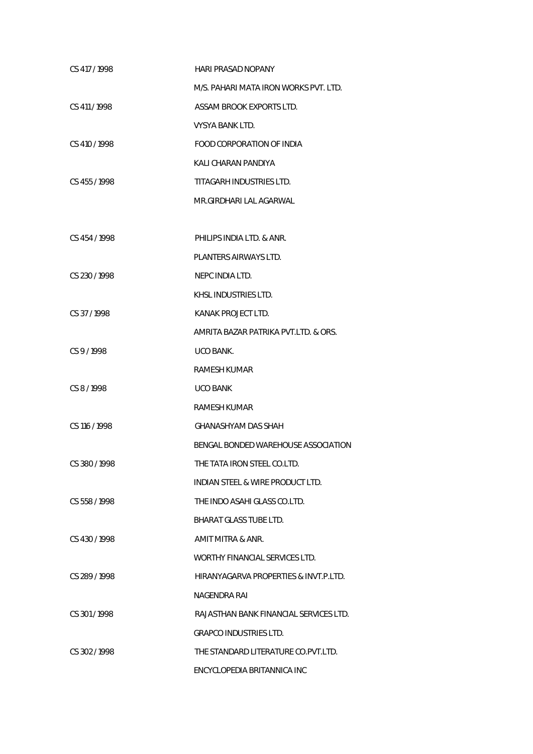| | |
|---|---|
| CS 417 / 1998 | HARI PRASAD NOPANY |
| | M/S. PAHARI MATA IRON WORKS PVT. LTD. |
| CS 411 / 1998 | ASSAM BROOK EXPORTS LTD. |
| | VYSYA BANK LTD. |
| CS 410 / 1998 | FOOD CORPORATION OF INDIA |
| | KALI CHARAN PANDIYA |
| CS 455 / 1998 | TITAGARH INDUSTRIES LTD. |
| | MR.GIRDHARI LAL AGARWAL |
| CS 454 / 1998 | PHILIPS INDIA LTD. & ANR. |
| | PLANTERS AIRWAYS LTD. |
| CS 230 / 1998 | NEPC INDIA LTD. |
| | KHSL INDUSTRIES LTD. |
| CS 37 / 1998 | KANAK PROJECT LTD. |
| | AMRITA BAZAR PATRIKA PVT.LTD. & ORS. |
| CS 9 / 1998 | UCO BANK. |
| | RAMESH KUMAR |
| CS 8 / 1998 | UCO BANK |
| | RAMESH KUMAR |
| CS 116 / 1998 | GHANASHYAM DAS SHAH |
| | BENGAL BONDED WAREHOUSE ASSOCIATION |
| CS 380 / 1998 | THE TATA IRON STEEL CO.LTD. |
| | INDIAN STEEL & WIRE PRODUCT LTD. |
| CS 558 / 1998 | THE INDO ASAHI GLASS CO.LTD. |
| | BHARAT GLASS TUBE LTD. |
| CS 430 / 1998 | AMIT MITRA & ANR. |
| | WORTHY FINANCIAL SERVICES LTD. |
| CS 289 / 1998 | HIRANYAGARVA PROPERTIES & INVT.P.LTD. |
| | NAGENDRA RAI |
| CS 301 / 1998 | RAJASTHAN BANK FINANCIAL SERVICES LTD. |
| | GRAPCO INDUSTRIES LTD. |
| CS 302 / 1998 | THE STANDARD LITERATURE CO.PVT.LTD. |
| | ENCYCLOPEDIA BRITANNICA INC |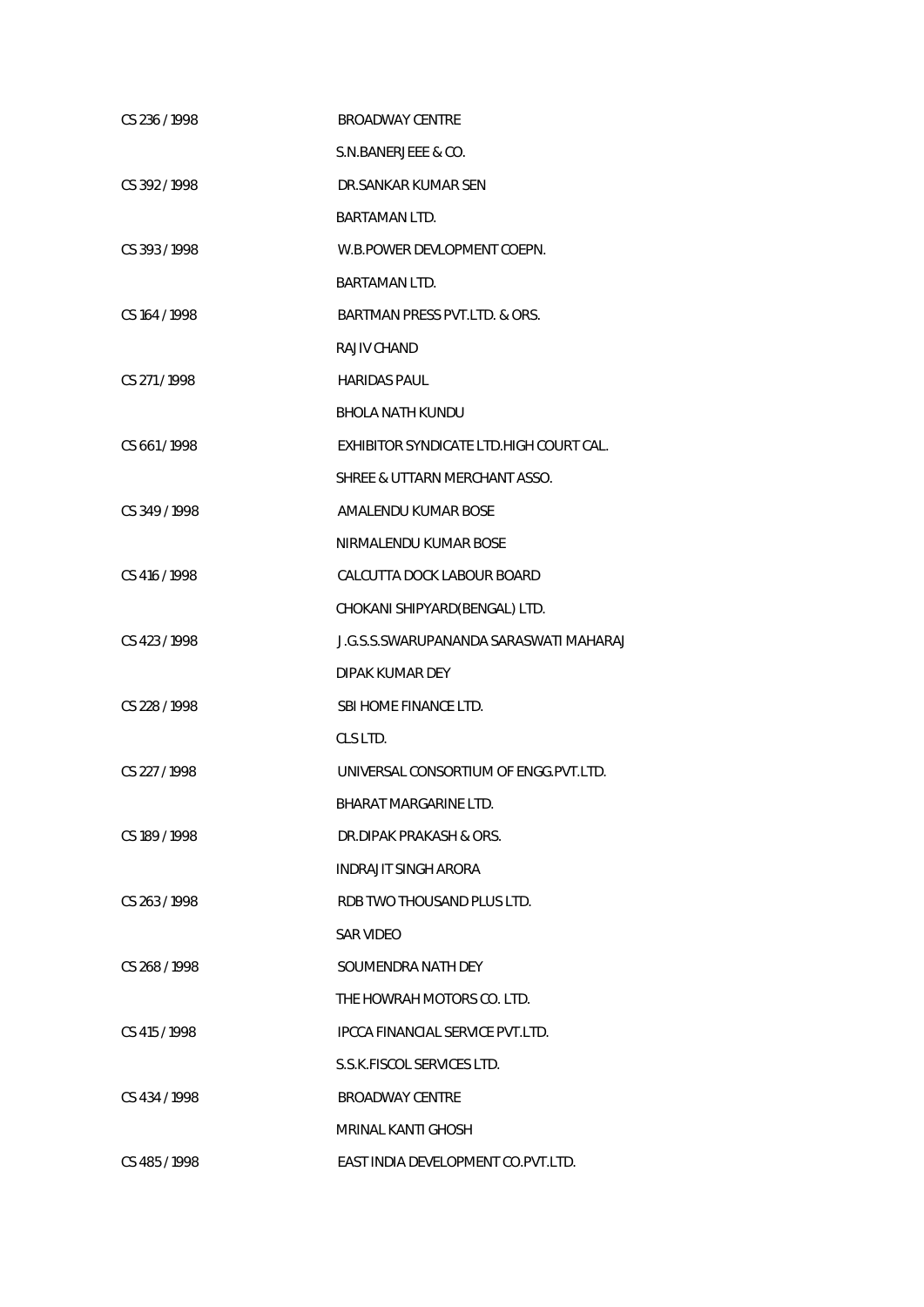| | |
|---|---|
| CS 236 / 1998 | BROADWAY CENTRE |
| | S.N.BANERJEEE & CO. |
| CS 392 / 1998 | DR.SANKAR KUMAR SEN |
| | BARTAMAN LTD. |
| CS 393 / 1998 | W.B.POWER DEVLOPMENT COEPN. |
| | BARTAMAN LTD. |
| CS 164 / 1998 | BARTMAN PRESS PVT.LTD. & ORS. |
| | RAJIV CHAND |
| CS 271 / 1998 | HARIDAS PAUL |
| | BHOLA NATH KUNDU |
| CS 661 / 1998 | EXHIBITOR SYNDICATE LTD.HIGH COURT CAL. |
| | SHREE & UTTARN MERCHANT ASSO. |
| CS 349 / 1998 | AMALENDU KUMAR BOSE |
| | NIRMALENDU KUMAR BOSE |
| CS 416 / 1998 | CALCUTTA DOCK LABOUR BOARD |
| | CHOKANI SHIPYARD(BENGAL) LTD. |
| CS 423 / 1998 | J.G.S.S.SWARUPANANDA SARASWATI MAHARAJ |
| | DIPAK KUMAR DEY |
| CS 228 / 1998 | SBI HOME FINANCE LTD. |
| | CLS LTD. |
| CS 227 / 1998 | UNIVERSAL CONSORTIUM OF ENGG.PVT.LTD. |
| | BHARAT MARGARINE LTD. |
| CS 189 / 1998 | DR.DIPAK PRAKASH & ORS. |
| | INDRAJIT SINGH ARORA |
| CS 263 / 1998 | RDB TWO THOUSAND PLUS LTD. |
| | SAR VIDEO |
| CS 268 / 1998 | SOUMENDRA NATH DEY |
| | THE HOWRAH MOTORS CO. LTD. |
| CS 415 / 1998 | IPCCA FINANCIAL SERVICE PVT.LTD. |
| | S.S.K.FISCOL SERVICES LTD. |
| CS 434 / 1998 | BROADWAY CENTRE |
| | MRINAL KANTI GHOSH |
| CS 485 / 1998 | EAST INDIA DEVELOPMENT CO.PVT.LTD. |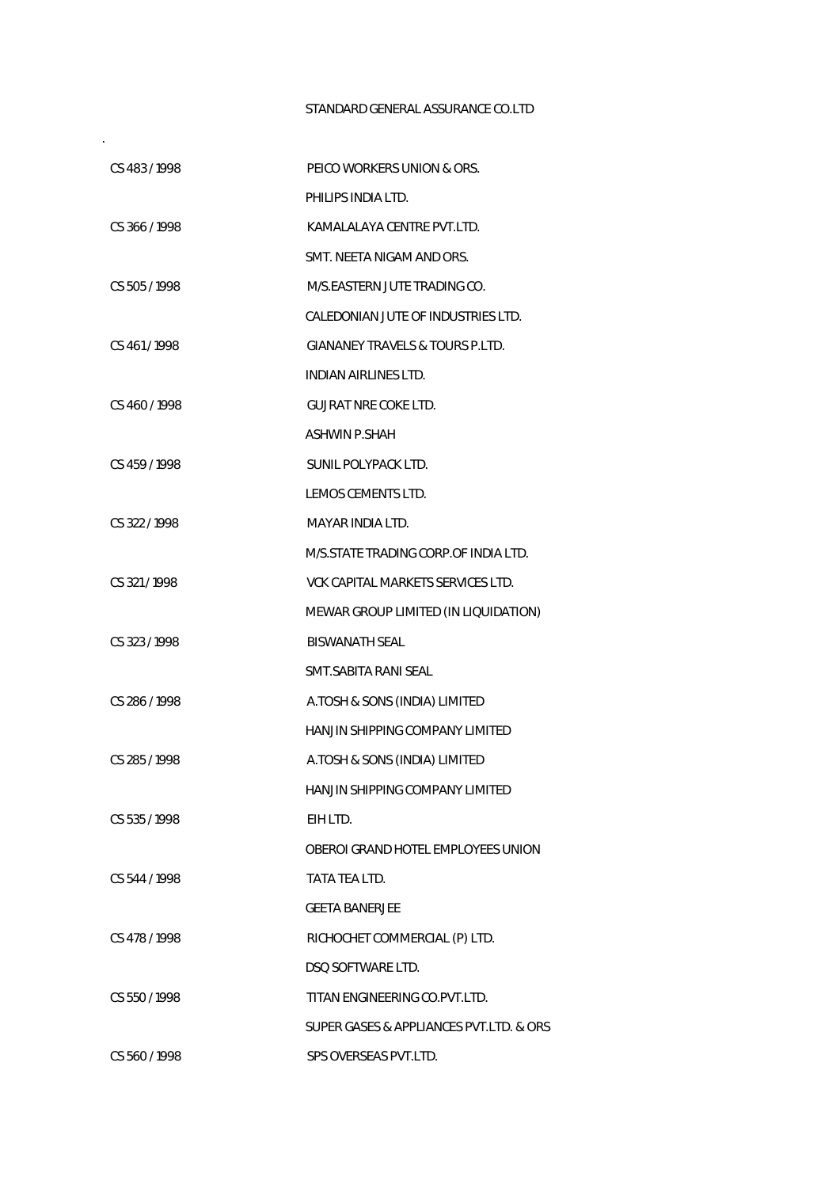STANDARD GENERAL ASSURANCE CO.LTD

.

| | |
|---|---|
| CS 483 / 1998 | PEICO WORKERS UNION & ORS. |
| | PHILIPS INDIA LTD. |
| CS 366 / 1998 | KAMALALAYA CENTRE PVT.LTD. |
| | SMT. NEETA NIGAM AND ORS. |
| CS 505 / 1998 | M/S.EASTERN JUTE TRADING CO. |
| | CALEDONIAN JUTE OF INDUSTRIES LTD. |
| CS 461 / 1998 | GIANANEY TRAVELS & TOURS P.LTD. |
| | INDIAN AIRLINES LTD. |
| CS 460 / 1998 | GUJRAT NRE COKE LTD. |
| | ASHWIN P.SHAH |
| CS 459 / 1998 | SUNIL POLYPACK LTD. |
| | LEMOS CEMENTS LTD. |
| CS 322 / 1998 | MAYAR INDIA LTD. |
| | M/S.STATE TRADING CORP.OF INDIA LTD. |
| CS 321 / 1998 | VCK CAPITAL MARKETS SERVICES LTD. |
| | MEWAR GROUP LIMITED (IN LIQUIDATION) |
| CS 323 / 1998 | BISWANATH SEAL |
| | SMT.SABITA RANI SEAL |
| CS 286 / 1998 | A.TOSH & SONS (INDIA) LIMITED |
| | HANJIN SHIPPING COMPANY LIMITED |
| CS 285 / 1998 | A.TOSH & SONS (INDIA) LIMITED |
| | HANJIN SHIPPING COMPANY LIMITED |
| CS 535 / 1998 | EIH LTD. |
| | OBEROI GRAND HOTEL EMPLOYEES UNION |
| CS 544 / 1998 | TATA TEA LTD. |
| | GEETA BANERJEE |
| CS 478 / 1998 | RICHOCHET COMMERCIAL (P) LTD. |
| | DSQ SOFTWARE LTD. |
| CS 550 / 1998 | TITAN ENGINEERING CO.PVT.LTD. |
| | SUPER GASES & APPLIANCES PVT.LTD. & ORS |
| CS 560 / 1998 | SPS OVERSEAS PVT.LTD. |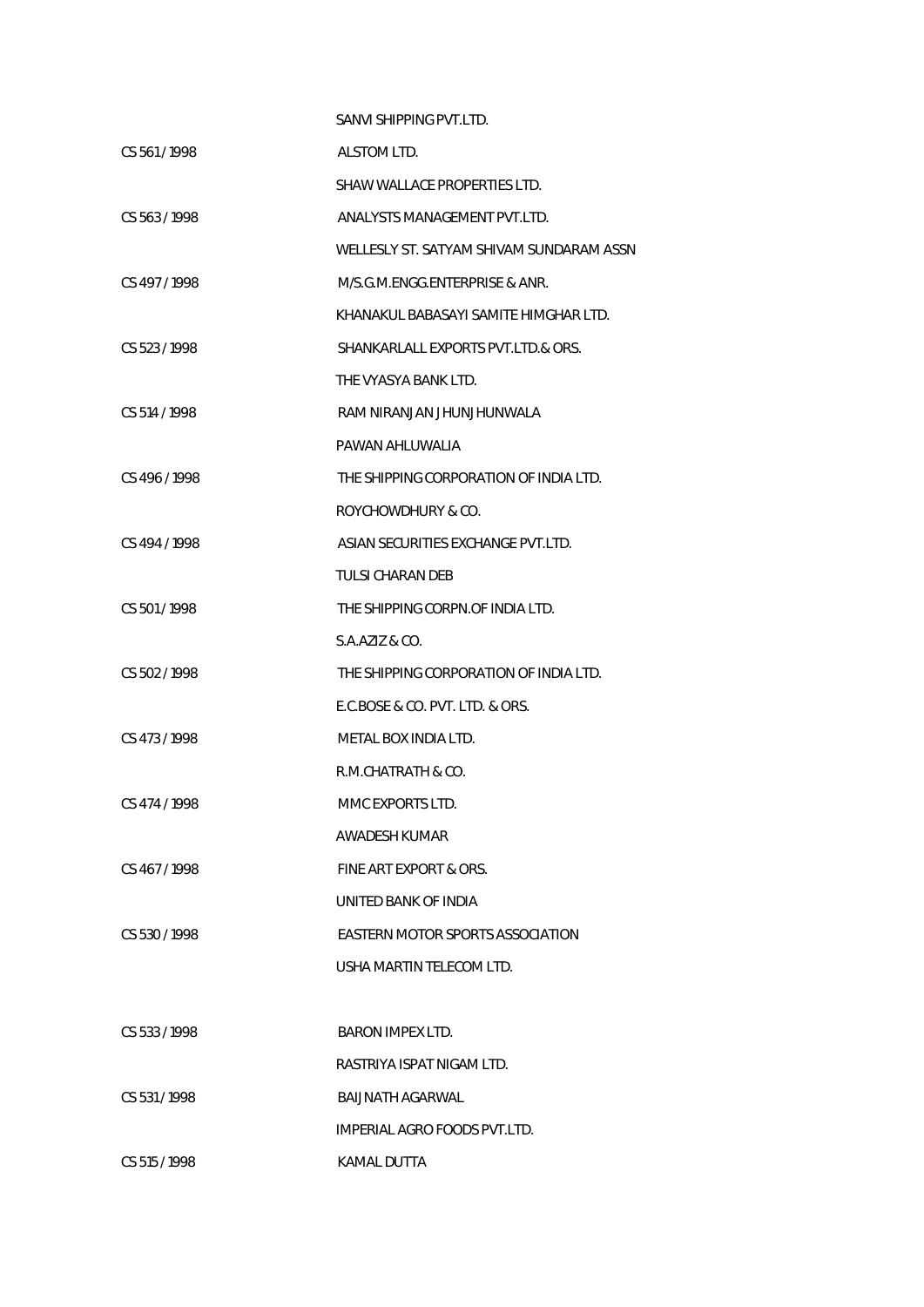| | |
|---|---|
| | SANVI SHIPPING PVT.LTD. |
| CS 561 / 1998 | ALSTOM LTD. |
| | SHAW WALLACE PROPERTIES LTD. |
| CS 563 / 1998 | ANALYSTS MANAGEMENT PVT.LTD. |
| | WELLESLY ST. SATYAM SHIVAM SUNDARAM ASSN |
| CS 497 / 1998 | M/S.G.M.ENGG.ENTERPRISE & ANR. |
| | KHANAKUL BABASAYI SAMITE HIMGHAR LTD. |
| CS 523 / 1998 | SHANKARLALL EXPORTS PVT.LTD.& ORS. |
| | THE VYASYA BANK LTD. |
| CS 514 / 1998 | RAM NIRANJAN JHUNJHUNWALA |
| | PAWAN AHLUWALIA |
| CS 496 / 1998 | THE SHIPPING CORPORATION OF INDIA LTD. |
| | ROYCHOWDHURY & CO. |
| CS 494 / 1998 | ASIAN SECURITIES EXCHANGE PVT.LTD. |
| | TULSI CHARAN DEB |
| CS 501 / 1998 | THE SHIPPING CORPN.OF INDIA LTD. |
| | S.A.AZIZ & CO. |
| CS 502 / 1998 | THE SHIPPING CORPORATION OF INDIA LTD. |
| | E.C.BOSE & CO. PVT. LTD. & ORS. |
| CS 473 / 1998 | METAL BOX INDIA LTD. |
| | R.M.CHATRATH & CO. |
| CS 474 / 1998 | MMC EXPORTS LTD. |
| | AWADESH KUMAR |
| CS 467 / 1998 | FINE ART EXPORT & ORS. |
| | UNITED BANK OF INDIA |
| CS 530 / 1998 | EASTERN MOTOR SPORTS ASSOCIATION |
| | USHA MARTIN TELECOM LTD. |
| CS 533 / 1998 | BARON IMPEX LTD. |
| | RASTRIYA ISPAT NIGAM LTD. |
| CS 531 / 1998 | BAIJNATH AGARWAL |
| | IMPERIAL AGRO FOODS PVT.LTD. |
| CS 515 / 1998 | KAMAL DUTTA |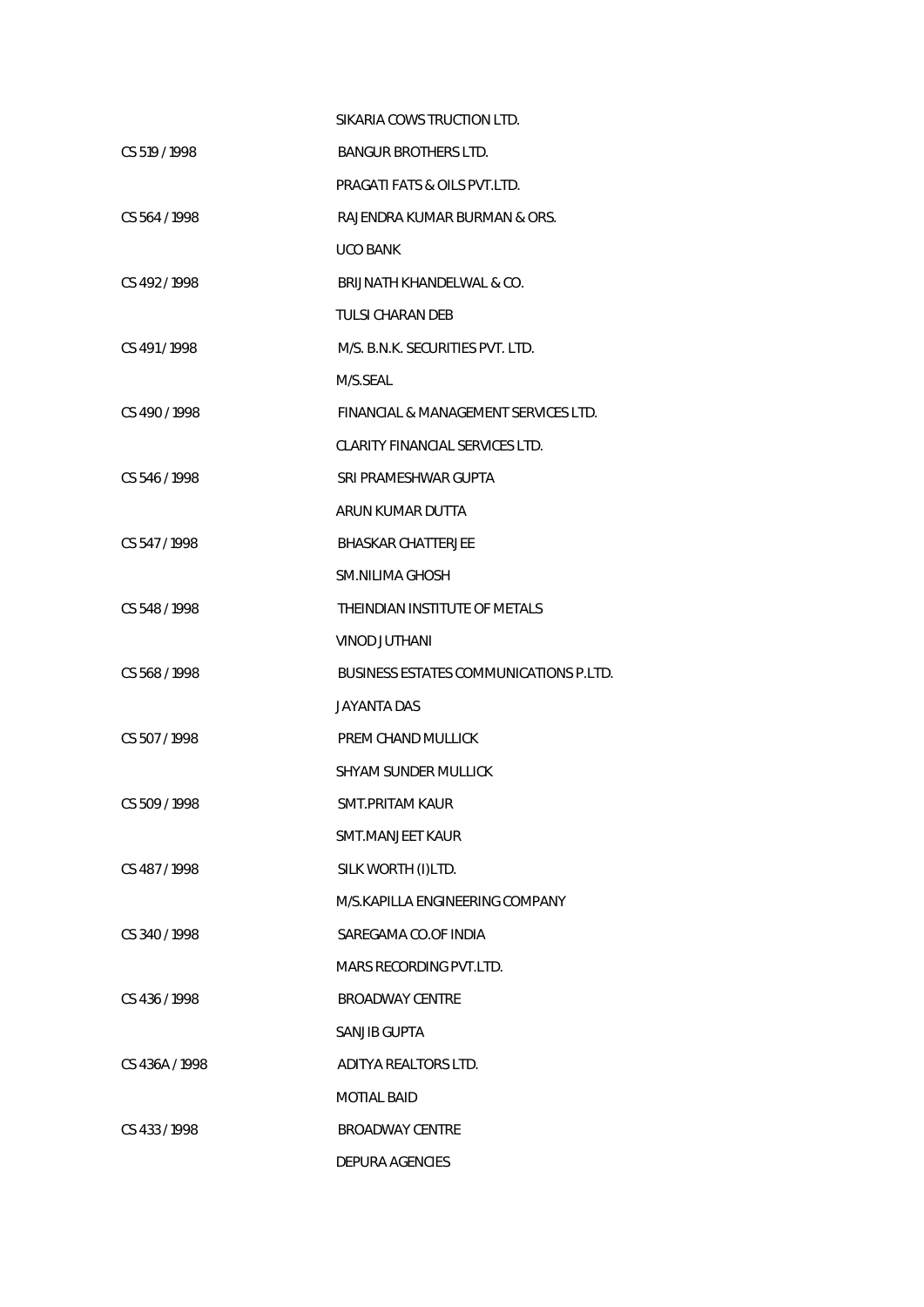SIKARIA COWS TRUCTION LTD.

CS 519 / 1998 BANGUR BROTHERS LTD.

PRAGATI FATS & OILS PVT.LTD.

CS 564 / 1998 RAJENDRA KUMAR BURMAN & ORS.

UCO BANK

CS 492 / 1998 BRIJNATH KHANDELWAL & CO.

TULSI CHARAN DEB

CS 491 / 1998 M/S. B.N.K. SECURITIES PVT. LTD.

M/S.SEAL

CS 490 / 1998 FINANCIAL & MANAGEMENT SERVICES LTD.

CLARITY FINANCIAL SERVICES LTD.

CS 546 / 1998 SRI PRAMESHWAR GUPTA

ARUN KUMAR DUTTA

CS 547 / 1998 BHASKAR CHATTERJEE

SM.NILIMA GHOSH

CS 548 / 1998 THEINDIAN INSTITUTE OF METALS

VINOD JUTHANI

CS 568 / 1998 BUSINESS ESTATES COMMUNICATIONS P.LTD.

JAYANTA DAS

CS 507 / 1998 PREM CHAND MULLICK

SHYAM SUNDER MULLICK

CS 509 / 1998 SMT.PRITAM KAUR

SMT.MANJEET KAUR

CS 487 / 1998 SILK WORTH (I)LTD.

M/S.KAPILLA ENGINEERING COMPANY

CS 340 / 1998 SAREGAMA CO.OF INDIA

MARS RECORDING PVT.LTD.

CS 436 / 1998 BROADWAY CENTRE

SANJIB GUPTA

CS 436A / 1998 ADITYA REALTORS LTD.

MOTIAL BAID

CS 433 / 1998 BROADWAY CENTRE

DEPURA AGENCIES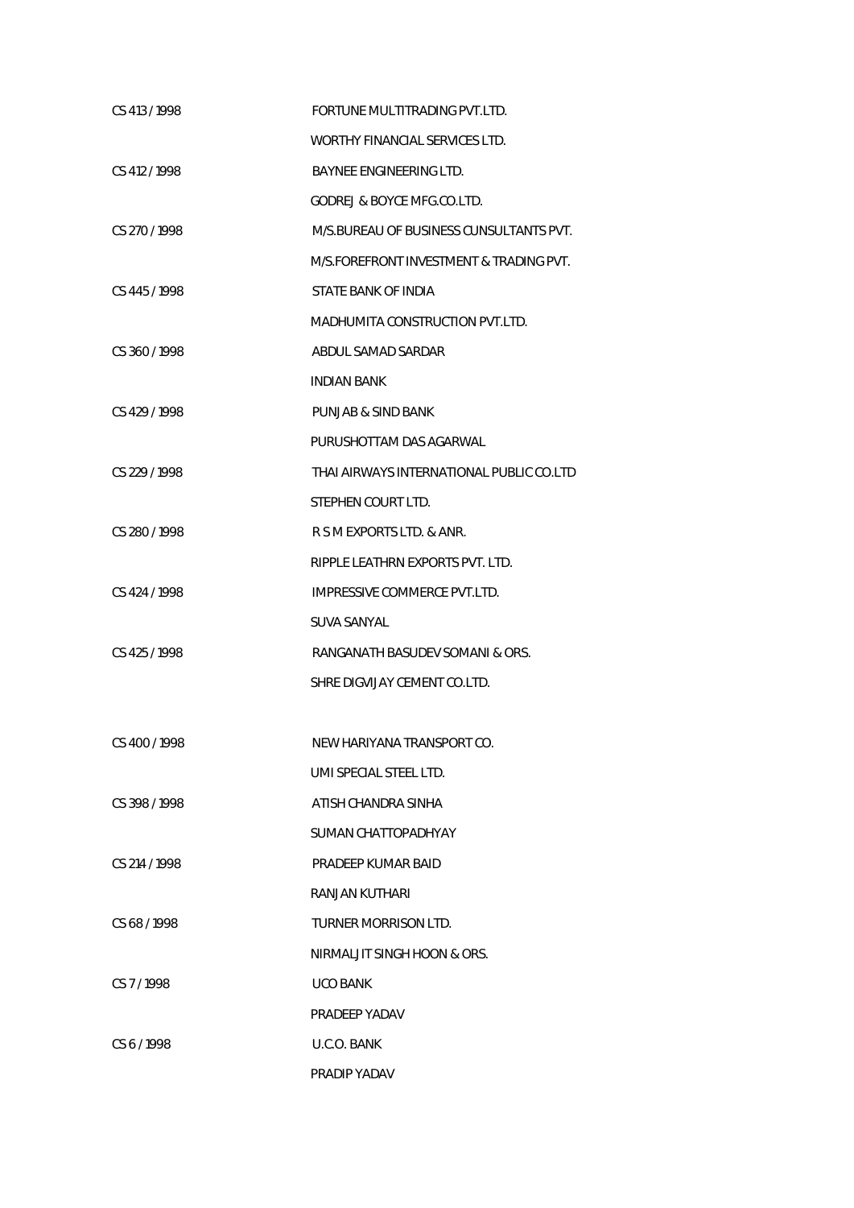| | |
|---|---|
| CS 413 / 1998 | FORTUNE MULTITRADING PVT.LTD. |
| | WORTHY FINANCIAL SERVICES LTD. |
| CS 412 / 1998 | BAYNEE ENGINEERING LTD. |
| | GODREJ & BOYCE MFG.CO.LTD. |
| CS 270 / 1998 | M/S.BUREAU OF BUSINESS CUNSULTANTS PVT. |
| | M/S.FOREFRONT INVESTMENT & TRADING PVT. |
| CS 445 / 1998 | STATE BANK OF INDIA |
| | MADHUMITA CONSTRUCTION PVT.LTD. |
| CS 360 / 1998 | ABDUL SAMAD SARDAR |
| | INDIAN BANK |
| CS 429 / 1998 | PUNJAB & SIND BANK |
| | PURUSHOTTAM DAS AGARWAL |
| CS 229 / 1998 | THAI AIRWAYS INTERNATIONAL PUBLIC CO.LTD |
| | STEPHEN COURT LTD. |
| CS 280 / 1998 | R S M EXPORTS LTD. & ANR. |
| | RIPPLE LEATHRN EXPORTS PVT. LTD. |
| CS 424 / 1998 | IMPRESSIVE COMMERCE PVT.LTD. |
| | SUVA SANYAL |
| CS 425 / 1998 | RANGANATH BASUDEV SOMANI & ORS. |
| | SHRE DIGVIJAY CEMENT CO.LTD. |
| CS 400 / 1998 | NEW HARIYANA TRANSPORT CO. |
| | UMI SPECIAL STEEL LTD. |
| CS 398 / 1998 | ATISH CHANDRA SINHA |
| | SUMAN CHATTOPADHYAY |
| CS 214 / 1998 | PRADEEP KUMAR BAID |
| | RANJAN KUTHARI |
| CS 68 / 1998 | TURNER MORRISON LTD. |
| | NIRMALJIT SINGH HOON & ORS. |
| CS 7 / 1998 | UCO BANK |
| | PRADEEP YADAV |
| CS 6 / 1998 | U.C.O. BANK |
| | PRADIP YADAV |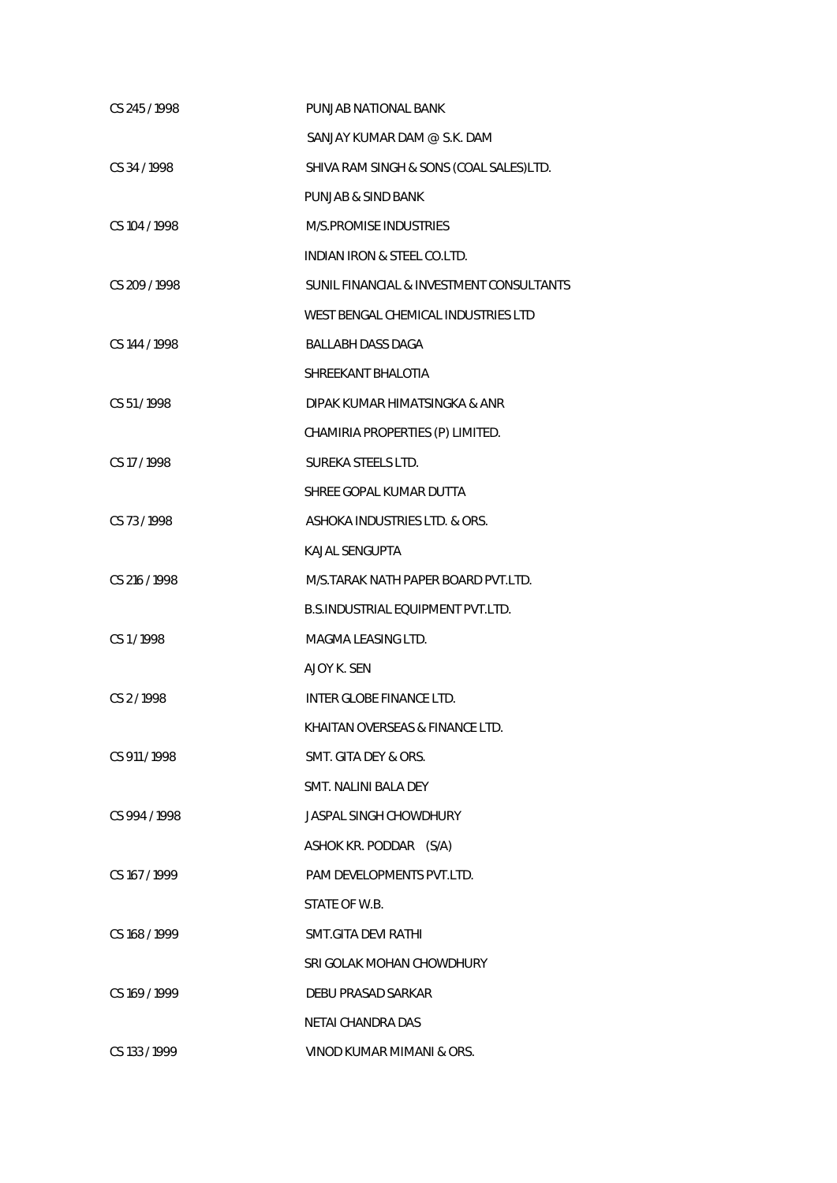| | |
|---|---|
| CS 245 / 1998 | PUNJAB NATIONAL BANK |
| | SANJAY KUMAR DAM @ S.K. DAM |
| CS 34 / 1998 | SHIVA RAM SINGH & SONS (COAL SALES)LTD. |
| | PUNJAB & SIND BANK |
| CS 104 / 1998 | M/S.PROMISE INDUSTRIES |
| | INDIAN IRON & STEEL CO.LTD. |
| CS 209 / 1998 | SUNIL FINANCIAL & INVESTMENT CONSULTANTS |
| | WEST BENGAL CHEMICAL INDUSTRIES LTD |
| CS 144 / 1998 | BALLABH DASS DAGA |
| | SHREEKANT BHALOTIA |
| CS 51 / 1998 | DIPAK KUMAR HIMATSINGKA & ANR |
| | CHAMIRIA PROPERTIES (P) LIMITED. |
| CS 17 / 1998 | SUREKA STEELS LTD. |
| | SHREE GOPAL KUMAR DUTTA |
| CS 73 / 1998 | ASHOKA INDUSTRIES LTD. & ORS. |
| | KAJAL SENGUPTA |
| CS 216 / 1998 | M/S.TARAK NATH PAPER BOARD PVT.LTD. |
| | B.S.INDUSTRIAL EQUIPMENT PVT.LTD. |
| CS 1 / 1998 | MAGMA LEASING LTD. |
| | AJOY K. SEN |
| CS 2 / 1998 | INTER GLOBE FINANCE LTD. |
| | KHAITAN OVERSEAS & FINANCE LTD. |
| CS 911 / 1998 | SMT. GITA DEY & ORS. |
| | SMT. NALINI BALA DEY |
| CS 994 / 1998 | JASPAL SINGH CHOWDHURY |
| | ASHOK KR. PODDAR (S/A) |
| CS 167 / 1999 | PAM DEVELOPMENTS PVT.LTD. |
| | STATE OF W.B. |
| CS 168 / 1999 | SMT.GITA DEVI RATHI |
| | SRI GOLAK MOHAN CHOWDHURY |
| CS 169 / 1999 | DEBU PRASAD SARKAR |
| | NETAI CHANDRA DAS |
| CS 133 / 1999 | VINOD KUMAR MIMANI & ORS. |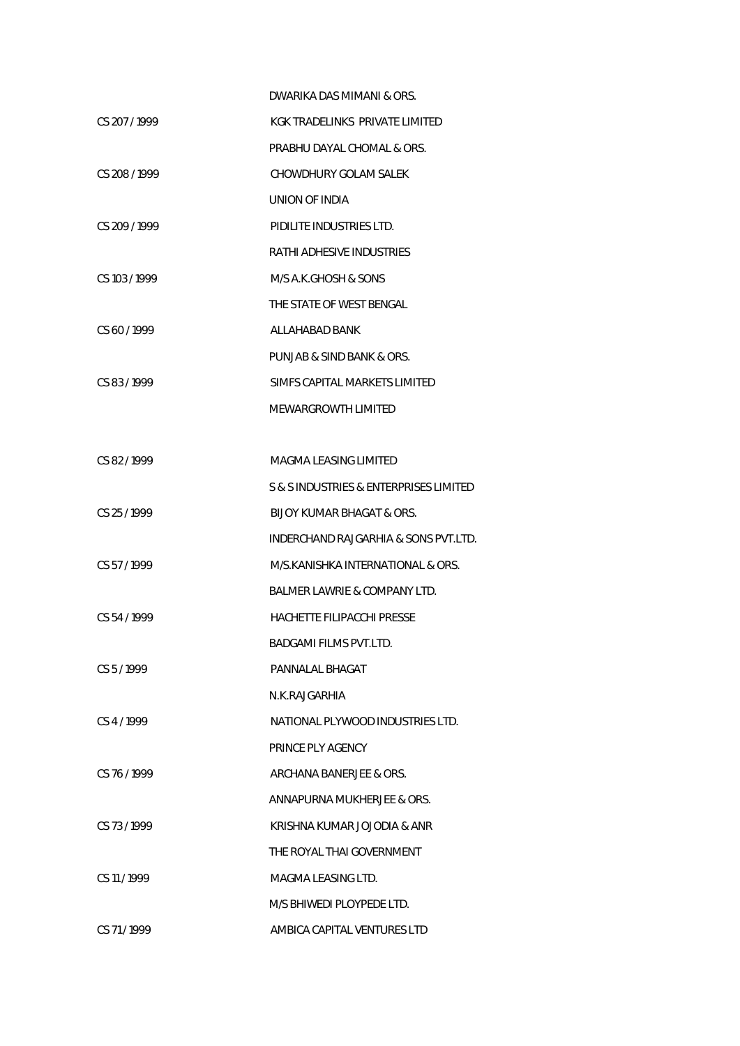| | |
|---|---|
| | DWARIKA DAS MIMANI & ORS. |
| CS 207 / 1999 | KGK TRADELINKS PRIVATE LIMITED |
| | PRABHU DAYAL CHOMAL & ORS. |
| CS 208 / 1999 | CHOWDHURY GOLAM SALEK |
| | UNION OF INDIA |
| CS 209 / 1999 | PIDILITE INDUSTRIES LTD. |
| | RATHI ADHESIVE INDUSTRIES |
| CS 103 / 1999 | M/S A.K.GHOSH & SONS |
| | THE STATE OF WEST BENGAL |
| CS 60 / 1999 | ALLAHABAD BANK |
| | PUNJAB & SIND BANK & ORS. |
| CS 83 / 1999 | SIMFS CAPITAL MARKETS LIMITED |
| | MEWARGROWTH LIMITED |
| CS 82 / 1999 | MAGMA LEASING LIMITED |
| | S & S INDUSTRIES & ENTERPRISES LIMITED |
| CS 25 / 1999 | BIJOY KUMAR BHAGAT & ORS. |
| | INDERCHAND RAJGARHIA & SONS PVT.LTD. |
| CS 57 / 1999 | M/S.KANISHKA INTERNATIONAL & ORS. |
| | BALMER LAWRIE & COMPANY LTD. |
| CS 54 / 1999 | HACHETTE FILIPACCHI PRESSE |
| | BADGAMI FILMS PVT.LTD. |
| CS 5 / 1999 | PANNALAL BHAGAT |
| | N.K.RAJGARHIA |
| CS 4 / 1999 | NATIONAL PLYWOOD INDUSTRIES LTD. |
| | PRINCE PLY AGENCY |
| CS 76 / 1999 | ARCHANA BANERJEE & ORS. |
| | ANNAPURNA MUKHERJEE & ORS. |
| CS 73 / 1999 | KRISHNA KUMAR JOJODIA & ANR |
| | THE ROYAL THAI GOVERNMENT |
| CS 11 / 1999 | MAGMA LEASING LTD. |
| | M/S BHIWEDI PLOYPEDE LTD. |
| CS 71 / 1999 | AMBICA CAPITAL VENTURES LTD |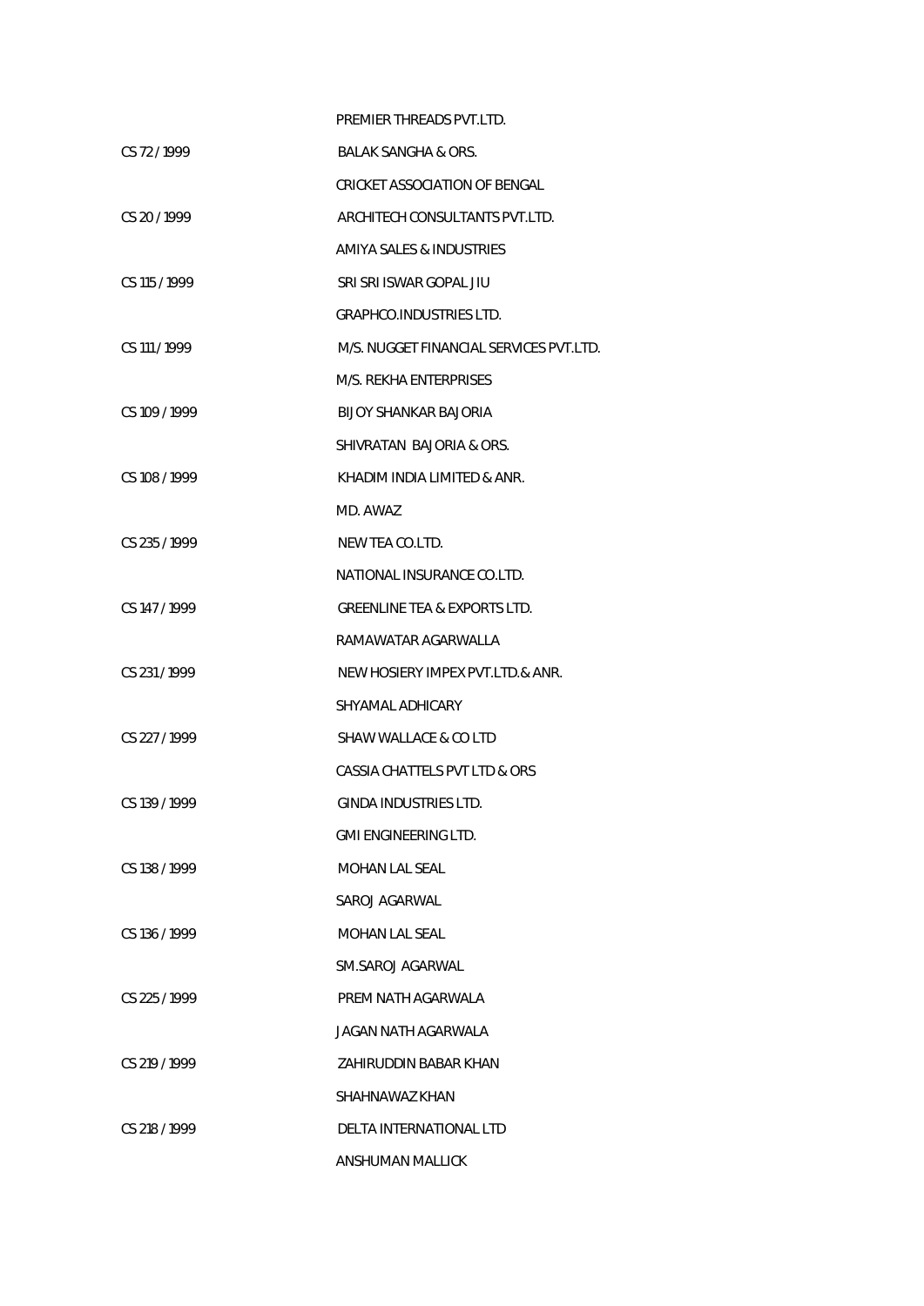PREMIER THREADS PVT.LTD.

| | |
|---|---|
| CS 72 / 1999 | BALAK SANGHA & ORS. |
| | CRICKET ASSOCIATION OF BENGAL |
| CS 20 / 1999 | ARCHITECH CONSULTANTS PVT.LTD. |
| | AMIYA SALES & INDUSTRIES |
| CS 115 / 1999 | SRI SRI ISWAR GOPAL JIU |
| | GRAPHCO.INDUSTRIES LTD. |
| CS 111 / 1999 | M/S. NUGGET FINANCIAL SERVICES PVT.LTD. |
| | M/S. REKHA ENTERPRISES |
| CS 109 / 1999 | BIJOY SHANKAR BAJORIA |
| | SHIVRATAN BAJORIA & ORS. |
| CS 108 / 1999 | KHADIM INDIA LIMITED & ANR. |
| | MD. AWAZ |
| CS 235 / 1999 | NEW TEA CO.LTD. |
| | NATIONAL INSURANCE CO.LTD. |
| CS 147 / 1999 | GREENLINE TEA & EXPORTS LTD. |
| | RAMAWATAR AGARWALLA |
| CS 231 / 1999 | NEW HOSIERY IMPEX PVT.LTD.& ANR. |
| | SHYAMAL ADHICARY |
| CS 227 / 1999 | SHAW WALLACE & CO LTD |
| | CASSIA CHATTELS PVT LTD & ORS |
| CS 139 / 1999 | GINDA INDUSTRIES LTD. |
| | GMI ENGINEERING LTD. |
| CS 138 / 1999 | MOHAN LAL SEAL |
| | SAROJ AGARWAL |
| CS 136 / 1999 | MOHAN LAL SEAL |
| | SM.SAROJ AGARWAL |
| CS 225 / 1999 | PREM NATH AGARWALA |
| | JAGAN NATH AGARWALA |
| CS 219 / 1999 | ZAHIRUDDIN BABAR KHAN |
| | SHAHNAWAZ KHAN |
| CS 218 / 1999 | DELTA INTERNATIONAL LTD |
| | ANSHUMAN MALLICK |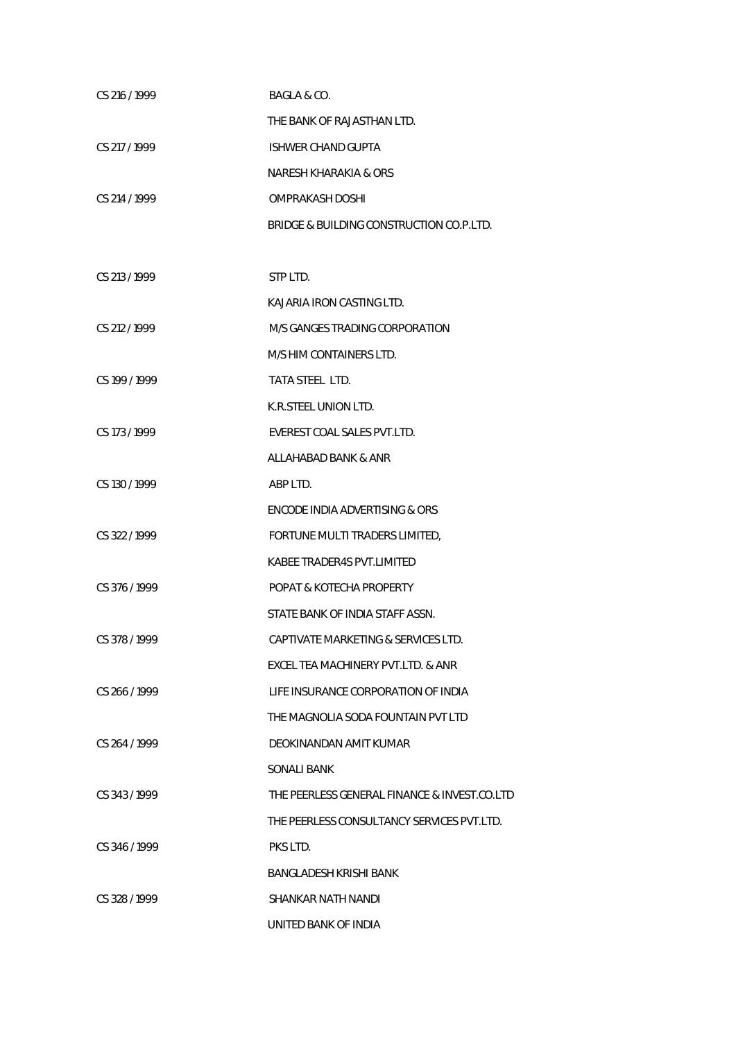| | |
|---|---|
| CS 216 / 1999 | BAGLA & CO. |
| | THE BANK OF RAJASTHAN LTD. |
| CS 217 / 1999 | ISHWER CHAND GUPTA |
| | NARESH KHARAKIA & ORS |
| CS 214 / 1999 | OMPRAKASH DOSHI |
| | BRIDGE & BUILDING CONSTRUCTION CO.P.LTD. |
| CS 213 / 1999 | STP LTD. |
| | KAJARIA IRON CASTING LTD. |
| CS 212 / 1999 | M/S GANGES TRADING CORPORATION |
| | M/S HIM CONTAINERS LTD. |
| CS 199 / 1999 | TATA STEEL LTD. |
| | K.R.STEEL UNION LTD. |
| CS 173 / 1999 | EVEREST COAL SALES PVT.LTD. |
| | ALLAHABAD BANK & ANR |
| CS 130 / 1999 | ABP LTD. |
| | ENCODE INDIA ADVERTISING & ORS |
| CS 322 / 1999 | FORTUNE MULTI TRADERS LIMITED, |
| | KABEE TRADER4S PVT.LIMITED |
| CS 376 / 1999 | POPAT & KOTECHA PROPERTY |
| | STATE BANK OF INDIA STAFF ASSN. |
| CS 378 / 1999 | CAPTIVATE MARKETING & SERVICES LTD. |
| | EXCEL TEA MACHINERY PVT.LTD. & ANR |
| CS 266 / 1999 | LIFE INSURANCE CORPORATION OF INDIA |
| | THE MAGNOLIA SODA FOUNTAIN PVT LTD |
| CS 264 / 1999 | DEOKINANDAN AMIT KUMAR |
| | SONALI BANK |
| CS 343 / 1999 | THE PEERLESS GENERAL FINANCE & INVEST.CO.LTD |
| | THE PEERLESS CONSULTANCY SERVICES PVT.LTD. |
| CS 346 / 1999 | PKS LTD. |
| | BANGLADESH KRISHI BANK |
| CS 328 / 1999 | SHANKAR NATH NANDI |
| | UNITED BANK OF INDIA |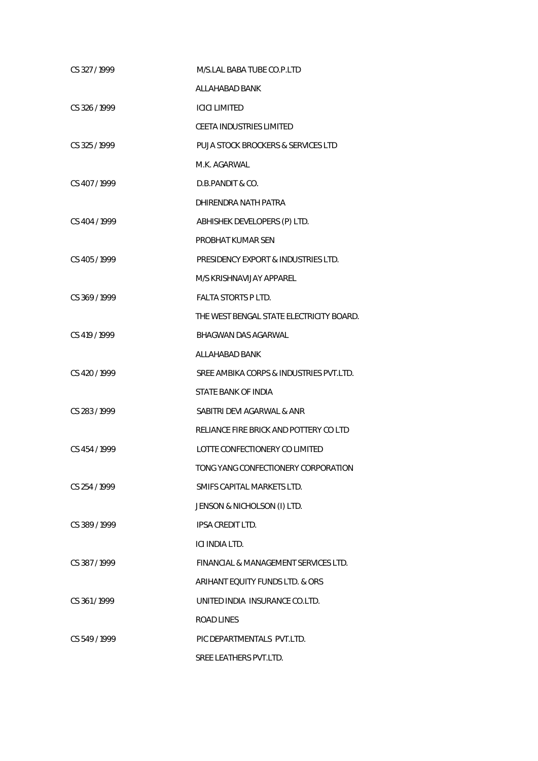| | |
|---|---|
| CS 327 / 1999 | M/S.LAL BABA TUBE CO.P.LTD |
| | ALLAHABAD BANK |
| CS 326 / 1999 | ICICI LIMITED |
| | CEETA INDUSTRIES LIMITED |
| CS 325 / 1999 | PUJA STOCK BROCKERS & SERVICES LTD |
| | M.K. AGARWAL |
| CS 407 / 1999 | D.B.PANDIT & CO. |
| | DHIRENDRA NATH PATRA |
| CS 404 / 1999 | ABHISHEK DEVELOPERS (P) LTD. |
| | PROBHAT KUMAR SEN |
| CS 405 / 1999 | PRESIDENCY EXPORT & INDUSTRIES LTD. |
| | M/S KRISHNAVIJAY APPAREL |
| CS 369 / 1999 | FALTA STORTS P LTD. |
| | THE WEST BENGAL STATE ELECTRICITY BOARD. |
| CS 419 / 1999 | BHAGWAN DAS AGARWAL |
| | ALLAHABAD BANK |
| CS 420 / 1999 | SREE AMBIKA CORPS & INDUSTRIES PVT.LTD. |
| | STATE BANK OF INDIA |
| CS 283 / 1999 | SABITRI DEVI AGARWAL & ANR |
| | RELIANCE FIRE BRICK AND POTTERY CO LTD |
| CS 454 / 1999 | LOTTE CONFECTIONERY CO LIMITED |
| | TONG YANG CONFECTIONERY CORPORATION |
| CS 254 / 1999 | SMIFS CAPITAL MARKETS LTD. |
| | JENSON & NICHOLSON (I) LTD. |
| CS 389 / 1999 | IPSA CREDIT LTD. |
| | ICI INDIA LTD. |
| CS 387 / 1999 | FINANCIAL & MANAGEMENT SERVICES LTD. |
| | ARIHANT EQUITY FUNDS LTD. & ORS |
| CS 361 / 1999 | UNITED INDIA INSURANCE CO.LTD. |
| | ROAD LINES |
| CS 549 / 1999 | PIC DEPARTMENTALS PVT.LTD. |
| | SREE LEATHERS PVT.LTD. |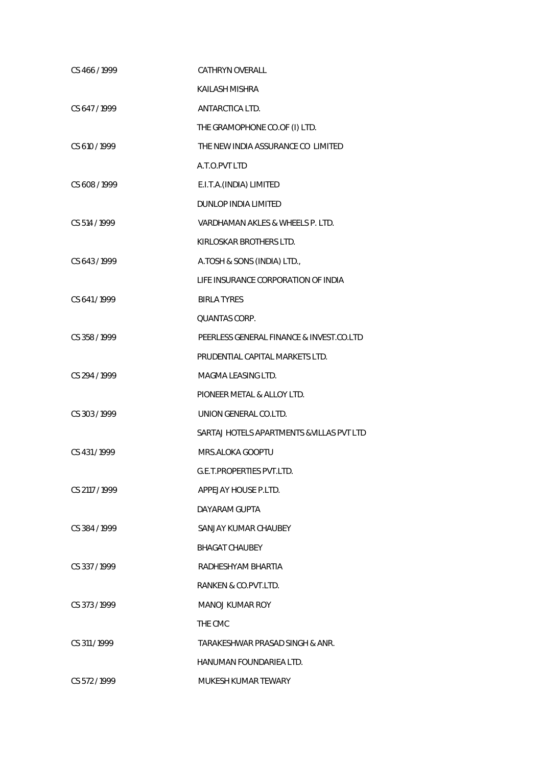| | |
|---|---|
| CS 466 / 1999 | CATHRYN OVERALL |
| | KAILASH MISHRA |
| CS 647 / 1999 | ANTARCTICA LTD. |
| | THE GRAMOPHONE CO.OF (I) LTD. |
| CS 610 / 1999 | THE NEW INDIA ASSURANCE CO LIMITED |
| | A.T.O.PVT LTD |
| CS 608 / 1999 | E.I.T.A.(INDIA) LIMITED |
| | DUNLOP INDIA LIMITED |
| CS 514 / 1999 | VARDHAMAN AKLES & WHEELS P. LTD. |
| | KIRLOSKAR BROTHERS LTD. |
| CS 643 / 1999 | A.TOSH & SONS (INDIA) LTD., |
| | LIFE INSURANCE CORPORATION OF INDIA |
| CS 641 / 1999 | BIRLA TYRES |
| | QUANTAS CORP. |
| CS 358 / 1999 | PEERLESS GENERAL FINANCE & INVEST.CO.LTD |
| | PRUDENTIAL CAPITAL MARKETS LTD. |
| CS 294 / 1999 | MAGMA LEASING LTD. |
| | PIONEER METAL & ALLOY LTD. |
| CS 303 / 1999 | UNION GENERAL CO.LTD. |
| | SARTAJ HOTELS APARTMENTS &VILLAS PVT LTD |
| CS 431 / 1999 | MRS.ALOKA GOOPTU |
| | G.E.T.PROPERTIES PVT.LTD. |
| CS 2117 / 1999 | APPEJAY HOUSE P.LTD. |
| | DAYARAM GUPTA |
| CS 384 / 1999 | SANJAY KUMAR CHAUBEY |
| | BHAGAT CHAUBEY |
| CS 337 / 1999 | RADHESHYAM BHARTIA |
| | RANKEN & CO.PVT.LTD. |
| CS 373 / 1999 | MANOJ KUMAR ROY |
| | THE CMC |
| CS 311 / 1999 | TARAKESHWAR PRASAD SINGH & ANR. |
| | HANUMAN FOUNDARIEA LTD. |
| CS 572 / 1999 | MUKESH KUMAR TEWARY |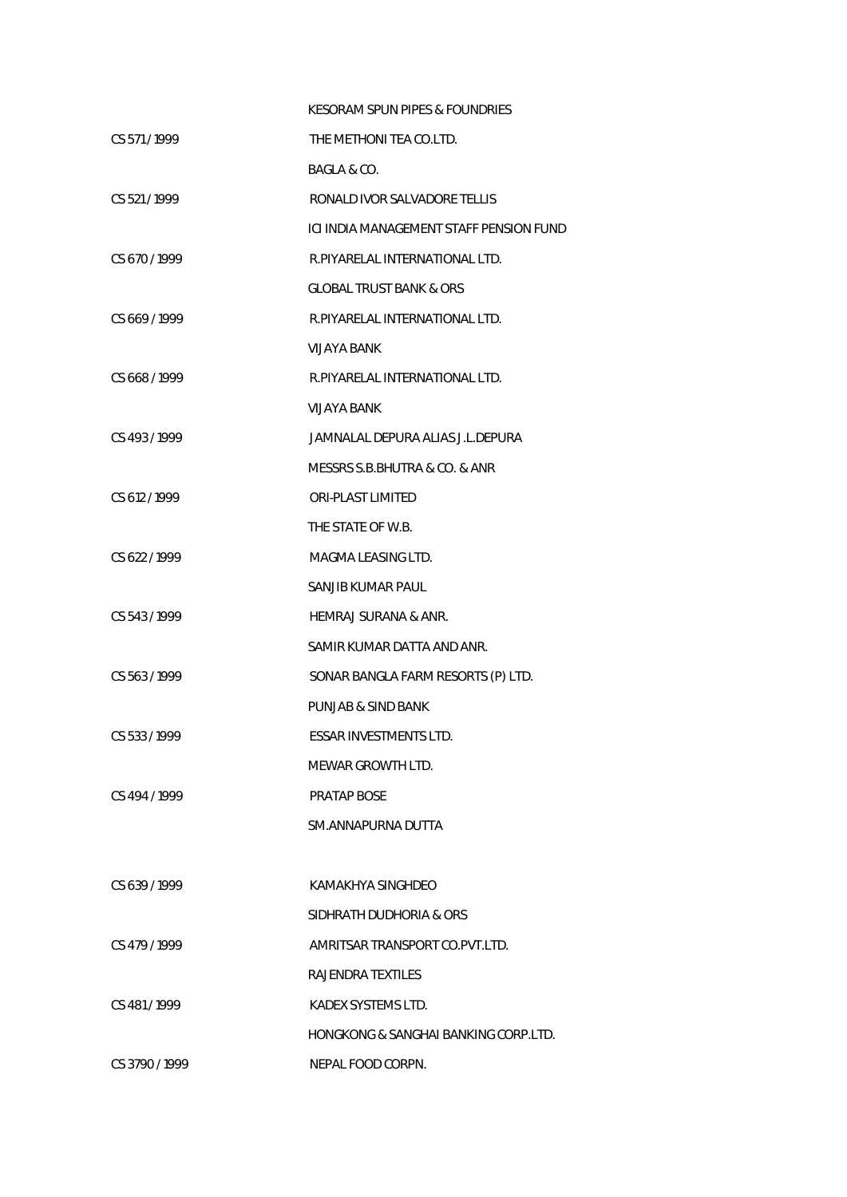| | |
|---|---|
| | KESORAM SPUN PIPES & FOUNDRIES |
| CS 571 / 1999 | THE METHONI TEA CO.LTD. |
| | BAGLA & CO. |
| CS 521 / 1999 | RONALD IVOR SALVADORE TELLIS |
| | ICI INDIA MANAGEMENT STAFF PENSION FUND |
| CS 670 / 1999 | R.PIYARELAL INTERNATIONAL LTD. |
| | GLOBAL TRUST BANK & ORS |
| CS 669 / 1999 | R.PIYARELAL INTERNATIONAL LTD. |
| | VIJAYA BANK |
| CS 668 / 1999 | R.PIYARELAL INTERNATIONAL LTD. |
| | VIJAYA BANK |
| CS 493 / 1999 | JAMNALAL DEPURA ALIAS J.L.DEPURA |
| | MESSRS S.B.BHUTRA & CO. & ANR |
| CS 612 / 1999 | ORI-PLAST LIMITED |
| | THE STATE OF W.B. |
| CS 622 / 1999 | MAGMA LEASING LTD. |
| | SANJIB KUMAR PAUL |
| CS 543 / 1999 | HEMRAJ SURANA & ANR. |
| | SAMIR KUMAR DATTA AND ANR. |
| CS 563 / 1999 | SONAR BANGLA FARM RESORTS (P) LTD. |
| | PUNJAB & SIND BANK |
| CS 533 / 1999 | ESSAR INVESTMENTS LTD. |
| | MEWAR GROWTH LTD. |
| CS 494 / 1999 | PRATAP BOSE |
| | SM.ANNAPURNA DUTTA |
| CS 639 / 1999 | KAMAKHYA SINGHDEO |
| | SIDHRATH DUDHORIA & ORS |
| CS 479 / 1999 | AMRITSAR TRANSPORT CO.PVT.LTD. |
| | RAJENDRA TEXTILES |
| CS 481 / 1999 | KADEX SYSTEMS LTD. |
| | HONGKONG & SANGHAI BANKING CORP.LTD. |
| CS 3790 / 1999 | NEPAL FOOD CORPN. |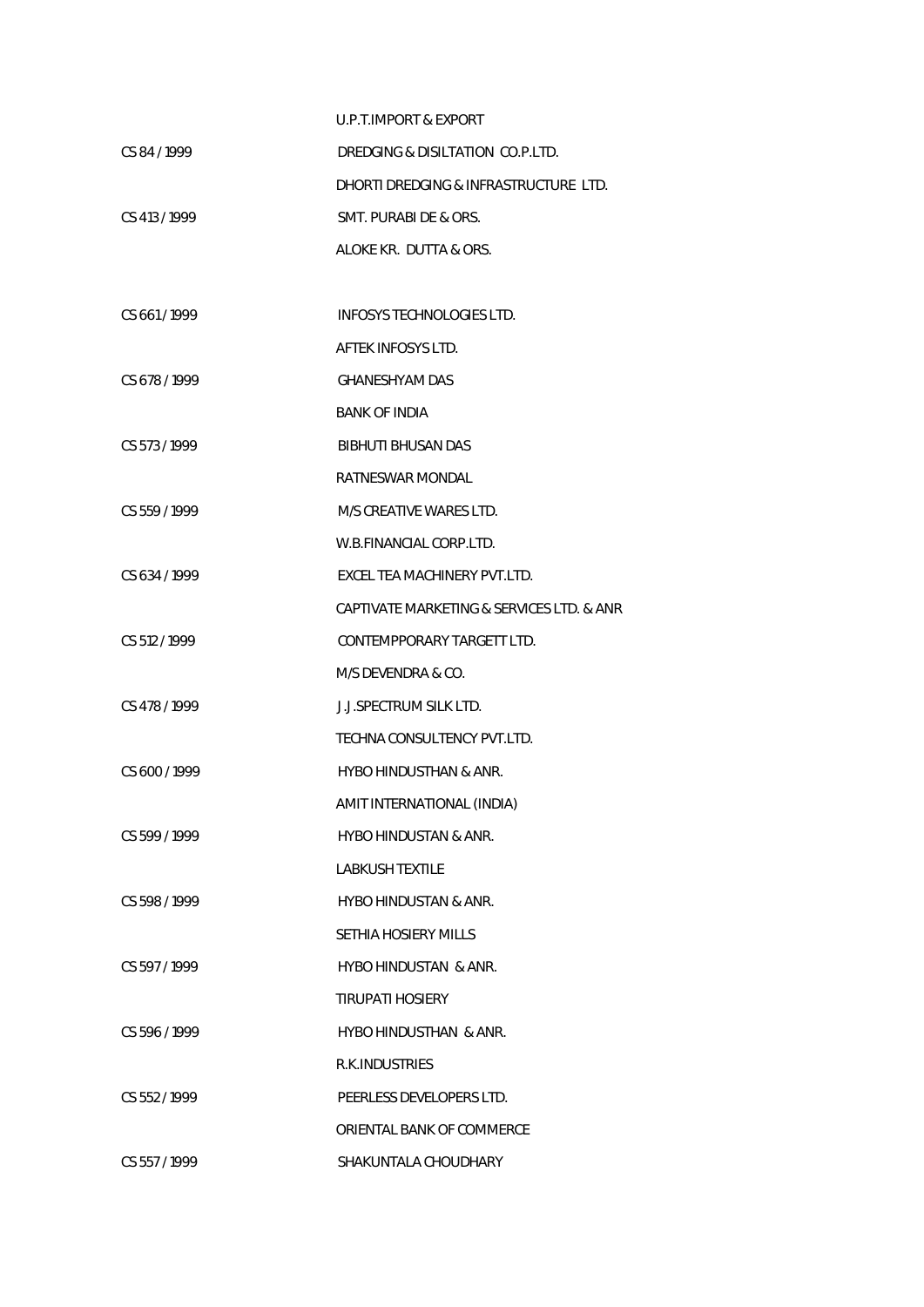U.P.T.IMPORT & EXPORT

CS 84 / 1999 DREDGING & DISILTATION CO.P.LTD.

DHORTI DREDGING & INFRASTRUCTURE LTD.

CS 413 / 1999 SMT. PURABI DE & ORS.

ALOKE KR. DUTTA & ORS.

CS 661 / 1999 INFOSYS TECHNOLOGIES LTD.

AFTEK INFOSYS LTD.

CS 678 / 1999 GHANESHYAM DAS

BANK OF INDIA

CS 573 / 1999 BIBHUTI BHUSAN DAS

RATNESWAR MONDAL

CS 559 / 1999 M/S CREATIVE WARES LTD.

W.B.FINANCIAL CORP.LTD.

CS 634 / 1999 EXCEL TEA MACHINERY PVT.LTD.

CAPTIVATE MARKETING & SERVICES LTD. & ANR

CS 512 / 1999 CONTEMPPORARY TARGETT LTD.

M/S DEVENDRA & CO.

CS 478 / 1999 J.J.SPECTRUM SILK LTD.

TECHNA CONSULTENCY PVT.LTD.

CS 600 / 1999 HYBO HINDUSTHAN & ANR.

AMIT INTERNATIONAL (INDIA)

CS 599 / 1999 HYBO HINDUSTAN & ANR.

LABKUSH TEXTILE

CS 598 / 1999 HYBO HINDUSTAN & ANR.

SETHIA HOSIERY MILLS

CS 597 / 1999 HYBO HINDUSTAN & ANR.

TIRUPATI HOSIERY

CS 596 / 1999 HYBO HINDUSTHAN & ANR.

R.K.INDUSTRIES

CS 552 / 1999 PEERLESS DEVELOPERS LTD.

ORIENTAL BANK OF COMMERCE

CS 557 / 1999 SHAKUNTALA CHOUDHARY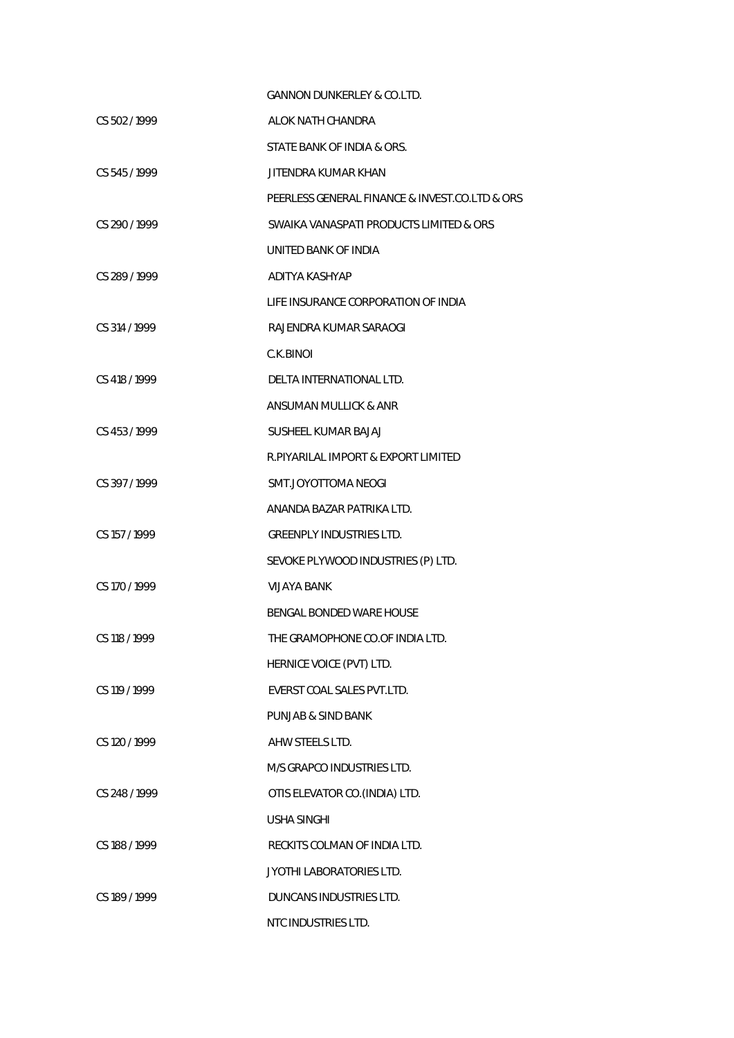| | |
|---|---|
| | GANNON DUNKERLEY & CO.LTD. |
| CS 502 / 1999 | ALOK NATH CHANDRA |
| | STATE BANK OF INDIA & ORS. |
| CS 545 / 1999 | JITENDRA KUMAR KHAN |
| | PEERLESS GENERAL FINANCE & INVEST.CO.LTD & ORS |
| CS 290 / 1999 | SWAIKA VANASPATI PRODUCTS LIMITED & ORS |
| | UNITED BANK OF INDIA |
| CS 289 / 1999 | ADITYA KASHYAP |
| | LIFE INSURANCE CORPORATION OF INDIA |
| CS 314 / 1999 | RAJENDRA KUMAR SARAOGI |
| | C.K.BINOI |
| CS 418 / 1999 | DELTA INTERNATIONAL LTD. |
| | ANSUMAN MULLICK & ANR |
| CS 453 / 1999 | SUSHEEL KUMAR BAJAJ |
| | R.PIYARILAL IMPORT & EXPORT LIMITED |
| CS 397 / 1999 | SMT.JOYOTTOMA NEOGI |
| | ANANDA BAZAR PATRIKA LTD. |
| CS 157 / 1999 | GREENPLY INDUSTRIES LTD. |
| | SEVOKE PLYWOOD INDUSTRIES (P) LTD. |
| CS 170 / 1999 | VIJAYA BANK |
| | BENGAL BONDED WARE HOUSE |
| CS 118 / 1999 | THE GRAMOPHONE CO.OF INDIA LTD. |
| | HERNICE VOICE (PVT) LTD. |
| CS 119 / 1999 | EVERST COAL SALES PVT.LTD. |
| | PUNJAB & SIND BANK |
| CS 120 / 1999 | AHW STEELS LTD. |
| | M/S GRAPCO INDUSTRIES LTD. |
| CS 248 / 1999 | OTIS ELEVATOR CO.(INDIA) LTD. |
| | USHA SINGHI |
| CS 188 / 1999 | RECKITS COLMAN OF INDIA LTD. |
| | JYOTHI LABORATORIES LTD. |
| CS 189 / 1999 | DUNCANS INDUSTRIES LTD. |
| | NTC INDUSTRIES LTD. |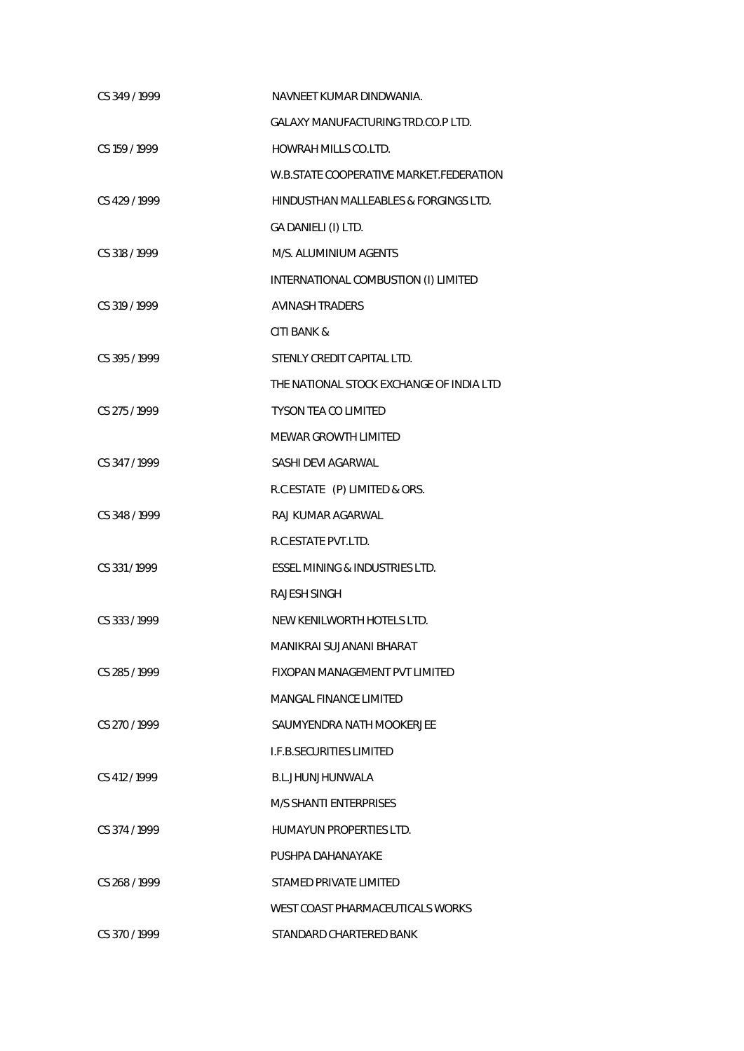CS 349 / 1999 NAVNEET KUMAR DINDWANIA.

GALAXY MANUFACTURING TRD.CO.P LTD.

CS 159 / 1999 HOWRAH MILLS CO.LTD.

W.B.STATE COOPERATIVE MARKET.FEDERATION

CS 429 / 1999 HINDUSTHAN MALLEABLES & FORGINGS LTD.

GA DANIELI (I) LTD.

CS 318 / 1999 M/S. ALUMINIUM AGENTS

INTERNATIONAL COMBUSTION (I) LIMITED

CS 319 / 1999 AVINASH TRADERS

CITI BANK &

CS 395 / 1999 STENLY CREDIT CAPITAL LTD.

THE NATIONAL STOCK EXCHANGE OF INDIA LTD

CS 275 / 1999 TYSON TEA CO LIMITED

MEWAR GROWTH LIMITED

CS 347 / 1999 SASHI DEVI AGARWAL

R.C.ESTATE (P) LIMITED & ORS.

CS 348 / 1999 RAJ KUMAR AGARWAL

R.C.ESTATE PVT.LTD.

CS 331 / 1999 ESSEL MINING & INDUSTRIES LTD.

RAJESH SINGH

CS 333 / 1999 NEW KENILWORTH HOTELS LTD.

MANIKRAI SUJANANI BHARAT

CS 285 / 1999 FIXOPAN MANAGEMENT PVT LIMITED

MANGAL FINANCE LIMITED

CS 270 / 1999 SAUMYENDRA NATH MOOKERJEE

I.F.B.SECURITIES LIMITED

CS 412 / 1999 B.L.JHUNJHUNWALA

M/S SHANTI ENTERPRISES

CS 374 / 1999 HUMAYUN PROPERTIES LTD.

PUSHPA DAHANAYAKE

CS 268 / 1999 STAMED PRIVATE LIMITED

WEST COAST PHARMACEUTICALS WORKS

CS 370 / 1999 STANDARD CHARTERED BANK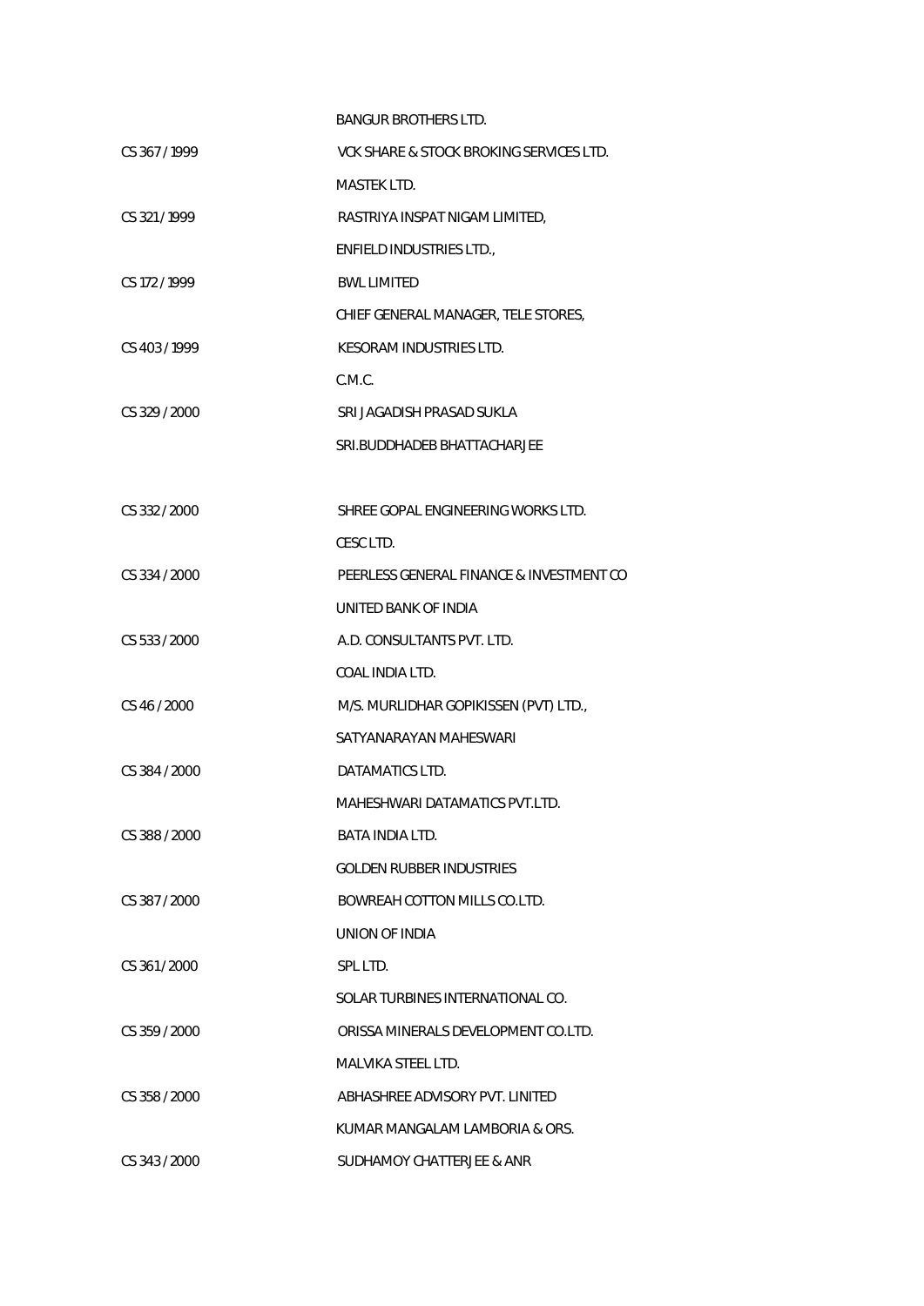| | |
|---|---|
| | BANGUR BROTHERS LTD. |
| CS 367 / 1999 | VCK SHARE & STOCK BROKING SERVICES LTD. |
| | MASTEK LTD. |
| CS 321 / 1999 | RASTRIYA INSPAT NIGAM LIMITED, |
| | ENFIELD INDUSTRIES LTD., |
| CS 172 / 1999 | BWL LIMITED |
| | CHIEF GENERAL MANAGER, TELE STORES, |
| CS 403 / 1999 | KESORAM INDUSTRIES LTD. |
| | C.M.C. |
| CS 329 / 2000 | SRI JAGADISH PRASAD SUKLA |
| | SRI.BUDDHADEB BHATTACHARJEE |
| | |
| CS 332 / 2000 | SHREE GOPAL ENGINEERING WORKS LTD. |
| | CESC LTD. |
| CS 334 / 2000 | PEERLESS GENERAL FINANCE & INVESTMENT CO |
| | UNITED BANK OF INDIA |
| CS 533 / 2000 | A.D. CONSULTANTS PVT. LTD. |
| | COAL INDIA LTD. |
| CS 46 / 2000 | M/S. MURLIDHAR GOPIKISSEN (PVT) LTD., |
| | SATYANARAYAN MAHESWARI |
| CS 384 / 2000 | DATAMATICS LTD. |
| | MAHESHWARI DATAMATICS PVT.LTD. |
| CS 388 / 2000 | BATA INDIA LTD. |
| | GOLDEN RUBBER INDUSTRIES |
| CS 387 / 2000 | BOWREAH COTTON MILLS CO.LTD. |
| | UNION OF INDIA |
| CS 361 / 2000 | SPL LTD. |
| | SOLAR TURBINES INTERNATIONAL CO. |
| CS 359 / 2000 | ORISSA MINERALS DEVELOPMENT CO.LTD. |
| | MALVIKA STEEL LTD. |
| CS 358 / 2000 | ABHASHREE ADVISORY PVT. LINITED |
| | KUMAR MANGALAM LAMBORIA & ORS. |
| CS 343 / 2000 | SUDHAMOY CHATTERJEE & ANR |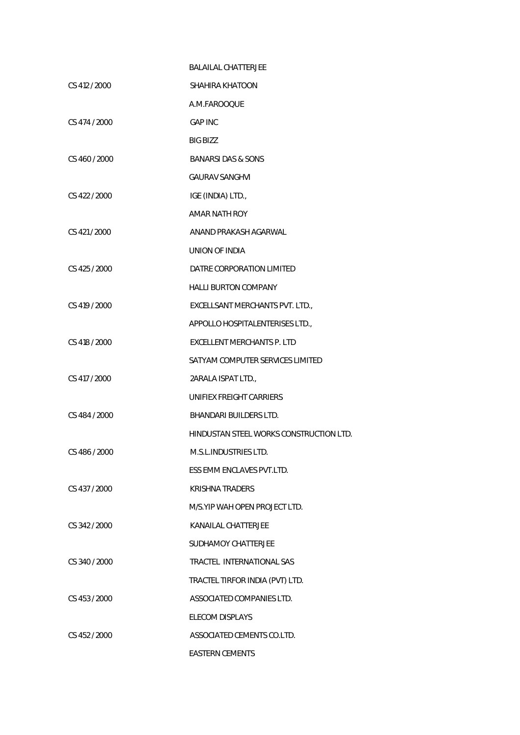| | |
|---|---|
| | BALAILAL CHATTERJEE |
| CS 412 / 2000 | SHAHIRA KHATOON |
| | A.M.FAROOQUE |
| CS 474 / 2000 | GAP INC |
| | BIG BIZZ |
| CS 460 / 2000 | BANARSI DAS & SONS |
| | GAURAV SANGHVI |
| CS 422 / 2000 | IGE (INDIA) LTD., |
| | AMAR NATH ROY |
| CS 421 / 2000 | ANAND PRAKASH AGARWAL |
| | UNION OF INDIA |
| CS 425 / 2000 | DATRE CORPORATION LIMITED |
| | HALLI BURTON COMPANY |
| CS 419 / 2000 | EXCELLSANT MERCHANTS PVT. LTD., |
| | APPOLLO HOSPITALENTERISES LTD., |
| CS 418 / 2000 | EXCELLENT MERCHANTS P. LTD |
| | SATYAM COMPUTER SERVICES LIMITED |
| CS 417 / 2000 | 2ARALA ISPAT LTD., |
| | UNIFIEX FREIGHT CARRIERS |
| CS 484 / 2000 | BHANDARI BUILDERS LTD. |
| | HINDUSTAN STEEL WORKS CONSTRUCTION LTD. |
| CS 486 / 2000 | M.S.L.INDUSTRIES LTD. |
| | ESS EMM ENCLAVES PVT.LTD. |
| CS 437 / 2000 | KRISHNA TRADERS |
| | M/S.YIP WAH OPEN PROJECT LTD. |
| CS 342 / 2000 | KANAILAL CHATTERJEE |
| | SUDHAMOY CHATTERJEE |
| CS 340 / 2000 | TRACTEL INTERNATIONAL SAS |
| | TRACTEL TIRFOR INDIA (PVT) LTD. |
| CS 453 / 2000 | ASSOCIATED COMPANIES LTD. |
| | ELECOM DISPLAYS |
| CS 452 / 2000 | ASSOCIATED CEMENTS CO.LTD. |
| | EASTERN CEMENTS |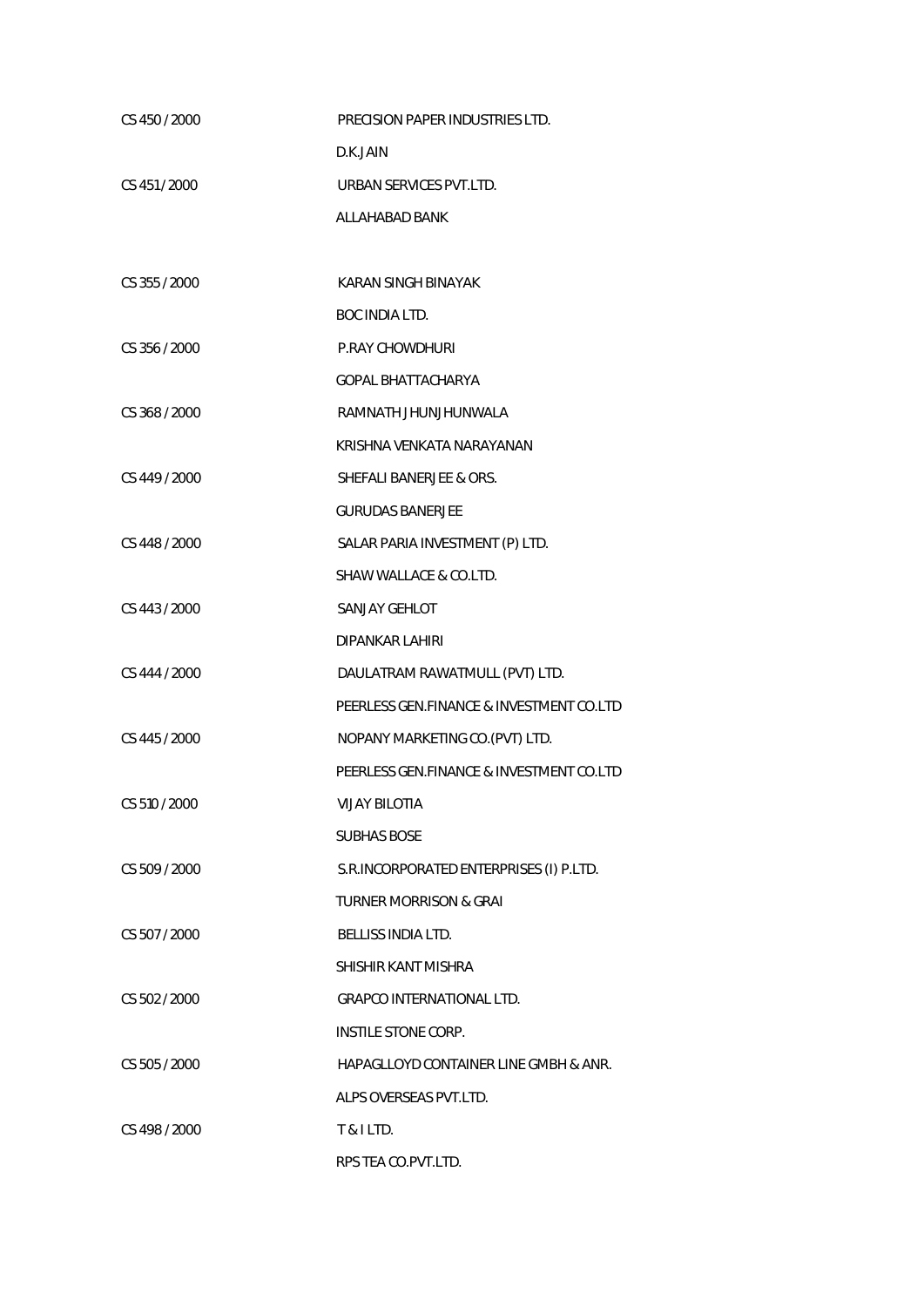| | |
|---|---|
| CS 450 / 2000 | PRECISION PAPER INDUSTRIES LTD. |
| | D.K.JAIN |
| CS 451 / 2000 | URBAN SERVICES PVT.LTD. |
| | ALLAHABAD BANK |
| | |
| CS 355 / 2000 | KARAN SINGH BINAYAK |
| | BOC INDIA LTD. |
| CS 356 / 2000 | P.RAY CHOWDHURI |
| | GOPAL BHATTACHARYA |
| CS 368 / 2000 | RAMNATH JHUNJHUNWALA |
| | KRISHNA VENKATA NARAYANAN |
| CS 449 / 2000 | SHEFALI BANERJEE & ORS. |
| | GURUDAS BANERJEE |
| CS 448 / 2000 | SALAR PARIA INVESTMENT (P) LTD. |
| | SHAW WALLACE & CO.LTD. |
| CS 443 / 2000 | SANJAY GEHLOT |
| | DIPANKAR LAHIRI |
| CS 444 / 2000 | DAULATRAM RAWATMULL (PVT) LTD. |
| | PEERLESS GEN.FINANCE & INVESTMENT CO.LTD |
| CS 445 / 2000 | NOPANY MARKETING CO.(PVT) LTD. |
| | PEERLESS GEN.FINANCE & INVESTMENT CO.LTD |
| CS 510 / 2000 | VIJAY BILOTIA |
| | SUBHAS BOSE |
| CS 509 / 2000 | S.R.INCORPORATED ENTERPRISES (I) P.LTD. |
| | TURNER MORRISON & GRAI |
| CS 507 / 2000 | BELLISS INDIA LTD. |
| | SHISHIR KANT MISHRA |
| CS 502 / 2000 | GRAPCO INTERNATIONAL LTD. |
| | INSTILE STONE CORP. |
| CS 505 / 2000 | HAPAGLLOYD CONTAINER LINE GMBH & ANR. |
| | ALPS OVERSEAS PVT.LTD. |
| CS 498 / 2000 | T & I LTD. |
| | RPS TEA CO.PVT.LTD. |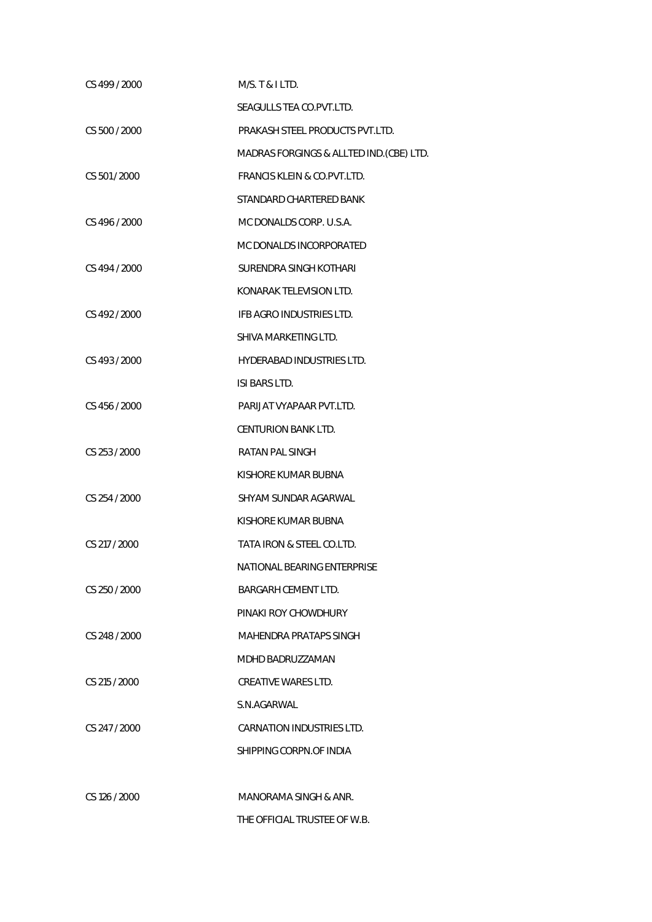| | |
|---|---|
| CS 499 / 2000 | M/S. T & I LTD. |
| | SEAGULLS TEA CO.PVT.LTD. |
| CS 500 / 2000 | PRAKASH STEEL PRODUCTS PVT.LTD. |
| | MADRAS FORGINGS & ALLTED IND.(CBE) LTD. |
| CS 501 / 2000 | FRANCIS KLEIN & CO.PVT.LTD. |
| | STANDARD CHARTERED BANK |
| CS 496 / 2000 | MC DONALDS CORP. U.S.A. |
| | MC DONALDS INCORPORATED |
| CS 494 / 2000 | SURENDRA SINGH KOTHARI |
| | KONARAK TELEVISION LTD. |
| CS 492 / 2000 | IFB AGRO INDUSTRIES LTD. |
| | SHIVA MARKETING LTD. |
| CS 493 / 2000 | HYDERABAD INDUSTRIES LTD. |
| | ISI BARS LTD. |
| CS 456 / 2000 | PARIJAT VYAPAAR PVT.LTD. |
| | CENTURION BANK LTD. |
| CS 253 / 2000 | RATAN PAL SINGH |
| | KISHORE KUMAR BUBNA |
| CS 254 / 2000 | SHYAM SUNDAR AGARWAL |
| | KISHORE KUMAR BUBNA |
| CS 217 / 2000 | TATA IRON & STEEL CO.LTD. |
| | NATIONAL BEARING ENTERPRISE |
| CS 250 / 2000 | BARGARH CEMENT LTD. |
| | PINAKI ROY CHOWDHURY |
| CS 248 / 2000 | MAHENDRA PRATAPS SINGH |
| | MDHD BADRUZZAMAN |
| CS 215 / 2000 | CREATIVE WARES LTD. |
| | S.N.AGARWAL |
| CS 247 / 2000 | CARNATION INDUSTRIES LTD. |
| | SHIPPING CORPN.OF INDIA |
| CS 126 / 2000 | MANORAMA SINGH & ANR. |
| | THE OFFICIAL TRUSTEE OF W.B. |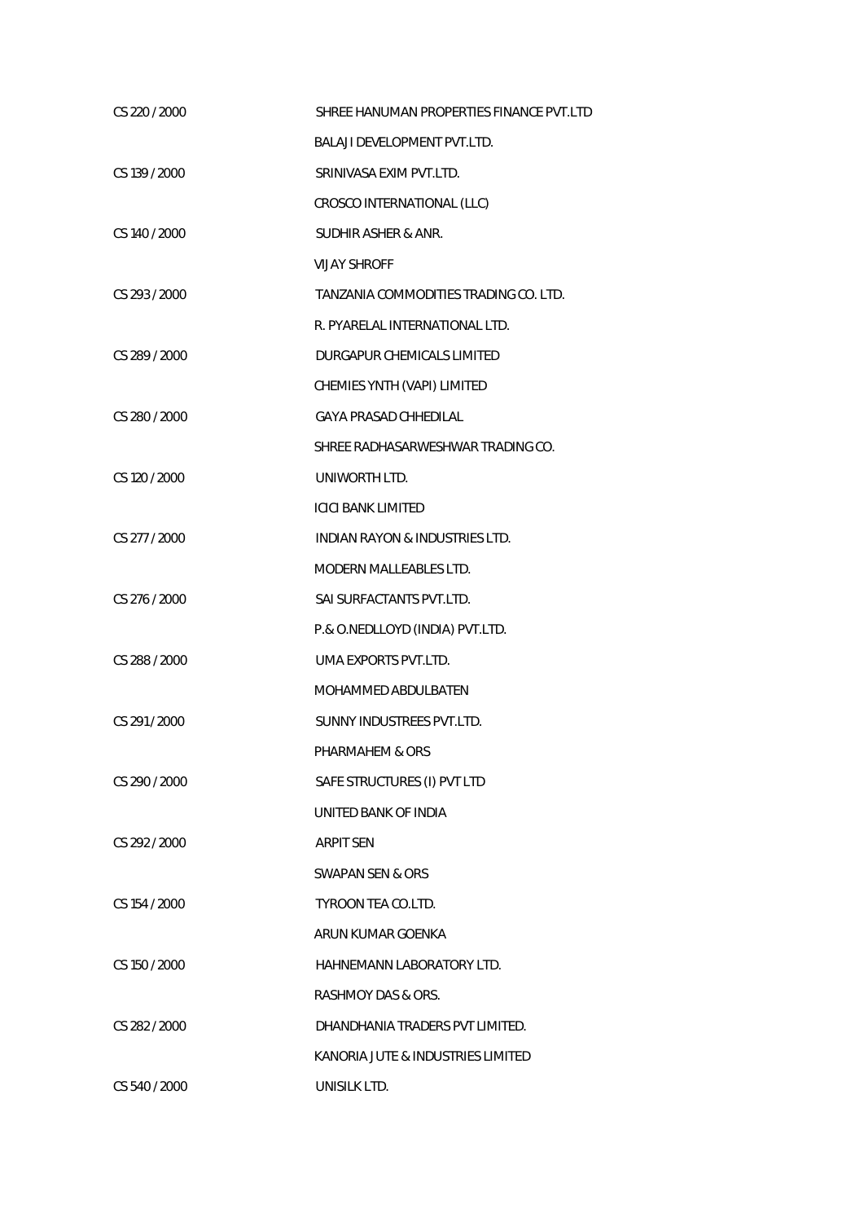| | |
|---|---|
| CS 220 / 2000 | SHREE HANUMAN PROPERTIES FINANCE PVT.LTD |
| | BALAJI DEVELOPMENT PVT.LTD. |
| CS 139 / 2000 | SRINIVASA EXIM PVT.LTD. |
| | CROSCO INTERNATIONAL (LLC) |
| CS 140 / 2000 | SUDHIR ASHER & ANR. |
| | VIJAY SHROFF |
| CS 293 / 2000 | TANZANIA COMMODITIES TRADING CO. LTD. |
| | R. PYARELAL INTERNATIONAL LTD. |
| CS 289 / 2000 | DURGAPUR CHEMICALS LIMITED |
| | CHEMIES YNTH (VAPI) LIMITED |
| CS 280 / 2000 | GAYA PRASAD CHHEDILAL |
| | SHREE RADHASARWESHWAR TRADING CO. |
| CS 120 / 2000 | UNIWORTH LTD. |
| | ICICI BANK LIMITED |
| CS 277 / 2000 | INDIAN RAYON & INDUSTRIES LTD. |
| | MODERN MALLEABLES LTD. |
| CS 276 / 2000 | SAI SURFACTANTS PVT.LTD. |
| | P.& O.NEDLLOYD (INDIA) PVT.LTD. |
| CS 288 / 2000 | UMA EXPORTS PVT.LTD. |
| | MOHAMMED ABDULBATEN |
| CS 291 / 2000 | SUNNY INDUSTREES PVT.LTD. |
| | PHARMAHEM & ORS |
| CS 290 / 2000 | SAFE STRUCTURES (I) PVT LTD |
| | UNITED BANK OF INDIA |
| CS 292 / 2000 | ARPIT SEN |
| | SWAPAN SEN & ORS |
| CS 154 / 2000 | TYROON TEA CO.LTD. |
| | ARUN KUMAR GOENKA |
| CS 150 / 2000 | HAHNEMANN LABORATORY LTD. |
| | RASHMOY DAS & ORS. |
| CS 282 / 2000 | DHANDHANIA TRADERS PVT LIMITED. |
| | KANORIA JUTE & INDUSTRIES LIMITED |
| CS 540 / 2000 | UNISILK LTD. |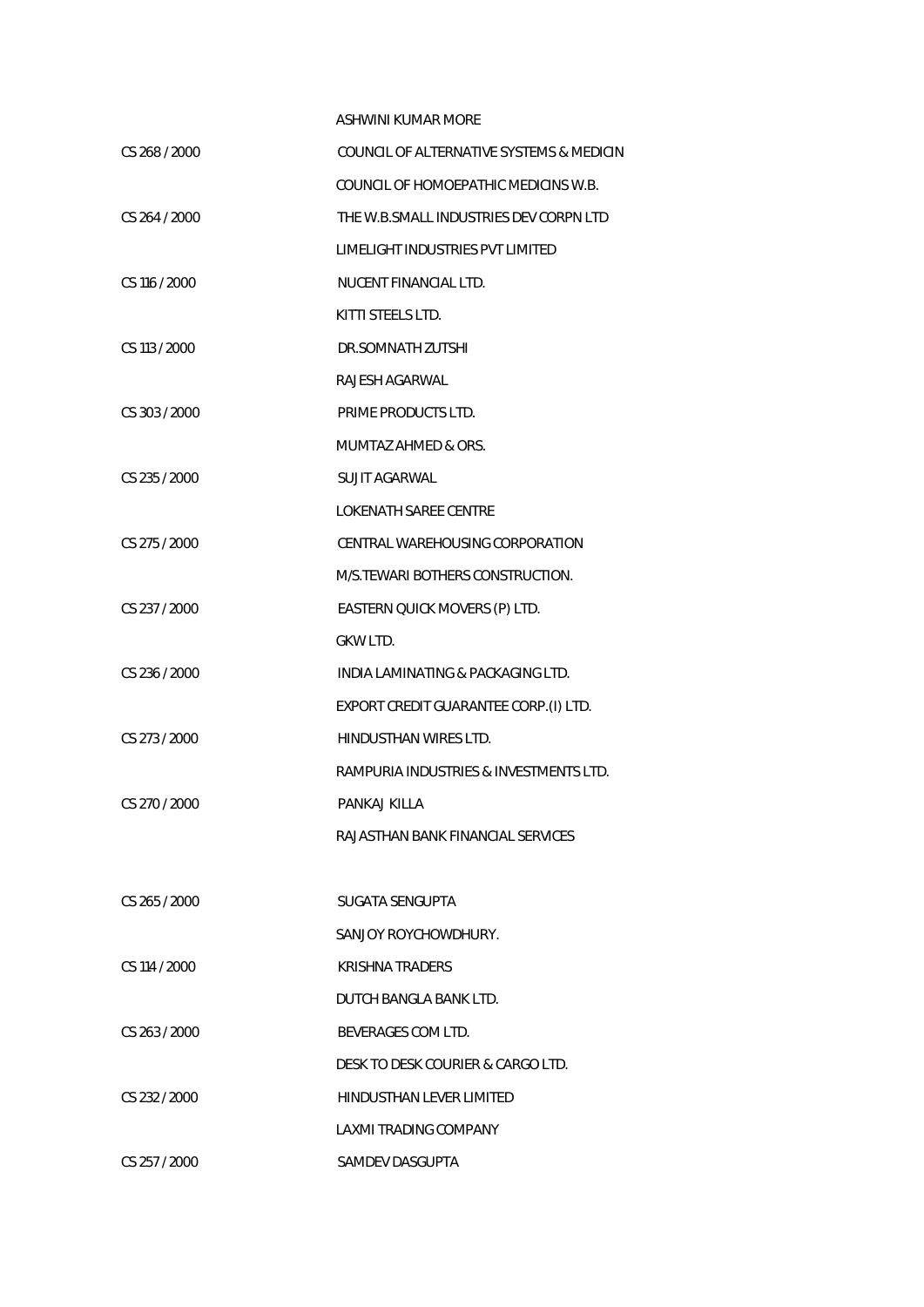| | |
|---|---|
| | ASHWINI KUMAR MORE |
| CS 268 / 2000 | COUNCIL OF ALTERNATIVE SYSTEMS & MEDICIN |
| | COUNCIL OF HOMOEPATHIC MEDICINS W.B. |
| CS 264 / 2000 | THE W.B.SMALL INDUSTRIES DEV CORPN LTD |
| | LIMELIGHT INDUSTRIES PVT LIMITED |
| CS 116 / 2000 | NUCENT FINANCIAL LTD. |
| | KITTI STEELS LTD. |
| CS 113 / 2000 | DR.SOMNATH ZUTSHI |
| | RAJESH AGARWAL |
| CS 303 / 2000 | PRIME PRODUCTS LTD. |
| | MUMTAZ AHMED & ORS. |
| CS 235 / 2000 | SUJIT AGARWAL |
| | LOKENATH SAREE CENTRE |
| CS 275 / 2000 | CENTRAL WAREHOUSING CORPORATION |
| | M/S.TEWARI BOTHERS CONSTRUCTION. |
| CS 237 / 2000 | EASTERN QUICK MOVERS (P) LTD. |
| | GKW LTD. |
| CS 236 / 2000 | INDIA LAMINATING & PACKAGING LTD. |
| | EXPORT CREDIT GUARANTEE CORP.(I) LTD. |
| CS 273 / 2000 | HINDUSTHAN WIRES LTD. |
| | RAMPURIA INDUSTRIES & INVESTMENTS LTD. |
| CS 270 / 2000 | PANKAJ KILLA |
| | RAJASTHAN BANK FINANCIAL SERVICES |
| CS 265 / 2000 | SUGATA SENGUPTA |
| | SANJOY ROYCHOWDHURY. |
| CS 114 / 2000 | KRISHNA TRADERS |
| | DUTCH BANGLA BANK LTD. |
| CS 263 / 2000 | BEVERAGES COM LTD. |
| | DESK TO DESK COURIER & CARGO LTD. |
| CS 232 / 2000 | HINDUSTHAN LEVER LIMITED |
| | LAXMI TRADING COMPANY |
| CS 257 / 2000 | SAMDEV DASGUPTA |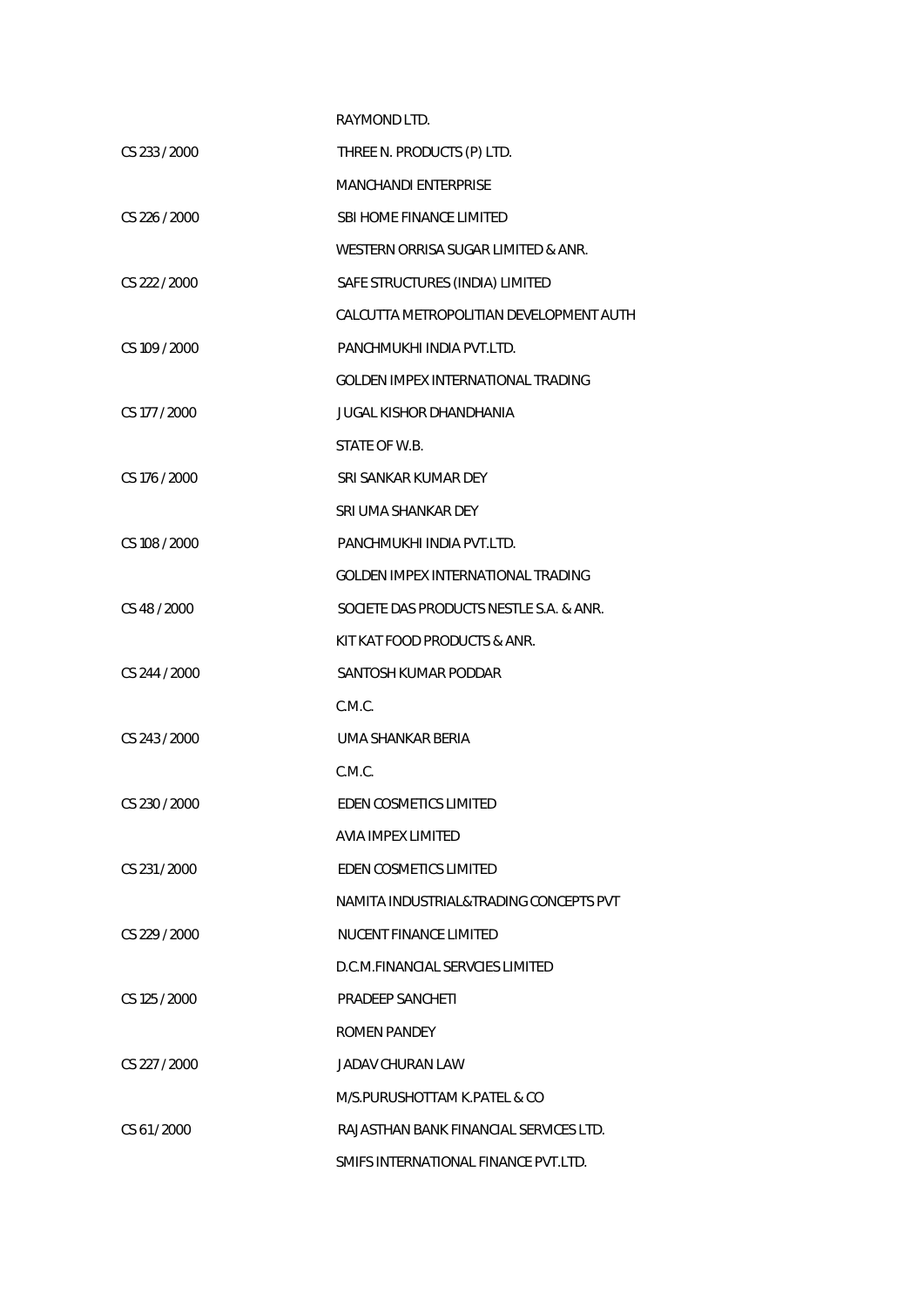| | |
|---|---|
| | RAYMOND LTD. |
| CS 233 / 2000 | THREE N. PRODUCTS (P) LTD. |
| | MANCHANDI ENTERPRISE |
| CS 226 / 2000 | SBI HOME FINANCE LIMITED |
| | WESTERN ORRISA SUGAR LIMITED & ANR. |
| CS 222 / 2000 | SAFE STRUCTURES (INDIA) LIMITED |
| | CALCUTTA METROPOLITIAN DEVELOPMENT AUTH |
| CS 109 / 2000 | PANCHMUKHI INDIA PVT.LTD. |
| | GOLDEN IMPEX INTERNATIONAL TRADING |
| CS 177 / 2000 | JUGAL KISHOR DHANDHANIA |
| | STATE OF W.B. |
| CS 176 / 2000 | SRI SANKAR KUMAR DEY |
| | SRI UMA SHANKAR DEY |
| CS 108 / 2000 | PANCHMUKHI INDIA PVT.LTD. |
| | GOLDEN IMPEX INTERNATIONAL TRADING |
| CS 48 / 2000 | SOCIETE DAS PRODUCTS NESTLE S.A. & ANR. |
| | KIT KAT FOOD PRODUCTS & ANR. |
| CS 244 / 2000 | SANTOSH KUMAR PODDAR |
| | C.M.C. |
| CS 243 / 2000 | UMA SHANKAR BERIA |
| | C.M.C. |
| CS 230 / 2000 | EDEN COSMETICS LIMITED |
| | AVIA IMPEX LIMITED |
| CS 231 / 2000 | EDEN COSMETICS LIMITED |
| | NAMITA INDUSTRIAL&TRADING CONCEPTS PVT |
| CS 229 / 2000 | NUCENT FINANCE LIMITED |
| | D.C.M.FINANCIAL SERVCIES LIMITED |
| CS 125 / 2000 | PRADEEP SANCHETI |
| | ROMEN PANDEY |
| CS 227 / 2000 | JADAV CHURAN LAW |
| | M/S.PURUSHOTTAM K.PATEL & CO |
| CS 61 / 2000 | RAJASTHAN BANK FINANCIAL SERVICES LTD. |
| | SMIFS INTERNATIONAL FINANCE PVT.LTD. |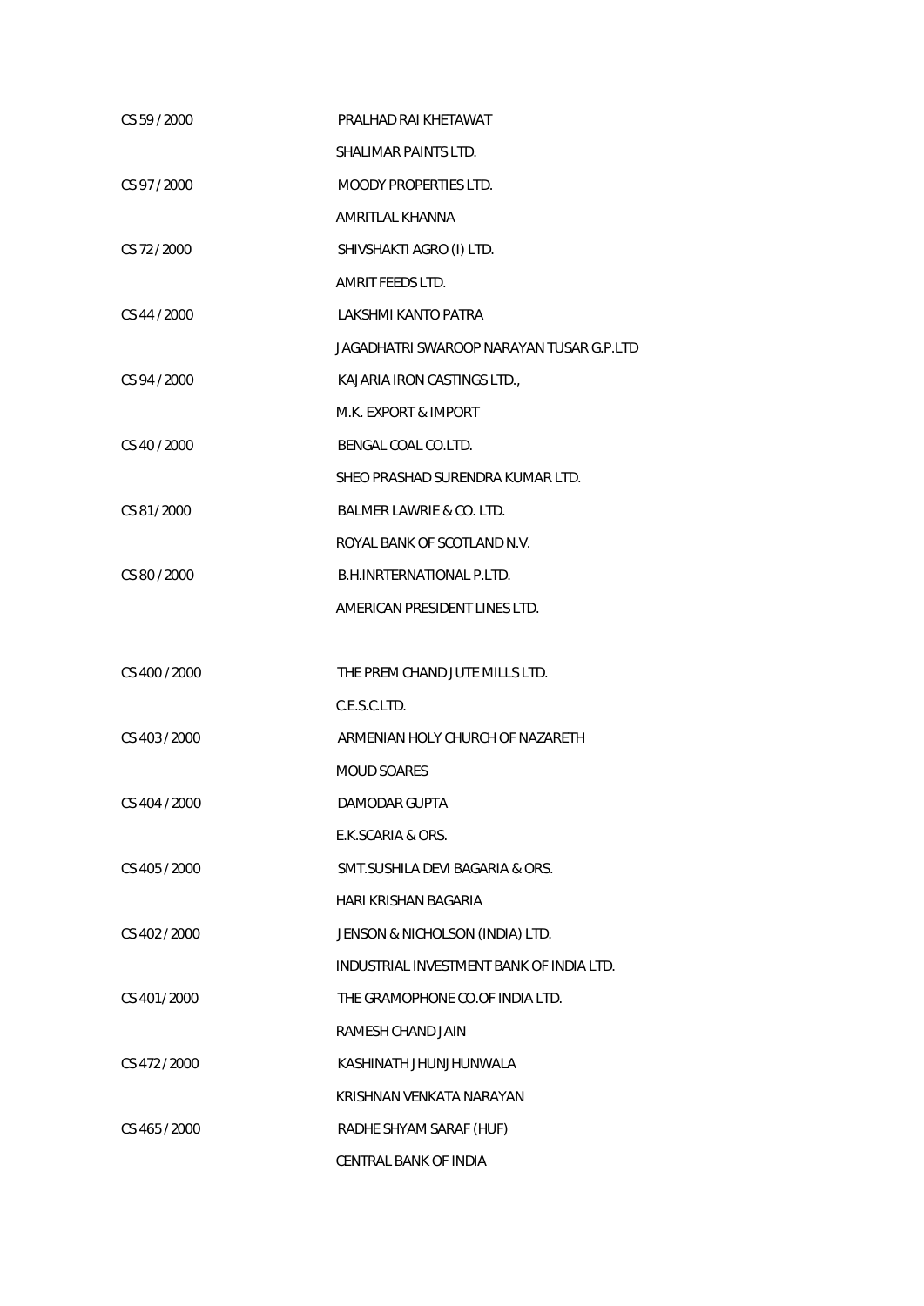| | |
|---|---|
| CS 59 / 2000 | PRALHAD RAI KHETAWAT |
| | SHALIMAR PAINTS LTD. |
| CS 97 / 2000 | MOODY PROPERTIES LTD. |
| | AMRITLAL KHANNA |
| CS 72 / 2000 | SHIVSHAKTI AGRO (I) LTD. |
| | AMRIT FEEDS LTD. |
| CS 44 / 2000 | LAKSHMI KANTO PATRA |
| | JAGADHATRI SWAROOP NARAYAN TUSAR G.P.LTD |
| CS 94 / 2000 | KAJARIA IRON CASTINGS LTD., |
| | M.K. EXPORT & IMPORT |
| CS 40 / 2000 | BENGAL COAL CO.LTD. |
| | SHEO PRASHAD SURENDRA KUMAR LTD. |
| CS 81 / 2000 | BALMER LAWRIE & CO. LTD. |
| | ROYAL BANK OF SCOTLAND N.V. |
| CS 80 / 2000 | B.H.INRTERNATIONAL P.LTD. |
| | AMERICAN PRESIDENT LINES LTD. |
| | |
| CS 400 / 2000 | THE PREM CHAND JUTE MILLS LTD. |
| | C.E.S.C.LTD. |
| CS 403 / 2000 | ARMENIAN HOLY CHURCH OF NAZARETH |
| | MOUD SOARES |
| CS 404 / 2000 | DAMODAR GUPTA |
| | E.K.SCARIA & ORS. |
| CS 405 / 2000 | SMT.SUSHILA DEVI BAGARIA & ORS. |
| | HARI KRISHAN BAGARIA |
| CS 402 / 2000 | JENSON & NICHOLSON (INDIA) LTD. |
| | INDUSTRIAL INVESTMENT BANK OF INDIA LTD. |
| CS 401 / 2000 | THE GRAMOPHONE CO.OF INDIA LTD. |
| | RAMESH CHAND JAIN |
| CS 472 / 2000 | KASHINATH JHUNJHUNWALA |
| | KRISHNAN VENKATA NARAYAN |
| CS 465 / 2000 | RADHE SHYAM SARAF (HUF) |
| | CENTRAL BANK OF INDIA |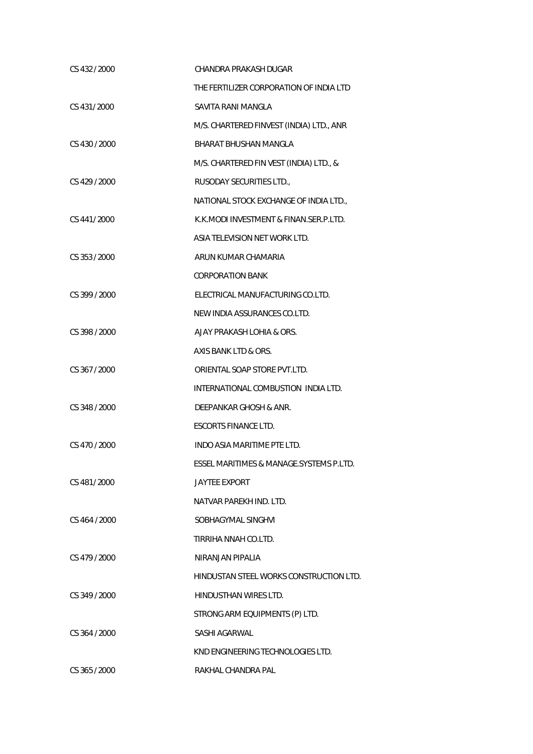| | |
|---|---|
| CS 432 / 2000 | CHANDRA PRAKASH DUGAR |
| | THE FERTILIZER CORPORATION OF INDIA LTD |
| CS 431 / 2000 | SAVITA RANI MANGLA |
| | M/S. CHARTERED FINVEST (INDIA) LTD., ANR |
| CS 430 / 2000 | BHARAT BHUSHAN MANGLA |
| | M/S. CHARTERED FIN VEST (INDIA) LTD., & |
| CS 429 / 2000 | RUSODAY SECURITIES LTD., |
| | NATIONAL STOCK EXCHANGE OF INDIA LTD., |
| CS 441 / 2000 | K.K.MODI INVESTMENT & FINAN.SER.P.LTD. |
| | ASIA TELEVISION NET WORK LTD. |
| CS 353 / 2000 | ARUN KUMAR CHAMARIA |
| | CORPORATION BANK |
| CS 399 / 2000 | ELECTRICAL MANUFACTURING CO.LTD. |
| | NEW INDIA ASSURANCES CO.LTD. |
| CS 398 / 2000 | AJAY PRAKASH LOHIA & ORS. |
| | AXIS BANK LTD & ORS. |
| CS 367 / 2000 | ORIENTAL SOAP STORE PVT.LTD. |
| | INTERNATIONAL COMBUSTION INDIA LTD. |
| CS 348 / 2000 | DEEPANKAR GHOSH & ANR. |
| | ESCORTS FINANCE LTD. |
| CS 470 / 2000 | INDO ASIA MARITIME PTE LTD. |
| | ESSEL MARITIMES & MANAGE.SYSTEMS P.LTD. |
| CS 481 / 2000 | JAYTEE EXPORT |
| | NATVAR PAREKH IND. LTD. |
| CS 464 / 2000 | SOBHAGYMAL SINGHVI |
| | TIRRIHA NNAH CO.LTD. |
| CS 479 / 2000 | NIRANJAN PIPALIA |
| | HINDUSTAN STEEL WORKS CONSTRUCTION LTD. |
| CS 349 / 2000 | HINDUSTHAN WIRES LTD. |
| | STRONG ARM EQUIPMENTS (P) LTD. |
| CS 364 / 2000 | SASHI AGARWAL |
| | KND ENGINEERING TECHNOLOGIES LTD. |
| CS 365 / 2000 | RAKHAL CHANDRA PAL |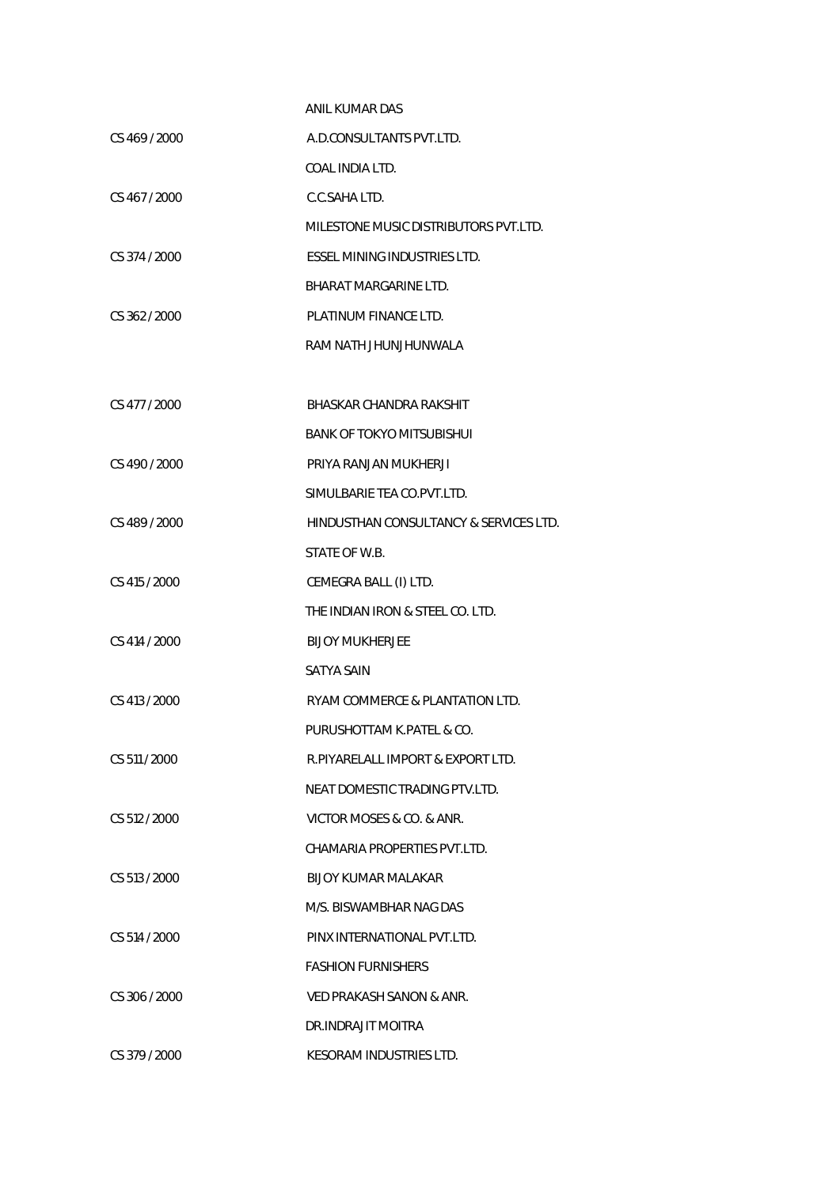| | |
|---|---|
| | ANIL KUMAR DAS |
| CS 469 / 2000 | A.D.CONSULTANTS PVT.LTD. |
| | COAL INDIA LTD. |
| CS 467 / 2000 | C.C.SAHA LTD. |
| | MILESTONE MUSIC DISTRIBUTORS PVT.LTD. |
| CS 374 / 2000 | ESSEL MINING INDUSTRIES LTD. |
| | BHARAT MARGARINE LTD. |
| CS 362 / 2000 | PLATINUM FINANCE LTD. |
| | RAM NATH JHUNJHUNWALA |
| | |
| CS 477 / 2000 | BHASKAR CHANDRA RAKSHIT |
| | BANK OF TOKYO MITSUBISHUI |
| CS 490 / 2000 | PRIYA RANJAN MUKHERJI |
| | SIMULBARIE TEA CO.PVT.LTD. |
| CS 489 / 2000 | HINDUSTHAN CONSULTANCY & SERVICES LTD. |
| | STATE OF W.B. |
| CS 415 / 2000 | CEMEGRA BALL (I) LTD. |
| | THE INDIAN IRON & STEEL CO. LTD. |
| CS 414 / 2000 | BIJOY MUKHERJEE |
| | SATYA SAIN |
| CS 413 / 2000 | RYAM COMMERCE & PLANTATION LTD. |
| | PURUSHOTTAM K.PATEL & CO. |
| CS 511 / 2000 | R.PIYARELALL IMPORT & EXPORT LTD. |
| | NEAT DOMESTIC TRADING PTV.LTD. |
| CS 512 / 2000 | VICTOR MOSES & CO. & ANR. |
| | CHAMARIA PROPERTIES PVT.LTD. |
| CS 513 / 2000 | BIJOY KUMAR MALAKAR |
| | M/S. BISWAMBHAR NAG DAS |
| CS 514 / 2000 | PINX INTERNATIONAL PVT.LTD. |
| | FASHION FURNISHERS |
| CS 306 / 2000 | VED PRAKASH SANON & ANR. |
| | DR.INDRAJIT MOITRA |
| CS 379 / 2000 | KESORAM INDUSTRIES LTD. |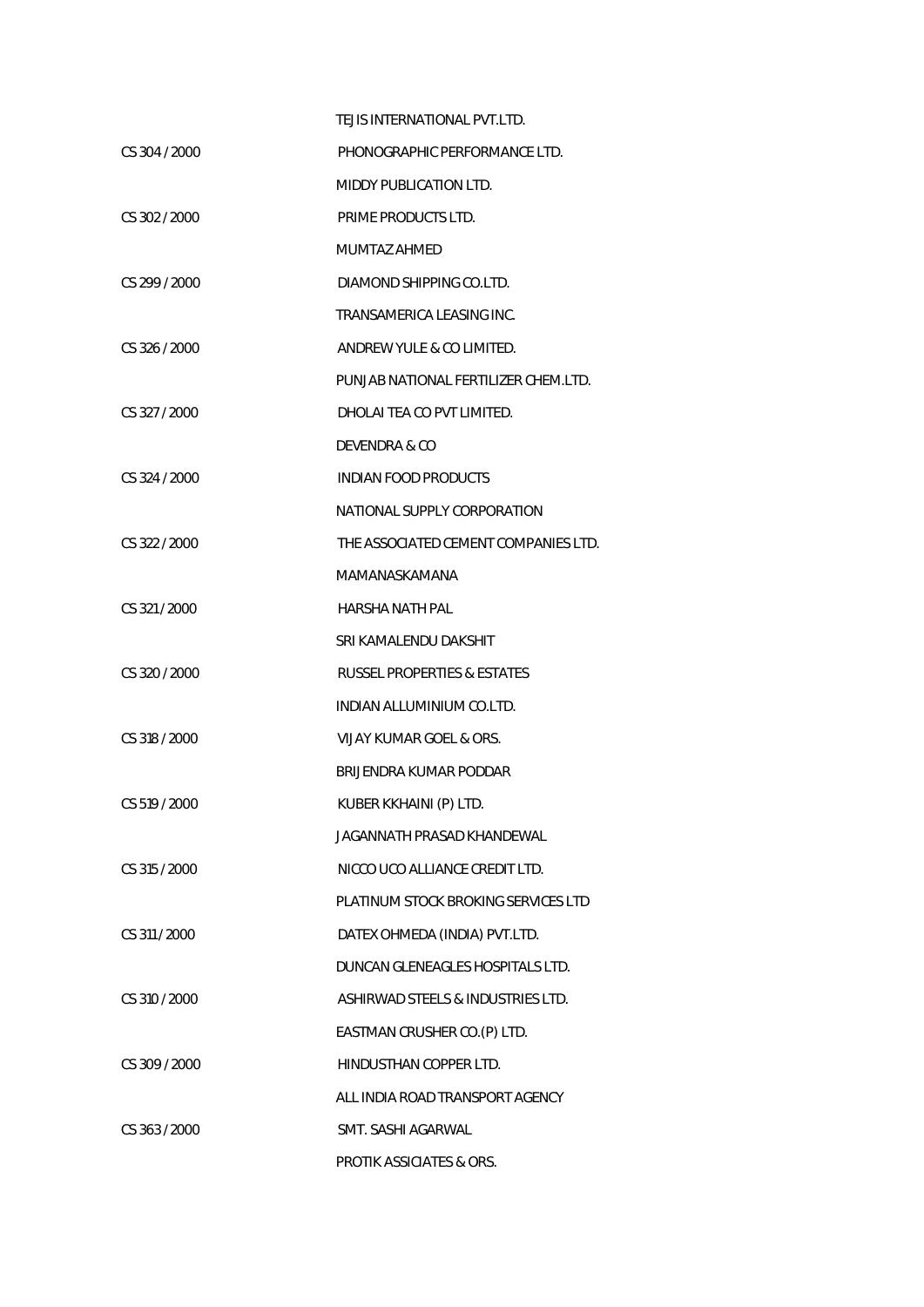| | |
|---|---|
| | TEJIS INTERNATIONAL PVT.LTD. |
| CS 304 / 2000 | PHONOGRAPHIC PERFORMANCE LTD. |
| | MIDDY PUBLICATION LTD. |
| CS 302 / 2000 | PRIME PRODUCTS LTD. |
| | MUMTAZ AHMED |
| CS 299 / 2000 | DIAMOND SHIPPING CO.LTD. |
| | TRANSAMERICA LEASING INC. |
| CS 326 / 2000 | ANDREW YULE & CO LIMITED. |
| | PUNJAB NATIONAL FERTILIZER CHEM.LTD. |
| CS 327 / 2000 | DHOLAI TEA CO PVT LIMITED. |
| | DEVENDRA & CO |
| CS 324 / 2000 | INDIAN FOOD PRODUCTS |
| | NATIONAL SUPPLY CORPORATION |
| CS 322 / 2000 | THE ASSOCIATED CEMENT COMPANIES LTD. |
| | MAMANASKAMANA |
| CS 321 / 2000 | HARSHA NATH PAL |
| | SRI KAMALENDU DAKSHIT |
| CS 320 / 2000 | RUSSEL PROPERTIES & ESTATES |
| | INDIAN ALLUMINIUM CO.LTD. |
| CS 318 / 2000 | VIJAY KUMAR GOEL & ORS. |
| | BRIJENDRA KUMAR PODDAR |
| CS 519 / 2000 | KUBER KKHAINI (P) LTD. |
| | JAGANNATH PRASAD KHANDEWAL |
| CS 315 / 2000 | NICCO UCO ALLIANCE CREDIT LTD. |
| | PLATINUM STOCK BROKING SERVICES LTD |
| CS 311 / 2000 | DATEX OHMEDA (INDIA) PVT.LTD. |
| | DUNCAN GLENEAGLES HOSPITALS LTD. |
| CS 310 / 2000 | ASHIRWAD STEELS & INDUSTRIES LTD. |
| | EASTMAN CRUSHER CO.(P) LTD. |
| CS 309 / 2000 | HINDUSTHAN COPPER LTD. |
| | ALL INDIA ROAD TRANSPORT AGENCY |
| CS 363 / 2000 | SMT. SASHI AGARWAL |
| | PROTIK ASSICIATES & ORS. |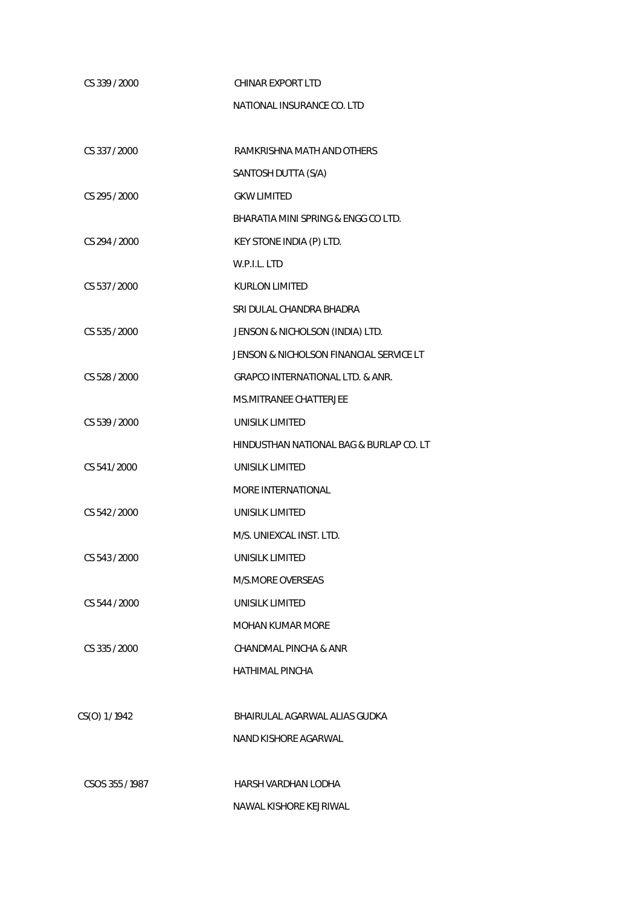| | |
|---|---|
| CS 339 / 2000 | CHINAR EXPORT LTD |
| | NATIONAL INSURANCE CO. LTD |
| | |
| CS 337 / 2000 | RAMKRISHNA MATH AND OTHERS |
| | SANTOSH DUTTA (S/A) |
| CS 295 / 2000 | GKW LIMITED |
| | BHARATIA MINI SPRING & ENGG CO LTD. |
| CS 294 / 2000 | KEY STONE INDIA (P) LTD. |
| | W.P.I.L. LTD |
| CS 537 / 2000 | KURLON LIMITED |
| | SRI DULAL CHANDRA BHADRA |
| CS 535 / 2000 | JENSON & NICHOLSON (INDIA) LTD. |
| | JENSON & NICHOLSON FINANCIAL SERVICE LT |
| CS 528 / 2000 | GRAPCO INTERNATIONAL LTD. & ANR. |
| | MS.MITRANEE CHATTERJEE |
| CS 539 / 2000 | UNISILK LIMITED |
| | HINDUSTHAN NATIONAL BAG & BURLAP CO. LT |
| CS 541 / 2000 | UNISILK LIMITED |
| | MORE INTERNATIONAL |
| CS 542 / 2000 | UNISILK LIMITED |
| | M/S. UNIEXCAL INST. LTD. |
| CS 543 / 2000 | UNISILK LIMITED |
| | M/S.MORE OVERSEAS |
| CS 544 / 2000 | UNISILK LIMITED |
| | MOHAN KUMAR MORE |
| CS 335 / 2000 | CHANDMAL PINCHA & ANR |
| | HATHIMAL PINCHA |
| | |
| CS(O) 1 / 1942 | BHAIRULAL AGARWAL ALIAS GUDKA |
| | NAND KISHORE AGARWAL |
| | |
| CSOS 355 / 1987 | HARSH VARDHAN LODHA |
| | NAWAL KISHORE KEJRIWAL |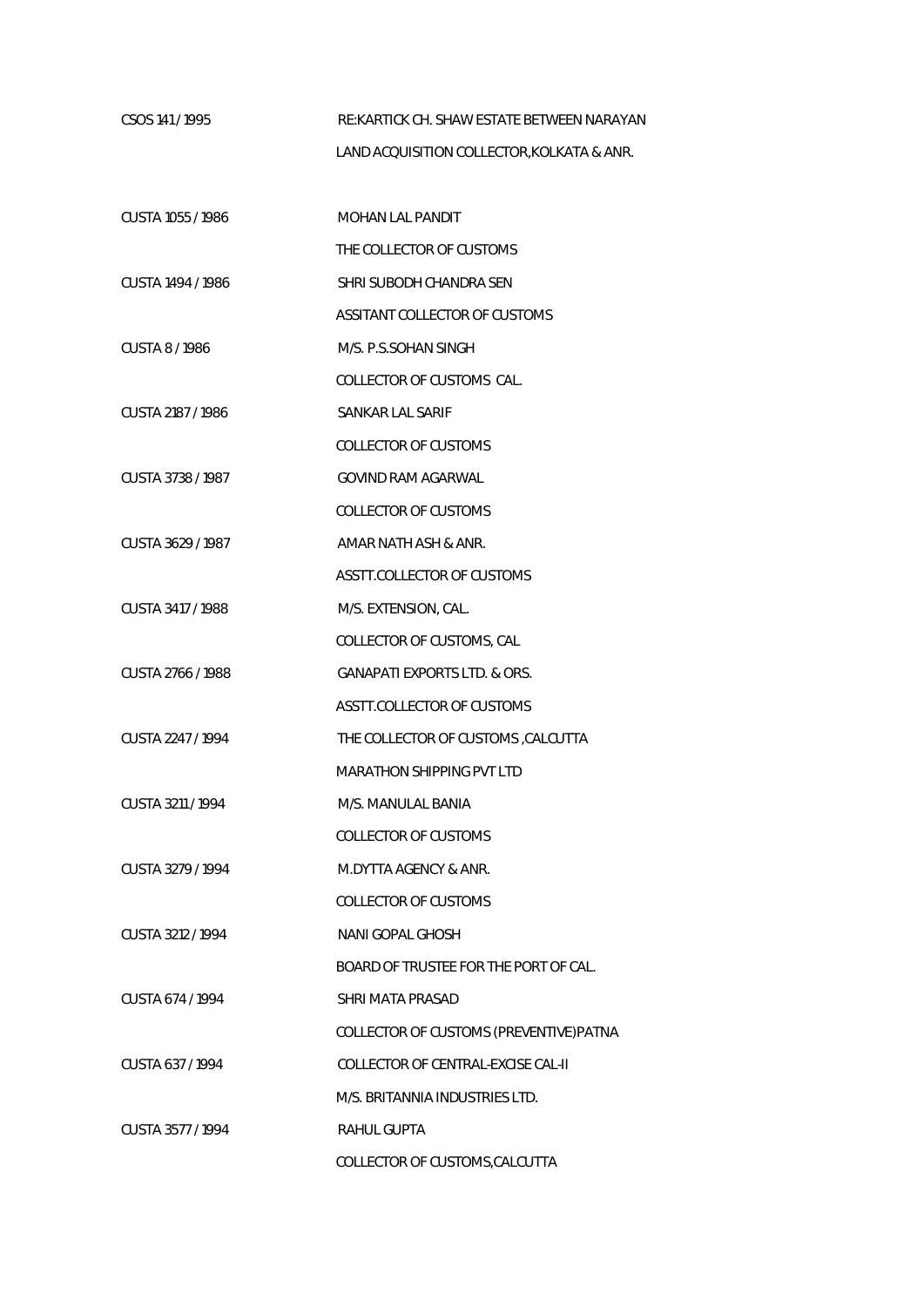CSOS 141 / 1995 RE:KARTICK CH. SHAW ESTATE BETWEEN NARAYAN

LAND ACQUISITION COLLECTOR,KOLKATA & ANR.

CUSTA 1055 / 1986 MOHAN LAL PANDIT

THE COLLECTOR OF CUSTOMS

CUSTA 1494 / 1986 SHRI SUBODH CHANDRA SEN

ASSITANT COLLECTOR OF CUSTOMS

CUSTA 8 / 1986 M/S. P.S.SOHAN SINGH

COLLECTOR OF CUSTOMS CAL.

CUSTA 2187 / 1986 SANKAR LAL SARIF

COLLECTOR OF CUSTOMS

CUSTA 3738 / 1987 GOVIND RAM AGARWAL

COLLECTOR OF CUSTOMS

CUSTA 3629 / 1987 AMAR NATH ASH & ANR.

ASSTT.COLLECTOR OF CUSTOMS

CUSTA 3417 / 1988 M/S. EXTENSION, CAL.

COLLECTOR OF CUSTOMS, CAL

CUSTA 2766 / 1988 GANAPATI EXPORTS LTD. & ORS.

ASSTT.COLLECTOR OF CUSTOMS

CUSTA 2247 / 1994 THE COLLECTOR OF CUSTOMS ,CALCUTTA

MARATHON SHIPPING PVT LTD

CUSTA 3211 / 1994 M/S. MANULAL BANIA

COLLECTOR OF CUSTOMS

CUSTA 3279 / 1994 M.DYTTA AGENCY & ANR.

COLLECTOR OF CUSTOMS

CUSTA 3212 / 1994 NANI GOPAL GHOSH

BOARD OF TRUSTEE FOR THE PORT OF CAL.

CUSTA 674 / 1994 SHRI MATA PRASAD

COLLECTOR OF CUSTOMS (PREVENTIVE)PATNA

CUSTA 637 / 1994 COLLECTOR OF CENTRAL-EXCISE CAL-II

M/S. BRITANNIA INDUSTRIES LTD.

CUSTA 3577 / 1994 RAHUL GUPTA

COLLECTOR OF CUSTOMS,CALCUTTA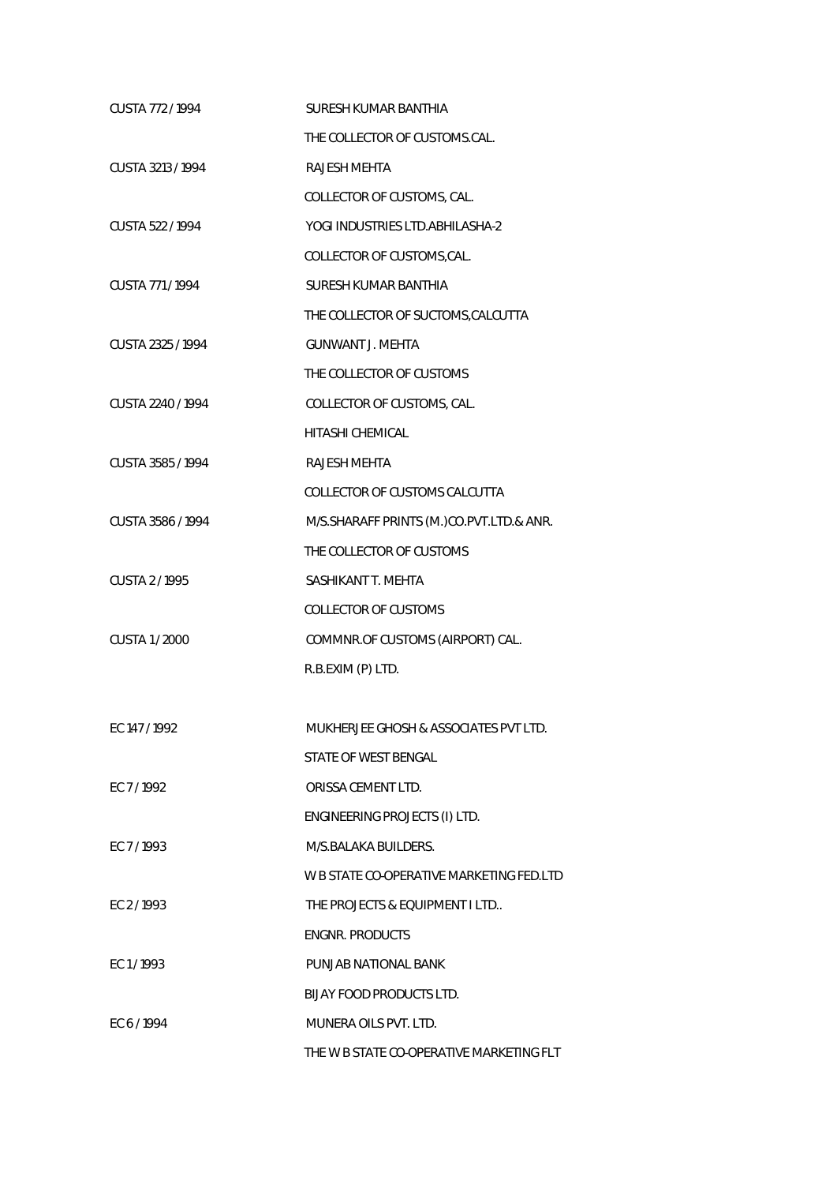CUSTA 772 / 1994 SURESH KUMAR BANTHIA

THE COLLECTOR OF CUSTOMS.CAL.

CUSTA 3213 / 1994 RAJESH MEHTA

COLLECTOR OF CUSTOMS, CAL.

CUSTA 522 / 1994 YOGI INDUSTRIES LTD.ABHILASHA-2

COLLECTOR OF CUSTOMS,CAL.

CUSTA 771 / 1994 SURESH KUMAR BANTHIA

THE COLLECTOR OF SUCTOMS,CALCUTTA

CUSTA 2325 / 1994 GUNWANT J. MEHTA

THE COLLECTOR OF CUSTOMS

CUSTA 2240 / 1994 COLLECTOR OF CUSTOMS, CAL.

HITASHI CHEMICAL

CUSTA 3585 / 1994 RAJESH MEHTA

COLLECTOR OF CUSTOMS CALCUTTA

CUSTA 3586 / 1994 M/S.SHARAFF PRINTS (M.)CO.PVT.LTD.& ANR.

THE COLLECTOR OF CUSTOMS

CUSTA 2 / 1995 SASHIKANT T. MEHTA

COLLECTOR OF CUSTOMS

CUSTA 1 / 2000 COMMNR.OF CUSTOMS (AIRPORT) CAL.

R.B.EXIM (P) LTD.

EC 147 / 1992 MUKHERJEE GHOSH & ASSOCIATES PVT LTD.

STATE OF WEST BENGAL

EC 7 / 1992 ORISSA CEMENT LTD.

ENGINEERING PROJECTS (I) LTD.

EC 7 / 1993 M/S.BALAKA BUILDERS.

W B STATE CO-OPERATIVE MARKETING FED.LTD

EC 2 / 1993 THE PROJECTS & EQUIPMENT I LTD..

ENGNR. PRODUCTS

EC 1 / 1993 PUNJAB NATIONAL BANK

BIJAY FOOD PRODUCTS LTD.

EC 6 / 1994 MUNERA OILS PVT. LTD.

THE W B STATE CO-OPERATIVE MARKETING FLT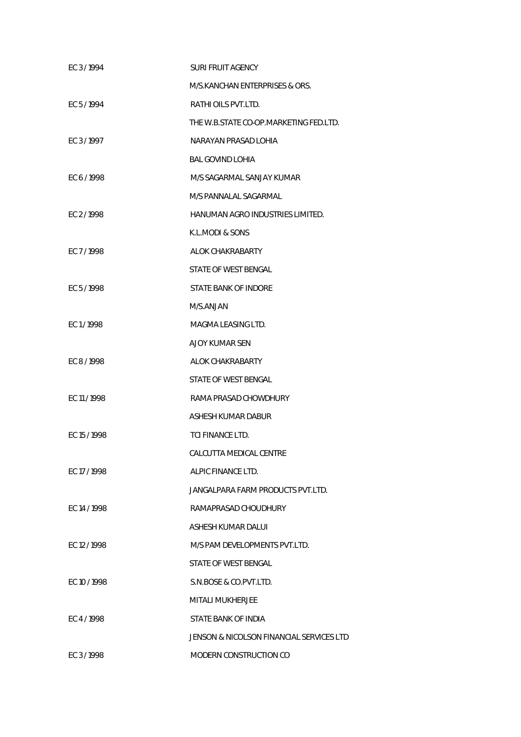| | |
|---|---|
| EC 3 / 1994 | SURI FRUIT AGENCY |
| | M/S.KANCHAN ENTERPRISES & ORS. |
| EC 5 / 1994 | RATHI OILS PVT.LTD. |
| | THE W.B.STATE CO-OP.MARKETING FED.LTD. |
| EC 3 / 1997 | NARAYAN PRASAD LOHIA |
| | BAL GOVIND LOHIA |
| EC 6 / 1998 | M/S SAGARMAL SANJAY KUMAR |
| | M/S PANNALAL SAGARMAL |
| EC 2 / 1998 | HANUMAN AGRO INDUSTRIES LIMITED. |
| | K.L.MODI & SONS |
| EC 7 / 1998 | ALOK CHAKRABARTY |
| | STATE OF WEST BENGAL |
| EC 5 / 1998 | STATE BANK OF INDORE |
| | M/S.ANJAN |
| EC 1 / 1998 | MAGMA LEASING LTD. |
| | AJOY KUMAR SEN |
| EC 8 / 1998 | ALOK CHAKRABARTY |
| | STATE OF WEST BENGAL |
| EC 11 / 1998 | RAMA PRASAD CHOWDHURY |
| | ASHESH KUMAR DABUR |
| EC 15 / 1998 | TCI FINANCE LTD. |
| | CALCUTTA MEDICAL CENTRE |
| EC 17 / 1998 | ALPIC FINANCE LTD. |
| | JANGALPARA FARM PRODUCTS PVT.LTD. |
| EC 14 / 1998 | RAMAPRASAD CHOUDHURY |
| | ASHESH KUMAR DALUI |
| EC 12 / 1998 | M/S PAM DEVELOPMENTS PVT.LTD. |
| | STATE OF WEST BENGAL |
| EC 10 / 1998 | S.N.BOSE & CO.PVT.LTD. |
| | MITALI MUKHERJEE |
| EC 4 / 1998 | STATE BANK OF INDIA |
| | JENSON & NICOLSON FINANCIAL SERVICES LTD |
| EC 3 / 1998 | MODERN CONSTRUCTION CO |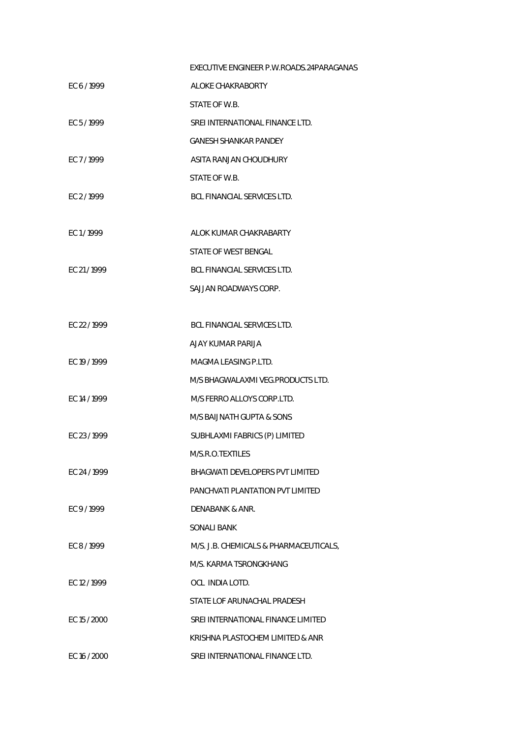| | |
|---|---|
| | EXECUTIVE ENGINEER P.W.ROADS.24PARAGANAS |
| EC 6 / 1999 | ALOKE CHAKRABORTY |
| | STATE OF W.B. |
| EC 5 / 1999 | SREI INTERNATIONAL FINANCE LTD. |
| | GANESH SHANKAR PANDEY |
| EC 7 / 1999 | ASITA RANJAN CHOUDHURY |
| | STATE OF W.B. |
| EC 2 / 1999 | BCL FINANCIAL SERVICES LTD. |
| | |
| EC 1 / 1999 | ALOK KUMAR CHAKRABARTY |
| | STATE OF WEST BENGAL |
| EC 21 / 1999 | BCL FINANCIAL SERVICES LTD. |
| | SAJJAN ROADWAYS CORP. |
| | |
| EC 22 / 1999 | BCL FINANCIAL SERVICES LTD. |
| | AJAY KUMAR PARIJA |
| EC 19 / 1999 | MAGMA LEASING P.LTD. |
| | M/S BHAGWALAXMI VEG.PRODUCTS LTD. |
| EC 14 / 1999 | M/S FERRO ALLOYS CORP.LTD. |
| | M/S BAIJNATH GUPTA & SONS |
| EC 23 / 1999 | SUBHLAXMI FABRICS (P) LIMITED |
| | M/S.R.O.TEXTILES |
| EC 24 / 1999 | BHAGWATI DEVELOPERS PVT LIMITED |
| | PANCHVATI PLANTATION PVT LIMITED |
| EC 9 / 1999 | DENABANK & ANR. |
| | SONALI BANK |
| EC 8 / 1999 | M/S. J.B. CHEMICALS & PHARMACEUTICALS, |
| | M/S. KARMA TSRONGKHANG |
| EC 12 / 1999 | OCL INDIA LOTD. |
| | STATE LOF ARUNACHAL PRADESH |
| EC 15 / 2000 | SREI INTERNATIONAL FINANCE LIMITED |
| | KRISHNA PLASTOCHEM LIMITED & ANR |
| EC 16 / 2000 | SREI INTERNATIONAL FINANCE LTD. |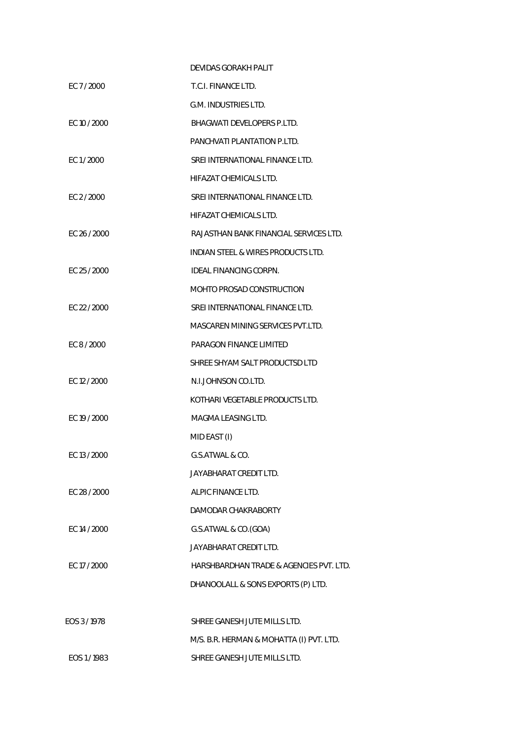| | |
|---|---|
| | DEVIDAS GORAKH PALIT |
| EC 7 / 2000 | T.C.I. FINANCE LTD. |
| | G.M. INDUSTRIES LTD. |
| EC 10 / 2000 | BHAGWATI DEVELOPERS P.LTD. |
| | PANCHVATI PLANTATION P.LTD. |
| EC 1 / 2000 | SREI INTERNATIONAL FINANCE LTD. |
| | HIFAZAT CHEMICALS LTD. |
| EC 2 / 2000 | SREI INTERNATIONAL FINANCE LTD. |
| | HIFAZAT CHEMICALS LTD. |
| EC 26 / 2000 | RAJASTHAN BANK FINANCIAL SERVICES LTD. |
| | INDIAN STEEL & WIRES PRODUCTS LTD. |
| EC 25 / 2000 | IDEAL FINANCING CORPN. |
| | MOHTO PROSAD CONSTRUCTION |
| EC 22 / 2000 | SREI INTERNATIONAL FINANCE LTD. |
| | MASCAREN MINING SERVICES PVT.LTD. |
| EC 8 / 2000 | PARAGON FINANCE LIMITED |
| | SHREE SHYAM SALT PRODUCTSD LTD |
| EC 12 / 2000 | N.I.JOHNSON CO.LTD. |
| | KOTHARI VEGETABLE PRODUCTS LTD. |
| EC 19 / 2000 | MAGMA LEASING LTD. |
| | MID EAST (I) |
| EC 13 / 2000 | G.S.ATWAL & CO. |
| | JAYABHARAT CREDIT LTD. |
| EC 28 / 2000 | ALPIC FINANCE LTD. |
| | DAMODAR CHAKRABORTY |
| EC 14 / 2000 | G.S.ATWAL & CO.(GOA) |
| | JAYABHARAT CREDIT LTD. |
| EC 17 / 2000 | HARSHBARDHAN TRADE & AGENCIES PVT. LTD. |
| | DHANOOLALL & SONS EXPORTS (P) LTD. |
| | |
| EOS 3 / 1978 | SHREE GANESH JUTE MILLS LTD. |
| | M/S. B.R. HERMAN & MOHATTA (I) PVT. LTD. |
| EOS 1 / 1983 | SHREE GANESH JUTE MILLS LTD. |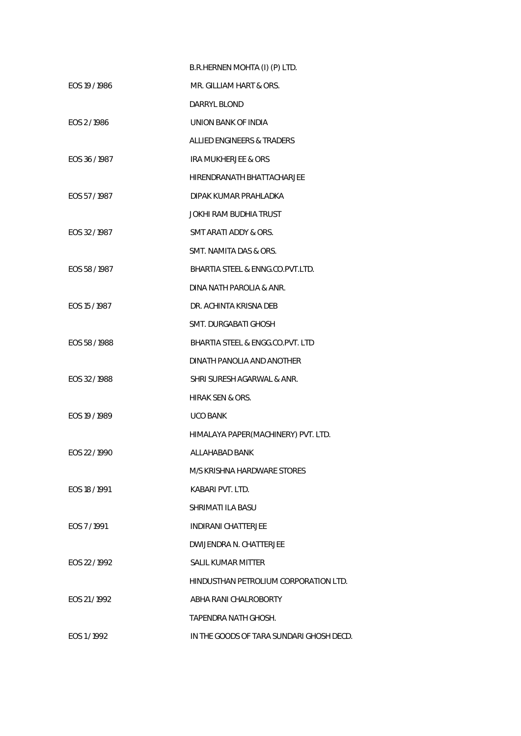| | |
|---|---|
| | B.R.HERNEN MOHTA (I) (P) LTD. |
| EOS 19 / 1986 | MR. GILLIAM HART & ORS. |
| | DARRYL BLOND |
| EOS 2 / 1986 | UNION BANK OF INDIA |
| | ALLIED ENGINEERS & TRADERS |
| EOS 36 / 1987 | IRA MUKHERJEE & ORS |
| | HIRENDRANATH BHATTACHARJEE |
| EOS 57 / 1987 | DIPAK KUMAR PRAHLADKA |
| | JOKHI RAM BUDHIA TRUST |
| EOS 32 / 1987 | SMT ARATI ADDY & ORS. |
| | SMT. NAMITA DAS & ORS. |
| EOS 58 / 1987 | BHARTIA STEEL & ENNG.CO.PVT.LTD. |
| | DINA NATH PAROLIA & ANR. |
| EOS 15 / 1987 | DR. ACHINTA KRISNA DEB |
| | SMT. DURGABATI GHOSH |
| EOS 58 / 1988 | BHARTIA STEEL & ENGG.CO.PVT. LTD |
| | DINATH PANOLIA AND ANOTHER |
| EOS 32 / 1988 | SHRI SURESH AGARWAL & ANR. |
| | HIRAK SEN & ORS. |
| EOS 19 / 1989 | UCO BANK |
| | HIMALAYA PAPER(MACHINERY) PVT. LTD. |
| EOS 22 / 1990 | ALLAHABAD BANK |
| | M/S KRISHNA HARDWARE STORES |
| EOS 18 / 1991 | KABARI PVT. LTD. |
| | SHRIMATI ILA BASU |
| EOS 7 / 1991 | INDIRANI CHATTERJEE |
| | DWIJENDRA N. CHATTERJEE |
| EOS 22 / 1992 | SALIL KUMAR MITTER |
| | HINDUSTHAN PETROLIUM CORPORATION LTD. |
| EOS 21 / 1992 | ABHA RANI CHALROBORTY |
| | TAPENDRA NATH GHOSH. |
| EOS 1 / 1992 | IN THE GOODS OF TARA SUNDARI GHOSH DECD. |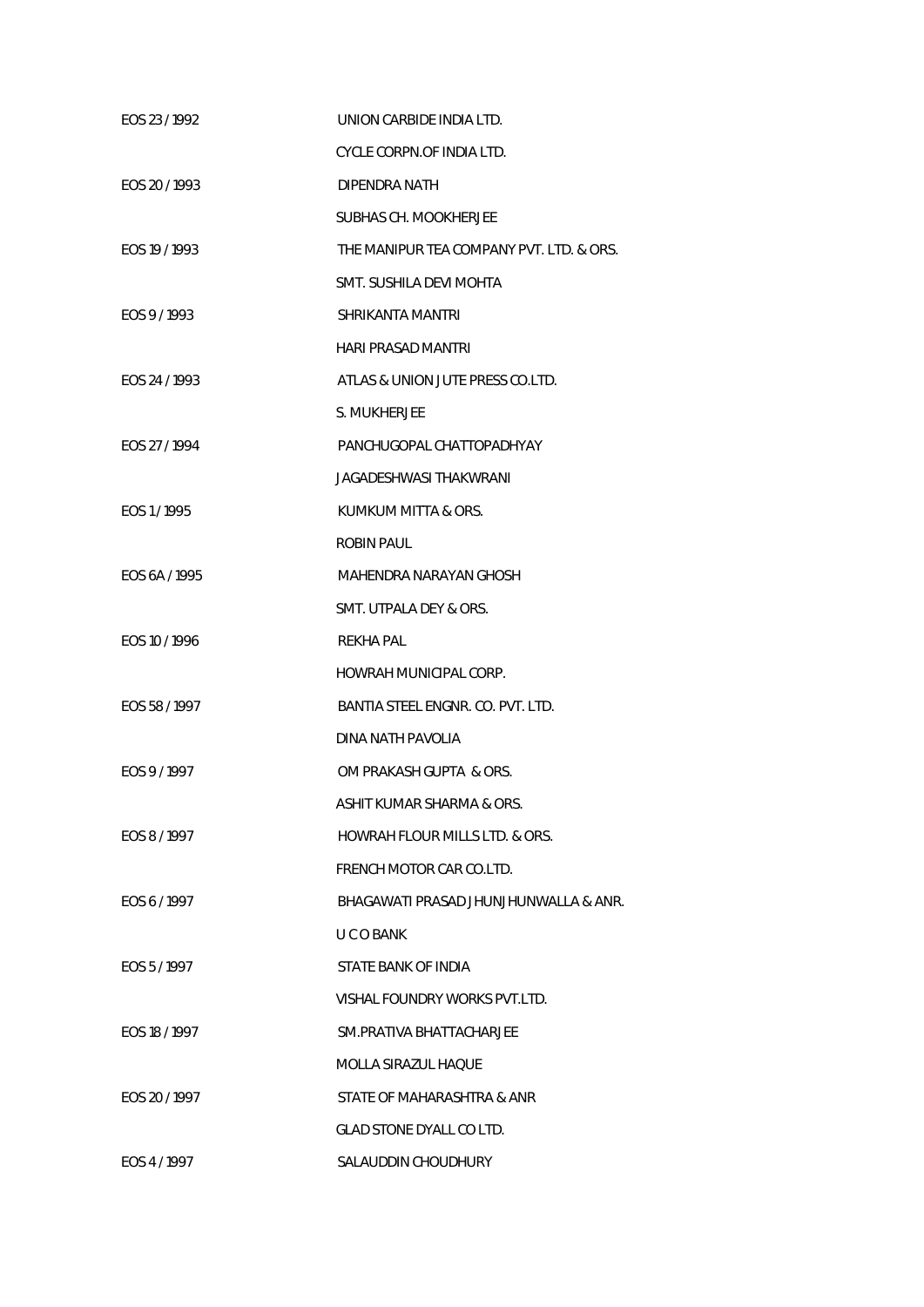| | |
|---|---|
| EOS 23 / 1992 | UNION CARBIDE INDIA LTD. |
| | CYCLE CORPN.OF INDIA LTD. |
| EOS 20 / 1993 | DIPENDRA NATH |
| | SUBHAS CH. MOOKHERJEE |
| EOS 19 / 1993 | THE MANIPUR TEA COMPANY PVT. LTD. & ORS. |
| | SMT. SUSHILA DEVI MOHTA |
| EOS 9 / 1993 | SHRIKANTA MANTRI |
| | HARI PRASAD MANTRI |
| EOS 24 / 1993 | ATLAS & UNION JUTE PRESS CO.LTD. |
| | S. MUKHERJEE |
| EOS 27 / 1994 | PANCHUGOPAL CHATTOPADHYAY |
| | JAGADESHWASI THAKWRANI |
| EOS 1 / 1995 | KUMKUM MITTA & ORS. |
| | ROBIN PAUL |
| EOS 6A / 1995 | MAHENDRA NARAYAN GHOSH |
| | SMT. UTPALA DEY & ORS. |
| EOS 10 / 1996 | REKHA PAL |
| | HOWRAH MUNICIPAL CORP. |
| EOS 58 / 1997 | BANTIA STEEL ENGNR. CO. PVT. LTD. |
| | DINA NATH PAVOLIA |
| EOS 9 / 1997 | OM PRAKASH GUPTA & ORS. |
| | ASHIT KUMAR SHARMA & ORS. |
| EOS 8 / 1997 | HOWRAH FLOUR MILLS LTD. & ORS. |
| | FRENCH MOTOR CAR CO.LTD. |
| EOS 6 / 1997 | BHAGAWATI PRASAD JHUNJHUNWALLA & ANR. |
| | U C O BANK |
| EOS 5 / 1997 | STATE BANK OF INDIA |
| | VISHAL FOUNDRY WORKS PVT.LTD. |
| EOS 18 / 1997 | SM.PRATIVA BHATTACHARJEE |
| | MOLLA SIRAZUL HAQUE |
| EOS 20 / 1997 | STATE OF MAHARASHTRA & ANR |
| | GLAD STONE DYALL CO LTD. |
| EOS 4 / 1997 | SALAUDDIN CHOUDHURY |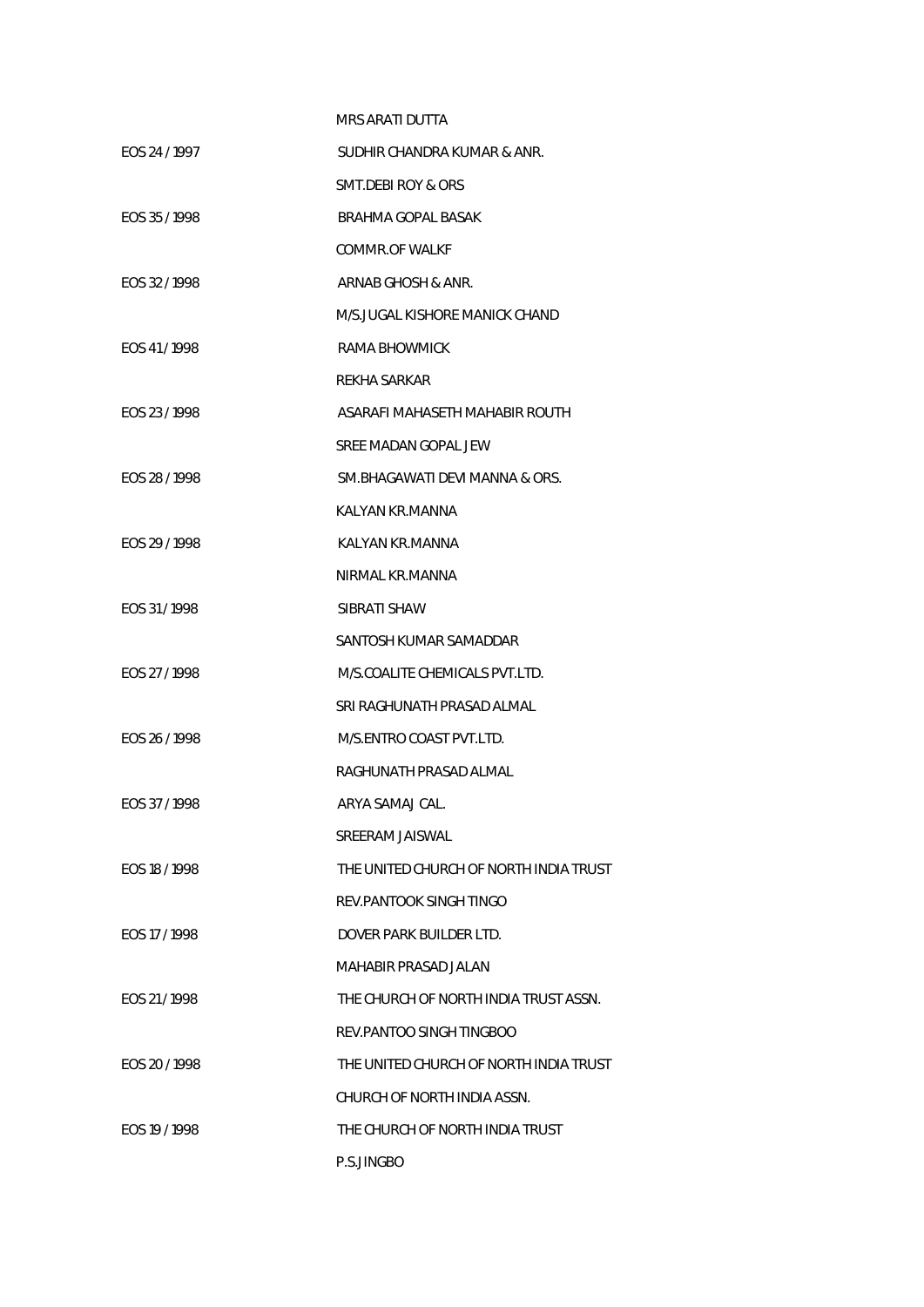MRS ARATI DUTTA

EOS 24 / 1997 SUDHIR CHANDRA KUMAR & ANR.

SMT.DEBI ROY & ORS

EOS 35 / 1998 BRAHMA GOPAL BASAK

COMMR.OF WALKF

EOS 32 / 1998 ARNAB GHOSH & ANR.

M/S.JUGAL KISHORE MANICK CHAND

EOS 41 / 1998 RAMA BHOWMICK

REKHA SARKAR

EOS 23 / 1998 ASARAFI MAHASETH MAHABIR ROUTH

SREE MADAN GOPAL JEW

EOS 28 / 1998 SM.BHAGAWATI DEVI MANNA & ORS.

KALYAN KR.MANNA

EOS 29 / 1998 KALYAN KR.MANNA

NIRMAL KR.MANNA

EOS 31 / 1998 SIBRATI SHAW

SANTOSH KUMAR SAMADDAR

EOS 27 / 1998 M/S.COALITE CHEMICALS PVT.LTD.

SRI RAGHUNATH PRASAD ALMAL

EOS 26 / 1998 M/S.ENTRO COAST PVT.LTD.

RAGHUNATH PRASAD ALMAL

EOS 37 / 1998 ARYA SAMAJ CAL.

SREERAM JAISWAL

EOS 18 / 1998 THE UNITED CHURCH OF NORTH INDIA TRUST

REV.PANTOOK SINGH TINGO

EOS 17 / 1998 DOVER PARK BUILDER LTD.

MAHABIR PRASAD JALAN

EOS 21 / 1998 THE CHURCH OF NORTH INDIA TRUST ASSN.

REV.PANTOO SINGH TINGBOO

EOS 20 / 1998 THE UNITED CHURCH OF NORTH INDIA TRUST

CHURCH OF NORTH INDIA ASSN.

EOS 19 / 1998 THE CHURCH OF NORTH INDIA TRUST

P.S.JINGBO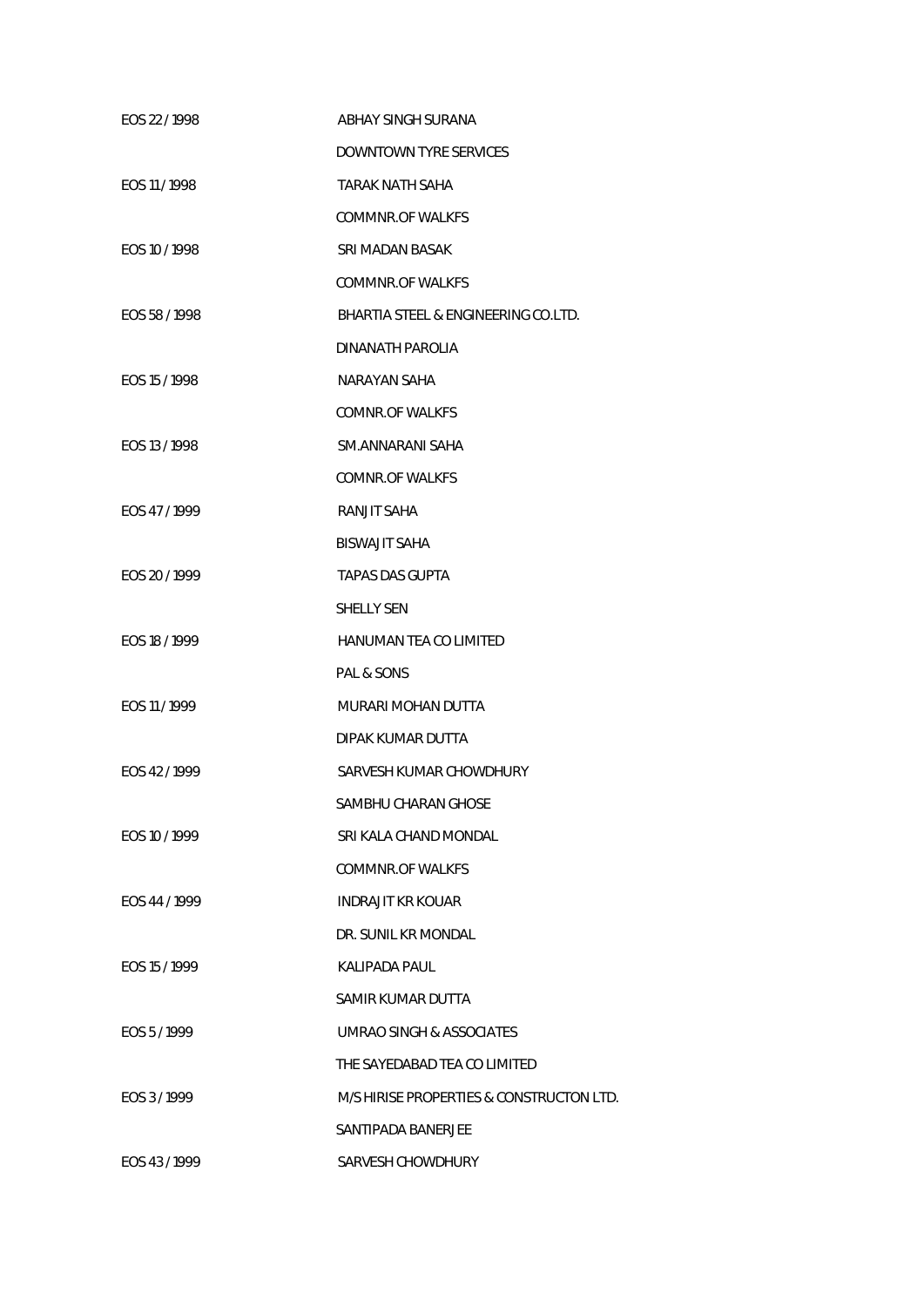| | |
|---|---|
| EOS 22 / 1998 | ABHAY SINGH SURANA |
| | DOWNTOWN TYRE SERVICES |
| EOS 11 / 1998 | TARAK NATH SAHA |
| | COMMNR.OF WALKFS |
| EOS 10 / 1998 | SRI MADAN BASAK |
| | COMMNR.OF WALKFS |
| EOS 58 / 1998 | BHARTIA STEEL & ENGINEERING CO.LTD. |
| | DINANATH PAROLIA |
| EOS 15 / 1998 | NARAYAN SAHA |
| | COMNR.OF WALKFS |
| EOS 13 / 1998 | SM.ANNARANI SAHA |
| | COMNR.OF WALKFS |
| EOS 47 / 1999 | RANJIT SAHA |
| | BISWAJIT SAHA |
| EOS 20 / 1999 | TAPAS DAS GUPTA |
| | SHELLY SEN |
| EOS 18 / 1999 | HANUMAN TEA CO LIMITED |
| | PAL & SONS |
| EOS 11 / 1999 | MURARI MOHAN DUTTA |
| | DIPAK KUMAR DUTTA |
| EOS 42 / 1999 | SARVESH KUMAR CHOWDHURY |
| | SAMBHU CHARAN GHOSE |
| EOS 10 / 1999 | SRI KALA CHAND MONDAL |
| | COMMNR.OF WALKFS |
| EOS 44 / 1999 | INDRAJIT KR KOUAR |
| | DR. SUNIL KR MONDAL |
| EOS 15 / 1999 | KALIPADA PAUL |
| | SAMIR KUMAR DUTTA |
| EOS 5 / 1999 | UMRAO SINGH & ASSOCIATES |
| | THE SAYEDABAD TEA CO LIMITED |
| EOS 3 / 1999 | M/S HIRISE PROPERTIES & CONSTRUCTON LTD. |
| | SANTIPADA BANERJEE |
| EOS 43 / 1999 | SARVESH CHOWDHURY |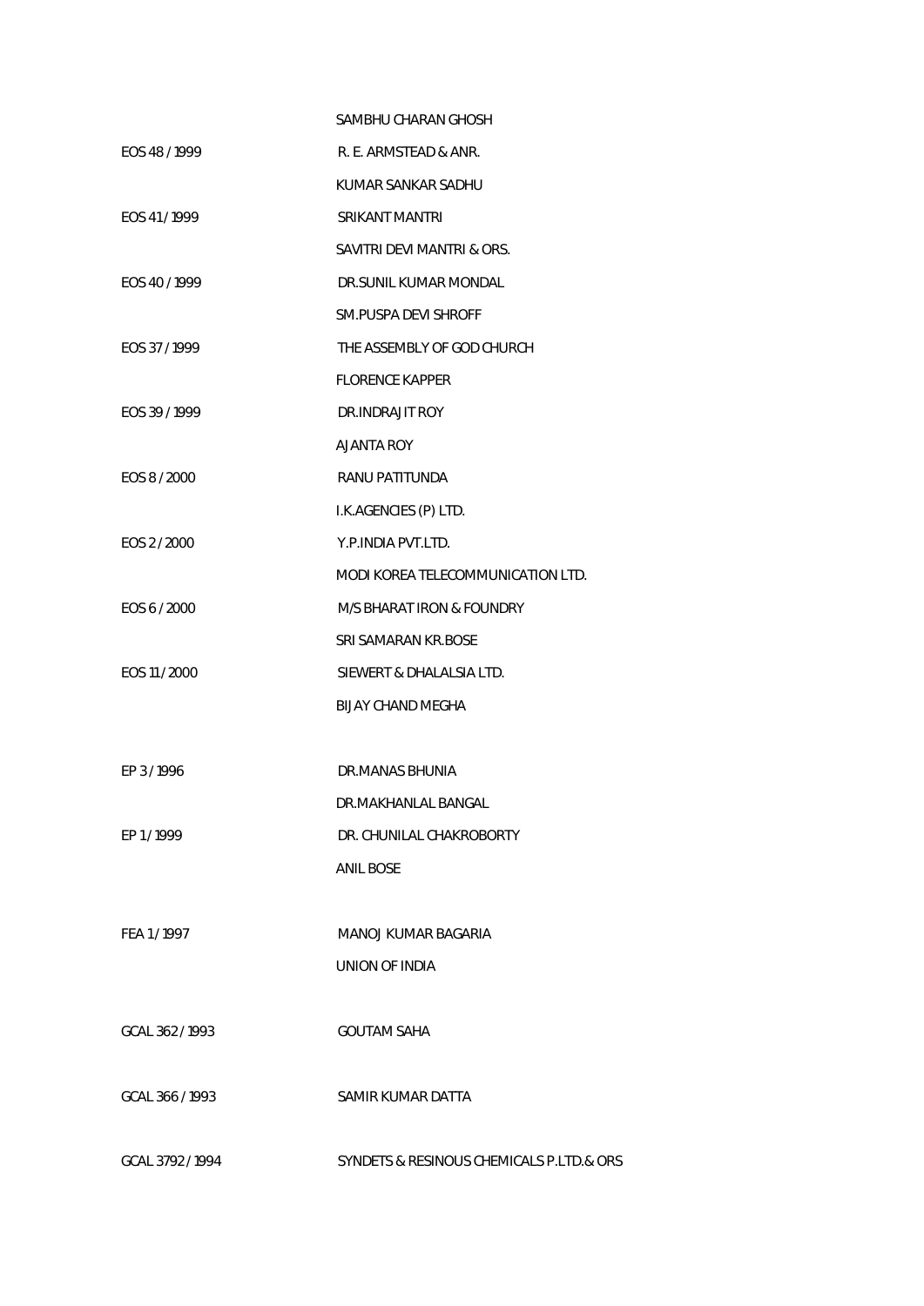| | |
|---|---|
| | SAMBHU CHARAN GHOSH |
| EOS 48 / 1999 | R. E. ARMSTEAD & ANR. |
| | KUMAR SANKAR SADHU |
| EOS 41 / 1999 | SRIKANT MANTRI |
| | SAVITRI DEVI MANTRI & ORS. |
| EOS 40 / 1999 | DR.SUNIL KUMAR MONDAL |
| | SM.PUSPA DEVI SHROFF |
| EOS 37 / 1999 | THE ASSEMBLY OF GOD CHURCH |
| | FLORENCE KAPPER |
| EOS 39 / 1999 | DR.INDRAJIT ROY |
| | AJANTA ROY |
| EOS 8 / 2000 | RANU PATITUNDA |
| | I.K.AGENCIES (P) LTD. |
| EOS 2 / 2000 | Y.P.INDIA PVT.LTD. |
| | MODI KOREA TELECOMMUNICATION LTD. |
| EOS 6 / 2000 | M/S BHARAT IRON & FOUNDRY |
| | SRI SAMARAN KR.BOSE |
| EOS 11 / 2000 | SIEWERT & DHALALSIA LTD. |
| | BIJAY CHAND MEGHA |
| | |
| EP 3 / 1996 | DR.MANAS BHUNIA |
| | DR.MAKHANLAL BANGAL |
| EP 1 / 1999 | DR. CHUNILAL CHAKROBORTY |
| | ANIL BOSE |
| | |
| FEA 1 / 1997 | MANOJ KUMAR BAGARIA |
| | UNION OF INDIA |
| | |
| GCAL 362 / 1993 | GOUTAM SAHA |
| | |
| GCAL 366 / 1993 | SAMIR KUMAR DATTA |
| | |
| GCAL 3792 / 1994 | SYNDETS & RESINOUS CHEMICALS P.LTD.& ORS |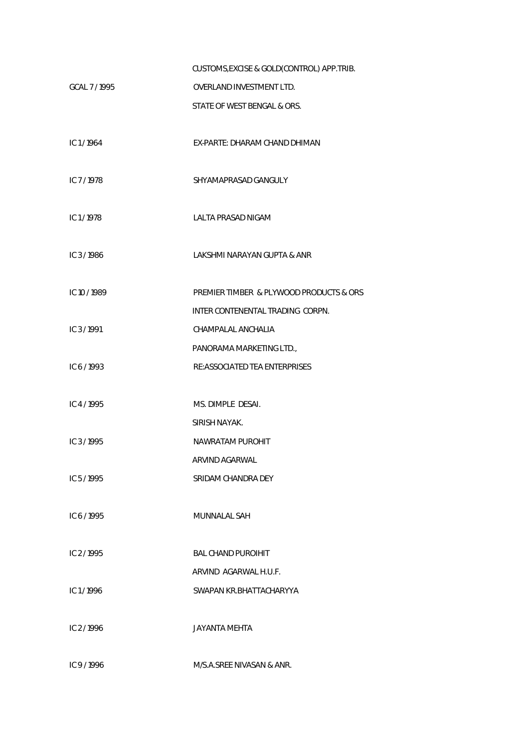| | |
|---|---|
| | CUSTOMS,EXCISE & GOLD(CONTROL) APP.TRIB. |
| GCAL 7 / 1995 | OVERLAND INVESTMENT LTD. |
| | STATE OF WEST BENGAL & ORS. |
| IC 1 / 1964 | EX-PARTE: DHARAM CHAND DHIMAN |
| IC 7 / 1978 | SHYAMAPRASAD GANGULY |
| IC 1 / 1978 | LALTA PRASAD NIGAM |
| IC 3 / 1986 | LAKSHMI NARAYAN GUPTA & ANR |
| IC 10 / 1989 | PREMIER TIMBER & PLYWOOD PRODUCTS & ORS |
| | INTER CONTENENTAL TRADING CORPN. |
| IC 3 / 1991 | CHAMPALAL ANCHALIA |
| | PANORAMA MARKETING LTD., |
| IC 6 / 1993 | RE:ASSOCIATED TEA ENTERPRISES |
| IC 4 / 1995 | MS. DIMPLE DESAI. |
| | SIRISH NAYAK. |
| IC 3 / 1995 | NAWRATAM PUROHIT |
| | ARVIND AGARWAL |
| IC 5 / 1995 | SRIDAM CHANDRA DEY |
| IC 6 / 1995 | MUNNALAL SAH |
| IC 2 / 1995 | BAL CHAND PUROIHIT |
| | ARVIND AGARWAL H.U.F. |
| IC 1 / 1996 | SWAPAN KR.BHATTACHARYYA |
| IC 2 / 1996 | JAYANTA MEHTA |
| IC 9 / 1996 | M/S.A.SREE NIVASAN & ANR. |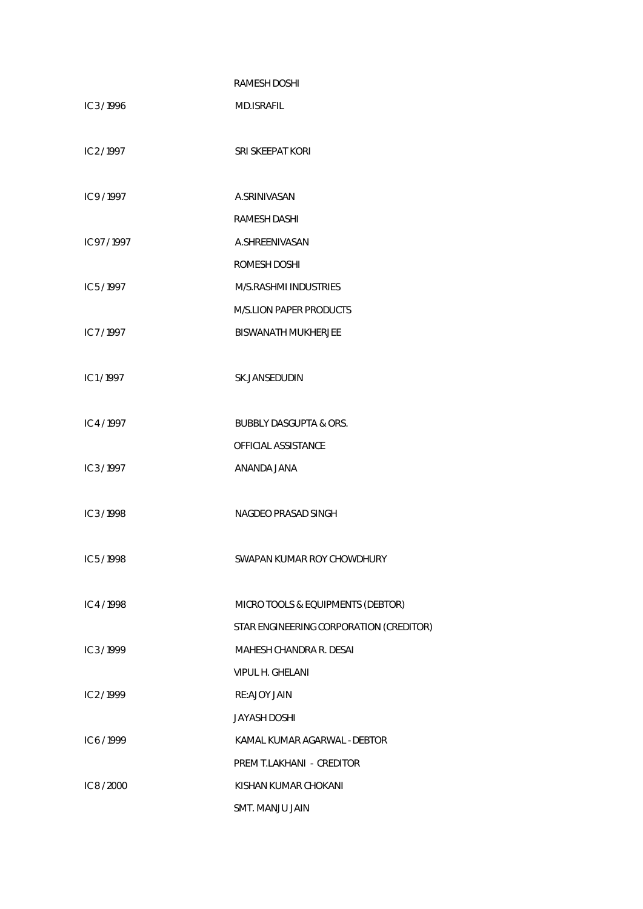| | |
|---|---|
| | RAMESH DOSHI |
| IC 3 / 1996 | MD.ISRAFIL |
| IC 2 / 1997 | SRI SKEEPAT KORI |
| IC 9 / 1997 | A.SRINIVASAN |
| | RAMESH DASHI |
| IC 97 / 1997 | A.SHREENIVASAN |
| | ROMESH DOSHI |
| IC 5 / 1997 | M/S.RASHMI INDUSTRIES |
| | M/S.LION PAPER PRODUCTS |
| IC 7 / 1997 | BISWANATH MUKHERJEE |
| IC 1 / 1997 | SK.JANSEDUDIN |
| IC 4 / 1997 | BUBBLY DASGUPTA & ORS. |
| | OFFICIAL ASSISTANCE |
| IC 3 / 1997 | ANANDA JANA |
| IC 3 / 1998 | NAGDEO PRASAD SINGH |
| IC 5 / 1998 | SWAPAN KUMAR ROY CHOWDHURY |
| IC 4 / 1998 | MICRO TOOLS & EQUIPMENTS (DEBTOR) |
| | STAR ENGINEERING CORPORATION (CREDITOR) |
| IC 3 / 1999 | MAHESH CHANDRA R. DESAI |
| | VIPUL H. GHELANI |
| IC 2 / 1999 | RE:AJOY JAIN |
| | JAYASH DOSHI |
| IC 6 / 1999 | KAMAL KUMAR AGARWAL - DEBTOR |
| | PREM T.LAKHANI - CREDITOR |
| IC 8 / 2000 | KISHAN KUMAR CHOKANI |
| | SMT. MANJU JAIN |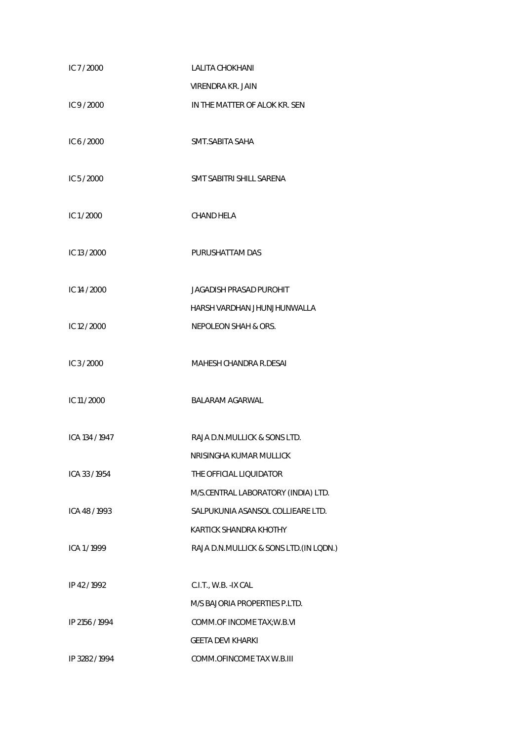| | |
|---|---|
| IC 7 / 2000 | LALITA CHOKHANI |
| | VIRENDRA KR. JAIN |
| IC 9 / 2000 | IN THE MATTER OF ALOK KR. SEN |
| IC 6 / 2000 | SMT.SABITA SAHA |
| IC 5 / 2000 | SMT SABITRI SHILL SARENA |
| IC 1 / 2000 | CHAND HELA |
| IC 13 / 2000 | PURUSHATTAM DAS |
| IC 14 / 2000 | JAGADISH PRASAD PUROHIT |
| | HARSH VARDHAN JHUNJHUNWALLA |
| IC 12 / 2000 | NEPOLEON SHAH & ORS. |
| IC 3 / 2000 | MAHESH CHANDRA R.DESAI |
| IC 11 / 2000 | BALARAM AGARWAL |
| ICA 134 / 1947 | RAJA D.N.MULLICK & SONS LTD. |
| | NRISINGHA KUMAR MULLICK |
| ICA 33 / 1954 | THE OFFICIAL LIQUIDATOR |
| | M/S.CENTRAL LABORATORY (INDIA) LTD. |
| ICA 48 / 1993 | SALPUKUNIA ASANSOL COLLIEARE LTD. |
| | KARTICK SHANDRA KHOTHY |
| ICA 1 / 1999 | RAJA D.N.MULLICK & SONS LTD.(IN LQDN.) |
| IP 42 / 1992 | C.I.T., W.B. -IX CAL |
| | M/S BAJORIA PROPERTIES P.LTD. |
| IP 2156 / 1994 | COMM.OF INCOME TAX;W.B.VI |
| | GEETA DEVI KHARKI |
| IP 3282 / 1994 | COMM.OFINCOME TAX W.B.III |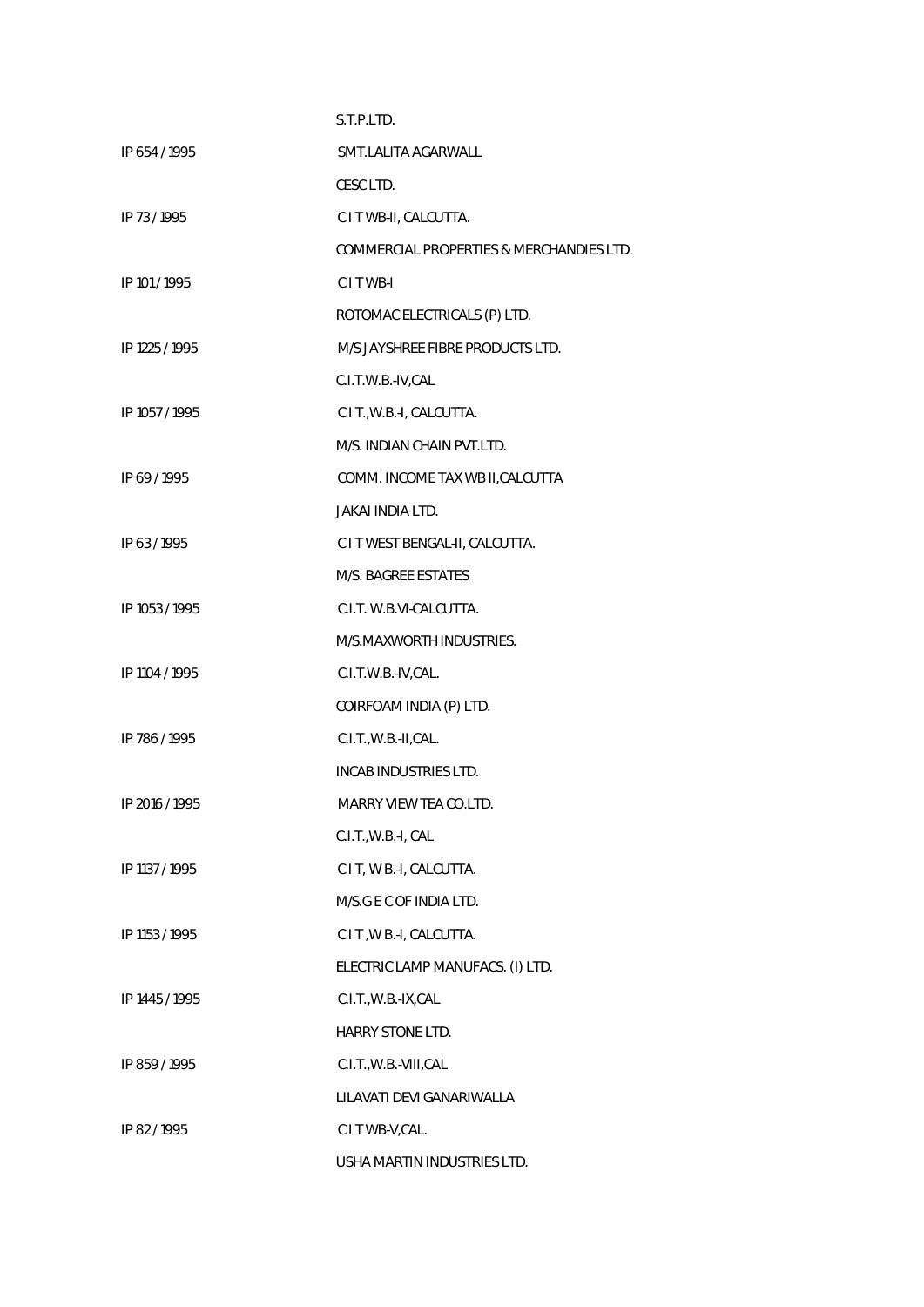| | |
|---|---|
| | S.T.P.LTD. |
| IP 654 / 1995 | SMT.LALITA AGARWALL |
| | CESC LTD. |
| IP 73 / 1995 | C I T WB-II, CALCUTTA. |
| | COMMERCIAL PROPERTIES & MERCHANDIES LTD. |
| IP 101 / 1995 | C I T WB-I |
| | ROTOMAC ELECTRICALS (P) LTD. |
| IP 1225 / 1995 | M/S JAYSHREE FIBRE PRODUCTS LTD. |
| | C.I.T.W.B.-IV,CAL |
| IP 1057 / 1995 | C I T.,W.B.-I, CALCUTTA. |
| | M/S. INDIAN CHAIN PVT.LTD. |
| IP 69 / 1995 | COMM. INCOME TAX WB II,CALCUTTA |
| | JAKAI INDIA LTD. |
| IP 63 / 1995 | C I T WEST BENGAL-II, CALCUTTA. |
| | M/S. BAGREE ESTATES |
| IP 1053 / 1995 | C.I.T. W.B.VI-CALCUTTA. |
| | M/S.MAXWORTH INDUSTRIES. |
| IP 1104 / 1995 | C.I.T.W.B.-IV,CAL. |
| | COIRFOAM INDIA (P) LTD. |
| IP 786 / 1995 | C.I.T.,W.B.-II,CAL. |
| | INCAB INDUSTRIES LTD. |
| IP 2016 / 1995 | MARRY VIEW TEA CO.LTD. |
| | C.I.T.,W.B.-I, CAL |
| IP 1137 / 1995 | C I T, W B.-I, CALCUTTA. |
| | M/S.G E C OF INDIA LTD. |
| IP 1153 / 1995 | C I T ,W B.-I, CALCUTTA. |
| | ELECTRIC LAMP MANUFACS. (I) LTD. |
| IP 1445 / 1995 | C.I.T.,W.B.-IX,CAL |
| | HARRY STONE LTD. |
| IP 859 / 1995 | C.I.T.,W.B.-VIII,CAL |
| | LILAVATI DEVI GANARIWALLA |
| IP 82 / 1995 | C I T WB-V,CAL. |
| | USHA MARTIN INDUSTRIES LTD. |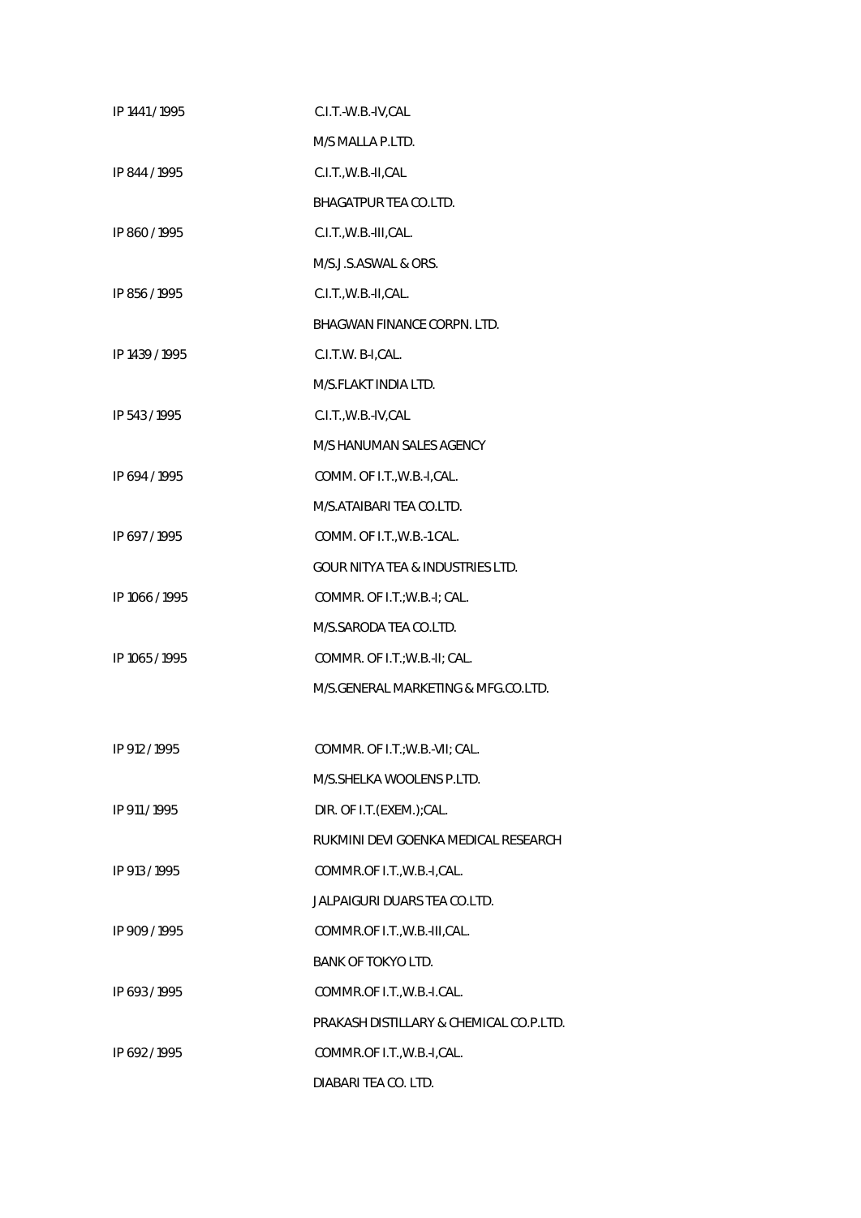| | |
|---|---|
| IP 1441 / 1995 | C.I.T.-W.B.-IV,CAL |
| | M/S MALLA P.LTD. |
| IP 844 / 1995 | C.I.T.,W.B.-II,CAL |
| | BHAGATPUR TEA CO.LTD. |
| IP 860 / 1995 | C.I.T.,W.B.-III,CAL. |
| | M/S.J.S.ASWAL & ORS. |
| IP 856 / 1995 | C.I.T.,W.B.-II,CAL. |
| | BHAGWAN FINANCE CORPN. LTD. |
| IP 1439 / 1995 | C.I.T.W. B-I,CAL. |
| | M/S.FLAKT INDIA LTD. |
| IP 543 / 1995 | C.I.T.,W.B.-IV,CAL |
| | M/S HANUMAN SALES AGENCY |
| IP 694 / 1995 | COMM. OF I.T.,W.B.-I,CAL. |
| | M/S.ATAIBARI TEA CO.LTD. |
| IP 697 / 1995 | COMM. OF I.T.,W.B.-1 CAL. |
| | GOUR NITYA TEA & INDUSTRIES LTD. |
| IP 1066 / 1995 | COMMR. OF I.T.;W.B.-I; CAL. |
| | M/S.SARODA TEA CO.LTD. |
| IP 1065 / 1995 | COMMR. OF I.T.;W.B.-II; CAL. |
| | M/S.GENERAL MARKETING & MFG.CO.LTD. |
| IP 912 / 1995 | COMMR. OF I.T.;W.B.-VII; CAL. |
| | M/S.SHELKA WOOLENS P.LTD. |
| IP 911 / 1995 | DIR. OF I.T.(EXEM.);CAL. |
| | RUKMINI DEVI GOENKA MEDICAL RESEARCH |
| IP 913 / 1995 | COMMR.OF I.T.,W.B.-I,CAL. |
| | JALPAIGURI DUARS TEA CO.LTD. |
| IP 909 / 1995 | COMMR.OF I.T.,W.B.-III,CAL. |
| | BANK OF TOKYO LTD. |
| IP 693 / 1995 | COMMR.OF I.T.,W.B.-I.CAL. |
| | PRAKASH DISTILLARY & CHEMICAL CO.P.LTD. |
| IP 692 / 1995 | COMMR.OF I.T.,W.B.-I,CAL. |
| | DIABARI TEA CO. LTD. |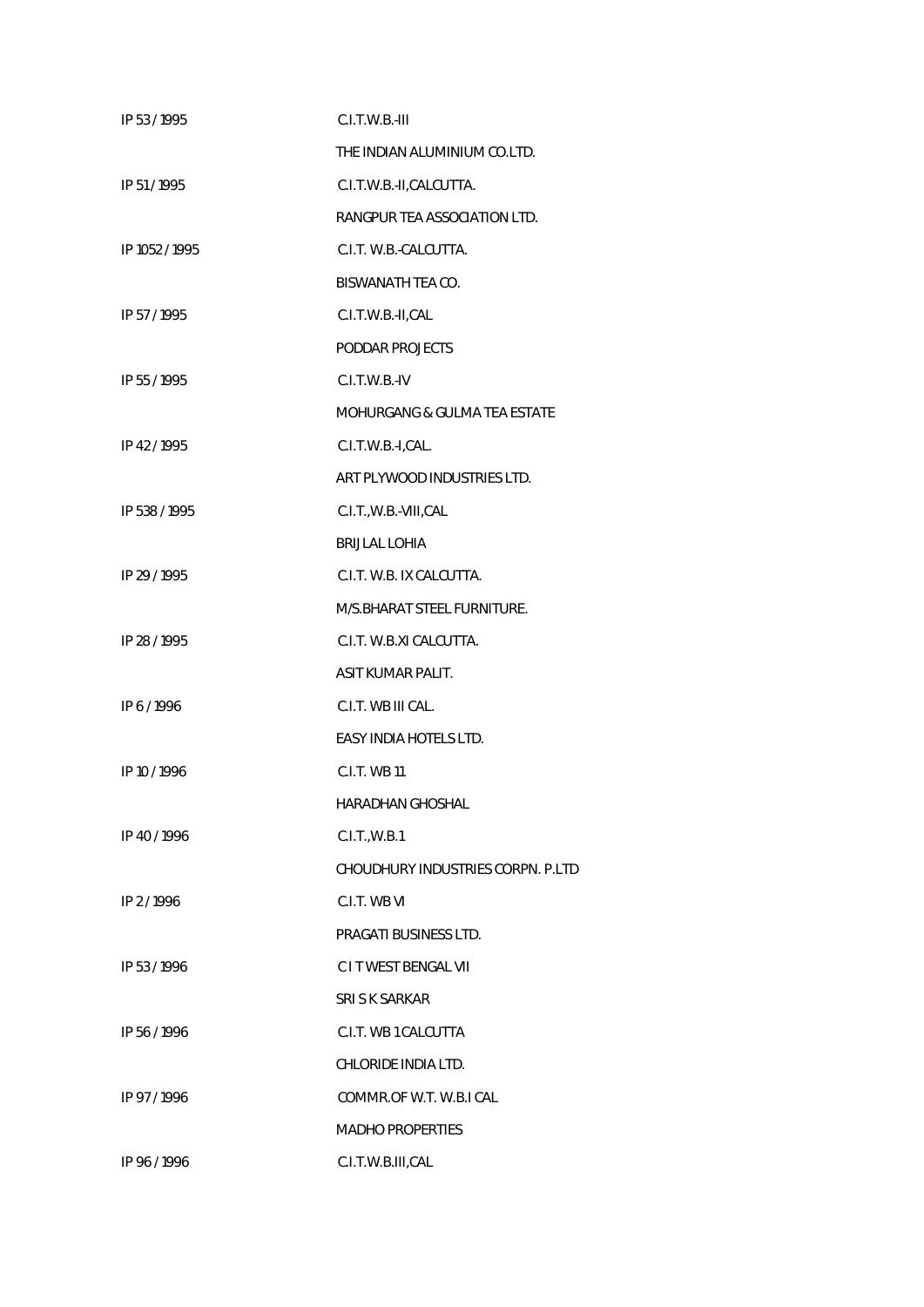| | |
|---|---|
| IP 53 / 1995 | C.I.T.W.B.-III |
| | THE INDIAN ALUMINIUM CO.LTD. |
| IP 51 / 1995 | C.I.T.W.B.-II,CALCUTTA. |
| | RANGPUR TEA ASSOCIATION LTD. |
| IP 1052 / 1995 | C.I.T. W.B.-CALCUTTA. |
| | BISWANATH TEA CO. |
| IP 57 / 1995 | C.I.T.W.B.-II,CAL |
| | PODDAR PROJECTS |
| IP 55 / 1995 | C.I.T.W.B.-IV |
| | MOHURGANG & GULMA TEA ESTATE |
| IP 42 / 1995 | C.I.T.W.B.-I,CAL. |
| | ART PLYWOOD INDUSTRIES LTD. |
| IP 538 / 1995 | C.I.T.,W.B.-VIII,CAL |
| | BRIJLAL LOHIA |
| IP 29 / 1995 | C.I.T. W.B. IX CALCUTTA. |
| | M/S.BHARAT STEEL FURNITURE. |
| IP 28 / 1995 | C.I.T. W.B.XI CALCUTTA. |
| | ASIT KUMAR PALIT. |
| IP 6 / 1996 | C.I.T. WB III CAL. |
| | EASY INDIA HOTELS LTD. |
| IP 10 / 1996 | C.I.T. WB 11 |
| | HARADHAN GHOSHAL |
| IP 40 / 1996 | C.I.T.,W.B.1 |
| | CHOUDHURY INDUSTRIES CORPN. P.LTD |
| IP 2 / 1996 | C.I.T. WB VI |
| | PRAGATI BUSINESS LTD. |
| IP 53 / 1996 | C I T WEST BENGAL VII |
| | SRI S K SARKAR |
| IP 56 / 1996 | C.I.T. WB 1 CALCUTTA |
| | CHLORIDE INDIA LTD. |
| IP 97 / 1996 | COMMR.OF W.T. W.B.I CAL |
| | MADHO PROPERTIES |
| IP 96 / 1996 | C.I.T.W.B.III,CAL |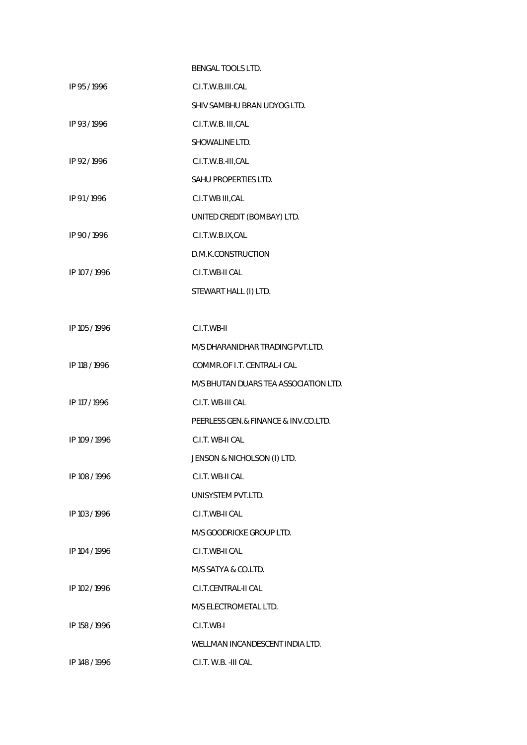| | |
|---|---|
| | BENGAL TOOLS LTD. |
| IP 95 / 1996 | C.I.T.W.B.III.CAL |
| | SHIV SAMBHU BRAN UDYOG LTD. |
| IP 93 / 1996 | C.I.T.W.B. III,CAL |
| | SHOWALINE LTD. |
| IP 92 / 1996 | C.I.T.W.B.-III,CAL |
| | SAHU PROPERTIES LTD. |
| IP 91 / 1996 | C.I.T WB III,CAL |
| | UNITED CREDIT (BOMBAY) LTD. |
| IP 90 / 1996 | C.I.T.W.B.IX,CAL |
| | D.M.K.CONSTRUCTION |
| IP 107 / 1996 | C.I.T.WB-II CAL |
| | STEWART HALL (I) LTD. |
| IP 105 / 1996 | C.I.T.WB-II |
| | M/S DHARANIDHAR TRADING PVT.LTD. |
| IP 118 / 1996 | COMMR.OF I.T. CENTRAL-I CAL |
| | M/S BHUTAN DUARS TEA ASSOCIATION LTD. |
| IP 117 / 1996 | C.I.T. WB-III CAL |
| | PEERLESS GEN.& FINANCE & INV.CO.LTD. |
| IP 109 / 1996 | C.I.T. WB-II CAL |
| | JENSON & NICHOLSON (I) LTD. |
| IP 108 / 1996 | C.I.T. WB-II CAL |
| | UNISYSTEM PVT.LTD. |
| IP 103 / 1996 | C.I.T.WB-II CAL |
| | M/S GOODRICKE GROUP LTD. |
| IP 104 / 1996 | C.I.T.WB-II CAL |
| | M/S SATYA & CO.LTD. |
| IP 102 / 1996 | C.I.T.CENTRAL-II CAL |
| | M/S ELECTROMETAL LTD. |
| IP 158 / 1996 | C.I.T.WB-I |
| | WELLMAN INCANDESCENT INDIA LTD. |
| IP 148 / 1996 | C.I.T. W.B. -III CAL |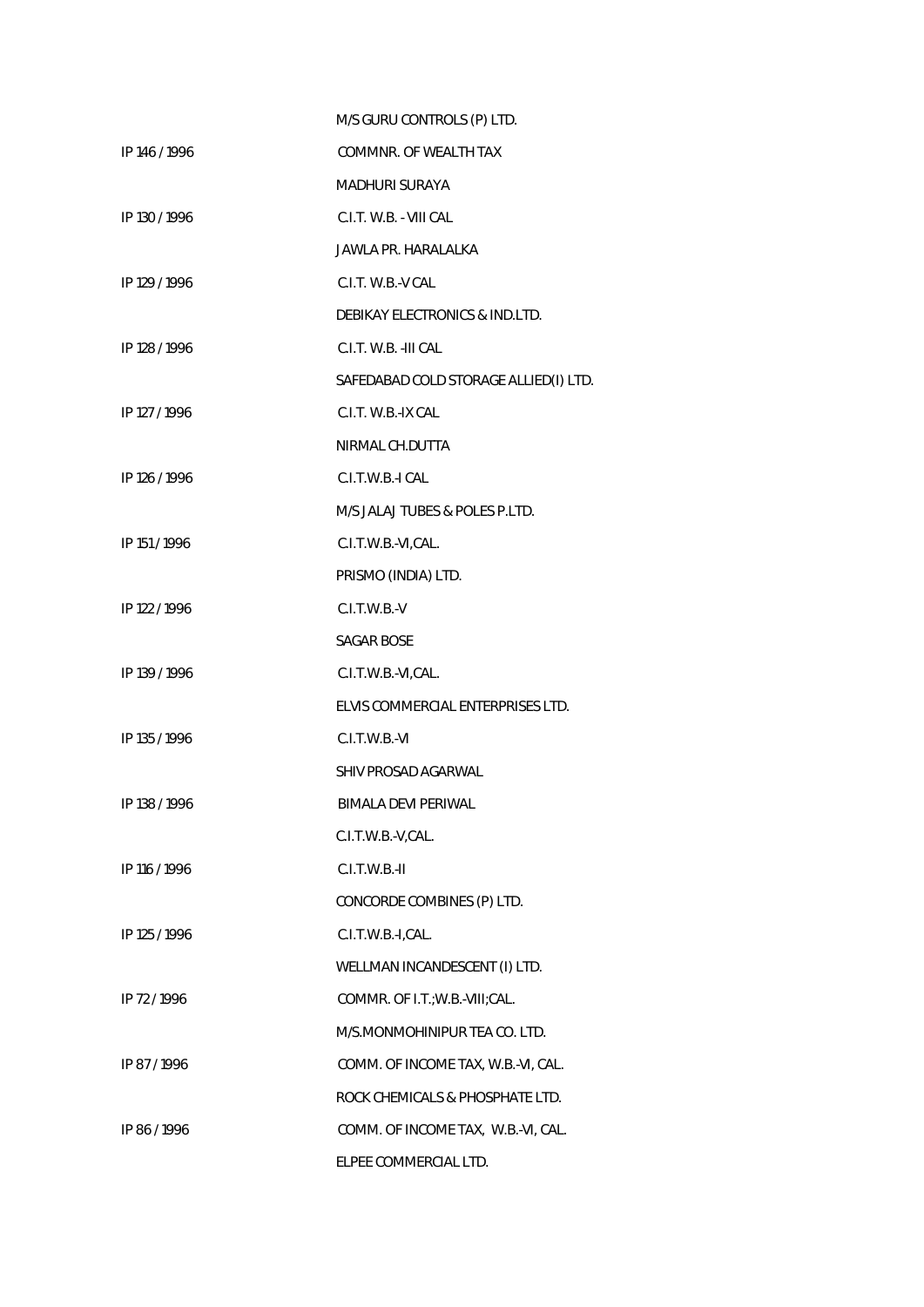M/S GURU CONTROLS (P) LTD.

IP 146 / 1996 COMMNR. OF WEALTH TAX

MADHURI SURAYA

IP 130 / 1996 C.I.T. W.B. - VIII CAL

JAWLA PR. HARALALKA

IP 129 / 1996 C.I.T. W.B.-V CAL

DEBIKAY ELECTRONICS & IND.LTD.

IP 128 / 1996 C.I.T. W.B. -III CAL

SAFEDABAD COLD STORAGE ALLIED(I) LTD.

IP 127 / 1996 C.I.T. W.B.-IX CAL

NIRMAL CH.DUTTA

IP 126 / 1996 C.I.T.W.B.-I CAL

M/S JALAJ TUBES & POLES P.LTD.

IP 151 / 1996 C.I.T.W.B.-VI,CAL.

PRISMO (INDIA) LTD.

IP 122 / 1996 C.I.T.W.B.-V

SAGAR BOSE

IP 139 / 1996 C.I.T.W.B.-VI,CAL.

ELVIS COMMERCIAL ENTERPRISES LTD.

IP 135 / 1996 C.I.T.W.B.-VI

SHIV PROSAD AGARWAL

IP 138 / 1996 BIMALA DEVI PERIWAL

C.I.T.W.B.-V,CAL.

IP 116 / 1996 C.I.T.W.B.-II

CONCORDE COMBINES (P) LTD.

IP 125 / 1996 C.I.T.W.B.-I,CAL.

WELLMAN INCANDESCENT (I) LTD.

IP 72 / 1996 COMMR. OF I.T.;W.B.-VIII;CAL.

M/S.MONMOHINIPUR TEA CO. LTD.

IP 87 / 1996 COMM. OF INCOME TAX, W.B.-VI, CAL.

ROCK CHEMICALS & PHOSPHATE LTD.

IP 86 / 1996 COMM. OF INCOME TAX, W.B.-VI, CAL.

ELPEE COMMERCIAL LTD.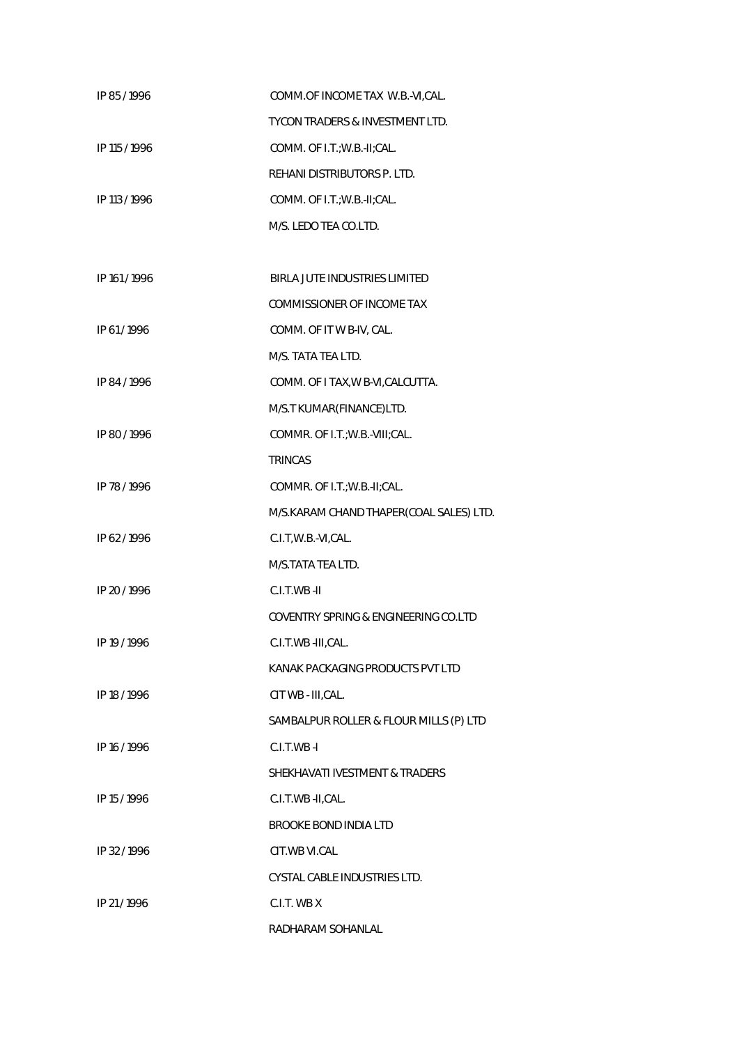| | |
|---|---|
| IP 85 / 1996 | COMM.OF INCOME TAX W.B.-VI,CAL. |
| | TYCON TRADERS & INVESTMENT LTD. |
| IP 115 / 1996 | COMM. OF I.T.;W.B.-II;CAL. |
| | REHANI DISTRIBUTORS P. LTD. |
| IP 113 / 1996 | COMM. OF I.T.;W.B.-II;CAL. |
| | M/S. LEDO TEA CO.LTD. |
| | |
| IP 161 / 1996 | BIRLA JUTE INDUSTRIES LIMITED |
| | COMMISSIONER OF INCOME TAX |
| IP 61 / 1996 | COMM. OF IT W B-IV, CAL. |
| | M/S. TATA TEA LTD. |
| IP 84 / 1996 | COMM. OF I TAX,W B-VI,CALCUTTA. |
| | M/S.T KUMAR(FINANCE)LTD. |
| IP 80 / 1996 | COMMR. OF I.T.;W.B.-VIII;CAL. |
| | TRINCAS |
| IP 78 / 1996 | COMMR. OF I.T.;W.B.-II;CAL. |
| | M/S.KARAM CHAND THAPER(COAL SALES) LTD. |
| IP 62 / 1996 | C.I.T,W.B.-VI,CAL. |
| | M/S.TATA TEA LTD. |
| IP 20 / 1996 | C.I.T.WB -II |
| | COVENTRY SPRING & ENGINEERING CO.LTD |
| IP 19 / 1996 | C.I.T.WB -III,CAL. |
| | KANAK PACKAGING PRODUCTS PVT LTD |
| IP 18 / 1996 | CIT WB - III,CAL. |
| | SAMBALPUR ROLLER & FLOUR MILLS (P) LTD |
| IP 16 / 1996 | C.I.T.WB -I |
| | SHEKHAVATI IVESTMENT & TRADERS |
| IP 15 / 1996 | C.I.T.WB -II,CAL. |
| | BROOKE BOND INDIA LTD |
| IP 32 / 1996 | CIT.WB VI.CAL |
| | CYSTAL CABLE INDUSTRIES LTD. |
| IP 21 / 1996 | C.I.T. WB X |
| | RADHARAM SOHANLAL |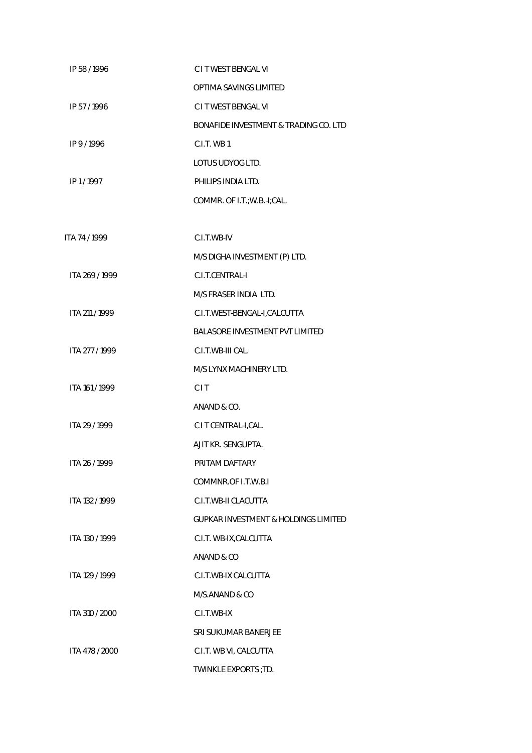| | |
|---|---|
| IP 58 / 1996 | C I T WEST BENGAL VI |
| | OPTIMA SAVINGS LIMITED |
| IP 57 / 1996 | C I T WEST BENGAL VI |
| | BONAFIDE INVESTMENT & TRADING CO. LTD |
| IP 9 / 1996 | C.I.T. WB 1 |
| | LOTUS UDYOG LTD. |
| IP 1 / 1997 | PHILIPS INDIA LTD. |
| | COMMR. OF I.T.;W.B.-I;CAL. |
| | |
| ITA 74 / 1999 | C.I.T.WB-IV |
| | M/S DIGHA INVESTMENT (P) LTD. |
| ITA 269 / 1999 | C.I.T.CENTRAL-I |
| | M/S FRASER INDIA LTD. |
| ITA 211 / 1999 | C.I.T.WEST-BENGAL-I,CALCUTTA |
| | BALASORE INVESTMENT PVT LIMITED |
| ITA 277 / 1999 | C.I.T.WB-III CAL. |
| | M/S LYNX MACHINERY LTD. |
| ITA 161 / 1999 | C I T |
| | ANAND & CO. |
| ITA 29 / 1999 | C I T CENTRAL-I,CAL. |
| | AJIT KR. SENGUPTA. |
| ITA 26 / 1999 | PRITAM DAFTARY |
| | COMMNR.OF I.T.W.B.I |
| ITA 132 / 1999 | C.I.T.WB-II CLACUTTA |
| | GUPKAR INVESTMENT & HOLDINGS LIMITED |
| ITA 130 / 1999 | C.I.T. WB-IX,CALCUTTA |
| | ANAND & CO |
| ITA 129 / 1999 | C.I.T.WB-IX CALCUTTA |
| | M/S.ANAND & CO |
| ITA 310 / 2000 | C.I.T.WB-IX |
| | SRI SUKUMAR BANERJEE |
| ITA 478 / 2000 | C.I.T. WB VI, CALCUTTA |
| | TWINKLE EXPORTS ;TD. |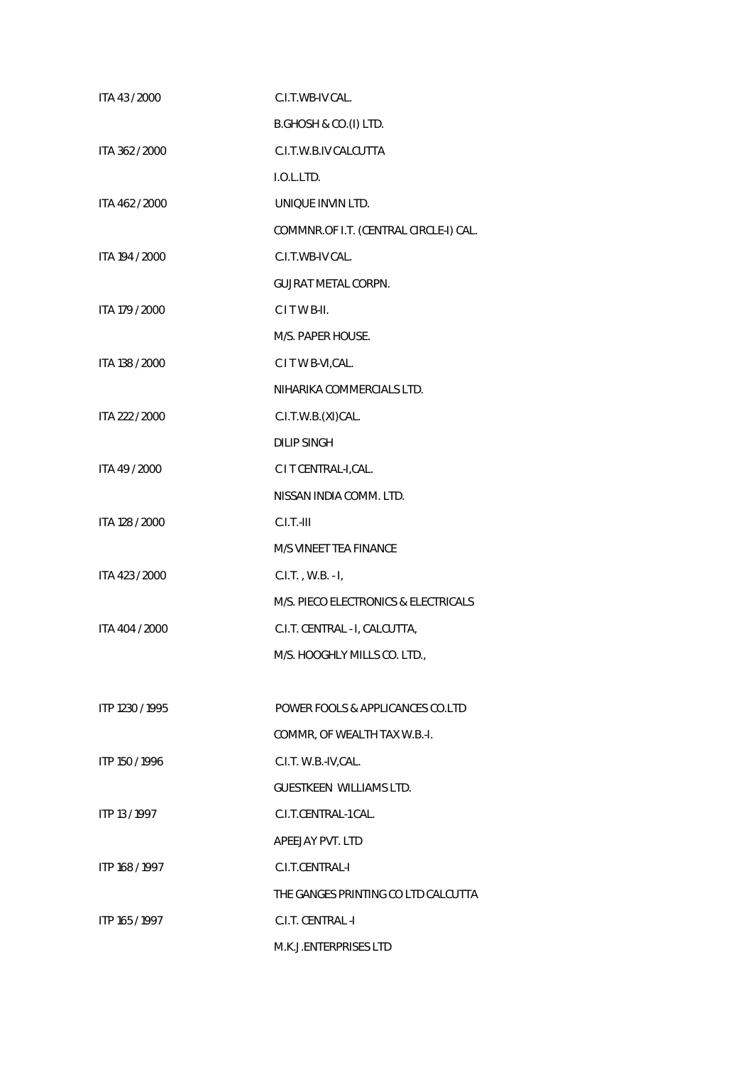| | |
|---|---|
| ITA 43 / 2000 | C.I.T.WB-IV CAL. |
| | B.GHOSH & CO.(I) LTD. |
| ITA 362 / 2000 | C.I.T.W.B.IV CALCUTTA |
| | I.O.L.LTD. |
| ITA 462 / 2000 | UNIQUE INVIN LTD. |
| | COMMNR.OF I.T. (CENTRAL CIRCLE-I) CAL. |
| ITA 194 / 2000 | C.I.T.WB-IV CAL. |
| | GUJRAT METAL CORPN. |
| ITA 179 / 2000 | C I T W B-II. |
| | M/S. PAPER HOUSE. |
| ITA 138 / 2000 | C I T W B-VI,CAL. |
| | NIHARIKA COMMERCIALS LTD. |
| ITA 222 / 2000 | C.I.T.W.B.(XI)CAL. |
| | DILIP SINGH |
| ITA 49 / 2000 | C I T CENTRAL-I,CAL. |
| | NISSAN INDIA COMM. LTD. |
| ITA 128 / 2000 | C.I.T.-III |
| | M/S VINEET TEA FINANCE |
| ITA 423 / 2000 | C.I.T. , W.B. - I, |
| | M/S. PIECO ELECTRONICS & ELECTRICALS |
| ITA 404 / 2000 | C.I.T. CENTRAL - I, CALCUTTA, |
| | M/S. HOOGHLY MILLS CO. LTD., |
| | |
| ITP 1230 / 1995 | POWER FOOLS & APPLICANCES CO.LTD |
| | COMMR, OF WEALTH TAX W.B.-I. |
| ITP 150 / 1996 | C.I.T. W.B.-IV,CAL. |
| | GUESTKEEN WILLIAMS LTD. |
| ITP 13 / 1997 | C.I.T.CENTRAL-1 CAL. |
| | APEEJAY PVT. LTD |
| ITP 168 / 1997 | C.I.T.CENTRAL-I |
| | THE GANGES PRINTING CO LTD CALCUTTA |
| ITP 165 / 1997 | C.I.T. CENTRAL -I |
| | M.K.J.ENTERPRISES LTD |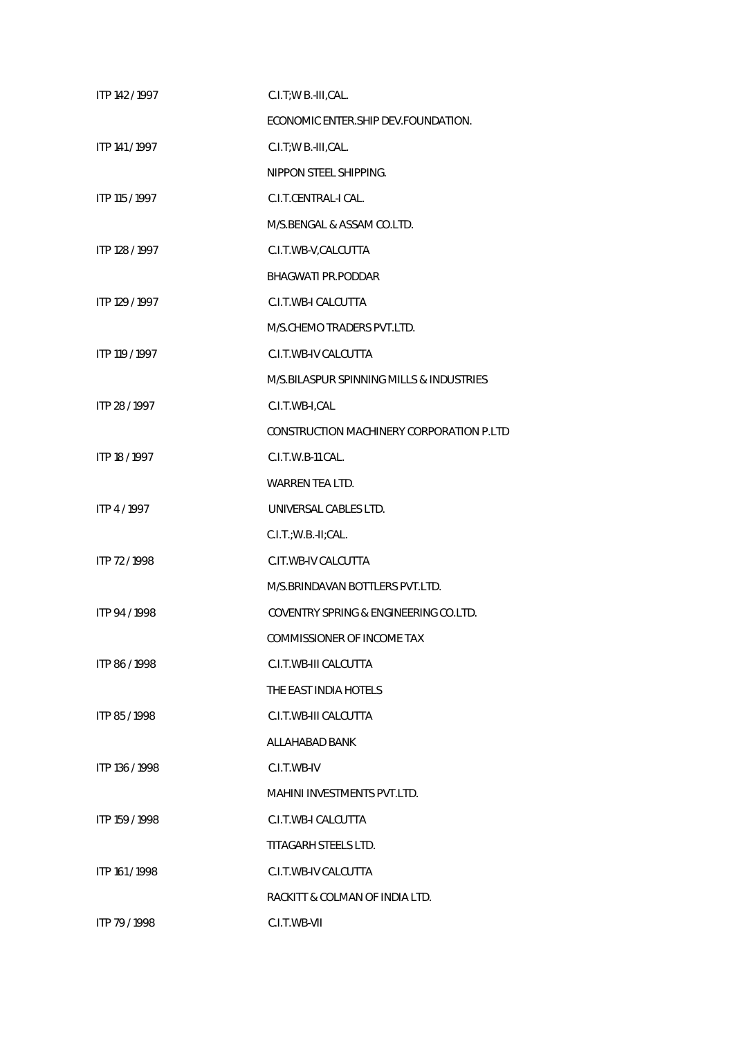ITP 142 / 1997 C.I.T;W B.-III,CAL.

ECONOMIC ENTER.SHIP DEV.FOUNDATION.

ITP 141 / 1997 C.I.T;W B.-III,CAL.

NIPPON STEEL SHIPPING.

ITP 115 / 1997 C.I.T.CENTRAL-I CAL.

M/S.BENGAL & ASSAM CO.LTD.

ITP 128 / 1997 C.I.T.WB-V,CALCUTTA

BHAGWATI PR.PODDAR

ITP 129 / 1997 C.I.T.WB-I CALCUTTA

M/S.CHEMO TRADERS PVT.LTD.

ITP 119 / 1997 C.I.T.WB-IV CALCUTTA

M/S.BILASPUR SPINNING MILLS & INDUSTRIES

ITP 28 / 1997 C.I.T.WB-I,CAL

CONSTRUCTION MACHINERY CORPORATION P.LTD

ITP 18 / 1997 C.I.T.W.B-11 CAL.

WARREN TEA LTD.

ITP 4 / 1997 UNIVERSAL CABLES LTD.

C.I.T.;W.B.-II;CAL.

ITP 72 / 1998 C.IT.WB-IV CALCUTTA

M/S.BRINDAVAN BOTTLERS PVT.LTD.

ITP 94 / 1998 COVENTRY SPRING & ENGINEERING CO.LTD.

COMMISSIONER OF INCOME TAX

ITP 86 / 1998 C.I.T.WB-III CALCUTTA

THE EAST INDIA HOTELS

ITP 85 / 1998 C.I.T.WB-III CALCUTTA

ALLAHABAD BANK

ITP 136 / 1998 C.I.T.WB-IV

MAHINI INVESTMENTS PVT.LTD.

ITP 159 / 1998 C.I.T.WB-I CALCUTTA

TITAGARH STEELS LTD.

ITP 161 / 1998 C.I.T.WB-IV CALCUTTA

RACKITT & COLMAN OF INDIA LTD.

ITP 79 / 1998 C.I.T.WB-VII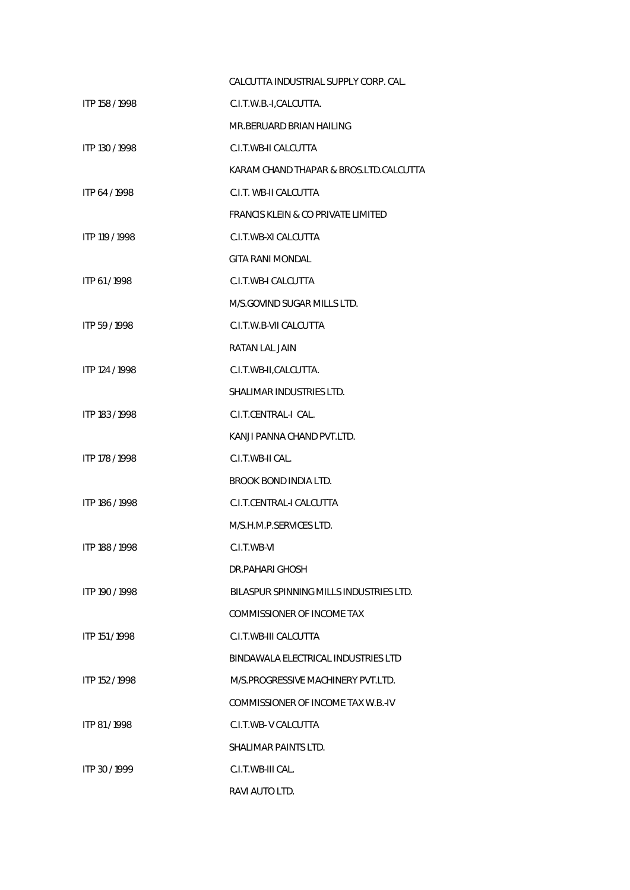| | |
|---|---|
| | CALCUTTA INDUSTRIAL SUPPLY CORP. CAL. |
| ITP 158 / 1998 | C.I.T.W.B.-I,CALCUTTA. |
| | MR.BERUARD BRIAN HAILING |
| ITP 130 / 1998 | C.I.T.WB-II CALCUTTA |
| | KARAM CHAND THAPAR & BROS.LTD.CALCUTTA |
| ITP 64 / 1998 | C.I.T. WB-II CALCUTTA |
| | FRANCIS KLEIN & CO PRIVATE LIMITED |
| ITP 119 / 1998 | C.I.T.WB-XI CALCUTTA |
| | GITA RANI MONDAL |
| ITP 61 / 1998 | C.I.T.WB-I CALCUTTA |
| | M/S.GOVIND SUGAR MILLS LTD. |
| ITP 59 / 1998 | C.I.T.W.B-VII CALCUTTA |
| | RATAN LAL JAIN |
| ITP 124 / 1998 | C.I.T.WB-II,CALCUTTA. |
| | SHALIMAR INDUSTRIES LTD. |
| ITP 183 / 1998 | C.I.T.CENTRAL-I CAL. |
| | KANJI PANNA CHAND PVT.LTD. |
| ITP 178 / 1998 | C.I.T.WB-II CAL. |
| | BROOK BOND INDIA LTD. |
| ITP 186 / 1998 | C.I.T.CENTRAL-I CALCUTTA |
| | M/S.H.M.P.SERVICES LTD. |
| ITP 188 / 1998 | C.I.T.WB-VI |
| | DR.PAHARI GHOSH |
| ITP 190 / 1998 | BILASPUR SPINNING MILLS INDUSTRIES LTD. |
| | COMMISSIONER OF INCOME TAX |
| ITP 151 / 1998 | C.I.T.WB-III CALCUTTA |
| | BINDAWALA ELECTRICAL INDUSTRIES LTD |
| ITP 152 / 1998 | M/S.PROGRESSIVE MACHINERY PVT.LTD. |
| | COMMISSIONER OF INCOME TAX W.B.-IV |
| ITP 81 / 1998 | C.I.T.WB- V CALCUTTA |
| | SHALIMAR PAINTS LTD. |
| ITP 30 / 1999 | C.I.T.WB-III CAL. |
| | RAVI AUTO LTD. |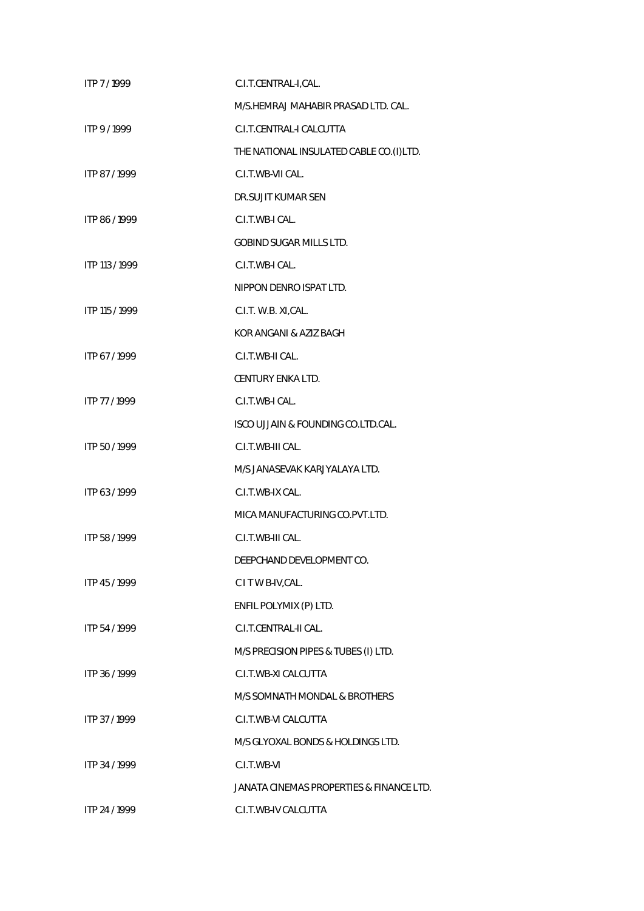ITP 7 / 1999 C.I.T.CENTRAL-I,CAL.

M/S.HEMRAJ MAHABIR PRASAD LTD. CAL.

ITP 9 / 1999 C.I.T.CENTRAL-I CALCUTTA

THE NATIONAL INSULATED CABLE CO.(I)LTD.

ITP 87 / 1999 C.I.T.WB-VII CAL.

DR.SUJIT KUMAR SEN

ITP 86 / 1999 C.I.T.WB-I CAL.

GOBIND SUGAR MILLS LTD.

ITP 113 / 1999 C.I.T.WB-I CAL.

NIPPON DENRO ISPAT LTD.

ITP 115 / 1999 C.I.T. W.B. XI,CAL.

KOR ANGANI & AZIZ BAGH

ITP 67 / 1999 C.I.T.WB-II CAL.

CENTURY ENKA LTD.

ITP 77 / 1999 C.I.T.WB-I CAL.

ISCO UJJAIN & FOUNDING CO.LTD.CAL.

ITP 50 / 1999 C.I.T.WB-III CAL.

M/S JANASEVAK KARJYALAYA LTD.

ITP 63 / 1999 C.I.T.WB-IX CAL.

MICA MANUFACTURING CO.PVT.LTD.

ITP 58 / 1999 C.I.T.WB-III CAL.

DEEPCHAND DEVELOPMENT CO.

ITP 45 / 1999 C I T W B-IV,CAL.

ENFIL POLYMIX (P) LTD.

ITP 54 / 1999 C.I.T.CENTRAL-II CAL.

M/S PRECISION PIPES & TUBES (I) LTD.

ITP 36 / 1999 C.I.T.WB-XI CALCUTTA

M/S SOMNATH MONDAL & BROTHERS

ITP 37 / 1999 C.I.T.WB-VI CALCUTTA

M/S GLYOXAL BONDS & HOLDINGS LTD.

ITP 34 / 1999 C.I.T.WB-VI

JANATA CINEMAS PROPERTIES & FINANCE LTD.

ITP 24 / 1999 C.I.T.WB-IV CALCUTTA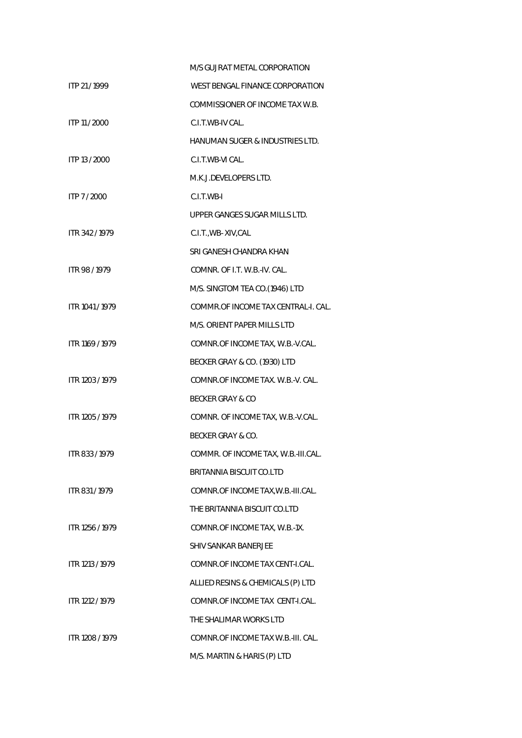| | |
|---|---|
| | M/S GUJRAT METAL CORPORATION |
| ITP 21 / 1999 | WEST BENGAL FINANCE CORPORATION |
| | COMMISSIONER OF INCOME TAX W.B. |
| ITP 11 / 2000 | C.I.T.WB-IV CAL. |
| | HANUMAN SUGER & INDUSTRIES LTD. |
| ITP 13 / 2000 | C.I.T.WB-VI CAL. |
| | M.K.J.DEVELOPERS LTD. |
| ITP 7 / 2000 | C.I.T.WB-I |
| | UPPER GANGES SUGAR MILLS LTD. |
| ITR 342 / 1979 | C.I.T.,WB- XIV,CAL |
| | SRI GANESH CHANDRA KHAN |
| ITR 98 / 1979 | COMNR. OF I.T. W.B.-IV. CAL. |
| | M/S. SINGTOM TEA CO.(1946) LTD |
| ITR 1041 / 1979 | COMMR.OF INCOME TAX CENTRAL-I. CAL. |
| | M/S. ORIENT PAPER MILLS LTD |
| ITR 1169 / 1979 | COMNR.OF INCOME TAX, W.B.-V.CAL. |
| | BECKER GRAY & CO. (1930) LTD |
| ITR 1203 / 1979 | COMNR.OF INCOME TAX. W.B.-V. CAL. |
| | BECKER GRAY & CO |
| ITR 1205 / 1979 | COMNR. OF INCOME TAX, W.B.-V.CAL. |
| | BECKER GRAY & CO. |
| ITR 833 / 1979 | COMMR. OF INCOME TAX, W.B.-III.CAL. |
| | BRITANNIA BISCUIT CO.LTD |
| ITR 831 / 1979 | COMNR.OF INCOME TAX,W.B.-III.CAL. |
| | THE BRITANNIA BISCUIT CO.LTD |
| ITR 1256 / 1979 | COMNR.OF INCOME TAX, W.B.-1X. |
| | SHIV SANKAR BANERJEE |
| ITR 1213 / 1979 | COMNR.OF INCOME TAX CENT-I.CAL. |
| | ALLIED RESINS & CHEMICALS (P) LTD |
| ITR 1212 / 1979 | COMNR.OF INCOME TAX CENT-I.CAL. |
| | THE SHALIMAR WORKS LTD |
| ITR 1208 / 1979 | COMNR.OF INCOME TAX W.B.-III. CAL. |
| | M/S. MARTIN & HARIS (P) LTD |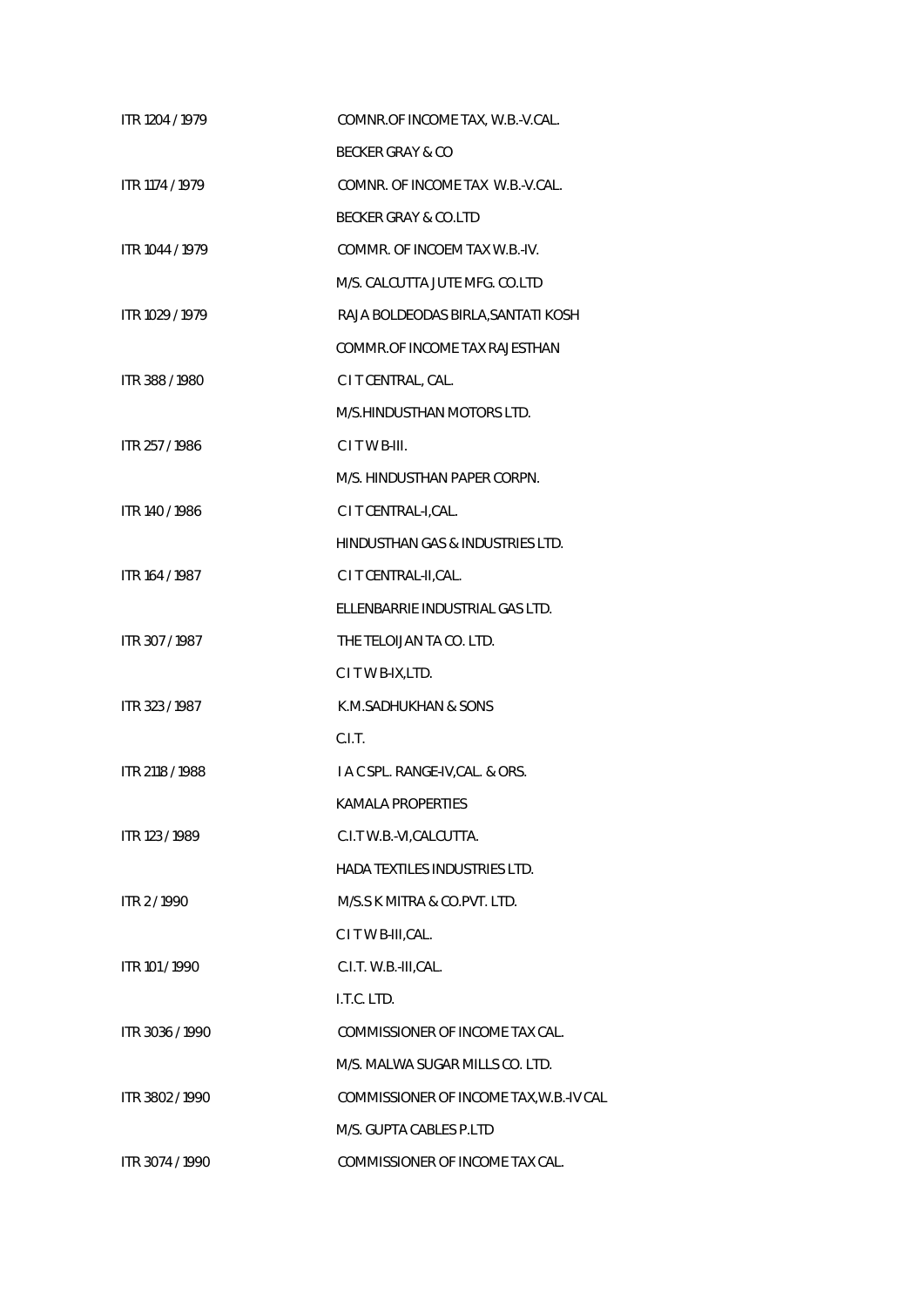| | |
|---|---|
| ITR 1204 / 1979 | COMNR.OF INCOME TAX, W.B.-V.CAL. |
| | BECKER GRAY & CO |
| ITR 1174 / 1979 | COMNR. OF INCOME TAX W.B.-V.CAL. |
| | BECKER GRAY & CO.LTD |
| ITR 1044 / 1979 | COMMR. OF INCOEM TAX W.B.-IV. |
| | M/S. CALCUTTA JUTE MFG. CO.LTD |
| ITR 1029 / 1979 | RAJA BOLDEODAS BIRLA,SANTATI KOSH |
| | COMMR.OF INCOME TAX RAJESTHAN |
| ITR 388 / 1980 | C I T CENTRAL, CAL. |
| | M/S.HINDUSTHAN MOTORS LTD. |
| ITR 257 / 1986 | C I T W B-III. |
| | M/S. HINDUSTHAN PAPER CORPN. |
| ITR 140 / 1986 | C I T CENTRAL-I,CAL. |
| | HINDUSTHAN GAS & INDUSTRIES LTD. |
| ITR 164 / 1987 | C I T CENTRAL-II,CAL. |
| | ELLENBARRIE INDUSTRIAL GAS LTD. |
| ITR 307 / 1987 | THE TELOIJAN TA CO. LTD. |
| | C I T W B-IX,LTD. |
| ITR 323 / 1987 | K.M.SADHUKHAN & SONS |
| | C.I.T. |
| ITR 2118 / 1988 | I A C SPL. RANGE-IV,CAL. & ORS. |
| | KAMALA PROPERTIES |
| ITR 123 / 1989 | C.I.T W.B.-VI,CALCUTTA. |
| | HADA TEXTILES INDUSTRIES LTD. |
| ITR 2 / 1990 | M/S.S K MITRA & CO.PVT. LTD. |
| | C I T W B-III,CAL. |
| ITR 101 / 1990 | C.I.T. W.B.-III,CAL. |
| | I.T.C. LTD. |
| ITR 3036 / 1990 | COMMISSIONER OF INCOME TAX CAL. |
| | M/S. MALWA SUGAR MILLS CO. LTD. |
| ITR 3802 / 1990 | COMMISSIONER OF INCOME TAX,W.B.-IV CAL |
| | M/S. GUPTA CABLES P.LTD |
| ITR 3074 / 1990 | COMMISSIONER OF INCOME TAX CAL. |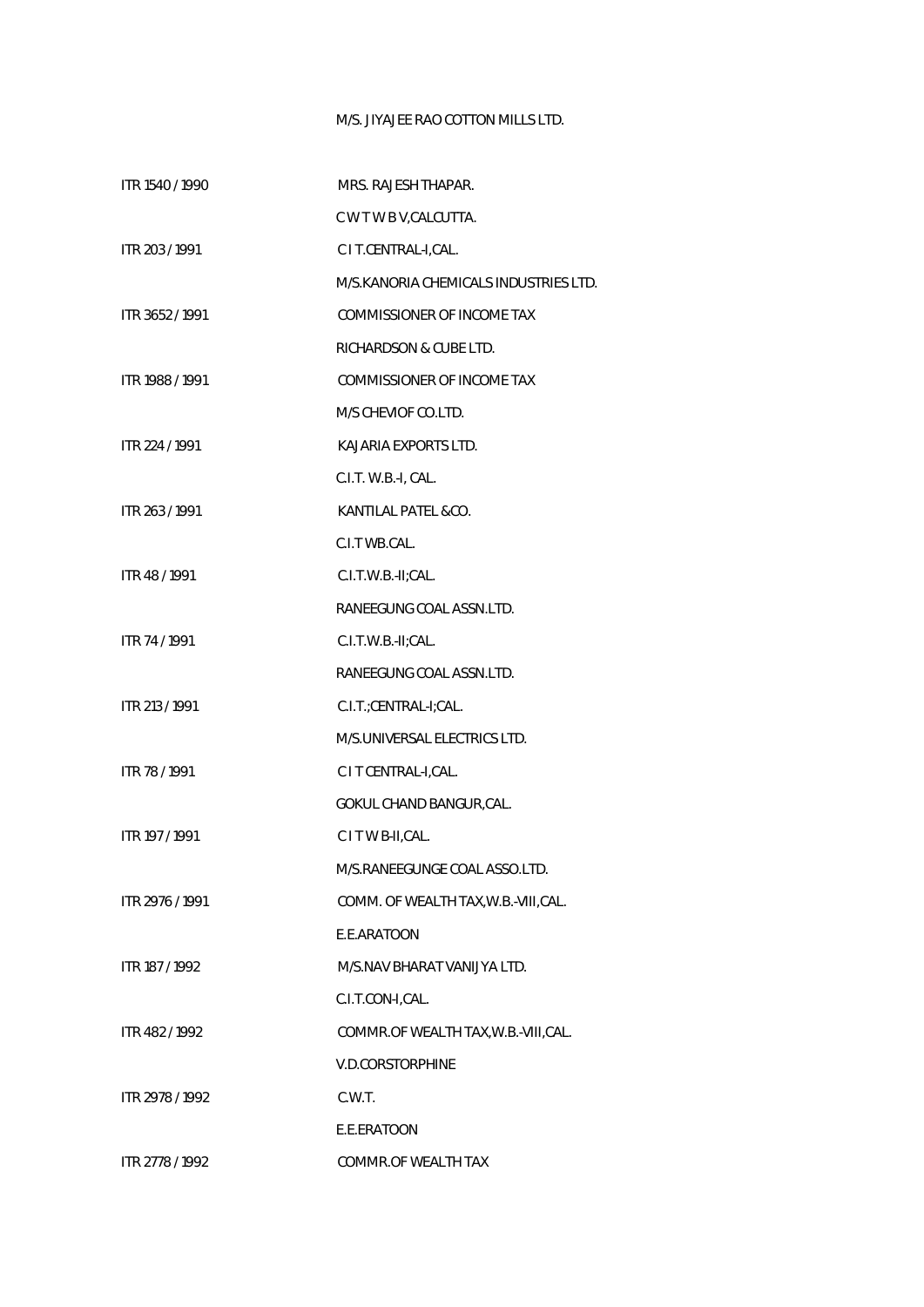M/S. JIYAJEE RAO COTTON MILLS LTD.

| | |
|---|---|
| ITR 1540 / 1990 | MRS. RAJESH THAPAR. |
| | C W T W B V,CALCUTTA. |
| ITR 203 / 1991 | C I T.CENTRAL-I,CAL. |
| | M/S.KANORIA CHEMICALS INDUSTRIES LTD. |
| ITR 3652 / 1991 | COMMISSIONER OF INCOME TAX |
| | RICHARDSON & CUBE LTD. |
| ITR 1988 / 1991 | COMMISSIONER OF INCOME TAX |
| | M/S CHEVIOF CO.LTD. |
| ITR 224 / 1991 | KAJARIA EXPORTS LTD. |
| | C.I.T. W.B.-I, CAL. |
| ITR 263 / 1991 | KANTILAL PATEL &CO. |
| | C.I.T WB.CAL. |
| ITR 48 / 1991 | C.I.T.W.B.-II;CAL. |
| | RANEEGUNG COAL ASSN.LTD. |
| ITR 74 / 1991 | C.I.T.W.B.-II;CAL. |
| | RANEEGUNG COAL ASSN.LTD. |
| ITR 213 / 1991 | C.I.T.;CENTRAL-I;CAL. |
| | M/S.UNIVERSAL ELECTRICS LTD. |
| ITR 78 / 1991 | C I T CENTRAL-I,CAL. |
| | GOKUL CHAND BANGUR,CAL. |
| ITR 197 / 1991 | C I T W B-II,CAL. |
| | M/S.RANEEGUNGE COAL ASSO.LTD. |
| ITR 2976 / 1991 | COMM. OF WEALTH TAX,W.B.-VIII,CAL. |
| | E.E.ARATOON |
| ITR 187 / 1992 | M/S.NAV BHARAT VANIJYA LTD. |
| | C.I.T.CON-I,CAL. |
| ITR 482 / 1992 | COMMR.OF WEALTH TAX,W.B.-VIII,CAL. |
| | V.D.CORSTORPHINE |
| ITR 2978 / 1992 | C.W.T. |
| | E.E.ERATOON |
| ITR 2778 / 1992 | COMMR.OF WEALTH TAX |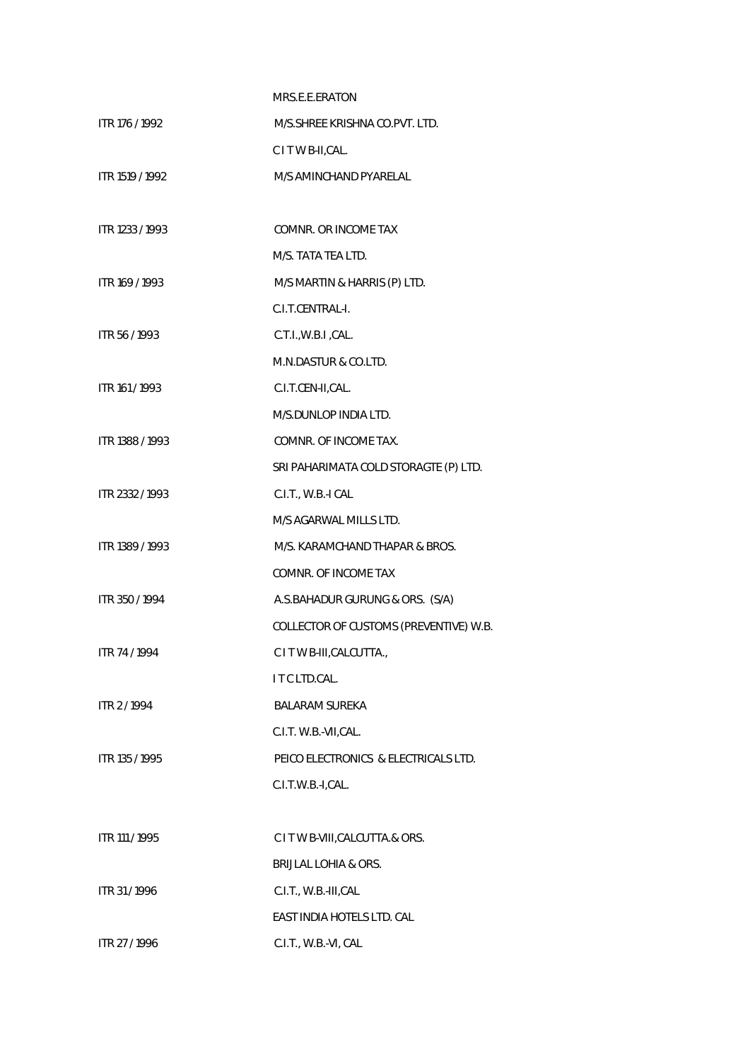| | |
|---|---|
| | MRS.E.E.ERATON |
| ITR 176 / 1992 | M/S.SHREE KRISHNA CO.PVT. LTD. |
| | C I T W B-II,CAL. |
| ITR 1519 / 1992 | M/S AMINCHAND PYARELAL |
| | |
| ITR 1233 / 1993 | COMNR. OR INCOME TAX |
| | M/S. TATA TEA LTD. |
| ITR 169 / 1993 | M/S MARTIN & HARRIS (P) LTD. |
| | C.I.T.CENTRAL-I. |
| ITR 56 / 1993 | C.T.I.,W.B.I ,CAL. |
| | M.N.DASTUR & CO.LTD. |
| ITR 161 / 1993 | C.I.T.CEN-II,CAL. |
| | M/S.DUNLOP INDIA LTD. |
| ITR 1388 / 1993 | COMNR. OF INCOME TAX. |
| | SRI PAHARIMATA COLD STORAGTE (P) LTD. |
| ITR 2332 / 1993 | C.I.T., W.B.-I CAL |
| | M/S AGARWAL MILLS LTD. |
| ITR 1389 / 1993 | M/S. KARAMCHAND THAPAR & BROS. |
| | COMNR. OF INCOME TAX |
| ITR 350 / 1994 | A.S.BAHADUR GURUNG & ORS. (S/A) |
| | COLLECTOR OF CUSTOMS (PREVENTIVE) W.B. |
| ITR 74 / 1994 | C I T W B-III,CALCUTTA., |
| | I T C LTD.CAL. |
| ITR 2 / 1994 | BALARAM SUREKA |
| | C.I.T. W.B.-VII,CAL. |
| ITR 135 / 1995 | PEICO ELECTRONICS & ELECTRICALS LTD. |
| | C.I.T.W.B.-I,CAL. |
| | |
| ITR 111 / 1995 | C I T W B-VIII,CALCUTTA.& ORS. |
| | BRIJLAL LOHIA & ORS. |
| ITR 31 / 1996 | C.I.T., W.B.-III,CAL |
| | EAST INDIA HOTELS LTD. CAL |
| ITR 27 / 1996 | C.I.T., W.B.-VI, CAL |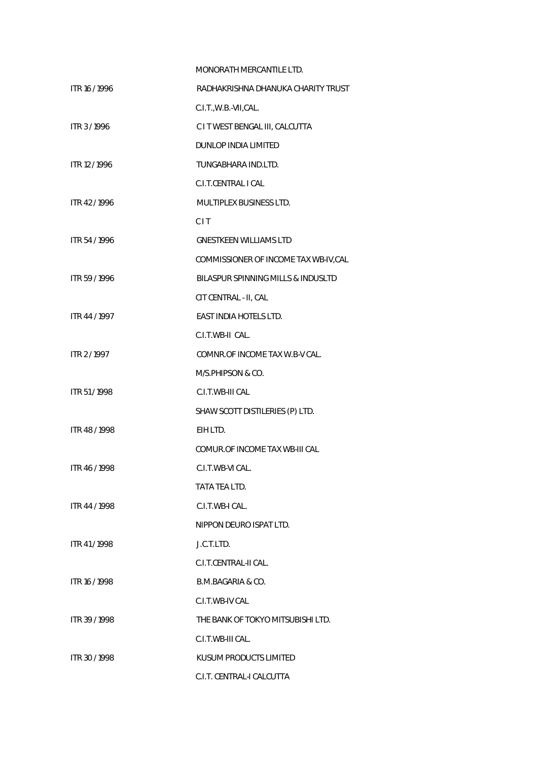| | |
|---|---|
| | MONORATH MERCANTILE LTD. |
| ITR 16 / 1996 | RADHAKRISHNA DHANUKA CHARITY TRUST |
| | C.I.T.,W.B.-VII,CAL. |
| ITR 3 / 1996 | C I T WEST BENGAL III, CALCUTTA |
| | DUNLOP INDIA LIMITED |
| ITR 12 / 1996 | TUNGABHARA IND.LTD. |
| | C.I.T.CENTRAL I CAL |
| ITR 42 / 1996 | MULTIPLEX BUSINESS LTD. |
| | C I T |
| ITR 54 / 1996 | GNESTKEEN WILLIAMS LTD |
| | COMMISSIONER OF INCOME TAX WB-IV,CAL |
| ITR 59 / 1996 | BILASPUR SPINNING MILLS & INDUSLTD |
| | CIT CENTRAL - II, CAL |
| ITR 44 / 1997 | EAST INDIA HOTELS LTD. |
| | C.I.T.WB-II CAL. |
| ITR 2 / 1997 | COMNR.OF INCOME TAX W.B-V CAL. |
| | M/S.PHIPSON & CO. |
| ITR 51 / 1998 | C.I.T.WB-III CAL |
| | SHAW SCOTT DISTILERIES (P) LTD. |
| ITR 48 / 1998 | EIH LTD. |
| | COMUR.OF INCOME TAX WB-III CAL |
| ITR 46 / 1998 | C.I.T.WB-VI CAL. |
| | TATA TEA LTD. |
| ITR 44 / 1998 | C.I.T.WB-I CAL. |
| | NIPPON DEURO ISPAT LTD. |
| ITR 41 / 1998 | J.C.T.LTD. |
| | C.I.T.CENTRAL-II CAL. |
| ITR 16 / 1998 | B.M.BAGARIA & CO. |
| | C.I.T.WB-IV CAL |
| ITR 39 / 1998 | THE BANK OF TOKYO MITSUBISHI LTD. |
| | C.I.T.WB-III CAL. |
| ITR 30 / 1998 | KUSUM PRODUCTS LIMITED |
| | C.I.T. CENTRAL-I CALCUTTA |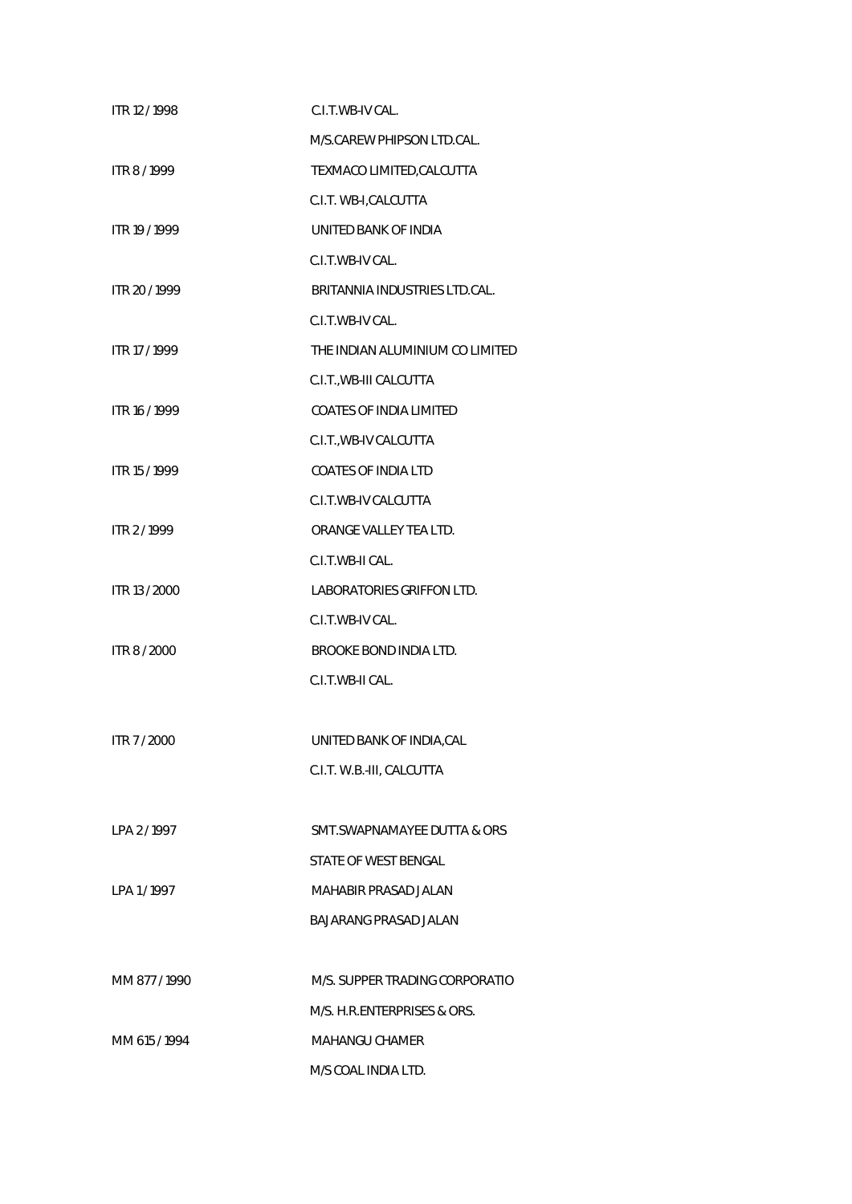| | |
|---|---|
| ITR 12 / 1998 | C.I.T.WB-IV CAL. |
| | M/S.CAREW PHIPSON LTD.CAL. |
| ITR 8 / 1999 | TEXMACO LIMITED,CALCUTTA |
| | C.I.T. WB-I,CALCUTTA |
| ITR 19 / 1999 | UNITED BANK OF INDIA |
| | C.I.T.WB-IV CAL. |
| ITR 20 / 1999 | BRITANNIA INDUSTRIES LTD.CAL. |
| | C.I.T.WB-IV CAL. |
| ITR 17 / 1999 | THE INDIAN ALUMINIUM CO LIMITED |
| | C.I.T.,WB-III CALCUTTA |
| ITR 16 / 1999 | COATES OF INDIA LIMITED |
| | C.I.T.,WB-IV CALCUTTA |
| ITR 15 / 1999 | COATES OF INDIA LTD |
| | C.I.T.WB-IV CALCUTTA |
| ITR 2 / 1999 | ORANGE VALLEY TEA LTD. |
| | C.I.T.WB-II CAL. |
| ITR 13 / 2000 | LABORATORIES GRIFFON LTD. |
| | C.I.T.WB-IV CAL. |
| ITR 8 / 2000 | BROOKE BOND INDIA LTD. |
| | C.I.T.WB-II CAL. |
| ITR 7 / 2000 | UNITED BANK OF INDIA,CAL |
| | C.I.T. W.B.-III, CALCUTTA |
| LPA 2 / 1997 | SMT.SWAPNAMAYEE DUTTA & ORS |
| | STATE OF WEST BENGAL |
| LPA 1 / 1997 | MAHABIR PRASAD JALAN |
| | BAJARANG PRASAD JALAN |
| MM 877 / 1990 | M/S. SUPPER TRADING CORPORATIO |
| | M/S. H.R.ENTERPRISES & ORS. |
| MM 615 / 1994 | MAHANGU CHAMER |
| | M/S COAL INDIA LTD. |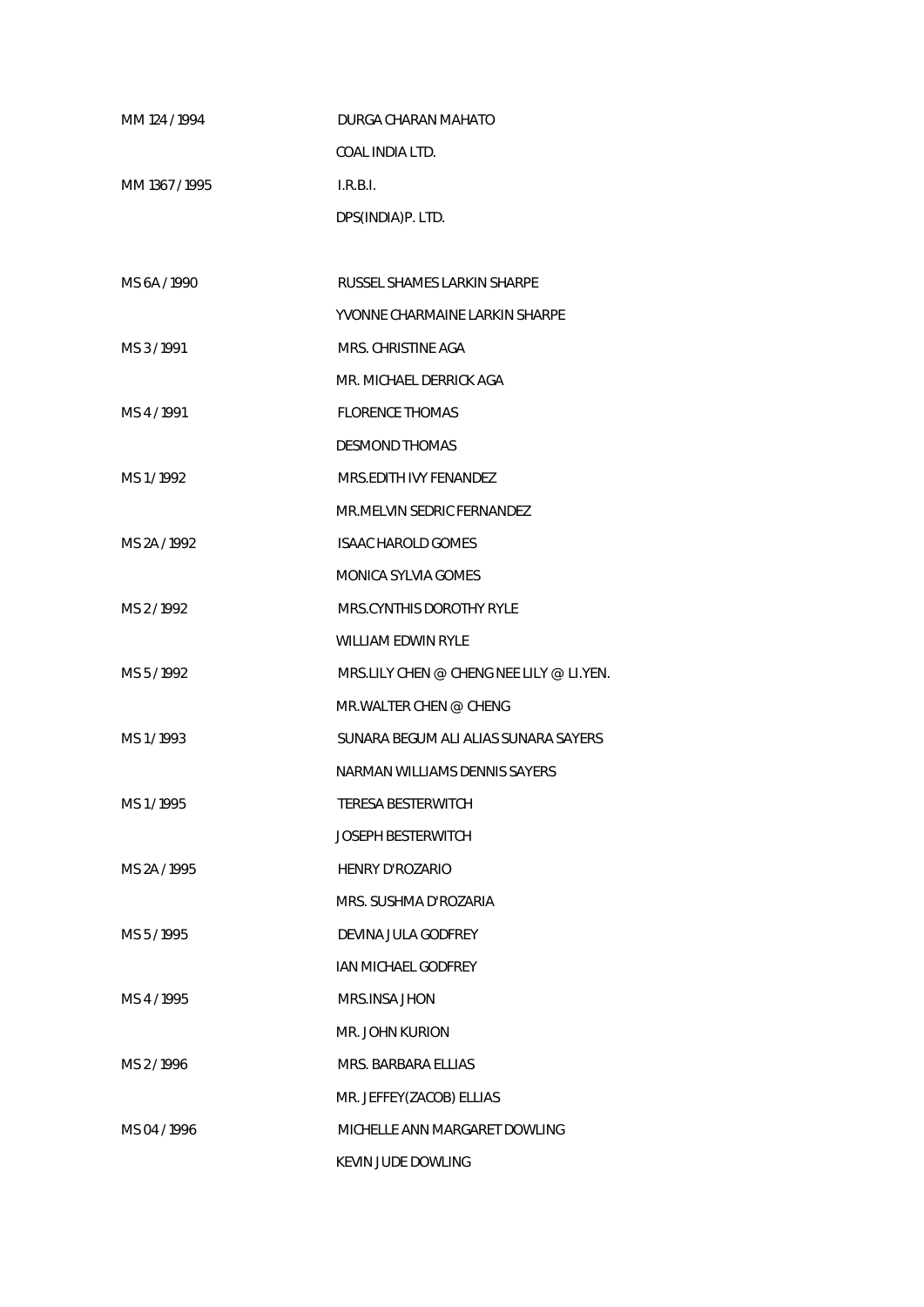| | |
|---|---|
| MM 124 / 1994 | DURGA CHARAN MAHATO |
| | COAL INDIA LTD. |
| MM 1367 / 1995 | I.R.B.I. |
| | DPS(INDIA)P. LTD. |
| | |
| MS 6A / 1990 | RUSSEL SHAMES LARKIN SHARPE |
| | YVONNE CHARMAINE LARKIN SHARPE |
| MS 3 / 1991 | MRS. CHRISTINE AGA |
| | MR. MICHAEL DERRICK AGA |
| MS 4 / 1991 | FLORENCE THOMAS |
| | DESMOND THOMAS |
| MS 1 / 1992 | MRS.EDITH IVY FENANDEZ |
| | MR.MELVIN SEDRIC FERNANDEZ |
| MS 2A / 1992 | ISAAC HAROLD GOMES |
| | MONICA SYLVIA GOMES |
| MS 2 / 1992 | MRS.CYNTHIS DOROTHY RYLE |
| | WILLIAM EDWIN RYLE |
| MS 5 / 1992 | MRS.LILY CHEN @ CHENG NEE LILY @ LI.YEN. |
| | MR.WALTER CHEN @ CHENG |
| MS 1 / 1993 | SUNARA BEGUM ALI ALIAS SUNARA SAYERS |
| | NARMAN WILLIAMS DENNIS SAYERS |
| MS 1 / 1995 | TERESA BESTERWITCH |
| | JOSEPH BESTERWITCH |
| MS 2A / 1995 | HENRY D'ROZARIO |
| | MRS. SUSHMA D'ROZARIA |
| MS 5 / 1995 | DEVINA JULA GODFREY |
| | IAN MICHAEL GODFREY |
| MS 4 / 1995 | MRS.INSA JHON |
| | MR. JOHN KURION |
| MS 2 / 1996 | MRS. BARBARA ELLIAS |
| | MR. JEFFEY(ZACOB) ELLIAS |
| MS 04 / 1996 | MICHELLE ANN MARGARET DOWLING |
| | KEVIN JUDE DOWLING |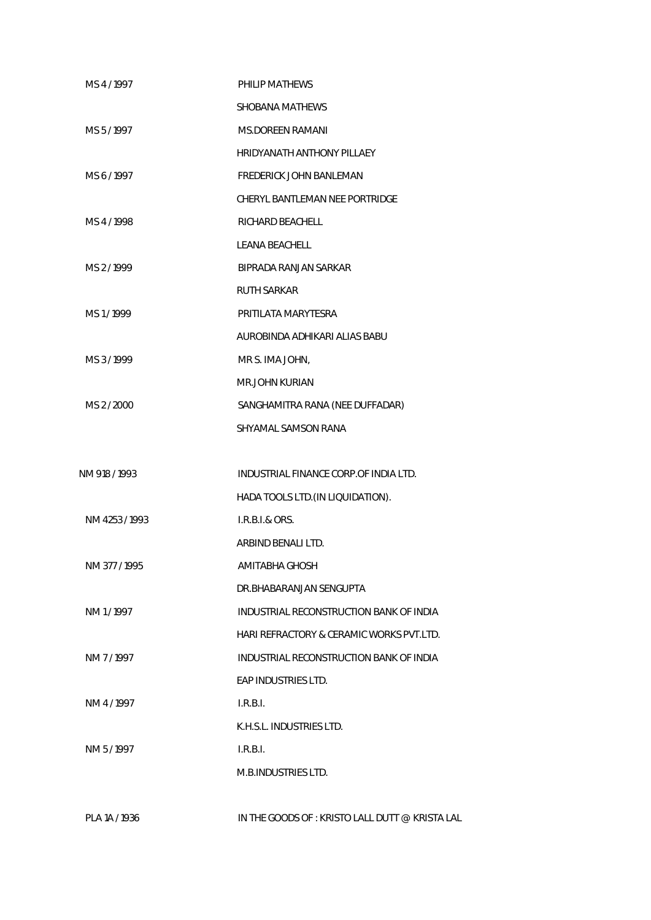| | |
|---|---|
| MS 4 / 1997 | PHILIP MATHEWS |
| | SHOBANA MATHEWS |
| MS 5 / 1997 | MS.DOREEN RAMANI |
| | HRIDYANATH ANTHONY PILLAEY |
| MS 6 / 1997 | FREDERICK JOHN BANLEMAN |
| | CHERYL BANTLEMAN NEE PORTRIDGE |
| MS 4 / 1998 | RICHARD BEACHELL |
| | LEANA BEACHELL |
| MS 2 / 1999 | BIPRADA RANJAN SARKAR |
| | RUTH SARKAR |
| MS 1 / 1999 | PRITILATA MARYTESRA |
| | AUROBINDA ADHIKARI ALIAS BABU |
| MS 3 / 1999 | MR S. IMA JOHN, |
| | MR.JOHN KURIAN |
| MS 2 / 2000 | SANGHAMITRA RANA (NEE DUFFADAR) |
| | SHYAMAL SAMSON RANA |
| | |
| NM 918 / 1993 | INDUSTRIAL FINANCE CORP.OF INDIA LTD. |
| | HADA TOOLS LTD.(IN LIQUIDATION). |
| NM 4253 / 1993 | I.R.B.I.& ORS. |
| | ARBIND BENALI LTD. |
| NM 377 / 1995 | AMITABHA GHOSH |
| | DR.BHABARANJAN SENGUPTA |
| NM 1 / 1997 | INDUSTRIAL RECONSTRUCTION BANK OF INDIA |
| | HARI REFRACTORY & CERAMIC WORKS PVT.LTD. |
| NM 7 / 1997 | INDUSTRIAL RECONSTRUCTION BANK OF INDIA |
| | EAP INDUSTRIES LTD. |
| NM 4 / 1997 | I.R.B.I. |
| | K.H.S.L. INDUSTRIES LTD. |
| NM 5 / 1997 | I.R.B.I. |
| | M.B.INDUSTRIES LTD. |
| | |
| PLA 1A / 1936 | IN THE GOODS OF : KRISTO LALL DUTT @ KRISTA LAL |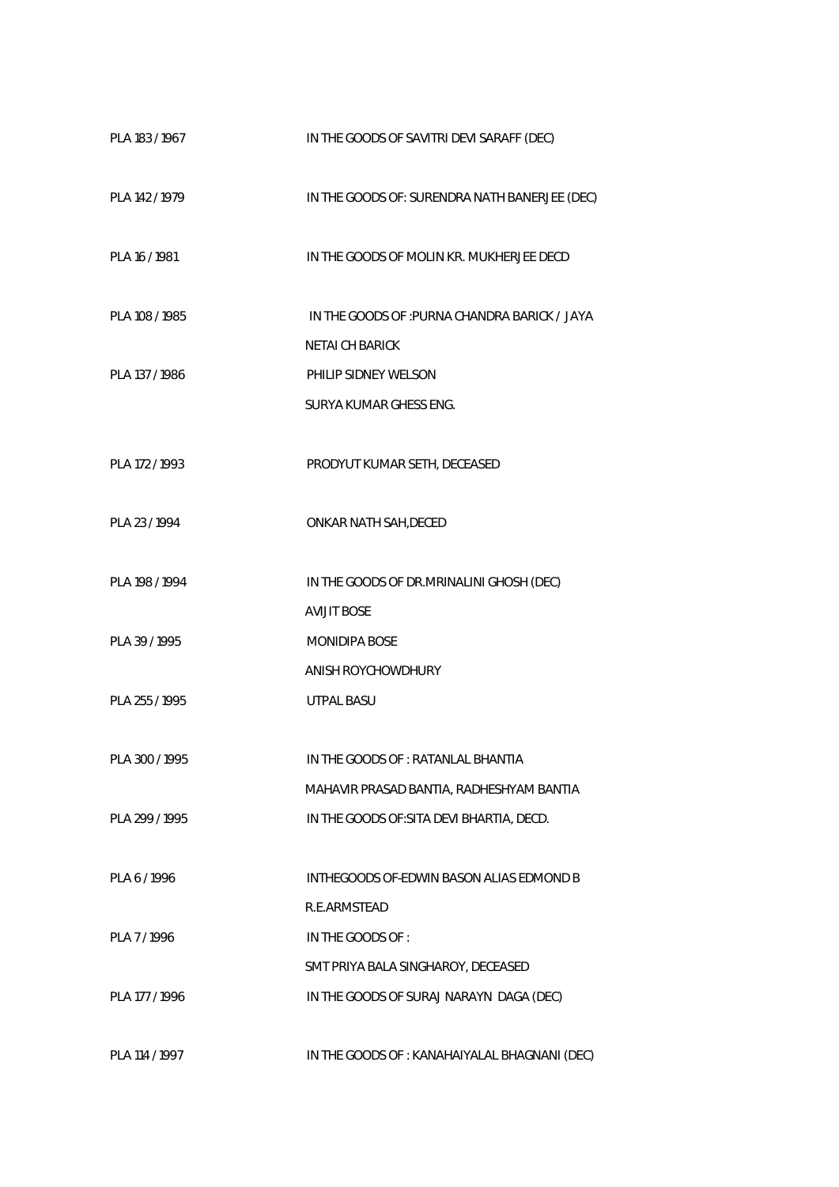| | |
|---|---|
| PLA 183 / 1967 | IN THE GOODS OF SAVITRI DEVI SARAFF (DEC) |
| PLA 142 / 1979 | IN THE GOODS OF: SURENDRA NATH BANERJEE (DEC) |
| PLA 16 / 1981 | IN THE GOODS OF MOLIN KR. MUKHERJEE DECD |
| PLA 108 / 1985 | IN THE GOODS OF :PURNA CHANDRA BARICK / JAYA |
| | NETAI CH BARICK |
| PLA 137 / 1986 | PHILIP SIDNEY WELSON |
| | SURYA KUMAR GHESS ENG. |
| PLA 172 / 1993 | PRODYUT KUMAR SETH, DECEASED |
| PLA 23 / 1994 | ONKAR NATH SAH,DECED |
| PLA 198 / 1994 | IN THE GOODS OF DR.MRINALINI GHOSH (DEC) |
| | AVIJIT BOSE |
| PLA 39 / 1995 | MONIDIPA BOSE |
| | ANISH ROYCHOWDHURY |
| PLA 255 / 1995 | UTPAL BASU |
| PLA 300 / 1995 | IN THE GOODS OF : RATANLAL BHANTIA |
| | MAHAVIR PRASAD BANTIA, RADHESHYAM BANTIA |
| PLA 299 / 1995 | IN THE GOODS OF:SITA DEVI BHARTIA, DECD. |
| PLA 6 / 1996 | INTHEGOODS OF-EDWIN BASON ALIAS EDMOND B |
| | R.E.ARMSTEAD |
| PLA 7 / 1996 | IN THE GOODS OF : |
| | SMT PRIYA BALA SINGHAROY, DECEASED |
| PLA 177 / 1996 | IN THE GOODS OF SURAJ NARAYN DAGA (DEC) |
| PLA 114 / 1997 | IN THE GOODS OF : KANAHAIYALAL BHAGNANI (DEC) |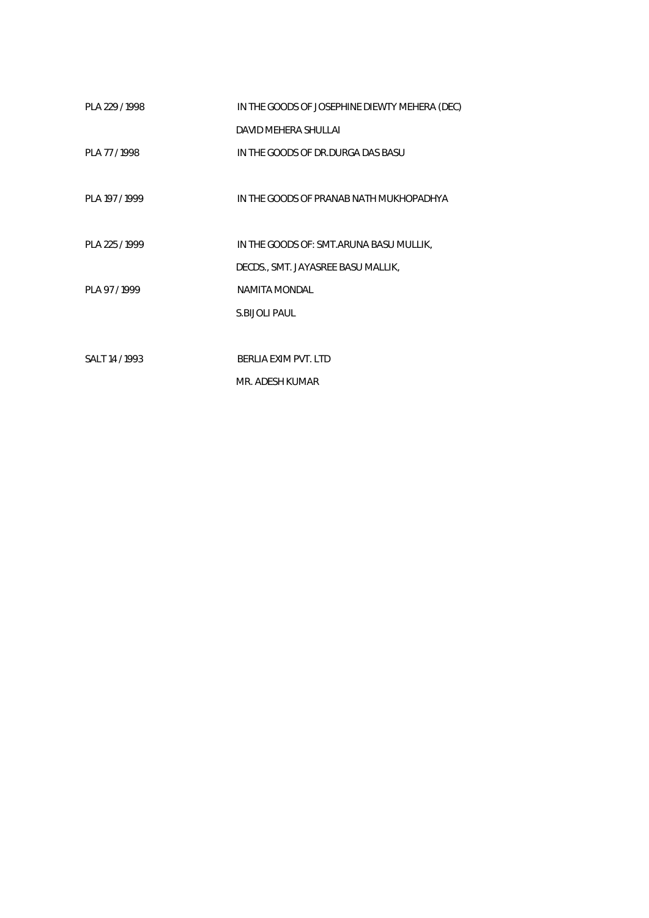| | |
|---|---|
| PLA 229 / 1998 | IN THE GOODS OF JOSEPHINE DIEWTY MEHERA (DEC) |
| | DAVID MEHERA SHULLAI |
| PLA 77 / 1998 | IN THE GOODS OF DR.DURGA DAS BASU |
| PLA 197 / 1999 | IN THE GOODS OF PRANAB NATH MUKHOPADHYA |
| PLA 225 / 1999 | IN THE GOODS OF: SMT.ARUNA BASU MULLIK, |
| | DECDS., SMT. JAYASREE BASU MALLIK, |
| PLA 97 / 1999 | NAMITA MONDAL |
| | S.BIJOLI PAUL |
| SALT 14 / 1993 | BERLIA EXIM PVT. LTD |
| | MR. ADESH KUMAR |